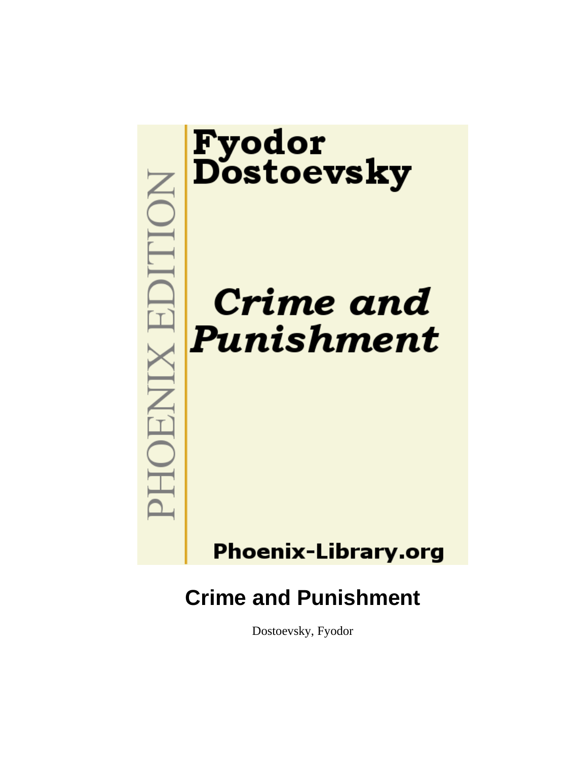Fyodor Dostoevsky

*Crime and Punishment*

PHOENIX EDITION

Phoenix-Library.org

# Crime and Punishment

Dostoevsky, Fyodor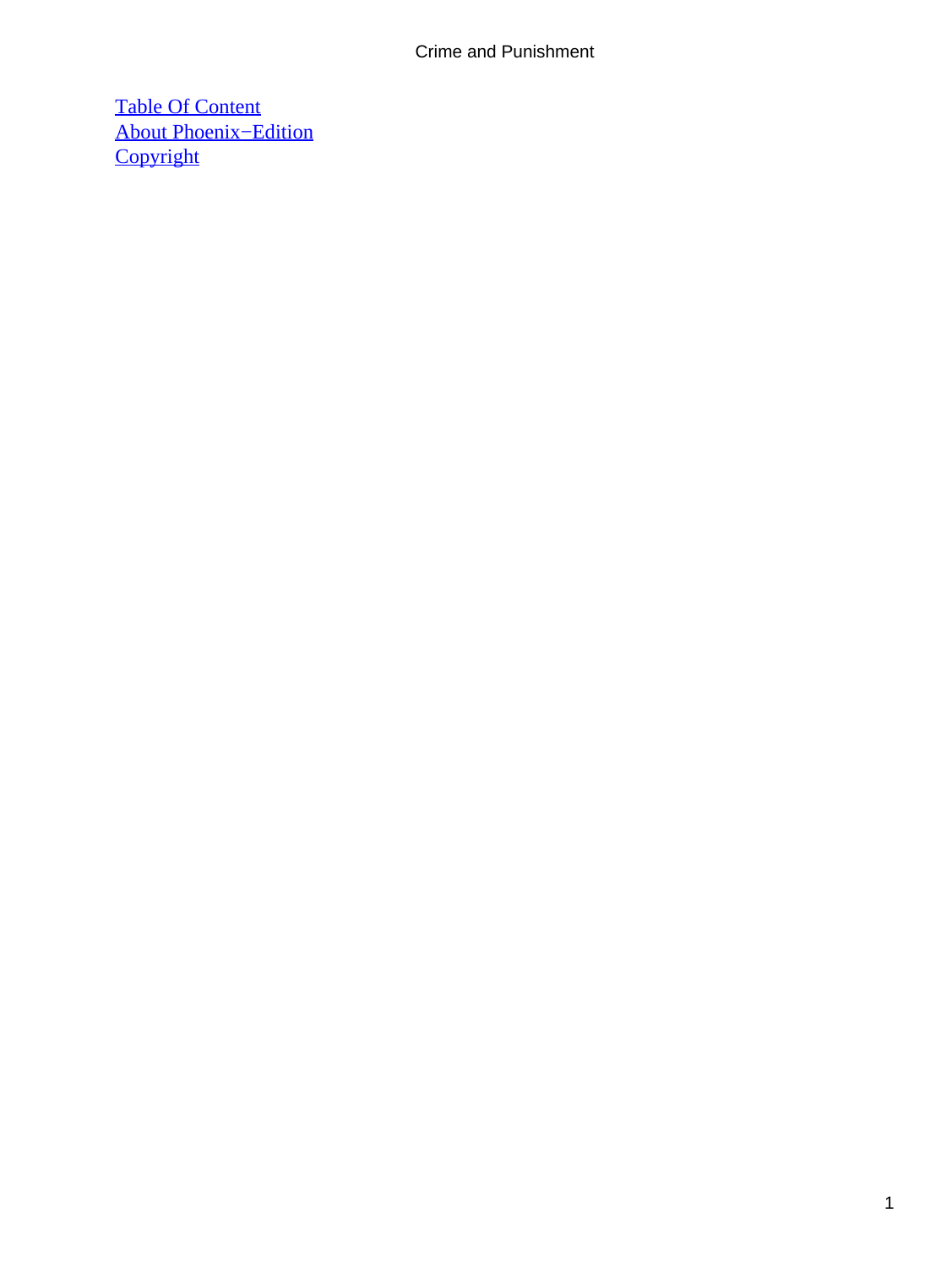[Table Of Content](#)
[About Phoenix−Edition](#)
[Copyright](#)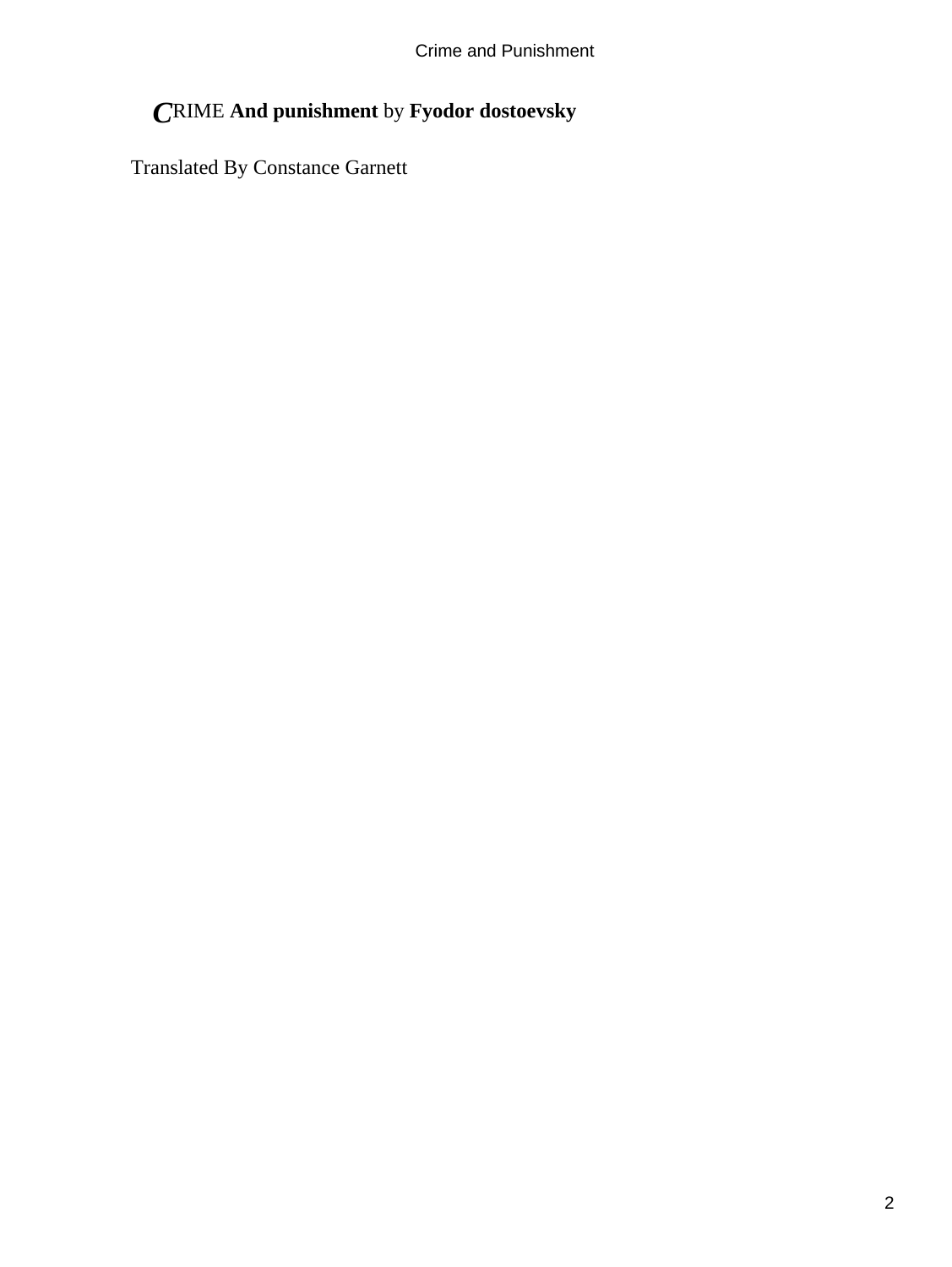**CRIME And punishment** by **Fyodor dostoevsky**

Translated By Constance Garnett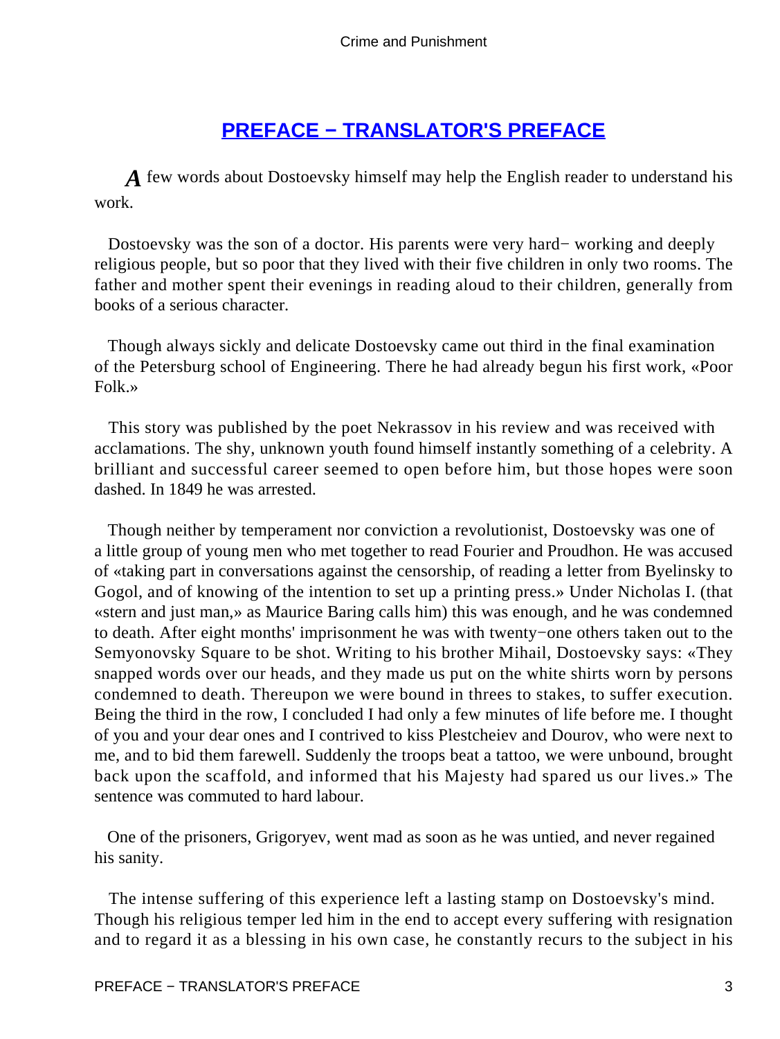## PREFACE − TRANSLATOR'S PREFACE

A few words about Dostoevsky himself may help the English reader to understand his work.

Dostoevsky was the son of a doctor. His parents were very hard− working and deeply religious people, but so poor that they lived with their five children in only two rooms. The father and mother spent their evenings in reading aloud to their children, generally from books of a serious character.

Though always sickly and delicate Dostoevsky came out third in the final examination of the Petersburg school of Engineering. There he had already begun his first work, «Poor Folk.»

This story was published by the poet Nekrassov in his review and was received with acclamations. The shy, unknown youth found himself instantly something of a celebrity. A brilliant and successful career seemed to open before him, but those hopes were soon dashed. In 1849 he was arrested.

Though neither by temperament nor conviction a revolutionist, Dostoevsky was one of a little group of young men who met together to read Fourier and Proudhon. He was accused of «taking part in conversations against the censorship, of reading a letter from Byelinsky to Gogol, and of knowing of the intention to set up a printing press.» Under Nicholas I. (that «stern and just man,» as Maurice Baring calls him) this was enough, and he was condemned to death. After eight months' imprisonment he was with twenty−one others taken out to the Semyonovsky Square to be shot. Writing to his brother Mihail, Dostoevsky says: «They snapped words over our heads, and they made us put on the white shirts worn by persons condemned to death. Thereupon we were bound in threes to stakes, to suffer execution. Being the third in the row, I concluded I had only a few minutes of life before me. I thought of you and your dear ones and I contrived to kiss Plestcheiev and Dourov, who were next to me, and to bid them farewell. Suddenly the troops beat a tattoo, we were unbound, brought back upon the scaffold, and informed that his Majesty had spared us our lives.» The sentence was commuted to hard labour.

One of the prisoners, Grigoryev, went mad as soon as he was untied, and never regained his sanity.

The intense suffering of this experience left a lasting stamp on Dostoevsky's mind. Though his religious temper led him in the end to accept every suffering with resignation and to regard it as a blessing in his own case, he constantly recurs to the subject in his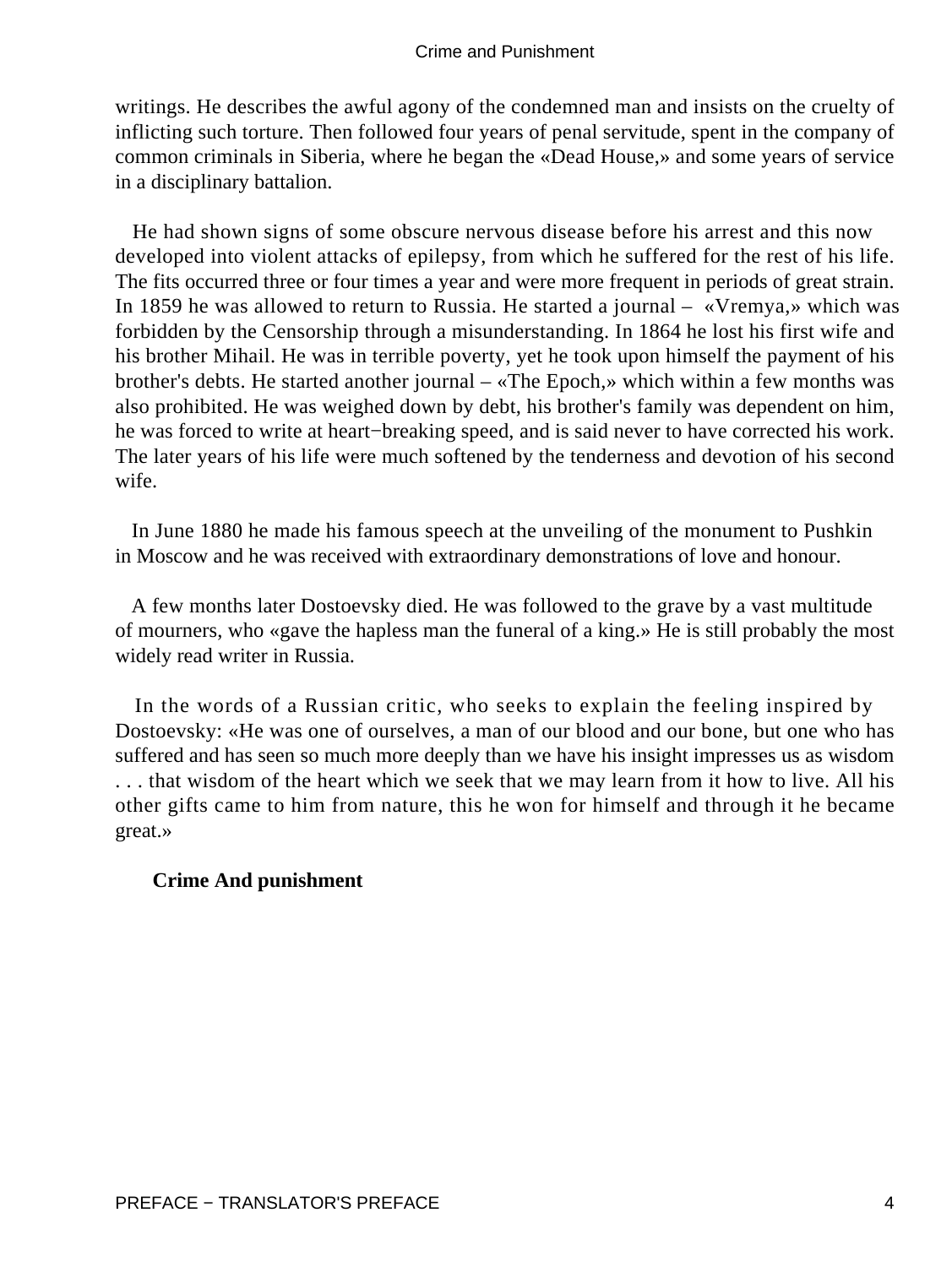writings. He describes the awful agony of the condemned man and insists on the cruelty of inflicting such torture. Then followed four years of penal servitude, spent in the company of common criminals in Siberia, where he began the «Dead House,» and some years of service in a disciplinary battalion.

He had shown signs of some obscure nervous disease before his arrest and this now developed into violent attacks of epilepsy, from which he suffered for the rest of his life. The fits occurred three or four times a year and were more frequent in periods of great strain. In 1859 he was allowed to return to Russia. He started a journal – «Vremya,» which was forbidden by the Censorship through a misunderstanding. In 1864 he lost his first wife and his brother Mihail. He was in terrible poverty, yet he took upon himself the payment of his brother's debts. He started another journal – «The Epoch,» which within a few months was also prohibited. He was weighed down by debt, his brother's family was dependent on him, he was forced to write at heart−breaking speed, and is said never to have corrected his work. The later years of his life were much softened by the tenderness and devotion of his second wife.

In June 1880 he made his famous speech at the unveiling of the monument to Pushkin in Moscow and he was received with extraordinary demonstrations of love and honour.

A few months later Dostoevsky died. He was followed to the grave by a vast multitude of mourners, who «gave the hapless man the funeral of a king.» He is still probably the most widely read writer in Russia.

In the words of a Russian critic, who seeks to explain the feeling inspired by Dostoevsky: «He was one of ourselves, a man of our blood and our bone, but one who has suffered and has seen so much more deeply than we have his insight impresses us as wisdom . . . that wisdom of the heart which we seek that we may learn from it how to live. All his other gifts came to him from nature, this he won for himself and through it he became great.»

**Crime And punishment**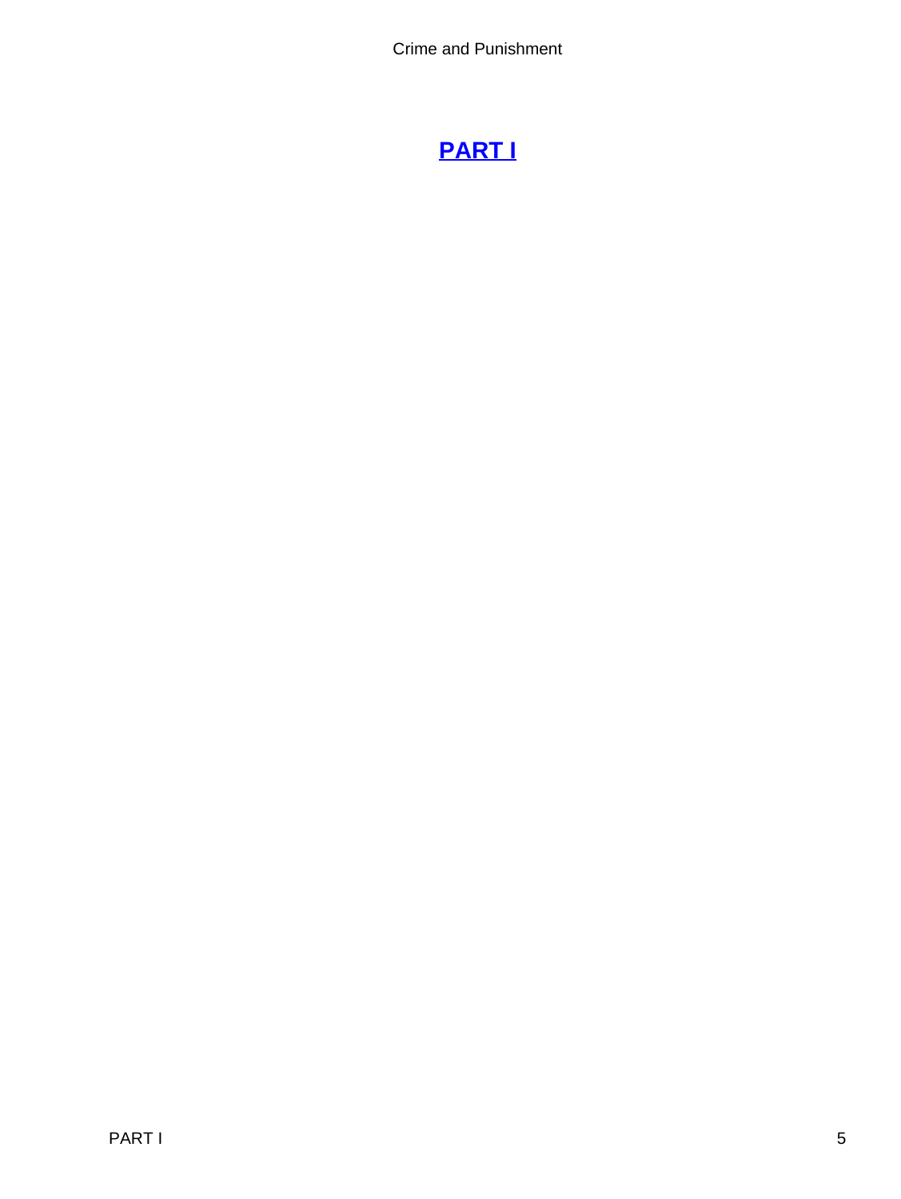# PART I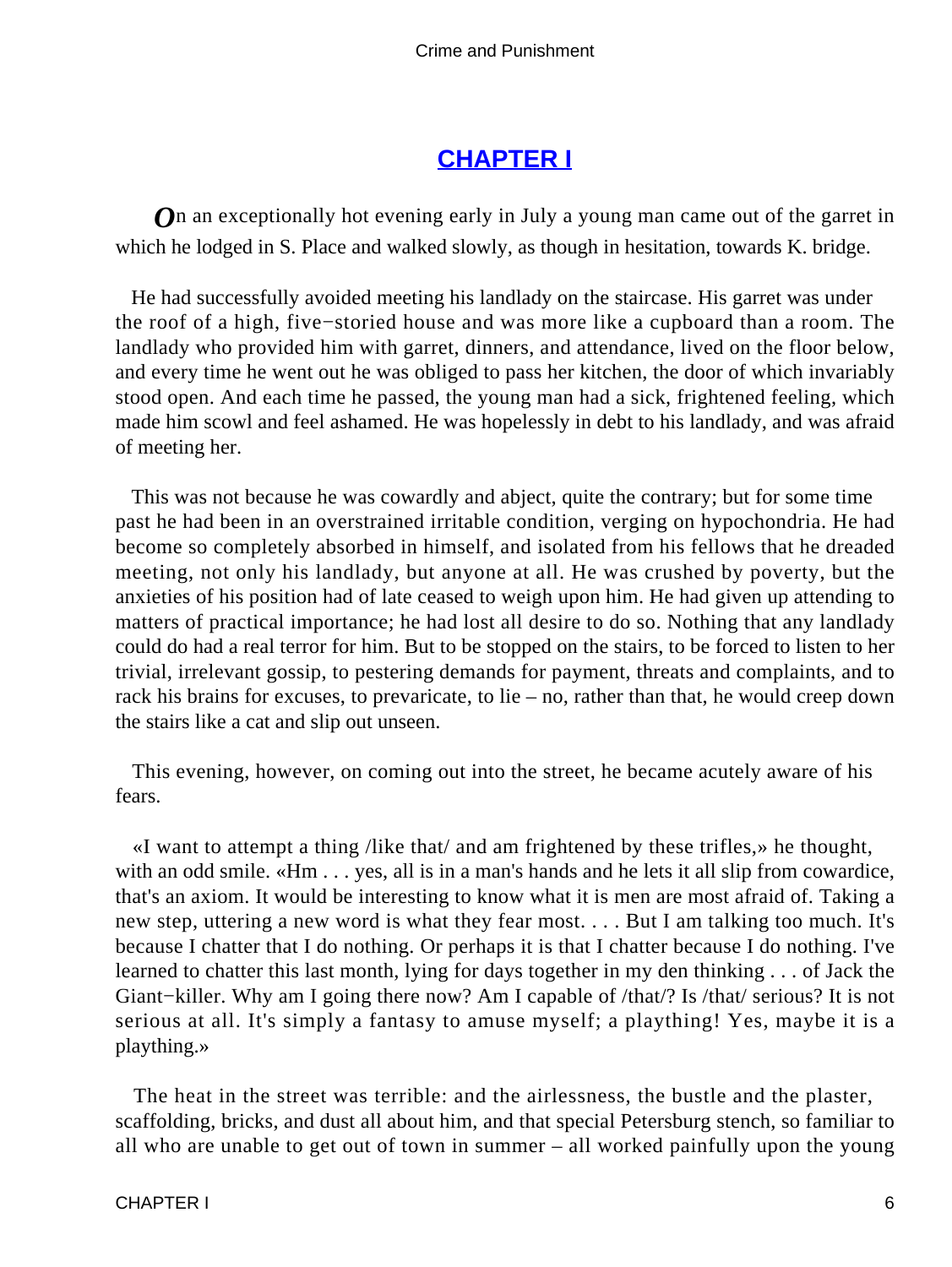## CHAPTER I

*O*n an exceptionally hot evening early in July a young man came out of the garret in which he lodged in S. Place and walked slowly, as though in hesitation, towards K. bridge.

He had successfully avoided meeting his landlady on the staircase. His garret was under the roof of a high, five−storied house and was more like a cupboard than a room. The landlady who provided him with garret, dinners, and attendance, lived on the floor below, and every time he went out he was obliged to pass her kitchen, the door of which invariably stood open. And each time he passed, the young man had a sick, frightened feeling, which made him scowl and feel ashamed. He was hopelessly in debt to his landlady, and was afraid of meeting her.

This was not because he was cowardly and abject, quite the contrary; but for some time past he had been in an overstrained irritable condition, verging on hypochondria. He had become so completely absorbed in himself, and isolated from his fellows that he dreaded meeting, not only his landlady, but anyone at all. He was crushed by poverty, but the anxieties of his position had of late ceased to weigh upon him. He had given up attending to matters of practical importance; he had lost all desire to do so. Nothing that any landlady could do had a real terror for him. But to be stopped on the stairs, to be forced to listen to her trivial, irrelevant gossip, to pestering demands for payment, threats and complaints, and to rack his brains for excuses, to prevaricate, to lie – no, rather than that, he would creep down the stairs like a cat and slip out unseen.

This evening, however, on coming out into the street, he became acutely aware of his fears.

«I want to attempt a thing /like that/ and am frightened by these trifles,» he thought, with an odd smile. «Hm . . . yes, all is in a man's hands and he lets it all slip from cowardice, that's an axiom. It would be interesting to know what it is men are most afraid of. Taking a new step, uttering a new word is what they fear most. . . . But I am talking too much. It's because I chatter that I do nothing. Or perhaps it is that I chatter because I do nothing. I've learned to chatter this last month, lying for days together in my den thinking . . . of Jack the Giant−killer. Why am I going there now? Am I capable of /that/? Is /that/ serious? It is not serious at all. It's simply a fantasy to amuse myself; a plaything! Yes, maybe it is a plaything.»

The heat in the street was terrible: and the airlessness, the bustle and the plaster, scaffolding, bricks, and dust all about him, and that special Petersburg stench, so familiar to all who are unable to get out of town in summer – all worked painfully upon the young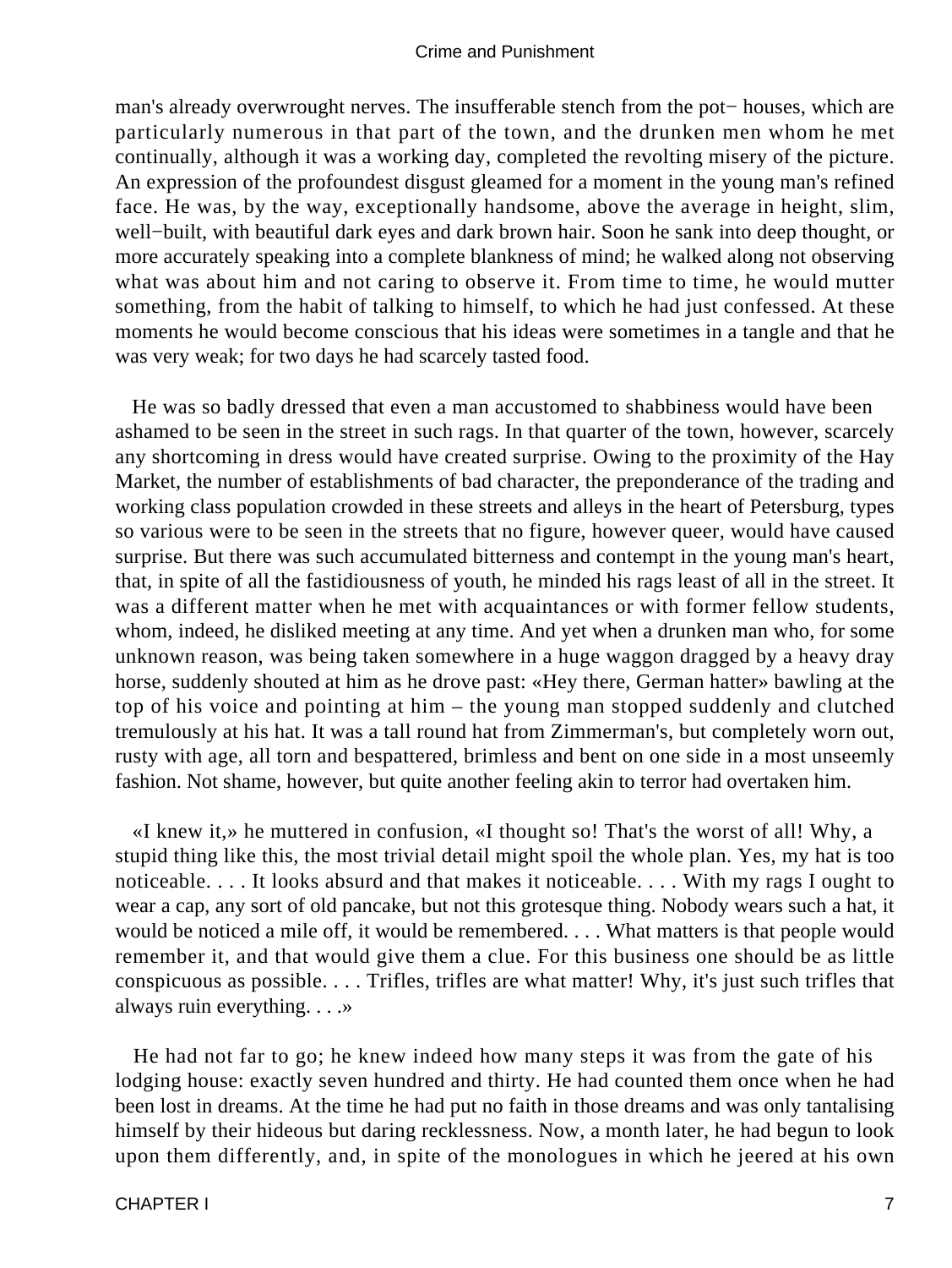man's already overwrought nerves. The insufferable stench from the pot− houses, which are particularly numerous in that part of the town, and the drunken men whom he met continually, although it was a working day, completed the revolting misery of the picture. An expression of the profoundest disgust gleamed for a moment in the young man's refined face. He was, by the way, exceptionally handsome, above the average in height, slim, well−built, with beautiful dark eyes and dark brown hair. Soon he sank into deep thought, or more accurately speaking into a complete blankness of mind; he walked along not observing what was about him and not caring to observe it. From time to time, he would mutter something, from the habit of talking to himself, to which he had just confessed. At these moments he would become conscious that his ideas were sometimes in a tangle and that he was very weak; for two days he had scarcely tasted food.

He was so badly dressed that even a man accustomed to shabbiness would have been ashamed to be seen in the street in such rags. In that quarter of the town, however, scarcely any shortcoming in dress would have created surprise. Owing to the proximity of the Hay Market, the number of establishments of bad character, the preponderance of the trading and working class population crowded in these streets and alleys in the heart of Petersburg, types so various were to be seen in the streets that no figure, however queer, would have caused surprise. But there was such accumulated bitterness and contempt in the young man's heart, that, in spite of all the fastidiousness of youth, he minded his rags least of all in the street. It was a different matter when he met with acquaintances or with former fellow students, whom, indeed, he disliked meeting at any time. And yet when a drunken man who, for some unknown reason, was being taken somewhere in a huge waggon dragged by a heavy dray horse, suddenly shouted at him as he drove past: «Hey there, German hatter» bawling at the top of his voice and pointing at him – the young man stopped suddenly and clutched tremulously at his hat. It was a tall round hat from Zimmerman's, but completely worn out, rusty with age, all torn and bespattered, brimless and bent on one side in a most unseemly fashion. Not shame, however, but quite another feeling akin to terror had overtaken him.

«I knew it,» he muttered in confusion, «I thought so! That's the worst of all! Why, a stupid thing like this, the most trivial detail might spoil the whole plan. Yes, my hat is too noticeable. . . . It looks absurd and that makes it noticeable. . . . With my rags I ought to wear a cap, any sort of old pancake, but not this grotesque thing. Nobody wears such a hat, it would be noticed a mile off, it would be remembered. . . . What matters is that people would remember it, and that would give them a clue. For this business one should be as little conspicuous as possible. . . . Trifles, trifles are what matter! Why, it's just such trifles that always ruin everything. . . .»

He had not far to go; he knew indeed how many steps it was from the gate of his lodging house: exactly seven hundred and thirty. He had counted them once when he had been lost in dreams. At the time he had put no faith in those dreams and was only tantalising himself by their hideous but daring recklessness. Now, a month later, he had begun to look upon them differently, and, in spite of the monologues in which he jeered at his own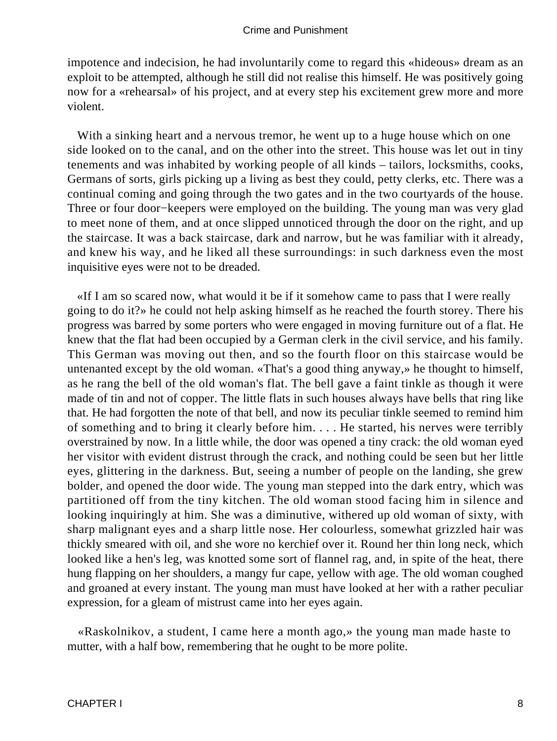impotence and indecision, he had involuntarily come to regard this «hideous» dream as an exploit to be attempted, although he still did not realise this himself. He was positively going now for a «rehearsal» of his project, and at every step his excitement grew more and more violent.

With a sinking heart and a nervous tremor, he went up to a huge house which on one side looked on to the canal, and on the other into the street. This house was let out in tiny tenements and was inhabited by working people of all kinds – tailors, locksmiths, cooks, Germans of sorts, girls picking up a living as best they could, petty clerks, etc. There was a continual coming and going through the two gates and in the two courtyards of the house. Three or four door−keepers were employed on the building. The young man was very glad to meet none of them, and at once slipped unnoticed through the door on the right, and up the staircase. It was a back staircase, dark and narrow, but he was familiar with it already, and knew his way, and he liked all these surroundings: in such darkness even the most inquisitive eyes were not to be dreaded.

«If I am so scared now, what would it be if it somehow came to pass that I were really going to do it?» he could not help asking himself as he reached the fourth storey. There his progress was barred by some porters who were engaged in moving furniture out of a flat. He knew that the flat had been occupied by a German clerk in the civil service, and his family. This German was moving out then, and so the fourth floor on this staircase would be untenanted except by the old woman. «That's a good thing anyway,» he thought to himself, as he rang the bell of the old woman's flat. The bell gave a faint tinkle as though it were made of tin and not of copper. The little flats in such houses always have bells that ring like that. He had forgotten the note of that bell, and now its peculiar tinkle seemed to remind him of something and to bring it clearly before him. . . . He started, his nerves were terribly overstrained by now. In a little while, the door was opened a tiny crack: the old woman eyed her visitor with evident distrust through the crack, and nothing could be seen but her little eyes, glittering in the darkness. But, seeing a number of people on the landing, she grew bolder, and opened the door wide. The young man stepped into the dark entry, which was partitioned off from the tiny kitchen. The old woman stood facing him in silence and looking inquiringly at him. She was a diminutive, withered up old woman of sixty, with sharp malignant eyes and a sharp little nose. Her colourless, somewhat grizzled hair was thickly smeared with oil, and she wore no kerchief over it. Round her thin long neck, which looked like a hen's leg, was knotted some sort of flannel rag, and, in spite of the heat, there hung flapping on her shoulders, a mangy fur cape, yellow with age. The old woman coughed and groaned at every instant. The young man must have looked at her with a rather peculiar expression, for a gleam of mistrust came into her eyes again.

«Raskolnikov, a student, I came here a month ago,» the young man made haste to mutter, with a half bow, remembering that he ought to be more polite.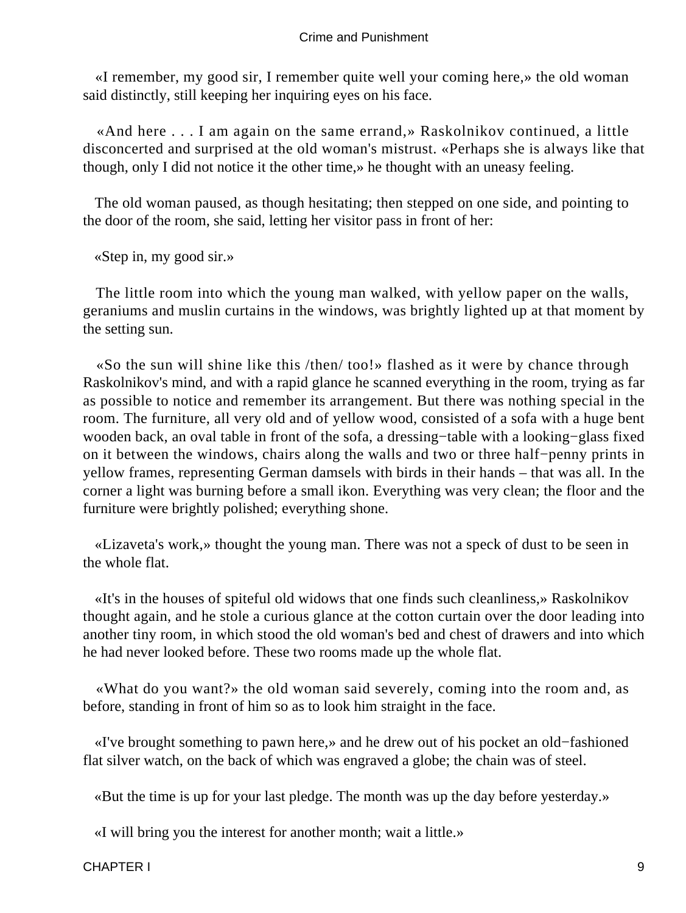«I remember, my good sir, I remember quite well your coming here,» the old woman said distinctly, still keeping her inquiring eyes on his face.

«And here . . . I am again on the same errand,» Raskolnikov continued, a little disconcerted and surprised at the old woman's mistrust. «Perhaps she is always like that though, only I did not notice it the other time,» he thought with an uneasy feeling.

The old woman paused, as though hesitating; then stepped on one side, and pointing to the door of the room, she said, letting her visitor pass in front of her:

«Step in, my good sir.»

The little room into which the young man walked, with yellow paper on the walls, geraniums and muslin curtains in the windows, was brightly lighted up at that moment by the setting sun.

«So the sun will shine like this /then/ too!» flashed as it were by chance through Raskolnikov's mind, and with a rapid glance he scanned everything in the room, trying as far as possible to notice and remember its arrangement. But there was nothing special in the room. The furniture, all very old and of yellow wood, consisted of a sofa with a huge bent wooden back, an oval table in front of the sofa, a dressing−table with a looking−glass fixed on it between the windows, chairs along the walls and two or three half−penny prints in yellow frames, representing German damsels with birds in their hands – that was all. In the corner a light was burning before a small ikon. Everything was very clean; the floor and the furniture were brightly polished; everything shone.

«Lizaveta's work,» thought the young man. There was not a speck of dust to be seen in the whole flat.

«It's in the houses of spiteful old widows that one finds such cleanliness,» Raskolnikov thought again, and he stole a curious glance at the cotton curtain over the door leading into another tiny room, in which stood the old woman's bed and chest of drawers and into which he had never looked before. These two rooms made up the whole flat.

«What do you want?» the old woman said severely, coming into the room and, as before, standing in front of him so as to look him straight in the face.

«I've brought something to pawn here,» and he drew out of his pocket an old−fashioned flat silver watch, on the back of which was engraved a globe; the chain was of steel.

«But the time is up for your last pledge. The month was up the day before yesterday.»

«I will bring you the interest for another month; wait a little.»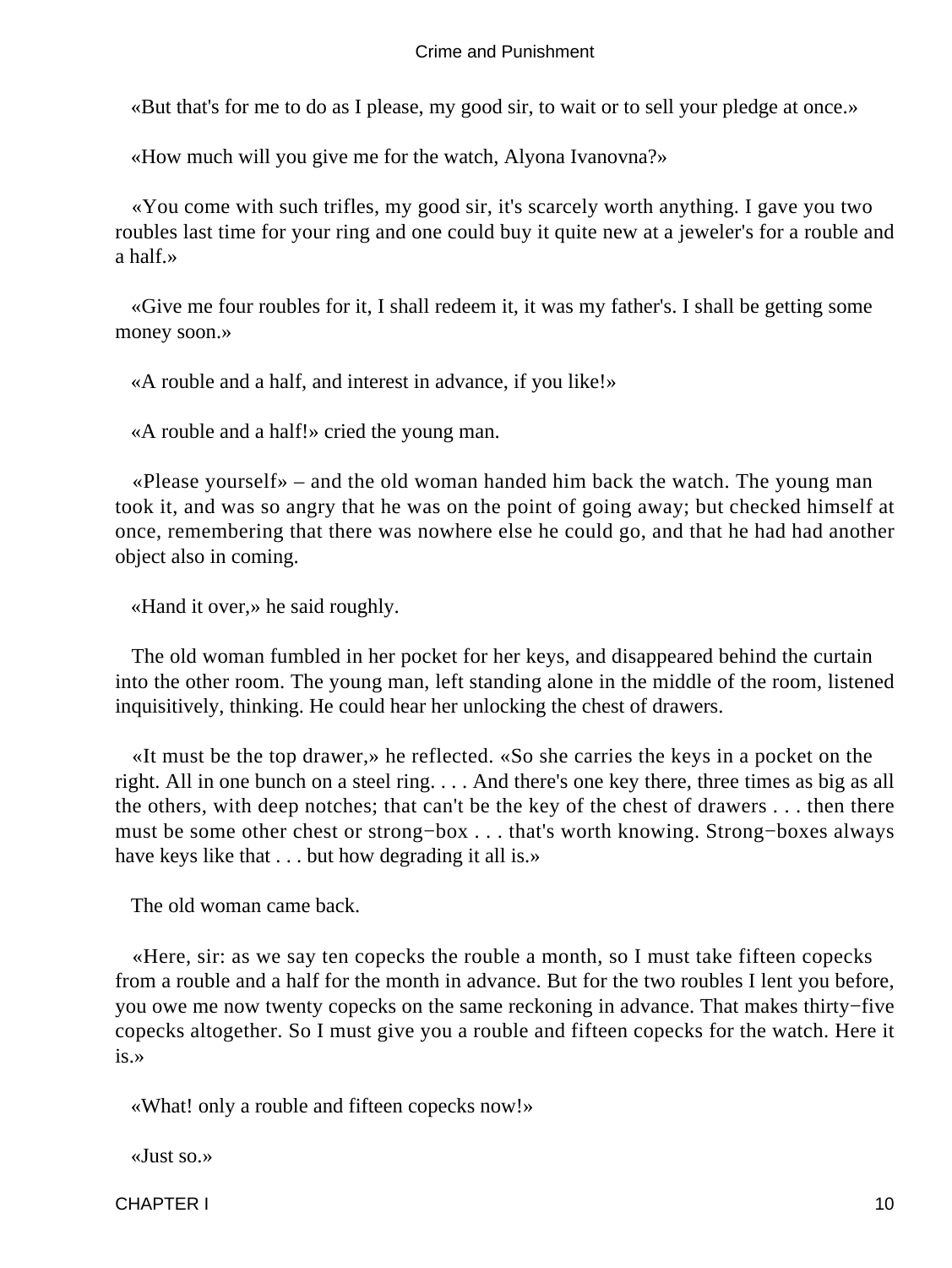«But that's for me to do as I please, my good sir, to wait or to sell your pledge at once.»

«How much will you give me for the watch, Alyona Ivanovna?»

«You come with such trifles, my good sir, it's scarcely worth anything. I gave you two roubles last time for your ring and one could buy it quite new at a jeweler's for a rouble and a half.»

«Give me four roubles for it, I shall redeem it, it was my father's. I shall be getting some money soon.»

«A rouble and a half, and interest in advance, if you like!»

«A rouble and a half!» cried the young man.

«Please yourself» – and the old woman handed him back the watch. The young man took it, and was so angry that he was on the point of going away; but checked himself at once, remembering that there was nowhere else he could go, and that he had had another object also in coming.

«Hand it over,» he said roughly.

The old woman fumbled in her pocket for her keys, and disappeared behind the curtain into the other room. The young man, left standing alone in the middle of the room, listened inquisitively, thinking. He could hear her unlocking the chest of drawers.

«It must be the top drawer,» he reflected. «So she carries the keys in a pocket on the right. All in one bunch on a steel ring. . . . And there's one key there, three times as big as all the others, with deep notches; that can't be the key of the chest of drawers . . . then there must be some other chest or strong−box . . . that's worth knowing. Strong−boxes always have keys like that . . . but how degrading it all is.»

The old woman came back.

«Here, sir: as we say ten copecks the rouble a month, so I must take fifteen copecks from a rouble and a half for the month in advance. But for the two roubles I lent you before, you owe me now twenty copecks on the same reckoning in advance. That makes thirty−five copecks altogether. So I must give you a rouble and fifteen copecks for the watch. Here it is.»

«What! only a rouble and fifteen copecks now!»

«Just so.»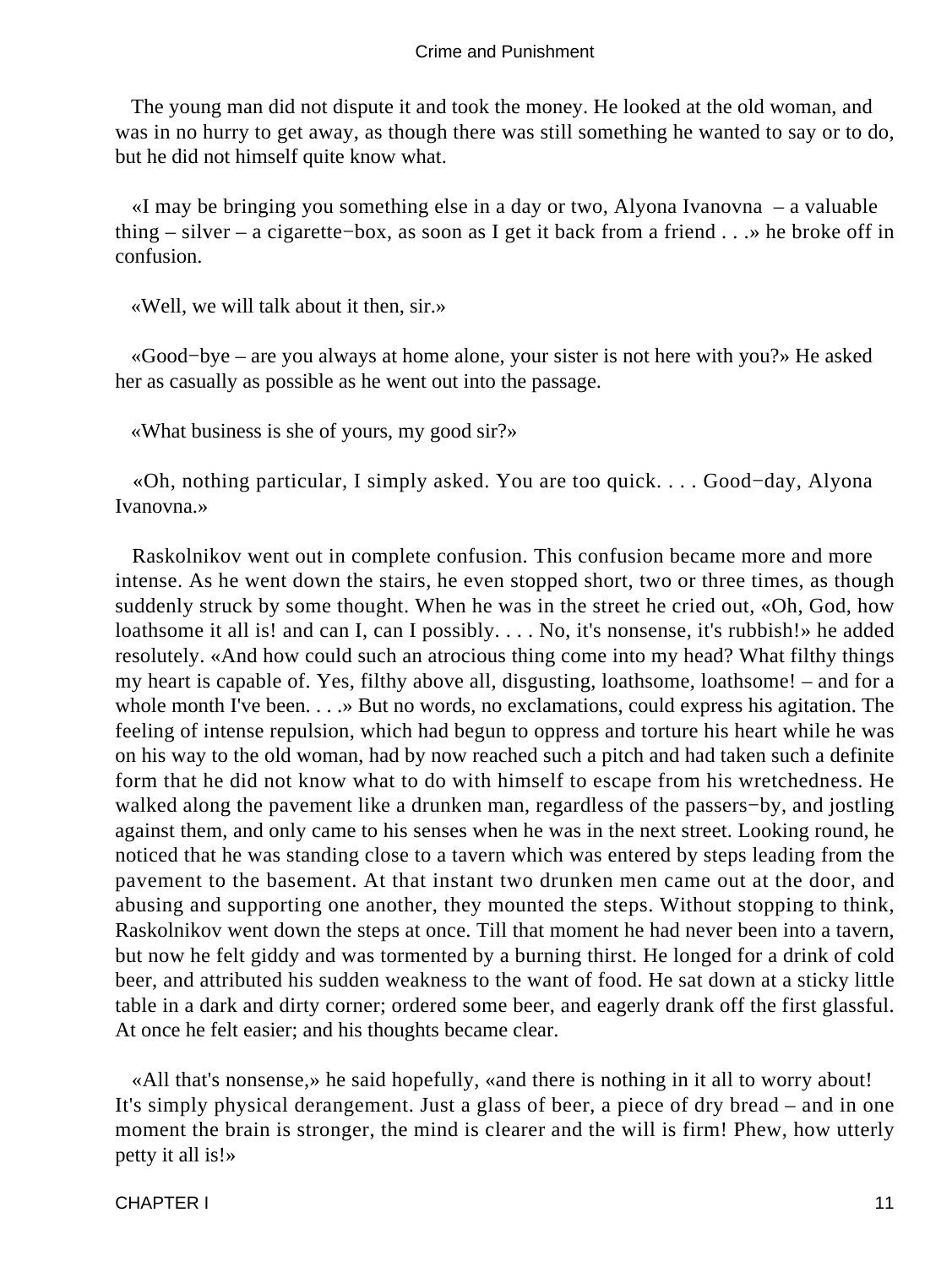The young man did not dispute it and took the money. He looked at the old woman, and was in no hurry to get away, as though there was still something he wanted to say or to do, but he did not himself quite know what.

«I may be bringing you something else in a day or two, Alyona Ivanovna – a valuable thing – silver – a cigarette−box, as soon as I get it back from a friend . . .» he broke off in confusion.

«Well, we will talk about it then, sir.»

«Good−bye – are you always at home alone, your sister is not here with you?» He asked her as casually as possible as he went out into the passage.

«What business is she of yours, my good sir?»

«Oh, nothing particular, I simply asked. You are too quick. . . . Good−day, Alyona Ivanovna.»

Raskolnikov went out in complete confusion. This confusion became more and more intense. As he went down the stairs, he even stopped short, two or three times, as though suddenly struck by some thought. When he was in the street he cried out, «Oh, God, how loathsome it all is! and can I, can I possibly. . . . No, it's nonsense, it's rubbish!» he added resolutely. «And how could such an atrocious thing come into my head? What filthy things my heart is capable of. Yes, filthy above all, disgusting, loathsome, loathsome! – and for a whole month I've been. . . .» But no words, no exclamations, could express his agitation. The feeling of intense repulsion, which had begun to oppress and torture his heart while he was on his way to the old woman, had by now reached such a pitch and had taken such a definite form that he did not know what to do with himself to escape from his wretchedness. He walked along the pavement like a drunken man, regardless of the passers−by, and jostling against them, and only came to his senses when he was in the next street. Looking round, he noticed that he was standing close to a tavern which was entered by steps leading from the pavement to the basement. At that instant two drunken men came out at the door, and abusing and supporting one another, they mounted the steps. Without stopping to think, Raskolnikov went down the steps at once. Till that moment he had never been into a tavern, but now he felt giddy and was tormented by a burning thirst. He longed for a drink of cold beer, and attributed his sudden weakness to the want of food. He sat down at a sticky little table in a dark and dirty corner; ordered some beer, and eagerly drank off the first glassful. At once he felt easier; and his thoughts became clear.

«All that's nonsense,» he said hopefully, «and there is nothing in it all to worry about! It's simply physical derangement. Just a glass of beer, a piece of dry bread – and in one moment the brain is stronger, the mind is clearer and the will is firm! Phew, how utterly petty it all is!»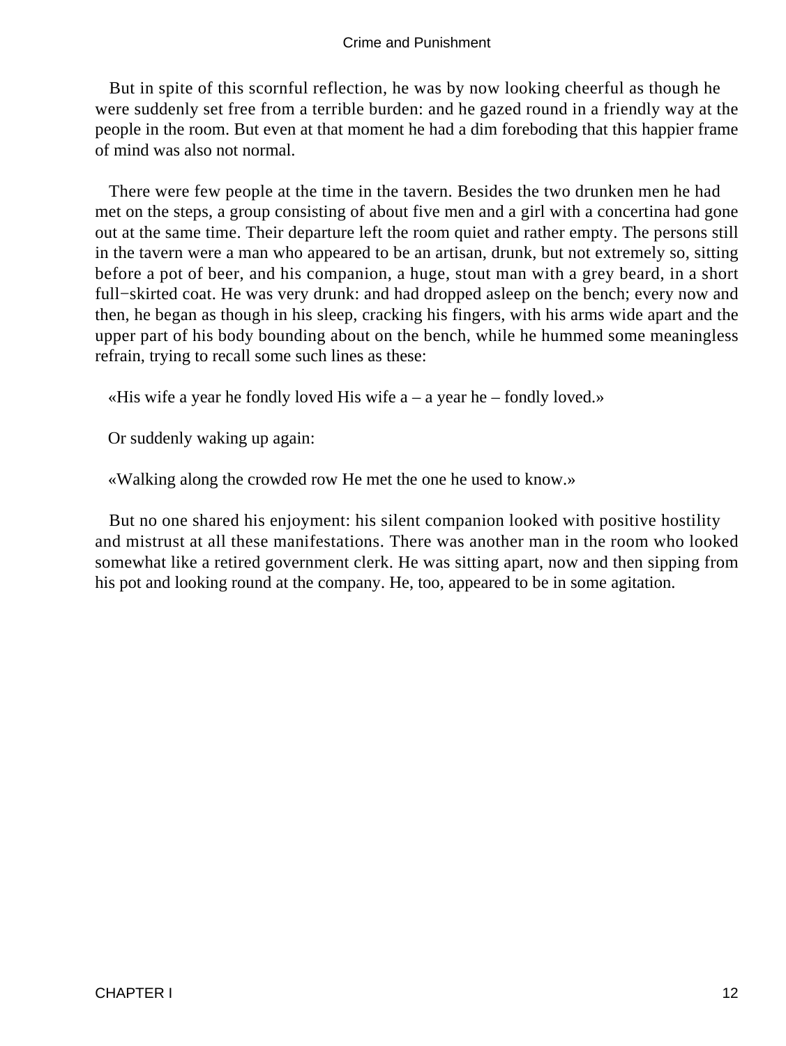But in spite of this scornful reflection, he was by now looking cheerful as though he were suddenly set free from a terrible burden: and he gazed round in a friendly way at the people in the room. But even at that moment he had a dim foreboding that this happier frame of mind was also not normal.

There were few people at the time in the tavern. Besides the two drunken men he had met on the steps, a group consisting of about five men and a girl with a concertina had gone out at the same time. Their departure left the room quiet and rather empty. The persons still in the tavern were a man who appeared to be an artisan, drunk, but not extremely so, sitting before a pot of beer, and his companion, a huge, stout man with a grey beard, in a short full−skirted coat. He was very drunk: and had dropped asleep on the bench; every now and then, he began as though in his sleep, cracking his fingers, with his arms wide apart and the upper part of his body bounding about on the bench, while he hummed some meaningless refrain, trying to recall some such lines as these:

«His wife a year he fondly loved His wife a – a year he – fondly loved.»

Or suddenly waking up again:

«Walking along the crowded row He met the one he used to know.»

But no one shared his enjoyment: his silent companion looked with positive hostility and mistrust at all these manifestations. There was another man in the room who looked somewhat like a retired government clerk. He was sitting apart, now and then sipping from his pot and looking round at the company. He, too, appeared to be in some agitation.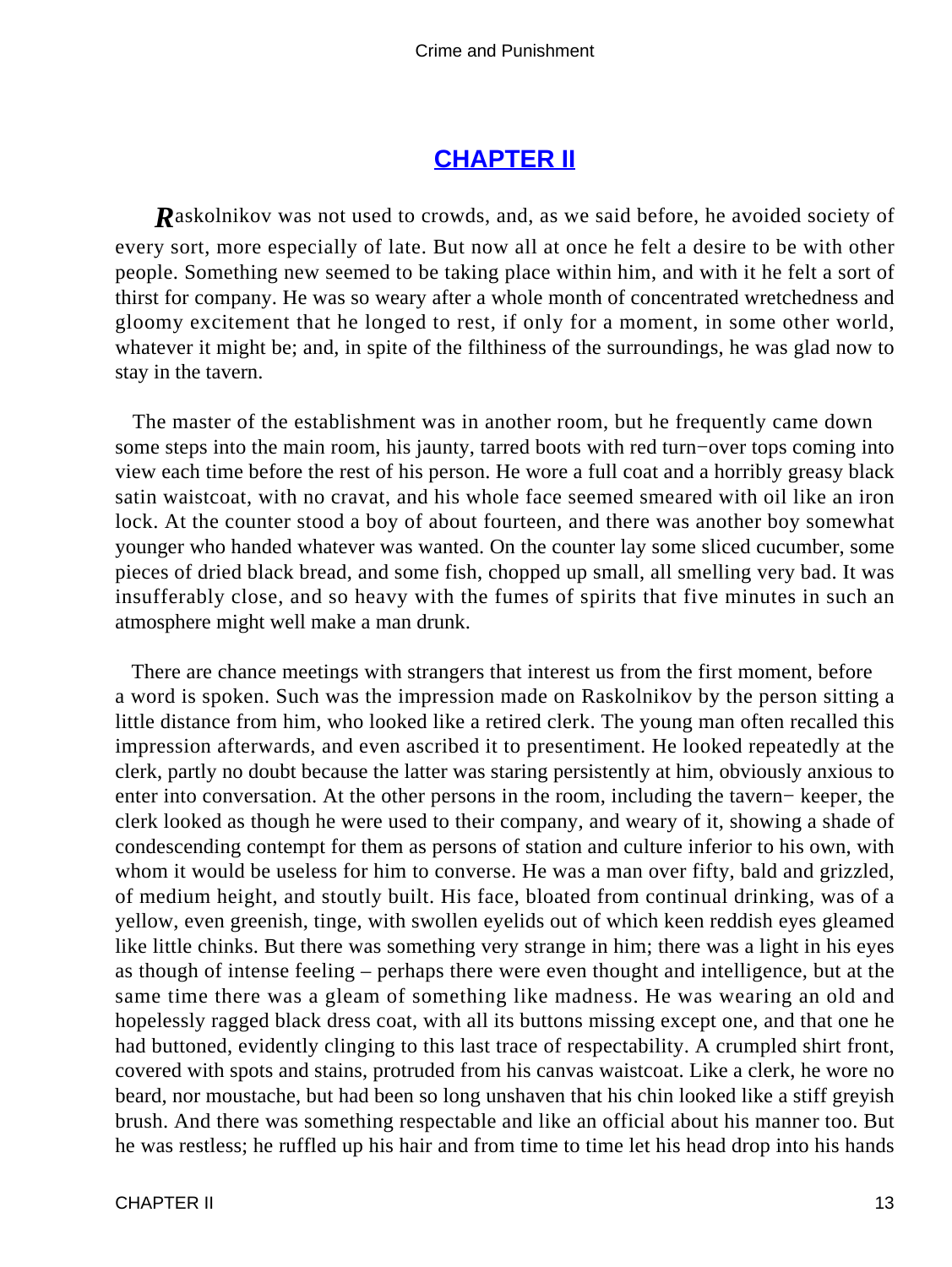## CHAPTER II

**R**askolnikov was not used to crowds, and, as we said before, he avoided society of every sort, more especially of late. But now all at once he felt a desire to be with other people. Something new seemed to be taking place within him, and with it he felt a sort of thirst for company. He was so weary after a whole month of concentrated wretchedness and gloomy excitement that he longed to rest, if only for a moment, in some other world, whatever it might be; and, in spite of the filthiness of the surroundings, he was glad now to stay in the tavern.

The master of the establishment was in another room, but he frequently came down some steps into the main room, his jaunty, tarred boots with red turn−over tops coming into view each time before the rest of his person. He wore a full coat and a horribly greasy black satin waistcoat, with no cravat, and his whole face seemed smeared with oil like an iron lock. At the counter stood a boy of about fourteen, and there was another boy somewhat younger who handed whatever was wanted. On the counter lay some sliced cucumber, some pieces of dried black bread, and some fish, chopped up small, all smelling very bad. It was insufferably close, and so heavy with the fumes of spirits that five minutes in such an atmosphere might well make a man drunk.

There are chance meetings with strangers that interest us from the first moment, before a word is spoken. Such was the impression made on Raskolnikov by the person sitting a little distance from him, who looked like a retired clerk. The young man often recalled this impression afterwards, and even ascribed it to presentiment. He looked repeatedly at the clerk, partly no doubt because the latter was staring persistently at him, obviously anxious to enter into conversation. At the other persons in the room, including the tavern− keeper, the clerk looked as though he were used to their company, and weary of it, showing a shade of condescending contempt for them as persons of station and culture inferior to his own, with whom it would be useless for him to converse. He was a man over fifty, bald and grizzled, of medium height, and stoutly built. His face, bloated from continual drinking, was of a yellow, even greenish, tinge, with swollen eyelids out of which keen reddish eyes gleamed like little chinks. But there was something very strange in him; there was a light in his eyes as though of intense feeling – perhaps there were even thought and intelligence, but at the same time there was a gleam of something like madness. He was wearing an old and hopelessly ragged black dress coat, with all its buttons missing except one, and that one he had buttoned, evidently clinging to this last trace of respectability. A crumpled shirt front, covered with spots and stains, protruded from his canvas waistcoat. Like a clerk, he wore no beard, nor moustache, but had been so long unshaven that his chin looked like a stiff greyish brush. And there was something respectable and like an official about his manner too. But he was restless; he ruffled up his hair and from time to time let his head drop into his hands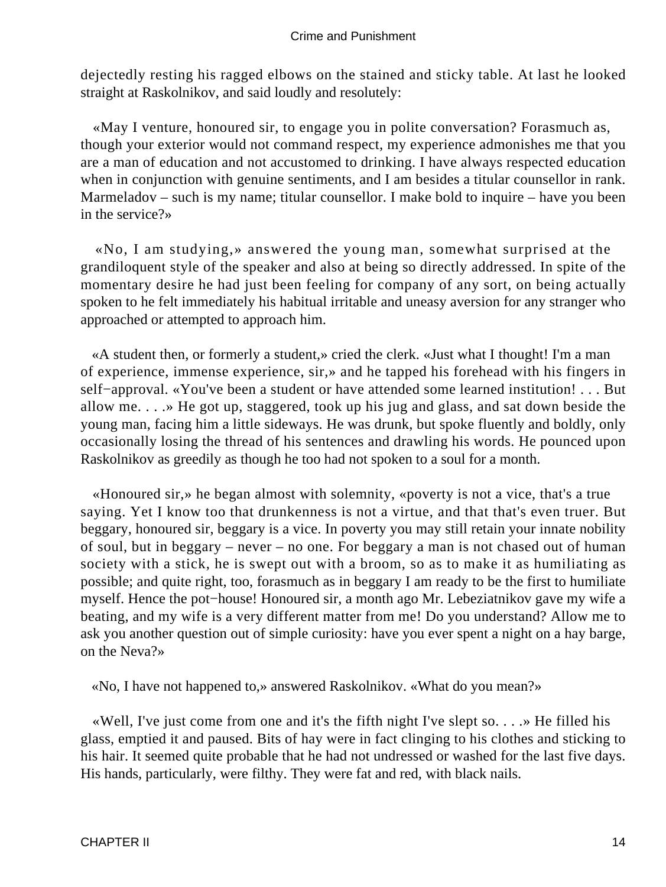dejectedly resting his ragged elbows on the stained and sticky table. At last he looked straight at Raskolnikov, and said loudly and resolutely:

«May I venture, honoured sir, to engage you in polite conversation? Forasmuch as, though your exterior would not command respect, my experience admonishes me that you are a man of education and not accustomed to drinking. I have always respected education when in conjunction with genuine sentiments, and I am besides a titular counsellor in rank. Marmeladov – such is my name; titular counsellor. I make bold to inquire – have you been in the service?»

«No, I am studying,» answered the young man, somewhat surprised at the grandiloquent style of the speaker and also at being so directly addressed. In spite of the momentary desire he had just been feeling for company of any sort, on being actually spoken to he felt immediately his habitual irritable and uneasy aversion for any stranger who approached or attempted to approach him.

«A student then, or formerly a student,» cried the clerk. «Just what I thought! I'm a man of experience, immense experience, sir,» and he tapped his forehead with his fingers in self−approval. «You've been a student or have attended some learned institution! . . . But allow me. . . .» He got up, staggered, took up his jug and glass, and sat down beside the young man, facing him a little sideways. He was drunk, but spoke fluently and boldly, only occasionally losing the thread of his sentences and drawling his words. He pounced upon Raskolnikov as greedily as though he too had not spoken to a soul for a month.

«Honoured sir,» he began almost with solemnity, «poverty is not a vice, that's a true saying. Yet I know too that drunkenness is not a virtue, and that that's even truer. But beggary, honoured sir, beggary is a vice. In poverty you may still retain your innate nobility of soul, but in beggary – never – no one. For beggary a man is not chased out of human society with a stick, he is swept out with a broom, so as to make it as humiliating as possible; and quite right, too, forasmuch as in beggary I am ready to be the first to humiliate myself. Hence the pot−house! Honoured sir, a month ago Mr. Lebeziatnikov gave my wife a beating, and my wife is a very different matter from me! Do you understand? Allow me to ask you another question out of simple curiosity: have you ever spent a night on a hay barge, on the Neva?»

«No, I have not happened to,» answered Raskolnikov. «What do you mean?»

«Well, I've just come from one and it's the fifth night I've slept so. . . .» He filled his glass, emptied it and paused. Bits of hay were in fact clinging to his clothes and sticking to his hair. It seemed quite probable that he had not undressed or washed for the last five days. His hands, particularly, were filthy. They were fat and red, with black nails.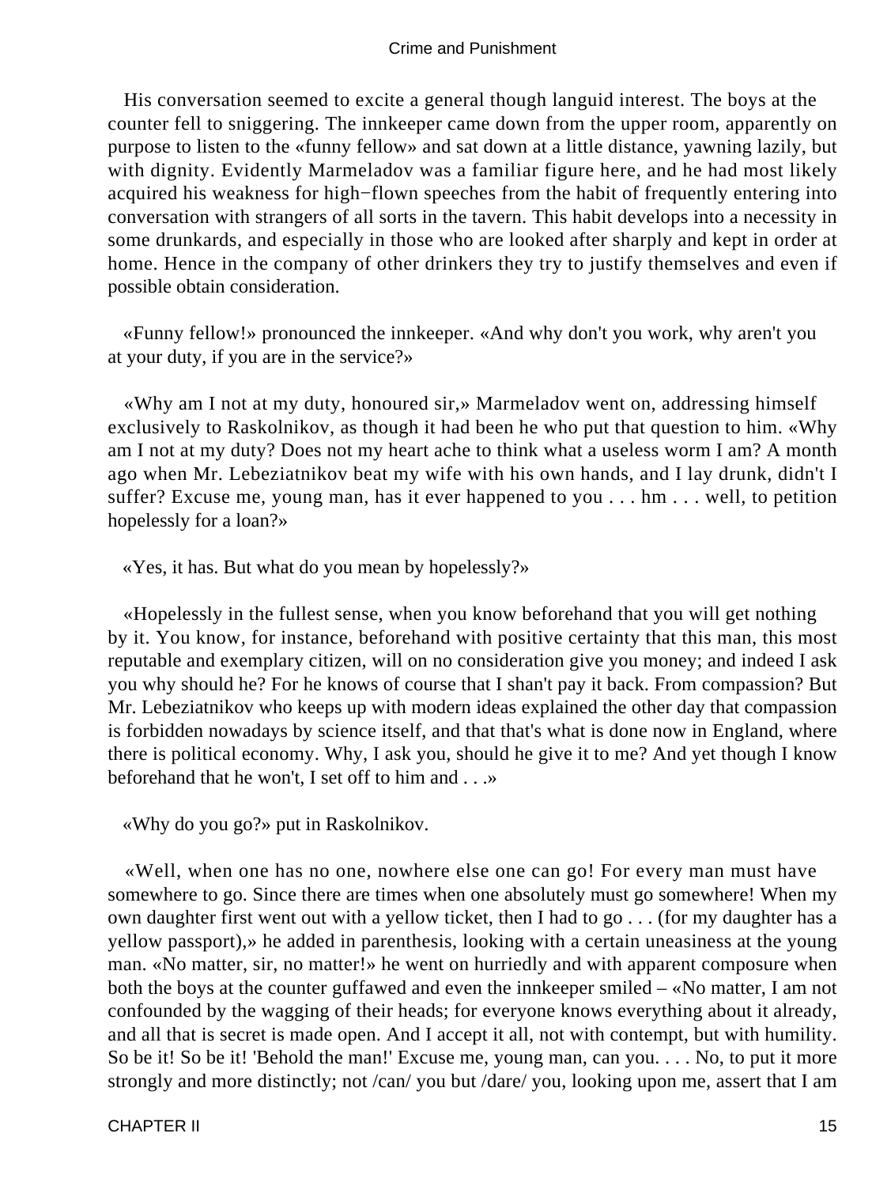His conversation seemed to excite a general though languid interest. The boys at the counter fell to sniggering. The innkeeper came down from the upper room, apparently on purpose to listen to the «funny fellow» and sat down at a little distance, yawning lazily, but with dignity. Evidently Marmeladov was a familiar figure here, and he had most likely acquired his weakness for high−flown speeches from the habit of frequently entering into conversation with strangers of all sorts in the tavern. This habit develops into a necessity in some drunkards, and especially in those who are looked after sharply and kept in order at home. Hence in the company of other drinkers they try to justify themselves and even if possible obtain consideration.

«Funny fellow!» pronounced the innkeeper. «And why don't you work, why aren't you at your duty, if you are in the service?»

«Why am I not at my duty, honoured sir,» Marmeladov went on, addressing himself exclusively to Raskolnikov, as though it had been he who put that question to him. «Why am I not at my duty? Does not my heart ache to think what a useless worm I am? A month ago when Mr. Lebeziatnikov beat my wife with his own hands, and I lay drunk, didn't I suffer? Excuse me, young man, has it ever happened to you . . . hm . . . well, to petition hopelessly for a loan?»

«Yes, it has. But what do you mean by hopelessly?»

«Hopelessly in the fullest sense, when you know beforehand that you will get nothing by it. You know, for instance, beforehand with positive certainty that this man, this most reputable and exemplary citizen, will on no consideration give you money; and indeed I ask you why should he? For he knows of course that I shan't pay it back. From compassion? But Mr. Lebeziatnikov who keeps up with modern ideas explained the other day that compassion is forbidden nowadays by science itself, and that that's what is done now in England, where there is political economy. Why, I ask you, should he give it to me? And yet though I know beforehand that he won't, I set off to him and . . .»

«Why do you go?» put in Raskolnikov.

«Well, when one has no one, nowhere else one can go! For every man must have somewhere to go. Since there are times when one absolutely must go somewhere! When my own daughter first went out with a yellow ticket, then I had to go . . . (for my daughter has a yellow passport),» he added in parenthesis, looking with a certain uneasiness at the young man. «No matter, sir, no matter!» he went on hurriedly and with apparent composure when both the boys at the counter guffawed and even the innkeeper smiled – «No matter, I am not confounded by the wagging of their heads; for everyone knows everything about it already, and all that is secret is made open. And I accept it all, not with contempt, but with humility. So be it! So be it! 'Behold the man!' Excuse me, young man, can you. . . . No, to put it more strongly and more distinctly; not /can/ you but /dare/ you, looking upon me, assert that I am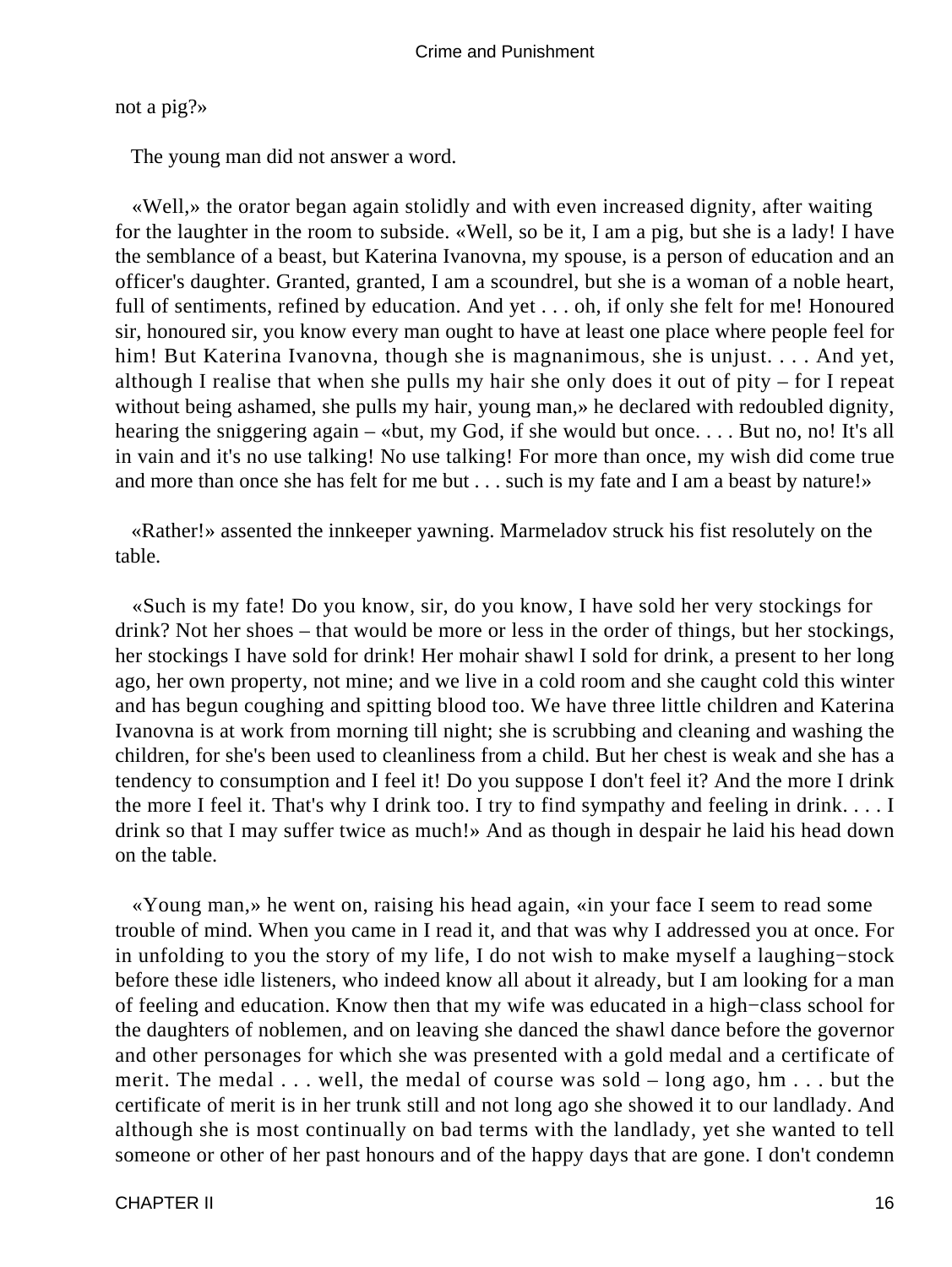not a pig?»

The young man did not answer a word.

«Well,» the orator began again stolidly and with even increased dignity, after waiting for the laughter in the room to subside. «Well, so be it, I am a pig, but she is a lady! I have the semblance of a beast, but Katerina Ivanovna, my spouse, is a person of education and an officer's daughter. Granted, granted, I am a scoundrel, but she is a woman of a noble heart, full of sentiments, refined by education. And yet . . . oh, if only she felt for me! Honoured sir, honoured sir, you know every man ought to have at least one place where people feel for him! But Katerina Ivanovna, though she is magnanimous, she is unjust. . . . And yet, although I realise that when she pulls my hair she only does it out of pity – for I repeat without being ashamed, she pulls my hair, young man,» he declared with redoubled dignity, hearing the sniggering again – «but, my God, if she would but once. . . . But no, no! It's all in vain and it's no use talking! No use talking! For more than once, my wish did come true and more than once she has felt for me but . . . such is my fate and I am a beast by nature!»

«Rather!» assented the innkeeper yawning. Marmeladov struck his fist resolutely on the table.

«Such is my fate! Do you know, sir, do you know, I have sold her very stockings for drink? Not her shoes – that would be more or less in the order of things, but her stockings, her stockings I have sold for drink! Her mohair shawl I sold for drink, a present to her long ago, her own property, not mine; and we live in a cold room and she caught cold this winter and has begun coughing and spitting blood too. We have three little children and Katerina Ivanovna is at work from morning till night; she is scrubbing and cleaning and washing the children, for she's been used to cleanliness from a child. But her chest is weak and she has a tendency to consumption and I feel it! Do you suppose I don't feel it? And the more I drink the more I feel it. That's why I drink too. I try to find sympathy and feeling in drink. . . . I drink so that I may suffer twice as much!» And as though in despair he laid his head down on the table.

«Young man,» he went on, raising his head again, «in your face I seem to read some trouble of mind. When you came in I read it, and that was why I addressed you at once. For in unfolding to you the story of my life, I do not wish to make myself a laughing−stock before these idle listeners, who indeed know all about it already, but I am looking for a man of feeling and education. Know then that my wife was educated in a high−class school for the daughters of noblemen, and on leaving she danced the shawl dance before the governor and other personages for which she was presented with a gold medal and a certificate of merit. The medal . . . well, the medal of course was sold – long ago, hm . . . but the certificate of merit is in her trunk still and not long ago she showed it to our landlady. And although she is most continually on bad terms with the landlady, yet she wanted to tell someone or other of her past honours and of the happy days that are gone. I don't condemn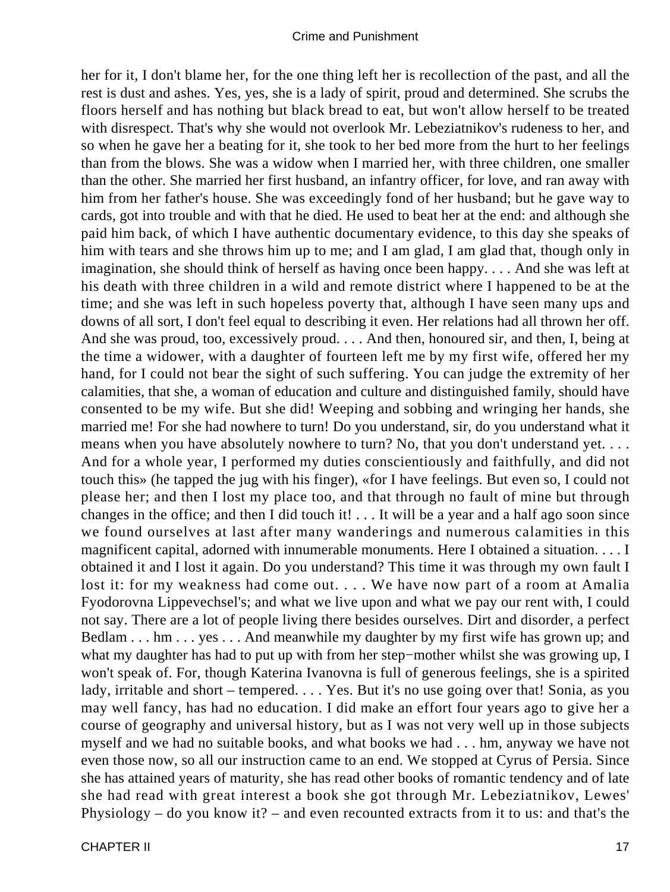her for it, I don't blame her, for the one thing left her is recollection of the past, and all the rest is dust and ashes. Yes, yes, she is a lady of spirit, proud and determined. She scrubs the floors herself and has nothing but black bread to eat, but won't allow herself to be treated with disrespect. That's why she would not overlook Mr. Lebeziatnikov's rudeness to her, and so when he gave her a beating for it, she took to her bed more from the hurt to her feelings than from the blows. She was a widow when I married her, with three children, one smaller than the other. She married her first husband, an infantry officer, for love, and ran away with him from her father's house. She was exceedingly fond of her husband; but he gave way to cards, got into trouble and with that he died. He used to beat her at the end: and although she paid him back, of which I have authentic documentary evidence, to this day she speaks of him with tears and she throws him up to me; and I am glad, I am glad that, though only in imagination, she should think of herself as having once been happy. . . . And she was left at his death with three children in a wild and remote district where I happened to be at the time; and she was left in such hopeless poverty that, although I have seen many ups and downs of all sort, I don't feel equal to describing it even. Her relations had all thrown her off. And she was proud, too, excessively proud. . . . And then, honoured sir, and then, I, being at the time a widower, with a daughter of fourteen left me by my first wife, offered her my hand, for I could not bear the sight of such suffering. You can judge the extremity of her calamities, that she, a woman of education and culture and distinguished family, should have consented to be my wife. But she did! Weeping and sobbing and wringing her hands, she married me! For she had nowhere to turn! Do you understand, sir, do you understand what it means when you have absolutely nowhere to turn? No, that you don't understand yet. . . . And for a whole year, I performed my duties conscientiously and faithfully, and did not touch this» (he tapped the jug with his finger), «for I have feelings. But even so, I could not please her; and then I lost my place too, and that through no fault of mine but through changes in the office; and then I did touch it! . . . It will be a year and a half ago soon since we found ourselves at last after many wanderings and numerous calamities in this magnificent capital, adorned with innumerable monuments. Here I obtained a situation. . . . I obtained it and I lost it again. Do you understand? This time it was through my own fault I lost it: for my weakness had come out. . . . We have now part of a room at Amalia Fyodorovna Lippevechsel's; and what we live upon and what we pay our rent with, I could not say. There are a lot of people living there besides ourselves. Dirt and disorder, a perfect Bedlam . . . hm . . . yes . . . And meanwhile my daughter by my first wife has grown up; and what my daughter has had to put up with from her step−mother whilst she was growing up, I won't speak of. For, though Katerina Ivanovna is full of generous feelings, she is a spirited lady, irritable and short – tempered. . . . Yes. But it's no use going over that! Sonia, as you may well fancy, has had no education. I did make an effort four years ago to give her a course of geography and universal history, but as I was not very well up in those subjects myself and we had no suitable books, and what books we had . . . hm, anyway we have not even those now, so all our instruction came to an end. We stopped at Cyrus of Persia. Since she has attained years of maturity, she has read other books of romantic tendency and of late she had read with great interest a book she got through Mr. Lebeziatnikov, Lewes' Physiology – do you know it? – and even recounted extracts from it to us: and that's the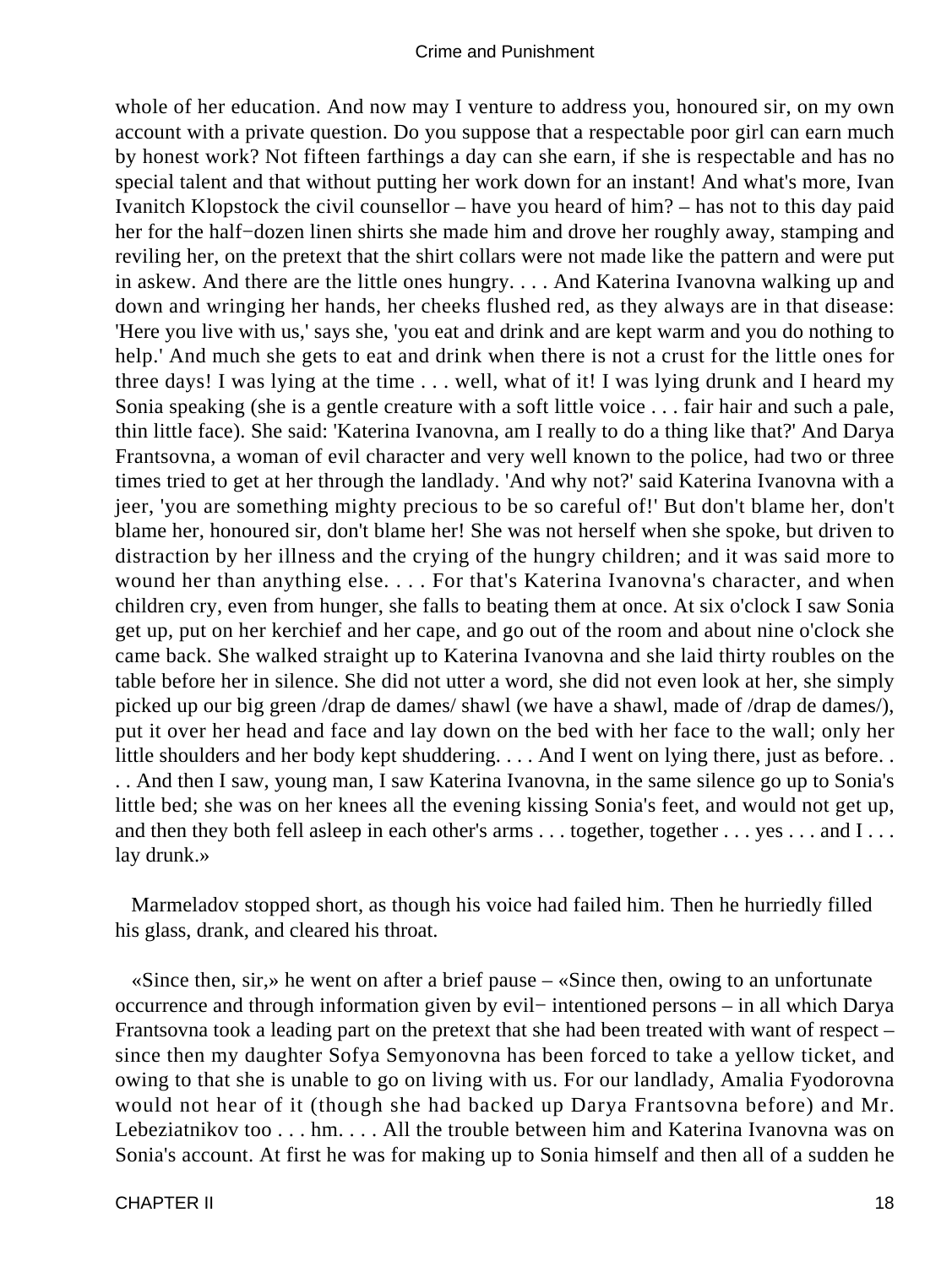whole of her education. And now may I venture to address you, honoured sir, on my own account with a private question. Do you suppose that a respectable poor girl can earn much by honest work? Not fifteen farthings a day can she earn, if she is respectable and has no special talent and that without putting her work down for an instant! And what's more, Ivan Ivanitch Klopstock the civil counsellor – have you heard of him? – has not to this day paid her for the half−dozen linen shirts she made him and drove her roughly away, stamping and reviling her, on the pretext that the shirt collars were not made like the pattern and were put in askew. And there are the little ones hungry. . . . And Katerina Ivanovna walking up and down and wringing her hands, her cheeks flushed red, as they always are in that disease: 'Here you live with us,' says she, 'you eat and drink and are kept warm and you do nothing to help.' And much she gets to eat and drink when there is not a crust for the little ones for three days! I was lying at the time . . . well, what of it! I was lying drunk and I heard my Sonia speaking (she is a gentle creature with a soft little voice . . . fair hair and such a pale, thin little face). She said: 'Katerina Ivanovna, am I really to do a thing like that?' And Darya Frantsovna, a woman of evil character and very well known to the police, had two or three times tried to get at her through the landlady. 'And why not?' said Katerina Ivanovna with a jeer, 'you are something mighty precious to be so careful of!' But don't blame her, don't blame her, honoured sir, don't blame her! She was not herself when she spoke, but driven to distraction by her illness and the crying of the hungry children; and it was said more to wound her than anything else. . . . For that's Katerina Ivanovna's character, and when children cry, even from hunger, she falls to beating them at once. At six o'clock I saw Sonia get up, put on her kerchief and her cape, and go out of the room and about nine o'clock she came back. She walked straight up to Katerina Ivanovna and she laid thirty roubles on the table before her in silence. She did not utter a word, she did not even look at her, she simply picked up our big green /drap de dames/ shawl (we have a shawl, made of /drap de dames/), put it over her head and face and lay down on the bed with her face to the wall; only her little shoulders and her body kept shuddering. . . . And I went on lying there, just as before. . . . And then I saw, young man, I saw Katerina Ivanovna, in the same silence go up to Sonia's little bed; she was on her knees all the evening kissing Sonia's feet, and would not get up, and then they both fell asleep in each other's arms . . . together, together . . . yes . . . and I . . . lay drunk.»

Marmeladov stopped short, as though his voice had failed him. Then he hurriedly filled his glass, drank, and cleared his throat.

«Since then, sir,» he went on after a brief pause – «Since then, owing to an unfortunate occurrence and through information given by evil− intentioned persons – in all which Darya Frantsovna took a leading part on the pretext that she had been treated with want of respect – since then my daughter Sofya Semyonovna has been forced to take a yellow ticket, and owing to that she is unable to go on living with us. For our landlady, Amalia Fyodorovna would not hear of it (though she had backed up Darya Frantsovna before) and Mr. Lebeziatnikov too . . . hm. . . . All the trouble between him and Katerina Ivanovna was on Sonia's account. At first he was for making up to Sonia himself and then all of a sudden he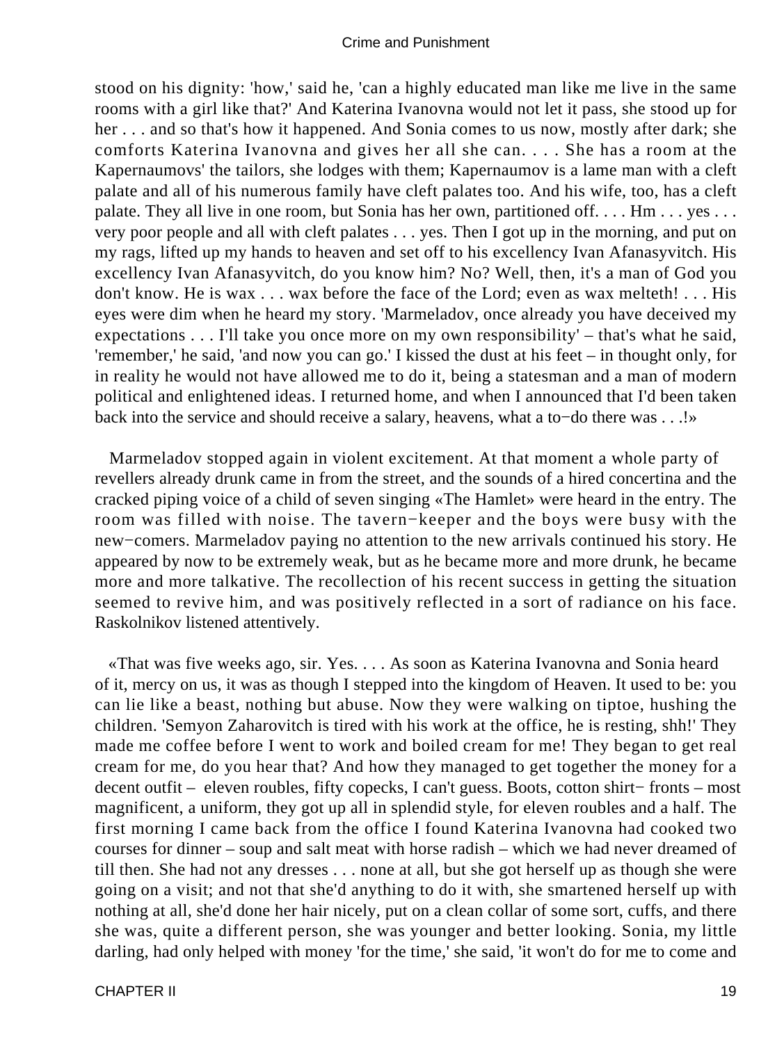stood on his dignity: 'how,' said he, 'can a highly educated man like me live in the same rooms with a girl like that?' And Katerina Ivanovna would not let it pass, she stood up for her . . . and so that's how it happened. And Sonia comes to us now, mostly after dark; she comforts Katerina Ivanovna and gives her all she can. . . . She has a room at the Kapernaumovs' the tailors, she lodges with them; Kapernaumov is a lame man with a cleft palate and all of his numerous family have cleft palates too. And his wife, too, has a cleft palate. They all live in one room, but Sonia has her own, partitioned off. . . . Hm . . . yes . . . very poor people and all with cleft palates . . . yes. Then I got up in the morning, and put on my rags, lifted up my hands to heaven and set off to his excellency Ivan Afanasyvitch. His excellency Ivan Afanasyvitch, do you know him? No? Well, then, it's a man of God you don't know. He is wax . . . wax before the face of the Lord; even as wax melteth! . . . His eyes were dim when he heard my story. 'Marmeladov, once already you have deceived my expectations . . . I'll take you once more on my own responsibility' – that's what he said, 'remember,' he said, 'and now you can go.' I kissed the dust at his feet – in thought only, for in reality he would not have allowed me to do it, being a statesman and a man of modern political and enlightened ideas. I returned home, and when I announced that I'd been taken back into the service and should receive a salary, heavens, what a to−do there was . . .!»

Marmeladov stopped again in violent excitement. At that moment a whole party of revellers already drunk came in from the street, and the sounds of a hired concertina and the cracked piping voice of a child of seven singing «The Hamlet» were heard in the entry. The room was filled with noise. The tavern−keeper and the boys were busy with the new−comers. Marmeladov paying no attention to the new arrivals continued his story. He appeared by now to be extremely weak, but as he became more and more drunk, he became more and more talkative. The recollection of his recent success in getting the situation seemed to revive him, and was positively reflected in a sort of radiance on his face. Raskolnikov listened attentively.

«That was five weeks ago, sir. Yes. . . . As soon as Katerina Ivanovna and Sonia heard of it, mercy on us, it was as though I stepped into the kingdom of Heaven. It used to be: you can lie like a beast, nothing but abuse. Now they were walking on tiptoe, hushing the children. 'Semyon Zaharovitch is tired with his work at the office, he is resting, shh!' They made me coffee before I went to work and boiled cream for me! They began to get real cream for me, do you hear that? And how they managed to get together the money for a decent outfit – eleven roubles, fifty copecks, I can't guess. Boots, cotton shirt− fronts – most magnificent, a uniform, they got up all in splendid style, for eleven roubles and a half. The first morning I came back from the office I found Katerina Ivanovna had cooked two courses for dinner – soup and salt meat with horse radish – which we had never dreamed of till then. She had not any dresses . . . none at all, but she got herself up as though she were going on a visit; and not that she'd anything to do it with, she smartened herself up with nothing at all, she'd done her hair nicely, put on a clean collar of some sort, cuffs, and there she was, quite a different person, she was younger and better looking. Sonia, my little darling, had only helped with money 'for the time,' she said, 'it won't do for me to come and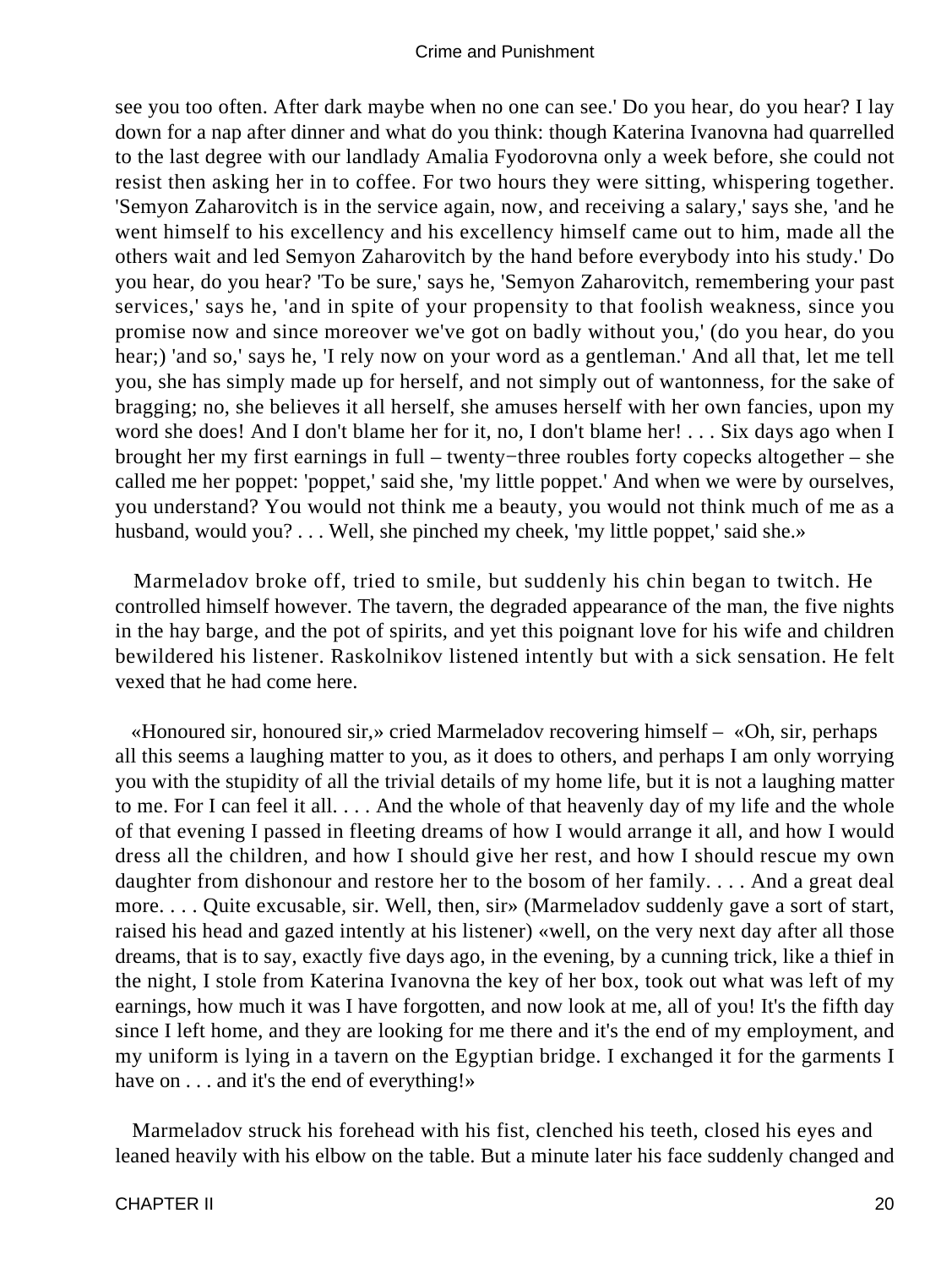see you too often. After dark maybe when no one can see.' Do you hear, do you hear? I lay down for a nap after dinner and what do you think: though Katerina Ivanovna had quarrelled to the last degree with our landlady Amalia Fyodorovna only a week before, she could not resist then asking her in to coffee. For two hours they were sitting, whispering together. 'Semyon Zaharovitch is in the service again, now, and receiving a salary,' says she, 'and he went himself to his excellency and his excellency himself came out to him, made all the others wait and led Semyon Zaharovitch by the hand before everybody into his study.' Do you hear, do you hear? 'To be sure,' says he, 'Semyon Zaharovitch, remembering your past services,' says he, 'and in spite of your propensity to that foolish weakness, since you promise now and since moreover we've got on badly without you,' (do you hear, do you hear;) 'and so,' says he, 'I rely now on your word as a gentleman.' And all that, let me tell you, she has simply made up for herself, and not simply out of wantonness, for the sake of bragging; no, she believes it all herself, she amuses herself with her own fancies, upon my word she does! And I don't blame her for it, no, I don't blame her! . . . Six days ago when I brought her my first earnings in full – twenty−three roubles forty copecks altogether – she called me her poppet: 'poppet,' said she, 'my little poppet.' And when we were by ourselves, you understand? You would not think me a beauty, you would not think much of me as a husband, would you? . . . Well, she pinched my cheek, 'my little poppet,' said she.»

Marmeladov broke off, tried to smile, but suddenly his chin began to twitch. He controlled himself however. The tavern, the degraded appearance of the man, the five nights in the hay barge, and the pot of spirits, and yet this poignant love for his wife and children bewildered his listener. Raskolnikov listened intently but with a sick sensation. He felt vexed that he had come here.

«Honoured sir, honoured sir,» cried Marmeladov recovering himself – «Oh, sir, perhaps all this seems a laughing matter to you, as it does to others, and perhaps I am only worrying you with the stupidity of all the trivial details of my home life, but it is not a laughing matter to me. For I can feel it all. . . . And the whole of that heavenly day of my life and the whole of that evening I passed in fleeting dreams of how I would arrange it all, and how I would dress all the children, and how I should give her rest, and how I should rescue my own daughter from dishonour and restore her to the bosom of her family. . . . And a great deal more. . . . Quite excusable, sir. Well, then, sir» (Marmeladov suddenly gave a sort of start, raised his head and gazed intently at his listener) «well, on the very next day after all those dreams, that is to say, exactly five days ago, in the evening, by a cunning trick, like a thief in the night, I stole from Katerina Ivanovna the key of her box, took out what was left of my earnings, how much it was I have forgotten, and now look at me, all of you! It's the fifth day since I left home, and they are looking for me there and it's the end of my employment, and my uniform is lying in a tavern on the Egyptian bridge. I exchanged it for the garments I have on . . . and it's the end of everything!»

Marmeladov struck his forehead with his fist, clenched his teeth, closed his eyes and leaned heavily with his elbow on the table. But a minute later his face suddenly changed and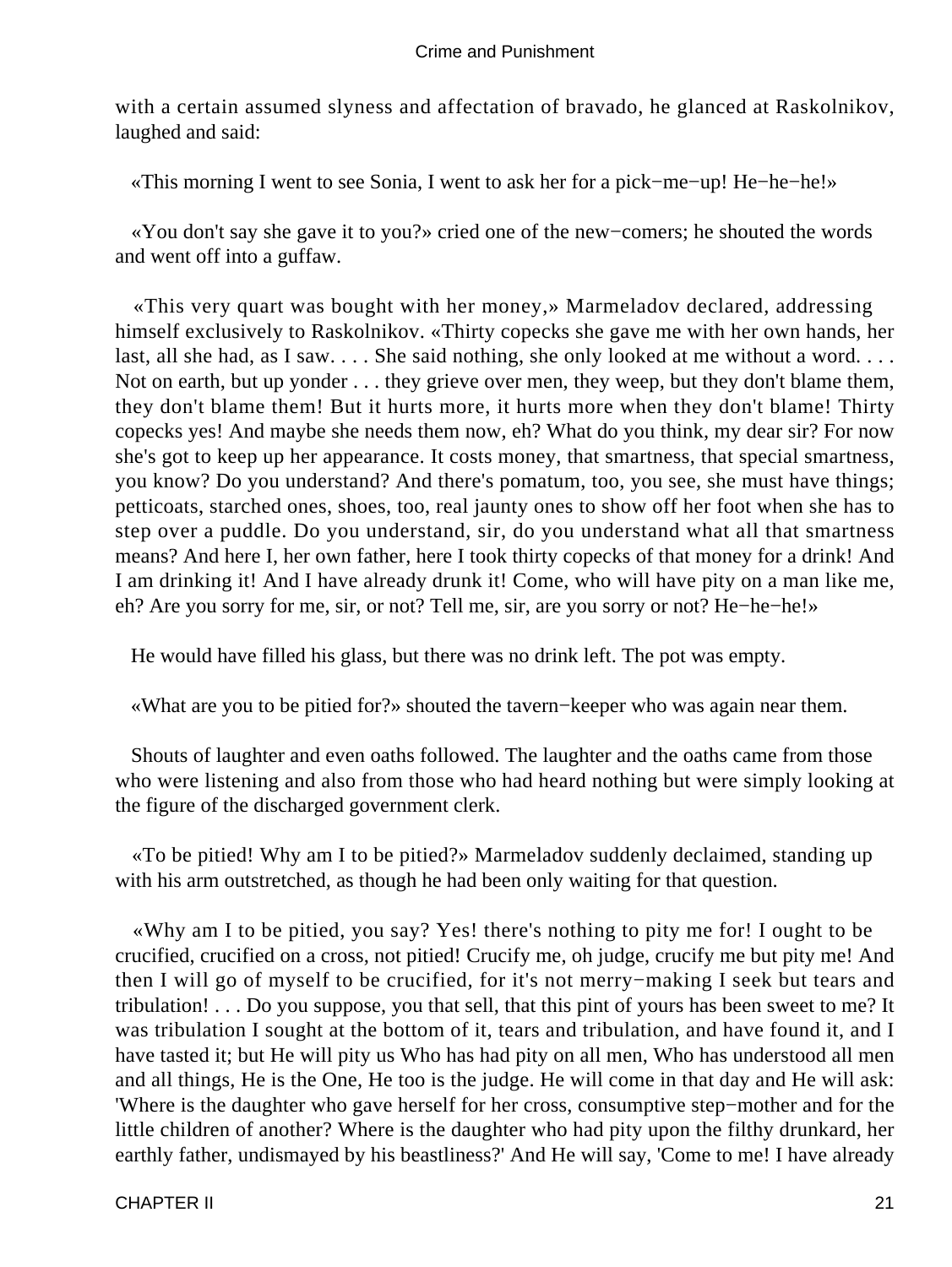with a certain assumed slyness and affectation of bravado, he glanced at Raskolnikov, laughed and said:

«This morning I went to see Sonia, I went to ask her for a pick−me−up! He−he−he!»

«You don't say she gave it to you?» cried one of the new−comers; he shouted the words and went off into a guffaw.

«This very quart was bought with her money,» Marmeladov declared, addressing himself exclusively to Raskolnikov. «Thirty copecks she gave me with her own hands, her last, all she had, as I saw. . . . She said nothing, she only looked at me without a word. . . . Not on earth, but up yonder . . . they grieve over men, they weep, but they don't blame them, they don't blame them! But it hurts more, it hurts more when they don't blame! Thirty copecks yes! And maybe she needs them now, eh? What do you think, my dear sir? For now she's got to keep up her appearance. It costs money, that smartness, that special smartness, you know? Do you understand? And there's pomatum, too, you see, she must have things; petticoats, starched ones, shoes, too, real jaunty ones to show off her foot when she has to step over a puddle. Do you understand, sir, do you understand what all that smartness means? And here I, her own father, here I took thirty copecks of that money for a drink! And I am drinking it! And I have already drunk it! Come, who will have pity on a man like me, eh? Are you sorry for me, sir, or not? Tell me, sir, are you sorry or not? He−he−he!»

He would have filled his glass, but there was no drink left. The pot was empty.

«What are you to be pitied for?» shouted the tavern−keeper who was again near them.

Shouts of laughter and even oaths followed. The laughter and the oaths came from those who were listening and also from those who had heard nothing but were simply looking at the figure of the discharged government clerk.

«To be pitied! Why am I to be pitied?» Marmeladov suddenly declaimed, standing up with his arm outstretched, as though he had been only waiting for that question.

«Why am I to be pitied, you say? Yes! there's nothing to pity me for! I ought to be crucified, crucified on a cross, not pitied! Crucify me, oh judge, crucify me but pity me! And then I will go of myself to be crucified, for it's not merry−making I seek but tears and tribulation! . . . Do you suppose, you that sell, that this pint of yours has been sweet to me? It was tribulation I sought at the bottom of it, tears and tribulation, and have found it, and I have tasted it; but He will pity us Who has had pity on all men, Who has understood all men and all things, He is the One, He too is the judge. He will come in that day and He will ask: 'Where is the daughter who gave herself for her cross, consumptive step−mother and for the little children of another? Where is the daughter who had pity upon the filthy drunkard, her earthly father, undismayed by his beastliness?' And He will say, 'Come to me! I have already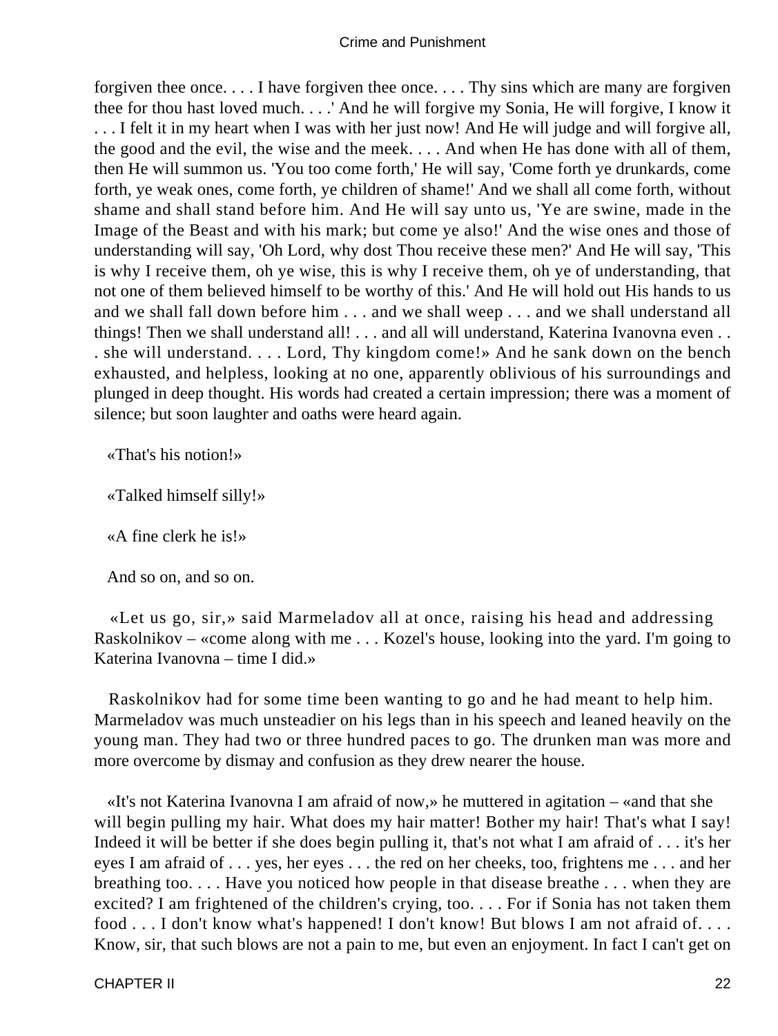forgiven thee once. . . . I have forgiven thee once. . . . Thy sins which are many are forgiven thee for thou hast loved much. . . .' And he will forgive my Sonia, He will forgive, I know it . . . I felt it in my heart when I was with her just now! And He will judge and will forgive all, the good and the evil, the wise and the meek. . . . And when He has done with all of them, then He will summon us. 'You too come forth,' He will say, 'Come forth ye drunkards, come forth, ye weak ones, come forth, ye children of shame!' And we shall all come forth, without shame and shall stand before him. And He will say unto us, 'Ye are swine, made in the Image of the Beast and with his mark; but come ye also!' And the wise ones and those of understanding will say, 'Oh Lord, why dost Thou receive these men?' And He will say, 'This is why I receive them, oh ye wise, this is why I receive them, oh ye of understanding, that not one of them believed himself to be worthy of this.' And He will hold out His hands to us and we shall fall down before him . . . and we shall weep . . . and we shall understand all things! Then we shall understand all! . . . and all will understand, Katerina Ivanovna even . . . she will understand. . . . Lord, Thy kingdom come!» And he sank down on the bench exhausted, and helpless, looking at no one, apparently oblivious of his surroundings and plunged in deep thought. His words had created a certain impression; there was a moment of silence; but soon laughter and oaths were heard again.

«That's his notion!»

«Talked himself silly!»

«A fine clerk he is!»

And so on, and so on.

«Let us go, sir,» said Marmeladov all at once, raising his head and addressing Raskolnikov – «come along with me . . . Kozel's house, looking into the yard. I'm going to Katerina Ivanovna – time I did.»

Raskolnikov had for some time been wanting to go and he had meant to help him. Marmeladov was much unsteadier on his legs than in his speech and leaned heavily on the young man. They had two or three hundred paces to go. The drunken man was more and more overcome by dismay and confusion as they drew nearer the house.

«It's not Katerina Ivanovna I am afraid of now,» he muttered in agitation – «and that she will begin pulling my hair. What does my hair matter! Bother my hair! That's what I say! Indeed it will be better if she does begin pulling it, that's not what I am afraid of . . . it's her eyes I am afraid of . . . yes, her eyes . . . the red on her cheeks, too, frightens me . . . and her breathing too. . . . Have you noticed how people in that disease breathe . . . when they are excited? I am frightened of the children's crying, too. . . . For if Sonia has not taken them food . . . I don't know what's happened! I don't know! But blows I am not afraid of. . . . Know, sir, that such blows are not a pain to me, but even an enjoyment. In fact I can't get on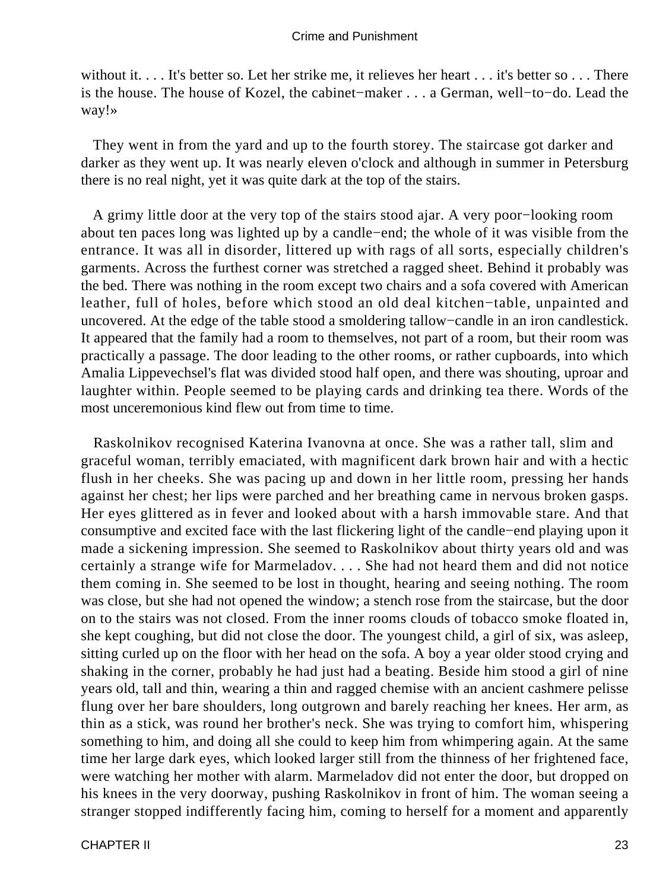without it. . . . It's better so. Let her strike me, it relieves her heart . . . it's better so . . . There is the house. The house of Kozel, the cabinet−maker . . . a German, well−to−do. Lead the way!»

They went in from the yard and up to the fourth storey. The staircase got darker and darker as they went up. It was nearly eleven o'clock and although in summer in Petersburg there is no real night, yet it was quite dark at the top of the stairs.

A grimy little door at the very top of the stairs stood ajar. A very poor−looking room about ten paces long was lighted up by a candle−end; the whole of it was visible from the entrance. It was all in disorder, littered up with rags of all sorts, especially children's garments. Across the furthest corner was stretched a ragged sheet. Behind it probably was the bed. There was nothing in the room except two chairs and a sofa covered with American leather, full of holes, before which stood an old deal kitchen−table, unpainted and uncovered. At the edge of the table stood a smoldering tallow−candle in an iron candlestick. It appeared that the family had a room to themselves, not part of a room, but their room was practically a passage. The door leading to the other rooms, or rather cupboards, into which Amalia Lippevechsel's flat was divided stood half open, and there was shouting, uproar and laughter within. People seemed to be playing cards and drinking tea there. Words of the most unceremonious kind flew out from time to time.

Raskolnikov recognised Katerina Ivanovna at once. She was a rather tall, slim and graceful woman, terribly emaciated, with magnificent dark brown hair and with a hectic flush in her cheeks. She was pacing up and down in her little room, pressing her hands against her chest; her lips were parched and her breathing came in nervous broken gasps. Her eyes glittered as in fever and looked about with a harsh immovable stare. And that consumptive and excited face with the last flickering light of the candle−end playing upon it made a sickening impression. She seemed to Raskolnikov about thirty years old and was certainly a strange wife for Marmeladov. . . . She had not heard them and did not notice them coming in. She seemed to be lost in thought, hearing and seeing nothing. The room was close, but she had not opened the window; a stench rose from the staircase, but the door on to the stairs was not closed. From the inner rooms clouds of tobacco smoke floated in, she kept coughing, but did not close the door. The youngest child, a girl of six, was asleep, sitting curled up on the floor with her head on the sofa. A boy a year older stood crying and shaking in the corner, probably he had just had a beating. Beside him stood a girl of nine years old, tall and thin, wearing a thin and ragged chemise with an ancient cashmere pelisse flung over her bare shoulders, long outgrown and barely reaching her knees. Her arm, as thin as a stick, was round her brother's neck. She was trying to comfort him, whispering something to him, and doing all she could to keep him from whimpering again. At the same time her large dark eyes, which looked larger still from the thinness of her frightened face, were watching her mother with alarm. Marmeladov did not enter the door, but dropped on his knees in the very doorway, pushing Raskolnikov in front of him. The woman seeing a stranger stopped indifferently facing him, coming to herself for a moment and apparently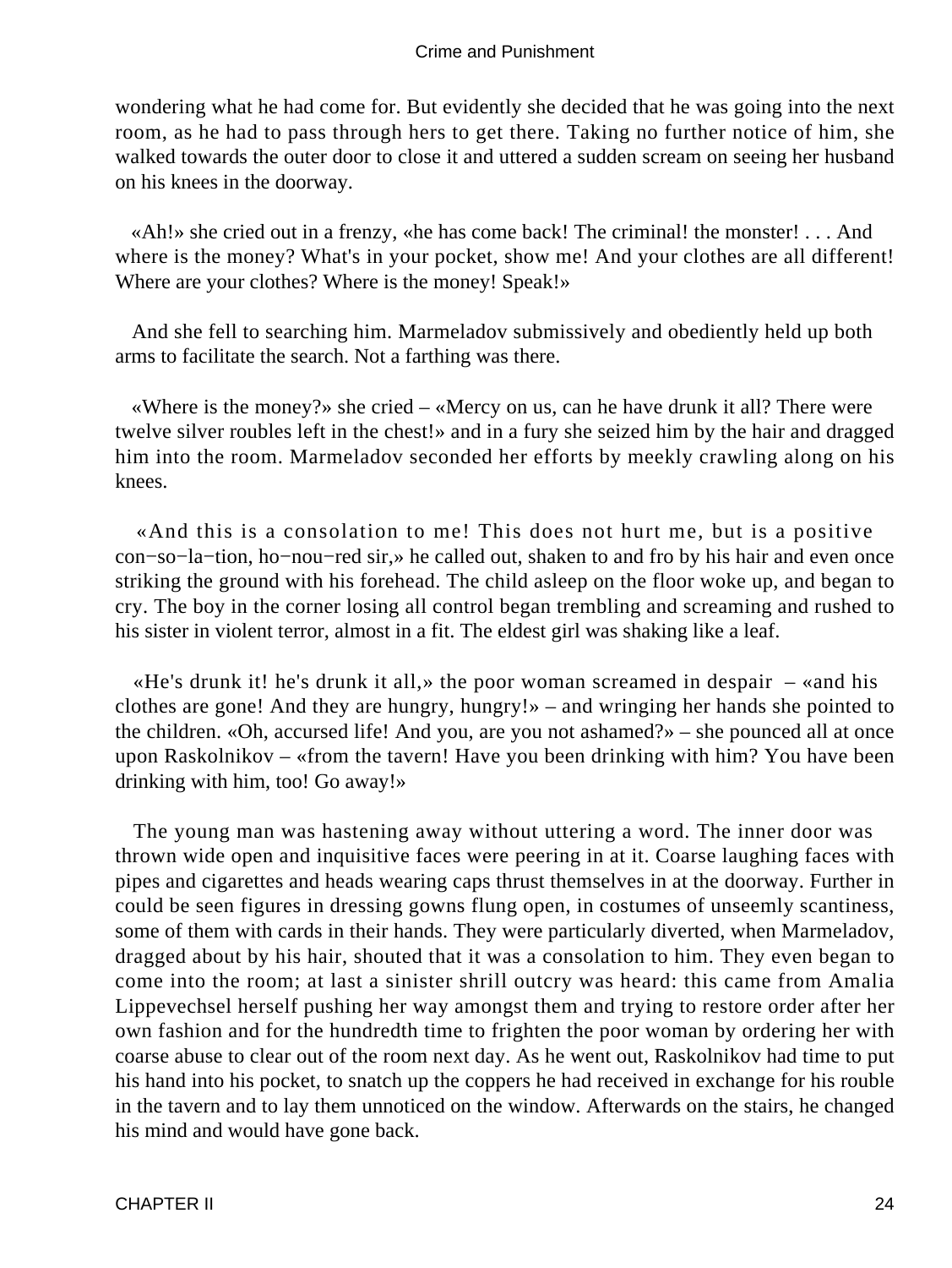wondering what he had come for. But evidently she decided that he was going into the next room, as he had to pass through hers to get there. Taking no further notice of him, she walked towards the outer door to close it and uttered a sudden scream on seeing her husband on his knees in the doorway.

«Ah!» she cried out in a frenzy, «he has come back! The criminal! the monster! . . . And where is the money? What's in your pocket, show me! And your clothes are all different! Where are your clothes? Where is the money! Speak!»

And she fell to searching him. Marmeladov submissively and obediently held up both arms to facilitate the search. Not a farthing was there.

«Where is the money?» she cried – «Mercy on us, can he have drunk it all? There were twelve silver roubles left in the chest!» and in a fury she seized him by the hair and dragged him into the room. Marmeladov seconded her efforts by meekly crawling along on his knees.

«And this is a consolation to me! This does not hurt me, but is a positive con−so−la−tion, ho−nou−red sir,» he called out, shaken to and fro by his hair and even once striking the ground with his forehead. The child asleep on the floor woke up, and began to cry. The boy in the corner losing all control began trembling and screaming and rushed to his sister in violent terror, almost in a fit. The eldest girl was shaking like a leaf.

«He's drunk it! he's drunk it all,» the poor woman screamed in despair – «and his clothes are gone! And they are hungry, hungry!» – and wringing her hands she pointed to the children. «Oh, accursed life! And you, are you not ashamed?» – she pounced all at once upon Raskolnikov – «from the tavern! Have you been drinking with him? You have been drinking with him, too! Go away!»

The young man was hastening away without uttering a word. The inner door was thrown wide open and inquisitive faces were peering in at it. Coarse laughing faces with pipes and cigarettes and heads wearing caps thrust themselves in at the doorway. Further in could be seen figures in dressing gowns flung open, in costumes of unseemly scantiness, some of them with cards in their hands. They were particularly diverted, when Marmeladov, dragged about by his hair, shouted that it was a consolation to him. They even began to come into the room; at last a sinister shrill outcry was heard: this came from Amalia Lippevechsel herself pushing her way amongst them and trying to restore order after her own fashion and for the hundredth time to frighten the poor woman by ordering her with coarse abuse to clear out of the room next day. As he went out, Raskolnikov had time to put his hand into his pocket, to snatch up the coppers he had received in exchange for his rouble in the tavern and to lay them unnoticed on the window. Afterwards on the stairs, he changed his mind and would have gone back.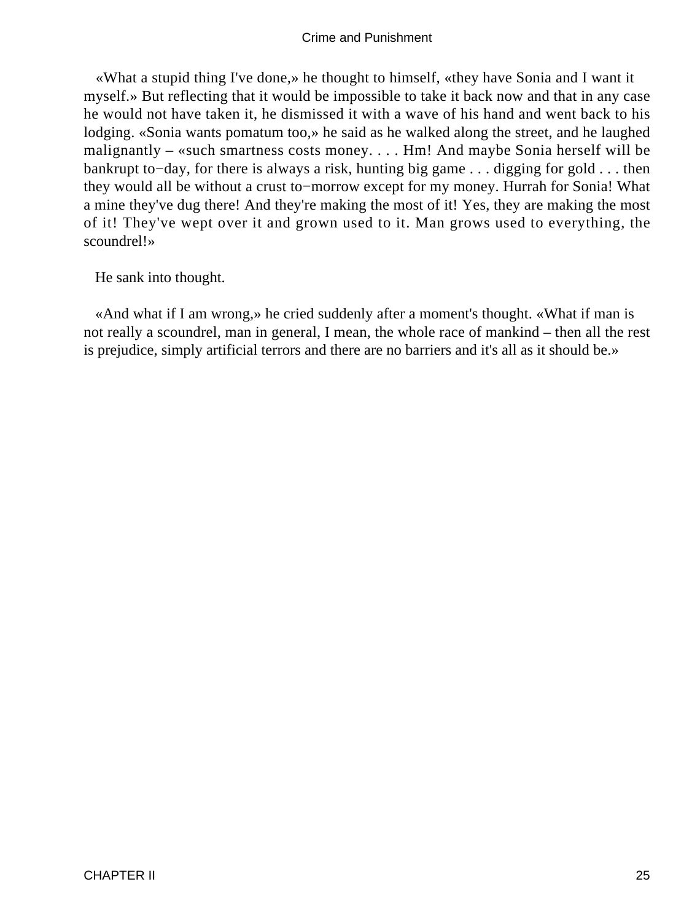«What a stupid thing I've done,» he thought to himself, «they have Sonia and I want it myself.» But reflecting that it would be impossible to take it back now and that in any case he would not have taken it, he dismissed it with a wave of his hand and went back to his lodging. «Sonia wants pomatum too,» he said as he walked along the street, and he laughed malignantly – «such smartness costs money. . . . Hm! And maybe Sonia herself will be bankrupt to−day, for there is always a risk, hunting big game . . . digging for gold . . . then they would all be without a crust to−morrow except for my money. Hurrah for Sonia! What a mine they've dug there! And they're making the most of it! Yes, they are making the most of it! They've wept over it and grown used to it. Man grows used to everything, the scoundrel!»

He sank into thought.

«And what if I am wrong,» he cried suddenly after a moment's thought. «What if man is not really a scoundrel, man in general, I mean, the whole race of mankind – then all the rest is prejudice, simply artificial terrors and there are no barriers and it's all as it should be.»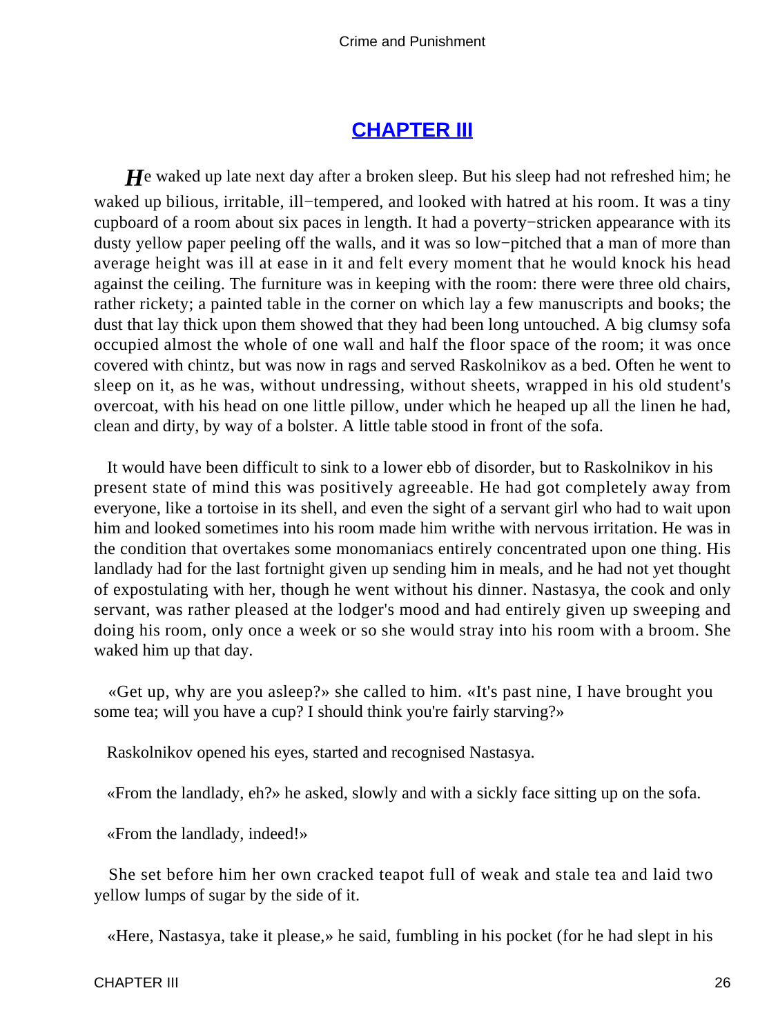## CHAPTER III

*H*e waked up late next day after a broken sleep. But his sleep had not refreshed him; he waked up bilious, irritable, ill−tempered, and looked with hatred at his room. It was a tiny cupboard of a room about six paces in length. It had a poverty−stricken appearance with its dusty yellow paper peeling off the walls, and it was so low−pitched that a man of more than average height was ill at ease in it and felt every moment that he would knock his head against the ceiling. The furniture was in keeping with the room: there were three old chairs, rather rickety; a painted table in the corner on which lay a few manuscripts and books; the dust that lay thick upon them showed that they had been long untouched. A big clumsy sofa occupied almost the whole of one wall and half the floor space of the room; it was once covered with chintz, but was now in rags and served Raskolnikov as a bed. Often he went to sleep on it, as he was, without undressing, without sheets, wrapped in his old student's overcoat, with his head on one little pillow, under which he heaped up all the linen he had, clean and dirty, by way of a bolster. A little table stood in front of the sofa.

It would have been difficult to sink to a lower ebb of disorder, but to Raskolnikov in his present state of mind this was positively agreeable. He had got completely away from everyone, like a tortoise in its shell, and even the sight of a servant girl who had to wait upon him and looked sometimes into his room made him writhe with nervous irritation. He was in the condition that overtakes some monomaniacs entirely concentrated upon one thing. His landlady had for the last fortnight given up sending him in meals, and he had not yet thought of expostulating with her, though he went without his dinner. Nastasya, the cook and only servant, was rather pleased at the lodger's mood and had entirely given up sweeping and doing his room, only once a week or so she would stray into his room with a broom. She waked him up that day.

«Get up, why are you asleep?» she called to him. «It's past nine, I have brought you some tea; will you have a cup? I should think you're fairly starving?»

Raskolnikov opened his eyes, started and recognised Nastasya.

«From the landlady, eh?» he asked, slowly and with a sickly face sitting up on the sofa.

«From the landlady, indeed!»

She set before him her own cracked teapot full of weak and stale tea and laid two yellow lumps of sugar by the side of it.

«Here, Nastasya, take it please,» he said, fumbling in his pocket (for he had slept in his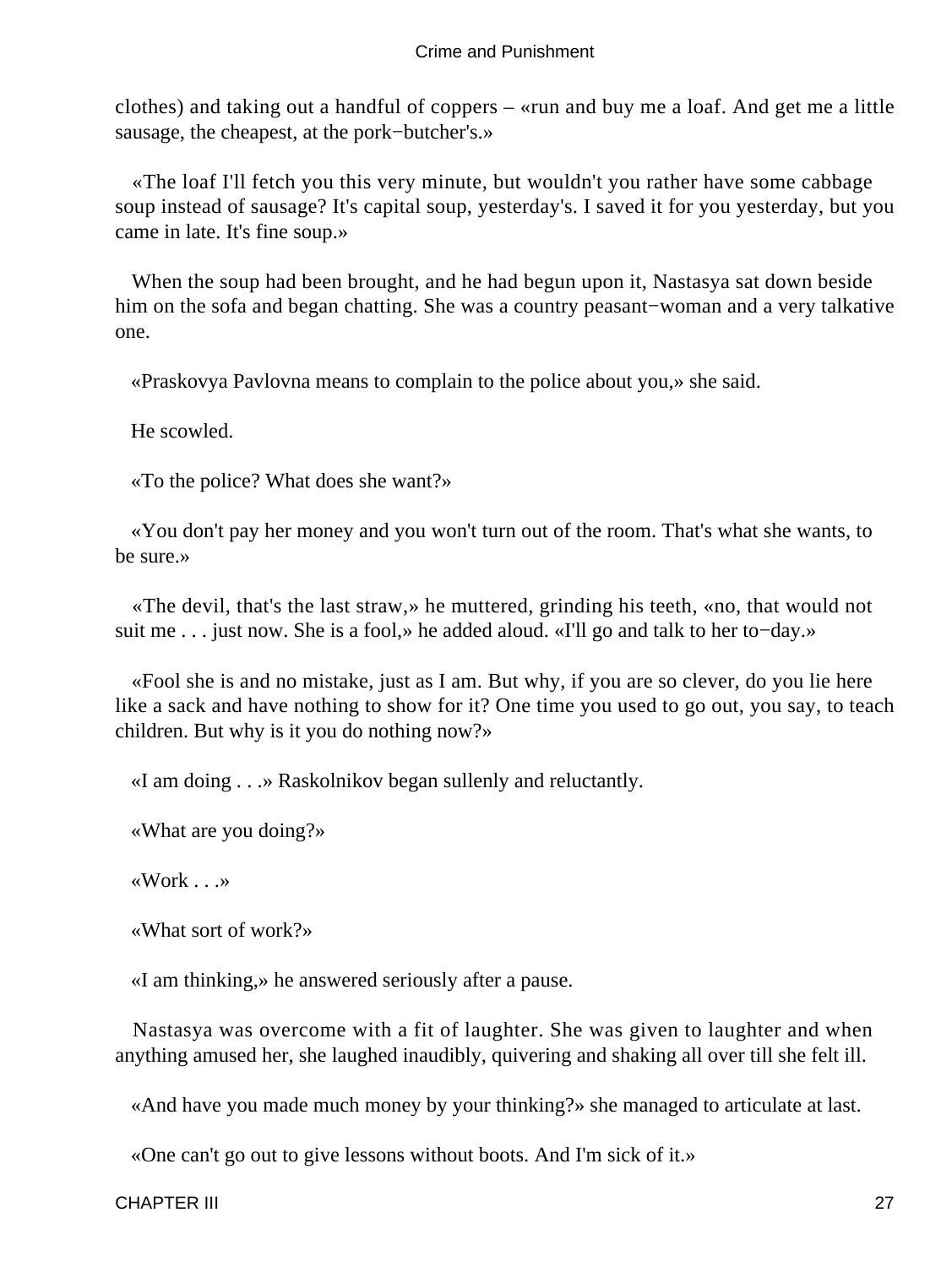clothes) and taking out a handful of coppers – «run and buy me a loaf. And get me a little sausage, the cheapest, at the pork−butcher's.»

«The loaf I'll fetch you this very minute, but wouldn't you rather have some cabbage soup instead of sausage? It's capital soup, yesterday's. I saved it for you yesterday, but you came in late. It's fine soup.»

When the soup had been brought, and he had begun upon it, Nastasya sat down beside him on the sofa and began chatting. She was a country peasant−woman and a very talkative one.

«Praskovya Pavlovna means to complain to the police about you,» she said.

He scowled.

«To the police? What does she want?»

«You don't pay her money and you won't turn out of the room. That's what she wants, to be sure.»

«The devil, that's the last straw,» he muttered, grinding his teeth, «no, that would not suit me . . . just now. She is a fool,» he added aloud. «I'll go and talk to her to−day.»

«Fool she is and no mistake, just as I am. But why, if you are so clever, do you lie here like a sack and have nothing to show for it? One time you used to go out, you say, to teach children. But why is it you do nothing now?»

«I am doing . . .» Raskolnikov began sullenly and reluctantly.

«What are you doing?»

«Work . . .»

«What sort of work?»

«I am thinking,» he answered seriously after a pause.

Nastasya was overcome with a fit of laughter. She was given to laughter and when anything amused her, she laughed inaudibly, quivering and shaking all over till she felt ill.

«And have you made much money by your thinking?» she managed to articulate at last.

«One can't go out to give lessons without boots. And I'm sick of it.»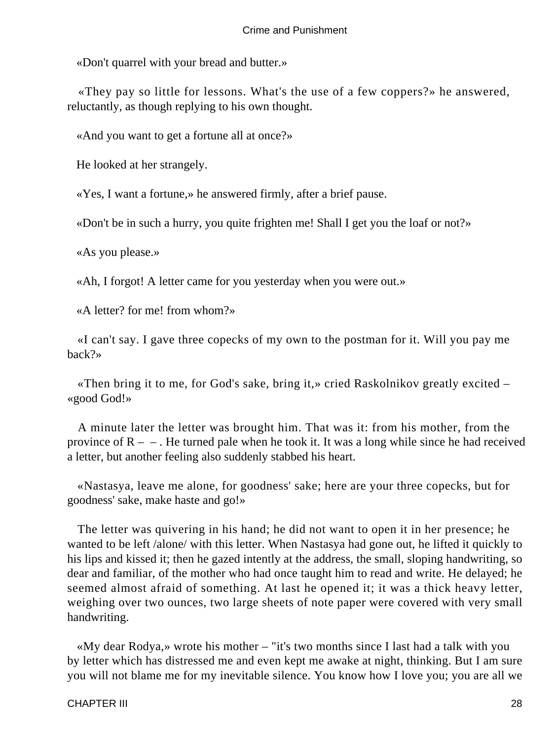«Don't quarrel with your bread and butter.»

«They pay so little for lessons. What's the use of a few coppers?» he answered, reluctantly, as though replying to his own thought.

«And you want to get a fortune all at once?»

He looked at her strangely.

«Yes, I want a fortune,» he answered firmly, after a brief pause.

«Don't be in such a hurry, you quite frighten me! Shall I get you the loaf or not?»

«As you please.»

«Ah, I forgot! A letter came for you yesterday when you were out.»

«A letter? for me! from whom?»

«I can't say. I gave three copecks of my own to the postman for it. Will you pay me back?»

«Then bring it to me, for God's sake, bring it,» cried Raskolnikov greatly excited – «good God!»

A minute later the letter was brought him. That was it: from his mother, from the province of R – – . He turned pale when he took it. It was a long while since he had received a letter, but another feeling also suddenly stabbed his heart.

«Nastasya, leave me alone, for goodness' sake; here are your three copecks, but for goodness' sake, make haste and go!»

The letter was quivering in his hand; he did not want to open it in her presence; he wanted to be left /alone/ with this letter. When Nastasya had gone out, he lifted it quickly to his lips and kissed it; then he gazed intently at the address, the small, sloping handwriting, so dear and familiar, of the mother who had once taught him to read and write. He delayed; he seemed almost afraid of something. At last he opened it; it was a thick heavy letter, weighing over two ounces, two large sheets of note paper were covered with very small handwriting.

«My dear Rodya,» wrote his mother – "it's two months since I last had a talk with you by letter which has distressed me and even kept me awake at night, thinking. But I am sure you will not blame me for my inevitable silence. You know how I love you; you are all we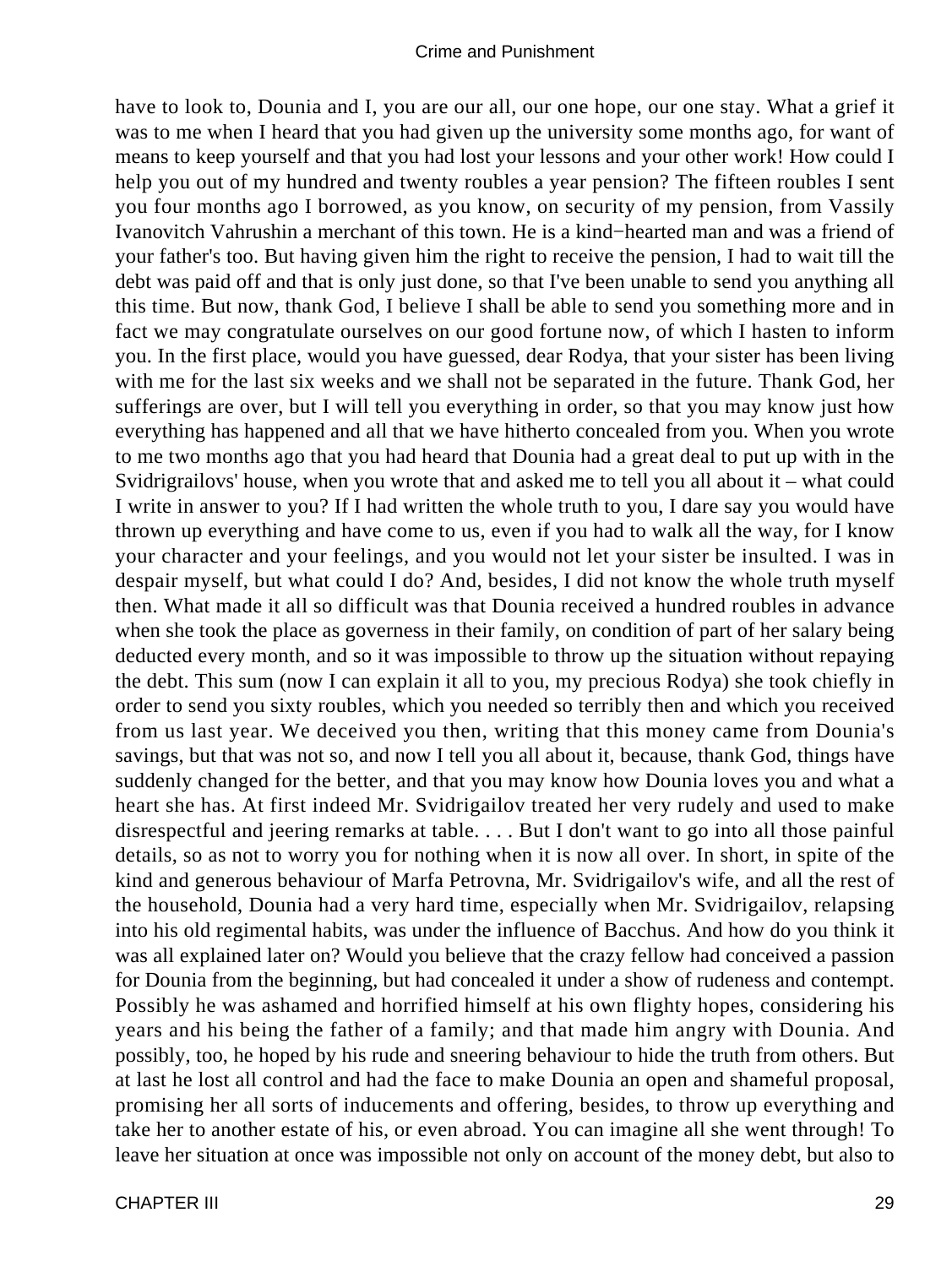have to look to, Dounia and I, you are our all, our one hope, our one stay. What a grief it was to me when I heard that you had given up the university some months ago, for want of means to keep yourself and that you had lost your lessons and your other work! How could I help you out of my hundred and twenty roubles a year pension? The fifteen roubles I sent you four months ago I borrowed, as you know, on security of my pension, from Vassily Ivanovitch Vahrushin a merchant of this town. He is a kind−hearted man and was a friend of your father's too. But having given him the right to receive the pension, I had to wait till the debt was paid off and that is only just done, so that I've been unable to send you anything all this time. But now, thank God, I believe I shall be able to send you something more and in fact we may congratulate ourselves on our good fortune now, of which I hasten to inform you. In the first place, would you have guessed, dear Rodya, that your sister has been living with me for the last six weeks and we shall not be separated in the future. Thank God, her sufferings are over, but I will tell you everything in order, so that you may know just how everything has happened and all that we have hitherto concealed from you. When you wrote to me two months ago that you had heard that Dounia had a great deal to put up with in the Svidrigrailovs' house, when you wrote that and asked me to tell you all about it – what could I write in answer to you? If I had written the whole truth to you, I dare say you would have thrown up everything and have come to us, even if you had to walk all the way, for I know your character and your feelings, and you would not let your sister be insulted. I was in despair myself, but what could I do? And, besides, I did not know the whole truth myself then. What made it all so difficult was that Dounia received a hundred roubles in advance when she took the place as governess in their family, on condition of part of her salary being deducted every month, and so it was impossible to throw up the situation without repaying the debt. This sum (now I can explain it all to you, my precious Rodya) she took chiefly in order to send you sixty roubles, which you needed so terribly then and which you received from us last year. We deceived you then, writing that this money came from Dounia's savings, but that was not so, and now I tell you all about it, because, thank God, things have suddenly changed for the better, and that you may know how Dounia loves you and what a heart she has. At first indeed Mr. Svidrigailov treated her very rudely and used to make disrespectful and jeering remarks at table. . . . But I don't want to go into all those painful details, so as not to worry you for nothing when it is now all over. In short, in spite of the kind and generous behaviour of Marfa Petrovna, Mr. Svidrigailov's wife, and all the rest of the household, Dounia had a very hard time, especially when Mr. Svidrigailov, relapsing into his old regimental habits, was under the influence of Bacchus. And how do you think it was all explained later on? Would you believe that the crazy fellow had conceived a passion for Dounia from the beginning, but had concealed it under a show of rudeness and contempt. Possibly he was ashamed and horrified himself at his own flighty hopes, considering his years and his being the father of a family; and that made him angry with Dounia. And possibly, too, he hoped by his rude and sneering behaviour to hide the truth from others. But at last he lost all control and had the face to make Dounia an open and shameful proposal, promising her all sorts of inducements and offering, besides, to throw up everything and take her to another estate of his, or even abroad. You can imagine all she went through! To leave her situation at once was impossible not only on account of the money debt, but also to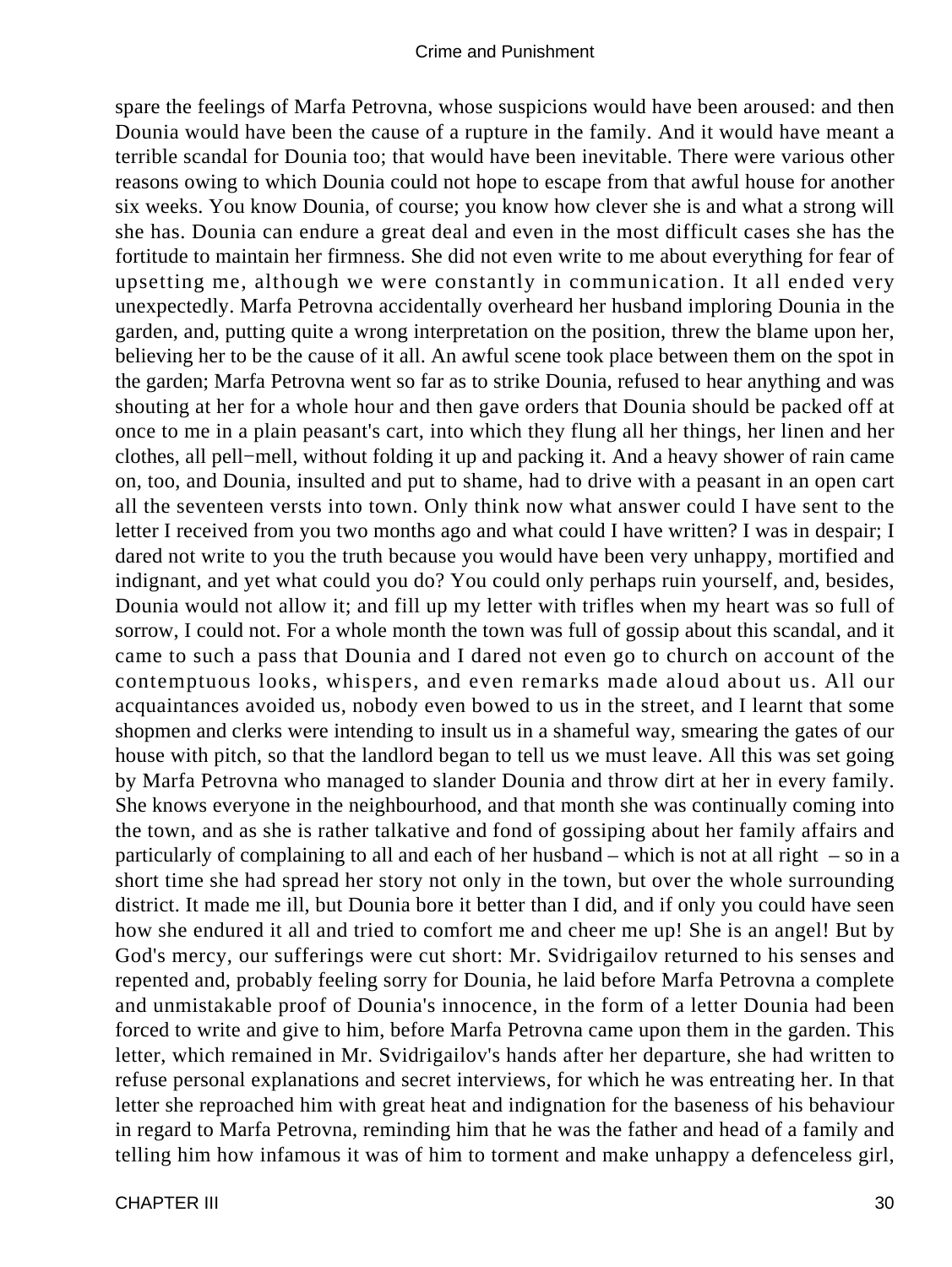spare the feelings of Marfa Petrovna, whose suspicions would have been aroused: and then Dounia would have been the cause of a rupture in the family. And it would have meant a terrible scandal for Dounia too; that would have been inevitable. There were various other reasons owing to which Dounia could not hope to escape from that awful house for another six weeks. You know Dounia, of course; you know how clever she is and what a strong will she has. Dounia can endure a great deal and even in the most difficult cases she has the fortitude to maintain her firmness. She did not even write to me about everything for fear of upsetting me, although we were constantly in communication. It all ended very unexpectedly. Marfa Petrovna accidentally overheard her husband imploring Dounia in the garden, and, putting quite a wrong interpretation on the position, threw the blame upon her, believing her to be the cause of it all. An awful scene took place between them on the spot in the garden; Marfa Petrovna went so far as to strike Dounia, refused to hear anything and was shouting at her for a whole hour and then gave orders that Dounia should be packed off at once to me in a plain peasant's cart, into which they flung all her things, her linen and her clothes, all pell−mell, without folding it up and packing it. And a heavy shower of rain came on, too, and Dounia, insulted and put to shame, had to drive with a peasant in an open cart all the seventeen versts into town. Only think now what answer could I have sent to the letter I received from you two months ago and what could I have written? I was in despair; I dared not write to you the truth because you would have been very unhappy, mortified and indignant, and yet what could you do? You could only perhaps ruin yourself, and, besides, Dounia would not allow it; and fill up my letter with trifles when my heart was so full of sorrow, I could not. For a whole month the town was full of gossip about this scandal, and it came to such a pass that Dounia and I dared not even go to church on account of the contemptuous looks, whispers, and even remarks made aloud about us. All our acquaintances avoided us, nobody even bowed to us in the street, and I learnt that some shopmen and clerks were intending to insult us in a shameful way, smearing the gates of our house with pitch, so that the landlord began to tell us we must leave. All this was set going by Marfa Petrovna who managed to slander Dounia and throw dirt at her in every family. She knows everyone in the neighbourhood, and that month she was continually coming into the town, and as she is rather talkative and fond of gossiping about her family affairs and particularly of complaining to all and each of her husband – which is not at all right – so in a short time she had spread her story not only in the town, but over the whole surrounding district. It made me ill, but Dounia bore it better than I did, and if only you could have seen how she endured it all and tried to comfort me and cheer me up! She is an angel! But by God's mercy, our sufferings were cut short: Mr. Svidrigailov returned to his senses and repented and, probably feeling sorry for Dounia, he laid before Marfa Petrovna a complete and unmistakable proof of Dounia's innocence, in the form of a letter Dounia had been forced to write and give to him, before Marfa Petrovna came upon them in the garden. This letter, which remained in Mr. Svidrigailov's hands after her departure, she had written to refuse personal explanations and secret interviews, for which he was entreating her. In that letter she reproached him with great heat and indignation for the baseness of his behaviour in regard to Marfa Petrovna, reminding him that he was the father and head of a family and telling him how infamous it was of him to torment and make unhappy a defenceless girl,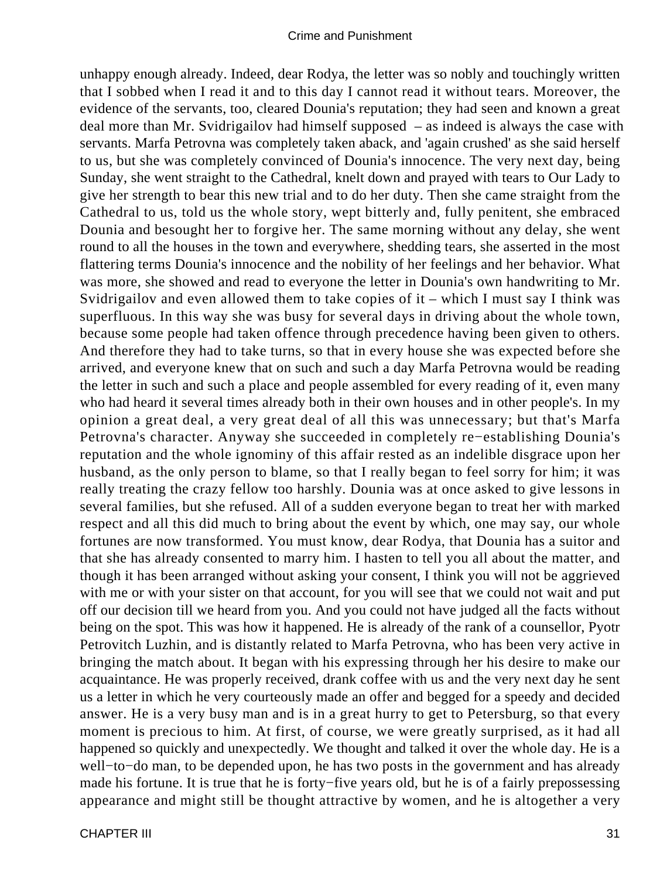unhappy enough already. Indeed, dear Rodya, the letter was so nobly and touchingly written that I sobbed when I read it and to this day I cannot read it without tears. Moreover, the evidence of the servants, too, cleared Dounia's reputation; they had seen and known a great deal more than Mr. Svidrigailov had himself supposed – as indeed is always the case with servants. Marfa Petrovna was completely taken aback, and 'again crushed' as she said herself to us, but she was completely convinced of Dounia's innocence. The very next day, being Sunday, she went straight to the Cathedral, knelt down and prayed with tears to Our Lady to give her strength to bear this new trial and to do her duty. Then she came straight from the Cathedral to us, told us the whole story, wept bitterly and, fully penitent, she embraced Dounia and besought her to forgive her. The same morning without any delay, she went round to all the houses in the town and everywhere, shedding tears, she asserted in the most flattering terms Dounia's innocence and the nobility of her feelings and her behavior. What was more, she showed and read to everyone the letter in Dounia's own handwriting to Mr. Svidrigailov and even allowed them to take copies of it – which I must say I think was superfluous. In this way she was busy for several days in driving about the whole town, because some people had taken offence through precedence having been given to others. And therefore they had to take turns, so that in every house she was expected before she arrived, and everyone knew that on such and such a day Marfa Petrovna would be reading the letter in such and such a place and people assembled for every reading of it, even many who had heard it several times already both in their own houses and in other people's. In my opinion a great deal, a very great deal of all this was unnecessary; but that's Marfa Petrovna's character. Anyway she succeeded in completely re−establishing Dounia's reputation and the whole ignominy of this affair rested as an indelible disgrace upon her husband, as the only person to blame, so that I really began to feel sorry for him; it was really treating the crazy fellow too harshly. Dounia was at once asked to give lessons in several families, but she refused. All of a sudden everyone began to treat her with marked respect and all this did much to bring about the event by which, one may say, our whole fortunes are now transformed. You must know, dear Rodya, that Dounia has a suitor and that she has already consented to marry him. I hasten to tell you all about the matter, and though it has been arranged without asking your consent, I think you will not be aggrieved with me or with your sister on that account, for you will see that we could not wait and put off our decision till we heard from you. And you could not have judged all the facts without being on the spot. This was how it happened. He is already of the rank of a counsellor, Pyotr Petrovitch Luzhin, and is distantly related to Marfa Petrovna, who has been very active in bringing the match about. It began with his expressing through her his desire to make our acquaintance. He was properly received, drank coffee with us and the very next day he sent us a letter in which he very courteously made an offer and begged for a speedy and decided answer. He is a very busy man and is in a great hurry to get to Petersburg, so that every moment is precious to him. At first, of course, we were greatly surprised, as it had all happened so quickly and unexpectedly. We thought and talked it over the whole day. He is a well−to−do man, to be depended upon, he has two posts in the government and has already made his fortune. It is true that he is forty−five years old, but he is of a fairly prepossessing appearance and might still be thought attractive by women, and he is altogether a very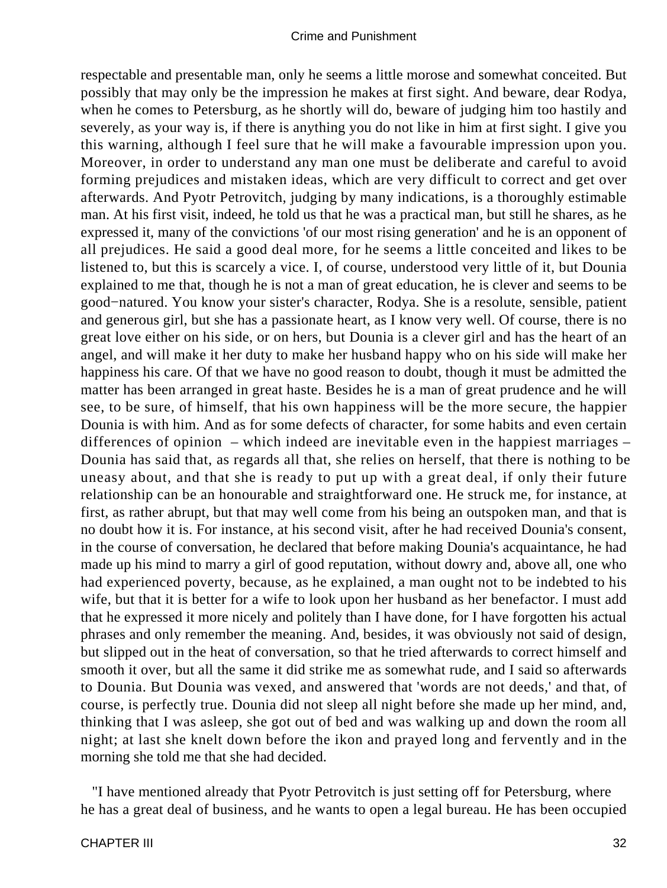respectable and presentable man, only he seems a little morose and somewhat conceited. But possibly that may only be the impression he makes at first sight. And beware, dear Rodya, when he comes to Petersburg, as he shortly will do, beware of judging him too hastily and severely, as your way is, if there is anything you do not like in him at first sight. I give you this warning, although I feel sure that he will make a favourable impression upon you. Moreover, in order to understand any man one must be deliberate and careful to avoid forming prejudices and mistaken ideas, which are very difficult to correct and get over afterwards. And Pyotr Petrovitch, judging by many indications, is a thoroughly estimable man. At his first visit, indeed, he told us that he was a practical man, but still he shares, as he expressed it, many of the convictions 'of our most rising generation' and he is an opponent of all prejudices. He said a good deal more, for he seems a little conceited and likes to be listened to, but this is scarcely a vice. I, of course, understood very little of it, but Dounia explained to me that, though he is not a man of great education, he is clever and seems to be good−natured. You know your sister's character, Rodya. She is a resolute, sensible, patient and generous girl, but she has a passionate heart, as I know very well. Of course, there is no great love either on his side, or on hers, but Dounia is a clever girl and has the heart of an angel, and will make it her duty to make her husband happy who on his side will make her happiness his care. Of that we have no good reason to doubt, though it must be admitted the matter has been arranged in great haste. Besides he is a man of great prudence and he will see, to be sure, of himself, that his own happiness will be the more secure, the happier Dounia is with him. And as for some defects of character, for some habits and even certain differences of opinion – which indeed are inevitable even in the happiest marriages – Dounia has said that, as regards all that, she relies on herself, that there is nothing to be uneasy about, and that she is ready to put up with a great deal, if only their future relationship can be an honourable and straightforward one. He struck me, for instance, at first, as rather abrupt, but that may well come from his being an outspoken man, and that is no doubt how it is. For instance, at his second visit, after he had received Dounia's consent, in the course of conversation, he declared that before making Dounia's acquaintance, he had made up his mind to marry a girl of good reputation, without dowry and, above all, one who had experienced poverty, because, as he explained, a man ought not to be indebted to his wife, but that it is better for a wife to look upon her husband as her benefactor. I must add that he expressed it more nicely and politely than I have done, for I have forgotten his actual phrases and only remember the meaning. And, besides, it was obviously not said of design, but slipped out in the heat of conversation, so that he tried afterwards to correct himself and smooth it over, but all the same it did strike me as somewhat rude, and I said so afterwards to Dounia. But Dounia was vexed, and answered that 'words are not deeds,' and that, of course, is perfectly true. Dounia did not sleep all night before she made up her mind, and, thinking that I was asleep, she got out of bed and was walking up and down the room all night; at last she knelt down before the ikon and prayed long and fervently and in the morning she told me that she had decided.

"I have mentioned already that Pyotr Petrovitch is just setting off for Petersburg, where he has a great deal of business, and he wants to open a legal bureau. He has been occupied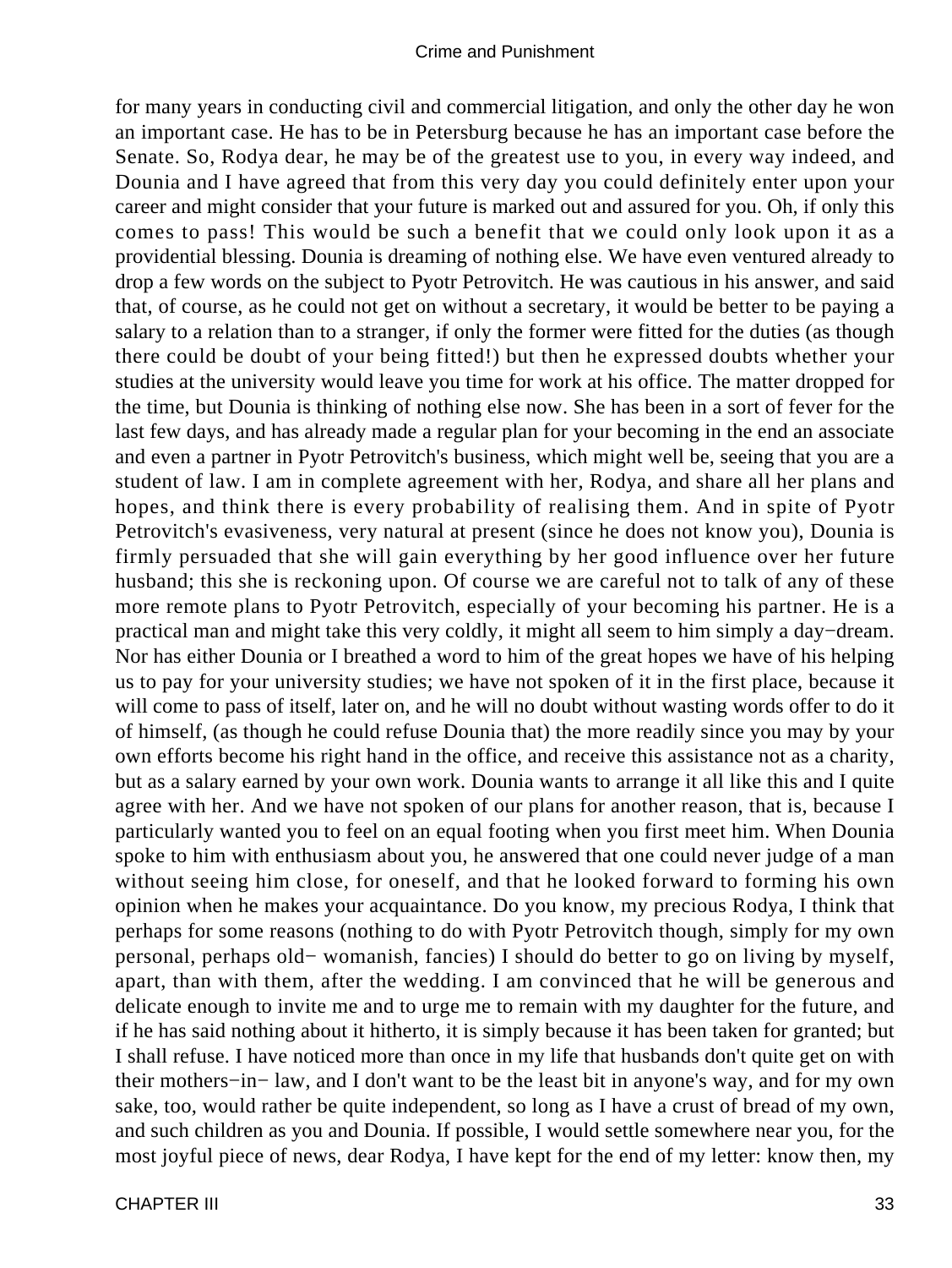for many years in conducting civil and commercial litigation, and only the other day he won an important case. He has to be in Petersburg because he has an important case before the Senate. So, Rodya dear, he may be of the greatest use to you, in every way indeed, and Dounia and I have agreed that from this very day you could definitely enter upon your career and might consider that your future is marked out and assured for you. Oh, if only this comes to pass! This would be such a benefit that we could only look upon it as a providential blessing. Dounia is dreaming of nothing else. We have even ventured already to drop a few words on the subject to Pyotr Petrovitch. He was cautious in his answer, and said that, of course, as he could not get on without a secretary, it would be better to be paying a salary to a relation than to a stranger, if only the former were fitted for the duties (as though there could be doubt of your being fitted!) but then he expressed doubts whether your studies at the university would leave you time for work at his office. The matter dropped for the time, but Dounia is thinking of nothing else now. She has been in a sort of fever for the last few days, and has already made a regular plan for your becoming in the end an associate and even a partner in Pyotr Petrovitch's business, which might well be, seeing that you are a student of law. I am in complete agreement with her, Rodya, and share all her plans and hopes, and think there is every probability of realising them. And in spite of Pyotr Petrovitch's evasiveness, very natural at present (since he does not know you), Dounia is firmly persuaded that she will gain everything by her good influence over her future husband; this she is reckoning upon. Of course we are careful not to talk of any of these more remote plans to Pyotr Petrovitch, especially of your becoming his partner. He is a practical man and might take this very coldly, it might all seem to him simply a day−dream. Nor has either Dounia or I breathed a word to him of the great hopes we have of his helping us to pay for your university studies; we have not spoken of it in the first place, because it will come to pass of itself, later on, and he will no doubt without wasting words offer to do it of himself, (as though he could refuse Dounia that) the more readily since you may by your own efforts become his right hand in the office, and receive this assistance not as a charity, but as a salary earned by your own work. Dounia wants to arrange it all like this and I quite agree with her. And we have not spoken of our plans for another reason, that is, because I particularly wanted you to feel on an equal footing when you first meet him. When Dounia spoke to him with enthusiasm about you, he answered that one could never judge of a man without seeing him close, for oneself, and that he looked forward to forming his own opinion when he makes your acquaintance. Do you know, my precious Rodya, I think that perhaps for some reasons (nothing to do with Pyotr Petrovitch though, simply for my own personal, perhaps old− womanish, fancies) I should do better to go on living by myself, apart, than with them, after the wedding. I am convinced that he will be generous and delicate enough to invite me and to urge me to remain with my daughter for the future, and if he has said nothing about it hitherto, it is simply because it has been taken for granted; but I shall refuse. I have noticed more than once in my life that husbands don't quite get on with their mothers−in− law, and I don't want to be the least bit in anyone's way, and for my own sake, too, would rather be quite independent, so long as I have a crust of bread of my own, and such children as you and Dounia. If possible, I would settle somewhere near you, for the most joyful piece of news, dear Rodya, I have kept for the end of my letter: know then, my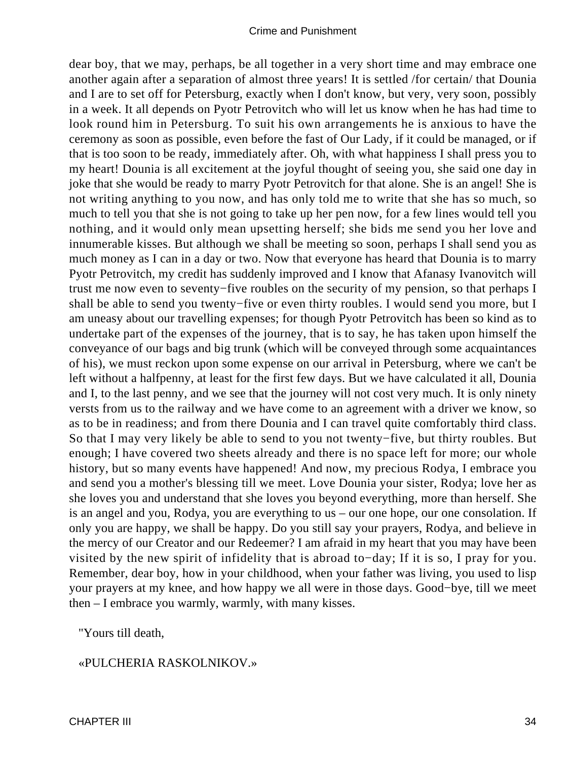dear boy, that we may, perhaps, be all together in a very short time and may embrace one another again after a separation of almost three years! It is settled /for certain/ that Dounia and I are to set off for Petersburg, exactly when I don't know, but very, very soon, possibly in a week. It all depends on Pyotr Petrovitch who will let us know when he has had time to look round him in Petersburg. To suit his own arrangements he is anxious to have the ceremony as soon as possible, even before the fast of Our Lady, if it could be managed, or if that is too soon to be ready, immediately after. Oh, with what happiness I shall press you to my heart! Dounia is all excitement at the joyful thought of seeing you, she said one day in joke that she would be ready to marry Pyotr Petrovitch for that alone. She is an angel! She is not writing anything to you now, and has only told me to write that she has so much, so much to tell you that she is not going to take up her pen now, for a few lines would tell you nothing, and it would only mean upsetting herself; she bids me send you her love and innumerable kisses. But although we shall be meeting so soon, perhaps I shall send you as much money as I can in a day or two. Now that everyone has heard that Dounia is to marry Pyotr Petrovitch, my credit has suddenly improved and I know that Afanasy Ivanovitch will trust me now even to seventy−five roubles on the security of my pension, so that perhaps I shall be able to send you twenty−five or even thirty roubles. I would send you more, but I am uneasy about our travelling expenses; for though Pyotr Petrovitch has been so kind as to undertake part of the expenses of the journey, that is to say, he has taken upon himself the conveyance of our bags and big trunk (which will be conveyed through some acquaintances of his), we must reckon upon some expense on our arrival in Petersburg, where we can't be left without a halfpenny, at least for the first few days. But we have calculated it all, Dounia and I, to the last penny, and we see that the journey will not cost very much. It is only ninety versts from us to the railway and we have come to an agreement with a driver we know, so as to be in readiness; and from there Dounia and I can travel quite comfortably third class. So that I may very likely be able to send to you not twenty−five, but thirty roubles. But enough; I have covered two sheets already and there is no space left for more; our whole history, but so many events have happened! And now, my precious Rodya, I embrace you and send you a mother's blessing till we meet. Love Dounia your sister, Rodya; love her as she loves you and understand that she loves you beyond everything, more than herself. She is an angel and you, Rodya, you are everything to us – our one hope, our one consolation. If only you are happy, we shall be happy. Do you still say your prayers, Rodya, and believe in the mercy of our Creator and our Redeemer? I am afraid in my heart that you may have been visited by the new spirit of infidelity that is abroad to−day; If it is so, I pray for you. Remember, dear boy, how in your childhood, when your father was living, you used to lisp your prayers at my knee, and how happy we all were in those days. Good−bye, till we meet then – I embrace you warmly, warmly, with many kisses.

"Yours till death,

«PULCHERIA RASKOLNIKOV.»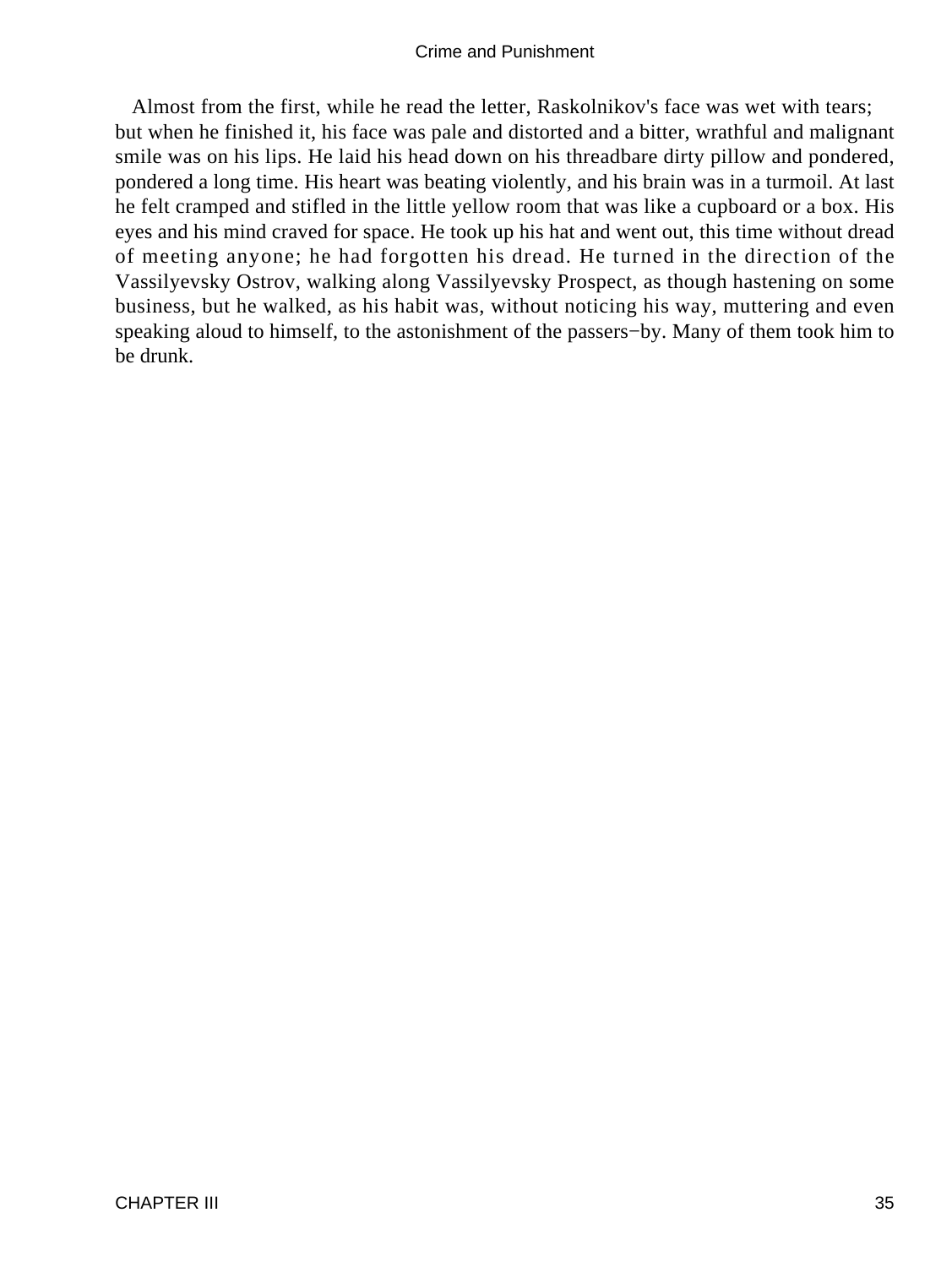Almost from the first, while he read the letter, Raskolnikov's face was wet with tears; but when he finished it, his face was pale and distorted and a bitter, wrathful and malignant smile was on his lips. He laid his head down on his threadbare dirty pillow and pondered, pondered a long time. His heart was beating violently, and his brain was in a turmoil. At last he felt cramped and stifled in the little yellow room that was like a cupboard or a box. His eyes and his mind craved for space. He took up his hat and went out, this time without dread of meeting anyone; he had forgotten his dread. He turned in the direction of the Vassilyevsky Ostrov, walking along Vassilyevsky Prospect, as though hastening on some business, but he walked, as his habit was, without noticing his way, muttering and even speaking aloud to himself, to the astonishment of the passers−by. Many of them took him to be drunk.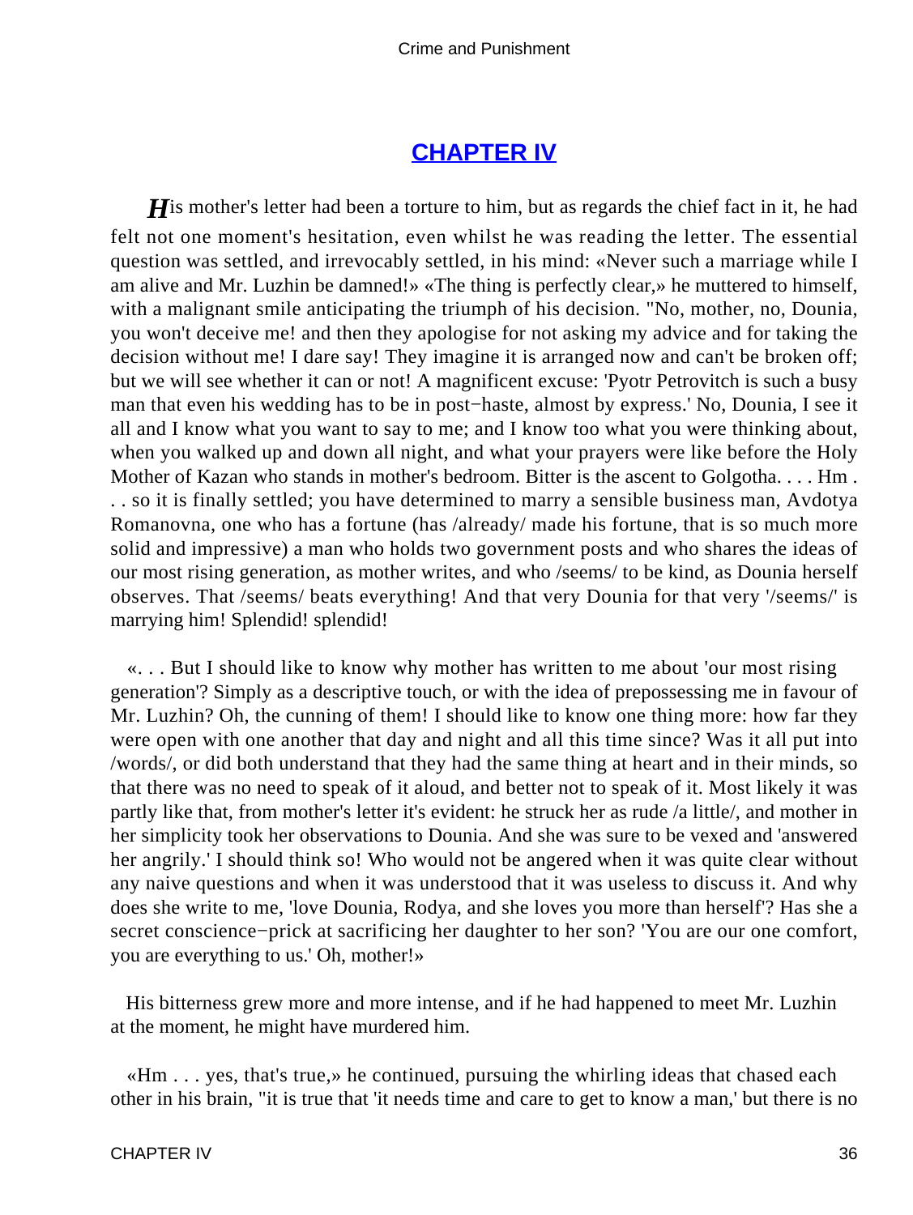## CHAPTER IV

*H*is mother's letter had been a torture to him, but as regards the chief fact in it, he had felt not one moment's hesitation, even whilst he was reading the letter. The essential question was settled, and irrevocably settled, in his mind: «Never such a marriage while I am alive and Mr. Luzhin be damned!» «The thing is perfectly clear,» he muttered to himself, with a malignant smile anticipating the triumph of his decision. "No, mother, no, Dounia, you won't deceive me! and then they apologise for not asking my advice and for taking the decision without me! I dare say! They imagine it is arranged now and can't be broken off; but we will see whether it can or not! A magnificent excuse: 'Pyotr Petrovitch is such a busy man that even his wedding has to be in post−haste, almost by express.' No, Dounia, I see it all and I know what you want to say to me; and I know too what you were thinking about, when you walked up and down all night, and what your prayers were like before the Holy Mother of Kazan who stands in mother's bedroom. Bitter is the ascent to Golgotha. . . . Hm . . . so it is finally settled; you have determined to marry a sensible business man, Avdotya Romanovna, one who has a fortune (has /already/ made his fortune, that is so much more solid and impressive) a man who holds two government posts and who shares the ideas of our most rising generation, as mother writes, and who /seems/ to be kind, as Dounia herself observes. That /seems/ beats everything! And that very Dounia for that very '/seems/' is marrying him! Splendid! splendid!

«. . . But I should like to know why mother has written to me about 'our most rising generation'? Simply as a descriptive touch, or with the idea of prepossessing me in favour of Mr. Luzhin? Oh, the cunning of them! I should like to know one thing more: how far they were open with one another that day and night and all this time since? Was it all put into /words/, or did both understand that they had the same thing at heart and in their minds, so that there was no need to speak of it aloud, and better not to speak of it. Most likely it was partly like that, from mother's letter it's evident: he struck her as rude /a little/, and mother in her simplicity took her observations to Dounia. And she was sure to be vexed and 'answered her angrily.' I should think so! Who would not be angered when it was quite clear without any naive questions and when it was understood that it was useless to discuss it. And why does she write to me, 'love Dounia, Rodya, and she loves you more than herself'? Has she a secret conscience−prick at sacrificing her daughter to her son? 'You are our one comfort, you are everything to us.' Oh, mother!»

His bitterness grew more and more intense, and if he had happened to meet Mr. Luzhin at the moment, he might have murdered him.

«Hm . . . yes, that's true,» he continued, pursuing the whirling ideas that chased each other in his brain, "it is true that 'it needs time and care to get to know a man,' but there is no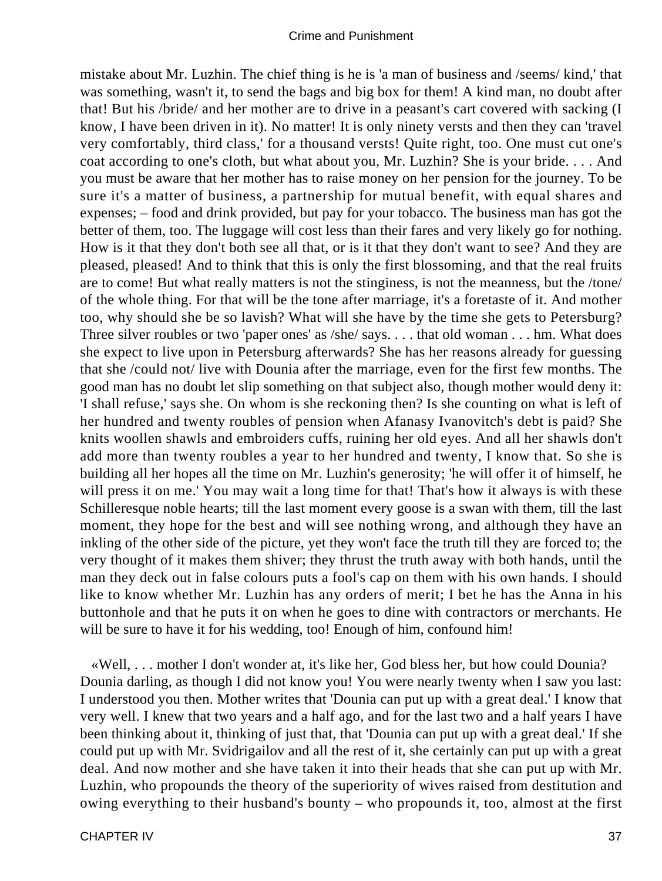mistake about Mr. Luzhin. The chief thing is he is 'a man of business and /seems/ kind,' that was something, wasn't it, to send the bags and big box for them! A kind man, no doubt after that! But his /bride/ and her mother are to drive in a peasant's cart covered with sacking (I know, I have been driven in it). No matter! It is only ninety versts and then they can 'travel very comfortably, third class,' for a thousand versts! Quite right, too. One must cut one's coat according to one's cloth, but what about you, Mr. Luzhin? She is your bride. . . . And you must be aware that her mother has to raise money on her pension for the journey. To be sure it's a matter of business, a partnership for mutual benefit, with equal shares and expenses; – food and drink provided, but pay for your tobacco. The business man has got the better of them, too. The luggage will cost less than their fares and very likely go for nothing. How is it that they don't both see all that, or is it that they don't want to see? And they are pleased, pleased! And to think that this is only the first blossoming, and that the real fruits are to come! But what really matters is not the stinginess, is not the meanness, but the /tone/ of the whole thing. For that will be the tone after marriage, it's a foretaste of it. And mother too, why should she be so lavish? What will she have by the time she gets to Petersburg? Three silver roubles or two 'paper ones' as /she/ says. . . . that old woman . . . hm. What does she expect to live upon in Petersburg afterwards? She has her reasons already for guessing that she /could not/ live with Dounia after the marriage, even for the first few months. The good man has no doubt let slip something on that subject also, though mother would deny it: 'I shall refuse,' says she. On whom is she reckoning then? Is she counting on what is left of her hundred and twenty roubles of pension when Afanasy Ivanovitch's debt is paid? She knits woollen shawls and embroiders cuffs, ruining her old eyes. And all her shawls don't add more than twenty roubles a year to her hundred and twenty, I know that. So she is building all her hopes all the time on Mr. Luzhin's generosity; 'he will offer it of himself, he will press it on me.' You may wait a long time for that! That's how it always is with these Schilleresque noble hearts; till the last moment every goose is a swan with them, till the last moment, they hope for the best and will see nothing wrong, and although they have an inkling of the other side of the picture, yet they won't face the truth till they are forced to; the very thought of it makes them shiver; they thrust the truth away with both hands, until the man they deck out in false colours puts a fool's cap on them with his own hands. I should like to know whether Mr. Luzhin has any orders of merit; I bet he has the Anna in his buttonhole and that he puts it on when he goes to dine with contractors or merchants. He will be sure to have it for his wedding, too! Enough of him, confound him!

«Well, . . . mother I don't wonder at, it's like her, God bless her, but how could Dounia? Dounia darling, as though I did not know you! You were nearly twenty when I saw you last: I understood you then. Mother writes that 'Dounia can put up with a great deal.' I know that very well. I knew that two years and a half ago, and for the last two and a half years I have been thinking about it, thinking of just that, that 'Dounia can put up with a great deal.' If she could put up with Mr. Svidrigailov and all the rest of it, she certainly can put up with a great deal. And now mother and she have taken it into their heads that she can put up with Mr. Luzhin, who propounds the theory of the superiority of wives raised from destitution and owing everything to their husband's bounty – who propounds it, too, almost at the first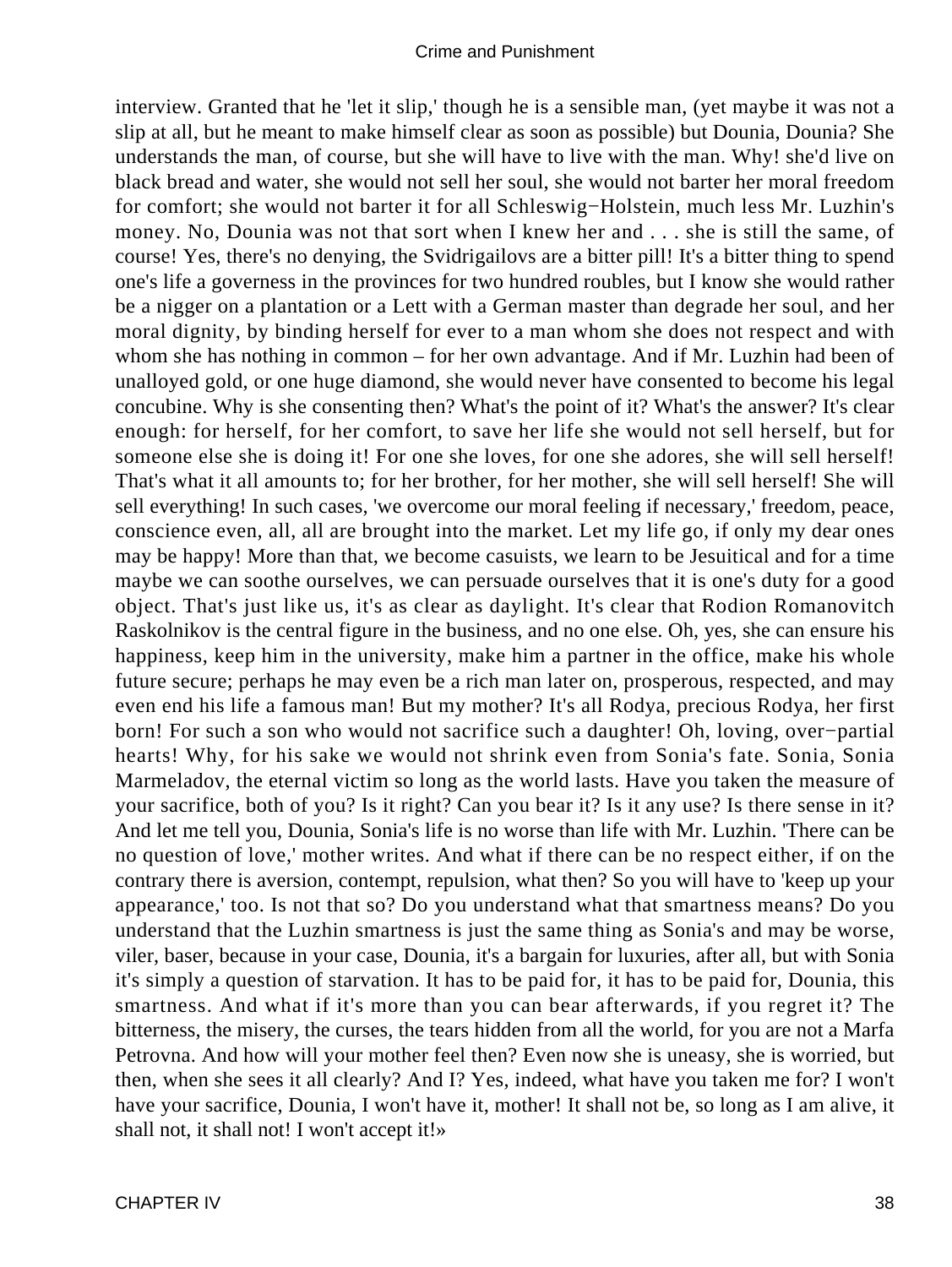interview. Granted that he 'let it slip,' though he is a sensible man, (yet maybe it was not a slip at all, but he meant to make himself clear as soon as possible) but Dounia, Dounia? She understands the man, of course, but she will have to live with the man. Why! she'd live on black bread and water, she would not sell her soul, she would not barter her moral freedom for comfort; she would not barter it for all Schleswig−Holstein, much less Mr. Luzhin's money. No, Dounia was not that sort when I knew her and . . . she is still the same, of course! Yes, there's no denying, the Svidrigailovs are a bitter pill! It's a bitter thing to spend one's life a governess in the provinces for two hundred roubles, but I know she would rather be a nigger on a plantation or a Lett with a German master than degrade her soul, and her moral dignity, by binding herself for ever to a man whom she does not respect and with whom she has nothing in common – for her own advantage. And if Mr. Luzhin had been of unalloyed gold, or one huge diamond, she would never have consented to become his legal concubine. Why is she consenting then? What's the point of it? What's the answer? It's clear enough: for herself, for her comfort, to save her life she would not sell herself, but for someone else she is doing it! For one she loves, for one she adores, she will sell herself! That's what it all amounts to; for her brother, for her mother, she will sell herself! She will sell everything! In such cases, 'we overcome our moral feeling if necessary,' freedom, peace, conscience even, all, all are brought into the market. Let my life go, if only my dear ones may be happy! More than that, we become casuists, we learn to be Jesuitical and for a time maybe we can soothe ourselves, we can persuade ourselves that it is one's duty for a good object. That's just like us, it's as clear as daylight. It's clear that Rodion Romanovitch Raskolnikov is the central figure in the business, and no one else. Oh, yes, she can ensure his happiness, keep him in the university, make him a partner in the office, make his whole future secure; perhaps he may even be a rich man later on, prosperous, respected, and may even end his life a famous man! But my mother? It's all Rodya, precious Rodya, her first born! For such a son who would not sacrifice such a daughter! Oh, loving, over−partial hearts! Why, for his sake we would not shrink even from Sonia's fate. Sonia, Sonia Marmeladov, the eternal victim so long as the world lasts. Have you taken the measure of your sacrifice, both of you? Is it right? Can you bear it? Is it any use? Is there sense in it? And let me tell you, Dounia, Sonia's life is no worse than life with Mr. Luzhin. 'There can be no question of love,' mother writes. And what if there can be no respect either, if on the contrary there is aversion, contempt, repulsion, what then? So you will have to 'keep up your appearance,' too. Is not that so? Do you understand what that smartness means? Do you understand that the Luzhin smartness is just the same thing as Sonia's and may be worse, viler, baser, because in your case, Dounia, it's a bargain for luxuries, after all, but with Sonia it's simply a question of starvation. It has to be paid for, it has to be paid for, Dounia, this smartness. And what if it's more than you can bear afterwards, if you regret it? The bitterness, the misery, the curses, the tears hidden from all the world, for you are not a Marfa Petrovna. And how will your mother feel then? Even now she is uneasy, she is worried, but then, when she sees it all clearly? And I? Yes, indeed, what have you taken me for? I won't have your sacrifice, Dounia, I won't have it, mother! It shall not be, so long as I am alive, it shall not, it shall not! I won't accept it!»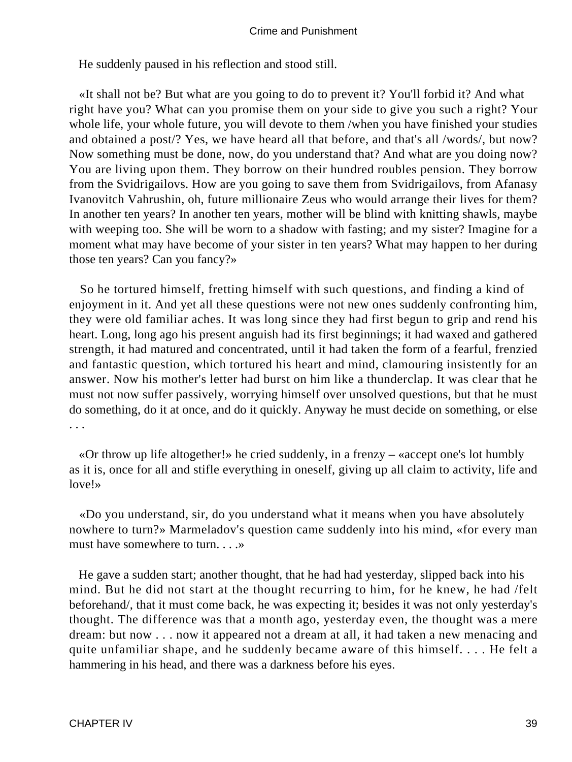He suddenly paused in his reflection and stood still.

«It shall not be? But what are you going to do to prevent it? You'll forbid it? And what right have you? What can you promise them on your side to give you such a right? Your whole life, your whole future, you will devote to them /when you have finished your studies and obtained a post/? Yes, we have heard all that before, and that's all /words/, but now? Now something must be done, now, do you understand that? And what are you doing now? You are living upon them. They borrow on their hundred roubles pension. They borrow from the Svidrigailovs. How are you going to save them from Svidrigailovs, from Afanasy Ivanovitch Vahrushin, oh, future millionaire Zeus who would arrange their lives for them? In another ten years? In another ten years, mother will be blind with knitting shawls, maybe with weeping too. She will be worn to a shadow with fasting; and my sister? Imagine for a moment what may have become of your sister in ten years? What may happen to her during those ten years? Can you fancy?»

So he tortured himself, fretting himself with such questions, and finding a kind of enjoyment in it. And yet all these questions were not new ones suddenly confronting him, they were old familiar aches. It was long since they had first begun to grip and rend his heart. Long, long ago his present anguish had its first beginnings; it had waxed and gathered strength, it had matured and concentrated, until it had taken the form of a fearful, frenzied and fantastic question, which tortured his heart and mind, clamouring insistently for an answer. Now his mother's letter had burst on him like a thunderclap. It was clear that he must not now suffer passively, worrying himself over unsolved questions, but that he must do something, do it at once, and do it quickly. Anyway he must decide on something, or else . . .

«Or throw up life altogether!» he cried suddenly, in a frenzy – «accept one's lot humbly as it is, once for all and stifle everything in oneself, giving up all claim to activity, life and love!»

«Do you understand, sir, do you understand what it means when you have absolutely nowhere to turn?» Marmeladov's question came suddenly into his mind, «for every man must have somewhere to turn. . . .»

He gave a sudden start; another thought, that he had had yesterday, slipped back into his mind. But he did not start at the thought recurring to him, for he knew, he had /felt beforehand/, that it must come back, he was expecting it; besides it was not only yesterday's thought. The difference was that a month ago, yesterday even, the thought was a mere dream: but now . . . now it appeared not a dream at all, it had taken a new menacing and quite unfamiliar shape, and he suddenly became aware of this himself. . . . He felt a hammering in his head, and there was a darkness before his eyes.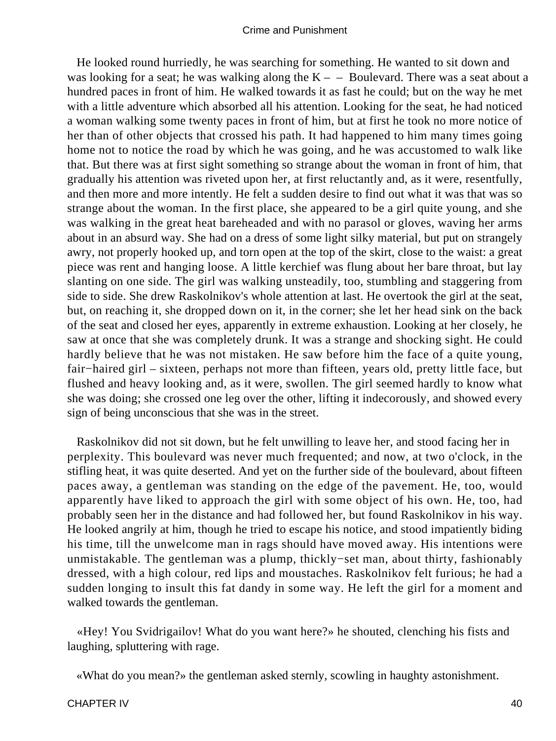He looked round hurriedly, he was searching for something. He wanted to sit down and was looking for a seat; he was walking along the K – – Boulevard. There was a seat about a hundred paces in front of him. He walked towards it as fast he could; but on the way he met with a little adventure which absorbed all his attention. Looking for the seat, he had noticed a woman walking some twenty paces in front of him, but at first he took no more notice of her than of other objects that crossed his path. It had happened to him many times going home not to notice the road by which he was going, and he was accustomed to walk like that. But there was at first sight something so strange about the woman in front of him, that gradually his attention was riveted upon her, at first reluctantly and, as it were, resentfully, and then more and more intently. He felt a sudden desire to find out what it was that was so strange about the woman. In the first place, she appeared to be a girl quite young, and she was walking in the great heat bareheaded and with no parasol or gloves, waving her arms about in an absurd way. She had on a dress of some light silky material, but put on strangely awry, not properly hooked up, and torn open at the top of the skirt, close to the waist: a great piece was rent and hanging loose. A little kerchief was flung about her bare throat, but lay slanting on one side. The girl was walking unsteadily, too, stumbling and staggering from side to side. She drew Raskolnikov's whole attention at last. He overtook the girl at the seat, but, on reaching it, she dropped down on it, in the corner; she let her head sink on the back of the seat and closed her eyes, apparently in extreme exhaustion. Looking at her closely, he saw at once that she was completely drunk. It was a strange and shocking sight. He could hardly believe that he was not mistaken. He saw before him the face of a quite young, fair−haired girl – sixteen, perhaps not more than fifteen, years old, pretty little face, but flushed and heavy looking and, as it were, swollen. The girl seemed hardly to know what she was doing; she crossed one leg over the other, lifting it indecorously, and showed every sign of being unconscious that she was in the street.

Raskolnikov did not sit down, but he felt unwilling to leave her, and stood facing her in perplexity. This boulevard was never much frequented; and now, at two o'clock, in the stifling heat, it was quite deserted. And yet on the further side of the boulevard, about fifteen paces away, a gentleman was standing on the edge of the pavement. He, too, would apparently have liked to approach the girl with some object of his own. He, too, had probably seen her in the distance and had followed her, but found Raskolnikov in his way. He looked angrily at him, though he tried to escape his notice, and stood impatiently biding his time, till the unwelcome man in rags should have moved away. His intentions were unmistakable. The gentleman was a plump, thickly−set man, about thirty, fashionably dressed, with a high colour, red lips and moustaches. Raskolnikov felt furious; he had a sudden longing to insult this fat dandy in some way. He left the girl for a moment and walked towards the gentleman.

«Hey! You Svidrigailov! What do you want here?» he shouted, clenching his fists and laughing, spluttering with rage.

«What do you mean?» the gentleman asked sternly, scowling in haughty astonishment.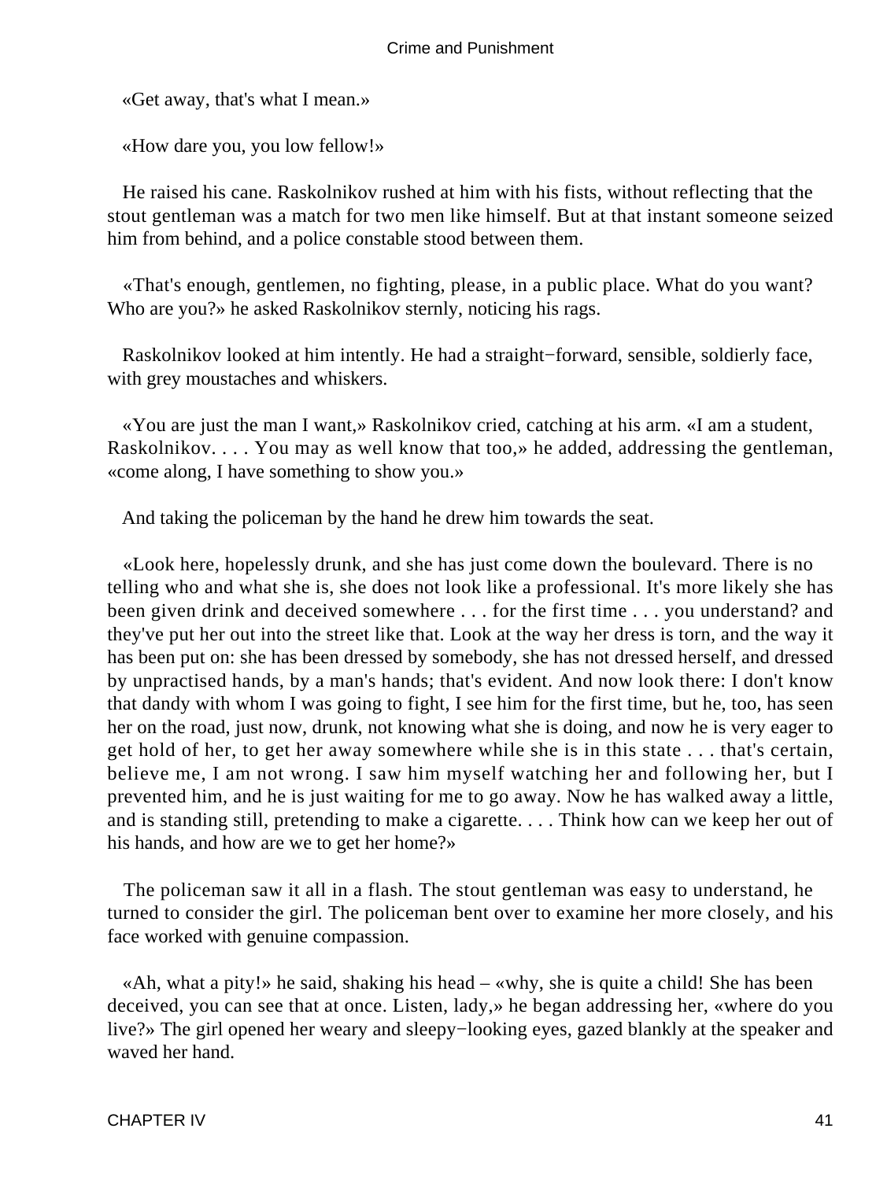«Get away, that's what I mean.»

«How dare you, you low fellow!»

He raised his cane. Raskolnikov rushed at him with his fists, without reflecting that the stout gentleman was a match for two men like himself. But at that instant someone seized him from behind, and a police constable stood between them.

«That's enough, gentlemen, no fighting, please, in a public place. What do you want? Who are you?» he asked Raskolnikov sternly, noticing his rags.

Raskolnikov looked at him intently. He had a straight−forward, sensible, soldierly face, with grey moustaches and whiskers.

«You are just the man I want,» Raskolnikov cried, catching at his arm. «I am a student, Raskolnikov. . . . You may as well know that too,» he added, addressing the gentleman, «come along, I have something to show you.»

And taking the policeman by the hand he drew him towards the seat.

«Look here, hopelessly drunk, and she has just come down the boulevard. There is no telling who and what she is, she does not look like a professional. It's more likely she has been given drink and deceived somewhere . . . for the first time . . . you understand? and they've put her out into the street like that. Look at the way her dress is torn, and the way it has been put on: she has been dressed by somebody, she has not dressed herself, and dressed by unpractised hands, by a man's hands; that's evident. And now look there: I don't know that dandy with whom I was going to fight, I see him for the first time, but he, too, has seen her on the road, just now, drunk, not knowing what she is doing, and now he is very eager to get hold of her, to get her away somewhere while she is in this state . . . that's certain, believe me, I am not wrong. I saw him myself watching her and following her, but I prevented him, and he is just waiting for me to go away. Now he has walked away a little, and is standing still, pretending to make a cigarette. . . . Think how can we keep her out of his hands, and how are we to get her home?»

The policeman saw it all in a flash. The stout gentleman was easy to understand, he turned to consider the girl. The policeman bent over to examine her more closely, and his face worked with genuine compassion.

«Ah, what a pity!» he said, shaking his head – «why, she is quite a child! She has been deceived, you can see that at once. Listen, lady,» he began addressing her, «where do you live?» The girl opened her weary and sleepy−looking eyes, gazed blankly at the speaker and waved her hand.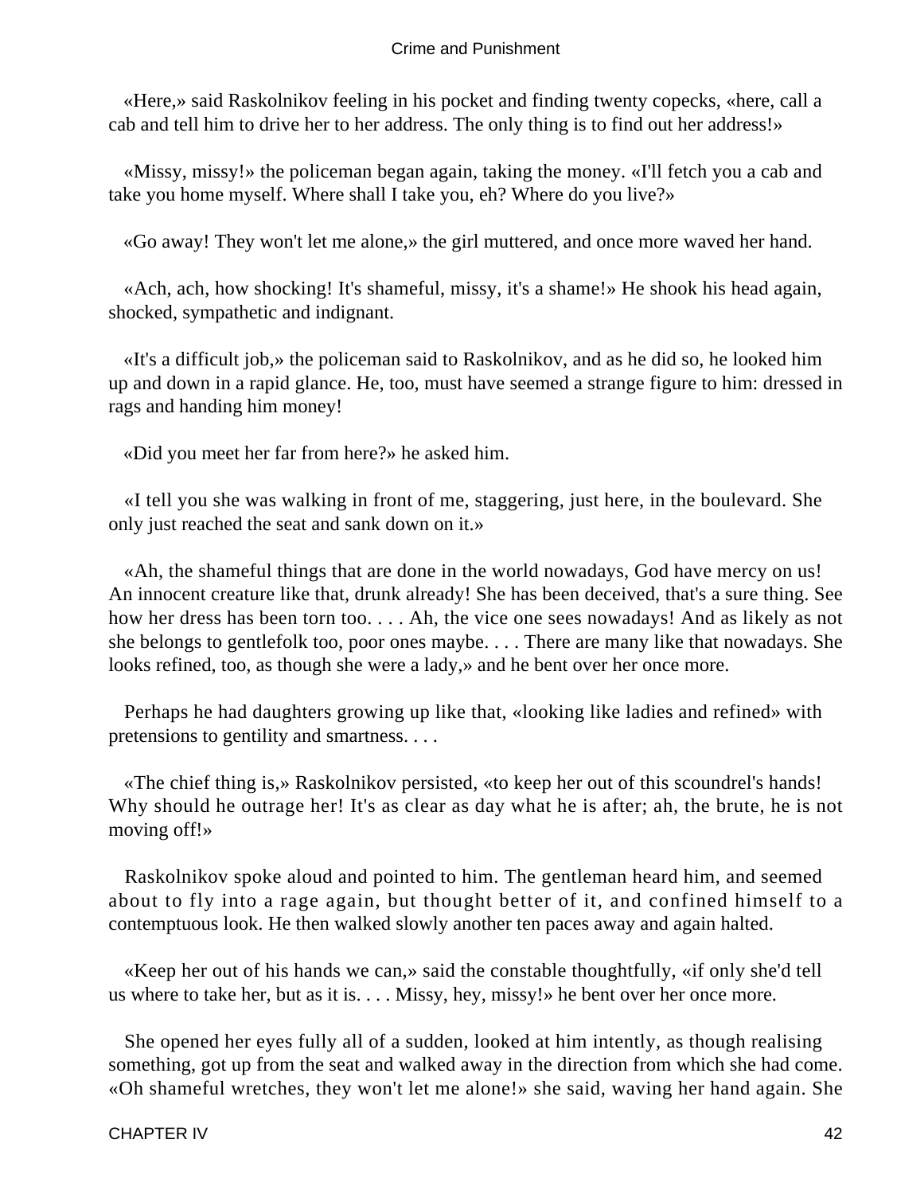«Here,» said Raskolnikov feeling in his pocket and finding twenty copecks, «here, call a cab and tell him to drive her to her address. The only thing is to find out her address!»

«Missy, missy!» the policeman began again, taking the money. «I'll fetch you a cab and take you home myself. Where shall I take you, eh? Where do you live?»

«Go away! They won't let me alone,» the girl muttered, and once more waved her hand.

«Ach, ach, how shocking! It's shameful, missy, it's a shame!» He shook his head again, shocked, sympathetic and indignant.

«It's a difficult job,» the policeman said to Raskolnikov, and as he did so, he looked him up and down in a rapid glance. He, too, must have seemed a strange figure to him: dressed in rags and handing him money!

«Did you meet her far from here?» he asked him.

«I tell you she was walking in front of me, staggering, just here, in the boulevard. She only just reached the seat and sank down on it.»

«Ah, the shameful things that are done in the world nowadays, God have mercy on us! An innocent creature like that, drunk already! She has been deceived, that's a sure thing. See how her dress has been torn too. . . . Ah, the vice one sees nowadays! And as likely as not she belongs to gentlefolk too, poor ones maybe. . . . There are many like that nowadays. She looks refined, too, as though she were a lady,» and he bent over her once more.

Perhaps he had daughters growing up like that, «looking like ladies and refined» with pretensions to gentility and smartness. . . .

«The chief thing is,» Raskolnikov persisted, «to keep her out of this scoundrel's hands! Why should he outrage her! It's as clear as day what he is after; ah, the brute, he is not moving off!»

Raskolnikov spoke aloud and pointed to him. The gentleman heard him, and seemed about to fly into a rage again, but thought better of it, and confined himself to a contemptuous look. He then walked slowly another ten paces away and again halted.

«Keep her out of his hands we can,» said the constable thoughtfully, «if only she'd tell us where to take her, but as it is. . . . Missy, hey, missy!» he bent over her once more.

She opened her eyes fully all of a sudden, looked at him intently, as though realising something, got up from the seat and walked away in the direction from which she had come. «Oh shameful wretches, they won't let me alone!» she said, waving her hand again. She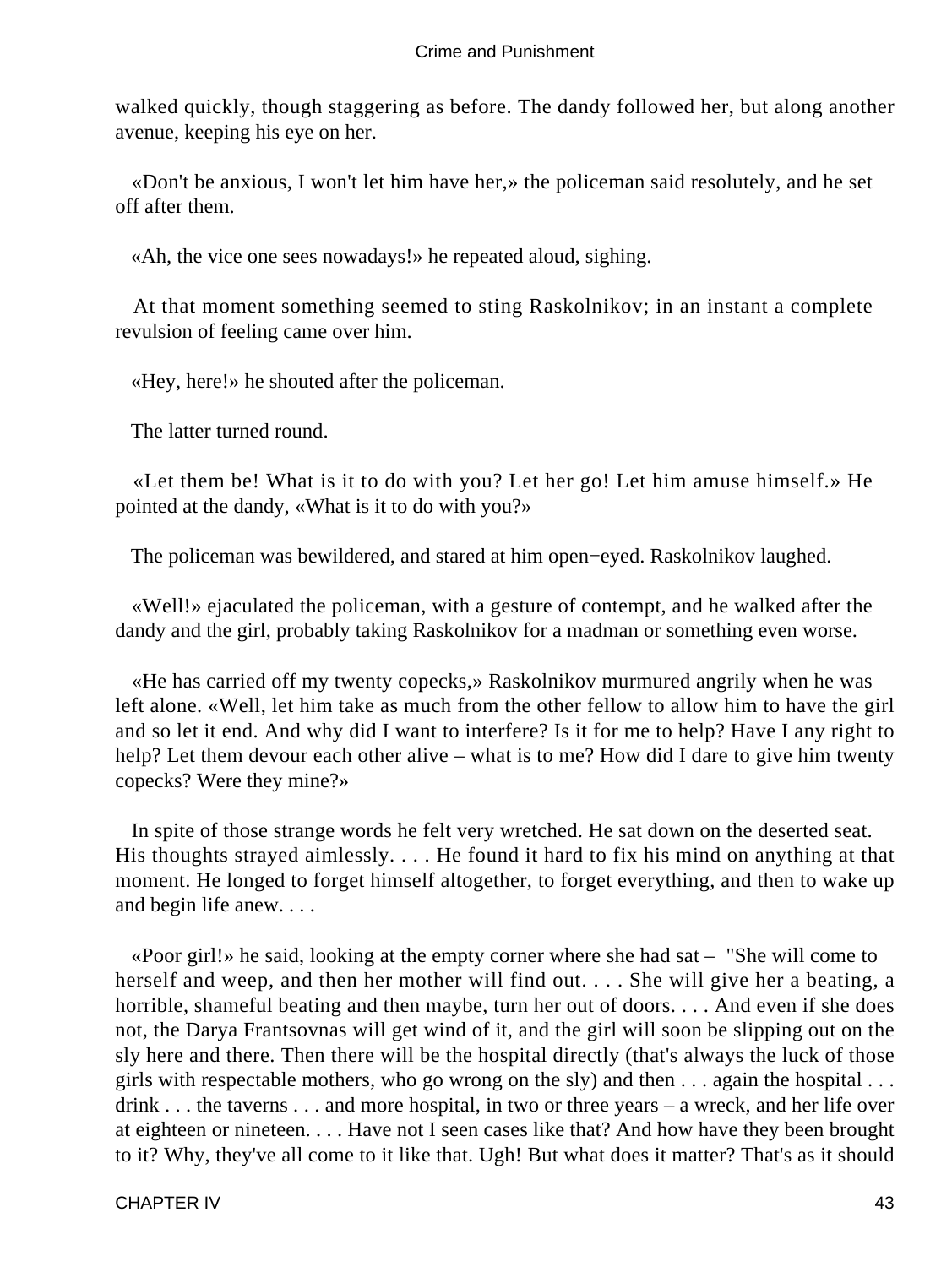walked quickly, though staggering as before. The dandy followed her, but along another avenue, keeping his eye on her.

«Don't be anxious, I won't let him have her,» the policeman said resolutely, and he set off after them.

«Ah, the vice one sees nowadays!» he repeated aloud, sighing.

At that moment something seemed to sting Raskolnikov; in an instant a complete revulsion of feeling came over him.

«Hey, here!» he shouted after the policeman.

The latter turned round.

«Let them be! What is it to do with you? Let her go! Let him amuse himself.» He pointed at the dandy, «What is it to do with you?»

The policeman was bewildered, and stared at him open−eyed. Raskolnikov laughed.

«Well!» ejaculated the policeman, with a gesture of contempt, and he walked after the dandy and the girl, probably taking Raskolnikov for a madman or something even worse.

«He has carried off my twenty copecks,» Raskolnikov murmured angrily when he was left alone. «Well, let him take as much from the other fellow to allow him to have the girl and so let it end. And why did I want to interfere? Is it for me to help? Have I any right to help? Let them devour each other alive – what is to me? How did I dare to give him twenty copecks? Were they mine?»

In spite of those strange words he felt very wretched. He sat down on the deserted seat. His thoughts strayed aimlessly. . . . He found it hard to fix his mind on anything at that moment. He longed to forget himself altogether, to forget everything, and then to wake up and begin life anew. . . .

«Poor girl!» he said, looking at the empty corner where she had sat – "She will come to herself and weep, and then her mother will find out. . . . She will give her a beating, a horrible, shameful beating and then maybe, turn her out of doors. . . . And even if she does not, the Darya Frantsovnas will get wind of it, and the girl will soon be slipping out on the sly here and there. Then there will be the hospital directly (that's always the luck of those girls with respectable mothers, who go wrong on the sly) and then . . . again the hospital . . . drink . . . the taverns . . . and more hospital, in two or three years – a wreck, and her life over at eighteen or nineteen. . . . Have not I seen cases like that? And how have they been brought to it? Why, they've all come to it like that. Ugh! But what does it matter? That's as it should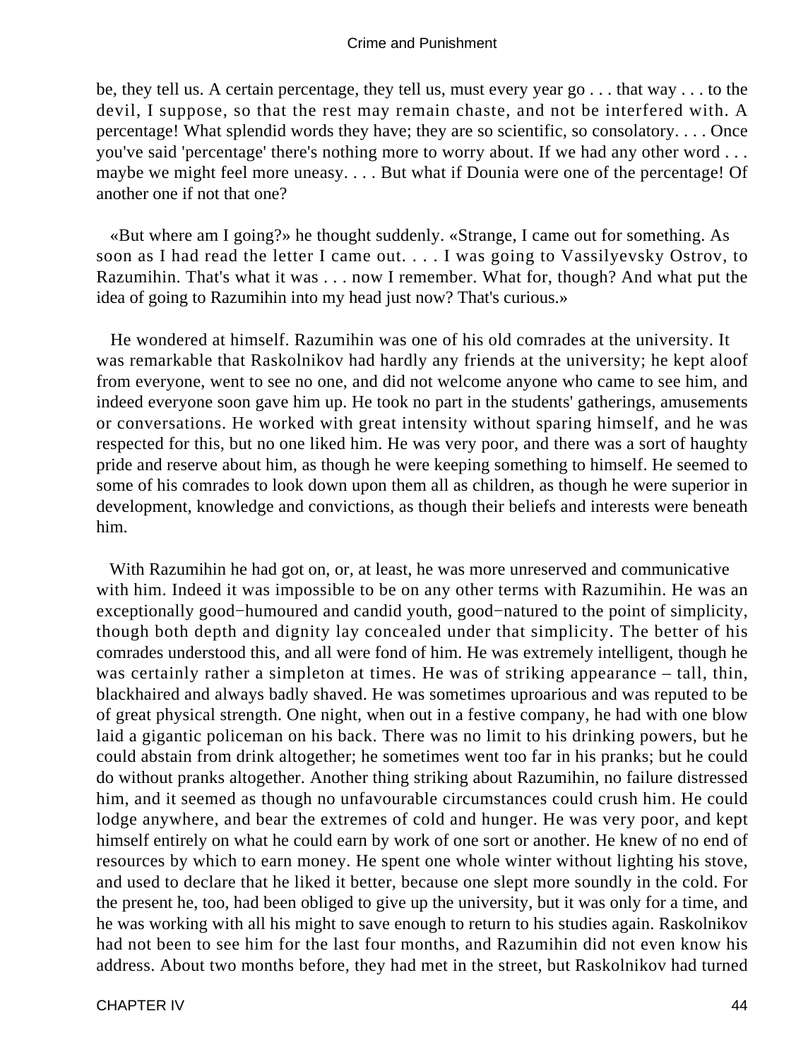be, they tell us. A certain percentage, they tell us, must every year go . . . that way . . . to the devil, I suppose, so that the rest may remain chaste, and not be interfered with. A percentage! What splendid words they have; they are so scientific, so consolatory. . . . Once you've said 'percentage' there's nothing more to worry about. If we had any other word . . . maybe we might feel more uneasy. . . . But what if Dounia were one of the percentage! Of another one if not that one?

«But where am I going?» he thought suddenly. «Strange, I came out for something. As soon as I had read the letter I came out. . . . I was going to Vassilyevsky Ostrov, to Razumihin. That's what it was . . . now I remember. What for, though? And what put the idea of going to Razumihin into my head just now? That's curious.»

He wondered at himself. Razumihin was one of his old comrades at the university. It was remarkable that Raskolnikov had hardly any friends at the university; he kept aloof from everyone, went to see no one, and did not welcome anyone who came to see him, and indeed everyone soon gave him up. He took no part in the students' gatherings, amusements or conversations. He worked with great intensity without sparing himself, and he was respected for this, but no one liked him. He was very poor, and there was a sort of haughty pride and reserve about him, as though he were keeping something to himself. He seemed to some of his comrades to look down upon them all as children, as though he were superior in development, knowledge and convictions, as though their beliefs and interests were beneath him.

With Razumihin he had got on, or, at least, he was more unreserved and communicative with him. Indeed it was impossible to be on any other terms with Razumihin. He was an exceptionally good−humoured and candid youth, good−natured to the point of simplicity, though both depth and dignity lay concealed under that simplicity. The better of his comrades understood this, and all were fond of him. He was extremely intelligent, though he was certainly rather a simpleton at times. He was of striking appearance – tall, thin, blackhaired and always badly shaved. He was sometimes uproarious and was reputed to be of great physical strength. One night, when out in a festive company, he had with one blow laid a gigantic policeman on his back. There was no limit to his drinking powers, but he could abstain from drink altogether; he sometimes went too far in his pranks; but he could do without pranks altogether. Another thing striking about Razumihin, no failure distressed him, and it seemed as though no unfavourable circumstances could crush him. He could lodge anywhere, and bear the extremes of cold and hunger. He was very poor, and kept himself entirely on what he could earn by work of one sort or another. He knew of no end of resources by which to earn money. He spent one whole winter without lighting his stove, and used to declare that he liked it better, because one slept more soundly in the cold. For the present he, too, had been obliged to give up the university, but it was only for a time, and he was working with all his might to save enough to return to his studies again. Raskolnikov had not been to see him for the last four months, and Razumihin did not even know his address. About two months before, they had met in the street, but Raskolnikov had turned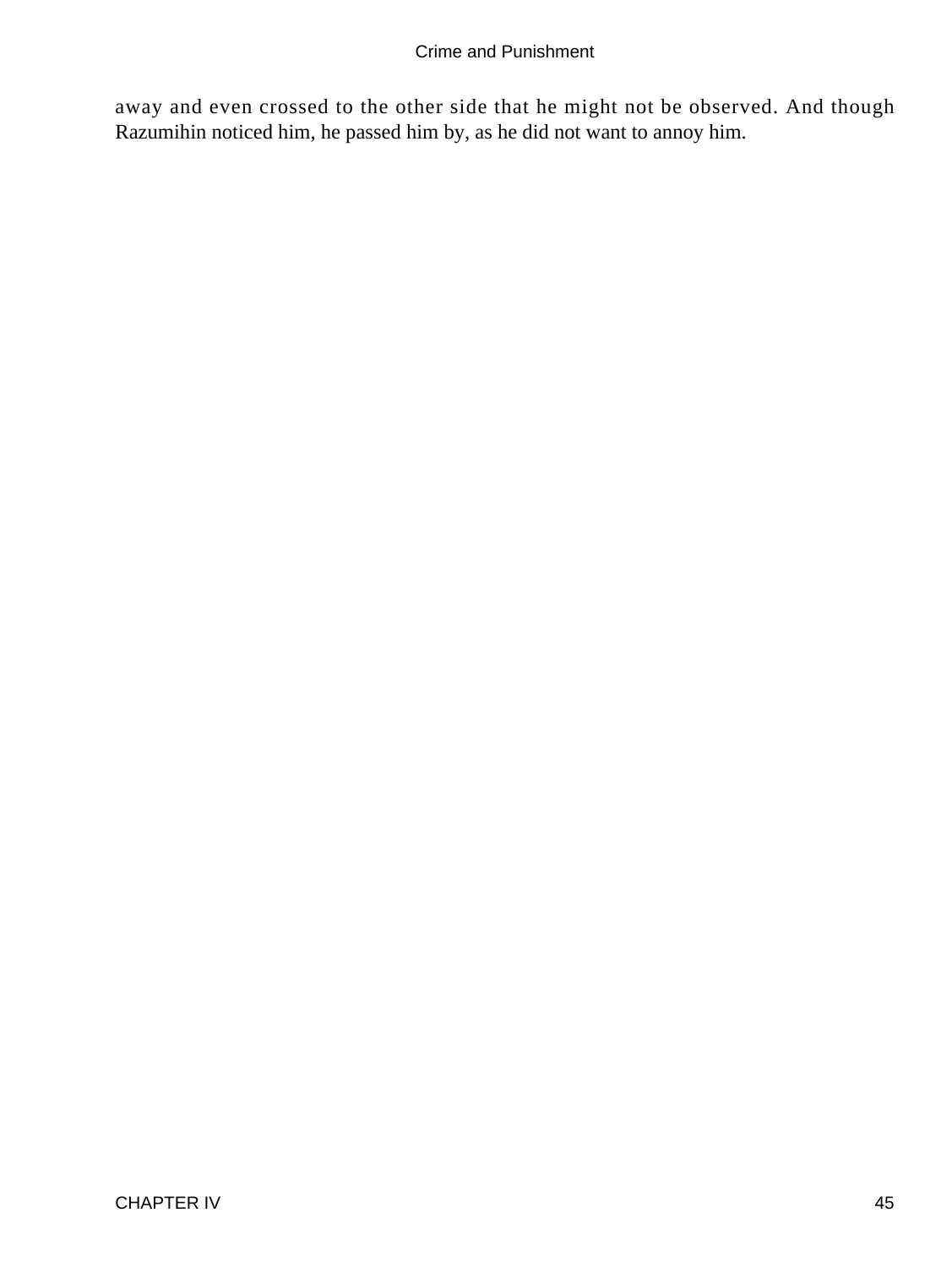away and even crossed to the other side that he might not be observed. And though Razumihin noticed him, he passed him by, as he did not want to annoy him.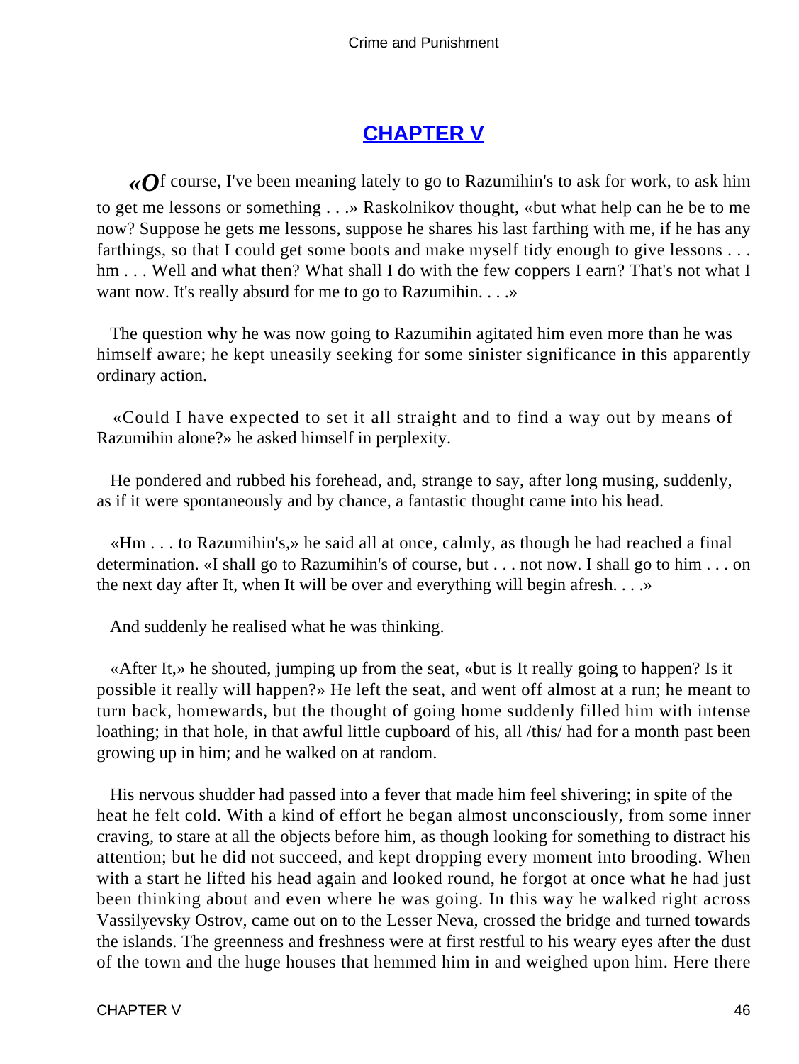## CHAPTER V

«Of course, I've been meaning lately to go to Razumihin's to ask for work, to ask him to get me lessons or something . . .» Raskolnikov thought, «but what help can he be to me now? Suppose he gets me lessons, suppose he shares his last farthing with me, if he has any farthings, so that I could get some boots and make myself tidy enough to give lessons . . . hm . . . Well and what then? What shall I do with the few coppers I earn? That's not what I want now. It's really absurd for me to go to Razumihin. . . .»

The question why he was now going to Razumihin agitated him even more than he was himself aware; he kept uneasily seeking for some sinister significance in this apparently ordinary action.

«Could I have expected to set it all straight and to find a way out by means of Razumihin alone?» he asked himself in perplexity.

He pondered and rubbed his forehead, and, strange to say, after long musing, suddenly, as if it were spontaneously and by chance, a fantastic thought came into his head.

«Hm . . . to Razumihin's,» he said all at once, calmly, as though he had reached a final determination. «I shall go to Razumihin's of course, but . . . not now. I shall go to him . . . on the next day after It, when It will be over and everything will begin afresh. . . .»

And suddenly he realised what he was thinking.

«After It,» he shouted, jumping up from the seat, «but is It really going to happen? Is it possible it really will happen?» He left the seat, and went off almost at a run; he meant to turn back, homewards, but the thought of going home suddenly filled him with intense loathing; in that hole, in that awful little cupboard of his, all /this/ had for a month past been growing up in him; and he walked on at random.

His nervous shudder had passed into a fever that made him feel shivering; in spite of the heat he felt cold. With a kind of effort he began almost unconsciously, from some inner craving, to stare at all the objects before him, as though looking for something to distract his attention; but he did not succeed, and kept dropping every moment into brooding. When with a start he lifted his head again and looked round, he forgot at once what he had just been thinking about and even where he was going. In this way he walked right across Vassilyevsky Ostrov, came out on to the Lesser Neva, crossed the bridge and turned towards the islands. The greenness and freshness were at first restful to his weary eyes after the dust of the town and the huge houses that hemmed him in and weighed upon him. Here there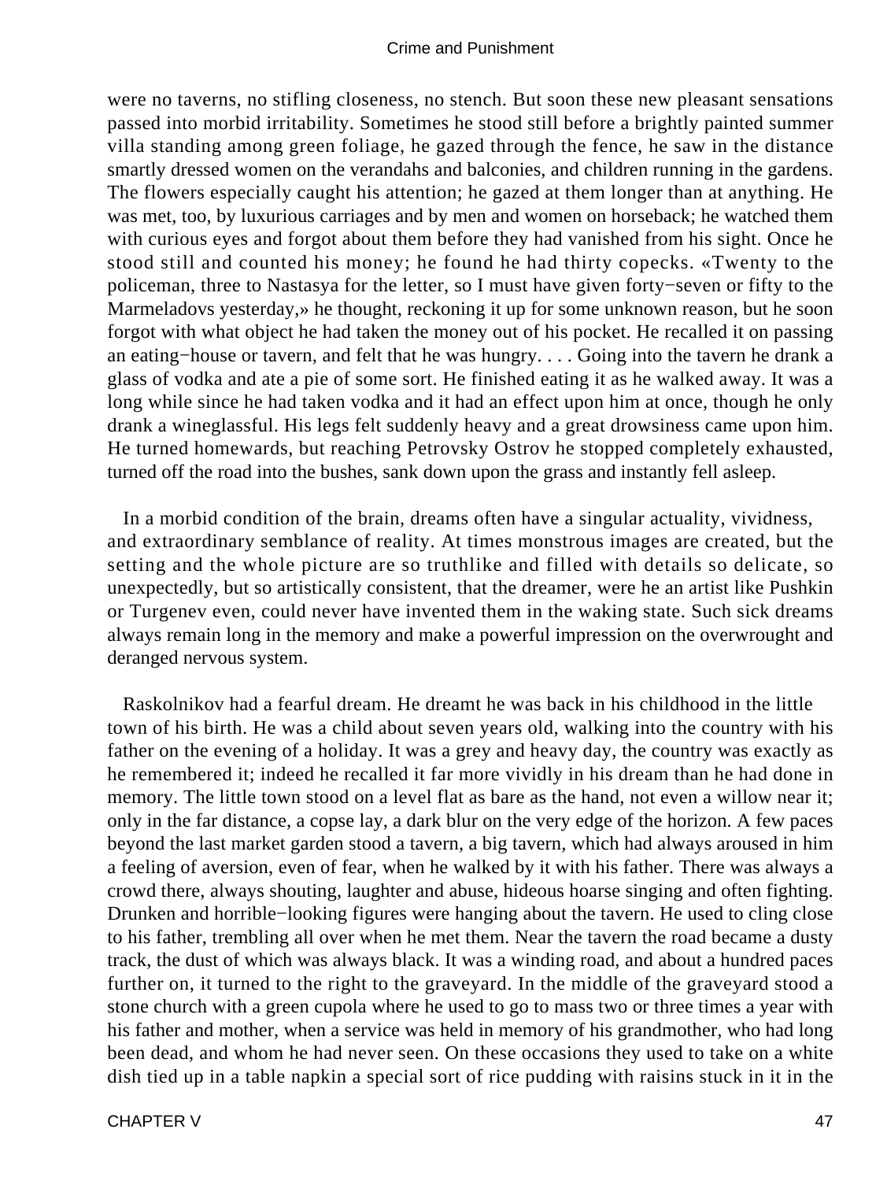were no taverns, no stifling closeness, no stench. But soon these new pleasant sensations passed into morbid irritability. Sometimes he stood still before a brightly painted summer villa standing among green foliage, he gazed through the fence, he saw in the distance smartly dressed women on the verandahs and balconies, and children running in the gardens. The flowers especially caught his attention; he gazed at them longer than at anything. He was met, too, by luxurious carriages and by men and women on horseback; he watched them with curious eyes and forgot about them before they had vanished from his sight. Once he stood still and counted his money; he found he had thirty copecks. «Twenty to the policeman, three to Nastasya for the letter, so I must have given forty−seven or fifty to the Marmeladovs yesterday,» he thought, reckoning it up for some unknown reason, but he soon forgot with what object he had taken the money out of his pocket. He recalled it on passing an eating−house or tavern, and felt that he was hungry. . . . Going into the tavern he drank a glass of vodka and ate a pie of some sort. He finished eating it as he walked away. It was a long while since he had taken vodka and it had an effect upon him at once, though he only drank a wineglassful. His legs felt suddenly heavy and a great drowsiness came upon him. He turned homewards, but reaching Petrovsky Ostrov he stopped completely exhausted, turned off the road into the bushes, sank down upon the grass and instantly fell asleep.

In a morbid condition of the brain, dreams often have a singular actuality, vividness, and extraordinary semblance of reality. At times monstrous images are created, but the setting and the whole picture are so truthlike and filled with details so delicate, so unexpectedly, but so artistically consistent, that the dreamer, were he an artist like Pushkin or Turgenev even, could never have invented them in the waking state. Such sick dreams always remain long in the memory and make a powerful impression on the overwrought and deranged nervous system.

Raskolnikov had a fearful dream. He dreamt he was back in his childhood in the little town of his birth. He was a child about seven years old, walking into the country with his father on the evening of a holiday. It was a grey and heavy day, the country was exactly as he remembered it; indeed he recalled it far more vividly in his dream than he had done in memory. The little town stood on a level flat as bare as the hand, not even a willow near it; only in the far distance, a copse lay, a dark blur on the very edge of the horizon. A few paces beyond the last market garden stood a tavern, a big tavern, which had always aroused in him a feeling of aversion, even of fear, when he walked by it with his father. There was always a crowd there, always shouting, laughter and abuse, hideous hoarse singing and often fighting. Drunken and horrible−looking figures were hanging about the tavern. He used to cling close to his father, trembling all over when he met them. Near the tavern the road became a dusty track, the dust of which was always black. It was a winding road, and about a hundred paces further on, it turned to the right to the graveyard. In the middle of the graveyard stood a stone church with a green cupola where he used to go to mass two or three times a year with his father and mother, when a service was held in memory of his grandmother, who had long been dead, and whom he had never seen. On these occasions they used to take on a white dish tied up in a table napkin a special sort of rice pudding with raisins stuck in it in the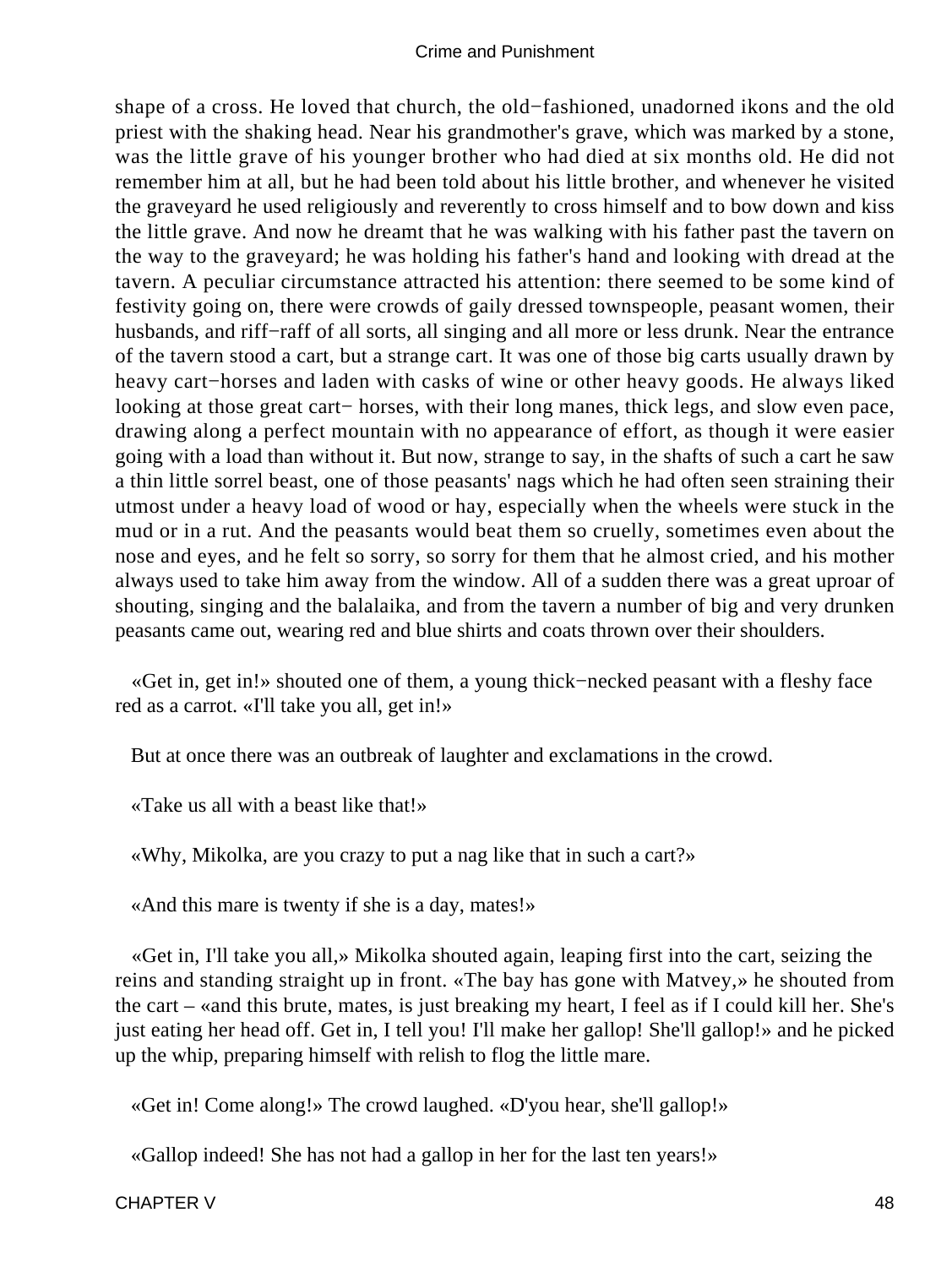shape of a cross. He loved that church, the old−fashioned, unadorned ikons and the old priest with the shaking head. Near his grandmother's grave, which was marked by a stone, was the little grave of his younger brother who had died at six months old. He did not remember him at all, but he had been told about his little brother, and whenever he visited the graveyard he used religiously and reverently to cross himself and to bow down and kiss the little grave. And now he dreamt that he was walking with his father past the tavern on the way to the graveyard; he was holding his father's hand and looking with dread at the tavern. A peculiar circumstance attracted his attention: there seemed to be some kind of festivity going on, there were crowds of gaily dressed townspeople, peasant women, their husbands, and riff−raff of all sorts, all singing and all more or less drunk. Near the entrance of the tavern stood a cart, but a strange cart. It was one of those big carts usually drawn by heavy cart−horses and laden with casks of wine or other heavy goods. He always liked looking at those great cart− horses, with their long manes, thick legs, and slow even pace, drawing along a perfect mountain with no appearance of effort, as though it were easier going with a load than without it. But now, strange to say, in the shafts of such a cart he saw a thin little sorrel beast, one of those peasants' nags which he had often seen straining their utmost under a heavy load of wood or hay, especially when the wheels were stuck in the mud or in a rut. And the peasants would beat them so cruelly, sometimes even about the nose and eyes, and he felt so sorry, so sorry for them that he almost cried, and his mother always used to take him away from the window. All of a sudden there was a great uproar of shouting, singing and the balalaika, and from the tavern a number of big and very drunken peasants came out, wearing red and blue shirts and coats thrown over their shoulders.

«Get in, get in!» shouted one of them, a young thick−necked peasant with a fleshy face red as a carrot. «I'll take you all, get in!»

But at once there was an outbreak of laughter and exclamations in the crowd.

«Take us all with a beast like that!»

«Why, Mikolka, are you crazy to put a nag like that in such a cart?»

«And this mare is twenty if she is a day, mates!»

«Get in, I'll take you all,» Mikolka shouted again, leaping first into the cart, seizing the reins and standing straight up in front. «The bay has gone with Matvey,» he shouted from the cart – «and this brute, mates, is just breaking my heart, I feel as if I could kill her. She's just eating her head off. Get in, I tell you! I'll make her gallop! She'll gallop!» and he picked up the whip, preparing himself with relish to flog the little mare.

«Get in! Come along!» The crowd laughed. «D'you hear, she'll gallop!»

«Gallop indeed! She has not had a gallop in her for the last ten years!»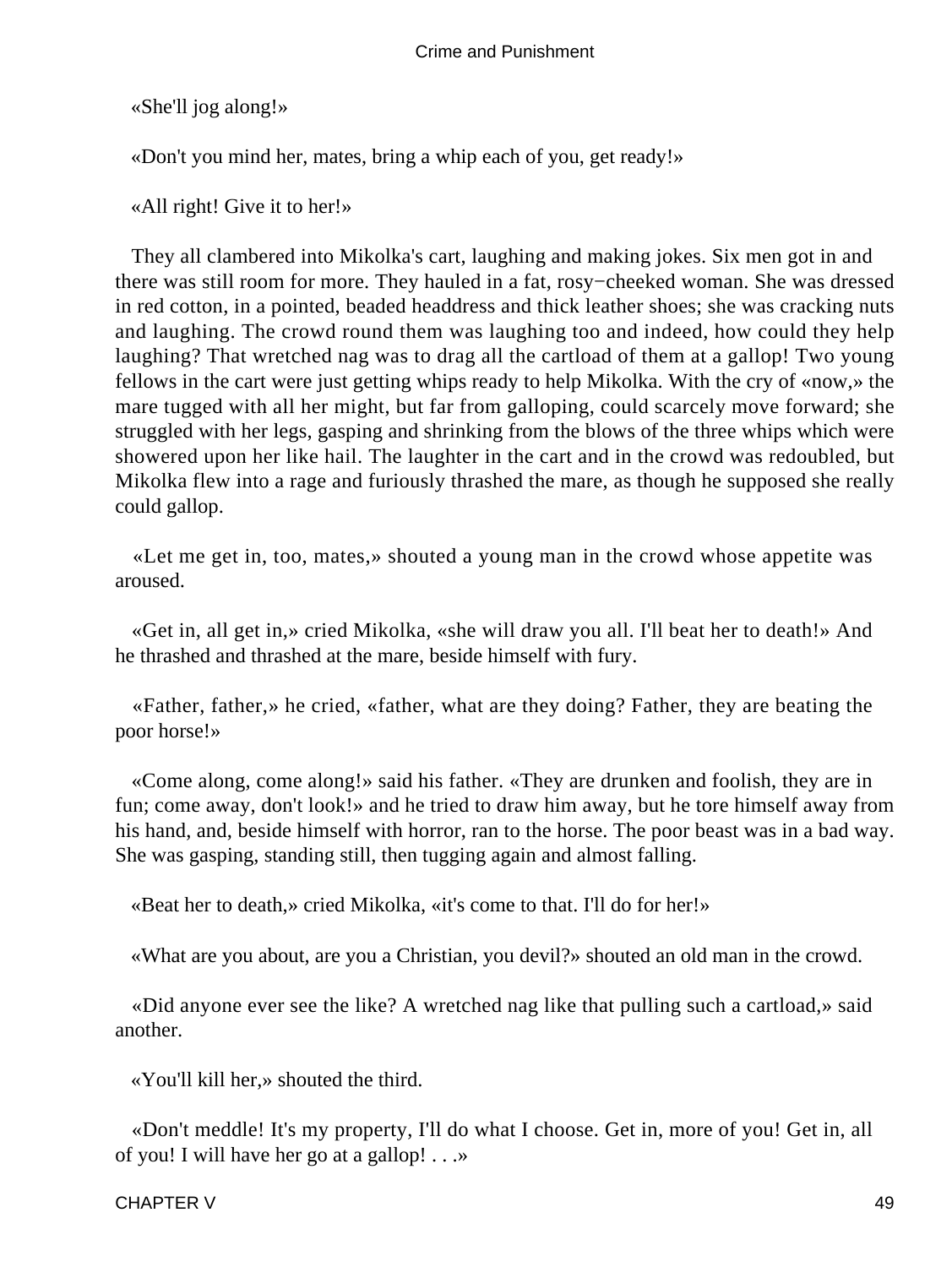«She'll jog along!»

«Don't you mind her, mates, bring a whip each of you, get ready!»

«All right! Give it to her!»

They all clambered into Mikolka's cart, laughing and making jokes. Six men got in and there was still room for more. They hauled in a fat, rosy−cheeked woman. She was dressed in red cotton, in a pointed, beaded headdress and thick leather shoes; she was cracking nuts and laughing. The crowd round them was laughing too and indeed, how could they help laughing? That wretched nag was to drag all the cartload of them at a gallop! Two young fellows in the cart were just getting whips ready to help Mikolka. With the cry of «now,» the mare tugged with all her might, but far from galloping, could scarcely move forward; she struggled with her legs, gasping and shrinking from the blows of the three whips which were showered upon her like hail. The laughter in the cart and in the crowd was redoubled, but Mikolka flew into a rage and furiously thrashed the mare, as though he supposed she really could gallop.

«Let me get in, too, mates,» shouted a young man in the crowd whose appetite was aroused.

«Get in, all get in,» cried Mikolka, «she will draw you all. I'll beat her to death!» And he thrashed and thrashed at the mare, beside himself with fury.

«Father, father,» he cried, «father, what are they doing? Father, they are beating the poor horse!»

«Come along, come along!» said his father. «They are drunken and foolish, they are in fun; come away, don't look!» and he tried to draw him away, but he tore himself away from his hand, and, beside himself with horror, ran to the horse. The poor beast was in a bad way. She was gasping, standing still, then tugging again and almost falling.

«Beat her to death,» cried Mikolka, «it's come to that. I'll do for her!»

«What are you about, are you a Christian, you devil?» shouted an old man in the crowd.

«Did anyone ever see the like? A wretched nag like that pulling such a cartload,» said another.

«You'll kill her,» shouted the third.

«Don't meddle! It's my property, I'll do what I choose. Get in, more of you! Get in, all of you! I will have her go at a gallop! . . .»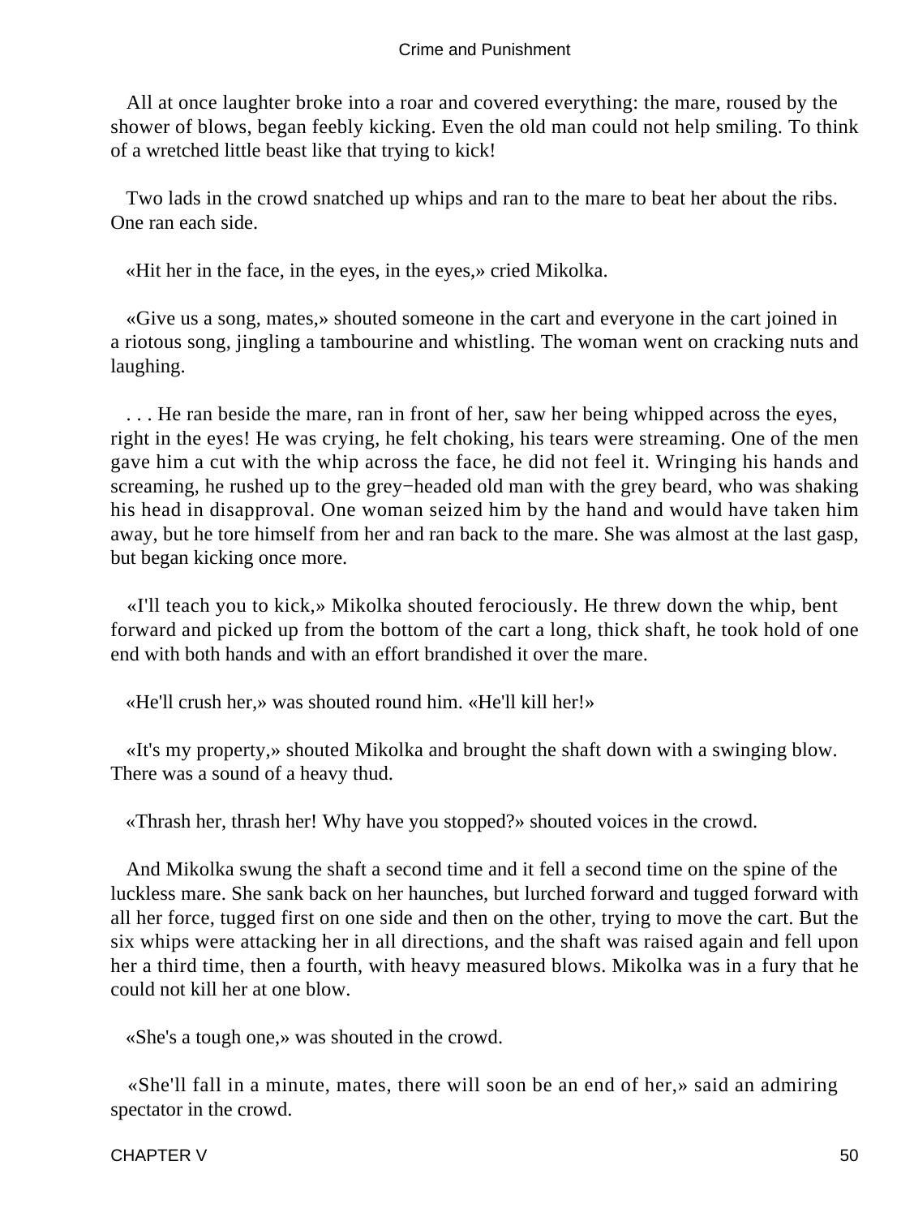All at once laughter broke into a roar and covered everything: the mare, roused by the shower of blows, began feebly kicking. Even the old man could not help smiling. To think of a wretched little beast like that trying to kick!

Two lads in the crowd snatched up whips and ran to the mare to beat her about the ribs. One ran each side.

«Hit her in the face, in the eyes, in the eyes,» cried Mikolka.

«Give us a song, mates,» shouted someone in the cart and everyone in the cart joined in a riotous song, jingling a tambourine and whistling. The woman went on cracking nuts and laughing.

. . . He ran beside the mare, ran in front of her, saw her being whipped across the eyes, right in the eyes! He was crying, he felt choking, his tears were streaming. One of the men gave him a cut with the whip across the face, he did not feel it. Wringing his hands and screaming, he rushed up to the grey−headed old man with the grey beard, who was shaking his head in disapproval. One woman seized him by the hand and would have taken him away, but he tore himself from her and ran back to the mare. She was almost at the last gasp, but began kicking once more.

«I'll teach you to kick,» Mikolka shouted ferociously. He threw down the whip, bent forward and picked up from the bottom of the cart a long, thick shaft, he took hold of one end with both hands and with an effort brandished it over the mare.

«He'll crush her,» was shouted round him. «He'll kill her!»

«It's my property,» shouted Mikolka and brought the shaft down with a swinging blow. There was a sound of a heavy thud.

«Thrash her, thrash her! Why have you stopped?» shouted voices in the crowd.

And Mikolka swung the shaft a second time and it fell a second time on the spine of the luckless mare. She sank back on her haunches, but lurched forward and tugged forward with all her force, tugged first on one side and then on the other, trying to move the cart. But the six whips were attacking her in all directions, and the shaft was raised again and fell upon her a third time, then a fourth, with heavy measured blows. Mikolka was in a fury that he could not kill her at one blow.

«She's a tough one,» was shouted in the crowd.

«She'll fall in a minute, mates, there will soon be an end of her,» said an admiring spectator in the crowd.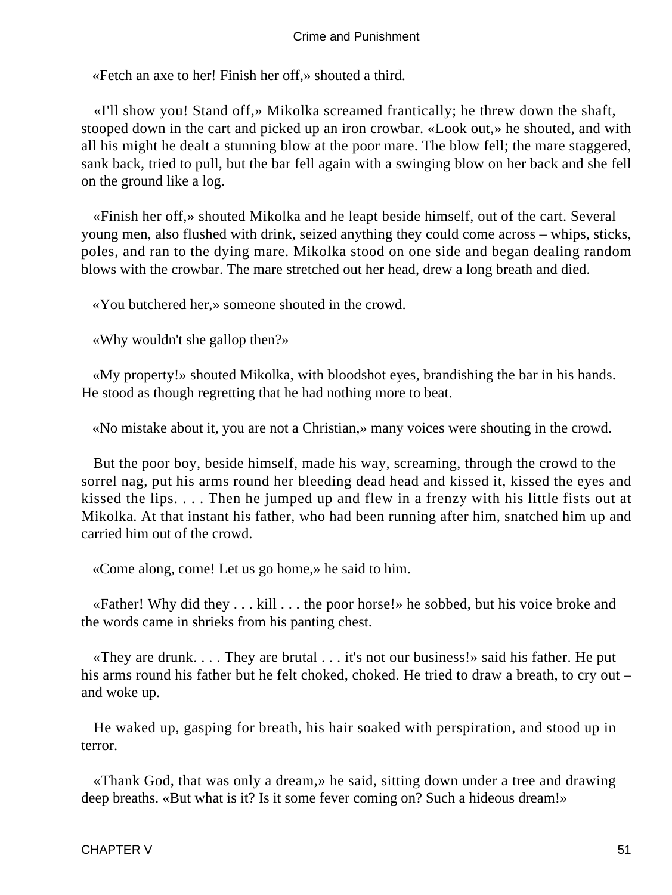«Fetch an axe to her! Finish her off,» shouted a third.

«I'll show you! Stand off,» Mikolka screamed frantically; he threw down the shaft, stooped down in the cart and picked up an iron crowbar. «Look out,» he shouted, and with all his might he dealt a stunning blow at the poor mare. The blow fell; the mare staggered, sank back, tried to pull, but the bar fell again with a swinging blow on her back and she fell on the ground like a log.

«Finish her off,» shouted Mikolka and he leapt beside himself, out of the cart. Several young men, also flushed with drink, seized anything they could come across – whips, sticks, poles, and ran to the dying mare. Mikolka stood on one side and began dealing random blows with the crowbar. The mare stretched out her head, drew a long breath and died.

«You butchered her,» someone shouted in the crowd.

«Why wouldn't she gallop then?»

«My property!» shouted Mikolka, with bloodshot eyes, brandishing the bar in his hands. He stood as though regretting that he had nothing more to beat.

«No mistake about it, you are not a Christian,» many voices were shouting in the crowd.

But the poor boy, beside himself, made his way, screaming, through the crowd to the sorrel nag, put his arms round her bleeding dead head and kissed it, kissed the eyes and kissed the lips. . . . Then he jumped up and flew in a frenzy with his little fists out at Mikolka. At that instant his father, who had been running after him, snatched him up and carried him out of the crowd.

«Come along, come! Let us go home,» he said to him.

«Father! Why did they . . . kill . . . the poor horse!» he sobbed, but his voice broke and the words came in shrieks from his panting chest.

«They are drunk. . . . They are brutal . . . it's not our business!» said his father. He put his arms round his father but he felt choked, choked. He tried to draw a breath, to cry out – and woke up.

He waked up, gasping for breath, his hair soaked with perspiration, and stood up in terror.

«Thank God, that was only a dream,» he said, sitting down under a tree and drawing deep breaths. «But what is it? Is it some fever coming on? Such a hideous dream!»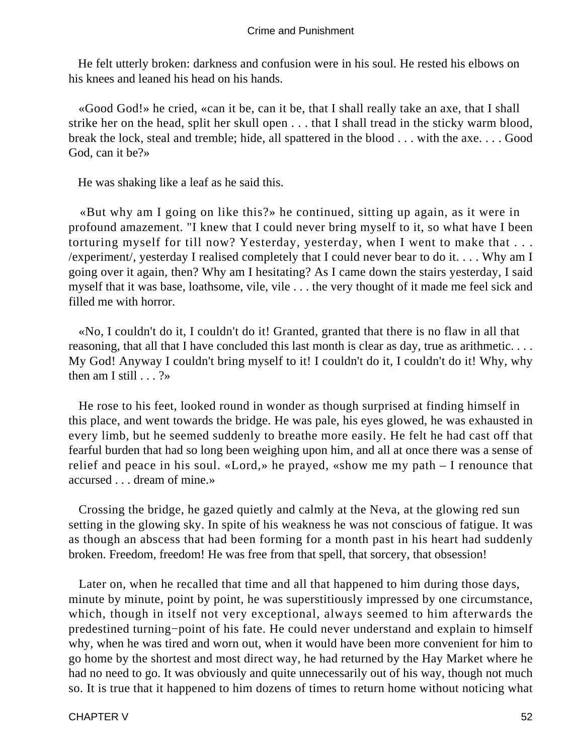He felt utterly broken: darkness and confusion were in his soul. He rested his elbows on his knees and leaned his head on his hands.

«Good God!» he cried, «can it be, can it be, that I shall really take an axe, that I shall strike her on the head, split her skull open . . . that I shall tread in the sticky warm blood, break the lock, steal and tremble; hide, all spattered in the blood . . . with the axe. . . . Good God, can it be?»

He was shaking like a leaf as he said this.

«But why am I going on like this?» he continued, sitting up again, as it were in profound amazement. "I knew that I could never bring myself to it, so what have I been torturing myself for till now? Yesterday, yesterday, when I went to make that . . . /experiment/, yesterday I realised completely that I could never bear to do it. . . . Why am I going over it again, then? Why am I hesitating? As I came down the stairs yesterday, I said myself that it was base, loathsome, vile, vile . . . the very thought of it made me feel sick and filled me with horror.

«No, I couldn't do it, I couldn't do it! Granted, granted that there is no flaw in all that reasoning, that all that I have concluded this last month is clear as day, true as arithmetic. . . . My God! Anyway I couldn't bring myself to it! I couldn't do it, I couldn't do it! Why, why then am I still . . . ?»

He rose to his feet, looked round in wonder as though surprised at finding himself in this place, and went towards the bridge. He was pale, his eyes glowed, he was exhausted in every limb, but he seemed suddenly to breathe more easily. He felt he had cast off that fearful burden that had so long been weighing upon him, and all at once there was a sense of relief and peace in his soul. «Lord,» he prayed, «show me my path – I renounce that accursed . . . dream of mine.»

Crossing the bridge, he gazed quietly and calmly at the Neva, at the glowing red sun setting in the glowing sky. In spite of his weakness he was not conscious of fatigue. It was as though an abscess that had been forming for a month past in his heart had suddenly broken. Freedom, freedom! He was free from that spell, that sorcery, that obsession!

Later on, when he recalled that time and all that happened to him during those days, minute by minute, point by point, he was superstitiously impressed by one circumstance, which, though in itself not very exceptional, always seemed to him afterwards the predestined turning−point of his fate. He could never understand and explain to himself why, when he was tired and worn out, when it would have been more convenient for him to go home by the shortest and most direct way, he had returned by the Hay Market where he had no need to go. It was obviously and quite unnecessarily out of his way, though not much so. It is true that it happened to him dozens of times to return home without noticing what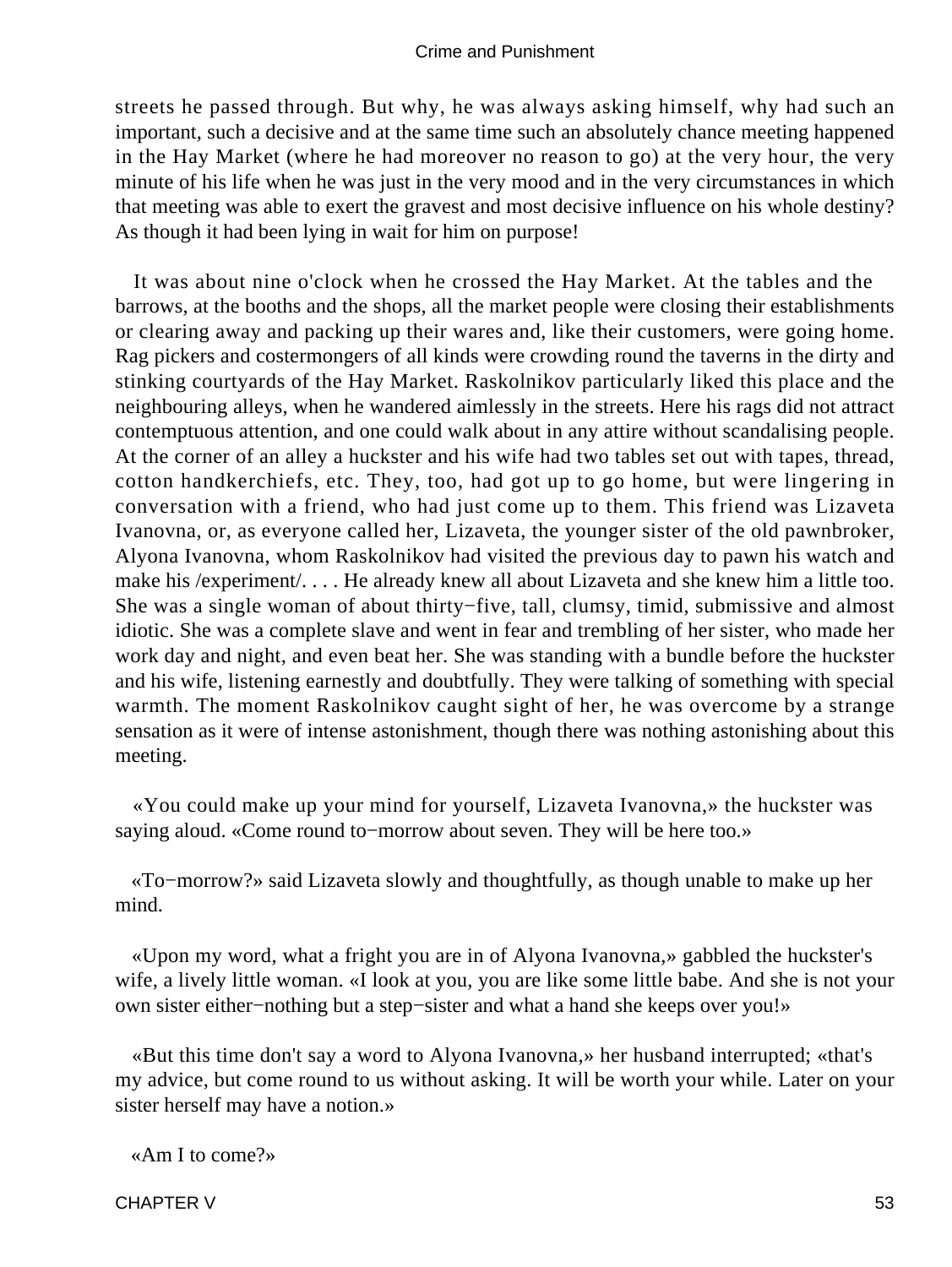streets he passed through. But why, he was always asking himself, why had such an important, such a decisive and at the same time such an absolutely chance meeting happened in the Hay Market (where he had moreover no reason to go) at the very hour, the very minute of his life when he was just in the very mood and in the very circumstances in which that meeting was able to exert the gravest and most decisive influence on his whole destiny? As though it had been lying in wait for him on purpose!

It was about nine o'clock when he crossed the Hay Market. At the tables and the barrows, at the booths and the shops, all the market people were closing their establishments or clearing away and packing up their wares and, like their customers, were going home. Rag pickers and costermongers of all kinds were crowding round the taverns in the dirty and stinking courtyards of the Hay Market. Raskolnikov particularly liked this place and the neighbouring alleys, when he wandered aimlessly in the streets. Here his rags did not attract contemptuous attention, and one could walk about in any attire without scandalising people. At the corner of an alley a huckster and his wife had two tables set out with tapes, thread, cotton handkerchiefs, etc. They, too, had got up to go home, but were lingering in conversation with a friend, who had just come up to them. This friend was Lizaveta Ivanovna, or, as everyone called her, Lizaveta, the younger sister of the old pawnbroker, Alyona Ivanovna, whom Raskolnikov had visited the previous day to pawn his watch and make his /experiment/. . . . He already knew all about Lizaveta and she knew him a little too. She was a single woman of about thirty−five, tall, clumsy, timid, submissive and almost idiotic. She was a complete slave and went in fear and trembling of her sister, who made her work day and night, and even beat her. She was standing with a bundle before the huckster and his wife, listening earnestly and doubtfully. They were talking of something with special warmth. The moment Raskolnikov caught sight of her, he was overcome by a strange sensation as it were of intense astonishment, though there was nothing astonishing about this meeting.

«You could make up your mind for yourself, Lizaveta Ivanovna,» the huckster was saying aloud. «Come round to−morrow about seven. They will be here too.»

«To−morrow?» said Lizaveta slowly and thoughtfully, as though unable to make up her mind.

«Upon my word, what a fright you are in of Alyona Ivanovna,» gabbled the huckster's wife, a lively little woman. «I look at you, you are like some little babe. And she is not your own sister either−nothing but a step−sister and what a hand she keeps over you!»

«But this time don't say a word to Alyona Ivanovna,» her husband interrupted; «that's my advice, but come round to us without asking. It will be worth your while. Later on your sister herself may have a notion.»

«Am I to come?»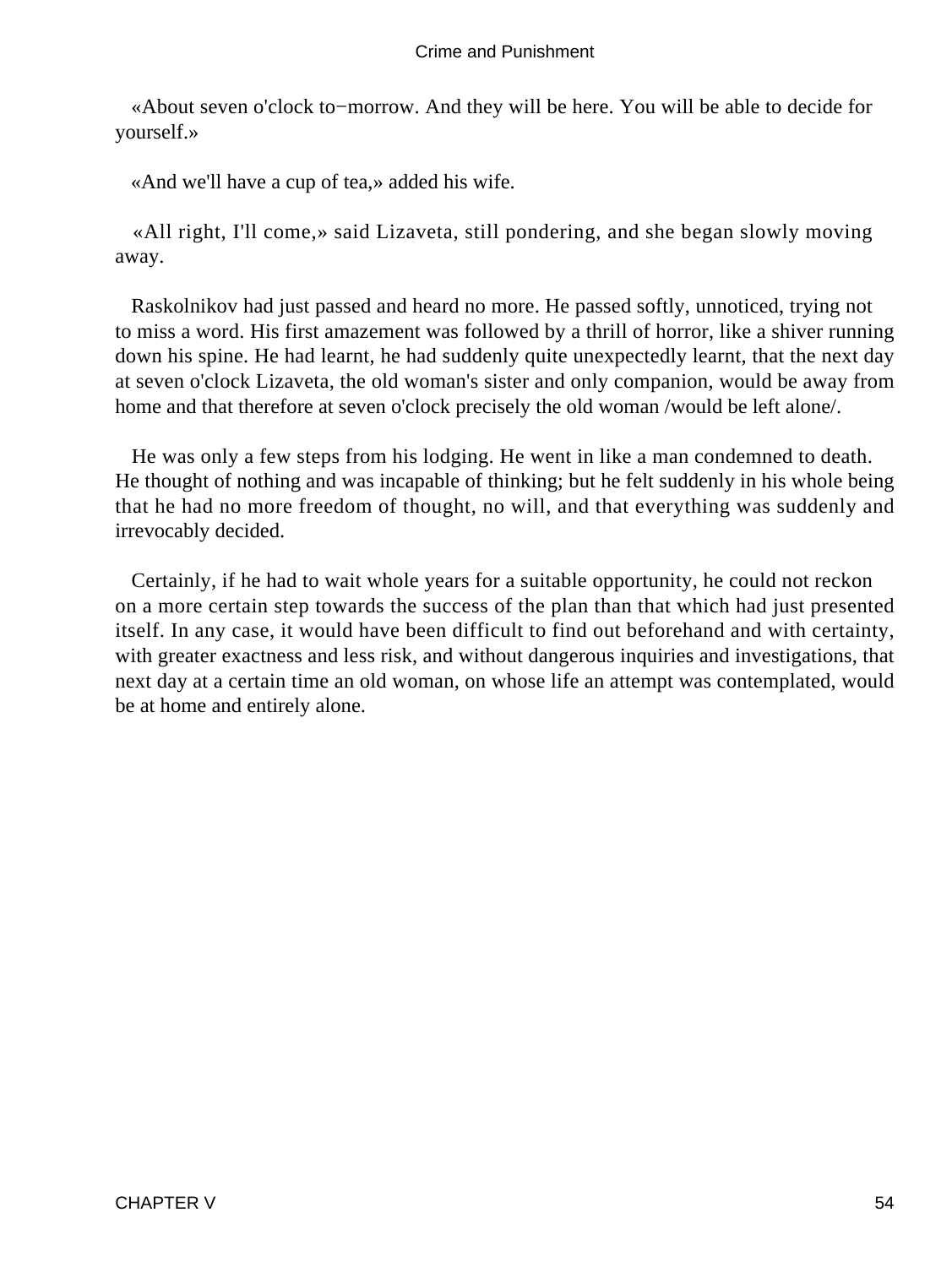«About seven o'clock to−morrow. And they will be here. You will be able to decide for yourself.»

«And we'll have a cup of tea,» added his wife.

«All right, I'll come,» said Lizaveta, still pondering, and she began slowly moving away.

Raskolnikov had just passed and heard no more. He passed softly, unnoticed, trying not to miss a word. His first amazement was followed by a thrill of horror, like a shiver running down his spine. He had learnt, he had suddenly quite unexpectedly learnt, that the next day at seven o'clock Lizaveta, the old woman's sister and only companion, would be away from home and that therefore at seven o'clock precisely the old woman /would be left alone/.

He was only a few steps from his lodging. He went in like a man condemned to death. He thought of nothing and was incapable of thinking; but he felt suddenly in his whole being that he had no more freedom of thought, no will, and that everything was suddenly and irrevocably decided.

Certainly, if he had to wait whole years for a suitable opportunity, he could not reckon on a more certain step towards the success of the plan than that which had just presented itself. In any case, it would have been difficult to find out beforehand and with certainty, with greater exactness and less risk, and without dangerous inquiries and investigations, that next day at a certain time an old woman, on whose life an attempt was contemplated, would be at home and entirely alone.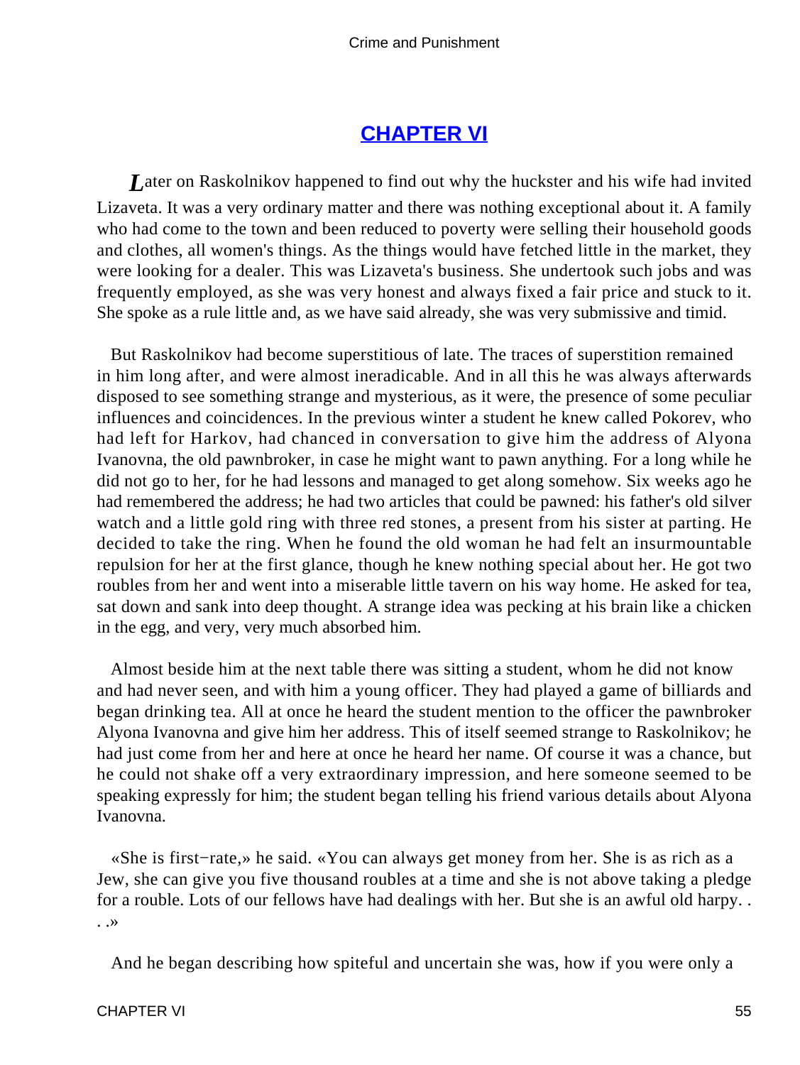## CHAPTER VI

*L*ater on Raskolnikov happened to find out why the huckster and his wife had invited Lizaveta. It was a very ordinary matter and there was nothing exceptional about it. A family who had come to the town and been reduced to poverty were selling their household goods and clothes, all women's things. As the things would have fetched little in the market, they were looking for a dealer. This was Lizaveta's business. She undertook such jobs and was frequently employed, as she was very honest and always fixed a fair price and stuck to it. She spoke as a rule little and, as we have said already, she was very submissive and timid.

But Raskolnikov had become superstitious of late. The traces of superstition remained in him long after, and were almost ineradicable. And in all this he was always afterwards disposed to see something strange and mysterious, as it were, the presence of some peculiar influences and coincidences. In the previous winter a student he knew called Pokorev, who had left for Harkov, had chanced in conversation to give him the address of Alyona Ivanovna, the old pawnbroker, in case he might want to pawn anything. For a long while he did not go to her, for he had lessons and managed to get along somehow. Six weeks ago he had remembered the address; he had two articles that could be pawned: his father's old silver watch and a little gold ring with three red stones, a present from his sister at parting. He decided to take the ring. When he found the old woman he had felt an insurmountable repulsion for her at the first glance, though he knew nothing special about her. He got two roubles from her and went into a miserable little tavern on his way home. He asked for tea, sat down and sank into deep thought. A strange idea was pecking at his brain like a chicken in the egg, and very, very much absorbed him.

Almost beside him at the next table there was sitting a student, whom he did not know and had never seen, and with him a young officer. They had played a game of billiards and began drinking tea. All at once he heard the student mention to the officer the pawnbroker Alyona Ivanovna and give him her address. This of itself seemed strange to Raskolnikov; he had just come from her and here at once he heard her name. Of course it was a chance, but he could not shake off a very extraordinary impression, and here someone seemed to be speaking expressly for him; the student began telling his friend various details about Alyona Ivanovna.

«She is first−rate,» he said. «You can always get money from her. She is as rich as a Jew, she can give you five thousand roubles at a time and she is not above taking a pledge for a rouble. Lots of our fellows have had dealings with her. But she is an awful old harpy. . . .»

And he began describing how spiteful and uncertain she was, how if you were only a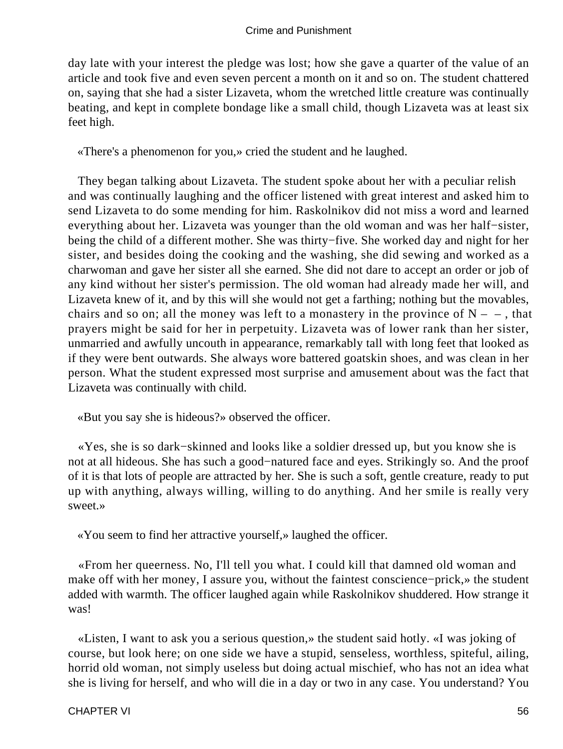day late with your interest the pledge was lost; how she gave a quarter of the value of an article and took five and even seven percent a month on it and so on. The student chattered on, saying that she had a sister Lizaveta, whom the wretched little creature was continually beating, and kept in complete bondage like a small child, though Lizaveta was at least six feet high.

«There's a phenomenon for you,» cried the student and he laughed.

They began talking about Lizaveta. The student spoke about her with a peculiar relish and was continually laughing and the officer listened with great interest and asked him to send Lizaveta to do some mending for him. Raskolnikov did not miss a word and learned everything about her. Lizaveta was younger than the old woman and was her half−sister, being the child of a different mother. She was thirty−five. She worked day and night for her sister, and besides doing the cooking and the washing, she did sewing and worked as a charwoman and gave her sister all she earned. She did not dare to accept an order or job of any kind without her sister's permission. The old woman had already made her will, and Lizaveta knew of it, and by this will she would not get a farthing; nothing but the movables, chairs and so on; all the money was left to a monastery in the province of N – – , that prayers might be said for her in perpetuity. Lizaveta was of lower rank than her sister, unmarried and awfully uncouth in appearance, remarkably tall with long feet that looked as if they were bent outwards. She always wore battered goatskin shoes, and was clean in her person. What the student expressed most surprise and amusement about was the fact that Lizaveta was continually with child.

«But you say she is hideous?» observed the officer.

«Yes, she is so dark−skinned and looks like a soldier dressed up, but you know she is not at all hideous. She has such a good−natured face and eyes. Strikingly so. And the proof of it is that lots of people are attracted by her. She is such a soft, gentle creature, ready to put up with anything, always willing, willing to do anything. And her smile is really very sweet.»

«You seem to find her attractive yourself,» laughed the officer.

«From her queerness. No, I'll tell you what. I could kill that damned old woman and make off with her money, I assure you, without the faintest conscience−prick,» the student added with warmth. The officer laughed again while Raskolnikov shuddered. How strange it was!

«Listen, I want to ask you a serious question,» the student said hotly. «I was joking of course, but look here; on one side we have a stupid, senseless, worthless, spiteful, ailing, horrid old woman, not simply useless but doing actual mischief, who has not an idea what she is living for herself, and who will die in a day or two in any case. You understand? You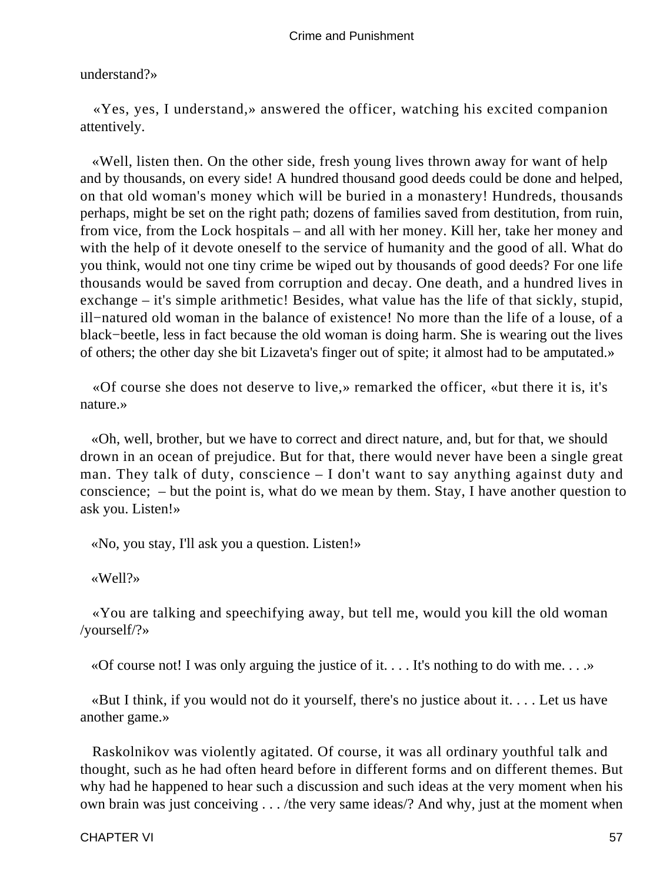understand?»

«Yes, yes, I understand,» answered the officer, watching his excited companion attentively.

«Well, listen then. On the other side, fresh young lives thrown away for want of help and by thousands, on every side! A hundred thousand good deeds could be done and helped, on that old woman's money which will be buried in a monastery! Hundreds, thousands perhaps, might be set on the right path; dozens of families saved from destitution, from ruin, from vice, from the Lock hospitals – and all with her money. Kill her, take her money and with the help of it devote oneself to the service of humanity and the good of all. What do you think, would not one tiny crime be wiped out by thousands of good deeds? For one life thousands would be saved from corruption and decay. One death, and a hundred lives in exchange – it's simple arithmetic! Besides, what value has the life of that sickly, stupid, ill−natured old woman in the balance of existence! No more than the life of a louse, of a black−beetle, less in fact because the old woman is doing harm. She is wearing out the lives of others; the other day she bit Lizaveta's finger out of spite; it almost had to be amputated.»

«Of course she does not deserve to live,» remarked the officer, «but there it is, it's nature.»

«Oh, well, brother, but we have to correct and direct nature, and, but for that, we should drown in an ocean of prejudice. But for that, there would never have been a single great man. They talk of duty, conscience – I don't want to say anything against duty and conscience; – but the point is, what do we mean by them. Stay, I have another question to ask you. Listen!»

«No, you stay, I'll ask you a question. Listen!»

«Well?»

«You are talking and speechifying away, but tell me, would you kill the old woman /yourself/?»

«Of course not! I was only arguing the justice of it. . . . It's nothing to do with me. . . .»

«But I think, if you would not do it yourself, there's no justice about it. . . . Let us have another game.»

Raskolnikov was violently agitated. Of course, it was all ordinary youthful talk and thought, such as he had often heard before in different forms and on different themes. But why had he happened to hear such a discussion and such ideas at the very moment when his own brain was just conceiving . . . /the very same ideas/? And why, just at the moment when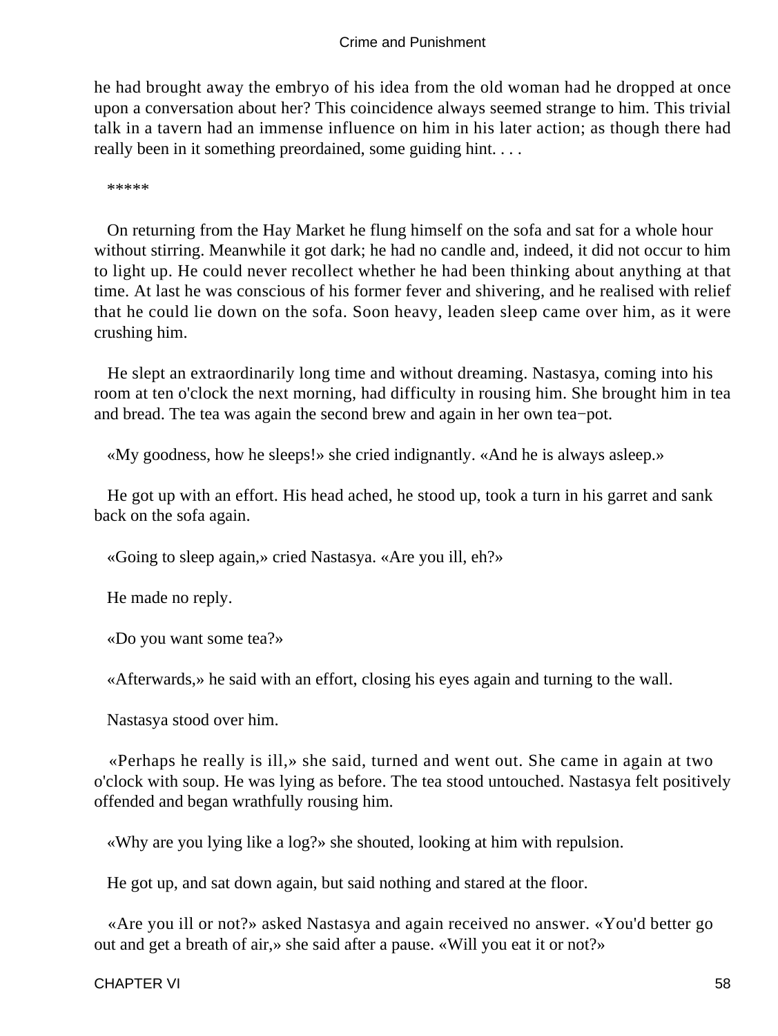he had brought away the embryo of his idea from the old woman had he dropped at once upon a conversation about her? This coincidence always seemed strange to him. This trivial talk in a tavern had an immense influence on him in his later action; as though there had really been in it something preordained, some guiding hint. . . .

*****

On returning from the Hay Market he flung himself on the sofa and sat for a whole hour without stirring. Meanwhile it got dark; he had no candle and, indeed, it did not occur to him to light up. He could never recollect whether he had been thinking about anything at that time. At last he was conscious of his former fever and shivering, and he realised with relief that he could lie down on the sofa. Soon heavy, leaden sleep came over him, as it were crushing him.

He slept an extraordinarily long time and without dreaming. Nastasya, coming into his room at ten o'clock the next morning, had difficulty in rousing him. She brought him in tea and bread. The tea was again the second brew and again in her own tea−pot.

«My goodness, how he sleeps!» she cried indignantly. «And he is always asleep.»

He got up with an effort. His head ached, he stood up, took a turn in his garret and sank back on the sofa again.

«Going to sleep again,» cried Nastasya. «Are you ill, eh?»

He made no reply.

«Do you want some tea?»

«Afterwards,» he said with an effort, closing his eyes again and turning to the wall.

Nastasya stood over him.

«Perhaps he really is ill,» she said, turned and went out. She came in again at two o'clock with soup. He was lying as before. The tea stood untouched. Nastasya felt positively offended and began wrathfully rousing him.

«Why are you lying like a log?» she shouted, looking at him with repulsion.

He got up, and sat down again, but said nothing and stared at the floor.

«Are you ill or not?» asked Nastasya and again received no answer. «You'd better go out and get a breath of air,» she said after a pause. «Will you eat it or not?»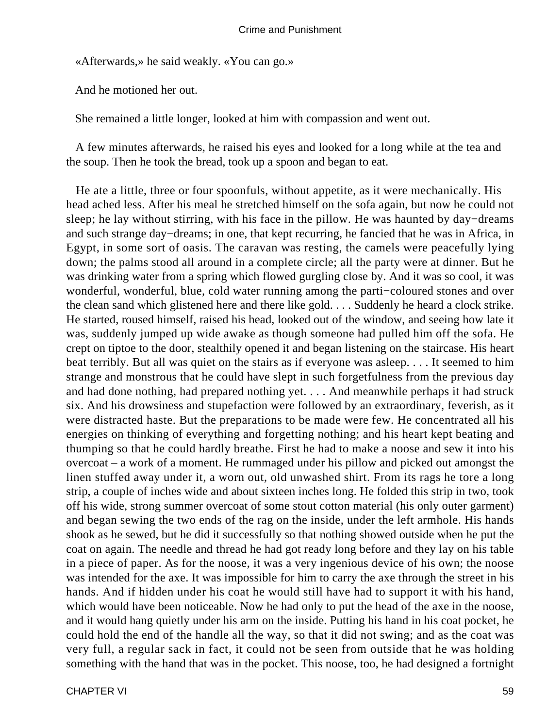«Afterwards,» he said weakly. «You can go.»

And he motioned her out.

She remained a little longer, looked at him with compassion and went out.

A few minutes afterwards, he raised his eyes and looked for a long while at the tea and the soup. Then he took the bread, took up a spoon and began to eat.

He ate a little, three or four spoonfuls, without appetite, as it were mechanically. His head ached less. After his meal he stretched himself on the sofa again, but now he could not sleep; he lay without stirring, with his face in the pillow. He was haunted by day−dreams and such strange day−dreams; in one, that kept recurring, he fancied that he was in Africa, in Egypt, in some sort of oasis. The caravan was resting, the camels were peacefully lying down; the palms stood all around in a complete circle; all the party were at dinner. But he was drinking water from a spring which flowed gurgling close by. And it was so cool, it was wonderful, wonderful, blue, cold water running among the parti−coloured stones and over the clean sand which glistened here and there like gold. . . . Suddenly he heard a clock strike. He started, roused himself, raised his head, looked out of the window, and seeing how late it was, suddenly jumped up wide awake as though someone had pulled him off the sofa. He crept on tiptoe to the door, stealthily opened it and began listening on the staircase. His heart beat terribly. But all was quiet on the stairs as if everyone was asleep. . . . It seemed to him strange and monstrous that he could have slept in such forgetfulness from the previous day and had done nothing, had prepared nothing yet. . . . And meanwhile perhaps it had struck six. And his drowsiness and stupefaction were followed by an extraordinary, feverish, as it were distracted haste. But the preparations to be made were few. He concentrated all his energies on thinking of everything and forgetting nothing; and his heart kept beating and thumping so that he could hardly breathe. First he had to make a noose and sew it into his overcoat – a work of a moment. He rummaged under his pillow and picked out amongst the linen stuffed away under it, a worn out, old unwashed shirt. From its rags he tore a long strip, a couple of inches wide and about sixteen inches long. He folded this strip in two, took off his wide, strong summer overcoat of some stout cotton material (his only outer garment) and began sewing the two ends of the rag on the inside, under the left armhole. His hands shook as he sewed, but he did it successfully so that nothing showed outside when he put the coat on again. The needle and thread he had got ready long before and they lay on his table in a piece of paper. As for the noose, it was a very ingenious device of his own; the noose was intended for the axe. It was impossible for him to carry the axe through the street in his hands. And if hidden under his coat he would still have had to support it with his hand, which would have been noticeable. Now he had only to put the head of the axe in the noose, and it would hang quietly under his arm on the inside. Putting his hand in his coat pocket, he could hold the end of the handle all the way, so that it did not swing; and as the coat was very full, a regular sack in fact, it could not be seen from outside that he was holding something with the hand that was in the pocket. This noose, too, he had designed a fortnight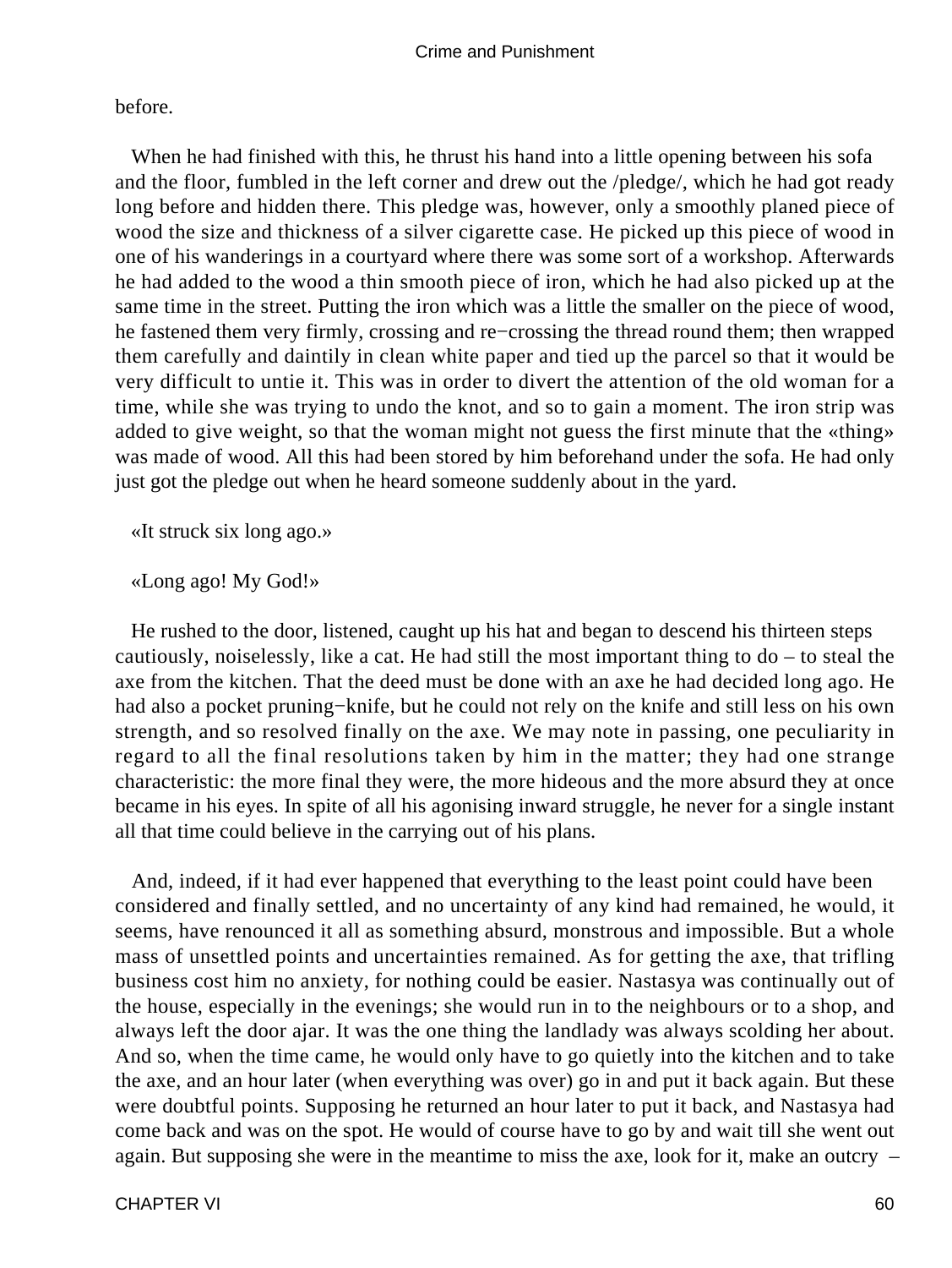before.

When he had finished with this, he thrust his hand into a little opening between his sofa and the floor, fumbled in the left corner and drew out the /pledge/, which he had got ready long before and hidden there. This pledge was, however, only a smoothly planed piece of wood the size and thickness of a silver cigarette case. He picked up this piece of wood in one of his wanderings in a courtyard where there was some sort of a workshop. Afterwards he had added to the wood a thin smooth piece of iron, which he had also picked up at the same time in the street. Putting the iron which was a little the smaller on the piece of wood, he fastened them very firmly, crossing and re−crossing the thread round them; then wrapped them carefully and daintily in clean white paper and tied up the parcel so that it would be very difficult to untie it. This was in order to divert the attention of the old woman for a time, while she was trying to undo the knot, and so to gain a moment. The iron strip was added to give weight, so that the woman might not guess the first minute that the «thing» was made of wood. All this had been stored by him beforehand under the sofa. He had only just got the pledge out when he heard someone suddenly about in the yard.

«It struck six long ago.»

«Long ago! My God!»

He rushed to the door, listened, caught up his hat and began to descend his thirteen steps cautiously, noiselessly, like a cat. He had still the most important thing to do – to steal the axe from the kitchen. That the deed must be done with an axe he had decided long ago. He had also a pocket pruning−knife, but he could not rely on the knife and still less on his own strength, and so resolved finally on the axe. We may note in passing, one peculiarity in regard to all the final resolutions taken by him in the matter; they had one strange characteristic: the more final they were, the more hideous and the more absurd they at once became in his eyes. In spite of all his agonising inward struggle, he never for a single instant all that time could believe in the carrying out of his plans.

And, indeed, if it had ever happened that everything to the least point could have been considered and finally settled, and no uncertainty of any kind had remained, he would, it seems, have renounced it all as something absurd, monstrous and impossible. But a whole mass of unsettled points and uncertainties remained. As for getting the axe, that trifling business cost him no anxiety, for nothing could be easier. Nastasya was continually out of the house, especially in the evenings; she would run in to the neighbours or to a shop, and always left the door ajar. It was the one thing the landlady was always scolding her about. And so, when the time came, he would only have to go quietly into the kitchen and to take the axe, and an hour later (when everything was over) go in and put it back again. But these were doubtful points. Supposing he returned an hour later to put it back, and Nastasya had come back and was on the spot. He would of course have to go by and wait till she went out again. But supposing she were in the meantime to miss the axe, look for it, make an outcry –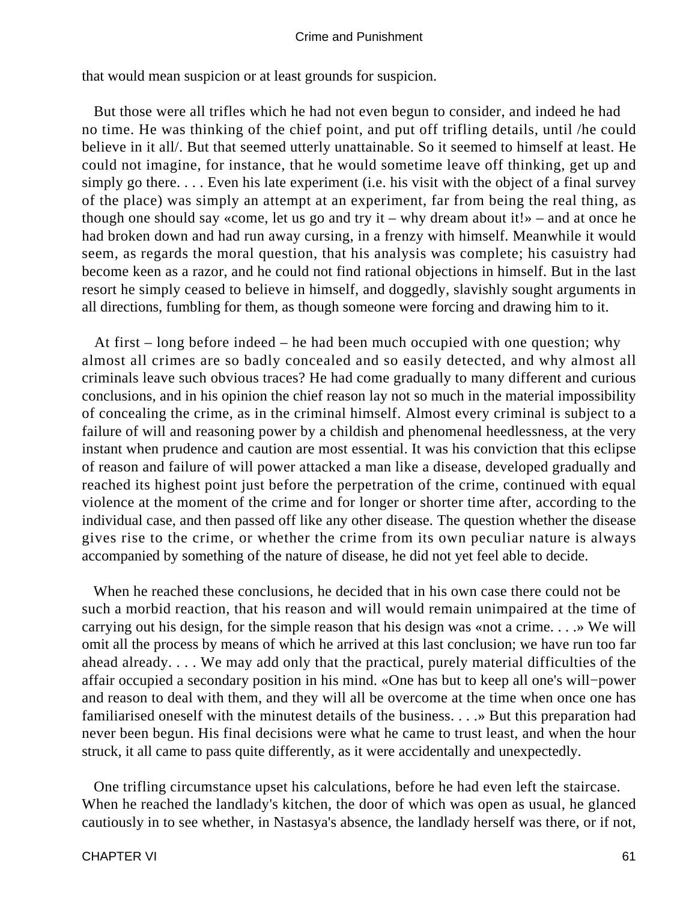that would mean suspicion or at least grounds for suspicion.

But those were all trifles which he had not even begun to consider, and indeed he had no time. He was thinking of the chief point, and put off trifling details, until /he could believe in it all/. But that seemed utterly unattainable. So it seemed to himself at least. He could not imagine, for instance, that he would sometime leave off thinking, get up and simply go there. . . . Even his late experiment (i.e. his visit with the object of a final survey of the place) was simply an attempt at an experiment, far from being the real thing, as though one should say «come, let us go and try it – why dream about it!» – and at once he had broken down and had run away cursing, in a frenzy with himself. Meanwhile it would seem, as regards the moral question, that his analysis was complete; his casuistry had become keen as a razor, and he could not find rational objections in himself. But in the last resort he simply ceased to believe in himself, and doggedly, slavishly sought arguments in all directions, fumbling for them, as though someone were forcing and drawing him to it.

At first – long before indeed – he had been much occupied with one question; why almost all crimes are so badly concealed and so easily detected, and why almost all criminals leave such obvious traces? He had come gradually to many different and curious conclusions, and in his opinion the chief reason lay not so much in the material impossibility of concealing the crime, as in the criminal himself. Almost every criminal is subject to a failure of will and reasoning power by a childish and phenomenal heedlessness, at the very instant when prudence and caution are most essential. It was his conviction that this eclipse of reason and failure of will power attacked a man like a disease, developed gradually and reached its highest point just before the perpetration of the crime, continued with equal violence at the moment of the crime and for longer or shorter time after, according to the individual case, and then passed off like any other disease. The question whether the disease gives rise to the crime, or whether the crime from its own peculiar nature is always accompanied by something of the nature of disease, he did not yet feel able to decide.

When he reached these conclusions, he decided that in his own case there could not be such a morbid reaction, that his reason and will would remain unimpaired at the time of carrying out his design, for the simple reason that his design was «not a crime. . . .» We will omit all the process by means of which he arrived at this last conclusion; we have run too far ahead already. . . . We may add only that the practical, purely material difficulties of the affair occupied a secondary position in his mind. «One has but to keep all one's will−power and reason to deal with them, and they will all be overcome at the time when once one has familiarised oneself with the minutest details of the business. . . .» But this preparation had never been begun. His final decisions were what he came to trust least, and when the hour struck, it all came to pass quite differently, as it were accidentally and unexpectedly.

One trifling circumstance upset his calculations, before he had even left the staircase. When he reached the landlady's kitchen, the door of which was open as usual, he glanced cautiously in to see whether, in Nastasya's absence, the landlady herself was there, or if not,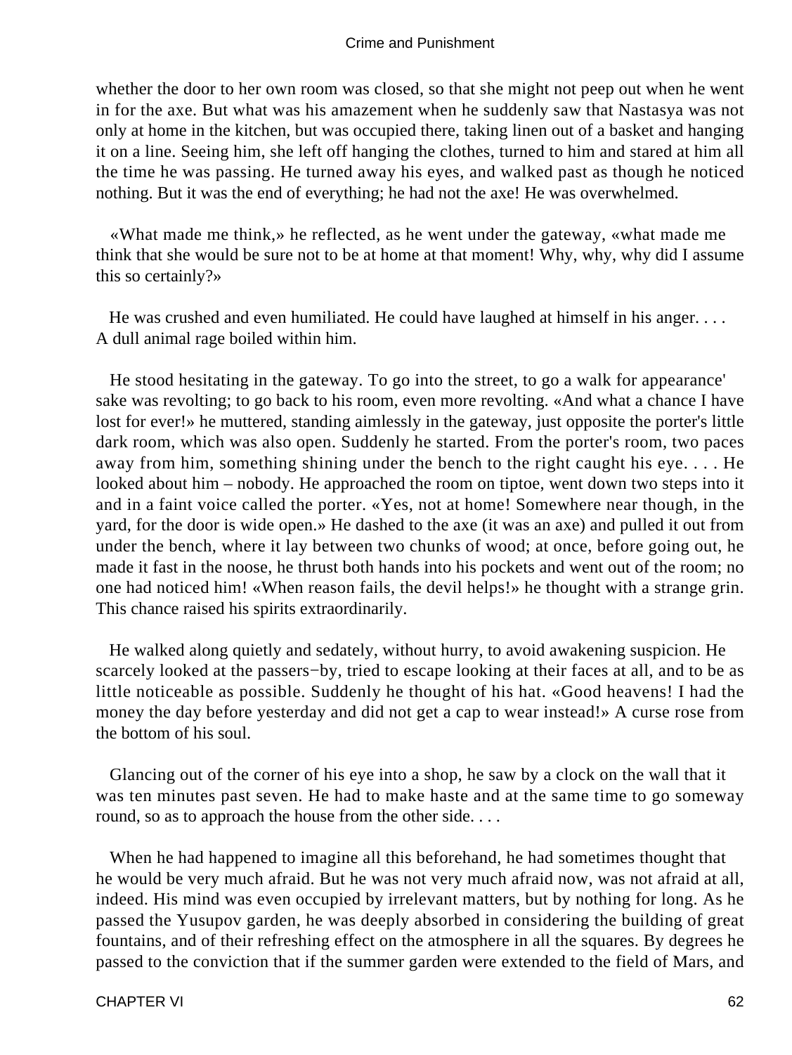whether the door to her own room was closed, so that she might not peep out when he went in for the axe. But what was his amazement when he suddenly saw that Nastasya was not only at home in the kitchen, but was occupied there, taking linen out of a basket and hanging it on a line. Seeing him, she left off hanging the clothes, turned to him and stared at him all the time he was passing. He turned away his eyes, and walked past as though he noticed nothing. But it was the end of everything; he had not the axe! He was overwhelmed.

«What made me think,» he reflected, as he went under the gateway, «what made me think that she would be sure not to be at home at that moment! Why, why, why did I assume this so certainly?»

He was crushed and even humiliated. He could have laughed at himself in his anger. . . . A dull animal rage boiled within him.

He stood hesitating in the gateway. To go into the street, to go a walk for appearance' sake was revolting; to go back to his room, even more revolting. «And what a chance I have lost for ever!» he muttered, standing aimlessly in the gateway, just opposite the porter's little dark room, which was also open. Suddenly he started. From the porter's room, two paces away from him, something shining under the bench to the right caught his eye. . . . He looked about him – nobody. He approached the room on tiptoe, went down two steps into it and in a faint voice called the porter. «Yes, not at home! Somewhere near though, in the yard, for the door is wide open.» He dashed to the axe (it was an axe) and pulled it out from under the bench, where it lay between two chunks of wood; at once, before going out, he made it fast in the noose, he thrust both hands into his pockets and went out of the room; no one had noticed him! «When reason fails, the devil helps!» he thought with a strange grin. This chance raised his spirits extraordinarily.

He walked along quietly and sedately, without hurry, to avoid awakening suspicion. He scarcely looked at the passers−by, tried to escape looking at their faces at all, and to be as little noticeable as possible. Suddenly he thought of his hat. «Good heavens! I had the money the day before yesterday and did not get a cap to wear instead!» A curse rose from the bottom of his soul.

Glancing out of the corner of his eye into a shop, he saw by a clock on the wall that it was ten minutes past seven. He had to make haste and at the same time to go someway round, so as to approach the house from the other side. . . .

When he had happened to imagine all this beforehand, he had sometimes thought that he would be very much afraid. But he was not very much afraid now, was not afraid at all, indeed. His mind was even occupied by irrelevant matters, but by nothing for long. As he passed the Yusupov garden, he was deeply absorbed in considering the building of great fountains, and of their refreshing effect on the atmosphere in all the squares. By degrees he passed to the conviction that if the summer garden were extended to the field of Mars, and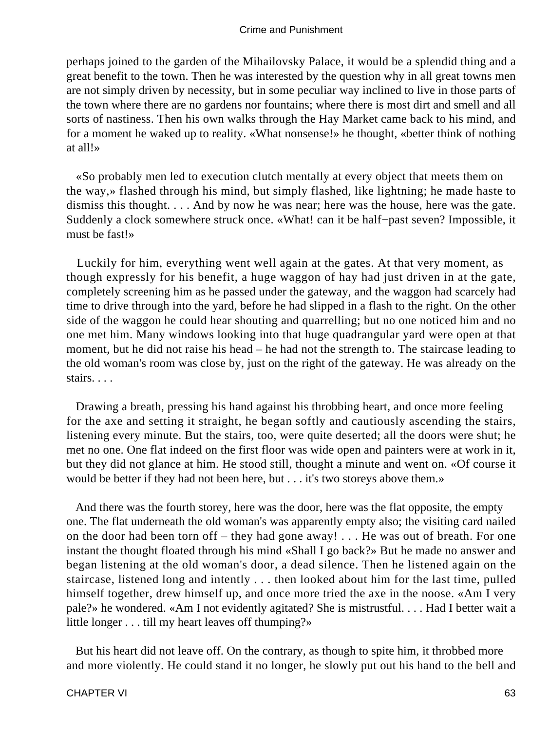perhaps joined to the garden of the Mihailovsky Palace, it would be a splendid thing and a great benefit to the town. Then he was interested by the question why in all great towns men are not simply driven by necessity, but in some peculiar way inclined to live in those parts of the town where there are no gardens nor fountains; where there is most dirt and smell and all sorts of nastiness. Then his own walks through the Hay Market came back to his mind, and for a moment he waked up to reality. «What nonsense!» he thought, «better think of nothing at all!»

«So probably men led to execution clutch mentally at every object that meets them on the way,» flashed through his mind, but simply flashed, like lightning; he made haste to dismiss this thought. . . . And by now he was near; here was the house, here was the gate. Suddenly a clock somewhere struck once. «What! can it be half−past seven? Impossible, it must be fast!»

Luckily for him, everything went well again at the gates. At that very moment, as though expressly for his benefit, a huge waggon of hay had just driven in at the gate, completely screening him as he passed under the gateway, and the waggon had scarcely had time to drive through into the yard, before he had slipped in a flash to the right. On the other side of the waggon he could hear shouting and quarrelling; but no one noticed him and no one met him. Many windows looking into that huge quadrangular yard were open at that moment, but he did not raise his head – he had not the strength to. The staircase leading to the old woman's room was close by, just on the right of the gateway. He was already on the stairs. . . .

Drawing a breath, pressing his hand against his throbbing heart, and once more feeling for the axe and setting it straight, he began softly and cautiously ascending the stairs, listening every minute. But the stairs, too, were quite deserted; all the doors were shut; he met no one. One flat indeed on the first floor was wide open and painters were at work in it, but they did not glance at him. He stood still, thought a minute and went on. «Of course it would be better if they had not been here, but . . . it's two storeys above them.»

And there was the fourth storey, here was the door, here was the flat opposite, the empty one. The flat underneath the old woman's was apparently empty also; the visiting card nailed on the door had been torn off – they had gone away! . . . He was out of breath. For one instant the thought floated through his mind «Shall I go back?» But he made no answer and began listening at the old woman's door, a dead silence. Then he listened again on the staircase, listened long and intently . . . then looked about him for the last time, pulled himself together, drew himself up, and once more tried the axe in the noose. «Am I very pale?» he wondered. «Am I not evidently agitated? She is mistrustful. . . . Had I better wait a little longer . . . till my heart leaves off thumping?»

But his heart did not leave off. On the contrary, as though to spite him, it throbbed more and more violently. He could stand it no longer, he slowly put out his hand to the bell and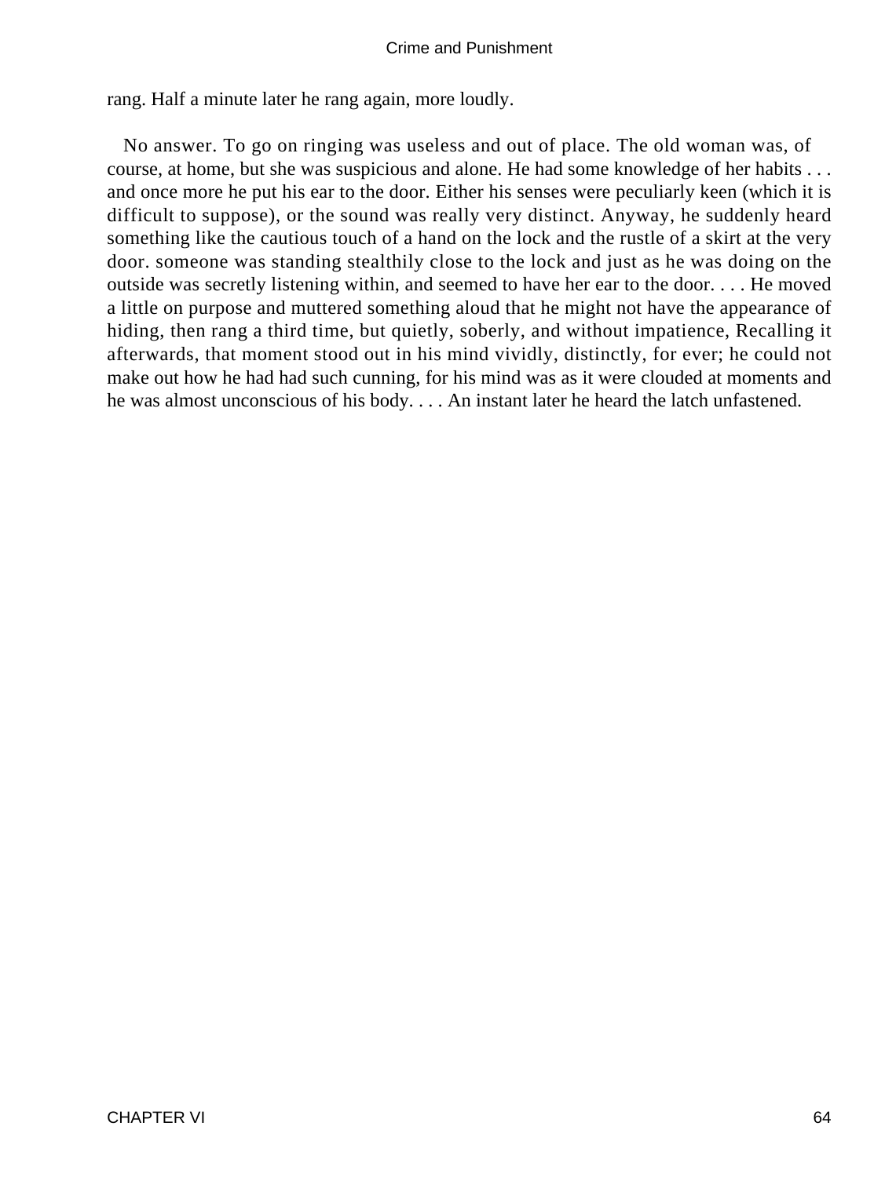rang. Half a minute later he rang again, more loudly.

No answer. To go on ringing was useless and out of place. The old woman was, of course, at home, but she was suspicious and alone. He had some knowledge of her habits . . . and once more he put his ear to the door. Either his senses were peculiarly keen (which it is difficult to suppose), or the sound was really very distinct. Anyway, he suddenly heard something like the cautious touch of a hand on the lock and the rustle of a skirt at the very door. someone was standing stealthily close to the lock and just as he was doing on the outside was secretly listening within, and seemed to have her ear to the door. . . . He moved a little on purpose and muttered something aloud that he might not have the appearance of hiding, then rang a third time, but quietly, soberly, and without impatience, Recalling it afterwards, that moment stood out in his mind vividly, distinctly, for ever; he could not make out how he had had such cunning, for his mind was as it were clouded at moments and he was almost unconscious of his body. . . . An instant later he heard the latch unfastened.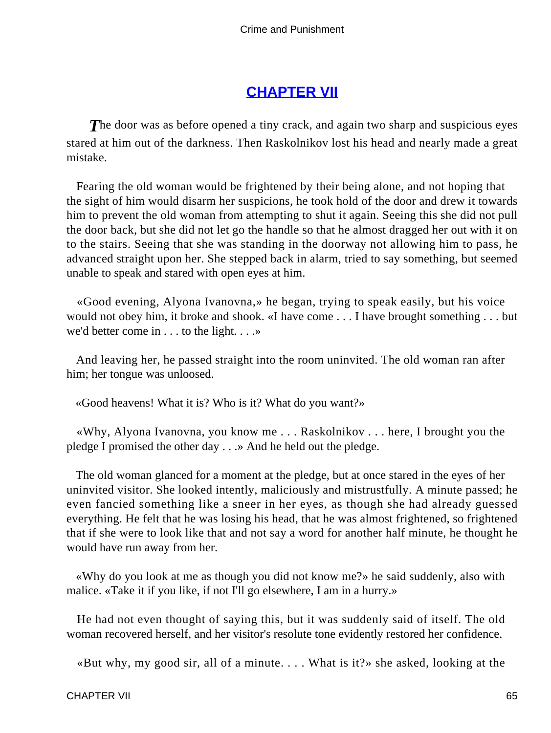## CHAPTER VII

*T*he door was as before opened a tiny crack, and again two sharp and suspicious eyes stared at him out of the darkness. Then Raskolnikov lost his head and nearly made a great mistake.

Fearing the old woman would be frightened by their being alone, and not hoping that the sight of him would disarm her suspicions, he took hold of the door and drew it towards him to prevent the old woman from attempting to shut it again. Seeing this she did not pull the door back, but she did not let go the handle so that he almost dragged her out with it on to the stairs. Seeing that she was standing in the doorway not allowing him to pass, he advanced straight upon her. She stepped back in alarm, tried to say something, but seemed unable to speak and stared with open eyes at him.

«Good evening, Alyona Ivanovna,» he began, trying to speak easily, but his voice would not obey him, it broke and shook. «I have come . . . I have brought something . . . but we'd better come in . . . to the light. . . .»

And leaving her, he passed straight into the room uninvited. The old woman ran after him; her tongue was unloosed.

«Good heavens! What it is? Who is it? What do you want?»

«Why, Alyona Ivanovna, you know me . . . Raskolnikov . . . here, I brought you the pledge I promised the other day . . .» And he held out the pledge.

The old woman glanced for a moment at the pledge, but at once stared in the eyes of her uninvited visitor. She looked intently, maliciously and mistrustfully. A minute passed; he even fancied something like a sneer in her eyes, as though she had already guessed everything. He felt that he was losing his head, that he was almost frightened, so frightened that if she were to look like that and not say a word for another half minute, he thought he would have run away from her.

«Why do you look at me as though you did not know me?» he said suddenly, also with malice. «Take it if you like, if not I'll go elsewhere, I am in a hurry.»

He had not even thought of saying this, but it was suddenly said of itself. The old woman recovered herself, and her visitor's resolute tone evidently restored her confidence.

«But why, my good sir, all of a minute. . . . What is it?» she asked, looking at the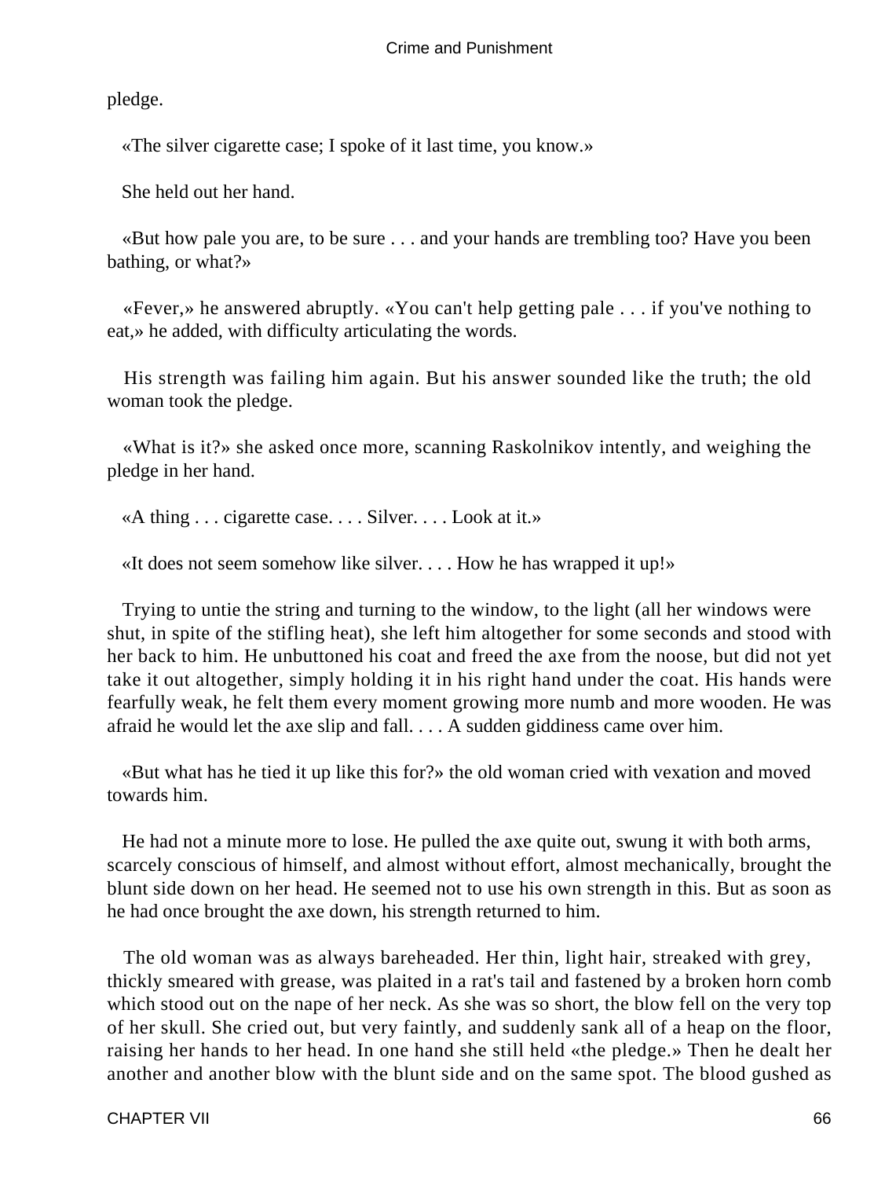pledge.

«The silver cigarette case; I spoke of it last time, you know.»

She held out her hand.

«But how pale you are, to be sure . . . and your hands are trembling too? Have you been bathing, or what?»

«Fever,» he answered abruptly. «You can't help getting pale . . . if you've nothing to eat,» he added, with difficulty articulating the words.

His strength was failing him again. But his answer sounded like the truth; the old woman took the pledge.

«What is it?» she asked once more, scanning Raskolnikov intently, and weighing the pledge in her hand.

«A thing . . . cigarette case. . . . Silver. . . . Look at it.»

«It does not seem somehow like silver. . . . How he has wrapped it up!»

Trying to untie the string and turning to the window, to the light (all her windows were shut, in spite of the stifling heat), she left him altogether for some seconds and stood with her back to him. He unbuttoned his coat and freed the axe from the noose, but did not yet take it out altogether, simply holding it in his right hand under the coat. His hands were fearfully weak, he felt them every moment growing more numb and more wooden. He was afraid he would let the axe slip and fall. . . . A sudden giddiness came over him.

«But what has he tied it up like this for?» the old woman cried with vexation and moved towards him.

He had not a minute more to lose. He pulled the axe quite out, swung it with both arms, scarcely conscious of himself, and almost without effort, almost mechanically, brought the blunt side down on her head. He seemed not to use his own strength in this. But as soon as he had once brought the axe down, his strength returned to him.

The old woman was as always bareheaded. Her thin, light hair, streaked with grey, thickly smeared with grease, was plaited in a rat's tail and fastened by a broken horn comb which stood out on the nape of her neck. As she was so short, the blow fell on the very top of her skull. She cried out, but very faintly, and suddenly sank all of a heap on the floor, raising her hands to her head. In one hand she still held «the pledge.» Then he dealt her another and another blow with the blunt side and on the same spot. The blood gushed as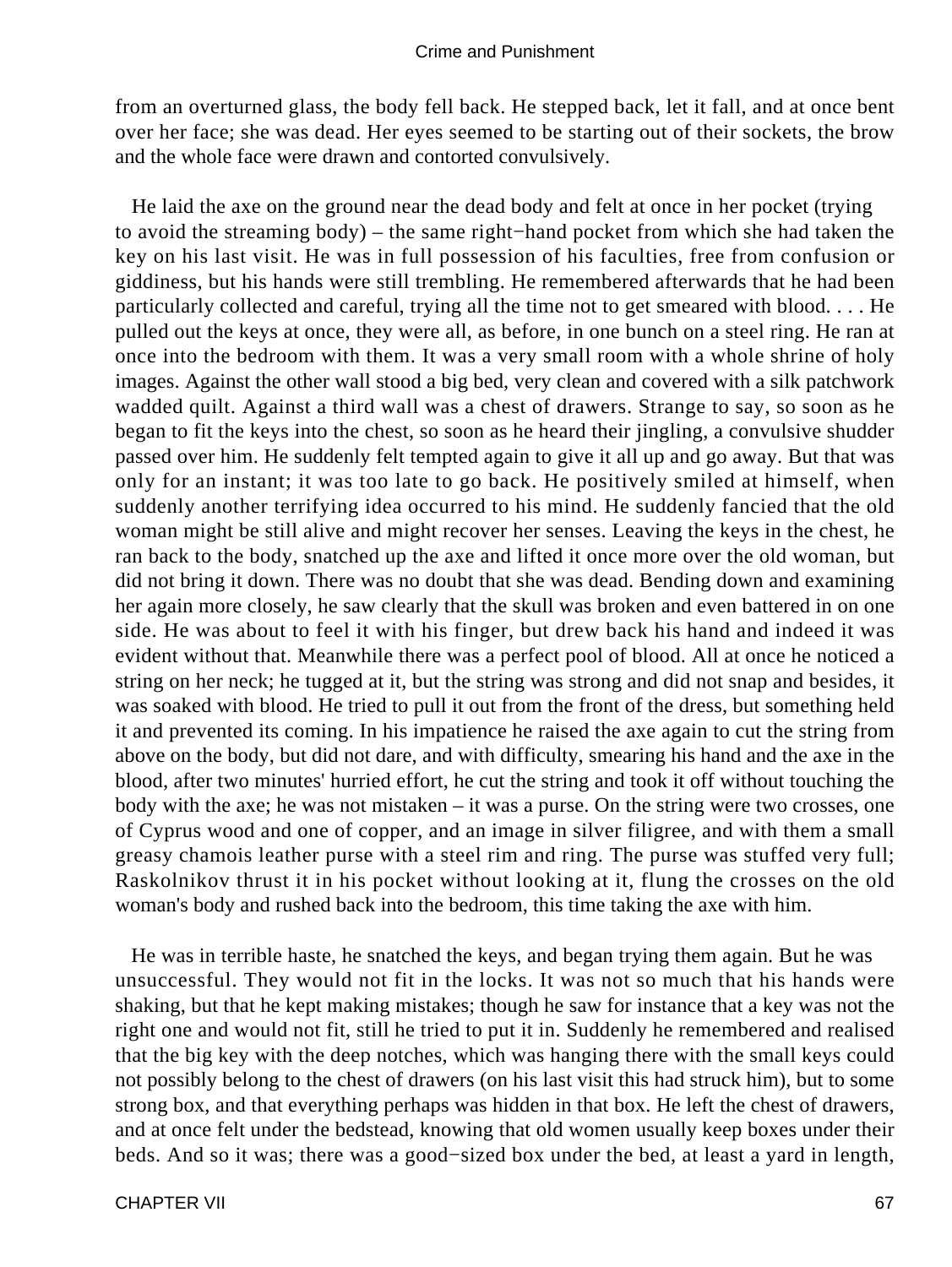from an overturned glass, the body fell back. He stepped back, let it fall, and at once bent over her face; she was dead. Her eyes seemed to be starting out of their sockets, the brow and the whole face were drawn and contorted convulsively.

He laid the axe on the ground near the dead body and felt at once in her pocket (trying to avoid the streaming body) – the same right−hand pocket from which she had taken the key on his last visit. He was in full possession of his faculties, free from confusion or giddiness, but his hands were still trembling. He remembered afterwards that he had been particularly collected and careful, trying all the time not to get smeared with blood. . . . He pulled out the keys at once, they were all, as before, in one bunch on a steel ring. He ran at once into the bedroom with them. It was a very small room with a whole shrine of holy images. Against the other wall stood a big bed, very clean and covered with a silk patchwork wadded quilt. Against a third wall was a chest of drawers. Strange to say, so soon as he began to fit the keys into the chest, so soon as he heard their jingling, a convulsive shudder passed over him. He suddenly felt tempted again to give it all up and go away. But that was only for an instant; it was too late to go back. He positively smiled at himself, when suddenly another terrifying idea occurred to his mind. He suddenly fancied that the old woman might be still alive and might recover her senses. Leaving the keys in the chest, he ran back to the body, snatched up the axe and lifted it once more over the old woman, but did not bring it down. There was no doubt that she was dead. Bending down and examining her again more closely, he saw clearly that the skull was broken and even battered in on one side. He was about to feel it with his finger, but drew back his hand and indeed it was evident without that. Meanwhile there was a perfect pool of blood. All at once he noticed a string on her neck; he tugged at it, but the string was strong and did not snap and besides, it was soaked with blood. He tried to pull it out from the front of the dress, but something held it and prevented its coming. In his impatience he raised the axe again to cut the string from above on the body, but did not dare, and with difficulty, smearing his hand and the axe in the blood, after two minutes' hurried effort, he cut the string and took it off without touching the body with the axe; he was not mistaken – it was a purse. On the string were two crosses, one of Cyprus wood and one of copper, and an image in silver filigree, and with them a small greasy chamois leather purse with a steel rim and ring. The purse was stuffed very full; Raskolnikov thrust it in his pocket without looking at it, flung the crosses on the old woman's body and rushed back into the bedroom, this time taking the axe with him.

He was in terrible haste, he snatched the keys, and began trying them again. But he was unsuccessful. They would not fit in the locks. It was not so much that his hands were shaking, but that he kept making mistakes; though he saw for instance that a key was not the right one and would not fit, still he tried to put it in. Suddenly he remembered and realised that the big key with the deep notches, which was hanging there with the small keys could not possibly belong to the chest of drawers (on his last visit this had struck him), but to some strong box, and that everything perhaps was hidden in that box. He left the chest of drawers, and at once felt under the bedstead, knowing that old women usually keep boxes under their beds. And so it was; there was a good−sized box under the bed, at least a yard in length,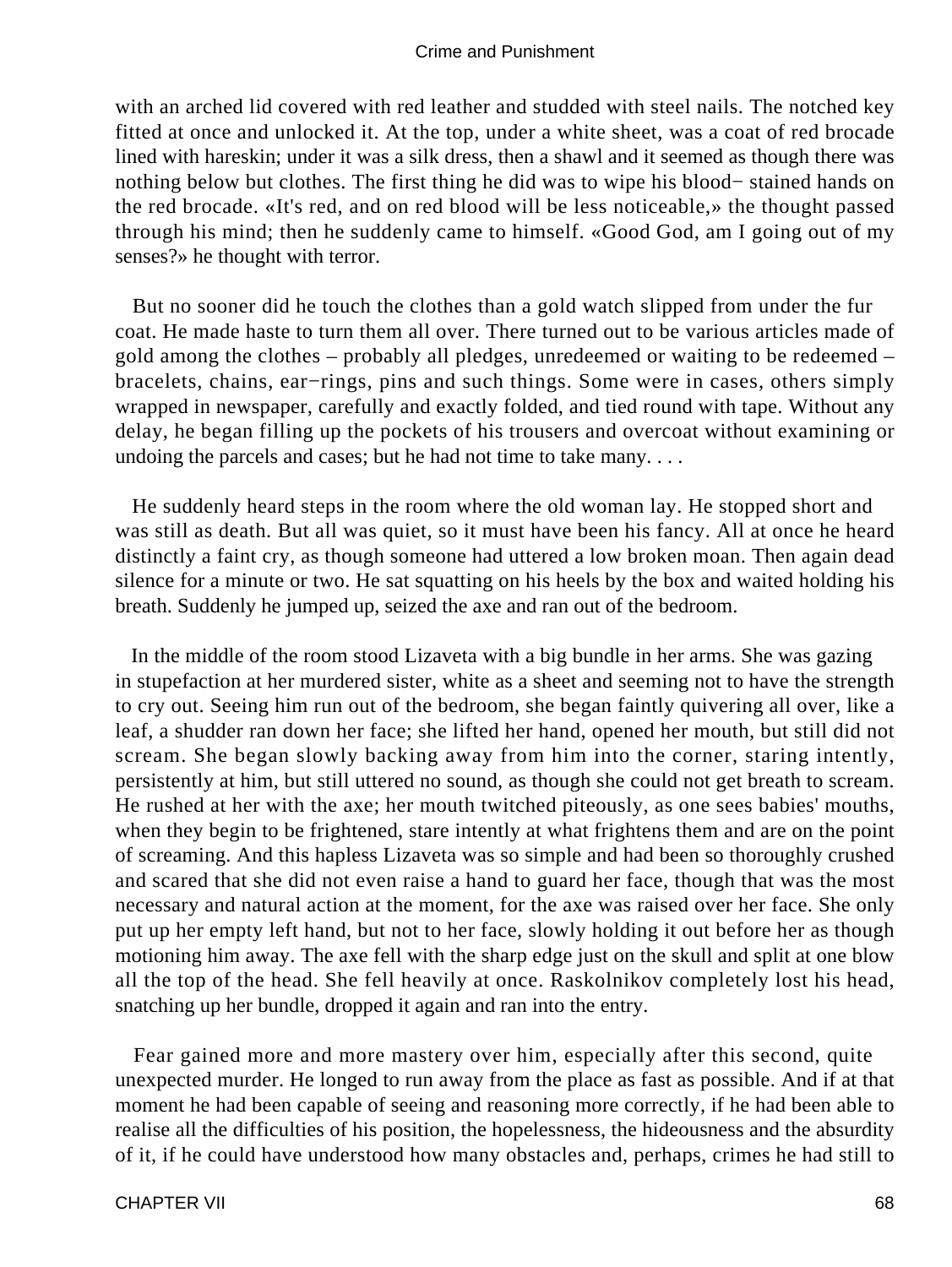with an arched lid covered with red leather and studded with steel nails. The notched key fitted at once and unlocked it. At the top, under a white sheet, was a coat of red brocade lined with hareskin; under it was a silk dress, then a shawl and it seemed as though there was nothing below but clothes. The first thing he did was to wipe his blood− stained hands on the red brocade. «It's red, and on red blood will be less noticeable,» the thought passed through his mind; then he suddenly came to himself. «Good God, am I going out of my senses?» he thought with terror.

But no sooner did he touch the clothes than a gold watch slipped from under the fur coat. He made haste to turn them all over. There turned out to be various articles made of gold among the clothes – probably all pledges, unredeemed or waiting to be redeemed – bracelets, chains, ear−rings, pins and such things. Some were in cases, others simply wrapped in newspaper, carefully and exactly folded, and tied round with tape. Without any delay, he began filling up the pockets of his trousers and overcoat without examining or undoing the parcels and cases; but he had not time to take many. . . .

He suddenly heard steps in the room where the old woman lay. He stopped short and was still as death. But all was quiet, so it must have been his fancy. All at once he heard distinctly a faint cry, as though someone had uttered a low broken moan. Then again dead silence for a minute or two. He sat squatting on his heels by the box and waited holding his breath. Suddenly he jumped up, seized the axe and ran out of the bedroom.

In the middle of the room stood Lizaveta with a big bundle in her arms. She was gazing in stupefaction at her murdered sister, white as a sheet and seeming not to have the strength to cry out. Seeing him run out of the bedroom, she began faintly quivering all over, like a leaf, a shudder ran down her face; she lifted her hand, opened her mouth, but still did not scream. She began slowly backing away from him into the corner, staring intently, persistently at him, but still uttered no sound, as though she could not get breath to scream. He rushed at her with the axe; her mouth twitched piteously, as one sees babies' mouths, when they begin to be frightened, stare intently at what frightens them and are on the point of screaming. And this hapless Lizaveta was so simple and had been so thoroughly crushed and scared that she did not even raise a hand to guard her face, though that was the most necessary and natural action at the moment, for the axe was raised over her face. She only put up her empty left hand, but not to her face, slowly holding it out before her as though motioning him away. The axe fell with the sharp edge just on the skull and split at one blow all the top of the head. She fell heavily at once. Raskolnikov completely lost his head, snatching up her bundle, dropped it again and ran into the entry.

Fear gained more and more mastery over him, especially after this second, quite unexpected murder. He longed to run away from the place as fast as possible. And if at that moment he had been capable of seeing and reasoning more correctly, if he had been able to realise all the difficulties of his position, the hopelessness, the hideousness and the absurdity of it, if he could have understood how many obstacles and, perhaps, crimes he had still to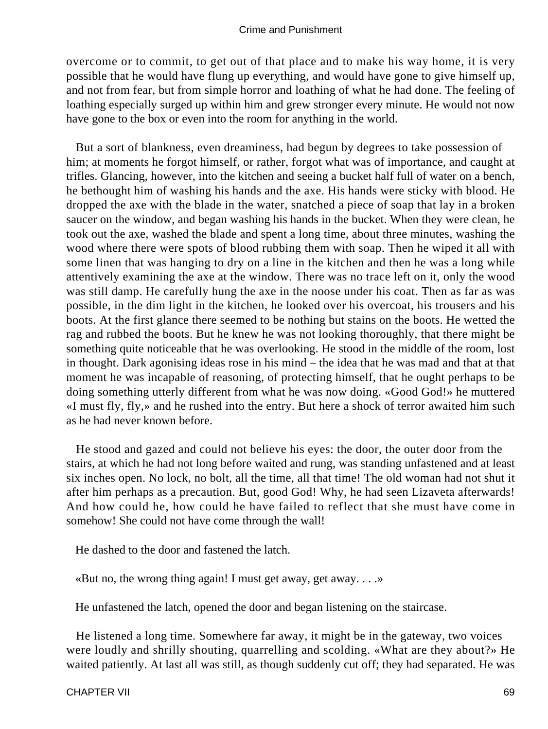overcome or to commit, to get out of that place and to make his way home, it is very possible that he would have flung up everything, and would have gone to give himself up, and not from fear, but from simple horror and loathing of what he had done. The feeling of loathing especially surged up within him and grew stronger every minute. He would not now have gone to the box or even into the room for anything in the world.

But a sort of blankness, even dreaminess, had begun by degrees to take possession of him; at moments he forgot himself, or rather, forgot what was of importance, and caught at trifles. Glancing, however, into the kitchen and seeing a bucket half full of water on a bench, he bethought him of washing his hands and the axe. His hands were sticky with blood. He dropped the axe with the blade in the water, snatched a piece of soap that lay in a broken saucer on the window, and began washing his hands in the bucket. When they were clean, he took out the axe, washed the blade and spent a long time, about three minutes, washing the wood where there were spots of blood rubbing them with soap. Then he wiped it all with some linen that was hanging to dry on a line in the kitchen and then he was a long while attentively examining the axe at the window. There was no trace left on it, only the wood was still damp. He carefully hung the axe in the noose under his coat. Then as far as was possible, in the dim light in the kitchen, he looked over his overcoat, his trousers and his boots. At the first glance there seemed to be nothing but stains on the boots. He wetted the rag and rubbed the boots. But he knew he was not looking thoroughly, that there might be something quite noticeable that he was overlooking. He stood in the middle of the room, lost in thought. Dark agonising ideas rose in his mind – the idea that he was mad and that at that moment he was incapable of reasoning, of protecting himself, that he ought perhaps to be doing something utterly different from what he was now doing. «Good God!» he muttered «I must fly, fly,» and he rushed into the entry. But here a shock of terror awaited him such as he had never known before.

He stood and gazed and could not believe his eyes: the door, the outer door from the stairs, at which he had not long before waited and rung, was standing unfastened and at least six inches open. No lock, no bolt, all the time, all that time! The old woman had not shut it after him perhaps as a precaution. But, good God! Why, he had seen Lizaveta afterwards! And how could he, how could he have failed to reflect that she must have come in somehow! She could not have come through the wall!

He dashed to the door and fastened the latch.

«But no, the wrong thing again! I must get away, get away. . . .»

He unfastened the latch, opened the door and began listening on the staircase.

He listened a long time. Somewhere far away, it might be in the gateway, two voices were loudly and shrilly shouting, quarrelling and scolding. «What are they about?» He waited patiently. At last all was still, as though suddenly cut off; they had separated. He was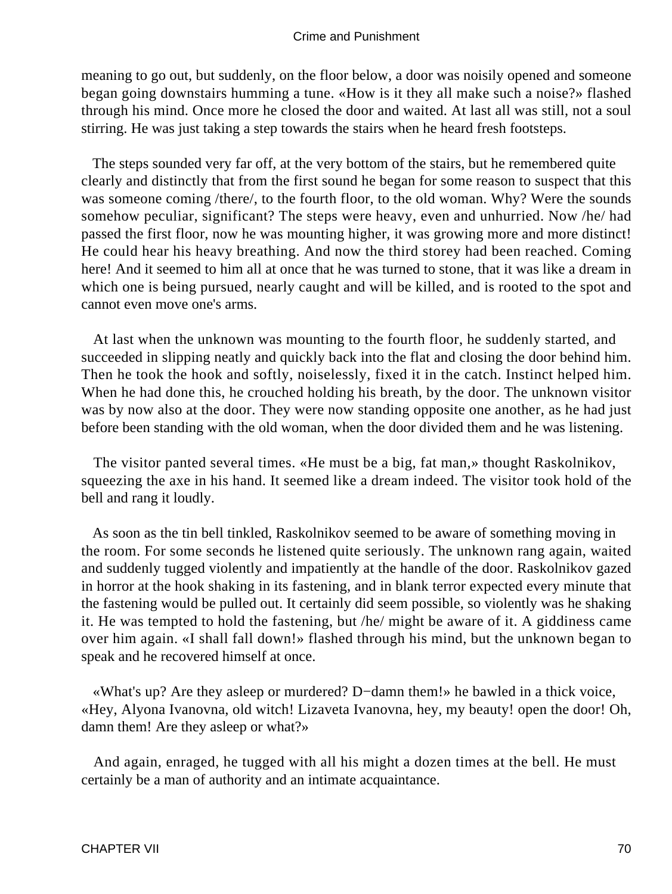meaning to go out, but suddenly, on the floor below, a door was noisily opened and someone began going downstairs humming a tune. «How is it they all make such a noise?» flashed through his mind. Once more he closed the door and waited. At last all was still, not a soul stirring. He was just taking a step towards the stairs when he heard fresh footsteps.

The steps sounded very far off, at the very bottom of the stairs, but he remembered quite clearly and distinctly that from the first sound he began for some reason to suspect that this was someone coming /there/, to the fourth floor, to the old woman. Why? Were the sounds somehow peculiar, significant? The steps were heavy, even and unhurried. Now /he/ had passed the first floor, now he was mounting higher, it was growing more and more distinct! He could hear his heavy breathing. And now the third storey had been reached. Coming here! And it seemed to him all at once that he was turned to stone, that it was like a dream in which one is being pursued, nearly caught and will be killed, and is rooted to the spot and cannot even move one's arms.

At last when the unknown was mounting to the fourth floor, he suddenly started, and succeeded in slipping neatly and quickly back into the flat and closing the door behind him. Then he took the hook and softly, noiselessly, fixed it in the catch. Instinct helped him. When he had done this, he crouched holding his breath, by the door. The unknown visitor was by now also at the door. They were now standing opposite one another, as he had just before been standing with the old woman, when the door divided them and he was listening.

The visitor panted several times. «He must be a big, fat man,» thought Raskolnikov, squeezing the axe in his hand. It seemed like a dream indeed. The visitor took hold of the bell and rang it loudly.

As soon as the tin bell tinkled, Raskolnikov seemed to be aware of something moving in the room. For some seconds he listened quite seriously. The unknown rang again, waited and suddenly tugged violently and impatiently at the handle of the door. Raskolnikov gazed in horror at the hook shaking in its fastening, and in blank terror expected every minute that the fastening would be pulled out. It certainly did seem possible, so violently was he shaking it. He was tempted to hold the fastening, but /he/ might be aware of it. A giddiness came over him again. «I shall fall down!» flashed through his mind, but the unknown began to speak and he recovered himself at once.

«What's up? Are they asleep or murdered? D−damn them!» he bawled in a thick voice, «Hey, Alyona Ivanovna, old witch! Lizaveta Ivanovna, hey, my beauty! open the door! Oh, damn them! Are they asleep or what?»

And again, enraged, he tugged with all his might a dozen times at the bell. He must certainly be a man of authority and an intimate acquaintance.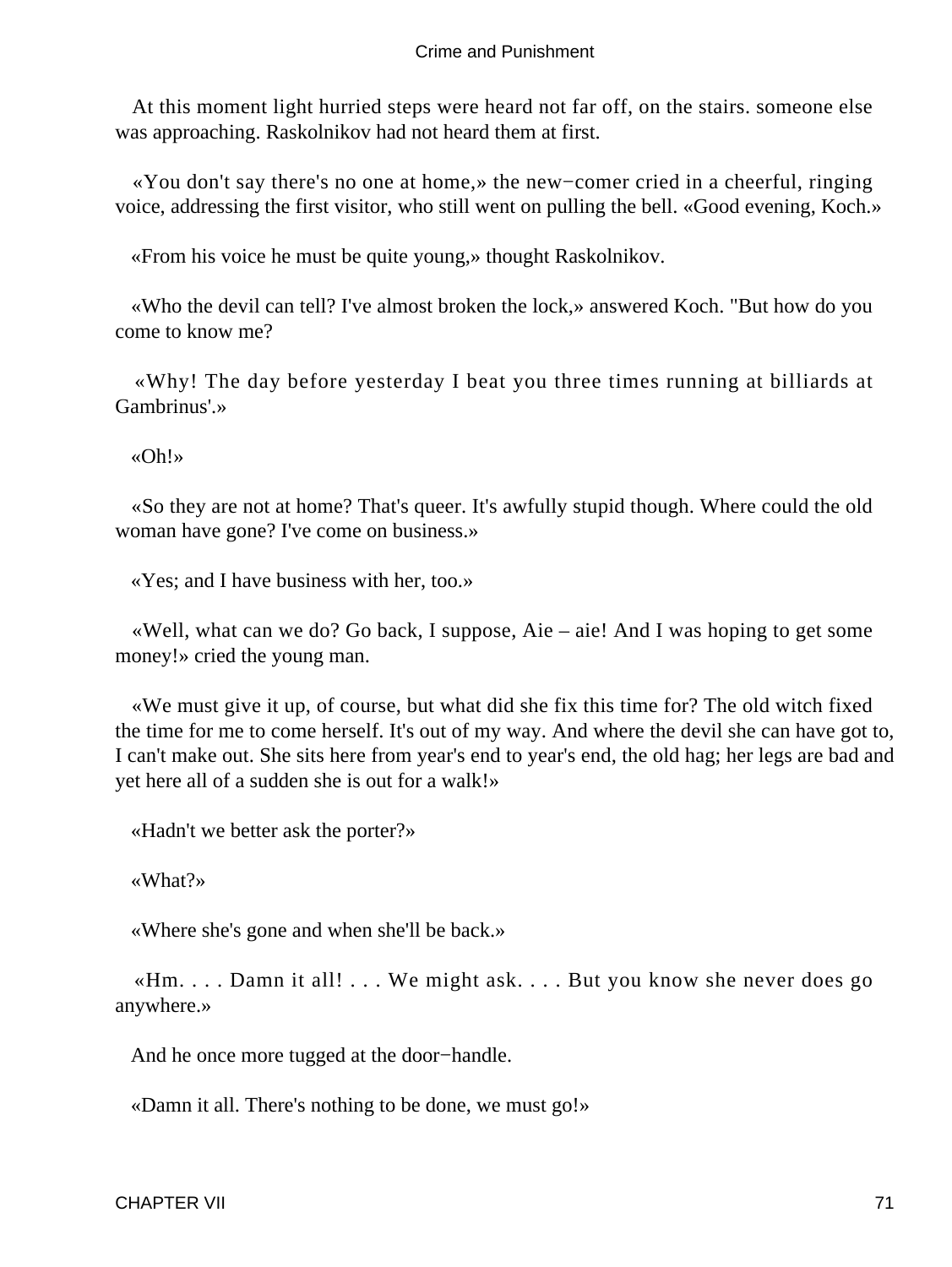At this moment light hurried steps were heard not far off, on the stairs. someone else was approaching. Raskolnikov had not heard them at first.

«You don't say there's no one at home,» the new−comer cried in a cheerful, ringing voice, addressing the first visitor, who still went on pulling the bell. «Good evening, Koch.»

«From his voice he must be quite young,» thought Raskolnikov.

«Who the devil can tell? I've almost broken the lock,» answered Koch. "But how do you come to know me?

«Why! The day before yesterday I beat you three times running at billiards at Gambrinus'.»

«Oh!»

«So they are not at home? That's queer. It's awfully stupid though. Where could the old woman have gone? I've come on business.»

«Yes; and I have business with her, too.»

«Well, what can we do? Go back, I suppose, Aie – aie! And I was hoping to get some money!» cried the young man.

«We must give it up, of course, but what did she fix this time for? The old witch fixed the time for me to come herself. It's out of my way. And where the devil she can have got to, I can't make out. She sits here from year's end to year's end, the old hag; her legs are bad and yet here all of a sudden she is out for a walk!»

«Hadn't we better ask the porter?»

«What?»

«Where she's gone and when she'll be back.»

«Hm. . . . Damn it all! . . . We might ask. . . . But you know she never does go anywhere.»

And he once more tugged at the door−handle.

«Damn it all. There's nothing to be done, we must go!»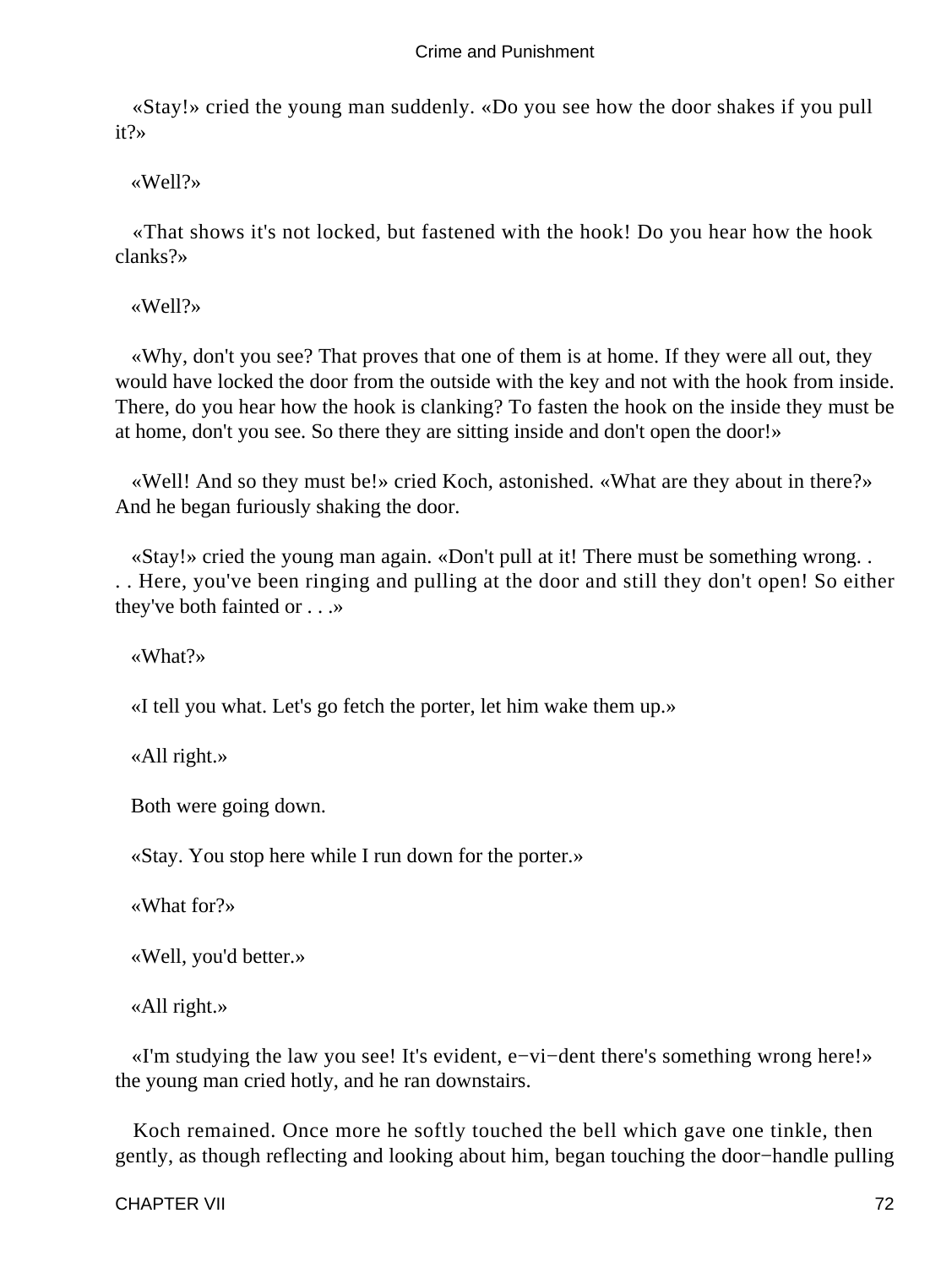«Stay!» cried the young man suddenly. «Do you see how the door shakes if you pull it?»

«Well?»

«That shows it's not locked, but fastened with the hook! Do you hear how the hook clanks?»

«Well?»

«Why, don't you see? That proves that one of them is at home. If they were all out, they would have locked the door from the outside with the key and not with the hook from inside. There, do you hear how the hook is clanking? To fasten the hook on the inside they must be at home, don't you see. So there they are sitting inside and don't open the door!»

«Well! And so they must be!» cried Koch, astonished. «What are they about in there?» And he began furiously shaking the door.

«Stay!» cried the young man again. «Don't pull at it! There must be something wrong. . . . Here, you've been ringing and pulling at the door and still they don't open! So either they've both fainted or . . .»

«What?»

«I tell you what. Let's go fetch the porter, let him wake them up.»

«All right.»

Both were going down.

«Stay. You stop here while I run down for the porter.»

«What for?»

«Well, you'd better.»

«All right.»

«I'm studying the law you see! It's evident, e−vi−dent there's something wrong here!» the young man cried hotly, and he ran downstairs.

Koch remained. Once more he softly touched the bell which gave one tinkle, then gently, as though reflecting and looking about him, began touching the door−handle pulling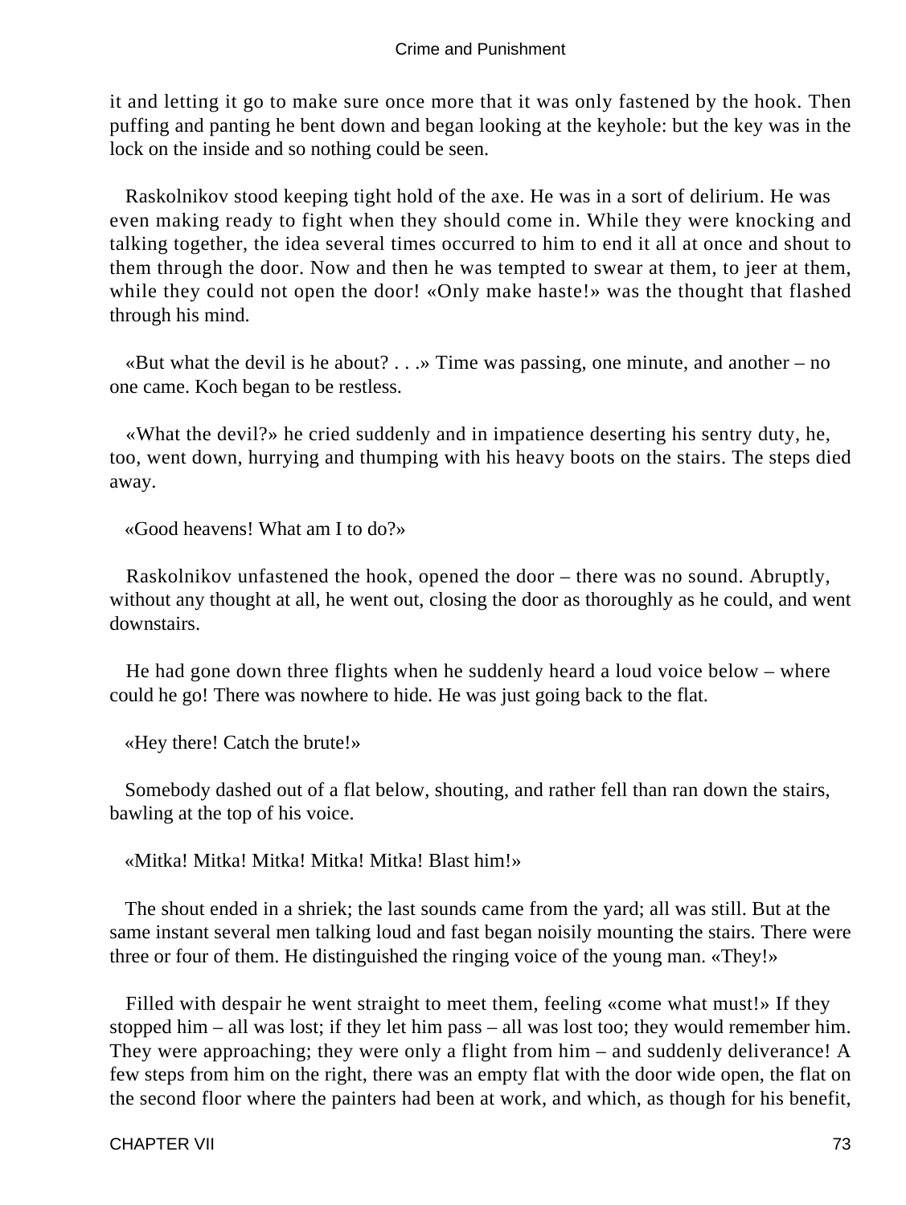it and letting it go to make sure once more that it was only fastened by the hook. Then puffing and panting he bent down and began looking at the keyhole: but the key was in the lock on the inside and so nothing could be seen.

Raskolnikov stood keeping tight hold of the axe. He was in a sort of delirium. He was even making ready to fight when they should come in. While they were knocking and talking together, the idea several times occurred to him to end it all at once and shout to them through the door. Now and then he was tempted to swear at them, to jeer at them, while they could not open the door! «Only make haste!» was the thought that flashed through his mind.

«But what the devil is he about? . . .» Time was passing, one minute, and another – no one came. Koch began to be restless.

«What the devil?» he cried suddenly and in impatience deserting his sentry duty, he, too, went down, hurrying and thumping with his heavy boots on the stairs. The steps died away.

«Good heavens! What am I to do?»

Raskolnikov unfastened the hook, opened the door – there was no sound. Abruptly, without any thought at all, he went out, closing the door as thoroughly as he could, and went downstairs.

He had gone down three flights when he suddenly heard a loud voice below – where could he go! There was nowhere to hide. He was just going back to the flat.

«Hey there! Catch the brute!»

Somebody dashed out of a flat below, shouting, and rather fell than ran down the stairs, bawling at the top of his voice.

«Mitka! Mitka! Mitka! Mitka! Mitka! Blast him!»

The shout ended in a shriek; the last sounds came from the yard; all was still. But at the same instant several men talking loud and fast began noisily mounting the stairs. There were three or four of them. He distinguished the ringing voice of the young man. «They!»

Filled with despair he went straight to meet them, feeling «come what must!» If they stopped him – all was lost; if they let him pass – all was lost too; they would remember him. They were approaching; they were only a flight from him – and suddenly deliverance! A few steps from him on the right, there was an empty flat with the door wide open, the flat on the second floor where the painters had been at work, and which, as though for his benefit,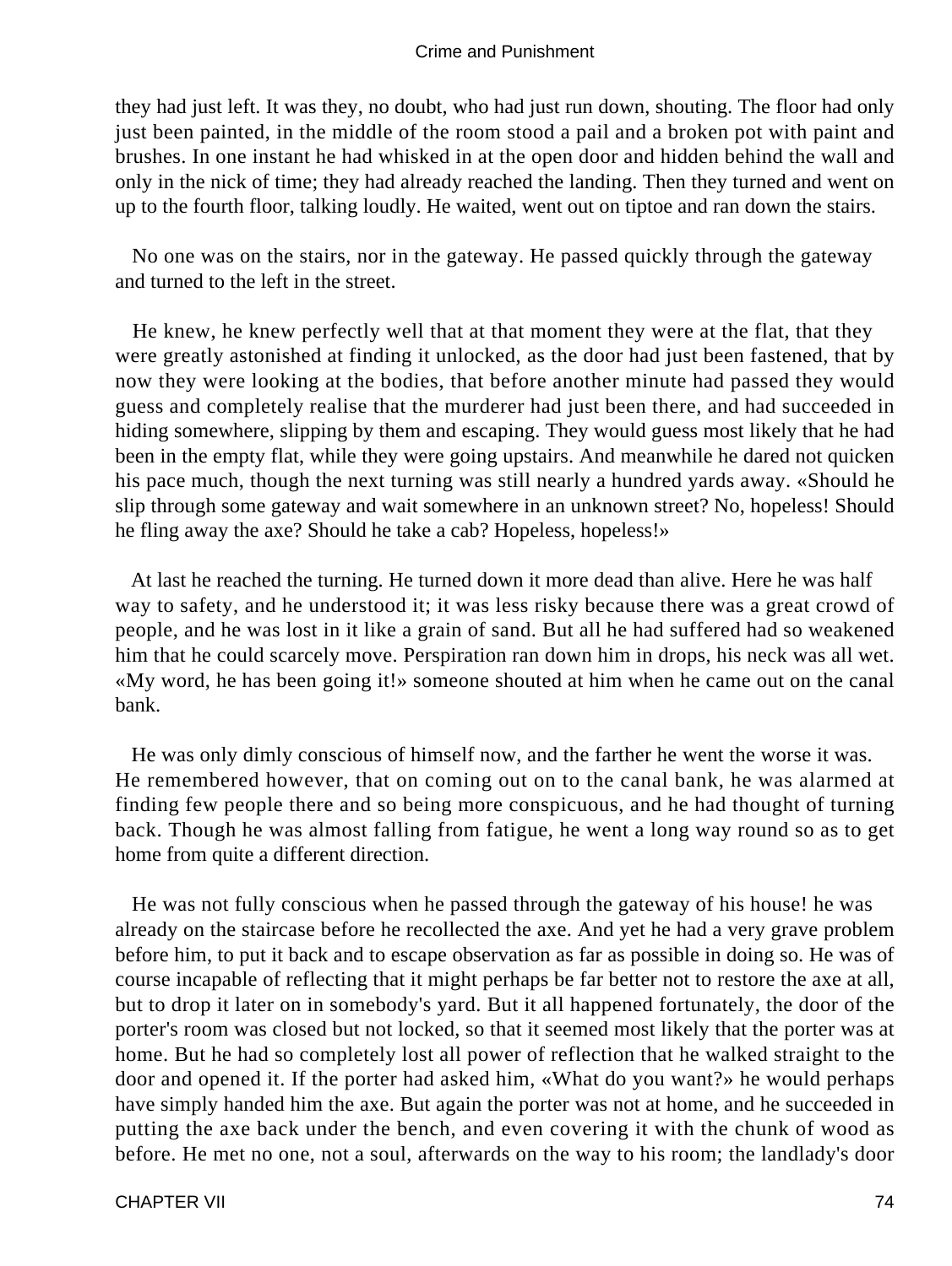they had just left. It was they, no doubt, who had just run down, shouting. The floor had only just been painted, in the middle of the room stood a pail and a broken pot with paint and brushes. In one instant he had whisked in at the open door and hidden behind the wall and only in the nick of time; they had already reached the landing. Then they turned and went on up to the fourth floor, talking loudly. He waited, went out on tiptoe and ran down the stairs.

No one was on the stairs, nor in the gateway. He passed quickly through the gateway and turned to the left in the street.

He knew, he knew perfectly well that at that moment they were at the flat, that they were greatly astonished at finding it unlocked, as the door had just been fastened, that by now they were looking at the bodies, that before another minute had passed they would guess and completely realise that the murderer had just been there, and had succeeded in hiding somewhere, slipping by them and escaping. They would guess most likely that he had been in the empty flat, while they were going upstairs. And meanwhile he dared not quicken his pace much, though the next turning was still nearly a hundred yards away. «Should he slip through some gateway and wait somewhere in an unknown street? No, hopeless! Should he fling away the axe? Should he take a cab? Hopeless, hopeless!»

At last he reached the turning. He turned down it more dead than alive. Here he was half way to safety, and he understood it; it was less risky because there was a great crowd of people, and he was lost in it like a grain of sand. But all he had suffered had so weakened him that he could scarcely move. Perspiration ran down him in drops, his neck was all wet. «My word, he has been going it!» someone shouted at him when he came out on the canal bank.

He was only dimly conscious of himself now, and the farther he went the worse it was. He remembered however, that on coming out on to the canal bank, he was alarmed at finding few people there and so being more conspicuous, and he had thought of turning back. Though he was almost falling from fatigue, he went a long way round so as to get home from quite a different direction.

He was not fully conscious when he passed through the gateway of his house! he was already on the staircase before he recollected the axe. And yet he had a very grave problem before him, to put it back and to escape observation as far as possible in doing so. He was of course incapable of reflecting that it might perhaps be far better not to restore the axe at all, but to drop it later on in somebody's yard. But it all happened fortunately, the door of the porter's room was closed but not locked, so that it seemed most likely that the porter was at home. But he had so completely lost all power of reflection that he walked straight to the door and opened it. If the porter had asked him, «What do you want?» he would perhaps have simply handed him the axe. But again the porter was not at home, and he succeeded in putting the axe back under the bench, and even covering it with the chunk of wood as before. He met no one, not a soul, afterwards on the way to his room; the landlady's door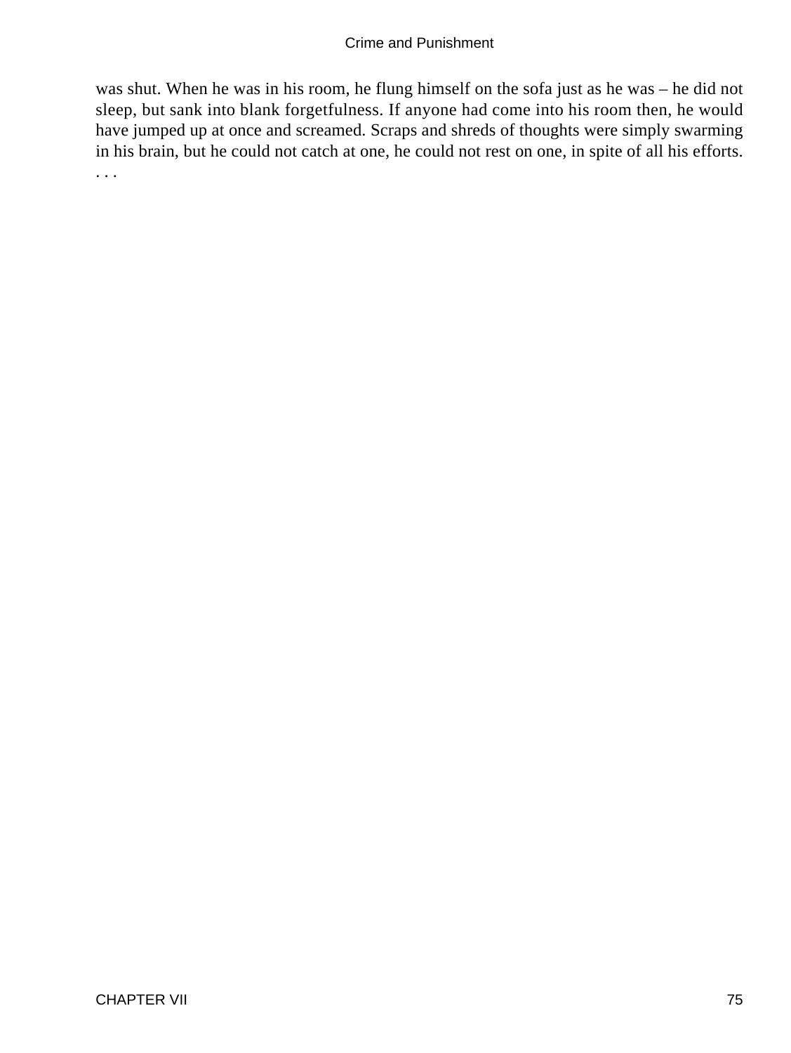was shut. When he was in his room, he flung himself on the sofa just as he was – he did not sleep, but sank into blank forgetfulness. If anyone had come into his room then, he would have jumped up at once and screamed. Scraps and shreds of thoughts were simply swarming in his brain, but he could not catch at one, he could not rest on one, in spite of all his efforts. . . .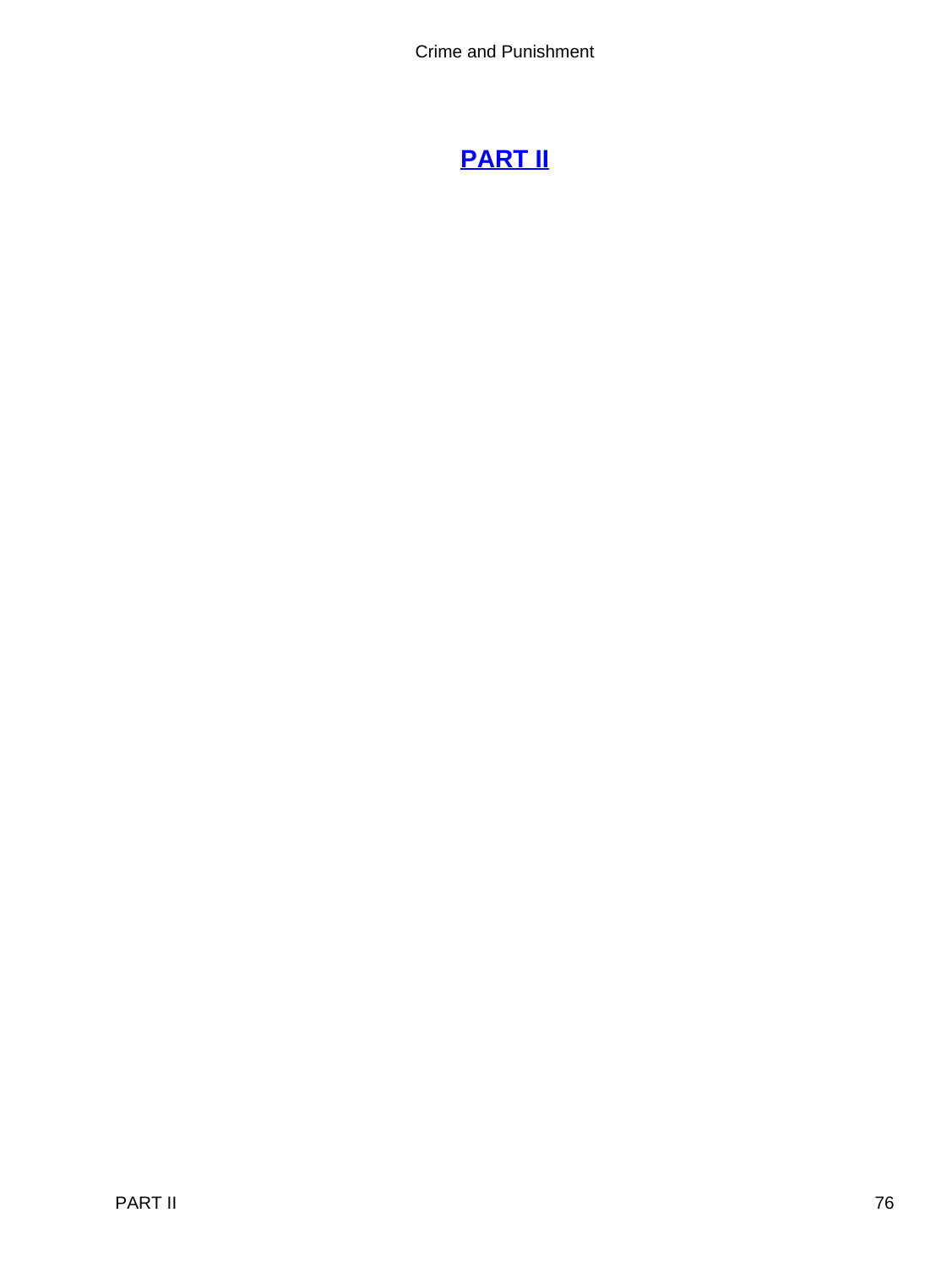# PART II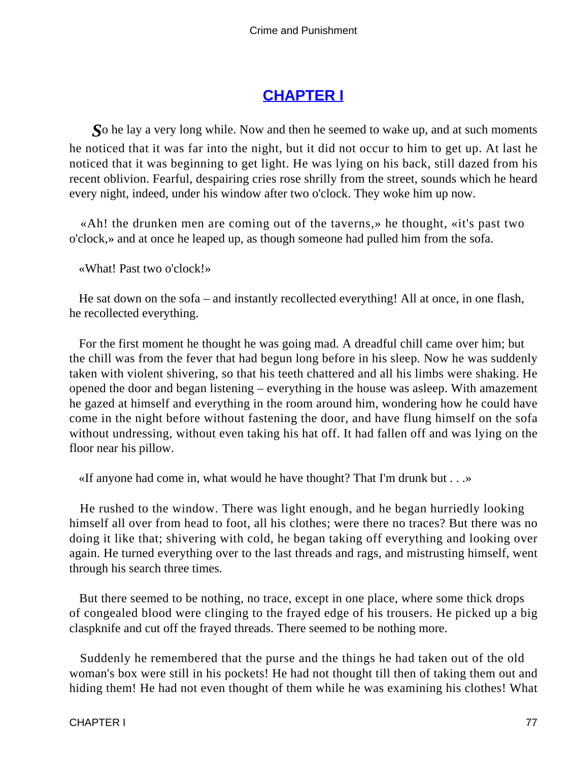## CHAPTER I

So he lay a very long while. Now and then he seemed to wake up, and at such moments he noticed that it was far into the night, but it did not occur to him to get up. At last he noticed that it was beginning to get light. He was lying on his back, still dazed from his recent oblivion. Fearful, despairing cries rose shrilly from the street, sounds which he heard every night, indeed, under his window after two o'clock. They woke him up now.

«Ah! the drunken men are coming out of the taverns,» he thought, «it's past two o'clock,» and at once he leaped up, as though someone had pulled him from the sofa.

«What! Past two o'clock!»

He sat down on the sofa – and instantly recollected everything! All at once, in one flash, he recollected everything.

For the first moment he thought he was going mad. A dreadful chill came over him; but the chill was from the fever that had begun long before in his sleep. Now he was suddenly taken with violent shivering, so that his teeth chattered and all his limbs were shaking. He opened the door and began listening – everything in the house was asleep. With amazement he gazed at himself and everything in the room around him, wondering how he could have come in the night before without fastening the door, and have flung himself on the sofa without undressing, without even taking his hat off. It had fallen off and was lying on the floor near his pillow.

«If anyone had come in, what would he have thought? That I'm drunk but . . .»

He rushed to the window. There was light enough, and he began hurriedly looking himself all over from head to foot, all his clothes; were there no traces? But there was no doing it like that; shivering with cold, he began taking off everything and looking over again. He turned everything over to the last threads and rags, and mistrusting himself, went through his search three times.

But there seemed to be nothing, no trace, except in one place, where some thick drops of congealed blood were clinging to the frayed edge of his trousers. He picked up a big claspknife and cut off the frayed threads. There seemed to be nothing more.

Suddenly he remembered that the purse and the things he had taken out of the old woman's box were still in his pockets! He had not thought till then of taking them out and hiding them! He had not even thought of them while he was examining his clothes! What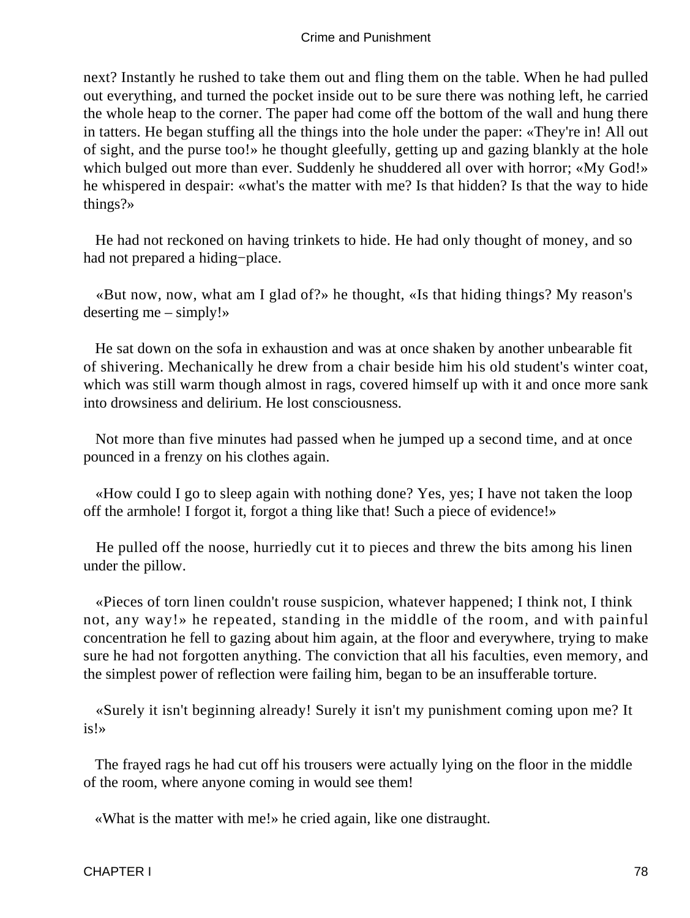next? Instantly he rushed to take them out and fling them on the table. When he had pulled out everything, and turned the pocket inside out to be sure there was nothing left, he carried the whole heap to the corner. The paper had come off the bottom of the wall and hung there in tatters. He began stuffing all the things into the hole under the paper: «They're in! All out of sight, and the purse too!» he thought gleefully, getting up and gazing blankly at the hole which bulged out more than ever. Suddenly he shuddered all over with horror; «My God!» he whispered in despair: «what's the matter with me? Is that hidden? Is that the way to hide things?»

He had not reckoned on having trinkets to hide. He had only thought of money, and so had not prepared a hiding−place.

«But now, now, what am I glad of?» he thought, «Is that hiding things? My reason's deserting me – simply!»

He sat down on the sofa in exhaustion and was at once shaken by another unbearable fit of shivering. Mechanically he drew from a chair beside him his old student's winter coat, which was still warm though almost in rags, covered himself up with it and once more sank into drowsiness and delirium. He lost consciousness.

Not more than five minutes had passed when he jumped up a second time, and at once pounced in a frenzy on his clothes again.

«How could I go to sleep again with nothing done? Yes, yes; I have not taken the loop off the armhole! I forgot it, forgot a thing like that! Such a piece of evidence!»

He pulled off the noose, hurriedly cut it to pieces and threw the bits among his linen under the pillow.

«Pieces of torn linen couldn't rouse suspicion, whatever happened; I think not, I think not, any way!» he repeated, standing in the middle of the room, and with painful concentration he fell to gazing about him again, at the floor and everywhere, trying to make sure he had not forgotten anything. The conviction that all his faculties, even memory, and the simplest power of reflection were failing him, began to be an insufferable torture.

«Surely it isn't beginning already! Surely it isn't my punishment coming upon me? It is!»

The frayed rags he had cut off his trousers were actually lying on the floor in the middle of the room, where anyone coming in would see them!

«What is the matter with me!» he cried again, like one distraught.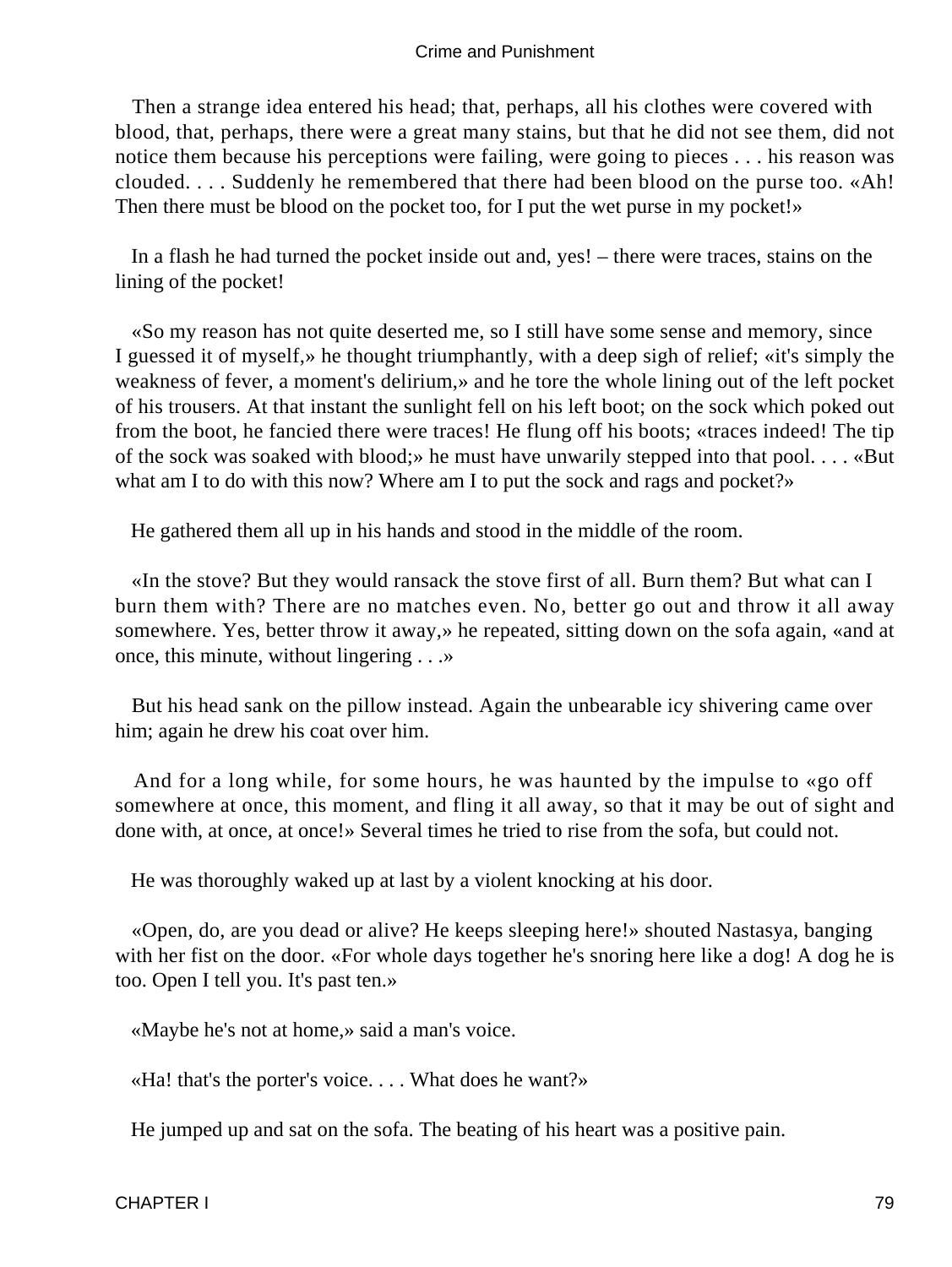Then a strange idea entered his head; that, perhaps, all his clothes were covered with blood, that, perhaps, there were a great many stains, but that he did not see them, did not notice them because his perceptions were failing, were going to pieces . . . his reason was clouded. . . . Suddenly he remembered that there had been blood on the purse too. «Ah! Then there must be blood on the pocket too, for I put the wet purse in my pocket!»

In a flash he had turned the pocket inside out and, yes! – there were traces, stains on the lining of the pocket!

«So my reason has not quite deserted me, so I still have some sense and memory, since I guessed it of myself,» he thought triumphantly, with a deep sigh of relief; «it's simply the weakness of fever, a moment's delirium,» and he tore the whole lining out of the left pocket of his trousers. At that instant the sunlight fell on his left boot; on the sock which poked out from the boot, he fancied there were traces! He flung off his boots; «traces indeed! The tip of the sock was soaked with blood;» he must have unwarily stepped into that pool. . . . «But what am I to do with this now? Where am I to put the sock and rags and pocket?»

He gathered them all up in his hands and stood in the middle of the room.

«In the stove? But they would ransack the stove first of all. Burn them? But what can I burn them with? There are no matches even. No, better go out and throw it all away somewhere. Yes, better throw it away,» he repeated, sitting down on the sofa again, «and at once, this minute, without lingering . . .»

But his head sank on the pillow instead. Again the unbearable icy shivering came over him; again he drew his coat over him.

And for a long while, for some hours, he was haunted by the impulse to «go off somewhere at once, this moment, and fling it all away, so that it may be out of sight and done with, at once, at once!» Several times he tried to rise from the sofa, but could not.

He was thoroughly waked up at last by a violent knocking at his door.

«Open, do, are you dead or alive? He keeps sleeping here!» shouted Nastasya, banging with her fist on the door. «For whole days together he's snoring here like a dog! A dog he is too. Open I tell you. It's past ten.»

«Maybe he's not at home,» said a man's voice.

«Ha! that's the porter's voice. . . . What does he want?»

He jumped up and sat on the sofa. The beating of his heart was a positive pain.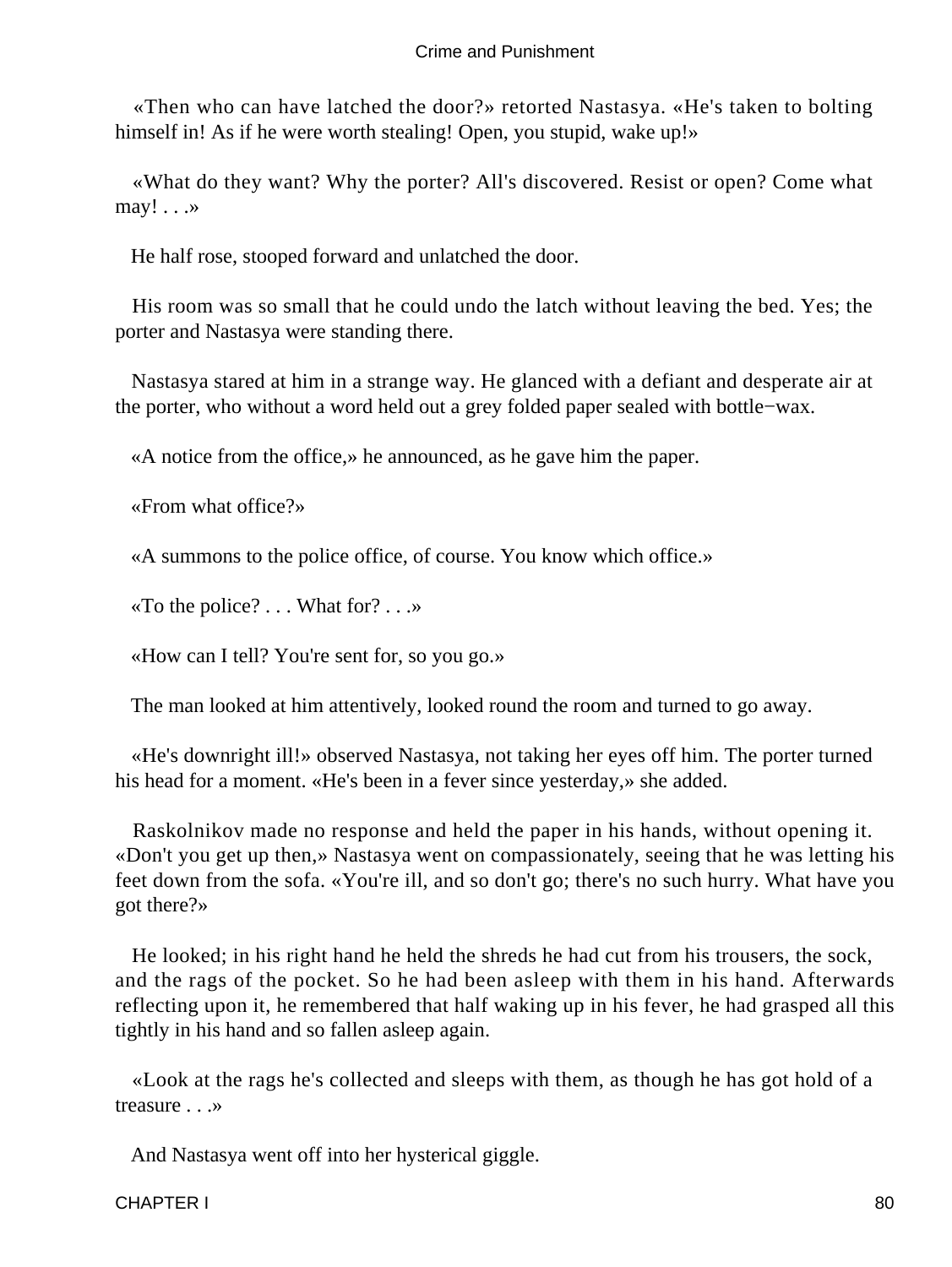«Then who can have latched the door?» retorted Nastasya. «He's taken to bolting himself in! As if he were worth stealing! Open, you stupid, wake up!»

«What do they want? Why the porter? All's discovered. Resist or open? Come what may! . . .»

He half rose, stooped forward and unlatched the door.

His room was so small that he could undo the latch without leaving the bed. Yes; the porter and Nastasya were standing there.

Nastasya stared at him in a strange way. He glanced with a defiant and desperate air at the porter, who without a word held out a grey folded paper sealed with bottle−wax.

«A notice from the office,» he announced, as he gave him the paper.

«From what office?»

«A summons to the police office, of course. You know which office.»

«To the police? . . . What for? . . .»

«How can I tell? You're sent for, so you go.»

The man looked at him attentively, looked round the room and turned to go away.

«He's downright ill!» observed Nastasya, not taking her eyes off him. The porter turned his head for a moment. «He's been in a fever since yesterday,» she added.

Raskolnikov made no response and held the paper in his hands, without opening it. «Don't you get up then,» Nastasya went on compassionately, seeing that he was letting his feet down from the sofa. «You're ill, and so don't go; there's no such hurry. What have you got there?»

He looked; in his right hand he held the shreds he had cut from his trousers, the sock, and the rags of the pocket. So he had been asleep with them in his hand. Afterwards reflecting upon it, he remembered that half waking up in his fever, he had grasped all this tightly in his hand and so fallen asleep again.

«Look at the rags he's collected and sleeps with them, as though he has got hold of a treasure . . .»

And Nastasya went off into her hysterical giggle.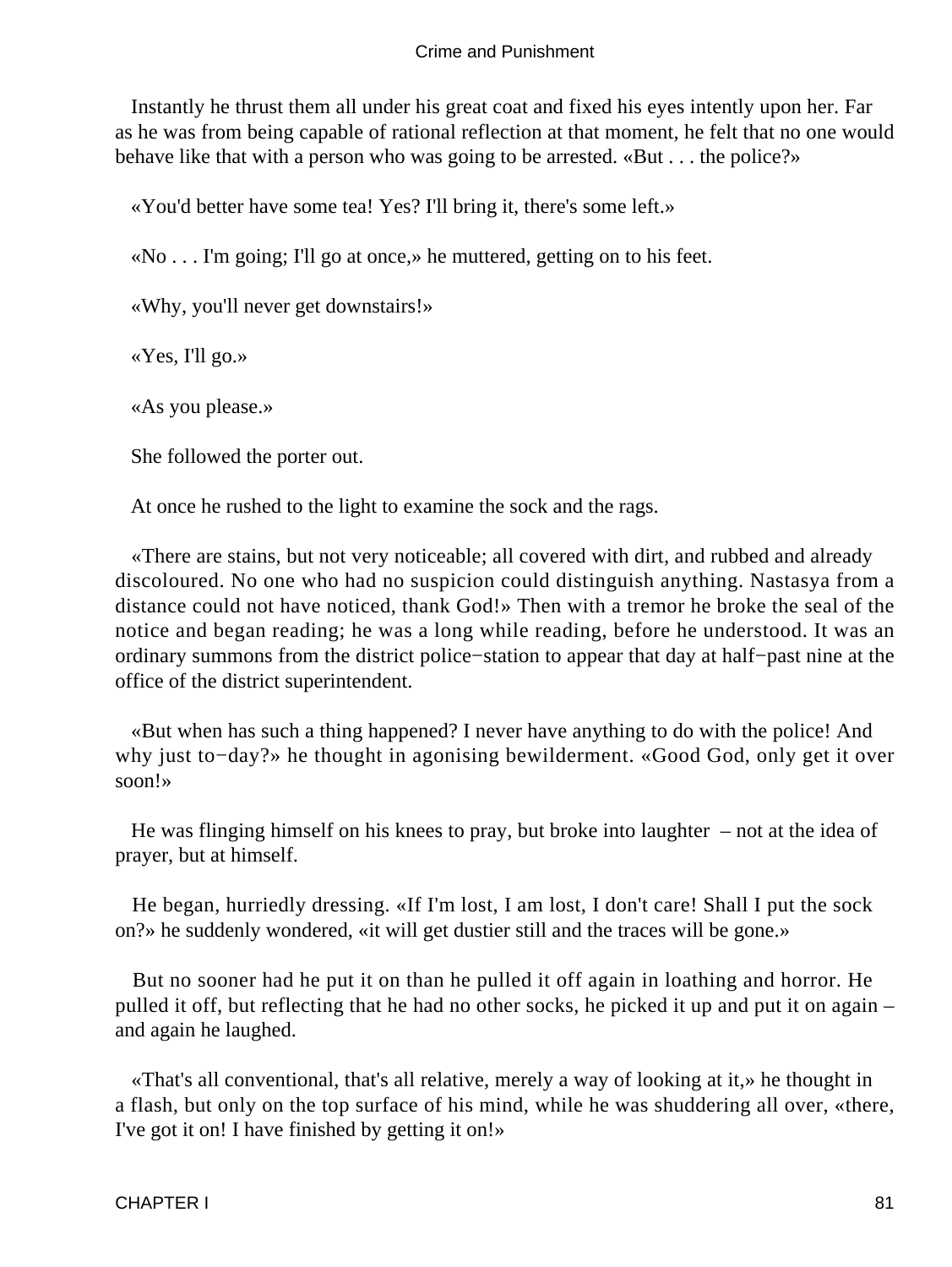Instantly he thrust them all under his great coat and fixed his eyes intently upon her. Far as he was from being capable of rational reflection at that moment, he felt that no one would behave like that with a person who was going to be arrested. «But . . . the police?»

«You'd better have some tea! Yes? I'll bring it, there's some left.»

«No . . . I'm going; I'll go at once,» he muttered, getting on to his feet.

«Why, you'll never get downstairs!»

«Yes, I'll go.»

«As you please.»

She followed the porter out.

At once he rushed to the light to examine the sock and the rags.

«There are stains, but not very noticeable; all covered with dirt, and rubbed and already discoloured. No one who had no suspicion could distinguish anything. Nastasya from a distance could not have noticed, thank God!» Then with a tremor he broke the seal of the notice and began reading; he was a long while reading, before he understood. It was an ordinary summons from the district police−station to appear that day at half−past nine at the office of the district superintendent.

«But when has such a thing happened? I never have anything to do with the police! And why just to−day?» he thought in agonising bewilderment. «Good God, only get it over soon!»

He was flinging himself on his knees to pray, but broke into laughter – not at the idea of prayer, but at himself.

He began, hurriedly dressing. «If I'm lost, I am lost, I don't care! Shall I put the sock on?» he suddenly wondered, «it will get dustier still and the traces will be gone.»

But no sooner had he put it on than he pulled it off again in loathing and horror. He pulled it off, but reflecting that he had no other socks, he picked it up and put it on again – and again he laughed.

«That's all conventional, that's all relative, merely a way of looking at it,» he thought in a flash, but only on the top surface of his mind, while he was shuddering all over, «there, I've got it on! I have finished by getting it on!»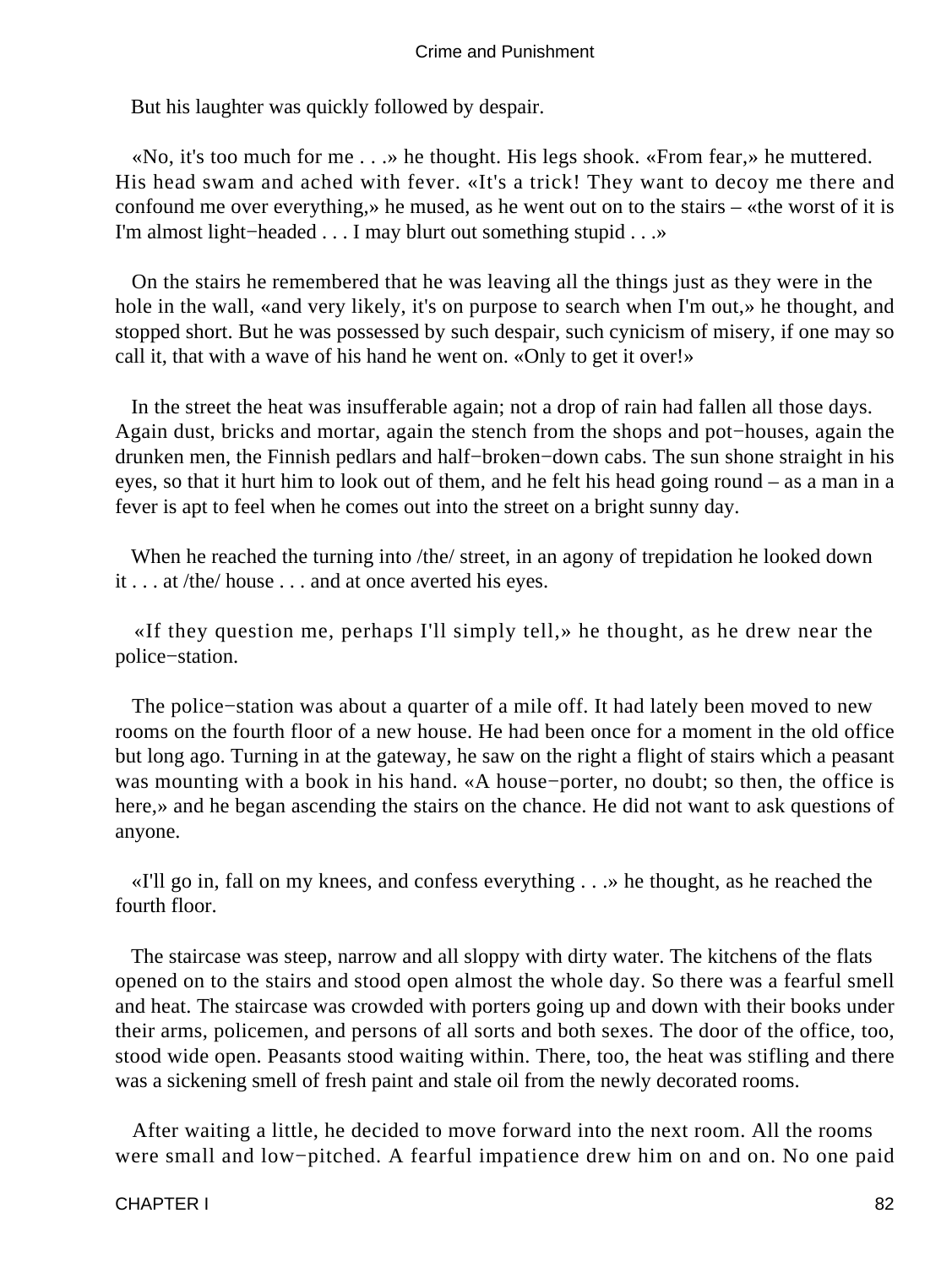But his laughter was quickly followed by despair.

«No, it's too much for me . . .» he thought. His legs shook. «From fear,» he muttered. His head swam and ached with fever. «It's a trick! They want to decoy me there and confound me over everything,» he mused, as he went out on to the stairs – «the worst of it is I'm almost light−headed . . . I may blurt out something stupid . . .»

On the stairs he remembered that he was leaving all the things just as they were in the hole in the wall, «and very likely, it's on purpose to search when I'm out,» he thought, and stopped short. But he was possessed by such despair, such cynicism of misery, if one may so call it, that with a wave of his hand he went on. «Only to get it over!»

In the street the heat was insufferable again; not a drop of rain had fallen all those days. Again dust, bricks and mortar, again the stench from the shops and pot−houses, again the drunken men, the Finnish pedlars and half−broken−down cabs. The sun shone straight in his eyes, so that it hurt him to look out of them, and he felt his head going round – as a man in a fever is apt to feel when he comes out into the street on a bright sunny day.

When he reached the turning into /the/ street, in an agony of trepidation he looked down it . . . at /the/ house . . . and at once averted his eyes.

«If they question me, perhaps I'll simply tell,» he thought, as he drew near the police−station.

The police−station was about a quarter of a mile off. It had lately been moved to new rooms on the fourth floor of a new house. He had been once for a moment in the old office but long ago. Turning in at the gateway, he saw on the right a flight of stairs which a peasant was mounting with a book in his hand. «A house−porter, no doubt; so then, the office is here,» and he began ascending the stairs on the chance. He did not want to ask questions of anyone.

«I'll go in, fall on my knees, and confess everything . . .» he thought, as he reached the fourth floor.

The staircase was steep, narrow and all sloppy with dirty water. The kitchens of the flats opened on to the stairs and stood open almost the whole day. So there was a fearful smell and heat. The staircase was crowded with porters going up and down with their books under their arms, policemen, and persons of all sorts and both sexes. The door of the office, too, stood wide open. Peasants stood waiting within. There, too, the heat was stifling and there was a sickening smell of fresh paint and stale oil from the newly decorated rooms.

After waiting a little, he decided to move forward into the next room. All the rooms were small and low−pitched. A fearful impatience drew him on and on. No one paid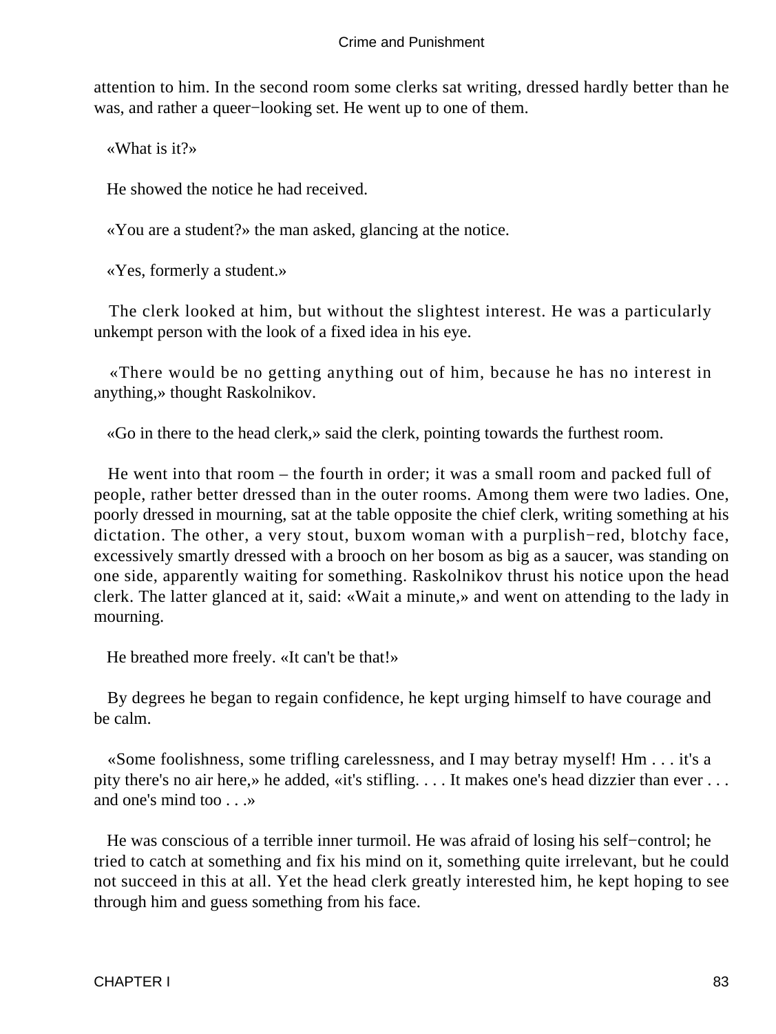attention to him. In the second room some clerks sat writing, dressed hardly better than he was, and rather a queer−looking set. He went up to one of them.

«What is it?»

He showed the notice he had received.

«You are a student?» the man asked, glancing at the notice.

«Yes, formerly a student.»

The clerk looked at him, but without the slightest interest. He was a particularly unkempt person with the look of a fixed idea in his eye.

«There would be no getting anything out of him, because he has no interest in anything,» thought Raskolnikov.

«Go in there to the head clerk,» said the clerk, pointing towards the furthest room.

He went into that room – the fourth in order; it was a small room and packed full of people, rather better dressed than in the outer rooms. Among them were two ladies. One, poorly dressed in mourning, sat at the table opposite the chief clerk, writing something at his dictation. The other, a very stout, buxom woman with a purplish−red, blotchy face, excessively smartly dressed with a brooch on her bosom as big as a saucer, was standing on one side, apparently waiting for something. Raskolnikov thrust his notice upon the head clerk. The latter glanced at it, said: «Wait a minute,» and went on attending to the lady in mourning.

He breathed more freely. «It can't be that!»

By degrees he began to regain confidence, he kept urging himself to have courage and be calm.

«Some foolishness, some trifling carelessness, and I may betray myself! Hm . . . it's a pity there's no air here,» he added, «it's stifling. . . . It makes one's head dizzier than ever . . . and one's mind too . . .»

He was conscious of a terrible inner turmoil. He was afraid of losing his self−control; he tried to catch at something and fix his mind on it, something quite irrelevant, but he could not succeed in this at all. Yet the head clerk greatly interested him, he kept hoping to see through him and guess something from his face.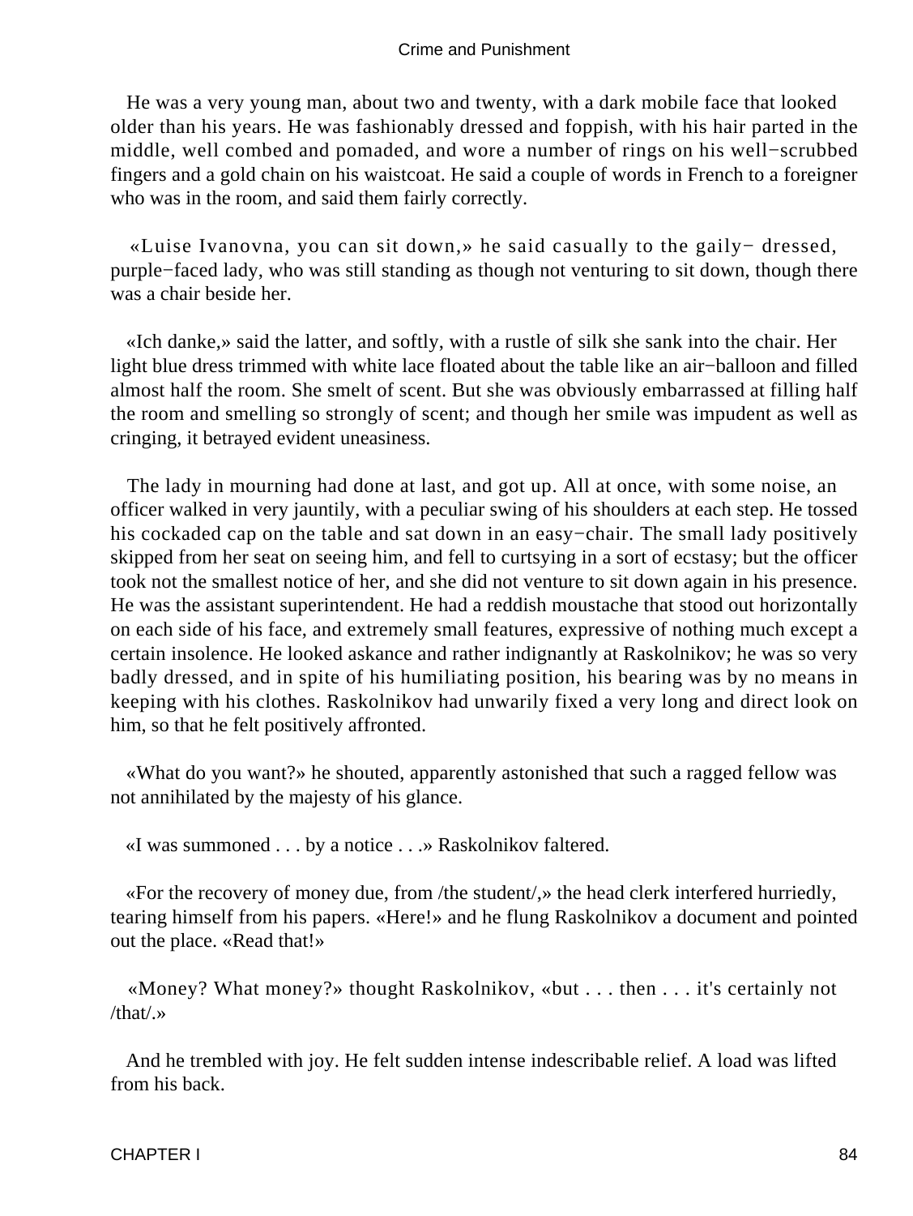He was a very young man, about two and twenty, with a dark mobile face that looked older than his years. He was fashionably dressed and foppish, with his hair parted in the middle, well combed and pomaded, and wore a number of rings on his well−scrubbed fingers and a gold chain on his waistcoat. He said a couple of words in French to a foreigner who was in the room, and said them fairly correctly.

«Luise Ivanovna, you can sit down,» he said casually to the gaily− dressed, purple−faced lady, who was still standing as though not venturing to sit down, though there was a chair beside her.

«Ich danke,» said the latter, and softly, with a rustle of silk she sank into the chair. Her light blue dress trimmed with white lace floated about the table like an air−balloon and filled almost half the room. She smelt of scent. But she was obviously embarrassed at filling half the room and smelling so strongly of scent; and though her smile was impudent as well as cringing, it betrayed evident uneasiness.

The lady in mourning had done at last, and got up. All at once, with some noise, an officer walked in very jauntily, with a peculiar swing of his shoulders at each step. He tossed his cockaded cap on the table and sat down in an easy−chair. The small lady positively skipped from her seat on seeing him, and fell to curtsying in a sort of ecstasy; but the officer took not the smallest notice of her, and she did not venture to sit down again in his presence. He was the assistant superintendent. He had a reddish moustache that stood out horizontally on each side of his face, and extremely small features, expressive of nothing much except a certain insolence. He looked askance and rather indignantly at Raskolnikov; he was so very badly dressed, and in spite of his humiliating position, his bearing was by no means in keeping with his clothes. Raskolnikov had unwarily fixed a very long and direct look on him, so that he felt positively affronted.

«What do you want?» he shouted, apparently astonished that such a ragged fellow was not annihilated by the majesty of his glance.

«I was summoned . . . by a notice . . .» Raskolnikov faltered.

«For the recovery of money due, from /the student/,» the head clerk interfered hurriedly, tearing himself from his papers. «Here!» and he flung Raskolnikov a document and pointed out the place. «Read that!»

«Money? What money?» thought Raskolnikov, «but . . . then . . . it's certainly not /that/.»

And he trembled with joy. He felt sudden intense indescribable relief. A load was lifted from his back.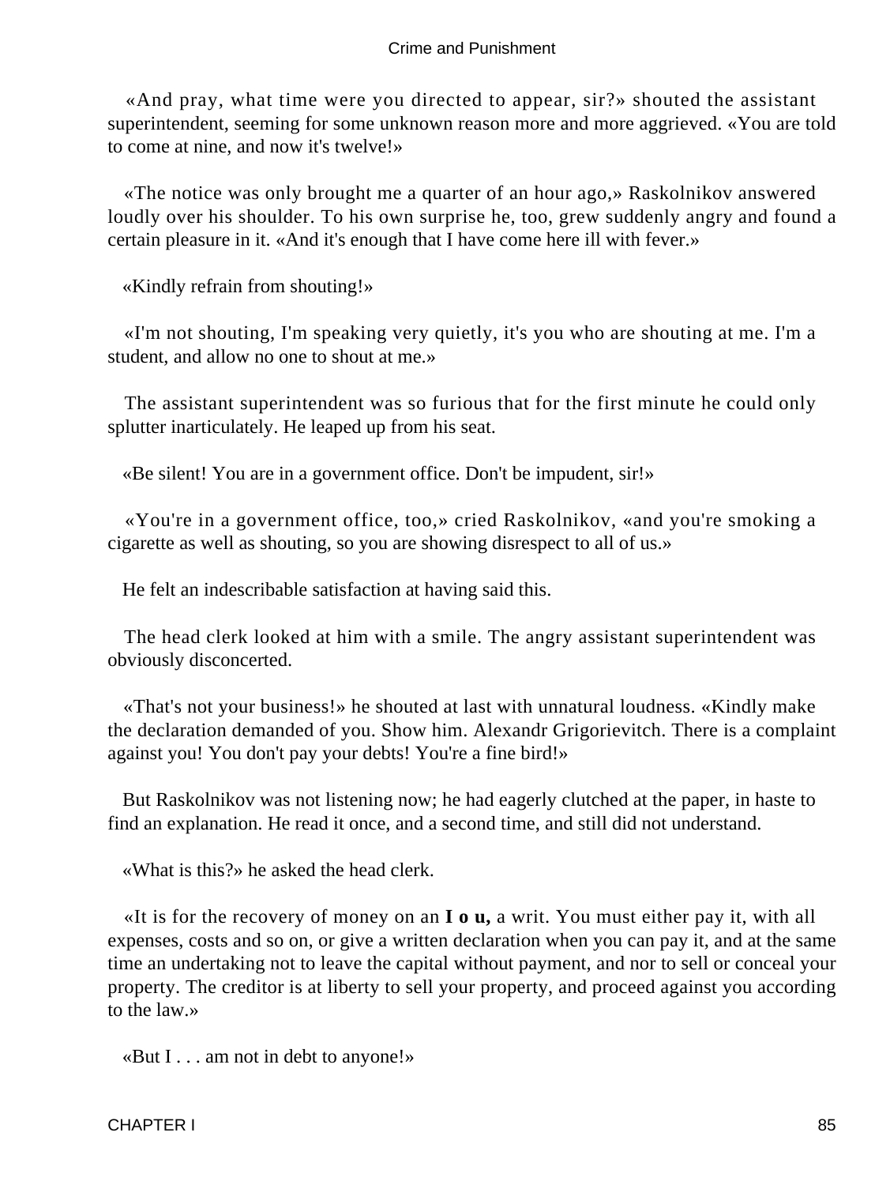«And pray, what time were you directed to appear, sir?» shouted the assistant superintendent, seeming for some unknown reason more and more aggrieved. «You are told to come at nine, and now it's twelve!»

«The notice was only brought me a quarter of an hour ago,» Raskolnikov answered loudly over his shoulder. To his own surprise he, too, grew suddenly angry and found a certain pleasure in it. «And it's enough that I have come here ill with fever.»

«Kindly refrain from shouting!»

«I'm not shouting, I'm speaking very quietly, it's you who are shouting at me. I'm a student, and allow no one to shout at me.»

The assistant superintendent was so furious that for the first minute he could only splutter inarticulately. He leaped up from his seat.

«Be silent! You are in a government office. Don't be impudent, sir!»

«You're in a government office, too,» cried Raskolnikov, «and you're smoking a cigarette as well as shouting, so you are showing disrespect to all of us.»

He felt an indescribable satisfaction at having said this.

The head clerk looked at him with a smile. The angry assistant superintendent was obviously disconcerted.

«That's not your business!» he shouted at last with unnatural loudness. «Kindly make the declaration demanded of you. Show him. Alexandr Grigorievitch. There is a complaint against you! You don't pay your debts! You're a fine bird!»

But Raskolnikov was not listening now; he had eagerly clutched at the paper, in haste to find an explanation. He read it once, and a second time, and still did not understand.

«What is this?» he asked the head clerk.

«It is for the recovery of money on an **I o u,** a writ. You must either pay it, with all expenses, costs and so on, or give a written declaration when you can pay it, and at the same time an undertaking not to leave the capital without payment, and nor to sell or conceal your property. The creditor is at liberty to sell your property, and proceed against you according to the law.»

«But I . . . am not in debt to anyone!»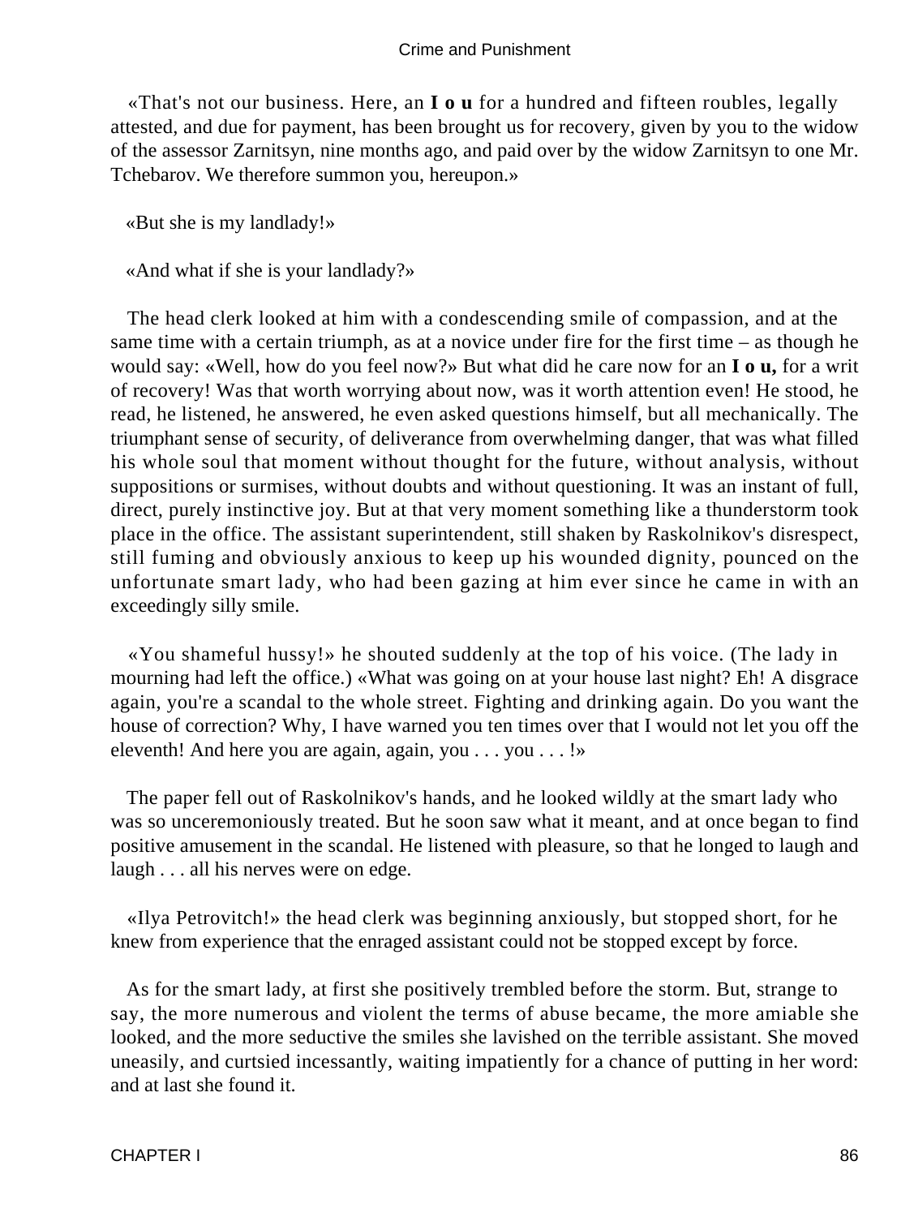«That's not our business. Here, an **I o u** for a hundred and fifteen roubles, legally attested, and due for payment, has been brought us for recovery, given by you to the widow of the assessor Zarnitsyn, nine months ago, and paid over by the widow Zarnitsyn to one Mr. Tchebarov. We therefore summon you, hereupon.»

«But she is my landlady!»

«And what if she is your landlady?»

The head clerk looked at him with a condescending smile of compassion, and at the same time with a certain triumph, as at a novice under fire for the first time – as though he would say: «Well, how do you feel now?» But what did he care now for an **I o u,** for a writ of recovery! Was that worth worrying about now, was it worth attention even! He stood, he read, he listened, he answered, he even asked questions himself, but all mechanically. The triumphant sense of security, of deliverance from overwhelming danger, that was what filled his whole soul that moment without thought for the future, without analysis, without suppositions or surmises, without doubts and without questioning. It was an instant of full, direct, purely instinctive joy. But at that very moment something like a thunderstorm took place in the office. The assistant superintendent, still shaken by Raskolnikov's disrespect, still fuming and obviously anxious to keep up his wounded dignity, pounced on the unfortunate smart lady, who had been gazing at him ever since he came in with an exceedingly silly smile.

«You shameful hussy!» he shouted suddenly at the top of his voice. (The lady in mourning had left the office.) «What was going on at your house last night? Eh! A disgrace again, you're a scandal to the whole street. Fighting and drinking again. Do you want the house of correction? Why, I have warned you ten times over that I would not let you off the eleventh! And here you are again, again, you . . . you . . . !»

The paper fell out of Raskolnikov's hands, and he looked wildly at the smart lady who was so unceremoniously treated. But he soon saw what it meant, and at once began to find positive amusement in the scandal. He listened with pleasure, so that he longed to laugh and laugh . . . all his nerves were on edge.

«Ilya Petrovitch!» the head clerk was beginning anxiously, but stopped short, for he knew from experience that the enraged assistant could not be stopped except by force.

As for the smart lady, at first she positively trembled before the storm. But, strange to say, the more numerous and violent the terms of abuse became, the more amiable she looked, and the more seductive the smiles she lavished on the terrible assistant. She moved uneasily, and curtsied incessantly, waiting impatiently for a chance of putting in her word: and at last she found it.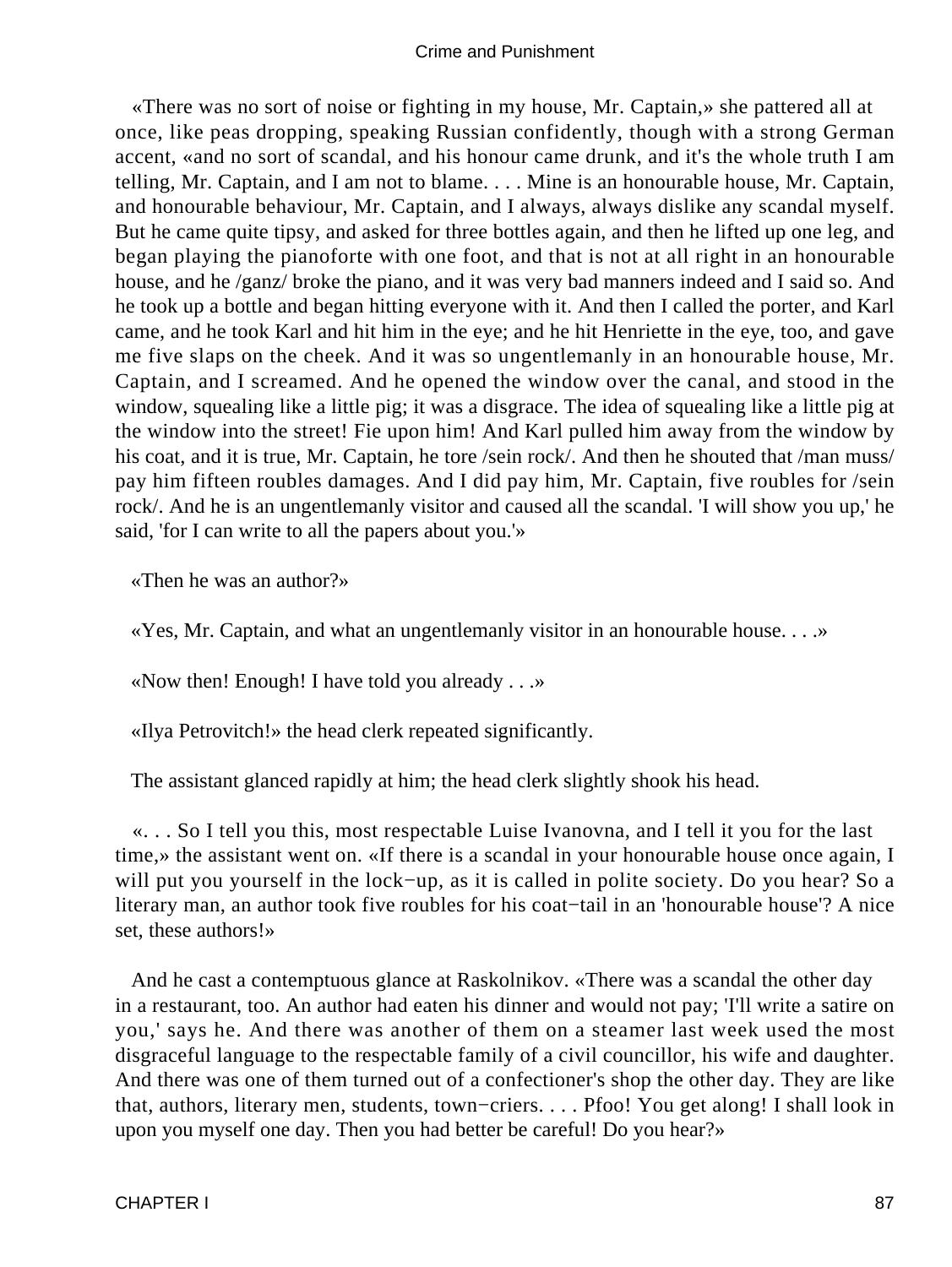«There was no sort of noise or fighting in my house, Mr. Captain,» she pattered all at once, like peas dropping, speaking Russian confidently, though with a strong German accent, «and no sort of scandal, and his honour came drunk, and it's the whole truth I am telling, Mr. Captain, and I am not to blame. . . . Mine is an honourable house, Mr. Captain, and honourable behaviour, Mr. Captain, and I always, always dislike any scandal myself. But he came quite tipsy, and asked for three bottles again, and then he lifted up one leg, and began playing the pianoforte with one foot, and that is not at all right in an honourable house, and he /ganz/ broke the piano, and it was very bad manners indeed and I said so. And he took up a bottle and began hitting everyone with it. And then I called the porter, and Karl came, and he took Karl and hit him in the eye; and he hit Henriette in the eye, too, and gave me five slaps on the cheek. And it was so ungentlemanly in an honourable house, Mr. Captain, and I screamed. And he opened the window over the canal, and stood in the window, squealing like a little pig; it was a disgrace. The idea of squealing like a little pig at the window into the street! Fie upon him! And Karl pulled him away from the window by his coat, and it is true, Mr. Captain, he tore /sein rock/. And then he shouted that /man muss/ pay him fifteen roubles damages. And I did pay him, Mr. Captain, five roubles for /sein rock/. And he is an ungentlemanly visitor and caused all the scandal. 'I will show you up,' he said, 'for I can write to all the papers about you.'»

«Then he was an author?»

«Yes, Mr. Captain, and what an ungentlemanly visitor in an honourable house. . . .»

«Now then! Enough! I have told you already . . .»

«Ilya Petrovitch!» the head clerk repeated significantly.

The assistant glanced rapidly at him; the head clerk slightly shook his head.

«. . . So I tell you this, most respectable Luise Ivanovna, and I tell it you for the last time,» the assistant went on. «If there is a scandal in your honourable house once again, I will put you yourself in the lock−up, as it is called in polite society. Do you hear? So a literary man, an author took five roubles for his coat−tail in an 'honourable house'? A nice set, these authors!»

And he cast a contemptuous glance at Raskolnikov. «There was a scandal the other day in a restaurant, too. An author had eaten his dinner and would not pay; 'I'll write a satire on you,' says he. And there was another of them on a steamer last week used the most disgraceful language to the respectable family of a civil councillor, his wife and daughter. And there was one of them turned out of a confectioner's shop the other day. They are like that, authors, literary men, students, town−criers. . . . Pfoo! You get along! I shall look in upon you myself one day. Then you had better be careful! Do you hear?»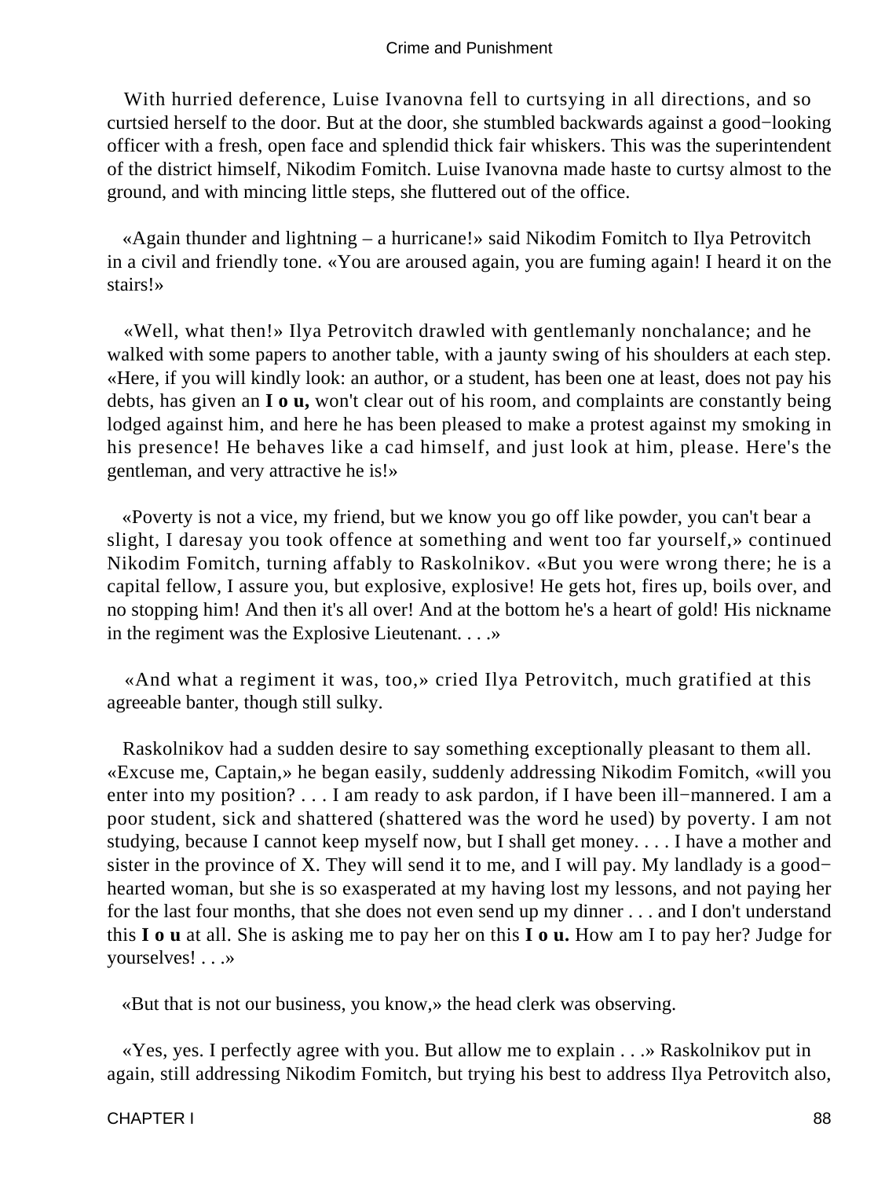With hurried deference, Luise Ivanovna fell to curtsying in all directions, and so curtsied herself to the door. But at the door, she stumbled backwards against a good−looking officer with a fresh, open face and splendid thick fair whiskers. This was the superintendent of the district himself, Nikodim Fomitch. Luise Ivanovna made haste to curtsy almost to the ground, and with mincing little steps, she fluttered out of the office.

«Again thunder and lightning – a hurricane!» said Nikodim Fomitch to Ilya Petrovitch in a civil and friendly tone. «You are aroused again, you are fuming again! I heard it on the stairs!»

«Well, what then!» Ilya Petrovitch drawled with gentlemanly nonchalance; and he walked with some papers to another table, with a jaunty swing of his shoulders at each step. «Here, if you will kindly look: an author, or a student, has been one at least, does not pay his debts, has given an **I o u,** won't clear out of his room, and complaints are constantly being lodged against him, and here he has been pleased to make a protest against my smoking in his presence! He behaves like a cad himself, and just look at him, please. Here's the gentleman, and very attractive he is!»

«Poverty is not a vice, my friend, but we know you go off like powder, you can't bear a slight, I daresay you took offence at something and went too far yourself,» continued Nikodim Fomitch, turning affably to Raskolnikov. «But you were wrong there; he is a capital fellow, I assure you, but explosive, explosive! He gets hot, fires up, boils over, and no stopping him! And then it's all over! And at the bottom he's a heart of gold! His nickname in the regiment was the Explosive Lieutenant. . . .»

«And what a regiment it was, too,» cried Ilya Petrovitch, much gratified at this agreeable banter, though still sulky.

Raskolnikov had a sudden desire to say something exceptionally pleasant to them all. «Excuse me, Captain,» he began easily, suddenly addressing Nikodim Fomitch, «will you enter into my position? . . . I am ready to ask pardon, if I have been ill−mannered. I am a poor student, sick and shattered (shattered was the word he used) by poverty. I am not studying, because I cannot keep myself now, but I shall get money. . . . I have a mother and sister in the province of X. They will send it to me, and I will pay. My landlady is a good−hearted woman, but she is so exasperated at my having lost my lessons, and not paying her for the last four months, that she does not even send up my dinner . . . and I don't understand this **I o u** at all. She is asking me to pay her on this **I o u.** How am I to pay her? Judge for yourselves! . . .»

«But that is not our business, you know,» the head clerk was observing.

«Yes, yes. I perfectly agree with you. But allow me to explain . . .» Raskolnikov put in again, still addressing Nikodim Fomitch, but trying his best to address Ilya Petrovitch also,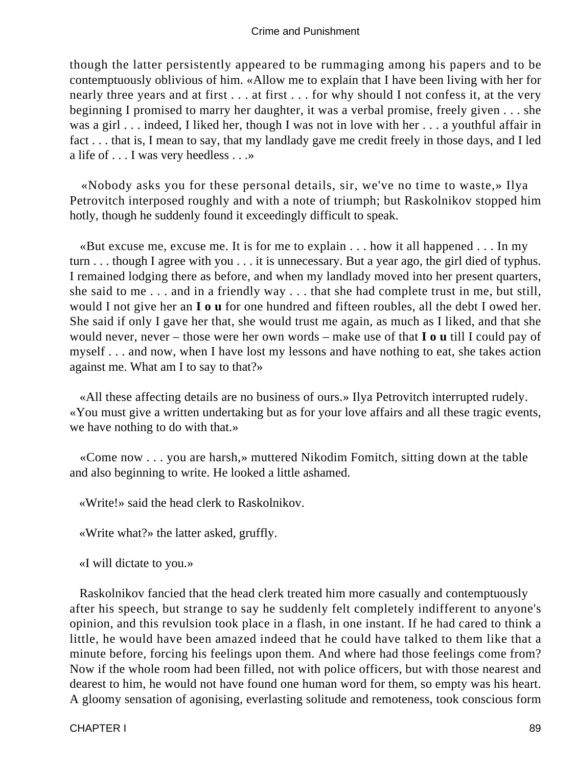though the latter persistently appeared to be rummaging among his papers and to be contemptuously oblivious of him. «Allow me to explain that I have been living with her for nearly three years and at first . . . at first . . . for why should I not confess it, at the very beginning I promised to marry her daughter, it was a verbal promise, freely given . . . she was a girl . . . indeed, I liked her, though I was not in love with her . . . a youthful affair in fact . . . that is, I mean to say, that my landlady gave me credit freely in those days, and I led a life of . . . I was very heedless . . .»

«Nobody asks you for these personal details, sir, we've no time to waste,» Ilya Petrovitch interposed roughly and with a note of triumph; but Raskolnikov stopped him hotly, though he suddenly found it exceedingly difficult to speak.

«But excuse me, excuse me. It is for me to explain . . . how it all happened . . . In my turn . . . though I agree with you . . . it is unnecessary. But a year ago, the girl died of typhus. I remained lodging there as before, and when my landlady moved into her present quarters, she said to me . . . and in a friendly way . . . that she had complete trust in me, but still, would I not give her an **I o u** for one hundred and fifteen roubles, all the debt I owed her. She said if only I gave her that, she would trust me again, as much as I liked, and that she would never, never – those were her own words – make use of that **I o u** till I could pay of myself . . . and now, when I have lost my lessons and have nothing to eat, she takes action against me. What am I to say to that?»

«All these affecting details are no business of ours.» Ilya Petrovitch interrupted rudely. «You must give a written undertaking but as for your love affairs and all these tragic events, we have nothing to do with that.»

«Come now . . . you are harsh,» muttered Nikodim Fomitch, sitting down at the table and also beginning to write. He looked a little ashamed.

«Write!» said the head clerk to Raskolnikov.

«Write what?» the latter asked, gruffly.

«I will dictate to you.»

Raskolnikov fancied that the head clerk treated him more casually and contemptuously after his speech, but strange to say he suddenly felt completely indifferent to anyone's opinion, and this revulsion took place in a flash, in one instant. If he had cared to think a little, he would have been amazed indeed that he could have talked to them like that a minute before, forcing his feelings upon them. And where had those feelings come from? Now if the whole room had been filled, not with police officers, but with those nearest and dearest to him, he would not have found one human word for them, so empty was his heart. A gloomy sensation of agonising, everlasting solitude and remoteness, took conscious form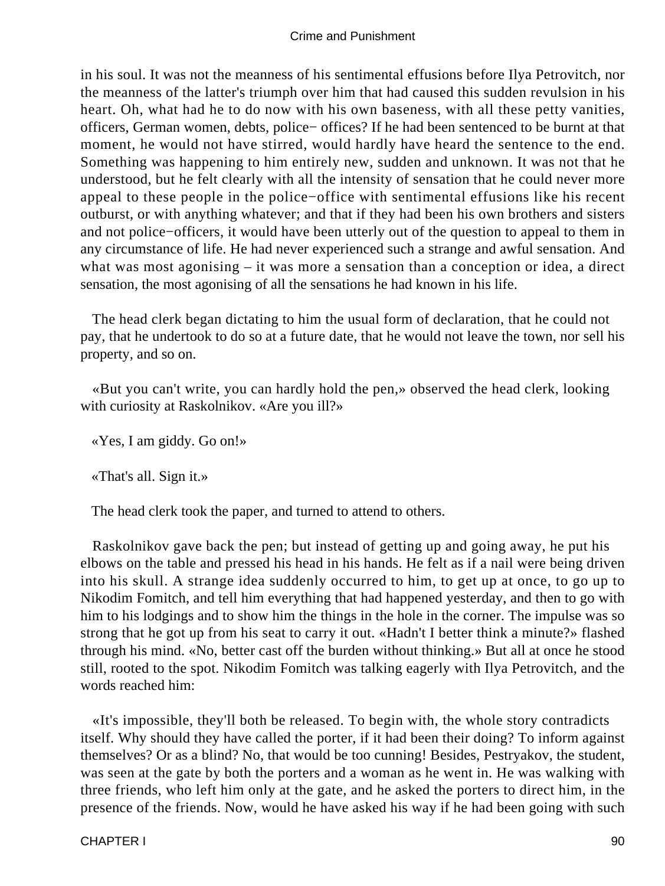in his soul. It was not the meanness of his sentimental effusions before Ilya Petrovitch, nor the meanness of the latter's triumph over him that had caused this sudden revulsion in his heart. Oh, what had he to do now with his own baseness, with all these petty vanities, officers, German women, debts, police− offices? If he had been sentenced to be burnt at that moment, he would not have stirred, would hardly have heard the sentence to the end. Something was happening to him entirely new, sudden and unknown. It was not that he understood, but he felt clearly with all the intensity of sensation that he could never more appeal to these people in the police−office with sentimental effusions like his recent outburst, or with anything whatever; and that if they had been his own brothers and sisters and not police−officers, it would have been utterly out of the question to appeal to them in any circumstance of life. He had never experienced such a strange and awful sensation. And what was most agonising – it was more a sensation than a conception or idea, a direct sensation, the most agonising of all the sensations he had known in his life.

The head clerk began dictating to him the usual form of declaration, that he could not pay, that he undertook to do so at a future date, that he would not leave the town, nor sell his property, and so on.

«But you can't write, you can hardly hold the pen,» observed the head clerk, looking with curiosity at Raskolnikov. «Are you ill?»

«Yes, I am giddy. Go on!»

«That's all. Sign it.»

The head clerk took the paper, and turned to attend to others.

Raskolnikov gave back the pen; but instead of getting up and going away, he put his elbows on the table and pressed his head in his hands. He felt as if a nail were being driven into his skull. A strange idea suddenly occurred to him, to get up at once, to go up to Nikodim Fomitch, and tell him everything that had happened yesterday, and then to go with him to his lodgings and to show him the things in the hole in the corner. The impulse was so strong that he got up from his seat to carry it out. «Hadn't I better think a minute?» flashed through his mind. «No, better cast off the burden without thinking.» But all at once he stood still, rooted to the spot. Nikodim Fomitch was talking eagerly with Ilya Petrovitch, and the words reached him:

«It's impossible, they'll both be released. To begin with, the whole story contradicts itself. Why should they have called the porter, if it had been their doing? To inform against themselves? Or as a blind? No, that would be too cunning! Besides, Pestryakov, the student, was seen at the gate by both the porters and a woman as he went in. He was walking with three friends, who left him only at the gate, and he asked the porters to direct him, in the presence of the friends. Now, would he have asked his way if he had been going with such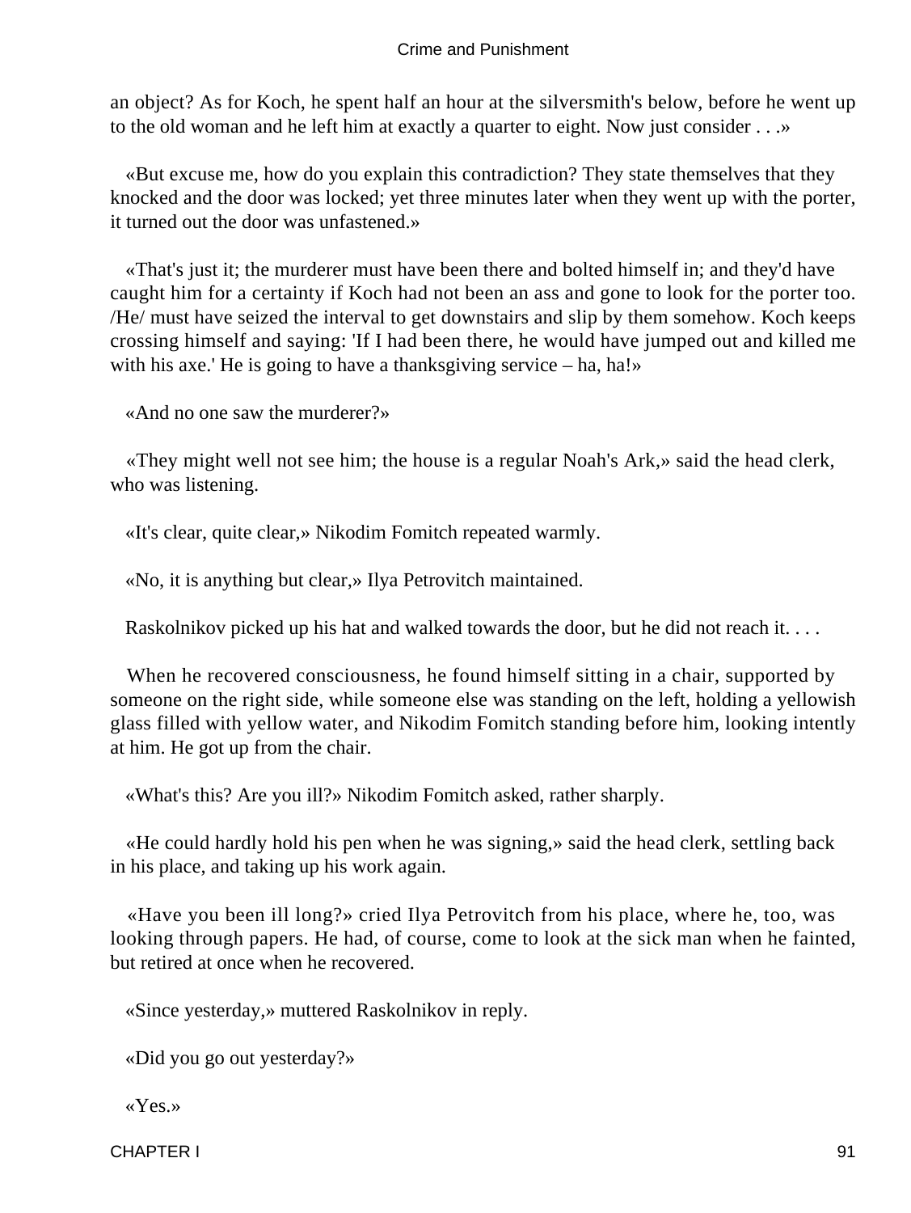an object? As for Koch, he spent half an hour at the silversmith's below, before he went up to the old woman and he left him at exactly a quarter to eight. Now just consider . . .»

«But excuse me, how do you explain this contradiction? They state themselves that they knocked and the door was locked; yet three minutes later when they went up with the porter, it turned out the door was unfastened.»

«That's just it; the murderer must have been there and bolted himself in; and they'd have caught him for a certainty if Koch had not been an ass and gone to look for the porter too. /He/ must have seized the interval to get downstairs and slip by them somehow. Koch keeps crossing himself and saying: 'If I had been there, he would have jumped out and killed me with his axe.' He is going to have a thanksgiving service – ha, ha!»

«And no one saw the murderer?»

«They might well not see him; the house is a regular Noah's Ark,» said the head clerk, who was listening.

«It's clear, quite clear,» Nikodim Fomitch repeated warmly.

«No, it is anything but clear,» Ilya Petrovitch maintained.

Raskolnikov picked up his hat and walked towards the door, but he did not reach it. . . .

When he recovered consciousness, he found himself sitting in a chair, supported by someone on the right side, while someone else was standing on the left, holding a yellowish glass filled with yellow water, and Nikodim Fomitch standing before him, looking intently at him. He got up from the chair.

«What's this? Are you ill?» Nikodim Fomitch asked, rather sharply.

«He could hardly hold his pen when he was signing,» said the head clerk, settling back in his place, and taking up his work again.

«Have you been ill long?» cried Ilya Petrovitch from his place, where he, too, was looking through papers. He had, of course, come to look at the sick man when he fainted, but retired at once when he recovered.

«Since yesterday,» muttered Raskolnikov in reply.

«Did you go out yesterday?»

«Yes.»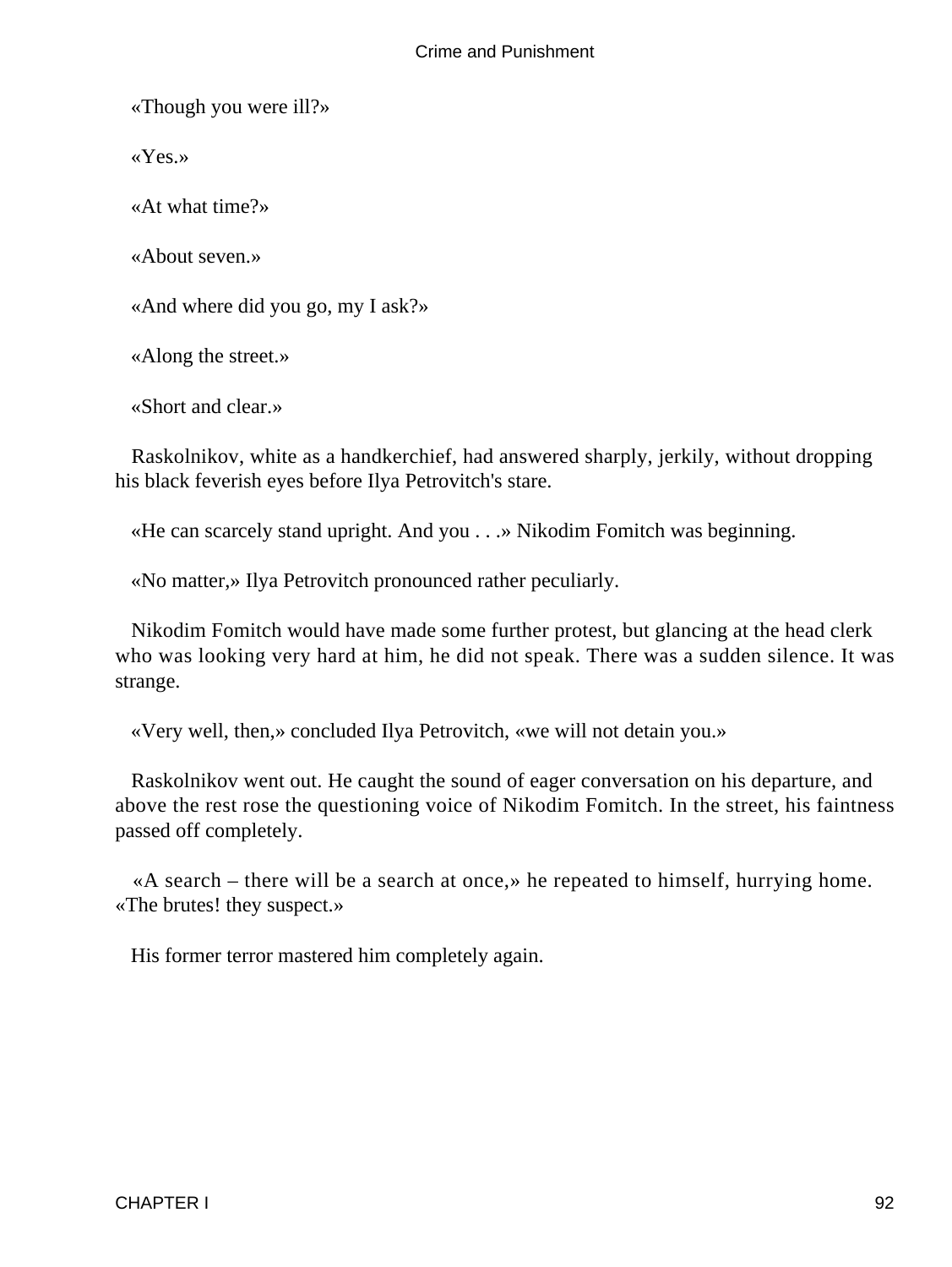«Though you were ill?»

«Yes.»

«At what time?»

«About seven.»

«And where did you go, my I ask?»

«Along the street.»

«Short and clear.»

Raskolnikov, white as a handkerchief, had answered sharply, jerkily, without dropping his black feverish eyes before Ilya Petrovitch's stare.

«He can scarcely stand upright. And you . . .» Nikodim Fomitch was beginning.

«No matter,» Ilya Petrovitch pronounced rather peculiarly.

Nikodim Fomitch would have made some further protest, but glancing at the head clerk who was looking very hard at him, he did not speak. There was a sudden silence. It was strange.

«Very well, then,» concluded Ilya Petrovitch, «we will not detain you.»

Raskolnikov went out. He caught the sound of eager conversation on his departure, and above the rest rose the questioning voice of Nikodim Fomitch. In the street, his faintness passed off completely.

«A search – there will be a search at once,» he repeated to himself, hurrying home. «The brutes! they suspect.»

His former terror mastered him completely again.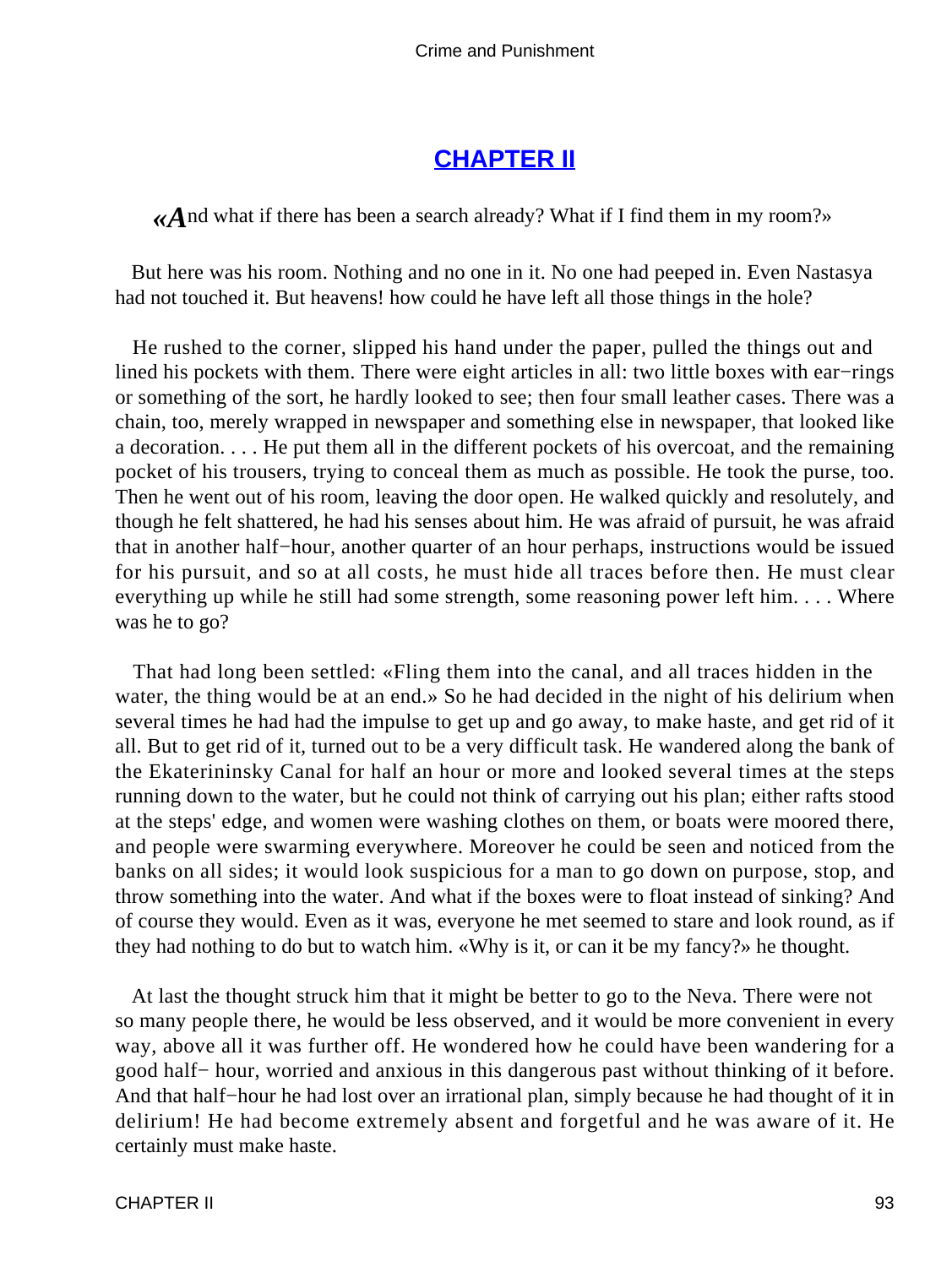## CHAPTER II

«And what if there has been a search already? What if I find them in my room?»

But here was his room. Nothing and no one in it. No one had peeped in. Even Nastasya had not touched it. But heavens! how could he have left all those things in the hole?

He rushed to the corner, slipped his hand under the paper, pulled the things out and lined his pockets with them. There were eight articles in all: two little boxes with ear−rings or something of the sort, he hardly looked to see; then four small leather cases. There was a chain, too, merely wrapped in newspaper and something else in newspaper, that looked like a decoration. . . . He put them all in the different pockets of his overcoat, and the remaining pocket of his trousers, trying to conceal them as much as possible. He took the purse, too. Then he went out of his room, leaving the door open. He walked quickly and resolutely, and though he felt shattered, he had his senses about him. He was afraid of pursuit, he was afraid that in another half−hour, another quarter of an hour perhaps, instructions would be issued for his pursuit, and so at all costs, he must hide all traces before then. He must clear everything up while he still had some strength, some reasoning power left him. . . . Where was he to go?

That had long been settled: «Fling them into the canal, and all traces hidden in the water, the thing would be at an end.» So he had decided in the night of his delirium when several times he had had the impulse to get up and go away, to make haste, and get rid of it all. But to get rid of it, turned out to be a very difficult task. He wandered along the bank of the Ekaterininsky Canal for half an hour or more and looked several times at the steps running down to the water, but he could not think of carrying out his plan; either rafts stood at the steps' edge, and women were washing clothes on them, or boats were moored there, and people were swarming everywhere. Moreover he could be seen and noticed from the banks on all sides; it would look suspicious for a man to go down on purpose, stop, and throw something into the water. And what if the boxes were to float instead of sinking? And of course they would. Even as it was, everyone he met seemed to stare and look round, as if they had nothing to do but to watch him. «Why is it, or can it be my fancy?» he thought.

At last the thought struck him that it might be better to go to the Neva. There were not so many people there, he would be less observed, and it would be more convenient in every way, above all it was further off. He wondered how he could have been wandering for a good half− hour, worried and anxious in this dangerous past without thinking of it before. And that half−hour he had lost over an irrational plan, simply because he had thought of it in delirium! He had become extremely absent and forgetful and he was aware of it. He certainly must make haste.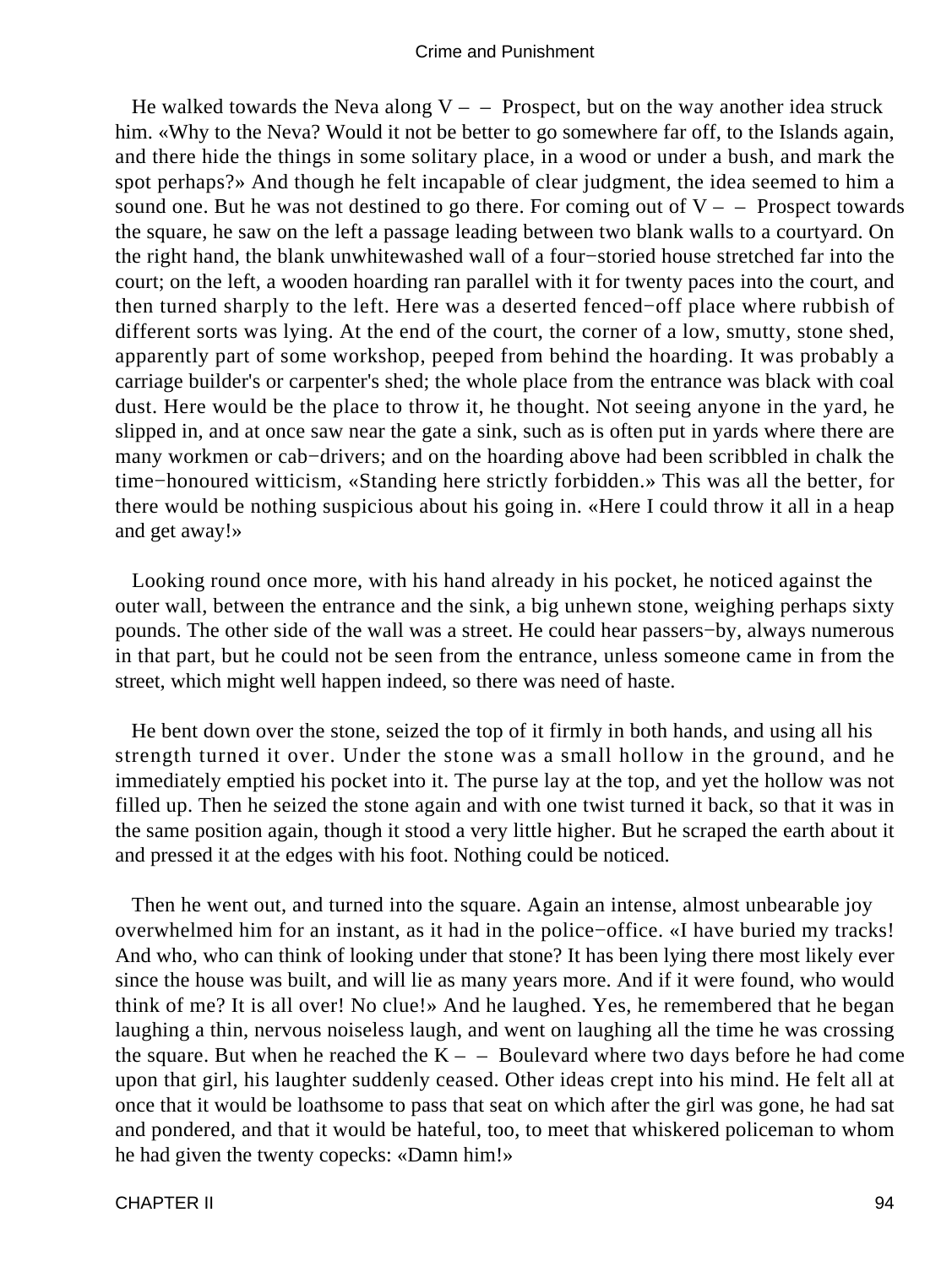He walked towards the Neva along V – – Prospect, but on the way another idea struck him. «Why to the Neva? Would it not be better to go somewhere far off, to the Islands again, and there hide the things in some solitary place, in a wood or under a bush, and mark the spot perhaps?» And though he felt incapable of clear judgment, the idea seemed to him a sound one. But he was not destined to go there. For coming out of V – – Prospect towards the square, he saw on the left a passage leading between two blank walls to a courtyard. On the right hand, the blank unwhitewashed wall of a four−storied house stretched far into the court; on the left, a wooden hoarding ran parallel with it for twenty paces into the court, and then turned sharply to the left. Here was a deserted fenced−off place where rubbish of different sorts was lying. At the end of the court, the corner of a low, smutty, stone shed, apparently part of some workshop, peeped from behind the hoarding. It was probably a carriage builder's or carpenter's shed; the whole place from the entrance was black with coal dust. Here would be the place to throw it, he thought. Not seeing anyone in the yard, he slipped in, and at once saw near the gate a sink, such as is often put in yards where there are many workmen or cab−drivers; and on the hoarding above had been scribbled in chalk the time−honoured witticism, «Standing here strictly forbidden.» This was all the better, for there would be nothing suspicious about his going in. «Here I could throw it all in a heap and get away!»

Looking round once more, with his hand already in his pocket, he noticed against the outer wall, between the entrance and the sink, a big unhewn stone, weighing perhaps sixty pounds. The other side of the wall was a street. He could hear passers−by, always numerous in that part, but he could not be seen from the entrance, unless someone came in from the street, which might well happen indeed, so there was need of haste.

He bent down over the stone, seized the top of it firmly in both hands, and using all his strength turned it over. Under the stone was a small hollow in the ground, and he immediately emptied his pocket into it. The purse lay at the top, and yet the hollow was not filled up. Then he seized the stone again and with one twist turned it back, so that it was in the same position again, though it stood a very little higher. But he scraped the earth about it and pressed it at the edges with his foot. Nothing could be noticed.

Then he went out, and turned into the square. Again an intense, almost unbearable joy overwhelmed him for an instant, as it had in the police−office. «I have buried my tracks! And who, who can think of looking under that stone? It has been lying there most likely ever since the house was built, and will lie as many years more. And if it were found, who would think of me? It is all over! No clue!» And he laughed. Yes, he remembered that he began laughing a thin, nervous noiseless laugh, and went on laughing all the time he was crossing the square. But when he reached the K – – Boulevard where two days before he had come upon that girl, his laughter suddenly ceased. Other ideas crept into his mind. He felt all at once that it would be loathsome to pass that seat on which after the girl was gone, he had sat and pondered, and that it would be hateful, too, to meet that whiskered policeman to whom he had given the twenty copecks: «Damn him!»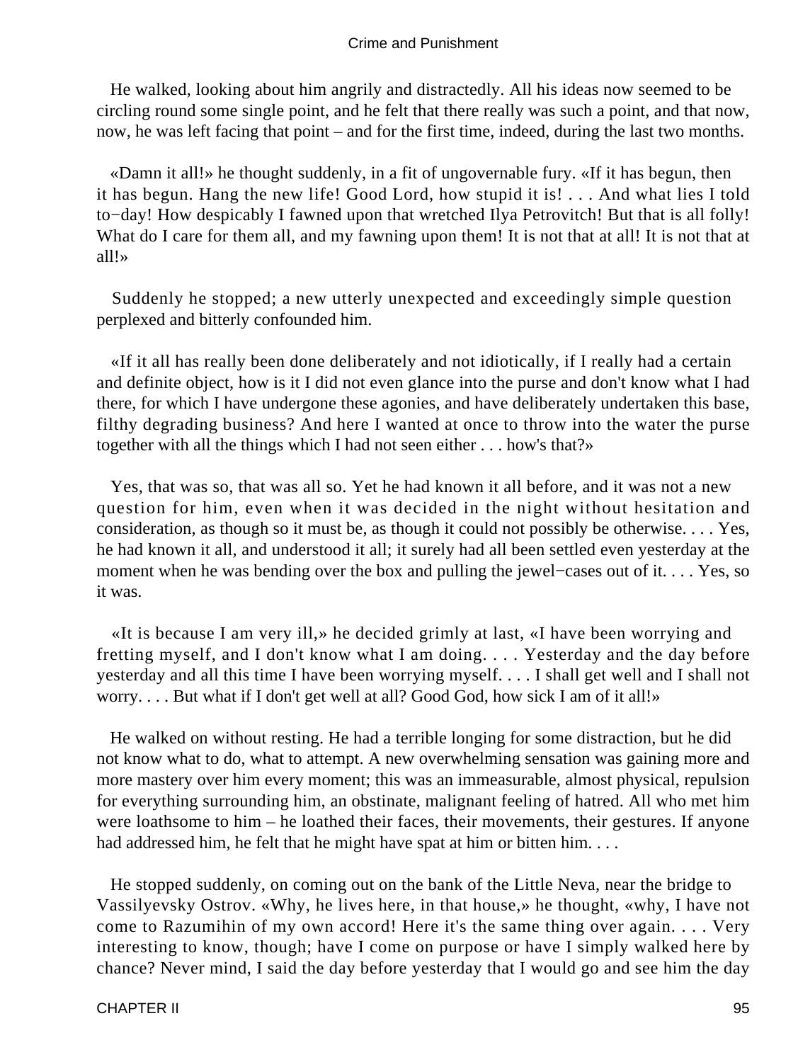He walked, looking about him angrily and distractedly. All his ideas now seemed to be circling round some single point, and he felt that there really was such a point, and that now, now, he was left facing that point – and for the first time, indeed, during the last two months.

«Damn it all!» he thought suddenly, in a fit of ungovernable fury. «If it has begun, then it has begun. Hang the new life! Good Lord, how stupid it is! . . . And what lies I told to−day! How despicably I fawned upon that wretched Ilya Petrovitch! But that is all folly! What do I care for them all, and my fawning upon them! It is not that at all! It is not that at all!»

Suddenly he stopped; a new utterly unexpected and exceedingly simple question perplexed and bitterly confounded him.

«If it all has really been done deliberately and not idiotically, if I really had a certain and definite object, how is it I did not even glance into the purse and don't know what I had there, for which I have undergone these agonies, and have deliberately undertaken this base, filthy degrading business? And here I wanted at once to throw into the water the purse together with all the things which I had not seen either . . . how's that?»

Yes, that was so, that was all so. Yet he had known it all before, and it was not a new question for him, even when it was decided in the night without hesitation and consideration, as though so it must be, as though it could not possibly be otherwise. . . . Yes, he had known it all, and understood it all; it surely had all been settled even yesterday at the moment when he was bending over the box and pulling the jewel−cases out of it. . . . Yes, so it was.

«It is because I am very ill,» he decided grimly at last, «I have been worrying and fretting myself, and I don't know what I am doing. . . . Yesterday and the day before yesterday and all this time I have been worrying myself. . . . I shall get well and I shall not worry. . . . But what if I don't get well at all? Good God, how sick I am of it all!»

He walked on without resting. He had a terrible longing for some distraction, but he did not know what to do, what to attempt. A new overwhelming sensation was gaining more and more mastery over him every moment; this was an immeasurable, almost physical, repulsion for everything surrounding him, an obstinate, malignant feeling of hatred. All who met him were loathsome to him – he loathed their faces, their movements, their gestures. If anyone had addressed him, he felt that he might have spat at him or bitten him. . . .

He stopped suddenly, on coming out on the bank of the Little Neva, near the bridge to Vassilyevsky Ostrov. «Why, he lives here, in that house,» he thought, «why, I have not come to Razumihin of my own accord! Here it's the same thing over again. . . . Very interesting to know, though; have I come on purpose or have I simply walked here by chance? Never mind, I said the day before yesterday that I would go and see him the day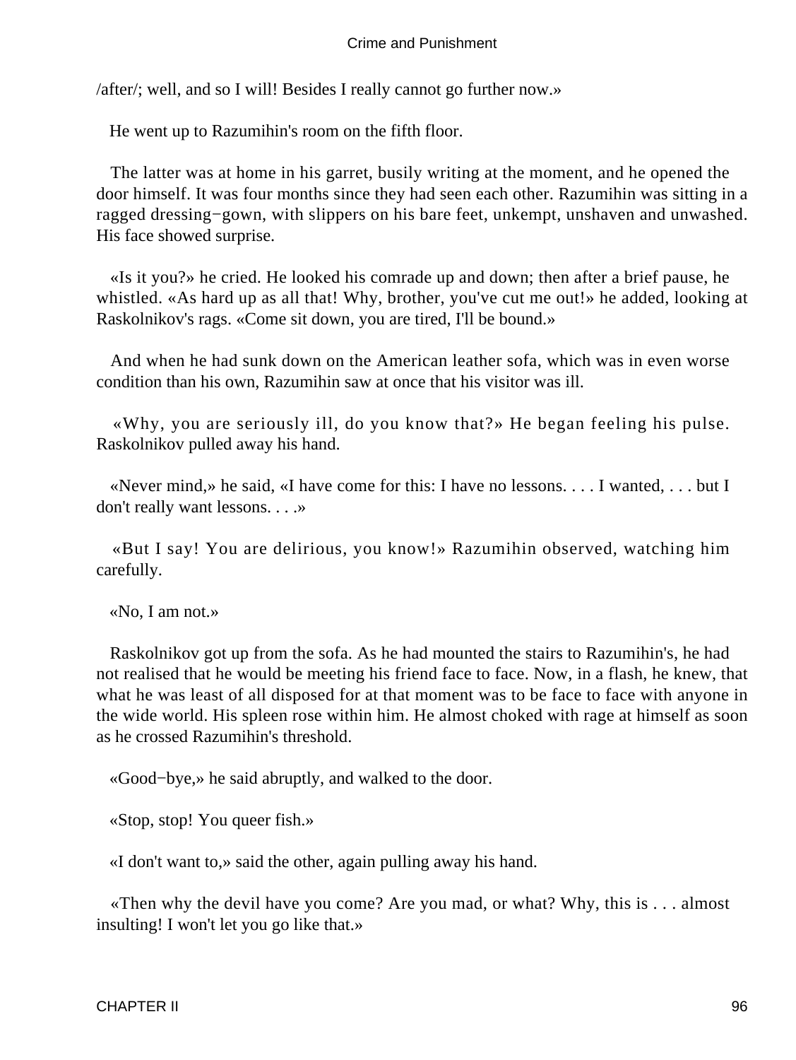/after/; well, and so I will! Besides I really cannot go further now.»

He went up to Razumihin's room on the fifth floor.

The latter was at home in his garret, busily writing at the moment, and he opened the door himself. It was four months since they had seen each other. Razumihin was sitting in a ragged dressing−gown, with slippers on his bare feet, unkempt, unshaven and unwashed. His face showed surprise.

«Is it you?» he cried. He looked his comrade up and down; then after a brief pause, he whistled. «As hard up as all that! Why, brother, you've cut me out!» he added, looking at Raskolnikov's rags. «Come sit down, you are tired, I'll be bound.»

And when he had sunk down on the American leather sofa, which was in even worse condition than his own, Razumihin saw at once that his visitor was ill.

«Why, you are seriously ill, do you know that?» He began feeling his pulse. Raskolnikov pulled away his hand.

«Never mind,» he said, «I have come for this: I have no lessons. . . . I wanted, . . . but I don't really want lessons. . . .»

«But I say! You are delirious, you know!» Razumihin observed, watching him carefully.

«No, I am not.»

Raskolnikov got up from the sofa. As he had mounted the stairs to Razumihin's, he had not realised that he would be meeting his friend face to face. Now, in a flash, he knew, that what he was least of all disposed for at that moment was to be face to face with anyone in the wide world. His spleen rose within him. He almost choked with rage at himself as soon as he crossed Razumihin's threshold.

«Good−bye,» he said abruptly, and walked to the door.

«Stop, stop! You queer fish.»

«I don't want to,» said the other, again pulling away his hand.

«Then why the devil have you come? Are you mad, or what? Why, this is . . . almost insulting! I won't let you go like that.»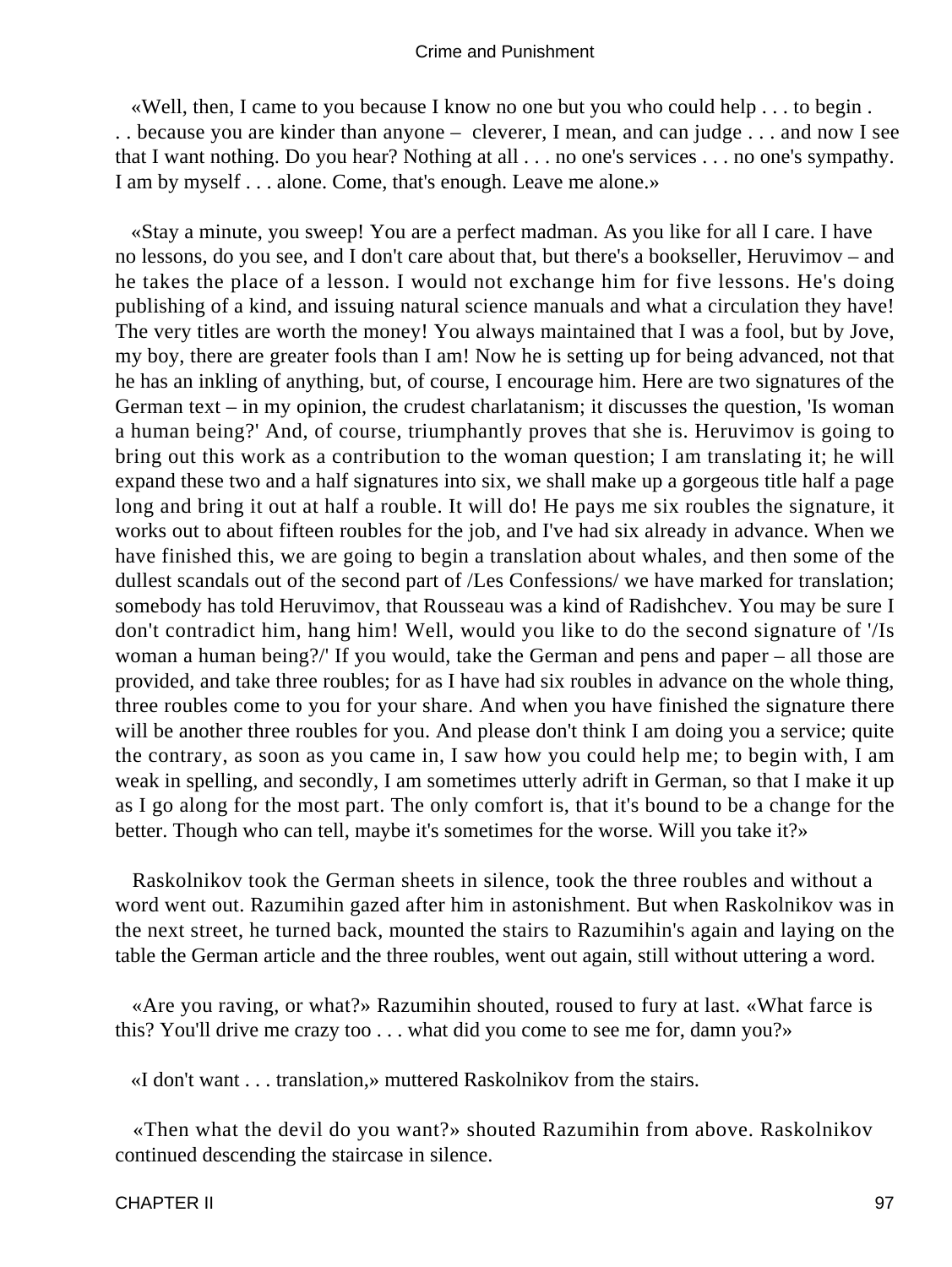«Well, then, I came to you because I know no one but you who could help . . . to begin . . . because you are kinder than anyone – cleverer, I mean, and can judge . . . and now I see that I want nothing. Do you hear? Nothing at all . . . no one's services . . . no one's sympathy. I am by myself . . . alone. Come, that's enough. Leave me alone.»

«Stay a minute, you sweep! You are a perfect madman. As you like for all I care. I have no lessons, do you see, and I don't care about that, but there's a bookseller, Heruvimov – and he takes the place of a lesson. I would not exchange him for five lessons. He's doing publishing of a kind, and issuing natural science manuals and what a circulation they have! The very titles are worth the money! You always maintained that I was a fool, but by Jove, my boy, there are greater fools than I am! Now he is setting up for being advanced, not that he has an inkling of anything, but, of course, I encourage him. Here are two signatures of the German text – in my opinion, the crudest charlatanism; it discusses the question, 'Is woman a human being?' And, of course, triumphantly proves that she is. Heruvimov is going to bring out this work as a contribution to the woman question; I am translating it; he will expand these two and a half signatures into six, we shall make up a gorgeous title half a page long and bring it out at half a rouble. It will do! He pays me six roubles the signature, it works out to about fifteen roubles for the job, and I've had six already in advance. When we have finished this, we are going to begin a translation about whales, and then some of the dullest scandals out of the second part of /Les Confessions/ we have marked for translation; somebody has told Heruvimov, that Rousseau was a kind of Radishchev. You may be sure I don't contradict him, hang him! Well, would you like to do the second signature of '/Is woman a human being?/' If you would, take the German and pens and paper – all those are provided, and take three roubles; for as I have had six roubles in advance on the whole thing, three roubles come to you for your share. And when you have finished the signature there will be another three roubles for you. And please don't think I am doing you a service; quite the contrary, as soon as you came in, I saw how you could help me; to begin with, I am weak in spelling, and secondly, I am sometimes utterly adrift in German, so that I make it up as I go along for the most part. The only comfort is, that it's bound to be a change for the better. Though who can tell, maybe it's sometimes for the worse. Will you take it?»

Raskolnikov took the German sheets in silence, took the three roubles and without a word went out. Razumihin gazed after him in astonishment. But when Raskolnikov was in the next street, he turned back, mounted the stairs to Razumihin's again and laying on the table the German article and the three roubles, went out again, still without uttering a word.

«Are you raving, or what?» Razumihin shouted, roused to fury at last. «What farce is this? You'll drive me crazy too . . . what did you come to see me for, damn you?»

«I don't want . . . translation,» muttered Raskolnikov from the stairs.

«Then what the devil do you want?» shouted Razumihin from above. Raskolnikov continued descending the staircase in silence.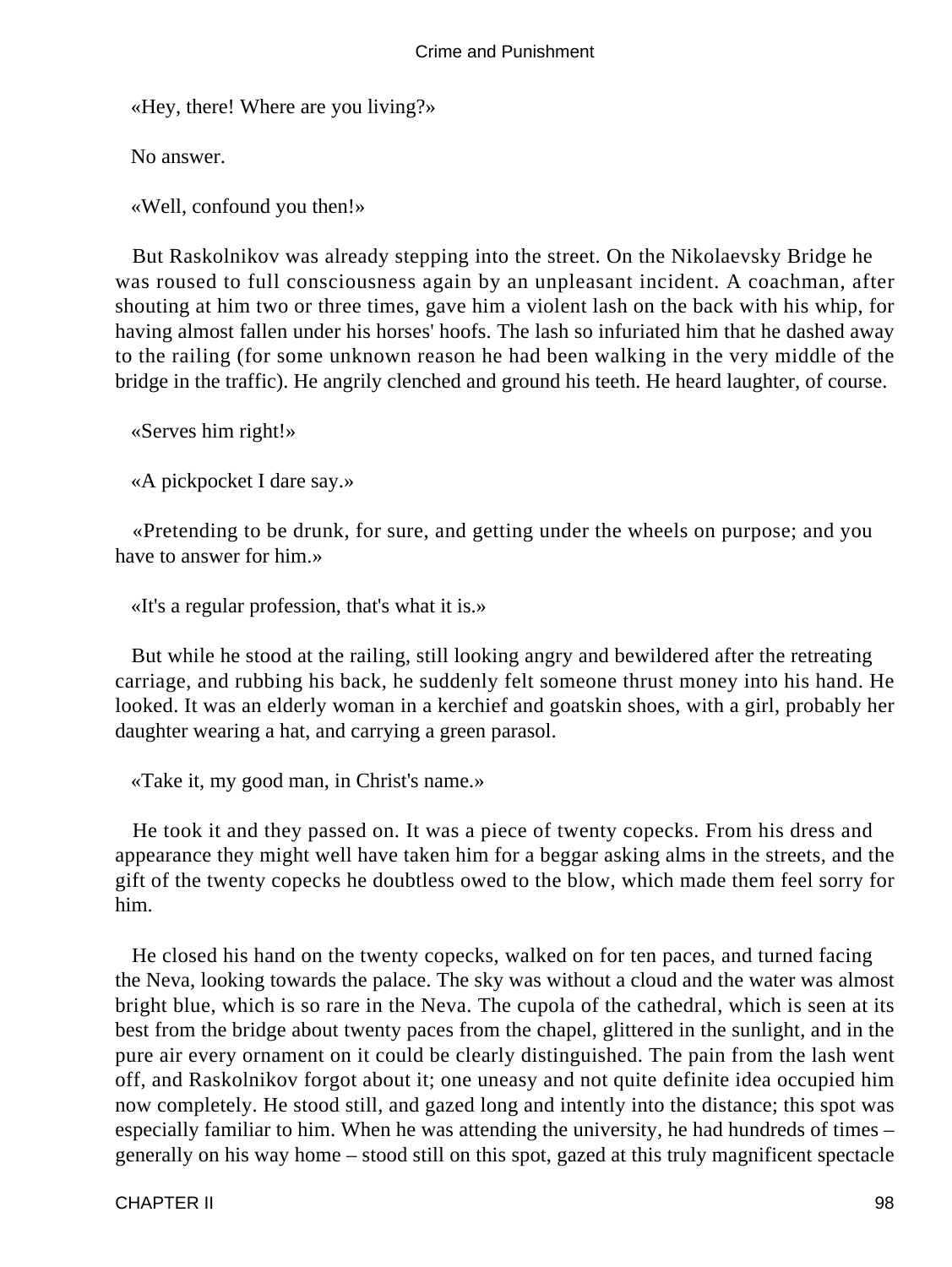«Hey, there! Where are you living?»

No answer.

«Well, confound you then!»

But Raskolnikov was already stepping into the street. On the Nikolaevsky Bridge he was roused to full consciousness again by an unpleasant incident. A coachman, after shouting at him two or three times, gave him a violent lash on the back with his whip, for having almost fallen under his horses' hoofs. The lash so infuriated him that he dashed away to the railing (for some unknown reason he had been walking in the very middle of the bridge in the traffic). He angrily clenched and ground his teeth. He heard laughter, of course.

«Serves him right!»

«A pickpocket I dare say.»

«Pretending to be drunk, for sure, and getting under the wheels on purpose; and you have to answer for him.»

«It's a regular profession, that's what it is.»

But while he stood at the railing, still looking angry and bewildered after the retreating carriage, and rubbing his back, he suddenly felt someone thrust money into his hand. He looked. It was an elderly woman in a kerchief and goatskin shoes, with a girl, probably her daughter wearing a hat, and carrying a green parasol.

«Take it, my good man, in Christ's name.»

He took it and they passed on. It was a piece of twenty copecks. From his dress and appearance they might well have taken him for a beggar asking alms in the streets, and the gift of the twenty copecks he doubtless owed to the blow, which made them feel sorry for him.

He closed his hand on the twenty copecks, walked on for ten paces, and turned facing the Neva, looking towards the palace. The sky was without a cloud and the water was almost bright blue, which is so rare in the Neva. The cupola of the cathedral, which is seen at its best from the bridge about twenty paces from the chapel, glittered in the sunlight, and in the pure air every ornament on it could be clearly distinguished. The pain from the lash went off, and Raskolnikov forgot about it; one uneasy and not quite definite idea occupied him now completely. He stood still, and gazed long and intently into the distance; this spot was especially familiar to him. When he was attending the university, he had hundreds of times – generally on his way home – stood still on this spot, gazed at this truly magnificent spectacle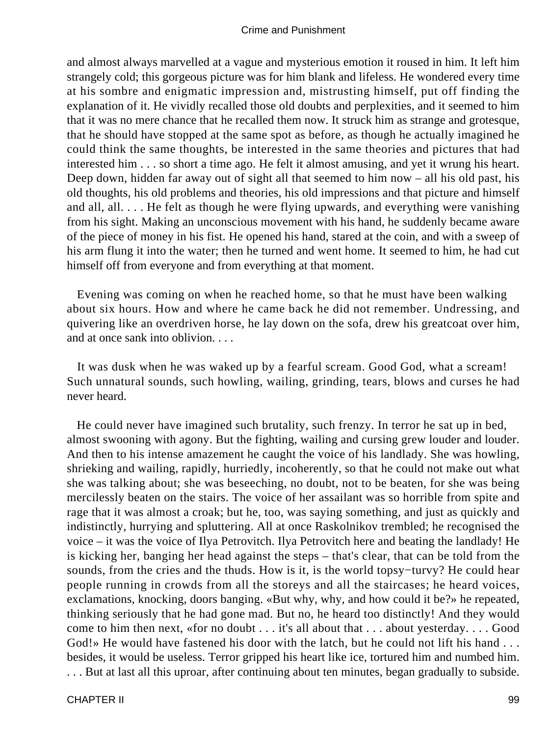and almost always marvelled at a vague and mysterious emotion it roused in him. It left him strangely cold; this gorgeous picture was for him blank and lifeless. He wondered every time at his sombre and enigmatic impression and, mistrusting himself, put off finding the explanation of it. He vividly recalled those old doubts and perplexities, and it seemed to him that it was no mere chance that he recalled them now. It struck him as strange and grotesque, that he should have stopped at the same spot as before, as though he actually imagined he could think the same thoughts, be interested in the same theories and pictures that had interested him . . . so short a time ago. He felt it almost amusing, and yet it wrung his heart. Deep down, hidden far away out of sight all that seemed to him now – all his old past, his old thoughts, his old problems and theories, his old impressions and that picture and himself and all, all. . . . He felt as though he were flying upwards, and everything were vanishing from his sight. Making an unconscious movement with his hand, he suddenly became aware of the piece of money in his fist. He opened his hand, stared at the coin, and with a sweep of his arm flung it into the water; then he turned and went home. It seemed to him, he had cut himself off from everyone and from everything at that moment.

Evening was coming on when he reached home, so that he must have been walking about six hours. How and where he came back he did not remember. Undressing, and quivering like an overdriven horse, he lay down on the sofa, drew his greatcoat over him, and at once sank into oblivion. . . .

It was dusk when he was waked up by a fearful scream. Good God, what a scream! Such unnatural sounds, such howling, wailing, grinding, tears, blows and curses he had never heard.

He could never have imagined such brutality, such frenzy. In terror he sat up in bed, almost swooning with agony. But the fighting, wailing and cursing grew louder and louder. And then to his intense amazement he caught the voice of his landlady. She was howling, shrieking and wailing, rapidly, hurriedly, incoherently, so that he could not make out what she was talking about; she was beseeching, no doubt, not to be beaten, for she was being mercilessly beaten on the stairs. The voice of her assailant was so horrible from spite and rage that it was almost a croak; but he, too, was saying something, and just as quickly and indistinctly, hurrying and spluttering. All at once Raskolnikov trembled; he recognised the voice – it was the voice of Ilya Petrovitch. Ilya Petrovitch here and beating the landlady! He is kicking her, banging her head against the steps – that's clear, that can be told from the sounds, from the cries and the thuds. How is it, is the world topsy−turvy? He could hear people running in crowds from all the storeys and all the staircases; he heard voices, exclamations, knocking, doors banging. «But why, why, and how could it be?» he repeated, thinking seriously that he had gone mad. But no, he heard too distinctly! And they would come to him then next, «for no doubt . . . it's all about that . . . about yesterday. . . . Good God!» He would have fastened his door with the latch, but he could not lift his hand . . . besides, it would be useless. Terror gripped his heart like ice, tortured him and numbed him. . . . But at last all this uproar, after continuing about ten minutes, began gradually to subside.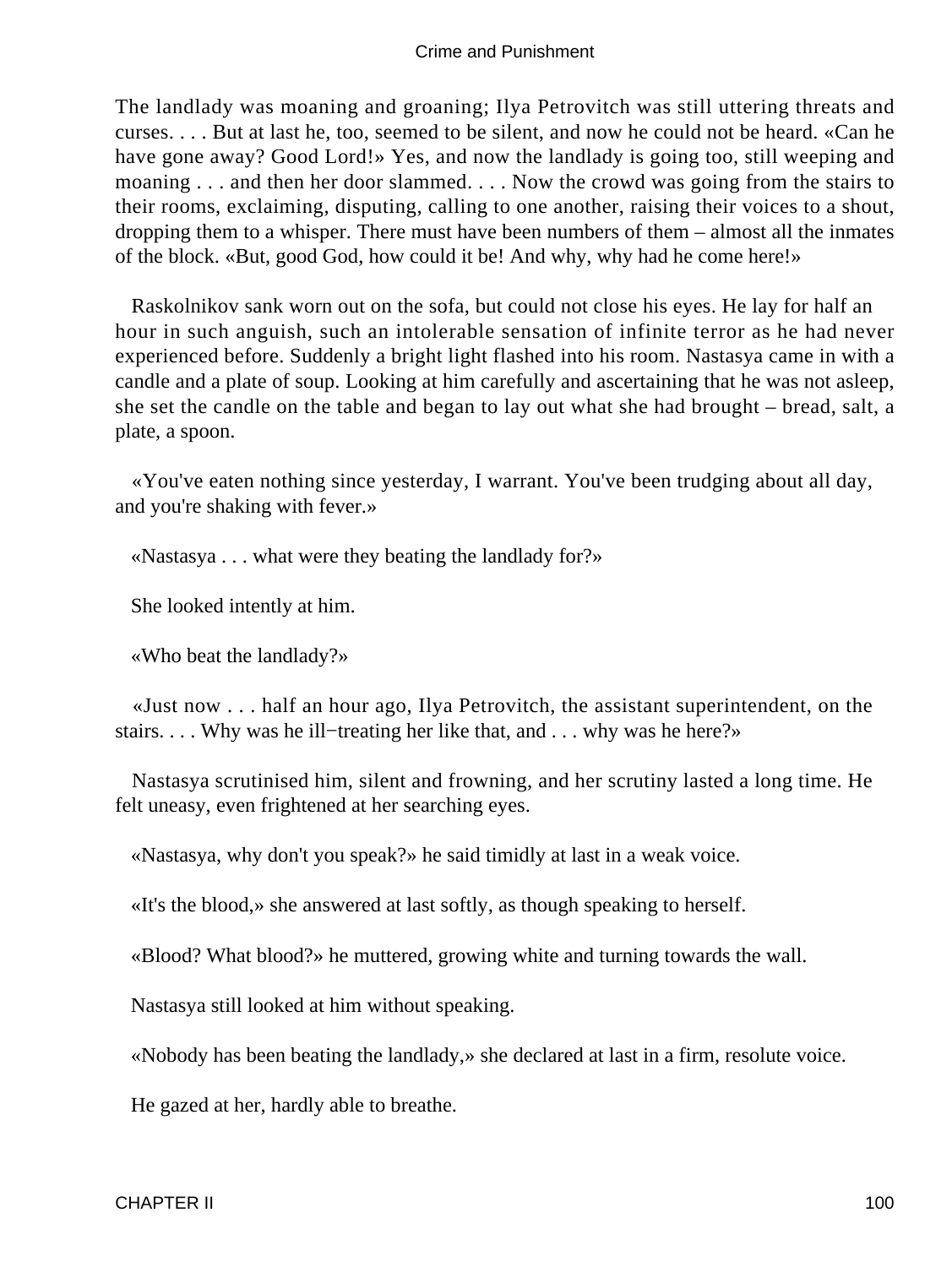The landlady was moaning and groaning; Ilya Petrovitch was still uttering threats and curses. . . . But at last he, too, seemed to be silent, and now he could not be heard. «Can he have gone away? Good Lord!» Yes, and now the landlady is going too, still weeping and moaning . . . and then her door slammed. . . . Now the crowd was going from the stairs to their rooms, exclaiming, disputing, calling to one another, raising their voices to a shout, dropping them to a whisper. There must have been numbers of them – almost all the inmates of the block. «But, good God, how could it be! And why, why had he come here!»

Raskolnikov sank worn out on the sofa, but could not close his eyes. He lay for half an hour in such anguish, such an intolerable sensation of infinite terror as he had never experienced before. Suddenly a bright light flashed into his room. Nastasya came in with a candle and a plate of soup. Looking at him carefully and ascertaining that he was not asleep, she set the candle on the table and began to lay out what she had brought – bread, salt, a plate, a spoon.

«You've eaten nothing since yesterday, I warrant. You've been trudging about all day, and you're shaking with fever.»

«Nastasya . . . what were they beating the landlady for?»

She looked intently at him.

«Who beat the landlady?»

«Just now . . . half an hour ago, Ilya Petrovitch, the assistant superintendent, on the stairs. . . . Why was he ill−treating her like that, and . . . why was he here?»

Nastasya scrutinised him, silent and frowning, and her scrutiny lasted a long time. He felt uneasy, even frightened at her searching eyes.

«Nastasya, why don't you speak?» he said timidly at last in a weak voice.

«It's the blood,» she answered at last softly, as though speaking to herself.

«Blood? What blood?» he muttered, growing white and turning towards the wall.

Nastasya still looked at him without speaking.

«Nobody has been beating the landlady,» she declared at last in a firm, resolute voice.

He gazed at her, hardly able to breathe.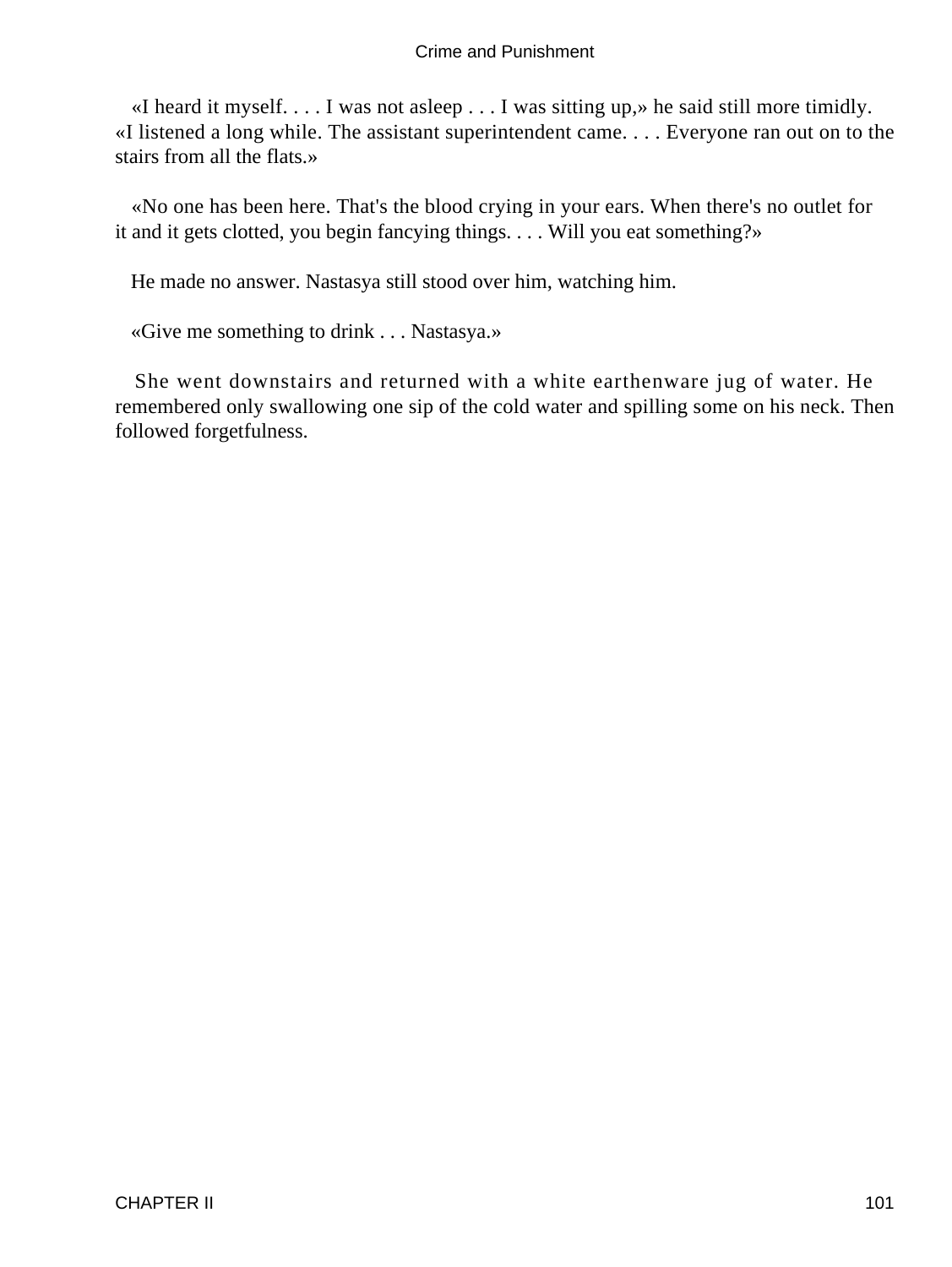«I heard it myself. . . . I was not asleep . . . I was sitting up,» he said still more timidly. «I listened a long while. The assistant superintendent came. . . . Everyone ran out on to the stairs from all the flats.»

«No one has been here. That's the blood crying in your ears. When there's no outlet for it and it gets clotted, you begin fancying things. . . . Will you eat something?»

He made no answer. Nastasya still stood over him, watching him.

«Give me something to drink . . . Nastasya.»

She went downstairs and returned with a white earthenware jug of water. He remembered only swallowing one sip of the cold water and spilling some on his neck. Then followed forgetfulness.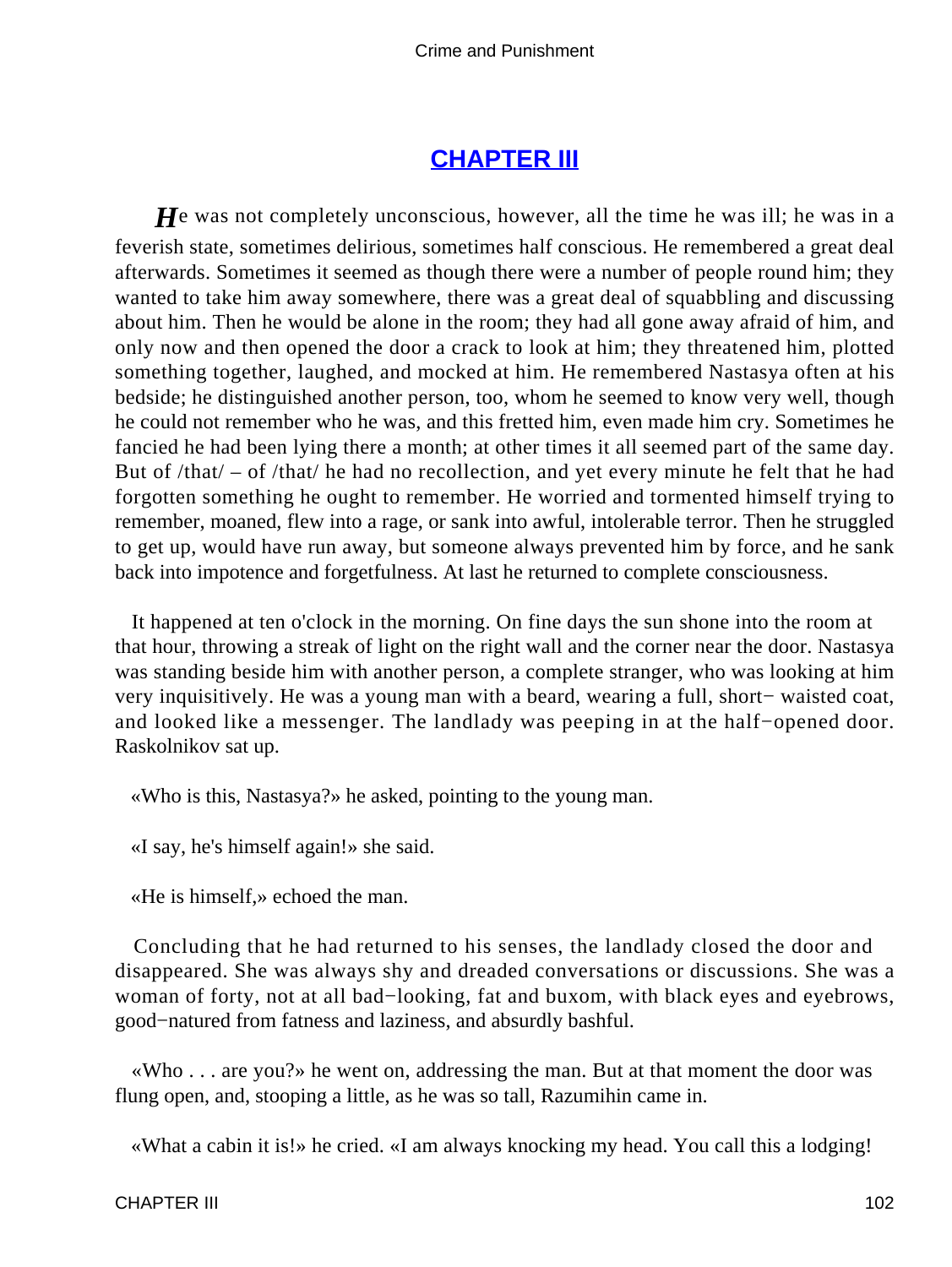## CHAPTER III

*H*e was not completely unconscious, however, all the time he was ill; he was in a feverish state, sometimes delirious, sometimes half conscious. He remembered a great deal afterwards. Sometimes it seemed as though there were a number of people round him; they wanted to take him away somewhere, there was a great deal of squabbling and discussing about him. Then he would be alone in the room; they had all gone away afraid of him, and only now and then opened the door a crack to look at him; they threatened him, plotted something together, laughed, and mocked at him. He remembered Nastasya often at his bedside; he distinguished another person, too, whom he seemed to know very well, though he could not remember who he was, and this fretted him, even made him cry. Sometimes he fancied he had been lying there a month; at other times it all seemed part of the same day. But of /that/ – of /that/ he had no recollection, and yet every minute he felt that he had forgotten something he ought to remember. He worried and tormented himself trying to remember, moaned, flew into a rage, or sank into awful, intolerable terror. Then he struggled to get up, would have run away, but someone always prevented him by force, and he sank back into impotence and forgetfulness. At last he returned to complete consciousness.

It happened at ten o'clock in the morning. On fine days the sun shone into the room at that hour, throwing a streak of light on the right wall and the corner near the door. Nastasya was standing beside him with another person, a complete stranger, who was looking at him very inquisitively. He was a young man with a beard, wearing a full, short− waisted coat, and looked like a messenger. The landlady was peeping in at the half−opened door. Raskolnikov sat up.

«Who is this, Nastasya?» he asked, pointing to the young man.

«I say, he's himself again!» she said.

«He is himself,» echoed the man.

Concluding that he had returned to his senses, the landlady closed the door and disappeared. She was always shy and dreaded conversations or discussions. She was a woman of forty, not at all bad−looking, fat and buxom, with black eyes and eyebrows, good−natured from fatness and laziness, and absurdly bashful.

«Who . . . are you?» he went on, addressing the man. But at that moment the door was flung open, and, stooping a little, as he was so tall, Razumihin came in.

«What a cabin it is!» he cried. «I am always knocking my head. You call this a lodging!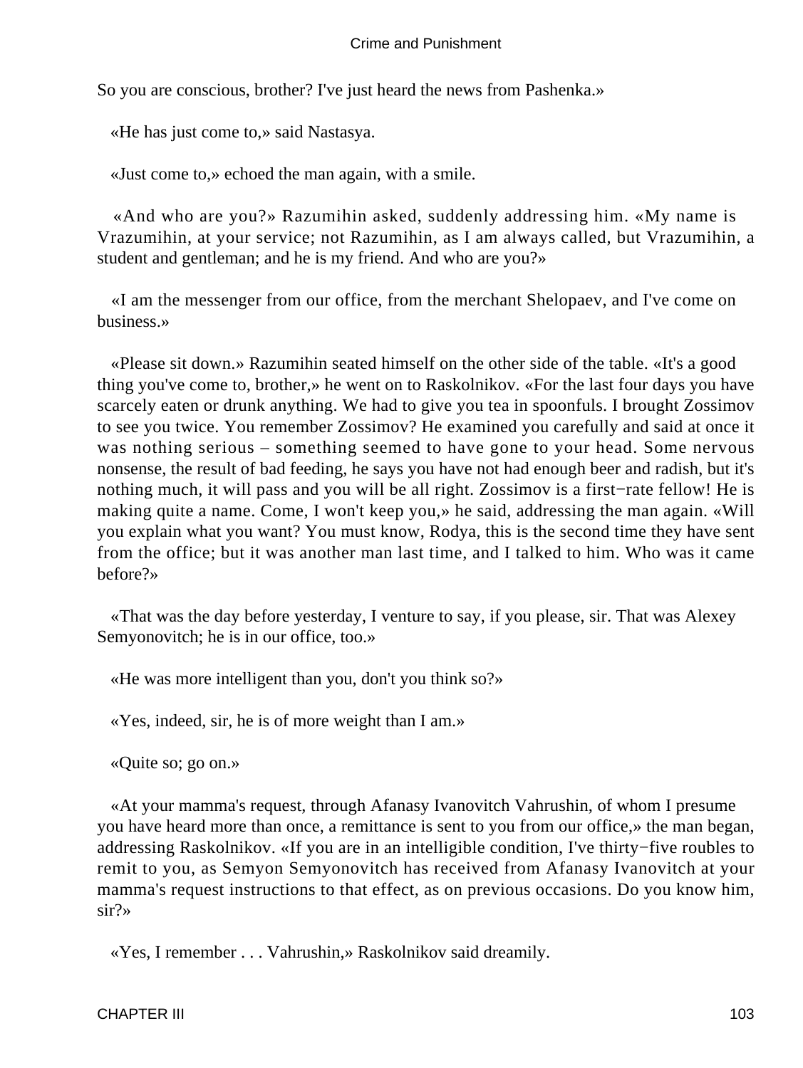So you are conscious, brother? I've just heard the news from Pashenka.»

«He has just come to,» said Nastasya.

«Just come to,» echoed the man again, with a smile.

«And who are you?» Razumihin asked, suddenly addressing him. «My name is Vrazumihin, at your service; not Razumihin, as I am always called, but Vrazumihin, a student and gentleman; and he is my friend. And who are you?»

«I am the messenger from our office, from the merchant Shelopaev, and I've come on business.»

«Please sit down.» Razumihin seated himself on the other side of the table. «It's a good thing you've come to, brother,» he went on to Raskolnikov. «For the last four days you have scarcely eaten or drunk anything. We had to give you tea in spoonfuls. I brought Zossimov to see you twice. You remember Zossimov? He examined you carefully and said at once it was nothing serious – something seemed to have gone to your head. Some nervous nonsense, the result of bad feeding, he says you have not had enough beer and radish, but it's nothing much, it will pass and you will be all right. Zossimov is a first−rate fellow! He is making quite a name. Come, I won't keep you,» he said, addressing the man again. «Will you explain what you want? You must know, Rodya, this is the second time they have sent from the office; but it was another man last time, and I talked to him. Who was it came before?»

«That was the day before yesterday, I venture to say, if you please, sir. That was Alexey Semyonovitch; he is in our office, too.»

«He was more intelligent than you, don't you think so?»

«Yes, indeed, sir, he is of more weight than I am.»

«Quite so; go on.»

«At your mamma's request, through Afanasy Ivanovitch Vahrushin, of whom I presume you have heard more than once, a remittance is sent to you from our office,» the man began, addressing Raskolnikov. «If you are in an intelligible condition, I've thirty−five roubles to remit to you, as Semyon Semyonovitch has received from Afanasy Ivanovitch at your mamma's request instructions to that effect, as on previous occasions. Do you know him, sir?»

«Yes, I remember . . . Vahrushin,» Raskolnikov said dreamily.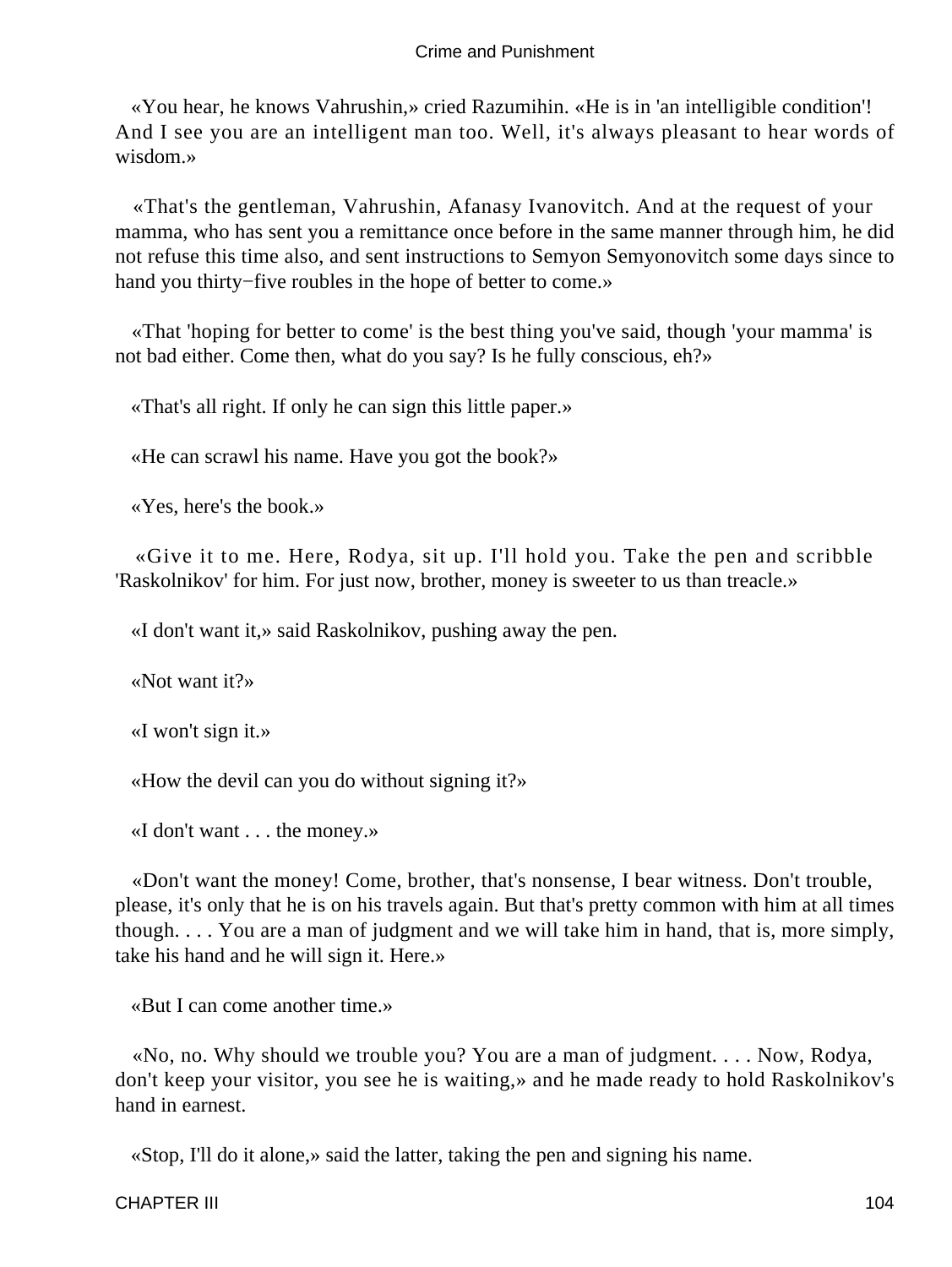«You hear, he knows Vahrushin,» cried Razumihin. «He is in 'an intelligible condition'! And I see you are an intelligent man too. Well, it's always pleasant to hear words of wisdom.»

«That's the gentleman, Vahrushin, Afanasy Ivanovitch. And at the request of your mamma, who has sent you a remittance once before in the same manner through him, he did not refuse this time also, and sent instructions to Semyon Semyonovitch some days since to hand you thirty−five roubles in the hope of better to come.»

«That 'hoping for better to come' is the best thing you've said, though 'your mamma' is not bad either. Come then, what do you say? Is he fully conscious, eh?»

«That's all right. If only he can sign this little paper.»

«He can scrawl his name. Have you got the book?»

«Yes, here's the book.»

«Give it to me. Here, Rodya, sit up. I'll hold you. Take the pen and scribble 'Raskolnikov' for him. For just now, brother, money is sweeter to us than treacle.»

«I don't want it,» said Raskolnikov, pushing away the pen.

«Not want it?»

«I won't sign it.»

«How the devil can you do without signing it?»

«I don't want . . . the money.»

«Don't want the money! Come, brother, that's nonsense, I bear witness. Don't trouble, please, it's only that he is on his travels again. But that's pretty common with him at all times though. . . . You are a man of judgment and we will take him in hand, that is, more simply, take his hand and he will sign it. Here.»

«But I can come another time.»

«No, no. Why should we trouble you? You are a man of judgment. . . . Now, Rodya, don't keep your visitor, you see he is waiting,» and he made ready to hold Raskolnikov's hand in earnest.

«Stop, I'll do it alone,» said the latter, taking the pen and signing his name.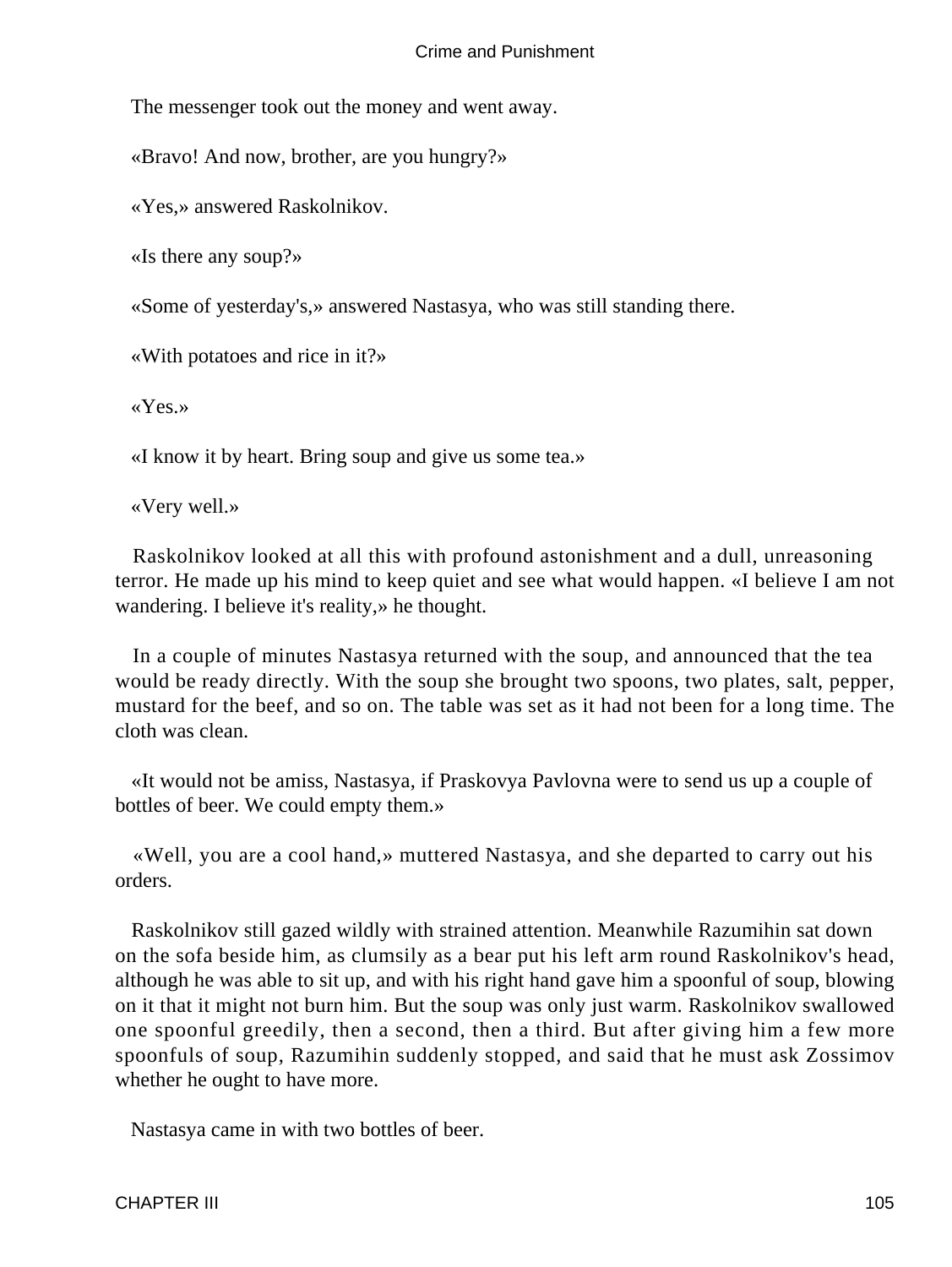The messenger took out the money and went away.

«Bravo! And now, brother, are you hungry?»

«Yes,» answered Raskolnikov.

«Is there any soup?»

«Some of yesterday's,» answered Nastasya, who was still standing there.

«With potatoes and rice in it?»

«Yes.»

«I know it by heart. Bring soup and give us some tea.»

«Very well.»

Raskolnikov looked at all this with profound astonishment and a dull, unreasoning terror. He made up his mind to keep quiet and see what would happen. «I believe I am not wandering. I believe it's reality,» he thought.

In a couple of minutes Nastasya returned with the soup, and announced that the tea would be ready directly. With the soup she brought two spoons, two plates, salt, pepper, mustard for the beef, and so on. The table was set as it had not been for a long time. The cloth was clean.

«It would not be amiss, Nastasya, if Praskovya Pavlovna were to send us up a couple of bottles of beer. We could empty them.»

«Well, you are a cool hand,» muttered Nastasya, and she departed to carry out his orders.

Raskolnikov still gazed wildly with strained attention. Meanwhile Razumihin sat down on the sofa beside him, as clumsily as a bear put his left arm round Raskolnikov's head, although he was able to sit up, and with his right hand gave him a spoonful of soup, blowing on it that it might not burn him. But the soup was only just warm. Raskolnikov swallowed one spoonful greedily, then a second, then a third. But after giving him a few more spoonfuls of soup, Razumihin suddenly stopped, and said that he must ask Zossimov whether he ought to have more.

Nastasya came in with two bottles of beer.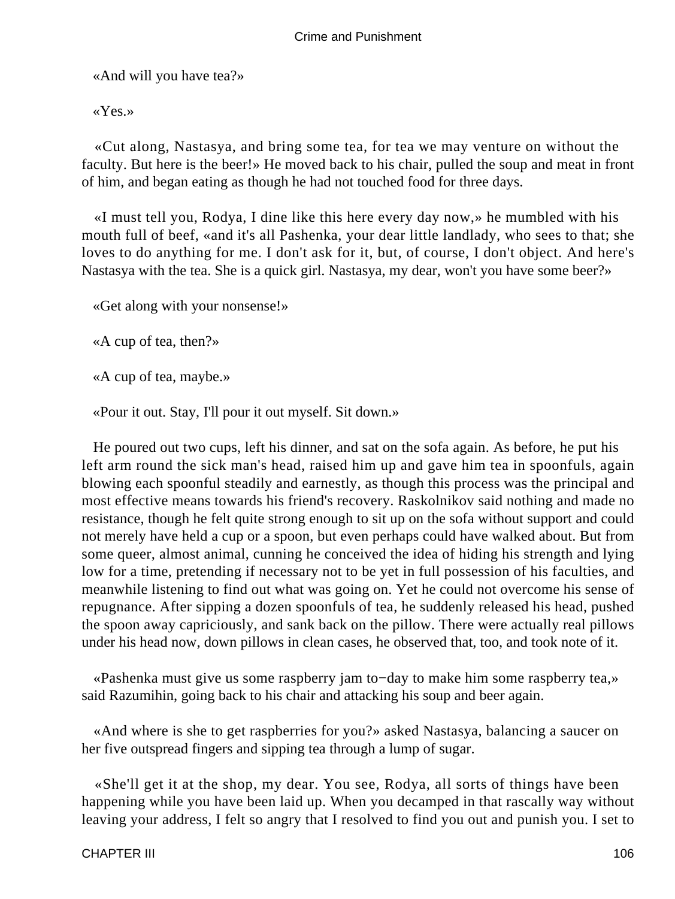«And will you have tea?»

«Yes.»

«Cut along, Nastasya, and bring some tea, for tea we may venture on without the faculty. But here is the beer!» He moved back to his chair, pulled the soup and meat in front of him, and began eating as though he had not touched food for three days.

«I must tell you, Rodya, I dine like this here every day now,» he mumbled with his mouth full of beef, «and it's all Pashenka, your dear little landlady, who sees to that; she loves to do anything for me. I don't ask for it, but, of course, I don't object. And here's Nastasya with the tea. She is a quick girl. Nastasya, my dear, won't you have some beer?»

«Get along with your nonsense!»

«A cup of tea, then?»

«A cup of tea, maybe.»

«Pour it out. Stay, I'll pour it out myself. Sit down.»

He poured out two cups, left his dinner, and sat on the sofa again. As before, he put his left arm round the sick man's head, raised him up and gave him tea in spoonfuls, again blowing each spoonful steadily and earnestly, as though this process was the principal and most effective means towards his friend's recovery. Raskolnikov said nothing and made no resistance, though he felt quite strong enough to sit up on the sofa without support and could not merely have held a cup or a spoon, but even perhaps could have walked about. But from some queer, almost animal, cunning he conceived the idea of hiding his strength and lying low for a time, pretending if necessary not to be yet in full possession of his faculties, and meanwhile listening to find out what was going on. Yet he could not overcome his sense of repugnance. After sipping a dozen spoonfuls of tea, he suddenly released his head, pushed the spoon away capriciously, and sank back on the pillow. There were actually real pillows under his head now, down pillows in clean cases, he observed that, too, and took note of it.

«Pashenka must give us some raspberry jam to−day to make him some raspberry tea,» said Razumihin, going back to his chair and attacking his soup and beer again.

«And where is she to get raspberries for you?» asked Nastasya, balancing a saucer on her five outspread fingers and sipping tea through a lump of sugar.

«She'll get it at the shop, my dear. You see, Rodya, all sorts of things have been happening while you have been laid up. When you decamped in that rascally way without leaving your address, I felt so angry that I resolved to find you out and punish you. I set to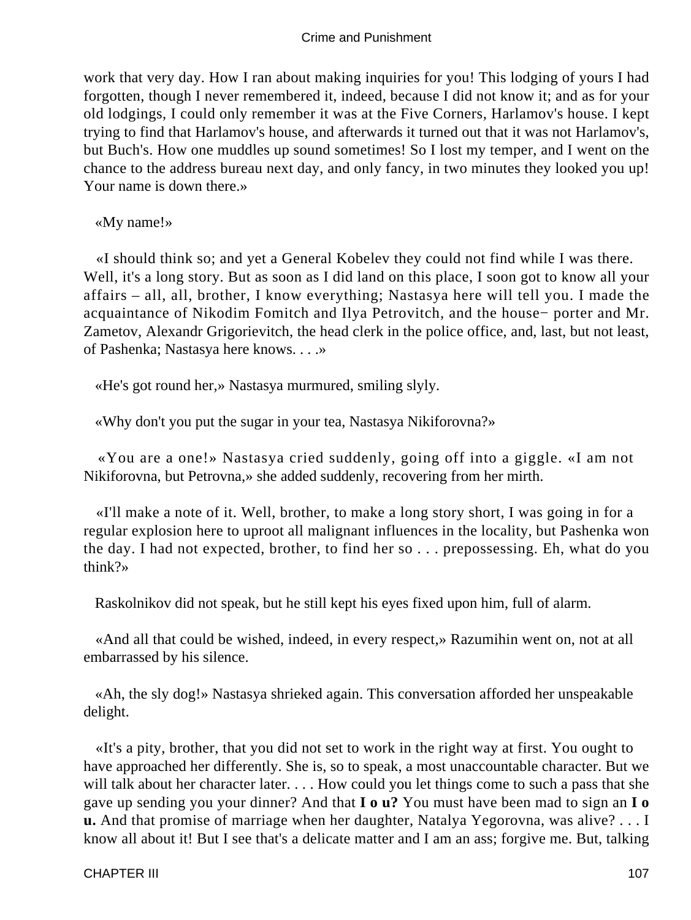work that very day. How I ran about making inquiries for you! This lodging of yours I had forgotten, though I never remembered it, indeed, because I did not know it; and as for your old lodgings, I could only remember it was at the Five Corners, Harlamov's house. I kept trying to find that Harlamov's house, and afterwards it turned out that it was not Harlamov's, but Buch's. How one muddles up sound sometimes! So I lost my temper, and I went on the chance to the address bureau next day, and only fancy, in two minutes they looked you up! Your name is down there.»

«My name!»

«I should think so; and yet a General Kobelev they could not find while I was there. Well, it's a long story. But as soon as I did land on this place, I soon got to know all your affairs – all, all, brother, I know everything; Nastasya here will tell you. I made the acquaintance of Nikodim Fomitch and Ilya Petrovitch, and the house− porter and Mr. Zametov, Alexandr Grigorievitch, the head clerk in the police office, and, last, but not least, of Pashenka; Nastasya here knows. . . .»

«He's got round her,» Nastasya murmured, smiling slyly.

«Why don't you put the sugar in your tea, Nastasya Nikiforovna?»

«You are a one!» Nastasya cried suddenly, going off into a giggle. «I am not Nikiforovna, but Petrovna,» she added suddenly, recovering from her mirth.

«I'll make a note of it. Well, brother, to make a long story short, I was going in for a regular explosion here to uproot all malignant influences in the locality, but Pashenka won the day. I had not expected, brother, to find her so . . . prepossessing. Eh, what do you think?»

Raskolnikov did not speak, but he still kept his eyes fixed upon him, full of alarm.

«And all that could be wished, indeed, in every respect,» Razumihin went on, not at all embarrassed by his silence.

«Ah, the sly dog!» Nastasya shrieked again. This conversation afforded her unspeakable delight.

«It's a pity, brother, that you did not set to work in the right way at first. You ought to have approached her differently. She is, so to speak, a most unaccountable character. But we will talk about her character later. . . . How could you let things come to such a pass that she gave up sending you your dinner? And that **I o u?** You must have been mad to sign an **I o u.** And that promise of marriage when her daughter, Natalya Yegorovna, was alive? . . . I know all about it! But I see that's a delicate matter and I am an ass; forgive me. But, talking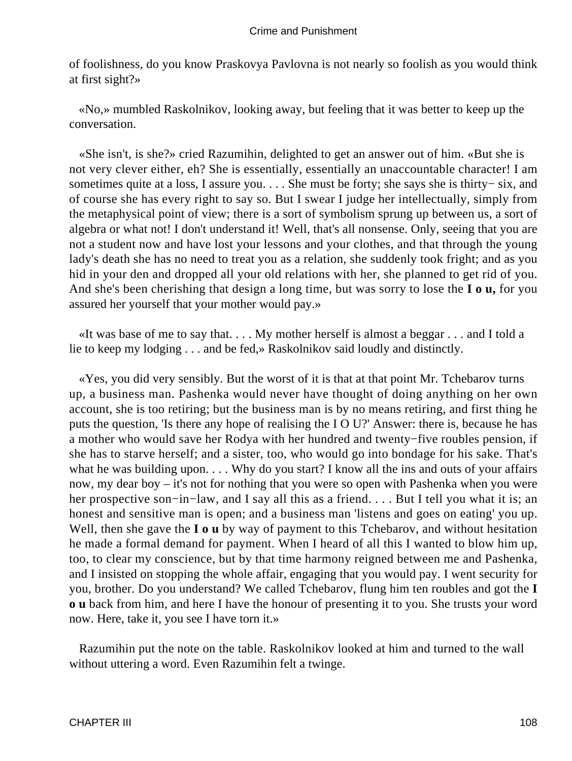of foolishness, do you know Praskovya Pavlovna is not nearly so foolish as you would think at first sight?»

«No,» mumbled Raskolnikov, looking away, but feeling that it was better to keep up the conversation.

«She isn't, is she?» cried Razumihin, delighted to get an answer out of him. «But she is not very clever either, eh? She is essentially, essentially an unaccountable character! I am sometimes quite at a loss, I assure you. . . . She must be forty; she says she is thirty− six, and of course she has every right to say so. But I swear I judge her intellectually, simply from the metaphysical point of view; there is a sort of symbolism sprung up between us, a sort of algebra or what not! I don't understand it! Well, that's all nonsense. Only, seeing that you are not a student now and have lost your lessons and your clothes, and that through the young lady's death she has no need to treat you as a relation, she suddenly took fright; and as you hid in your den and dropped all your old relations with her, she planned to get rid of you. And she's been cherishing that design a long time, but was sorry to lose the **I o u,** for you assured her yourself that your mother would pay.»

«It was base of me to say that. . . . My mother herself is almost a beggar . . . and I told a lie to keep my lodging . . . and be fed,» Raskolnikov said loudly and distinctly.

«Yes, you did very sensibly. But the worst of it is that at that point Mr. Tchebarov turns up, a business man. Pashenka would never have thought of doing anything on her own account, she is too retiring; but the business man is by no means retiring, and first thing he puts the question, 'Is there any hope of realising the I O U?' Answer: there is, because he has a mother who would save her Rodya with her hundred and twenty−five roubles pension, if she has to starve herself; and a sister, too, who would go into bondage for his sake. That's what he was building upon. . . . Why do you start? I know all the ins and outs of your affairs now, my dear boy – it's not for nothing that you were so open with Pashenka when you were her prospective son−in−law, and I say all this as a friend. . . . But I tell you what it is; an honest and sensitive man is open; and a business man 'listens and goes on eating' you up. Well, then she gave the **I o u** by way of payment to this Tchebarov, and without hesitation he made a formal demand for payment. When I heard of all this I wanted to blow him up, too, to clear my conscience, but by that time harmony reigned between me and Pashenka, and I insisted on stopping the whole affair, engaging that you would pay. I went security for you, brother. Do you understand? We called Tchebarov, flung him ten roubles and got the **I o u** back from him, and here I have the honour of presenting it to you. She trusts your word now. Here, take it, you see I have torn it.»

Razumihin put the note on the table. Raskolnikov looked at him and turned to the wall without uttering a word. Even Razumihin felt a twinge.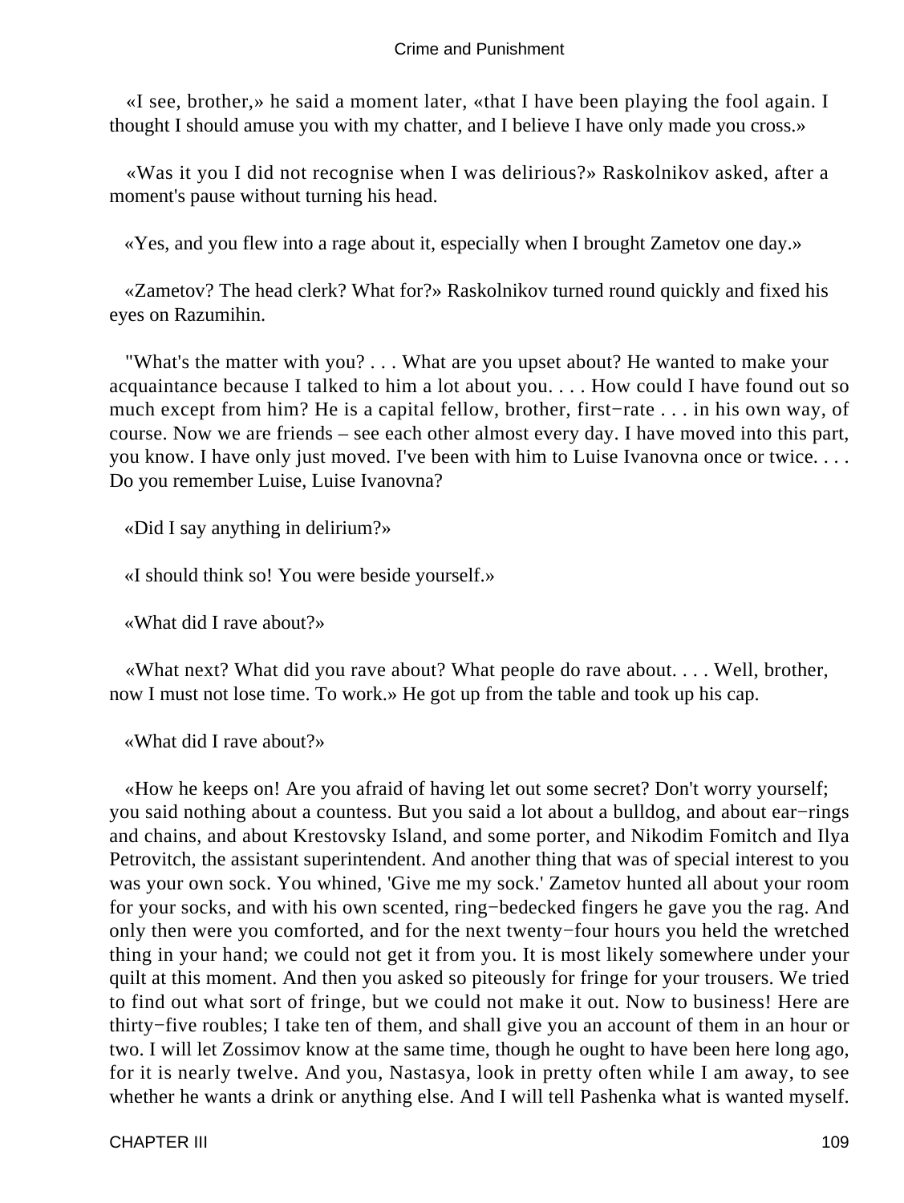«I see, brother,» he said a moment later, «that I have been playing the fool again. I thought I should amuse you with my chatter, and I believe I have only made you cross.»

«Was it you I did not recognise when I was delirious?» Raskolnikov asked, after a moment's pause without turning his head.

«Yes, and you flew into a rage about it, especially when I brought Zametov one day.»

«Zametov? The head clerk? What for?» Raskolnikov turned round quickly and fixed his eyes on Razumihin.

"What's the matter with you? . . . What are you upset about? He wanted to make your acquaintance because I talked to him a lot about you. . . . How could I have found out so much except from him? He is a capital fellow, brother, first−rate . . . in his own way, of course. Now we are friends – see each other almost every day. I have moved into this part, you know. I have only just moved. I've been with him to Luise Ivanovna once or twice. . . . Do you remember Luise, Luise Ivanovna?

«Did I say anything in delirium?»

«I should think so! You were beside yourself.»

«What did I rave about?»

«What next? What did you rave about? What people do rave about. . . . Well, brother, now I must not lose time. To work.» He got up from the table and took up his cap.

«What did I rave about?»

«How he keeps on! Are you afraid of having let out some secret? Don't worry yourself; you said nothing about a countess. But you said a lot about a bulldog, and about ear−rings and chains, and about Krestovsky Island, and some porter, and Nikodim Fomitch and Ilya Petrovitch, the assistant superintendent. And another thing that was of special interest to you was your own sock. You whined, 'Give me my sock.' Zametov hunted all about your room for your socks, and with his own scented, ring−bedecked fingers he gave you the rag. And only then were you comforted, and for the next twenty−four hours you held the wretched thing in your hand; we could not get it from you. It is most likely somewhere under your quilt at this moment. And then you asked so piteously for fringe for your trousers. We tried to find out what sort of fringe, but we could not make it out. Now to business! Here are thirty−five roubles; I take ten of them, and shall give you an account of them in an hour or two. I will let Zossimov know at the same time, though he ought to have been here long ago, for it is nearly twelve. And you, Nastasya, look in pretty often while I am away, to see whether he wants a drink or anything else. And I will tell Pashenka what is wanted myself.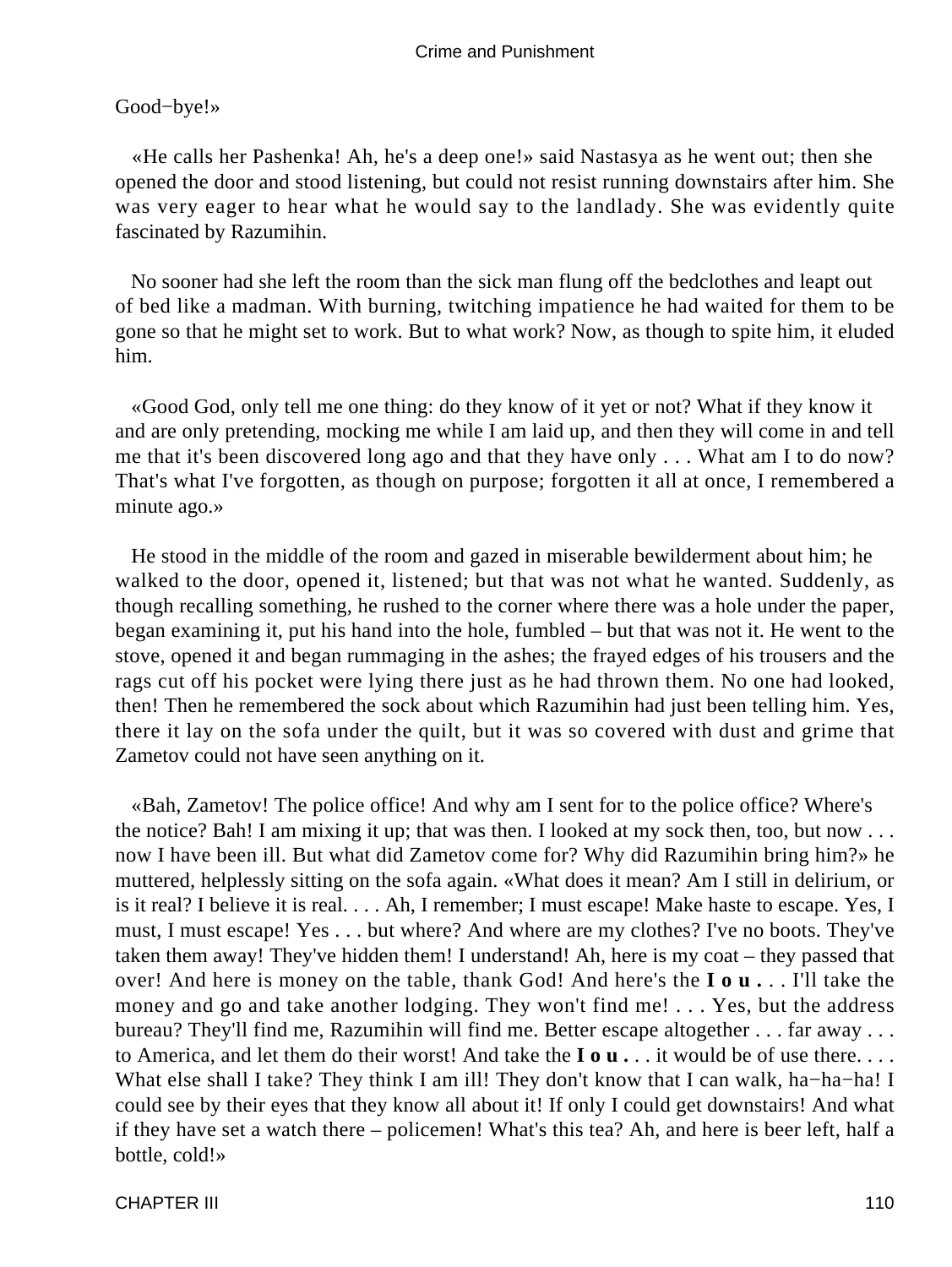Good−bye!»

«He calls her Pashenka! Ah, he's a deep one!» said Nastasya as he went out; then she opened the door and stood listening, but could not resist running downstairs after him. She was very eager to hear what he would say to the landlady. She was evidently quite fascinated by Razumihin.

No sooner had she left the room than the sick man flung off the bedclothes and leapt out of bed like a madman. With burning, twitching impatience he had waited for them to be gone so that he might set to work. But to what work? Now, as though to spite him, it eluded him.

«Good God, only tell me one thing: do they know of it yet or not? What if they know it and are only pretending, mocking me while I am laid up, and then they will come in and tell me that it's been discovered long ago and that they have only . . . What am I to do now? That's what I've forgotten, as though on purpose; forgotten it all at once, I remembered a minute ago.»

He stood in the middle of the room and gazed in miserable bewilderment about him; he walked to the door, opened it, listened; but that was not what he wanted. Suddenly, as though recalling something, he rushed to the corner where there was a hole under the paper, began examining it, put his hand into the hole, fumbled – but that was not it. He went to the stove, opened it and began rummaging in the ashes; the frayed edges of his trousers and the rags cut off his pocket were lying there just as he had thrown them. No one had looked, then! Then he remembered the sock about which Razumihin had just been telling him. Yes, there it lay on the sofa under the quilt, but it was so covered with dust and grime that Zametov could not have seen anything on it.

«Bah, Zametov! The police office! And why am I sent for to the police office? Where's the notice? Bah! I am mixing it up; that was then. I looked at my sock then, too, but now . . . now I have been ill. But what did Zametov come for? Why did Razumihin bring him?» he muttered, helplessly sitting on the sofa again. «What does it mean? Am I still in delirium, or is it real? I believe it is real. . . . Ah, I remember; I must escape! Make haste to escape. Yes, I must, I must escape! Yes . . . but where? And where are my clothes? I've no boots. They've taken them away! They've hidden them! I understand! Ah, here is my coat – they passed that over! And here is money on the table, thank God! And here's the **I o u .** . . I'll take the money and go and take another lodging. They won't find me! . . . Yes, but the address bureau? They'll find me, Razumihin will find me. Better escape altogether . . . far away . . . to America, and let them do their worst! And take the **I o u .** . . it would be of use there. . . . What else shall I take? They think I am ill! They don't know that I can walk, ha−ha−ha! I could see by their eyes that they know all about it! If only I could get downstairs! And what if they have set a watch there – policemen! What's this tea? Ah, and here is beer left, half a bottle, cold!»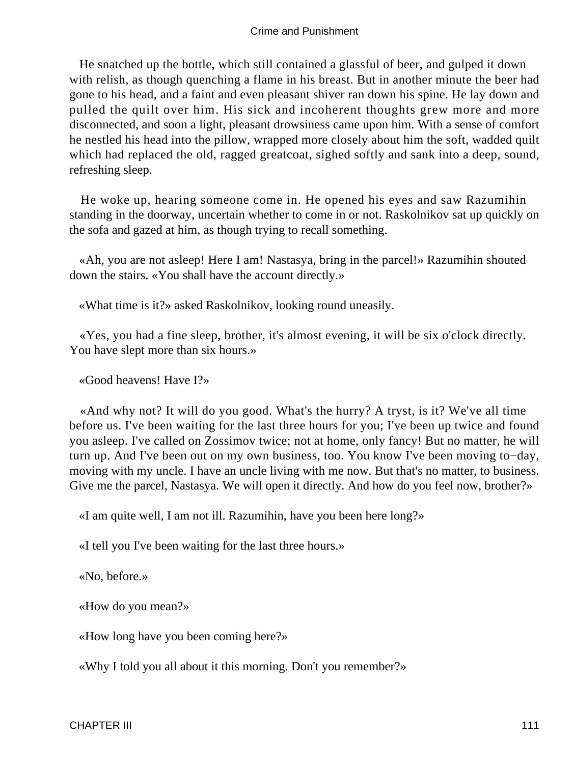He snatched up the bottle, which still contained a glassful of beer, and gulped it down with relish, as though quenching a flame in his breast. But in another minute the beer had gone to his head, and a faint and even pleasant shiver ran down his spine. He lay down and pulled the quilt over him. His sick and incoherent thoughts grew more and more disconnected, and soon a light, pleasant drowsiness came upon him. With a sense of comfort he nestled his head into the pillow, wrapped more closely about him the soft, wadded quilt which had replaced the old, ragged greatcoat, sighed softly and sank into a deep, sound, refreshing sleep.

He woke up, hearing someone come in. He opened his eyes and saw Razumihin standing in the doorway, uncertain whether to come in or not. Raskolnikov sat up quickly on the sofa and gazed at him, as though trying to recall something.

«Ah, you are not asleep! Here I am! Nastasya, bring in the parcel!» Razumihin shouted down the stairs. «You shall have the account directly.»

«What time is it?» asked Raskolnikov, looking round uneasily.

«Yes, you had a fine sleep, brother, it's almost evening, it will be six o'clock directly. You have slept more than six hours.»

«Good heavens! Have I?»

«And why not? It will do you good. What's the hurry? A tryst, is it? We've all time before us. I've been waiting for the last three hours for you; I've been up twice and found you asleep. I've called on Zossimov twice; not at home, only fancy! But no matter, he will turn up. And I've been out on my own business, too. You know I've been moving to−day, moving with my uncle. I have an uncle living with me now. But that's no matter, to business. Give me the parcel, Nastasya. We will open it directly. And how do you feel now, brother?»

«I am quite well, I am not ill. Razumihin, have you been here long?»

«I tell you I've been waiting for the last three hours.»

«No, before.»

«How do you mean?»

«How long have you been coming here?»

«Why I told you all about it this morning. Don't you remember?»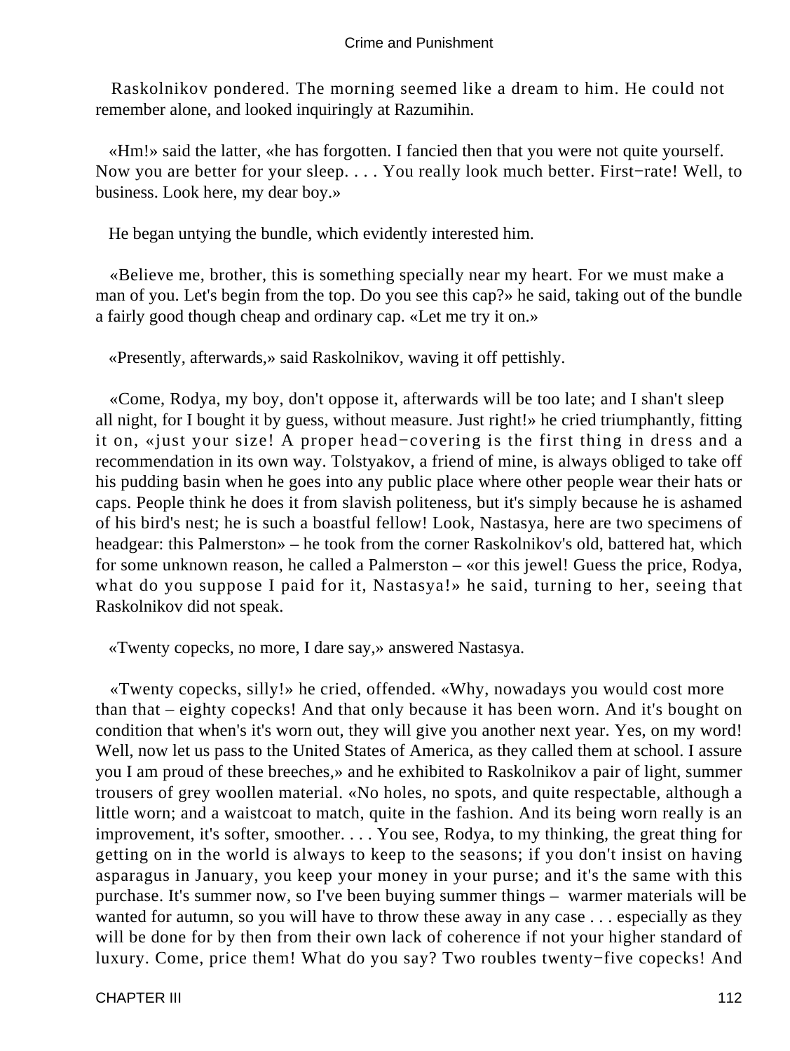Raskolnikov pondered. The morning seemed like a dream to him. He could not remember alone, and looked inquiringly at Razumihin.

«Hm!» said the latter, «he has forgotten. I fancied then that you were not quite yourself. Now you are better for your sleep. . . . You really look much better. First−rate! Well, to business. Look here, my dear boy.»

He began untying the bundle, which evidently interested him.

«Believe me, brother, this is something specially near my heart. For we must make a man of you. Let's begin from the top. Do you see this cap?» he said, taking out of the bundle a fairly good though cheap and ordinary cap. «Let me try it on.»

«Presently, afterwards,» said Raskolnikov, waving it off pettishly.

«Come, Rodya, my boy, don't oppose it, afterwards will be too late; and I shan't sleep all night, for I bought it by guess, without measure. Just right!» he cried triumphantly, fitting it on, «just your size! A proper head−covering is the first thing in dress and a recommendation in its own way. Tolstyakov, a friend of mine, is always obliged to take off his pudding basin when he goes into any public place where other people wear their hats or caps. People think he does it from slavish politeness, but it's simply because he is ashamed of his bird's nest; he is such a boastful fellow! Look, Nastasya, here are two specimens of headgear: this Palmerston» – he took from the corner Raskolnikov's old, battered hat, which for some unknown reason, he called a Palmerston – «or this jewel! Guess the price, Rodya, what do you suppose I paid for it, Nastasya!» he said, turning to her, seeing that Raskolnikov did not speak.

«Twenty copecks, no more, I dare say,» answered Nastasya.

«Twenty copecks, silly!» he cried, offended. «Why, nowadays you would cost more than that – eighty copecks! And that only because it has been worn. And it's bought on condition that when's it's worn out, they will give you another next year. Yes, on my word! Well, now let us pass to the United States of America, as they called them at school. I assure you I am proud of these breeches,» and he exhibited to Raskolnikov a pair of light, summer trousers of grey woollen material. «No holes, no spots, and quite respectable, although a little worn; and a waistcoat to match, quite in the fashion. And its being worn really is an improvement, it's softer, smoother. . . . You see, Rodya, to my thinking, the great thing for getting on in the world is always to keep to the seasons; if you don't insist on having asparagus in January, you keep your money in your purse; and it's the same with this purchase. It's summer now, so I've been buying summer things – warmer materials will be wanted for autumn, so you will have to throw these away in any case . . . especially as they will be done for by then from their own lack of coherence if not your higher standard of luxury. Come, price them! What do you say? Two roubles twenty−five copecks! And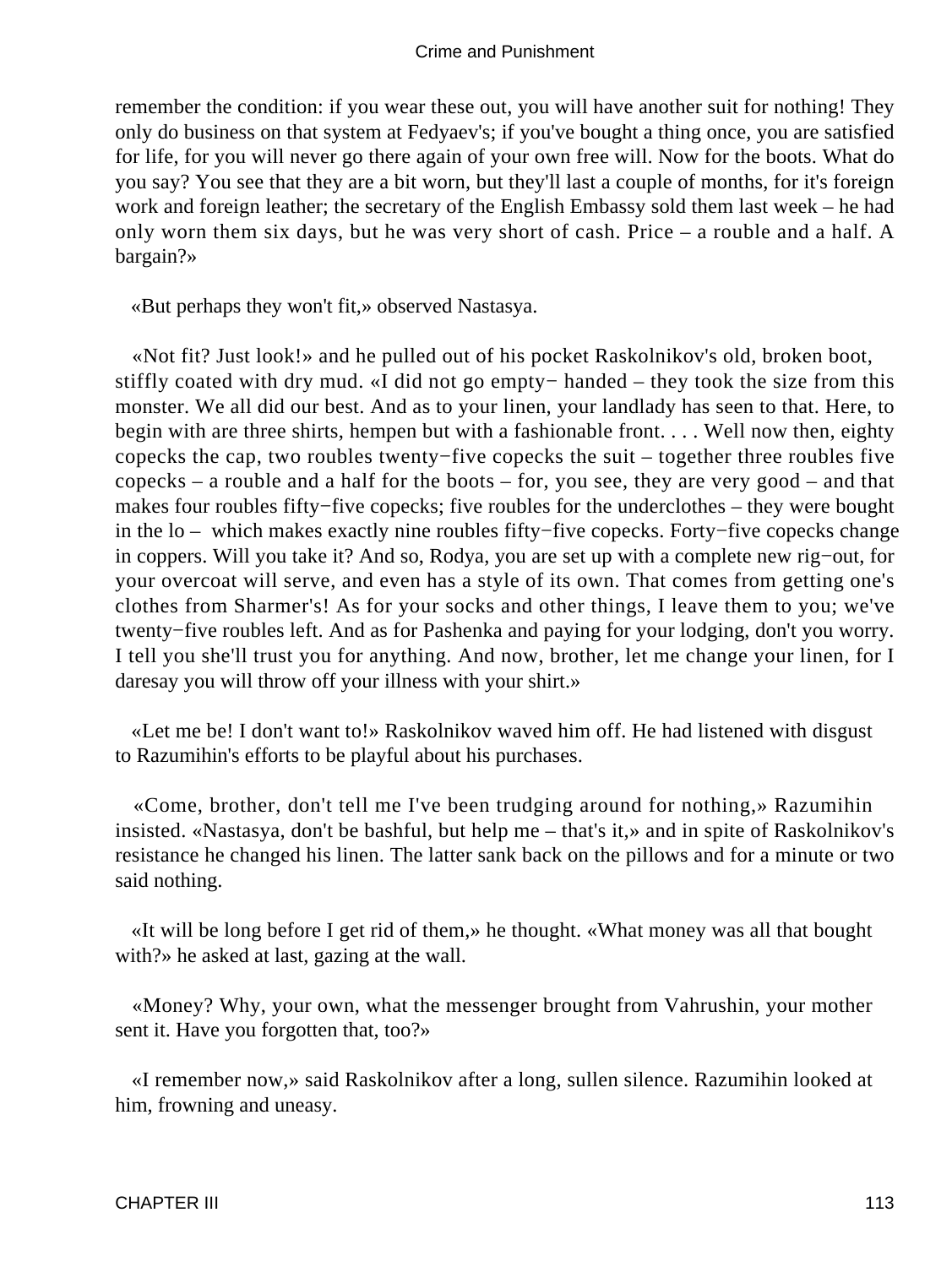remember the condition: if you wear these out, you will have another suit for nothing! They only do business on that system at Fedyaev's; if you've bought a thing once, you are satisfied for life, for you will never go there again of your own free will. Now for the boots. What do you say? You see that they are a bit worn, but they'll last a couple of months, for it's foreign work and foreign leather; the secretary of the English Embassy sold them last week – he had only worn them six days, but he was very short of cash. Price – a rouble and a half. A bargain?»

«But perhaps they won't fit,» observed Nastasya.

«Not fit? Just look!» and he pulled out of his pocket Raskolnikov's old, broken boot, stiffly coated with dry mud. «I did not go empty− handed – they took the size from this monster. We all did our best. And as to your linen, your landlady has seen to that. Here, to begin with are three shirts, hempen but with a fashionable front. . . . Well now then, eighty copecks the cap, two roubles twenty−five copecks the suit – together three roubles five copecks – a rouble and a half for the boots – for, you see, they are very good – and that makes four roubles fifty−five copecks; five roubles for the underclothes – they were bought in the lo – which makes exactly nine roubles fifty−five copecks. Forty−five copecks change in coppers. Will you take it? And so, Rodya, you are set up with a complete new rig−out, for your overcoat will serve, and even has a style of its own. That comes from getting one's clothes from Sharmer's! As for your socks and other things, I leave them to you; we've twenty−five roubles left. And as for Pashenka and paying for your lodging, don't you worry. I tell you she'll trust you for anything. And now, brother, let me change your linen, for I daresay you will throw off your illness with your shirt.»

«Let me be! I don't want to!» Raskolnikov waved him off. He had listened with disgust to Razumihin's efforts to be playful about his purchases.

«Come, brother, don't tell me I've been trudging around for nothing,» Razumihin insisted. «Nastasya, don't be bashful, but help me – that's it,» and in spite of Raskolnikov's resistance he changed his linen. The latter sank back on the pillows and for a minute or two said nothing.

«It will be long before I get rid of them,» he thought. «What money was all that bought with?» he asked at last, gazing at the wall.

«Money? Why, your own, what the messenger brought from Vahrushin, your mother sent it. Have you forgotten that, too?»

«I remember now,» said Raskolnikov after a long, sullen silence. Razumihin looked at him, frowning and uneasy.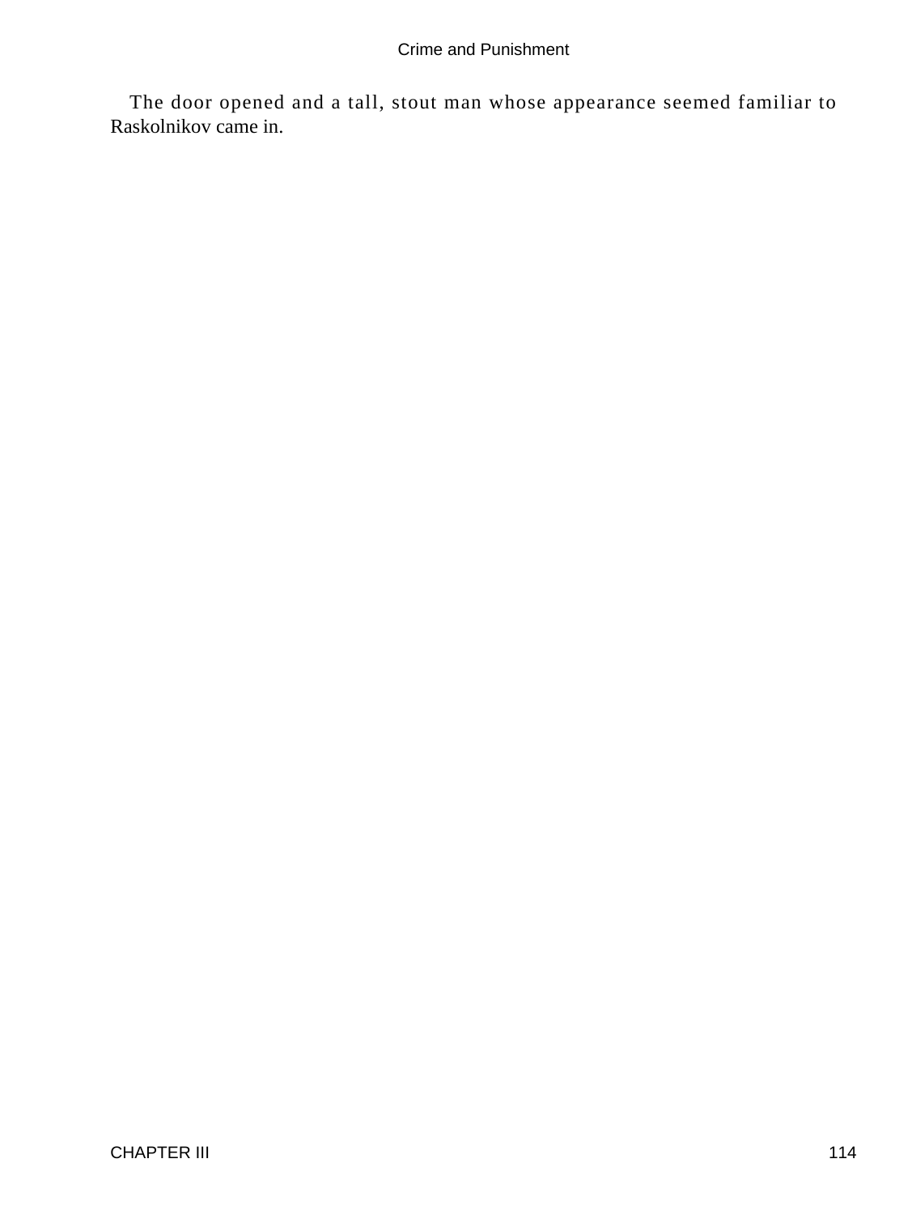The door opened and a tall, stout man whose appearance seemed familiar to Raskolnikov came in.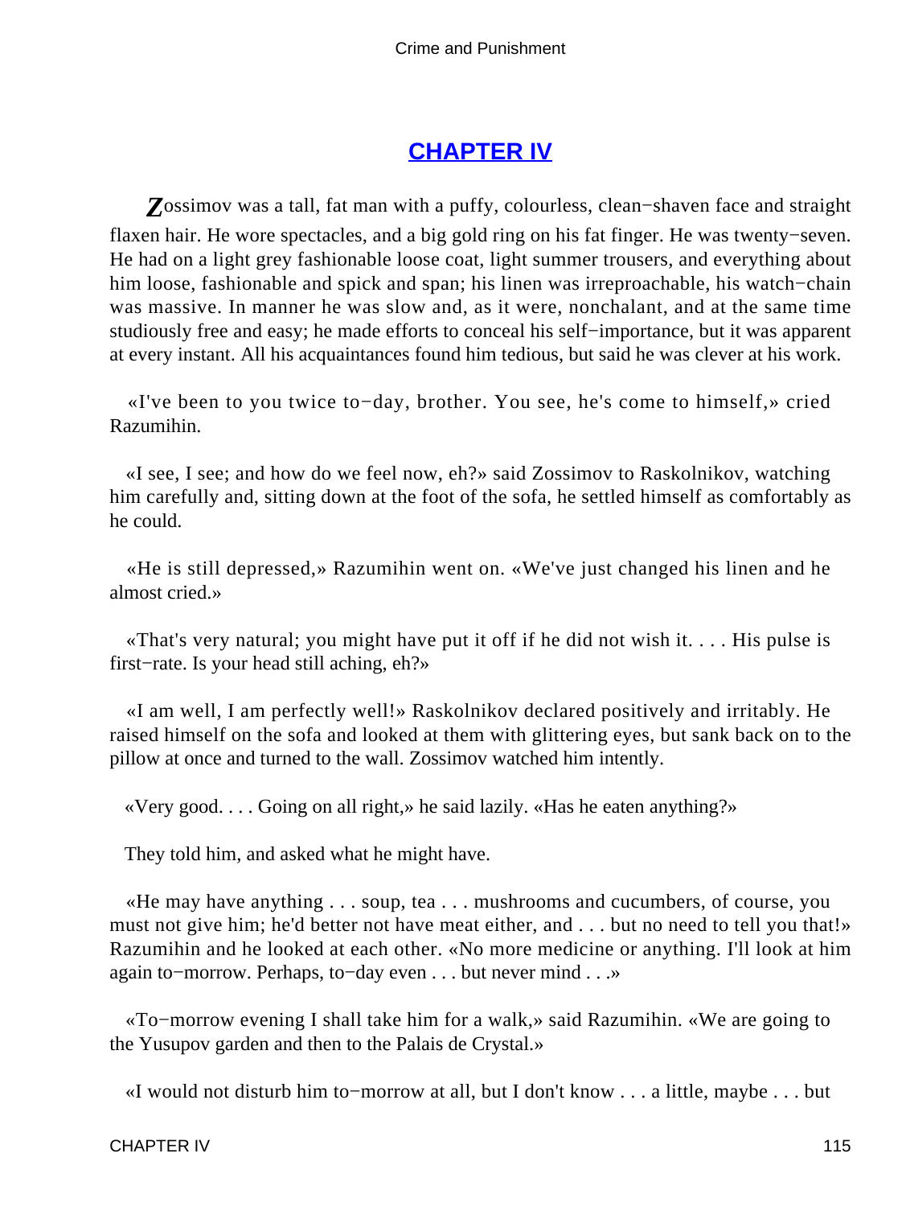# CHAPTER IV

Zossimov was a tall, fat man with a puffy, colourless, clean−shaven face and straight flaxen hair. He wore spectacles, and a big gold ring on his fat finger. He was twenty−seven. He had on a light grey fashionable loose coat, light summer trousers, and everything about him loose, fashionable and spick and span; his linen was irreproachable, his watch−chain was massive. In manner he was slow and, as it were, nonchalant, and at the same time studiously free and easy; he made efforts to conceal his self−importance, but it was apparent at every instant. All his acquaintances found him tedious, but said he was clever at his work.

«I've been to you twice to−day, brother. You see, he's come to himself,» cried Razumihin.

«I see, I see; and how do we feel now, eh?» said Zossimov to Raskolnikov, watching him carefully and, sitting down at the foot of the sofa, he settled himself as comfortably as he could.

«He is still depressed,» Razumihin went on. «We've just changed his linen and he almost cried.»

«That's very natural; you might have put it off if he did not wish it. . . . His pulse is first−rate. Is your head still aching, eh?»

«I am well, I am perfectly well!» Raskolnikov declared positively and irritably. He raised himself on the sofa and looked at them with glittering eyes, but sank back on to the pillow at once and turned to the wall. Zossimov watched him intently.

«Very good. . . . Going on all right,» he said lazily. «Has he eaten anything?»

They told him, and asked what he might have.

«He may have anything . . . soup, tea . . . mushrooms and cucumbers, of course, you must not give him; he'd better not have meat either, and . . . but no need to tell you that!» Razumihin and he looked at each other. «No more medicine or anything. I'll look at him again to−morrow. Perhaps, to−day even . . . but never mind . . .»

«To−morrow evening I shall take him for a walk,» said Razumihin. «We are going to the Yusupov garden and then to the Palais de Crystal.»

«I would not disturb him to−morrow at all, but I don't know . . . a little, maybe . . . but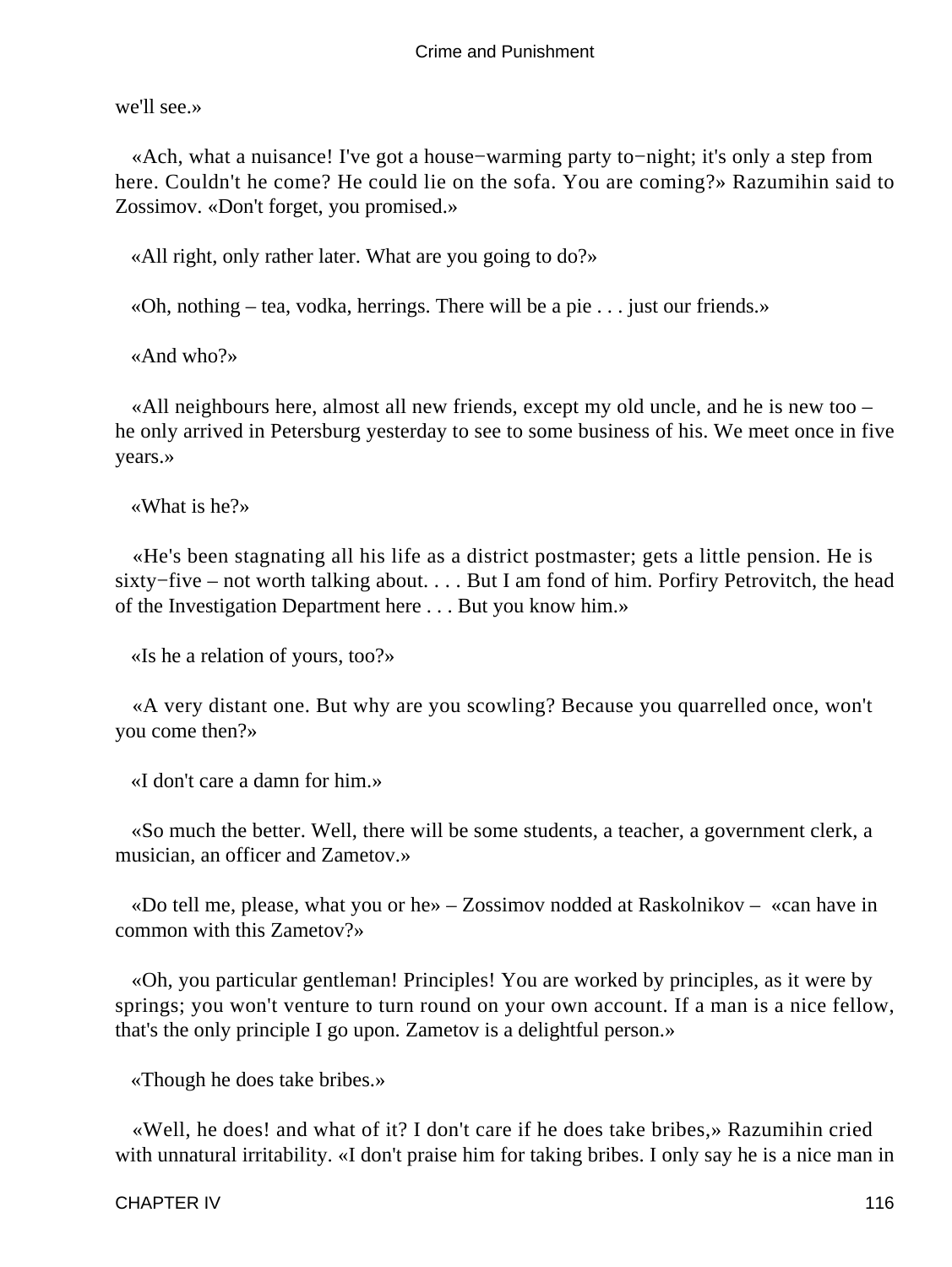we'll see.»

«Ach, what a nuisance! I've got a house−warming party to−night; it's only a step from here. Couldn't he come? He could lie on the sofa. You are coming?» Razumihin said to Zossimov. «Don't forget, you promised.»

«All right, only rather later. What are you going to do?»

«Oh, nothing – tea, vodka, herrings. There will be a pie . . . just our friends.»

«And who?»

«All neighbours here, almost all new friends, except my old uncle, and he is new too – he only arrived in Petersburg yesterday to see to some business of his. We meet once in five years.»

«What is he?»

«He's been stagnating all his life as a district postmaster; gets a little pension. He is sixty−five – not worth talking about. . . . But I am fond of him. Porfiry Petrovitch, the head of the Investigation Department here . . . But you know him.»

«Is he a relation of yours, too?»

«A very distant one. But why are you scowling? Because you quarrelled once, won't you come then?»

«I don't care a damn for him.»

«So much the better. Well, there will be some students, a teacher, a government clerk, a musician, an officer and Zametov.»

«Do tell me, please, what you or he» – Zossimov nodded at Raskolnikov – «can have in common with this Zametov?»

«Oh, you particular gentleman! Principles! You are worked by principles, as it were by springs; you won't venture to turn round on your own account. If a man is a nice fellow, that's the only principle I go upon. Zametov is a delightful person.»

«Though he does take bribes.»

«Well, he does! and what of it? I don't care if he does take bribes,» Razumihin cried with unnatural irritability. «I don't praise him for taking bribes. I only say he is a nice man in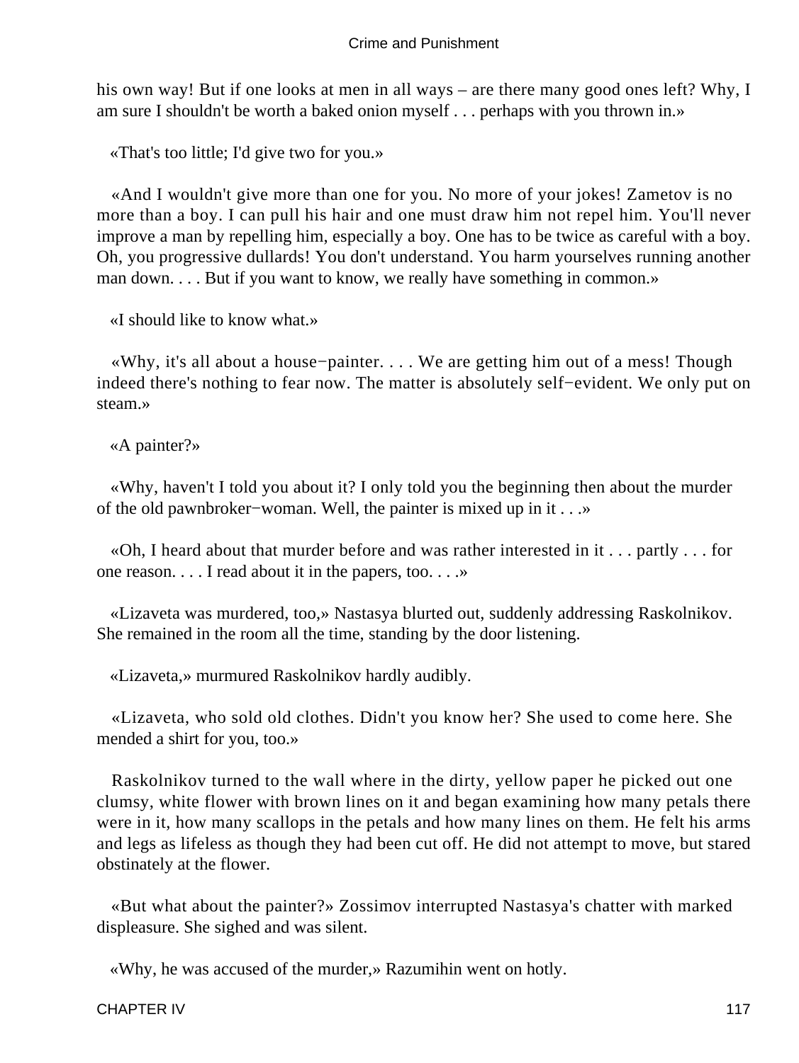his own way! But if one looks at men in all ways – are there many good ones left? Why, I am sure I shouldn't be worth a baked onion myself . . . perhaps with you thrown in.»

«That's too little; I'd give two for you.»

«And I wouldn't give more than one for you. No more of your jokes! Zametov is no more than a boy. I can pull his hair and one must draw him not repel him. You'll never improve a man by repelling him, especially a boy. One has to be twice as careful with a boy. Oh, you progressive dullards! You don't understand. You harm yourselves running another man down. . . . But if you want to know, we really have something in common.»

«I should like to know what.»

«Why, it's all about a house−painter. . . . We are getting him out of a mess! Though indeed there's nothing to fear now. The matter is absolutely self−evident. We only put on steam.»

«A painter?»

«Why, haven't I told you about it? I only told you the beginning then about the murder of the old pawnbroker−woman. Well, the painter is mixed up in it . . .»

«Oh, I heard about that murder before and was rather interested in it . . . partly . . . for one reason. . . . I read about it in the papers, too. . . .»

«Lizaveta was murdered, too,» Nastasya blurted out, suddenly addressing Raskolnikov. She remained in the room all the time, standing by the door listening.

«Lizaveta,» murmured Raskolnikov hardly audibly.

«Lizaveta, who sold old clothes. Didn't you know her? She used to come here. She mended a shirt for you, too.»

Raskolnikov turned to the wall where in the dirty, yellow paper he picked out one clumsy, white flower with brown lines on it and began examining how many petals there were in it, how many scallops in the petals and how many lines on them. He felt his arms and legs as lifeless as though they had been cut off. He did not attempt to move, but stared obstinately at the flower.

«But what about the painter?» Zossimov interrupted Nastasya's chatter with marked displeasure. She sighed and was silent.

«Why, he was accused of the murder,» Razumihin went on hotly.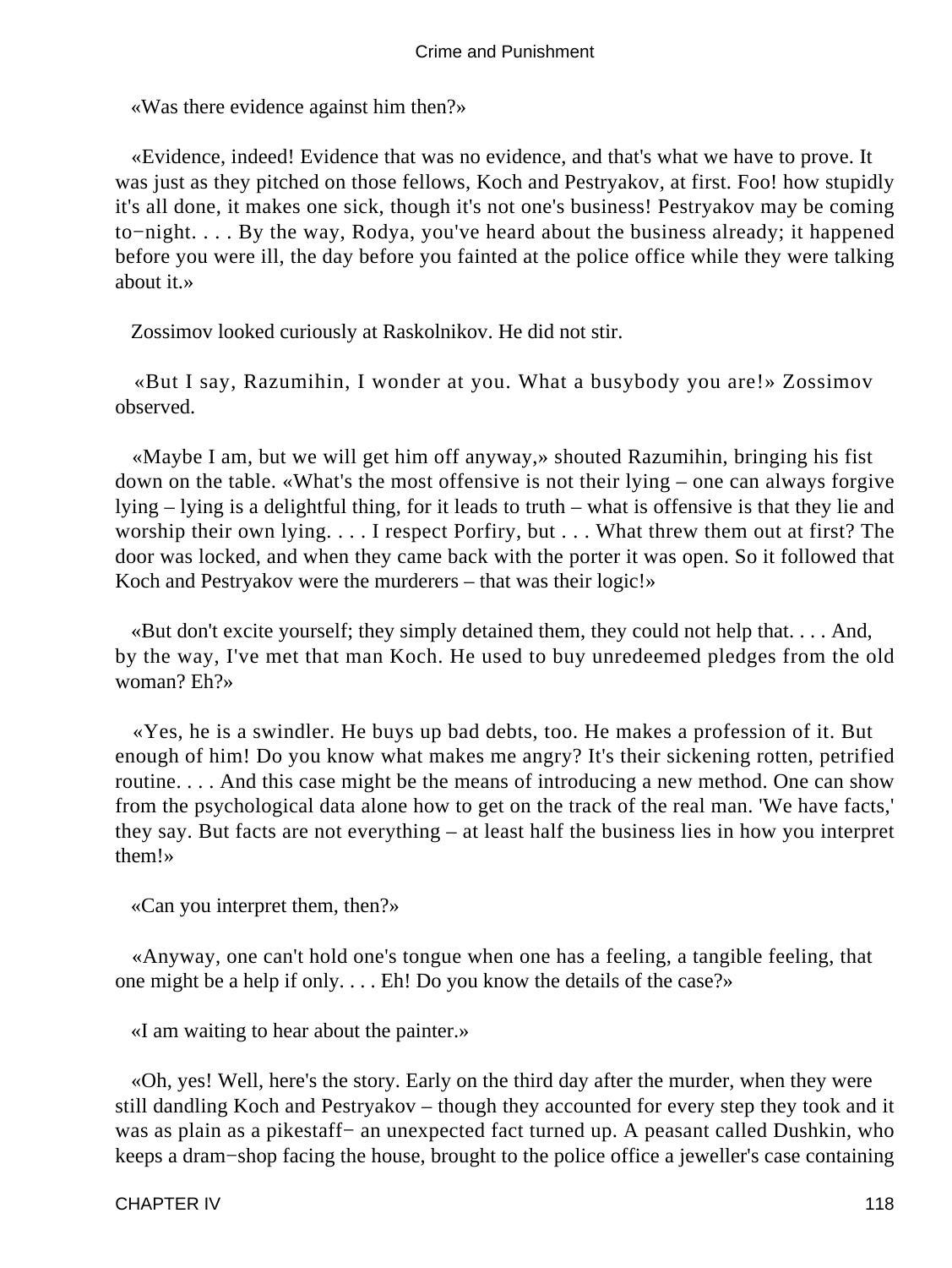«Was there evidence against him then?»

«Evidence, indeed! Evidence that was no evidence, and that's what we have to prove. It was just as they pitched on those fellows, Koch and Pestryakov, at first. Foo! how stupidly it's all done, it makes one sick, though it's not one's business! Pestryakov may be coming to−night. . . . By the way, Rodya, you've heard about the business already; it happened before you were ill, the day before you fainted at the police office while they were talking about it.»

Zossimov looked curiously at Raskolnikov. He did not stir.

«But I say, Razumihin, I wonder at you. What a busybody you are!» Zossimov observed.

«Maybe I am, but we will get him off anyway,» shouted Razumihin, bringing his fist down on the table. «What's the most offensive is not their lying – one can always forgive lying – lying is a delightful thing, for it leads to truth – what is offensive is that they lie and worship their own lying. . . . I respect Porfiry, but . . . What threw them out at first? The door was locked, and when they came back with the porter it was open. So it followed that Koch and Pestryakov were the murderers – that was their logic!»

«But don't excite yourself; they simply detained them, they could not help that. . . . And, by the way, I've met that man Koch. He used to buy unredeemed pledges from the old woman? Eh?»

«Yes, he is a swindler. He buys up bad debts, too. He makes a profession of it. But enough of him! Do you know what makes me angry? It's their sickening rotten, petrified routine. . . . And this case might be the means of introducing a new method. One can show from the psychological data alone how to get on the track of the real man. 'We have facts,' they say. But facts are not everything – at least half the business lies in how you interpret them!»

«Can you interpret them, then?»

«Anyway, one can't hold one's tongue when one has a feeling, a tangible feeling, that one might be a help if only. . . . Eh! Do you know the details of the case?»

«I am waiting to hear about the painter.»

«Oh, yes! Well, here's the story. Early on the third day after the murder, when they were still dandling Koch and Pestryakov – though they accounted for every step they took and it was as plain as a pikestaff− an unexpected fact turned up. A peasant called Dushkin, who keeps a dram−shop facing the house, brought to the police office a jeweller's case containing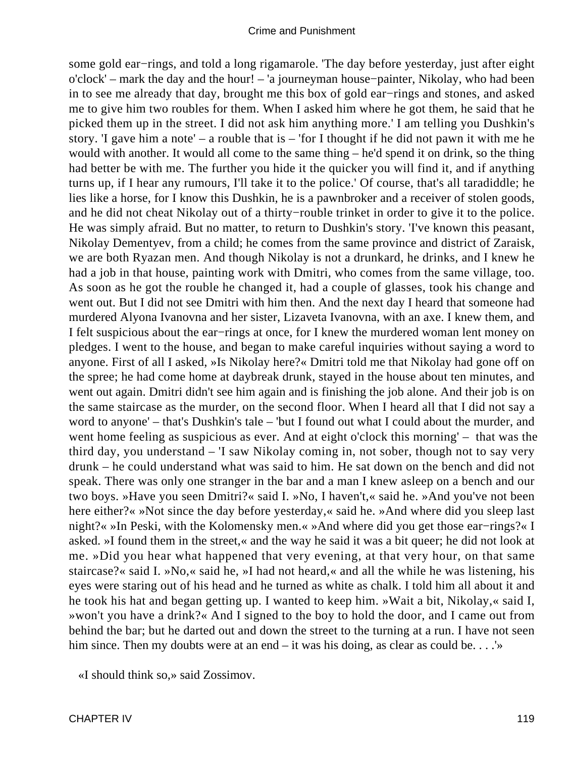some gold ear−rings, and told a long rigamarole. 'The day before yesterday, just after eight o'clock' – mark the day and the hour! – 'a journeyman house−painter, Nikolay, who had been in to see me already that day, brought me this box of gold ear−rings and stones, and asked me to give him two roubles for them. When I asked him where he got them, he said that he picked them up in the street. I did not ask him anything more.' I am telling you Dushkin's story. 'I gave him a note' – a rouble that is – 'for I thought if he did not pawn it with me he would with another. It would all come to the same thing – he'd spend it on drink, so the thing had better be with me. The further you hide it the quicker you will find it, and if anything turns up, if I hear any rumours, I'll take it to the police.' Of course, that's all taradiddle; he lies like a horse, for I know this Dushkin, he is a pawnbroker and a receiver of stolen goods, and he did not cheat Nikolay out of a thirty−rouble trinket in order to give it to the police. He was simply afraid. But no matter, to return to Dushkin's story. 'I've known this peasant, Nikolay Dementyev, from a child; he comes from the same province and district of Zaraisk, we are both Ryazan men. And though Nikolay is not a drunkard, he drinks, and I knew he had a job in that house, painting work with Dmitri, who comes from the same village, too. As soon as he got the rouble he changed it, had a couple of glasses, took his change and went out. But I did not see Dmitri with him then. And the next day I heard that someone had murdered Alyona Ivanovna and her sister, Lizaveta Ivanovna, with an axe. I knew them, and I felt suspicious about the ear−rings at once, for I knew the murdered woman lent money on pledges. I went to the house, and began to make careful inquiries without saying a word to anyone. First of all I asked, »Is Nikolay here?« Dmitri told me that Nikolay had gone off on the spree; he had come home at daybreak drunk, stayed in the house about ten minutes, and went out again. Dmitri didn't see him again and is finishing the job alone. And their job is on the same staircase as the murder, on the second floor. When I heard all that I did not say a word to anyone' – that's Dushkin's tale – 'but I found out what I could about the murder, and went home feeling as suspicious as ever. And at eight o'clock this morning' – that was the third day, you understand – 'I saw Nikolay coming in, not sober, though not to say very drunk – he could understand what was said to him. He sat down on the bench and did not speak. There was only one stranger in the bar and a man I knew asleep on a bench and our two boys. »Have you seen Dmitri?« said I. »No, I haven't,« said he. »And you've not been here either?« »Not since the day before yesterday,« said he. »And where did you sleep last night?« »In Peski, with the Kolomensky men.« »And where did you get those ear−rings?« I asked. »I found them in the street,« and the way he said it was a bit queer; he did not look at me. »Did you hear what happened that very evening, at that very hour, on that same staircase?« said I. »No,« said he, »I had not heard,« and all the while he was listening, his eyes were staring out of his head and he turned as white as chalk. I told him all about it and he took his hat and began getting up. I wanted to keep him. »Wait a bit, Nikolay,« said I, »won't you have a drink?« And I signed to the boy to hold the door, and I came out from behind the bar; but he darted out and down the street to the turning at a run. I have not seen him since. Then my doubts were at an end – it was his doing, as clear as could be. . . .'»

«I should think so,» said Zossimov.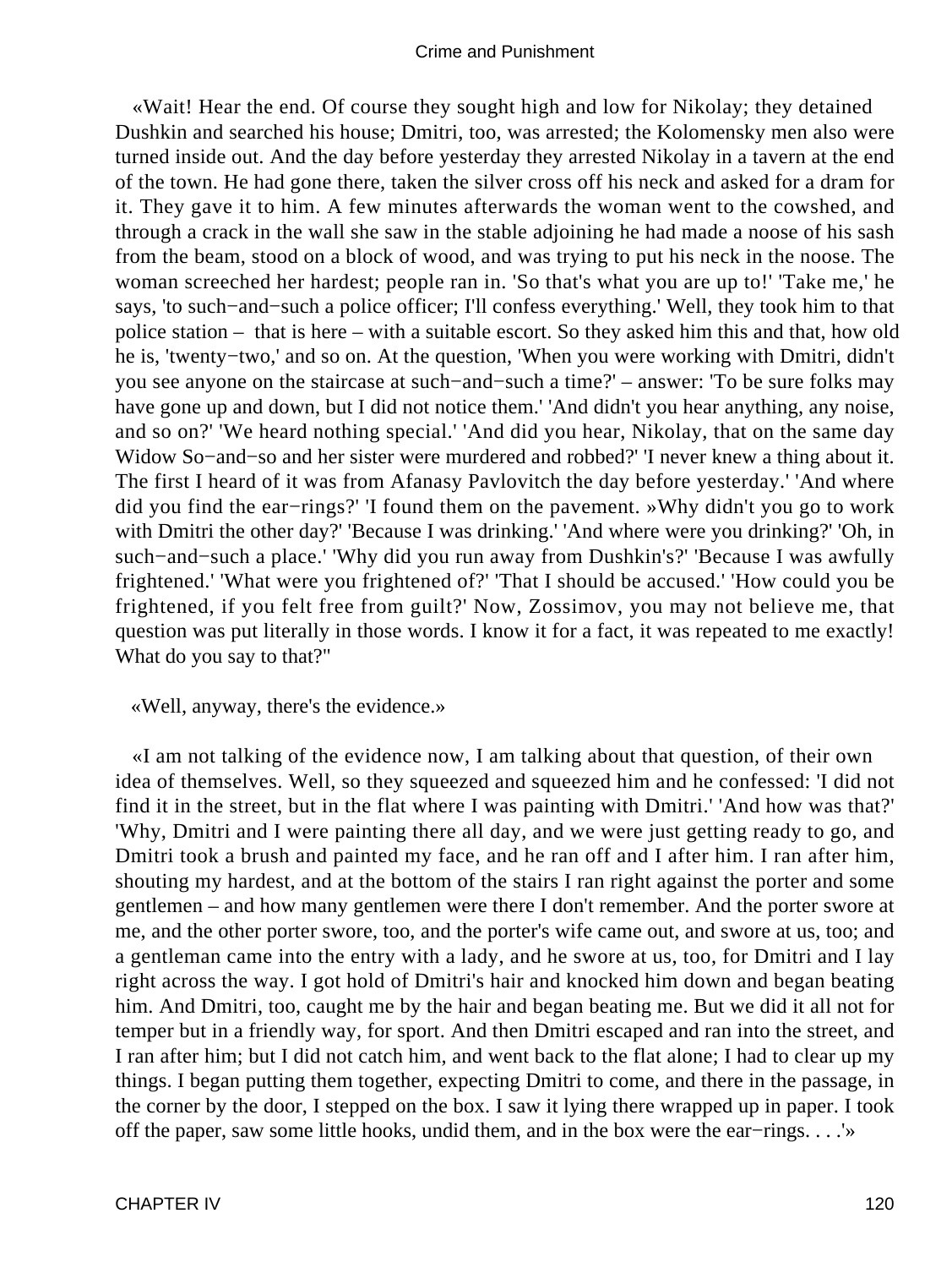«Wait! Hear the end. Of course they sought high and low for Nikolay; they detained Dushkin and searched his house; Dmitri, too, was arrested; the Kolomensky men also were turned inside out. And the day before yesterday they arrested Nikolay in a tavern at the end of the town. He had gone there, taken the silver cross off his neck and asked for a dram for it. They gave it to him. A few minutes afterwards the woman went to the cowshed, and through a crack in the wall she saw in the stable adjoining he had made a noose of his sash from the beam, stood on a block of wood, and was trying to put his neck in the noose. The woman screeched her hardest; people ran in. 'So that's what you are up to!' 'Take me,' he says, 'to such−and−such a police officer; I'll confess everything.' Well, they took him to that police station – that is here – with a suitable escort. So they asked him this and that, how old he is, 'twenty−two,' and so on. At the question, 'When you were working with Dmitri, didn't you see anyone on the staircase at such−and−such a time?' – answer: 'To be sure folks may have gone up and down, but I did not notice them.' 'And didn't you hear anything, any noise, and so on?' 'We heard nothing special.' 'And did you hear, Nikolay, that on the same day Widow So−and−so and her sister were murdered and robbed?' 'I never knew a thing about it. The first I heard of it was from Afanasy Pavlovitch the day before yesterday.' 'And where did you find the ear−rings?' 'I found them on the pavement. »Why didn't you go to work with Dmitri the other day?' 'Because I was drinking.' 'And where were you drinking?' 'Oh, in such−and−such a place.' 'Why did you run away from Dushkin's?' 'Because I was awfully frightened.' 'What were you frightened of?' 'That I should be accused.' 'How could you be frightened, if you felt free from guilt?' Now, Zossimov, you may not believe me, that question was put literally in those words. I know it for a fact, it was repeated to me exactly! What do you say to that?"

«Well, anyway, there's the evidence.»

«I am not talking of the evidence now, I am talking about that question, of their own idea of themselves. Well, so they squeezed and squeezed him and he confessed: 'I did not find it in the street, but in the flat where I was painting with Dmitri.' 'And how was that?' 'Why, Dmitri and I were painting there all day, and we were just getting ready to go, and Dmitri took a brush and painted my face, and he ran off and I after him. I ran after him, shouting my hardest, and at the bottom of the stairs I ran right against the porter and some gentlemen – and how many gentlemen were there I don't remember. And the porter swore at me, and the other porter swore, too, and the porter's wife came out, and swore at us, too; and a gentleman came into the entry with a lady, and he swore at us, too, for Dmitri and I lay right across the way. I got hold of Dmitri's hair and knocked him down and began beating him. And Dmitri, too, caught me by the hair and began beating me. But we did it all not for temper but in a friendly way, for sport. And then Dmitri escaped and ran into the street, and I ran after him; but I did not catch him, and went back to the flat alone; I had to clear up my things. I began putting them together, expecting Dmitri to come, and there in the passage, in the corner by the door, I stepped on the box. I saw it lying there wrapped up in paper. I took off the paper, saw some little hooks, undid them, and in the box were the ear−rings. . . .'»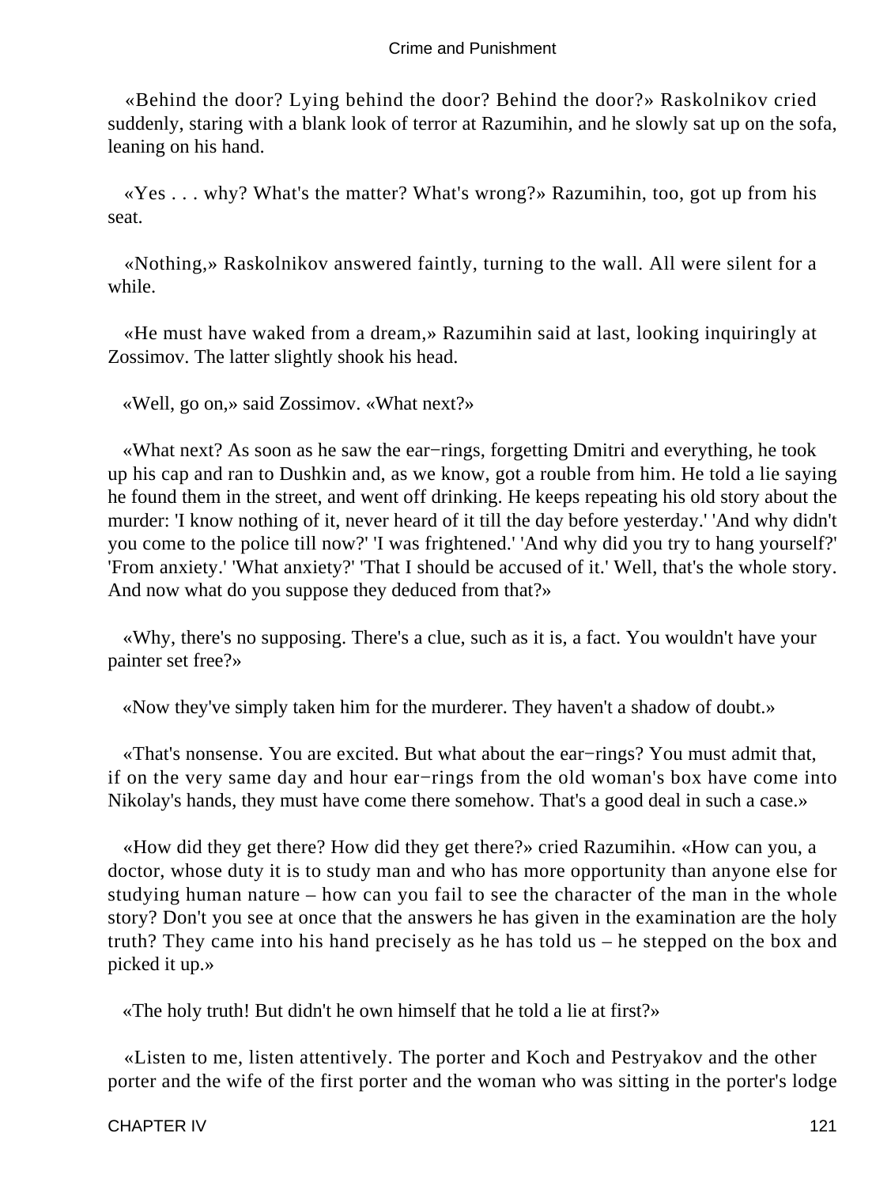«Behind the door? Lying behind the door? Behind the door?» Raskolnikov cried suddenly, staring with a blank look of terror at Razumihin, and he slowly sat up on the sofa, leaning on his hand.

«Yes . . . why? What's the matter? What's wrong?» Razumihin, too, got up from his seat.

«Nothing,» Raskolnikov answered faintly, turning to the wall. All were silent for a while.

«He must have waked from a dream,» Razumihin said at last, looking inquiringly at Zossimov. The latter slightly shook his head.

«Well, go on,» said Zossimov. «What next?»

«What next? As soon as he saw the ear−rings, forgetting Dmitri and everything, he took up his cap and ran to Dushkin and, as we know, got a rouble from him. He told a lie saying he found them in the street, and went off drinking. He keeps repeating his old story about the murder: 'I know nothing of it, never heard of it till the day before yesterday.' 'And why didn't you come to the police till now?' 'I was frightened.' 'And why did you try to hang yourself?' 'From anxiety.' 'What anxiety?' 'That I should be accused of it.' Well, that's the whole story. And now what do you suppose they deduced from that?»

«Why, there's no supposing. There's a clue, such as it is, a fact. You wouldn't have your painter set free?»

«Now they've simply taken him for the murderer. They haven't a shadow of doubt.»

«That's nonsense. You are excited. But what about the ear−rings? You must admit that, if on the very same day and hour ear−rings from the old woman's box have come into Nikolay's hands, they must have come there somehow. That's a good deal in such a case.»

«How did they get there? How did they get there?» cried Razumihin. «How can you, a doctor, whose duty it is to study man and who has more opportunity than anyone else for studying human nature – how can you fail to see the character of the man in the whole story? Don't you see at once that the answers he has given in the examination are the holy truth? They came into his hand precisely as he has told us – he stepped on the box and picked it up.»

«The holy truth! But didn't he own himself that he told a lie at first?»

«Listen to me, listen attentively. The porter and Koch and Pestryakov and the other porter and the wife of the first porter and the woman who was sitting in the porter's lodge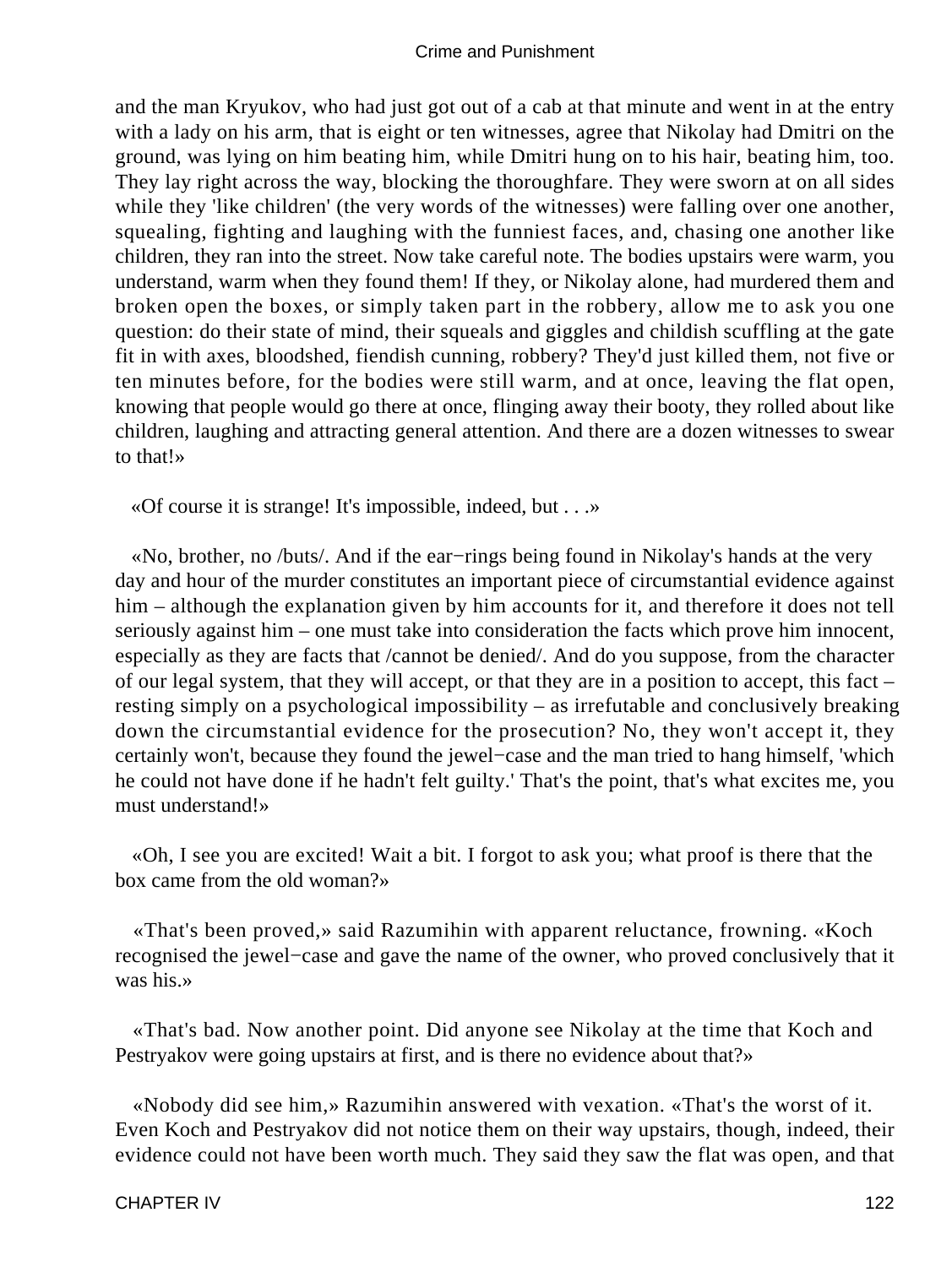and the man Kryukov, who had just got out of a cab at that minute and went in at the entry with a lady on his arm, that is eight or ten witnesses, agree that Nikolay had Dmitri on the ground, was lying on him beating him, while Dmitri hung on to his hair, beating him, too. They lay right across the way, blocking the thoroughfare. They were sworn at on all sides while they 'like children' (the very words of the witnesses) were falling over one another, squealing, fighting and laughing with the funniest faces, and, chasing one another like children, they ran into the street. Now take careful note. The bodies upstairs were warm, you understand, warm when they found them! If they, or Nikolay alone, had murdered them and broken open the boxes, or simply taken part in the robbery, allow me to ask you one question: do their state of mind, their squeals and giggles and childish scuffling at the gate fit in with axes, bloodshed, fiendish cunning, robbery? They'd just killed them, not five or ten minutes before, for the bodies were still warm, and at once, leaving the flat open, knowing that people would go there at once, flinging away their booty, they rolled about like children, laughing and attracting general attention. And there are a dozen witnesses to swear to that!»

«Of course it is strange! It's impossible, indeed, but . . .»

«No, brother, no /buts/. And if the ear−rings being found in Nikolay's hands at the very day and hour of the murder constitutes an important piece of circumstantial evidence against him – although the explanation given by him accounts for it, and therefore it does not tell seriously against him – one must take into consideration the facts which prove him innocent, especially as they are facts that /cannot be denied/. And do you suppose, from the character of our legal system, that they will accept, or that they are in a position to accept, this fact – resting simply on a psychological impossibility – as irrefutable and conclusively breaking down the circumstantial evidence for the prosecution? No, they won't accept it, they certainly won't, because they found the jewel−case and the man tried to hang himself, 'which he could not have done if he hadn't felt guilty.' That's the point, that's what excites me, you must understand!»

«Oh, I see you are excited! Wait a bit. I forgot to ask you; what proof is there that the box came from the old woman?»

«That's been proved,» said Razumihin with apparent reluctance, frowning. «Koch recognised the jewel−case and gave the name of the owner, who proved conclusively that it was his.»

«That's bad. Now another point. Did anyone see Nikolay at the time that Koch and Pestryakov were going upstairs at first, and is there no evidence about that?»

«Nobody did see him,» Razumihin answered with vexation. «That's the worst of it. Even Koch and Pestryakov did not notice them on their way upstairs, though, indeed, their evidence could not have been worth much. They said they saw the flat was open, and that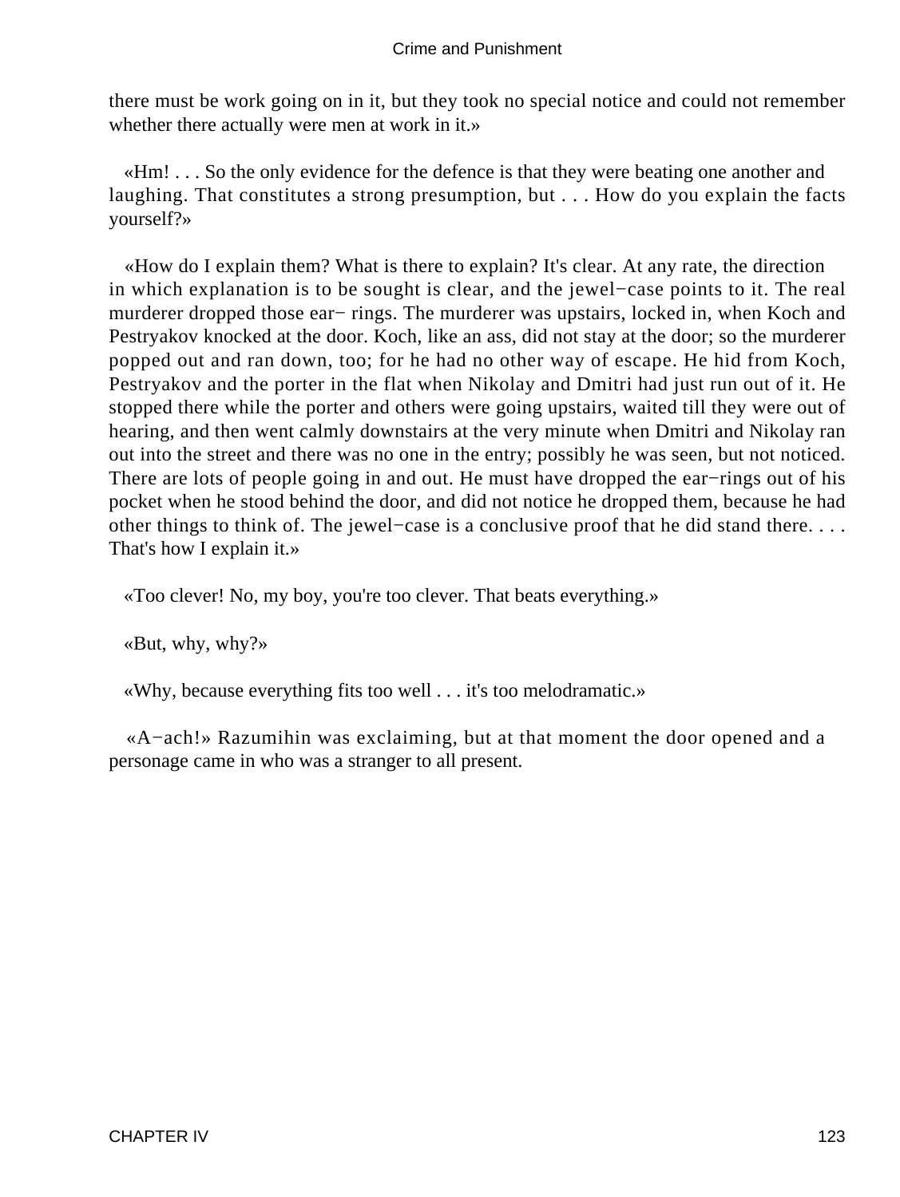there must be work going on in it, but they took no special notice and could not remember whether there actually were men at work in it.»

«Hm! . . . So the only evidence for the defence is that they were beating one another and laughing. That constitutes a strong presumption, but . . . How do you explain the facts yourself?»

«How do I explain them? What is there to explain? It's clear. At any rate, the direction in which explanation is to be sought is clear, and the jewel−case points to it. The real murderer dropped those ear− rings. The murderer was upstairs, locked in, when Koch and Pestryakov knocked at the door. Koch, like an ass, did not stay at the door; so the murderer popped out and ran down, too; for he had no other way of escape. He hid from Koch, Pestryakov and the porter in the flat when Nikolay and Dmitri had just run out of it. He stopped there while the porter and others were going upstairs, waited till they were out of hearing, and then went calmly downstairs at the very minute when Dmitri and Nikolay ran out into the street and there was no one in the entry; possibly he was seen, but not noticed. There are lots of people going in and out. He must have dropped the ear−rings out of his pocket when he stood behind the door, and did not notice he dropped them, because he had other things to think of. The jewel−case is a conclusive proof that he did stand there. . . . That's how I explain it.»

«Too clever! No, my boy, you're too clever. That beats everything.»

«But, why, why?»

«Why, because everything fits too well . . . it's too melodramatic.»

«A−ach!» Razumihin was exclaiming, but at that moment the door opened and a personage came in who was a stranger to all present.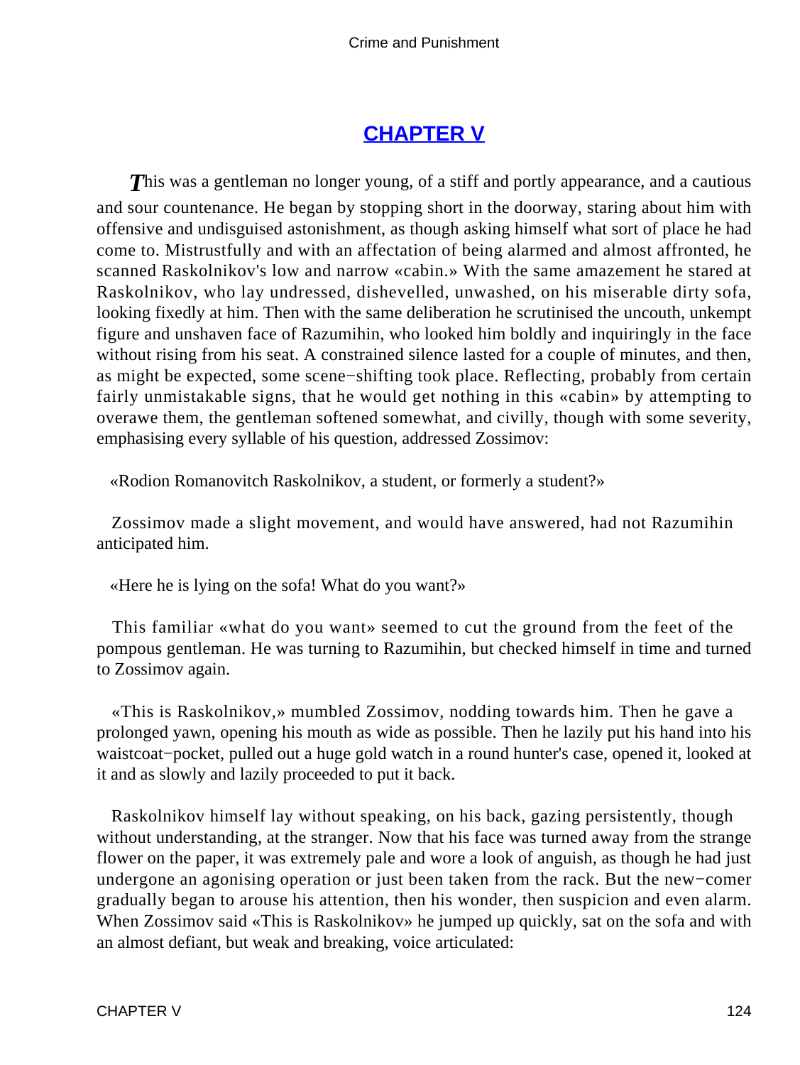## CHAPTER V

*T*his was a gentleman no longer young, of a stiff and portly appearance, and a cautious and sour countenance. He began by stopping short in the doorway, staring about him with offensive and undisguised astonishment, as though asking himself what sort of place he had come to. Mistrustfully and with an affectation of being alarmed and almost affronted, he scanned Raskolnikov's low and narrow «cabin.» With the same amazement he stared at Raskolnikov, who lay undressed, dishevelled, unwashed, on his miserable dirty sofa, looking fixedly at him. Then with the same deliberation he scrutinised the uncouth, unkempt figure and unshaven face of Razumihin, who looked him boldly and inquiringly in the face without rising from his seat. A constrained silence lasted for a couple of minutes, and then, as might be expected, some scene−shifting took place. Reflecting, probably from certain fairly unmistakable signs, that he would get nothing in this «cabin» by attempting to overawe them, the gentleman softened somewhat, and civilly, though with some severity, emphasising every syllable of his question, addressed Zossimov:

«Rodion Romanovitch Raskolnikov, a student, or formerly a student?»

Zossimov made a slight movement, and would have answered, had not Razumihin anticipated him.

«Here he is lying on the sofa! What do you want?»

This familiar «what do you want» seemed to cut the ground from the feet of the pompous gentleman. He was turning to Razumihin, but checked himself in time and turned to Zossimov again.

«This is Raskolnikov,» mumbled Zossimov, nodding towards him. Then he gave a prolonged yawn, opening his mouth as wide as possible. Then he lazily put his hand into his waistcoat−pocket, pulled out a huge gold watch in a round hunter's case, opened it, looked at it and as slowly and lazily proceeded to put it back.

Raskolnikov himself lay without speaking, on his back, gazing persistently, though without understanding, at the stranger. Now that his face was turned away from the strange flower on the paper, it was extremely pale and wore a look of anguish, as though he had just undergone an agonising operation or just been taken from the rack. But the new−comer gradually began to arouse his attention, then his wonder, then suspicion and even alarm. When Zossimov said «This is Raskolnikov» he jumped up quickly, sat on the sofa and with an almost defiant, but weak and breaking, voice articulated: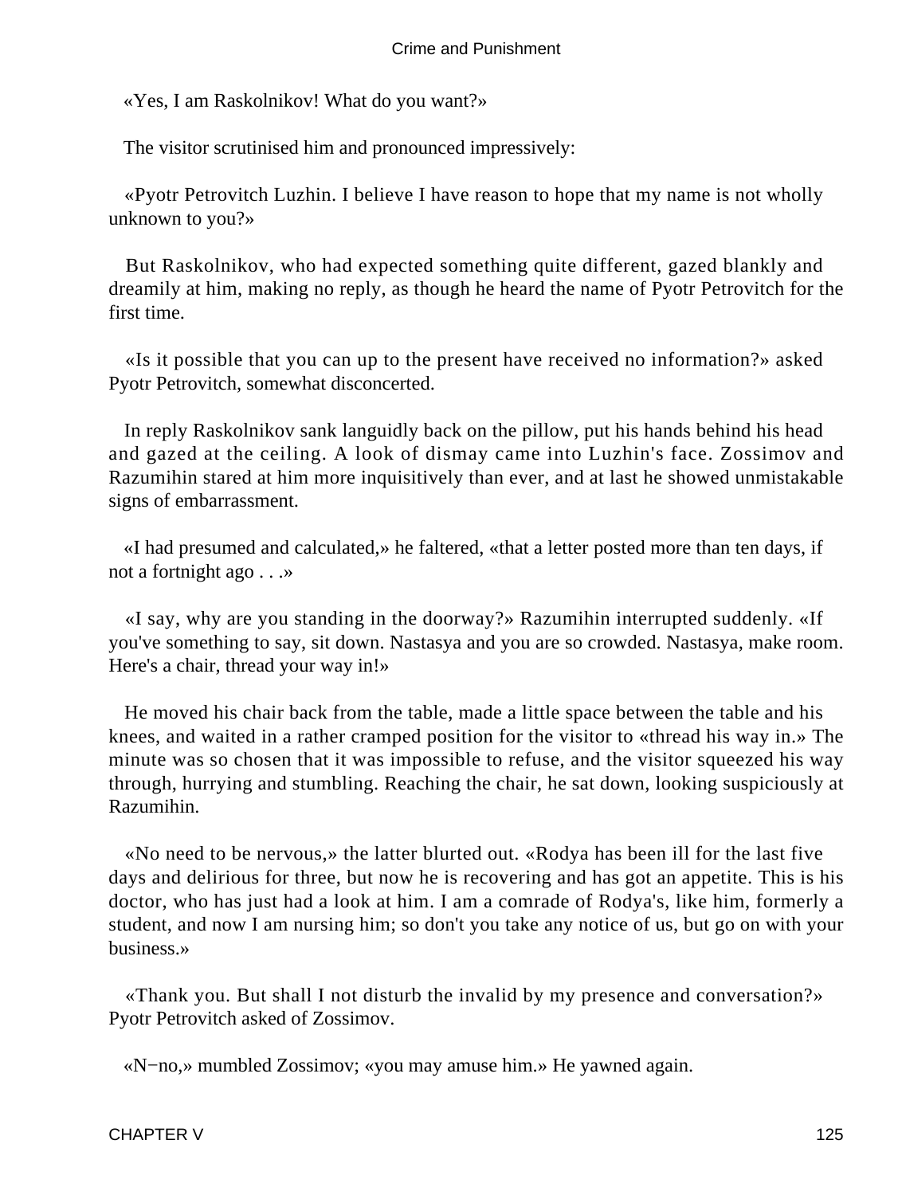«Yes, I am Raskolnikov! What do you want?»

The visitor scrutinised him and pronounced impressively:

«Pyotr Petrovitch Luzhin. I believe I have reason to hope that my name is not wholly unknown to you?»

But Raskolnikov, who had expected something quite different, gazed blankly and dreamily at him, making no reply, as though he heard the name of Pyotr Petrovitch for the first time.

«Is it possible that you can up to the present have received no information?» asked Pyotr Petrovitch, somewhat disconcerted.

In reply Raskolnikov sank languidly back on the pillow, put his hands behind his head and gazed at the ceiling. A look of dismay came into Luzhin's face. Zossimov and Razumihin stared at him more inquisitively than ever, and at last he showed unmistakable signs of embarrassment.

«I had presumed and calculated,» he faltered, «that a letter posted more than ten days, if not a fortnight ago . . .»

«I say, why are you standing in the doorway?» Razumihin interrupted suddenly. «If you've something to say, sit down. Nastasya and you are so crowded. Nastasya, make room. Here's a chair, thread your way in!»

He moved his chair back from the table, made a little space between the table and his knees, and waited in a rather cramped position for the visitor to «thread his way in.» The minute was so chosen that it was impossible to refuse, and the visitor squeezed his way through, hurrying and stumbling. Reaching the chair, he sat down, looking suspiciously at Razumihin.

«No need to be nervous,» the latter blurted out. «Rodya has been ill for the last five days and delirious for three, but now he is recovering and has got an appetite. This is his doctor, who has just had a look at him. I am a comrade of Rodya's, like him, formerly a student, and now I am nursing him; so don't you take any notice of us, but go on with your business.»

«Thank you. But shall I not disturb the invalid by my presence and conversation?» Pyotr Petrovitch asked of Zossimov.

«N−no,» mumbled Zossimov; «you may amuse him.» He yawned again.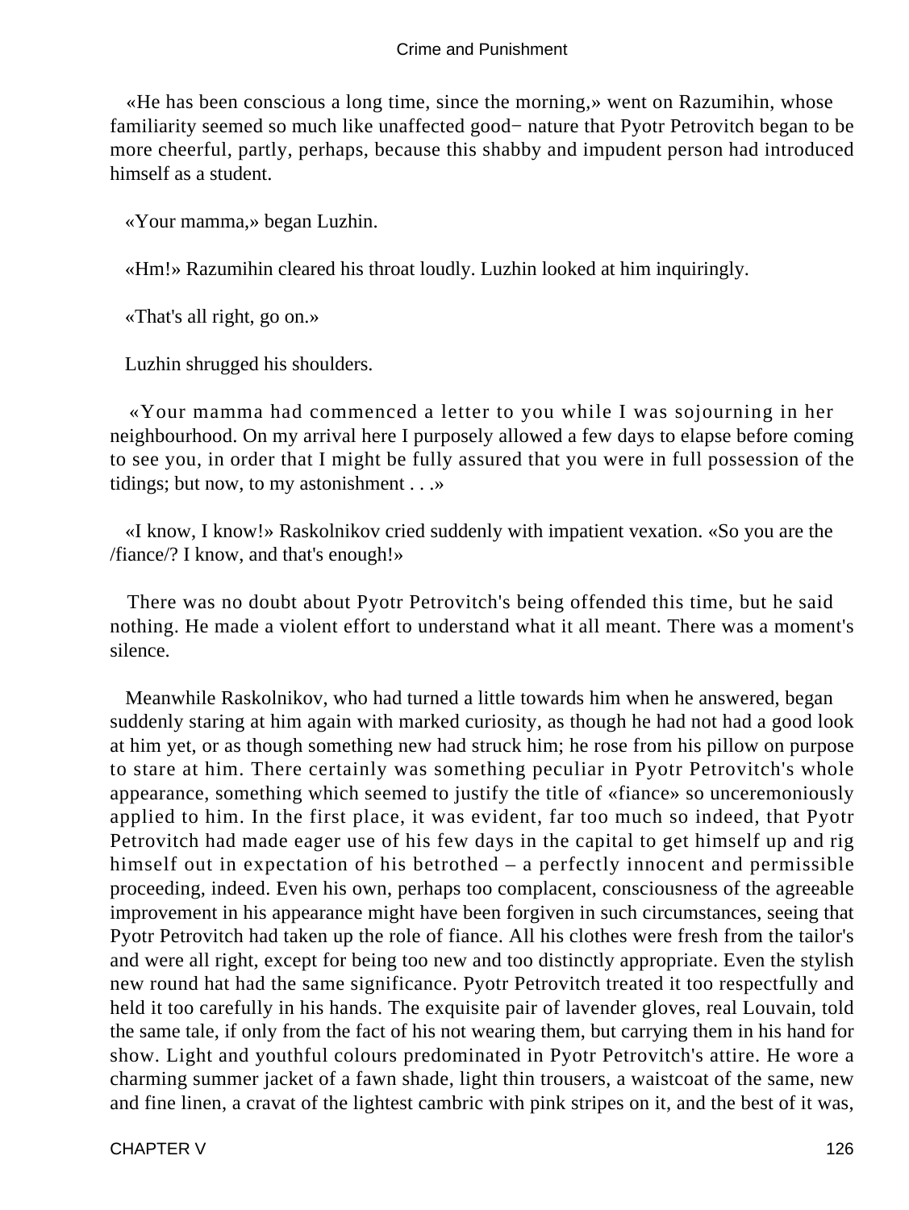«He has been conscious a long time, since the morning,» went on Razumihin, whose familiarity seemed so much like unaffected good− nature that Pyotr Petrovitch began to be more cheerful, partly, perhaps, because this shabby and impudent person had introduced himself as a student.

«Your mamma,» began Luzhin.

«Hm!» Razumihin cleared his throat loudly. Luzhin looked at him inquiringly.

«That's all right, go on.»

Luzhin shrugged his shoulders.

«Your mamma had commenced a letter to you while I was sojourning in her neighbourhood. On my arrival here I purposely allowed a few days to elapse before coming to see you, in order that I might be fully assured that you were in full possession of the tidings; but now, to my astonishment . . .»

«I know, I know!» Raskolnikov cried suddenly with impatient vexation. «So you are the /fiance/? I know, and that's enough!»

There was no doubt about Pyotr Petrovitch's being offended this time, but he said nothing. He made a violent effort to understand what it all meant. There was a moment's silence.

Meanwhile Raskolnikov, who had turned a little towards him when he answered, began suddenly staring at him again with marked curiosity, as though he had not had a good look at him yet, or as though something new had struck him; he rose from his pillow on purpose to stare at him. There certainly was something peculiar in Pyotr Petrovitch's whole appearance, something which seemed to justify the title of «fiance» so unceremoniously applied to him. In the first place, it was evident, far too much so indeed, that Pyotr Petrovitch had made eager use of his few days in the capital to get himself up and rig himself out in expectation of his betrothed – a perfectly innocent and permissible proceeding, indeed. Even his own, perhaps too complacent, consciousness of the agreeable improvement in his appearance might have been forgiven in such circumstances, seeing that Pyotr Petrovitch had taken up the role of fiance. All his clothes were fresh from the tailor's and were all right, except for being too new and too distinctly appropriate. Even the stylish new round hat had the same significance. Pyotr Petrovitch treated it too respectfully and held it too carefully in his hands. The exquisite pair of lavender gloves, real Louvain, told the same tale, if only from the fact of his not wearing them, but carrying them in his hand for show. Light and youthful colours predominated in Pyotr Petrovitch's attire. He wore a charming summer jacket of a fawn shade, light thin trousers, a waistcoat of the same, new and fine linen, a cravat of the lightest cambric with pink stripes on it, and the best of it was,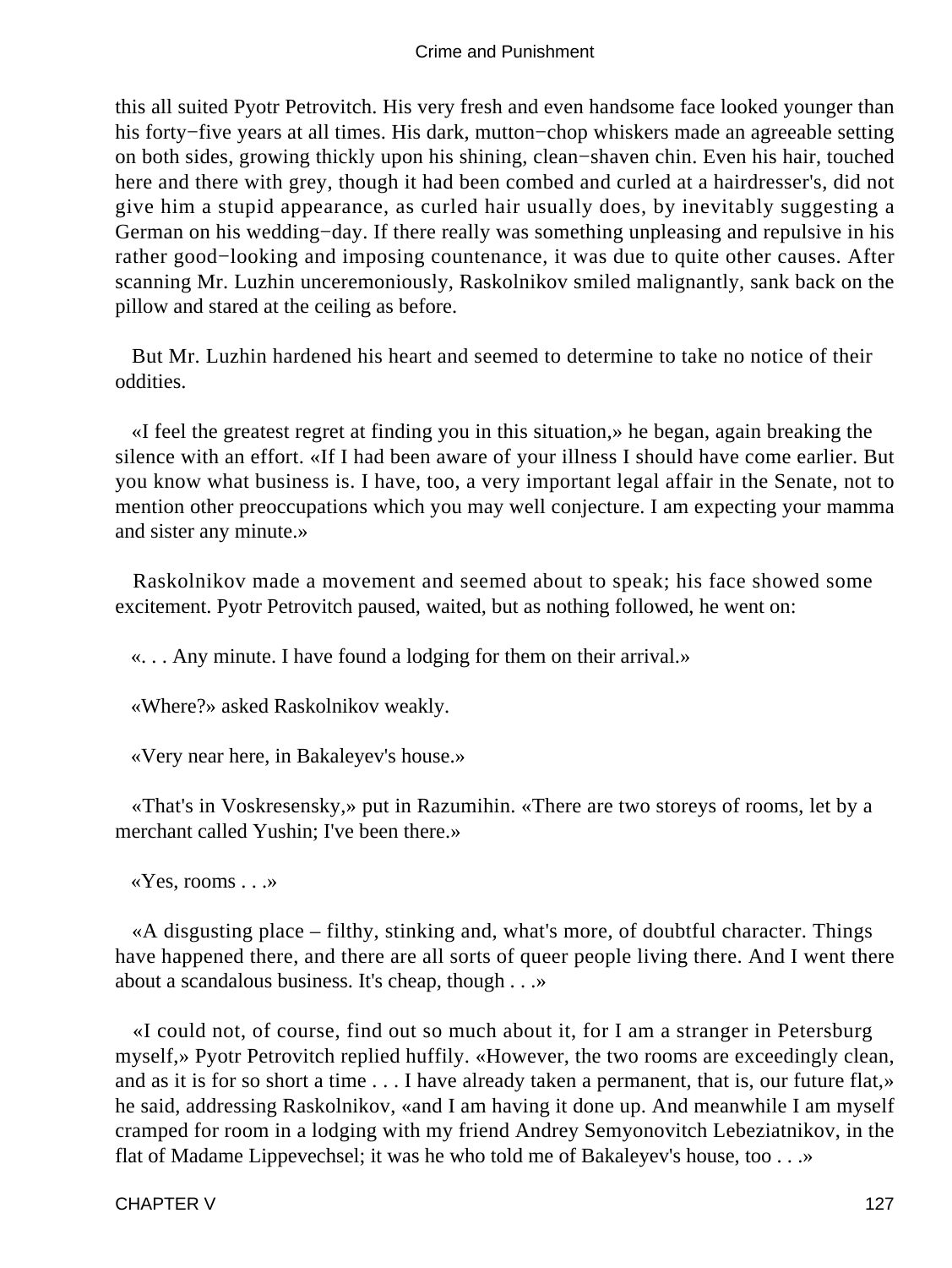this all suited Pyotr Petrovitch. His very fresh and even handsome face looked younger than his forty−five years at all times. His dark, mutton−chop whiskers made an agreeable setting on both sides, growing thickly upon his shining, clean−shaven chin. Even his hair, touched here and there with grey, though it had been combed and curled at a hairdresser's, did not give him a stupid appearance, as curled hair usually does, by inevitably suggesting a German on his wedding−day. If there really was something unpleasing and repulsive in his rather good−looking and imposing countenance, it was due to quite other causes. After scanning Mr. Luzhin unceremoniously, Raskolnikov smiled malignantly, sank back on the pillow and stared at the ceiling as before.

But Mr. Luzhin hardened his heart and seemed to determine to take no notice of their oddities.

«I feel the greatest regret at finding you in this situation,» he began, again breaking the silence with an effort. «If I had been aware of your illness I should have come earlier. But you know what business is. I have, too, a very important legal affair in the Senate, not to mention other preoccupations which you may well conjecture. I am expecting your mamma and sister any minute.»

Raskolnikov made a movement and seemed about to speak; his face showed some excitement. Pyotr Petrovitch paused, waited, but as nothing followed, he went on:

«. . . Any minute. I have found a lodging for them on their arrival.»

«Where?» asked Raskolnikov weakly.

«Very near here, in Bakaleyev's house.»

«That's in Voskresensky,» put in Razumihin. «There are two storeys of rooms, let by a merchant called Yushin; I've been there.»

«Yes, rooms . . .»

«A disgusting place – filthy, stinking and, what's more, of doubtful character. Things have happened there, and there are all sorts of queer people living there. And I went there about a scandalous business. It's cheap, though . . .»

«I could not, of course, find out so much about it, for I am a stranger in Petersburg myself,» Pyotr Petrovitch replied huffily. «However, the two rooms are exceedingly clean, and as it is for so short a time . . . I have already taken a permanent, that is, our future flat,» he said, addressing Raskolnikov, «and I am having it done up. And meanwhile I am myself cramped for room in a lodging with my friend Andrey Semyonovitch Lebeziatnikov, in the flat of Madame Lippevechsel; it was he who told me of Bakaleyev's house, too . . .»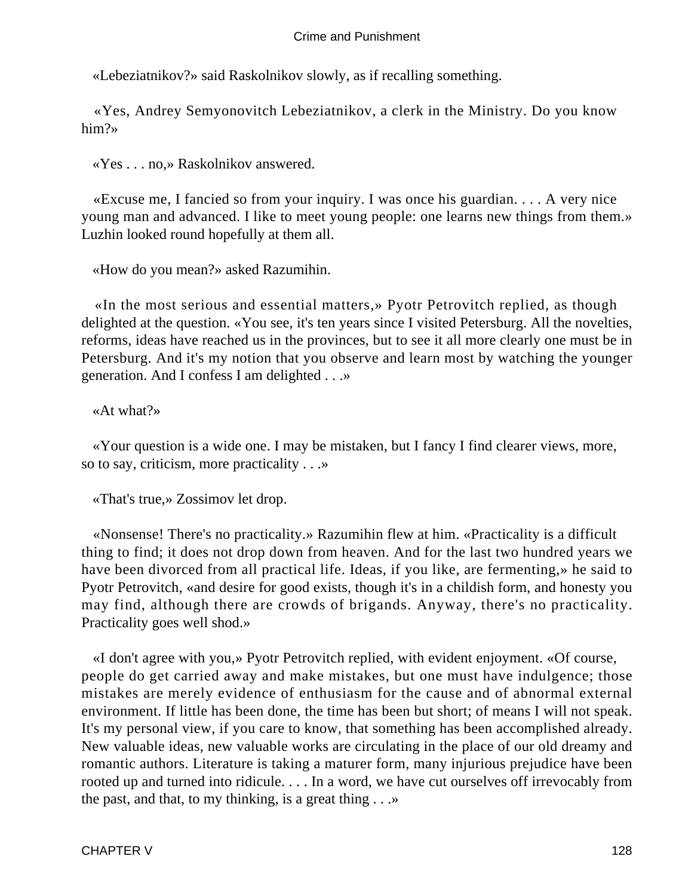«Lebeziatnikov?» said Raskolnikov slowly, as if recalling something.

«Yes, Andrey Semyonovitch Lebeziatnikov, a clerk in the Ministry. Do you know him?»

«Yes . . . no,» Raskolnikov answered.

«Excuse me, I fancied so from your inquiry. I was once his guardian. . . . A very nice young man and advanced. I like to meet young people: one learns new things from them.» Luzhin looked round hopefully at them all.

«How do you mean?» asked Razumihin.

«In the most serious and essential matters,» Pyotr Petrovitch replied, as though delighted at the question. «You see, it's ten years since I visited Petersburg. All the novelties, reforms, ideas have reached us in the provinces, but to see it all more clearly one must be in Petersburg. And it's my notion that you observe and learn most by watching the younger generation. And I confess I am delighted . . .»

«At what?»

«Your question is a wide one. I may be mistaken, but I fancy I find clearer views, more, so to say, criticism, more practicality . . .»

«That's true,» Zossimov let drop.

«Nonsense! There's no practicality.» Razumihin flew at him. «Practicality is a difficult thing to find; it does not drop down from heaven. And for the last two hundred years we have been divorced from all practical life. Ideas, if you like, are fermenting,» he said to Pyotr Petrovitch, «and desire for good exists, though it's in a childish form, and honesty you may find, although there are crowds of brigands. Anyway, there's no practicality. Practicality goes well shod.»

«I don't agree with you,» Pyotr Petrovitch replied, with evident enjoyment. «Of course, people do get carried away and make mistakes, but one must have indulgence; those mistakes are merely evidence of enthusiasm for the cause and of abnormal external environment. If little has been done, the time has been but short; of means I will not speak. It's my personal view, if you care to know, that something has been accomplished already. New valuable ideas, new valuable works are circulating in the place of our old dreamy and romantic authors. Literature is taking a maturer form, many injurious prejudice have been rooted up and turned into ridicule. . . . In a word, we have cut ourselves off irrevocably from the past, and that, to my thinking, is a great thing . . .»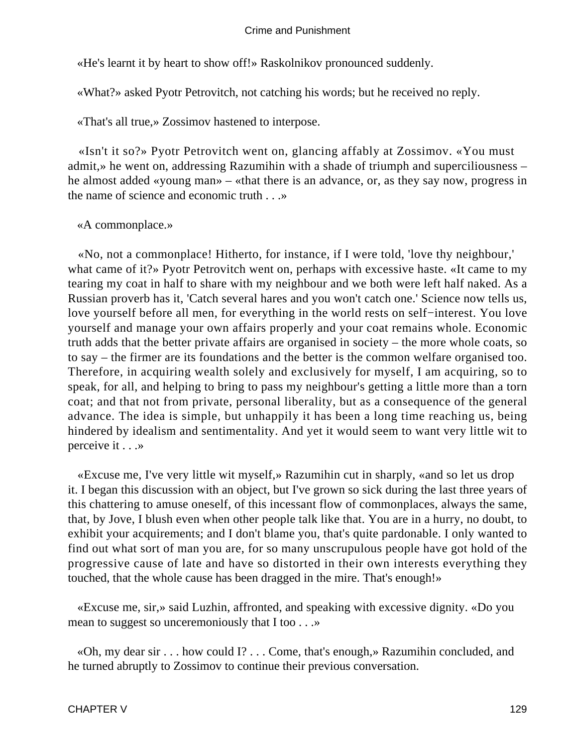«He's learnt it by heart to show off!» Raskolnikov pronounced suddenly.

«What?» asked Pyotr Petrovitch, not catching his words; but he received no reply.

«That's all true,» Zossimov hastened to interpose.

«Isn't it so?» Pyotr Petrovitch went on, glancing affably at Zossimov. «You must admit,» he went on, addressing Razumihin with a shade of triumph and superciliousness – he almost added «young man» – «that there is an advance, or, as they say now, progress in the name of science and economic truth . . .»

«A commonplace.»

«No, not a commonplace! Hitherto, for instance, if I were told, 'love thy neighbour,' what came of it?» Pyotr Petrovitch went on, perhaps with excessive haste. «It came to my tearing my coat in half to share with my neighbour and we both were left half naked. As a Russian proverb has it, 'Catch several hares and you won't catch one.' Science now tells us, love yourself before all men, for everything in the world rests on self−interest. You love yourself and manage your own affairs properly and your coat remains whole. Economic truth adds that the better private affairs are organised in society – the more whole coats, so to say – the firmer are its foundations and the better is the common welfare organised too. Therefore, in acquiring wealth solely and exclusively for myself, I am acquiring, so to speak, for all, and helping to bring to pass my neighbour's getting a little more than a torn coat; and that not from private, personal liberality, but as a consequence of the general advance. The idea is simple, but unhappily it has been a long time reaching us, being hindered by idealism and sentimentality. And yet it would seem to want very little wit to perceive it . . .»

«Excuse me, I've very little wit myself,» Razumihin cut in sharply, «and so let us drop it. I began this discussion with an object, but I've grown so sick during the last three years of this chattering to amuse oneself, of this incessant flow of commonplaces, always the same, that, by Jove, I blush even when other people talk like that. You are in a hurry, no doubt, to exhibit your acquirements; and I don't blame you, that's quite pardonable. I only wanted to find out what sort of man you are, for so many unscrupulous people have got hold of the progressive cause of late and have so distorted in their own interests everything they touched, that the whole cause has been dragged in the mire. That's enough!»

«Excuse me, sir,» said Luzhin, affronted, and speaking with excessive dignity. «Do you mean to suggest so unceremoniously that I too . . .»

«Oh, my dear sir . . . how could I? . . . Come, that's enough,» Razumihin concluded, and he turned abruptly to Zossimov to continue their previous conversation.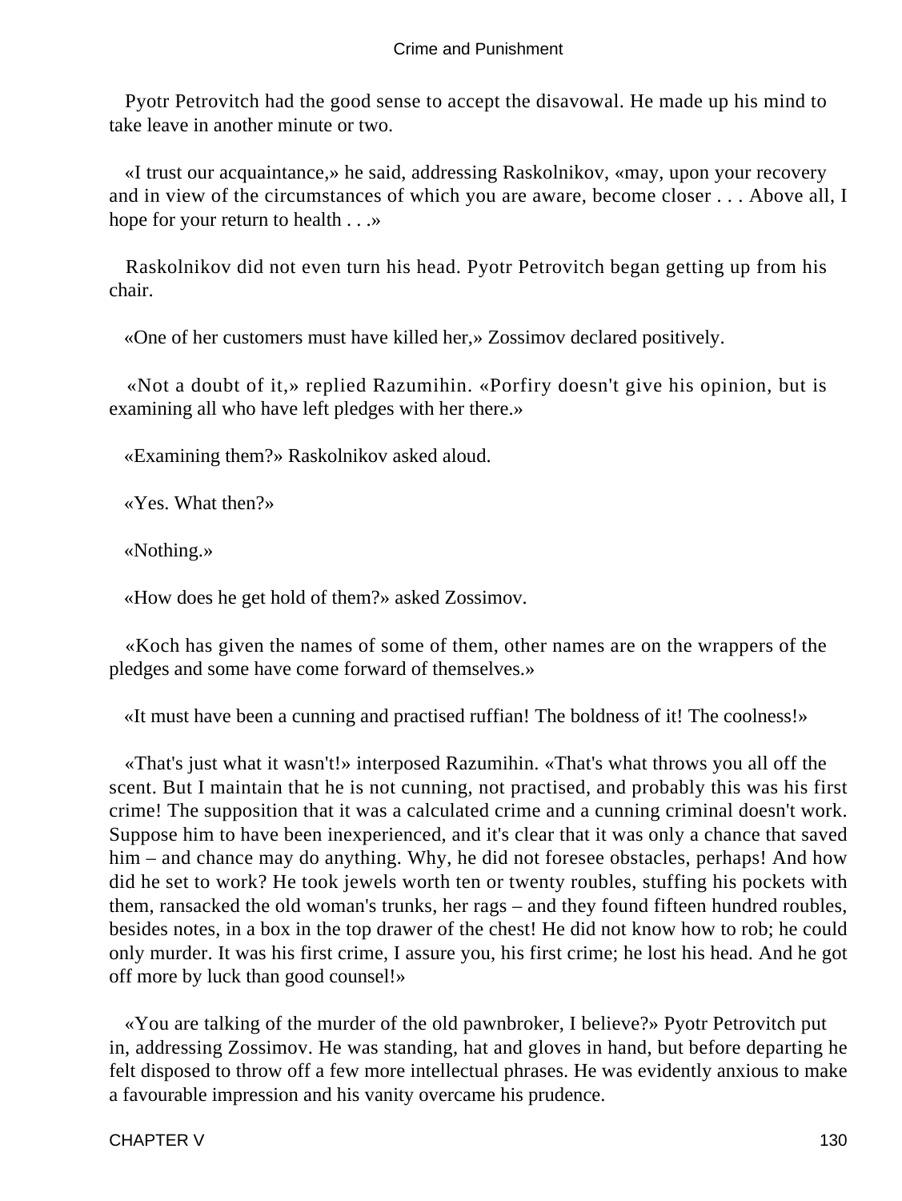Pyotr Petrovitch had the good sense to accept the disavowal. He made up his mind to take leave in another minute or two.

«I trust our acquaintance,» he said, addressing Raskolnikov, «may, upon your recovery and in view of the circumstances of which you are aware, become closer . . . Above all, I hope for your return to health . . .»

Raskolnikov did not even turn his head. Pyotr Petrovitch began getting up from his chair.

«One of her customers must have killed her,» Zossimov declared positively.

«Not a doubt of it,» replied Razumihin. «Porfiry doesn't give his opinion, but is examining all who have left pledges with her there.»

«Examining them?» Raskolnikov asked aloud.

«Yes. What then?»

«Nothing.»

«How does he get hold of them?» asked Zossimov.

«Koch has given the names of some of them, other names are on the wrappers of the pledges and some have come forward of themselves.»

«It must have been a cunning and practised ruffian! The boldness of it! The coolness!»

«That's just what it wasn't!» interposed Razumihin. «That's what throws you all off the scent. But I maintain that he is not cunning, not practised, and probably this was his first crime! The supposition that it was a calculated crime and a cunning criminal doesn't work. Suppose him to have been inexperienced, and it's clear that it was only a chance that saved him – and chance may do anything. Why, he did not foresee obstacles, perhaps! And how did he set to work? He took jewels worth ten or twenty roubles, stuffing his pockets with them, ransacked the old woman's trunks, her rags – and they found fifteen hundred roubles, besides notes, in a box in the top drawer of the chest! He did not know how to rob; he could only murder. It was his first crime, I assure you, his first crime; he lost his head. And he got off more by luck than good counsel!»

«You are talking of the murder of the old pawnbroker, I believe?» Pyotr Petrovitch put in, addressing Zossimov. He was standing, hat and gloves in hand, but before departing he felt disposed to throw off a few more intellectual phrases. He was evidently anxious to make a favourable impression and his vanity overcame his prudence.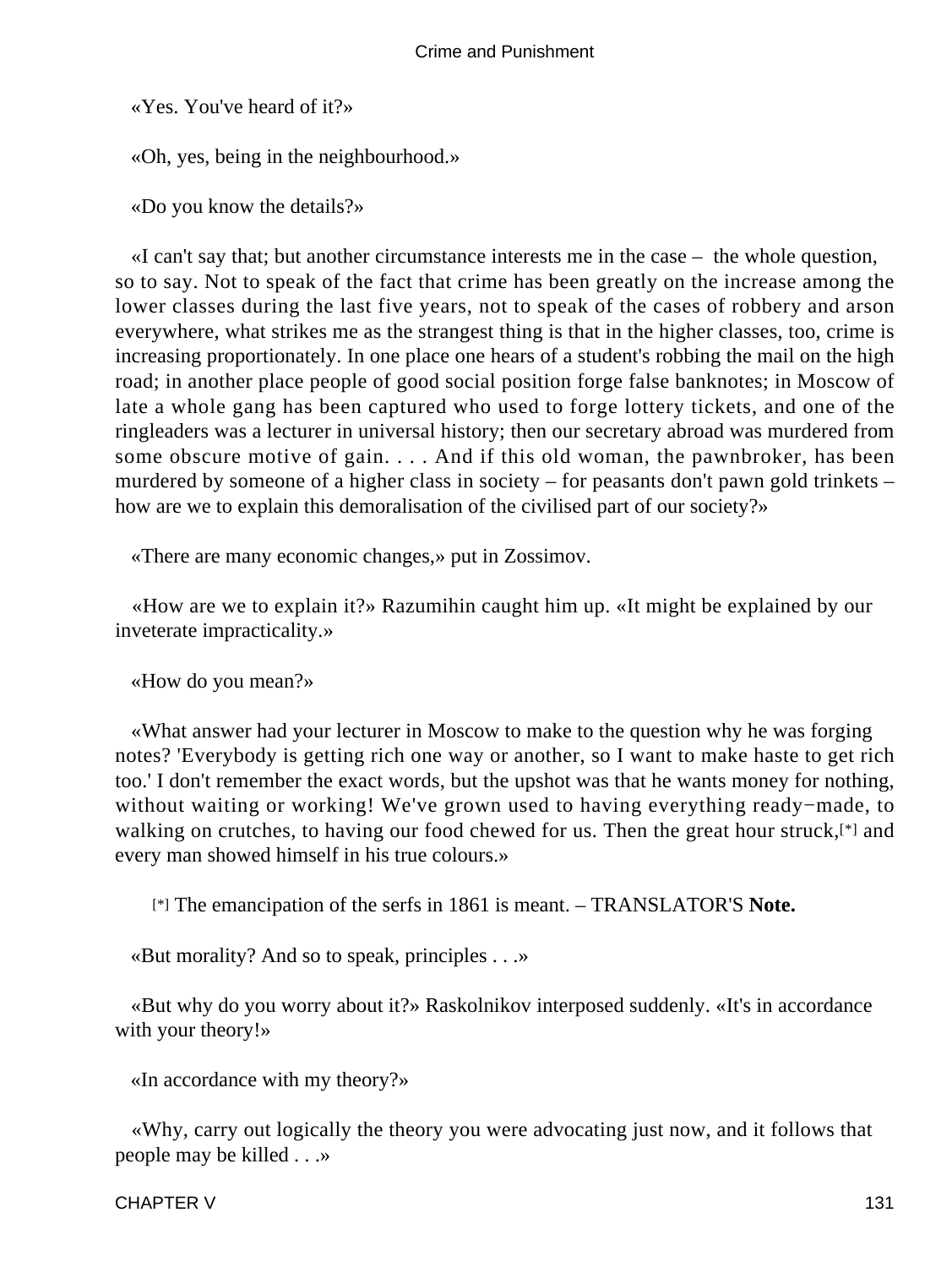«Yes. You've heard of it?»

«Oh, yes, being in the neighbourhood.»

«Do you know the details?»

«I can't say that; but another circumstance interests me in the case – the whole question, so to say. Not to speak of the fact that crime has been greatly on the increase among the lower classes during the last five years, not to speak of the cases of robbery and arson everywhere, what strikes me as the strangest thing is that in the higher classes, too, crime is increasing proportionately. In one place one hears of a student's robbing the mail on the high road; in another place people of good social position forge false banknotes; in Moscow of late a whole gang has been captured who used to forge lottery tickets, and one of the ringleaders was a lecturer in universal history; then our secretary abroad was murdered from some obscure motive of gain. . . . And if this old woman, the pawnbroker, has been murdered by someone of a higher class in society – for peasants don't pawn gold trinkets – how are we to explain this demoralisation of the civilised part of our society?»

«There are many economic changes,» put in Zossimov.

«How are we to explain it?» Razumihin caught him up. «It might be explained by our inveterate impracticality.»

«How do you mean?»

«What answer had your lecturer in Moscow to make to the question why he was forging notes? 'Everybody is getting rich one way or another, so I want to make haste to get rich too.' I don't remember the exact words, but the upshot was that he wants money for nothing, without waiting or working! We've grown used to having everything ready−made, to walking on crutches, to having our food chewed for us. Then the great hour struck,[*] and every man showed himself in his true colours.»

[*] The emancipation of the serfs in 1861 is meant. – TRANSLATOR'S **Note.**

«But morality? And so to speak, principles . . .»

«But why do you worry about it?» Raskolnikov interposed suddenly. «It's in accordance with your theory!»

«In accordance with my theory?»

«Why, carry out logically the theory you were advocating just now, and it follows that people may be killed . . .»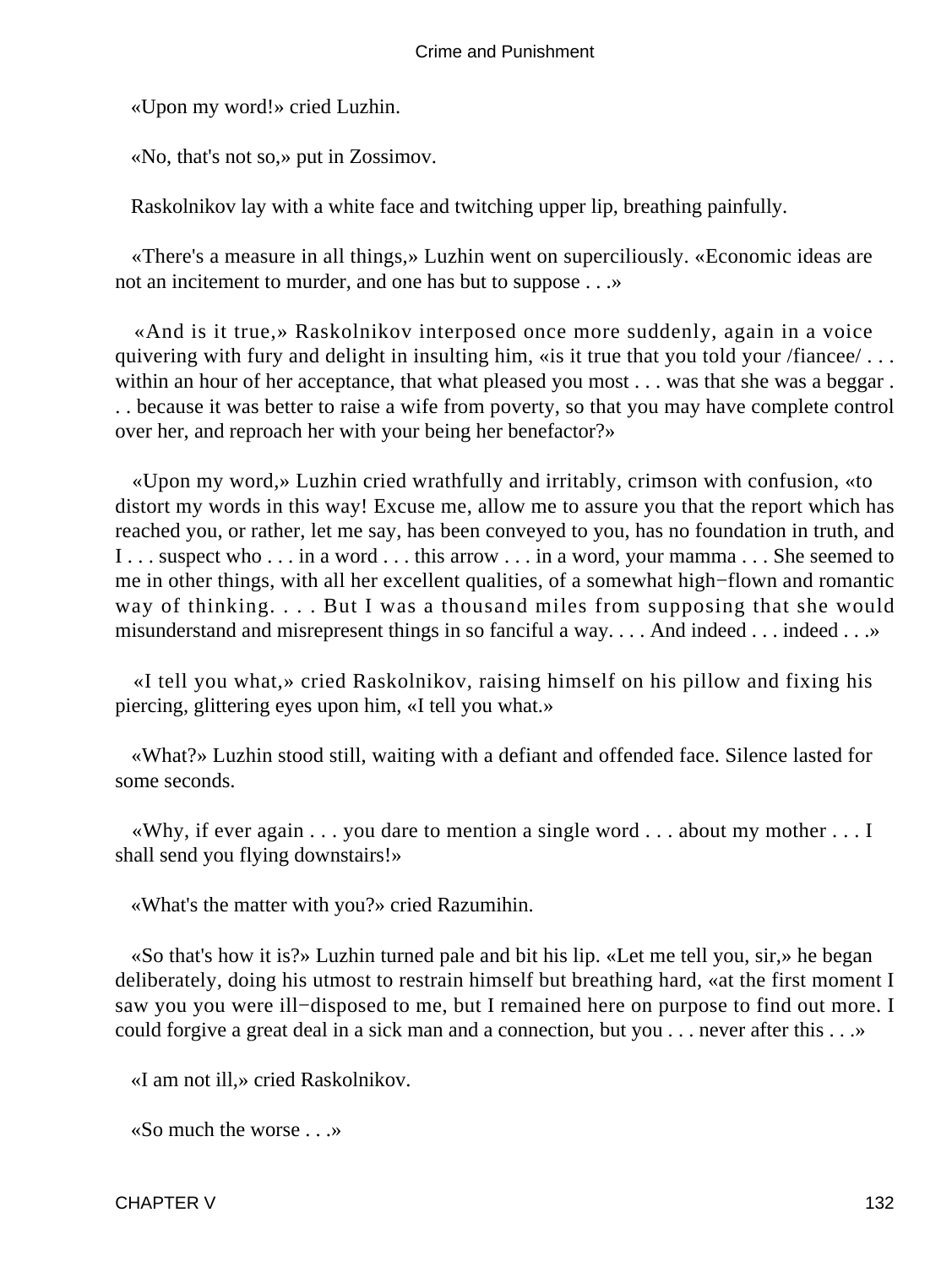«Upon my word!» cried Luzhin.

«No, that's not so,» put in Zossimov.

Raskolnikov lay with a white face and twitching upper lip, breathing painfully.

«There's a measure in all things,» Luzhin went on superciliously. «Economic ideas are not an incitement to murder, and one has but to suppose . . .»

«And is it true,» Raskolnikov interposed once more suddenly, again in a voice quivering with fury and delight in insulting him, «is it true that you told your /fiancee/ . . . within an hour of her acceptance, that what pleased you most . . . was that she was a beggar . . . because it was better to raise a wife from poverty, so that you may have complete control over her, and reproach her with your being her benefactor?»

«Upon my word,» Luzhin cried wrathfully and irritably, crimson with confusion, «to distort my words in this way! Excuse me, allow me to assure you that the report which has reached you, or rather, let me say, has been conveyed to you, has no foundation in truth, and I . . . suspect who . . . in a word . . . this arrow . . . in a word, your mamma . . . She seemed to me in other things, with all her excellent qualities, of a somewhat high−flown and romantic way of thinking. . . . But I was a thousand miles from supposing that she would misunderstand and misrepresent things in so fanciful a way. . . . And indeed . . . indeed . . .»

«I tell you what,» cried Raskolnikov, raising himself on his pillow and fixing his piercing, glittering eyes upon him, «I tell you what.»

«What?» Luzhin stood still, waiting with a defiant and offended face. Silence lasted for some seconds.

«Why, if ever again . . . you dare to mention a single word . . . about my mother . . . I shall send you flying downstairs!»

«What's the matter with you?» cried Razumihin.

«So that's how it is?» Luzhin turned pale and bit his lip. «Let me tell you, sir,» he began deliberately, doing his utmost to restrain himself but breathing hard, «at the first moment I saw you you were ill−disposed to me, but I remained here on purpose to find out more. I could forgive a great deal in a sick man and a connection, but you . . . never after this . . .»

«I am not ill,» cried Raskolnikov.

«So much the worse . . .»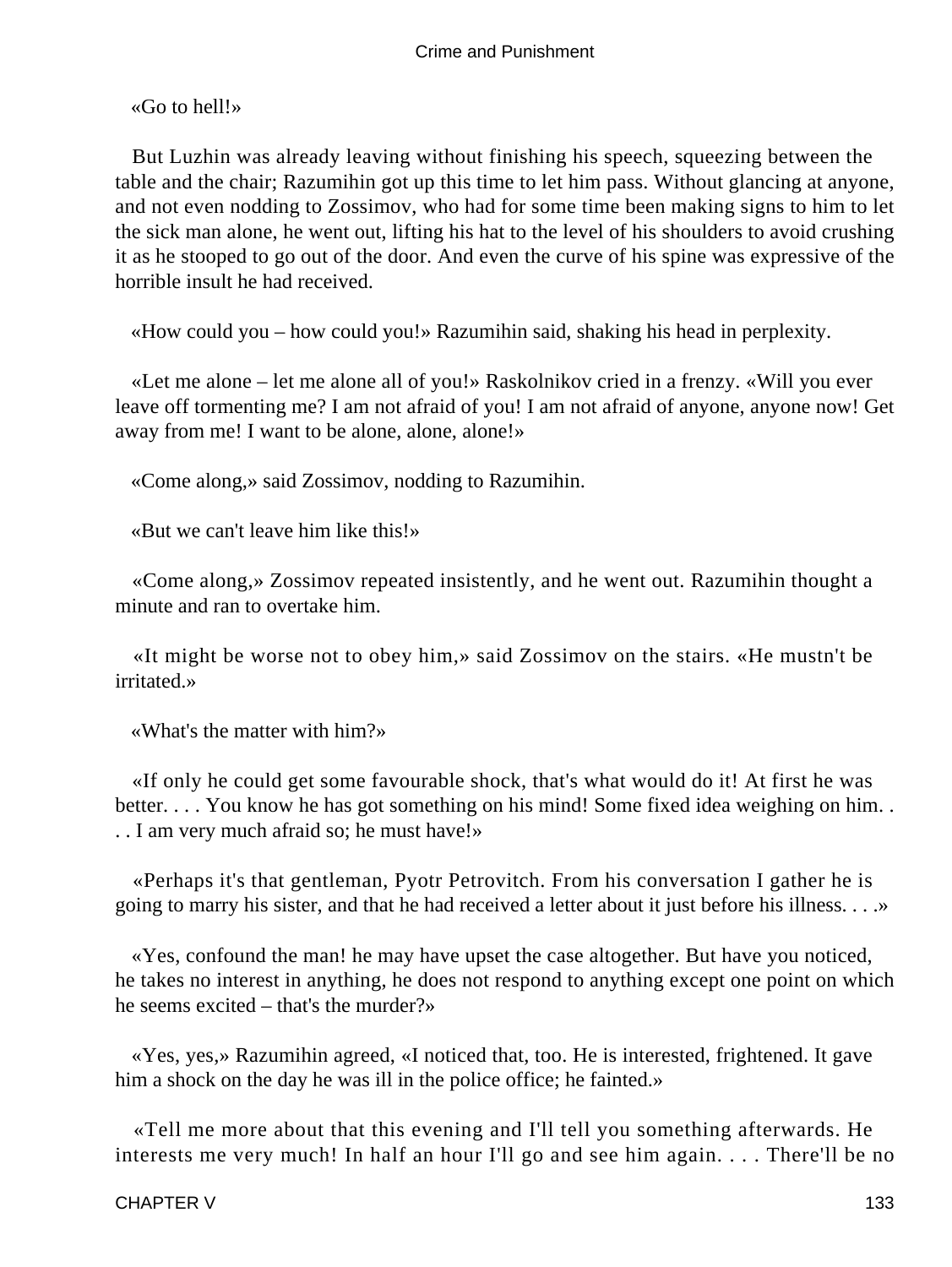«Go to hell!»

But Luzhin was already leaving without finishing his speech, squeezing between the table and the chair; Razumihin got up this time to let him pass. Without glancing at anyone, and not even nodding to Zossimov, who had for some time been making signs to him to let the sick man alone, he went out, lifting his hat to the level of his shoulders to avoid crushing it as he stooped to go out of the door. And even the curve of his spine was expressive of the horrible insult he had received.

«How could you – how could you!» Razumihin said, shaking his head in perplexity.

«Let me alone – let me alone all of you!» Raskolnikov cried in a frenzy. «Will you ever leave off tormenting me? I am not afraid of you! I am not afraid of anyone, anyone now! Get away from me! I want to be alone, alone, alone!»

«Come along,» said Zossimov, nodding to Razumihin.

«But we can't leave him like this!»

«Come along,» Zossimov repeated insistently, and he went out. Razumihin thought a minute and ran to overtake him.

«It might be worse not to obey him,» said Zossimov on the stairs. «He mustn't be irritated.»

«What's the matter with him?»

«If only he could get some favourable shock, that's what would do it! At first he was better. . . . You know he has got something on his mind! Some fixed idea weighing on him. . . . I am very much afraid so; he must have!»

«Perhaps it's that gentleman, Pyotr Petrovitch. From his conversation I gather he is going to marry his sister, and that he had received a letter about it just before his illness. . . .»

«Yes, confound the man! he may have upset the case altogether. But have you noticed, he takes no interest in anything, he does not respond to anything except one point on which he seems excited – that's the murder?»

«Yes, yes,» Razumihin agreed, «I noticed that, too. He is interested, frightened. It gave him a shock on the day he was ill in the police office; he fainted.»

«Tell me more about that this evening and I'll tell you something afterwards. He interests me very much! In half an hour I'll go and see him again. . . . There'll be no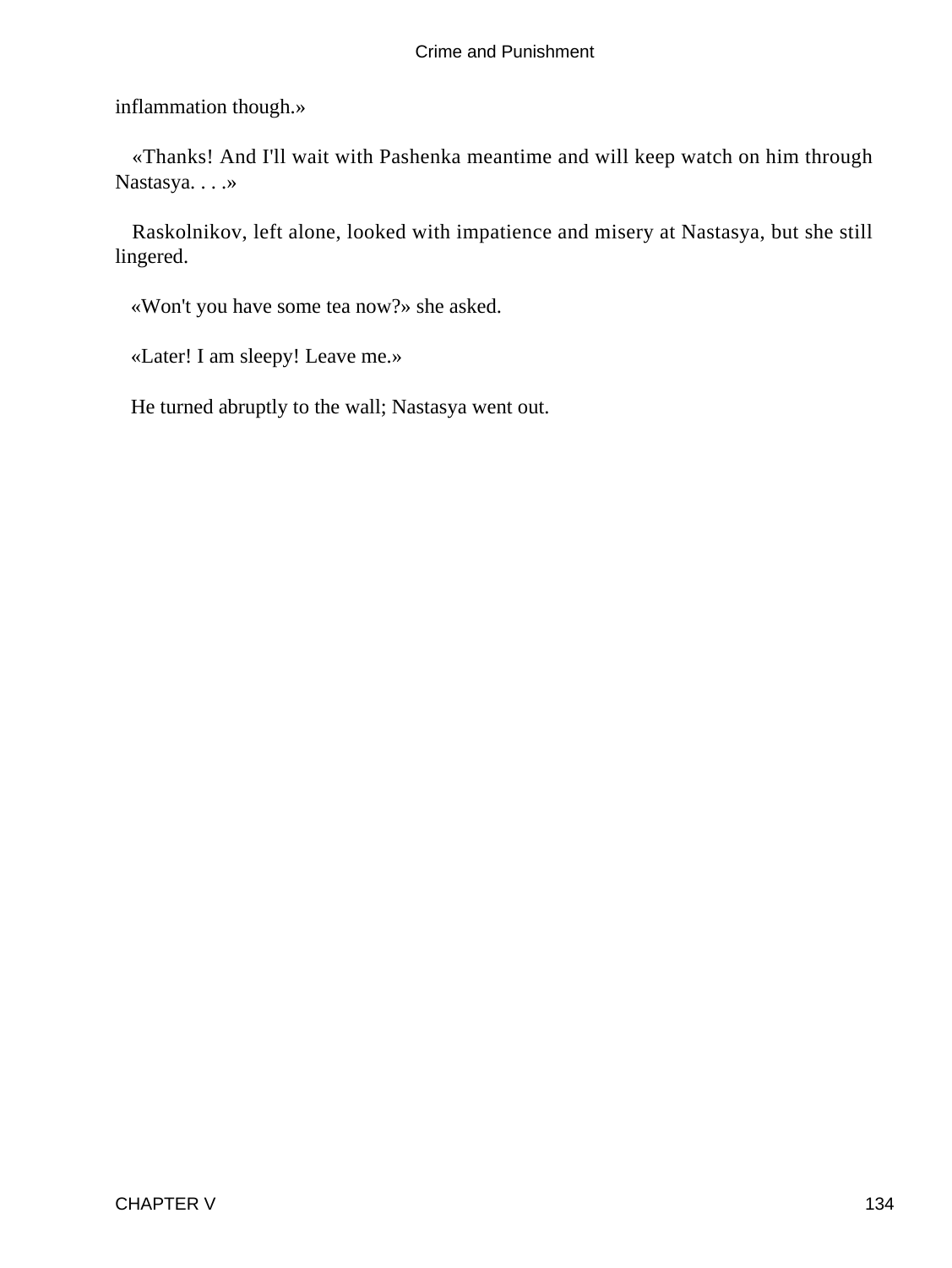inflammation though.»

«Thanks! And I'll wait with Pashenka meantime and will keep watch on him through Nastasya. . . .»

Raskolnikov, left alone, looked with impatience and misery at Nastasya, but she still lingered.

«Won't you have some tea now?» she asked.

«Later! I am sleepy! Leave me.»

He turned abruptly to the wall; Nastasya went out.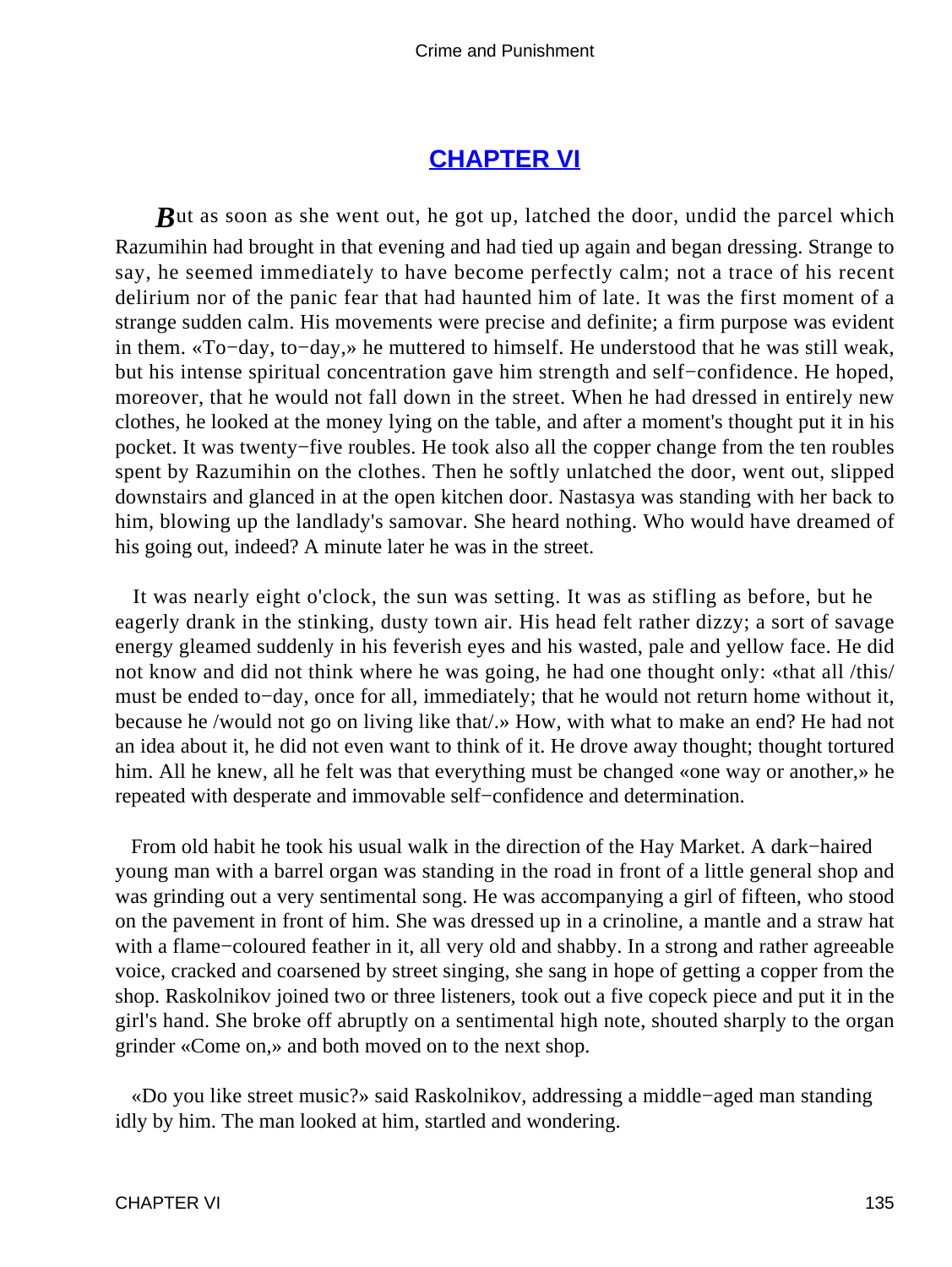## CHAPTER VI

But as soon as she went out, he got up, latched the door, undid the parcel which Razumihin had brought in that evening and had tied up again and began dressing. Strange to say, he seemed immediately to have become perfectly calm; not a trace of his recent delirium nor of the panic fear that had haunted him of late. It was the first moment of a strange sudden calm. His movements were precise and definite; a firm purpose was evident in them. «To−day, to−day,» he muttered to himself. He understood that he was still weak, but his intense spiritual concentration gave him strength and self−confidence. He hoped, moreover, that he would not fall down in the street. When he had dressed in entirely new clothes, he looked at the money lying on the table, and after a moment's thought put it in his pocket. It was twenty−five roubles. He took also all the copper change from the ten roubles spent by Razumihin on the clothes. Then he softly unlatched the door, went out, slipped downstairs and glanced in at the open kitchen door. Nastasya was standing with her back to him, blowing up the landlady's samovar. She heard nothing. Who would have dreamed of his going out, indeed? A minute later he was in the street.

It was nearly eight o'clock, the sun was setting. It was as stifling as before, but he eagerly drank in the stinking, dusty town air. His head felt rather dizzy; a sort of savage energy gleamed suddenly in his feverish eyes and his wasted, pale and yellow face. He did not know and did not think where he was going, he had one thought only: «that all /this/ must be ended to−day, once for all, immediately; that he would not return home without it, because he /would not go on living like that/.» How, with what to make an end? He had not an idea about it, he did not even want to think of it. He drove away thought; thought tortured him. All he knew, all he felt was that everything must be changed «one way or another,» he repeated with desperate and immovable self−confidence and determination.

From old habit he took his usual walk in the direction of the Hay Market. A dark−haired young man with a barrel organ was standing in the road in front of a little general shop and was grinding out a very sentimental song. He was accompanying a girl of fifteen, who stood on the pavement in front of him. She was dressed up in a crinoline, a mantle and a straw hat with a flame−coloured feather in it, all very old and shabby. In a strong and rather agreeable voice, cracked and coarsened by street singing, she sang in hope of getting a copper from the shop. Raskolnikov joined two or three listeners, took out a five copeck piece and put it in the girl's hand. She broke off abruptly on a sentimental high note, shouted sharply to the organ grinder «Come on,» and both moved on to the next shop.

«Do you like street music?» said Raskolnikov, addressing a middle−aged man standing idly by him. The man looked at him, startled and wondering.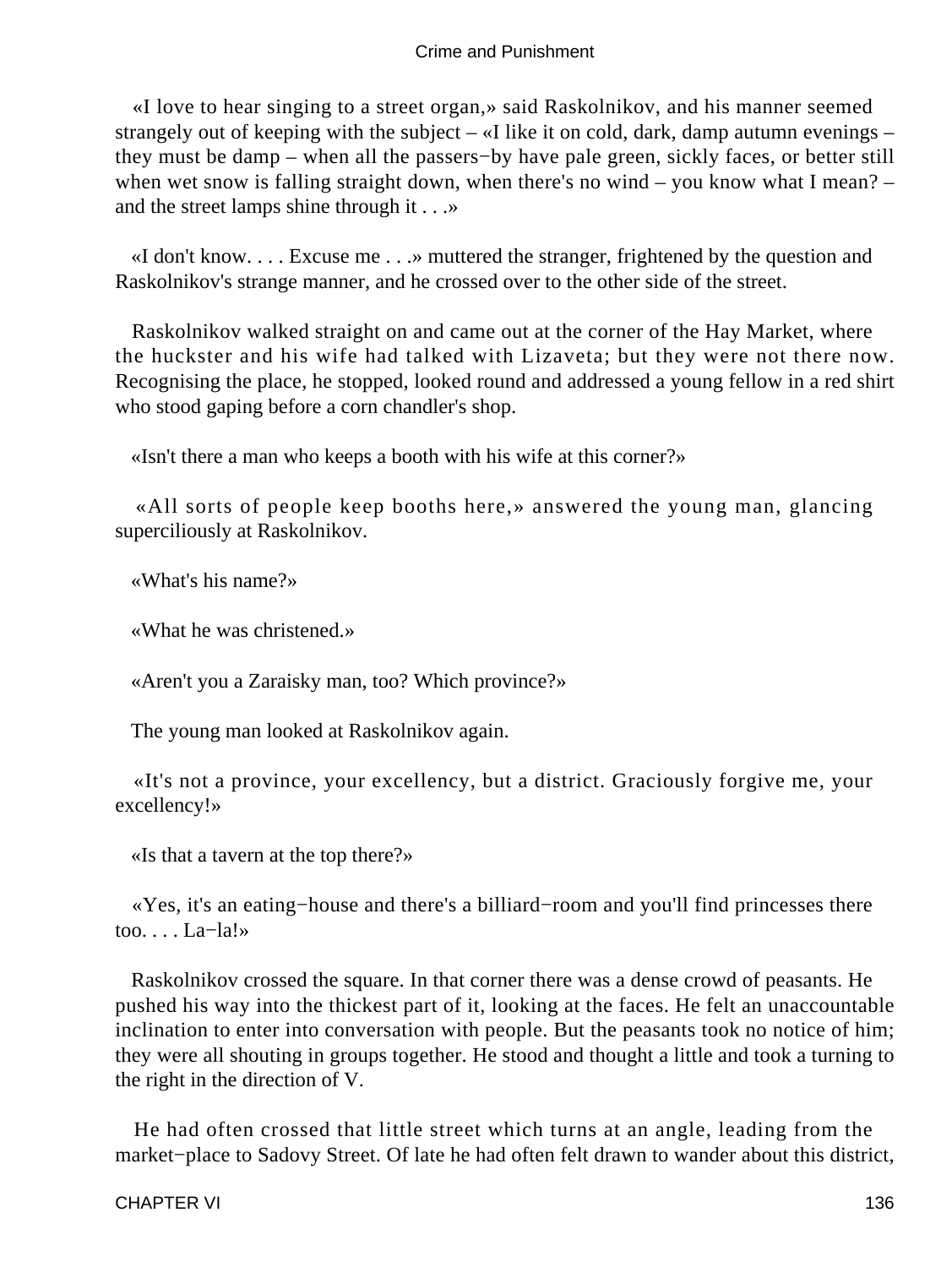«I love to hear singing to a street organ,» said Raskolnikov, and his manner seemed strangely out of keeping with the subject – «I like it on cold, dark, damp autumn evenings – they must be damp – when all the passers−by have pale green, sickly faces, or better still when wet snow is falling straight down, when there's no wind – you know what I mean? – and the street lamps shine through it . . .»

«I don't know. . . . Excuse me . . .» muttered the stranger, frightened by the question and Raskolnikov's strange manner, and he crossed over to the other side of the street.

Raskolnikov walked straight on and came out at the corner of the Hay Market, where the huckster and his wife had talked with Lizaveta; but they were not there now. Recognising the place, he stopped, looked round and addressed a young fellow in a red shirt who stood gaping before a corn chandler's shop.

«Isn't there a man who keeps a booth with his wife at this corner?»

«All sorts of people keep booths here,» answered the young man, glancing superciliously at Raskolnikov.

«What's his name?»

«What he was christened.»

«Aren't you a Zaraisky man, too? Which province?»

The young man looked at Raskolnikov again.

«It's not a province, your excellency, but a district. Graciously forgive me, your excellency!»

«Is that a tavern at the top there?»

«Yes, it's an eating−house and there's a billiard−room and you'll find princesses there too. . . . La−la!»

Raskolnikov crossed the square. In that corner there was a dense crowd of peasants. He pushed his way into the thickest part of it, looking at the faces. He felt an unaccountable inclination to enter into conversation with people. But the peasants took no notice of him; they were all shouting in groups together. He stood and thought a little and took a turning to the right in the direction of V.

He had often crossed that little street which turns at an angle, leading from the market−place to Sadovy Street. Of late he had often felt drawn to wander about this district,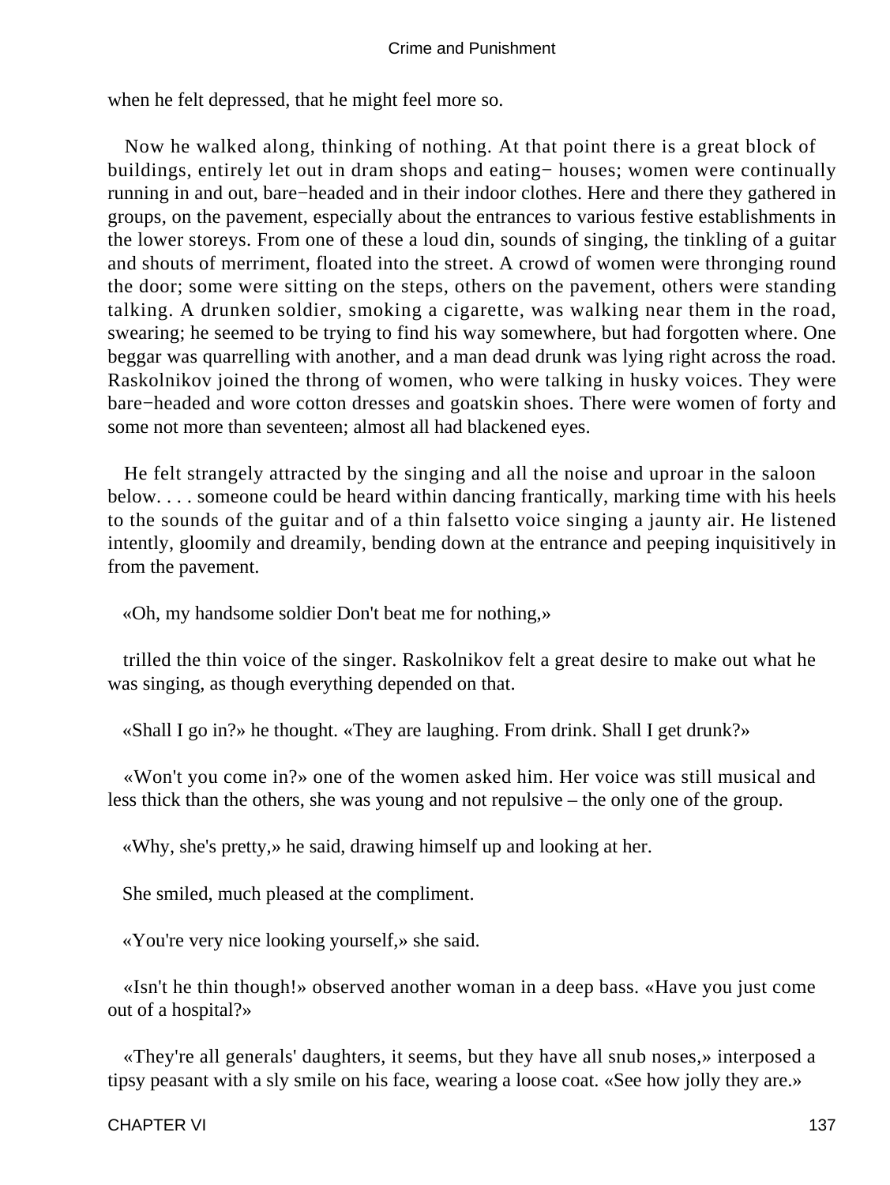when he felt depressed, that he might feel more so.

Now he walked along, thinking of nothing. At that point there is a great block of buildings, entirely let out in dram shops and eating− houses; women were continually running in and out, bare−headed and in their indoor clothes. Here and there they gathered in groups, on the pavement, especially about the entrances to various festive establishments in the lower storeys. From one of these a loud din, sounds of singing, the tinkling of a guitar and shouts of merriment, floated into the street. A crowd of women were thronging round the door; some were sitting on the steps, others on the pavement, others were standing talking. A drunken soldier, smoking a cigarette, was walking near them in the road, swearing; he seemed to be trying to find his way somewhere, but had forgotten where. One beggar was quarrelling with another, and a man dead drunk was lying right across the road. Raskolnikov joined the throng of women, who were talking in husky voices. They were bare−headed and wore cotton dresses and goatskin shoes. There were women of forty and some not more than seventeen; almost all had blackened eyes.

He felt strangely attracted by the singing and all the noise and uproar in the saloon below. . . . someone could be heard within dancing frantically, marking time with his heels to the sounds of the guitar and of a thin falsetto voice singing a jaunty air. He listened intently, gloomily and dreamily, bending down at the entrance and peeping inquisitively in from the pavement.

«Oh, my handsome soldier Don't beat me for nothing,»

trilled the thin voice of the singer. Raskolnikov felt a great desire to make out what he was singing, as though everything depended on that.

«Shall I go in?» he thought. «They are laughing. From drink. Shall I get drunk?»

«Won't you come in?» one of the women asked him. Her voice was still musical and less thick than the others, she was young and not repulsive – the only one of the group.

«Why, she's pretty,» he said, drawing himself up and looking at her.

She smiled, much pleased at the compliment.

«You're very nice looking yourself,» she said.

«Isn't he thin though!» observed another woman in a deep bass. «Have you just come out of a hospital?»

«They're all generals' daughters, it seems, but they have all snub noses,» interposed a tipsy peasant with a sly smile on his face, wearing a loose coat. «See how jolly they are.»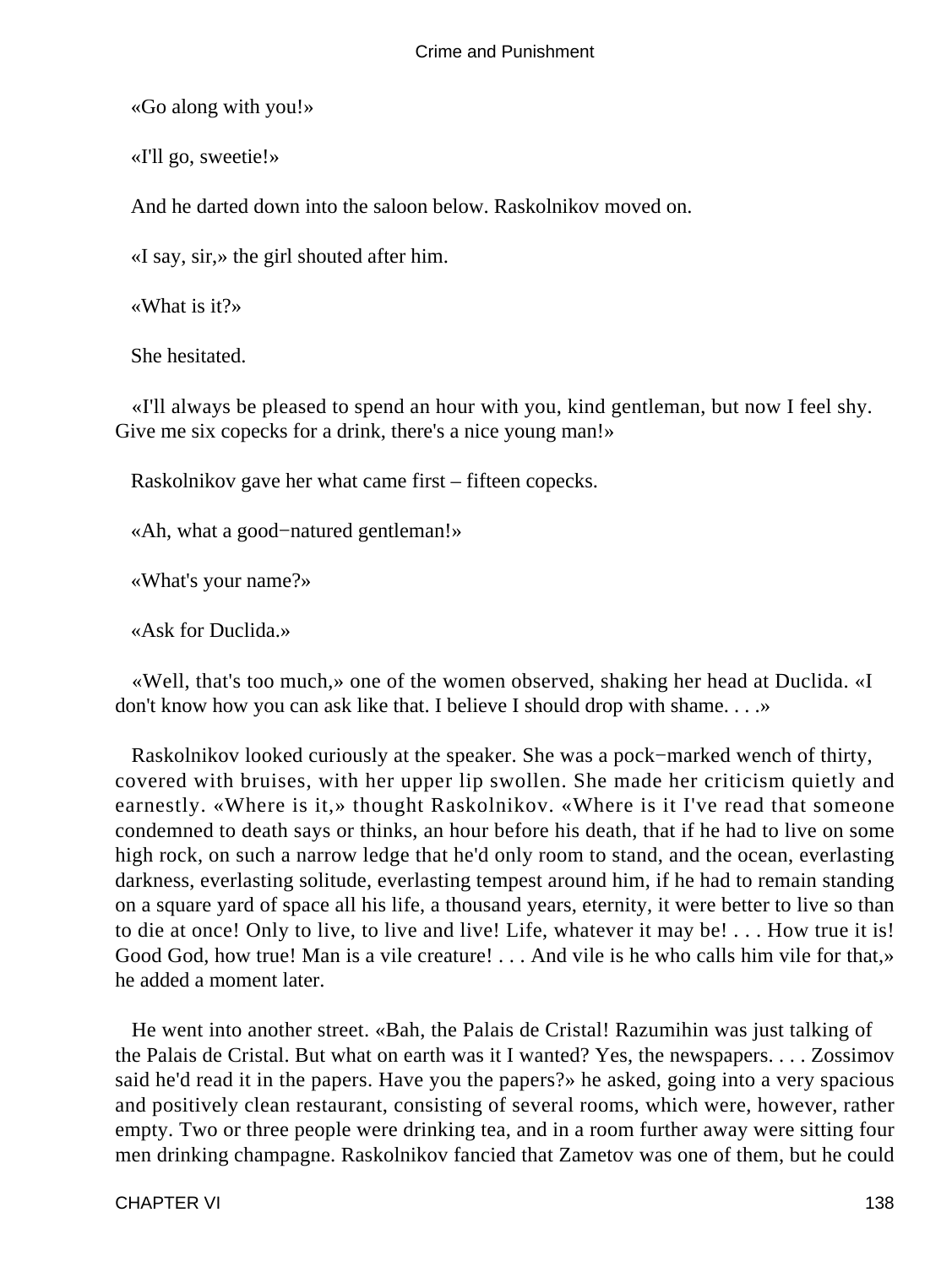«Go along with you!»

«I'll go, sweetie!»

And he darted down into the saloon below. Raskolnikov moved on.

«I say, sir,» the girl shouted after him.

«What is it?»

She hesitated.

«I'll always be pleased to spend an hour with you, kind gentleman, but now I feel shy. Give me six copecks for a drink, there's a nice young man!»

Raskolnikov gave her what came first – fifteen copecks.

«Ah, what a good−natured gentleman!»

«What's your name?»

«Ask for Duclida.»

«Well, that's too much,» one of the women observed, shaking her head at Duclida. «I don't know how you can ask like that. I believe I should drop with shame. . . .»

Raskolnikov looked curiously at the speaker. She was a pock−marked wench of thirty, covered with bruises, with her upper lip swollen. She made her criticism quietly and earnestly. «Where is it,» thought Raskolnikov. «Where is it I've read that someone condemned to death says or thinks, an hour before his death, that if he had to live on some high rock, on such a narrow ledge that he'd only room to stand, and the ocean, everlasting darkness, everlasting solitude, everlasting tempest around him, if he had to remain standing on a square yard of space all his life, a thousand years, eternity, it were better to live so than to die at once! Only to live, to live and live! Life, whatever it may be! . . . How true it is! Good God, how true! Man is a vile creature! . . . And vile is he who calls him vile for that,» he added a moment later.

He went into another street. «Bah, the Palais de Cristal! Razumihin was just talking of the Palais de Cristal. But what on earth was it I wanted? Yes, the newspapers. . . . Zossimov said he'd read it in the papers. Have you the papers?» he asked, going into a very spacious and positively clean restaurant, consisting of several rooms, which were, however, rather empty. Two or three people were drinking tea, and in a room further away were sitting four men drinking champagne. Raskolnikov fancied that Zametov was one of them, but he could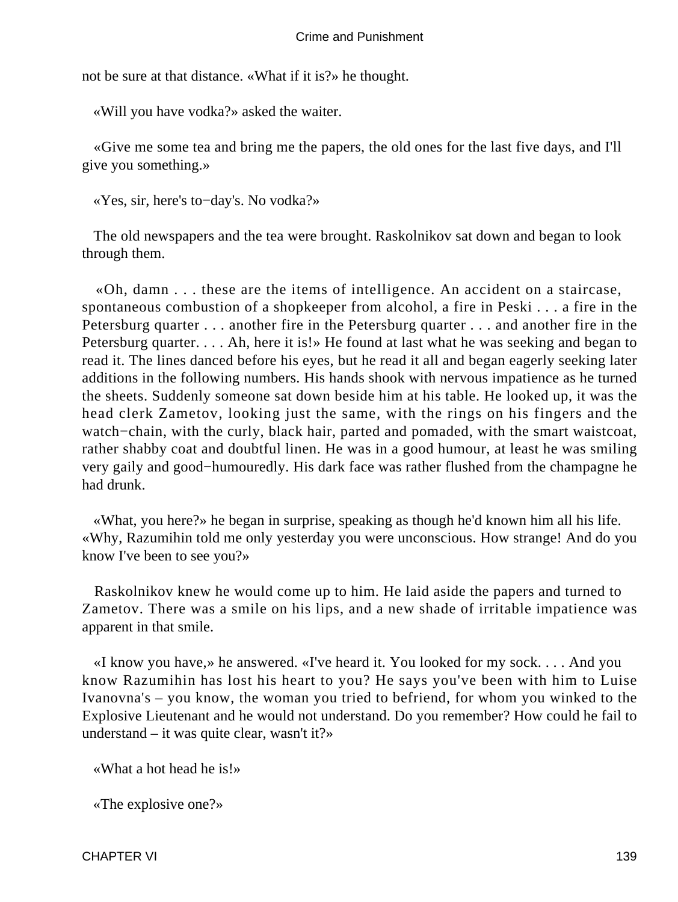not be sure at that distance. «What if it is?» he thought.

«Will you have vodka?» asked the waiter.

«Give me some tea and bring me the papers, the old ones for the last five days, and I'll give you something.»

«Yes, sir, here's to−day's. No vodka?»

The old newspapers and the tea were brought. Raskolnikov sat down and began to look through them.

«Oh, damn . . . these are the items of intelligence. An accident on a staircase, spontaneous combustion of a shopkeeper from alcohol, a fire in Peski . . . a fire in the Petersburg quarter . . . another fire in the Petersburg quarter . . . and another fire in the Petersburg quarter. . . . Ah, here it is!» He found at last what he was seeking and began to read it. The lines danced before his eyes, but he read it all and began eagerly seeking later additions in the following numbers. His hands shook with nervous impatience as he turned the sheets. Suddenly someone sat down beside him at his table. He looked up, it was the head clerk Zametov, looking just the same, with the rings on his fingers and the watch−chain, with the curly, black hair, parted and pomaded, with the smart waistcoat, rather shabby coat and doubtful linen. He was in a good humour, at least he was smiling very gaily and good−humouredly. His dark face was rather flushed from the champagne he had drunk.

«What, you here?» he began in surprise, speaking as though he'd known him all his life. «Why, Razumihin told me only yesterday you were unconscious. How strange! And do you know I've been to see you?»

Raskolnikov knew he would come up to him. He laid aside the papers and turned to Zametov. There was a smile on his lips, and a new shade of irritable impatience was apparent in that smile.

«I know you have,» he answered. «I've heard it. You looked for my sock. . . . And you know Razumihin has lost his heart to you? He says you've been with him to Luise Ivanovna's – you know, the woman you tried to befriend, for whom you winked to the Explosive Lieutenant and he would not understand. Do you remember? How could he fail to understand – it was quite clear, wasn't it?»

«What a hot head he is!»

«The explosive one?»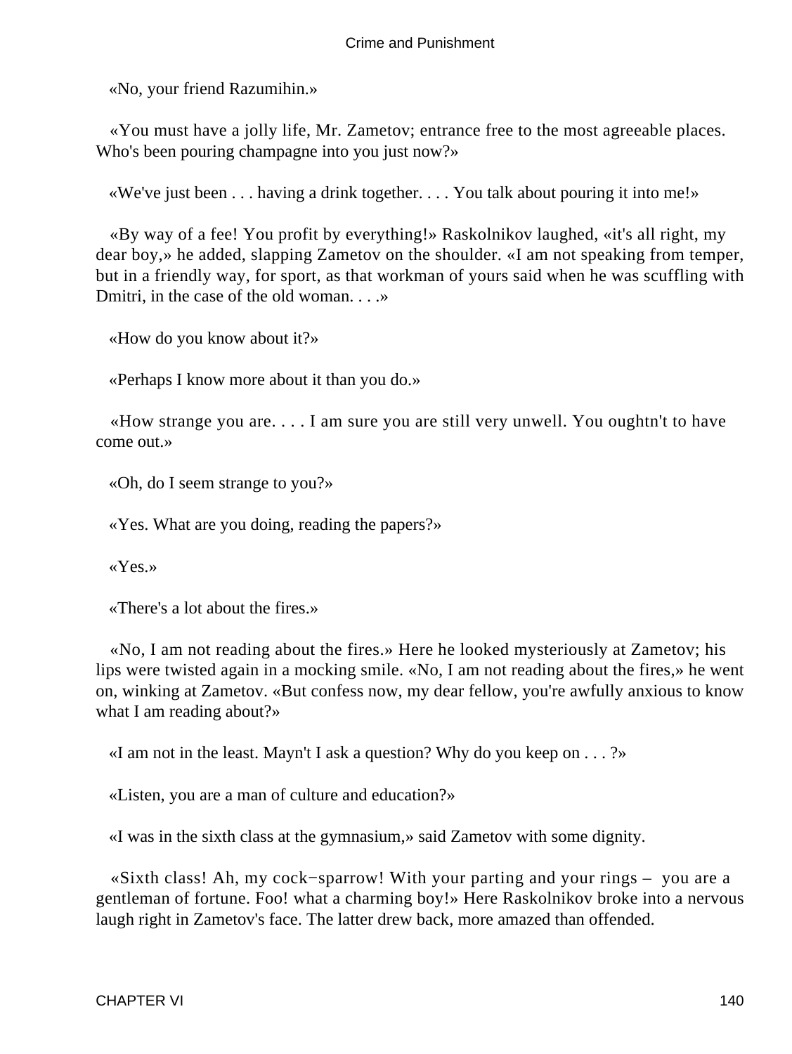«No, your friend Razumihin.»

«You must have a jolly life, Mr. Zametov; entrance free to the most agreeable places. Who's been pouring champagne into you just now?»

«We've just been . . . having a drink together. . . . You talk about pouring it into me!»

«By way of a fee! You profit by everything!» Raskolnikov laughed, «it's all right, my dear boy,» he added, slapping Zametov on the shoulder. «I am not speaking from temper, but in a friendly way, for sport, as that workman of yours said when he was scuffling with Dmitri, in the case of the old woman. . . .»

«How do you know about it?»

«Perhaps I know more about it than you do.»

«How strange you are. . . . I am sure you are still very unwell. You oughtn't to have come out.»

«Oh, do I seem strange to you?»

«Yes. What are you doing, reading the papers?»

«Yes.»

«There's a lot about the fires.»

«No, I am not reading about the fires.» Here he looked mysteriously at Zametov; his lips were twisted again in a mocking smile. «No, I am not reading about the fires,» he went on, winking at Zametov. «But confess now, my dear fellow, you're awfully anxious to know what I am reading about?»

«I am not in the least. Mayn't I ask a question? Why do you keep on . . . ?»

«Listen, you are a man of culture and education?»

«I was in the sixth class at the gymnasium,» said Zametov with some dignity.

«Sixth class! Ah, my cock−sparrow! With your parting and your rings – you are a gentleman of fortune. Foo! what a charming boy!» Here Raskolnikov broke into a nervous laugh right in Zametov's face. The latter drew back, more amazed than offended.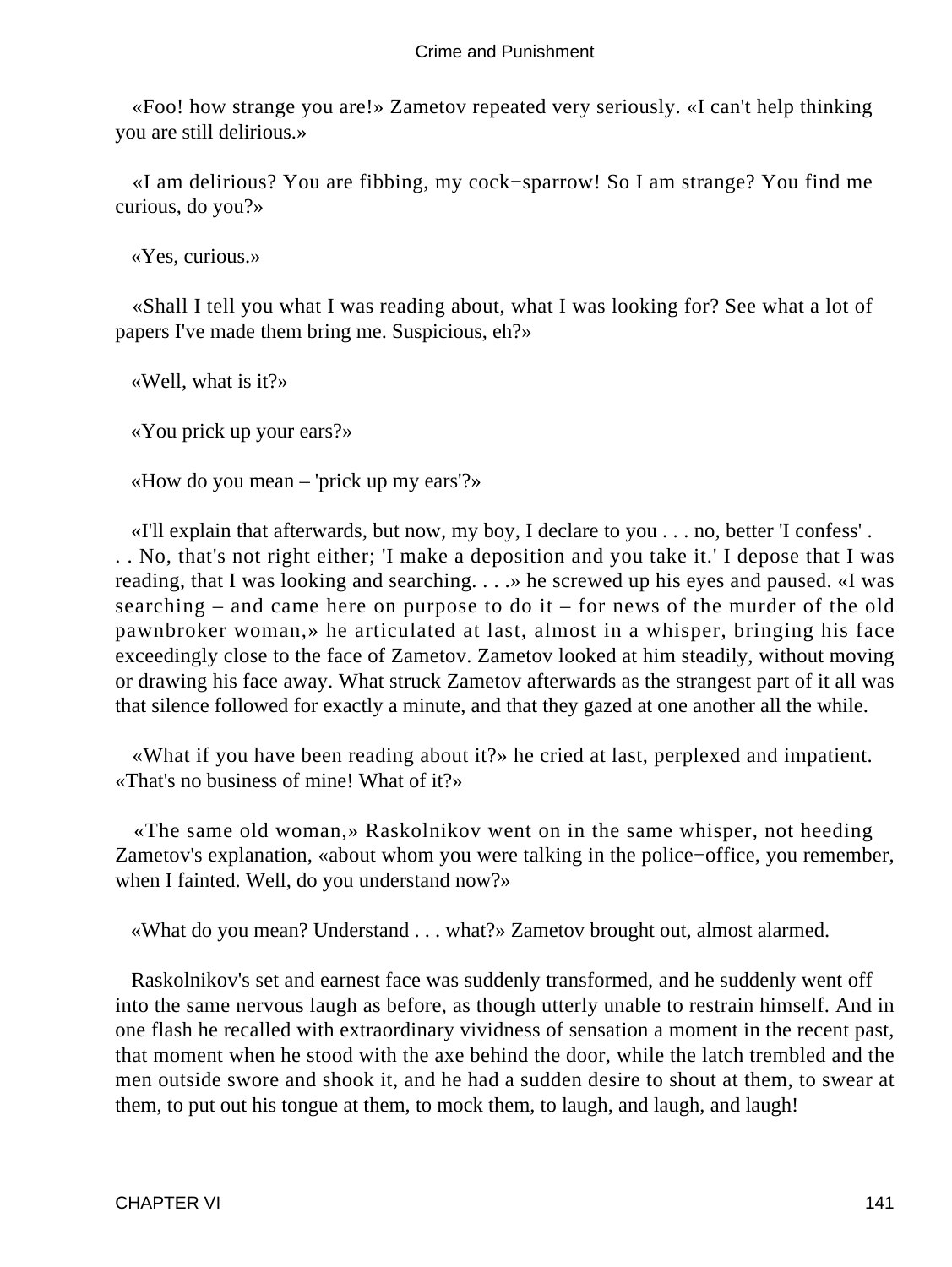«Foo! how strange you are!» Zametov repeated very seriously. «I can't help thinking you are still delirious.»

«I am delirious? You are fibbing, my cock−sparrow! So I am strange? You find me curious, do you?»

«Yes, curious.»

«Shall I tell you what I was reading about, what I was looking for? See what a lot of papers I've made them bring me. Suspicious, eh?»

«Well, what is it?»

«You prick up your ears?»

«How do you mean – 'prick up my ears'?»

«I'll explain that afterwards, but now, my boy, I declare to you . . . no, better 'I confess' . . . No, that's not right either; 'I make a deposition and you take it.' I depose that I was reading, that I was looking and searching. . . .» he screwed up his eyes and paused. «I was searching – and came here on purpose to do it – for news of the murder of the old pawnbroker woman,» he articulated at last, almost in a whisper, bringing his face exceedingly close to the face of Zametov. Zametov looked at him steadily, without moving or drawing his face away. What struck Zametov afterwards as the strangest part of it all was that silence followed for exactly a minute, and that they gazed at one another all the while.

«What if you have been reading about it?» he cried at last, perplexed and impatient. «That's no business of mine! What of it?»

«The same old woman,» Raskolnikov went on in the same whisper, not heeding Zametov's explanation, «about whom you were talking in the police−office, you remember, when I fainted. Well, do you understand now?»

«What do you mean? Understand . . . what?» Zametov brought out, almost alarmed.

Raskolnikov's set and earnest face was suddenly transformed, and he suddenly went off into the same nervous laugh as before, as though utterly unable to restrain himself. And in one flash he recalled with extraordinary vividness of sensation a moment in the recent past, that moment when he stood with the axe behind the door, while the latch trembled and the men outside swore and shook it, and he had a sudden desire to shout at them, to swear at them, to put out his tongue at them, to mock them, to laugh, and laugh, and laugh!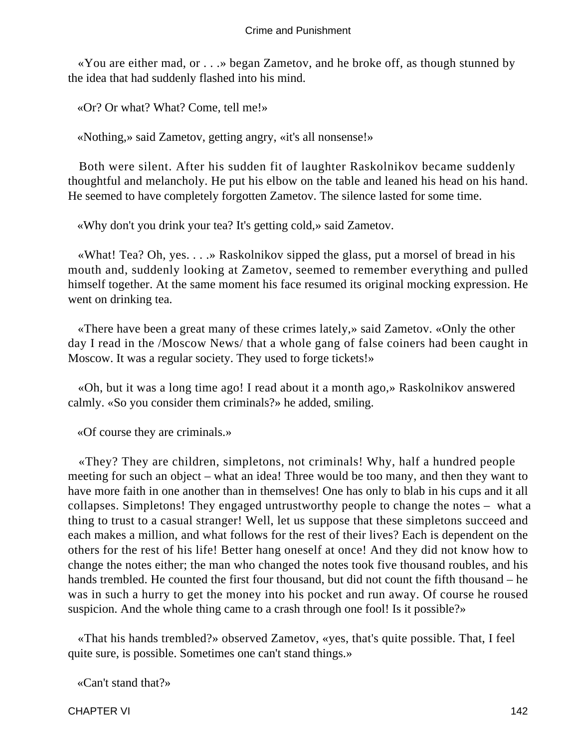«You are either mad, or . . .» began Zametov, and he broke off, as though stunned by the idea that had suddenly flashed into his mind.

«Or? Or what? What? Come, tell me!»

«Nothing,» said Zametov, getting angry, «it's all nonsense!»

Both were silent. After his sudden fit of laughter Raskolnikov became suddenly thoughtful and melancholy. He put his elbow on the table and leaned his head on his hand. He seemed to have completely forgotten Zametov. The silence lasted for some time.

«Why don't you drink your tea? It's getting cold,» said Zametov.

«What! Tea? Oh, yes. . . .» Raskolnikov sipped the glass, put a morsel of bread in his mouth and, suddenly looking at Zametov, seemed to remember everything and pulled himself together. At the same moment his face resumed its original mocking expression. He went on drinking tea.

«There have been a great many of these crimes lately,» said Zametov. «Only the other day I read in the /Moscow News/ that a whole gang of false coiners had been caught in Moscow. It was a regular society. They used to forge tickets!»

«Oh, but it was a long time ago! I read about it a month ago,» Raskolnikov answered calmly. «So you consider them criminals?» he added, smiling.

«Of course they are criminals.»

«They? They are children, simpletons, not criminals! Why, half a hundred people meeting for such an object – what an idea! Three would be too many, and then they want to have more faith in one another than in themselves! One has only to blab in his cups and it all collapses. Simpletons! They engaged untrustworthy people to change the notes – what a thing to trust to a casual stranger! Well, let us suppose that these simpletons succeed and each makes a million, and what follows for the rest of their lives? Each is dependent on the others for the rest of his life! Better hang oneself at once! And they did not know how to change the notes either; the man who changed the notes took five thousand roubles, and his hands trembled. He counted the first four thousand, but did not count the fifth thousand – he was in such a hurry to get the money into his pocket and run away. Of course he roused suspicion. And the whole thing came to a crash through one fool! Is it possible?»

«That his hands trembled?» observed Zametov, «yes, that's quite possible. That, I feel quite sure, is possible. Sometimes one can't stand things.»

«Can't stand that?»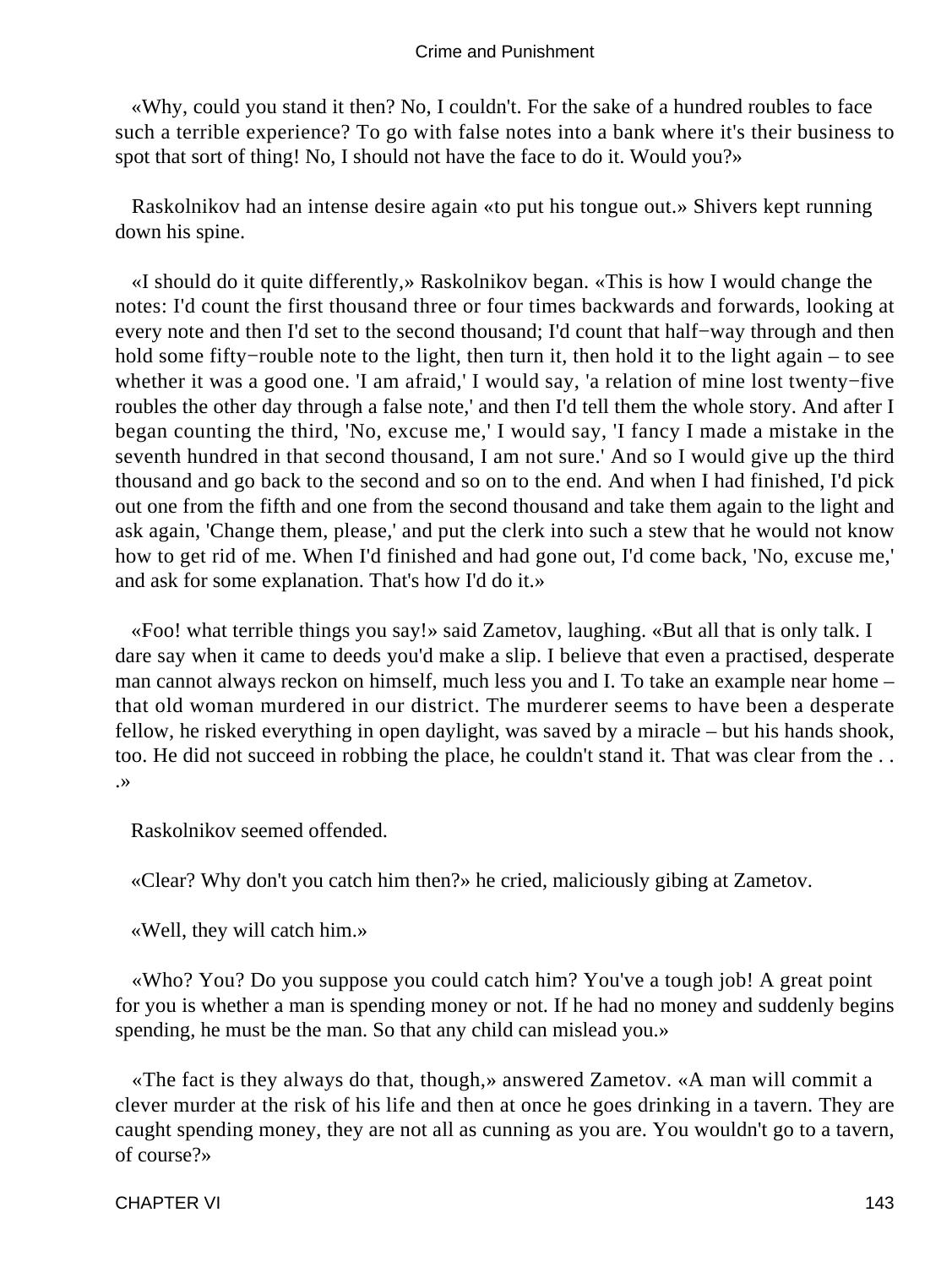«Why, could you stand it then? No, I couldn't. For the sake of a hundred roubles to face such a terrible experience? To go with false notes into a bank where it's their business to spot that sort of thing! No, I should not have the face to do it. Would you?»

Raskolnikov had an intense desire again «to put his tongue out.» Shivers kept running down his spine.

«I should do it quite differently,» Raskolnikov began. «This is how I would change the notes: I'd count the first thousand three or four times backwards and forwards, looking at every note and then I'd set to the second thousand; I'd count that half−way through and then hold some fifty−rouble note to the light, then turn it, then hold it to the light again – to see whether it was a good one. 'I am afraid,' I would say, 'a relation of mine lost twenty−five roubles the other day through a false note,' and then I'd tell them the whole story. And after I began counting the third, 'No, excuse me,' I would say, 'I fancy I made a mistake in the seventh hundred in that second thousand, I am not sure.' And so I would give up the third thousand and go back to the second and so on to the end. And when I had finished, I'd pick out one from the fifth and one from the second thousand and take them again to the light and ask again, 'Change them, please,' and put the clerk into such a stew that he would not know how to get rid of me. When I'd finished and had gone out, I'd come back, 'No, excuse me,' and ask for some explanation. That's how I'd do it.»

«Foo! what terrible things you say!» said Zametov, laughing. «But all that is only talk. I dare say when it came to deeds you'd make a slip. I believe that even a practised, desperate man cannot always reckon on himself, much less you and I. To take an example near home – that old woman murdered in our district. The murderer seems to have been a desperate fellow, he risked everything in open daylight, was saved by a miracle – but his hands shook, too. He did not succeed in robbing the place, he couldn't stand it. That was clear from the . . .»

Raskolnikov seemed offended.

«Clear? Why don't you catch him then?» he cried, maliciously gibing at Zametov.

«Well, they will catch him.»

«Who? You? Do you suppose you could catch him? You've a tough job! A great point for you is whether a man is spending money or not. If he had no money and suddenly begins spending, he must be the man. So that any child can mislead you.»

«The fact is they always do that, though,» answered Zametov. «A man will commit a clever murder at the risk of his life and then at once he goes drinking in a tavern. They are caught spending money, they are not all as cunning as you are. You wouldn't go to a tavern, of course?»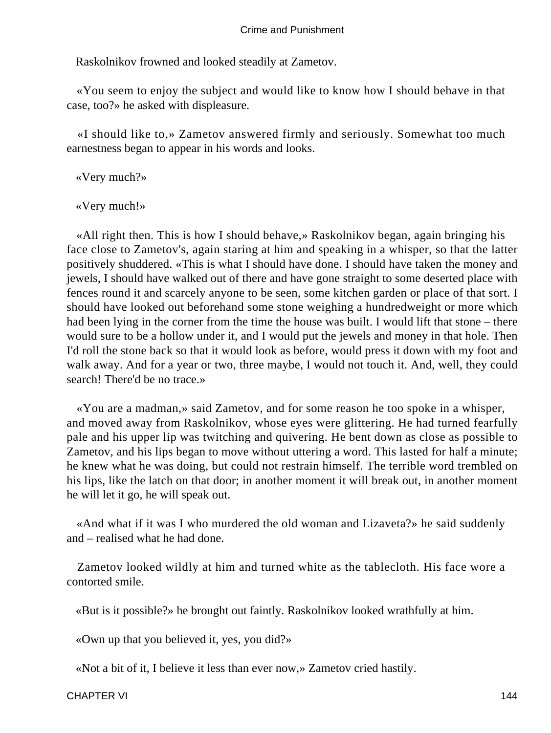Raskolnikov frowned and looked steadily at Zametov.

«You seem to enjoy the subject and would like to know how I should behave in that case, too?» he asked with displeasure.

«I should like to,» Zametov answered firmly and seriously. Somewhat too much earnestness began to appear in his words and looks.

«Very much?»

«Very much!»

«All right then. This is how I should behave,» Raskolnikov began, again bringing his face close to Zametov's, again staring at him and speaking in a whisper, so that the latter positively shuddered. «This is what I should have done. I should have taken the money and jewels, I should have walked out of there and have gone straight to some deserted place with fences round it and scarcely anyone to be seen, some kitchen garden or place of that sort. I should have looked out beforehand some stone weighing a hundredweight or more which had been lying in the corner from the time the house was built. I would lift that stone – there would sure to be a hollow under it, and I would put the jewels and money in that hole. Then I'd roll the stone back so that it would look as before, would press it down with my foot and walk away. And for a year or two, three maybe, I would not touch it. And, well, they could search! There'd be no trace.»

«You are a madman,» said Zametov, and for some reason he too spoke in a whisper, and moved away from Raskolnikov, whose eyes were glittering. He had turned fearfully pale and his upper lip was twitching and quivering. He bent down as close as possible to Zametov, and his lips began to move without uttering a word. This lasted for half a minute; he knew what he was doing, but could not restrain himself. The terrible word trembled on his lips, like the latch on that door; in another moment it will break out, in another moment he will let it go, he will speak out.

«And what if it was I who murdered the old woman and Lizaveta?» he said suddenly and – realised what he had done.

Zametov looked wildly at him and turned white as the tablecloth. His face wore a contorted smile.

«But is it possible?» he brought out faintly. Raskolnikov looked wrathfully at him.

«Own up that you believed it, yes, you did?»

«Not a bit of it, I believe it less than ever now,» Zametov cried hastily.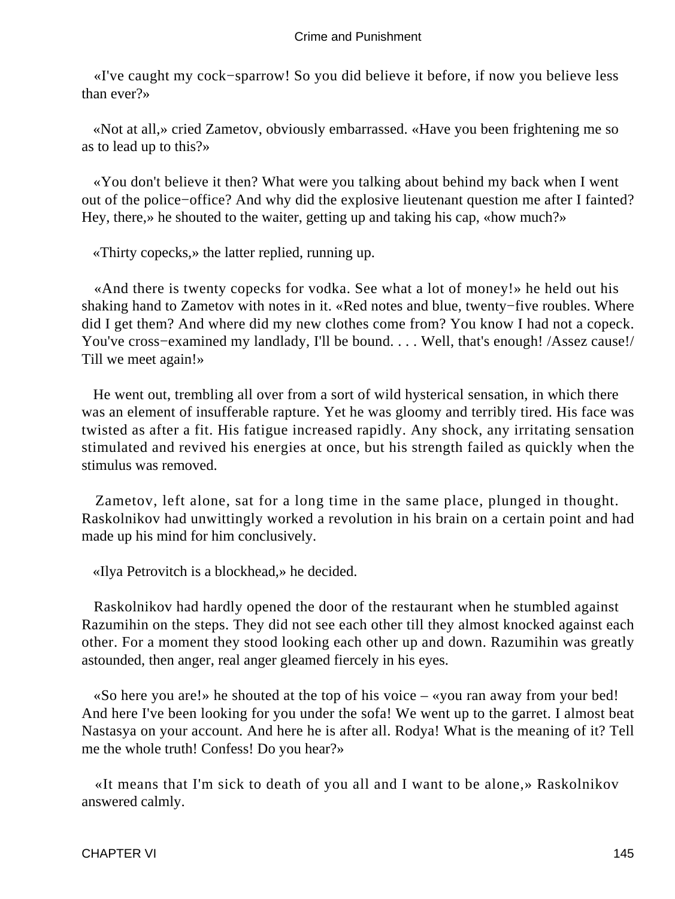«I've caught my cock−sparrow! So you did believe it before, if now you believe less than ever?»

«Not at all,» cried Zametov, obviously embarrassed. «Have you been frightening me so as to lead up to this?»

«You don't believe it then? What were you talking about behind my back when I went out of the police−office? And why did the explosive lieutenant question me after I fainted? Hey, there,» he shouted to the waiter, getting up and taking his cap, «how much?»

«Thirty copecks,» the latter replied, running up.

«And there is twenty copecks for vodka. See what a lot of money!» he held out his shaking hand to Zametov with notes in it. «Red notes and blue, twenty−five roubles. Where did I get them? And where did my new clothes come from? You know I had not a copeck. You've cross−examined my landlady, I'll be bound. . . . Well, that's enough! /Assez cause!/ Till we meet again!»

He went out, trembling all over from a sort of wild hysterical sensation, in which there was an element of insufferable rapture. Yet he was gloomy and terribly tired. His face was twisted as after a fit. His fatigue increased rapidly. Any shock, any irritating sensation stimulated and revived his energies at once, but his strength failed as quickly when the stimulus was removed.

Zametov, left alone, sat for a long time in the same place, plunged in thought. Raskolnikov had unwittingly worked a revolution in his brain on a certain point and had made up his mind for him conclusively.

«Ilya Petrovitch is a blockhead,» he decided.

Raskolnikov had hardly opened the door of the restaurant when he stumbled against Razumihin on the steps. They did not see each other till they almost knocked against each other. For a moment they stood looking each other up and down. Razumihin was greatly astounded, then anger, real anger gleamed fiercely in his eyes.

«So here you are!» he shouted at the top of his voice – «you ran away from your bed! And here I've been looking for you under the sofa! We went up to the garret. I almost beat Nastasya on your account. And here he is after all. Rodya! What is the meaning of it? Tell me the whole truth! Confess! Do you hear?»

«It means that I'm sick to death of you all and I want to be alone,» Raskolnikov answered calmly.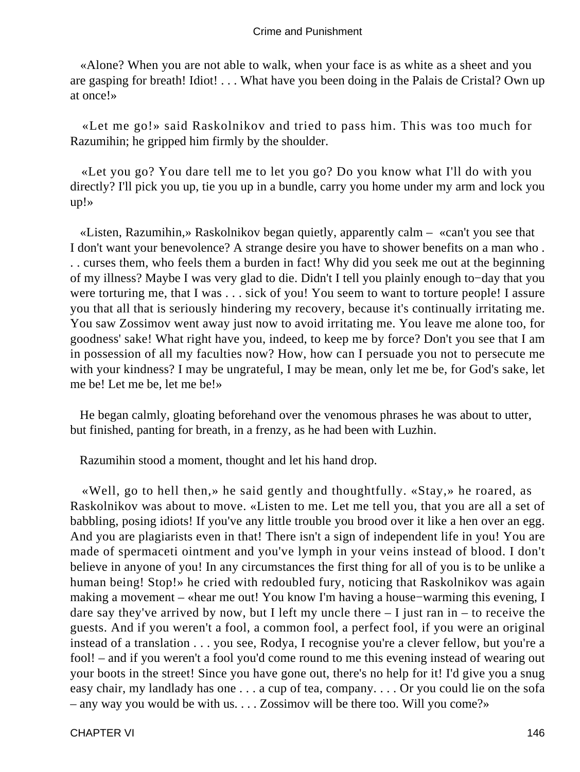«Alone? When you are not able to walk, when your face is as white as a sheet and you are gasping for breath! Idiot! . . . What have you been doing in the Palais de Cristal? Own up at once!»

«Let me go!» said Raskolnikov and tried to pass him. This was too much for Razumihin; he gripped him firmly by the shoulder.

«Let you go? You dare tell me to let you go? Do you know what I'll do with you directly? I'll pick you up, tie you up in a bundle, carry you home under my arm and lock you up!»

«Listen, Razumihin,» Raskolnikov began quietly, apparently calm – «can't you see that I don't want your benevolence? A strange desire you have to shower benefits on a man who . . . curses them, who feels them a burden in fact! Why did you seek me out at the beginning of my illness? Maybe I was very glad to die. Didn't I tell you plainly enough to−day that you were torturing me, that I was . . . sick of you! You seem to want to torture people! I assure you that all that is seriously hindering my recovery, because it's continually irritating me. You saw Zossimov went away just now to avoid irritating me. You leave me alone too, for goodness' sake! What right have you, indeed, to keep me by force? Don't you see that I am in possession of all my faculties now? How, how can I persuade you not to persecute me with your kindness? I may be ungrateful, I may be mean, only let me be, for God's sake, let me be! Let me be, let me be!»

He began calmly, gloating beforehand over the venomous phrases he was about to utter, but finished, panting for breath, in a frenzy, as he had been with Luzhin.

Razumihin stood a moment, thought and let his hand drop.

«Well, go to hell then,» he said gently and thoughtfully. «Stay,» he roared, as Raskolnikov was about to move. «Listen to me. Let me tell you, that you are all a set of babbling, posing idiots! If you've any little trouble you brood over it like a hen over an egg. And you are plagiarists even in that! There isn't a sign of independent life in you! You are made of spermaceti ointment and you've lymph in your veins instead of blood. I don't believe in anyone of you! In any circumstances the first thing for all of you is to be unlike a human being! Stop!» he cried with redoubled fury, noticing that Raskolnikov was again making a movement – «hear me out! You know I'm having a house−warming this evening, I dare say they've arrived by now, but I left my uncle there – I just ran in – to receive the guests. And if you weren't a fool, a common fool, a perfect fool, if you were an original instead of a translation . . . you see, Rodya, I recognise you're a clever fellow, but you're a fool! – and if you weren't a fool you'd come round to me this evening instead of wearing out your boots in the street! Since you have gone out, there's no help for it! I'd give you a snug easy chair, my landlady has one . . . a cup of tea, company. . . . Or you could lie on the sofa – any way you would be with us. . . . Zossimov will be there too. Will you come?»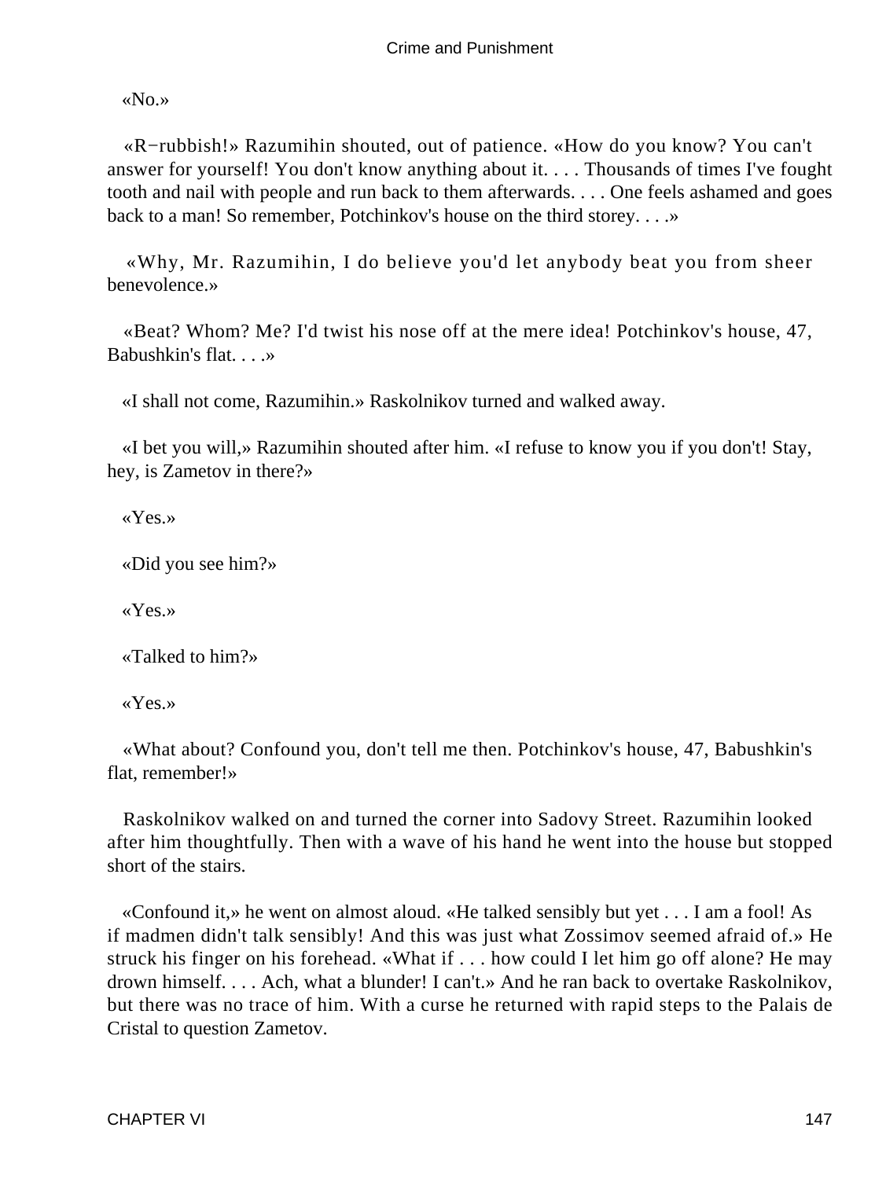«No.»

«R−rubbish!» Razumihin shouted, out of patience. «How do you know? You can't answer for yourself! You don't know anything about it. . . . Thousands of times I've fought tooth and nail with people and run back to them afterwards. . . . One feels ashamed and goes back to a man! So remember, Potchinkov's house on the third storey. . . .»

«Why, Mr. Razumihin, I do believe you'd let anybody beat you from sheer benevolence.»

«Beat? Whom? Me? I'd twist his nose off at the mere idea! Potchinkov's house, 47, Babushkin's flat. . . .»

«I shall not come, Razumihin.» Raskolnikov turned and walked away.

«I bet you will,» Razumihin shouted after him. «I refuse to know you if you don't! Stay, hey, is Zametov in there?»

«Yes.»

«Did you see him?»

«Yes.»

«Talked to him?»

«Yes.»

«What about? Confound you, don't tell me then. Potchinkov's house, 47, Babushkin's flat, remember!»

Raskolnikov walked on and turned the corner into Sadovy Street. Razumihin looked after him thoughtfully. Then with a wave of his hand he went into the house but stopped short of the stairs.

«Confound it,» he went on almost aloud. «He talked sensibly but yet . . . I am a fool! As if madmen didn't talk sensibly! And this was just what Zossimov seemed afraid of.» He struck his finger on his forehead. «What if . . . how could I let him go off alone? He may drown himself. . . . Ach, what a blunder! I can't.» And he ran back to overtake Raskolnikov, but there was no trace of him. With a curse he returned with rapid steps to the Palais de Cristal to question Zametov.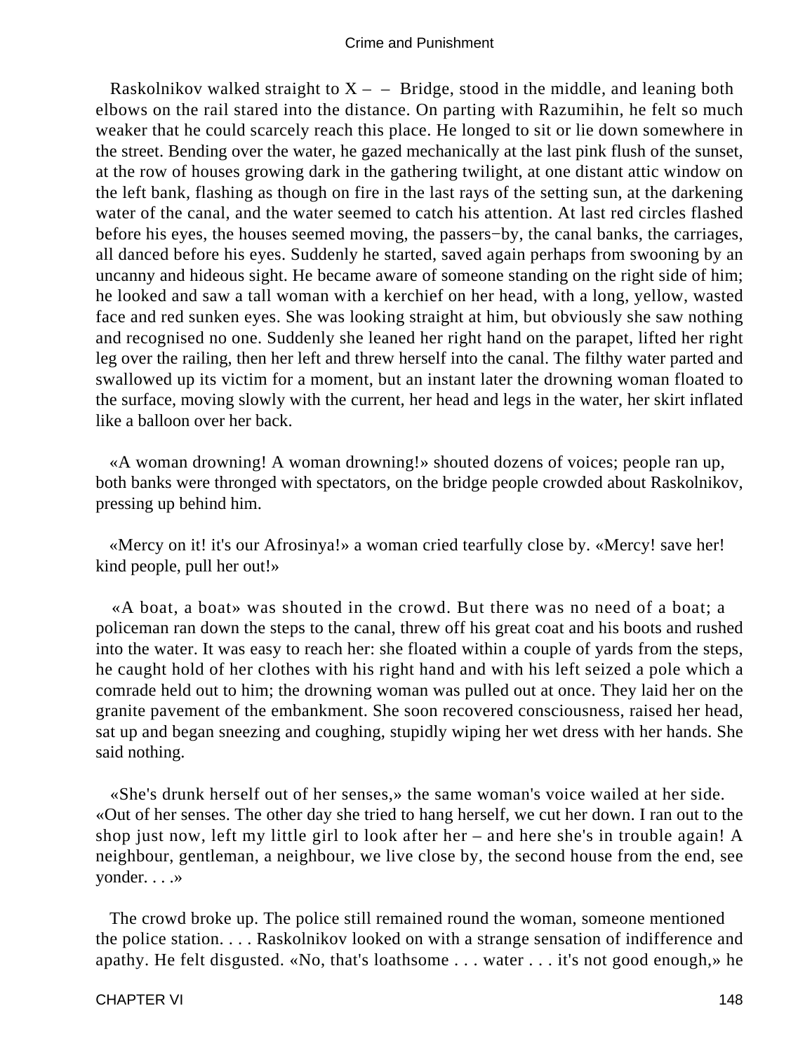Raskolnikov walked straight to X – – Bridge, stood in the middle, and leaning both elbows on the rail stared into the distance. On parting with Razumihin, he felt so much weaker that he could scarcely reach this place. He longed to sit or lie down somewhere in the street. Bending over the water, he gazed mechanically at the last pink flush of the sunset, at the row of houses growing dark in the gathering twilight, at one distant attic window on the left bank, flashing as though on fire in the last rays of the setting sun, at the darkening water of the canal, and the water seemed to catch his attention. At last red circles flashed before his eyes, the houses seemed moving, the passers−by, the canal banks, the carriages, all danced before his eyes. Suddenly he started, saved again perhaps from swooning by an uncanny and hideous sight. He became aware of someone standing on the right side of him; he looked and saw a tall woman with a kerchief on her head, with a long, yellow, wasted face and red sunken eyes. She was looking straight at him, but obviously she saw nothing and recognised no one. Suddenly she leaned her right hand on the parapet, lifted her right leg over the railing, then her left and threw herself into the canal. The filthy water parted and swallowed up its victim for a moment, but an instant later the drowning woman floated to the surface, moving slowly with the current, her head and legs in the water, her skirt inflated like a balloon over her back.

«A woman drowning! A woman drowning!» shouted dozens of voices; people ran up, both banks were thronged with spectators, on the bridge people crowded about Raskolnikov, pressing up behind him.

«Mercy on it! it's our Afrosinya!» a woman cried tearfully close by. «Mercy! save her! kind people, pull her out!»

«A boat, a boat» was shouted in the crowd. But there was no need of a boat; a policeman ran down the steps to the canal, threw off his great coat and his boots and rushed into the water. It was easy to reach her: she floated within a couple of yards from the steps, he caught hold of her clothes with his right hand and with his left seized a pole which a comrade held out to him; the drowning woman was pulled out at once. They laid her on the granite pavement of the embankment. She soon recovered consciousness, raised her head, sat up and began sneezing and coughing, stupidly wiping her wet dress with her hands. She said nothing.

«She's drunk herself out of her senses,» the same woman's voice wailed at her side. «Out of her senses. The other day she tried to hang herself, we cut her down. I ran out to the shop just now, left my little girl to look after her – and here she's in trouble again! A neighbour, gentleman, a neighbour, we live close by, the second house from the end, see yonder. . . .»

The crowd broke up. The police still remained round the woman, someone mentioned the police station. . . . Raskolnikov looked on with a strange sensation of indifference and apathy. He felt disgusted. «No, that's loathsome . . . water . . . it's not good enough,» he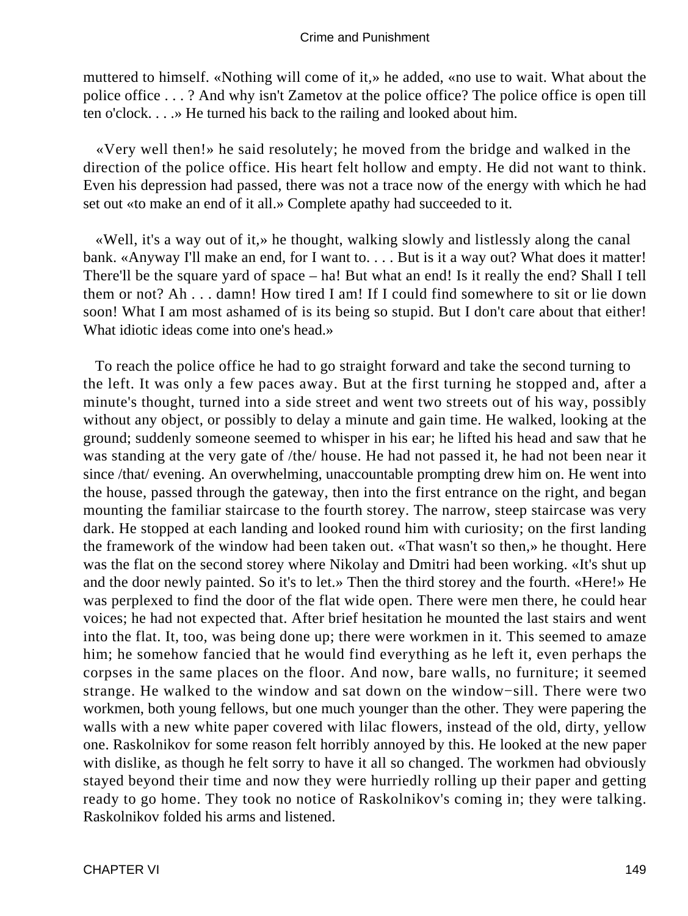muttered to himself. «Nothing will come of it,» he added, «no use to wait. What about the police office . . . ? And why isn't Zametov at the police office? The police office is open till ten o'clock. . . .» He turned his back to the railing and looked about him.

«Very well then!» he said resolutely; he moved from the bridge and walked in the direction of the police office. His heart felt hollow and empty. He did not want to think. Even his depression had passed, there was not a trace now of the energy with which he had set out «to make an end of it all.» Complete apathy had succeeded to it.

«Well, it's a way out of it,» he thought, walking slowly and listlessly along the canal bank. «Anyway I'll make an end, for I want to. . . . But is it a way out? What does it matter! There'll be the square yard of space – ha! But what an end! Is it really the end? Shall I tell them or not? Ah . . . damn! How tired I am! If I could find somewhere to sit or lie down soon! What I am most ashamed of is its being so stupid. But I don't care about that either! What idiotic ideas come into one's head.»

To reach the police office he had to go straight forward and take the second turning to the left. It was only a few paces away. But at the first turning he stopped and, after a minute's thought, turned into a side street and went two streets out of his way, possibly without any object, or possibly to delay a minute and gain time. He walked, looking at the ground; suddenly someone seemed to whisper in his ear; he lifted his head and saw that he was standing at the very gate of /the/ house. He had not passed it, he had not been near it since /that/ evening. An overwhelming, unaccountable prompting drew him on. He went into the house, passed through the gateway, then into the first entrance on the right, and began mounting the familiar staircase to the fourth storey. The narrow, steep staircase was very dark. He stopped at each landing and looked round him with curiosity; on the first landing the framework of the window had been taken out. «That wasn't so then,» he thought. Here was the flat on the second storey where Nikolay and Dmitri had been working. «It's shut up and the door newly painted. So it's to let.» Then the third storey and the fourth. «Here!» He was perplexed to find the door of the flat wide open. There were men there, he could hear voices; he had not expected that. After brief hesitation he mounted the last stairs and went into the flat. It, too, was being done up; there were workmen in it. This seemed to amaze him; he somehow fancied that he would find everything as he left it, even perhaps the corpses in the same places on the floor. And now, bare walls, no furniture; it seemed strange. He walked to the window and sat down on the window−sill. There were two workmen, both young fellows, but one much younger than the other. They were papering the walls with a new white paper covered with lilac flowers, instead of the old, dirty, yellow one. Raskolnikov for some reason felt horribly annoyed by this. He looked at the new paper with dislike, as though he felt sorry to have it all so changed. The workmen had obviously stayed beyond their time and now they were hurriedly rolling up their paper and getting ready to go home. They took no notice of Raskolnikov's coming in; they were talking. Raskolnikov folded his arms and listened.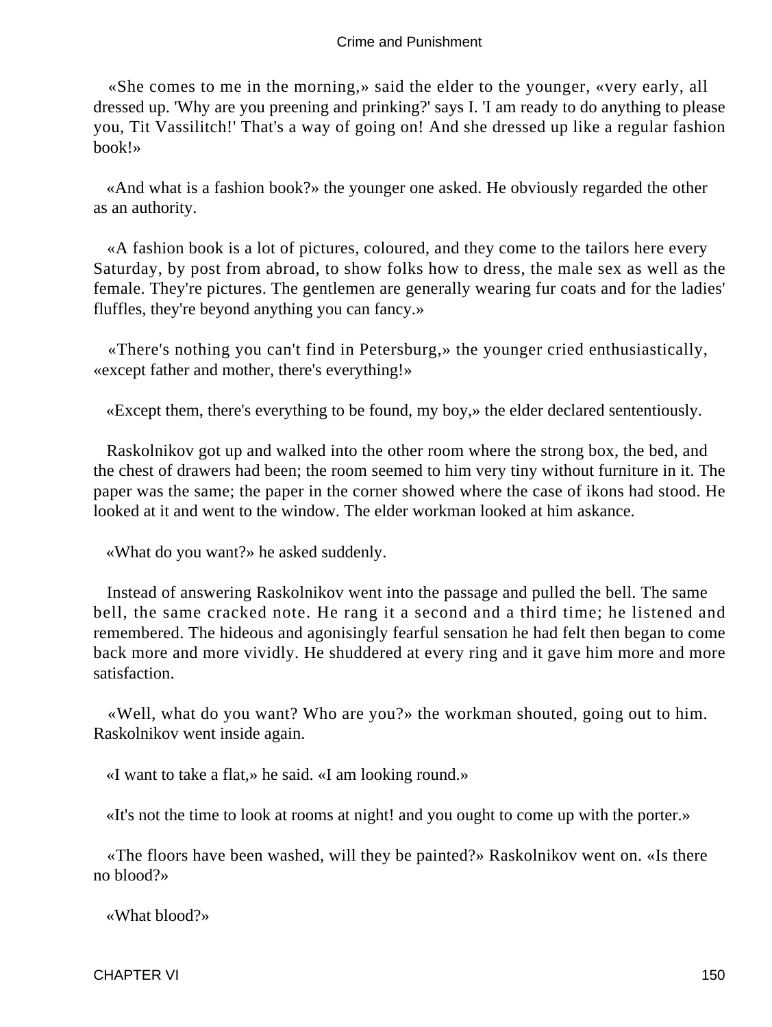«She comes to me in the morning,» said the elder to the younger, «very early, all dressed up. 'Why are you preening and prinking?' says I. 'I am ready to do anything to please you, Tit Vassilitch!' That's a way of going on! And she dressed up like a regular fashion book!»

«And what is a fashion book?» the younger one asked. He obviously regarded the other as an authority.

«A fashion book is a lot of pictures, coloured, and they come to the tailors here every Saturday, by post from abroad, to show folks how to dress, the male sex as well as the female. They're pictures. The gentlemen are generally wearing fur coats and for the ladies' fluffles, they're beyond anything you can fancy.»

«There's nothing you can't find in Petersburg,» the younger cried enthusiastically, «except father and mother, there's everything!»

«Except them, there's everything to be found, my boy,» the elder declared sententiously.

Raskolnikov got up and walked into the other room where the strong box, the bed, and the chest of drawers had been; the room seemed to him very tiny without furniture in it. The paper was the same; the paper in the corner showed where the case of ikons had stood. He looked at it and went to the window. The elder workman looked at him askance.

«What do you want?» he asked suddenly.

Instead of answering Raskolnikov went into the passage and pulled the bell. The same bell, the same cracked note. He rang it a second and a third time; he listened and remembered. The hideous and agonisingly fearful sensation he had felt then began to come back more and more vividly. He shuddered at every ring and it gave him more and more satisfaction.

«Well, what do you want? Who are you?» the workman shouted, going out to him. Raskolnikov went inside again.

«I want to take a flat,» he said. «I am looking round.»

«It's not the time to look at rooms at night! and you ought to come up with the porter.»

«The floors have been washed, will they be painted?» Raskolnikov went on. «Is there no blood?»

«What blood?»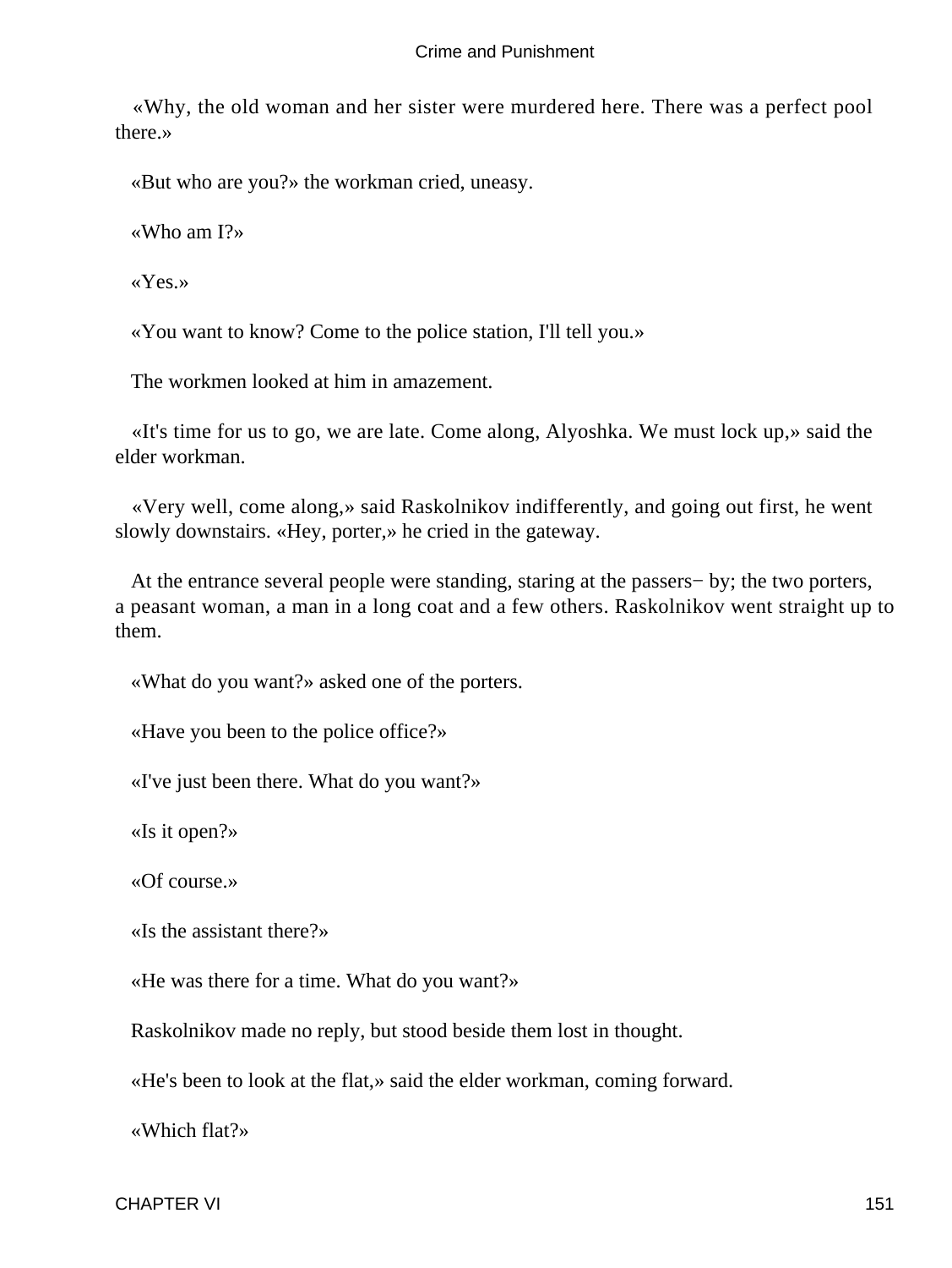«Why, the old woman and her sister were murdered here. There was a perfect pool there.»

«But who are you?» the workman cried, uneasy.

«Who am I?»

«Yes.»

«You want to know? Come to the police station, I'll tell you.»

The workmen looked at him in amazement.

«It's time for us to go, we are late. Come along, Alyoshka. We must lock up,» said the elder workman.

«Very well, come along,» said Raskolnikov indifferently, and going out first, he went slowly downstairs. «Hey, porter,» he cried in the gateway.

At the entrance several people were standing, staring at the passers− by; the two porters, a peasant woman, a man in a long coat and a few others. Raskolnikov went straight up to them.

«What do you want?» asked one of the porters.

«Have you been to the police office?»

«I've just been there. What do you want?»

«Is it open?»

«Of course.»

«Is the assistant there?»

«He was there for a time. What do you want?»

Raskolnikov made no reply, but stood beside them lost in thought.

«He's been to look at the flat,» said the elder workman, coming forward.

«Which flat?»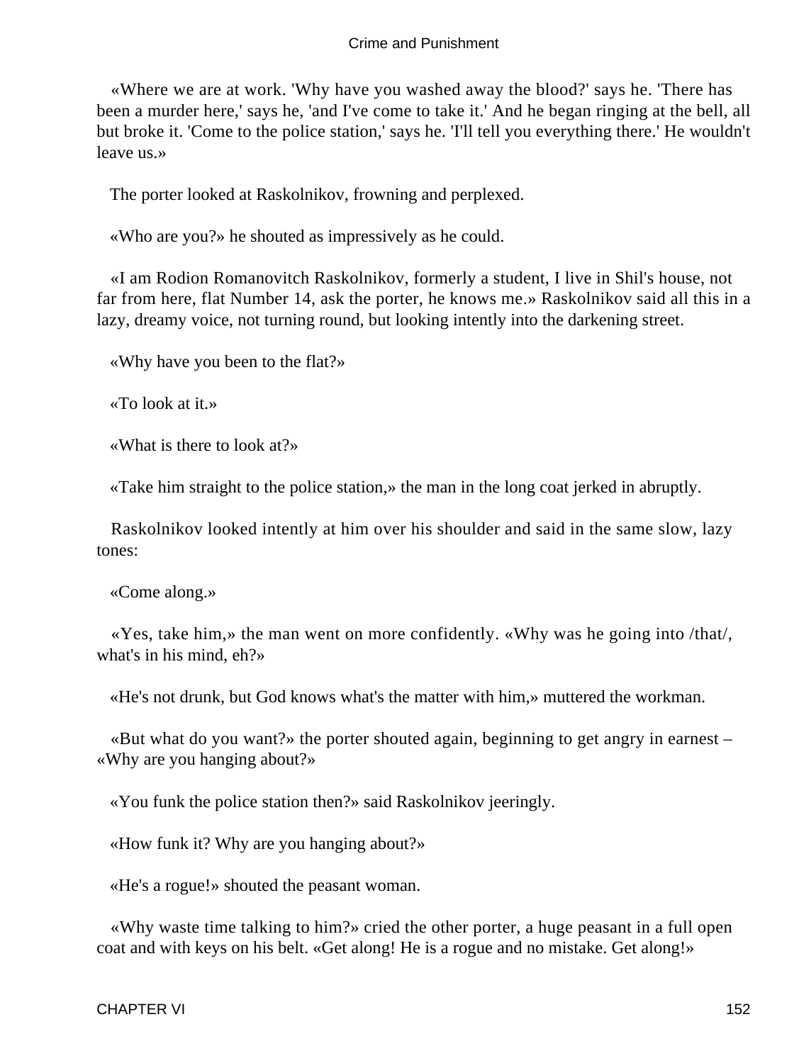«Where we are at work. 'Why have you washed away the blood?' says he. 'There has been a murder here,' says he, 'and I've come to take it.' And he began ringing at the bell, all but broke it. 'Come to the police station,' says he. 'I'll tell you everything there.' He wouldn't leave us.»

The porter looked at Raskolnikov, frowning and perplexed.

«Who are you?» he shouted as impressively as he could.

«I am Rodion Romanovitch Raskolnikov, formerly a student, I live in Shil's house, not far from here, flat Number 14, ask the porter, he knows me.» Raskolnikov said all this in a lazy, dreamy voice, not turning round, but looking intently into the darkening street.

«Why have you been to the flat?»

«To look at it.»

«What is there to look at?»

«Take him straight to the police station,» the man in the long coat jerked in abruptly.

Raskolnikov looked intently at him over his shoulder and said in the same slow, lazy tones:

«Come along.»

«Yes, take him,» the man went on more confidently. «Why was he going into /that/, what's in his mind, eh?»

«He's not drunk, but God knows what's the matter with him,» muttered the workman.

«But what do you want?» the porter shouted again, beginning to get angry in earnest – «Why are you hanging about?»

«You funk the police station then?» said Raskolnikov jeeringly.

«How funk it? Why are you hanging about?»

«He's a rogue!» shouted the peasant woman.

«Why waste time talking to him?» cried the other porter, a huge peasant in a full open coat and with keys on his belt. «Get along! He is a rogue and no mistake. Get along!»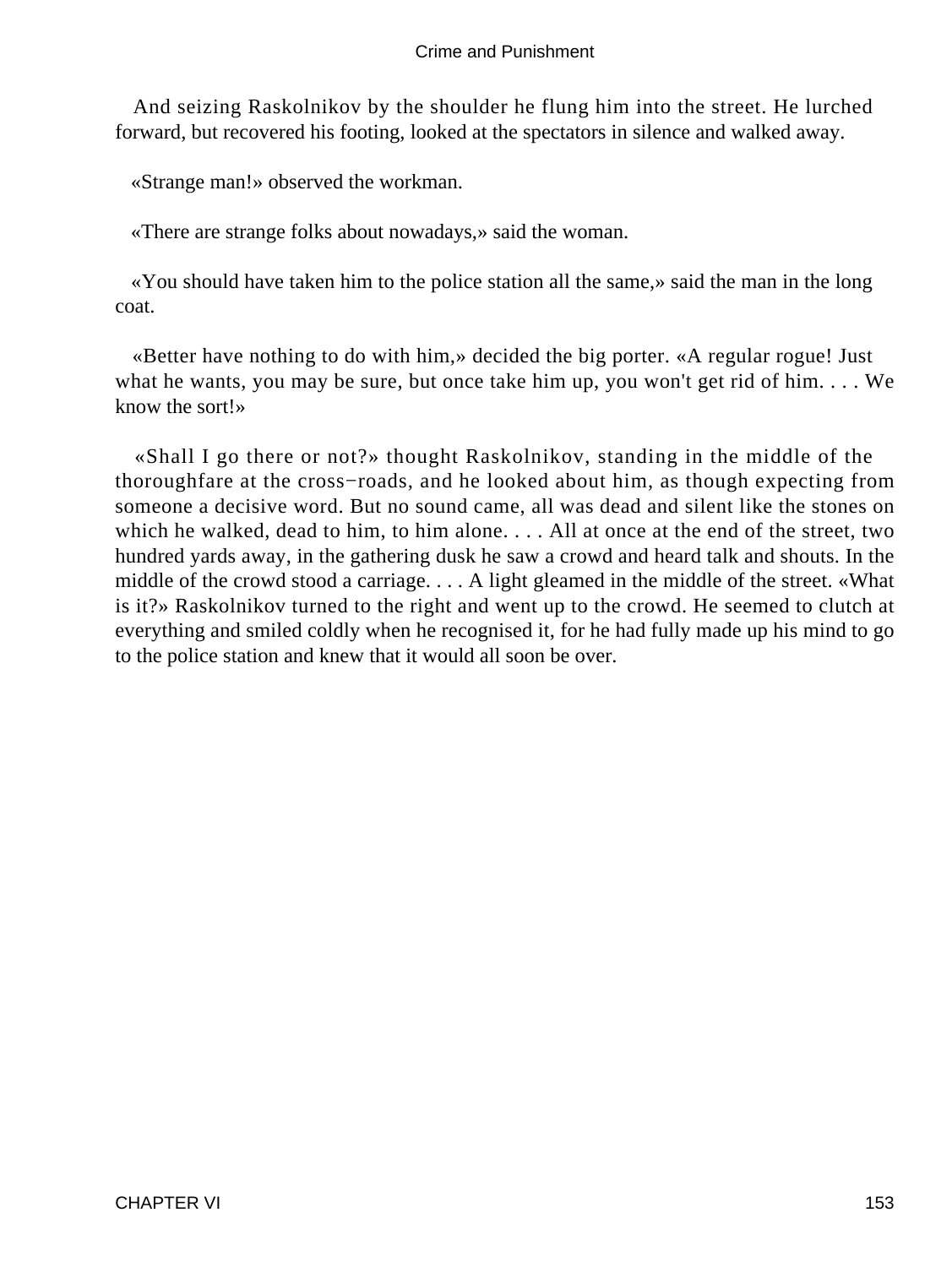And seizing Raskolnikov by the shoulder he flung him into the street. He lurched forward, but recovered his footing, looked at the spectators in silence and walked away.

«Strange man!» observed the workman.

«There are strange folks about nowadays,» said the woman.

«You should have taken him to the police station all the same,» said the man in the long coat.

«Better have nothing to do with him,» decided the big porter. «A regular rogue! Just what he wants, you may be sure, but once take him up, you won't get rid of him. . . . We know the sort!»

«Shall I go there or not?» thought Raskolnikov, standing in the middle of the thoroughfare at the cross−roads, and he looked about him, as though expecting from someone a decisive word. But no sound came, all was dead and silent like the stones on which he walked, dead to him, to him alone. . . . All at once at the end of the street, two hundred yards away, in the gathering dusk he saw a crowd and heard talk and shouts. In the middle of the crowd stood a carriage. . . . A light gleamed in the middle of the street. «What is it?» Raskolnikov turned to the right and went up to the crowd. He seemed to clutch at everything and smiled coldly when he recognised it, for he had fully made up his mind to go to the police station and knew that it would all soon be over.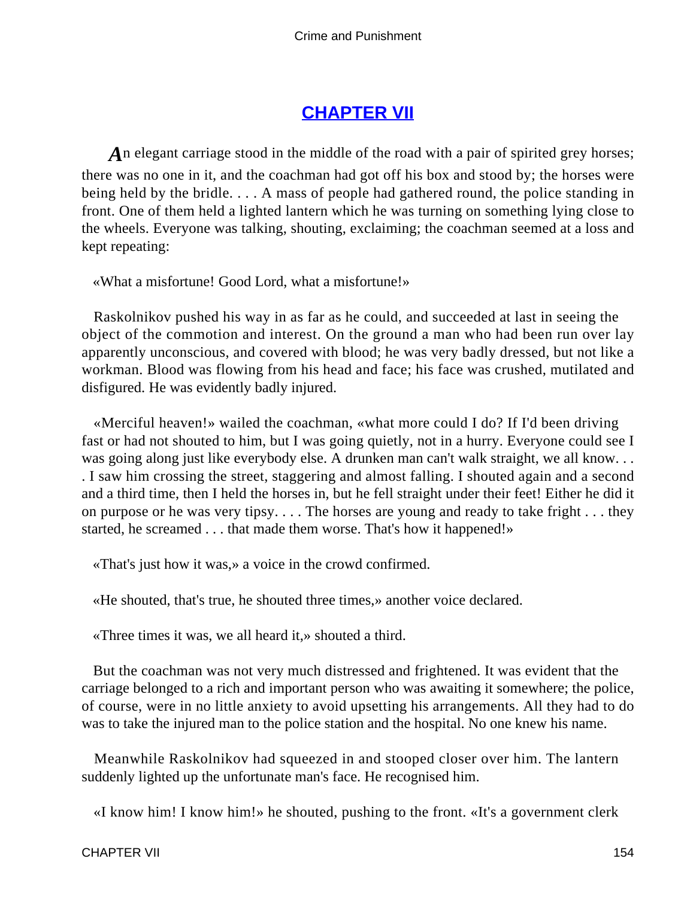## [CHAPTER VII]

*A*n elegant carriage stood in the middle of the road with a pair of spirited grey horses; there was no one in it, and the coachman had got off his box and stood by; the horses were being held by the bridle. . . . A mass of people had gathered round, the police standing in front. One of them held a lighted lantern which he was turning on something lying close to the wheels. Everyone was talking, shouting, exclaiming; the coachman seemed at a loss and kept repeating:

«What a misfortune! Good Lord, what a misfortune!»

Raskolnikov pushed his way in as far as he could, and succeeded at last in seeing the object of the commotion and interest. On the ground a man who had been run over lay apparently unconscious, and covered with blood; he was very badly dressed, but not like a workman. Blood was flowing from his head and face; his face was crushed, mutilated and disfigured. He was evidently badly injured.

«Merciful heaven!» wailed the coachman, «what more could I do? If I'd been driving fast or had not shouted to him, but I was going quietly, not in a hurry. Everyone could see I was going along just like everybody else. A drunken man can't walk straight, we all know. . . . I saw him crossing the street, staggering and almost falling. I shouted again and a second and a third time, then I held the horses in, but he fell straight under their feet! Either he did it on purpose or he was very tipsy. . . . The horses are young and ready to take fright . . . they started, he screamed . . . that made them worse. That's how it happened!»

«That's just how it was,» a voice in the crowd confirmed.

«He shouted, that's true, he shouted three times,» another voice declared.

«Three times it was, we all heard it,» shouted a third.

But the coachman was not very much distressed and frightened. It was evident that the carriage belonged to a rich and important person who was awaiting it somewhere; the police, of course, were in no little anxiety to avoid upsetting his arrangements. All they had to do was to take the injured man to the police station and the hospital. No one knew his name.

Meanwhile Raskolnikov had squeezed in and stooped closer over him. The lantern suddenly lighted up the unfortunate man's face. He recognised him.

«I know him! I know him!» he shouted, pushing to the front. «It's a government clerk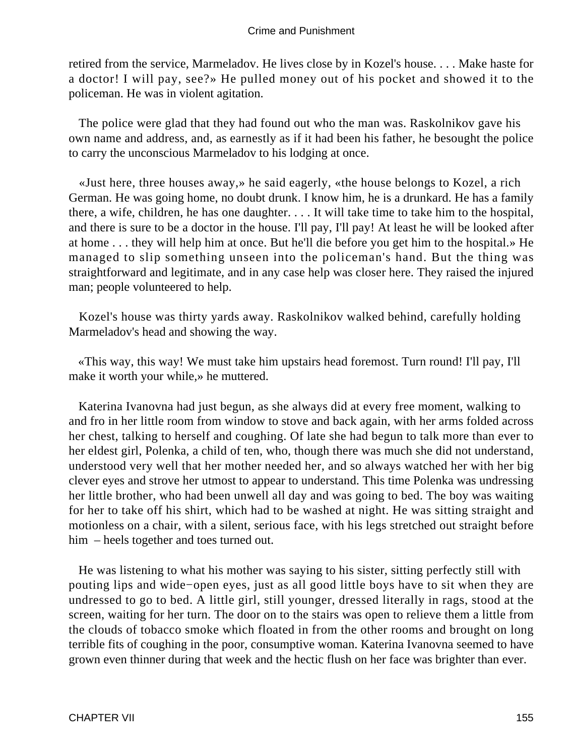retired from the service, Marmeladov. He lives close by in Kozel's house. . . . Make haste for a doctor! I will pay, see?» He pulled money out of his pocket and showed it to the policeman. He was in violent agitation.

The police were glad that they had found out who the man was. Raskolnikov gave his own name and address, and, as earnestly as if it had been his father, he besought the police to carry the unconscious Marmeladov to his lodging at once.

«Just here, three houses away,» he said eagerly, «the house belongs to Kozel, a rich German. He was going home, no doubt drunk. I know him, he is a drunkard. He has a family there, a wife, children, he has one daughter. . . . It will take time to take him to the hospital, and there is sure to be a doctor in the house. I'll pay, I'll pay! At least he will be looked after at home . . . they will help him at once. But he'll die before you get him to the hospital.» He managed to slip something unseen into the policeman's hand. But the thing was straightforward and legitimate, and in any case help was closer here. They raised the injured man; people volunteered to help.

Kozel's house was thirty yards away. Raskolnikov walked behind, carefully holding Marmeladov's head and showing the way.

«This way, this way! We must take him upstairs head foremost. Turn round! I'll pay, I'll make it worth your while,» he muttered.

Katerina Ivanovna had just begun, as she always did at every free moment, walking to and fro in her little room from window to stove and back again, with her arms folded across her chest, talking to herself and coughing. Of late she had begun to talk more than ever to her eldest girl, Polenka, a child of ten, who, though there was much she did not understand, understood very well that her mother needed her, and so always watched her with her big clever eyes and strove her utmost to appear to understand. This time Polenka was undressing her little brother, who had been unwell all day and was going to bed. The boy was waiting for her to take off his shirt, which had to be washed at night. He was sitting straight and motionless on a chair, with a silent, serious face, with his legs stretched out straight before him – heels together and toes turned out.

He was listening to what his mother was saying to his sister, sitting perfectly still with pouting lips and wide−open eyes, just as all good little boys have to sit when they are undressed to go to bed. A little girl, still younger, dressed literally in rags, stood at the screen, waiting for her turn. The door on to the stairs was open to relieve them a little from the clouds of tobacco smoke which floated in from the other rooms and brought on long terrible fits of coughing in the poor, consumptive woman. Katerina Ivanovna seemed to have grown even thinner during that week and the hectic flush on her face was brighter than ever.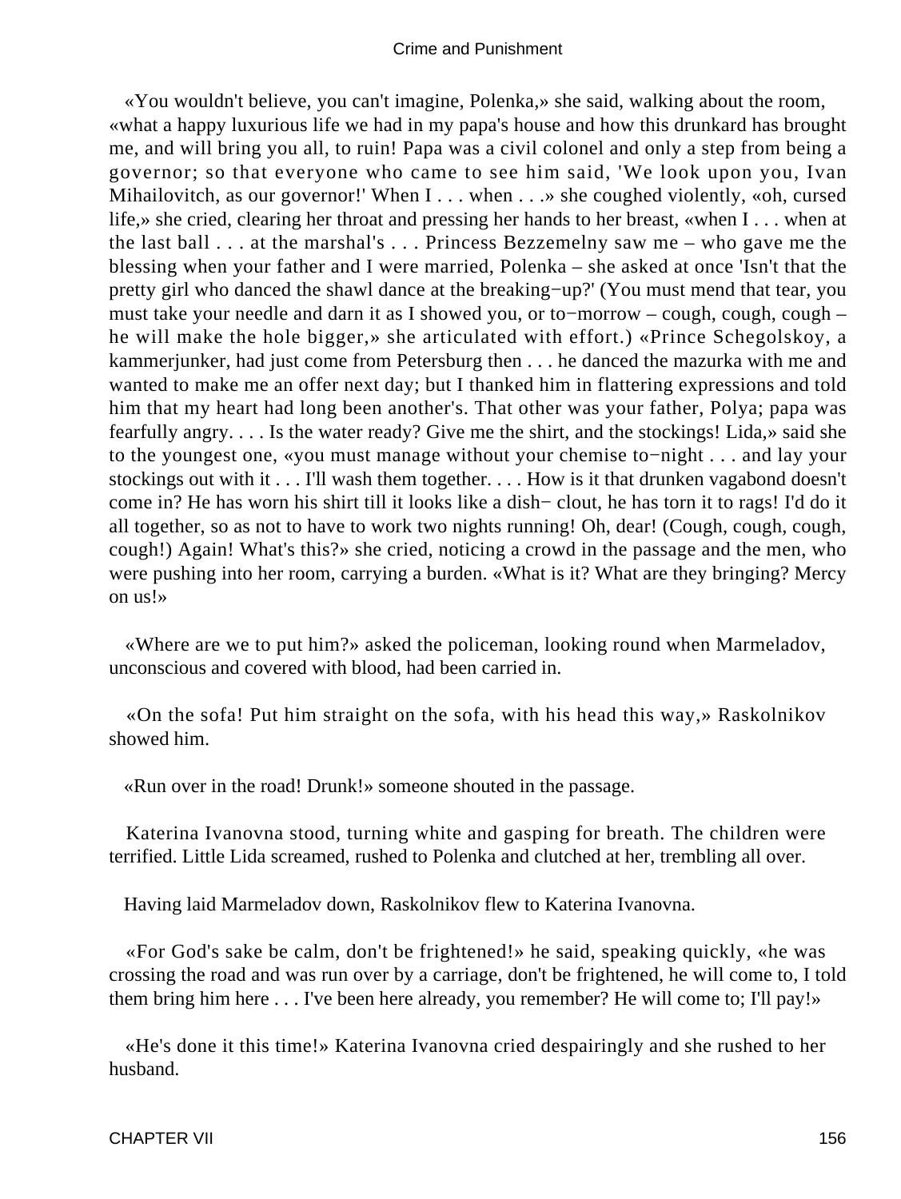«You wouldn't believe, you can't imagine, Polenka,» she said, walking about the room, «what a happy luxurious life we had in my papa's house and how this drunkard has brought me, and will bring you all, to ruin! Papa was a civil colonel and only a step from being a governor; so that everyone who came to see him said, 'We look upon you, Ivan Mihailovitch, as our governor!' When I . . . when . . .» she coughed violently, «oh, cursed life,» she cried, clearing her throat and pressing her hands to her breast, «when I . . . when at the last ball . . . at the marshal's . . . Princess Bezzemelny saw me – who gave me the blessing when your father and I were married, Polenka – she asked at once 'Isn't that the pretty girl who danced the shawl dance at the breaking−up?' (You must mend that tear, you must take your needle and darn it as I showed you, or to−morrow – cough, cough, cough – he will make the hole bigger,» she articulated with effort.) «Prince Schegolskoy, a kammerjunker, had just come from Petersburg then . . . he danced the mazurka with me and wanted to make me an offer next day; but I thanked him in flattering expressions and told him that my heart had long been another's. That other was your father, Polya; papa was fearfully angry. . . . Is the water ready? Give me the shirt, and the stockings! Lida,» said she to the youngest one, «you must manage without your chemise to−night . . . and lay your stockings out with it . . . I'll wash them together. . . . How is it that drunken vagabond doesn't come in? He has worn his shirt till it looks like a dish− clout, he has torn it to rags! I'd do it all together, so as not to have to work two nights running! Oh, dear! (Cough, cough, cough, cough!) Again! What's this?» she cried, noticing a crowd in the passage and the men, who were pushing into her room, carrying a burden. «What is it? What are they bringing? Mercy on us!»

«Where are we to put him?» asked the policeman, looking round when Marmeladov, unconscious and covered with blood, had been carried in.

«On the sofa! Put him straight on the sofa, with his head this way,» Raskolnikov showed him.

«Run over in the road! Drunk!» someone shouted in the passage.

Katerina Ivanovna stood, turning white and gasping for breath. The children were terrified. Little Lida screamed, rushed to Polenka and clutched at her, trembling all over.

Having laid Marmeladov down, Raskolnikov flew to Katerina Ivanovna.

«For God's sake be calm, don't be frightened!» he said, speaking quickly, «he was crossing the road and was run over by a carriage, don't be frightened, he will come to, I told them bring him here . . . I've been here already, you remember? He will come to; I'll pay!»

«He's done it this time!» Katerina Ivanovna cried despairingly and she rushed to her husband.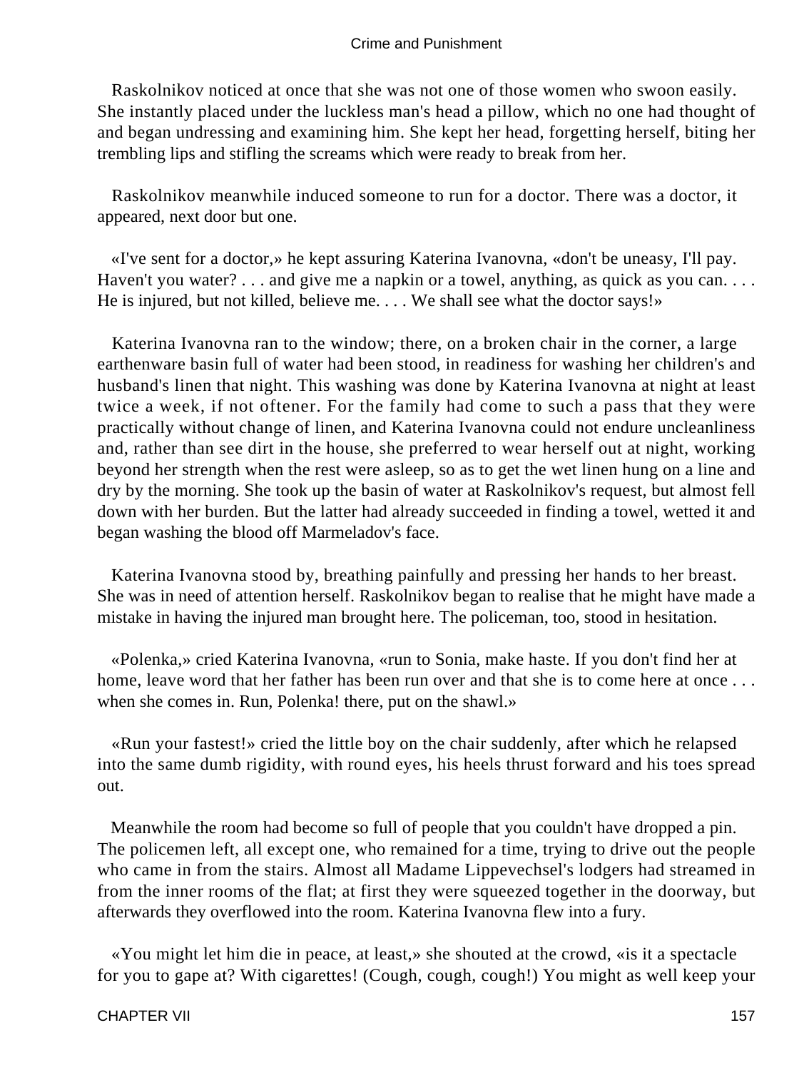Raskolnikov noticed at once that she was not one of those women who swoon easily. She instantly placed under the luckless man's head a pillow, which no one had thought of and began undressing and examining him. She kept her head, forgetting herself, biting her trembling lips and stifling the screams which were ready to break from her.

Raskolnikov meanwhile induced someone to run for a doctor. There was a doctor, it appeared, next door but one.

«I've sent for a doctor,» he kept assuring Katerina Ivanovna, «don't be uneasy, I'll pay. Haven't you water? . . . and give me a napkin or a towel, anything, as quick as you can. . . . He is injured, but not killed, believe me. . . . We shall see what the doctor says!»

Katerina Ivanovna ran to the window; there, on a broken chair in the corner, a large earthenware basin full of water had been stood, in readiness for washing her children's and husband's linen that night. This washing was done by Katerina Ivanovna at night at least twice a week, if not oftener. For the family had come to such a pass that they were practically without change of linen, and Katerina Ivanovna could not endure uncleanliness and, rather than see dirt in the house, she preferred to wear herself out at night, working beyond her strength when the rest were asleep, so as to get the wet linen hung on a line and dry by the morning. She took up the basin of water at Raskolnikov's request, but almost fell down with her burden. But the latter had already succeeded in finding a towel, wetted it and began washing the blood off Marmeladov's face.

Katerina Ivanovna stood by, breathing painfully and pressing her hands to her breast. She was in need of attention herself. Raskolnikov began to realise that he might have made a mistake in having the injured man brought here. The policeman, too, stood in hesitation.

«Polenka,» cried Katerina Ivanovna, «run to Sonia, make haste. If you don't find her at home, leave word that her father has been run over and that she is to come here at once . . . when she comes in. Run, Polenka! there, put on the shawl.»

«Run your fastest!» cried the little boy on the chair suddenly, after which he relapsed into the same dumb rigidity, with round eyes, his heels thrust forward and his toes spread out.

Meanwhile the room had become so full of people that you couldn't have dropped a pin. The policemen left, all except one, who remained for a time, trying to drive out the people who came in from the stairs. Almost all Madame Lippevechsel's lodgers had streamed in from the inner rooms of the flat; at first they were squeezed together in the doorway, but afterwards they overflowed into the room. Katerina Ivanovna flew into a fury.

«You might let him die in peace, at least,» she shouted at the crowd, «is it a spectacle for you to gape at? With cigarettes! (Cough, cough, cough!) You might as well keep your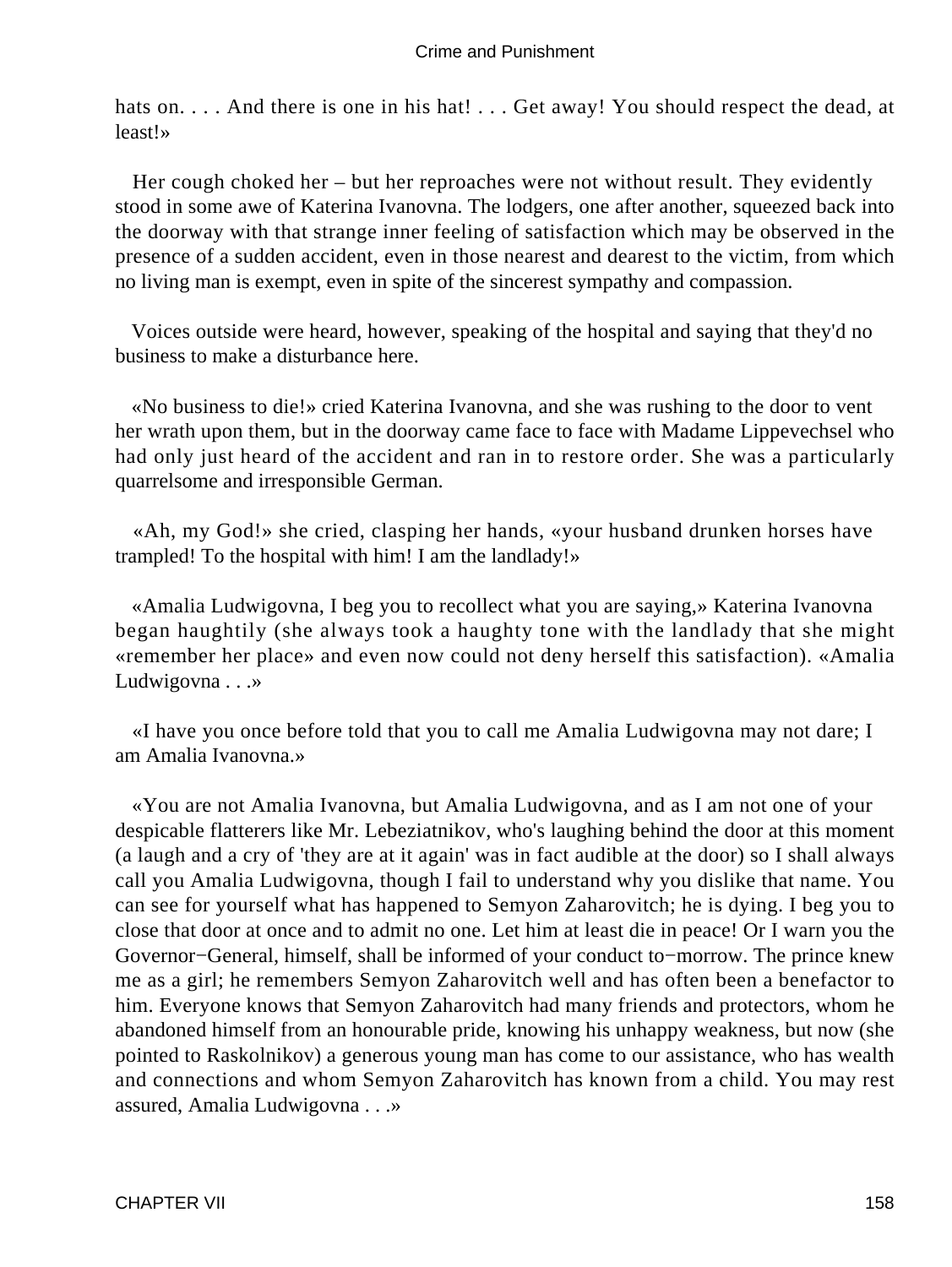hats on. . . . And there is one in his hat! . . . Get away! You should respect the dead, at least!»

Her cough choked her – but her reproaches were not without result. They evidently stood in some awe of Katerina Ivanovna. The lodgers, one after another, squeezed back into the doorway with that strange inner feeling of satisfaction which may be observed in the presence of a sudden accident, even in those nearest and dearest to the victim, from which no living man is exempt, even in spite of the sincerest sympathy and compassion.

Voices outside were heard, however, speaking of the hospital and saying that they'd no business to make a disturbance here.

«No business to die!» cried Katerina Ivanovna, and she was rushing to the door to vent her wrath upon them, but in the doorway came face to face with Madame Lippevechsel who had only just heard of the accident and ran in to restore order. She was a particularly quarrelsome and irresponsible German.

«Ah, my God!» she cried, clasping her hands, «your husband drunken horses have trampled! To the hospital with him! I am the landlady!»

«Amalia Ludwigovna, I beg you to recollect what you are saying,» Katerina Ivanovna began haughtily (she always took a haughty tone with the landlady that she might «remember her place» and even now could not deny herself this satisfaction). «Amalia Ludwigovna . . .»

«I have you once before told that you to call me Amalia Ludwigovna may not dare; I am Amalia Ivanovna.»

«You are not Amalia Ivanovna, but Amalia Ludwigovna, and as I am not one of your despicable flatterers like Mr. Lebeziatnikov, who's laughing behind the door at this moment (a laugh and a cry of 'they are at it again' was in fact audible at the door) so I shall always call you Amalia Ludwigovna, though I fail to understand why you dislike that name. You can see for yourself what has happened to Semyon Zaharovitch; he is dying. I beg you to close that door at once and to admit no one. Let him at least die in peace! Or I warn you the Governor−General, himself, shall be informed of your conduct to−morrow. The prince knew me as a girl; he remembers Semyon Zaharovitch well and has often been a benefactor to him. Everyone knows that Semyon Zaharovitch had many friends and protectors, whom he abandoned himself from an honourable pride, knowing his unhappy weakness, but now (she pointed to Raskolnikov) a generous young man has come to our assistance, who has wealth and connections and whom Semyon Zaharovitch has known from a child. You may rest assured, Amalia Ludwigovna . . .»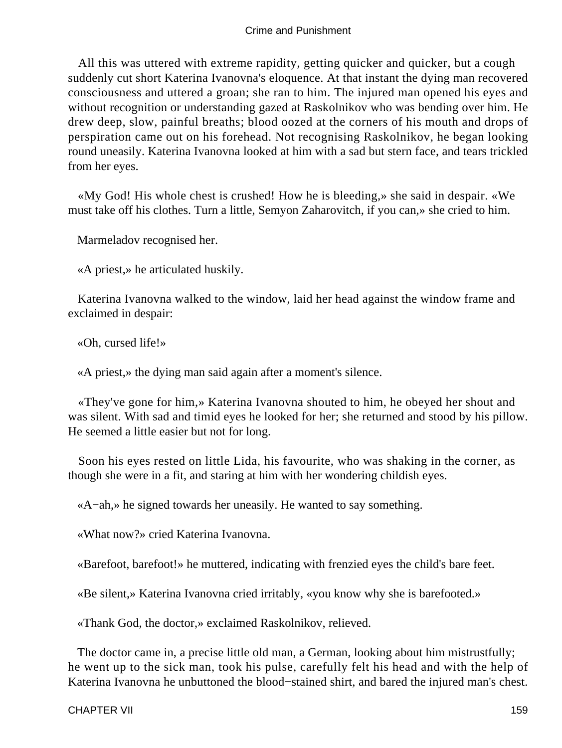All this was uttered with extreme rapidity, getting quicker and quicker, but a cough suddenly cut short Katerina Ivanovna's eloquence. At that instant the dying man recovered consciousness and uttered a groan; she ran to him. The injured man opened his eyes and without recognition or understanding gazed at Raskolnikov who was bending over him. He drew deep, slow, painful breaths; blood oozed at the corners of his mouth and drops of perspiration came out on his forehead. Not recognising Raskolnikov, he began looking round uneasily. Katerina Ivanovna looked at him with a sad but stern face, and tears trickled from her eyes.

«My God! His whole chest is crushed! How he is bleeding,» she said in despair. «We must take off his clothes. Turn a little, Semyon Zaharovitch, if you can,» she cried to him.

Marmeladov recognised her.

«A priest,» he articulated huskily.

Katerina Ivanovna walked to the window, laid her head against the window frame and exclaimed in despair:

«Oh, cursed life!»

«A priest,» the dying man said again after a moment's silence.

«They've gone for him,» Katerina Ivanovna shouted to him, he obeyed her shout and was silent. With sad and timid eyes he looked for her; she returned and stood by his pillow. He seemed a little easier but not for long.

Soon his eyes rested on little Lida, his favourite, who was shaking in the corner, as though she were in a fit, and staring at him with her wondering childish eyes.

«A−ah,» he signed towards her uneasily. He wanted to say something.

«What now?» cried Katerina Ivanovna.

«Barefoot, barefoot!» he muttered, indicating with frenzied eyes the child's bare feet.

«Be silent,» Katerina Ivanovna cried irritably, «you know why she is barefooted.»

«Thank God, the doctor,» exclaimed Raskolnikov, relieved.

The doctor came in, a precise little old man, a German, looking about him mistrustfully; he went up to the sick man, took his pulse, carefully felt his head and with the help of Katerina Ivanovna he unbuttoned the blood−stained shirt, and bared the injured man's chest.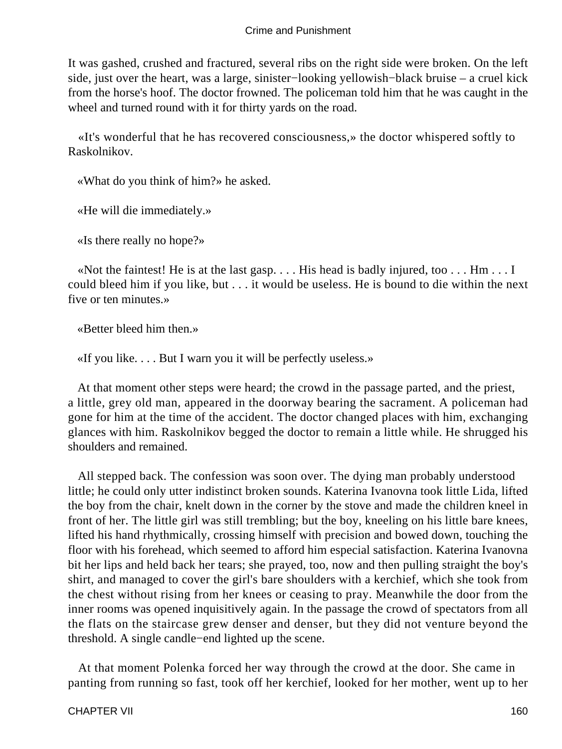It was gashed, crushed and fractured, several ribs on the right side were broken. On the left side, just over the heart, was a large, sinister−looking yellowish−black bruise – a cruel kick from the horse's hoof. The doctor frowned. The policeman told him that he was caught in the wheel and turned round with it for thirty yards on the road.

«It's wonderful that he has recovered consciousness,» the doctor whispered softly to Raskolnikov.

«What do you think of him?» he asked.

«He will die immediately.»

«Is there really no hope?»

«Not the faintest! He is at the last gasp. . . . His head is badly injured, too . . . Hm . . . I could bleed him if you like, but . . . it would be useless. He is bound to die within the next five or ten minutes.»

«Better bleed him then.»

«If you like. . . . But I warn you it will be perfectly useless.»

At that moment other steps were heard; the crowd in the passage parted, and the priest, a little, grey old man, appeared in the doorway bearing the sacrament. A policeman had gone for him at the time of the accident. The doctor changed places with him, exchanging glances with him. Raskolnikov begged the doctor to remain a little while. He shrugged his shoulders and remained.

All stepped back. The confession was soon over. The dying man probably understood little; he could only utter indistinct broken sounds. Katerina Ivanovna took little Lida, lifted the boy from the chair, knelt down in the corner by the stove and made the children kneel in front of her. The little girl was still trembling; but the boy, kneeling on his little bare knees, lifted his hand rhythmically, crossing himself with precision and bowed down, touching the floor with his forehead, which seemed to afford him especial satisfaction. Katerina Ivanovna bit her lips and held back her tears; she prayed, too, now and then pulling straight the boy's shirt, and managed to cover the girl's bare shoulders with a kerchief, which she took from the chest without rising from her knees or ceasing to pray. Meanwhile the door from the inner rooms was opened inquisitively again. In the passage the crowd of spectators from all the flats on the staircase grew denser and denser, but they did not venture beyond the threshold. A single candle−end lighted up the scene.

At that moment Polenka forced her way through the crowd at the door. She came in panting from running so fast, took off her kerchief, looked for her mother, went up to her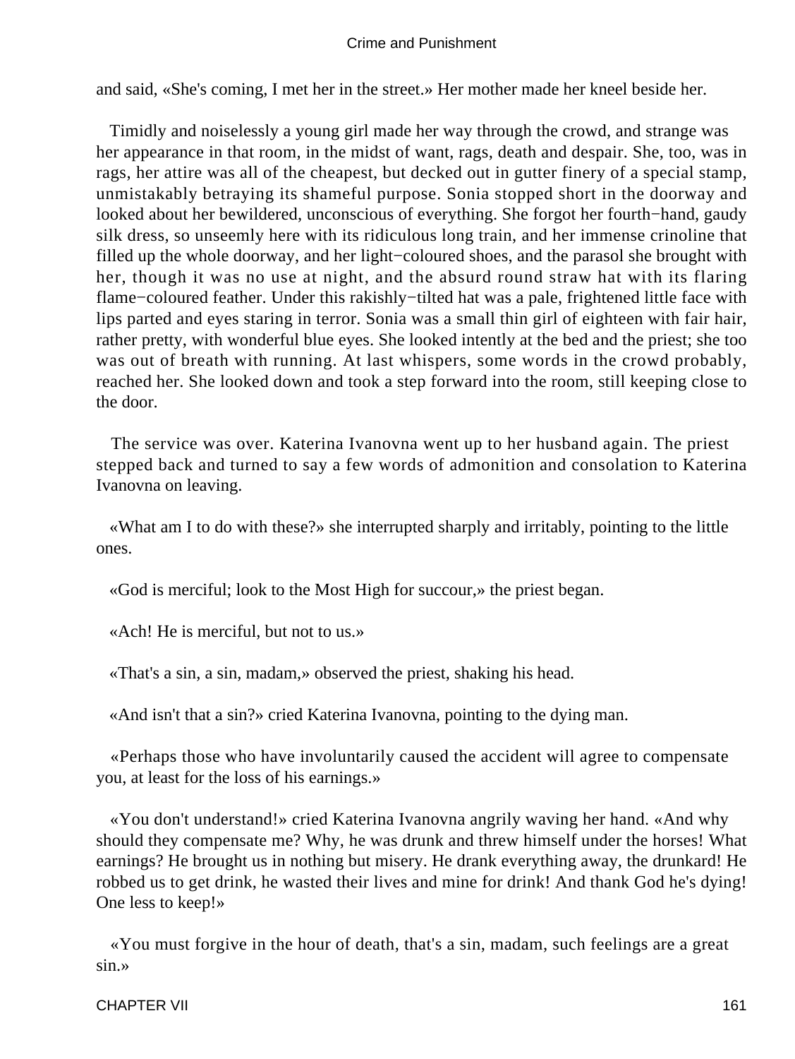and said, «She's coming, I met her in the street.» Her mother made her kneel beside her.

Timidly and noiselessly a young girl made her way through the crowd, and strange was her appearance in that room, in the midst of want, rags, death and despair. She, too, was in rags, her attire was all of the cheapest, but decked out in gutter finery of a special stamp, unmistakably betraying its shameful purpose. Sonia stopped short in the doorway and looked about her bewildered, unconscious of everything. She forgot her fourth−hand, gaudy silk dress, so unseemly here with its ridiculous long train, and her immense crinoline that filled up the whole doorway, and her light−coloured shoes, and the parasol she brought with her, though it was no use at night, and the absurd round straw hat with its flaring flame−coloured feather. Under this rakishly−tilted hat was a pale, frightened little face with lips parted and eyes staring in terror. Sonia was a small thin girl of eighteen with fair hair, rather pretty, with wonderful blue eyes. She looked intently at the bed and the priest; she too was out of breath with running. At last whispers, some words in the crowd probably, reached her. She looked down and took a step forward into the room, still keeping close to the door.

The service was over. Katerina Ivanovna went up to her husband again. The priest stepped back and turned to say a few words of admonition and consolation to Katerina Ivanovna on leaving.

«What am I to do with these?» she interrupted sharply and irritably, pointing to the little ones.

«God is merciful; look to the Most High for succour,» the priest began.

«Ach! He is merciful, but not to us.»

«That's a sin, a sin, madam,» observed the priest, shaking his head.

«And isn't that a sin?» cried Katerina Ivanovna, pointing to the dying man.

«Perhaps those who have involuntarily caused the accident will agree to compensate you, at least for the loss of his earnings.»

«You don't understand!» cried Katerina Ivanovna angrily waving her hand. «And why should they compensate me? Why, he was drunk and threw himself under the horses! What earnings? He brought us in nothing but misery. He drank everything away, the drunkard! He robbed us to get drink, he wasted their lives and mine for drink! And thank God he's dying! One less to keep!»

«You must forgive in the hour of death, that's a sin, madam, such feelings are a great sin.»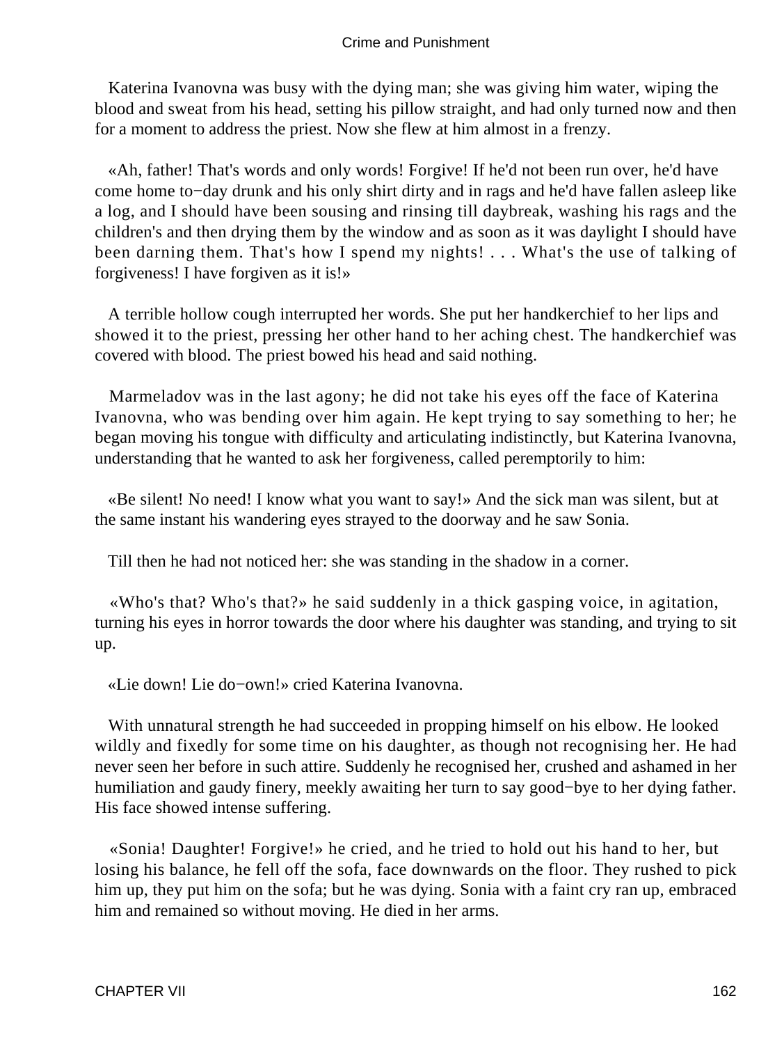Katerina Ivanovna was busy with the dying man; she was giving him water, wiping the blood and sweat from his head, setting his pillow straight, and had only turned now and then for a moment to address the priest. Now she flew at him almost in a frenzy.

«Ah, father! That's words and only words! Forgive! If he'd not been run over, he'd have come home to−day drunk and his only shirt dirty and in rags and he'd have fallen asleep like a log, and I should have been sousing and rinsing till daybreak, washing his rags and the children's and then drying them by the window and as soon as it was daylight I should have been darning them. That's how I spend my nights! . . . What's the use of talking of forgiveness! I have forgiven as it is!»

A terrible hollow cough interrupted her words. She put her handkerchief to her lips and showed it to the priest, pressing her other hand to her aching chest. The handkerchief was covered with blood. The priest bowed his head and said nothing.

Marmeladov was in the last agony; he did not take his eyes off the face of Katerina Ivanovna, who was bending over him again. He kept trying to say something to her; he began moving his tongue with difficulty and articulating indistinctly, but Katerina Ivanovna, understanding that he wanted to ask her forgiveness, called peremptorily to him:

«Be silent! No need! I know what you want to say!» And the sick man was silent, but at the same instant his wandering eyes strayed to the doorway and he saw Sonia.

Till then he had not noticed her: she was standing in the shadow in a corner.

«Who's that? Who's that?» he said suddenly in a thick gasping voice, in agitation, turning his eyes in horror towards the door where his daughter was standing, and trying to sit up.

«Lie down! Lie do−own!» cried Katerina Ivanovna.

With unnatural strength he had succeeded in propping himself on his elbow. He looked wildly and fixedly for some time on his daughter, as though not recognising her. He had never seen her before in such attire. Suddenly he recognised her, crushed and ashamed in her humiliation and gaudy finery, meekly awaiting her turn to say good−bye to her dying father. His face showed intense suffering.

«Sonia! Daughter! Forgive!» he cried, and he tried to hold out his hand to her, but losing his balance, he fell off the sofa, face downwards on the floor. They rushed to pick him up, they put him on the sofa; but he was dying. Sonia with a faint cry ran up, embraced him and remained so without moving. He died in her arms.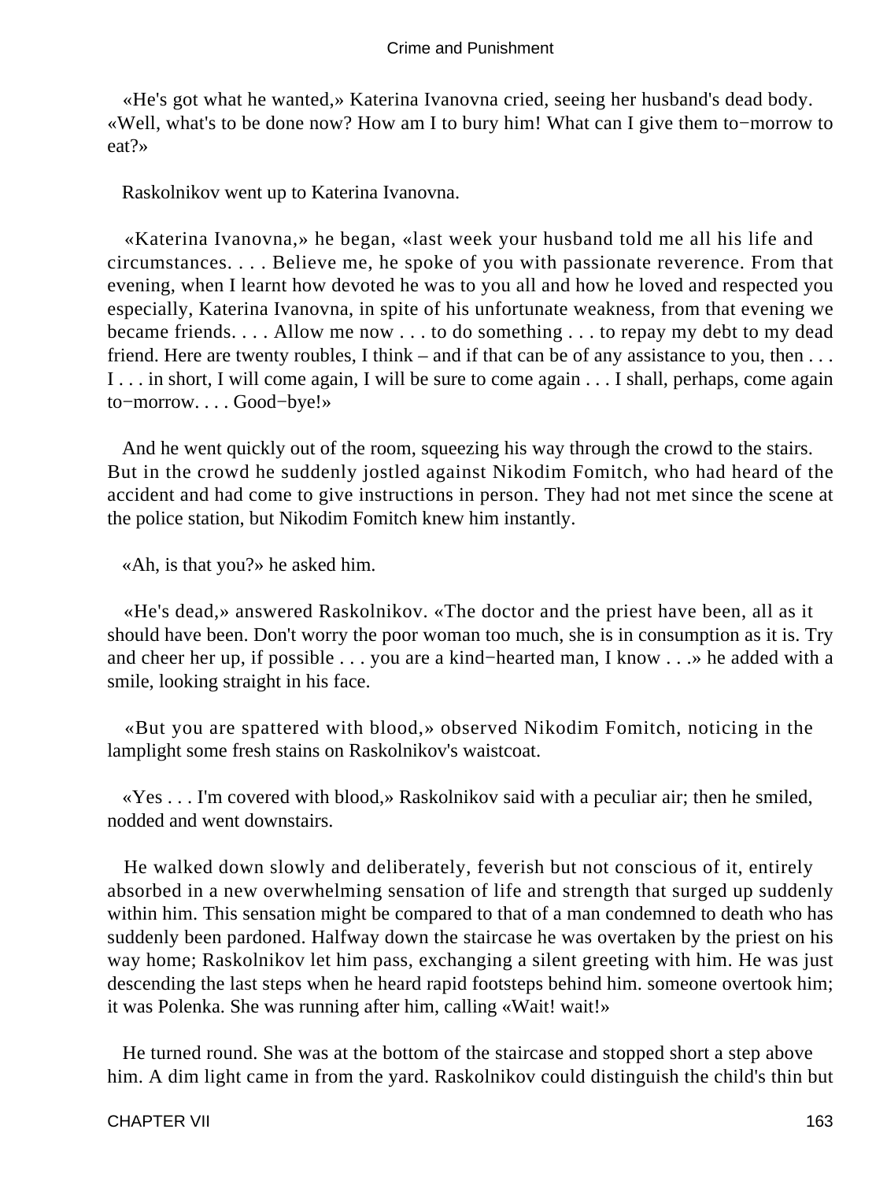«He's got what he wanted,» Katerina Ivanovna cried, seeing her husband's dead body. «Well, what's to be done now? How am I to bury him! What can I give them to−morrow to eat?»

Raskolnikov went up to Katerina Ivanovna.

«Katerina Ivanovna,» he began, «last week your husband told me all his life and circumstances. . . . Believe me, he spoke of you with passionate reverence. From that evening, when I learnt how devoted he was to you all and how he loved and respected you especially, Katerina Ivanovna, in spite of his unfortunate weakness, from that evening we became friends. . . . Allow me now . . . to do something . . . to repay my debt to my dead friend. Here are twenty roubles, I think – and if that can be of any assistance to you, then . . . I . . . in short, I will come again, I will be sure to come again . . . I shall, perhaps, come again to−morrow. . . . Good−bye!»

And he went quickly out of the room, squeezing his way through the crowd to the stairs. But in the crowd he suddenly jostled against Nikodim Fomitch, who had heard of the accident and had come to give instructions in person. They had not met since the scene at the police station, but Nikodim Fomitch knew him instantly.

«Ah, is that you?» he asked him.

«He's dead,» answered Raskolnikov. «The doctor and the priest have been, all as it should have been. Don't worry the poor woman too much, she is in consumption as it is. Try and cheer her up, if possible . . . you are a kind−hearted man, I know . . .» he added with a smile, looking straight in his face.

«But you are spattered with blood,» observed Nikodim Fomitch, noticing in the lamplight some fresh stains on Raskolnikov's waistcoat.

«Yes . . . I'm covered with blood,» Raskolnikov said with a peculiar air; then he smiled, nodded and went downstairs.

He walked down slowly and deliberately, feverish but not conscious of it, entirely absorbed in a new overwhelming sensation of life and strength that surged up suddenly within him. This sensation might be compared to that of a man condemned to death who has suddenly been pardoned. Halfway down the staircase he was overtaken by the priest on his way home; Raskolnikov let him pass, exchanging a silent greeting with him. He was just descending the last steps when he heard rapid footsteps behind him. someone overtook him; it was Polenka. She was running after him, calling «Wait! wait!»

He turned round. She was at the bottom of the staircase and stopped short a step above him. A dim light came in from the yard. Raskolnikov could distinguish the child's thin but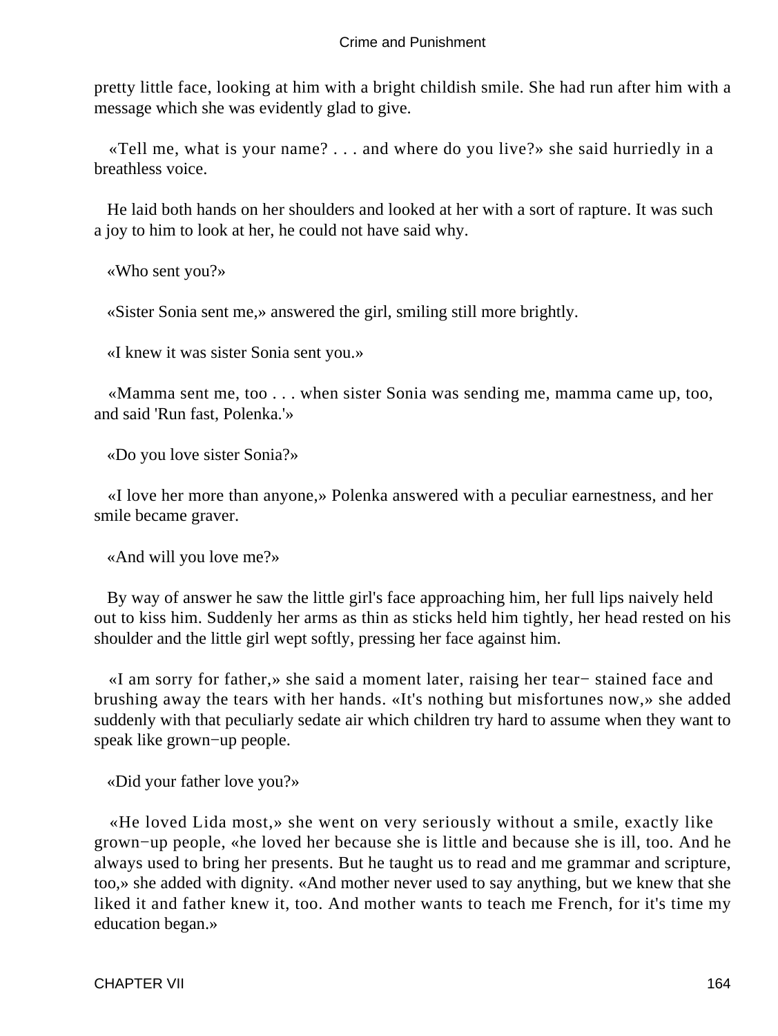pretty little face, looking at him with a bright childish smile. She had run after him with a message which she was evidently glad to give.

«Tell me, what is your name? . . . and where do you live?» she said hurriedly in a breathless voice.

He laid both hands on her shoulders and looked at her with a sort of rapture. It was such a joy to him to look at her, he could not have said why.

«Who sent you?»

«Sister Sonia sent me,» answered the girl, smiling still more brightly.

«I knew it was sister Sonia sent you.»

«Mamma sent me, too . . . when sister Sonia was sending me, mamma came up, too, and said 'Run fast, Polenka.'»

«Do you love sister Sonia?»

«I love her more than anyone,» Polenka answered with a peculiar earnestness, and her smile became graver.

«And will you love me?»

By way of answer he saw the little girl's face approaching him, her full lips naively held out to kiss him. Suddenly her arms as thin as sticks held him tightly, her head rested on his shoulder and the little girl wept softly, pressing her face against him.

«I am sorry for father,» she said a moment later, raising her tear− stained face and brushing away the tears with her hands. «It's nothing but misfortunes now,» she added suddenly with that peculiarly sedate air which children try hard to assume when they want to speak like grown−up people.

«Did your father love you?»

«He loved Lida most,» she went on very seriously without a smile, exactly like grown−up people, «he loved her because she is little and because she is ill, too. And he always used to bring her presents. But he taught us to read and me grammar and scripture, too,» she added with dignity. «And mother never used to say anything, but we knew that she liked it and father knew it, too. And mother wants to teach me French, for it's time my education began.»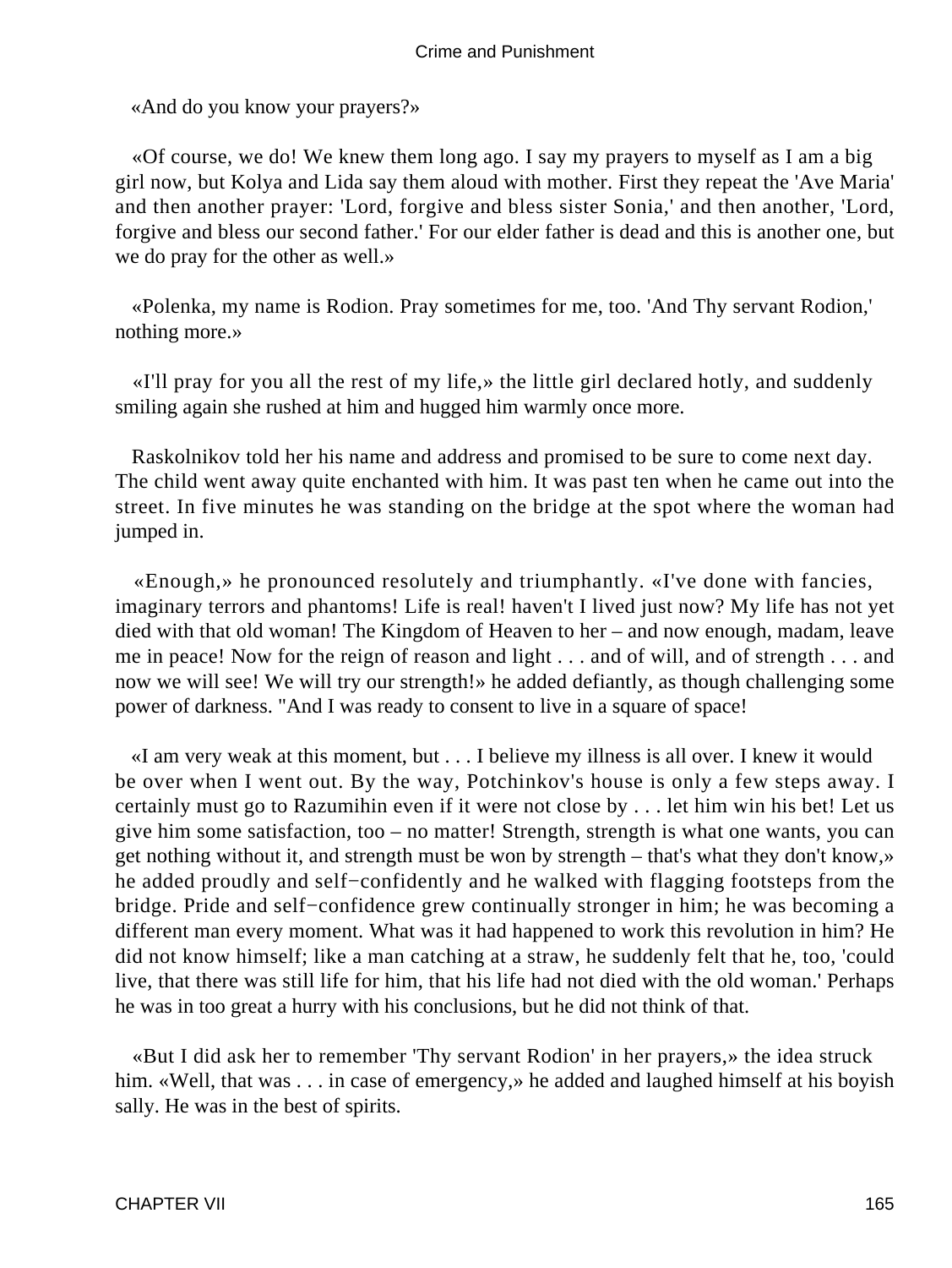«And do you know your prayers?»

«Of course, we do! We knew them long ago. I say my prayers to myself as I am a big girl now, but Kolya and Lida say them aloud with mother. First they repeat the 'Ave Maria' and then another prayer: 'Lord, forgive and bless sister Sonia,' and then another, 'Lord, forgive and bless our second father.' For our elder father is dead and this is another one, but we do pray for the other as well.»

«Polenka, my name is Rodion. Pray sometimes for me, too. 'And Thy servant Rodion,' nothing more.»

«I'll pray for you all the rest of my life,» the little girl declared hotly, and suddenly smiling again she rushed at him and hugged him warmly once more.

Raskolnikov told her his name and address and promised to be sure to come next day. The child went away quite enchanted with him. It was past ten when he came out into the street. In five minutes he was standing on the bridge at the spot where the woman had jumped in.

«Enough,» he pronounced resolutely and triumphantly. «I've done with fancies, imaginary terrors and phantoms! Life is real! haven't I lived just now? My life has not yet died with that old woman! The Kingdom of Heaven to her – and now enough, madam, leave me in peace! Now for the reign of reason and light . . . and of will, and of strength . . . and now we will see! We will try our strength!» he added defiantly, as though challenging some power of darkness. "And I was ready to consent to live in a square of space!

«I am very weak at this moment, but . . . I believe my illness is all over. I knew it would be over when I went out. By the way, Potchinkov's house is only a few steps away. I certainly must go to Razumihin even if it were not close by . . . let him win his bet! Let us give him some satisfaction, too – no matter! Strength, strength is what one wants, you can get nothing without it, and strength must be won by strength – that's what they don't know,» he added proudly and self−confidently and he walked with flagging footsteps from the bridge. Pride and self−confidence grew continually stronger in him; he was becoming a different man every moment. What was it had happened to work this revolution in him? He did not know himself; like a man catching at a straw, he suddenly felt that he, too, 'could live, that there was still life for him, that his life had not died with the old woman.' Perhaps he was in too great a hurry with his conclusions, but he did not think of that.

«But I did ask her to remember 'Thy servant Rodion' in her prayers,» the idea struck him. «Well, that was . . . in case of emergency,» he added and laughed himself at his boyish sally. He was in the best of spirits.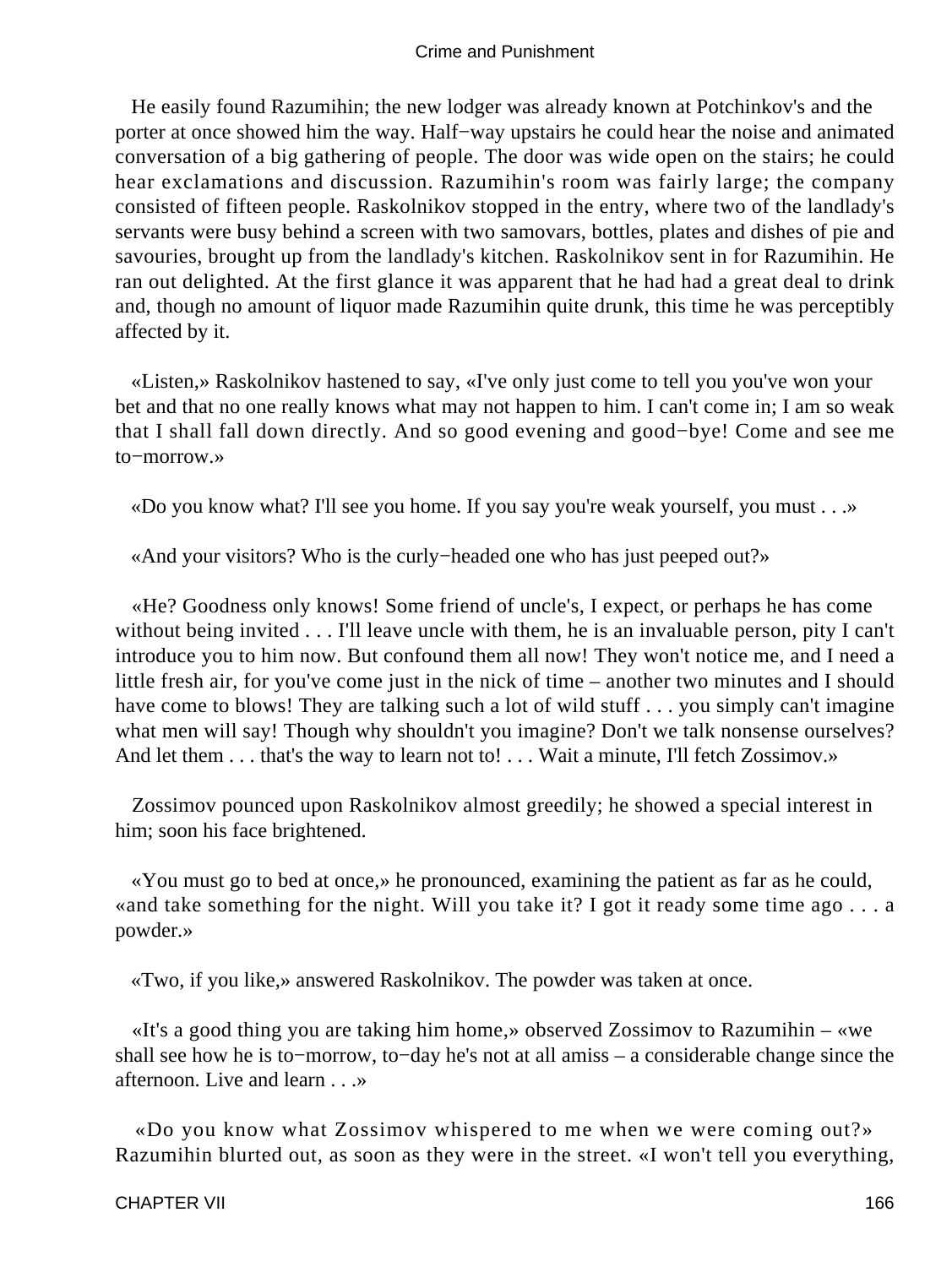He easily found Razumihin; the new lodger was already known at Potchinkov's and the porter at once showed him the way. Half−way upstairs he could hear the noise and animated conversation of a big gathering of people. The door was wide open on the stairs; he could hear exclamations and discussion. Razumihin's room was fairly large; the company consisted of fifteen people. Raskolnikov stopped in the entry, where two of the landlady's servants were busy behind a screen with two samovars, bottles, plates and dishes of pie and savouries, brought up from the landlady's kitchen. Raskolnikov sent in for Razumihin. He ran out delighted. At the first glance it was apparent that he had had a great deal to drink and, though no amount of liquor made Razumihin quite drunk, this time he was perceptibly affected by it.

«Listen,» Raskolnikov hastened to say, «I've only just come to tell you you've won your bet and that no one really knows what may not happen to him. I can't come in; I am so weak that I shall fall down directly. And so good evening and good−bye! Come and see me to−morrow.»

«Do you know what? I'll see you home. If you say you're weak yourself, you must . . .»

«And your visitors? Who is the curly−headed one who has just peeped out?»

«He? Goodness only knows! Some friend of uncle's, I expect, or perhaps he has come without being invited . . . I'll leave uncle with them, he is an invaluable person, pity I can't introduce you to him now. But confound them all now! They won't notice me, and I need a little fresh air, for you've come just in the nick of time – another two minutes and I should have come to blows! They are talking such a lot of wild stuff . . . you simply can't imagine what men will say! Though why shouldn't you imagine? Don't we talk nonsense ourselves? And let them . . . that's the way to learn not to! . . . Wait a minute, I'll fetch Zossimov.»

Zossimov pounced upon Raskolnikov almost greedily; he showed a special interest in him; soon his face brightened.

«You must go to bed at once,» he pronounced, examining the patient as far as he could, «and take something for the night. Will you take it? I got it ready some time ago . . . a powder.»

«Two, if you like,» answered Raskolnikov. The powder was taken at once.

«It's a good thing you are taking him home,» observed Zossimov to Razumihin – «we shall see how he is to−morrow, to−day he's not at all amiss – a considerable change since the afternoon. Live and learn . . .»

«Do you know what Zossimov whispered to me when we were coming out?» Razumihin blurted out, as soon as they were in the street. «I won't tell you everything,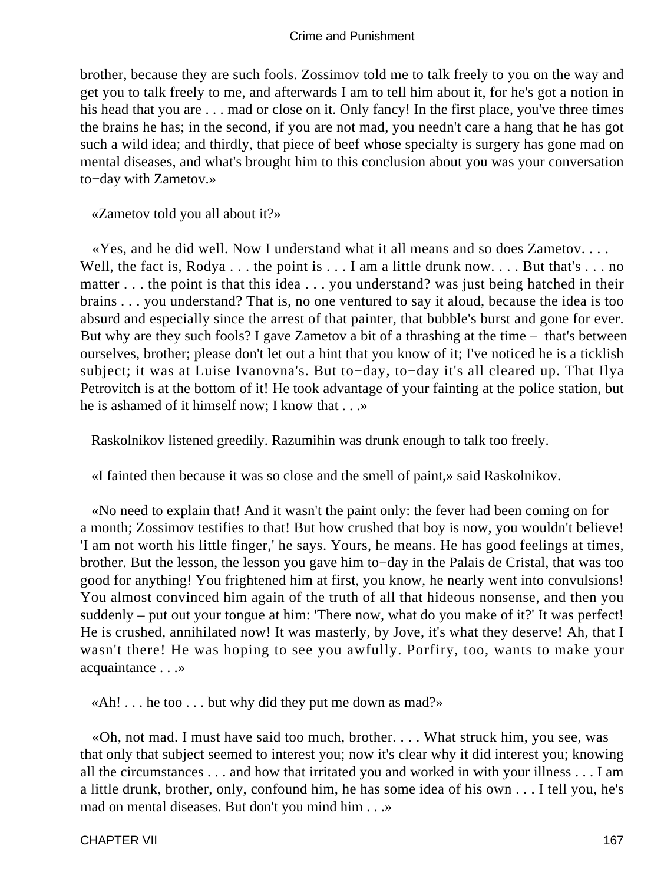brother, because they are such fools. Zossimov told me to talk freely to you on the way and get you to talk freely to me, and afterwards I am to tell him about it, for he's got a notion in his head that you are . . . mad or close on it. Only fancy! In the first place, you've three times the brains he has; in the second, if you are not mad, you needn't care a hang that he has got such a wild idea; and thirdly, that piece of beef whose specialty is surgery has gone mad on mental diseases, and what's brought him to this conclusion about you was your conversation to−day with Zametov.»

«Zametov told you all about it?»

«Yes, and he did well. Now I understand what it all means and so does Zametov. . . . Well, the fact is, Rodya . . . the point is . . . I am a little drunk now. . . . But that's . . . no matter . . . the point is that this idea . . . you understand? was just being hatched in their brains . . . you understand? That is, no one ventured to say it aloud, because the idea is too absurd and especially since the arrest of that painter, that bubble's burst and gone for ever. But why are they such fools? I gave Zametov a bit of a thrashing at the time – that's between ourselves, brother; please don't let out a hint that you know of it; I've noticed he is a ticklish subject; it was at Luise Ivanovna's. But to−day, to−day it's all cleared up. That Ilya Petrovitch is at the bottom of it! He took advantage of your fainting at the police station, but he is ashamed of it himself now; I know that . . .»

Raskolnikov listened greedily. Razumihin was drunk enough to talk too freely.

«I fainted then because it was so close and the smell of paint,» said Raskolnikov.

«No need to explain that! And it wasn't the paint only: the fever had been coming on for a month; Zossimov testifies to that! But how crushed that boy is now, you wouldn't believe! 'I am not worth his little finger,' he says. Yours, he means. He has good feelings at times, brother. But the lesson, the lesson you gave him to−day in the Palais de Cristal, that was too good for anything! You frightened him at first, you know, he nearly went into convulsions! You almost convinced him again of the truth of all that hideous nonsense, and then you suddenly – put out your tongue at him: 'There now, what do you make of it?' It was perfect! He is crushed, annihilated now! It was masterly, by Jove, it's what they deserve! Ah, that I wasn't there! He was hoping to see you awfully. Porfiry, too, wants to make your acquaintance . . .»

«Ah! . . . he too . . . but why did they put me down as mad?»

«Oh, not mad. I must have said too much, brother. . . . What struck him, you see, was that only that subject seemed to interest you; now it's clear why it did interest you; knowing all the circumstances . . . and how that irritated you and worked in with your illness . . . I am a little drunk, brother, only, confound him, he has some idea of his own . . . I tell you, he's mad on mental diseases. But don't you mind him . . .»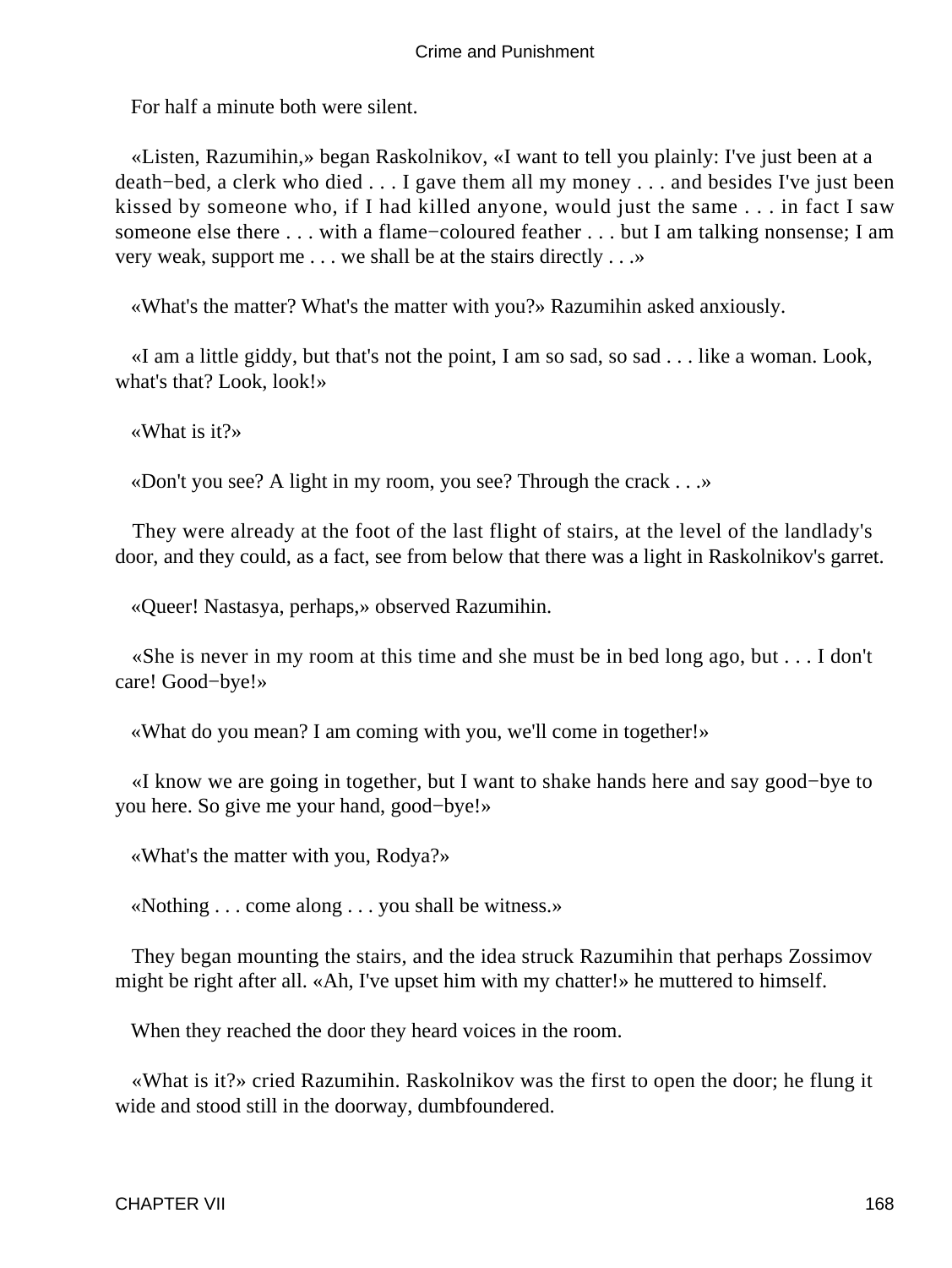For half a minute both were silent.

«Listen, Razumihin,» began Raskolnikov, «I want to tell you plainly: I've just been at a death−bed, a clerk who died . . . I gave them all my money . . . and besides I've just been kissed by someone who, if I had killed anyone, would just the same . . . in fact I saw someone else there . . . with a flame−coloured feather . . . but I am talking nonsense; I am very weak, support me . . . we shall be at the stairs directly . . .»

«What's the matter? What's the matter with you?» Razumihin asked anxiously.

«I am a little giddy, but that's not the point, I am so sad, so sad . . . like a woman. Look, what's that? Look, look!»

«What is it?»

«Don't you see? A light in my room, you see? Through the crack . . .»

They were already at the foot of the last flight of stairs, at the level of the landlady's door, and they could, as a fact, see from below that there was a light in Raskolnikov's garret.

«Queer! Nastasya, perhaps,» observed Razumihin.

«She is never in my room at this time and she must be in bed long ago, but . . . I don't care! Good−bye!»

«What do you mean? I am coming with you, we'll come in together!»

«I know we are going in together, but I want to shake hands here and say good−bye to you here. So give me your hand, good−bye!»

«What's the matter with you, Rodya?»

«Nothing . . . come along . . . you shall be witness.»

They began mounting the stairs, and the idea struck Razumihin that perhaps Zossimov might be right after all. «Ah, I've upset him with my chatter!» he muttered to himself.

When they reached the door they heard voices in the room.

«What is it?» cried Razumihin. Raskolnikov was the first to open the door; he flung it wide and stood still in the doorway, dumbfoundered.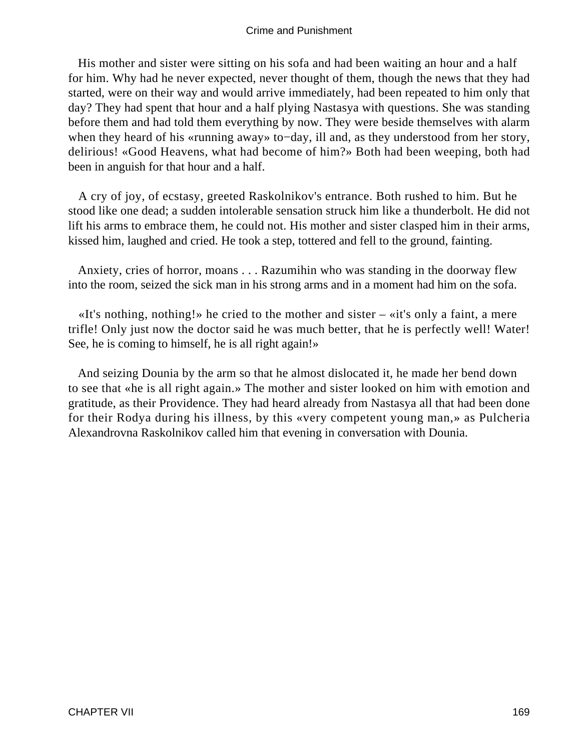His mother and sister were sitting on his sofa and had been waiting an hour and a half for him. Why had he never expected, never thought of them, though the news that they had started, were on their way and would arrive immediately, had been repeated to him only that day? They had spent that hour and a half plying Nastasya with questions. She was standing before them and had told them everything by now. They were beside themselves with alarm when they heard of his «running away» to−day, ill and, as they understood from her story, delirious! «Good Heavens, what had become of him?» Both had been weeping, both had been in anguish for that hour and a half.

A cry of joy, of ecstasy, greeted Raskolnikov's entrance. Both rushed to him. But he stood like one dead; a sudden intolerable sensation struck him like a thunderbolt. He did not lift his arms to embrace them, he could not. His mother and sister clasped him in their arms, kissed him, laughed and cried. He took a step, tottered and fell to the ground, fainting.

Anxiety, cries of horror, moans . . . Razumihin who was standing in the doorway flew into the room, seized the sick man in his strong arms and in a moment had him on the sofa.

«It's nothing, nothing!» he cried to the mother and sister – «it's only a faint, a mere trifle! Only just now the doctor said he was much better, that he is perfectly well! Water! See, he is coming to himself, he is all right again!»

And seizing Dounia by the arm so that he almost dislocated it, he made her bend down to see that «he is all right again.» The mother and sister looked on him with emotion and gratitude, as their Providence. They had heard already from Nastasya all that had been done for their Rodya during his illness, by this «very competent young man,» as Pulcheria Alexandrovna Raskolnikov called him that evening in conversation with Dounia.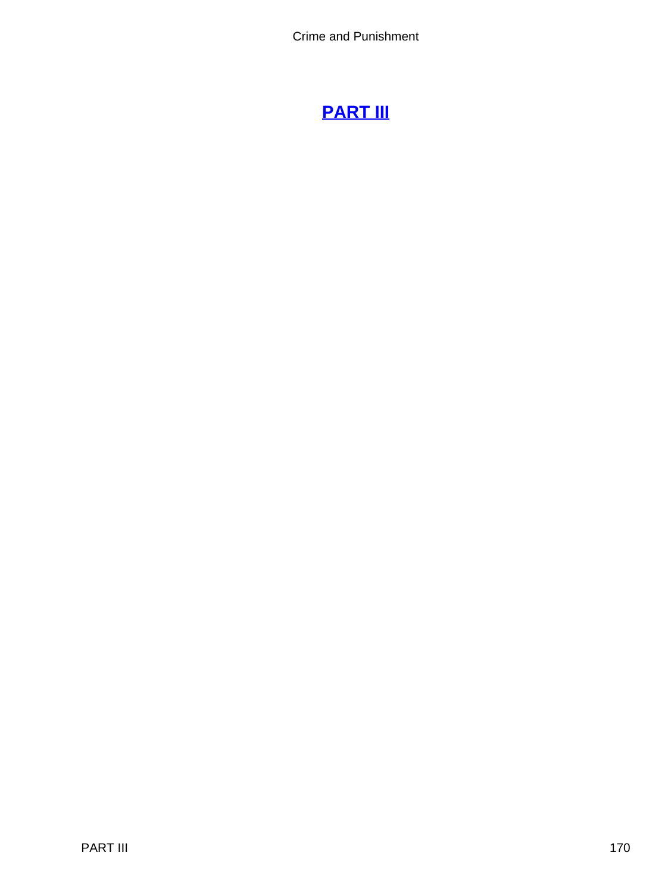# PART III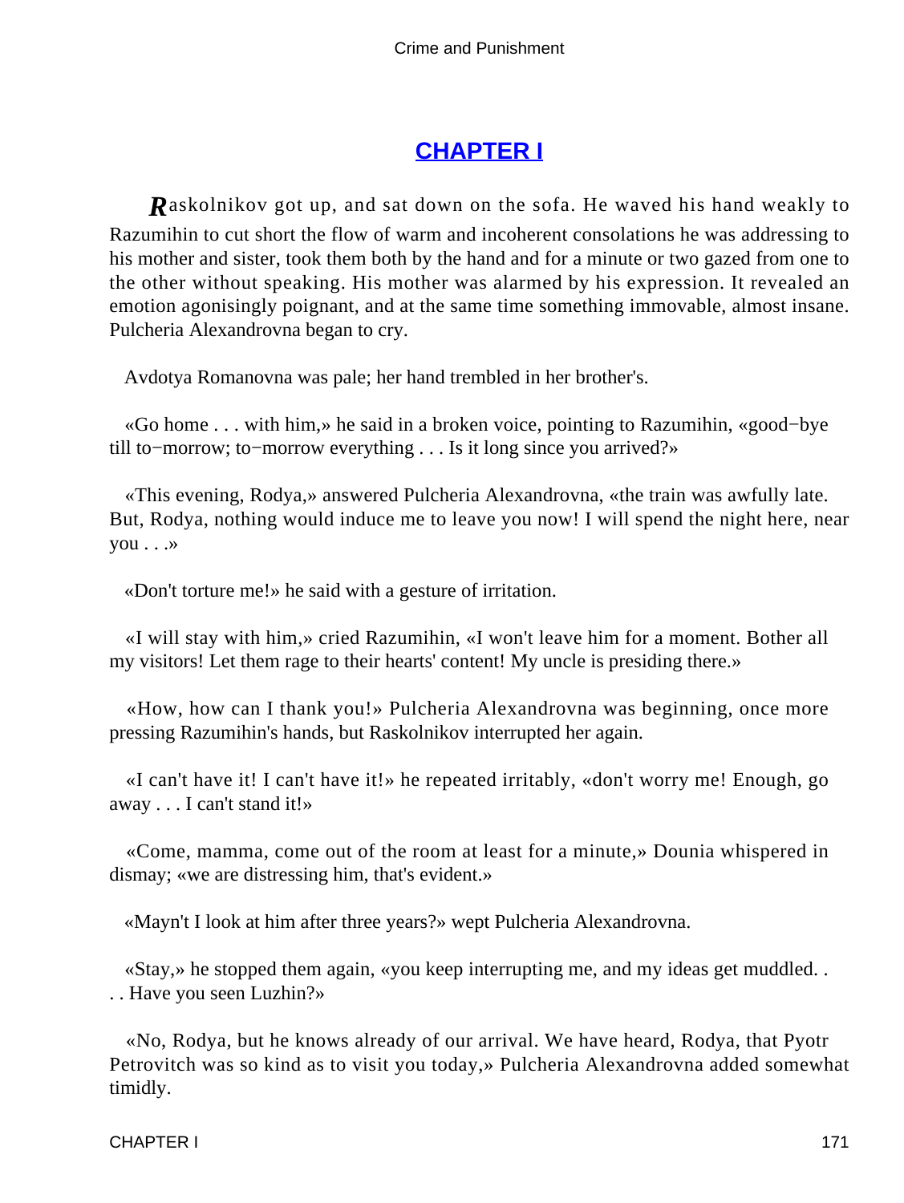## CHAPTER I

Raskolnikov got up, and sat down on the sofa. He waved his hand weakly to Razumihin to cut short the flow of warm and incoherent consolations he was addressing to his mother and sister, took them both by the hand and for a minute or two gazed from one to the other without speaking. His mother was alarmed by his expression. It revealed an emotion agonisingly poignant, and at the same time something immovable, almost insane. Pulcheria Alexandrovna began to cry.

Avdotya Romanovna was pale; her hand trembled in her brother's.

«Go home . . . with him,» he said in a broken voice, pointing to Razumihin, «good−bye till to−morrow; to−morrow everything . . . Is it long since you arrived?»

«This evening, Rodya,» answered Pulcheria Alexandrovna, «the train was awfully late. But, Rodya, nothing would induce me to leave you now! I will spend the night here, near you . . .»

«Don't torture me!» he said with a gesture of irritation.

«I will stay with him,» cried Razumihin, «I won't leave him for a moment. Bother all my visitors! Let them rage to their hearts' content! My uncle is presiding there.»

«How, how can I thank you!» Pulcheria Alexandrovna was beginning, once more pressing Razumihin's hands, but Raskolnikov interrupted her again.

«I can't have it! I can't have it!» he repeated irritably, «don't worry me! Enough, go away . . . I can't stand it!»

«Come, mamma, come out of the room at least for a minute,» Dounia whispered in dismay; «we are distressing him, that's evident.»

«Mayn't I look at him after three years?» wept Pulcheria Alexandrovna.

«Stay,» he stopped them again, «you keep interrupting me, and my ideas get muddled. . . . Have you seen Luzhin?»

«No, Rodya, but he knows already of our arrival. We have heard, Rodya, that Pyotr Petrovitch was so kind as to visit you today,» Pulcheria Alexandrovna added somewhat timidly.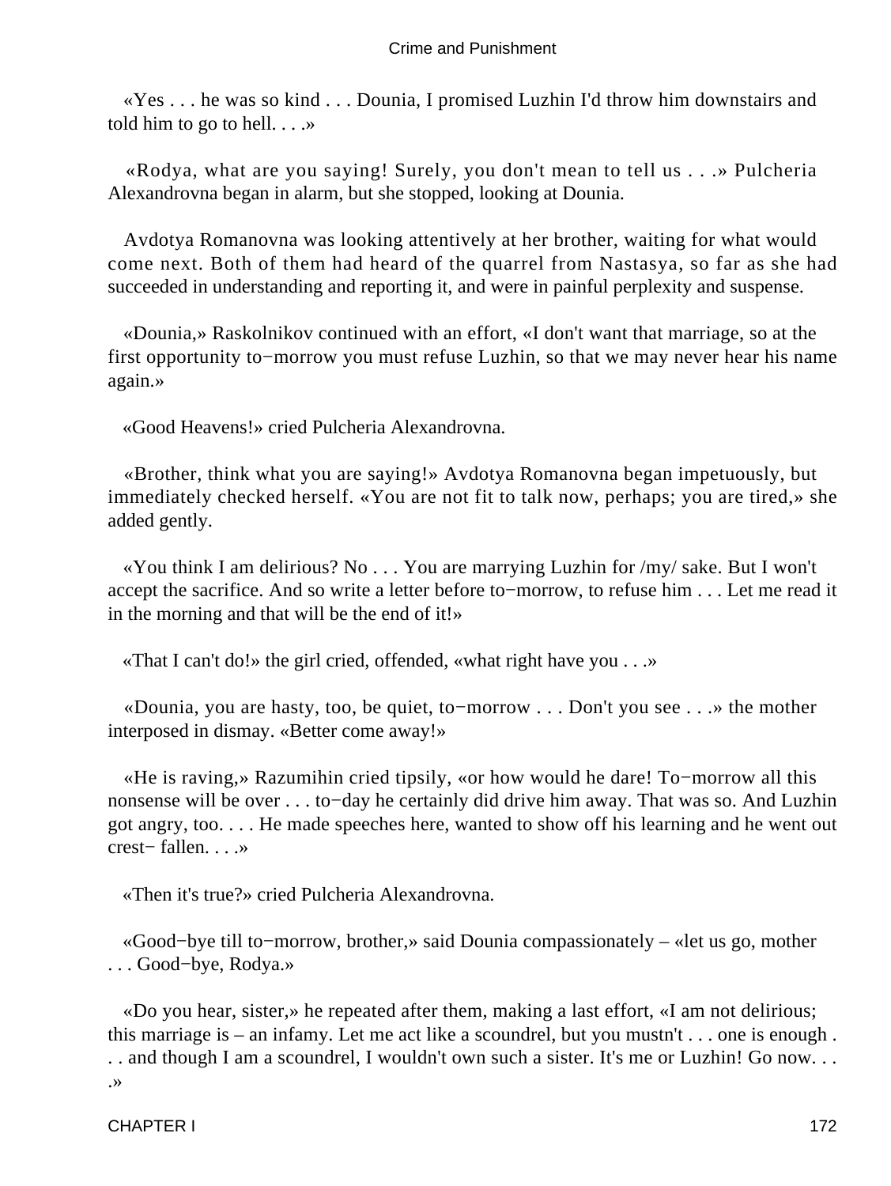«Yes . . . he was so kind . . . Dounia, I promised Luzhin I'd throw him downstairs and told him to go to hell. . . .»

«Rodya, what are you saying! Surely, you don't mean to tell us . . .» Pulcheria Alexandrovna began in alarm, but she stopped, looking at Dounia.

Avdotya Romanovna was looking attentively at her brother, waiting for what would come next. Both of them had heard of the quarrel from Nastasya, so far as she had succeeded in understanding and reporting it, and were in painful perplexity and suspense.

«Dounia,» Raskolnikov continued with an effort, «I don't want that marriage, so at the first opportunity to−morrow you must refuse Luzhin, so that we may never hear his name again.»

«Good Heavens!» cried Pulcheria Alexandrovna.

«Brother, think what you are saying!» Avdotya Romanovna began impetuously, but immediately checked herself. «You are not fit to talk now, perhaps; you are tired,» she added gently.

«You think I am delirious? No . . . You are marrying Luzhin for /my/ sake. But I won't accept the sacrifice. And so write a letter before to−morrow, to refuse him . . . Let me read it in the morning and that will be the end of it!»

«That I can't do!» the girl cried, offended, «what right have you . . .»

«Dounia, you are hasty, too, be quiet, to−morrow . . . Don't you see . . .» the mother interposed in dismay. «Better come away!»

«He is raving,» Razumihin cried tipsily, «or how would he dare! To−morrow all this nonsense will be over . . . to−day he certainly did drive him away. That was so. And Luzhin got angry, too. . . . He made speeches here, wanted to show off his learning and he went out crest− fallen. . . .»

«Then it's true?» cried Pulcheria Alexandrovna.

«Good−bye till to−morrow, brother,» said Dounia compassionately – «let us go, mother . . . Good−bye, Rodya.»

«Do you hear, sister,» he repeated after them, making a last effort, «I am not delirious; this marriage is – an infamy. Let me act like a scoundrel, but you mustn't . . . one is enough . . . and though I am a scoundrel, I wouldn't own such a sister. It's me or Luzhin! Go now. . . .»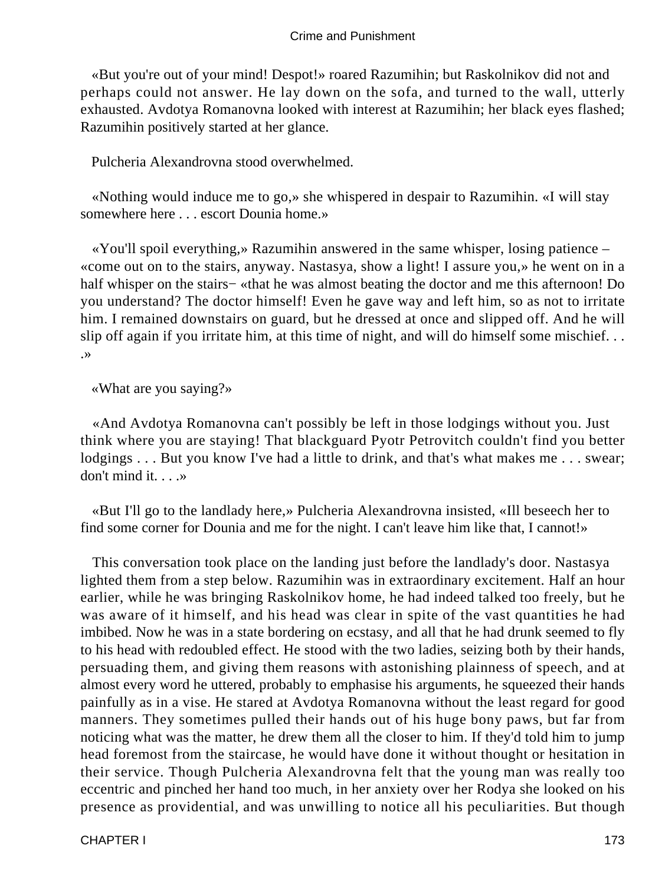«But you're out of your mind! Despot!» roared Razumihin; but Raskolnikov did not and perhaps could not answer. He lay down on the sofa, and turned to the wall, utterly exhausted. Avdotya Romanovna looked with interest at Razumihin; her black eyes flashed; Razumihin positively started at her glance.

Pulcheria Alexandrovna stood overwhelmed.

«Nothing would induce me to go,» she whispered in despair to Razumihin. «I will stay somewhere here . . . escort Dounia home.»

«You'll spoil everything,» Razumihin answered in the same whisper, losing patience – «come out on to the stairs, anyway. Nastasya, show a light! I assure you,» he went on in a half whisper on the stairs− «that he was almost beating the doctor and me this afternoon! Do you understand? The doctor himself! Even he gave way and left him, so as not to irritate him. I remained downstairs on guard, but he dressed at once and slipped off. And he will slip off again if you irritate him, at this time of night, and will do himself some mischief. . . .»

«What are you saying?»

«And Avdotya Romanovna can't possibly be left in those lodgings without you. Just think where you are staying! That blackguard Pyotr Petrovitch couldn't find you better lodgings . . . But you know I've had a little to drink, and that's what makes me . . . swear; don't mind it. . . .»

«But I'll go to the landlady here,» Pulcheria Alexandrovna insisted, «Ill beseech her to find some corner for Dounia and me for the night. I can't leave him like that, I cannot!»

This conversation took place on the landing just before the landlady's door. Nastasya lighted them from a step below. Razumihin was in extraordinary excitement. Half an hour earlier, while he was bringing Raskolnikov home, he had indeed talked too freely, but he was aware of it himself, and his head was clear in spite of the vast quantities he had imbibed. Now he was in a state bordering on ecstasy, and all that he had drunk seemed to fly to his head with redoubled effect. He stood with the two ladies, seizing both by their hands, persuading them, and giving them reasons with astonishing plainness of speech, and at almost every word he uttered, probably to emphasise his arguments, he squeezed their hands painfully as in a vise. He stared at Avdotya Romanovna without the least regard for good manners. They sometimes pulled their hands out of his huge bony paws, but far from noticing what was the matter, he drew them all the closer to him. If they'd told him to jump head foremost from the staircase, he would have done it without thought or hesitation in their service. Though Pulcheria Alexandrovna felt that the young man was really too eccentric and pinched her hand too much, in her anxiety over her Rodya she looked on his presence as providential, and was unwilling to notice all his peculiarities. But though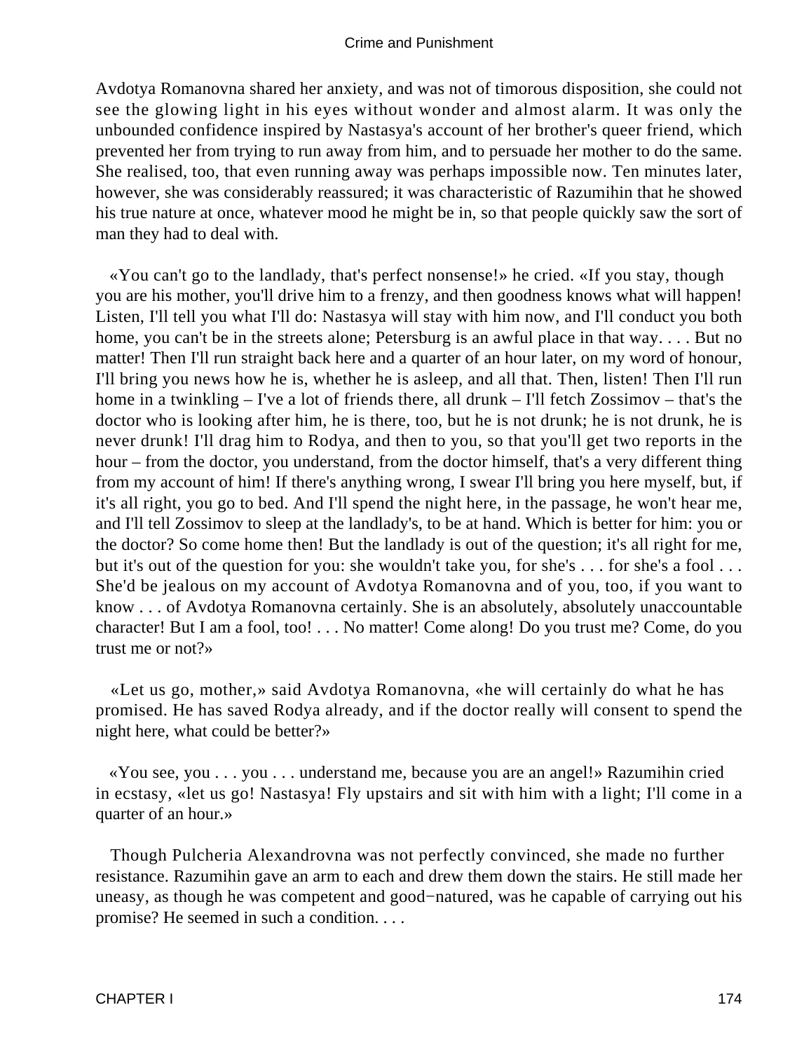Avdotya Romanovna shared her anxiety, and was not of timorous disposition, she could not see the glowing light in his eyes without wonder and almost alarm. It was only the unbounded confidence inspired by Nastasya's account of her brother's queer friend, which prevented her from trying to run away from him, and to persuade her mother to do the same. She realised, too, that even running away was perhaps impossible now. Ten minutes later, however, she was considerably reassured; it was characteristic of Razumihin that he showed his true nature at once, whatever mood he might be in, so that people quickly saw the sort of man they had to deal with.

«You can't go to the landlady, that's perfect nonsense!» he cried. «If you stay, though you are his mother, you'll drive him to a frenzy, and then goodness knows what will happen! Listen, I'll tell you what I'll do: Nastasya will stay with him now, and I'll conduct you both home, you can't be in the streets alone; Petersburg is an awful place in that way. . . . But no matter! Then I'll run straight back here and a quarter of an hour later, on my word of honour, I'll bring you news how he is, whether he is asleep, and all that. Then, listen! Then I'll run home in a twinkling – I've a lot of friends there, all drunk – I'll fetch Zossimov – that's the doctor who is looking after him, he is there, too, but he is not drunk; he is not drunk, he is never drunk! I'll drag him to Rodya, and then to you, so that you'll get two reports in the hour – from the doctor, you understand, from the doctor himself, that's a very different thing from my account of him! If there's anything wrong, I swear I'll bring you here myself, but, if it's all right, you go to bed. And I'll spend the night here, in the passage, he won't hear me, and I'll tell Zossimov to sleep at the landlady's, to be at hand. Which is better for him: you or the doctor? So come home then! But the landlady is out of the question; it's all right for me, but it's out of the question for you: she wouldn't take you, for she's . . . for she's a fool . . . She'd be jealous on my account of Avdotya Romanovna and of you, too, if you want to know . . . of Avdotya Romanovna certainly. She is an absolutely, absolutely unaccountable character! But I am a fool, too! . . . No matter! Come along! Do you trust me? Come, do you trust me or not?»

«Let us go, mother,» said Avdotya Romanovna, «he will certainly do what he has promised. He has saved Rodya already, and if the doctor really will consent to spend the night here, what could be better?»

«You see, you . . . you . . . understand me, because you are an angel!» Razumihin cried in ecstasy, «let us go! Nastasya! Fly upstairs and sit with him with a light; I'll come in a quarter of an hour.»

Though Pulcheria Alexandrovna was not perfectly convinced, she made no further resistance. Razumihin gave an arm to each and drew them down the stairs. He still made her uneasy, as though he was competent and good−natured, was he capable of carrying out his promise? He seemed in such a condition. . . .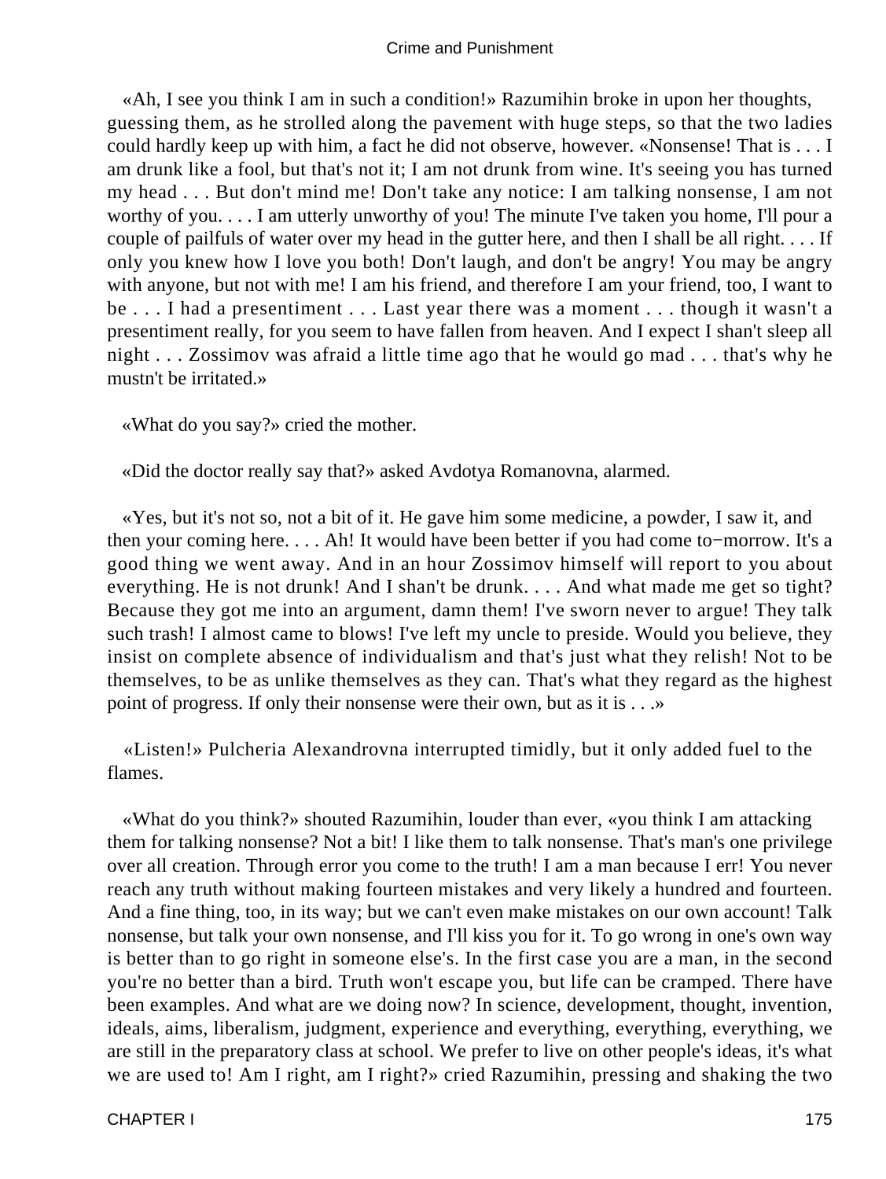«Ah, I see you think I am in such a condition!» Razumihin broke in upon her thoughts, guessing them, as he strolled along the pavement with huge steps, so that the two ladies could hardly keep up with him, a fact he did not observe, however. «Nonsense! That is . . . I am drunk like a fool, but that's not it; I am not drunk from wine. It's seeing you has turned my head . . . But don't mind me! Don't take any notice: I am talking nonsense, I am not worthy of you. . . . I am utterly unworthy of you! The minute I've taken you home, I'll pour a couple of pailfuls of water over my head in the gutter here, and then I shall be all right. . . . If only you knew how I love you both! Don't laugh, and don't be angry! You may be angry with anyone, but not with me! I am his friend, and therefore I am your friend, too, I want to be . . . I had a presentiment . . . Last year there was a moment . . . though it wasn't a presentiment really, for you seem to have fallen from heaven. And I expect I shan't sleep all night . . . Zossimov was afraid a little time ago that he would go mad . . . that's why he mustn't be irritated.»

«What do you say?» cried the mother.

«Did the doctor really say that?» asked Avdotya Romanovna, alarmed.

«Yes, but it's not so, not a bit of it. He gave him some medicine, a powder, I saw it, and then your coming here. . . . Ah! It would have been better if you had come to−morrow. It's a good thing we went away. And in an hour Zossimov himself will report to you about everything. He is not drunk! And I shan't be drunk. . . . And what made me get so tight? Because they got me into an argument, damn them! I've sworn never to argue! They talk such trash! I almost came to blows! I've left my uncle to preside. Would you believe, they insist on complete absence of individualism and that's just what they relish! Not to be themselves, to be as unlike themselves as they can. That's what they regard as the highest point of progress. If only their nonsense were their own, but as it is . . .»

«Listen!» Pulcheria Alexandrovna interrupted timidly, but it only added fuel to the flames.

«What do you think?» shouted Razumihin, louder than ever, «you think I am attacking them for talking nonsense? Not a bit! I like them to talk nonsense. That's man's one privilege over all creation. Through error you come to the truth! I am a man because I err! You never reach any truth without making fourteen mistakes and very likely a hundred and fourteen. And a fine thing, too, in its way; but we can't even make mistakes on our own account! Talk nonsense, but talk your own nonsense, and I'll kiss you for it. To go wrong in one's own way is better than to go right in someone else's. In the first case you are a man, in the second you're no better than a bird. Truth won't escape you, but life can be cramped. There have been examples. And what are we doing now? In science, development, thought, invention, ideals, aims, liberalism, judgment, experience and everything, everything, everything, we are still in the preparatory class at school. We prefer to live on other people's ideas, it's what we are used to! Am I right, am I right?» cried Razumihin, pressing and shaking the two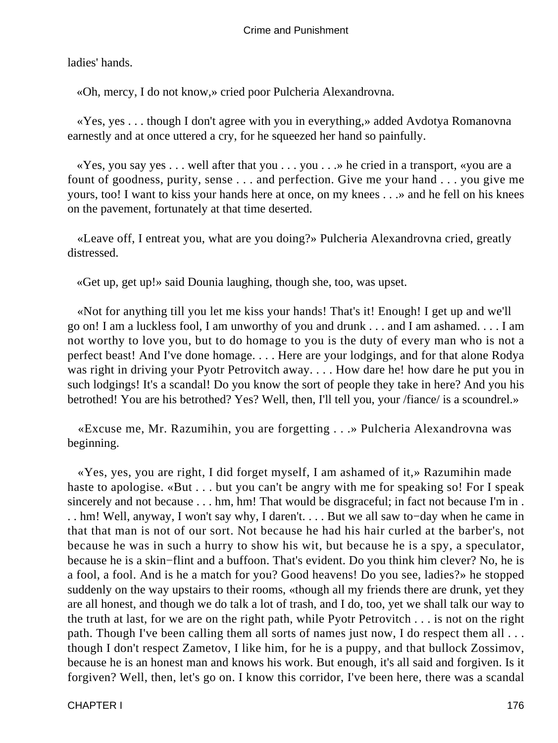ladies' hands.

«Oh, mercy, I do not know,» cried poor Pulcheria Alexandrovna.

«Yes, yes . . . though I don't agree with you in everything,» added Avdotya Romanovna earnestly and at once uttered a cry, for he squeezed her hand so painfully.

«Yes, you say yes . . . well after that you . . . you . . .» he cried in a transport, «you are a fount of goodness, purity, sense . . . and perfection. Give me your hand . . . you give me yours, too! I want to kiss your hands here at once, on my knees . . .» and he fell on his knees on the pavement, fortunately at that time deserted.

«Leave off, I entreat you, what are you doing?» Pulcheria Alexandrovna cried, greatly distressed.

«Get up, get up!» said Dounia laughing, though she, too, was upset.

«Not for anything till you let me kiss your hands! That's it! Enough! I get up and we'll go on! I am a luckless fool, I am unworthy of you and drunk . . . and I am ashamed. . . . I am not worthy to love you, but to do homage to you is the duty of every man who is not a perfect beast! And I've done homage. . . . Here are your lodgings, and for that alone Rodya was right in driving your Pyotr Petrovitch away. . . . How dare he! how dare he put you in such lodgings! It's a scandal! Do you know the sort of people they take in here? And you his betrothed! You are his betrothed? Yes? Well, then, I'll tell you, your /fiance/ is a scoundrel.»

«Excuse me, Mr. Razumihin, you are forgetting . . .» Pulcheria Alexandrovna was beginning.

«Yes, yes, you are right, I did forget myself, I am ashamed of it,» Razumihin made haste to apologise. «But . . . but you can't be angry with me for speaking so! For I speak sincerely and not because . . . hm, hm! That would be disgraceful; in fact not because I'm in . . . hm! Well, anyway, I won't say why, I daren't. . . . But we all saw to-day when he came in that that man is not of our sort. Not because he had his hair curled at the barber's, not because he was in such a hurry to show his wit, but because he is a spy, a speculator, because he is a skin-flint and a buffoon. That's evident. Do you think him clever? No, he is a fool, a fool. And is he a match for you? Good heavens! Do you see, ladies?» he stopped suddenly on the way upstairs to their rooms, «though all my friends there are drunk, yet they are all honest, and though we do talk a lot of trash, and I do, too, yet we shall talk our way to the truth at last, for we are on the right path, while Pyotr Petrovitch . . . is not on the right path. Though I've been calling them all sorts of names just now, I do respect them all . . . though I don't respect Zametov, I like him, for he is a puppy, and that bullock Zossimov, because he is an honest man and knows his work. But enough, it's all said and forgiven. Is it forgiven? Well, then, let's go on. I know this corridor, I've been here, there was a scandal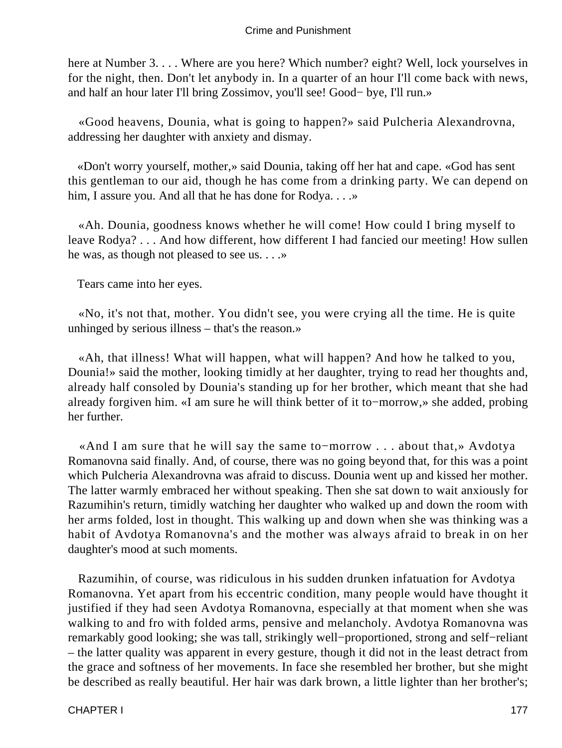here at Number 3. . . . Where are you here? Which number? eight? Well, lock yourselves in for the night, then. Don't let anybody in. In a quarter of an hour I'll come back with news, and half an hour later I'll bring Zossimov, you'll see! Good−bye, I'll run.»

«Good heavens, Dounia, what is going to happen?» said Pulcheria Alexandrovna, addressing her daughter with anxiety and dismay.

«Don't worry yourself, mother,» said Dounia, taking off her hat and cape. «God has sent this gentleman to our aid, though he has come from a drinking party. We can depend on him, I assure you. And all that he has done for Rodya. . . .»

«Ah. Dounia, goodness knows whether he will come! How could I bring myself to leave Rodya? . . . And how different, how different I had fancied our meeting! How sullen he was, as though not pleased to see us. . . .»

Tears came into her eyes.

«No, it's not that, mother. You didn't see, you were crying all the time. He is quite unhinged by serious illness – that's the reason.»

«Ah, that illness! What will happen, what will happen? And how he talked to you, Dounia!» said the mother, looking timidly at her daughter, trying to read her thoughts and, already half consoled by Dounia's standing up for her brother, which meant that she had already forgiven him. «I am sure he will think better of it to−morrow,» she added, probing her further.

«And I am sure that he will say the same to−morrow . . . about that,» Avdotya Romanovna said finally. And, of course, there was no going beyond that, for this was a point which Pulcheria Alexandrovna was afraid to discuss. Dounia went up and kissed her mother. The latter warmly embraced her without speaking. Then she sat down to wait anxiously for Razumihin's return, timidly watching her daughter who walked up and down the room with her arms folded, lost in thought. This walking up and down when she was thinking was a habit of Avdotya Romanovna's and the mother was always afraid to break in on her daughter's mood at such moments.

Razumihin, of course, was ridiculous in his sudden drunken infatuation for Avdotya Romanovna. Yet apart from his eccentric condition, many people would have thought it justified if they had seen Avdotya Romanovna, especially at that moment when she was walking to and fro with folded arms, pensive and melancholy. Avdotya Romanovna was remarkably good looking; she was tall, strikingly well−proportioned, strong and self−reliant – the latter quality was apparent in every gesture, though it did not in the least detract from the grace and softness of her movements. In face she resembled her brother, but she might be described as really beautiful. Her hair was dark brown, a little lighter than her brother's;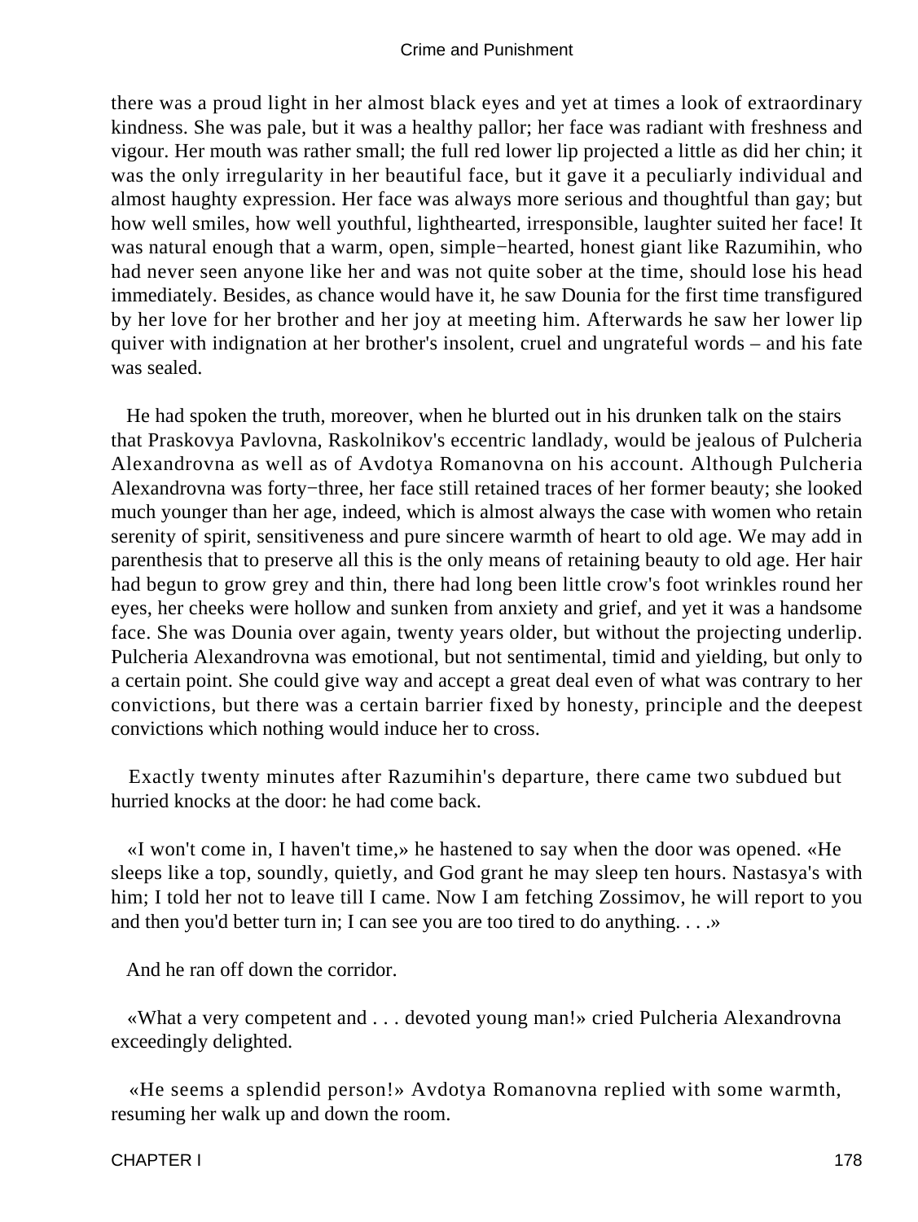there was a proud light in her almost black eyes and yet at times a look of extraordinary kindness. She was pale, but it was a healthy pallor; her face was radiant with freshness and vigour. Her mouth was rather small; the full red lower lip projected a little as did her chin; it was the only irregularity in her beautiful face, but it gave it a peculiarly individual and almost haughty expression. Her face was always more serious and thoughtful than gay; but how well smiles, how well youthful, lighthearted, irresponsible, laughter suited her face! It was natural enough that a warm, open, simple−hearted, honest giant like Razumihin, who had never seen anyone like her and was not quite sober at the time, should lose his head immediately. Besides, as chance would have it, he saw Dounia for the first time transfigured by her love for her brother and her joy at meeting him. Afterwards he saw her lower lip quiver with indignation at her brother's insolent, cruel and ungrateful words – and his fate was sealed.

He had spoken the truth, moreover, when he blurted out in his drunken talk on the stairs that Praskovya Pavlovna, Raskolnikov's eccentric landlady, would be jealous of Pulcheria Alexandrovna as well as of Avdotya Romanovna on his account. Although Pulcheria Alexandrovna was forty−three, her face still retained traces of her former beauty; she looked much younger than her age, indeed, which is almost always the case with women who retain serenity of spirit, sensitiveness and pure sincere warmth of heart to old age. We may add in parenthesis that to preserve all this is the only means of retaining beauty to old age. Her hair had begun to grow grey and thin, there had long been little crow's foot wrinkles round her eyes, her cheeks were hollow and sunken from anxiety and grief, and yet it was a handsome face. She was Dounia over again, twenty years older, but without the projecting underlip. Pulcheria Alexandrovna was emotional, but not sentimental, timid and yielding, but only to a certain point. She could give way and accept a great deal even of what was contrary to her convictions, but there was a certain barrier fixed by honesty, principle and the deepest convictions which nothing would induce her to cross.

Exactly twenty minutes after Razumihin's departure, there came two subdued but hurried knocks at the door: he had come back.

«I won't come in, I haven't time,» he hastened to say when the door was opened. «He sleeps like a top, soundly, quietly, and God grant he may sleep ten hours. Nastasya's with him; I told her not to leave till I came. Now I am fetching Zossimov, he will report to you and then you'd better turn in; I can see you are too tired to do anything. . . .»

And he ran off down the corridor.

«What a very competent and . . . devoted young man!» cried Pulcheria Alexandrovna exceedingly delighted.

«He seems a splendid person!» Avdotya Romanovna replied with some warmth, resuming her walk up and down the room.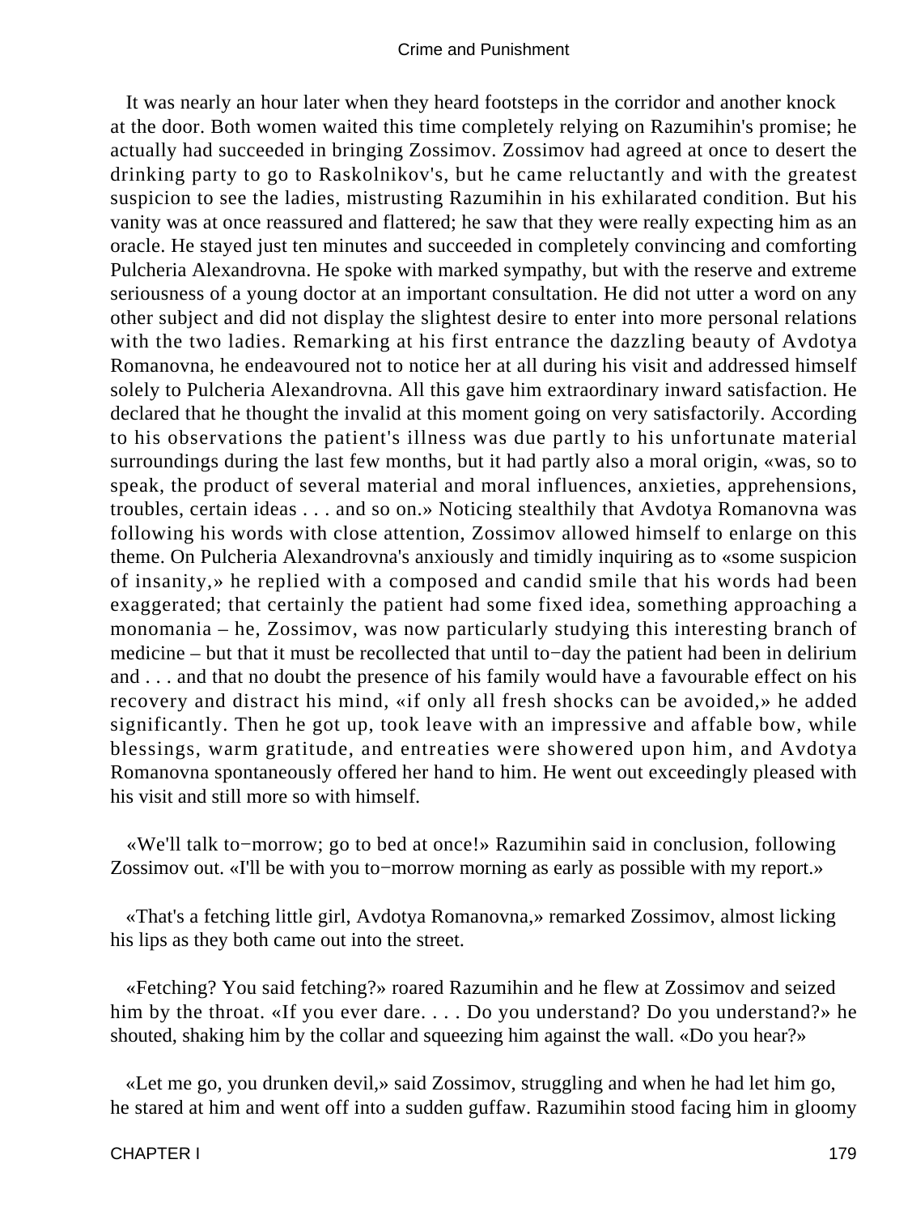It was nearly an hour later when they heard footsteps in the corridor and another knock at the door. Both women waited this time completely relying on Razumihin's promise; he actually had succeeded in bringing Zossimov. Zossimov had agreed at once to desert the drinking party to go to Raskolnikov's, but he came reluctantly and with the greatest suspicion to see the ladies, mistrusting Razumihin in his exhilarated condition. But his vanity was at once reassured and flattered; he saw that they were really expecting him as an oracle. He stayed just ten minutes and succeeded in completely convincing and comforting Pulcheria Alexandrovna. He spoke with marked sympathy, but with the reserve and extreme seriousness of a young doctor at an important consultation. He did not utter a word on any other subject and did not display the slightest desire to enter into more personal relations with the two ladies. Remarking at his first entrance the dazzling beauty of Avdotya Romanovna, he endeavoured not to notice her at all during his visit and addressed himself solely to Pulcheria Alexandrovna. All this gave him extraordinary inward satisfaction. He declared that he thought the invalid at this moment going on very satisfactorily. According to his observations the patient's illness was due partly to his unfortunate material surroundings during the last few months, but it had partly also a moral origin, «was, so to speak, the product of several material and moral influences, anxieties, apprehensions, troubles, certain ideas . . . and so on.» Noticing stealthily that Avdotya Romanovna was following his words with close attention, Zossimov allowed himself to enlarge on this theme. On Pulcheria Alexandrovna's anxiously and timidly inquiring as to «some suspicion of insanity,» he replied with a composed and candid smile that his words had been exaggerated; that certainly the patient had some fixed idea, something approaching a monomania – he, Zossimov, was now particularly studying this interesting branch of medicine – but that it must be recollected that until to−day the patient had been in delirium and . . . and that no doubt the presence of his family would have a favourable effect on his recovery and distract his mind, «if only all fresh shocks can be avoided,» he added significantly. Then he got up, took leave with an impressive and affable bow, while blessings, warm gratitude, and entreaties were showered upon him, and Avdotya Romanovna spontaneously offered her hand to him. He went out exceedingly pleased with his visit and still more so with himself.

«We'll talk to−morrow; go to bed at once!» Razumihin said in conclusion, following Zossimov out. «I'll be with you to−morrow morning as early as possible with my report.»

«That's a fetching little girl, Avdotya Romanovna,» remarked Zossimov, almost licking his lips as they both came out into the street.

«Fetching? You said fetching?» roared Razumihin and he flew at Zossimov and seized him by the throat. «If you ever dare. . . . Do you understand? Do you understand?» he shouted, shaking him by the collar and squeezing him against the wall. «Do you hear?»

«Let me go, you drunken devil,» said Zossimov, struggling and when he had let him go, he stared at him and went off into a sudden guffaw. Razumihin stood facing him in gloomy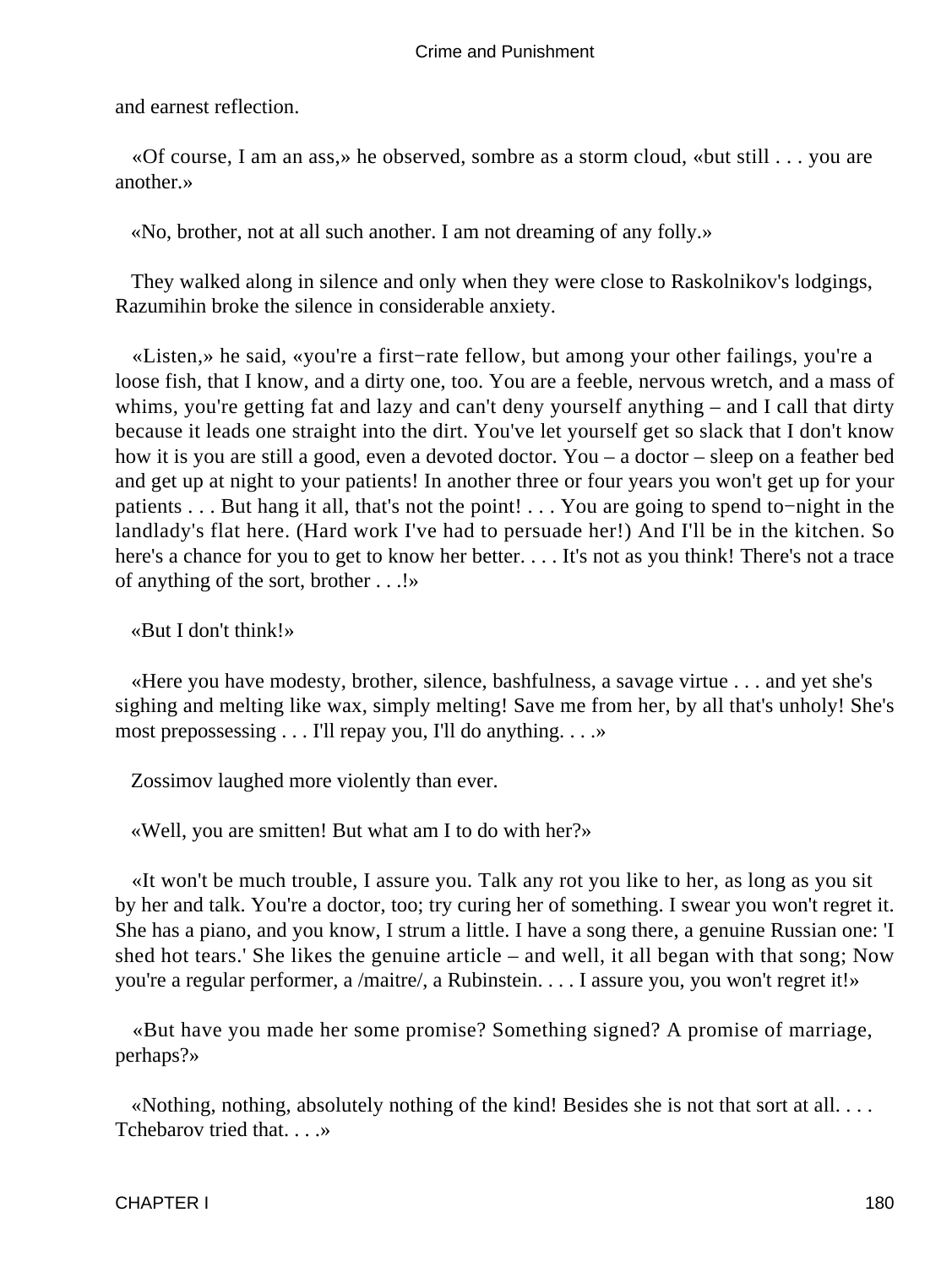and earnest reflection.

«Of course, I am an ass,» he observed, sombre as a storm cloud, «but still . . . you are another.»

«No, brother, not at all such another. I am not dreaming of any folly.»

They walked along in silence and only when they were close to Raskolnikov's lodgings, Razumihin broke the silence in considerable anxiety.

«Listen,» he said, «you're a first−rate fellow, but among your other failings, you're a loose fish, that I know, and a dirty one, too. You are a feeble, nervous wretch, and a mass of whims, you're getting fat and lazy and can't deny yourself anything – and I call that dirty because it leads one straight into the dirt. You've let yourself get so slack that I don't know how it is you are still a good, even a devoted doctor. You – a doctor – sleep on a feather bed and get up at night to your patients! In another three or four years you won't get up for your patients . . . But hang it all, that's not the point! . . . You are going to spend to−night in the landlady's flat here. (Hard work I've had to persuade her!) And I'll be in the kitchen. So here's a chance for you to get to know her better. . . . It's not as you think! There's not a trace of anything of the sort, brother . . .!»

«But I don't think!»

«Here you have modesty, brother, silence, bashfulness, a savage virtue . . . and yet she's sighing and melting like wax, simply melting! Save me from her, by all that's unholy! She's most prepossessing . . . I'll repay you, I'll do anything. . . .»

Zossimov laughed more violently than ever.

«Well, you are smitten! But what am I to do with her?»

«It won't be much trouble, I assure you. Talk any rot you like to her, as long as you sit by her and talk. You're a doctor, too; try curing her of something. I swear you won't regret it. She has a piano, and you know, I strum a little. I have a song there, a genuine Russian one: 'I shed hot tears.' She likes the genuine article – and well, it all began with that song; Now you're a regular performer, a /maitre/, a Rubinstein. . . . I assure you, you won't regret it!»

«But have you made her some promise? Something signed? A promise of marriage, perhaps?»

«Nothing, nothing, absolutely nothing of the kind! Besides she is not that sort at all. . . . Tchebarov tried that. . . .»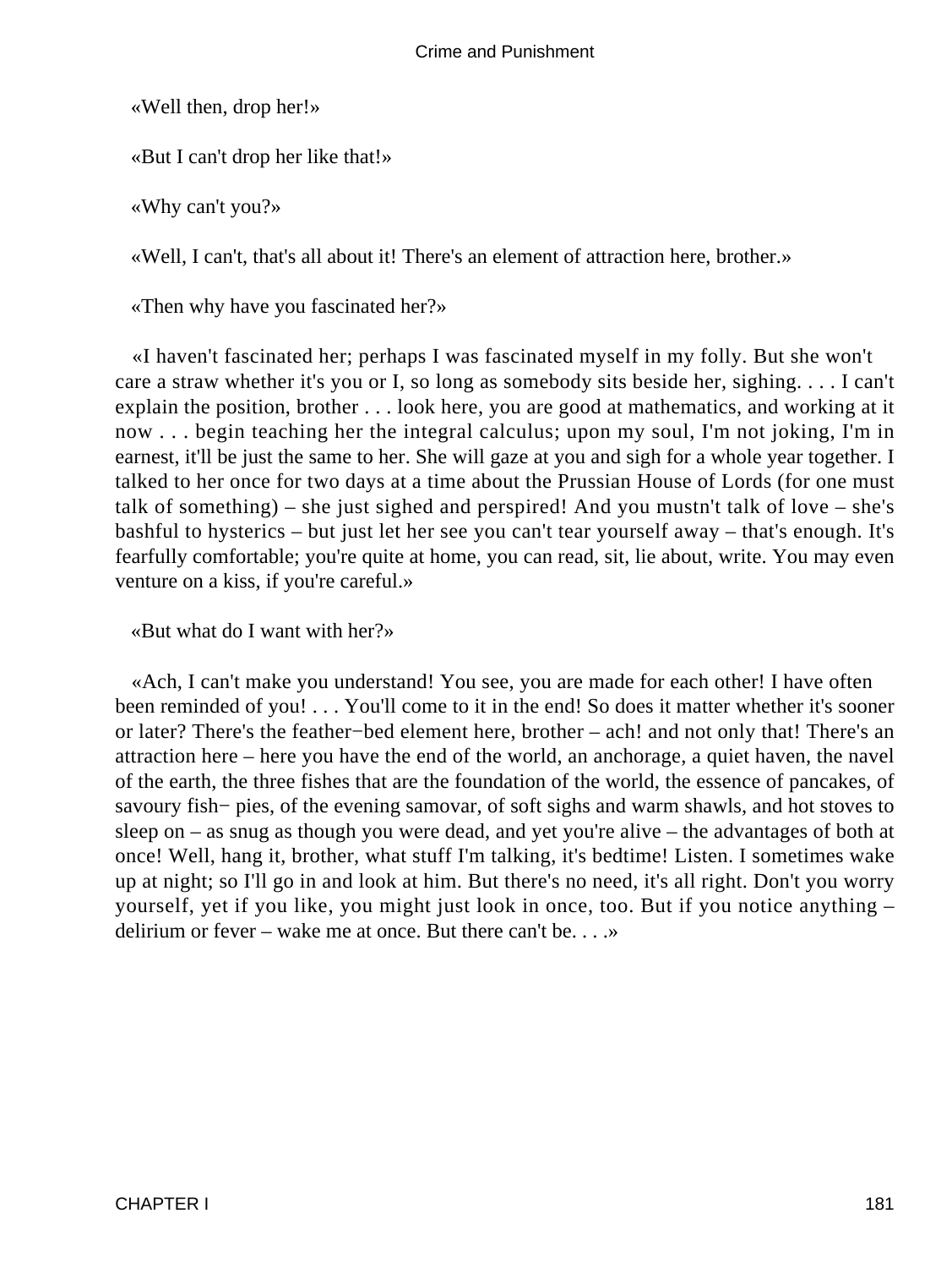«Well then, drop her!»

«But I can't drop her like that!»

«Why can't you?»

«Well, I can't, that's all about it! There's an element of attraction here, brother.»

«Then why have you fascinated her?»

«I haven't fascinated her; perhaps I was fascinated myself in my folly. But she won't care a straw whether it's you or I, so long as somebody sits beside her, sighing. . . . I can't explain the position, brother . . . look here, you are good at mathematics, and working at it now . . . begin teaching her the integral calculus; upon my soul, I'm not joking, I'm in earnest, it'll be just the same to her. She will gaze at you and sigh for a whole year together. I talked to her once for two days at a time about the Prussian House of Lords (for one must talk of something) – she just sighed and perspired! And you mustn't talk of love – she's bashful to hysterics – but just let her see you can't tear yourself away – that's enough. It's fearfully comfortable; you're quite at home, you can read, sit, lie about, write. You may even venture on a kiss, if you're careful.»

«But what do I want with her?»

«Ach, I can't make you understand! You see, you are made for each other! I have often been reminded of you! . . . You'll come to it in the end! So does it matter whether it's sooner or later? There's the feather−bed element here, brother – ach! and not only that! There's an attraction here – here you have the end of the world, an anchorage, a quiet haven, the navel of the earth, the three fishes that are the foundation of the world, the essence of pancakes, of savoury fish− pies, of the evening samovar, of soft sighs and warm shawls, and hot stoves to sleep on – as snug as though you were dead, and yet you're alive – the advantages of both at once! Well, hang it, brother, what stuff I'm talking, it's bedtime! Listen. I sometimes wake up at night; so I'll go in and look at him. But there's no need, it's all right. Don't you worry yourself, yet if you like, you might just look in once, too. But if you notice anything – delirium or fever – wake me at once. But there can't be. . . .»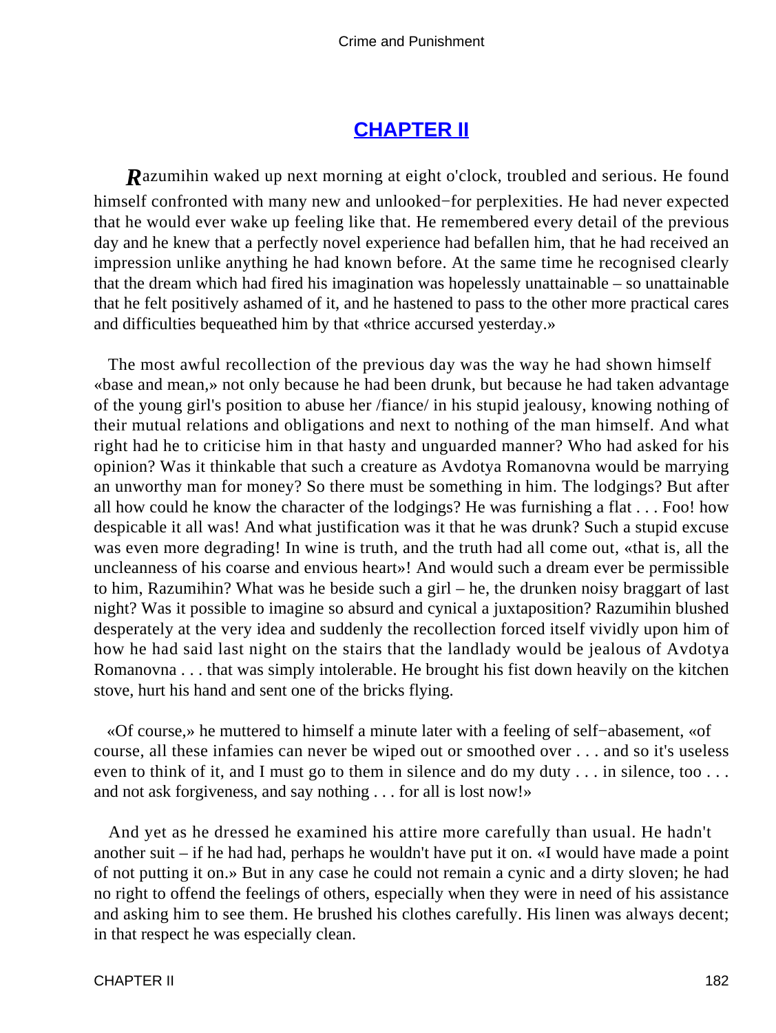## CHAPTER II

Razumihin waked up next morning at eight o'clock, troubled and serious. He found himself confronted with many new and unlooked−for perplexities. He had never expected that he would ever wake up feeling like that. He remembered every detail of the previous day and he knew that a perfectly novel experience had befallen him, that he had received an impression unlike anything he had known before. At the same time he recognised clearly that the dream which had fired his imagination was hopelessly unattainable – so unattainable that he felt positively ashamed of it, and he hastened to pass to the other more practical cares and difficulties bequeathed him by that «thrice accursed yesterday.»

The most awful recollection of the previous day was the way he had shown himself «base and mean,» not only because he had been drunk, but because he had taken advantage of the young girl's position to abuse her /fiance/ in his stupid jealousy, knowing nothing of their mutual relations and obligations and next to nothing of the man himself. And what right had he to criticise him in that hasty and unguarded manner? Who had asked for his opinion? Was it thinkable that such a creature as Avdotya Romanovna would be marrying an unworthy man for money? So there must be something in him. The lodgings? But after all how could he know the character of the lodgings? He was furnishing a flat . . . Foo! how despicable it all was! And what justification was it that he was drunk? Such a stupid excuse was even more degrading! In wine is truth, and the truth had all come out, «that is, all the uncleanness of his coarse and envious heart»! And would such a dream ever be permissible to him, Razumihin? What was he beside such a girl – he, the drunken noisy braggart of last night? Was it possible to imagine so absurd and cynical a juxtaposition? Razumihin blushed desperately at the very idea and suddenly the recollection forced itself vividly upon him of how he had said last night on the stairs that the landlady would be jealous of Avdotya Romanovna . . . that was simply intolerable. He brought his fist down heavily on the kitchen stove, hurt his hand and sent one of the bricks flying.

«Of course,» he muttered to himself a minute later with a feeling of self−abasement, «of course, all these infamies can never be wiped out or smoothed over . . . and so it's useless even to think of it, and I must go to them in silence and do my duty . . . in silence, too . . . and not ask forgiveness, and say nothing . . . for all is lost now!»

And yet as he dressed he examined his attire more carefully than usual. He hadn't another suit – if he had had, perhaps he wouldn't have put it on. «I would have made a point of not putting it on.» But in any case he could not remain a cynic and a dirty sloven; he had no right to offend the feelings of others, especially when they were in need of his assistance and asking him to see them. He brushed his clothes carefully. His linen was always decent; in that respect he was especially clean.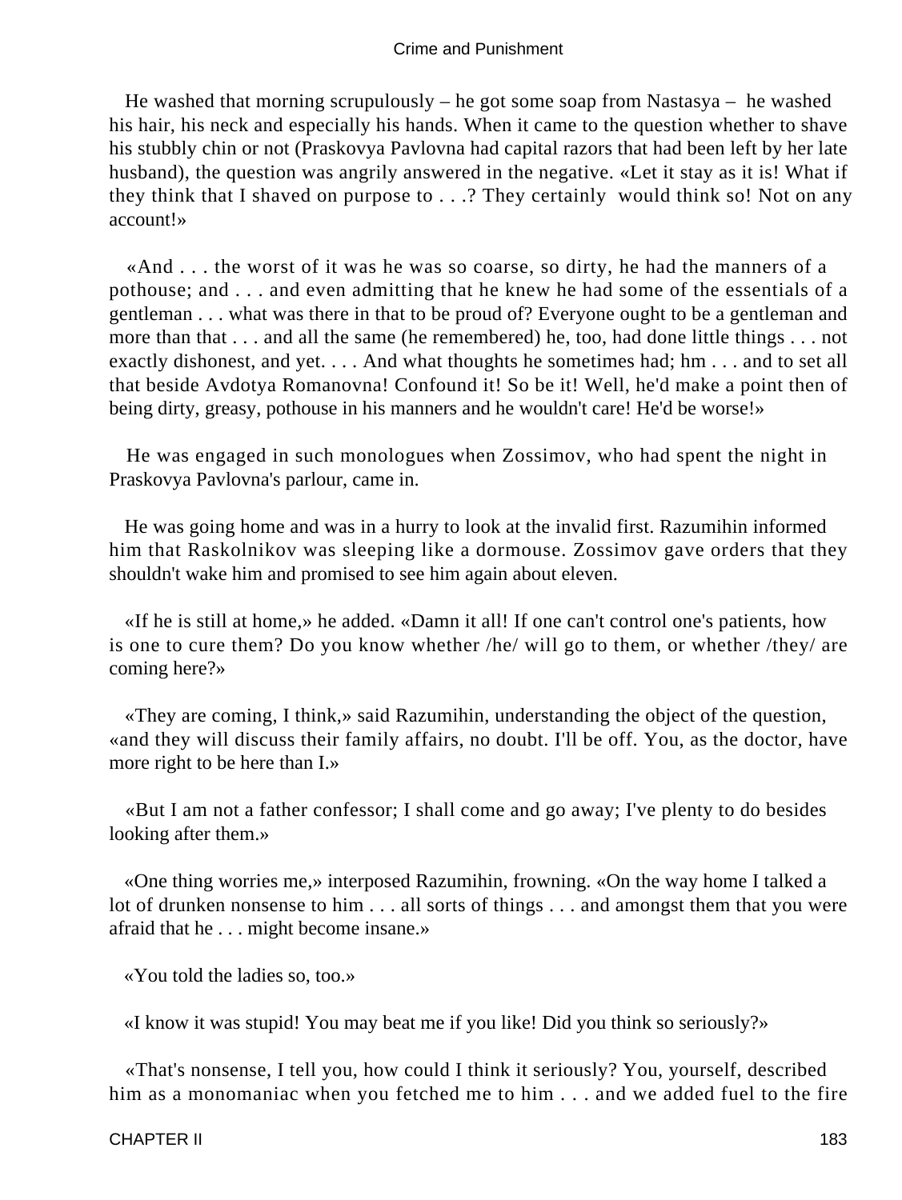He washed that morning scrupulously – he got some soap from Nastasya – he washed his hair, his neck and especially his hands. When it came to the question whether to shave his stubbly chin or not (Praskovya Pavlovna had capital razors that had been left by her late husband), the question was angrily answered in the negative. «Let it stay as it is! What if they think that I shaved on purpose to . . .? They certainly would think so! Not on any account!»

«And . . . the worst of it was he was so coarse, so dirty, he had the manners of a pothouse; and . . . and even admitting that he knew he had some of the essentials of a gentleman . . . what was there in that to be proud of? Everyone ought to be a gentleman and more than that . . . and all the same (he remembered) he, too, had done little things . . . not exactly dishonest, and yet. . . . And what thoughts he sometimes had; hm . . . and to set all that beside Avdotya Romanovna! Confound it! So be it! Well, he'd make a point then of being dirty, greasy, pothouse in his manners and he wouldn't care! He'd be worse!»

He was engaged in such monologues when Zossimov, who had spent the night in Praskovya Pavlovna's parlour, came in.

He was going home and was in a hurry to look at the invalid first. Razumihin informed him that Raskolnikov was sleeping like a dormouse. Zossimov gave orders that they shouldn't wake him and promised to see him again about eleven.

«If he is still at home,» he added. «Damn it all! If one can't control one's patients, how is one to cure them? Do you know whether /he/ will go to them, or whether /they/ are coming here?»

«They are coming, I think,» said Razumihin, understanding the object of the question, «and they will discuss their family affairs, no doubt. I'll be off. You, as the doctor, have more right to be here than I.»

«But I am not a father confessor; I shall come and go away; I've plenty to do besides looking after them.»

«One thing worries me,» interposed Razumihin, frowning. «On the way home I talked a lot of drunken nonsense to him . . . all sorts of things . . . and amongst them that you were afraid that he . . . might become insane.»

«You told the ladies so, too.»

«I know it was stupid! You may beat me if you like! Did you think so seriously?»

«That's nonsense, I tell you, how could I think it seriously? You, yourself, described him as a monomaniac when you fetched me to him . . . and we added fuel to the fire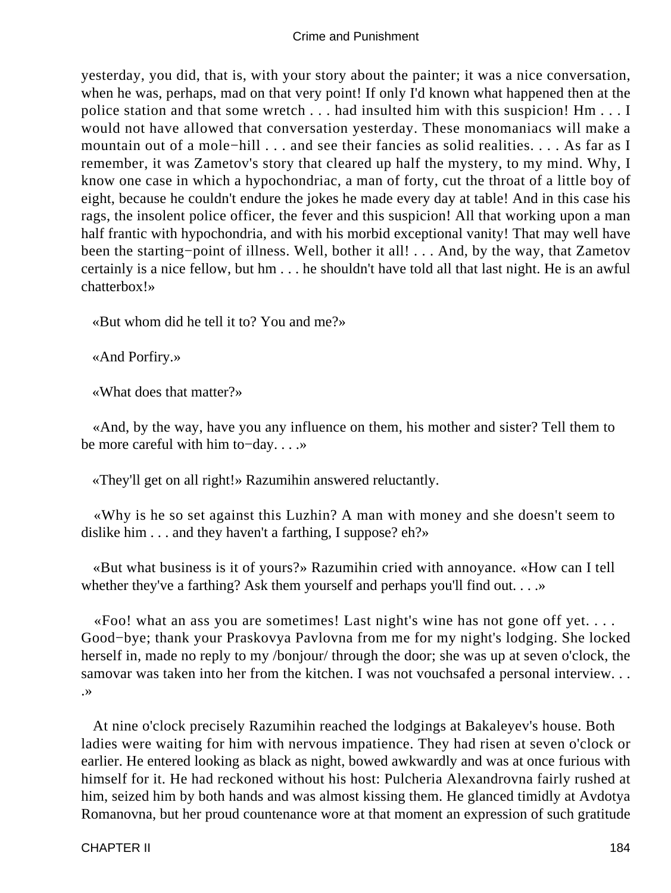yesterday, you did, that is, with your story about the painter; it was a nice conversation, when he was, perhaps, mad on that very point! If only I'd known what happened then at the police station and that some wretch . . . had insulted him with this suspicion! Hm . . . I would not have allowed that conversation yesterday. These monomaniacs will make a mountain out of a mole−hill . . . and see their fancies as solid realities. . . . As far as I remember, it was Zametov's story that cleared up half the mystery, to my mind. Why, I know one case in which a hypochondriac, a man of forty, cut the throat of a little boy of eight, because he couldn't endure the jokes he made every day at table! And in this case his rags, the insolent police officer, the fever and this suspicion! All that working upon a man half frantic with hypochondria, and with his morbid exceptional vanity! That may well have been the starting−point of illness. Well, bother it all! . . . And, by the way, that Zametov certainly is a nice fellow, but hm . . . he shouldn't have told all that last night. He is an awful chatterbox!»

«But whom did he tell it to? You and me?»

«And Porfiry.»

«What does that matter?»

«And, by the way, have you any influence on them, his mother and sister? Tell them to be more careful with him to−day. . . .»

«They'll get on all right!» Razumihin answered reluctantly.

«Why is he so set against this Luzhin? A man with money and she doesn't seem to dislike him . . . and they haven't a farthing, I suppose? eh?»

«But what business is it of yours?» Razumihin cried with annoyance. «How can I tell whether they've a farthing? Ask them yourself and perhaps you'll find out. . . .»

«Foo! what an ass you are sometimes! Last night's wine has not gone off yet. . . . Good−bye; thank your Praskovya Pavlovna from me for my night's lodging. She locked herself in, made no reply to my /bonjour/ through the door; she was up at seven o'clock, the samovar was taken into her from the kitchen. I was not vouchsafed a personal interview. . . .»

At nine o'clock precisely Razumihin reached the lodgings at Bakaleyev's house. Both ladies were waiting for him with nervous impatience. They had risen at seven o'clock or earlier. He entered looking as black as night, bowed awkwardly and was at once furious with himself for it. He had reckoned without his host: Pulcheria Alexandrovna fairly rushed at him, seized him by both hands and was almost kissing them. He glanced timidly at Avdotya Romanovna, but her proud countenance wore at that moment an expression of such gratitude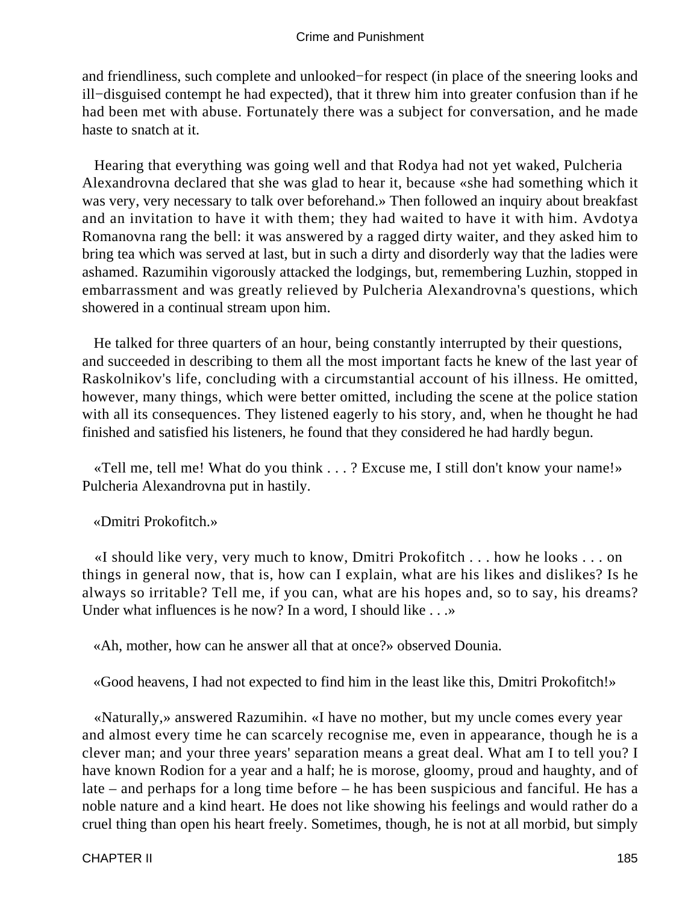and friendliness, such complete and unlooked−for respect (in place of the sneering looks and ill−disguised contempt he had expected), that it threw him into greater confusion than if he had been met with abuse. Fortunately there was a subject for conversation, and he made haste to snatch at it.

Hearing that everything was going well and that Rodya had not yet waked, Pulcheria Alexandrovna declared that she was glad to hear it, because «she had something which it was very, very necessary to talk over beforehand.» Then followed an inquiry about breakfast and an invitation to have it with them; they had waited to have it with him. Avdotya Romanovna rang the bell: it was answered by a ragged dirty waiter, and they asked him to bring tea which was served at last, but in such a dirty and disorderly way that the ladies were ashamed. Razumihin vigorously attacked the lodgings, but, remembering Luzhin, stopped in embarrassment and was greatly relieved by Pulcheria Alexandrovna's questions, which showered in a continual stream upon him.

He talked for three quarters of an hour, being constantly interrupted by their questions, and succeeded in describing to them all the most important facts he knew of the last year of Raskolnikov's life, concluding with a circumstantial account of his illness. He omitted, however, many things, which were better omitted, including the scene at the police station with all its consequences. They listened eagerly to his story, and, when he thought he had finished and satisfied his listeners, he found that they considered he had hardly begun.

«Tell me, tell me! What do you think . . . ? Excuse me, I still don't know your name!» Pulcheria Alexandrovna put in hastily.

«Dmitri Prokofitch.»

«I should like very, very much to know, Dmitri Prokofitch . . . how he looks . . . on things in general now, that is, how can I explain, what are his likes and dislikes? Is he always so irritable? Tell me, if you can, what are his hopes and, so to say, his dreams? Under what influences is he now? In a word, I should like . . .»

«Ah, mother, how can he answer all that at once?» observed Dounia.

«Good heavens, I had not expected to find him in the least like this, Dmitri Prokofitch!»

«Naturally,» answered Razumihin. «I have no mother, but my uncle comes every year and almost every time he can scarcely recognise me, even in appearance, though he is a clever man; and your three years' separation means a great deal. What am I to tell you? I have known Rodion for a year and a half; he is morose, gloomy, proud and haughty, and of late – and perhaps for a long time before – he has been suspicious and fanciful. He has a noble nature and a kind heart. He does not like showing his feelings and would rather do a cruel thing than open his heart freely. Sometimes, though, he is not at all morbid, but simply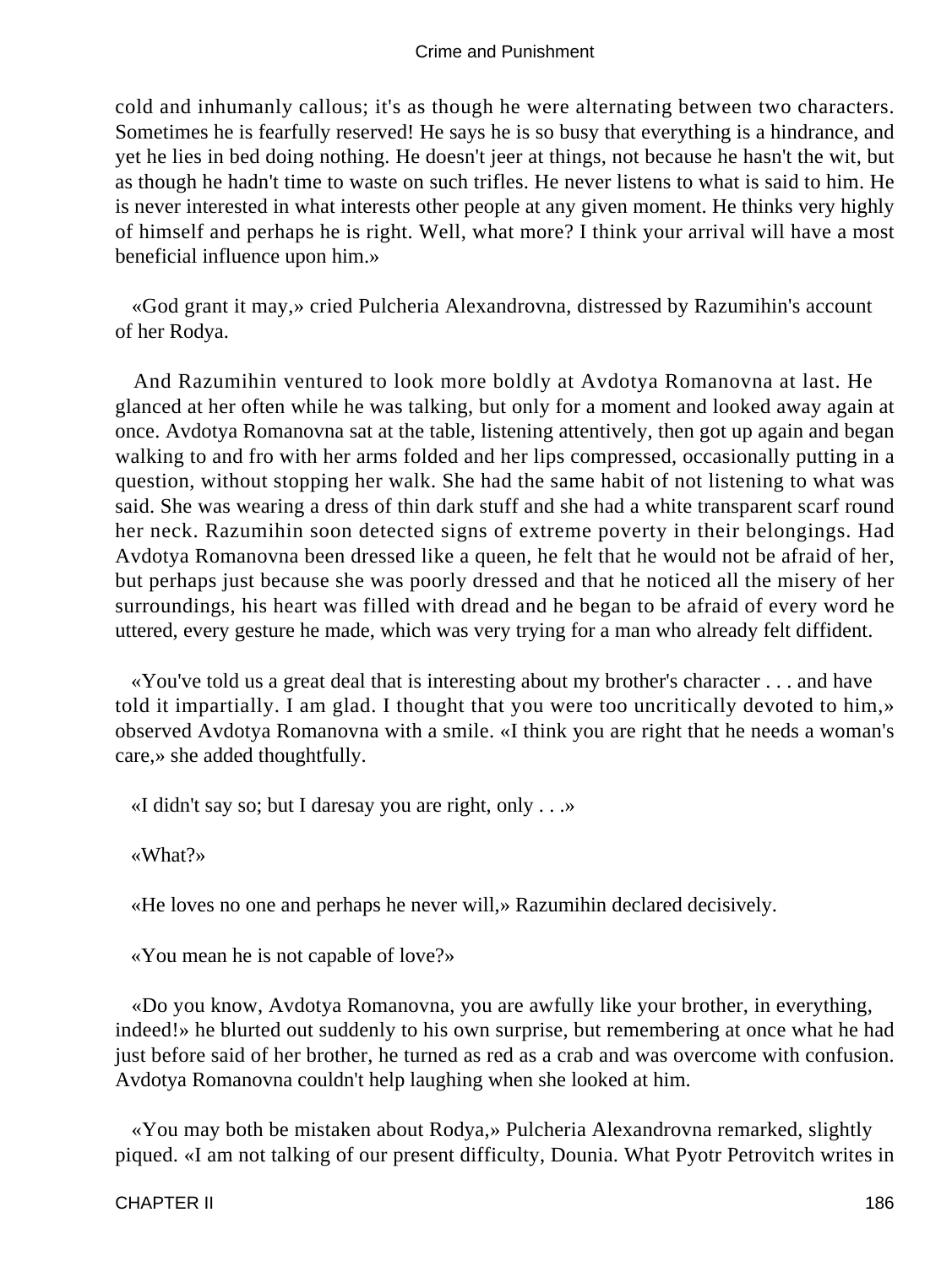cold and inhumanly callous; it's as though he were alternating between two characters. Sometimes he is fearfully reserved! He says he is so busy that everything is a hindrance, and yet he lies in bed doing nothing. He doesn't jeer at things, not because he hasn't the wit, but as though he hadn't time to waste on such trifles. He never listens to what is said to him. He is never interested in what interests other people at any given moment. He thinks very highly of himself and perhaps he is right. Well, what more? I think your arrival will have a most beneficial influence upon him.»

«God grant it may,» cried Pulcheria Alexandrovna, distressed by Razumihin's account of her Rodya.

And Razumihin ventured to look more boldly at Avdotya Romanovna at last. He glanced at her often while he was talking, but only for a moment and looked away again at once. Avdotya Romanovna sat at the table, listening attentively, then got up again and began walking to and fro with her arms folded and her lips compressed, occasionally putting in a question, without stopping her walk. She had the same habit of not listening to what was said. She was wearing a dress of thin dark stuff and she had a white transparent scarf round her neck. Razumihin soon detected signs of extreme poverty in their belongings. Had Avdotya Romanovna been dressed like a queen, he felt that he would not be afraid of her, but perhaps just because she was poorly dressed and that he noticed all the misery of her surroundings, his heart was filled with dread and he began to be afraid of every word he uttered, every gesture he made, which was very trying for a man who already felt diffident.

«You've told us a great deal that is interesting about my brother's character . . . and have told it impartially. I am glad. I thought that you were too uncritically devoted to him,» observed Avdotya Romanovna with a smile. «I think you are right that he needs a woman's care,» she added thoughtfully.

«I didn't say so; but I daresay you are right, only . . .»

«What?»

«He loves no one and perhaps he never will,» Razumihin declared decisively.

«You mean he is not capable of love?»

«Do you know, Avdotya Romanovna, you are awfully like your brother, in everything, indeed!» he blurted out suddenly to his own surprise, but remembering at once what he had just before said of her brother, he turned as red as a crab and was overcome with confusion. Avdotya Romanovna couldn't help laughing when she looked at him.

«You may both be mistaken about Rodya,» Pulcheria Alexandrovna remarked, slightly piqued. «I am not talking of our present difficulty, Dounia. What Pyotr Petrovitch writes in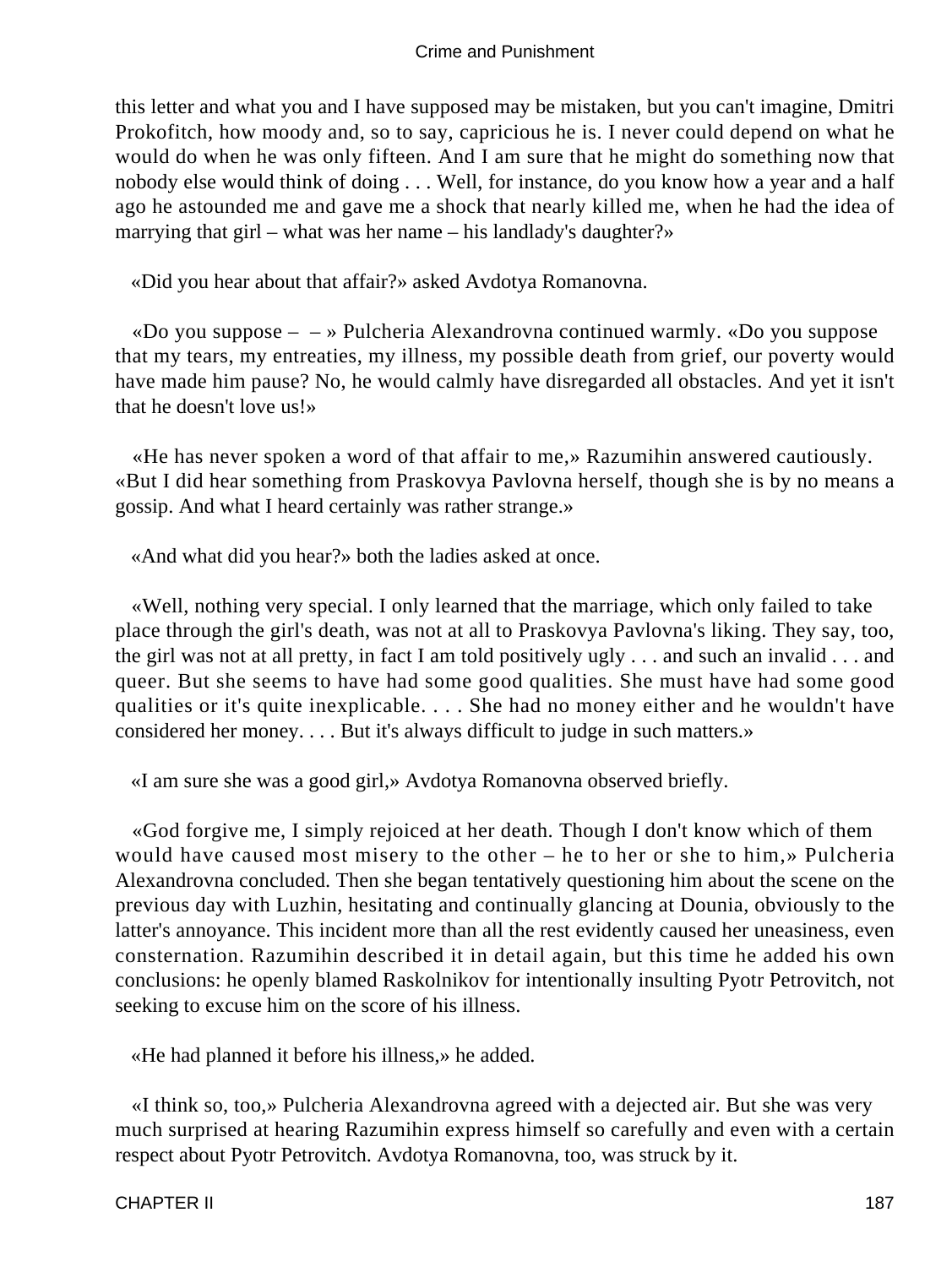this letter and what you and I have supposed may be mistaken, but you can't imagine, Dmitri Prokofitch, how moody and, so to say, capricious he is. I never could depend on what he would do when he was only fifteen. And I am sure that he might do something now that nobody else would think of doing . . . Well, for instance, do you know how a year and a half ago he astounded me and gave me a shock that nearly killed me, when he had the idea of marrying that girl – what was her name – his landlady's daughter?»

«Did you hear about that affair?» asked Avdotya Romanovna.

«Do you suppose – – » Pulcheria Alexandrovna continued warmly. «Do you suppose that my tears, my entreaties, my illness, my possible death from grief, our poverty would have made him pause? No, he would calmly have disregarded all obstacles. And yet it isn't that he doesn't love us!»

«He has never spoken a word of that affair to me,» Razumihin answered cautiously. «But I did hear something from Praskovya Pavlovna herself, though she is by no means a gossip. And what I heard certainly was rather strange.»

«And what did you hear?» both the ladies asked at once.

«Well, nothing very special. I only learned that the marriage, which only failed to take place through the girl's death, was not at all to Praskovya Pavlovna's liking. They say, too, the girl was not at all pretty, in fact I am told positively ugly . . . and such an invalid . . . and queer. But she seems to have had some good qualities. She must have had some good qualities or it's quite inexplicable. . . . She had no money either and he wouldn't have considered her money. . . . But it's always difficult to judge in such matters.»

«I am sure she was a good girl,» Avdotya Romanovna observed briefly.

«God forgive me, I simply rejoiced at her death. Though I don't know which of them would have caused most misery to the other – he to her or she to him,» Pulcheria Alexandrovna concluded. Then she began tentatively questioning him about the scene on the previous day with Luzhin, hesitating and continually glancing at Dounia, obviously to the latter's annoyance. This incident more than all the rest evidently caused her uneasiness, even consternation. Razumihin described it in detail again, but this time he added his own conclusions: he openly blamed Raskolnikov for intentionally insulting Pyotr Petrovitch, not seeking to excuse him on the score of his illness.

«He had planned it before his illness,» he added.

«I think so, too,» Pulcheria Alexandrovna agreed with a dejected air. But she was very much surprised at hearing Razumihin express himself so carefully and even with a certain respect about Pyotr Petrovitch. Avdotya Romanovna, too, was struck by it.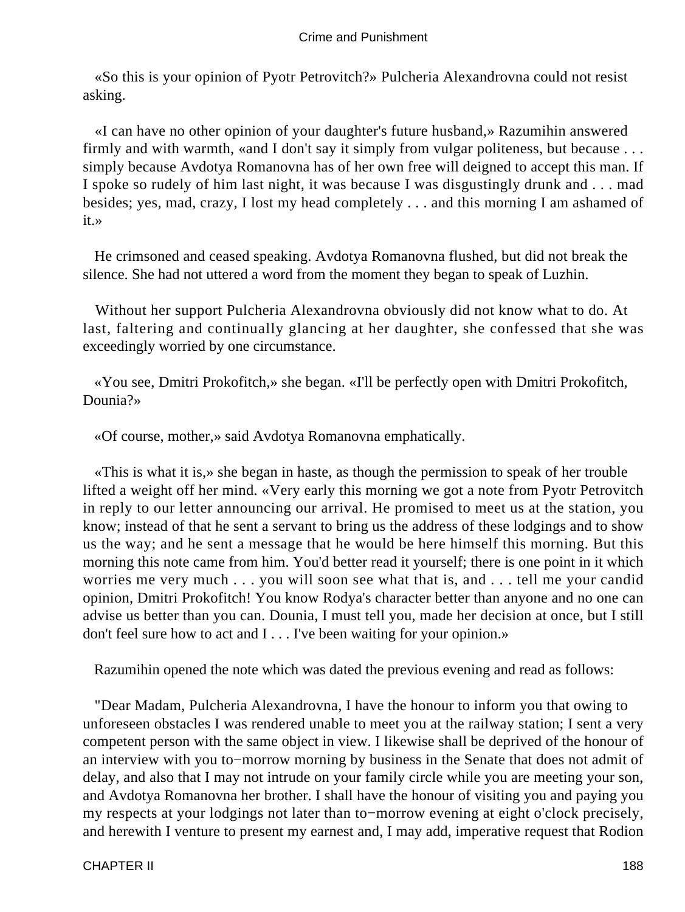«So this is your opinion of Pyotr Petrovitch?» Pulcheria Alexandrovna could not resist asking.

«I can have no other opinion of your daughter's future husband,» Razumihin answered firmly and with warmth, «and I don't say it simply from vulgar politeness, but because . . . simply because Avdotya Romanovna has of her own free will deigned to accept this man. If I spoke so rudely of him last night, it was because I was disgustingly drunk and . . . mad besides; yes, mad, crazy, I lost my head completely . . . and this morning I am ashamed of it.»

He crimsoned and ceased speaking. Avdotya Romanovna flushed, but did not break the silence. She had not uttered a word from the moment they began to speak of Luzhin.

Without her support Pulcheria Alexandrovna obviously did not know what to do. At last, faltering and continually glancing at her daughter, she confessed that she was exceedingly worried by one circumstance.

«You see, Dmitri Prokofitch,» she began. «I'll be perfectly open with Dmitri Prokofitch, Dounia?»

«Of course, mother,» said Avdotya Romanovna emphatically.

«This is what it is,» she began in haste, as though the permission to speak of her trouble lifted a weight off her mind. «Very early this morning we got a note from Pyotr Petrovitch in reply to our letter announcing our arrival. He promised to meet us at the station, you know; instead of that he sent a servant to bring us the address of these lodgings and to show us the way; and he sent a message that he would be here himself this morning. But this morning this note came from him. You'd better read it yourself; there is one point in it which worries me very much . . . you will soon see what that is, and . . . tell me your candid opinion, Dmitri Prokofitch! You know Rodya's character better than anyone and no one can advise us better than you can. Dounia, I must tell you, made her decision at once, but I still don't feel sure how to act and I . . . I've been waiting for your opinion.»

Razumihin opened the note which was dated the previous evening and read as follows:

"Dear Madam, Pulcheria Alexandrovna, I have the honour to inform you that owing to unforeseen obstacles I was rendered unable to meet you at the railway station; I sent a very competent person with the same object in view. I likewise shall be deprived of the honour of an interview with you to−morrow morning by business in the Senate that does not admit of delay, and also that I may not intrude on your family circle while you are meeting your son, and Avdotya Romanovna her brother. I shall have the honour of visiting you and paying you my respects at your lodgings not later than to−morrow evening at eight o'clock precisely, and herewith I venture to present my earnest and, I may add, imperative request that Rodion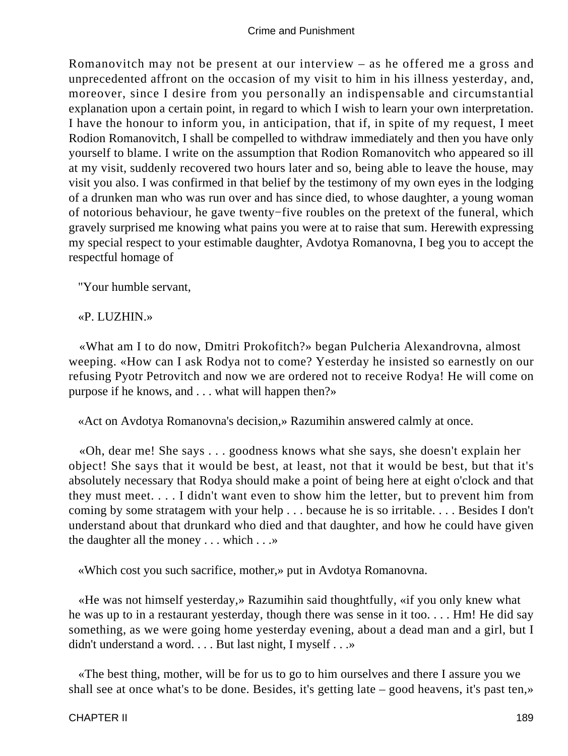Romanovitch may not be present at our interview – as he offered me a gross and unprecedented affront on the occasion of my visit to him in his illness yesterday, and, moreover, since I desire from you personally an indispensable and circumstantial explanation upon a certain point, in regard to which I wish to learn your own interpretation. I have the honour to inform you, in anticipation, that if, in spite of my request, I meet Rodion Romanovitch, I shall be compelled to withdraw immediately and then you have only yourself to blame. I write on the assumption that Rodion Romanovitch who appeared so ill at my visit, suddenly recovered two hours later and so, being able to leave the house, may visit you also. I was confirmed in that belief by the testimony of my own eyes in the lodging of a drunken man who was run over and has since died, to whose daughter, a young woman of notorious behaviour, he gave twenty−five roubles on the pretext of the funeral, which gravely surprised me knowing what pains you were at to raise that sum. Herewith expressing my special respect to your estimable daughter, Avdotya Romanovna, I beg you to accept the respectful homage of

"Your humble servant,

«P. LUZHIN.»

«What am I to do now, Dmitri Prokofitch?» began Pulcheria Alexandrovna, almost weeping. «How can I ask Rodya not to come? Yesterday he insisted so earnestly on our refusing Pyotr Petrovitch and now we are ordered not to receive Rodya! He will come on purpose if he knows, and . . . what will happen then?»

«Act on Avdotya Romanovna's decision,» Razumihin answered calmly at once.

«Oh, dear me! She says . . . goodness knows what she says, she doesn't explain her object! She says that it would be best, at least, not that it would be best, but that it's absolutely necessary that Rodya should make a point of being here at eight o'clock and that they must meet. . . . I didn't want even to show him the letter, but to prevent him from coming by some stratagem with your help . . . because he is so irritable. . . . Besides I don't understand about that drunkard who died and that daughter, and how he could have given the daughter all the money . . . which . . .»

«Which cost you such sacrifice, mother,» put in Avdotya Romanovna.

«He was not himself yesterday,» Razumihin said thoughtfully, «if you only knew what he was up to in a restaurant yesterday, though there was sense in it too. . . . Hm! He did say something, as we were going home yesterday evening, about a dead man and a girl, but I didn't understand a word. . . . But last night, I myself . . .»

«The best thing, mother, will be for us to go to him ourselves and there I assure you we shall see at once what's to be done. Besides, it's getting late – good heavens, it's past ten,»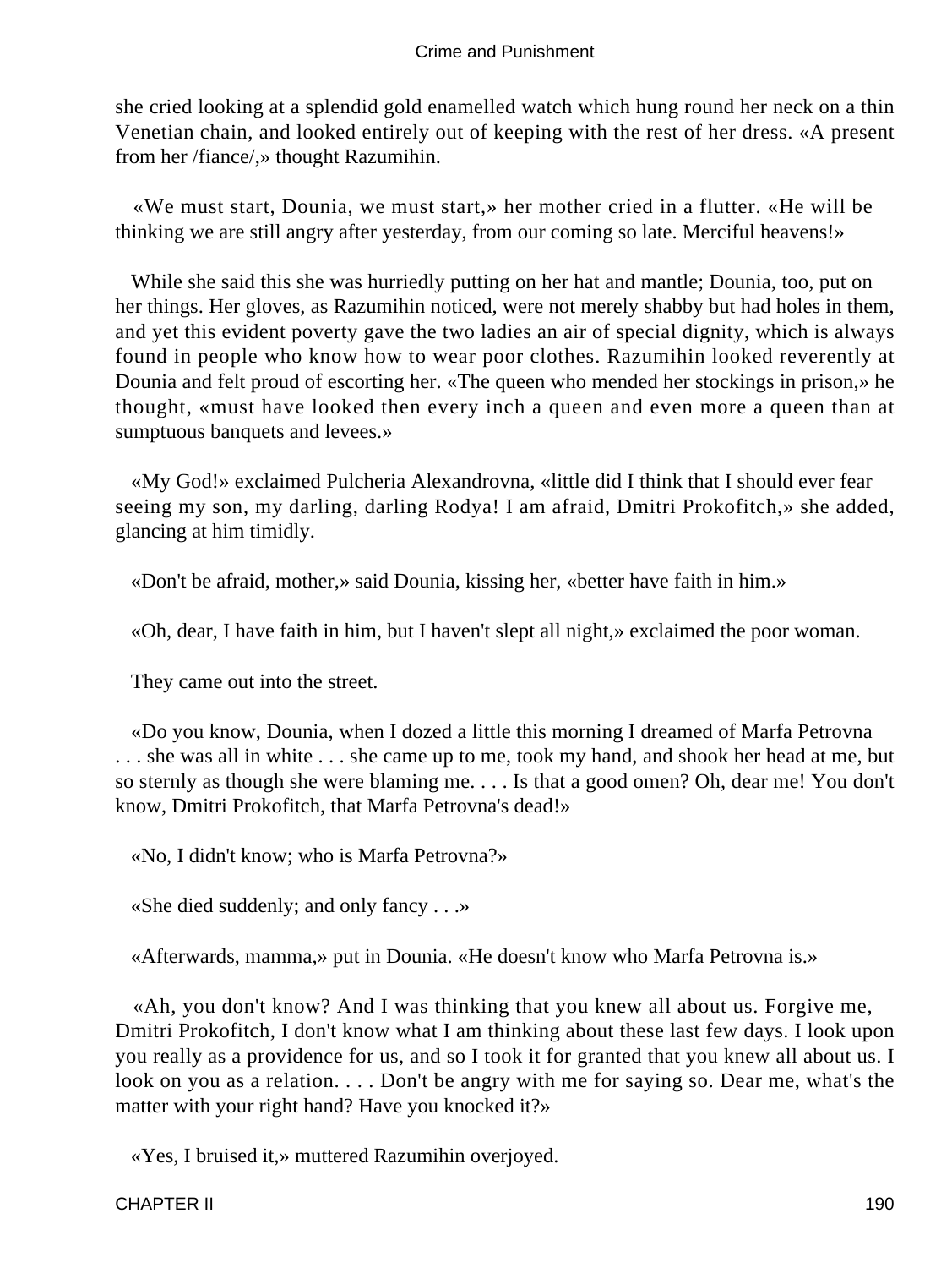she cried looking at a splendid gold enamelled watch which hung round her neck on a thin Venetian chain, and looked entirely out of keeping with the rest of her dress. «A present from her /fiance/,» thought Razumihin.

«We must start, Dounia, we must start,» her mother cried in a flutter. «He will be thinking we are still angry after yesterday, from our coming so late. Merciful heavens!»

While she said this she was hurriedly putting on her hat and mantle; Dounia, too, put on her things. Her gloves, as Razumihin noticed, were not merely shabby but had holes in them, and yet this evident poverty gave the two ladies an air of special dignity, which is always found in people who know how to wear poor clothes. Razumihin looked reverently at Dounia and felt proud of escorting her. «The queen who mended her stockings in prison,» he thought, «must have looked then every inch a queen and even more a queen than at sumptuous banquets and levees.»

«My God!» exclaimed Pulcheria Alexandrovna, «little did I think that I should ever fear seeing my son, my darling, darling Rodya! I am afraid, Dmitri Prokofitch,» she added, glancing at him timidly.

«Don't be afraid, mother,» said Dounia, kissing her, «better have faith in him.»

«Oh, dear, I have faith in him, but I haven't slept all night,» exclaimed the poor woman.

They came out into the street.

«Do you know, Dounia, when I dozed a little this morning I dreamed of Marfa Petrovna . . . she was all in white . . . she came up to me, took my hand, and shook her head at me, but so sternly as though she were blaming me. . . . Is that a good omen? Oh, dear me! You don't know, Dmitri Prokofitch, that Marfa Petrovna's dead!»

«No, I didn't know; who is Marfa Petrovna?»

«She died suddenly; and only fancy . . .»

«Afterwards, mamma,» put in Dounia. «He doesn't know who Marfa Petrovna is.»

«Ah, you don't know? And I was thinking that you knew all about us. Forgive me, Dmitri Prokofitch, I don't know what I am thinking about these last few days. I look upon you really as a providence for us, and so I took it for granted that you knew all about us. I look on you as a relation. . . . Don't be angry with me for saying so. Dear me, what's the matter with your right hand? Have you knocked it?»

«Yes, I bruised it,» muttered Razumihin overjoyed.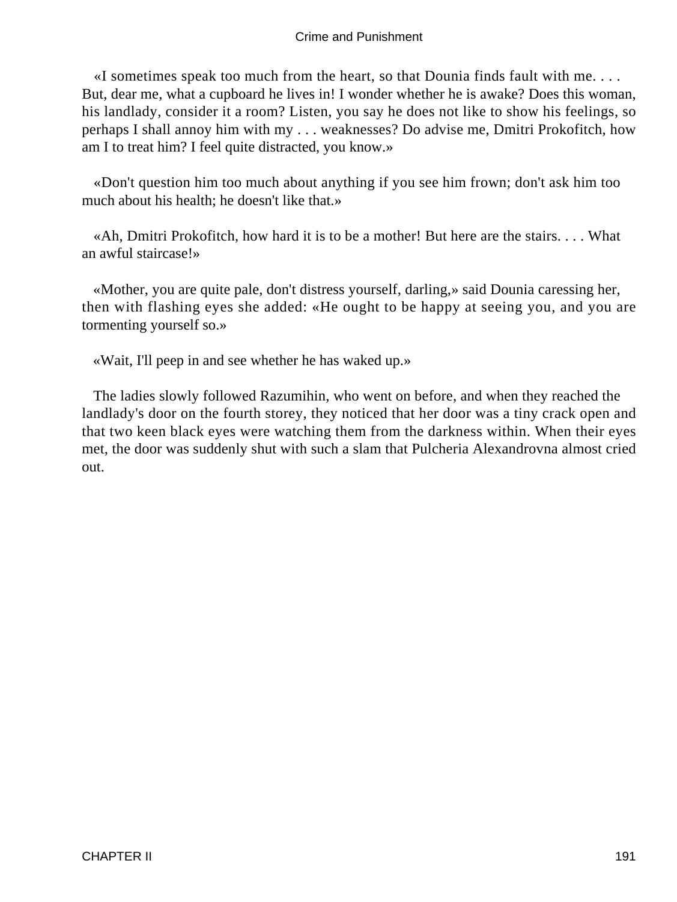«I sometimes speak too much from the heart, so that Dounia finds fault with me. . . . But, dear me, what a cupboard he lives in! I wonder whether he is awake? Does this woman, his landlady, consider it a room? Listen, you say he does not like to show his feelings, so perhaps I shall annoy him with my . . . weaknesses? Do advise me, Dmitri Prokofitch, how am I to treat him? I feel quite distracted, you know.»

«Don't question him too much about anything if you see him frown; don't ask him too much about his health; he doesn't like that.»

«Ah, Dmitri Prokofitch, how hard it is to be a mother! But here are the stairs. . . . What an awful staircase!»

«Mother, you are quite pale, don't distress yourself, darling,» said Dounia caressing her, then with flashing eyes she added: «He ought to be happy at seeing you, and you are tormenting yourself so.»

«Wait, I'll peep in and see whether he has waked up.»

The ladies slowly followed Razumihin, who went on before, and when they reached the landlady's door on the fourth storey, they noticed that her door was a tiny crack open and that two keen black eyes were watching them from the darkness within. When their eyes met, the door was suddenly shut with such a slam that Pulcheria Alexandrovna almost cried out.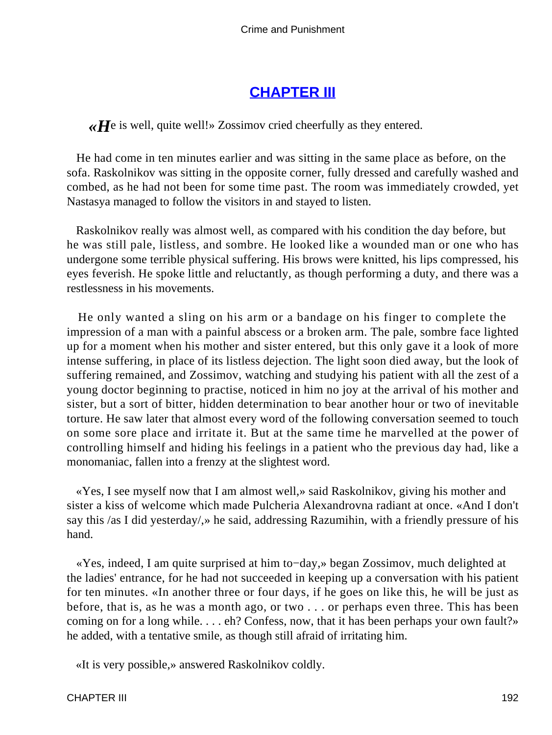## CHAPTER III

«He is well, quite well!» Zossimov cried cheerfully as they entered.

He had come in ten minutes earlier and was sitting in the same place as before, on the sofa. Raskolnikov was sitting in the opposite corner, fully dressed and carefully washed and combed, as he had not been for some time past. The room was immediately crowded, yet Nastasya managed to follow the visitors in and stayed to listen.

Raskolnikov really was almost well, as compared with his condition the day before, but he was still pale, listless, and sombre. He looked like a wounded man or one who has undergone some terrible physical suffering. His brows were knitted, his lips compressed, his eyes feverish. He spoke little and reluctantly, as though performing a duty, and there was a restlessness in his movements.

He only wanted a sling on his arm or a bandage on his finger to complete the impression of a man with a painful abscess or a broken arm. The pale, sombre face lighted up for a moment when his mother and sister entered, but this only gave it a look of more intense suffering, in place of its listless dejection. The light soon died away, but the look of suffering remained, and Zossimov, watching and studying his patient with all the zest of a young doctor beginning to practise, noticed in him no joy at the arrival of his mother and sister, but a sort of bitter, hidden determination to bear another hour or two of inevitable torture. He saw later that almost every word of the following conversation seemed to touch on some sore place and irritate it. But at the same time he marvelled at the power of controlling himself and hiding his feelings in a patient who the previous day had, like a monomaniac, fallen into a frenzy at the slightest word.

«Yes, I see myself now that I am almost well,» said Raskolnikov, giving his mother and sister a kiss of welcome which made Pulcheria Alexandrovna radiant at once. «And I don't say this /as I did yesterday/,» he said, addressing Razumihin, with a friendly pressure of his hand.

«Yes, indeed, I am quite surprised at him to−day,» began Zossimov, much delighted at the ladies' entrance, for he had not succeeded in keeping up a conversation with his patient for ten minutes. «In another three or four days, if he goes on like this, he will be just as before, that is, as he was a month ago, or two . . . or perhaps even three. This has been coming on for a long while. . . . eh? Confess, now, that it has been perhaps your own fault?» he added, with a tentative smile, as though still afraid of irritating him.

«It is very possible,» answered Raskolnikov coldly.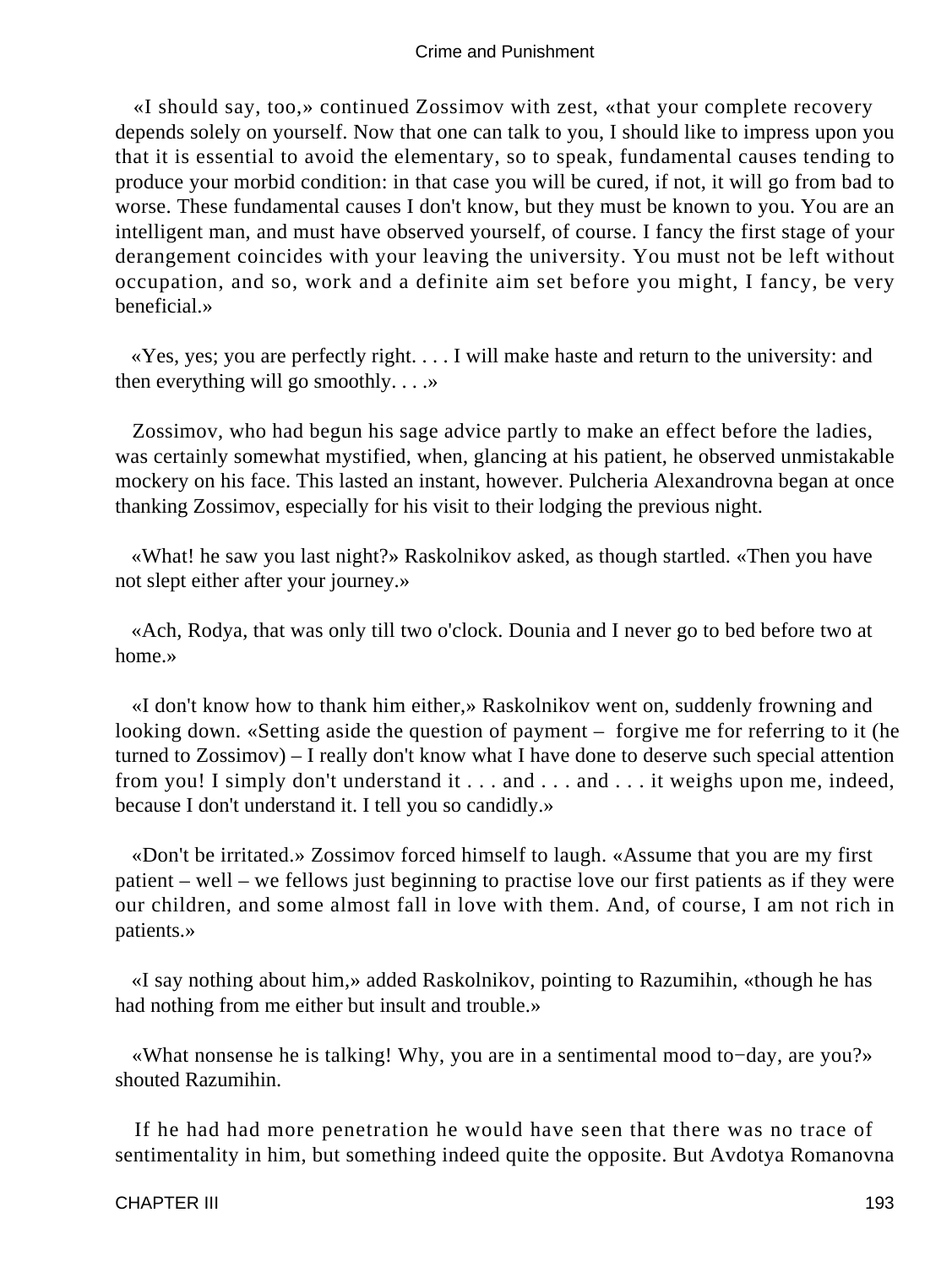«I should say, too,» continued Zossimov with zest, «that your complete recovery depends solely on yourself. Now that one can talk to you, I should like to impress upon you that it is essential to avoid the elementary, so to speak, fundamental causes tending to produce your morbid condition: in that case you will be cured, if not, it will go from bad to worse. These fundamental causes I don't know, but they must be known to you. You are an intelligent man, and must have observed yourself, of course. I fancy the first stage of your derangement coincides with your leaving the university. You must not be left without occupation, and so, work and a definite aim set before you might, I fancy, be very beneficial.»

«Yes, yes; you are perfectly right. . . . I will make haste and return to the university: and then everything will go smoothly. . . .»

Zossimov, who had begun his sage advice partly to make an effect before the ladies, was certainly somewhat mystified, when, glancing at his patient, he observed unmistakable mockery on his face. This lasted an instant, however. Pulcheria Alexandrovna began at once thanking Zossimov, especially for his visit to their lodging the previous night.

«What! he saw you last night?» Raskolnikov asked, as though startled. «Then you have not slept either after your journey.»

«Ach, Rodya, that was only till two o'clock. Dounia and I never go to bed before two at home.»

«I don't know how to thank him either,» Raskolnikov went on, suddenly frowning and looking down. «Setting aside the question of payment – forgive me for referring to it (he turned to Zossimov) – I really don't know what I have done to deserve such special attention from you! I simply don't understand it . . . and . . . and . . . it weighs upon me, indeed, because I don't understand it. I tell you so candidly.»

«Don't be irritated.» Zossimov forced himself to laugh. «Assume that you are my first patient – well – we fellows just beginning to practise love our first patients as if they were our children, and some almost fall in love with them. And, of course, I am not rich in patients.»

«I say nothing about him,» added Raskolnikov, pointing to Razumihin, «though he has had nothing from me either but insult and trouble.»

«What nonsense he is talking! Why, you are in a sentimental mood to-day, are you?» shouted Razumihin.

If he had had more penetration he would have seen that there was no trace of sentimentality in him, but something indeed quite the opposite. But Avdotya Romanovna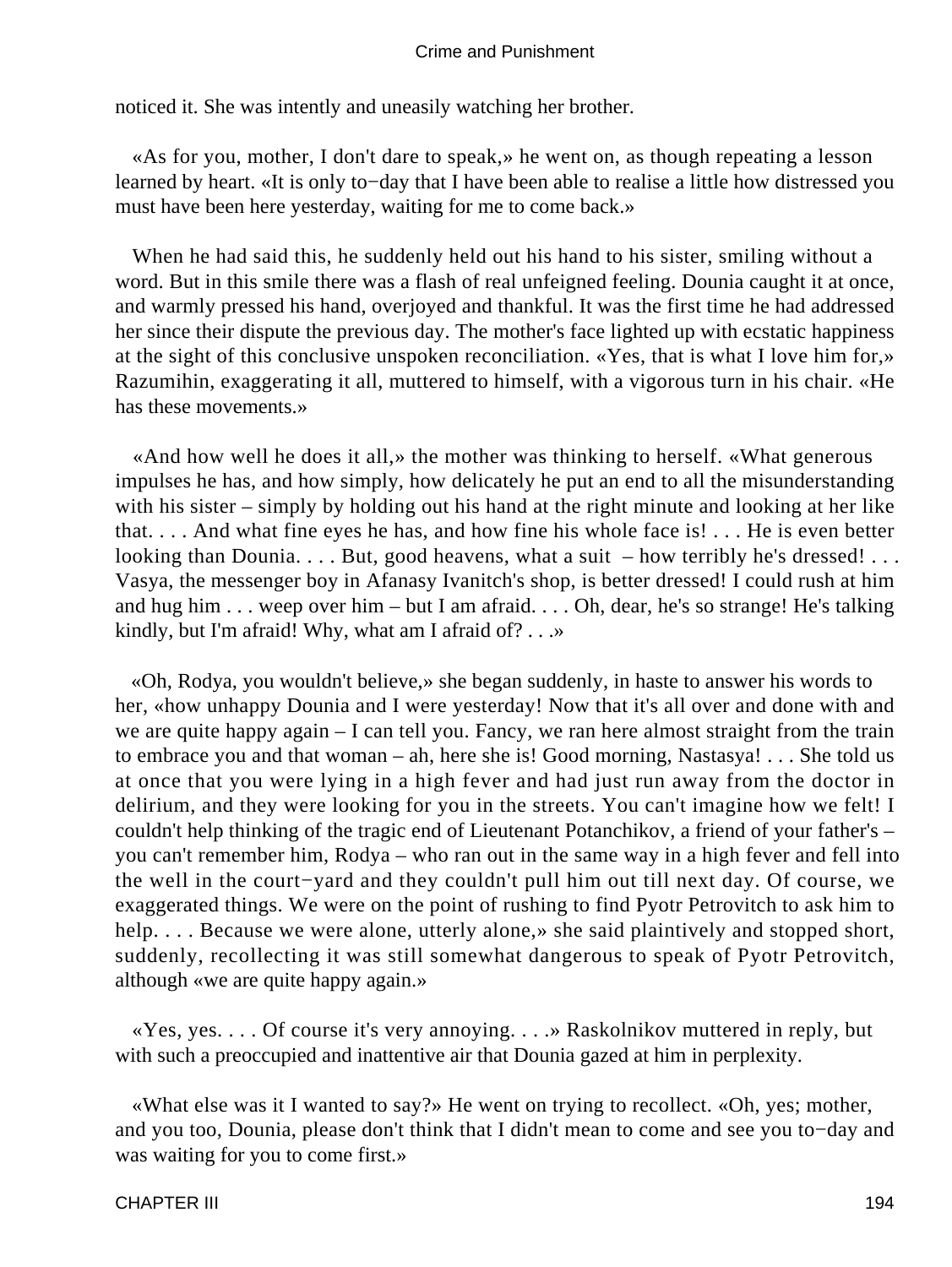noticed it. She was intently and uneasily watching her brother.

«As for you, mother, I don't dare to speak,» he went on, as though repeating a lesson learned by heart. «It is only to−day that I have been able to realise a little how distressed you must have been here yesterday, waiting for me to come back.»

When he had said this, he suddenly held out his hand to his sister, smiling without a word. But in this smile there was a flash of real unfeigned feeling. Dounia caught it at once, and warmly pressed his hand, overjoyed and thankful. It was the first time he had addressed her since their dispute the previous day. The mother's face lighted up with ecstatic happiness at the sight of this conclusive unspoken reconciliation. «Yes, that is what I love him for,» Razumihin, exaggerating it all, muttered to himself, with a vigorous turn in his chair. «He has these movements.»

«And how well he does it all,» the mother was thinking to herself. «What generous impulses he has, and how simply, how delicately he put an end to all the misunderstanding with his sister – simply by holding out his hand at the right minute and looking at her like that. . . . And what fine eyes he has, and how fine his whole face is! . . . He is even better looking than Dounia. . . . But, good heavens, what a suit – how terribly he's dressed! . . . Vasya, the messenger boy in Afanasy Ivanitch's shop, is better dressed! I could rush at him and hug him . . . weep over him – but I am afraid. . . . Oh, dear, he's so strange! He's talking kindly, but I'm afraid! Why, what am I afraid of? . . .»

«Oh, Rodya, you wouldn't believe,» she began suddenly, in haste to answer his words to her, «how unhappy Dounia and I were yesterday! Now that it's all over and done with and we are quite happy again – I can tell you. Fancy, we ran here almost straight from the train to embrace you and that woman – ah, here she is! Good morning, Nastasya! . . . She told us at once that you were lying in a high fever and had just run away from the doctor in delirium, and they were looking for you in the streets. You can't imagine how we felt! I couldn't help thinking of the tragic end of Lieutenant Potanchikov, a friend of your father's – you can't remember him, Rodya – who ran out in the same way in a high fever and fell into the well in the court−yard and they couldn't pull him out till next day. Of course, we exaggerated things. We were on the point of rushing to find Pyotr Petrovitch to ask him to help. . . . Because we were alone, utterly alone,» she said plaintively and stopped short, suddenly, recollecting it was still somewhat dangerous to speak of Pyotr Petrovitch, although «we are quite happy again.»

«Yes, yes. . . . Of course it's very annoying. . . .» Raskolnikov muttered in reply, but with such a preoccupied and inattentive air that Dounia gazed at him in perplexity.

«What else was it I wanted to say?» He went on trying to recollect. «Oh, yes; mother, and you too, Dounia, please don't think that I didn't mean to come and see you to−day and was waiting for you to come first.»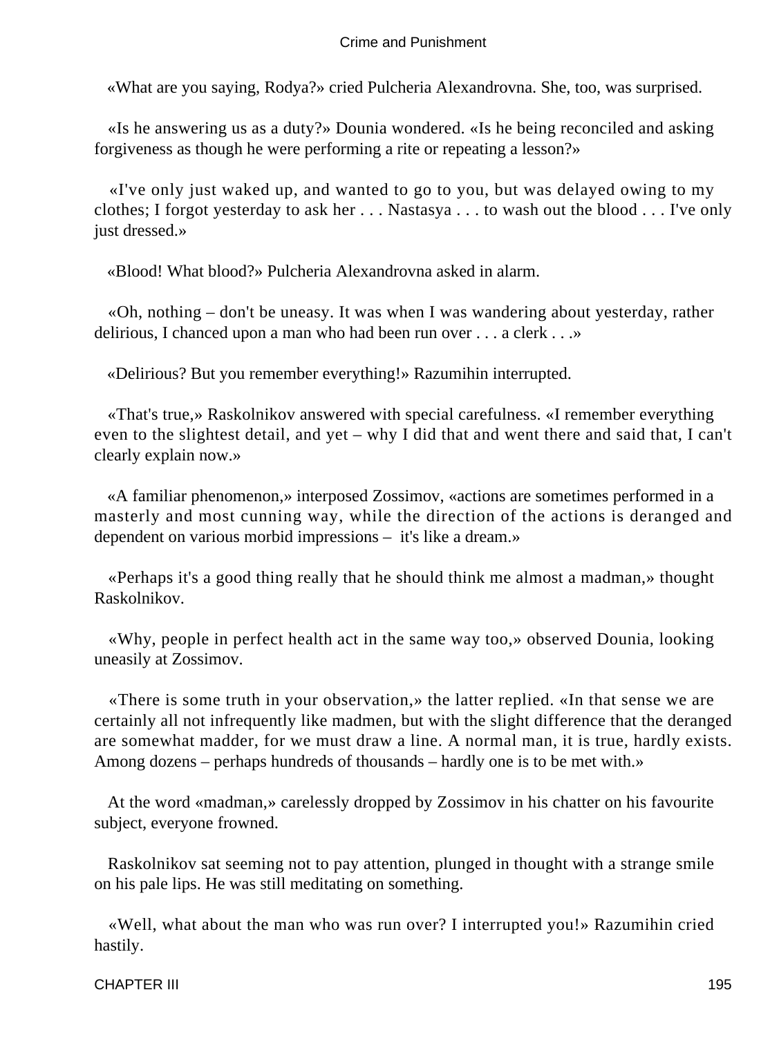«What are you saying, Rodya?» cried Pulcheria Alexandrovna. She, too, was surprised.

«Is he answering us as a duty?» Dounia wondered. «Is he being reconciled and asking forgiveness as though he were performing a rite or repeating a lesson?»

«I've only just waked up, and wanted to go to you, but was delayed owing to my clothes; I forgot yesterday to ask her . . . Nastasya . . . to wash out the blood . . . I've only just dressed.»

«Blood! What blood?» Pulcheria Alexandrovna asked in alarm.

«Oh, nothing – don't be uneasy. It was when I was wandering about yesterday, rather delirious, I chanced upon a man who had been run over . . . a clerk . . .»

«Delirious? But you remember everything!» Razumihin interrupted.

«That's true,» Raskolnikov answered with special carefulness. «I remember everything even to the slightest detail, and yet – why I did that and went there and said that, I can't clearly explain now.»

«A familiar phenomenon,» interposed Zossimov, «actions are sometimes performed in a masterly and most cunning way, while the direction of the actions is deranged and dependent on various morbid impressions – it's like a dream.»

«Perhaps it's a good thing really that he should think me almost a madman,» thought Raskolnikov.

«Why, people in perfect health act in the same way too,» observed Dounia, looking uneasily at Zossimov.

«There is some truth in your observation,» the latter replied. «In that sense we are certainly all not infrequently like madmen, but with the slight difference that the deranged are somewhat madder, for we must draw a line. A normal man, it is true, hardly exists. Among dozens – perhaps hundreds of thousands – hardly one is to be met with.»

At the word «madman,» carelessly dropped by Zossimov in his chatter on his favourite subject, everyone frowned.

Raskolnikov sat seeming not to pay attention, plunged in thought with a strange smile on his pale lips. He was still meditating on something.

«Well, what about the man who was run over? I interrupted you!» Razumihin cried hastily.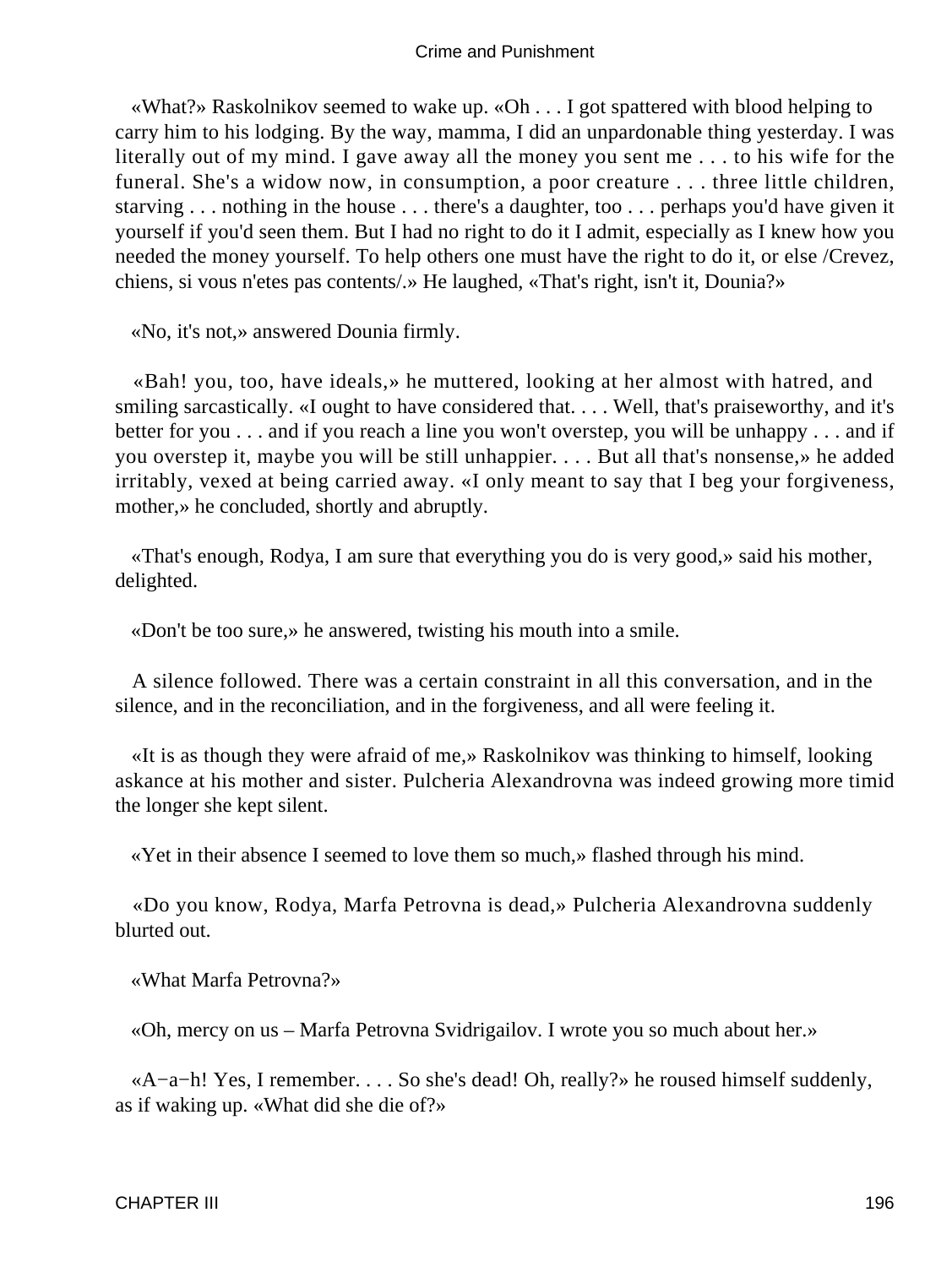«What?» Raskolnikov seemed to wake up. «Oh . . . I got spattered with blood helping to carry him to his lodging. By the way, mamma, I did an unpardonable thing yesterday. I was literally out of my mind. I gave away all the money you sent me . . . to his wife for the funeral. She's a widow now, in consumption, a poor creature . . . three little children, starving . . . nothing in the house . . . there's a daughter, too . . . perhaps you'd have given it yourself if you'd seen them. But I had no right to do it I admit, especially as I knew how you needed the money yourself. To help others one must have the right to do it, or else /Crevez, chiens, si vous n'etes pas contents/.» He laughed, «That's right, isn't it, Dounia?»

«No, it's not,» answered Dounia firmly.

«Bah! you, too, have ideals,» he muttered, looking at her almost with hatred, and smiling sarcastically. «I ought to have considered that. . . . Well, that's praiseworthy, and it's better for you . . . and if you reach a line you won't overstep, you will be unhappy . . . and if you overstep it, maybe you will be still unhappier. . . . But all that's nonsense,» he added irritably, vexed at being carried away. «I only meant to say that I beg your forgiveness, mother,» he concluded, shortly and abruptly.

«That's enough, Rodya, I am sure that everything you do is very good,» said his mother, delighted.

«Don't be too sure,» he answered, twisting his mouth into a smile.

A silence followed. There was a certain constraint in all this conversation, and in the silence, and in the reconciliation, and in the forgiveness, and all were feeling it.

«It is as though they were afraid of me,» Raskolnikov was thinking to himself, looking askance at his mother and sister. Pulcheria Alexandrovna was indeed growing more timid the longer she kept silent.

«Yet in their absence I seemed to love them so much,» flashed through his mind.

«Do you know, Rodya, Marfa Petrovna is dead,» Pulcheria Alexandrovna suddenly blurted out.

«What Marfa Petrovna?»

«Oh, mercy on us – Marfa Petrovna Svidrigailov. I wrote you so much about her.»

«A−a−h! Yes, I remember. . . . So she's dead! Oh, really?» he roused himself suddenly, as if waking up. «What did she die of?»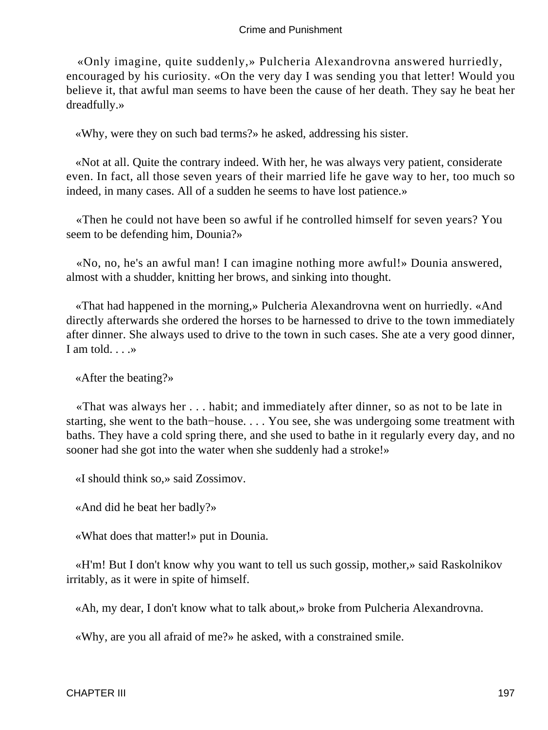«Only imagine, quite suddenly,» Pulcheria Alexandrovna answered hurriedly, encouraged by his curiosity. «On the very day I was sending you that letter! Would you believe it, that awful man seems to have been the cause of her death. They say he beat her dreadfully.»

«Why, were they on such bad terms?» he asked, addressing his sister.

«Not at all. Quite the contrary indeed. With her, he was always very patient, considerate even. In fact, all those seven years of their married life he gave way to her, too much so indeed, in many cases. All of a sudden he seems to have lost patience.»

«Then he could not have been so awful if he controlled himself for seven years? You seem to be defending him, Dounia?»

«No, no, he's an awful man! I can imagine nothing more awful!» Dounia answered, almost with a shudder, knitting her brows, and sinking into thought.

«That had happened in the morning,» Pulcheria Alexandrovna went on hurriedly. «And directly afterwards she ordered the horses to be harnessed to drive to the town immediately after dinner. She always used to drive to the town in such cases. She ate a very good dinner, I am told. . . .»

«After the beating?»

«That was always her . . . habit; and immediately after dinner, so as not to be late in starting, she went to the bath−house. . . . You see, she was undergoing some treatment with baths. They have a cold spring there, and she used to bathe in it regularly every day, and no sooner had she got into the water when she suddenly had a stroke!»

«I should think so,» said Zossimov.

«And did he beat her badly?»

«What does that matter!» put in Dounia.

«H'm! But I don't know why you want to tell us such gossip, mother,» said Raskolnikov irritably, as it were in spite of himself.

«Ah, my dear, I don't know what to talk about,» broke from Pulcheria Alexandrovna.

«Why, are you all afraid of me?» he asked, with a constrained smile.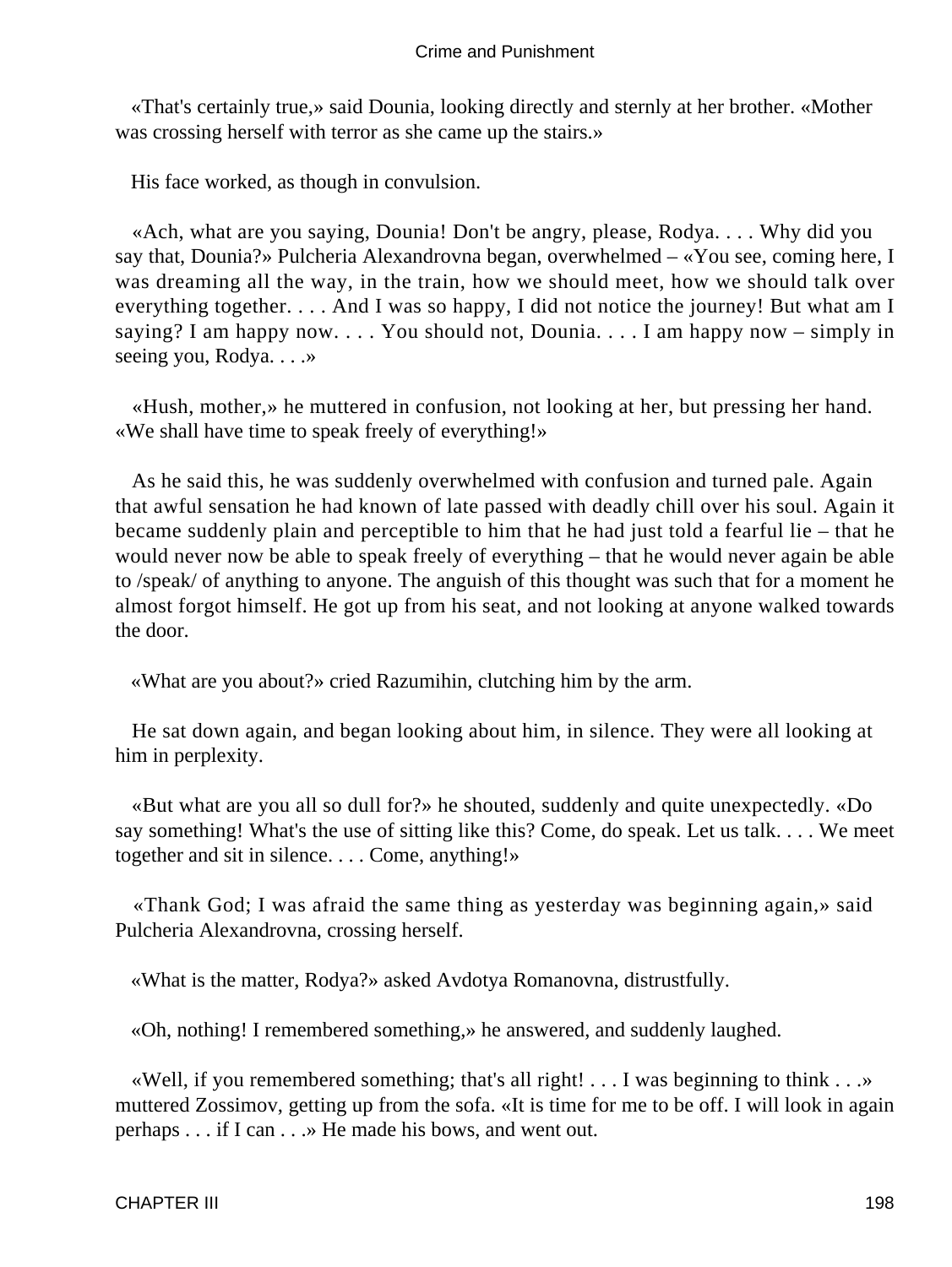«That's certainly true,» said Dounia, looking directly and sternly at her brother. «Mother was crossing herself with terror as she came up the stairs.»

His face worked, as though in convulsion.

«Ach, what are you saying, Dounia! Don't be angry, please, Rodya. . . . Why did you say that, Dounia?» Pulcheria Alexandrovna began, overwhelmed – «You see, coming here, I was dreaming all the way, in the train, how we should meet, how we should talk over everything together. . . . And I was so happy, I did not notice the journey! But what am I saying? I am happy now. . . . You should not, Dounia. . . . I am happy now – simply in seeing you, Rodya. . . .»

«Hush, mother,» he muttered in confusion, not looking at her, but pressing her hand. «We shall have time to speak freely of everything!»

As he said this, he was suddenly overwhelmed with confusion and turned pale. Again that awful sensation he had known of late passed with deadly chill over his soul. Again it became suddenly plain and perceptible to him that he had just told a fearful lie – that he would never now be able to speak freely of everything – that he would never again be able to /speak/ of anything to anyone. The anguish of this thought was such that for a moment he almost forgot himself. He got up from his seat, and not looking at anyone walked towards the door.

«What are you about?» cried Razumihin, clutching him by the arm.

He sat down again, and began looking about him, in silence. They were all looking at him in perplexity.

«But what are you all so dull for?» he shouted, suddenly and quite unexpectedly. «Do say something! What's the use of sitting like this? Come, do speak. Let us talk. . . . We meet together and sit in silence. . . . Come, anything!»

«Thank God; I was afraid the same thing as yesterday was beginning again,» said Pulcheria Alexandrovna, crossing herself.

«What is the matter, Rodya?» asked Avdotya Romanovna, distrustfully.

«Oh, nothing! I remembered something,» he answered, and suddenly laughed.

«Well, if you remembered something; that's all right! . . . I was beginning to think . . .» muttered Zossimov, getting up from the sofa. «It is time for me to be off. I will look in again perhaps . . . if I can . . .» He made his bows, and went out.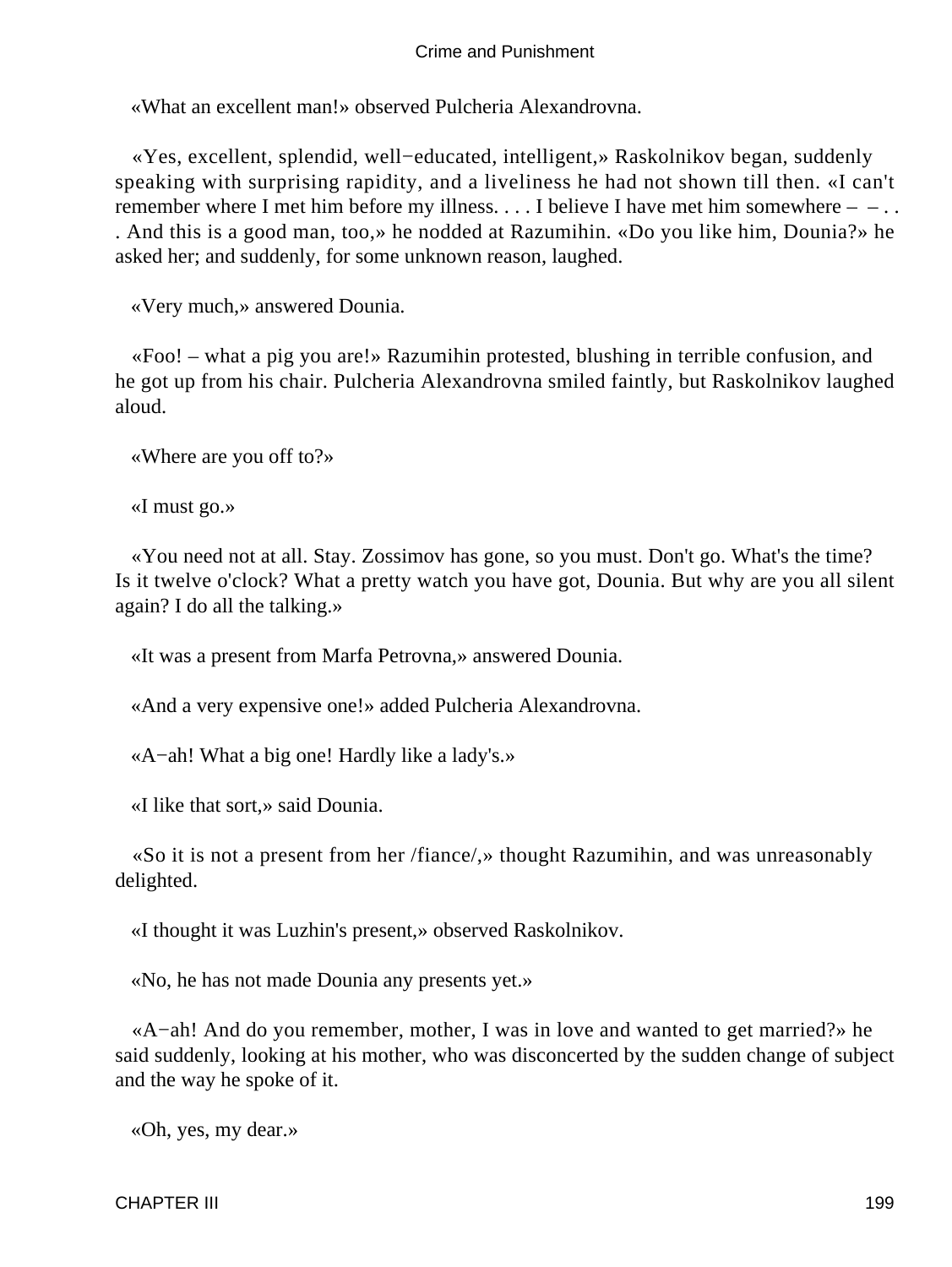«What an excellent man!» observed Pulcheria Alexandrovna.

«Yes, excellent, splendid, well−educated, intelligent,» Raskolnikov began, suddenly speaking with surprising rapidity, and a liveliness he had not shown till then. «I can't remember where I met him before my illness. . . . I believe I have met him somewhere – – . . . And this is a good man, too,» he nodded at Razumihin. «Do you like him, Dounia?» he asked her; and suddenly, for some unknown reason, laughed.

«Very much,» answered Dounia.

«Foo! – what a pig you are!» Razumihin protested, blushing in terrible confusion, and he got up from his chair. Pulcheria Alexandrovna smiled faintly, but Raskolnikov laughed aloud.

«Where are you off to?»

«I must go.»

«You need not at all. Stay. Zossimov has gone, so you must. Don't go. What's the time? Is it twelve o'clock? What a pretty watch you have got, Dounia. But why are you all silent again? I do all the talking.»

«It was a present from Marfa Petrovna,» answered Dounia.

«And a very expensive one!» added Pulcheria Alexandrovna.

«A−ah! What a big one! Hardly like a lady's.»

«I like that sort,» said Dounia.

«So it is not a present from her /fiance/,» thought Razumihin, and was unreasonably delighted.

«I thought it was Luzhin's present,» observed Raskolnikov.

«No, he has not made Dounia any presents yet.»

«A−ah! And do you remember, mother, I was in love and wanted to get married?» he said suddenly, looking at his mother, who was disconcerted by the sudden change of subject and the way he spoke of it.

«Oh, yes, my dear.»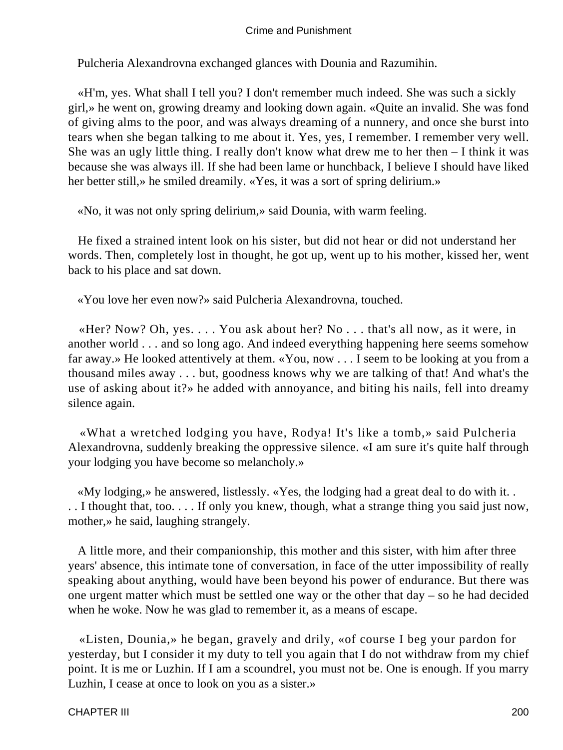Pulcheria Alexandrovna exchanged glances with Dounia and Razumihin.

«H'm, yes. What shall I tell you? I don't remember much indeed. She was such a sickly girl,» he went on, growing dreamy and looking down again. «Quite an invalid. She was fond of giving alms to the poor, and was always dreaming of a nunnery, and once she burst into tears when she began talking to me about it. Yes, yes, I remember. I remember very well. She was an ugly little thing. I really don't know what drew me to her then – I think it was because she was always ill. If she had been lame or hunchback, I believe I should have liked her better still,» he smiled dreamily. «Yes, it was a sort of spring delirium.»

«No, it was not only spring delirium,» said Dounia, with warm feeling.

He fixed a strained intent look on his sister, but did not hear or did not understand her words. Then, completely lost in thought, he got up, went up to his mother, kissed her, went back to his place and sat down.

«You love her even now?» said Pulcheria Alexandrovna, touched.

«Her? Now? Oh, yes. . . . You ask about her? No . . . that's all now, as it were, in another world . . . and so long ago. And indeed everything happening here seems somehow far away.» He looked attentively at them. «You, now . . . I seem to be looking at you from a thousand miles away . . . but, goodness knows why we are talking of that! And what's the use of asking about it?» he added with annoyance, and biting his nails, fell into dreamy silence again.

«What a wretched lodging you have, Rodya! It's like a tomb,» said Pulcheria Alexandrovna, suddenly breaking the oppressive silence. «I am sure it's quite half through your lodging you have become so melancholy.»

«My lodging,» he answered, listlessly. «Yes, the lodging had a great deal to do with it. . . . I thought that, too. . . . If only you knew, though, what a strange thing you said just now, mother,» he said, laughing strangely.

A little more, and their companionship, this mother and this sister, with him after three years' absence, this intimate tone of conversation, in face of the utter impossibility of really speaking about anything, would have been beyond his power of endurance. But there was one urgent matter which must be settled one way or the other that day – so he had decided when he woke. Now he was glad to remember it, as a means of escape.

«Listen, Dounia,» he began, gravely and drily, «of course I beg your pardon for yesterday, but I consider it my duty to tell you again that I do not withdraw from my chief point. It is me or Luzhin. If I am a scoundrel, you must not be. One is enough. If you marry Luzhin, I cease at once to look on you as a sister.»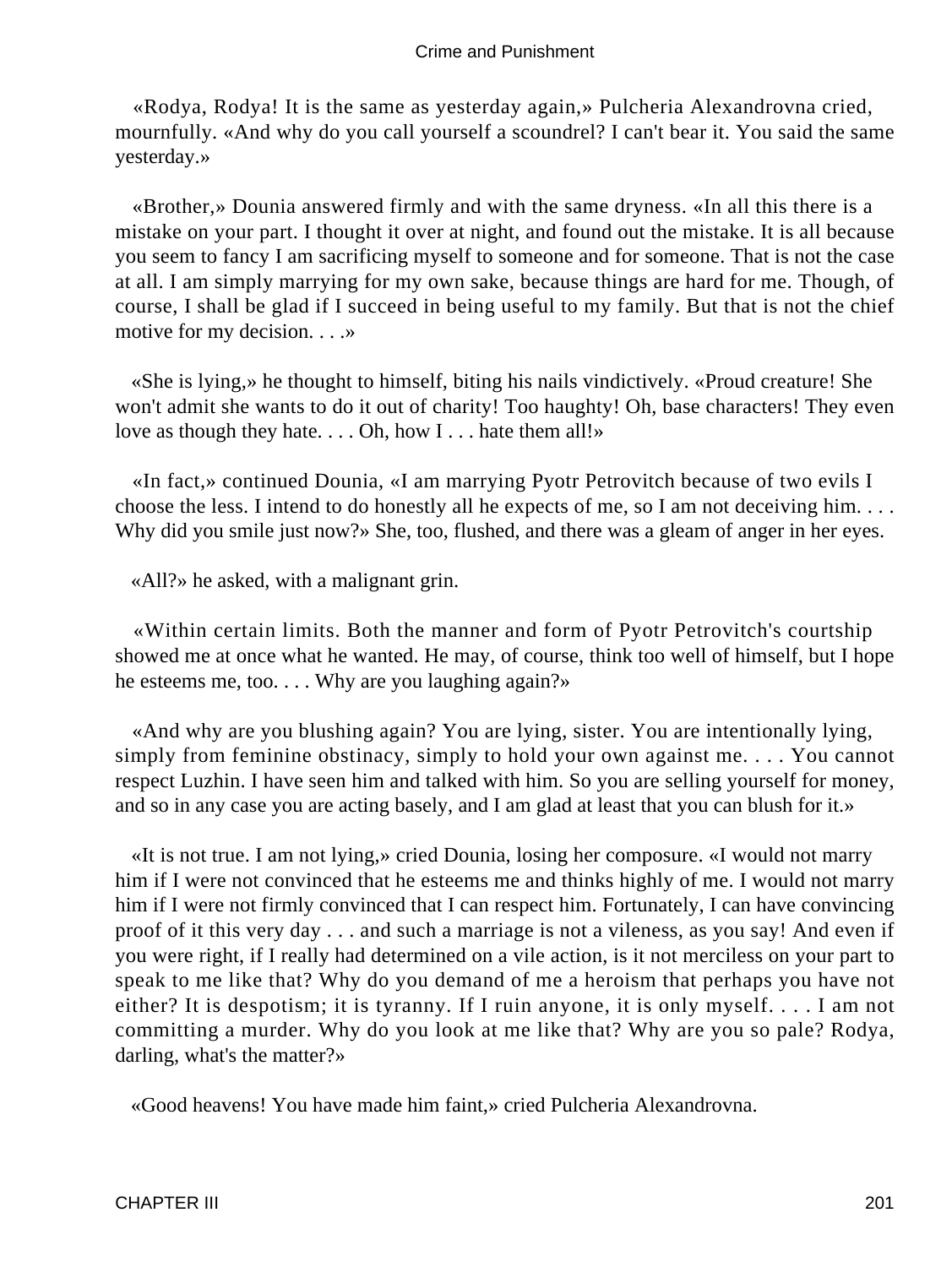«Rodya, Rodya! It is the same as yesterday again,» Pulcheria Alexandrovna cried, mournfully. «And why do you call yourself a scoundrel? I can't bear it. You said the same yesterday.»

«Brother,» Dounia answered firmly and with the same dryness. «In all this there is a mistake on your part. I thought it over at night, and found out the mistake. It is all because you seem to fancy I am sacrificing myself to someone and for someone. That is not the case at all. I am simply marrying for my own sake, because things are hard for me. Though, of course, I shall be glad if I succeed in being useful to my family. But that is not the chief motive for my decision. . . .»

«She is lying,» he thought to himself, biting his nails vindictively. «Proud creature! She won't admit she wants to do it out of charity! Too haughty! Oh, base characters! They even love as though they hate. . . . Oh, how I . . . hate them all!»

«In fact,» continued Dounia, «I am marrying Pyotr Petrovitch because of two evils I choose the less. I intend to do honestly all he expects of me, so I am not deceiving him. . . . Why did you smile just now?» She, too, flushed, and there was a gleam of anger in her eyes.

«All?» he asked, with a malignant grin.

«Within certain limits. Both the manner and form of Pyotr Petrovitch's courtship showed me at once what he wanted. He may, of course, think too well of himself, but I hope he esteems me, too. . . . Why are you laughing again?»

«And why are you blushing again? You are lying, sister. You are intentionally lying, simply from feminine obstinacy, simply to hold your own against me. . . . You cannot respect Luzhin. I have seen him and talked with him. So you are selling yourself for money, and so in any case you are acting basely, and I am glad at least that you can blush for it.»

«It is not true. I am not lying,» cried Dounia, losing her composure. «I would not marry him if I were not convinced that he esteems me and thinks highly of me. I would not marry him if I were not firmly convinced that I can respect him. Fortunately, I can have convincing proof of it this very day . . . and such a marriage is not a vileness, as you say! And even if you were right, if I really had determined on a vile action, is it not merciless on your part to speak to me like that? Why do you demand of me a heroism that perhaps you have not either? It is despotism; it is tyranny. If I ruin anyone, it is only myself. . . . I am not committing a murder. Why do you look at me like that? Why are you so pale? Rodya, darling, what's the matter?»

«Good heavens! You have made him faint,» cried Pulcheria Alexandrovna.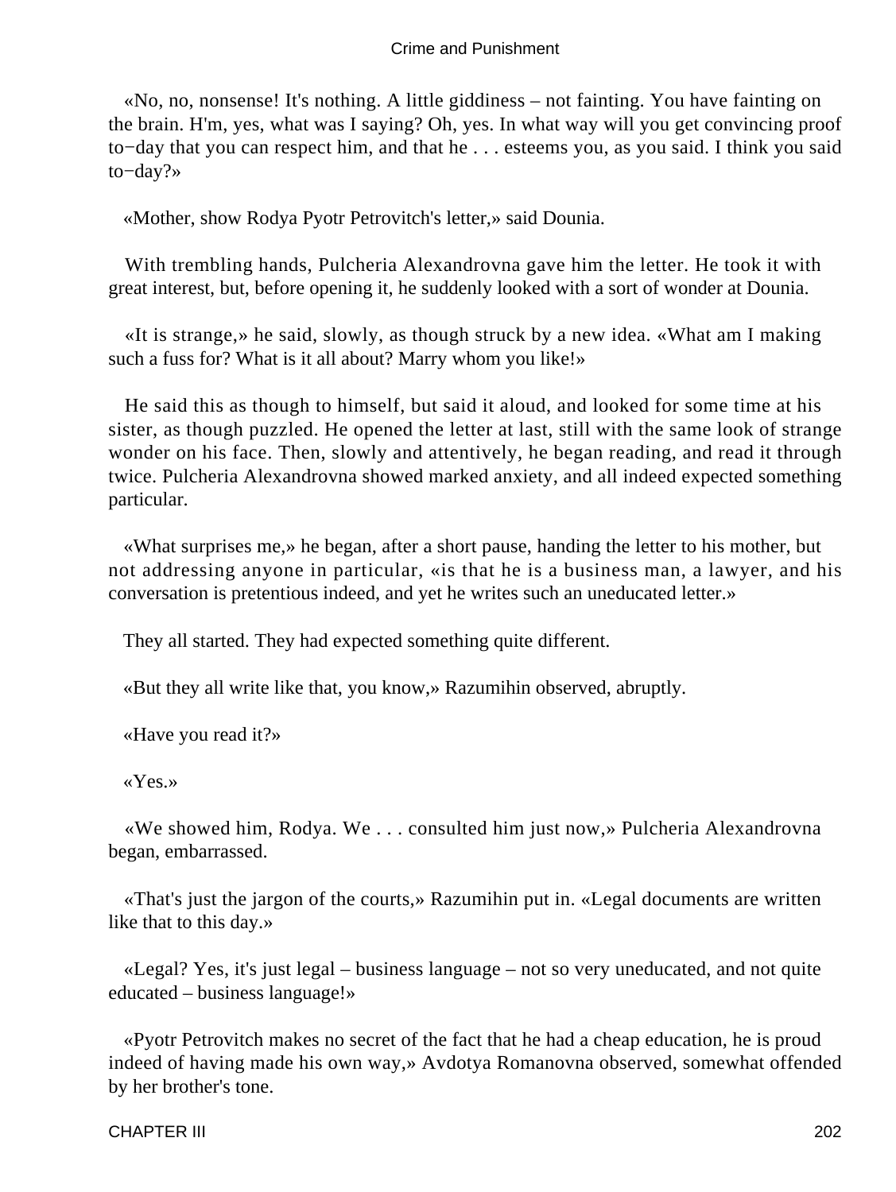«No, no, nonsense! It's nothing. A little giddiness – not fainting. You have fainting on the brain. H'm, yes, what was I saying? Oh, yes. In what way will you get convincing proof to−day that you can respect him, and that he . . . esteems you, as you said. I think you said to−day?»

«Mother, show Rodya Pyotr Petrovitch's letter,» said Dounia.

With trembling hands, Pulcheria Alexandrovna gave him the letter. He took it with great interest, but, before opening it, he suddenly looked with a sort of wonder at Dounia.

«It is strange,» he said, slowly, as though struck by a new idea. «What am I making such a fuss for? What is it all about? Marry whom you like!»

He said this as though to himself, but said it aloud, and looked for some time at his sister, as though puzzled. He opened the letter at last, still with the same look of strange wonder on his face. Then, slowly and attentively, he began reading, and read it through twice. Pulcheria Alexandrovna showed marked anxiety, and all indeed expected something particular.

«What surprises me,» he began, after a short pause, handing the letter to his mother, but not addressing anyone in particular, «is that he is a business man, a lawyer, and his conversation is pretentious indeed, and yet he writes such an uneducated letter.»

They all started. They had expected something quite different.

«But they all write like that, you know,» Razumihin observed, abruptly.

«Have you read it?»

«Yes.»

«We showed him, Rodya. We . . . consulted him just now,» Pulcheria Alexandrovna began, embarrassed.

«That's just the jargon of the courts,» Razumihin put in. «Legal documents are written like that to this day.»

«Legal? Yes, it's just legal – business language – not so very uneducated, and not quite educated – business language!»

«Pyotr Petrovitch makes no secret of the fact that he had a cheap education, he is proud indeed of having made his own way,» Avdotya Romanovna observed, somewhat offended by her brother's tone.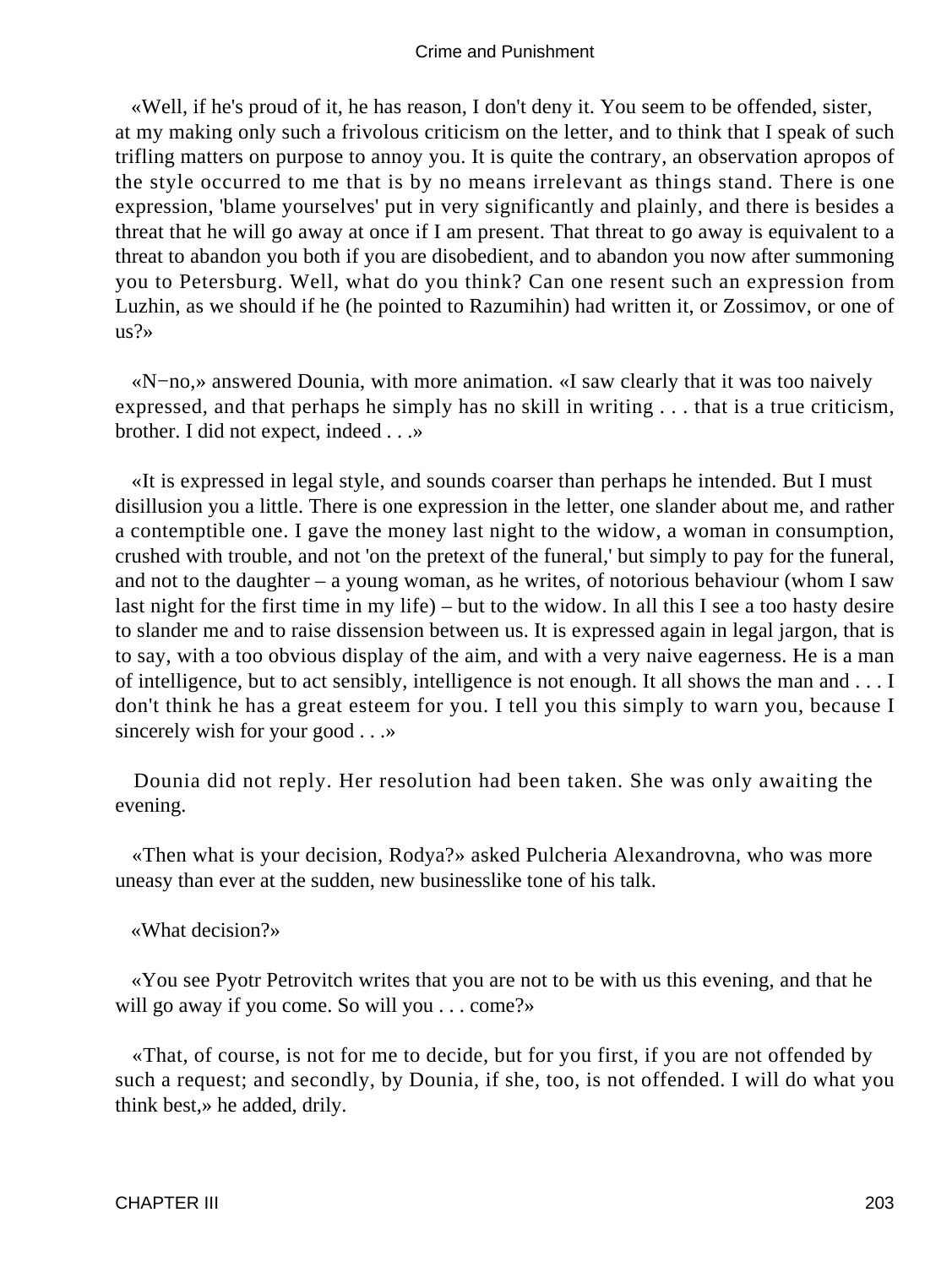«Well, if he's proud of it, he has reason, I don't deny it. You seem to be offended, sister, at my making only such a frivolous criticism on the letter, and to think that I speak of such trifling matters on purpose to annoy you. It is quite the contrary, an observation apropos of the style occurred to me that is by no means irrelevant as things stand. There is one expression, 'blame yourselves' put in very significantly and plainly, and there is besides a threat that he will go away at once if I am present. That threat to go away is equivalent to a threat to abandon you both if you are disobedient, and to abandon you now after summoning you to Petersburg. Well, what do you think? Can one resent such an expression from Luzhin, as we should if he (he pointed to Razumihin) had written it, or Zossimov, or one of us?»

«N−no,» answered Dounia, with more animation. «I saw clearly that it was too naively expressed, and that perhaps he simply has no skill in writing . . . that is a true criticism, brother. I did not expect, indeed . . .»

«It is expressed in legal style, and sounds coarser than perhaps he intended. But I must disillusion you a little. There is one expression in the letter, one slander about me, and rather a contemptible one. I gave the money last night to the widow, a woman in consumption, crushed with trouble, and not 'on the pretext of the funeral,' but simply to pay for the funeral, and not to the daughter – a young woman, as he writes, of notorious behaviour (whom I saw last night for the first time in my life) – but to the widow. In all this I see a too hasty desire to slander me and to raise dissension between us. It is expressed again in legal jargon, that is to say, with a too obvious display of the aim, and with a very naive eagerness. He is a man of intelligence, but to act sensibly, intelligence is not enough. It all shows the man and . . . I don't think he has a great esteem for you. I tell you this simply to warn you, because I sincerely wish for your good . . .»

Dounia did not reply. Her resolution had been taken. She was only awaiting the evening.

«Then what is your decision, Rodya?» asked Pulcheria Alexandrovna, who was more uneasy than ever at the sudden, new businesslike tone of his talk.

«What decision?»

«You see Pyotr Petrovitch writes that you are not to be with us this evening, and that he will go away if you come. So will you . . . come?»

«That, of course, is not for me to decide, but for you first, if you are not offended by such a request; and secondly, by Dounia, if she, too, is not offended. I will do what you think best,» he added, drily.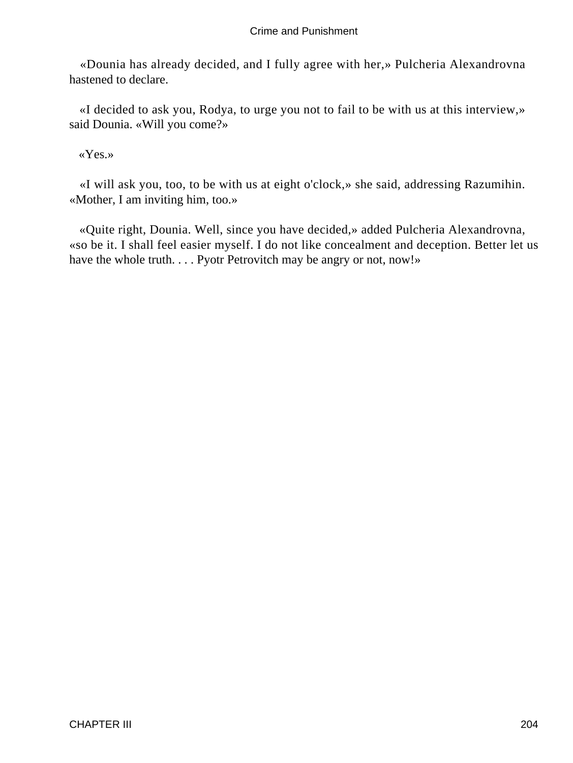«Dounia has already decided, and I fully agree with her,» Pulcheria Alexandrovna hastened to declare.

«I decided to ask you, Rodya, to urge you not to fail to be with us at this interview,» said Dounia. «Will you come?»

«Yes.»

«I will ask you, too, to be with us at eight o'clock,» she said, addressing Razumihin. «Mother, I am inviting him, too.»

«Quite right, Dounia. Well, since you have decided,» added Pulcheria Alexandrovna, «so be it. I shall feel easier myself. I do not like concealment and deception. Better let us have the whole truth. . . . Pyotr Petrovitch may be angry or not, now!»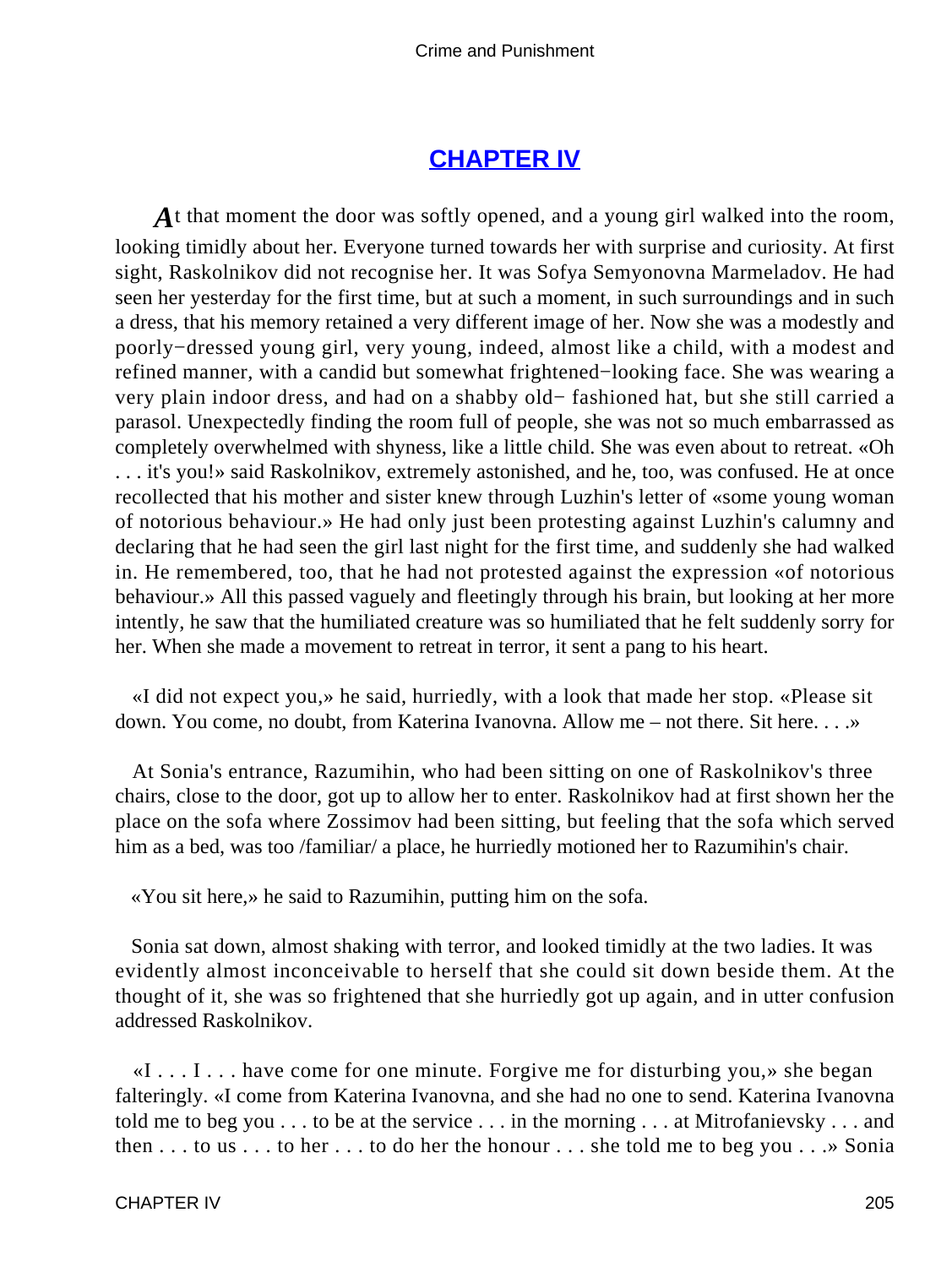## CHAPTER IV

At that moment the door was softly opened, and a young girl walked into the room, looking timidly about her. Everyone turned towards her with surprise and curiosity. At first sight, Raskolnikov did not recognise her. It was Sofya Semyonovna Marmeladov. He had seen her yesterday for the first time, but at such a moment, in such surroundings and in such a dress, that his memory retained a very different image of her. Now she was a modestly and poorly−dressed young girl, very young, indeed, almost like a child, with a modest and refined manner, with a candid but somewhat frightened−looking face. She was wearing a very plain indoor dress, and had on a shabby old− fashioned hat, but she still carried a parasol. Unexpectedly finding the room full of people, she was not so much embarrassed as completely overwhelmed with shyness, like a little child. She was even about to retreat. «Oh . . . it's you!» said Raskolnikov, extremely astonished, and he, too, was confused. He at once recollected that his mother and sister knew through Luzhin's letter of «some young woman of notorious behaviour.» He had only just been protesting against Luzhin's calumny and declaring that he had seen the girl last night for the first time, and suddenly she had walked in. He remembered, too, that he had not protested against the expression «of notorious behaviour.» All this passed vaguely and fleetingly through his brain, but looking at her more intently, he saw that the humiliated creature was so humiliated that he felt suddenly sorry for her. When she made a movement to retreat in terror, it sent a pang to his heart.

«I did not expect you,» he said, hurriedly, with a look that made her stop. «Please sit down. You come, no doubt, from Katerina Ivanovna. Allow me – not there. Sit here. . . .»

At Sonia's entrance, Razumihin, who had been sitting on one of Raskolnikov's three chairs, close to the door, got up to allow her to enter. Raskolnikov had at first shown her the place on the sofa where Zossimov had been sitting, but feeling that the sofa which served him as a bed, was too /familiar/ a place, he hurriedly motioned her to Razumihin's chair.

«You sit here,» he said to Razumihin, putting him on the sofa.

Sonia sat down, almost shaking with terror, and looked timidly at the two ladies. It was evidently almost inconceivable to herself that she could sit down beside them. At the thought of it, she was so frightened that she hurriedly got up again, and in utter confusion addressed Raskolnikov.

«I . . . I . . . have come for one minute. Forgive me for disturbing you,» she began falteringly. «I come from Katerina Ivanovna, and she had no one to send. Katerina Ivanovna told me to beg you . . . to be at the service . . . in the morning . . . at Mitrofanievsky . . . and then . . . to us . . . to her . . . to do her the honour . . . she told me to beg you . . .» Sonia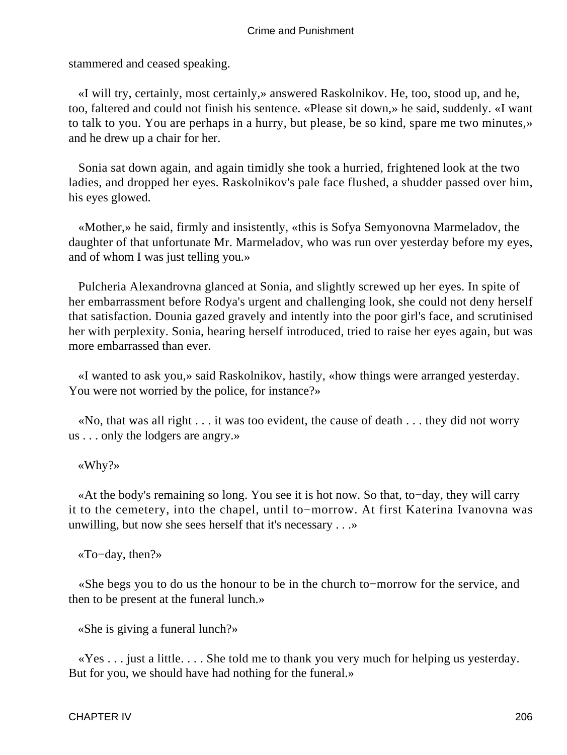stammered and ceased speaking.

«I will try, certainly, most certainly,» answered Raskolnikov. He, too, stood up, and he, too, faltered and could not finish his sentence. «Please sit down,» he said, suddenly. «I want to talk to you. You are perhaps in a hurry, but please, be so kind, spare me two minutes,» and he drew up a chair for her.

Sonia sat down again, and again timidly she took a hurried, frightened look at the two ladies, and dropped her eyes. Raskolnikov's pale face flushed, a shudder passed over him, his eyes glowed.

«Mother,» he said, firmly and insistently, «this is Sofya Semyonovna Marmeladov, the daughter of that unfortunate Mr. Marmeladov, who was run over yesterday before my eyes, and of whom I was just telling you.»

Pulcheria Alexandrovna glanced at Sonia, and slightly screwed up her eyes. In spite of her embarrassment before Rodya's urgent and challenging look, she could not deny herself that satisfaction. Dounia gazed gravely and intently into the poor girl's face, and scrutinised her with perplexity. Sonia, hearing herself introduced, tried to raise her eyes again, but was more embarrassed than ever.

«I wanted to ask you,» said Raskolnikov, hastily, «how things were arranged yesterday. You were not worried by the police, for instance?»

«No, that was all right . . . it was too evident, the cause of death . . . they did not worry us . . . only the lodgers are angry.»

«Why?»

«At the body's remaining so long. You see it is hot now. So that, to−day, they will carry it to the cemetery, into the chapel, until to−morrow. At first Katerina Ivanovna was unwilling, but now she sees herself that it's necessary . . .»

«To−day, then?»

«She begs you to do us the honour to be in the church to−morrow for the service, and then to be present at the funeral lunch.»

«She is giving a funeral lunch?»

«Yes . . . just a little. . . . She told me to thank you very much for helping us yesterday. But for you, we should have had nothing for the funeral.»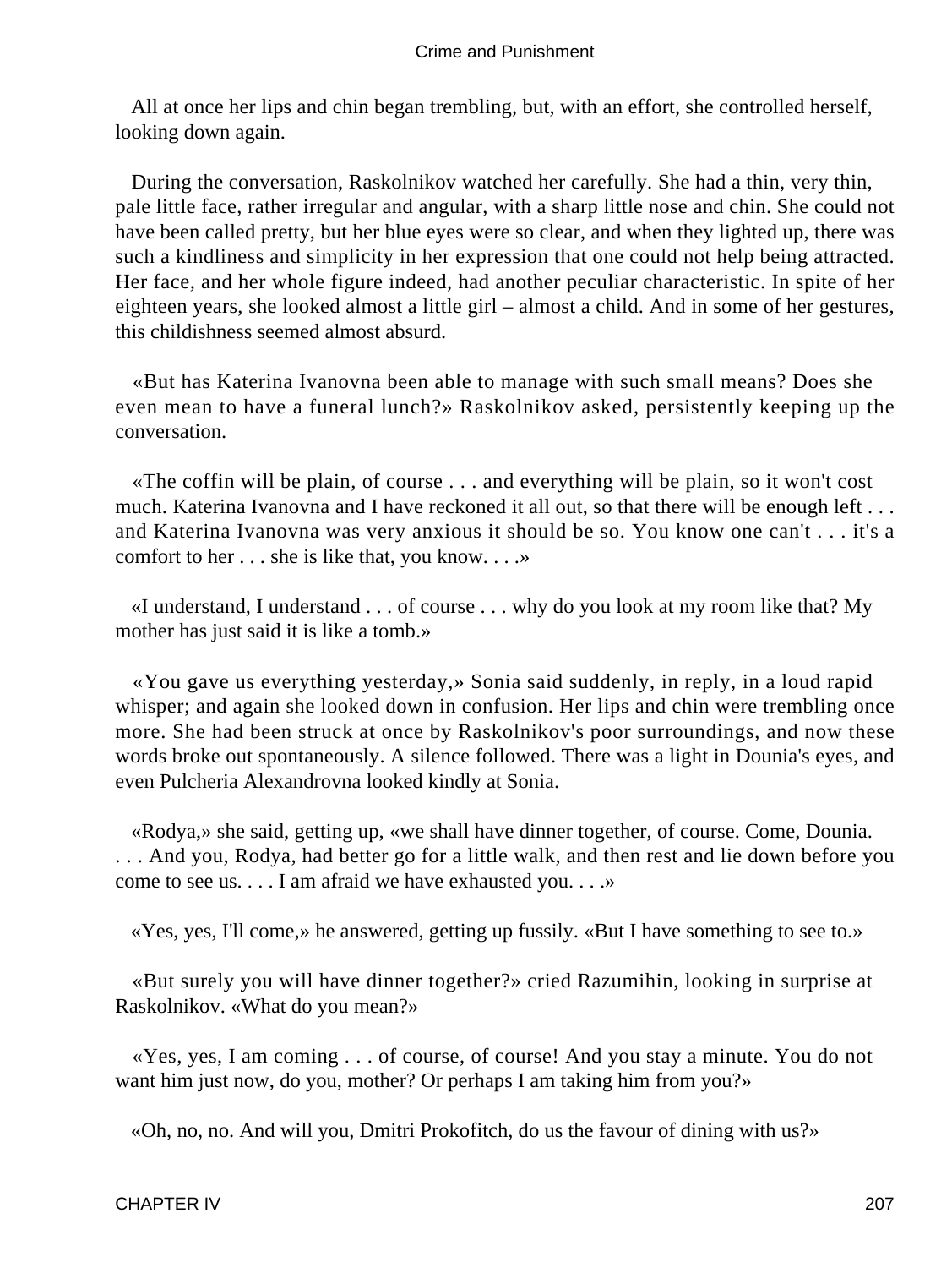All at once her lips and chin began trembling, but, with an effort, she controlled herself, looking down again.

During the conversation, Raskolnikov watched her carefully. She had a thin, very thin, pale little face, rather irregular and angular, with a sharp little nose and chin. She could not have been called pretty, but her blue eyes were so clear, and when they lighted up, there was such a kindliness and simplicity in her expression that one could not help being attracted. Her face, and her whole figure indeed, had another peculiar characteristic. In spite of her eighteen years, she looked almost a little girl – almost a child. And in some of her gestures, this childishness seemed almost absurd.

«But has Katerina Ivanovna been able to manage with such small means? Does she even mean to have a funeral lunch?» Raskolnikov asked, persistently keeping up the conversation.

«The coffin will be plain, of course . . . and everything will be plain, so it won't cost much. Katerina Ivanovna and I have reckoned it all out, so that there will be enough left . . . and Katerina Ivanovna was very anxious it should be so. You know one can't . . . it's a comfort to her . . . she is like that, you know. . . .»

«I understand, I understand . . . of course . . . why do you look at my room like that? My mother has just said it is like a tomb.»

«You gave us everything yesterday,» Sonia said suddenly, in reply, in a loud rapid whisper; and again she looked down in confusion. Her lips and chin were trembling once more. She had been struck at once by Raskolnikov's poor surroundings, and now these words broke out spontaneously. A silence followed. There was a light in Dounia's eyes, and even Pulcheria Alexandrovna looked kindly at Sonia.

«Rodya,» she said, getting up, «we shall have dinner together, of course. Come, Dounia. . . . And you, Rodya, had better go for a little walk, and then rest and lie down before you come to see us. . . . I am afraid we have exhausted you. . . .»

«Yes, yes, I'll come,» he answered, getting up fussily. «But I have something to see to.»

«But surely you will have dinner together?» cried Razumihin, looking in surprise at Raskolnikov. «What do you mean?»

«Yes, yes, I am coming . . . of course, of course! And you stay a minute. You do not want him just now, do you, mother? Or perhaps I am taking him from you?»

«Oh, no, no. And will you, Dmitri Prokofitch, do us the favour of dining with us?»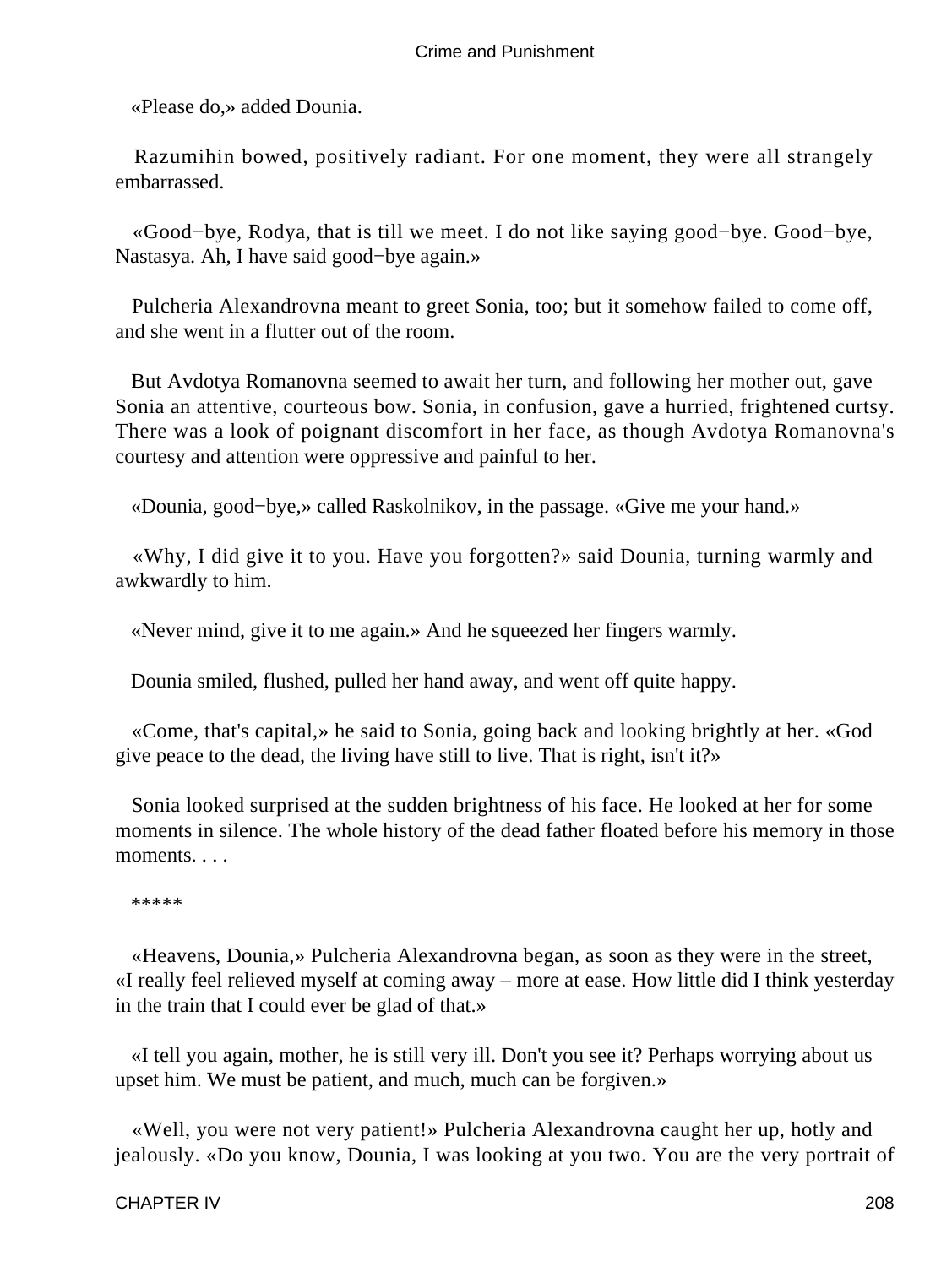«Please do,» added Dounia.

Razumihin bowed, positively radiant. For one moment, they were all strangely embarrassed.

«Good−bye, Rodya, that is till we meet. I do not like saying good−bye. Good−bye, Nastasya. Ah, I have said good−bye again.»

Pulcheria Alexandrovna meant to greet Sonia, too; but it somehow failed to come off, and she went in a flutter out of the room.

But Avdotya Romanovna seemed to await her turn, and following her mother out, gave Sonia an attentive, courteous bow. Sonia, in confusion, gave a hurried, frightened curtsy. There was a look of poignant discomfort in her face, as though Avdotya Romanovna's courtesy and attention were oppressive and painful to her.

«Dounia, good−bye,» called Raskolnikov, in the passage. «Give me your hand.»

«Why, I did give it to you. Have you forgotten?» said Dounia, turning warmly and awkwardly to him.

«Never mind, give it to me again.» And he squeezed her fingers warmly.

Dounia smiled, flushed, pulled her hand away, and went off quite happy.

«Come, that's capital,» he said to Sonia, going back and looking brightly at her. «God give peace to the dead, the living have still to live. That is right, isn't it?»

Sonia looked surprised at the sudden brightness of his face. He looked at her for some moments in silence. The whole history of the dead father floated before his memory in those moments. . . .

*****

«Heavens, Dounia,» Pulcheria Alexandrovna began, as soon as they were in the street, «I really feel relieved myself at coming away – more at ease. How little did I think yesterday in the train that I could ever be glad of that.»

«I tell you again, mother, he is still very ill. Don't you see it? Perhaps worrying about us upset him. We must be patient, and much, much can be forgiven.»

«Well, you were not very patient!» Pulcheria Alexandrovna caught her up, hotly and jealously. «Do you know, Dounia, I was looking at you two. You are the very portrait of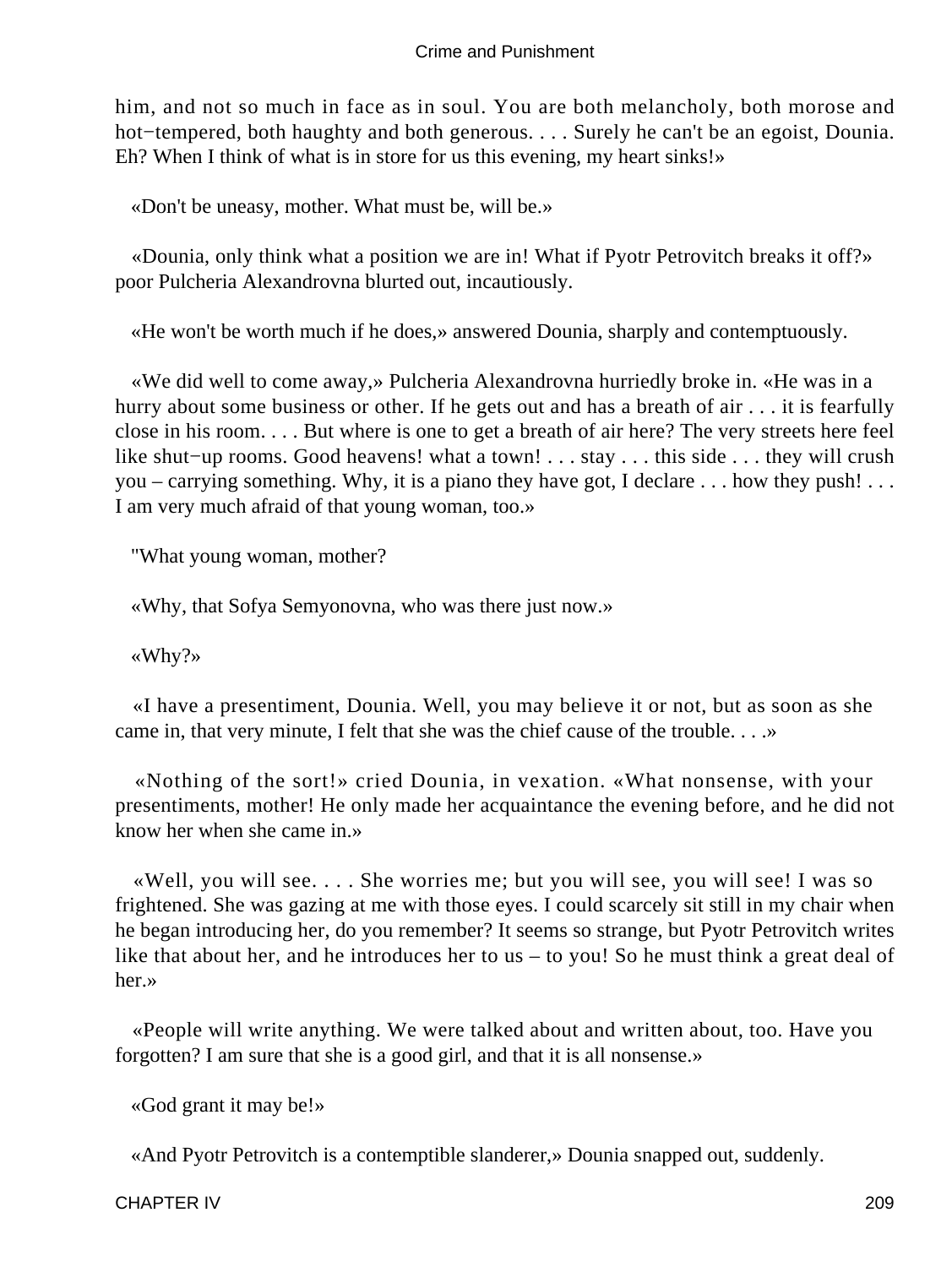him, and not so much in face as in soul. You are both melancholy, both morose and hot−tempered, both haughty and both generous. . . . Surely he can't be an egoist, Dounia. Eh? When I think of what is in store for us this evening, my heart sinks!»

«Don't be uneasy, mother. What must be, will be.»

«Dounia, only think what a position we are in! What if Pyotr Petrovitch breaks it off?» poor Pulcheria Alexandrovna blurted out, incautiously.

«He won't be worth much if he does,» answered Dounia, sharply and contemptuously.

«We did well to come away,» Pulcheria Alexandrovna hurriedly broke in. «He was in a hurry about some business or other. If he gets out and has a breath of air . . . it is fearfully close in his room. . . . But where is one to get a breath of air here? The very streets here feel like shut−up rooms. Good heavens! what a town! . . . stay . . . this side . . . they will crush you – carrying something. Why, it is a piano they have got, I declare . . . how they push! . . . I am very much afraid of that young woman, too.»

"What young woman, mother?

«Why, that Sofya Semyonovna, who was there just now.»

«Why?»

«I have a presentiment, Dounia. Well, you may believe it or not, but as soon as she came in, that very minute, I felt that she was the chief cause of the trouble. . . .»

«Nothing of the sort!» cried Dounia, in vexation. «What nonsense, with your presentiments, mother! He only made her acquaintance the evening before, and he did not know her when she came in.»

«Well, you will see. . . . She worries me; but you will see, you will see! I was so frightened. She was gazing at me with those eyes. I could scarcely sit still in my chair when he began introducing her, do you remember? It seems so strange, but Pyotr Petrovitch writes like that about her, and he introduces her to us – to you! So he must think a great deal of her.»

«People will write anything. We were talked about and written about, too. Have you forgotten? I am sure that she is a good girl, and that it is all nonsense.»

«God grant it may be!»

«And Pyotr Petrovitch is a contemptible slanderer,» Dounia snapped out, suddenly.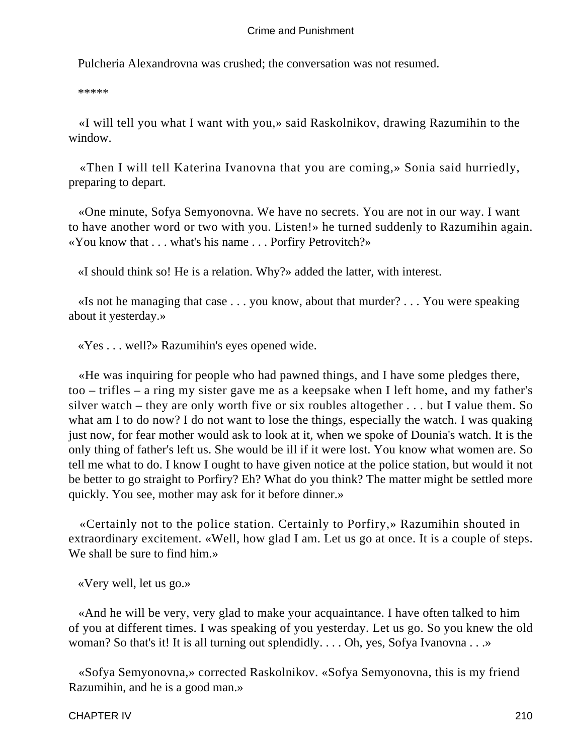Pulcheria Alexandrovna was crushed; the conversation was not resumed.

*****

«I will tell you what I want with you,» said Raskolnikov, drawing Razumihin to the window.

«Then I will tell Katerina Ivanovna that you are coming,» Sonia said hurriedly, preparing to depart.

«One minute, Sofya Semyonovna. We have no secrets. You are not in our way. I want to have another word or two with you. Listen!» he turned suddenly to Razumihin again. «You know that . . . what's his name . . . Porfiry Petrovitch?»

«I should think so! He is a relation. Why?» added the latter, with interest.

«Is not he managing that case . . . you know, about that murder? . . . You were speaking about it yesterday.»

«Yes . . . well?» Razumihin's eyes opened wide.

«He was inquiring for people who had pawned things, and I have some pledges there, too – trifles – a ring my sister gave me as a keepsake when I left home, and my father's silver watch – they are only worth five or six roubles altogether . . . but I value them. So what am I to do now? I do not want to lose the things, especially the watch. I was quaking just now, for fear mother would ask to look at it, when we spoke of Dounia's watch. It is the only thing of father's left us. She would be ill if it were lost. You know what women are. So tell me what to do. I know I ought to have given notice at the police station, but would it not be better to go straight to Porfiry? Eh? What do you think? The matter might be settled more quickly. You see, mother may ask for it before dinner.»

«Certainly not to the police station. Certainly to Porfiry,» Razumihin shouted in extraordinary excitement. «Well, how glad I am. Let us go at once. It is a couple of steps. We shall be sure to find him.»

«Very well, let us go.»

«And he will be very, very glad to make your acquaintance. I have often talked to him of you at different times. I was speaking of you yesterday. Let us go. So you knew the old woman? So that's it! It is all turning out splendidly. . . . Oh, yes, Sofya Ivanovna . . .»

«Sofya Semyonovna,» corrected Raskolnikov. «Sofya Semyonovna, this is my friend Razumihin, and he is a good man.»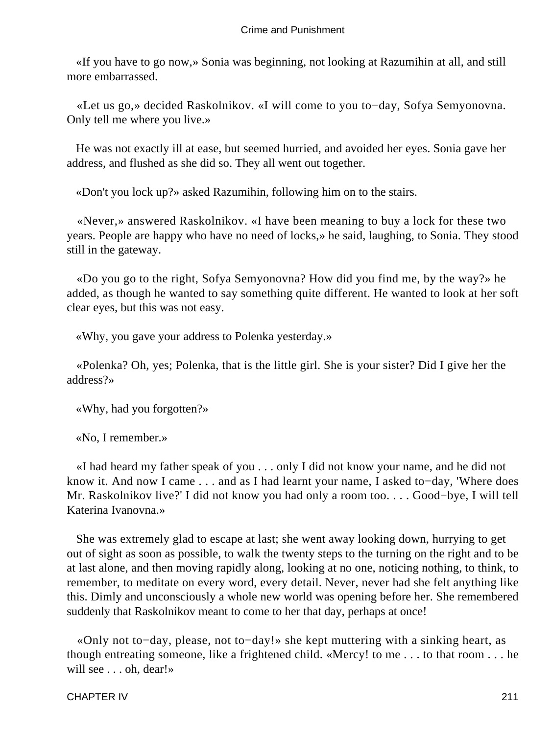«If you have to go now,» Sonia was beginning, not looking at Razumihin at all, and still more embarrassed.

«Let us go,» decided Raskolnikov. «I will come to you to−day, Sofya Semyonovna. Only tell me where you live.»

He was not exactly ill at ease, but seemed hurried, and avoided her eyes. Sonia gave her address, and flushed as she did so. They all went out together.

«Don't you lock up?» asked Razumihin, following him on to the stairs.

«Never,» answered Raskolnikov. «I have been meaning to buy a lock for these two years. People are happy who have no need of locks,» he said, laughing, to Sonia. They stood still in the gateway.

«Do you go to the right, Sofya Semyonovna? How did you find me, by the way?» he added, as though he wanted to say something quite different. He wanted to look at her soft clear eyes, but this was not easy.

«Why, you gave your address to Polenka yesterday.»

«Polenka? Oh, yes; Polenka, that is the little girl. She is your sister? Did I give her the address?»

«Why, had you forgotten?»

«No, I remember.»

«I had heard my father speak of you . . . only I did not know your name, and he did not know it. And now I came . . . and as I had learnt your name, I asked to−day, 'Where does Mr. Raskolnikov live?' I did not know you had only a room too. . . . Good−bye, I will tell Katerina Ivanovna.»

She was extremely glad to escape at last; she went away looking down, hurrying to get out of sight as soon as possible, to walk the twenty steps to the turning on the right and to be at last alone, and then moving rapidly along, looking at no one, noticing nothing, to think, to remember, to meditate on every word, every detail. Never, never had she felt anything like this. Dimly and unconsciously a whole new world was opening before her. She remembered suddenly that Raskolnikov meant to come to her that day, perhaps at once!

«Only not to−day, please, not to−day!» she kept muttering with a sinking heart, as though entreating someone, like a frightened child. «Mercy! to me . . . to that room . . . he will see . . . oh, dear!»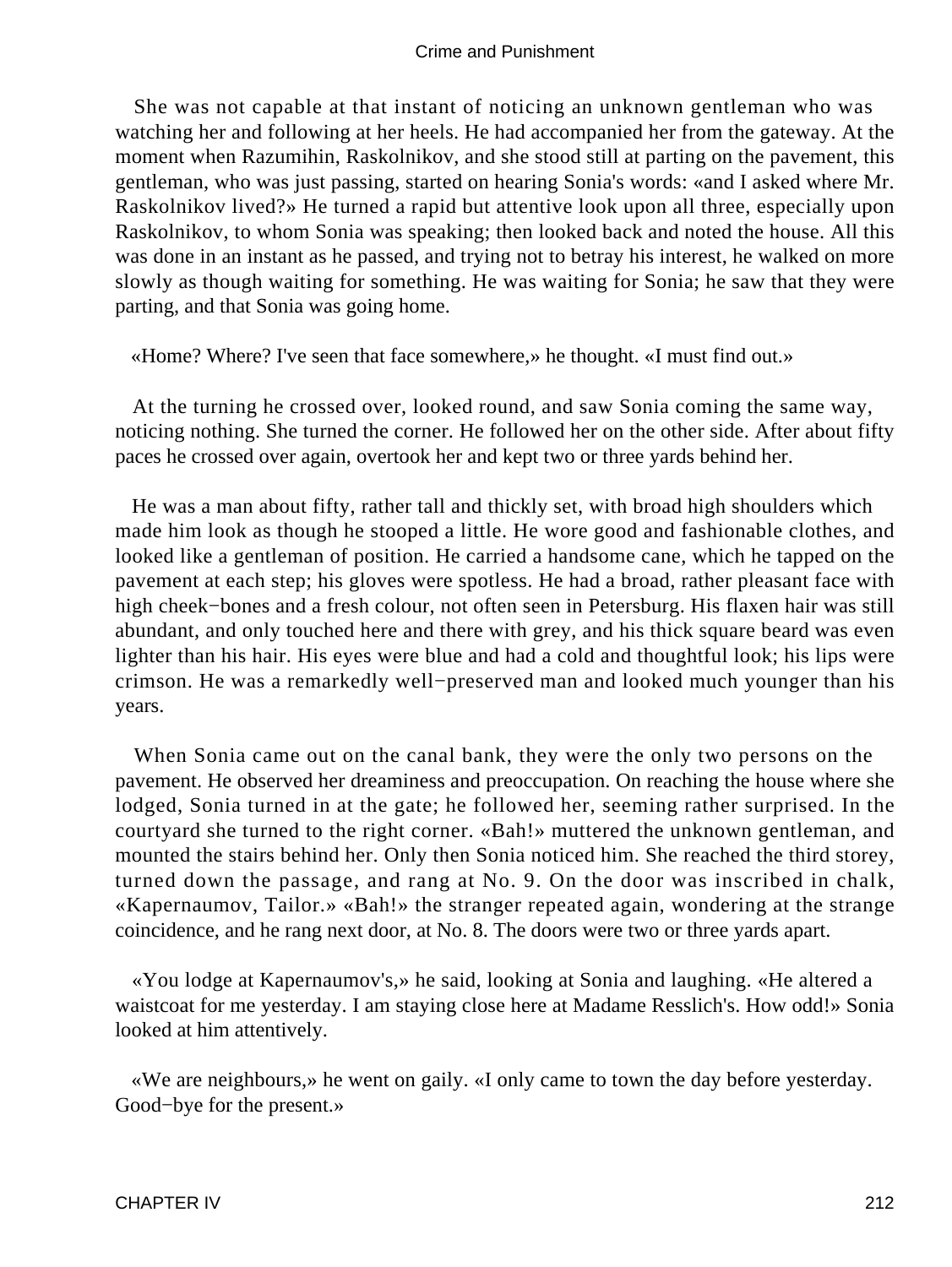She was not capable at that instant of noticing an unknown gentleman who was watching her and following at her heels. He had accompanied her from the gateway. At the moment when Razumihin, Raskolnikov, and she stood still at parting on the pavement, this gentleman, who was just passing, started on hearing Sonia's words: «and I asked where Mr. Raskolnikov lived?» He turned a rapid but attentive look upon all three, especially upon Raskolnikov, to whom Sonia was speaking; then looked back and noted the house. All this was done in an instant as he passed, and trying not to betray his interest, he walked on more slowly as though waiting for something. He was waiting for Sonia; he saw that they were parting, and that Sonia was going home.

«Home? Where? I've seen that face somewhere,» he thought. «I must find out.»

At the turning he crossed over, looked round, and saw Sonia coming the same way, noticing nothing. She turned the corner. He followed her on the other side. After about fifty paces he crossed over again, overtook her and kept two or three yards behind her.

He was a man about fifty, rather tall and thickly set, with broad high shoulders which made him look as though he stooped a little. He wore good and fashionable clothes, and looked like a gentleman of position. He carried a handsome cane, which he tapped on the pavement at each step; his gloves were spotless. He had a broad, rather pleasant face with high cheek−bones and a fresh colour, not often seen in Petersburg. His flaxen hair was still abundant, and only touched here and there with grey, and his thick square beard was even lighter than his hair. His eyes were blue and had a cold and thoughtful look; his lips were crimson. He was a remarkedly well−preserved man and looked much younger than his years.

When Sonia came out on the canal bank, they were the only two persons on the pavement. He observed her dreaminess and preoccupation. On reaching the house where she lodged, Sonia turned in at the gate; he followed her, seeming rather surprised. In the courtyard she turned to the right corner. «Bah!» muttered the unknown gentleman, and mounted the stairs behind her. Only then Sonia noticed him. She reached the third storey, turned down the passage, and rang at No. 9. On the door was inscribed in chalk, «Kapernaumov, Tailor.» «Bah!» the stranger repeated again, wondering at the strange coincidence, and he rang next door, at No. 8. The doors were two or three yards apart.

«You lodge at Kapernaumov's,» he said, looking at Sonia and laughing. «He altered a waistcoat for me yesterday. I am staying close here at Madame Resslich's. How odd!» Sonia looked at him attentively.

«We are neighbours,» he went on gaily. «I only came to town the day before yesterday. Good−bye for the present.»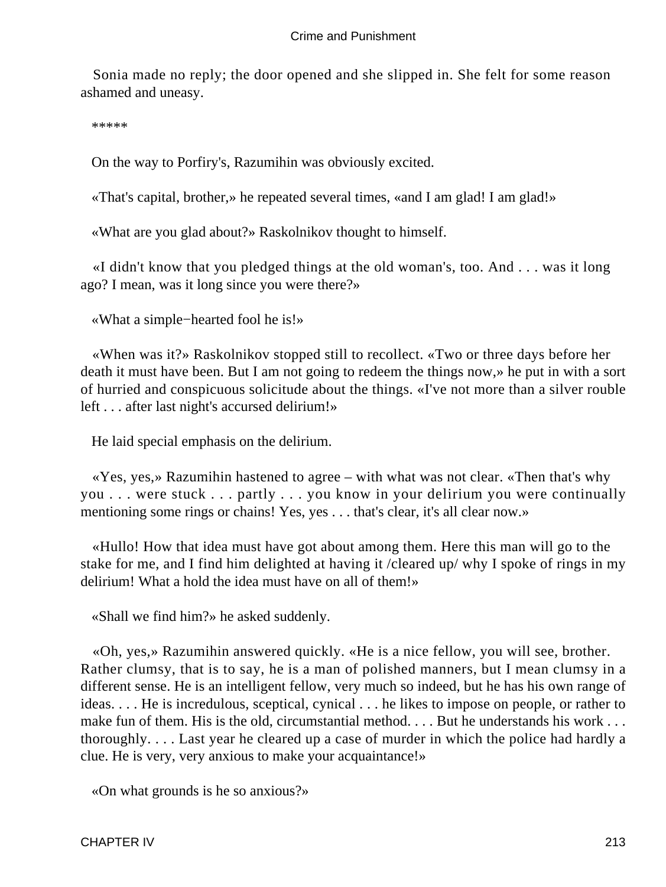Sonia made no reply; the door opened and she slipped in. She felt for some reason ashamed and uneasy.

*****

On the way to Porfiry's, Razumihin was obviously excited.

«That's capital, brother,» he repeated several times, «and I am glad! I am glad!»

«What are you glad about?» Raskolnikov thought to himself.

«I didn't know that you pledged things at the old woman's, too. And . . . was it long ago? I mean, was it long since you were there?»

«What a simple−hearted fool he is!»

«When was it?» Raskolnikov stopped still to recollect. «Two or three days before her death it must have been. But I am not going to redeem the things now,» he put in with a sort of hurried and conspicuous solicitude about the things. «I've not more than a silver rouble left . . . after last night's accursed delirium!»

He laid special emphasis on the delirium.

«Yes, yes,» Razumihin hastened to agree – with what was not clear. «Then that's why you . . . were stuck . . . partly . . . you know in your delirium you were continually mentioning some rings or chains! Yes, yes . . . that's clear, it's all clear now.»

«Hullo! How that idea must have got about among them. Here this man will go to the stake for me, and I find him delighted at having it /cleared up/ why I spoke of rings in my delirium! What a hold the idea must have on all of them!»

«Shall we find him?» he asked suddenly.

«Oh, yes,» Razumihin answered quickly. «He is a nice fellow, you will see, brother. Rather clumsy, that is to say, he is a man of polished manners, but I mean clumsy in a different sense. He is an intelligent fellow, very much so indeed, but he has his own range of ideas. . . . He is incredulous, sceptical, cynical . . . he likes to impose on people, or rather to make fun of them. His is the old, circumstantial method. . . . But he understands his work . . . thoroughly. . . . Last year he cleared up a case of murder in which the police had hardly a clue. He is very, very anxious to make your acquaintance!»

«On what grounds is he so anxious?»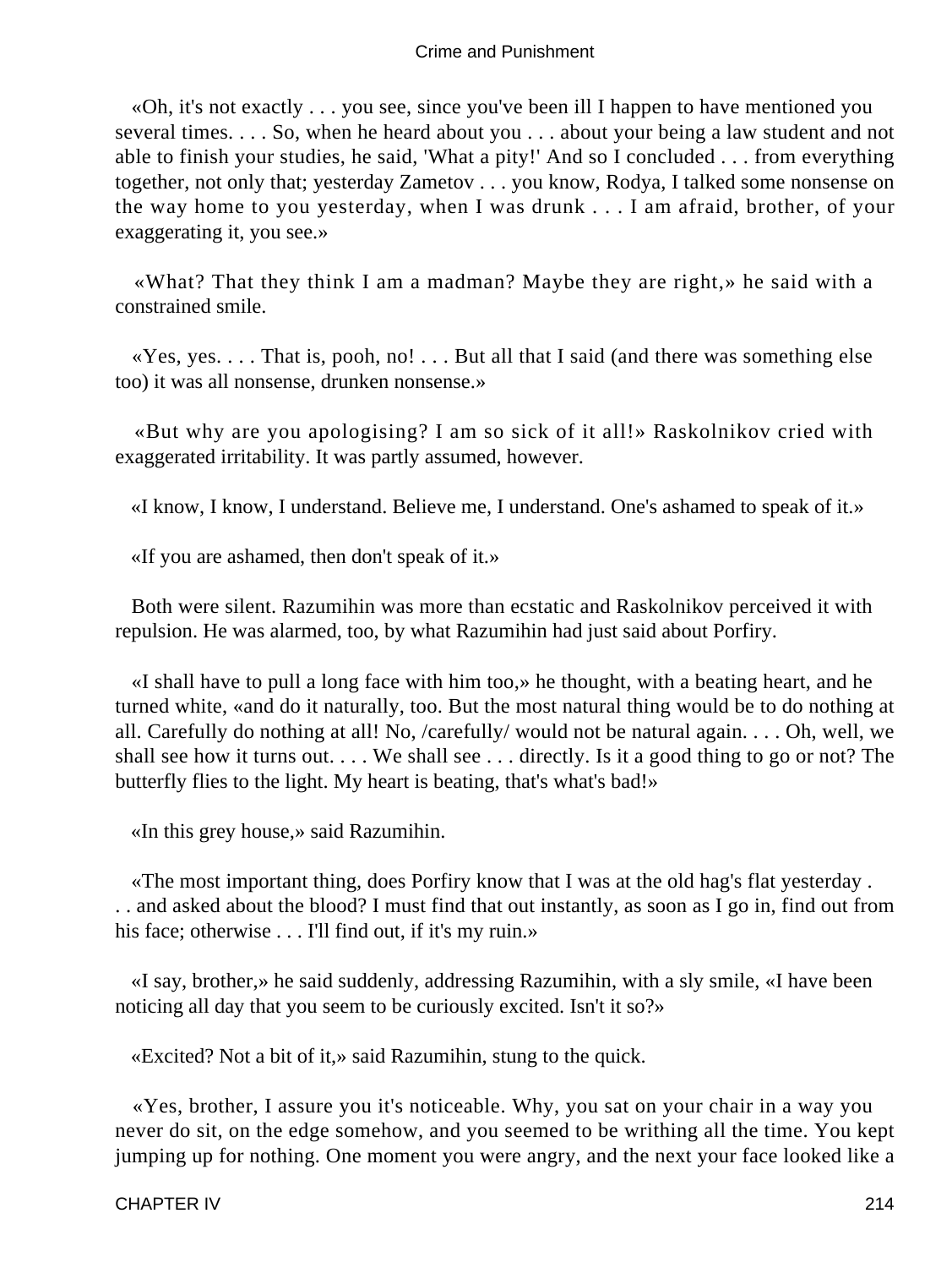«Oh, it's not exactly . . . you see, since you've been ill I happen to have mentioned you several times. . . . So, when he heard about you . . . about your being a law student and not able to finish your studies, he said, 'What a pity!' And so I concluded . . . from everything together, not only that; yesterday Zametov . . . you know, Rodya, I talked some nonsense on the way home to you yesterday, when I was drunk . . . I am afraid, brother, of your exaggerating it, you see.»

«What? That they think I am a madman? Maybe they are right,» he said with a constrained smile.

«Yes, yes. . . . That is, pooh, no! . . . But all that I said (and there was something else too) it was all nonsense, drunken nonsense.»

«But why are you apologising? I am so sick of it all!» Raskolnikov cried with exaggerated irritability. It was partly assumed, however.

«I know, I know, I understand. Believe me, I understand. One's ashamed to speak of it.»

«If you are ashamed, then don't speak of it.»

Both were silent. Razumihin was more than ecstatic and Raskolnikov perceived it with repulsion. He was alarmed, too, by what Razumihin had just said about Porfiry.

«I shall have to pull a long face with him too,» he thought, with a beating heart, and he turned white, «and do it naturally, too. But the most natural thing would be to do nothing at all. Carefully do nothing at all! No, /carefully/ would not be natural again. . . . Oh, well, we shall see how it turns out. . . . We shall see . . . directly. Is it a good thing to go or not? The butterfly flies to the light. My heart is beating, that's what's bad!»

«In this grey house,» said Razumihin.

«The most important thing, does Porfiry know that I was at the old hag's flat yesterday . . . and asked about the blood? I must find that out instantly, as soon as I go in, find out from his face; otherwise . . . I'll find out, if it's my ruin.»

«I say, brother,» he said suddenly, addressing Razumihin, with a sly smile, «I have been noticing all day that you seem to be curiously excited. Isn't it so?»

«Excited? Not a bit of it,» said Razumihin, stung to the quick.

«Yes, brother, I assure you it's noticeable. Why, you sat on your chair in a way you never do sit, on the edge somehow, and you seemed to be writhing all the time. You kept jumping up for nothing. One moment you were angry, and the next your face looked like a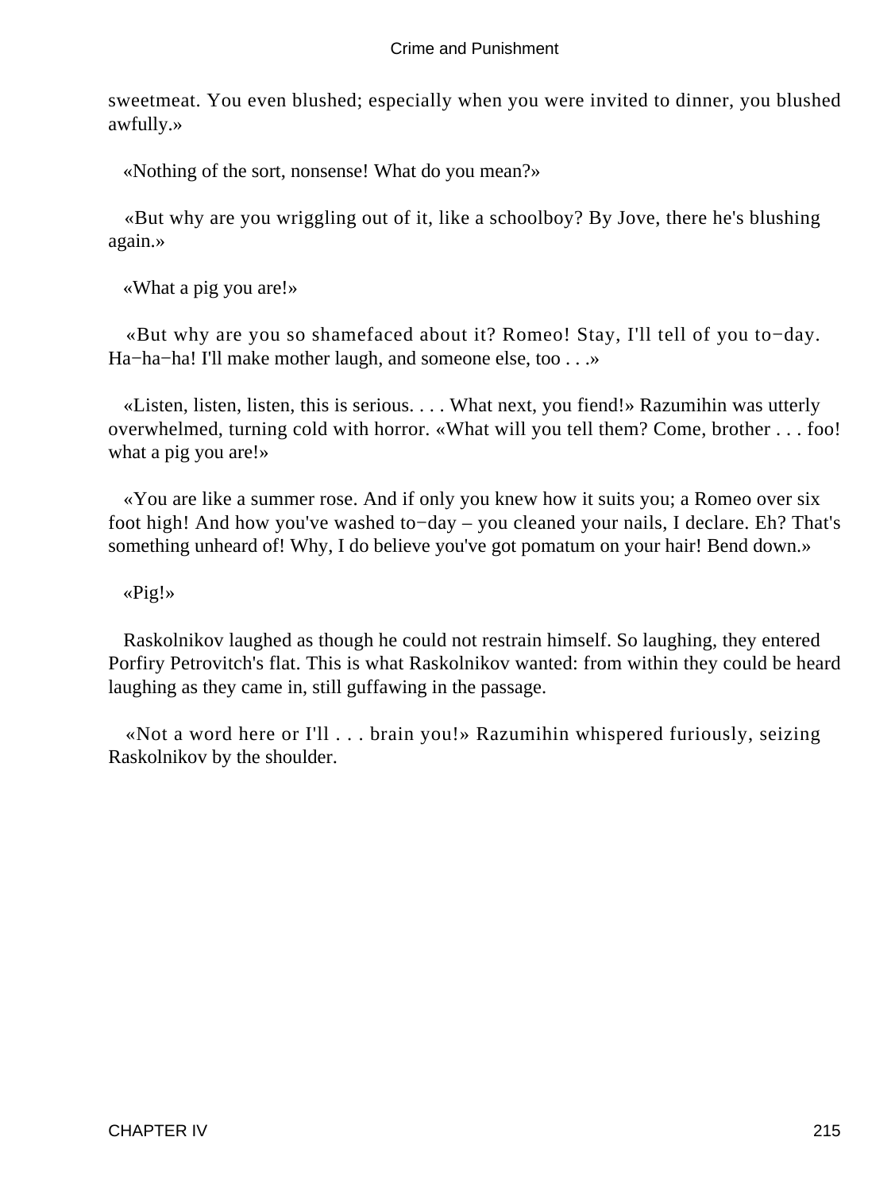sweetmeat. You even blushed; especially when you were invited to dinner, you blushed awfully.»

«Nothing of the sort, nonsense! What do you mean?»

«But why are you wriggling out of it, like a schoolboy? By Jove, there he's blushing again.»

«What a pig you are!»

«But why are you so shamefaced about it? Romeo! Stay, I'll tell of you to−day. Ha−ha−ha! I'll make mother laugh, and someone else, too . . .»

«Listen, listen, listen, this is serious. . . . What next, you fiend!» Razumihin was utterly overwhelmed, turning cold with horror. «What will you tell them? Come, brother . . . foo! what a pig you are!»

«You are like a summer rose. And if only you knew how it suits you; a Romeo over six foot high! And how you've washed to−day – you cleaned your nails, I declare. Eh? That's something unheard of! Why, I do believe you've got pomatum on your hair! Bend down.»

«Pig!»

Raskolnikov laughed as though he could not restrain himself. So laughing, they entered Porfiry Petrovitch's flat. This is what Raskolnikov wanted: from within they could be heard laughing as they came in, still guffawing in the passage.

«Not a word here or I'll . . . brain you!» Razumihin whispered furiously, seizing Raskolnikov by the shoulder.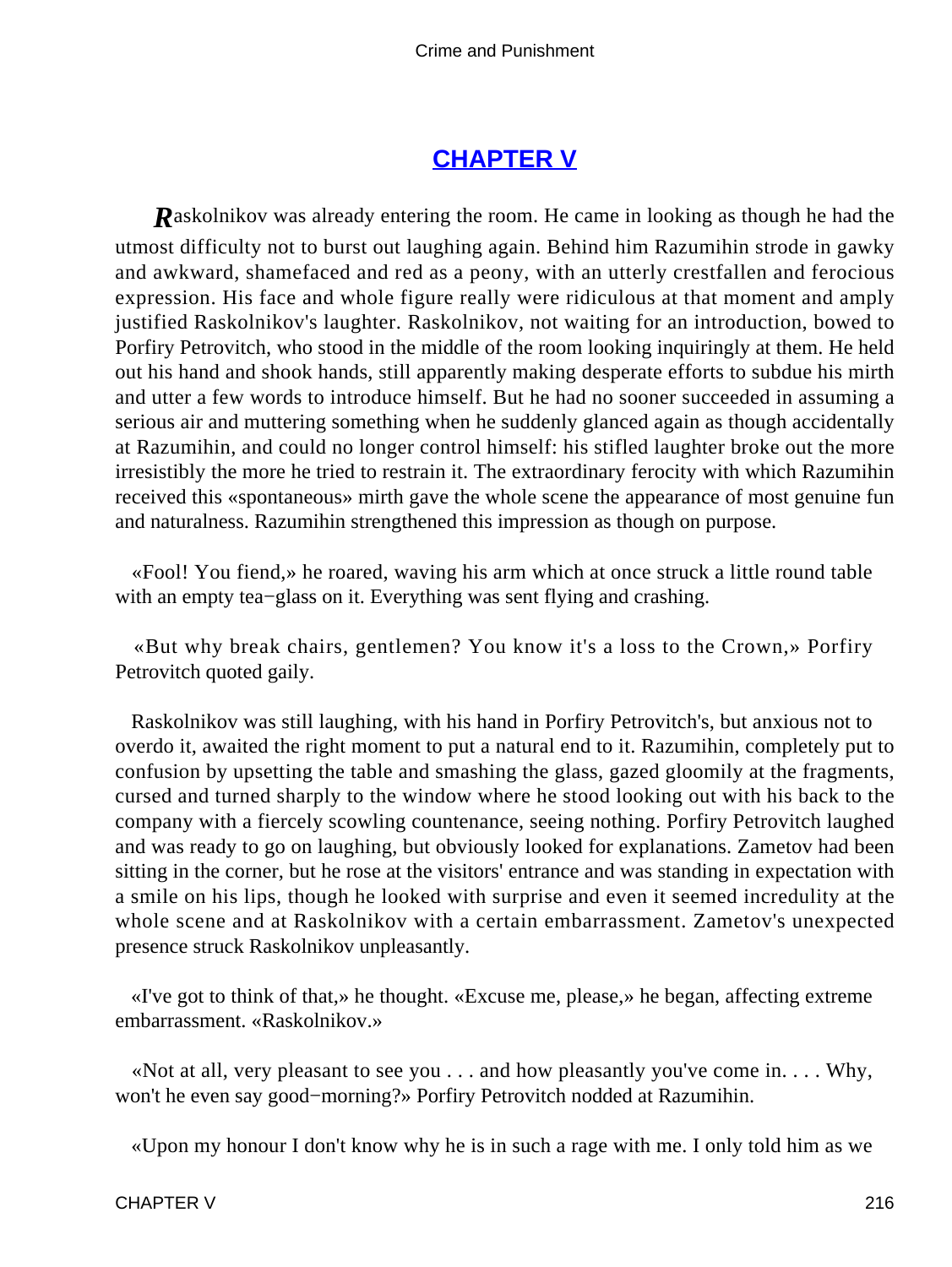## CHAPTER V

**R**askolnikov was already entering the room. He came in looking as though he had the utmost difficulty not to burst out laughing again. Behind him Razumihin strode in gawky and awkward, shamefaced and red as a peony, with an utterly crestfallen and ferocious expression. His face and whole figure really were ridiculous at that moment and amply justified Raskolnikov's laughter. Raskolnikov, not waiting for an introduction, bowed to Porfiry Petrovitch, who stood in the middle of the room looking inquiringly at them. He held out his hand and shook hands, still apparently making desperate efforts to subdue his mirth and utter a few words to introduce himself. But he had no sooner succeeded in assuming a serious air and muttering something when he suddenly glanced again as though accidentally at Razumihin, and could no longer control himself: his stifled laughter broke out the more irresistibly the more he tried to restrain it. The extraordinary ferocity with which Razumihin received this «spontaneous» mirth gave the whole scene the appearance of most genuine fun and naturalness. Razumihin strengthened this impression as though on purpose.

«Fool! You fiend,» he roared, waving his arm which at once struck a little round table with an empty tea−glass on it. Everything was sent flying and crashing.

«But why break chairs, gentlemen? You know it's a loss to the Crown,» Porfiry Petrovitch quoted gaily.

Raskolnikov was still laughing, with his hand in Porfiry Petrovitch's, but anxious not to overdo it, awaited the right moment to put a natural end to it. Razumihin, completely put to confusion by upsetting the table and smashing the glass, gazed gloomily at the fragments, cursed and turned sharply to the window where he stood looking out with his back to the company with a fiercely scowling countenance, seeing nothing. Porfiry Petrovitch laughed and was ready to go on laughing, but obviously looked for explanations. Zametov had been sitting in the corner, but he rose at the visitors' entrance and was standing in expectation with a smile on his lips, though he looked with surprise and even it seemed incredulity at the whole scene and at Raskolnikov with a certain embarrassment. Zametov's unexpected presence struck Raskolnikov unpleasantly.

«I've got to think of that,» he thought. «Excuse me, please,» he began, affecting extreme embarrassment. «Raskolnikov.»

«Not at all, very pleasant to see you . . . and how pleasantly you've come in. . . . Why, won't he even say good−morning?» Porfiry Petrovitch nodded at Razumihin.

«Upon my honour I don't know why he is in such a rage with me. I only told him as we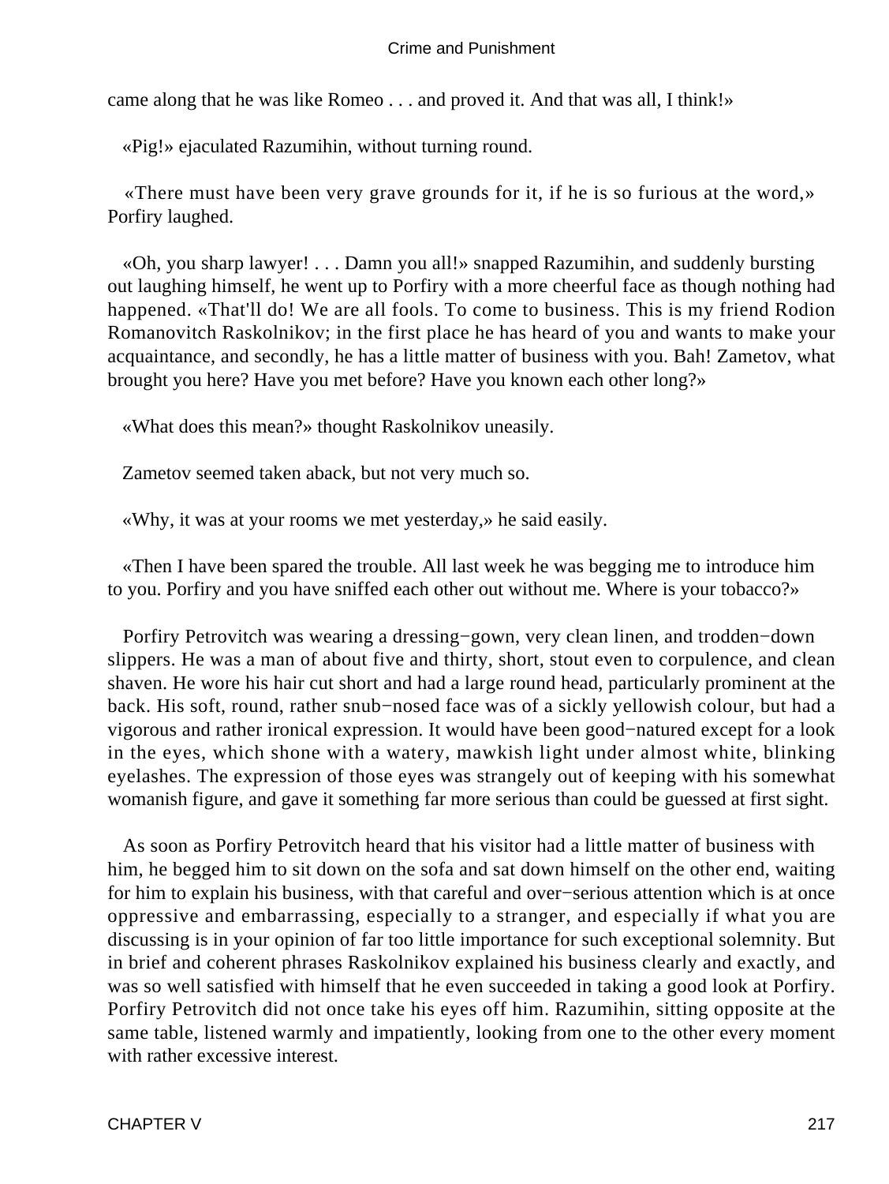came along that he was like Romeo . . . and proved it. And that was all, I think!»

«Pig!» ejaculated Razumihin, without turning round.

«There must have been very grave grounds for it, if he is so furious at the word,» Porfiry laughed.

«Oh, you sharp lawyer! . . . Damn you all!» snapped Razumihin, and suddenly bursting out laughing himself, he went up to Porfiry with a more cheerful face as though nothing had happened. «That'll do! We are all fools. To come to business. This is my friend Rodion Romanovitch Raskolnikov; in the first place he has heard of you and wants to make your acquaintance, and secondly, he has a little matter of business with you. Bah! Zametov, what brought you here? Have you met before? Have you known each other long?»

«What does this mean?» thought Raskolnikov uneasily.

Zametov seemed taken aback, but not very much so.

«Why, it was at your rooms we met yesterday,» he said easily.

«Then I have been spared the trouble. All last week he was begging me to introduce him to you. Porfiry and you have sniffed each other out without me. Where is your tobacco?»

Porfiry Petrovitch was wearing a dressing−gown, very clean linen, and trodden−down slippers. He was a man of about five and thirty, short, stout even to corpulence, and clean shaven. He wore his hair cut short and had a large round head, particularly prominent at the back. His soft, round, rather snub−nosed face was of a sickly yellowish colour, but had a vigorous and rather ironical expression. It would have been good−natured except for a look in the eyes, which shone with a watery, mawkish light under almost white, blinking eyelashes. The expression of those eyes was strangely out of keeping with his somewhat womanish figure, and gave it something far more serious than could be guessed at first sight.

As soon as Porfiry Petrovitch heard that his visitor had a little matter of business with him, he begged him to sit down on the sofa and sat down himself on the other end, waiting for him to explain his business, with that careful and over−serious attention which is at once oppressive and embarrassing, especially to a stranger, and especially if what you are discussing is in your opinion of far too little importance for such exceptional solemnity. But in brief and coherent phrases Raskolnikov explained his business clearly and exactly, and was so well satisfied with himself that he even succeeded in taking a good look at Porfiry. Porfiry Petrovitch did not once take his eyes off him. Razumihin, sitting opposite at the same table, listened warmly and impatiently, looking from one to the other every moment with rather excessive interest.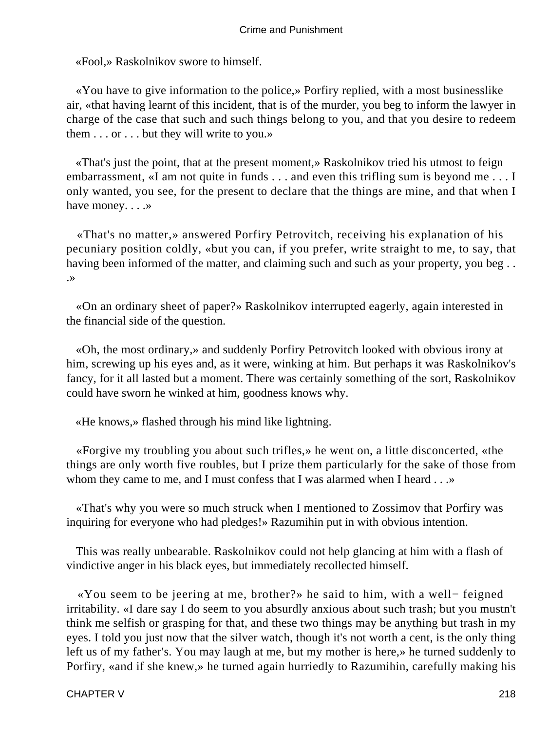«Fool,» Raskolnikov swore to himself.

«You have to give information to the police,» Porfiry replied, with a most businesslike air, «that having learnt of this incident, that is of the murder, you beg to inform the lawyer in charge of the case that such and such things belong to you, and that you desire to redeem them . . . or . . . but they will write to you.»

«That's just the point, that at the present moment,» Raskolnikov tried his utmost to feign embarrassment, «I am not quite in funds . . . and even this trifling sum is beyond me . . . I only wanted, you see, for the present to declare that the things are mine, and that when I have money. . . .»

«That's no matter,» answered Porfiry Petrovitch, receiving his explanation of his pecuniary position coldly, «but you can, if you prefer, write straight to me, to say, that having been informed of the matter, and claiming such and such as your property, you beg . . .»

«On an ordinary sheet of paper?» Raskolnikov interrupted eagerly, again interested in the financial side of the question.

«Oh, the most ordinary,» and suddenly Porfiry Petrovitch looked with obvious irony at him, screwing up his eyes and, as it were, winking at him. But perhaps it was Raskolnikov's fancy, for it all lasted but a moment. There was certainly something of the sort, Raskolnikov could have sworn he winked at him, goodness knows why.

«He knows,» flashed through his mind like lightning.

«Forgive my troubling you about such trifles,» he went on, a little disconcerted, «the things are only worth five roubles, but I prize them particularly for the sake of those from whom they came to me, and I must confess that I was alarmed when I heard . . .»

«That's why you were so much struck when I mentioned to Zossimov that Porfiry was inquiring for everyone who had pledges!» Razumihin put in with obvious intention.

This was really unbearable. Raskolnikov could not help glancing at him with a flash of vindictive anger in his black eyes, but immediately recollected himself.

«You seem to be jeering at me, brother?» he said to him, with a well− feigned irritability. «I dare say I do seem to you absurdly anxious about such trash; but you mustn't think me selfish or grasping for that, and these two things may be anything but trash in my eyes. I told you just now that the silver watch, though it's not worth a cent, is the only thing left us of my father's. You may laugh at me, but my mother is here,» he turned suddenly to Porfiry, «and if she knew,» he turned again hurriedly to Razumihin, carefully making his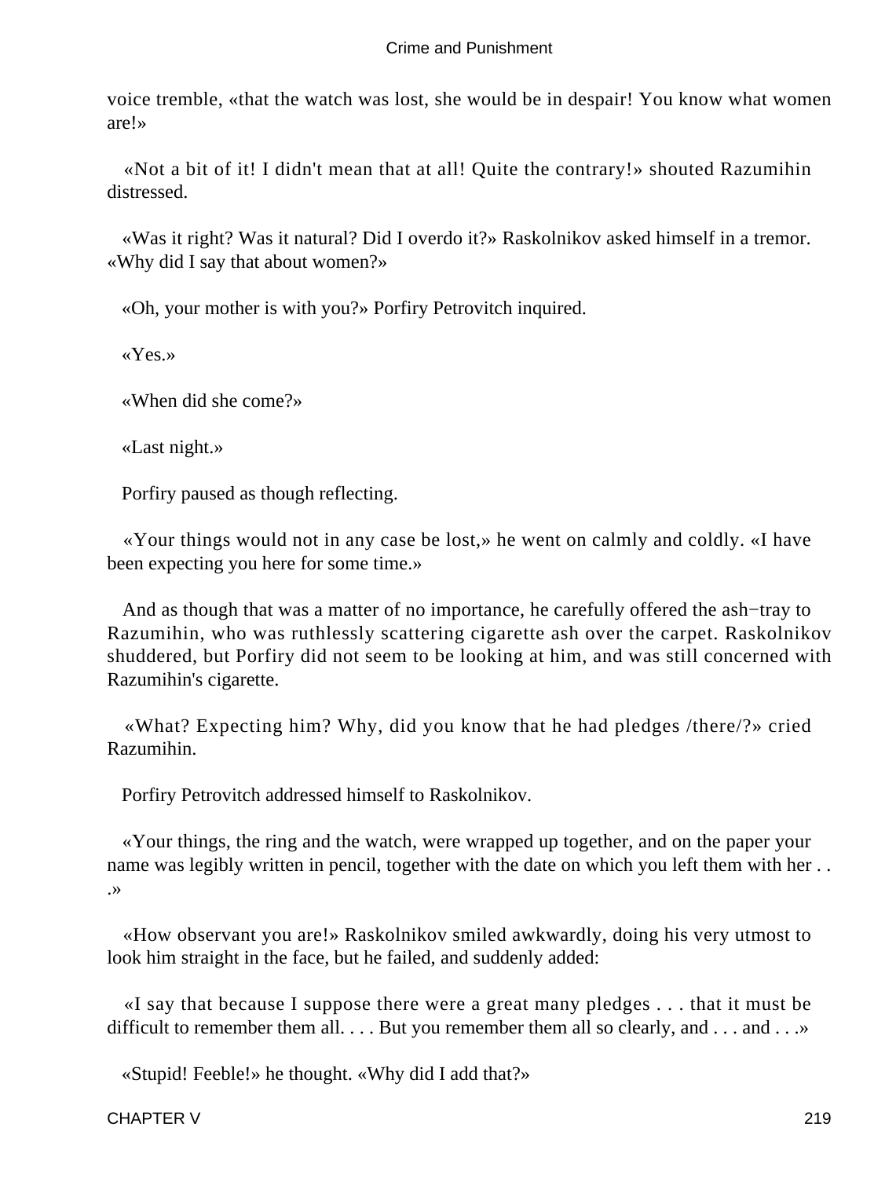voice tremble, «that the watch was lost, she would be in despair! You know what women are!»

«Not a bit of it! I didn't mean that at all! Quite the contrary!» shouted Razumihin distressed.

«Was it right? Was it natural? Did I overdo it?» Raskolnikov asked himself in a tremor. «Why did I say that about women?»

«Oh, your mother is with you?» Porfiry Petrovitch inquired.

«Yes.»

«When did she come?»

«Last night.»

Porfiry paused as though reflecting.

«Your things would not in any case be lost,» he went on calmly and coldly. «I have been expecting you here for some time.»

And as though that was a matter of no importance, he carefully offered the ash−tray to Razumihin, who was ruthlessly scattering cigarette ash over the carpet. Raskolnikov shuddered, but Porfiry did not seem to be looking at him, and was still concerned with Razumihin's cigarette.

«What? Expecting him? Why, did you know that he had pledges /there/?» cried Razumihin.

Porfiry Petrovitch addressed himself to Raskolnikov.

«Your things, the ring and the watch, were wrapped up together, and on the paper your name was legibly written in pencil, together with the date on which you left them with her . . .»

«How observant you are!» Raskolnikov smiled awkwardly, doing his very utmost to look him straight in the face, but he failed, and suddenly added:

«I say that because I suppose there were a great many pledges . . . that it must be difficult to remember them all. . . . But you remember them all so clearly, and . . . and . . .»

«Stupid! Feeble!» he thought. «Why did I add that?»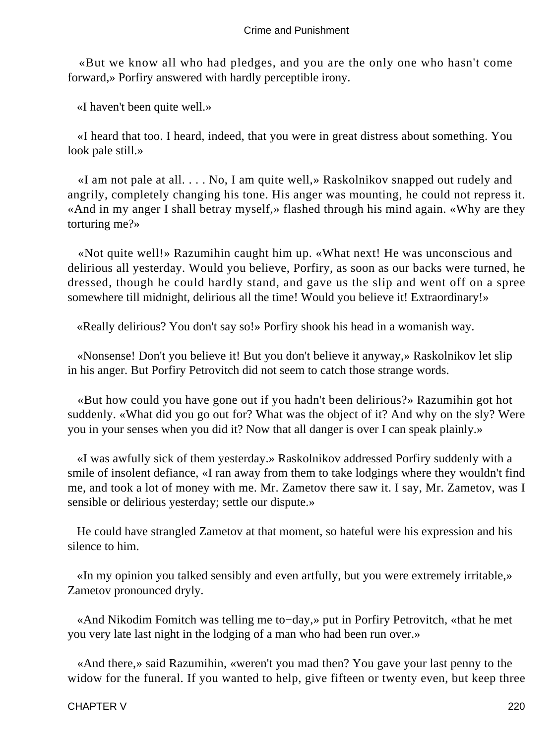«But we know all who had pledges, and you are the only one who hasn't come forward,» Porfiry answered with hardly perceptible irony.

«I haven't been quite well.»

«I heard that too. I heard, indeed, that you were in great distress about something. You look pale still.»

«I am not pale at all. . . . No, I am quite well,» Raskolnikov snapped out rudely and angrily, completely changing his tone. His anger was mounting, he could not repress it. «And in my anger I shall betray myself,» flashed through his mind again. «Why are they torturing me?»

«Not quite well!» Razumihin caught him up. «What next! He was unconscious and delirious all yesterday. Would you believe, Porfiry, as soon as our backs were turned, he dressed, though he could hardly stand, and gave us the slip and went off on a spree somewhere till midnight, delirious all the time! Would you believe it! Extraordinary!»

«Really delirious? You don't say so!» Porfiry shook his head in a womanish way.

«Nonsense! Don't you believe it! But you don't believe it anyway,» Raskolnikov let slip in his anger. But Porfiry Petrovitch did not seem to catch those strange words.

«But how could you have gone out if you hadn't been delirious?» Razumihin got hot suddenly. «What did you go out for? What was the object of it? And why on the sly? Were you in your senses when you did it? Now that all danger is over I can speak plainly.»

«I was awfully sick of them yesterday.» Raskolnikov addressed Porfiry suddenly with a smile of insolent defiance, «I ran away from them to take lodgings where they wouldn't find me, and took a lot of money with me. Mr. Zametov there saw it. I say, Mr. Zametov, was I sensible or delirious yesterday; settle our dispute.»

He could have strangled Zametov at that moment, so hateful were his expression and his silence to him.

«In my opinion you talked sensibly and even artfully, but you were extremely irritable,» Zametov pronounced dryly.

«And Nikodim Fomitch was telling me to−day,» put in Porfiry Petrovitch, «that he met you very late last night in the lodging of a man who had been run over.»

«And there,» said Razumihin, «weren't you mad then? You gave your last penny to the widow for the funeral. If you wanted to help, give fifteen or twenty even, but keep three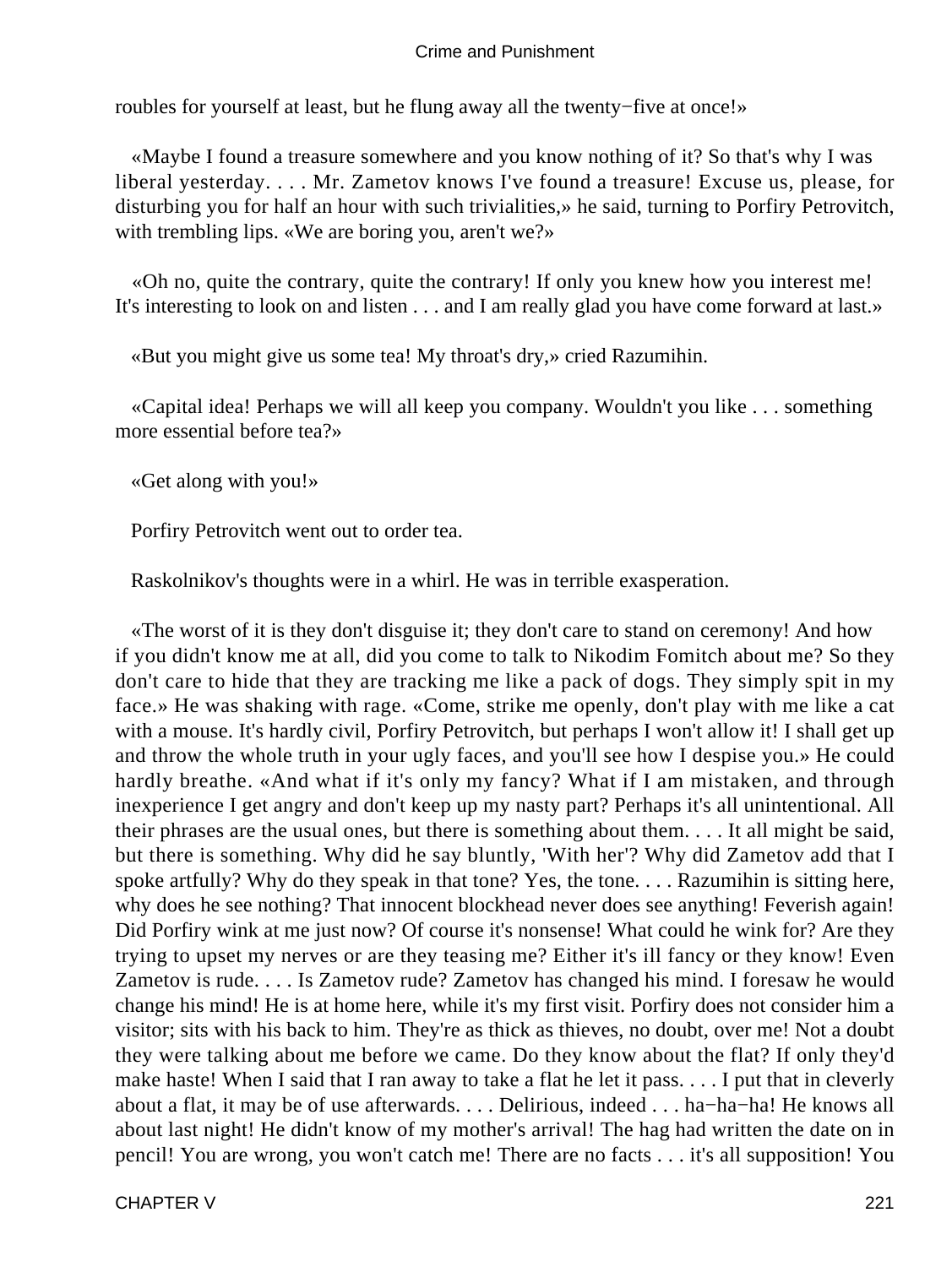roubles for yourself at least, but he flung away all the twenty−five at once!»

«Maybe I found a treasure somewhere and you know nothing of it? So that's why I was liberal yesterday. . . . Mr. Zametov knows I've found a treasure! Excuse us, please, for disturbing you for half an hour with such trivialities,» he said, turning to Porfiry Petrovitch, with trembling lips. «We are boring you, aren't we?»

«Oh no, quite the contrary, quite the contrary! If only you knew how you interest me! It's interesting to look on and listen . . . and I am really glad you have come forward at last.»

«But you might give us some tea! My throat's dry,» cried Razumihin.

«Capital idea! Perhaps we will all keep you company. Wouldn't you like . . . something more essential before tea?»

«Get along with you!»

Porfiry Petrovitch went out to order tea.

Raskolnikov's thoughts were in a whirl. He was in terrible exasperation.

«The worst of it is they don't disguise it; they don't care to stand on ceremony! And how if you didn't know me at all, did you come to talk to Nikodim Fomitch about me? So they don't care to hide that they are tracking me like a pack of dogs. They simply spit in my face.» He was shaking with rage. «Come, strike me openly, don't play with me like a cat with a mouse. It's hardly civil, Porfiry Petrovitch, but perhaps I won't allow it! I shall get up and throw the whole truth in your ugly faces, and you'll see how I despise you.» He could hardly breathe. «And what if it's only my fancy? What if I am mistaken, and through inexperience I get angry and don't keep up my nasty part? Perhaps it's all unintentional. All their phrases are the usual ones, but there is something about them. . . . It all might be said, but there is something. Why did he say bluntly, 'With her'? Why did Zametov add that I spoke artfully? Why do they speak in that tone? Yes, the tone. . . . Razumihin is sitting here, why does he see nothing? That innocent blockhead never does see anything! Feverish again! Did Porfiry wink at me just now? Of course it's nonsense! What could he wink for? Are they trying to upset my nerves or are they teasing me? Either it's ill fancy or they know! Even Zametov is rude. . . . Is Zametov rude? Zametov has changed his mind. I foresaw he would change his mind! He is at home here, while it's my first visit. Porfiry does not consider him a visitor; sits with his back to him. They're as thick as thieves, no doubt, over me! Not a doubt they were talking about me before we came. Do they know about the flat? If only they'd make haste! When I said that I ran away to take a flat he let it pass. . . . I put that in cleverly about a flat, it may be of use afterwards. . . . Delirious, indeed . . . ha−ha−ha! He knows all about last night! He didn't know of my mother's arrival! The hag had written the date on in pencil! You are wrong, you won't catch me! There are no facts . . . it's all supposition! You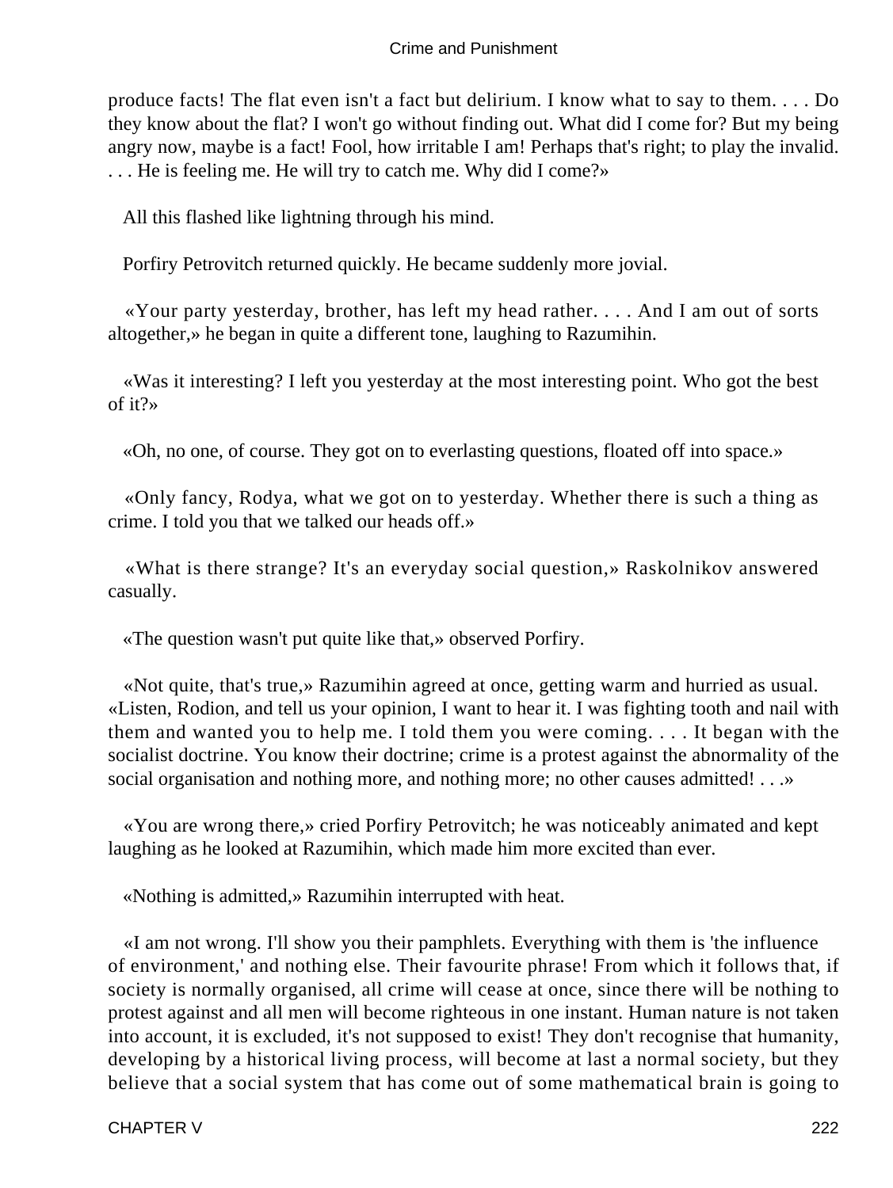produce facts! The flat even isn't a fact but delirium. I know what to say to them. . . . Do they know about the flat? I won't go without finding out. What did I come for? But my being angry now, maybe is a fact! Fool, how irritable I am! Perhaps that's right; to play the invalid. . . . He is feeling me. He will try to catch me. Why did I come?»

All this flashed like lightning through his mind.

Porfiry Petrovitch returned quickly. He became suddenly more jovial.

«Your party yesterday, brother, has left my head rather. . . . And I am out of sorts altogether,» he began in quite a different tone, laughing to Razumihin.

«Was it interesting? I left you yesterday at the most interesting point. Who got the best of it?»

«Oh, no one, of course. They got on to everlasting questions, floated off into space.»

«Only fancy, Rodya, what we got on to yesterday. Whether there is such a thing as crime. I told you that we talked our heads off.»

«What is there strange? It's an everyday social question,» Raskolnikov answered casually.

«The question wasn't put quite like that,» observed Porfiry.

«Not quite, that's true,» Razumihin agreed at once, getting warm and hurried as usual. «Listen, Rodion, and tell us your opinion, I want to hear it. I was fighting tooth and nail with them and wanted you to help me. I told them you were coming. . . . It began with the socialist doctrine. You know their doctrine; crime is a protest against the abnormality of the social organisation and nothing more, and nothing more; no other causes admitted! . . .»

«You are wrong there,» cried Porfiry Petrovitch; he was noticeably animated and kept laughing as he looked at Razumihin, which made him more excited than ever.

«Nothing is admitted,» Razumihin interrupted with heat.

«I am not wrong. I'll show you their pamphlets. Everything with them is 'the influence of environment,' and nothing else. Their favourite phrase! From which it follows that, if society is normally organised, all crime will cease at once, since there will be nothing to protest against and all men will become righteous in one instant. Human nature is not taken into account, it is excluded, it's not supposed to exist! They don't recognise that humanity, developing by a historical living process, will become at last a normal society, but they believe that a social system that has come out of some mathematical brain is going to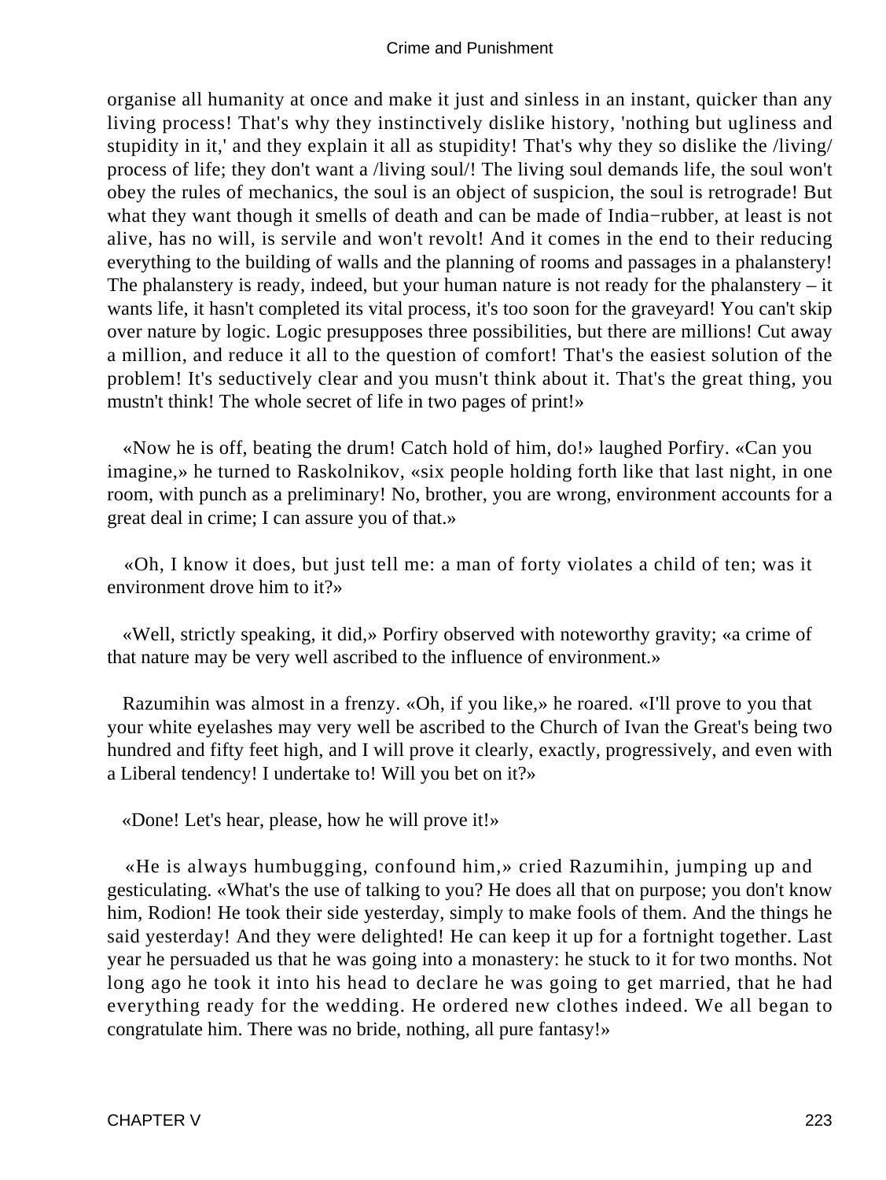organise all humanity at once and make it just and sinless in an instant, quicker than any living process! That's why they instinctively dislike history, 'nothing but ugliness and stupidity in it,' and they explain it all as stupidity! That's why they so dislike the /living/ process of life; they don't want a /living soul/! The living soul demands life, the soul won't obey the rules of mechanics, the soul is an object of suspicion, the soul is retrograde! But what they want though it smells of death and can be made of India−rubber, at least is not alive, has no will, is servile and won't revolt! And it comes in the end to their reducing everything to the building of walls and the planning of rooms and passages in a phalanstery! The phalanstery is ready, indeed, but your human nature is not ready for the phalanstery – it wants life, it hasn't completed its vital process, it's too soon for the graveyard! You can't skip over nature by logic. Logic presupposes three possibilities, but there are millions! Cut away a million, and reduce it all to the question of comfort! That's the easiest solution of the problem! It's seductively clear and you musn't think about it. That's the great thing, you mustn't think! The whole secret of life in two pages of print!»

«Now he is off, beating the drum! Catch hold of him, do!» laughed Porfiry. «Can you imagine,» he turned to Raskolnikov, «six people holding forth like that last night, in one room, with punch as a preliminary! No, brother, you are wrong, environment accounts for a great deal in crime; I can assure you of that.»

«Oh, I know it does, but just tell me: a man of forty violates a child of ten; was it environment drove him to it?»

«Well, strictly speaking, it did,» Porfiry observed with noteworthy gravity; «a crime of that nature may be very well ascribed to the influence of environment.»

Razumihin was almost in a frenzy. «Oh, if you like,» he roared. «I'll prove to you that your white eyelashes may very well be ascribed to the Church of Ivan the Great's being two hundred and fifty feet high, and I will prove it clearly, exactly, progressively, and even with a Liberal tendency! I undertake to! Will you bet on it?»

«Done! Let's hear, please, how he will prove it!»

«He is always humbugging, confound him,» cried Razumihin, jumping up and gesticulating. «What's the use of talking to you? He does all that on purpose; you don't know him, Rodion! He took their side yesterday, simply to make fools of them. And the things he said yesterday! And they were delighted! He can keep it up for a fortnight together. Last year he persuaded us that he was going into a monastery: he stuck to it for two months. Not long ago he took it into his head to declare he was going to get married, that he had everything ready for the wedding. He ordered new clothes indeed. We all began to congratulate him. There was no bride, nothing, all pure fantasy!»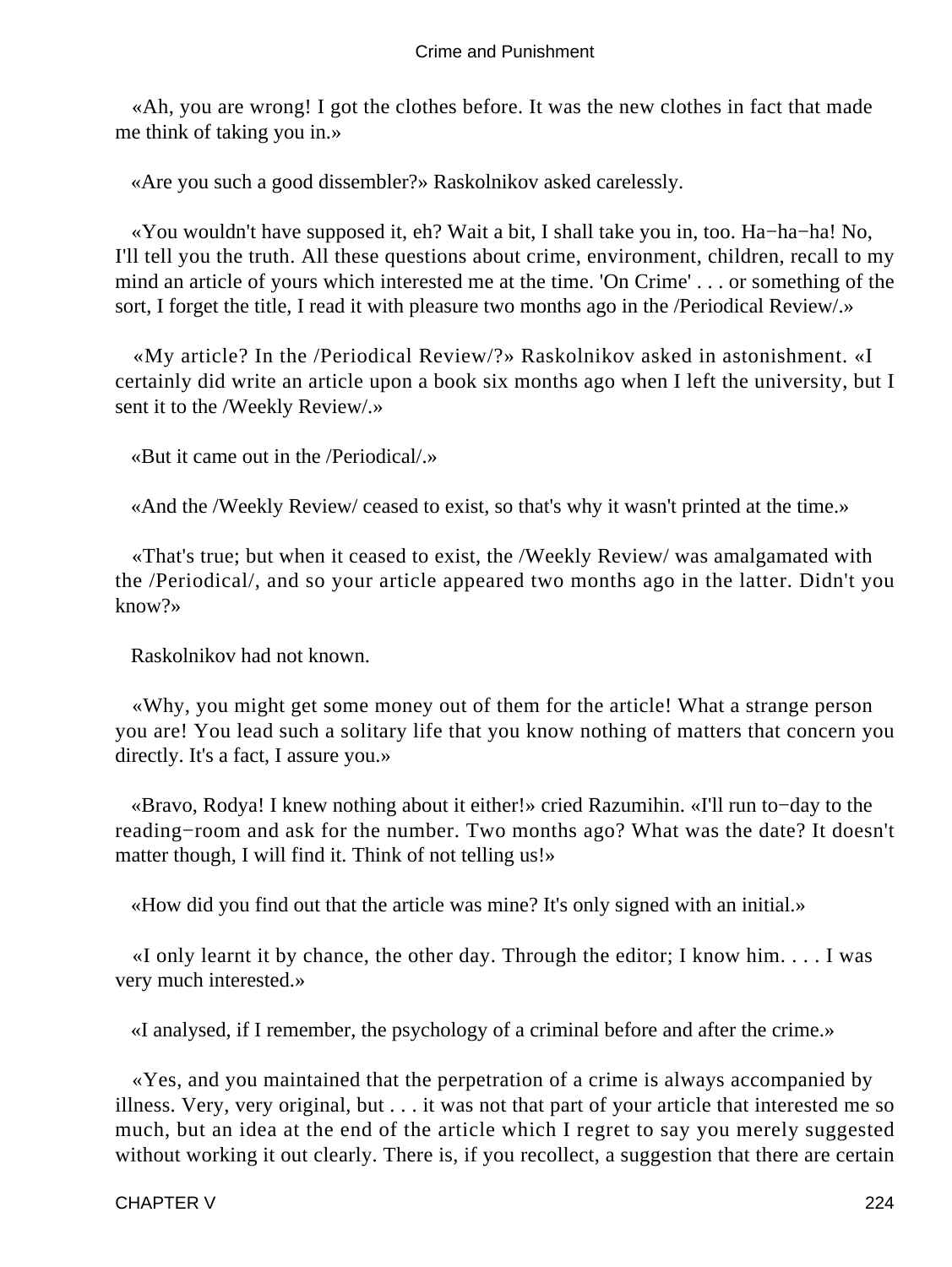«Ah, you are wrong! I got the clothes before. It was the new clothes in fact that made me think of taking you in.»

«Are you such a good dissembler?» Raskolnikov asked carelessly.

«You wouldn't have supposed it, eh? Wait a bit, I shall take you in, too. Ha−ha−ha! No, I'll tell you the truth. All these questions about crime, environment, children, recall to my mind an article of yours which interested me at the time. 'On Crime' . . . or something of the sort, I forget the title, I read it with pleasure two months ago in the /Periodical Review/.»

«My article? In the /Periodical Review/?» Raskolnikov asked in astonishment. «I certainly did write an article upon a book six months ago when I left the university, but I sent it to the /Weekly Review/.»

«But it came out in the /Periodical/.»

«And the /Weekly Review/ ceased to exist, so that's why it wasn't printed at the time.»

«That's true; but when it ceased to exist, the /Weekly Review/ was amalgamated with the /Periodical/, and so your article appeared two months ago in the latter. Didn't you know?»

Raskolnikov had not known.

«Why, you might get some money out of them for the article! What a strange person you are! You lead such a solitary life that you know nothing of matters that concern you directly. It's a fact, I assure you.»

«Bravo, Rodya! I knew nothing about it either!» cried Razumihin. «I'll run to−day to the reading−room and ask for the number. Two months ago? What was the date? It doesn't matter though, I will find it. Think of not telling us!»

«How did you find out that the article was mine? It's only signed with an initial.»

«I only learnt it by chance, the other day. Through the editor; I know him. . . . I was very much interested.»

«I analysed, if I remember, the psychology of a criminal before and after the crime.»

«Yes, and you maintained that the perpetration of a crime is always accompanied by illness. Very, very original, but . . . it was not that part of your article that interested me so much, but an idea at the end of the article which I regret to say you merely suggested without working it out clearly. There is, if you recollect, a suggestion that there are certain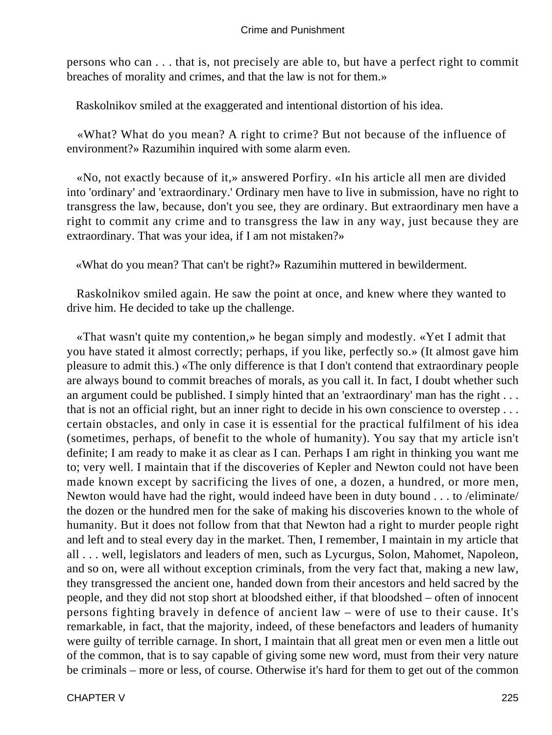persons who can . . . that is, not precisely are able to, but have a perfect right to commit breaches of morality and crimes, and that the law is not for them.»

Raskolnikov smiled at the exaggerated and intentional distortion of his idea.

«What? What do you mean? A right to crime? But not because of the influence of environment?» Razumihin inquired with some alarm even.

«No, not exactly because of it,» answered Porfiry. «In his article all men are divided into 'ordinary' and 'extraordinary.' Ordinary men have to live in submission, have no right to transgress the law, because, don't you see, they are ordinary. But extraordinary men have a right to commit any crime and to transgress the law in any way, just because they are extraordinary. That was your idea, if I am not mistaken?»

«What do you mean? That can't be right?» Razumihin muttered in bewilderment.

Raskolnikov smiled again. He saw the point at once, and knew where they wanted to drive him. He decided to take up the challenge.

«That wasn't quite my contention,» he began simply and modestly. «Yet I admit that you have stated it almost correctly; perhaps, if you like, perfectly so.» (It almost gave him pleasure to admit this.) «The only difference is that I don't contend that extraordinary people are always bound to commit breaches of morals, as you call it. In fact, I doubt whether such an argument could be published. I simply hinted that an 'extraordinary' man has the right . . . that is not an official right, but an inner right to decide in his own conscience to overstep . . . certain obstacles, and only in case it is essential for the practical fulfilment of his idea (sometimes, perhaps, of benefit to the whole of humanity). You say that my article isn't definite; I am ready to make it as clear as I can. Perhaps I am right in thinking you want me to; very well. I maintain that if the discoveries of Kepler and Newton could not have been made known except by sacrificing the lives of one, a dozen, a hundred, or more men, Newton would have had the right, would indeed have been in duty bound . . . to /eliminate/ the dozen or the hundred men for the sake of making his discoveries known to the whole of humanity. But it does not follow from that that Newton had a right to murder people right and left and to steal every day in the market. Then, I remember, I maintain in my article that all . . . well, legislators and leaders of men, such as Lycurgus, Solon, Mahomet, Napoleon, and so on, were all without exception criminals, from the very fact that, making a new law, they transgressed the ancient one, handed down from their ancestors and held sacred by the people, and they did not stop short at bloodshed either, if that bloodshed – often of innocent persons fighting bravely in defence of ancient law – were of use to their cause. It's remarkable, in fact, that the majority, indeed, of these benefactors and leaders of humanity were guilty of terrible carnage. In short, I maintain that all great men or even men a little out of the common, that is to say capable of giving some new word, must from their very nature be criminals – more or less, of course. Otherwise it's hard for them to get out of the common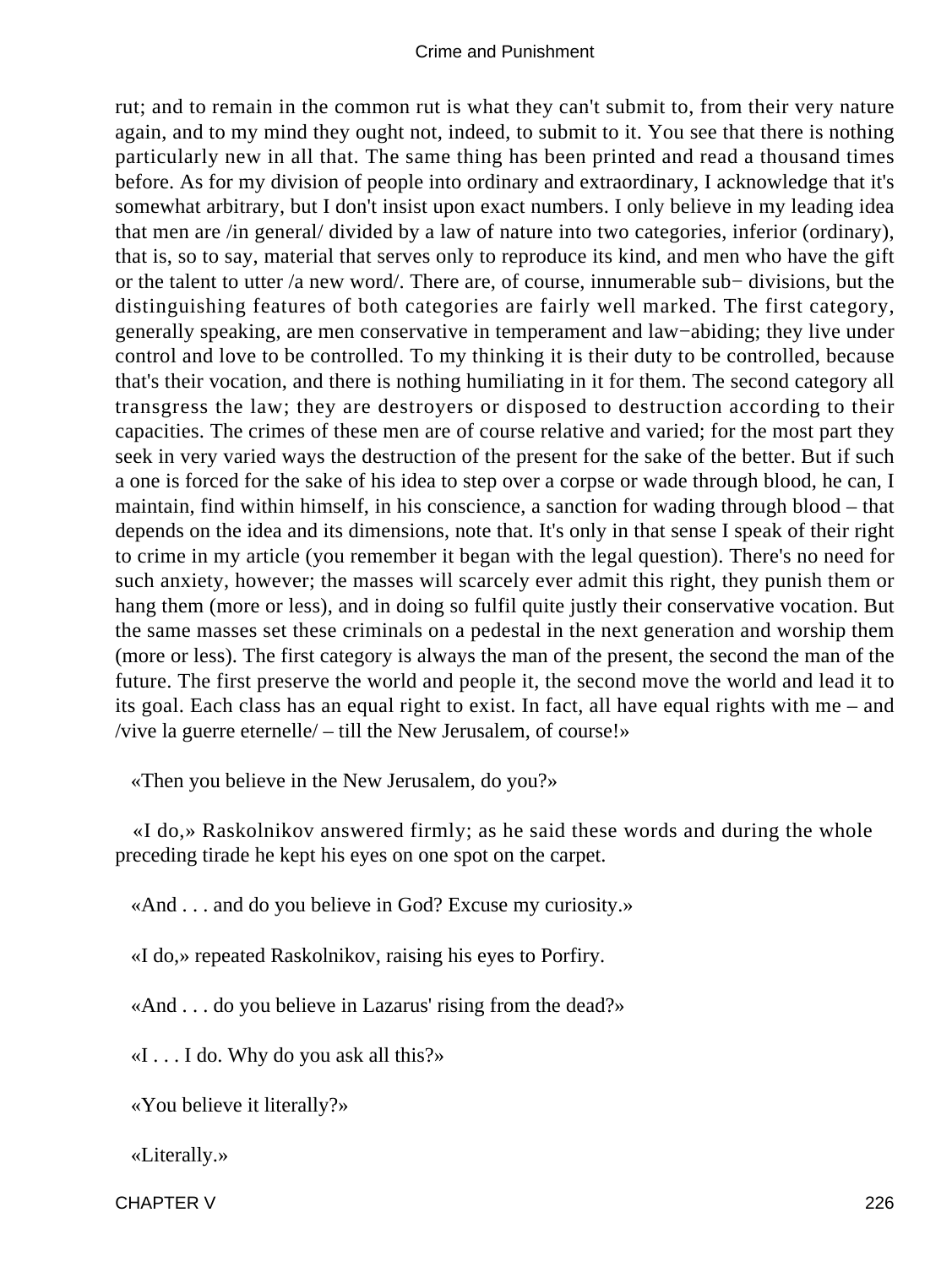rut; and to remain in the common rut is what they can't submit to, from their very nature again, and to my mind they ought not, indeed, to submit to it. You see that there is nothing particularly new in all that. The same thing has been printed and read a thousand times before. As for my division of people into ordinary and extraordinary, I acknowledge that it's somewhat arbitrary, but I don't insist upon exact numbers. I only believe in my leading idea that men are *in general* divided by a law of nature into two categories, inferior (ordinary), that is, so to say, material that serves only to reproduce its kind, and men who have the gift or the talent to utter *a new word*. There are, of course, innumerable sub− divisions, but the distinguishing features of both categories are fairly well marked. The first category, generally speaking, are men conservative in temperament and law−abiding; they live under control and love to be controlled. To my thinking it is their duty to be controlled, because that's their vocation, and there is nothing humiliating in it for them. The second category all transgress the law; they are destroyers or disposed to destruction according to their capacities. The crimes of these men are of course relative and varied; for the most part they seek in very varied ways the destruction of the present for the sake of the better. But if such a one is forced for the sake of his idea to step over a corpse or wade through blood, he can, I maintain, find within himself, in his conscience, a sanction for wading through blood – that depends on the idea and its dimensions, note that. It's only in that sense I speak of their right to crime in my article (you remember it began with the legal question). There's no need for such anxiety, however; the masses will scarcely ever admit this right, they punish them or hang them (more or less), and in doing so fulfil quite justly their conservative vocation. But the same masses set these criminals on a pedestal in the next generation and worship them (more or less). The first category is always the man of the present, the second the man of the future. The first preserve the world and people it, the second move the world and lead it to its goal. Each class has an equal right to exist. In fact, all have equal rights with me – and *vive la guerre eternelle* – till the New Jerusalem, of course!»

«Then you believe in the New Jerusalem, do you?»

«I do,» Raskolnikov answered firmly; as he said these words and during the whole preceding tirade he kept his eyes on one spot on the carpet.

«And . . . and do you believe in God? Excuse my curiosity.»

«I do,» repeated Raskolnikov, raising his eyes to Porfiry.

«And . . . do you believe in Lazarus' rising from the dead?»

«I . . . I do. Why do you ask all this?»

«You believe it literally?»

«Literally.»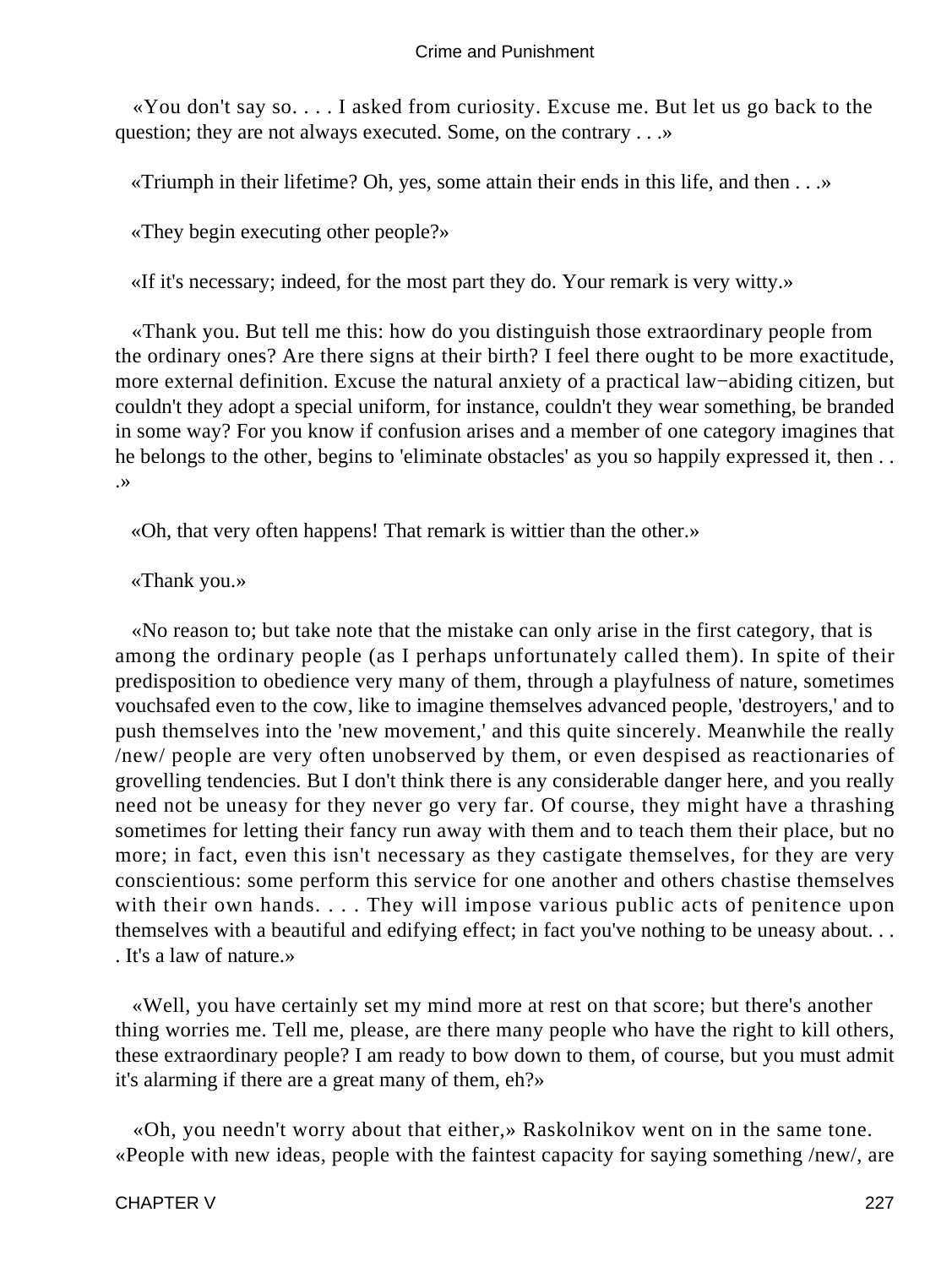«You don't say so. . . . I asked from curiosity. Excuse me. But let us go back to the question; they are not always executed. Some, on the contrary . . .»

«Triumph in their lifetime? Oh, yes, some attain their ends in this life, and then . . .»

«They begin executing other people?»

«If it's necessary; indeed, for the most part they do. Your remark is very witty.»

«Thank you. But tell me this: how do you distinguish those extraordinary people from the ordinary ones? Are there signs at their birth? I feel there ought to be more exactitude, more external definition. Excuse the natural anxiety of a practical law−abiding citizen, but couldn't they adopt a special uniform, for instance, couldn't they wear something, be branded in some way? For you know if confusion arises and a member of one category imagines that he belongs to the other, begins to 'eliminate obstacles' as you so happily expressed it, then . . .»

«Oh, that very often happens! That remark is wittier than the other.»

«Thank you.»

«No reason to; but take note that the mistake can only arise in the first category, that is among the ordinary people (as I perhaps unfortunately called them). In spite of their predisposition to obedience very many of them, through a playfulness of nature, sometimes vouchsafed even to the cow, like to imagine themselves advanced people, 'destroyers,' and to push themselves into the 'new movement,' and this quite sincerely. Meanwhile the really /new/ people are very often unobserved by them, or even despised as reactionaries of grovelling tendencies. But I don't think there is any considerable danger here, and you really need not be uneasy for they never go very far. Of course, they might have a thrashing sometimes for letting their fancy run away with them and to teach them their place, but no more; in fact, even this isn't necessary as they castigate themselves, for they are very conscientious: some perform this service for one another and others chastise themselves with their own hands. . . . They will impose various public acts of penitence upon themselves with a beautiful and edifying effect; in fact you've nothing to be uneasy about. . . . It's a law of nature.»

«Well, you have certainly set my mind more at rest on that score; but there's another thing worries me. Tell me, please, are there many people who have the right to kill others, these extraordinary people? I am ready to bow down to them, of course, but you must admit it's alarming if there are a great many of them, eh?»

«Oh, you needn't worry about that either,» Raskolnikov went on in the same tone. «People with new ideas, people with the faintest capacity for saying something /new/, are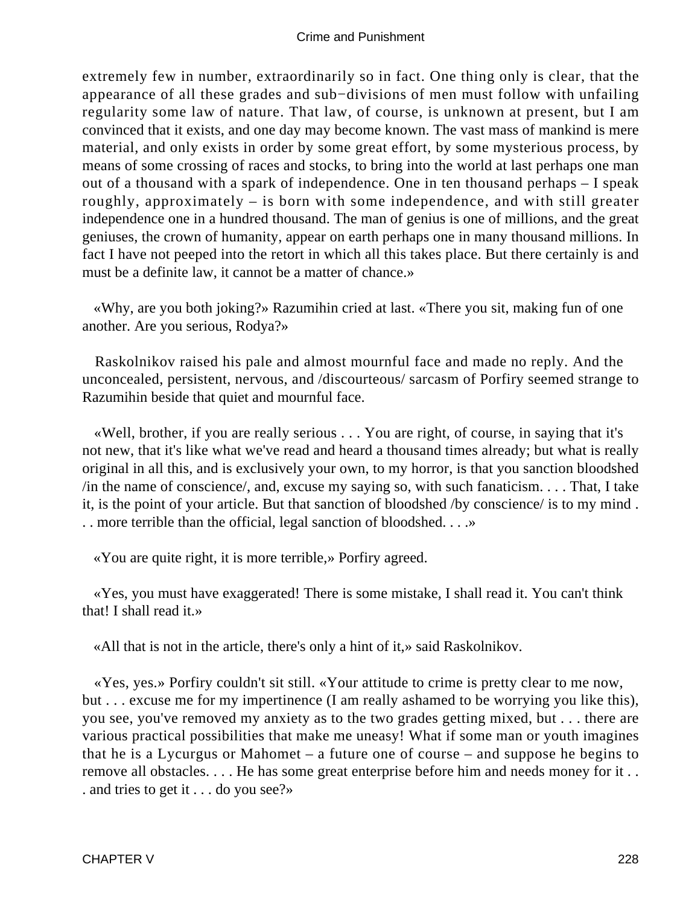extremely few in number, extraordinarily so in fact. One thing only is clear, that the appearance of all these grades and sub−divisions of men must follow with unfailing regularity some law of nature. That law, of course, is unknown at present, but I am convinced that it exists, and one day may become known. The vast mass of mankind is mere material, and only exists in order by some great effort, by some mysterious process, by means of some crossing of races and stocks, to bring into the world at last perhaps one man out of a thousand with a spark of independence. One in ten thousand perhaps – I speak roughly, approximately – is born with some independence, and with still greater independence one in a hundred thousand. The man of genius is one of millions, and the great geniuses, the crown of humanity, appear on earth perhaps one in many thousand millions. In fact I have not peeped into the retort in which all this takes place. But there certainly is and must be a definite law, it cannot be a matter of chance.»

«Why, are you both joking?» Razumihin cried at last. «There you sit, making fun of one another. Are you serious, Rodya?»

Raskolnikov raised his pale and almost mournful face and made no reply. And the unconcealed, persistent, nervous, and /discourteous/ sarcasm of Porfiry seemed strange to Razumihin beside that quiet and mournful face.

«Well, brother, if you are really serious . . . You are right, of course, in saying that it's not new, that it's like what we've read and heard a thousand times already; but what is really original in all this, and is exclusively your own, to my horror, is that you sanction bloodshed /in the name of conscience/, and, excuse my saying so, with such fanaticism. . . . That, I take it, is the point of your article. But that sanction of bloodshed /by conscience/ is to my mind . . . more terrible than the official, legal sanction of bloodshed. . . .»

«You are quite right, it is more terrible,» Porfiry agreed.

«Yes, you must have exaggerated! There is some mistake, I shall read it. You can't think that! I shall read it.»

«All that is not in the article, there's only a hint of it,» said Raskolnikov.

«Yes, yes.» Porfiry couldn't sit still. «Your attitude to crime is pretty clear to me now, but . . . excuse me for my impertinence (I am really ashamed to be worrying you like this), you see, you've removed my anxiety as to the two grades getting mixed, but . . . there are various practical possibilities that make me uneasy! What if some man or youth imagines that he is a Lycurgus or Mahomet – a future one of course – and suppose he begins to remove all obstacles. . . . He has some great enterprise before him and needs money for it . . . and tries to get it . . . do you see?»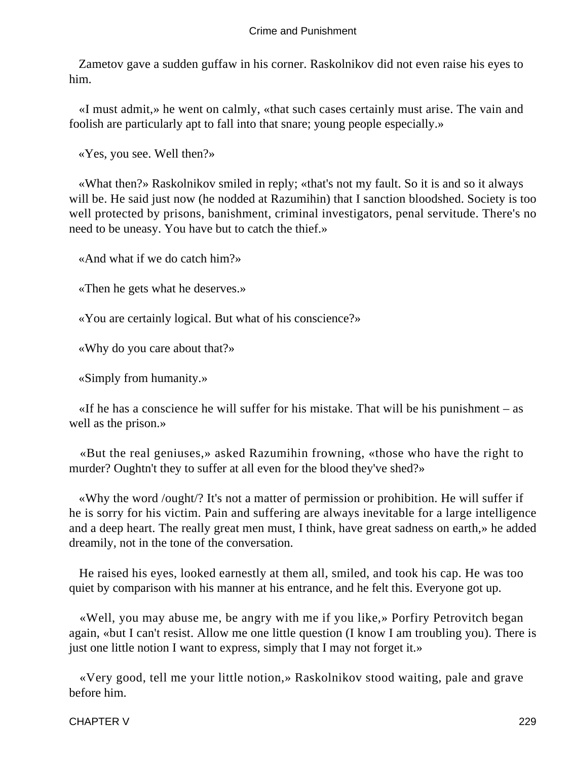Zametov gave a sudden guffaw in his corner. Raskolnikov did not even raise his eyes to him.

«I must admit,» he went on calmly, «that such cases certainly must arise. The vain and foolish are particularly apt to fall into that snare; young people especially.»

«Yes, you see. Well then?»

«What then?» Raskolnikov smiled in reply; «that's not my fault. So it is and so it always will be. He said just now (he nodded at Razumihin) that I sanction bloodshed. Society is too well protected by prisons, banishment, criminal investigators, penal servitude. There's no need to be uneasy. You have but to catch the thief.»

«And what if we do catch him?»

«Then he gets what he deserves.»

«You are certainly logical. But what of his conscience?»

«Why do you care about that?»

«Simply from humanity.»

«If he has a conscience he will suffer for his mistake. That will be his punishment – as well as the prison.»

«But the real geniuses,» asked Razumihin frowning, «those who have the right to murder? Oughtn't they to suffer at all even for the blood they've shed?»

«Why the word /ought/? It's not a matter of permission or prohibition. He will suffer if he is sorry for his victim. Pain and suffering are always inevitable for a large intelligence and a deep heart. The really great men must, I think, have great sadness on earth,» he added dreamily, not in the tone of the conversation.

He raised his eyes, looked earnestly at them all, smiled, and took his cap. He was too quiet by comparison with his manner at his entrance, and he felt this. Everyone got up.

«Well, you may abuse me, be angry with me if you like,» Porfiry Petrovitch began again, «but I can't resist. Allow me one little question (I know I am troubling you). There is just one little notion I want to express, simply that I may not forget it.»

«Very good, tell me your little notion,» Raskolnikov stood waiting, pale and grave before him.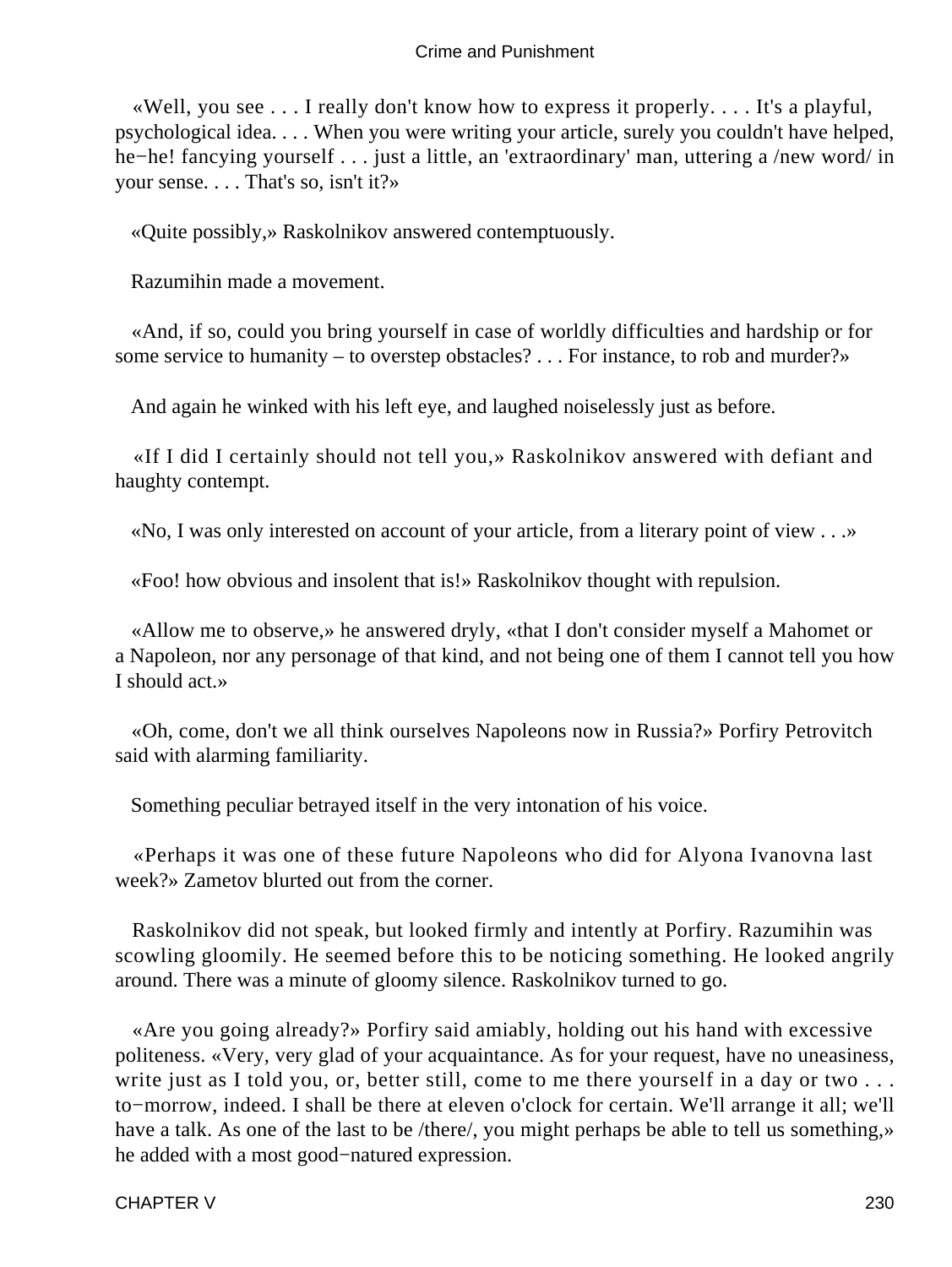«Well, you see . . . I really don't know how to express it properly. . . . It's a playful, psychological idea. . . . When you were writing your article, surely you couldn't have helped, he−he! fancying yourself . . . just a little, an 'extraordinary' man, uttering a /new word/ in your sense. . . . That's so, isn't it?»

«Quite possibly,» Raskolnikov answered contemptuously.

Razumihin made a movement.

«And, if so, could you bring yourself in case of worldly difficulties and hardship or for some service to humanity – to overstep obstacles? . . . For instance, to rob and murder?»

And again he winked with his left eye, and laughed noiselessly just as before.

«If I did I certainly should not tell you,» Raskolnikov answered with defiant and haughty contempt.

«No, I was only interested on account of your article, from a literary point of view . . .»

«Foo! how obvious and insolent that is!» Raskolnikov thought with repulsion.

«Allow me to observe,» he answered dryly, «that I don't consider myself a Mahomet or a Napoleon, nor any personage of that kind, and not being one of them I cannot tell you how I should act.»

«Oh, come, don't we all think ourselves Napoleons now in Russia?» Porfiry Petrovitch said with alarming familiarity.

Something peculiar betrayed itself in the very intonation of his voice.

«Perhaps it was one of these future Napoleons who did for Alyona Ivanovna last week?» Zametov blurted out from the corner.

Raskolnikov did not speak, but looked firmly and intently at Porfiry. Razumihin was scowling gloomily. He seemed before this to be noticing something. He looked angrily around. There was a minute of gloomy silence. Raskolnikov turned to go.

«Are you going already?» Porfiry said amiably, holding out his hand with excessive politeness. «Very, very glad of your acquaintance. As for your request, have no uneasiness, write just as I told you, or, better still, come to me there yourself in a day or two . . . to−morrow, indeed. I shall be there at eleven o'clock for certain. We'll arrange it all; we'll have a talk. As one of the last to be /there/, you might perhaps be able to tell us something,» he added with a most good−natured expression.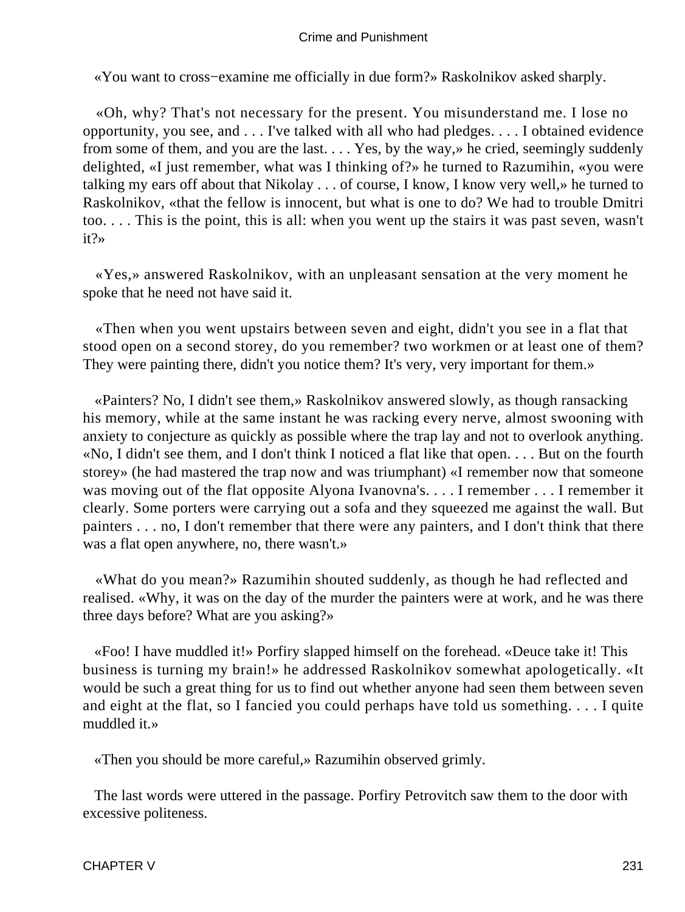«You want to cross−examine me officially in due form?» Raskolnikov asked sharply.

«Oh, why? That's not necessary for the present. You misunderstand me. I lose no opportunity, you see, and . . . I've talked with all who had pledges. . . . I obtained evidence from some of them, and you are the last. . . . Yes, by the way,» he cried, seemingly suddenly delighted, «I just remember, what was I thinking of?» he turned to Razumihin, «you were talking my ears off about that Nikolay . . . of course, I know, I know very well,» he turned to Raskolnikov, «that the fellow is innocent, but what is one to do? We had to trouble Dmitri too. . . . This is the point, this is all: when you went up the stairs it was past seven, wasn't it?»

«Yes,» answered Raskolnikov, with an unpleasant sensation at the very moment he spoke that he need not have said it.

«Then when you went upstairs between seven and eight, didn't you see in a flat that stood open on a second storey, do you remember? two workmen or at least one of them? They were painting there, didn't you notice them? It's very, very important for them.»

«Painters? No, I didn't see them,» Raskolnikov answered slowly, as though ransacking his memory, while at the same instant he was racking every nerve, almost swooning with anxiety to conjecture as quickly as possible where the trap lay and not to overlook anything. «No, I didn't see them, and I don't think I noticed a flat like that open. . . . But on the fourth storey» (he had mastered the trap now and was triumphant) «I remember now that someone was moving out of the flat opposite Alyona Ivanovna's. . . . I remember . . . I remember it clearly. Some porters were carrying out a sofa and they squeezed me against the wall. But painters . . . no, I don't remember that there were any painters, and I don't think that there was a flat open anywhere, no, there wasn't.»

«What do you mean?» Razumihin shouted suddenly, as though he had reflected and realised. «Why, it was on the day of the murder the painters were at work, and he was there three days before? What are you asking?»

«Foo! I have muddled it!» Porfiry slapped himself on the forehead. «Deuce take it! This business is turning my brain!» he addressed Raskolnikov somewhat apologetically. «It would be such a great thing for us to find out whether anyone had seen them between seven and eight at the flat, so I fancied you could perhaps have told us something. . . . I quite muddled it.»

«Then you should be more careful,» Razumihin observed grimly.

The last words were uttered in the passage. Porfiry Petrovitch saw them to the door with excessive politeness.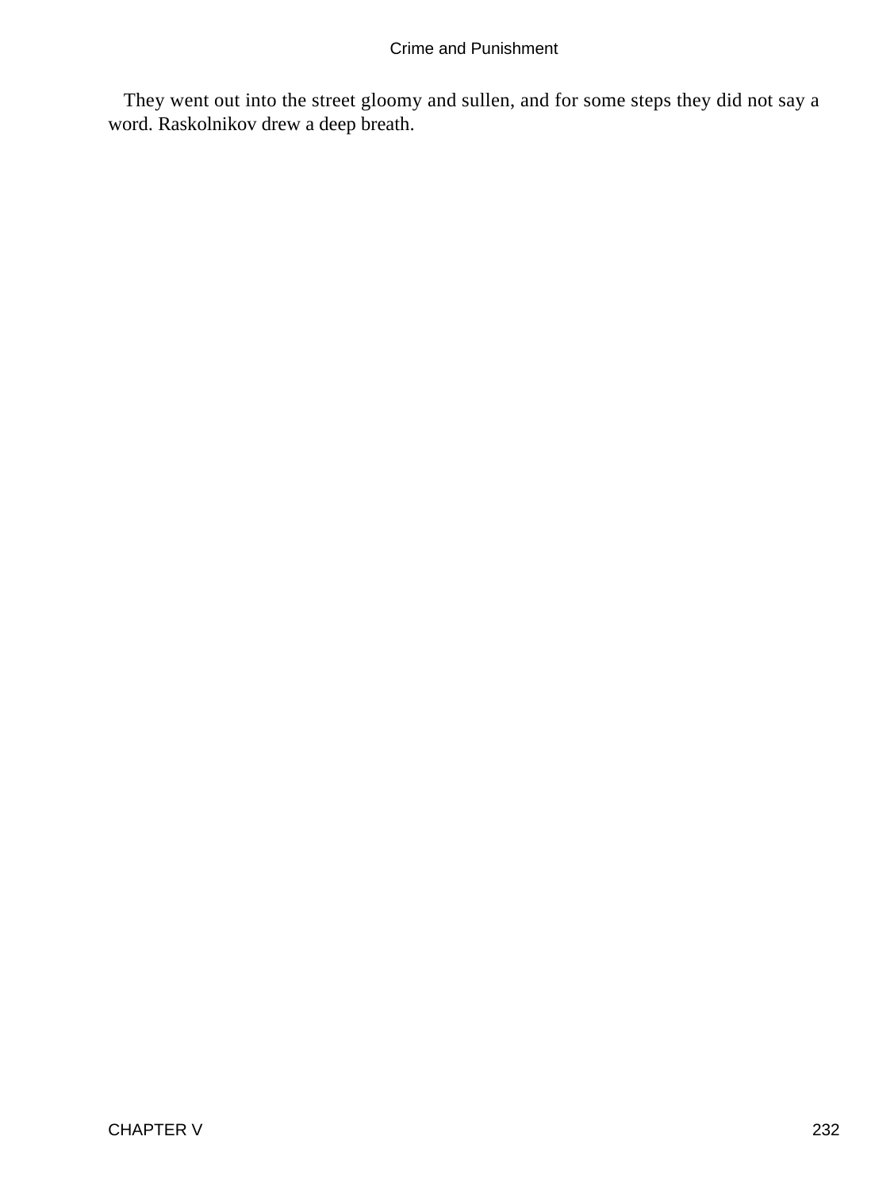They went out into the street gloomy and sullen, and for some steps they did not say a word. Raskolnikov drew a deep breath.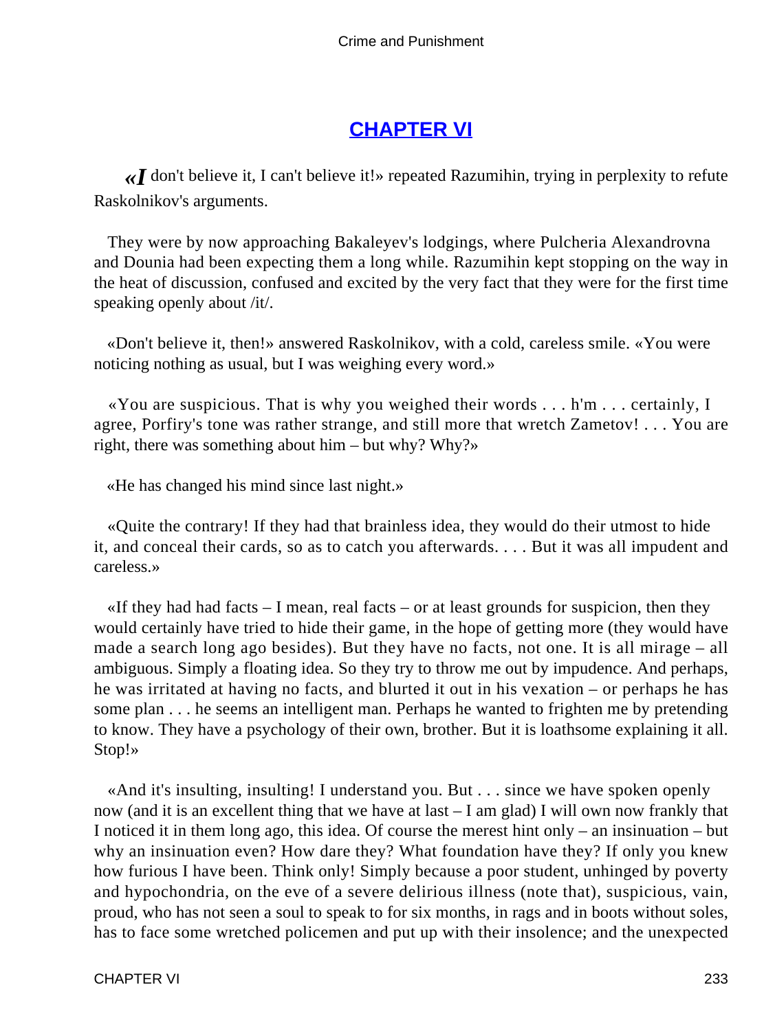## CHAPTER VI

«*I* don't believe it, I can't believe it!» repeated Razumihin, trying in perplexity to refute Raskolnikov's arguments.

They were by now approaching Bakaleyev's lodgings, where Pulcheria Alexandrovna and Dounia had been expecting them a long while. Razumihin kept stopping on the way in the heat of discussion, confused and excited by the very fact that they were for the first time speaking openly about /it/.

«Don't believe it, then!» answered Raskolnikov, with a cold, careless smile. «You were noticing nothing as usual, but I was weighing every word.»

«You are suspicious. That is why you weighed their words . . . h'm . . . certainly, I agree, Porfiry's tone was rather strange, and still more that wretch Zametov! . . . You are right, there was something about him – but why? Why?»

«He has changed his mind since last night.»

«Quite the contrary! If they had that brainless idea, they would do their utmost to hide it, and conceal their cards, so as to catch you afterwards. . . . But it was all impudent and careless.»

«If they had had facts – I mean, real facts – or at least grounds for suspicion, then they would certainly have tried to hide their game, in the hope of getting more (they would have made a search long ago besides). But they have no facts, not one. It is all mirage – all ambiguous. Simply a floating idea. So they try to throw me out by impudence. And perhaps, he was irritated at having no facts, and blurted it out in his vexation – or perhaps he has some plan . . . he seems an intelligent man. Perhaps he wanted to frighten me by pretending to know. They have a psychology of their own, brother. But it is loathsome explaining it all. Stop!»

«And it's insulting, insulting! I understand you. But . . . since we have spoken openly now (and it is an excellent thing that we have at last – I am glad) I will own now frankly that I noticed it in them long ago, this idea. Of course the merest hint only – an insinuation – but why an insinuation even? How dare they? What foundation have they? If only you knew how furious I have been. Think only! Simply because a poor student, unhinged by poverty and hypochondria, on the eve of a severe delirious illness (note that), suspicious, vain, proud, who has not seen a soul to speak to for six months, in rags and in boots without soles, has to face some wretched policemen and put up with their insolence; and the unexpected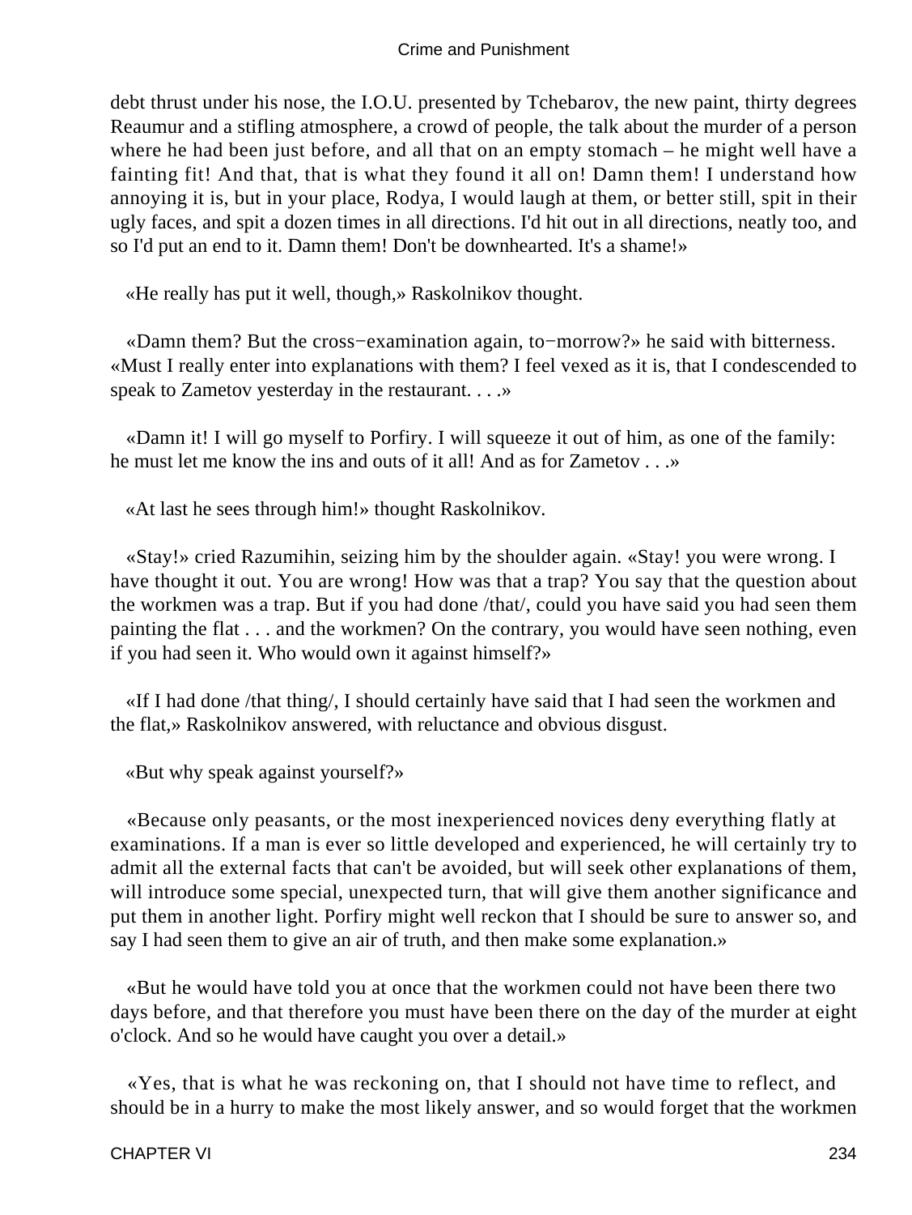debt thrust under his nose, the I.O.U. presented by Tchebarov, the new paint, thirty degrees Reaumur and a stifling atmosphere, a crowd of people, the talk about the murder of a person where he had been just before, and all that on an empty stomach – he might well have a fainting fit! And that, that is what they found it all on! Damn them! I understand how annoying it is, but in your place, Rodya, I would laugh at them, or better still, spit in their ugly faces, and spit a dozen times in all directions. I'd hit out in all directions, neatly too, and so I'd put an end to it. Damn them! Don't be downhearted. It's a shame!»

«He really has put it well, though,» Raskolnikov thought.

«Damn them? But the cross−examination again, to−morrow?» he said with bitterness. «Must I really enter into explanations with them? I feel vexed as it is, that I condescended to speak to Zametov yesterday in the restaurant. . . .»

«Damn it! I will go myself to Porfiry. I will squeeze it out of him, as one of the family: he must let me know the ins and outs of it all! And as for Zametov . . .»

«At last he sees through him!» thought Raskolnikov.

«Stay!» cried Razumihin, seizing him by the shoulder again. «Stay! you were wrong. I have thought it out. You are wrong! How was that a trap? You say that the question about the workmen was a trap. But if you had done /that/, could you have said you had seen them painting the flat . . . and the workmen? On the contrary, you would have seen nothing, even if you had seen it. Who would own it against himself?»

«If I had done /that thing/, I should certainly have said that I had seen the workmen and the flat,» Raskolnikov answered, with reluctance and obvious disgust.

«But why speak against yourself?»

«Because only peasants, or the most inexperienced novices deny everything flatly at examinations. If a man is ever so little developed and experienced, he will certainly try to admit all the external facts that can't be avoided, but will seek other explanations of them, will introduce some special, unexpected turn, that will give them another significance and put them in another light. Porfiry might well reckon that I should be sure to answer so, and say I had seen them to give an air of truth, and then make some explanation.»

«But he would have told you at once that the workmen could not have been there two days before, and that therefore you must have been there on the day of the murder at eight o'clock. And so he would have caught you over a detail.»

«Yes, that is what he was reckoning on, that I should not have time to reflect, and should be in a hurry to make the most likely answer, and so would forget that the workmen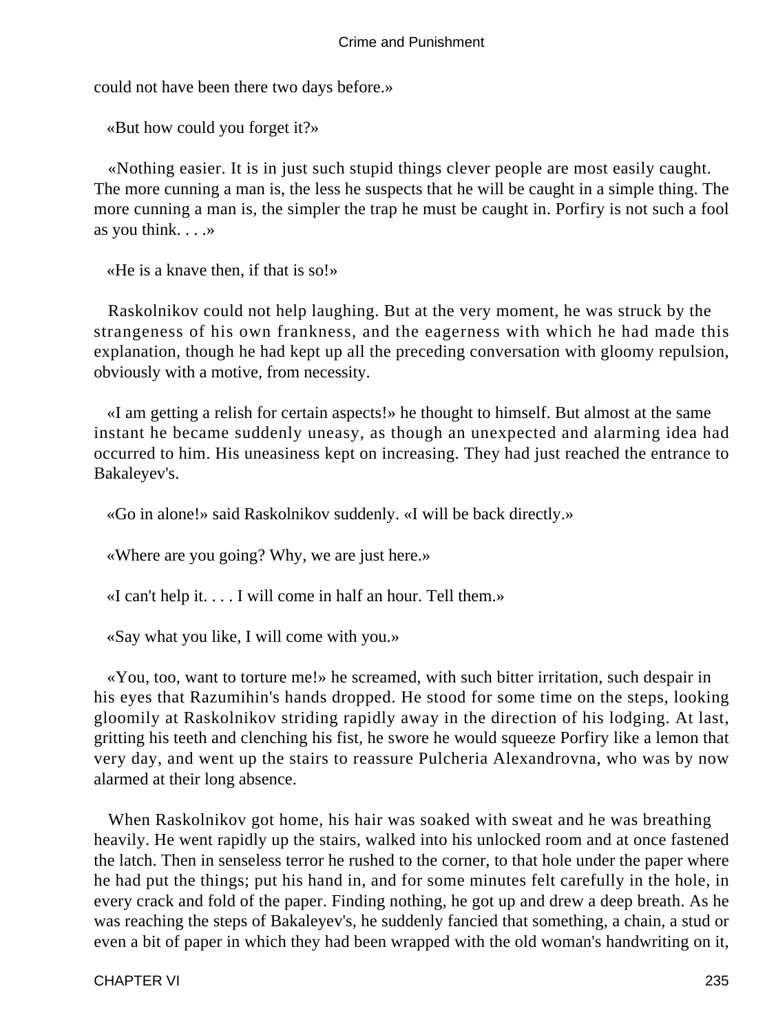could not have been there two days before.»

«But how could you forget it?»

«Nothing easier. It is in just such stupid things clever people are most easily caught. The more cunning a man is, the less he suspects that he will be caught in a simple thing. The more cunning a man is, the simpler the trap he must be caught in. Porfiry is not such a fool as you think. . . .»

«He is a knave then, if that is so!»

Raskolnikov could not help laughing. But at the very moment, he was struck by the strangeness of his own frankness, and the eagerness with which he had made this explanation, though he had kept up all the preceding conversation with gloomy repulsion, obviously with a motive, from necessity.

«I am getting a relish for certain aspects!» he thought to himself. But almost at the same instant he became suddenly uneasy, as though an unexpected and alarming idea had occurred to him. His uneasiness kept on increasing. They had just reached the entrance to Bakaleyev's.

«Go in alone!» said Raskolnikov suddenly. «I will be back directly.»

«Where are you going? Why, we are just here.»

«I can't help it. . . . I will come in half an hour. Tell them.»

«Say what you like, I will come with you.»

«You, too, want to torture me!» he screamed, with such bitter irritation, such despair in his eyes that Razumihin's hands dropped. He stood for some time on the steps, looking gloomily at Raskolnikov striding rapidly away in the direction of his lodging. At last, gritting his teeth and clenching his fist, he swore he would squeeze Porfiry like a lemon that very day, and went up the stairs to reassure Pulcheria Alexandrovna, who was by now alarmed at their long absence.

When Raskolnikov got home, his hair was soaked with sweat and he was breathing heavily. He went rapidly up the stairs, walked into his unlocked room and at once fastened the latch. Then in senseless terror he rushed to the corner, to that hole under the paper where he had put the things; put his hand in, and for some minutes felt carefully in the hole, in every crack and fold of the paper. Finding nothing, he got up and drew a deep breath. As he was reaching the steps of Bakaleyev's, he suddenly fancied that something, a chain, a stud or even a bit of paper in which they had been wrapped with the old woman's handwriting on it,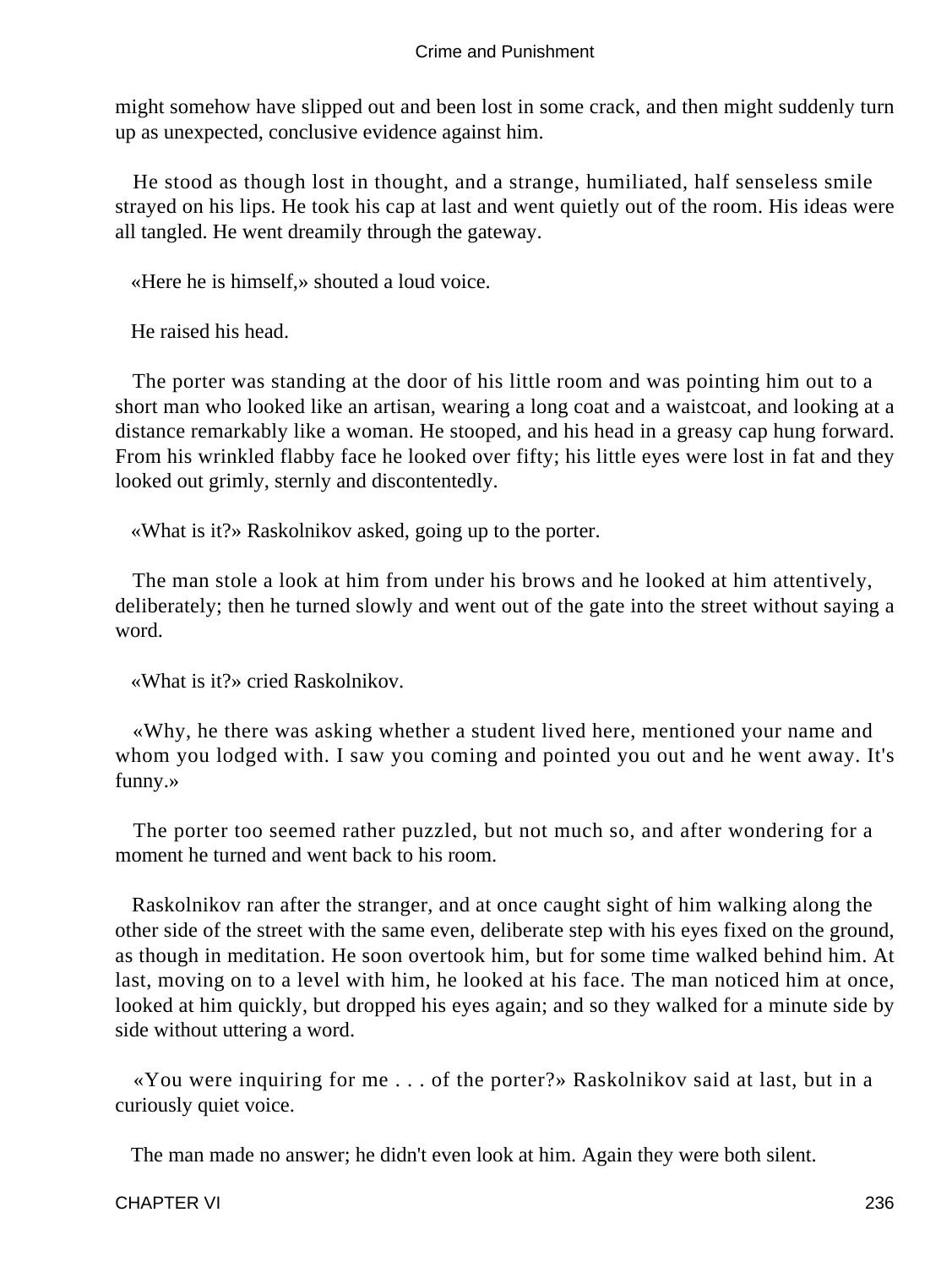might somehow have slipped out and been lost in some crack, and then might suddenly turn up as unexpected, conclusive evidence against him.

He stood as though lost in thought, and a strange, humiliated, half senseless smile strayed on his lips. He took his cap at last and went quietly out of the room. His ideas were all tangled. He went dreamily through the gateway.

«Here he is himself,» shouted a loud voice.

He raised his head.

The porter was standing at the door of his little room and was pointing him out to a short man who looked like an artisan, wearing a long coat and a waistcoat, and looking at a distance remarkably like a woman. He stooped, and his head in a greasy cap hung forward. From his wrinkled flabby face he looked over fifty; his little eyes were lost in fat and they looked out grimly, sternly and discontentedly.

«What is it?» Raskolnikov asked, going up to the porter.

The man stole a look at him from under his brows and he looked at him attentively, deliberately; then he turned slowly and went out of the gate into the street without saying a word.

«What is it?» cried Raskolnikov.

«Why, he there was asking whether a student lived here, mentioned your name and whom you lodged with. I saw you coming and pointed you out and he went away. It's funny.»

The porter too seemed rather puzzled, but not much so, and after wondering for a moment he turned and went back to his room.

Raskolnikov ran after the stranger, and at once caught sight of him walking along the other side of the street with the same even, deliberate step with his eyes fixed on the ground, as though in meditation. He soon overtook him, but for some time walked behind him. At last, moving on to a level with him, he looked at his face. The man noticed him at once, looked at him quickly, but dropped his eyes again; and so they walked for a minute side by side without uttering a word.

«You were inquiring for me . . . of the porter?» Raskolnikov said at last, but in a curiously quiet voice.

The man made no answer; he didn't even look at him. Again they were both silent.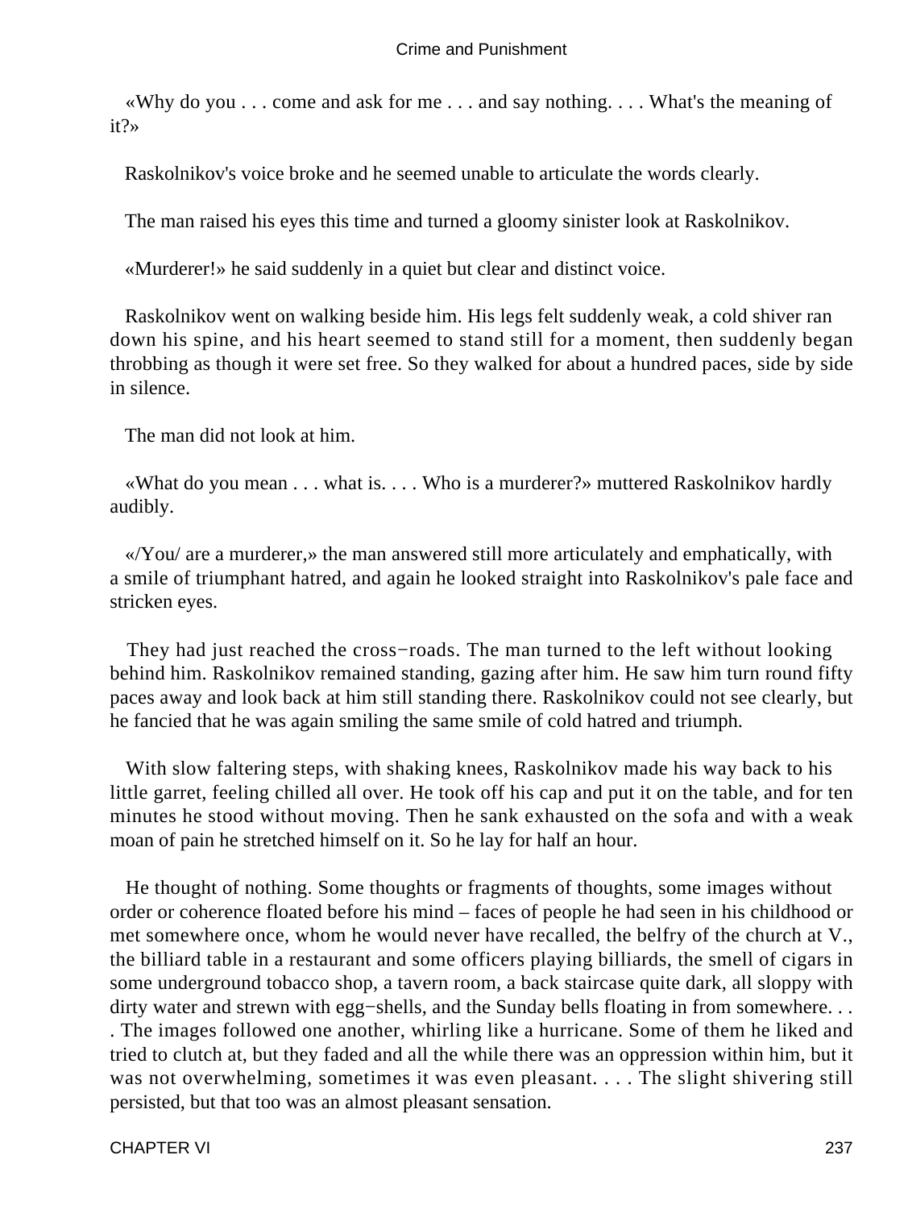«Why do you . . . come and ask for me . . . and say nothing. . . . What's the meaning of it?»

Raskolnikov's voice broke and he seemed unable to articulate the words clearly.

The man raised his eyes this time and turned a gloomy sinister look at Raskolnikov.

«Murderer!» he said suddenly in a quiet but clear and distinct voice.

Raskolnikov went on walking beside him. His legs felt suddenly weak, a cold shiver ran down his spine, and his heart seemed to stand still for a moment, then suddenly began throbbing as though it were set free. So they walked for about a hundred paces, side by side in silence.

The man did not look at him.

«What do you mean . . . what is. . . . Who is a murderer?» muttered Raskolnikov hardly audibly.

«/You/ are a murderer,» the man answered still more articulately and emphatically, with a smile of triumphant hatred, and again he looked straight into Raskolnikov's pale face and stricken eyes.

They had just reached the cross−roads. The man turned to the left without looking behind him. Raskolnikov remained standing, gazing after him. He saw him turn round fifty paces away and look back at him still standing there. Raskolnikov could not see clearly, but he fancied that he was again smiling the same smile of cold hatred and triumph.

With slow faltering steps, with shaking knees, Raskolnikov made his way back to his little garret, feeling chilled all over. He took off his cap and put it on the table, and for ten minutes he stood without moving. Then he sank exhausted on the sofa and with a weak moan of pain he stretched himself on it. So he lay for half an hour.

He thought of nothing. Some thoughts or fragments of thoughts, some images without order or coherence floated before his mind – faces of people he had seen in his childhood or met somewhere once, whom he would never have recalled, the belfry of the church at V., the billiard table in a restaurant and some officers playing billiards, the smell of cigars in some underground tobacco shop, a tavern room, a back staircase quite dark, all sloppy with dirty water and strewn with egg−shells, and the Sunday bells floating in from somewhere. . . . The images followed one another, whirling like a hurricane. Some of them he liked and tried to clutch at, but they faded and all the while there was an oppression within him, but it was not overwhelming, sometimes it was even pleasant. . . . The slight shivering still persisted, but that too was an almost pleasant sensation.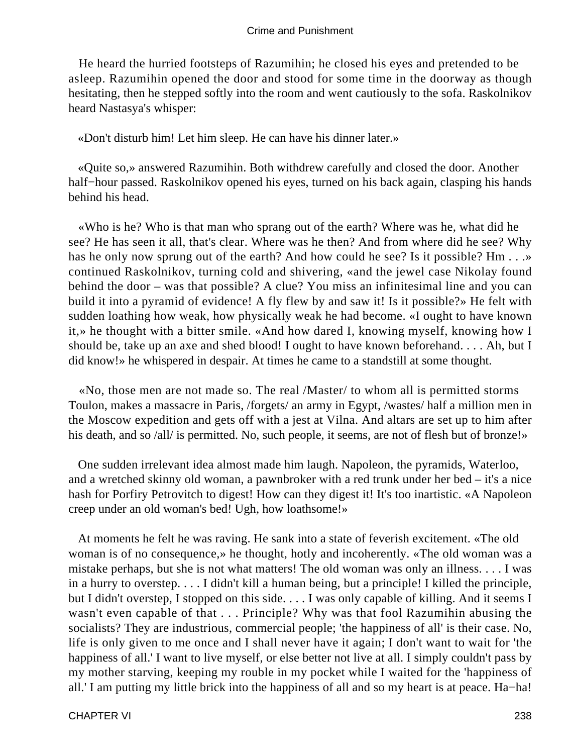He heard the hurried footsteps of Razumihin; he closed his eyes and pretended to be asleep. Razumihin opened the door and stood for some time in the doorway as though hesitating, then he stepped softly into the room and went cautiously to the sofa. Raskolnikov heard Nastasya's whisper:

«Don't disturb him! Let him sleep. He can have his dinner later.»

«Quite so,» answered Razumihin. Both withdrew carefully and closed the door. Another half−hour passed. Raskolnikov opened his eyes, turned on his back again, clasping his hands behind his head.

«Who is he? Who is that man who sprang out of the earth? Where was he, what did he see? He has seen it all, that's clear. Where was he then? And from where did he see? Why has he only now sprung out of the earth? And how could he see? Is it possible? Hm . . .» continued Raskolnikov, turning cold and shivering, «and the jewel case Nikolay found behind the door – was that possible? A clue? You miss an infinitesimal line and you can build it into a pyramid of evidence! A fly flew by and saw it! Is it possible?» He felt with sudden loathing how weak, how physically weak he had become. «I ought to have known it,» he thought with a bitter smile. «And how dared I, knowing myself, knowing how I should be, take up an axe and shed blood! I ought to have known beforehand. . . . Ah, but I did know!» he whispered in despair. At times he came to a standstill at some thought.

«No, those men are not made so. The real /Master/ to whom all is permitted storms Toulon, makes a massacre in Paris, /forgets/ an army in Egypt, /wastes/ half a million men in the Moscow expedition and gets off with a jest at Vilna. And altars are set up to him after his death, and so /all/ is permitted. No, such people, it seems, are not of flesh but of bronze!»

One sudden irrelevant idea almost made him laugh. Napoleon, the pyramids, Waterloo, and a wretched skinny old woman, a pawnbroker with a red trunk under her bed – it's a nice hash for Porfiry Petrovitch to digest! How can they digest it! It's too inartistic. «A Napoleon creep under an old woman's bed! Ugh, how loathsome!»

At moments he felt he was raving. He sank into a state of feverish excitement. «The old woman is of no consequence,» he thought, hotly and incoherently. «The old woman was a mistake perhaps, but she is not what matters! The old woman was only an illness. . . . I was in a hurry to overstep. . . . I didn't kill a human being, but a principle! I killed the principle, but I didn't overstep, I stopped on this side. . . . I was only capable of killing. And it seems I wasn't even capable of that . . . Principle? Why was that fool Razumihin abusing the socialists? They are industrious, commercial people; 'the happiness of all' is their case. No, life is only given to me once and I shall never have it again; I don't want to wait for 'the happiness of all.' I want to live myself, or else better not live at all. I simply couldn't pass by my mother starving, keeping my rouble in my pocket while I waited for the 'happiness of all.' I am putting my little brick into the happiness of all and so my heart is at peace. Ha−ha!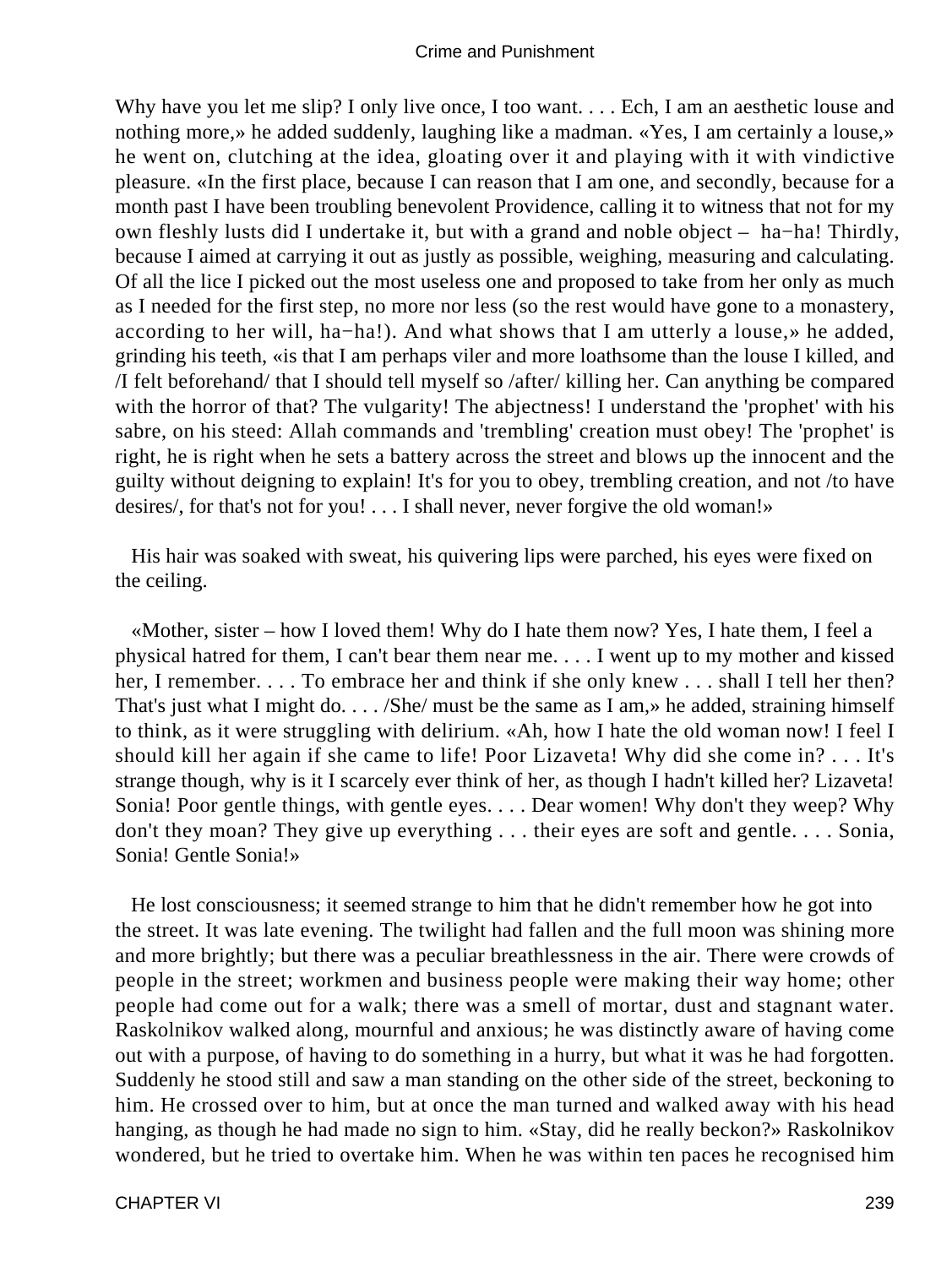Why have you let me slip? I only live once, I too want. . . . Ech, I am an aesthetic louse and nothing more,» he added suddenly, laughing like a madman. «Yes, I am certainly a louse,» he went on, clutching at the idea, gloating over it and playing with it with vindictive pleasure. «In the first place, because I can reason that I am one, and secondly, because for a month past I have been troubling benevolent Providence, calling it to witness that not for my own fleshly lusts did I undertake it, but with a grand and noble object – ha−ha! Thirdly, because I aimed at carrying it out as justly as possible, weighing, measuring and calculating. Of all the lice I picked out the most useless one and proposed to take from her only as much as I needed for the first step, no more nor less (so the rest would have gone to a monastery, according to her will, ha−ha!). And what shows that I am utterly a louse,» he added, grinding his teeth, «is that I am perhaps viler and more loathsome than the louse I killed, and /I felt beforehand/ that I should tell myself so /after/ killing her. Can anything be compared with the horror of that? The vulgarity! The abjectness! I understand the 'prophet' with his sabre, on his steed: Allah commands and 'trembling' creation must obey! The 'prophet' is right, he is right when he sets a battery across the street and blows up the innocent and the guilty without deigning to explain! It's for you to obey, trembling creation, and not /to have desires/, for that's not for you! . . . I shall never, never forgive the old woman!»

His hair was soaked with sweat, his quivering lips were parched, his eyes were fixed on the ceiling.

«Mother, sister – how I loved them! Why do I hate them now? Yes, I hate them, I feel a physical hatred for them, I can't bear them near me. . . . I went up to my mother and kissed her, I remember. . . . To embrace her and think if she only knew . . . shall I tell her then? That's just what I might do. . . . /She/ must be the same as I am,» he added, straining himself to think, as it were struggling with delirium. «Ah, how I hate the old woman now! I feel I should kill her again if she came to life! Poor Lizaveta! Why did she come in? . . . It's strange though, why is it I scarcely ever think of her, as though I hadn't killed her? Lizaveta! Sonia! Poor gentle things, with gentle eyes. . . . Dear women! Why don't they weep? Why don't they moan? They give up everything . . . their eyes are soft and gentle. . . . Sonia, Sonia! Gentle Sonia!»

He lost consciousness; it seemed strange to him that he didn't remember how he got into the street. It was late evening. The twilight had fallen and the full moon was shining more and more brightly; but there was a peculiar breathlessness in the air. There were crowds of people in the street; workmen and business people were making their way home; other people had come out for a walk; there was a smell of mortar, dust and stagnant water. Raskolnikov walked along, mournful and anxious; he was distinctly aware of having come out with a purpose, of having to do something in a hurry, but what it was he had forgotten. Suddenly he stood still and saw a man standing on the other side of the street, beckoning to him. He crossed over to him, but at once the man turned and walked away with his head hanging, as though he had made no sign to him. «Stay, did he really beckon?» Raskolnikov wondered, but he tried to overtake him. When he was within ten paces he recognised him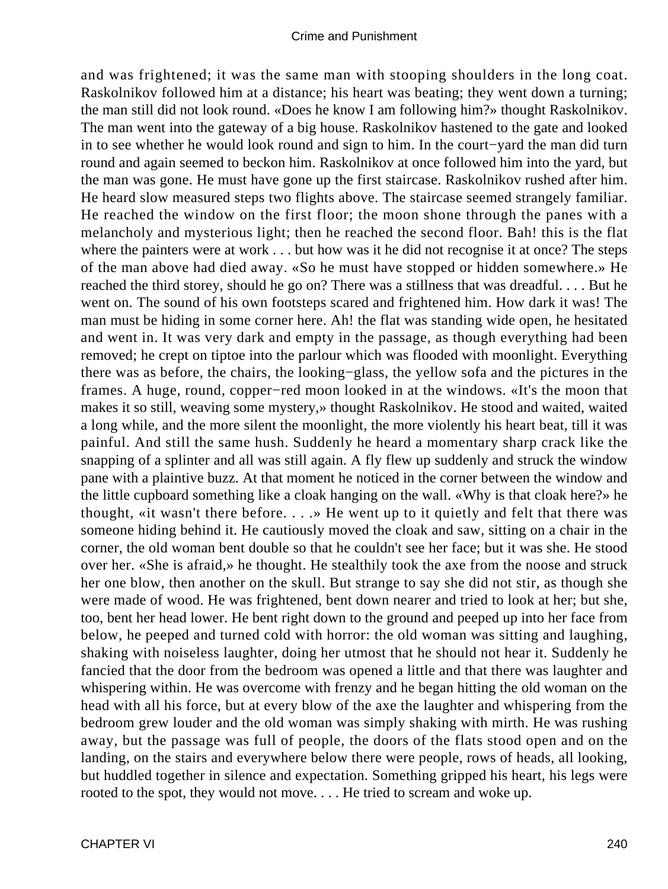and was frightened; it was the same man with stooping shoulders in the long coat. Raskolnikov followed him at a distance; his heart was beating; they went down a turning; the man still did not look round. «Does he know I am following him?» thought Raskolnikov. The man went into the gateway of a big house. Raskolnikov hastened to the gate and looked in to see whether he would look round and sign to him. In the court−yard the man did turn round and again seemed to beckon him. Raskolnikov at once followed him into the yard, but the man was gone. He must have gone up the first staircase. Raskolnikov rushed after him. He heard slow measured steps two flights above. The staircase seemed strangely familiar. He reached the window on the first floor; the moon shone through the panes with a melancholy and mysterious light; then he reached the second floor. Bah! this is the flat where the painters were at work . . . but how was it he did not recognise it at once? The steps of the man above had died away. «So he must have stopped or hidden somewhere.» He reached the third storey, should he go on? There was a stillness that was dreadful. . . . But he went on. The sound of his own footsteps scared and frightened him. How dark it was! The man must be hiding in some corner here. Ah! the flat was standing wide open, he hesitated and went in. It was very dark and empty in the passage, as though everything had been removed; he crept on tiptoe into the parlour which was flooded with moonlight. Everything there was as before, the chairs, the looking−glass, the yellow sofa and the pictures in the frames. A huge, round, copper−red moon looked in at the windows. «It's the moon that makes it so still, weaving some mystery,» thought Raskolnikov. He stood and waited, waited a long while, and the more silent the moonlight, the more violently his heart beat, till it was painful. And still the same hush. Suddenly he heard a momentary sharp crack like the snapping of a splinter and all was still again. A fly flew up suddenly and struck the window pane with a plaintive buzz. At that moment he noticed in the corner between the window and the little cupboard something like a cloak hanging on the wall. «Why is that cloak here?» he thought, «it wasn't there before. . . .» He went up to it quietly and felt that there was someone hiding behind it. He cautiously moved the cloak and saw, sitting on a chair in the corner, the old woman bent double so that he couldn't see her face; but it was she. He stood over her. «She is afraid,» he thought. He stealthily took the axe from the noose and struck her one blow, then another on the skull. But strange to say she did not stir, as though she were made of wood. He was frightened, bent down nearer and tried to look at her; but she, too, bent her head lower. He bent right down to the ground and peeped up into her face from below, he peeped and turned cold with horror: the old woman was sitting and laughing, shaking with noiseless laughter, doing her utmost that he should not hear it. Suddenly he fancied that the door from the bedroom was opened a little and that there was laughter and whispering within. He was overcome with frenzy and he began hitting the old woman on the head with all his force, but at every blow of the axe the laughter and whispering from the bedroom grew louder and the old woman was simply shaking with mirth. He was rushing away, but the passage was full of people, the doors of the flats stood open and on the landing, on the stairs and everywhere below there were people, rows of heads, all looking, but huddled together in silence and expectation. Something gripped his heart, his legs were rooted to the spot, they would not move. . . . He tried to scream and woke up.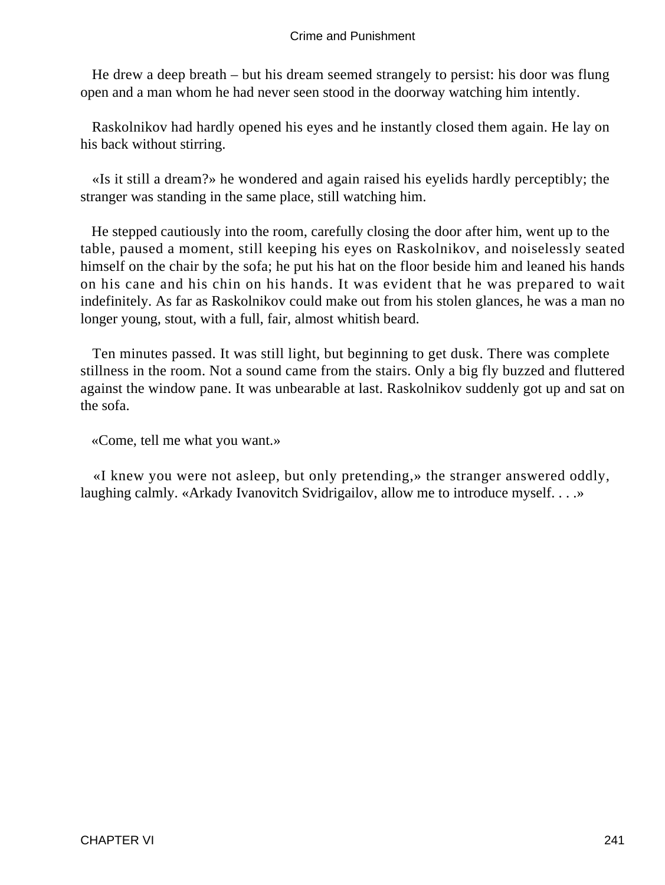He drew a deep breath – but his dream seemed strangely to persist: his door was flung open and a man whom he had never seen stood in the doorway watching him intently.

Raskolnikov had hardly opened his eyes and he instantly closed them again. He lay on his back without stirring.

«Is it still a dream?» he wondered and again raised his eyelids hardly perceptibly; the stranger was standing in the same place, still watching him.

He stepped cautiously into the room, carefully closing the door after him, went up to the table, paused a moment, still keeping his eyes on Raskolnikov, and noiselessly seated himself on the chair by the sofa; he put his hat on the floor beside him and leaned his hands on his cane and his chin on his hands. It was evident that he was prepared to wait indefinitely. As far as Raskolnikov could make out from his stolen glances, he was a man no longer young, stout, with a full, fair, almost whitish beard.

Ten minutes passed. It was still light, but beginning to get dusk. There was complete stillness in the room. Not a sound came from the stairs. Only a big fly buzzed and fluttered against the window pane. It was unbearable at last. Raskolnikov suddenly got up and sat on the sofa.

«Come, tell me what you want.»

«I knew you were not asleep, but only pretending,» the stranger answered oddly, laughing calmly. «Arkady Ivanovitch Svidrigailov, allow me to introduce myself. . . .»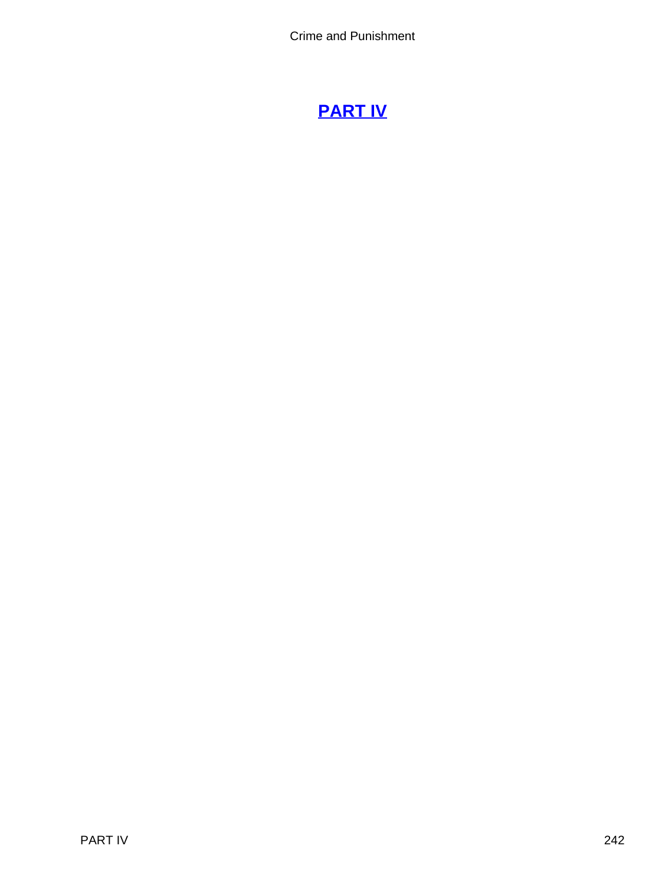# [PART IV]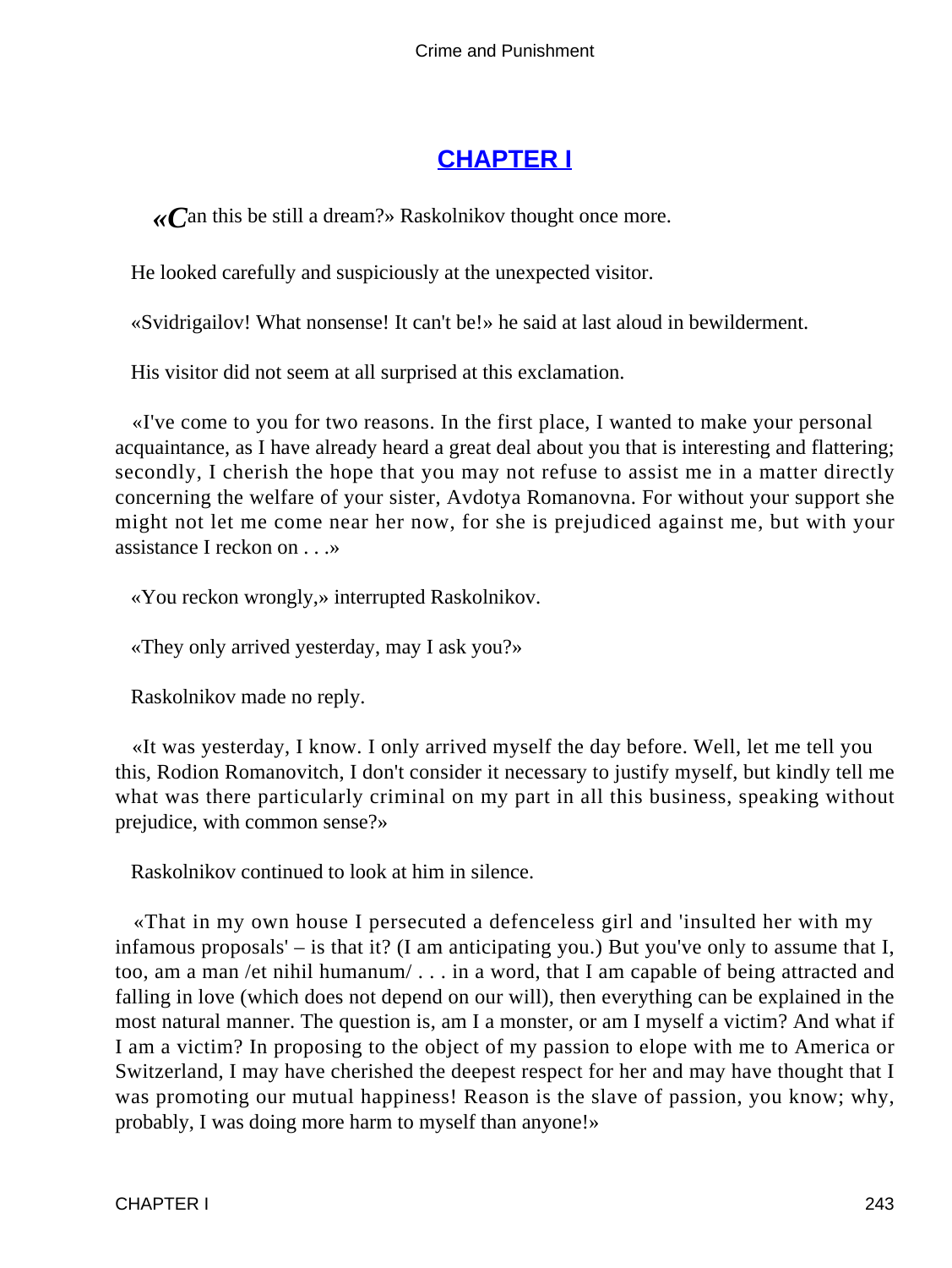## CHAPTER I

«Can this be still a dream?» Raskolnikov thought once more.

He looked carefully and suspiciously at the unexpected visitor.

«Svidrigailov! What nonsense! It can't be!» he said at last aloud in bewilderment.

His visitor did not seem at all surprised at this exclamation.

«I've come to you for two reasons. In the first place, I wanted to make your personal acquaintance, as I have already heard a great deal about you that is interesting and flattering; secondly, I cherish the hope that you may not refuse to assist me in a matter directly concerning the welfare of your sister, Avdotya Romanovna. For without your support she might not let me come near her now, for she is prejudiced against me, but with your assistance I reckon on . . .»

«You reckon wrongly,» interrupted Raskolnikov.

«They only arrived yesterday, may I ask you?»

Raskolnikov made no reply.

«It was yesterday, I know. I only arrived myself the day before. Well, let me tell you this, Rodion Romanovitch, I don't consider it necessary to justify myself, but kindly tell me what was there particularly criminal on my part in all this business, speaking without prejudice, with common sense?»

Raskolnikov continued to look at him in silence.

«That in my own house I persecuted a defenceless girl and 'insulted her with my infamous proposals' – is that it? (I am anticipating you.) But you've only to assume that I, too, am a man /et nihil humanum/ . . . in a word, that I am capable of being attracted and falling in love (which does not depend on our will), then everything can be explained in the most natural manner. The question is, am I a monster, or am I myself a victim? And what if I am a victim? In proposing to the object of my passion to elope with me to America or Switzerland, I may have cherished the deepest respect for her and may have thought that I was promoting our mutual happiness! Reason is the slave of passion, you know; why, probably, I was doing more harm to myself than anyone!»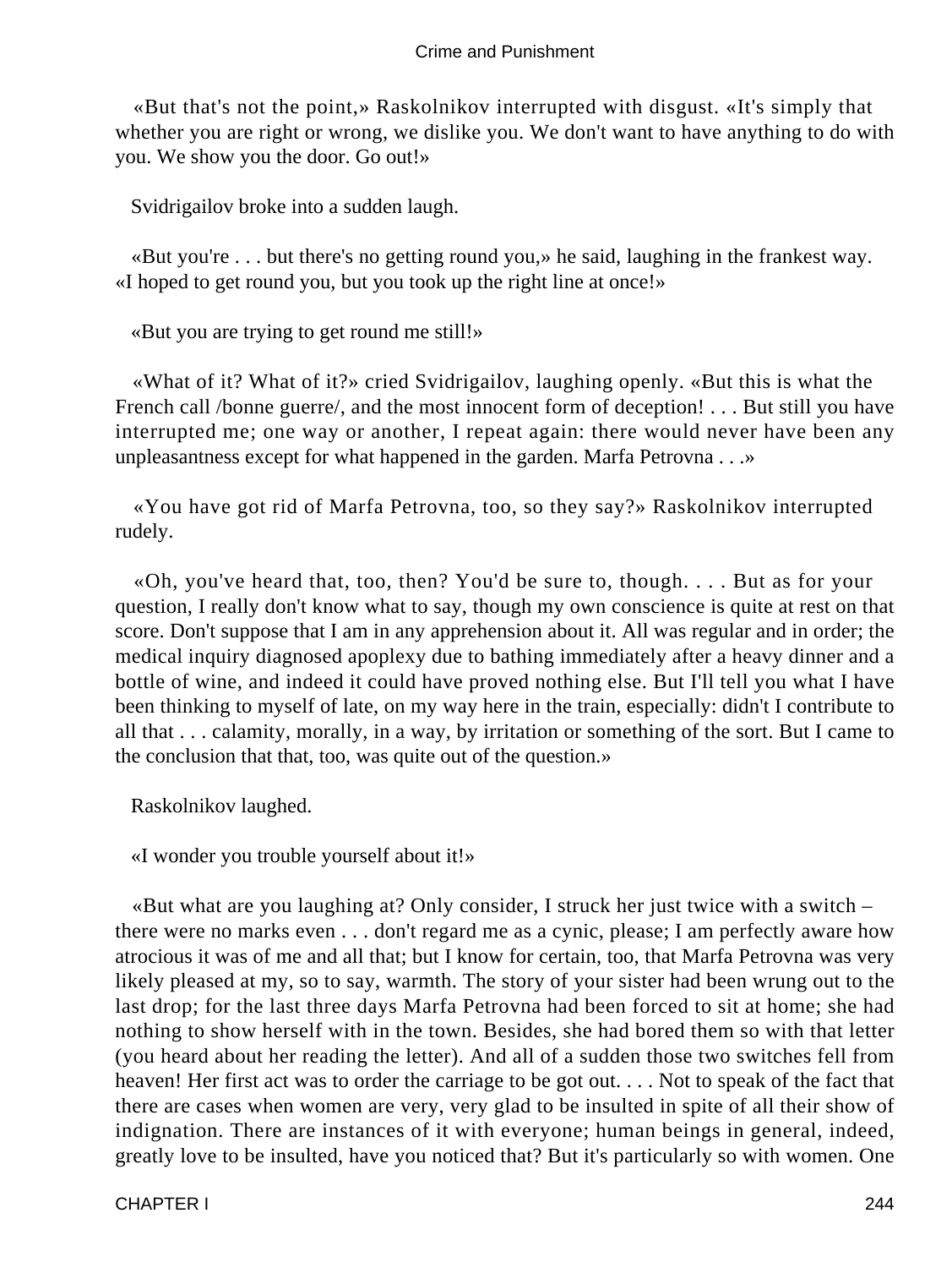«But that's not the point,» Raskolnikov interrupted with disgust. «It's simply that whether you are right or wrong, we dislike you. We don't want to have anything to do with you. We show you the door. Go out!»

Svidrigailov broke into a sudden laugh.

«But you're . . . but there's no getting round you,» he said, laughing in the frankest way. «I hoped to get round you, but you took up the right line at once!»

«But you are trying to get round me still!»

«What of it? What of it?» cried Svidrigailov, laughing openly. «But this is what the French call /bonne guerre/, and the most innocent form of deception! . . . But still you have interrupted me; one way or another, I repeat again: there would never have been any unpleasantness except for what happened in the garden. Marfa Petrovna . . .»

«You have got rid of Marfa Petrovna, too, so they say?» Raskolnikov interrupted rudely.

«Oh, you've heard that, too, then? You'd be sure to, though. . . . But as for your question, I really don't know what to say, though my own conscience is quite at rest on that score. Don't suppose that I am in any apprehension about it. All was regular and in order; the medical inquiry diagnosed apoplexy due to bathing immediately after a heavy dinner and a bottle of wine, and indeed it could have proved nothing else. But I'll tell you what I have been thinking to myself of late, on my way here in the train, especially: didn't I contribute to all that . . . calamity, morally, in a way, by irritation or something of the sort. But I came to the conclusion that that, too, was quite out of the question.»

Raskolnikov laughed.

«I wonder you trouble yourself about it!»

«But what are you laughing at? Only consider, I struck her just twice with a switch – there were no marks even . . . don't regard me as a cynic, please; I am perfectly aware how atrocious it was of me and all that; but I know for certain, too, that Marfa Petrovna was very likely pleased at my, so to say, warmth. The story of your sister had been wrung out to the last drop; for the last three days Marfa Petrovna had been forced to sit at home; she had nothing to show herself with in the town. Besides, she had bored them so with that letter (you heard about her reading the letter). And all of a sudden those two switches fell from heaven! Her first act was to order the carriage to be got out. . . . Not to speak of the fact that there are cases when women are very, very glad to be insulted in spite of all their show of indignation. There are instances of it with everyone; human beings in general, indeed, greatly love to be insulted, have you noticed that? But it's particularly so with women. One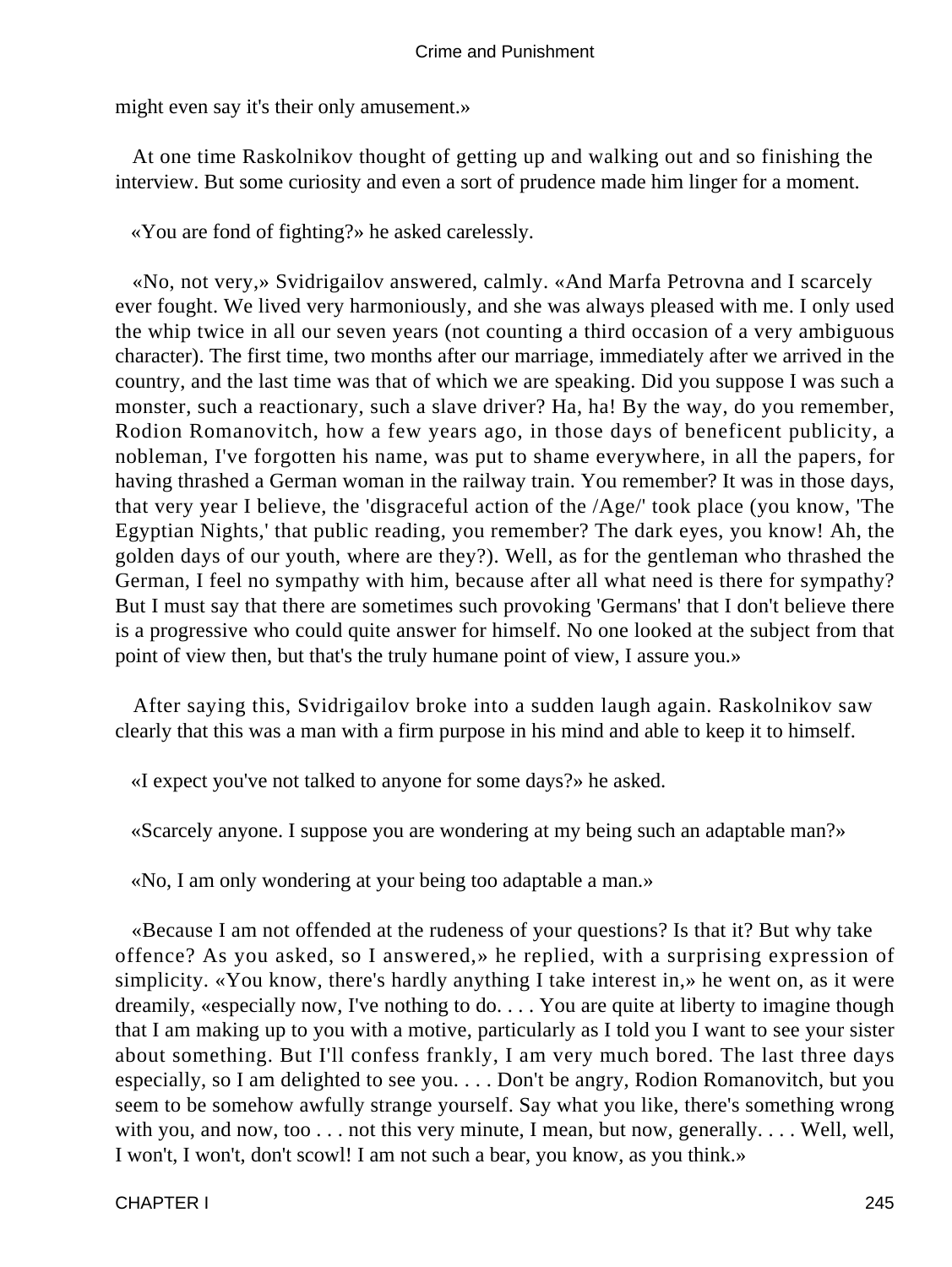might even say it's their only amusement.»

At one time Raskolnikov thought of getting up and walking out and so finishing the interview. But some curiosity and even a sort of prudence made him linger for a moment.

«You are fond of fighting?» he asked carelessly.

«No, not very,» Svidrigailov answered, calmly. «And Marfa Petrovna and I scarcely ever fought. We lived very harmoniously, and she was always pleased with me. I only used the whip twice in all our seven years (not counting a third occasion of a very ambiguous character). The first time, two months after our marriage, immediately after we arrived in the country, and the last time was that of which we are speaking. Did you suppose I was such a monster, such a reactionary, such a slave driver? Ha, ha! By the way, do you remember, Rodion Romanovitch, how a few years ago, in those days of beneficent publicity, a nobleman, I've forgotten his name, was put to shame everywhere, in all the papers, for having thrashed a German woman in the railway train. You remember? It was in those days, that very year I believe, the 'disgraceful action of the /Age/' took place (you know, 'The Egyptian Nights,' that public reading, you remember? The dark eyes, you know! Ah, the golden days of our youth, where are they?). Well, as for the gentleman who thrashed the German, I feel no sympathy with him, because after all what need is there for sympathy? But I must say that there are sometimes such provoking 'Germans' that I don't believe there is a progressive who could quite answer for himself. No one looked at the subject from that point of view then, but that's the truly humane point of view, I assure you.»

After saying this, Svidrigailov broke into a sudden laugh again. Raskolnikov saw clearly that this was a man with a firm purpose in his mind and able to keep it to himself.

«I expect you've not talked to anyone for some days?» he asked.

«Scarcely anyone. I suppose you are wondering at my being such an adaptable man?»

«No, I am only wondering at your being too adaptable a man.»

«Because I am not offended at the rudeness of your questions? Is that it? But why take offence? As you asked, so I answered,» he replied, with a surprising expression of simplicity. «You know, there's hardly anything I take interest in,» he went on, as it were dreamily, «especially now, I've nothing to do. . . . You are quite at liberty to imagine though that I am making up to you with a motive, particularly as I told you I want to see your sister about something. But I'll confess frankly, I am very much bored. The last three days especially, so I am delighted to see you. . . . Don't be angry, Rodion Romanovitch, but you seem to be somehow awfully strange yourself. Say what you like, there's something wrong with you, and now, too . . . not this very minute, I mean, but now, generally. . . . Well, well, I won't, I won't, don't scowl! I am not such a bear, you know, as you think.»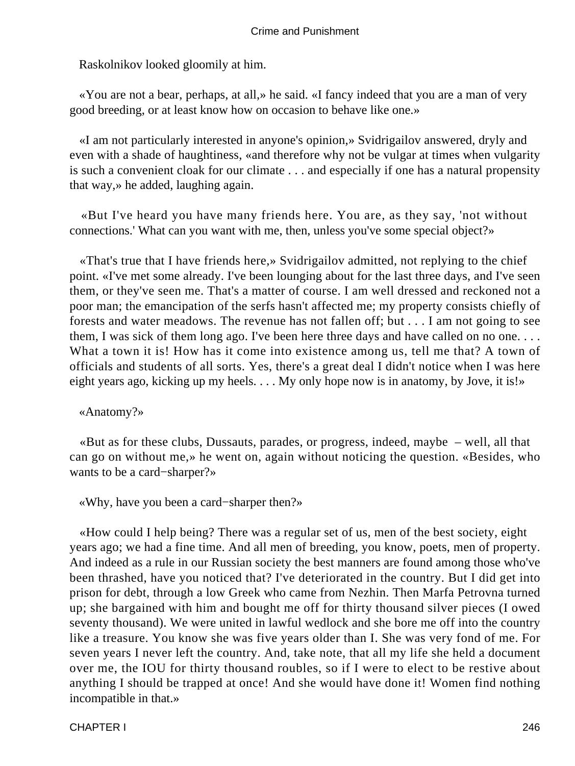Raskolnikov looked gloomily at him.

«You are not a bear, perhaps, at all,» he said. «I fancy indeed that you are a man of very good breeding, or at least know how on occasion to behave like one.»

«I am not particularly interested in anyone's opinion,» Svidrigailov answered, dryly and even with a shade of haughtiness, «and therefore why not be vulgar at times when vulgarity is such a convenient cloak for our climate . . . and especially if one has a natural propensity that way,» he added, laughing again.

«But I've heard you have many friends here. You are, as they say, 'not without connections.' What can you want with me, then, unless you've some special object?»

«That's true that I have friends here,» Svidrigailov admitted, not replying to the chief point. «I've met some already. I've been lounging about for the last three days, and I've seen them, or they've seen me. That's a matter of course. I am well dressed and reckoned not a poor man; the emancipation of the serfs hasn't affected me; my property consists chiefly of forests and water meadows. The revenue has not fallen off; but . . . I am not going to see them, I was sick of them long ago. I've been here three days and have called on no one. . . . What a town it is! How has it come into existence among us, tell me that? A town of officials and students of all sorts. Yes, there's a great deal I didn't notice when I was here eight years ago, kicking up my heels. . . . My only hope now is in anatomy, by Jove, it is!»

«Anatomy?»

«But as for these clubs, Dussauts, parades, or progress, indeed, maybe – well, all that can go on without me,» he went on, again without noticing the question. «Besides, who wants to be a card−sharper?»

«Why, have you been a card−sharper then?»

«How could I help being? There was a regular set of us, men of the best society, eight years ago; we had a fine time. And all men of breeding, you know, poets, men of property. And indeed as a rule in our Russian society the best manners are found among those who've been thrashed, have you noticed that? I've deteriorated in the country. But I did get into prison for debt, through a low Greek who came from Nezhin. Then Marfa Petrovna turned up; she bargained with him and bought me off for thirty thousand silver pieces (I owed seventy thousand). We were united in lawful wedlock and she bore me off into the country like a treasure. You know she was five years older than I. She was very fond of me. For seven years I never left the country. And, take note, that all my life she held a document over me, the IOU for thirty thousand roubles, so if I were to elect to be restive about anything I should be trapped at once! And she would have done it! Women find nothing incompatible in that.»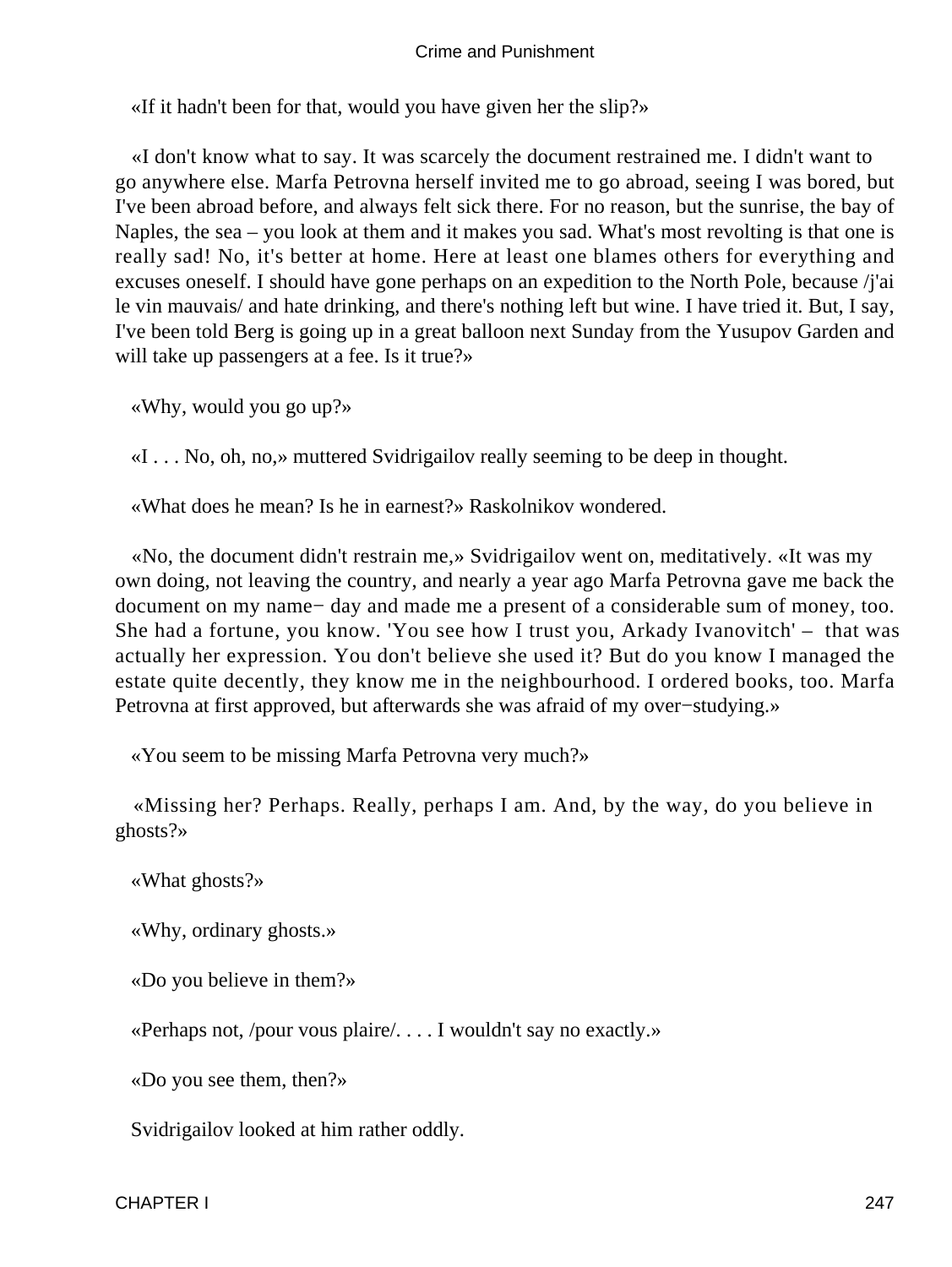«If it hadn't been for that, would you have given her the slip?»

«I don't know what to say. It was scarcely the document restrained me. I didn't want to go anywhere else. Marfa Petrovna herself invited me to go abroad, seeing I was bored, but I've been abroad before, and always felt sick there. For no reason, but the sunrise, the bay of Naples, the sea – you look at them and it makes you sad. What's most revolting is that one is really sad! No, it's better at home. Here at least one blames others for everything and excuses oneself. I should have gone perhaps on an expedition to the North Pole, because /j'ai le vin mauvais/ and hate drinking, and there's nothing left but wine. I have tried it. But, I say, I've been told Berg is going up in a great balloon next Sunday from the Yusupov Garden and will take up passengers at a fee. Is it true?»

«Why, would you go up?»

«I . . . No, oh, no,» muttered Svidrigailov really seeming to be deep in thought.

«What does he mean? Is he in earnest?» Raskolnikov wondered.

«No, the document didn't restrain me,» Svidrigailov went on, meditatively. «It was my own doing, not leaving the country, and nearly a year ago Marfa Petrovna gave me back the document on my name− day and made me a present of a considerable sum of money, too. She had a fortune, you know. 'You see how I trust you, Arkady Ivanovitch' – that was actually her expression. You don't believe she used it? But do you know I managed the estate quite decently, they know me in the neighbourhood. I ordered books, too. Marfa Petrovna at first approved, but afterwards she was afraid of my over−studying.»

«You seem to be missing Marfa Petrovna very much?»

«Missing her? Perhaps. Really, perhaps I am. And, by the way, do you believe in ghosts?»

«What ghosts?»

«Why, ordinary ghosts.»

«Do you believe in them?»

«Perhaps not, /pour vous plaire/. . . . I wouldn't say no exactly.»

«Do you see them, then?»

Svidrigailov looked at him rather oddly.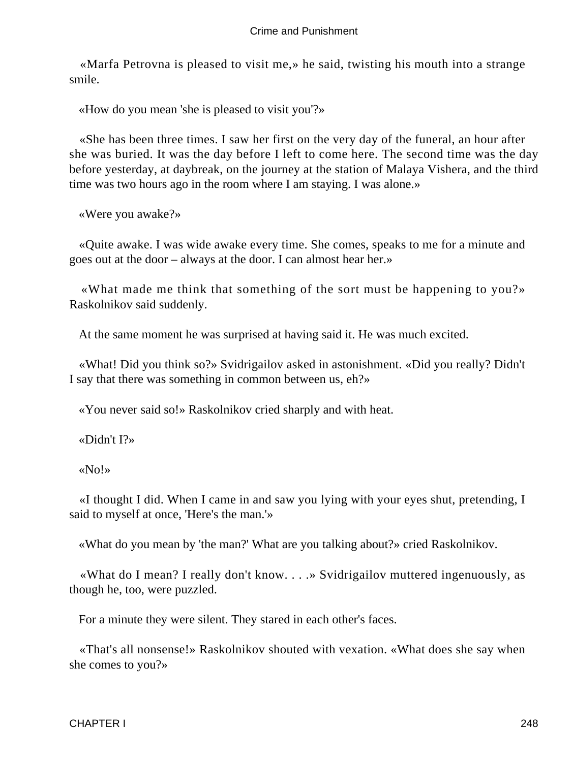«Marfa Petrovna is pleased to visit me,» he said, twisting his mouth into a strange smile.

«How do you mean 'she is pleased to visit you'?»

«She has been three times. I saw her first on the very day of the funeral, an hour after she was buried. It was the day before I left to come here. The second time was the day before yesterday, at daybreak, on the journey at the station of Malaya Vishera, and the third time was two hours ago in the room where I am staying. I was alone.»

«Were you awake?»

«Quite awake. I was wide awake every time. She comes, speaks to me for a minute and goes out at the door – always at the door. I can almost hear her.»

«What made me think that something of the sort must be happening to you?» Raskolnikov said suddenly.

At the same moment he was surprised at having said it. He was much excited.

«What! Did you think so?» Svidrigailov asked in astonishment. «Did you really? Didn't I say that there was something in common between us, eh?»

«You never said so!» Raskolnikov cried sharply and with heat.

«Didn't I?»

«No!»

«I thought I did. When I came in and saw you lying with your eyes shut, pretending, I said to myself at once, 'Here's the man.'»

«What do you mean by 'the man?' What are you talking about?» cried Raskolnikov.

«What do I mean? I really don't know. . . .» Svidrigailov muttered ingenuously, as though he, too, were puzzled.

For a minute they were silent. They stared in each other's faces.

«That's all nonsense!» Raskolnikov shouted with vexation. «What does she say when she comes to you?»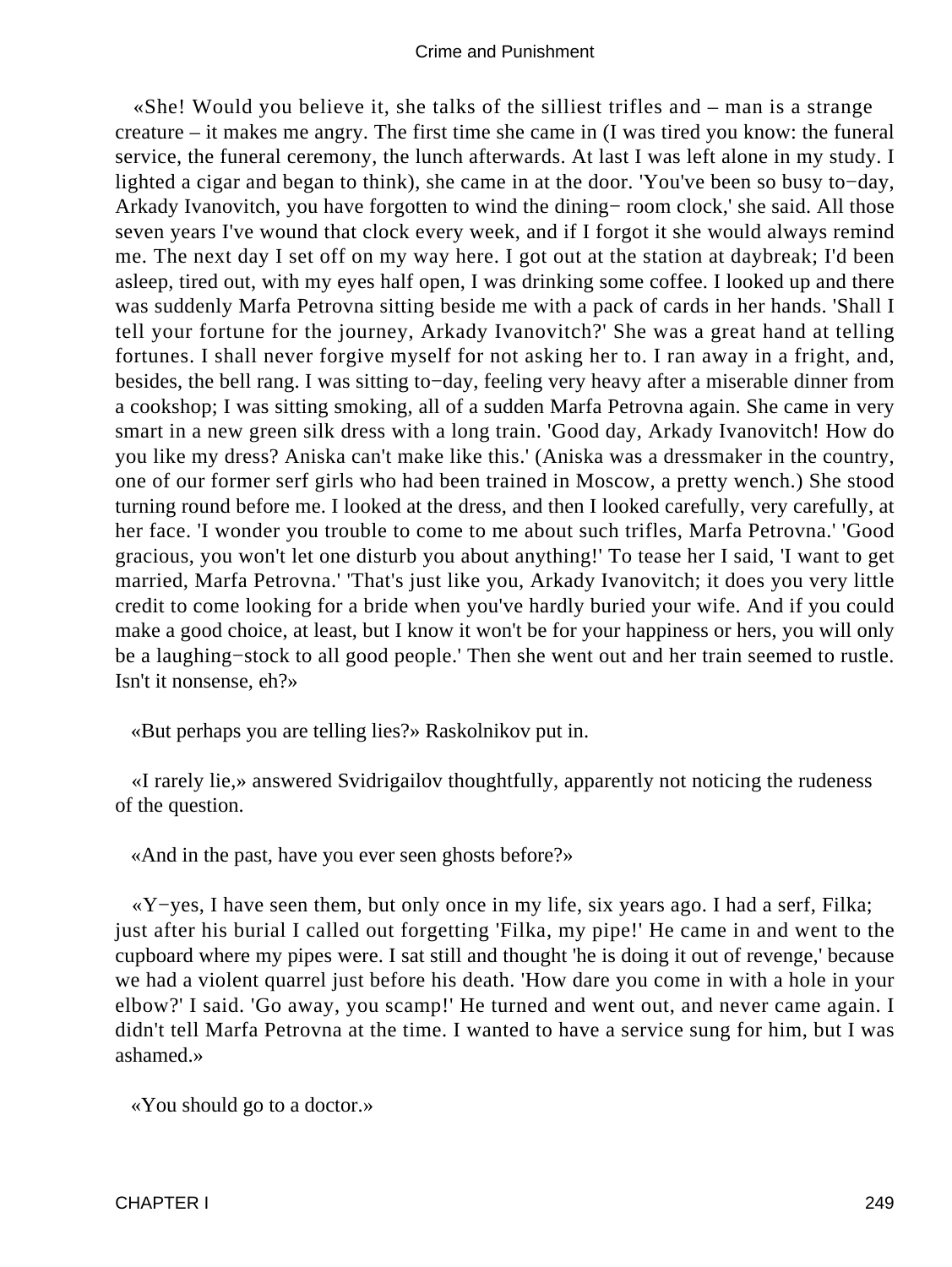«She! Would you believe it, she talks of the silliest trifles and – man is a strange creature – it makes me angry. The first time she came in (I was tired you know: the funeral service, the funeral ceremony, the lunch afterwards. At last I was left alone in my study. I lighted a cigar and began to think), she came in at the door. 'You've been so busy to−day, Arkady Ivanovitch, you have forgotten to wind the dining− room clock,' she said. All those seven years I've wound that clock every week, and if I forgot it she would always remind me. The next day I set off on my way here. I got out at the station at daybreak; I'd been asleep, tired out, with my eyes half open, I was drinking some coffee. I looked up and there was suddenly Marfa Petrovna sitting beside me with a pack of cards in her hands. 'Shall I tell your fortune for the journey, Arkady Ivanovitch?' She was a great hand at telling fortunes. I shall never forgive myself for not asking her to. I ran away in a fright, and, besides, the bell rang. I was sitting to−day, feeling very heavy after a miserable dinner from a cookshop; I was sitting smoking, all of a sudden Marfa Petrovna again. She came in very smart in a new green silk dress with a long train. 'Good day, Arkady Ivanovitch! How do you like my dress? Aniska can't make like this.' (Aniska was a dressmaker in the country, one of our former serf girls who had been trained in Moscow, a pretty wench.) She stood turning round before me. I looked at the dress, and then I looked carefully, very carefully, at her face. 'I wonder you trouble to come to me about such trifles, Marfa Petrovna.' 'Good gracious, you won't let one disturb you about anything!' To tease her I said, 'I want to get married, Marfa Petrovna.' 'That's just like you, Arkady Ivanovitch; it does you very little credit to come looking for a bride when you've hardly buried your wife. And if you could make a good choice, at least, but I know it won't be for your happiness or hers, you will only be a laughing−stock to all good people.' Then she went out and her train seemed to rustle. Isn't it nonsense, eh?»

«But perhaps you are telling lies?» Raskolnikov put in.

«I rarely lie,» answered Svidrigailov thoughtfully, apparently not noticing the rudeness of the question.

«And in the past, have you ever seen ghosts before?»

«Y−yes, I have seen them, but only once in my life, six years ago. I had a serf, Filka; just after his burial I called out forgetting 'Filka, my pipe!' He came in and went to the cupboard where my pipes were. I sat still and thought 'he is doing it out of revenge,' because we had a violent quarrel just before his death. 'How dare you come in with a hole in your elbow?' I said. 'Go away, you scamp!' He turned and went out, and never came again. I didn't tell Marfa Petrovna at the time. I wanted to have a service sung for him, but I was ashamed.»

«You should go to a doctor.»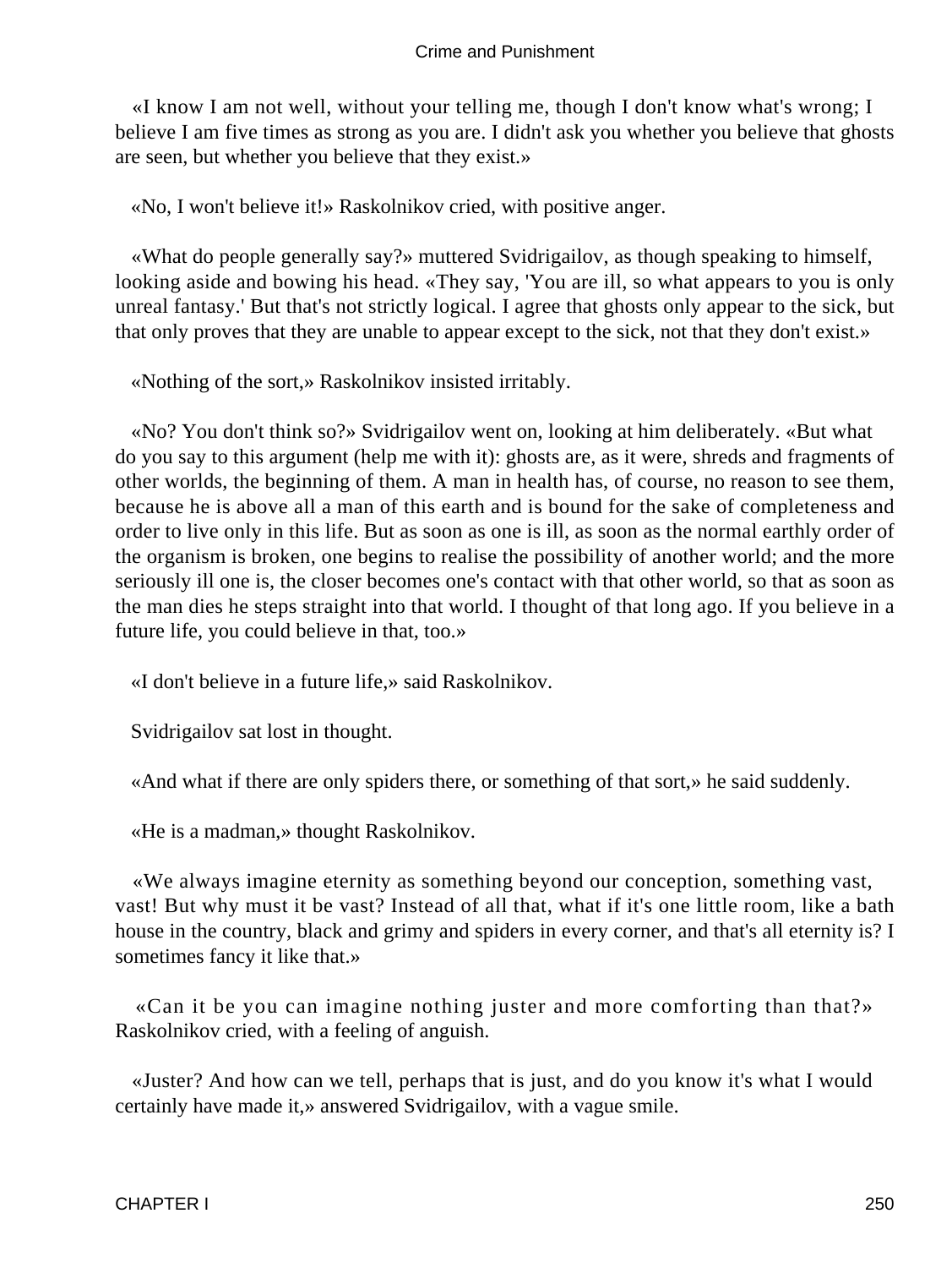«I know I am not well, without your telling me, though I don't know what's wrong; I believe I am five times as strong as you are. I didn't ask you whether you believe that ghosts are seen, but whether you believe that they exist.»

«No, I won't believe it!» Raskolnikov cried, with positive anger.

«What do people generally say?» muttered Svidrigailov, as though speaking to himself, looking aside and bowing his head. «They say, 'You are ill, so what appears to you is only unreal fantasy.' But that's not strictly logical. I agree that ghosts only appear to the sick, but that only proves that they are unable to appear except to the sick, not that they don't exist.»

«Nothing of the sort,» Raskolnikov insisted irritably.

«No? You don't think so?» Svidrigailov went on, looking at him deliberately. «But what do you say to this argument (help me with it): ghosts are, as it were, shreds and fragments of other worlds, the beginning of them. A man in health has, of course, no reason to see them, because he is above all a man of this earth and is bound for the sake of completeness and order to live only in this life. But as soon as one is ill, as soon as the normal earthly order of the organism is broken, one begins to realise the possibility of another world; and the more seriously ill one is, the closer becomes one's contact with that other world, so that as soon as the man dies he steps straight into that world. I thought of that long ago. If you believe in a future life, you could believe in that, too.»

«I don't believe in a future life,» said Raskolnikov.

Svidrigailov sat lost in thought.

«And what if there are only spiders there, or something of that sort,» he said suddenly.

«He is a madman,» thought Raskolnikov.

«We always imagine eternity as something beyond our conception, something vast, vast! But why must it be vast? Instead of all that, what if it's one little room, like a bath house in the country, black and grimy and spiders in every corner, and that's all eternity is? I sometimes fancy it like that.»

«Can it be you can imagine nothing juster and more comforting than that?» Raskolnikov cried, with a feeling of anguish.

«Juster? And how can we tell, perhaps that is just, and do you know it's what I would certainly have made it,» answered Svidrigailov, with a vague smile.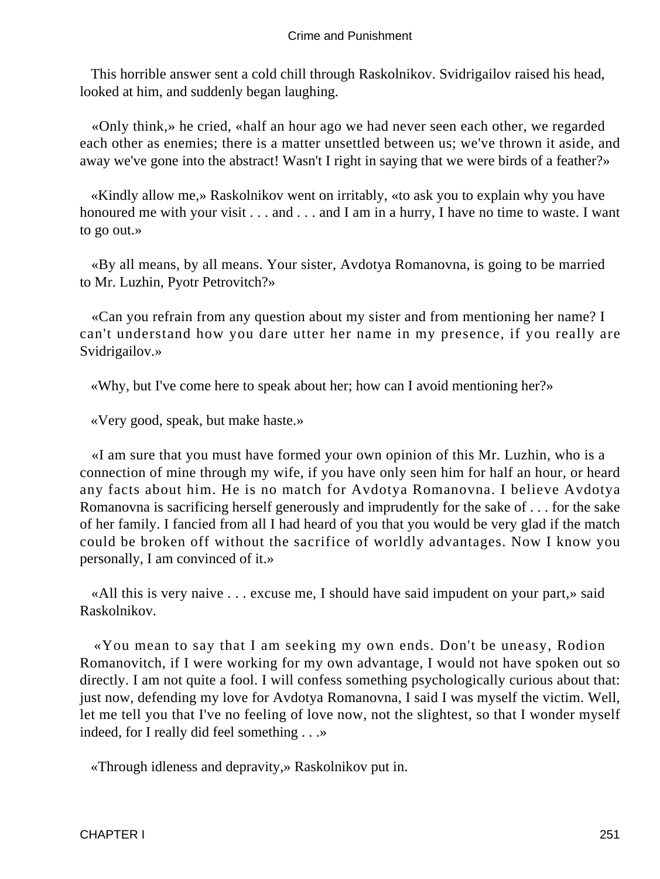This horrible answer sent a cold chill through Raskolnikov. Svidrigailov raised his head, looked at him, and suddenly began laughing.

«Only think,» he cried, «half an hour ago we had never seen each other, we regarded each other as enemies; there is a matter unsettled between us; we've thrown it aside, and away we've gone into the abstract! Wasn't I right in saying that we were birds of a feather?»

«Kindly allow me,» Raskolnikov went on irritably, «to ask you to explain why you have honoured me with your visit . . . and . . . and I am in a hurry, I have no time to waste. I want to go out.»

«By all means, by all means. Your sister, Avdotya Romanovna, is going to be married to Mr. Luzhin, Pyotr Petrovitch?»

«Can you refrain from any question about my sister and from mentioning her name? I can't understand how you dare utter her name in my presence, if you really are Svidrigailov.»

«Why, but I've come here to speak about her; how can I avoid mentioning her?»

«Very good, speak, but make haste.»

«I am sure that you must have formed your own opinion of this Mr. Luzhin, who is a connection of mine through my wife, if you have only seen him for half an hour, or heard any facts about him. He is no match for Avdotya Romanovna. I believe Avdotya Romanovna is sacrificing herself generously and imprudently for the sake of . . . for the sake of her family. I fancied from all I had heard of you that you would be very glad if the match could be broken off without the sacrifice of worldly advantages. Now I know you personally, I am convinced of it.»

«All this is very naive . . . excuse me, I should have said impudent on your part,» said Raskolnikov.

«You mean to say that I am seeking my own ends. Don't be uneasy, Rodion Romanovitch, if I were working for my own advantage, I would not have spoken out so directly. I am not quite a fool. I will confess something psychologically curious about that: just now, defending my love for Avdotya Romanovna, I said I was myself the victim. Well, let me tell you that I've no feeling of love now, not the slightest, so that I wonder myself indeed, for I really did feel something . . .»

«Through idleness and depravity,» Raskolnikov put in.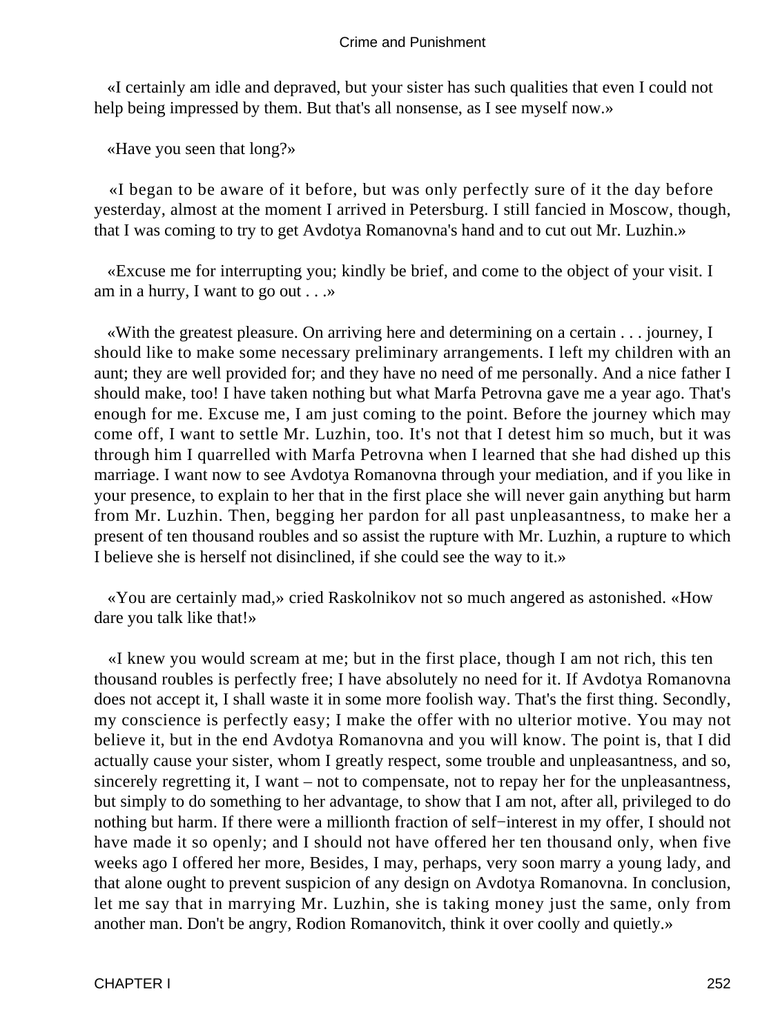«I certainly am idle and depraved, but your sister has such qualities that even I could not help being impressed by them. But that's all nonsense, as I see myself now.»

«Have you seen that long?»

«I began to be aware of it before, but was only perfectly sure of it the day before yesterday, almost at the moment I arrived in Petersburg. I still fancied in Moscow, though, that I was coming to try to get Avdotya Romanovna's hand and to cut out Mr. Luzhin.»

«Excuse me for interrupting you; kindly be brief, and come to the object of your visit. I am in a hurry, I want to go out . . .»

«With the greatest pleasure. On arriving here and determining on a certain . . . journey, I should like to make some necessary preliminary arrangements. I left my children with an aunt; they are well provided for; and they have no need of me personally. And a nice father I should make, too! I have taken nothing but what Marfa Petrovna gave me a year ago. That's enough for me. Excuse me, I am just coming to the point. Before the journey which may come off, I want to settle Mr. Luzhin, too. It's not that I detest him so much, but it was through him I quarrelled with Marfa Petrovna when I learned that she had dished up this marriage. I want now to see Avdotya Romanovna through your mediation, and if you like in your presence, to explain to her that in the first place she will never gain anything but harm from Mr. Luzhin. Then, begging her pardon for all past unpleasantness, to make her a present of ten thousand roubles and so assist the rupture with Mr. Luzhin, a rupture to which I believe she is herself not disinclined, if she could see the way to it.»

«You are certainly mad,» cried Raskolnikov not so much angered as astonished. «How dare you talk like that!»

«I knew you would scream at me; but in the first place, though I am not rich, this ten thousand roubles is perfectly free; I have absolutely no need for it. If Avdotya Romanovna does not accept it, I shall waste it in some more foolish way. That's the first thing. Secondly, my conscience is perfectly easy; I make the offer with no ulterior motive. You may not believe it, but in the end Avdotya Romanovna and you will know. The point is, that I did actually cause your sister, whom I greatly respect, some trouble and unpleasantness, and so, sincerely regretting it, I want – not to compensate, not to repay her for the unpleasantness, but simply to do something to her advantage, to show that I am not, after all, privileged to do nothing but harm. If there were a millionth fraction of self−interest in my offer, I should not have made it so openly; and I should not have offered her ten thousand only, when five weeks ago I offered her more, Besides, I may, perhaps, very soon marry a young lady, and that alone ought to prevent suspicion of any design on Avdotya Romanovna. In conclusion, let me say that in marrying Mr. Luzhin, she is taking money just the same, only from another man. Don't be angry, Rodion Romanovitch, think it over coolly and quietly.»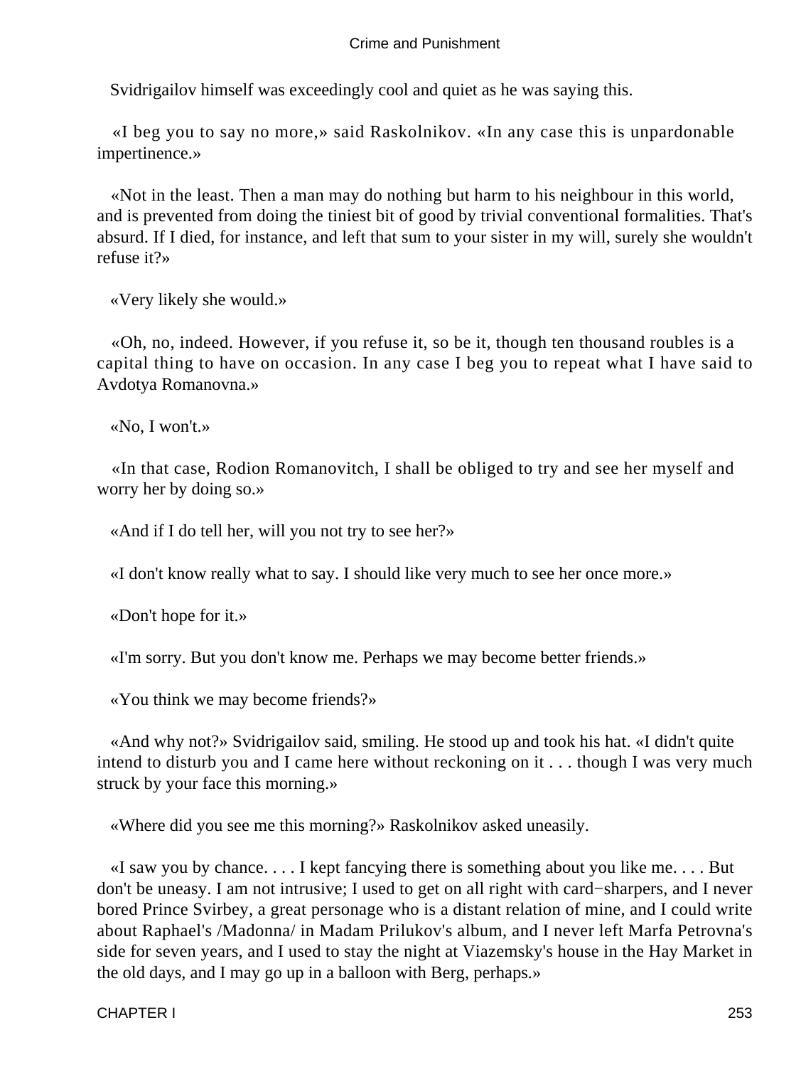Svidrigailov himself was exceedingly cool and quiet as he was saying this.

«I beg you to say no more,» said Raskolnikov. «In any case this is unpardonable impertinence.»

«Not in the least. Then a man may do nothing but harm to his neighbour in this world, and is prevented from doing the tiniest bit of good by trivial conventional formalities. That's absurd. If I died, for instance, and left that sum to your sister in my will, surely she wouldn't refuse it?»

«Very likely she would.»

«Oh, no, indeed. However, if you refuse it, so be it, though ten thousand roubles is a capital thing to have on occasion. In any case I beg you to repeat what I have said to Avdotya Romanovna.»

«No, I won't.»

«In that case, Rodion Romanovitch, I shall be obliged to try and see her myself and worry her by doing so.»

«And if I do tell her, will you not try to see her?»

«I don't know really what to say. I should like very much to see her once more.»

«Don't hope for it.»

«I'm sorry. But you don't know me. Perhaps we may become better friends.»

«You think we may become friends?»

«And why not?» Svidrigailov said, smiling. He stood up and took his hat. «I didn't quite intend to disturb you and I came here without reckoning on it . . . though I was very much struck by your face this morning.»

«Where did you see me this morning?» Raskolnikov asked uneasily.

«I saw you by chance. . . . I kept fancying there is something about you like me. . . . But don't be uneasy. I am not intrusive; I used to get on all right with card−sharpers, and I never bored Prince Svirbey, a great personage who is a distant relation of mine, and I could write about Raphael's /Madonna/ in Madam Prilukov's album, and I never left Marfa Petrovna's side for seven years, and I used to stay the night at Viazemsky's house in the Hay Market in the old days, and I may go up in a balloon with Berg, perhaps.»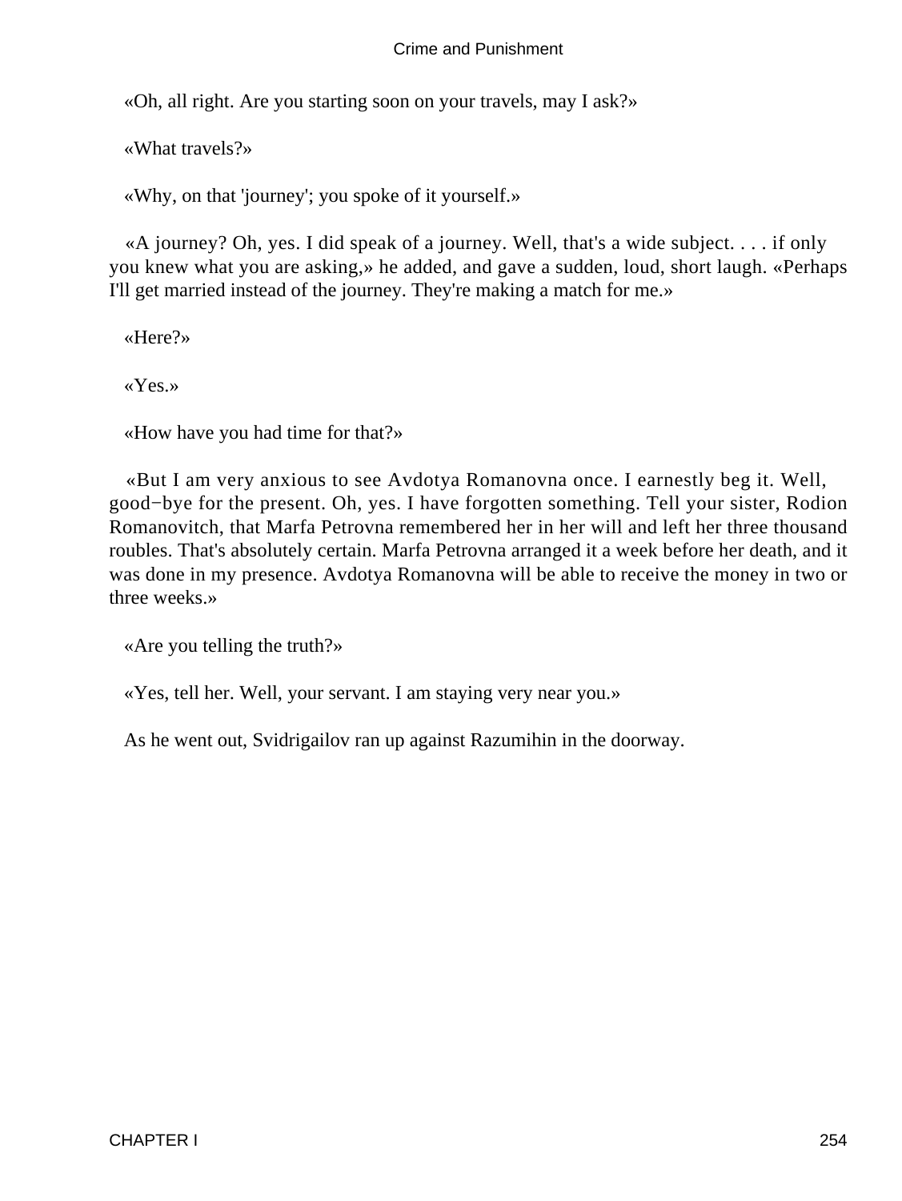«Oh, all right. Are you starting soon on your travels, may I ask?»

«What travels?»

«Why, on that 'journey'; you spoke of it yourself.»

«A journey? Oh, yes. I did speak of a journey. Well, that's a wide subject. . . . if only you knew what you are asking,» he added, and gave a sudden, loud, short laugh. «Perhaps I'll get married instead of the journey. They're making a match for me.»

«Here?»

«Yes.»

«How have you had time for that?»

«But I am very anxious to see Avdotya Romanovna once. I earnestly beg it. Well, good−bye for the present. Oh, yes. I have forgotten something. Tell your sister, Rodion Romanovitch, that Marfa Petrovna remembered her in her will and left her three thousand roubles. That's absolutely certain. Marfa Petrovna arranged it a week before her death, and it was done in my presence. Avdotya Romanovna will be able to receive the money in two or three weeks.»

«Are you telling the truth?»

«Yes, tell her. Well, your servant. I am staying very near you.»

As he went out, Svidrigailov ran up against Razumihin in the doorway.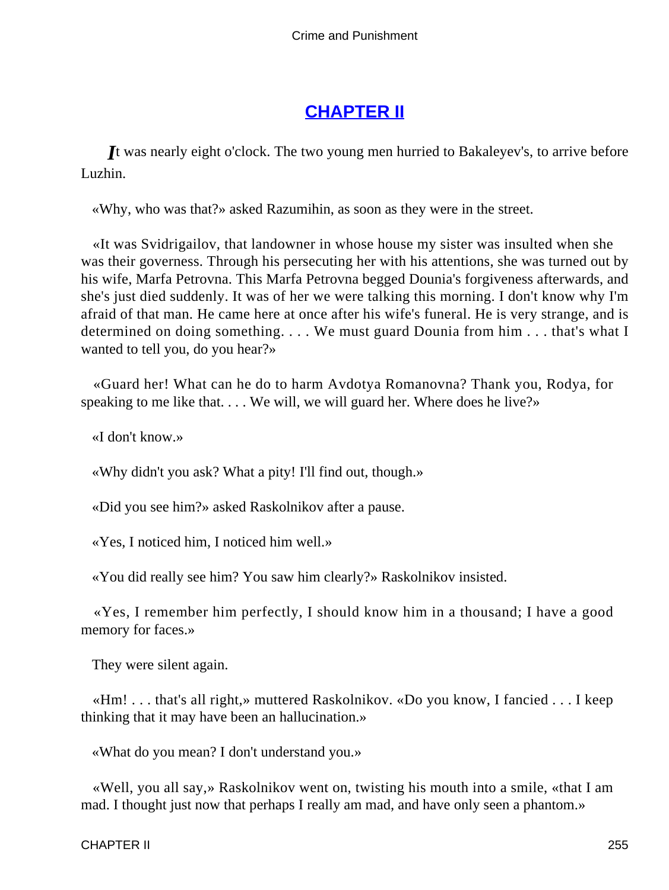## CHAPTER II

*I*t was nearly eight o'clock. The two young men hurried to Bakaleyev's, to arrive before Luzhin.

«Why, who was that?» asked Razumihin, as soon as they were in the street.

«It was Svidrigailov, that landowner in whose house my sister was insulted when she was their governess. Through his persecuting her with his attentions, she was turned out by his wife, Marfa Petrovna. This Marfa Petrovna begged Dounia's forgiveness afterwards, and she's just died suddenly. It was of her we were talking this morning. I don't know why I'm afraid of that man. He came here at once after his wife's funeral. He is very strange, and is determined on doing something. . . . We must guard Dounia from him . . . that's what I wanted to tell you, do you hear?»

«Guard her! What can he do to harm Avdotya Romanovna? Thank you, Rodya, for speaking to me like that. . . . We will, we will guard her. Where does he live?»

«I don't know.»

«Why didn't you ask? What a pity! I'll find out, though.»

«Did you see him?» asked Raskolnikov after a pause.

«Yes, I noticed him, I noticed him well.»

«You did really see him? You saw him clearly?» Raskolnikov insisted.

«Yes, I remember him perfectly, I should know him in a thousand; I have a good memory for faces.»

They were silent again.

«Hm! . . . that's all right,» muttered Raskolnikov. «Do you know, I fancied . . . I keep thinking that it may have been an hallucination.»

«What do you mean? I don't understand you.»

«Well, you all say,» Raskolnikov went on, twisting his mouth into a smile, «that I am mad. I thought just now that perhaps I really am mad, and have only seen a phantom.»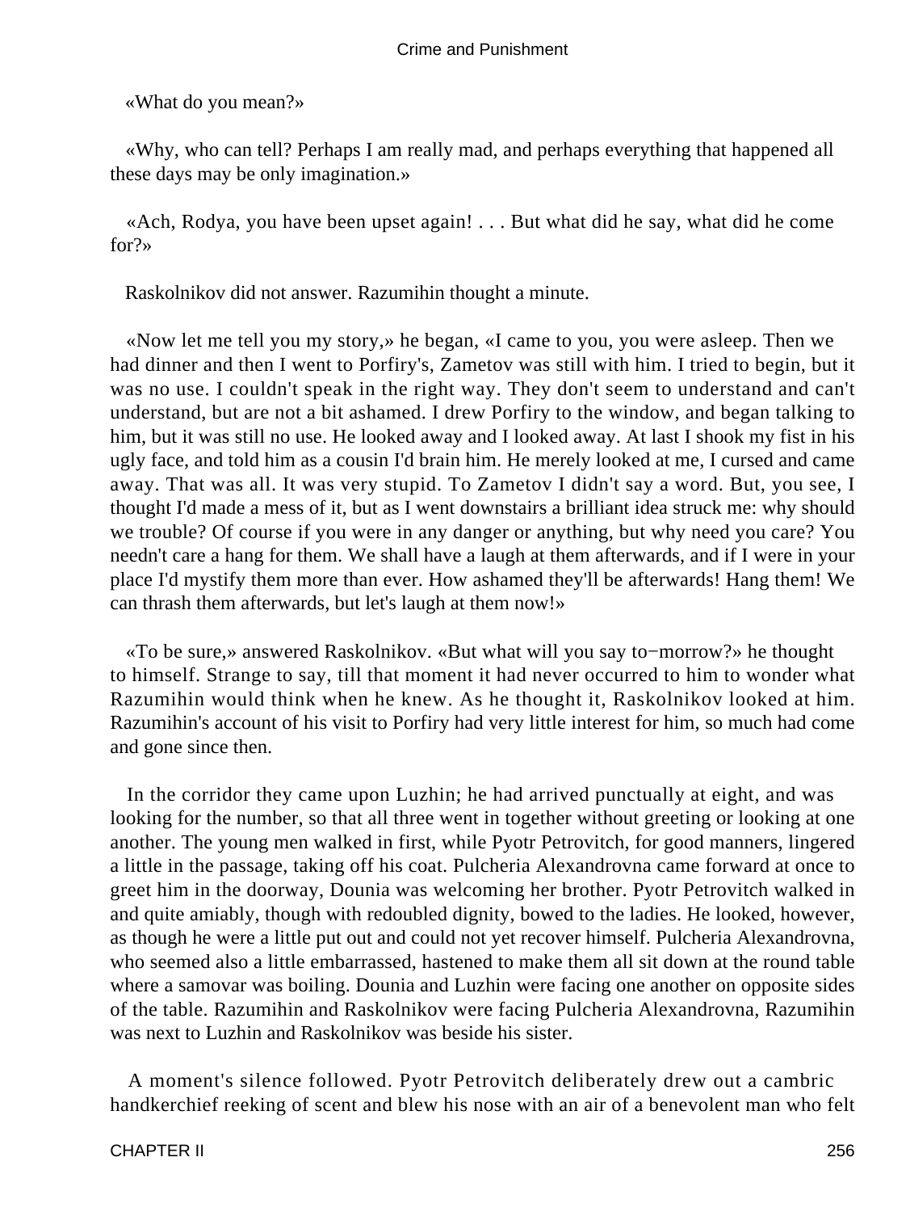«What do you mean?»

«Why, who can tell? Perhaps I am really mad, and perhaps everything that happened all these days may be only imagination.»

«Ach, Rodya, you have been upset again! . . . But what did he say, what did he come for?»

Raskolnikov did not answer. Razumihin thought a minute.

«Now let me tell you my story,» he began, «I came to you, you were asleep. Then we had dinner and then I went to Porfiry's, Zametov was still with him. I tried to begin, but it was no use. I couldn't speak in the right way. They don't seem to understand and can't understand, but are not a bit ashamed. I drew Porfiry to the window, and began talking to him, but it was still no use. He looked away and I looked away. At last I shook my fist in his ugly face, and told him as a cousin I'd brain him. He merely looked at me, I cursed and came away. That was all. It was very stupid. To Zametov I didn't say a word. But, you see, I thought I'd made a mess of it, but as I went downstairs a brilliant idea struck me: why should we trouble? Of course if you were in any danger or anything, but why need you care? You needn't care a hang for them. We shall have a laugh at them afterwards, and if I were in your place I'd mystify them more than ever. How ashamed they'll be afterwards! Hang them! We can thrash them afterwards, but let's laugh at them now!»

«To be sure,» answered Raskolnikov. «But what will you say to−morrow?» he thought to himself. Strange to say, till that moment it had never occurred to him to wonder what Razumihin would think when he knew. As he thought it, Raskolnikov looked at him. Razumihin's account of his visit to Porfiry had very little interest for him, so much had come and gone since then.

In the corridor they came upon Luzhin; he had arrived punctually at eight, and was looking for the number, so that all three went in together without greeting or looking at one another. The young men walked in first, while Pyotr Petrovitch, for good manners, lingered a little in the passage, taking off his coat. Pulcheria Alexandrovna came forward at once to greet him in the doorway, Dounia was welcoming her brother. Pyotr Petrovitch walked in and quite amiably, though with redoubled dignity, bowed to the ladies. He looked, however, as though he were a little put out and could not yet recover himself. Pulcheria Alexandrovna, who seemed also a little embarrassed, hastened to make them all sit down at the round table where a samovar was boiling. Dounia and Luzhin were facing one another on opposite sides of the table. Razumihin and Raskolnikov were facing Pulcheria Alexandrovna, Razumihin was next to Luzhin and Raskolnikov was beside his sister.

A moment's silence followed. Pyotr Petrovitch deliberately drew out a cambric handkerchief reeking of scent and blew his nose with an air of a benevolent man who felt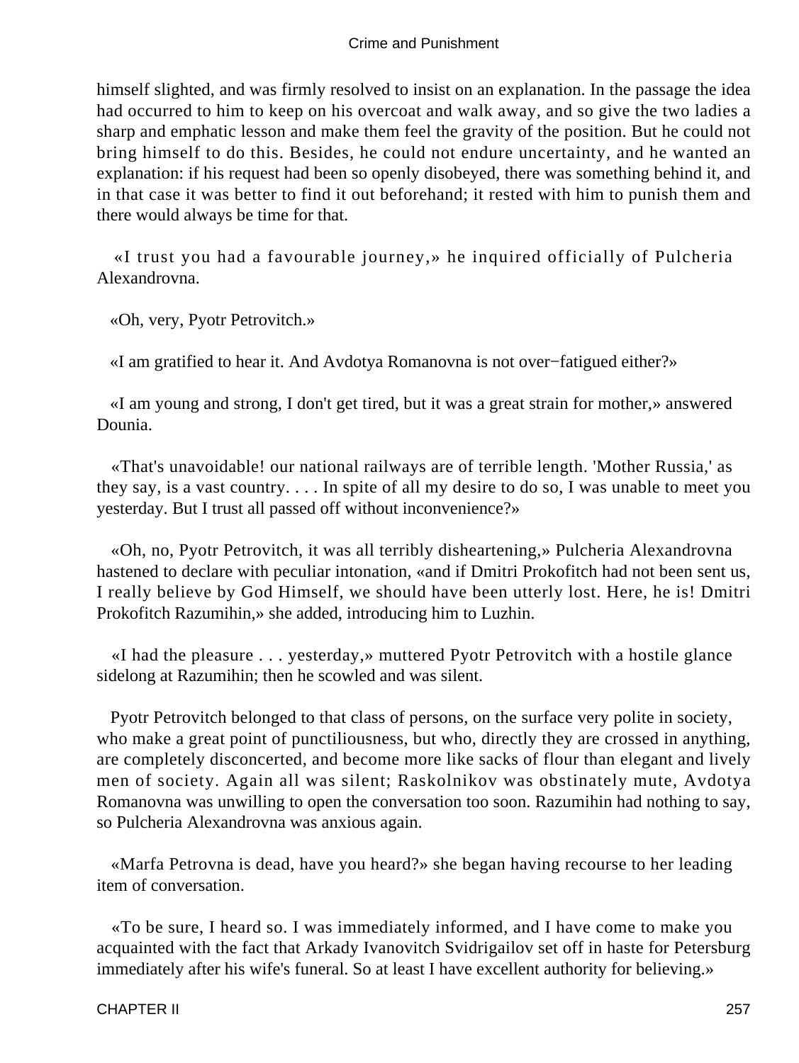himself slighted, and was firmly resolved to insist on an explanation. In the passage the idea had occurred to him to keep on his overcoat and walk away, and so give the two ladies a sharp and emphatic lesson and make them feel the gravity of the position. But he could not bring himself to do this. Besides, he could not endure uncertainty, and he wanted an explanation: if his request had been so openly disobeyed, there was something behind it, and in that case it was better to find it out beforehand; it rested with him to punish them and there would always be time for that.

«I trust you had a favourable journey,» he inquired officially of Pulcheria Alexandrovna.

«Oh, very, Pyotr Petrovitch.»

«I am gratified to hear it. And Avdotya Romanovna is not over−fatigued either?»

«I am young and strong, I don't get tired, but it was a great strain for mother,» answered Dounia.

«That's unavoidable! our national railways are of terrible length. 'Mother Russia,' as they say, is a vast country. . . . In spite of all my desire to do so, I was unable to meet you yesterday. But I trust all passed off without inconvenience?»

«Oh, no, Pyotr Petrovitch, it was all terribly disheartening,» Pulcheria Alexandrovna hastened to declare with peculiar intonation, «and if Dmitri Prokofitch had not been sent us, I really believe by God Himself, we should have been utterly lost. Here, he is! Dmitri Prokofitch Razumihin,» she added, introducing him to Luzhin.

«I had the pleasure . . . yesterday,» muttered Pyotr Petrovitch with a hostile glance sidelong at Razumihin; then he scowled and was silent.

Pyotr Petrovitch belonged to that class of persons, on the surface very polite in society, who make a great point of punctiliousness, but who, directly they are crossed in anything, are completely disconcerted, and become more like sacks of flour than elegant and lively men of society. Again all was silent; Raskolnikov was obstinately mute, Avdotya Romanovna was unwilling to open the conversation too soon. Razumihin had nothing to say, so Pulcheria Alexandrovna was anxious again.

«Marfa Petrovna is dead, have you heard?» she began having recourse to her leading item of conversation.

«To be sure, I heard so. I was immediately informed, and I have come to make you acquainted with the fact that Arkady Ivanovitch Svidrigailov set off in haste for Petersburg immediately after his wife's funeral. So at least I have excellent authority for believing.»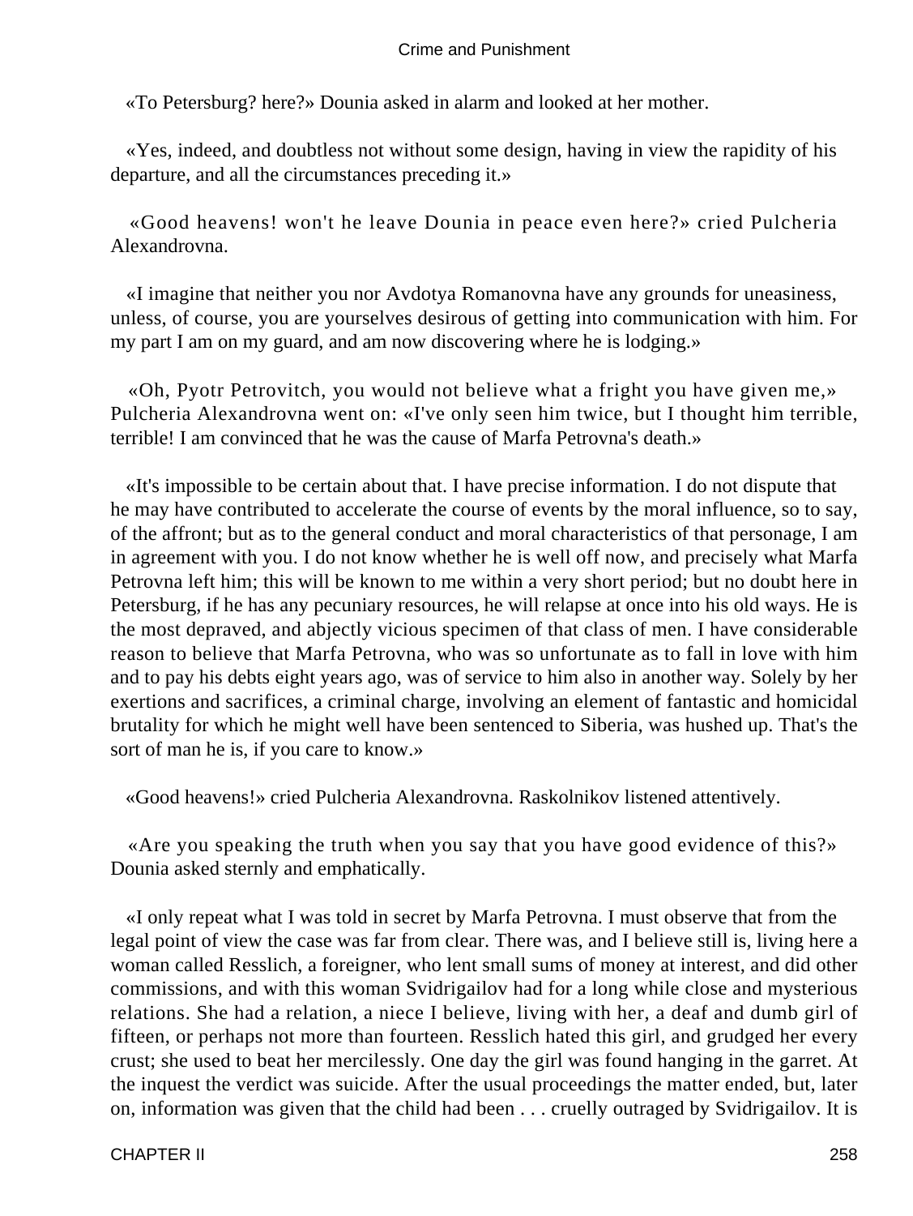«To Petersburg? here?» Dounia asked in alarm and looked at her mother.

«Yes, indeed, and doubtless not without some design, having in view the rapidity of his departure, and all the circumstances preceding it.»

«Good heavens! won't he leave Dounia in peace even here?» cried Pulcheria Alexandrovna.

«I imagine that neither you nor Avdotya Romanovna have any grounds for uneasiness, unless, of course, you are yourselves desirous of getting into communication with him. For my part I am on my guard, and am now discovering where he is lodging.»

«Oh, Pyotr Petrovitch, you would not believe what a fright you have given me,» Pulcheria Alexandrovna went on: «I've only seen him twice, but I thought him terrible, terrible! I am convinced that he was the cause of Marfa Petrovna's death.»

«It's impossible to be certain about that. I have precise information. I do not dispute that he may have contributed to accelerate the course of events by the moral influence, so to say, of the affront; but as to the general conduct and moral characteristics of that personage, I am in agreement with you. I do not know whether he is well off now, and precisely what Marfa Petrovna left him; this will be known to me within a very short period; but no doubt here in Petersburg, if he has any pecuniary resources, he will relapse at once into his old ways. He is the most depraved, and abjectly vicious specimen of that class of men. I have considerable reason to believe that Marfa Petrovna, who was so unfortunate as to fall in love with him and to pay his debts eight years ago, was of service to him also in another way. Solely by her exertions and sacrifices, a criminal charge, involving an element of fantastic and homicidal brutality for which he might well have been sentenced to Siberia, was hushed up. That's the sort of man he is, if you care to know.»

«Good heavens!» cried Pulcheria Alexandrovna. Raskolnikov listened attentively.

«Are you speaking the truth when you say that you have good evidence of this?» Dounia asked sternly and emphatically.

«I only repeat what I was told in secret by Marfa Petrovna. I must observe that from the legal point of view the case was far from clear. There was, and I believe still is, living here a woman called Resslich, a foreigner, who lent small sums of money at interest, and did other commissions, and with this woman Svidrigailov had for a long while close and mysterious relations. She had a relation, a niece I believe, living with her, a deaf and dumb girl of fifteen, or perhaps not more than fourteen. Resslich hated this girl, and grudged her every crust; she used to beat her mercilessly. One day the girl was found hanging in the garret. At the inquest the verdict was suicide. After the usual proceedings the matter ended, but, later on, information was given that the child had been . . . cruelly outraged by Svidrigailov. It is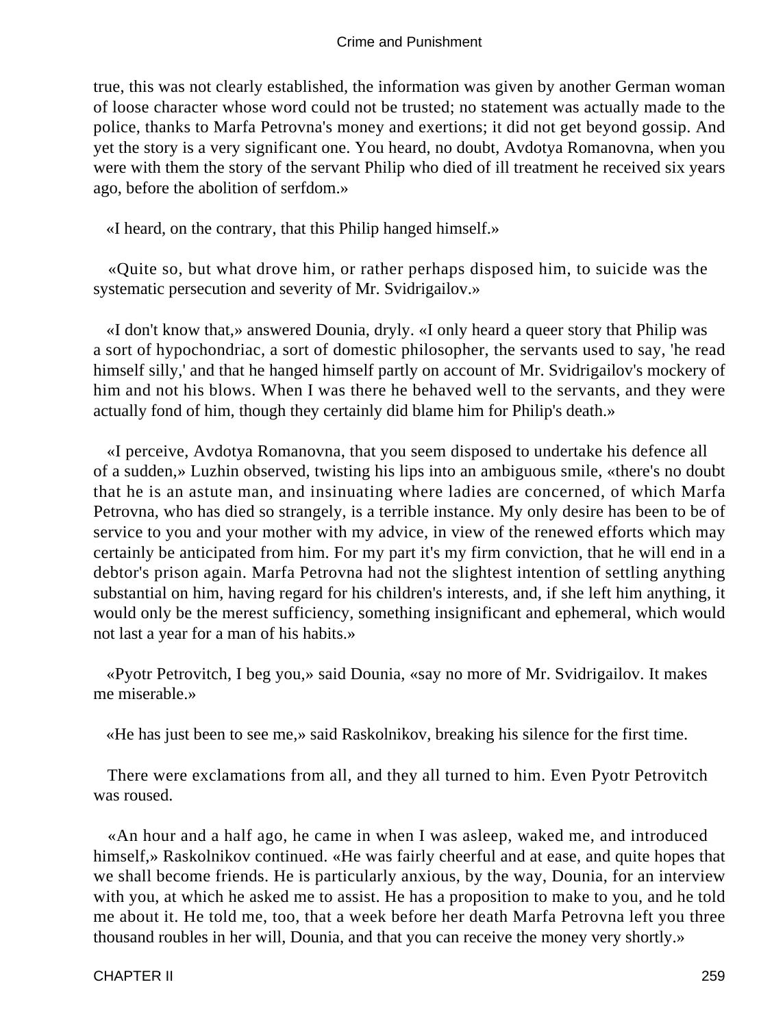true, this was not clearly established, the information was given by another German woman of loose character whose word could not be trusted; no statement was actually made to the police, thanks to Marfa Petrovna's money and exertions; it did not get beyond gossip. And yet the story is a very significant one. You heard, no doubt, Avdotya Romanovna, when you were with them the story of the servant Philip who died of ill treatment he received six years ago, before the abolition of serfdom.»

«I heard, on the contrary, that this Philip hanged himself.»

«Quite so, but what drove him, or rather perhaps disposed him, to suicide was the systematic persecution and severity of Mr. Svidrigailov.»

«I don't know that,» answered Dounia, dryly. «I only heard a queer story that Philip was a sort of hypochondriac, a sort of domestic philosopher, the servants used to say, 'he read himself silly,' and that he hanged himself partly on account of Mr. Svidrigailov's mockery of him and not his blows. When I was there he behaved well to the servants, and they were actually fond of him, though they certainly did blame him for Philip's death.»

«I perceive, Avdotya Romanovna, that you seem disposed to undertake his defence all of a sudden,» Luzhin observed, twisting his lips into an ambiguous smile, «there's no doubt that he is an astute man, and insinuating where ladies are concerned, of which Marfa Petrovna, who has died so strangely, is a terrible instance. My only desire has been to be of service to you and your mother with my advice, in view of the renewed efforts which may certainly be anticipated from him. For my part it's my firm conviction, that he will end in a debtor's prison again. Marfa Petrovna had not the slightest intention of settling anything substantial on him, having regard for his children's interests, and, if she left him anything, it would only be the merest sufficiency, something insignificant and ephemeral, which would not last a year for a man of his habits.»

«Pyotr Petrovitch, I beg you,» said Dounia, «say no more of Mr. Svidrigailov. It makes me miserable.»

«He has just been to see me,» said Raskolnikov, breaking his silence for the first time.

There were exclamations from all, and they all turned to him. Even Pyotr Petrovitch was roused.

«An hour and a half ago, he came in when I was asleep, waked me, and introduced himself,» Raskolnikov continued. «He was fairly cheerful and at ease, and quite hopes that we shall become friends. He is particularly anxious, by the way, Dounia, for an interview with you, at which he asked me to assist. He has a proposition to make to you, and he told me about it. He told me, too, that a week before her death Marfa Petrovna left you three thousand roubles in her will, Dounia, and that you can receive the money very shortly.»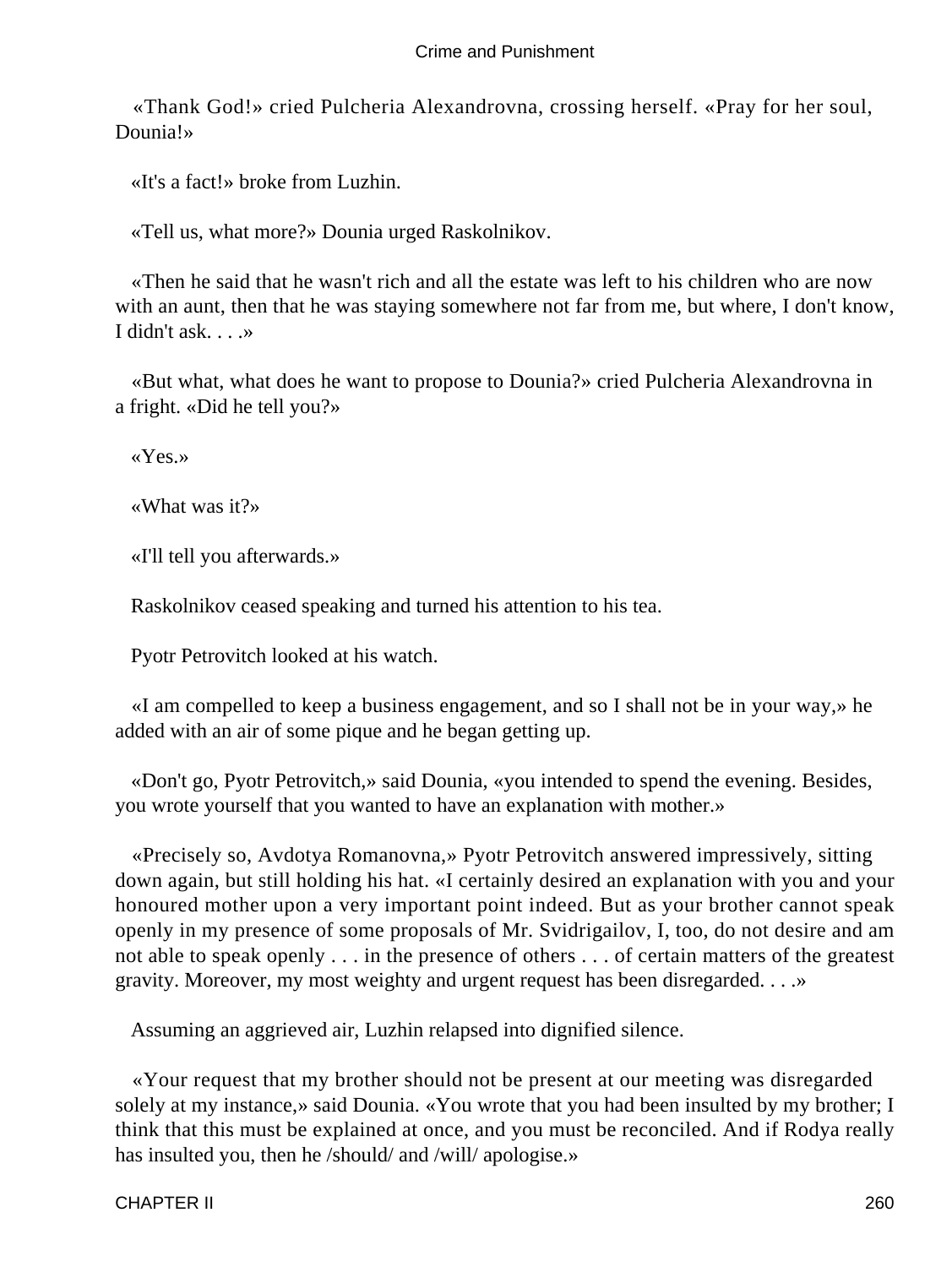«Thank God!» cried Pulcheria Alexandrovna, crossing herself. «Pray for her soul, Dounia!»

«It's a fact!» broke from Luzhin.

«Tell us, what more?» Dounia urged Raskolnikov.

«Then he said that he wasn't rich and all the estate was left to his children who are now with an aunt, then that he was staying somewhere not far from me, but where, I don't know, I didn't ask. . . .»

«But what, what does he want to propose to Dounia?» cried Pulcheria Alexandrovna in a fright. «Did he tell you?»

«Yes.»

«What was it?»

«I'll tell you afterwards.»

Raskolnikov ceased speaking and turned his attention to his tea.

Pyotr Petrovitch looked at his watch.

«I am compelled to keep a business engagement, and so I shall not be in your way,» he added with an air of some pique and he began getting up.

«Don't go, Pyotr Petrovitch,» said Dounia, «you intended to spend the evening. Besides, you wrote yourself that you wanted to have an explanation with mother.»

«Precisely so, Avdotya Romanovna,» Pyotr Petrovitch answered impressively, sitting down again, but still holding his hat. «I certainly desired an explanation with you and your honoured mother upon a very important point indeed. But as your brother cannot speak openly in my presence of some proposals of Mr. Svidrigailov, I, too, do not desire and am not able to speak openly . . . in the presence of others . . . of certain matters of the greatest gravity. Moreover, my most weighty and urgent request has been disregarded. . . .»

Assuming an aggrieved air, Luzhin relapsed into dignified silence.

«Your request that my brother should not be present at our meeting was disregarded solely at my instance,» said Dounia. «You wrote that you had been insulted by my brother; I think that this must be explained at once, and you must be reconciled. And if Rodya really has insulted you, then he /should/ and /will/ apologise.»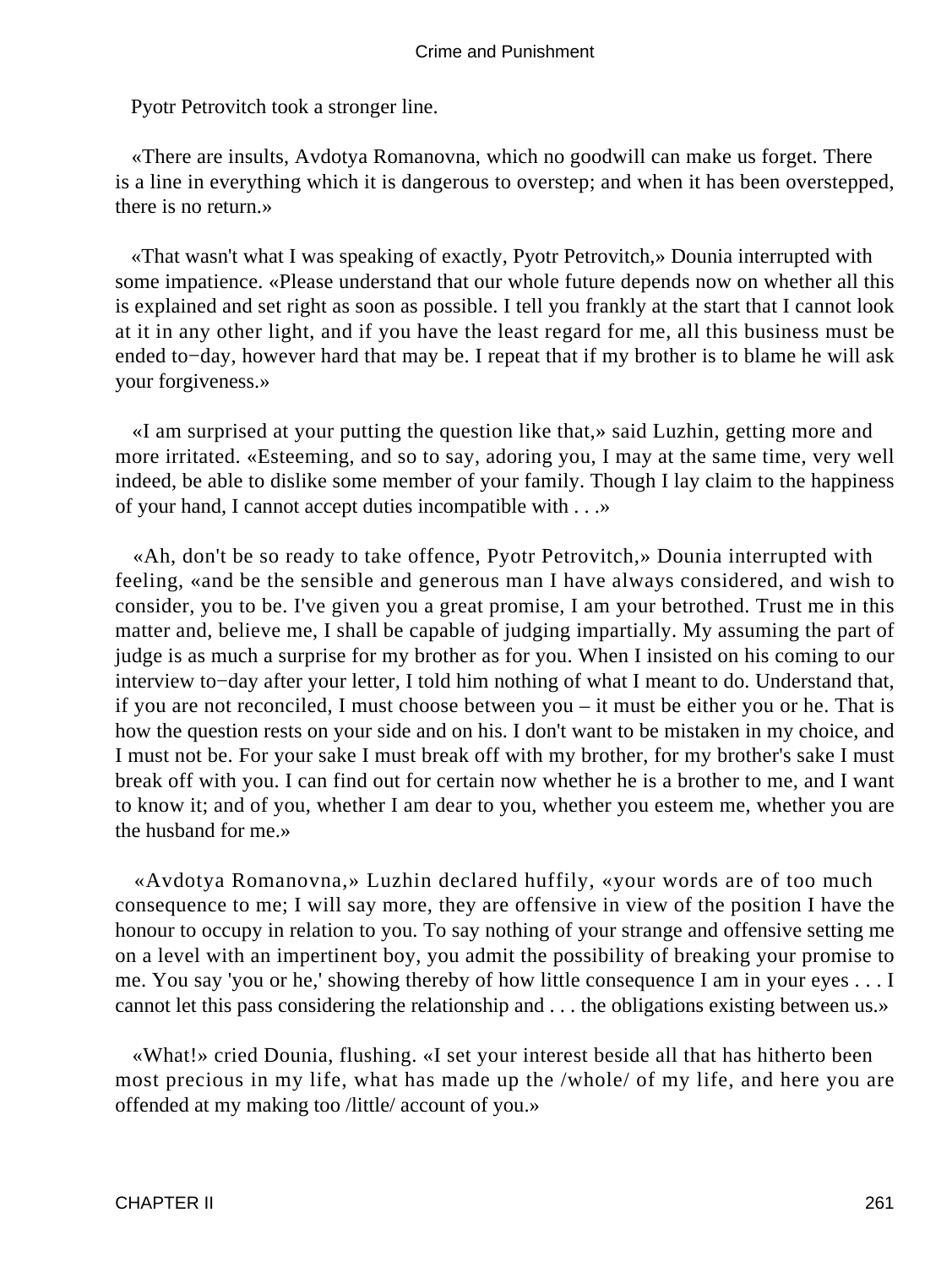Pyotr Petrovitch took a stronger line.

«There are insults, Avdotya Romanovna, which no goodwill can make us forget. There is a line in everything which it is dangerous to overstep; and when it has been overstepped, there is no return.»

«That wasn't what I was speaking of exactly, Pyotr Petrovitch,» Dounia interrupted with some impatience. «Please understand that our whole future depends now on whether all this is explained and set right as soon as possible. I tell you frankly at the start that I cannot look at it in any other light, and if you have the least regard for me, all this business must be ended to−day, however hard that may be. I repeat that if my brother is to blame he will ask your forgiveness.»

«I am surprised at your putting the question like that,» said Luzhin, getting more and more irritated. «Esteeming, and so to say, adoring you, I may at the same time, very well indeed, be able to dislike some member of your family. Though I lay claim to the happiness of your hand, I cannot accept duties incompatible with . . .»

«Ah, don't be so ready to take offence, Pyotr Petrovitch,» Dounia interrupted with feeling, «and be the sensible and generous man I have always considered, and wish to consider, you to be. I've given you a great promise, I am your betrothed. Trust me in this matter and, believe me, I shall be capable of judging impartially. My assuming the part of judge is as much a surprise for my brother as for you. When I insisted on his coming to our interview to−day after your letter, I told him nothing of what I meant to do. Understand that, if you are not reconciled, I must choose between you – it must be either you or he. That is how the question rests on your side and on his. I don't want to be mistaken in my choice, and I must not be. For your sake I must break off with my brother, for my brother's sake I must break off with you. I can find out for certain now whether he is a brother to me, and I want to know it; and of you, whether I am dear to you, whether you esteem me, whether you are the husband for me.»

«Avdotya Romanovna,» Luzhin declared huffily, «your words are of too much consequence to me; I will say more, they are offensive in view of the position I have the honour to occupy in relation to you. To say nothing of your strange and offensive setting me on a level with an impertinent boy, you admit the possibility of breaking your promise to me. You say 'you or he,' showing thereby of how little consequence I am in your eyes . . . I cannot let this pass considering the relationship and . . . the obligations existing between us.»

«What!» cried Dounia, flushing. «I set your interest beside all that has hitherto been most precious in my life, what has made up the /whole/ of my life, and here you are offended at my making too /little/ account of you.»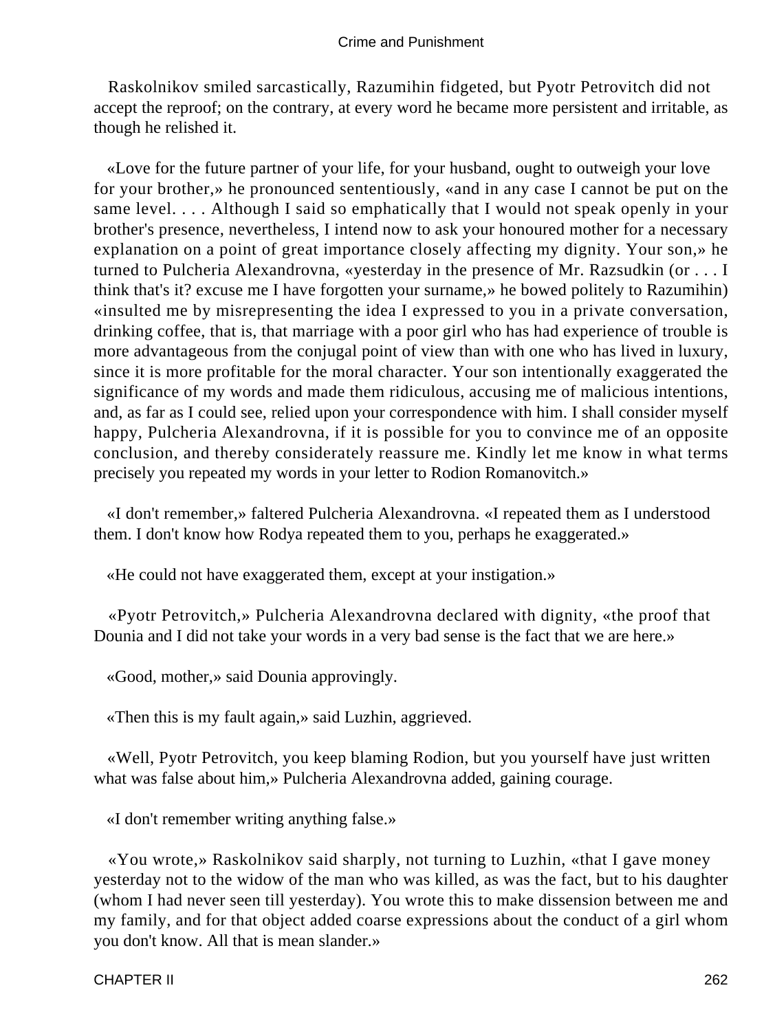Raskolnikov smiled sarcastically, Razumihin fidgeted, but Pyotr Petrovitch did not accept the reproof; on the contrary, at every word he became more persistent and irritable, as though he relished it.

«Love for the future partner of your life, for your husband, ought to outweigh your love for your brother,» he pronounced sententiously, «and in any case I cannot be put on the same level. . . . Although I said so emphatically that I would not speak openly in your brother's presence, nevertheless, I intend now to ask your honoured mother for a necessary explanation on a point of great importance closely affecting my dignity. Your son,» he turned to Pulcheria Alexandrovna, «yesterday in the presence of Mr. Razsudkin (or . . . I think that's it? excuse me I have forgotten your surname,» he bowed politely to Razumihin) «insulted me by misrepresenting the idea I expressed to you in a private conversation, drinking coffee, that is, that marriage with a poor girl who has had experience of trouble is more advantageous from the conjugal point of view than with one who has lived in luxury, since it is more profitable for the moral character. Your son intentionally exaggerated the significance of my words and made them ridiculous, accusing me of malicious intentions, and, as far as I could see, relied upon your correspondence with him. I shall consider myself happy, Pulcheria Alexandrovna, if it is possible for you to convince me of an opposite conclusion, and thereby considerately reassure me. Kindly let me know in what terms precisely you repeated my words in your letter to Rodion Romanovitch.»

«I don't remember,» faltered Pulcheria Alexandrovna. «I repeated them as I understood them. I don't know how Rodya repeated them to you, perhaps he exaggerated.»

«He could not have exaggerated them, except at your instigation.»

«Pyotr Petrovitch,» Pulcheria Alexandrovna declared with dignity, «the proof that Dounia and I did not take your words in a very bad sense is the fact that we are here.»

«Good, mother,» said Dounia approvingly.

«Then this is my fault again,» said Luzhin, aggrieved.

«Well, Pyotr Petrovitch, you keep blaming Rodion, but you yourself have just written what was false about him,» Pulcheria Alexandrovna added, gaining courage.

«I don't remember writing anything false.»

«You wrote,» Raskolnikov said sharply, not turning to Luzhin, «that I gave money yesterday not to the widow of the man who was killed, as was the fact, but to his daughter (whom I had never seen till yesterday). You wrote this to make dissension between me and my family, and for that object added coarse expressions about the conduct of a girl whom you don't know. All that is mean slander.»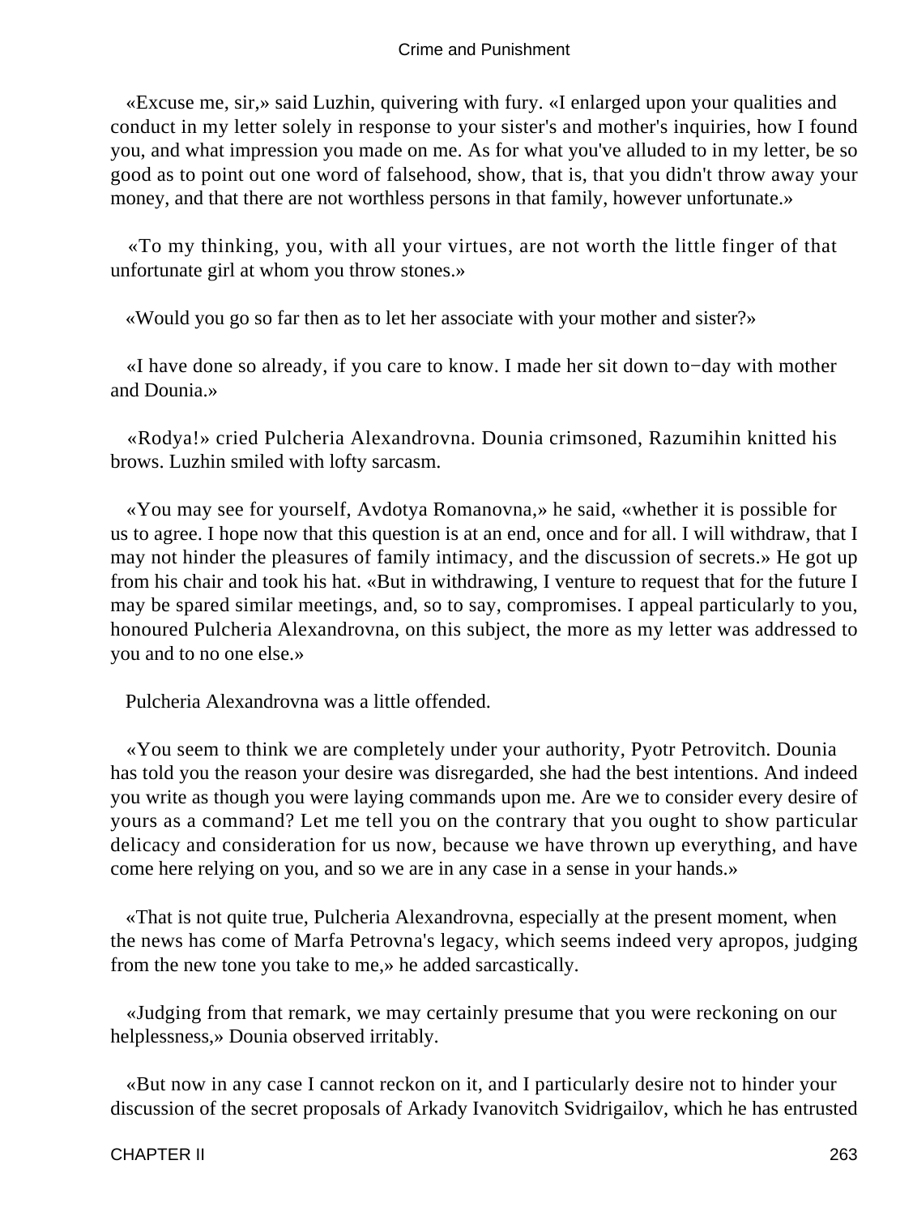«Excuse me, sir,» said Luzhin, quivering with fury. «I enlarged upon your qualities and conduct in my letter solely in response to your sister's and mother's inquiries, how I found you, and what impression you made on me. As for what you've alluded to in my letter, be so good as to point out one word of falsehood, show, that is, that you didn't throw away your money, and that there are not worthless persons in that family, however unfortunate.»

«To my thinking, you, with all your virtues, are not worth the little finger of that unfortunate girl at whom you throw stones.»

«Would you go so far then as to let her associate with your mother and sister?»

«I have done so already, if you care to know. I made her sit down to−day with mother and Dounia.»

«Rodya!» cried Pulcheria Alexandrovna. Dounia crimsoned, Razumihin knitted his brows. Luzhin smiled with lofty sarcasm.

«You may see for yourself, Avdotya Romanovna,» he said, «whether it is possible for us to agree. I hope now that this question is at an end, once and for all. I will withdraw, that I may not hinder the pleasures of family intimacy, and the discussion of secrets.» He got up from his chair and took his hat. «But in withdrawing, I venture to request that for the future I may be spared similar meetings, and, so to say, compromises. I appeal particularly to you, honoured Pulcheria Alexandrovna, on this subject, the more as my letter was addressed to you and to no one else.»

Pulcheria Alexandrovna was a little offended.

«You seem to think we are completely under your authority, Pyotr Petrovitch. Dounia has told you the reason your desire was disregarded, she had the best intentions. And indeed you write as though you were laying commands upon me. Are we to consider every desire of yours as a command? Let me tell you on the contrary that you ought to show particular delicacy and consideration for us now, because we have thrown up everything, and have come here relying on you, and so we are in any case in a sense in your hands.»

«That is not quite true, Pulcheria Alexandrovna, especially at the present moment, when the news has come of Marfa Petrovna's legacy, which seems indeed very apropos, judging from the new tone you take to me,» he added sarcastically.

«Judging from that remark, we may certainly presume that you were reckoning on our helplessness,» Dounia observed irritably.

«But now in any case I cannot reckon on it, and I particularly desire not to hinder your discussion of the secret proposals of Arkady Ivanovitch Svidrigailov, which he has entrusted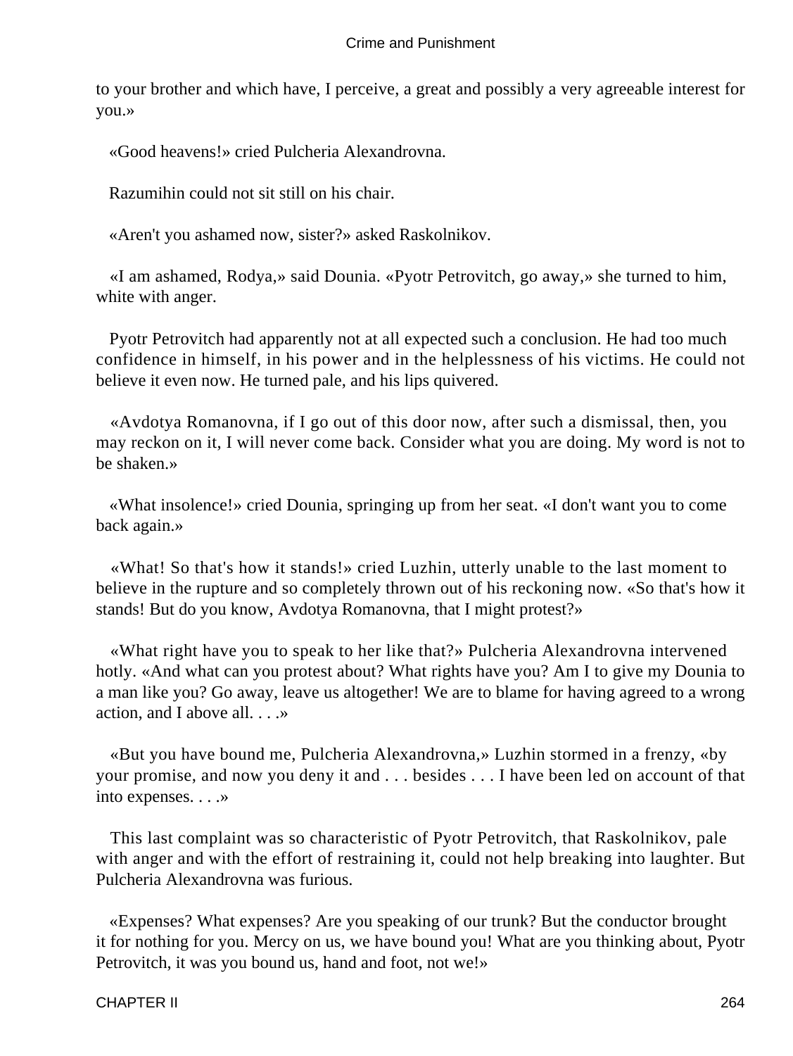to your brother and which have, I perceive, a great and possibly a very agreeable interest for you.»

«Good heavens!» cried Pulcheria Alexandrovna.

Razumihin could not sit still on his chair.

«Aren't you ashamed now, sister?» asked Raskolnikov.

«I am ashamed, Rodya,» said Dounia. «Pyotr Petrovitch, go away,» she turned to him, white with anger.

Pyotr Petrovitch had apparently not at all expected such a conclusion. He had too much confidence in himself, in his power and in the helplessness of his victims. He could not believe it even now. He turned pale, and his lips quivered.

«Avdotya Romanovna, if I go out of this door now, after such a dismissal, then, you may reckon on it, I will never come back. Consider what you are doing. My word is not to be shaken.»

«What insolence!» cried Dounia, springing up from her seat. «I don't want you to come back again.»

«What! So that's how it stands!» cried Luzhin, utterly unable to the last moment to believe in the rupture and so completely thrown out of his reckoning now. «So that's how it stands! But do you know, Avdotya Romanovna, that I might protest?»

«What right have you to speak to her like that?» Pulcheria Alexandrovna intervened hotly. «And what can you protest about? What rights have you? Am I to give my Dounia to a man like you? Go away, leave us altogether! We are to blame for having agreed to a wrong action, and I above all. . . .»

«But you have bound me, Pulcheria Alexandrovna,» Luzhin stormed in a frenzy, «by your promise, and now you deny it and . . . besides . . . I have been led on account of that into expenses. . . .»

This last complaint was so characteristic of Pyotr Petrovitch, that Raskolnikov, pale with anger and with the effort of restraining it, could not help breaking into laughter. But Pulcheria Alexandrovna was furious.

«Expenses? What expenses? Are you speaking of our trunk? But the conductor brought it for nothing for you. Mercy on us, we have bound you! What are you thinking about, Pyotr Petrovitch, it was you bound us, hand and foot, not we!»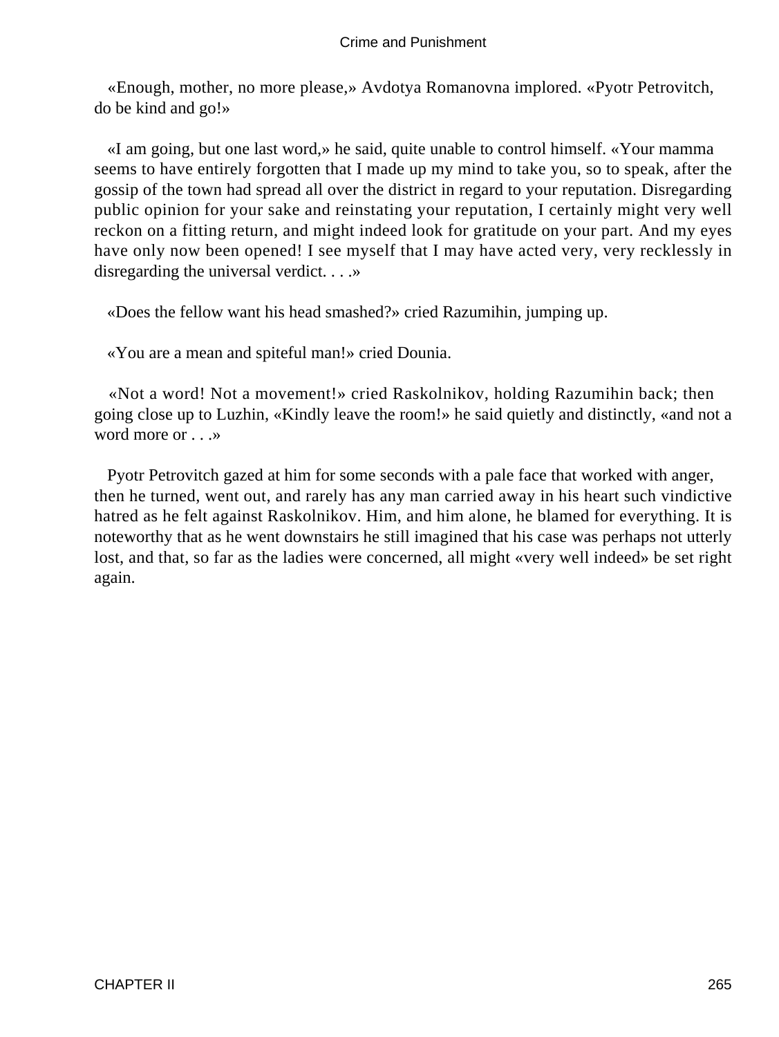«Enough, mother, no more please,» Avdotya Romanovna implored. «Pyotr Petrovitch, do be kind and go!»

«I am going, but one last word,» he said, quite unable to control himself. «Your mamma seems to have entirely forgotten that I made up my mind to take you, so to speak, after the gossip of the town had spread all over the district in regard to your reputation. Disregarding public opinion for your sake and reinstating your reputation, I certainly might very well reckon on a fitting return, and might indeed look for gratitude on your part. And my eyes have only now been opened! I see myself that I may have acted very, very recklessly in disregarding the universal verdict. . . .»

«Does the fellow want his head smashed?» cried Razumihin, jumping up.

«You are a mean and spiteful man!» cried Dounia.

«Not a word! Not a movement!» cried Raskolnikov, holding Razumihin back; then going close up to Luzhin, «Kindly leave the room!» he said quietly and distinctly, «and not a word more or . . .»

Pyotr Petrovitch gazed at him for some seconds with a pale face that worked with anger, then he turned, went out, and rarely has any man carried away in his heart such vindictive hatred as he felt against Raskolnikov. Him, and him alone, he blamed for everything. It is noteworthy that as he went downstairs he still imagined that his case was perhaps not utterly lost, and that, so far as the ladies were concerned, all might «very well indeed» be set right again.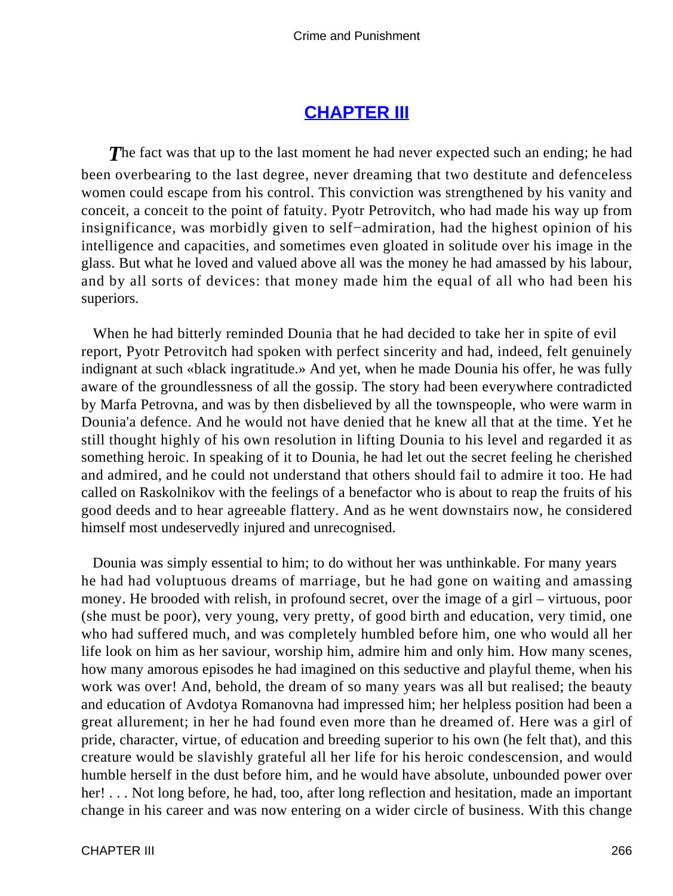## CHAPTER III

The fact was that up to the last moment he had never expected such an ending; he had been overbearing to the last degree, never dreaming that two destitute and defenceless women could escape from his control. This conviction was strengthened by his vanity and conceit, a conceit to the point of fatuity. Pyotr Petrovitch, who had made his way up from insignificance, was morbidly given to self−admiration, had the highest opinion of his intelligence and capacities, and sometimes even gloated in solitude over his image in the glass. But what he loved and valued above all was the money he had amassed by his labour, and by all sorts of devices: that money made him the equal of all who had been his superiors.

When he had bitterly reminded Dounia that he had decided to take her in spite of evil report, Pyotr Petrovitch had spoken with perfect sincerity and had, indeed, felt genuinely indignant at such «black ingratitude.» And yet, when he made Dounia his offer, he was fully aware of the groundlessness of all the gossip. The story had been everywhere contradicted by Marfa Petrovna, and was by then disbelieved by all the townspeople, who were warm in Dounia'a defence. And he would not have denied that he knew all that at the time. Yet he still thought highly of his own resolution in lifting Dounia to his level and regarded it as something heroic. In speaking of it to Dounia, he had let out the secret feeling he cherished and admired, and he could not understand that others should fail to admire it too. He had called on Raskolnikov with the feelings of a benefactor who is about to reap the fruits of his good deeds and to hear agreeable flattery. And as he went downstairs now, he considered himself most undeservedly injured and unrecognised.

Dounia was simply essential to him; to do without her was unthinkable. For many years he had had voluptuous dreams of marriage, but he had gone on waiting and amassing money. He brooded with relish, in profound secret, over the image of a girl – virtuous, poor (she must be poor), very young, very pretty, of good birth and education, very timid, one who had suffered much, and was completely humbled before him, one who would all her life look on him as her saviour, worship him, admire him and only him. How many scenes, how many amorous episodes he had imagined on this seductive and playful theme, when his work was over! And, behold, the dream of so many years was all but realised; the beauty and education of Avdotya Romanovna had impressed him; her helpless position had been a great allurement; in her he had found even more than he dreamed of. Here was a girl of pride, character, virtue, of education and breeding superior to his own (he felt that), and this creature would be slavishly grateful all her life for his heroic condescension, and would humble herself in the dust before him, and he would have absolute, unbounded power over her! . . . Not long before, he had, too, after long reflection and hesitation, made an important change in his career and was now entering on a wider circle of business. With this change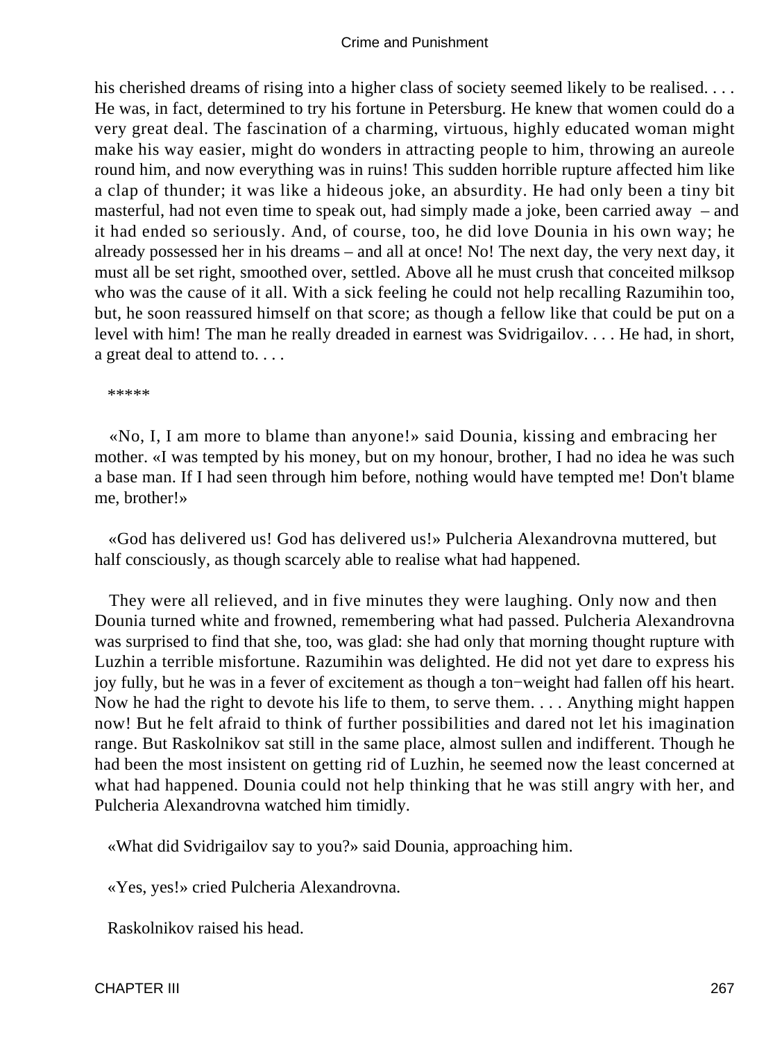his cherished dreams of rising into a higher class of society seemed likely to be realised. . . . He was, in fact, determined to try his fortune in Petersburg. He knew that women could do a very great deal. The fascination of a charming, virtuous, highly educated woman might make his way easier, might do wonders in attracting people to him, throwing an aureole round him, and now everything was in ruins! This sudden horrible rupture affected him like a clap of thunder; it was like a hideous joke, an absurdity. He had only been a tiny bit masterful, had not even time to speak out, had simply made a joke, been carried away – and it had ended so seriously. And, of course, too, he did love Dounia in his own way; he already possessed her in his dreams – and all at once! No! The next day, the very next day, it must all be set right, smoothed over, settled. Above all he must crush that conceited milksop who was the cause of it all. With a sick feeling he could not help recalling Razumihin too, but, he soon reassured himself on that score; as though a fellow like that could be put on a level with him! The man he really dreaded in earnest was Svidrigailov. . . . He had, in short, a great deal to attend to. . . .

*****

«No, I, I am more to blame than anyone!» said Dounia, kissing and embracing her mother. «I was tempted by his money, but on my honour, brother, I had no idea he was such a base man. If I had seen through him before, nothing would have tempted me! Don't blame me, brother!»

«God has delivered us! God has delivered us!» Pulcheria Alexandrovna muttered, but half consciously, as though scarcely able to realise what had happened.

They were all relieved, and in five minutes they were laughing. Only now and then Dounia turned white and frowned, remembering what had passed. Pulcheria Alexandrovna was surprised to find that she, too, was glad: she had only that morning thought rupture with Luzhin a terrible misfortune. Razumihin was delighted. He did not yet dare to express his joy fully, but he was in a fever of excitement as though a ton−weight had fallen off his heart. Now he had the right to devote his life to them, to serve them. . . . Anything might happen now! But he felt afraid to think of further possibilities and dared not let his imagination range. But Raskolnikov sat still in the same place, almost sullen and indifferent. Though he had been the most insistent on getting rid of Luzhin, he seemed now the least concerned at what had happened. Dounia could not help thinking that he was still angry with her, and Pulcheria Alexandrovna watched him timidly.

«What did Svidrigailov say to you?» said Dounia, approaching him.

«Yes, yes!» cried Pulcheria Alexandrovna.

Raskolnikov raised his head.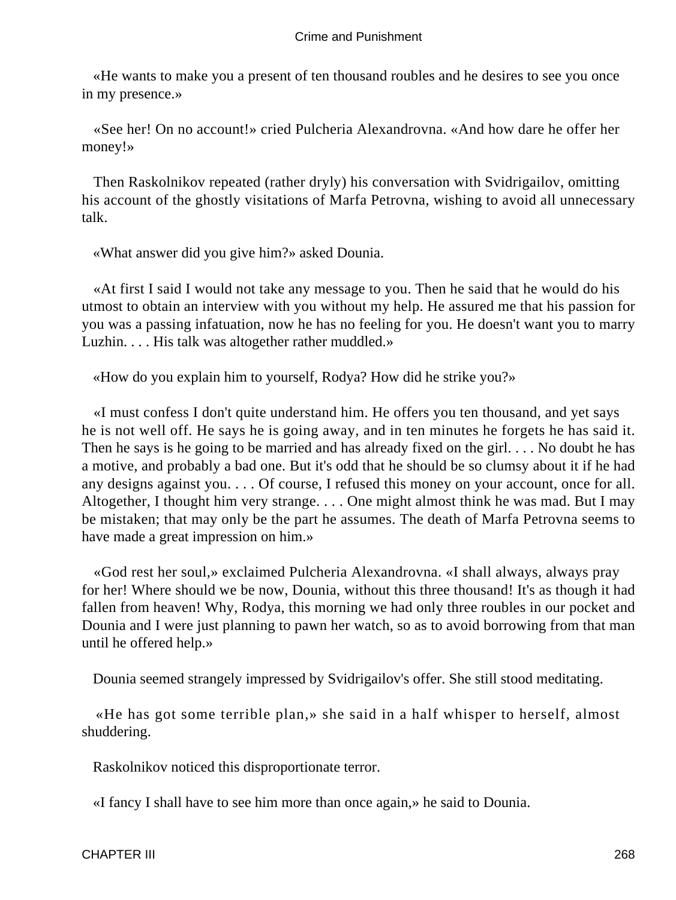«He wants to make you a present of ten thousand roubles and he desires to see you once in my presence.»

«See her! On no account!» cried Pulcheria Alexandrovna. «And how dare he offer her money!»

Then Raskolnikov repeated (rather dryly) his conversation with Svidrigailov, omitting his account of the ghostly visitations of Marfa Petrovna, wishing to avoid all unnecessary talk.

«What answer did you give him?» asked Dounia.

«At first I said I would not take any message to you. Then he said that he would do his utmost to obtain an interview with you without my help. He assured me that his passion for you was a passing infatuation, now he has no feeling for you. He doesn't want you to marry Luzhin. . . . His talk was altogether rather muddled.»

«How do you explain him to yourself, Rodya? How did he strike you?»

«I must confess I don't quite understand him. He offers you ten thousand, and yet says he is not well off. He says he is going away, and in ten minutes he forgets he has said it. Then he says is he going to be married and has already fixed on the girl. . . . No doubt he has a motive, and probably a bad one. But it's odd that he should be so clumsy about it if he had any designs against you. . . . Of course, I refused this money on your account, once for all. Altogether, I thought him very strange. . . . One might almost think he was mad. But I may be mistaken; that may only be the part he assumes. The death of Marfa Petrovna seems to have made a great impression on him.»

«God rest her soul,» exclaimed Pulcheria Alexandrovna. «I shall always, always pray for her! Where should we be now, Dounia, without this three thousand! It's as though it had fallen from heaven! Why, Rodya, this morning we had only three roubles in our pocket and Dounia and I were just planning to pawn her watch, so as to avoid borrowing from that man until he offered help.»

Dounia seemed strangely impressed by Svidrigailov's offer. She still stood meditating.

«He has got some terrible plan,» she said in a half whisper to herself, almost shuddering.

Raskolnikov noticed this disproportionate terror.

«I fancy I shall have to see him more than once again,» he said to Dounia.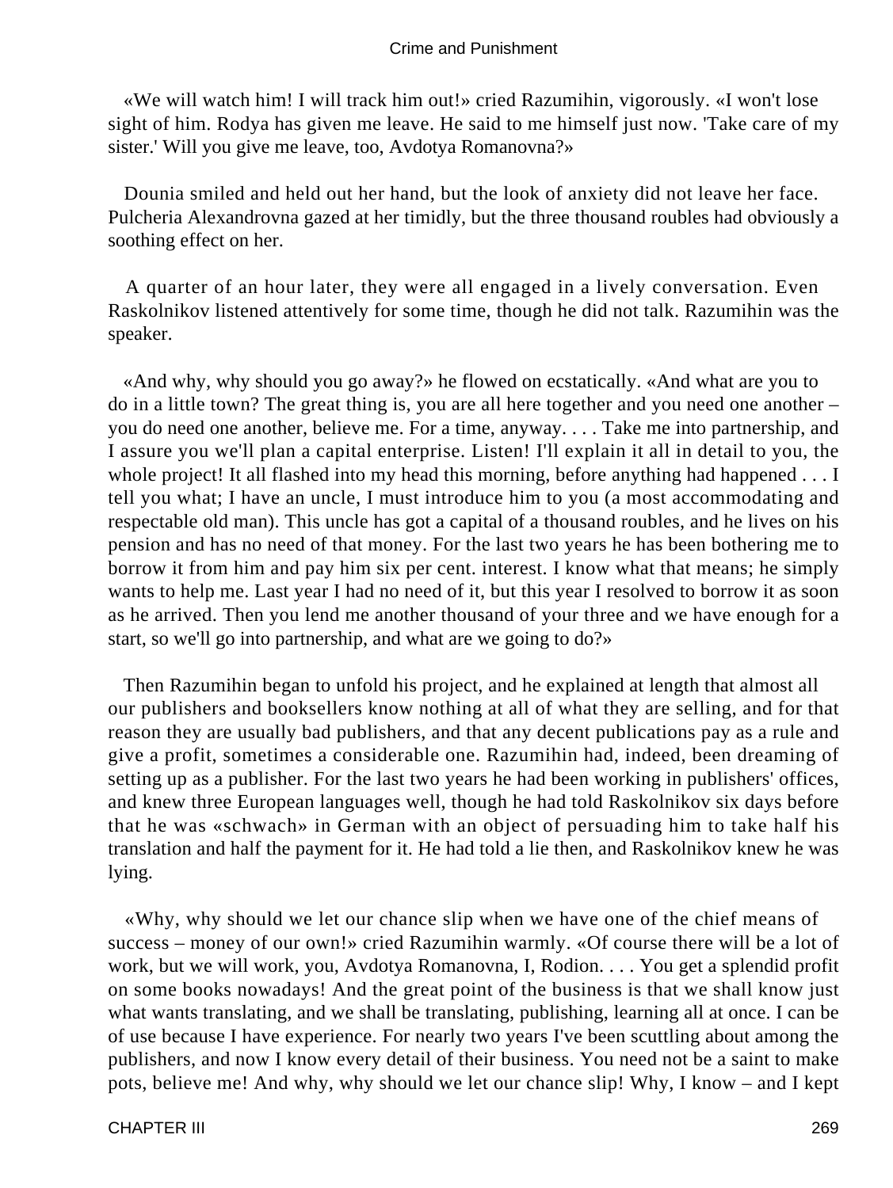«We will watch him! I will track him out!» cried Razumihin, vigorously. «I won't lose sight of him. Rodya has given me leave. He said to me himself just now. 'Take care of my sister.' Will you give me leave, too, Avdotya Romanovna?»

Dounia smiled and held out her hand, but the look of anxiety did not leave her face. Pulcheria Alexandrovna gazed at her timidly, but the three thousand roubles had obviously a soothing effect on her.

A quarter of an hour later, they were all engaged in a lively conversation. Even Raskolnikov listened attentively for some time, though he did not talk. Razumihin was the speaker.

«And why, why should you go away?» he flowed on ecstatically. «And what are you to do in a little town? The great thing is, you are all here together and you need one another – you do need one another, believe me. For a time, anyway. . . . Take me into partnership, and I assure you we'll plan a capital enterprise. Listen! I'll explain it all in detail to you, the whole project! It all flashed into my head this morning, before anything had happened . . . I tell you what; I have an uncle, I must introduce him to you (a most accommodating and respectable old man). This uncle has got a capital of a thousand roubles, and he lives on his pension and has no need of that money. For the last two years he has been bothering me to borrow it from him and pay him six per cent. interest. I know what that means; he simply wants to help me. Last year I had no need of it, but this year I resolved to borrow it as soon as he arrived. Then you lend me another thousand of your three and we have enough for a start, so we'll go into partnership, and what are we going to do?»

Then Razumihin began to unfold his project, and he explained at length that almost all our publishers and booksellers know nothing at all of what they are selling, and for that reason they are usually bad publishers, and that any decent publications pay as a rule and give a profit, sometimes a considerable one. Razumihin had, indeed, been dreaming of setting up as a publisher. For the last two years he had been working in publishers' offices, and knew three European languages well, though he had told Raskolnikov six days before that he was «schwach» in German with an object of persuading him to take half his translation and half the payment for it. He had told a lie then, and Raskolnikov knew he was lying.

«Why, why should we let our chance slip when we have one of the chief means of success – money of our own!» cried Razumihin warmly. «Of course there will be a lot of work, but we will work, you, Avdotya Romanovna, I, Rodion. . . . You get a splendid profit on some books nowadays! And the great point of the business is that we shall know just what wants translating, and we shall be translating, publishing, learning all at once. I can be of use because I have experience. For nearly two years I've been scuttling about among the publishers, and now I know every detail of their business. You need not be a saint to make pots, believe me! And why, why should we let our chance slip! Why, I know – and I kept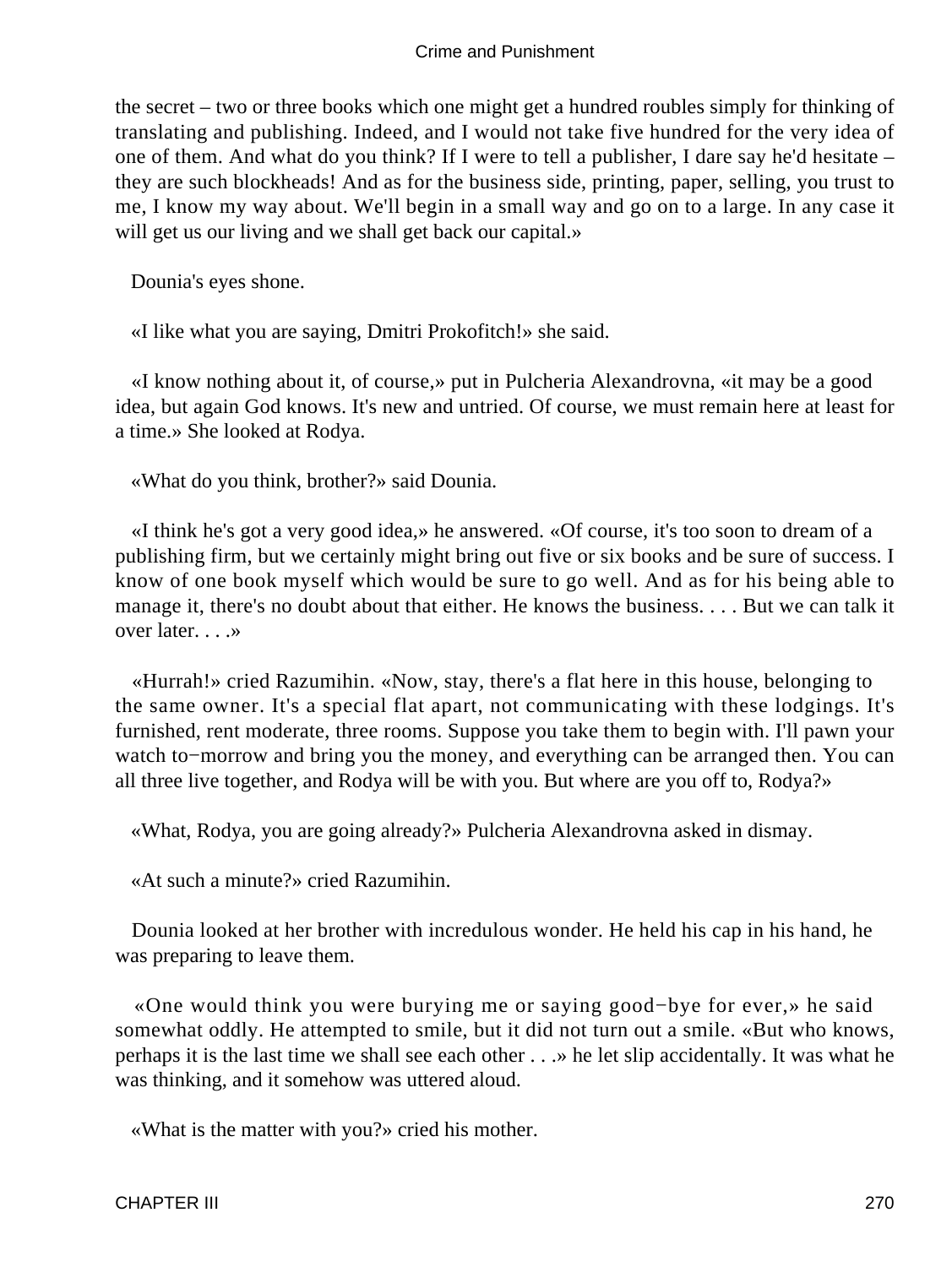the secret – two or three books which one might get a hundred roubles simply for thinking of translating and publishing. Indeed, and I would not take five hundred for the very idea of one of them. And what do you think? If I were to tell a publisher, I dare say he'd hesitate – they are such blockheads! And as for the business side, printing, paper, selling, you trust to me, I know my way about. We'll begin in a small way and go on to a large. In any case it will get us our living and we shall get back our capital.»

Dounia's eyes shone.

«I like what you are saying, Dmitri Prokofitch!» she said.

«I know nothing about it, of course,» put in Pulcheria Alexandrovna, «it may be a good idea, but again God knows. It's new and untried. Of course, we must remain here at least for a time.» She looked at Rodya.

«What do you think, brother?» said Dounia.

«I think he's got a very good idea,» he answered. «Of course, it's too soon to dream of a publishing firm, but we certainly might bring out five or six books and be sure of success. I know of one book myself which would be sure to go well. And as for his being able to manage it, there's no doubt about that either. He knows the business. . . . But we can talk it over later. . . .»

«Hurrah!» cried Razumihin. «Now, stay, there's a flat here in this house, belonging to the same owner. It's a special flat apart, not communicating with these lodgings. It's furnished, rent moderate, three rooms. Suppose you take them to begin with. I'll pawn your watch to−morrow and bring you the money, and everything can be arranged then. You can all three live together, and Rodya will be with you. But where are you off to, Rodya?»

«What, Rodya, you are going already?» Pulcheria Alexandrovna asked in dismay.

«At such a minute?» cried Razumihin.

Dounia looked at her brother with incredulous wonder. He held his cap in his hand, he was preparing to leave them.

«One would think you were burying me or saying good−bye for ever,» he said somewhat oddly. He attempted to smile, but it did not turn out a smile. «But who knows, perhaps it is the last time we shall see each other . . .» he let slip accidentally. It was what he was thinking, and it somehow was uttered aloud.

«What is the matter with you?» cried his mother.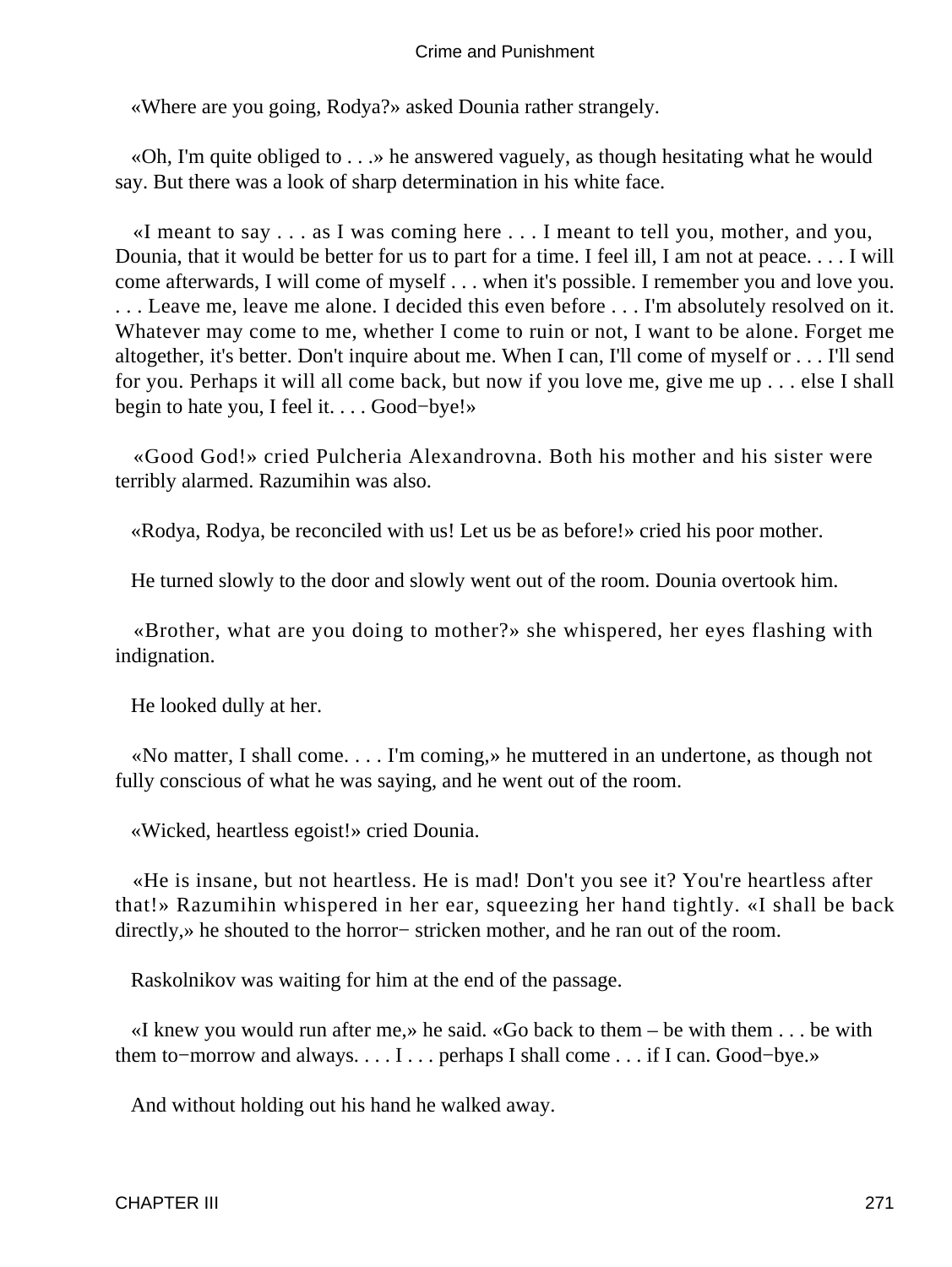«Where are you going, Rodya?» asked Dounia rather strangely.

«Oh, I'm quite obliged to . . .» he answered vaguely, as though hesitating what he would say. But there was a look of sharp determination in his white face.

«I meant to say . . . as I was coming here . . . I meant to tell you, mother, and you, Dounia, that it would be better for us to part for a time. I feel ill, I am not at peace. . . . I will come afterwards, I will come of myself . . . when it's possible. I remember you and love you. . . . Leave me, leave me alone. I decided this even before . . . I'm absolutely resolved on it. Whatever may come to me, whether I come to ruin or not, I want to be alone. Forget me altogether, it's better. Don't inquire about me. When I can, I'll come of myself or . . . I'll send for you. Perhaps it will all come back, but now if you love me, give me up . . . else I shall begin to hate you, I feel it. . . . Good−bye!»

«Good God!» cried Pulcheria Alexandrovna. Both his mother and his sister were terribly alarmed. Razumihin was also.

«Rodya, Rodya, be reconciled with us! Let us be as before!» cried his poor mother.

He turned slowly to the door and slowly went out of the room. Dounia overtook him.

«Brother, what are you doing to mother?» she whispered, her eyes flashing with indignation.

He looked dully at her.

«No matter, I shall come. . . . I'm coming,» he muttered in an undertone, as though not fully conscious of what he was saying, and he went out of the room.

«Wicked, heartless egoist!» cried Dounia.

«He is insane, but not heartless. He is mad! Don't you see it? You're heartless after that!» Razumihin whispered in her ear, squeezing her hand tightly. «I shall be back directly,» he shouted to the horror− stricken mother, and he ran out of the room.

Raskolnikov was waiting for him at the end of the passage.

«I knew you would run after me,» he said. «Go back to them – be with them . . . be with them to−morrow and always. . . . I . . . perhaps I shall come . . . if I can. Good−bye.»

And without holding out his hand he walked away.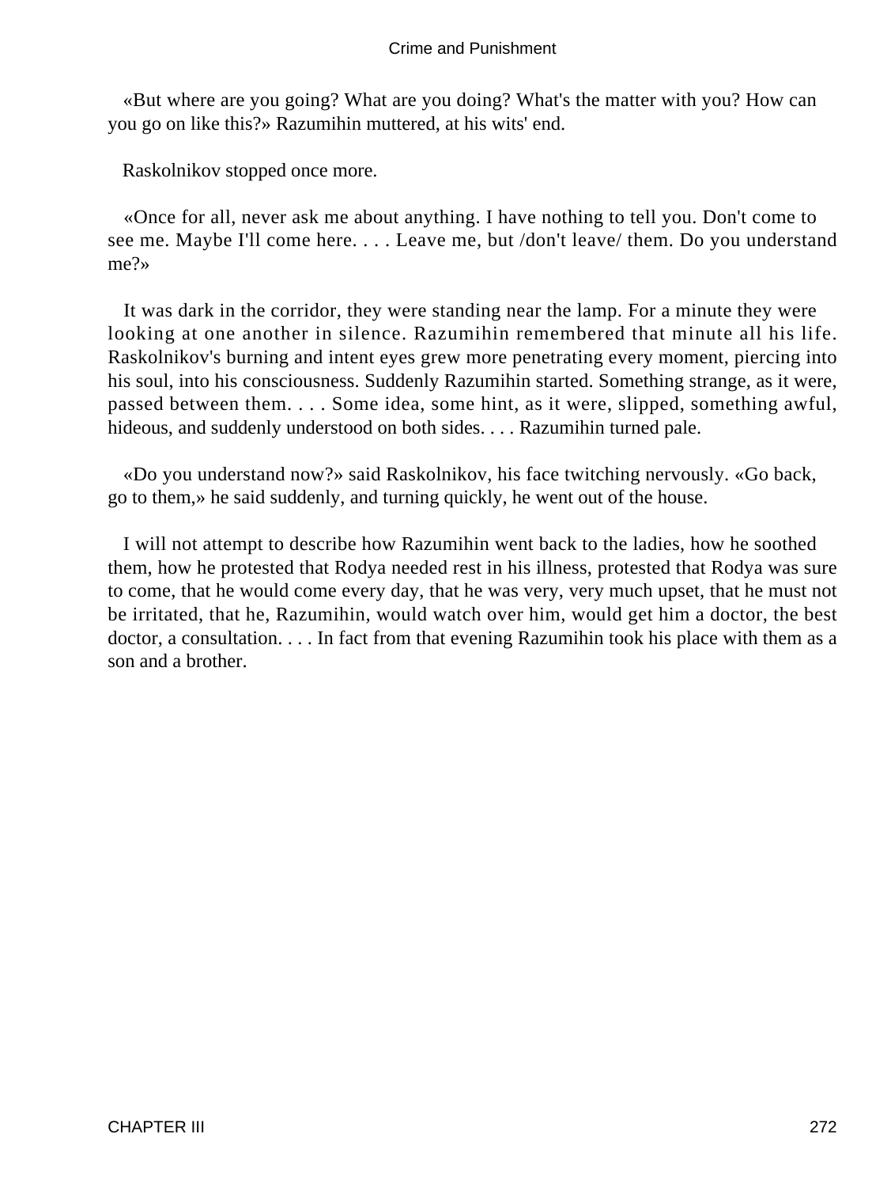«But where are you going? What are you doing? What's the matter with you? How can you go on like this?» Razumihin muttered, at his wits' end.

Raskolnikov stopped once more.

«Once for all, never ask me about anything. I have nothing to tell you. Don't come to see me. Maybe I'll come here. . . . Leave me, but /don't leave/ them. Do you understand me?»

It was dark in the corridor, they were standing near the lamp. For a minute they were looking at one another in silence. Razumihin remembered that minute all his life. Raskolnikov's burning and intent eyes grew more penetrating every moment, piercing into his soul, into his consciousness. Suddenly Razumihin started. Something strange, as it were, passed between them. . . . Some idea, some hint, as it were, slipped, something awful, hideous, and suddenly understood on both sides. . . . Razumihin turned pale.

«Do you understand now?» said Raskolnikov, his face twitching nervously. «Go back, go to them,» he said suddenly, and turning quickly, he went out of the house.

I will not attempt to describe how Razumihin went back to the ladies, how he soothed them, how he protested that Rodya needed rest in his illness, protested that Rodya was sure to come, that he would come every day, that he was very, very much upset, that he must not be irritated, that he, Razumihin, would watch over him, would get him a doctor, the best doctor, a consultation. . . . In fact from that evening Razumihin took his place with them as a son and a brother.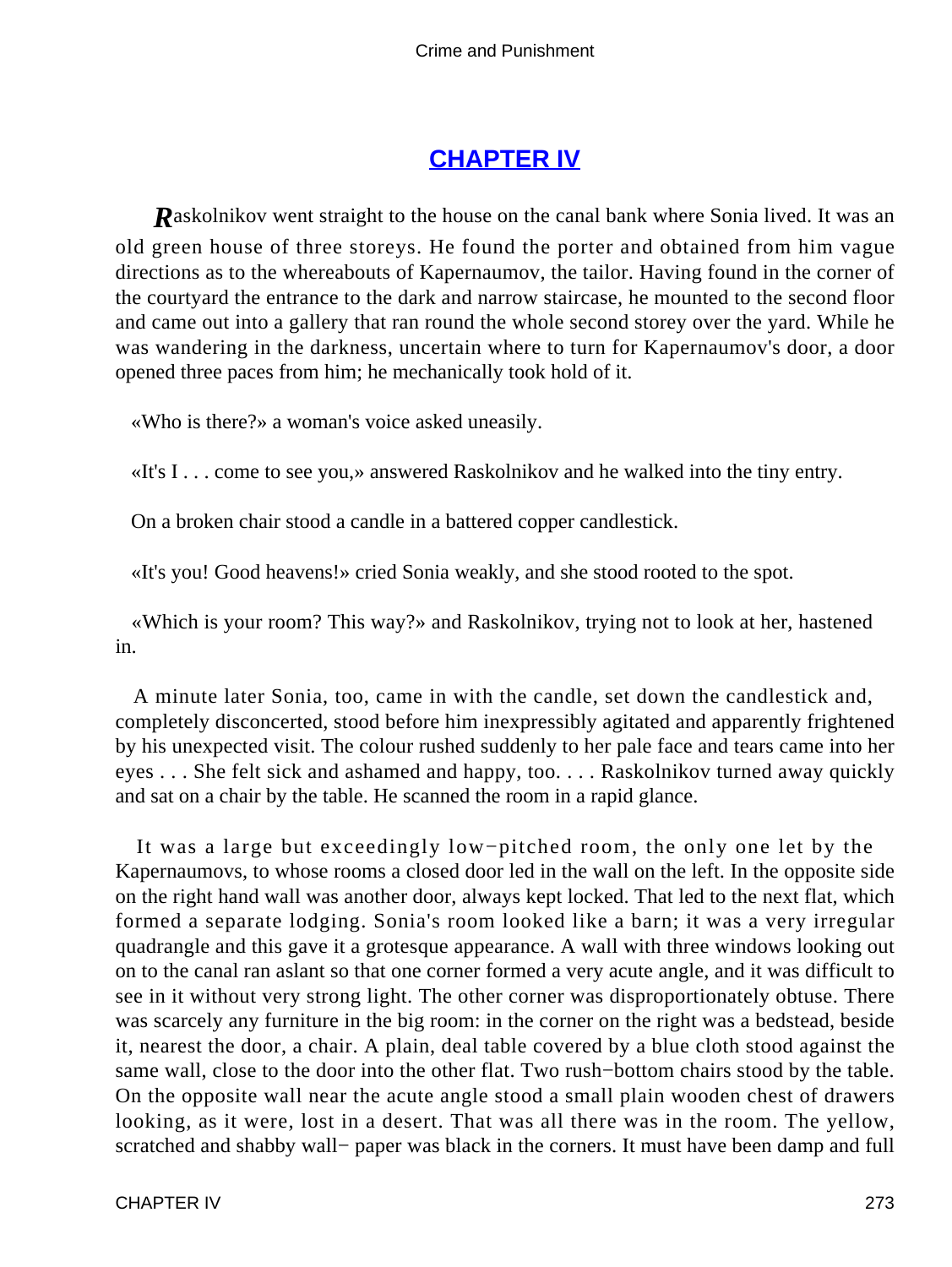## CHAPTER IV

*R*askolnikov went straight to the house on the canal bank where Sonia lived. It was an old green house of three storeys. He found the porter and obtained from him vague directions as to the whereabouts of Kapernaumov, the tailor. Having found in the corner of the courtyard the entrance to the dark and narrow staircase, he mounted to the second floor and came out into a gallery that ran round the whole second storey over the yard. While he was wandering in the darkness, uncertain where to turn for Kapernaumov's door, a door opened three paces from him; he mechanically took hold of it.

«Who is there?» a woman's voice asked uneasily.

«It's I . . . come to see you,» answered Raskolnikov and he walked into the tiny entry.

On a broken chair stood a candle in a battered copper candlestick.

«It's you! Good heavens!» cried Sonia weakly, and she stood rooted to the spot.

«Which is your room? This way?» and Raskolnikov, trying not to look at her, hastened in.

A minute later Sonia, too, came in with the candle, set down the candlestick and, completely disconcerted, stood before him inexpressibly agitated and apparently frightened by his unexpected visit. The colour rushed suddenly to her pale face and tears came into her eyes . . . She felt sick and ashamed and happy, too. . . . Raskolnikov turned away quickly and sat on a chair by the table. He scanned the room in a rapid glance.

It was a large but exceedingly low−pitched room, the only one let by the Kapernaumovs, to whose rooms a closed door led in the wall on the left. In the opposite side on the right hand wall was another door, always kept locked. That led to the next flat, which formed a separate lodging. Sonia's room looked like a barn; it was a very irregular quadrangle and this gave it a grotesque appearance. A wall with three windows looking out on to the canal ran aslant so that one corner formed a very acute angle, and it was difficult to see in it without very strong light. The other corner was disproportionately obtuse. There was scarcely any furniture in the big room: in the corner on the right was a bedstead, beside it, nearest the door, a chair. A plain, deal table covered by a blue cloth stood against the same wall, close to the door into the other flat. Two rush−bottom chairs stood by the table. On the opposite wall near the acute angle stood a small plain wooden chest of drawers looking, as it were, lost in a desert. That was all there was in the room. The yellow, scratched and shabby wall− paper was black in the corners. It must have been damp and full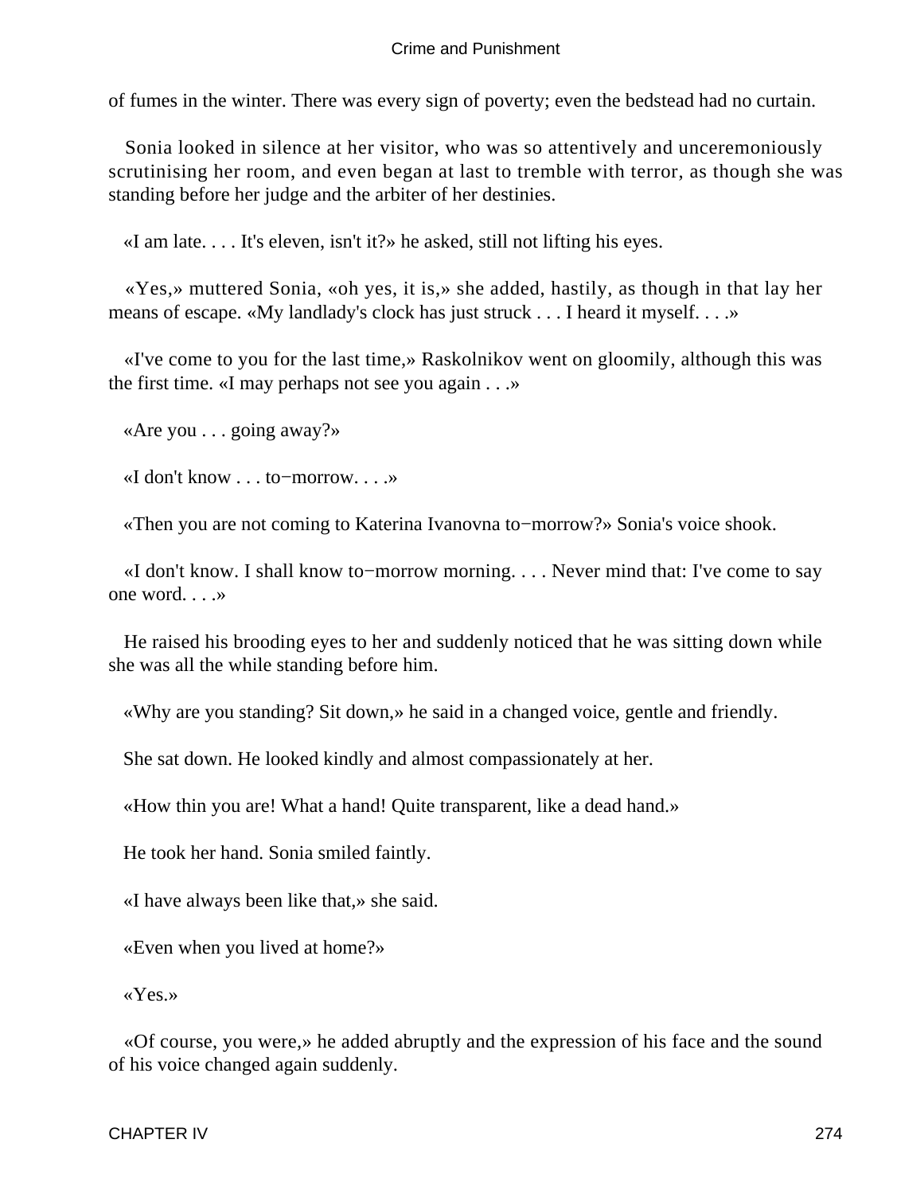of fumes in the winter. There was every sign of poverty; even the bedstead had no curtain.

Sonia looked in silence at her visitor, who was so attentively and unceremoniously scrutinising her room, and even began at last to tremble with terror, as though she was standing before her judge and the arbiter of her destinies.

«I am late. . . . It's eleven, isn't it?» he asked, still not lifting his eyes.

«Yes,» muttered Sonia, «oh yes, it is,» she added, hastily, as though in that lay her means of escape. «My landlady's clock has just struck . . . I heard it myself. . . .»

«I've come to you for the last time,» Raskolnikov went on gloomily, although this was the first time. «I may perhaps not see you again . . .»

«Are you . . . going away?»

«I don't know . . . to−morrow. . . .»

«Then you are not coming to Katerina Ivanovna to−morrow?» Sonia's voice shook.

«I don't know. I shall know to−morrow morning. . . . Never mind that: I've come to say one word. . . .»

He raised his brooding eyes to her and suddenly noticed that he was sitting down while she was all the while standing before him.

«Why are you standing? Sit down,» he said in a changed voice, gentle and friendly.

She sat down. He looked kindly and almost compassionately at her.

«How thin you are! What a hand! Quite transparent, like a dead hand.»

He took her hand. Sonia smiled faintly.

«I have always been like that,» she said.

«Even when you lived at home?»

«Yes.»

«Of course, you were,» he added abruptly and the expression of his face and the sound of his voice changed again suddenly.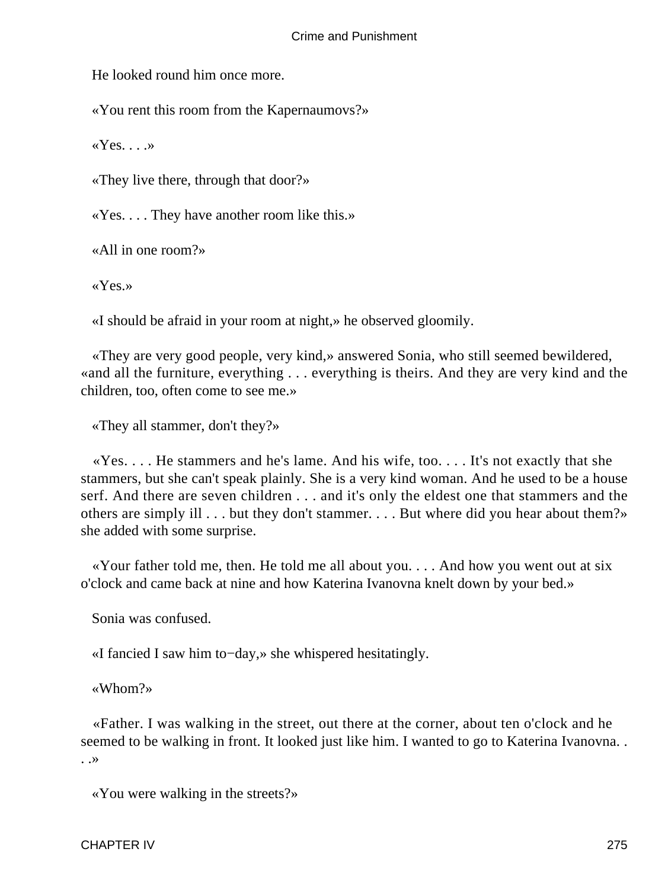He looked round him once more.

«You rent this room from the Kapernaumovs?»

«Yes. . . .»

«They live there, through that door?»

«Yes. . . . They have another room like this.»

«All in one room?»

«Yes.»

«I should be afraid in your room at night,» he observed gloomily.

«They are very good people, very kind,» answered Sonia, who still seemed bewildered, «and all the furniture, everything . . . everything is theirs. And they are very kind and the children, too, often come to see me.»

«They all stammer, don't they?»

«Yes. . . . He stammers and he's lame. And his wife, too. . . . It's not exactly that she stammers, but she can't speak plainly. She is a very kind woman. And he used to be a house serf. And there are seven children . . . and it's only the eldest one that stammers and the others are simply ill . . . but they don't stammer. . . . But where did you hear about them?» she added with some surprise.

«Your father told me, then. He told me all about you. . . . And how you went out at six o'clock and came back at nine and how Katerina Ivanovna knelt down by your bed.»

Sonia was confused.

«I fancied I saw him to−day,» she whispered hesitatingly.

«Whom?»

«Father. I was walking in the street, out there at the corner, about ten o'clock and he seemed to be walking in front. It looked just like him. I wanted to go to Katerina Ivanovna. . . .»

«You were walking in the streets?»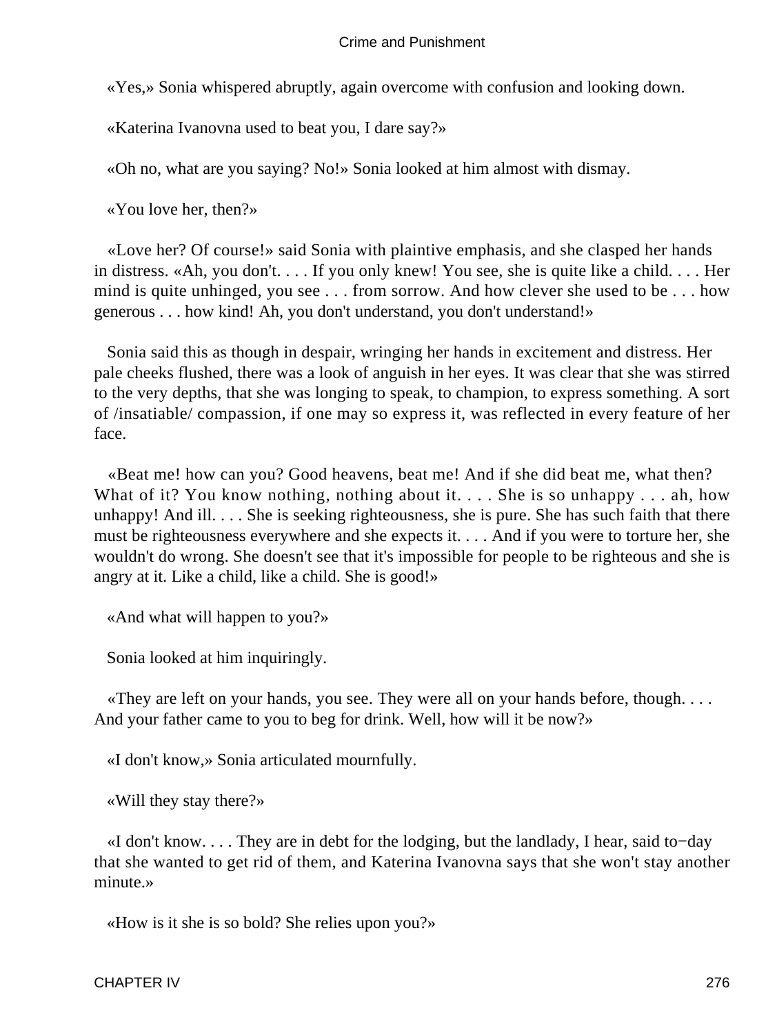«Yes,» Sonia whispered abruptly, again overcome with confusion and looking down.

«Katerina Ivanovna used to beat you, I dare say?»

«Oh no, what are you saying? No!» Sonia looked at him almost with dismay.

«You love her, then?»

«Love her? Of course!» said Sonia with plaintive emphasis, and she clasped her hands in distress. «Ah, you don't. . . . If you only knew! You see, she is quite like a child. . . . Her mind is quite unhinged, you see . . . from sorrow. And how clever she used to be . . . how generous . . . how kind! Ah, you don't understand, you don't understand!»

Sonia said this as though in despair, wringing her hands in excitement and distress. Her pale cheeks flushed, there was a look of anguish in her eyes. It was clear that she was stirred to the very depths, that she was longing to speak, to champion, to express something. A sort of /insatiable/ compassion, if one may so express it, was reflected in every feature of her face.

«Beat me! how can you? Good heavens, beat me! And if she did beat me, what then? What of it? You know nothing, nothing about it. . . . She is so unhappy . . . ah, how unhappy! And ill. . . . She is seeking righteousness, she is pure. She has such faith that there must be righteousness everywhere and she expects it. . . . And if you were to torture her, she wouldn't do wrong. She doesn't see that it's impossible for people to be righteous and she is angry at it. Like a child, like a child. She is good!»

«And what will happen to you?»

Sonia looked at him inquiringly.

«They are left on your hands, you see. They were all on your hands before, though. . . . And your father came to you to beg for drink. Well, how will it be now?»

«I don't know,» Sonia articulated mournfully.

«Will they stay there?»

«I don't know. . . . They are in debt for the lodging, but the landlady, I hear, said to−day that she wanted to get rid of them, and Katerina Ivanovna says that she won't stay another minute.»

«How is it she is so bold? She relies upon you?»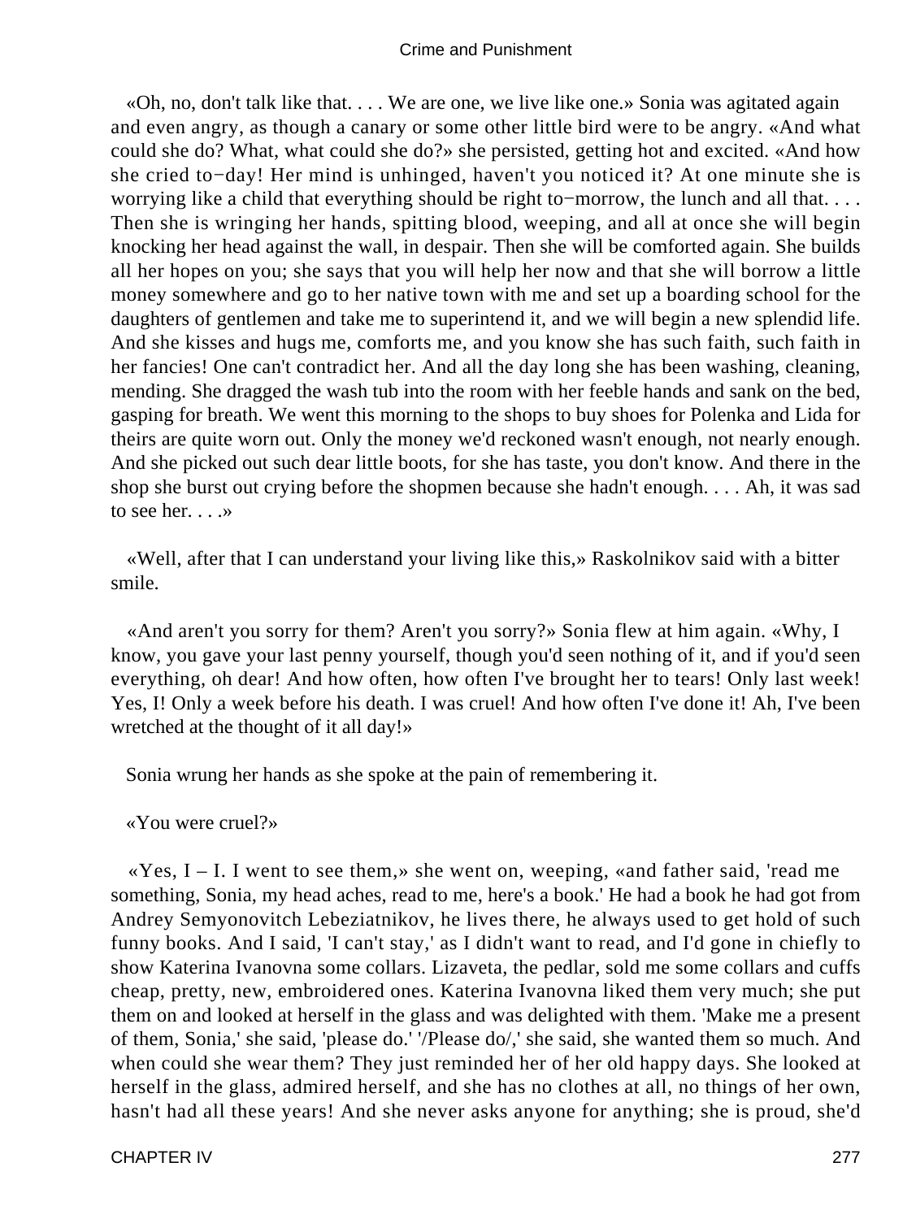«Oh, no, don't talk like that. . . . We are one, we live like one.» Sonia was agitated again and even angry, as though a canary or some other little bird were to be angry. «And what could she do? What, what could she do?» she persisted, getting hot and excited. «And how she cried to−day! Her mind is unhinged, haven't you noticed it? At one minute she is worrying like a child that everything should be right to−morrow, the lunch and all that. . . . Then she is wringing her hands, spitting blood, weeping, and all at once she will begin knocking her head against the wall, in despair. Then she will be comforted again. She builds all her hopes on you; she says that you will help her now and that she will borrow a little money somewhere and go to her native town with me and set up a boarding school for the daughters of gentlemen and take me to superintend it, and we will begin a new splendid life. And she kisses and hugs me, comforts me, and you know she has such faith, such faith in her fancies! One can't contradict her. And all the day long she has been washing, cleaning, mending. She dragged the wash tub into the room with her feeble hands and sank on the bed, gasping for breath. We went this morning to the shops to buy shoes for Polenka and Lida for theirs are quite worn out. Only the money we'd reckoned wasn't enough, not nearly enough. And she picked out such dear little boots, for she has taste, you don't know. And there in the shop she burst out crying before the shopmen because she hadn't enough. . . . Ah, it was sad to see her. . . .»

«Well, after that I can understand your living like this,» Raskolnikov said with a bitter smile.

«And aren't you sorry for them? Aren't you sorry?» Sonia flew at him again. «Why, I know, you gave your last penny yourself, though you'd seen nothing of it, and if you'd seen everything, oh dear! And how often, how often I've brought her to tears! Only last week! Yes, I! Only a week before his death. I was cruel! And how often I've done it! Ah, I've been wretched at the thought of it all day!»

Sonia wrung her hands as she spoke at the pain of remembering it.

«You were cruel?»

«Yes, I – I. I went to see them,» she went on, weeping, «and father said, 'read me something, Sonia, my head aches, read to me, here's a book.' He had a book he had got from Andrey Semyonovitch Lebeziatnikov, he lives there, he always used to get hold of such funny books. And I said, 'I can't stay,' as I didn't want to read, and I'd gone in chiefly to show Katerina Ivanovna some collars. Lizaveta, the pedlar, sold me some collars and cuffs cheap, pretty, new, embroidered ones. Katerina Ivanovna liked them very much; she put them on and looked at herself in the glass and was delighted with them. 'Make me a present of them, Sonia,' she said, 'please do.' '/Please do/,' she said, she wanted them so much. And when could she wear them? They just reminded her of her old happy days. She looked at herself in the glass, admired herself, and she has no clothes at all, no things of her own, hasn't had all these years! And she never asks anyone for anything; she is proud, she'd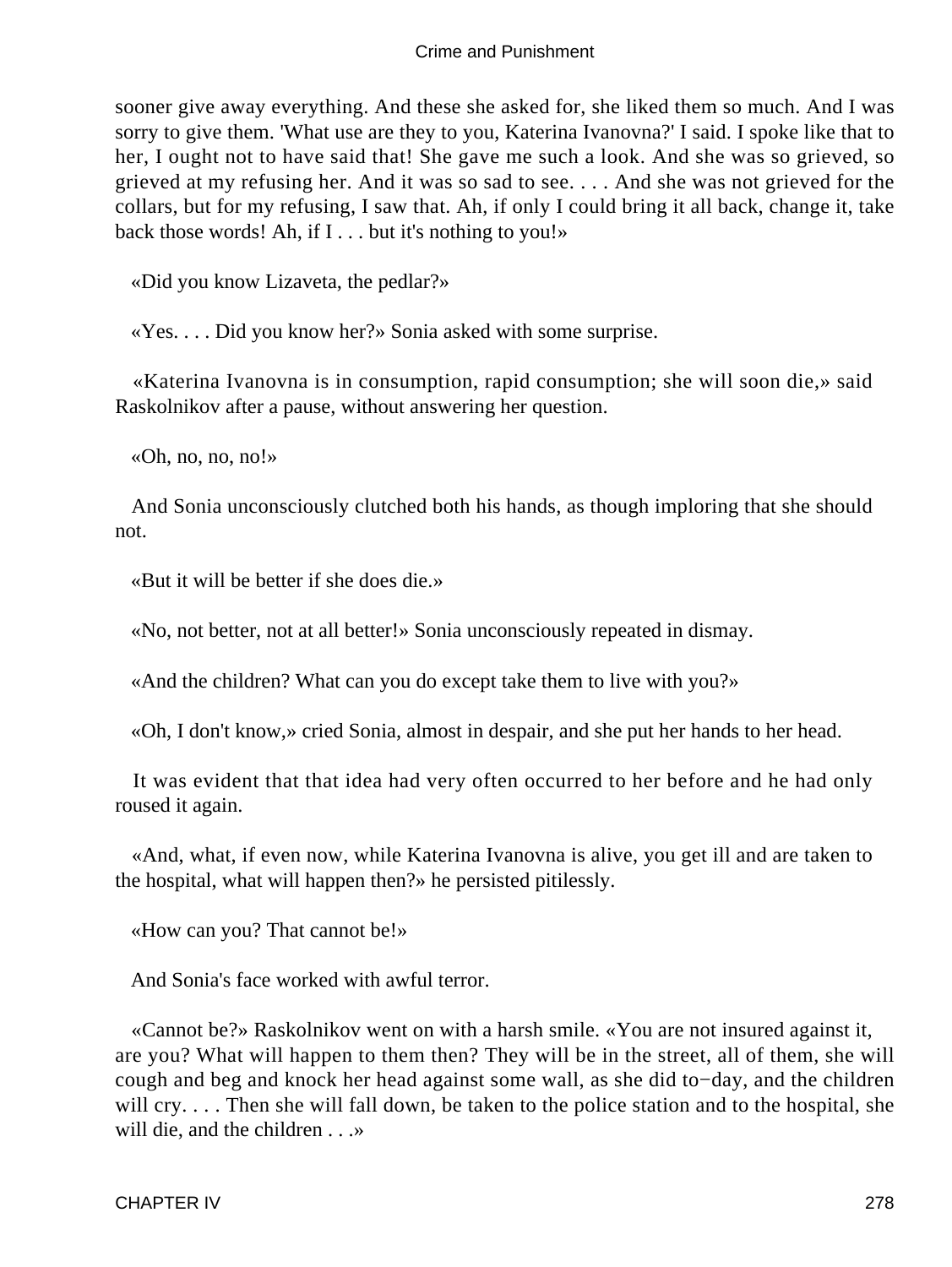sooner give away everything. And these she asked for, she liked them so much. And I was sorry to give them. 'What use are they to you, Katerina Ivanovna?' I said. I spoke like that to her, I ought not to have said that! She gave me such a look. And she was so grieved, so grieved at my refusing her. And it was so sad to see. . . . And she was not grieved for the collars, but for my refusing, I saw that. Ah, if only I could bring it all back, change it, take back those words! Ah, if I . . . but it's nothing to you!»

«Did you know Lizaveta, the pedlar?»

«Yes. . . . Did you know her?» Sonia asked with some surprise.

«Katerina Ivanovna is in consumption, rapid consumption; she will soon die,» said Raskolnikov after a pause, without answering her question.

«Oh, no, no, no!»

And Sonia unconsciously clutched both his hands, as though imploring that she should not.

«But it will be better if she does die.»

«No, not better, not at all better!» Sonia unconsciously repeated in dismay.

«And the children? What can you do except take them to live with you?»

«Oh, I don't know,» cried Sonia, almost in despair, and she put her hands to her head.

It was evident that that idea had very often occurred to her before and he had only roused it again.

«And, what, if even now, while Katerina Ivanovna is alive, you get ill and are taken to the hospital, what will happen then?» he persisted pitilessly.

«How can you? That cannot be!»

And Sonia's face worked with awful terror.

«Cannot be?» Raskolnikov went on with a harsh smile. «You are not insured against it, are you? What will happen to them then? They will be in the street, all of them, she will cough and beg and knock her head against some wall, as she did to−day, and the children will cry. . . . Then she will fall down, be taken to the police station and to the hospital, she will die, and the children . . .»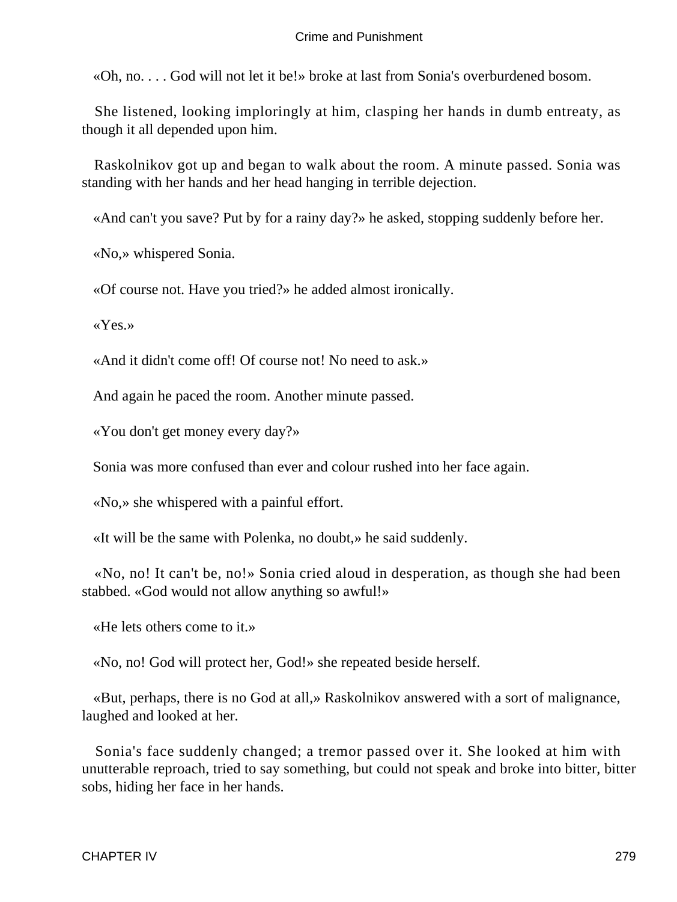«Oh, no. . . . God will not let it be!» broke at last from Sonia's overburdened bosom.

She listened, looking imploringly at him, clasping her hands in dumb entreaty, as though it all depended upon him.

Raskolnikov got up and began to walk about the room. A minute passed. Sonia was standing with her hands and her head hanging in terrible dejection.

«And can't you save? Put by for a rainy day?» he asked, stopping suddenly before her.

«No,» whispered Sonia.

«Of course not. Have you tried?» he added almost ironically.

«Yes.»

«And it didn't come off! Of course not! No need to ask.»

And again he paced the room. Another minute passed.

«You don't get money every day?»

Sonia was more confused than ever and colour rushed into her face again.

«No,» she whispered with a painful effort.

«It will be the same with Polenka, no doubt,» he said suddenly.

«No, no! It can't be, no!» Sonia cried aloud in desperation, as though she had been stabbed. «God would not allow anything so awful!»

«He lets others come to it.»

«No, no! God will protect her, God!» she repeated beside herself.

«But, perhaps, there is no God at all,» Raskolnikov answered with a sort of malignance, laughed and looked at her.

Sonia's face suddenly changed; a tremor passed over it. She looked at him with unutterable reproach, tried to say something, but could not speak and broke into bitter, bitter sobs, hiding her face in her hands.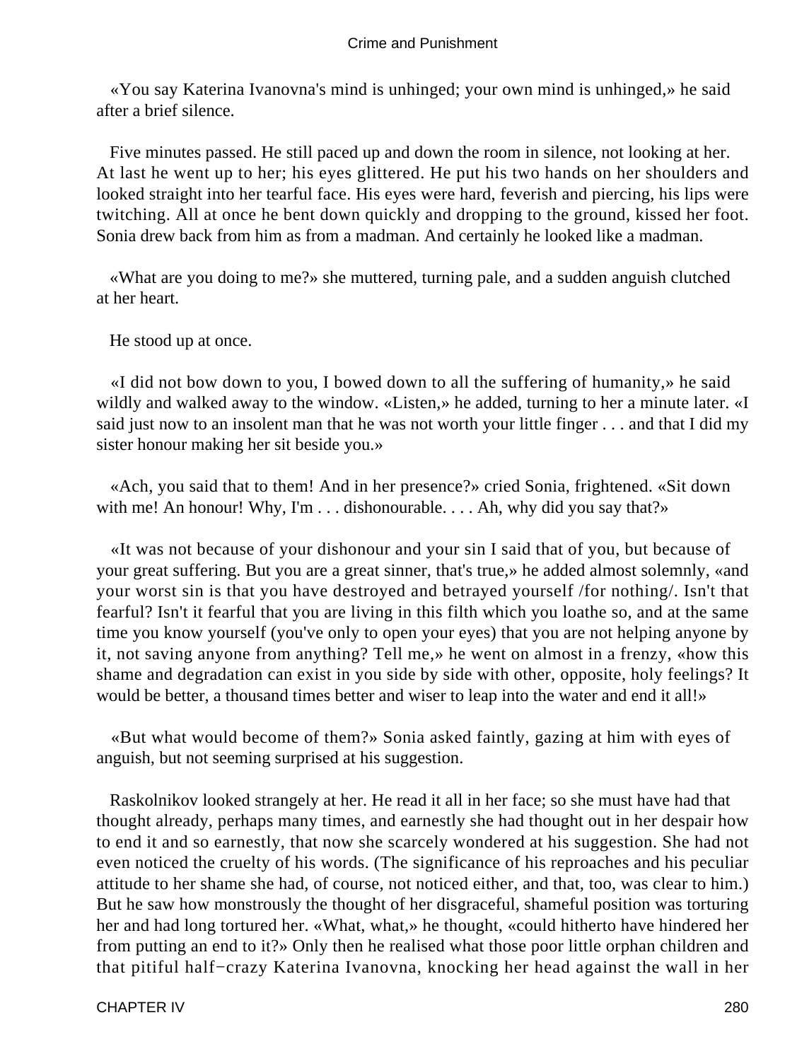«You say Katerina Ivanovna's mind is unhinged; your own mind is unhinged,» he said after a brief silence.

Five minutes passed. He still paced up and down the room in silence, not looking at her. At last he went up to her; his eyes glittered. He put his two hands on her shoulders and looked straight into her tearful face. His eyes were hard, feverish and piercing, his lips were twitching. All at once he bent down quickly and dropping to the ground, kissed her foot. Sonia drew back from him as from a madman. And certainly he looked like a madman.

«What are you doing to me?» she muttered, turning pale, and a sudden anguish clutched at her heart.

He stood up at once.

«I did not bow down to you, I bowed down to all the suffering of humanity,» he said wildly and walked away to the window. «Listen,» he added, turning to her a minute later. «I said just now to an insolent man that he was not worth your little finger . . . and that I did my sister honour making her sit beside you.»

«Ach, you said that to them! And in her presence?» cried Sonia, frightened. «Sit down with me! An honour! Why, I'm . . . dishonourable. . . . Ah, why did you say that?»

«It was not because of your dishonour and your sin I said that of you, but because of your great suffering. But you are a great sinner, that's true,» he added almost solemnly, «and your worst sin is that you have destroyed and betrayed yourself /for nothing/. Isn't that fearful? Isn't it fearful that you are living in this filth which you loathe so, and at the same time you know yourself (you've only to open your eyes) that you are not helping anyone by it, not saving anyone from anything? Tell me,» he went on almost in a frenzy, «how this shame and degradation can exist in you side by side with other, opposite, holy feelings? It would be better, a thousand times better and wiser to leap into the water and end it all!»

«But what would become of them?» Sonia asked faintly, gazing at him with eyes of anguish, but not seeming surprised at his suggestion.

Raskolnikov looked strangely at her. He read it all in her face; so she must have had that thought already, perhaps many times, and earnestly she had thought out in her despair how to end it and so earnestly, that now she scarcely wondered at his suggestion. She had not even noticed the cruelty of his words. (The significance of his reproaches and his peculiar attitude to her shame she had, of course, not noticed either, and that, too, was clear to him.) But he saw how monstrously the thought of her disgraceful, shameful position was torturing her and had long tortured her. «What, what,» he thought, «could hitherto have hindered her from putting an end to it?» Only then he realised what those poor little orphan children and that pitiful half−crazy Katerina Ivanovna, knocking her head against the wall in her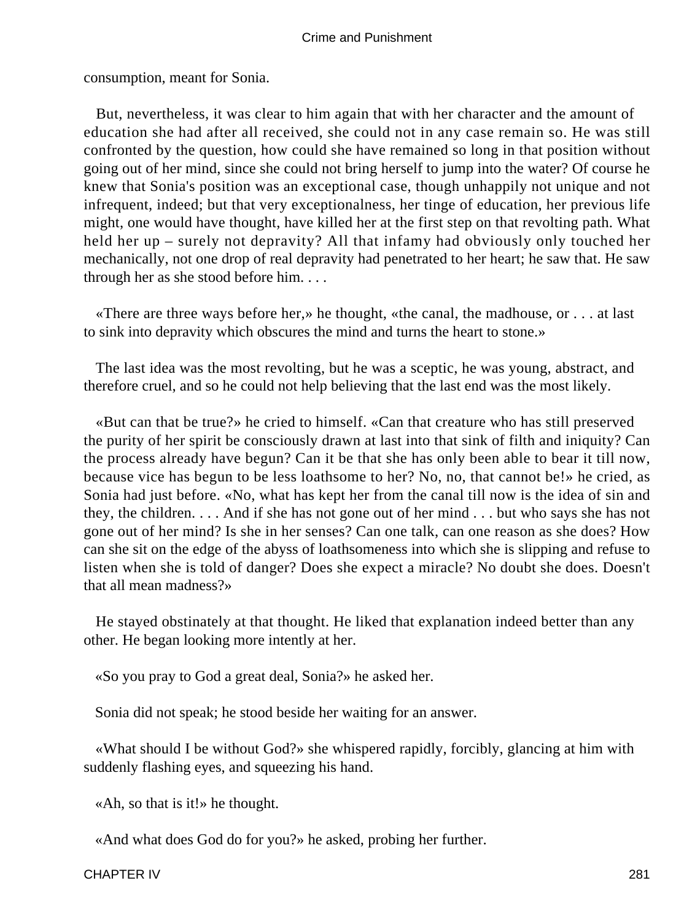consumption, meant for Sonia.

But, nevertheless, it was clear to him again that with her character and the amount of education she had after all received, she could not in any case remain so. He was still confronted by the question, how could she have remained so long in that position without going out of her mind, since she could not bring herself to jump into the water? Of course he knew that Sonia's position was an exceptional case, though unhappily not unique and not infrequent, indeed; but that very exceptionalness, her tinge of education, her previous life might, one would have thought, have killed her at the first step on that revolting path. What held her up – surely not depravity? All that infamy had obviously only touched her mechanically, not one drop of real depravity had penetrated to her heart; he saw that. He saw through her as she stood before him. . . .

«There are three ways before her,» he thought, «the canal, the madhouse, or . . . at last to sink into depravity which obscures the mind and turns the heart to stone.»

The last idea was the most revolting, but he was a sceptic, he was young, abstract, and therefore cruel, and so he could not help believing that the last end was the most likely.

«But can that be true?» he cried to himself. «Can that creature who has still preserved the purity of her spirit be consciously drawn at last into that sink of filth and iniquity? Can the process already have begun? Can it be that she has only been able to bear it till now, because vice has begun to be less loathsome to her? No, no, that cannot be!» he cried, as Sonia had just before. «No, what has kept her from the canal till now is the idea of sin and they, the children. . . . And if she has not gone out of her mind . . . but who says she has not gone out of her mind? Is she in her senses? Can one talk, can one reason as she does? How can she sit on the edge of the abyss of loathsomeness into which she is slipping and refuse to listen when she is told of danger? Does she expect a miracle? No doubt she does. Doesn't that all mean madness?»

He stayed obstinately at that thought. He liked that explanation indeed better than any other. He began looking more intently at her.

«So you pray to God a great deal, Sonia?» he asked her.

Sonia did not speak; he stood beside her waiting for an answer.

«What should I be without God?» she whispered rapidly, forcibly, glancing at him with suddenly flashing eyes, and squeezing his hand.

«Ah, so that is it!» he thought.

«And what does God do for you?» he asked, probing her further.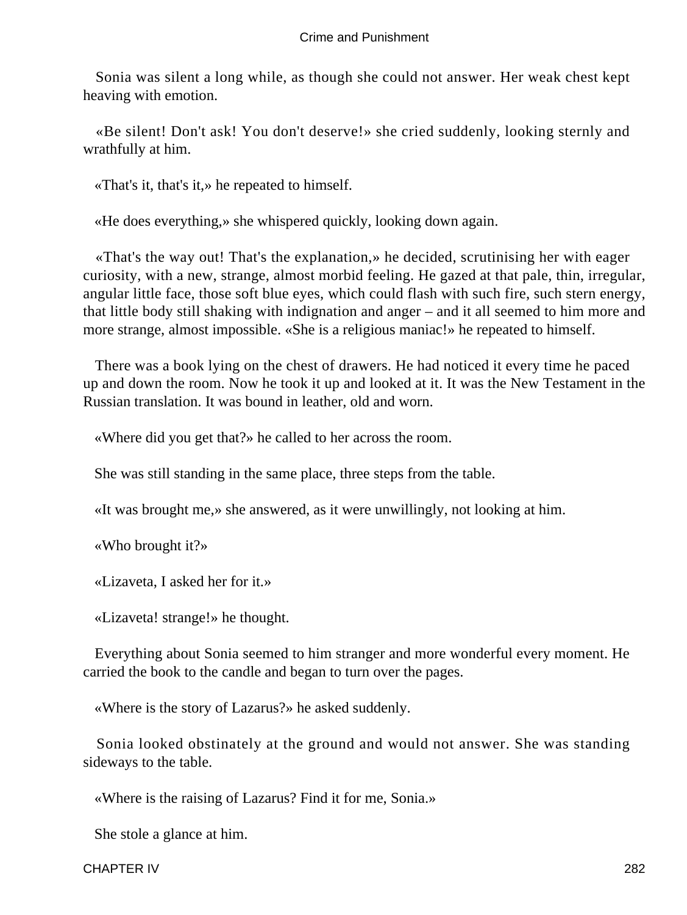Sonia was silent a long while, as though she could not answer. Her weak chest kept heaving with emotion.

«Be silent! Don't ask! You don't deserve!» she cried suddenly, looking sternly and wrathfully at him.

«That's it, that's it,» he repeated to himself.

«He does everything,» she whispered quickly, looking down again.

«That's the way out! That's the explanation,» he decided, scrutinising her with eager curiosity, with a new, strange, almost morbid feeling. He gazed at that pale, thin, irregular, angular little face, those soft blue eyes, which could flash with such fire, such stern energy, that little body still shaking with indignation and anger – and it all seemed to him more and more strange, almost impossible. «She is a religious maniac!» he repeated to himself.

There was a book lying on the chest of drawers. He had noticed it every time he paced up and down the room. Now he took it up and looked at it. It was the New Testament in the Russian translation. It was bound in leather, old and worn.

«Where did you get that?» he called to her across the room.

She was still standing in the same place, three steps from the table.

«It was brought me,» she answered, as it were unwillingly, not looking at him.

«Who brought it?»

«Lizaveta, I asked her for it.»

«Lizaveta! strange!» he thought.

Everything about Sonia seemed to him stranger and more wonderful every moment. He carried the book to the candle and began to turn over the pages.

«Where is the story of Lazarus?» he asked suddenly.

Sonia looked obstinately at the ground and would not answer. She was standing sideways to the table.

«Where is the raising of Lazarus? Find it for me, Sonia.»

She stole a glance at him.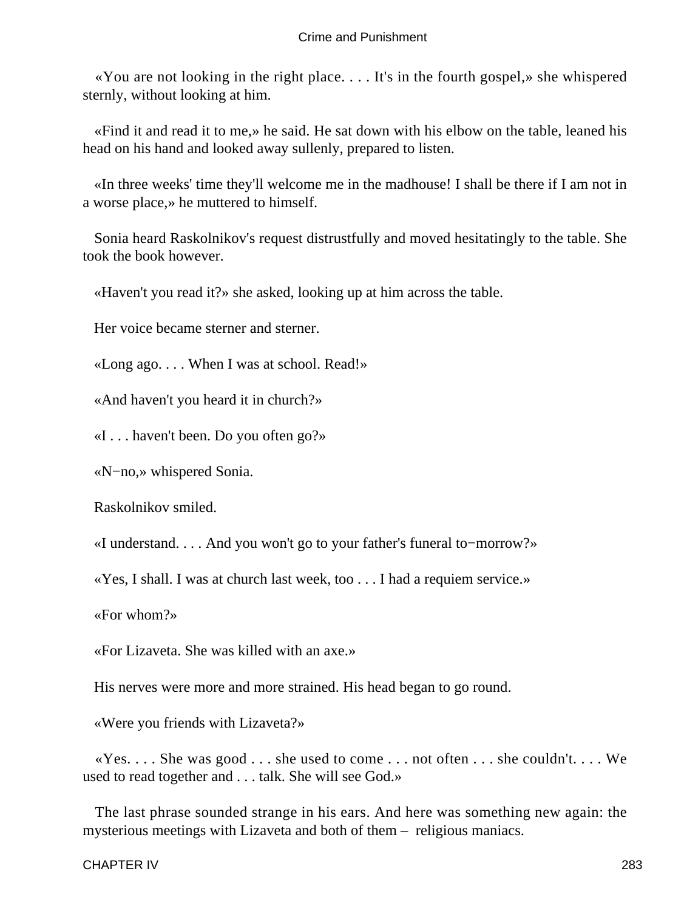«You are not looking in the right place. . . . It's in the fourth gospel,» she whispered sternly, without looking at him.

«Find it and read it to me,» he said. He sat down with his elbow on the table, leaned his head on his hand and looked away sullenly, prepared to listen.

«In three weeks' time they'll welcome me in the madhouse! I shall be there if I am not in a worse place,» he muttered to himself.

Sonia heard Raskolnikov's request distrustfully and moved hesitatingly to the table. She took the book however.

«Haven't you read it?» she asked, looking up at him across the table.

Her voice became sterner and sterner.

«Long ago. . . . When I was at school. Read!»

«And haven't you heard it in church?»

«I . . . haven't been. Do you often go?»

«N−no,» whispered Sonia.

Raskolnikov smiled.

«I understand. . . . And you won't go to your father's funeral to−morrow?»

«Yes, I shall. I was at church last week, too . . . I had a requiem service.»

«For whom?»

«For Lizaveta. She was killed with an axe.»

His nerves were more and more strained. His head began to go round.

«Were you friends with Lizaveta?»

«Yes. . . . She was good . . . she used to come . . . not often . . . she couldn't. . . . We used to read together and . . . talk. She will see God.»

The last phrase sounded strange in his ears. And here was something new again: the mysterious meetings with Lizaveta and both of them – religious maniacs.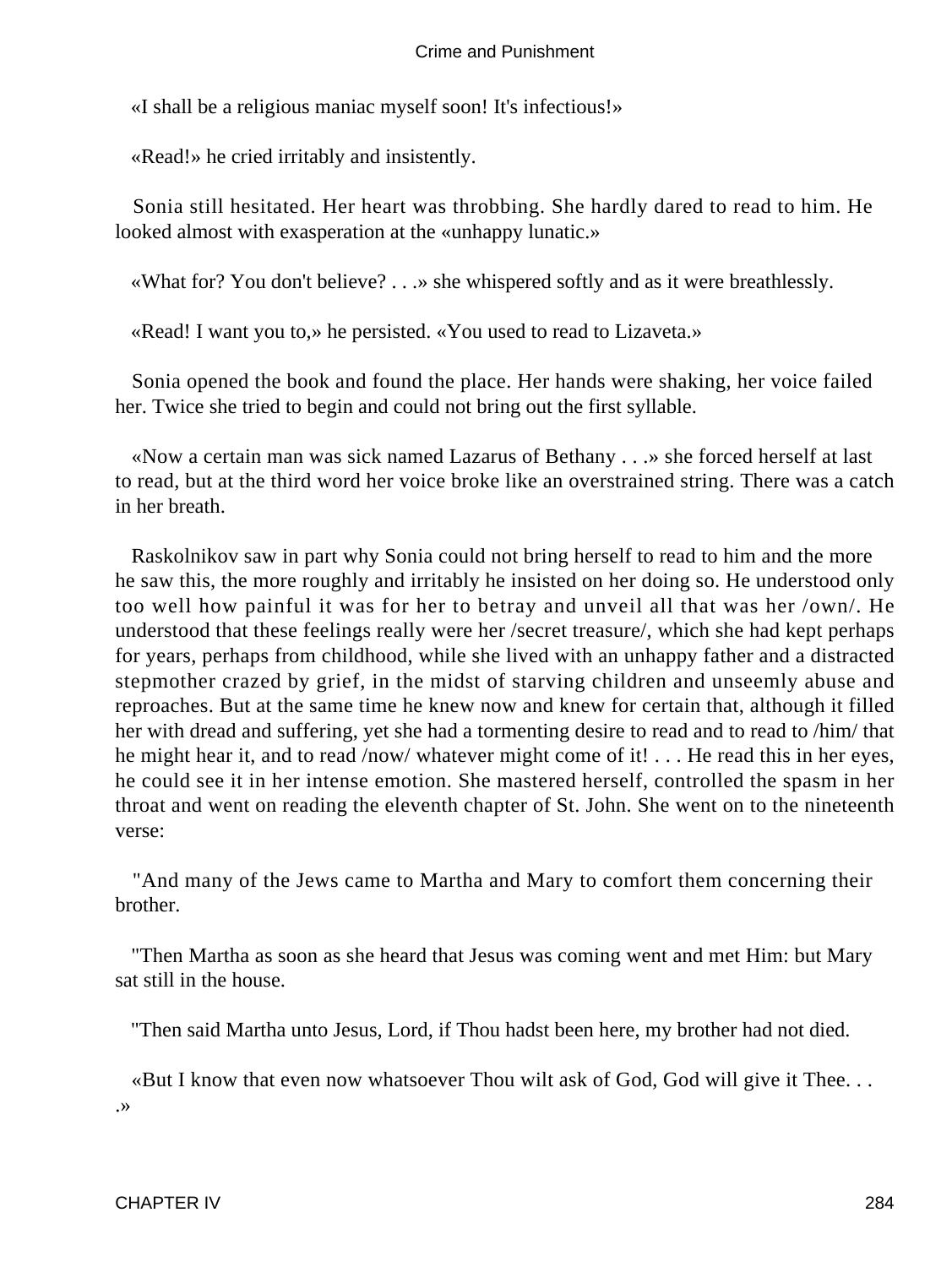«I shall be a religious maniac myself soon! It's infectious!»

«Read!» he cried irritably and insistently.

Sonia still hesitated. Her heart was throbbing. She hardly dared to read to him. He looked almost with exasperation at the «unhappy lunatic.»

«What for? You don't believe? . . .» she whispered softly and as it were breathlessly.

«Read! I want you to,» he persisted. «You used to read to Lizaveta.»

Sonia opened the book and found the place. Her hands were shaking, her voice failed her. Twice she tried to begin and could not bring out the first syllable.

«Now a certain man was sick named Lazarus of Bethany . . .» she forced herself at last to read, but at the third word her voice broke like an overstrained string. There was a catch in her breath.

Raskolnikov saw in part why Sonia could not bring herself to read to him and the more he saw this, the more roughly and irritably he insisted on her doing so. He understood only too well how painful it was for her to betray and unveil all that was her /own/. He understood that these feelings really were her /secret treasure/, which she had kept perhaps for years, perhaps from childhood, while she lived with an unhappy father and a distracted stepmother crazed by grief, in the midst of starving children and unseemly abuse and reproaches. But at the same time he knew now and knew for certain that, although it filled her with dread and suffering, yet she had a tormenting desire to read and to read to /him/ that he might hear it, and to read /now/ whatever might come of it! . . . He read this in her eyes, he could see it in her intense emotion. She mastered herself, controlled the spasm in her throat and went on reading the eleventh chapter of St. John. She went on to the nineteenth verse:

"And many of the Jews came to Martha and Mary to comfort them concerning their brother.

"Then Martha as soon as she heard that Jesus was coming went and met Him: but Mary sat still in the house.

"Then said Martha unto Jesus, Lord, if Thou hadst been here, my brother had not died.

«But I know that even now whatsoever Thou wilt ask of God, God will give it Thee. . . .»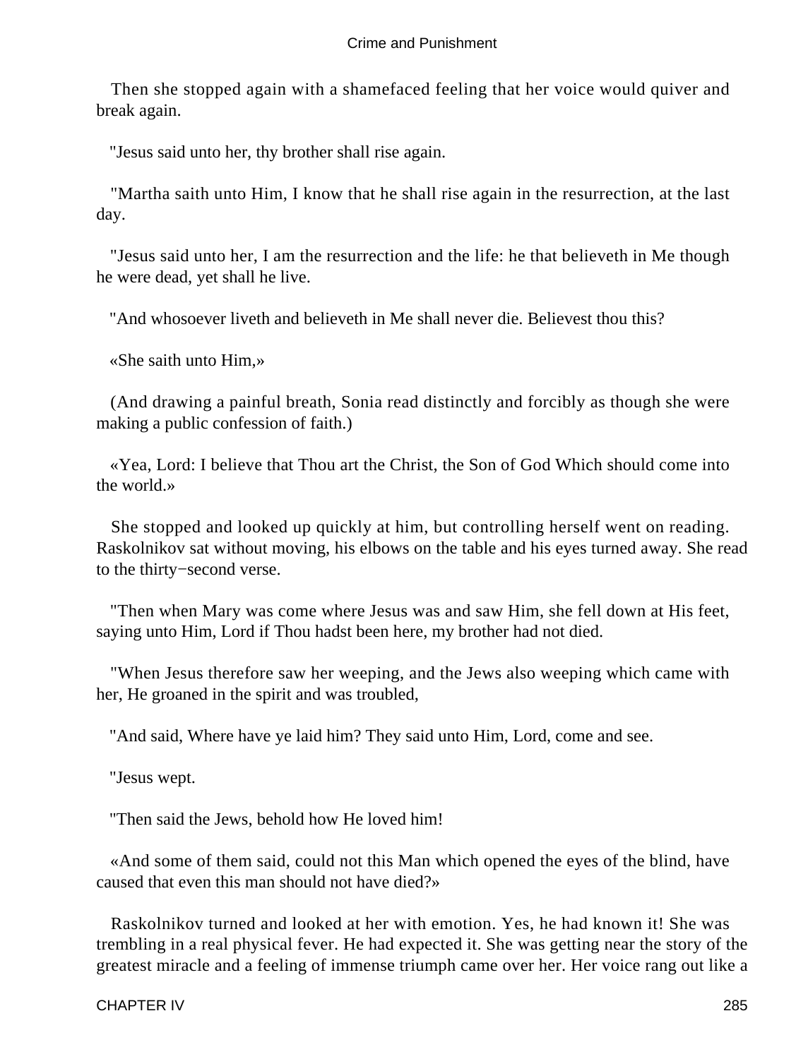Then she stopped again with a shamefaced feeling that her voice would quiver and break again.

"Jesus said unto her, thy brother shall rise again.

"Martha saith unto Him, I know that he shall rise again in the resurrection, at the last day.

"Jesus said unto her, I am the resurrection and the life: he that believeth in Me though he were dead, yet shall he live.

"And whosoever liveth and believeth in Me shall never die. Believest thou this?

«She saith unto Him,»

(And drawing a painful breath, Sonia read distinctly and forcibly as though she were making a public confession of faith.)

«Yea, Lord: I believe that Thou art the Christ, the Son of God Which should come into the world.»

She stopped and looked up quickly at him, but controlling herself went on reading. Raskolnikov sat without moving, his elbows on the table and his eyes turned away. She read to the thirty−second verse.

"Then when Mary was come where Jesus was and saw Him, she fell down at His feet, saying unto Him, Lord if Thou hadst been here, my brother had not died.

"When Jesus therefore saw her weeping, and the Jews also weeping which came with her, He groaned in the spirit and was troubled,

"And said, Where have ye laid him? They said unto Him, Lord, come and see.

"Jesus wept.

"Then said the Jews, behold how He loved him!

«And some of them said, could not this Man which opened the eyes of the blind, have caused that even this man should not have died?»

Raskolnikov turned and looked at her with emotion. Yes, he had known it! She was trembling in a real physical fever. He had expected it. She was getting near the story of the greatest miracle and a feeling of immense triumph came over her. Her voice rang out like a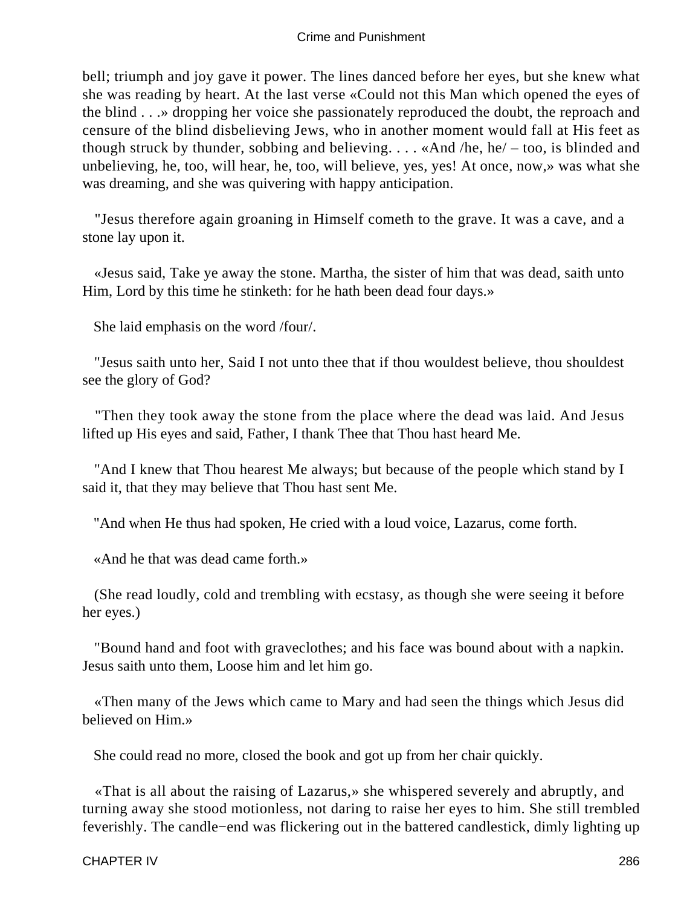bell; triumph and joy gave it power. The lines danced before her eyes, but she knew what she was reading by heart. At the last verse «Could not this Man which opened the eyes of the blind . . .» dropping her voice she passionately reproduced the doubt, the reproach and censure of the blind disbelieving Jews, who in another moment would fall at His feet as though struck by thunder, sobbing and believing. . . . «And /he, he/ – too, is blinded and unbelieving, he, too, will hear, he, too, will believe, yes, yes! At once, now,» was what she was dreaming, and she was quivering with happy anticipation.

"Jesus therefore again groaning in Himself cometh to the grave. It was a cave, and a stone lay upon it.

«Jesus said, Take ye away the stone. Martha, the sister of him that was dead, saith unto Him, Lord by this time he stinketh: for he hath been dead four days.»

She laid emphasis on the word /four/.

"Jesus saith unto her, Said I not unto thee that if thou wouldest believe, thou shouldest see the glory of God?

"Then they took away the stone from the place where the dead was laid. And Jesus lifted up His eyes and said, Father, I thank Thee that Thou hast heard Me.

"And I knew that Thou hearest Me always; but because of the people which stand by I said it, that they may believe that Thou hast sent Me.

"And when He thus had spoken, He cried with a loud voice, Lazarus, come forth.

«And he that was dead came forth.»

(She read loudly, cold and trembling with ecstasy, as though she were seeing it before her eyes.)

"Bound hand and foot with graveclothes; and his face was bound about with a napkin. Jesus saith unto them, Loose him and let him go.

«Then many of the Jews which came to Mary and had seen the things which Jesus did believed on Him.»

She could read no more, closed the book and got up from her chair quickly.

«That is all about the raising of Lazarus,» she whispered severely and abruptly, and turning away she stood motionless, not daring to raise her eyes to him. She still trembled feverishly. The candle−end was flickering out in the battered candlestick, dimly lighting up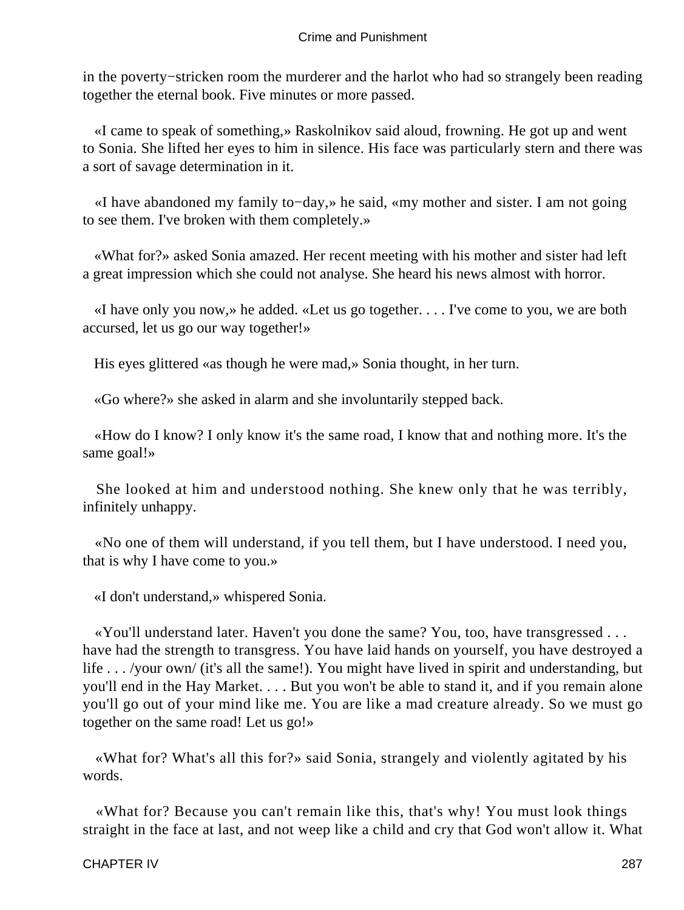in the poverty−stricken room the murderer and the harlot who had so strangely been reading together the eternal book. Five minutes or more passed.

«I came to speak of something,» Raskolnikov said aloud, frowning. He got up and went to Sonia. She lifted her eyes to him in silence. His face was particularly stern and there was a sort of savage determination in it.

«I have abandoned my family to−day,» he said, «my mother and sister. I am not going to see them. I've broken with them completely.»

«What for?» asked Sonia amazed. Her recent meeting with his mother and sister had left a great impression which she could not analyse. She heard his news almost with horror.

«I have only you now,» he added. «Let us go together. . . . I've come to you, we are both accursed, let us go our way together!»

His eyes glittered «as though he were mad,» Sonia thought, in her turn.

«Go where?» she asked in alarm and she involuntarily stepped back.

«How do I know? I only know it's the same road, I know that and nothing more. It's the same goal!»

She looked at him and understood nothing. She knew only that he was terribly, infinitely unhappy.

«No one of them will understand, if you tell them, but I have understood. I need you, that is why I have come to you.»

«I don't understand,» whispered Sonia.

«You'll understand later. Haven't you done the same? You, too, have transgressed . . . have had the strength to transgress. You have laid hands on yourself, you have destroyed a life . . . /your own/ (it's all the same!). You might have lived in spirit and understanding, but you'll end in the Hay Market. . . . But you won't be able to stand it, and if you remain alone you'll go out of your mind like me. You are like a mad creature already. So we must go together on the same road! Let us go!»

«What for? What's all this for?» said Sonia, strangely and violently agitated by his words.

«What for? Because you can't remain like this, that's why! You must look things straight in the face at last, and not weep like a child and cry that God won't allow it. What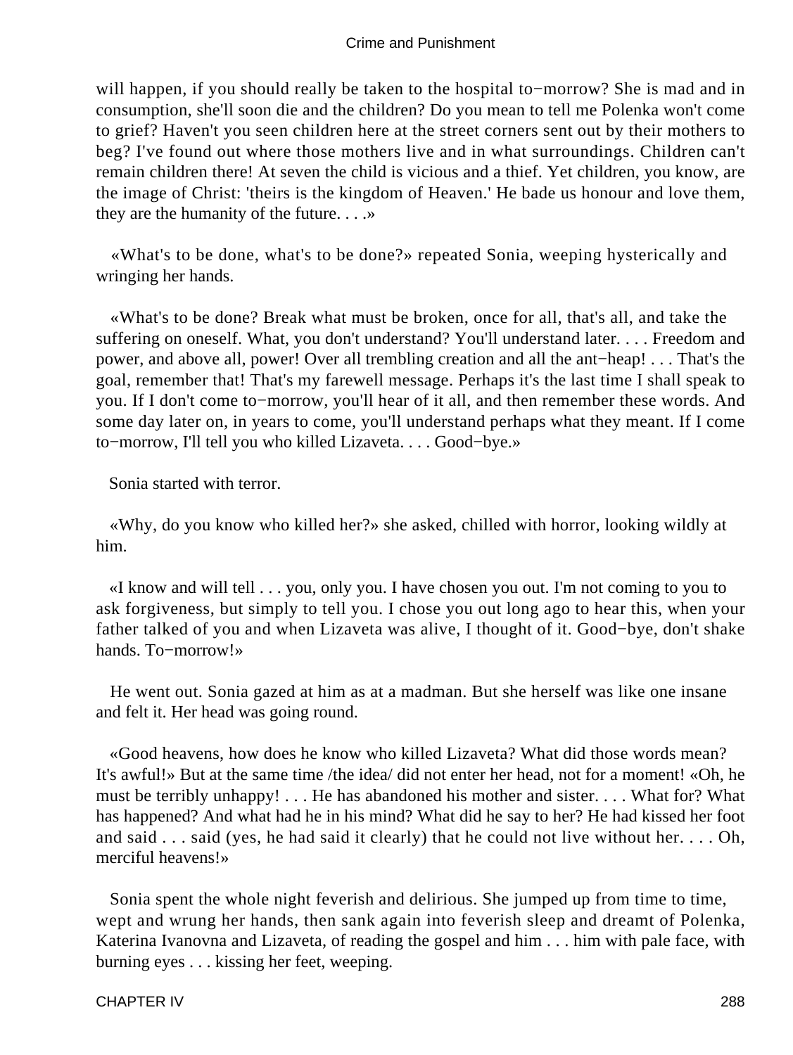will happen, if you should really be taken to the hospital to−morrow? She is mad and in consumption, she'll soon die and the children? Do you mean to tell me Polenka won't come to grief? Haven't you seen children here at the street corners sent out by their mothers to beg? I've found out where those mothers live and in what surroundings. Children can't remain children there! At seven the child is vicious and a thief. Yet children, you know, are the image of Christ: 'theirs is the kingdom of Heaven.' He bade us honour and love them, they are the humanity of the future. . . .»

«What's to be done, what's to be done?» repeated Sonia, weeping hysterically and wringing her hands.

«What's to be done? Break what must be broken, once for all, that's all, and take the suffering on oneself. What, you don't understand? You'll understand later. . . . Freedom and power, and above all, power! Over all trembling creation and all the ant−heap! . . . That's the goal, remember that! That's my farewell message. Perhaps it's the last time I shall speak to you. If I don't come to−morrow, you'll hear of it all, and then remember these words. And some day later on, in years to come, you'll understand perhaps what they meant. If I come to−morrow, I'll tell you who killed Lizaveta. . . . Good−bye.»

Sonia started with terror.

«Why, do you know who killed her?» she asked, chilled with horror, looking wildly at him.

«I know and will tell . . . you, only you. I have chosen you out. I'm not coming to you to ask forgiveness, but simply to tell you. I chose you out long ago to hear this, when your father talked of you and when Lizaveta was alive, I thought of it. Good−bye, don't shake hands. To−morrow!»

He went out. Sonia gazed at him as at a madman. But she herself was like one insane and felt it. Her head was going round.

«Good heavens, how does he know who killed Lizaveta? What did those words mean? It's awful!» But at the same time /the idea/ did not enter her head, not for a moment! «Oh, he must be terribly unhappy! . . . He has abandoned his mother and sister. . . . What for? What has happened? And what had he in his mind? What did he say to her? He had kissed her foot and said . . . said (yes, he had said it clearly) that he could not live without her. . . . Oh, merciful heavens!»

Sonia spent the whole night feverish and delirious. She jumped up from time to time, wept and wrung her hands, then sank again into feverish sleep and dreamt of Polenka, Katerina Ivanovna and Lizaveta, of reading the gospel and him . . . him with pale face, with burning eyes . . . kissing her feet, weeping.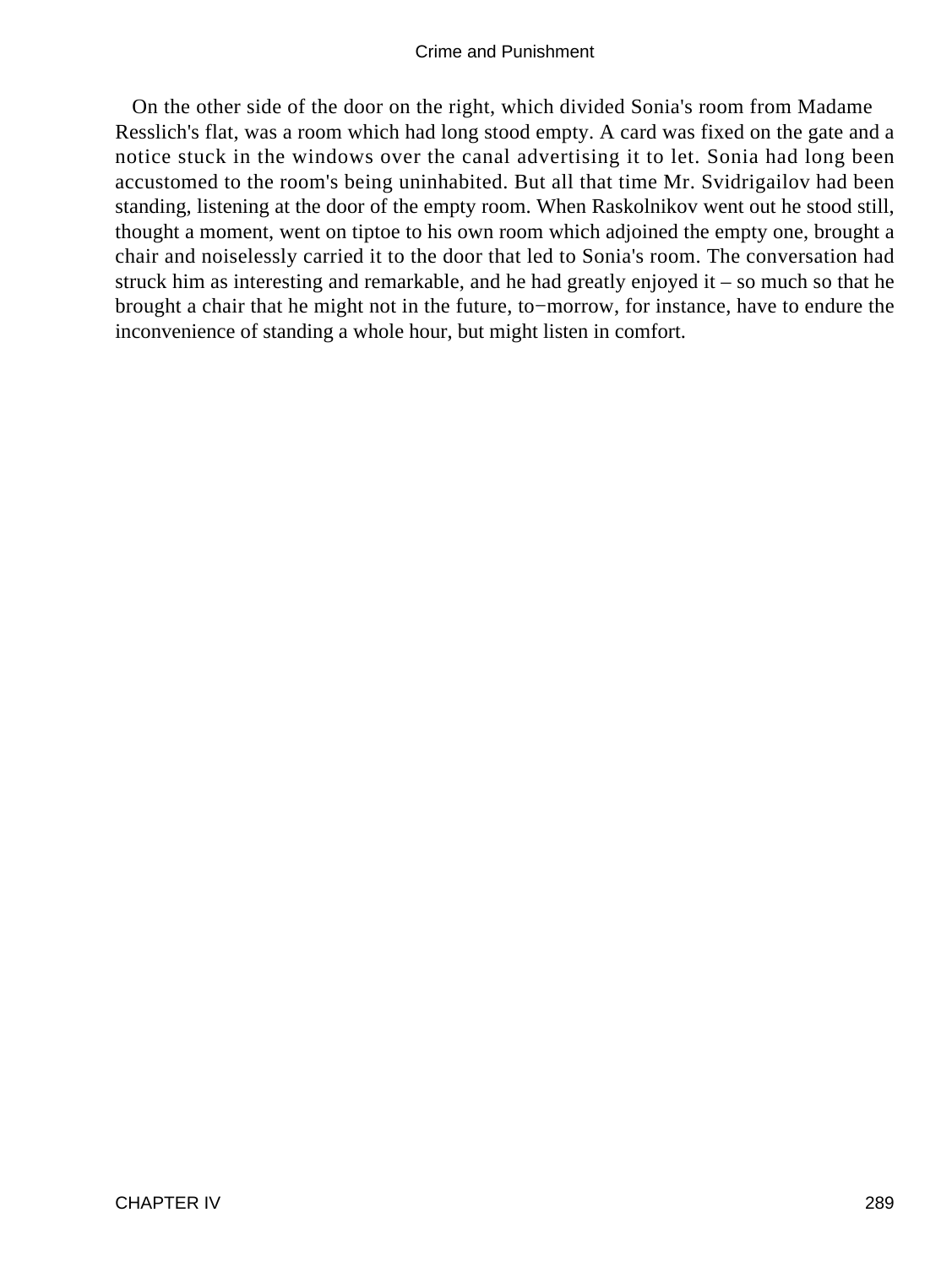On the other side of the door on the right, which divided Sonia's room from Madame Resslich's flat, was a room which had long stood empty. A card was fixed on the gate and a notice stuck in the windows over the canal advertising it to let. Sonia had long been accustomed to the room's being uninhabited. But all that time Mr. Svidrigailov had been standing, listening at the door of the empty room. When Raskolnikov went out he stood still, thought a moment, went on tiptoe to his own room which adjoined the empty one, brought a chair and noiselessly carried it to the door that led to Sonia's room. The conversation had struck him as interesting and remarkable, and he had greatly enjoyed it – so much so that he brought a chair that he might not in the future, to−morrow, for instance, have to endure the inconvenience of standing a whole hour, but might listen in comfort.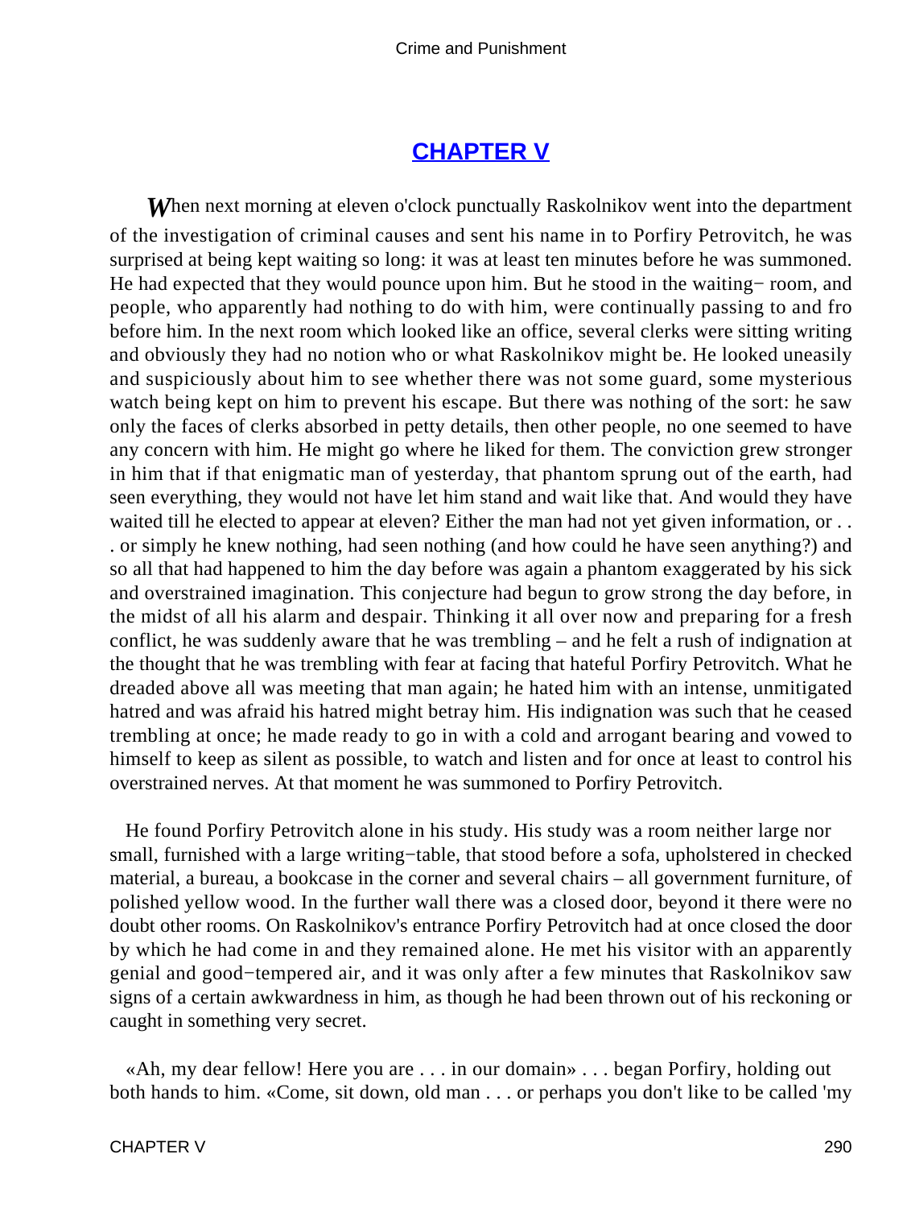## CHAPTER V

*W*hen next morning at eleven o'clock punctually Raskolnikov went into the department of the investigation of criminal causes and sent his name in to Porfiry Petrovitch, he was surprised at being kept waiting so long: it was at least ten minutes before he was summoned. He had expected that they would pounce upon him. But he stood in the waiting− room, and people, who apparently had nothing to do with him, were continually passing to and fro before him. In the next room which looked like an office, several clerks were sitting writing and obviously they had no notion who or what Raskolnikov might be. He looked uneasily and suspiciously about him to see whether there was not some guard, some mysterious watch being kept on him to prevent his escape. But there was nothing of the sort: he saw only the faces of clerks absorbed in petty details, then other people, no one seemed to have any concern with him. He might go where he liked for them. The conviction grew stronger in him that if that enigmatic man of yesterday, that phantom sprung out of the earth, had seen everything, they would not have let him stand and wait like that. And would they have waited till he elected to appear at eleven? Either the man had not yet given information, or . . . or simply he knew nothing, had seen nothing (and how could he have seen anything?) and so all that had happened to him the day before was again a phantom exaggerated by his sick and overstrained imagination. This conjecture had begun to grow strong the day before, in the midst of all his alarm and despair. Thinking it all over now and preparing for a fresh conflict, he was suddenly aware that he was trembling – and he felt a rush of indignation at the thought that he was trembling with fear at facing that hateful Porfiry Petrovitch. What he dreaded above all was meeting that man again; he hated him with an intense, unmitigated hatred and was afraid his hatred might betray him. His indignation was such that he ceased trembling at once; he made ready to go in with a cold and arrogant bearing and vowed to himself to keep as silent as possible, to watch and listen and for once at least to control his overstrained nerves. At that moment he was summoned to Porfiry Petrovitch.

He found Porfiry Petrovitch alone in his study. His study was a room neither large nor small, furnished with a large writing−table, that stood before a sofa, upholstered in checked material, a bureau, a bookcase in the corner and several chairs – all government furniture, of polished yellow wood. In the further wall there was a closed door, beyond it there were no doubt other rooms. On Raskolnikov's entrance Porfiry Petrovitch had at once closed the door by which he had come in and they remained alone. He met his visitor with an apparently genial and good−tempered air, and it was only after a few minutes that Raskolnikov saw signs of a certain awkwardness in him, as though he had been thrown out of his reckoning or caught in something very secret.

«Ah, my dear fellow! Here you are . . . in our domain» . . . began Porfiry, holding out both hands to him. «Come, sit down, old man . . . or perhaps you don't like to be called 'my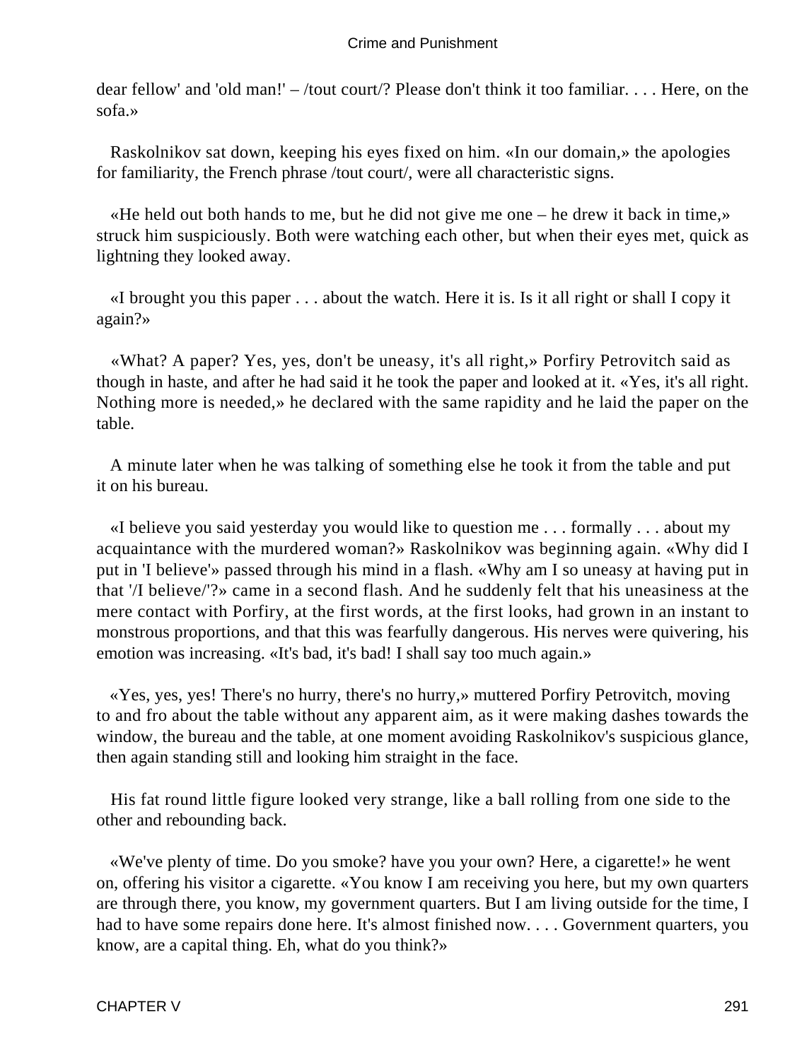dear fellow' and 'old man!' – /tout court/? Please don't think it too familiar. . . . Here, on the sofa.»

Raskolnikov sat down, keeping his eyes fixed on him. «In our domain,» the apologies for familiarity, the French phrase /tout court/, were all characteristic signs.

«He held out both hands to me, but he did not give me one – he drew it back in time,» struck him suspiciously. Both were watching each other, but when their eyes met, quick as lightning they looked away.

«I brought you this paper . . . about the watch. Here it is. Is it all right or shall I copy it again?»

«What? A paper? Yes, yes, don't be uneasy, it's all right,» Porfiry Petrovitch said as though in haste, and after he had said it he took the paper and looked at it. «Yes, it's all right. Nothing more is needed,» he declared with the same rapidity and he laid the paper on the table.

A minute later when he was talking of something else he took it from the table and put it on his bureau.

«I believe you said yesterday you would like to question me . . . formally . . . about my acquaintance with the murdered woman?» Raskolnikov was beginning again. «Why did I put in 'I believe'» passed through his mind in a flash. «Why am I so uneasy at having put in that '/I believe/'?» came in a second flash. And he suddenly felt that his uneasiness at the mere contact with Porfiry, at the first words, at the first looks, had grown in an instant to monstrous proportions, and that this was fearfully dangerous. His nerves were quivering, his emotion was increasing. «It's bad, it's bad! I shall say too much again.»

«Yes, yes, yes! There's no hurry, there's no hurry,» muttered Porfiry Petrovitch, moving to and fro about the table without any apparent aim, as it were making dashes towards the window, the bureau and the table, at one moment avoiding Raskolnikov's suspicious glance, then again standing still and looking him straight in the face.

His fat round little figure looked very strange, like a ball rolling from one side to the other and rebounding back.

«We've plenty of time. Do you smoke? have you your own? Here, a cigarette!» he went on, offering his visitor a cigarette. «You know I am receiving you here, but my own quarters are through there, you know, my government quarters. But I am living outside for the time, I had to have some repairs done here. It's almost finished now. . . . Government quarters, you know, are a capital thing. Eh, what do you think?»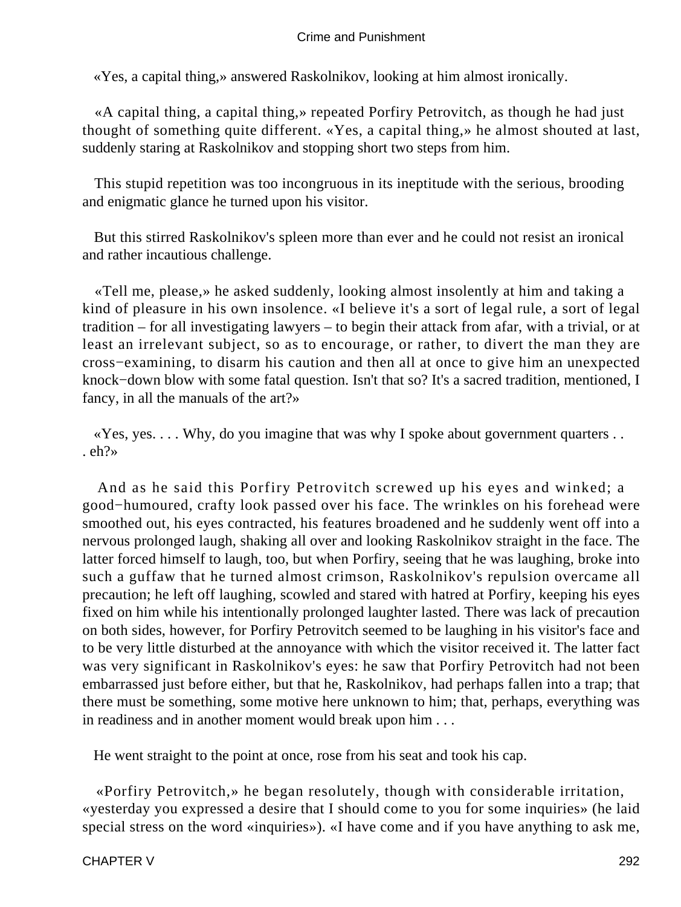«Yes, a capital thing,» answered Raskolnikov, looking at him almost ironically.

«A capital thing, a capital thing,» repeated Porfiry Petrovitch, as though he had just thought of something quite different. «Yes, a capital thing,» he almost shouted at last, suddenly staring at Raskolnikov and stopping short two steps from him.

This stupid repetition was too incongruous in its ineptitude with the serious, brooding and enigmatic glance he turned upon his visitor.

But this stirred Raskolnikov's spleen more than ever and he could not resist an ironical and rather incautious challenge.

«Tell me, please,» he asked suddenly, looking almost insolently at him and taking a kind of pleasure in his own insolence. «I believe it's a sort of legal rule, a sort of legal tradition – for all investigating lawyers – to begin their attack from afar, with a trivial, or at least an irrelevant subject, so as to encourage, or rather, to divert the man they are cross−examining, to disarm his caution and then all at once to give him an unexpected knock−down blow with some fatal question. Isn't that so? It's a sacred tradition, mentioned, I fancy, in all the manuals of the art?»

«Yes, yes. . . . Why, do you imagine that was why I spoke about government quarters . . . eh?»

And as he said this Porfiry Petrovitch screwed up his eyes and winked; a good−humoured, crafty look passed over his face. The wrinkles on his forehead were smoothed out, his eyes contracted, his features broadened and he suddenly went off into a nervous prolonged laugh, shaking all over and looking Raskolnikov straight in the face. The latter forced himself to laugh, too, but when Porfiry, seeing that he was laughing, broke into such a guffaw that he turned almost crimson, Raskolnikov's repulsion overcame all precaution; he left off laughing, scowled and stared with hatred at Porfiry, keeping his eyes fixed on him while his intentionally prolonged laughter lasted. There was lack of precaution on both sides, however, for Porfiry Petrovitch seemed to be laughing in his visitor's face and to be very little disturbed at the annoyance with which the visitor received it. The latter fact was very significant in Raskolnikov's eyes: he saw that Porfiry Petrovitch had not been embarrassed just before either, but that he, Raskolnikov, had perhaps fallen into a trap; that there must be something, some motive here unknown to him; that, perhaps, everything was in readiness and in another moment would break upon him . . .

He went straight to the point at once, rose from his seat and took his cap.

«Porfiry Petrovitch,» he began resolutely, though with considerable irritation, «yesterday you expressed a desire that I should come to you for some inquiries» (he laid special stress on the word «inquiries»). «I have come and if you have anything to ask me,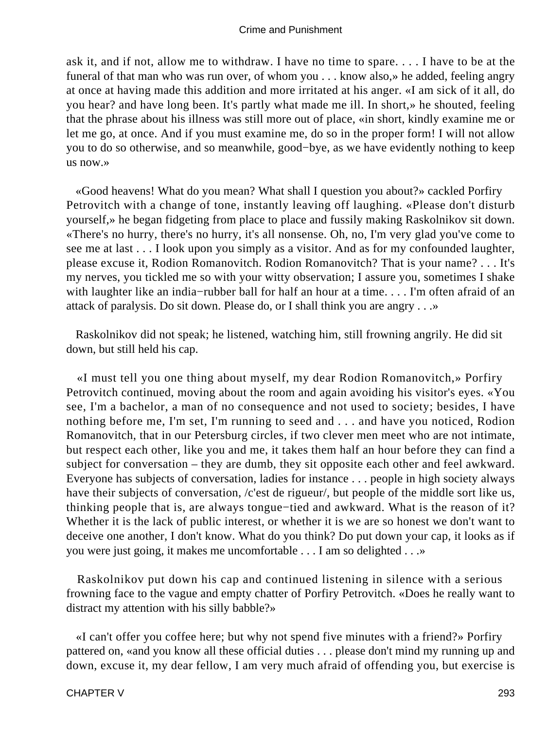ask it, and if not, allow me to withdraw. I have no time to spare. . . . I have to be at the funeral of that man who was run over, of whom you . . . know also,» he added, feeling angry at once at having made this addition and more irritated at his anger. «I am sick of it all, do you hear? and have long been. It's partly what made me ill. In short,» he shouted, feeling that the phrase about his illness was still more out of place, «in short, kindly examine me or let me go, at once. And if you must examine me, do so in the proper form! I will not allow you to do so otherwise, and so meanwhile, good−bye, as we have evidently nothing to keep us now.»

«Good heavens! What do you mean? What shall I question you about?» cackled Porfiry Petrovitch with a change of tone, instantly leaving off laughing. «Please don't disturb yourself,» he began fidgeting from place to place and fussily making Raskolnikov sit down. «There's no hurry, there's no hurry, it's all nonsense. Oh, no, I'm very glad you've come to see me at last . . . I look upon you simply as a visitor. And as for my confounded laughter, please excuse it, Rodion Romanovitch. Rodion Romanovitch? That is your name? . . . It's my nerves, you tickled me so with your witty observation; I assure you, sometimes I shake with laughter like an india−rubber ball for half an hour at a time. . . . I'm often afraid of an attack of paralysis. Do sit down. Please do, or I shall think you are angry . . .»

Raskolnikov did not speak; he listened, watching him, still frowning angrily. He did sit down, but still held his cap.

«I must tell you one thing about myself, my dear Rodion Romanovitch,» Porfiry Petrovitch continued, moving about the room and again avoiding his visitor's eyes. «You see, I'm a bachelor, a man of no consequence and not used to society; besides, I have nothing before me, I'm set, I'm running to seed and . . . and have you noticed, Rodion Romanovitch, that in our Petersburg circles, if two clever men meet who are not intimate, but respect each other, like you and me, it takes them half an hour before they can find a subject for conversation – they are dumb, they sit opposite each other and feel awkward. Everyone has subjects of conversation, ladies for instance . . . people in high society always have their subjects of conversation, /c'est de rigueur/, but people of the middle sort like us, thinking people that is, are always tongue−tied and awkward. What is the reason of it? Whether it is the lack of public interest, or whether it is we are so honest we don't want to deceive one another, I don't know. What do you think? Do put down your cap, it looks as if you were just going, it makes me uncomfortable . . . I am so delighted . . .»

Raskolnikov put down his cap and continued listening in silence with a serious frowning face to the vague and empty chatter of Porfiry Petrovitch. «Does he really want to distract my attention with his silly babble?»

«I can't offer you coffee here; but why not spend five minutes with a friend?» Porfiry pattered on, «and you know all these official duties . . . please don't mind my running up and down, excuse it, my dear fellow, I am very much afraid of offending you, but exercise is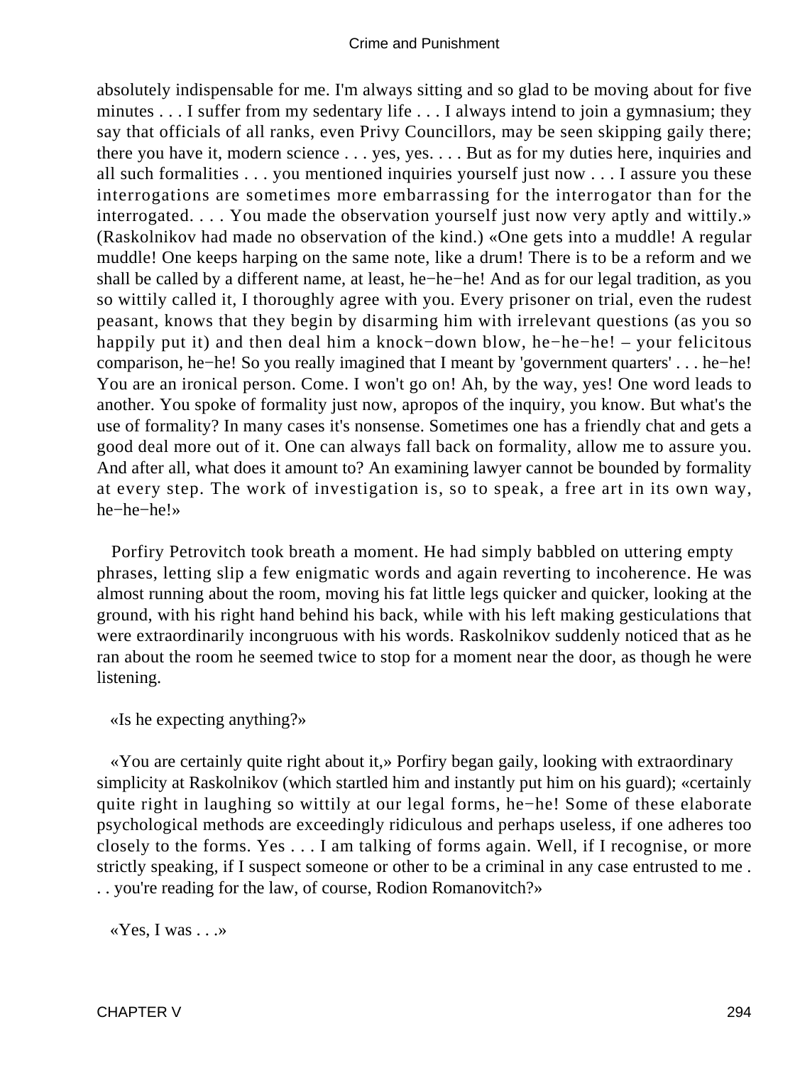absolutely indispensable for me. I'm always sitting and so glad to be moving about for five minutes . . . I suffer from my sedentary life . . . I always intend to join a gymnasium; they say that officials of all ranks, even Privy Councillors, may be seen skipping gaily there; there you have it, modern science . . . yes, yes. . . . But as for my duties here, inquiries and all such formalities . . . you mentioned inquiries yourself just now . . . I assure you these interrogations are sometimes more embarrassing for the interrogator than for the interrogated. . . . You made the observation yourself just now very aptly and wittily.» (Raskolnikov had made no observation of the kind.) «One gets into a muddle! A regular muddle! One keeps harping on the same note, like a drum! There is to be a reform and we shall be called by a different name, at least, he−he−he! And as for our legal tradition, as you so wittily called it, I thoroughly agree with you. Every prisoner on trial, even the rudest peasant, knows that they begin by disarming him with irrelevant questions (as you so happily put it) and then deal him a knock−down blow, he−he−he! – your felicitous comparison, he−he! So you really imagined that I meant by 'government quarters' . . . he−he! You are an ironical person. Come. I won't go on! Ah, by the way, yes! One word leads to another. You spoke of formality just now, apropos of the inquiry, you know. But what's the use of formality? In many cases it's nonsense. Sometimes one has a friendly chat and gets a good deal more out of it. One can always fall back on formality, allow me to assure you. And after all, what does it amount to? An examining lawyer cannot be bounded by formality at every step. The work of investigation is, so to speak, a free art in its own way, he−he−he!»

Porfiry Petrovitch took breath a moment. He had simply babbled on uttering empty phrases, letting slip a few enigmatic words and again reverting to incoherence. He was almost running about the room, moving his fat little legs quicker and quicker, looking at the ground, with his right hand behind his back, while with his left making gesticulations that were extraordinarily incongruous with his words. Raskolnikov suddenly noticed that as he ran about the room he seemed twice to stop for a moment near the door, as though he were listening.

«Is he expecting anything?»

«You are certainly quite right about it,» Porfiry began gaily, looking with extraordinary simplicity at Raskolnikov (which startled him and instantly put him on his guard); «certainly quite right in laughing so wittily at our legal forms, he−he! Some of these elaborate psychological methods are exceedingly ridiculous and perhaps useless, if one adheres too closely to the forms. Yes . . . I am talking of forms again. Well, if I recognise, or more strictly speaking, if I suspect someone or other to be a criminal in any case entrusted to me . . . you're reading for the law, of course, Rodion Romanovitch?»

«Yes, I was . . .»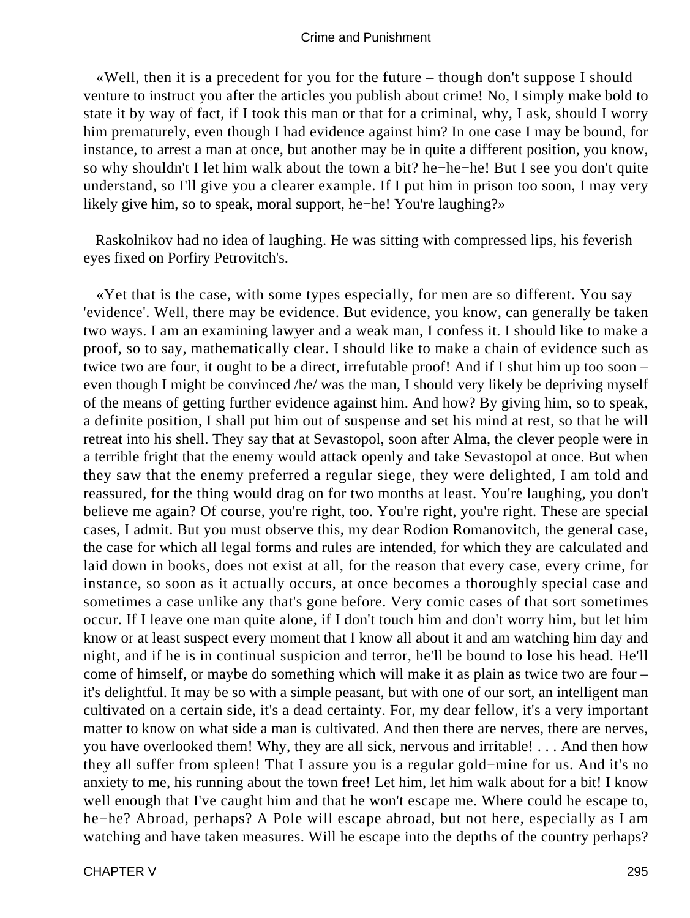«Well, then it is a precedent for you for the future – though don't suppose I should venture to instruct you after the articles you publish about crime! No, I simply make bold to state it by way of fact, if I took this man or that for a criminal, why, I ask, should I worry him prematurely, even though I had evidence against him? In one case I may be bound, for instance, to arrest a man at once, but another may be in quite a different position, you know, so why shouldn't I let him walk about the town a bit? he−he−he! But I see you don't quite understand, so I'll give you a clearer example. If I put him in prison too soon, I may very likely give him, so to speak, moral support, he−he! You're laughing?»

Raskolnikov had no idea of laughing. He was sitting with compressed lips, his feverish eyes fixed on Porfiry Petrovitch's.

«Yet that is the case, with some types especially, for men are so different. You say 'evidence'. Well, there may be evidence. But evidence, you know, can generally be taken two ways. I am an examining lawyer and a weak man, I confess it. I should like to make a proof, so to say, mathematically clear. I should like to make a chain of evidence such as twice two are four, it ought to be a direct, irrefutable proof! And if I shut him up too soon – even though I might be convinced /he/ was the man, I should very likely be depriving myself of the means of getting further evidence against him. And how? By giving him, so to speak, a definite position, I shall put him out of suspense and set his mind at rest, so that he will retreat into his shell. They say that at Sevastopol, soon after Alma, the clever people were in a terrible fright that the enemy would attack openly and take Sevastopol at once. But when they saw that the enemy preferred a regular siege, they were delighted, I am told and reassured, for the thing would drag on for two months at least. You're laughing, you don't believe me again? Of course, you're right, too. You're right, you're right. These are special cases, I admit. But you must observe this, my dear Rodion Romanovitch, the general case, the case for which all legal forms and rules are intended, for which they are calculated and laid down in books, does not exist at all, for the reason that every case, every crime, for instance, so soon as it actually occurs, at once becomes a thoroughly special case and sometimes a case unlike any that's gone before. Very comic cases of that sort sometimes occur. If I leave one man quite alone, if I don't touch him and don't worry him, but let him know or at least suspect every moment that I know all about it and am watching him day and night, and if he is in continual suspicion and terror, he'll be bound to lose his head. He'll come of himself, or maybe do something which will make it as plain as twice two are four – it's delightful. It may be so with a simple peasant, but with one of our sort, an intelligent man cultivated on a certain side, it's a dead certainty. For, my dear fellow, it's a very important matter to know on what side a man is cultivated. And then there are nerves, there are nerves, you have overlooked them! Why, they are all sick, nervous and irritable! . . . And then how they all suffer from spleen! That I assure you is a regular gold−mine for us. And it's no anxiety to me, his running about the town free! Let him, let him walk about for a bit! I know well enough that I've caught him and that he won't escape me. Where could he escape to, he−he? Abroad, perhaps? A Pole will escape abroad, but not here, especially as I am watching and have taken measures. Will he escape into the depths of the country perhaps?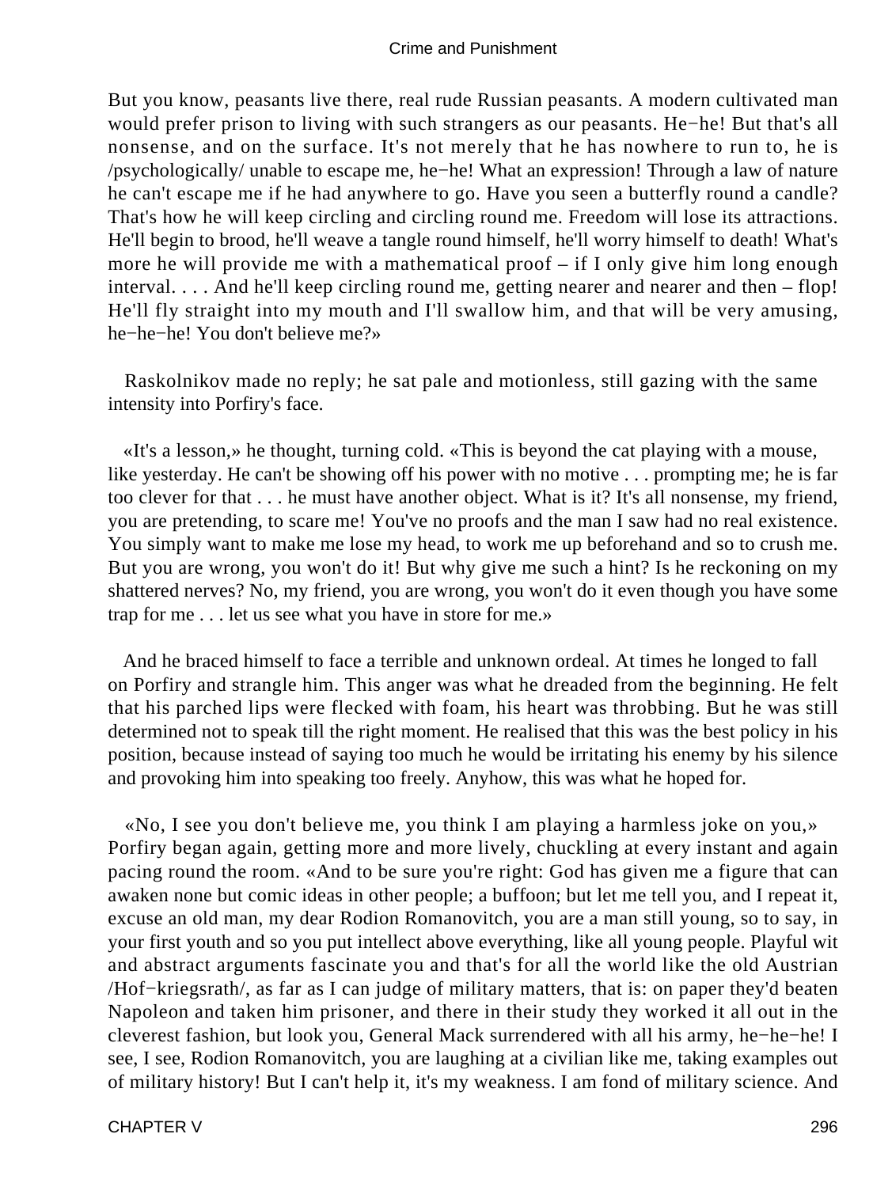But you know, peasants live there, real rude Russian peasants. A modern cultivated man would prefer prison to living with such strangers as our peasants. He−he! But that's all nonsense, and on the surface. It's not merely that he has nowhere to run to, he is /psychologically/ unable to escape me, he−he! What an expression! Through a law of nature he can't escape me if he had anywhere to go. Have you seen a butterfly round a candle? That's how he will keep circling and circling round me. Freedom will lose its attractions. He'll begin to brood, he'll weave a tangle round himself, he'll worry himself to death! What's more he will provide me with a mathematical proof – if I only give him long enough interval. . . . And he'll keep circling round me, getting nearer and nearer and then – flop! He'll fly straight into my mouth and I'll swallow him, and that will be very amusing, he−he−he! You don't believe me?»

Raskolnikov made no reply; he sat pale and motionless, still gazing with the same intensity into Porfiry's face.

«It's a lesson,» he thought, turning cold. «This is beyond the cat playing with a mouse, like yesterday. He can't be showing off his power with no motive . . . prompting me; he is far too clever for that . . . he must have another object. What is it? It's all nonsense, my friend, you are pretending, to scare me! You've no proofs and the man I saw had no real existence. You simply want to make me lose my head, to work me up beforehand and so to crush me. But you are wrong, you won't do it! But why give me such a hint? Is he reckoning on my shattered nerves? No, my friend, you are wrong, you won't do it even though you have some trap for me . . . let us see what you have in store for me.»

And he braced himself to face a terrible and unknown ordeal. At times he longed to fall on Porfiry and strangle him. This anger was what he dreaded from the beginning. He felt that his parched lips were flecked with foam, his heart was throbbing. But he was still determined not to speak till the right moment. He realised that this was the best policy in his position, because instead of saying too much he would be irritating his enemy by his silence and provoking him into speaking too freely. Anyhow, this was what he hoped for.

«No, I see you don't believe me, you think I am playing a harmless joke on you,» Porfiry began again, getting more and more lively, chuckling at every instant and again pacing round the room. «And to be sure you're right: God has given me a figure that can awaken none but comic ideas in other people; a buffoon; but let me tell you, and I repeat it, excuse an old man, my dear Rodion Romanovitch, you are a man still young, so to say, in your first youth and so you put intellect above everything, like all young people. Playful wit and abstract arguments fascinate you and that's for all the world like the old Austrian /Hof−kriegsrath/, as far as I can judge of military matters, that is: on paper they'd beaten Napoleon and taken him prisoner, and there in their study they worked it all out in the cleverest fashion, but look you, General Mack surrendered with all his army, he−he−he! I see, I see, Rodion Romanovitch, you are laughing at a civilian like me, taking examples out of military history! But I can't help it, it's my weakness. I am fond of military science. And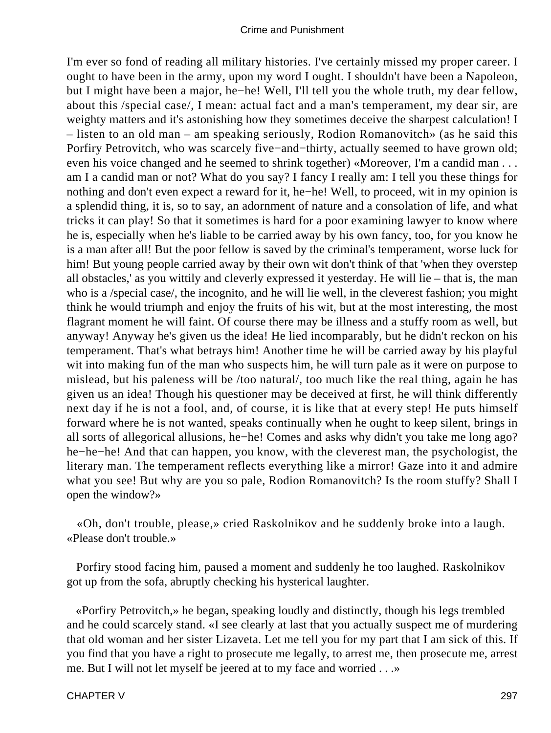I'm ever so fond of reading all military histories. I've certainly missed my proper career. I ought to have been in the army, upon my word I ought. I shouldn't have been a Napoleon, but I might have been a major, he−he! Well, I'll tell you the whole truth, my dear fellow, about this *special case*, I mean: actual fact and a man's temperament, my dear sir, are weighty matters and it's astonishing how they sometimes deceive the sharpest calculation! I – listen to an old man – am speaking seriously, Rodion Romanovitch» (as he said this Porfiry Petrovitch, who was scarcely five−and−thirty, actually seemed to have grown old; even his voice changed and he seemed to shrink together) «Moreover, I'm a candid man . . . am I a candid man or not? What do you say? I fancy I really am: I tell you these things for nothing and don't even expect a reward for it, he−he! Well, to proceed, wit in my opinion is a splendid thing, it is, so to say, an adornment of nature and a consolation of life, and what tricks it can play! So that it sometimes is hard for a poor examining lawyer to know where he is, especially when he's liable to be carried away by his own fancy, too, for you know he is a man after all! But the poor fellow is saved by the criminal's temperament, worse luck for him! But young people carried away by their own wit don't think of that 'when they overstep all obstacles,' as you wittily and cleverly expressed it yesterday. He will lie – that is, the man who is a *special case*, the incognito, and he will lie well, in the cleverest fashion; you might think he would triumph and enjoy the fruits of his wit, but at the most interesting, the most flagrant moment he will faint. Of course there may be illness and a stuffy room as well, but anyway! Anyway he's given us the idea! He lied incomparably, but he didn't reckon on his temperament. That's what betrays him! Another time he will be carried away by his playful wit into making fun of the man who suspects him, he will turn pale as it were on purpose to mislead, but his paleness will be *too natural*, too much like the real thing, again he has given us an idea! Though his questioner may be deceived at first, he will think differently next day if he is not a fool, and, of course, it is like that at every step! He puts himself forward where he is not wanted, speaks continually when he ought to keep silent, brings in all sorts of allegorical allusions, he−he! Comes and asks why didn't you take me long ago? he−he−he! And that can happen, you know, with the cleverest man, the psychologist, the literary man. The temperament reflects everything like a mirror! Gaze into it and admire what you see! But why are you so pale, Rodion Romanovitch? Is the room stuffy? Shall I open the window?»

«Oh, don't trouble, please,» cried Raskolnikov and he suddenly broke into a laugh. «Please don't trouble.»

Porfiry stood facing him, paused a moment and suddenly he too laughed. Raskolnikov got up from the sofa, abruptly checking his hysterical laughter.

«Porfiry Petrovitch,» he began, speaking loudly and distinctly, though his legs trembled and he could scarcely stand. «I see clearly at last that you actually suspect me of murdering that old woman and her sister Lizaveta. Let me tell you for my part that I am sick of this. If you find that you have a right to prosecute me legally, to arrest me, then prosecute me, arrest me. But I will not let myself be jeered at to my face and worried . . .»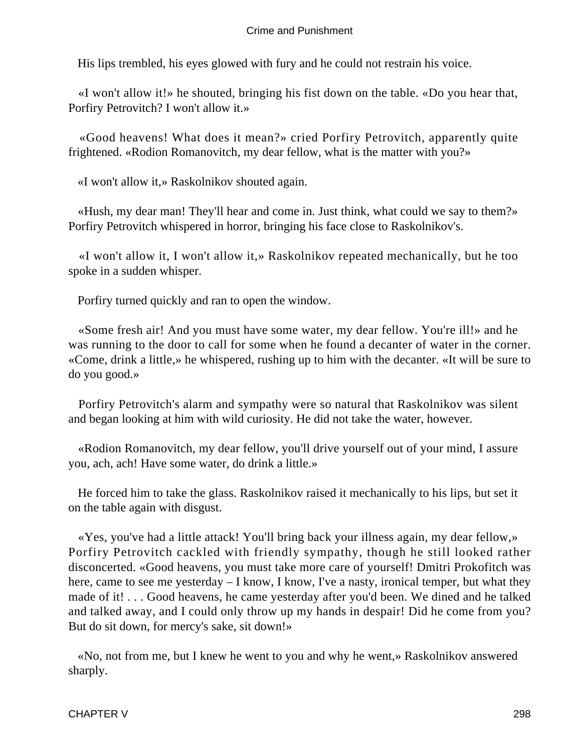His lips trembled, his eyes glowed with fury and he could not restrain his voice.

«I won't allow it!» he shouted, bringing his fist down on the table. «Do you hear that, Porfiry Petrovitch? I won't allow it.»

«Good heavens! What does it mean?» cried Porfiry Petrovitch, apparently quite frightened. «Rodion Romanovitch, my dear fellow, what is the matter with you?»

«I won't allow it,» Raskolnikov shouted again.

«Hush, my dear man! They'll hear and come in. Just think, what could we say to them?» Porfiry Petrovitch whispered in horror, bringing his face close to Raskolnikov's.

«I won't allow it, I won't allow it,» Raskolnikov repeated mechanically, but he too spoke in a sudden whisper.

Porfiry turned quickly and ran to open the window.

«Some fresh air! And you must have some water, my dear fellow. You're ill!» and he was running to the door to call for some when he found a decanter of water in the corner. «Come, drink a little,» he whispered, rushing up to him with the decanter. «It will be sure to do you good.»

Porfiry Petrovitch's alarm and sympathy were so natural that Raskolnikov was silent and began looking at him with wild curiosity. He did not take the water, however.

«Rodion Romanovitch, my dear fellow, you'll drive yourself out of your mind, I assure you, ach, ach! Have some water, do drink a little.»

He forced him to take the glass. Raskolnikov raised it mechanically to his lips, but set it on the table again with disgust.

«Yes, you've had a little attack! You'll bring back your illness again, my dear fellow,» Porfiry Petrovitch cackled with friendly sympathy, though he still looked rather disconcerted. «Good heavens, you must take more care of yourself! Dmitri Prokofitch was here, came to see me yesterday – I know, I know, I've a nasty, ironical temper, but what they made of it! . . . Good heavens, he came yesterday after you'd been. We dined and he talked and talked away, and I could only throw up my hands in despair! Did he come from you? But do sit down, for mercy's sake, sit down!»

«No, not from me, but I knew he went to you and why he went,» Raskolnikov answered sharply.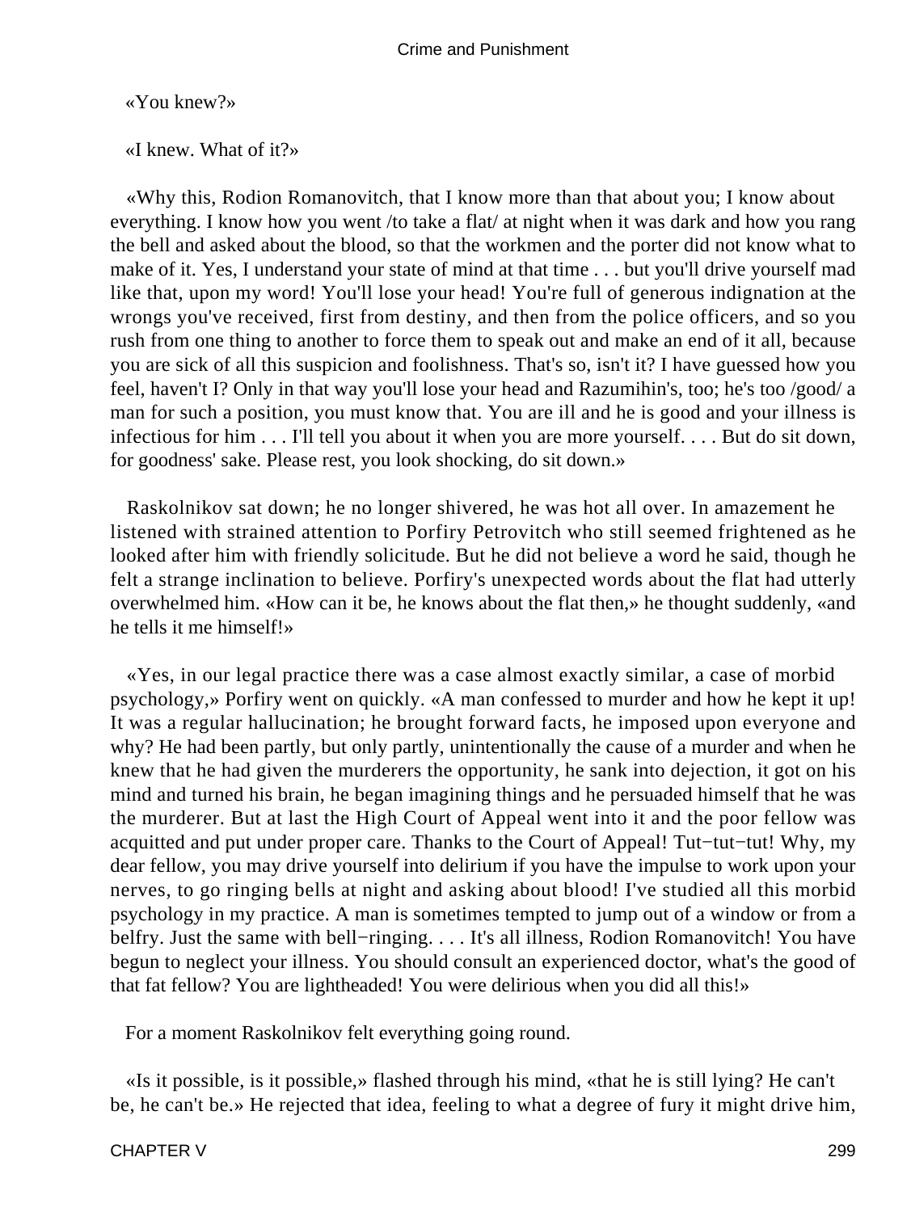«You knew?»

«I knew. What of it?»

«Why this, Rodion Romanovitch, that I know more than that about you; I know about everything. I know how you went /to take a flat/ at night when it was dark and how you rang the bell and asked about the blood, so that the workmen and the porter did not know what to make of it. Yes, I understand your state of mind at that time . . . but you'll drive yourself mad like that, upon my word! You'll lose your head! You're full of generous indignation at the wrongs you've received, first from destiny, and then from the police officers, and so you rush from one thing to another to force them to speak out and make an end of it all, because you are sick of all this suspicion and foolishness. That's so, isn't it? I have guessed how you feel, haven't I? Only in that way you'll lose your head and Razumihin's, too; he's too /good/ a man for such a position, you must know that. You are ill and he is good and your illness is infectious for him . . . I'll tell you about it when you are more yourself. . . . But do sit down, for goodness' sake. Please rest, you look shocking, do sit down.»

Raskolnikov sat down; he no longer shivered, he was hot all over. In amazement he listened with strained attention to Porfiry Petrovitch who still seemed frightened as he looked after him with friendly solicitude. But he did not believe a word he said, though he felt a strange inclination to believe. Porfiry's unexpected words about the flat had utterly overwhelmed him. «How can it be, he knows about the flat then,» he thought suddenly, «and he tells it me himself!»

«Yes, in our legal practice there was a case almost exactly similar, a case of morbid psychology,» Porfiry went on quickly. «A man confessed to murder and how he kept it up! It was a regular hallucination; he brought forward facts, he imposed upon everyone and why? He had been partly, but only partly, unintentionally the cause of a murder and when he knew that he had given the murderers the opportunity, he sank into dejection, it got on his mind and turned his brain, he began imagining things and he persuaded himself that he was the murderer. But at last the High Court of Appeal went into it and the poor fellow was acquitted and put under proper care. Thanks to the Court of Appeal! Tut−tut−tut! Why, my dear fellow, you may drive yourself into delirium if you have the impulse to work upon your nerves, to go ringing bells at night and asking about blood! I've studied all this morbid psychology in my practice. A man is sometimes tempted to jump out of a window or from a belfry. Just the same with bell−ringing. . . . It's all illness, Rodion Romanovitch! You have begun to neglect your illness. You should consult an experienced doctor, what's the good of that fat fellow? You are lightheaded! You were delirious when you did all this!»

For a moment Raskolnikov felt everything going round.

«Is it possible, is it possible,» flashed through his mind, «that he is still lying? He can't be, he can't be.» He rejected that idea, feeling to what a degree of fury it might drive him,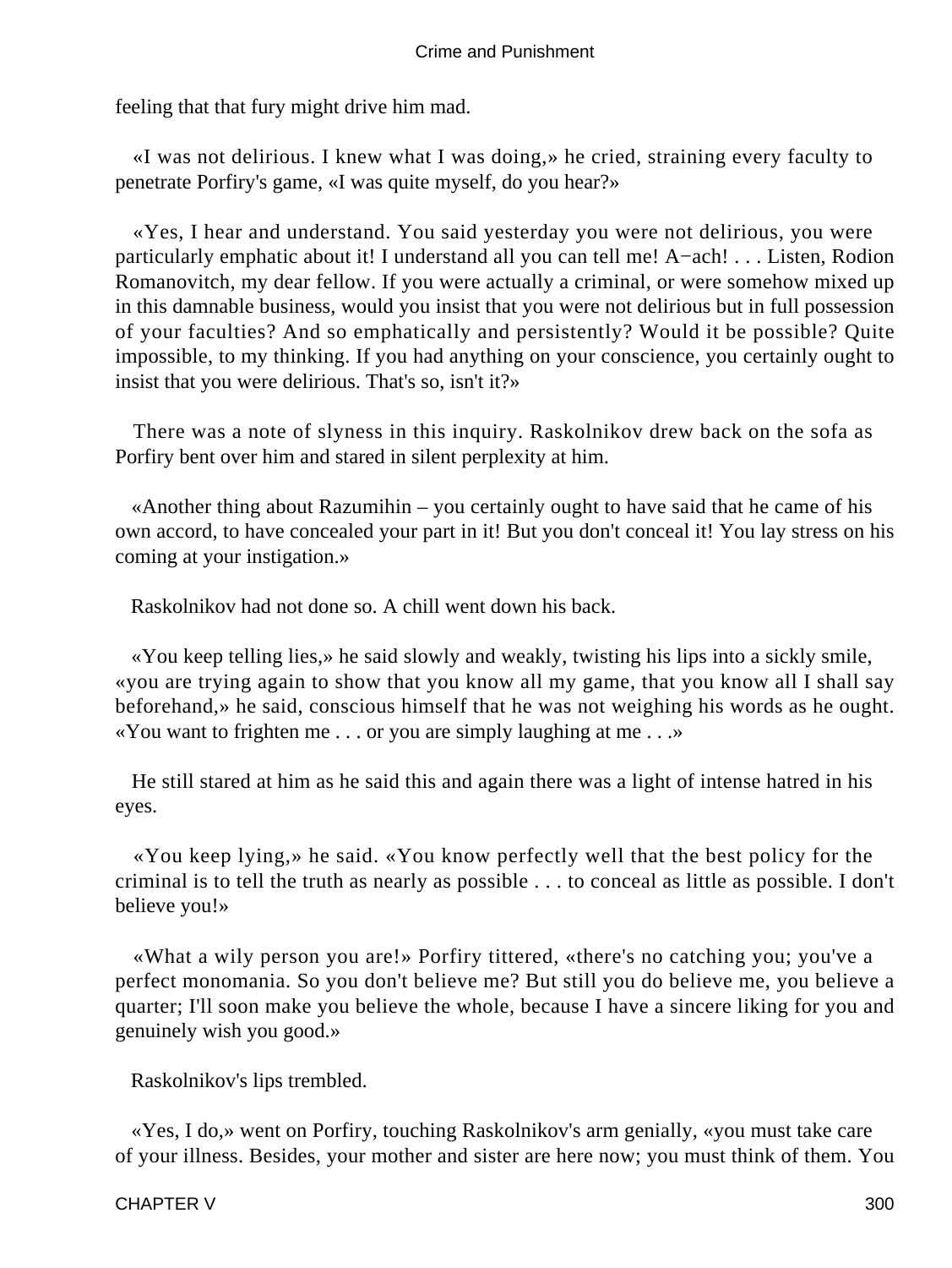feeling that that fury might drive him mad.

«I was not delirious. I knew what I was doing,» he cried, straining every faculty to penetrate Porfiry's game, «I was quite myself, do you hear?»

«Yes, I hear and understand. You said yesterday you were not delirious, you were particularly emphatic about it! I understand all you can tell me! A−ach! . . . Listen, Rodion Romanovitch, my dear fellow. If you were actually a criminal, or were somehow mixed up in this damnable business, would you insist that you were not delirious but in full possession of your faculties? And so emphatically and persistently? Would it be possible? Quite impossible, to my thinking. If you had anything on your conscience, you certainly ought to insist that you were delirious. That's so, isn't it?»

There was a note of slyness in this inquiry. Raskolnikov drew back on the sofa as Porfiry bent over him and stared in silent perplexity at him.

«Another thing about Razumihin – you certainly ought to have said that he came of his own accord, to have concealed your part in it! But you don't conceal it! You lay stress on his coming at your instigation.»

Raskolnikov had not done so. A chill went down his back.

«You keep telling lies,» he said slowly and weakly, twisting his lips into a sickly smile, «you are trying again to show that you know all my game, that you know all I shall say beforehand,» he said, conscious himself that he was not weighing his words as he ought. «You want to frighten me . . . or you are simply laughing at me . . .»

He still stared at him as he said this and again there was a light of intense hatred in his eyes.

«You keep lying,» he said. «You know perfectly well that the best policy for the criminal is to tell the truth as nearly as possible . . . to conceal as little as possible. I don't believe you!»

«What a wily person you are!» Porfiry tittered, «there's no catching you; you've a perfect monomania. So you don't believe me? But still you do believe me, you believe a quarter; I'll soon make you believe the whole, because I have a sincere liking for you and genuinely wish you good.»

Raskolnikov's lips trembled.

«Yes, I do,» went on Porfiry, touching Raskolnikov's arm genially, «you must take care of your illness. Besides, your mother and sister are here now; you must think of them. You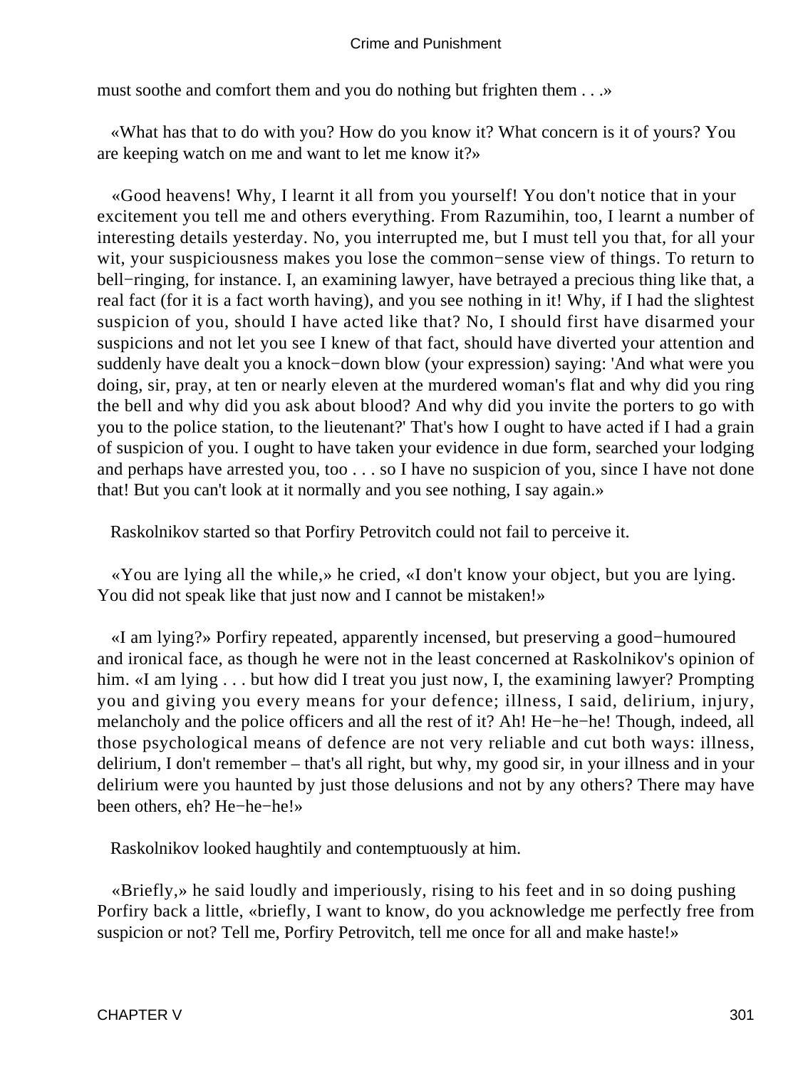must soothe and comfort them and you do nothing but frighten them . . .»

«What has that to do with you? How do you know it? What concern is it of yours? You are keeping watch on me and want to let me know it?»

«Good heavens! Why, I learnt it all from you yourself! You don't notice that in your excitement you tell me and others everything. From Razumihin, too, I learnt a number of interesting details yesterday. No, you interrupted me, but I must tell you that, for all your wit, your suspiciousness makes you lose the common−sense view of things. To return to bell−ringing, for instance. I, an examining lawyer, have betrayed a precious thing like that, a real fact (for it is a fact worth having), and you see nothing in it! Why, if I had the slightest suspicion of you, should I have acted like that? No, I should first have disarmed your suspicions and not let you see I knew of that fact, should have diverted your attention and suddenly have dealt you a knock−down blow (your expression) saying: 'And what were you doing, sir, pray, at ten or nearly eleven at the murdered woman's flat and why did you ring the bell and why did you ask about blood? And why did you invite the porters to go with you to the police station, to the lieutenant?' That's how I ought to have acted if I had a grain of suspicion of you. I ought to have taken your evidence in due form, searched your lodging and perhaps have arrested you, too . . . so I have no suspicion of you, since I have not done that! But you can't look at it normally and you see nothing, I say again.»

Raskolnikov started so that Porfiry Petrovitch could not fail to perceive it.

«You are lying all the while,» he cried, «I don't know your object, but you are lying. You did not speak like that just now and I cannot be mistaken!»

«I am lying?» Porfiry repeated, apparently incensed, but preserving a good−humoured and ironical face, as though he were not in the least concerned at Raskolnikov's opinion of him. «I am lying . . . but how did I treat you just now, I, the examining lawyer? Prompting you and giving you every means for your defence; illness, I said, delirium, injury, melancholy and the police officers and all the rest of it? Ah! He−he−he! Though, indeed, all those psychological means of defence are not very reliable and cut both ways: illness, delirium, I don't remember – that's all right, but why, my good sir, in your illness and in your delirium were you haunted by just those delusions and not by any others? There may have been others, eh? He−he−he!»

Raskolnikov looked haughtily and contemptuously at him.

«Briefly,» he said loudly and imperiously, rising to his feet and in so doing pushing Porfiry back a little, «briefly, I want to know, do you acknowledge me perfectly free from suspicion or not? Tell me, Porfiry Petrovitch, tell me once for all and make haste!»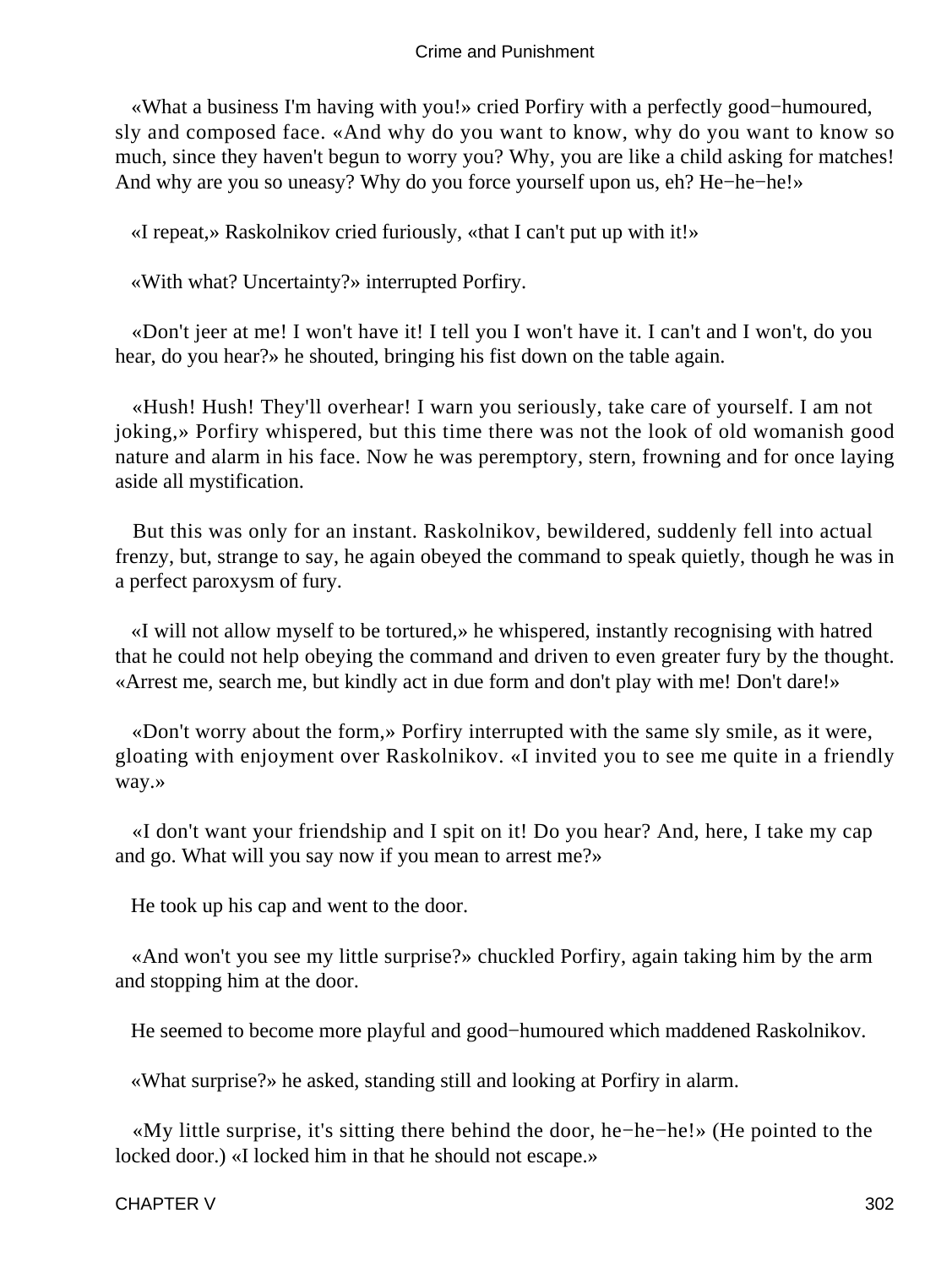«What a business I'm having with you!» cried Porfiry with a perfectly good−humoured, sly and composed face. «And why do you want to know, why do you want to know so much, since they haven't begun to worry you? Why, you are like a child asking for matches! And why are you so uneasy? Why do you force yourself upon us, eh? He−he−he!»

«I repeat,» Raskolnikov cried furiously, «that I can't put up with it!»

«With what? Uncertainty?» interrupted Porfiry.

«Don't jeer at me! I won't have it! I tell you I won't have it. I can't and I won't, do you hear, do you hear?» he shouted, bringing his fist down on the table again.

«Hush! Hush! They'll overhear! I warn you seriously, take care of yourself. I am not joking,» Porfiry whispered, but this time there was not the look of old womanish good nature and alarm in his face. Now he was peremptory, stern, frowning and for once laying aside all mystification.

But this was only for an instant. Raskolnikov, bewildered, suddenly fell into actual frenzy, but, strange to say, he again obeyed the command to speak quietly, though he was in a perfect paroxysm of fury.

«I will not allow myself to be tortured,» he whispered, instantly recognising with hatred that he could not help obeying the command and driven to even greater fury by the thought. «Arrest me, search me, but kindly act in due form and don't play with me! Don't dare!»

«Don't worry about the form,» Porfiry interrupted with the same sly smile, as it were, gloating with enjoyment over Raskolnikov. «I invited you to see me quite in a friendly way.»

«I don't want your friendship and I spit on it! Do you hear? And, here, I take my cap and go. What will you say now if you mean to arrest me?»

He took up his cap and went to the door.

«And won't you see my little surprise?» chuckled Porfiry, again taking him by the arm and stopping him at the door.

He seemed to become more playful and good−humoured which maddened Raskolnikov.

«What surprise?» he asked, standing still and looking at Porfiry in alarm.

«My little surprise, it's sitting there behind the door, he−he−he!» (He pointed to the locked door.) «I locked him in that he should not escape.»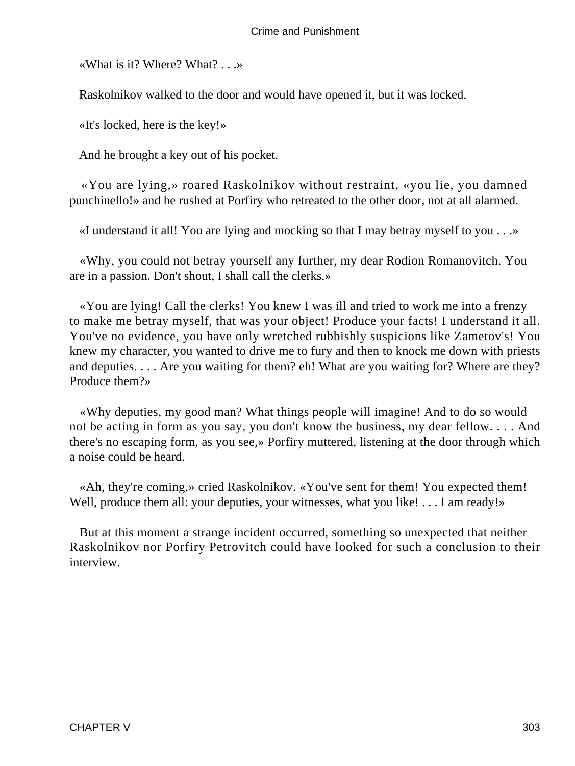«What is it? Where? What? . . .»

Raskolnikov walked to the door and would have opened it, but it was locked.

«It's locked, here is the key!»

And he brought a key out of his pocket.

«You are lying,» roared Raskolnikov without restraint, «you lie, you damned punchinello!» and he rushed at Porfiry who retreated to the other door, not at all alarmed.

«I understand it all! You are lying and mocking so that I may betray myself to you . . .»

«Why, you could not betray yourself any further, my dear Rodion Romanovitch. You are in a passion. Don't shout, I shall call the clerks.»

«You are lying! Call the clerks! You knew I was ill and tried to work me into a frenzy to make me betray myself, that was your object! Produce your facts! I understand it all. You've no evidence, you have only wretched rubbishly suspicions like Zametov's! You knew my character, you wanted to drive me to fury and then to knock me down with priests and deputies. . . . Are you waiting for them? eh! What are you waiting for? Where are they? Produce them?»

«Why deputies, my good man? What things people will imagine! And to do so would not be acting in form as you say, you don't know the business, my dear fellow. . . . And there's no escaping form, as you see,» Porfiry muttered, listening at the door through which a noise could be heard.

«Ah, they're coming,» cried Raskolnikov. «You've sent for them! You expected them! Well, produce them all: your deputies, your witnesses, what you like! . . . I am ready!»

But at this moment a strange incident occurred, something so unexpected that neither Raskolnikov nor Porfiry Petrovitch could have looked for such a conclusion to their interview.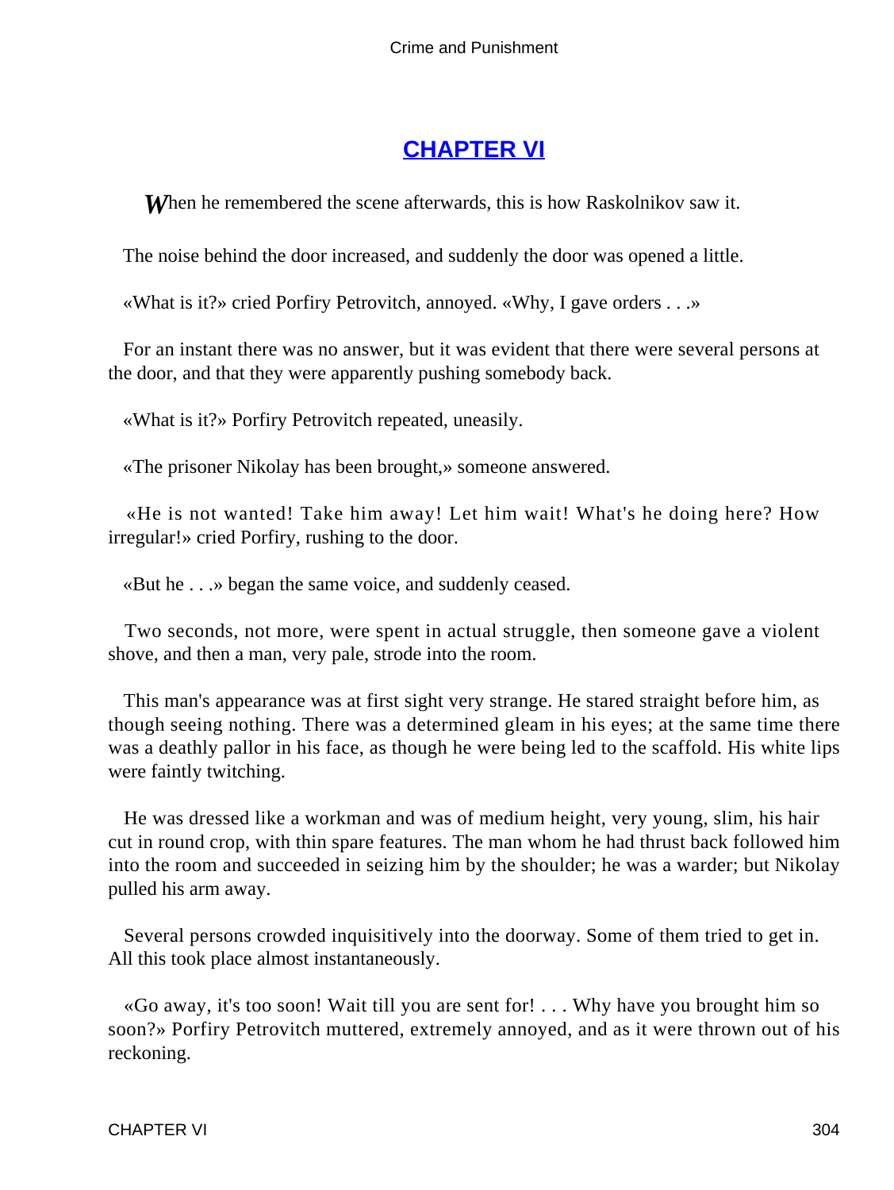## CHAPTER VI

*W*hen he remembered the scene afterwards, this is how Raskolnikov saw it.

The noise behind the door increased, and suddenly the door was opened a little.

«What is it?» cried Porfiry Petrovitch, annoyed. «Why, I gave orders . . .»

For an instant there was no answer, but it was evident that there were several persons at the door, and that they were apparently pushing somebody back.

«What is it?» Porfiry Petrovitch repeated, uneasily.

«The prisoner Nikolay has been brought,» someone answered.

«He is not wanted! Take him away! Let him wait! What's he doing here? How irregular!» cried Porfiry, rushing to the door.

«But he . . .» began the same voice, and suddenly ceased.

Two seconds, not more, were spent in actual struggle, then someone gave a violent shove, and then a man, very pale, strode into the room.

This man's appearance was at first sight very strange. He stared straight before him, as though seeing nothing. There was a determined gleam in his eyes; at the same time there was a deathly pallor in his face, as though he were being led to the scaffold. His white lips were faintly twitching.

He was dressed like a workman and was of medium height, very young, slim, his hair cut in round crop, with thin spare features. The man whom he had thrust back followed him into the room and succeeded in seizing him by the shoulder; he was a warder; but Nikolay pulled his arm away.

Several persons crowded inquisitively into the doorway. Some of them tried to get in. All this took place almost instantaneously.

«Go away, it's too soon! Wait till you are sent for! . . . Why have you brought him so soon?» Porfiry Petrovitch muttered, extremely annoyed, and as it were thrown out of his reckoning.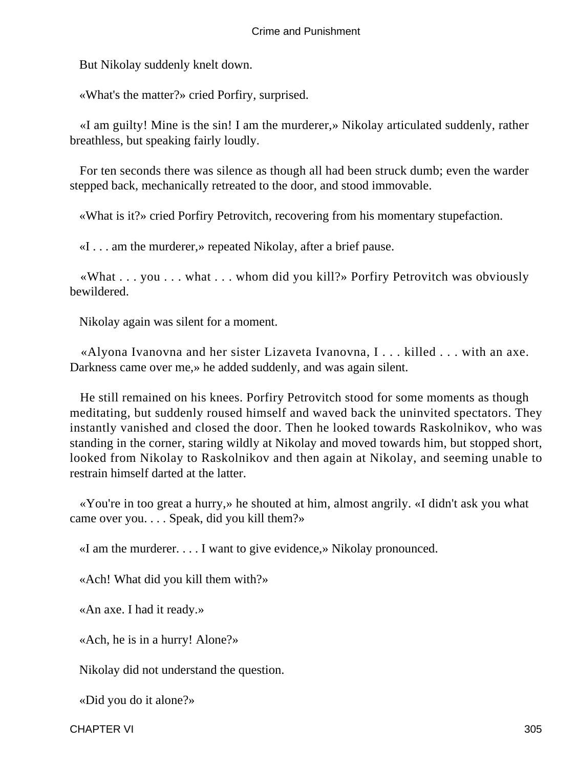But Nikolay suddenly knelt down.

«What's the matter?» cried Porfiry, surprised.

«I am guilty! Mine is the sin! I am the murderer,» Nikolay articulated suddenly, rather breathless, but speaking fairly loudly.

For ten seconds there was silence as though all had been struck dumb; even the warder stepped back, mechanically retreated to the door, and stood immovable.

«What is it?» cried Porfiry Petrovitch, recovering from his momentary stupefaction.

«I . . . am the murderer,» repeated Nikolay, after a brief pause.

«What . . . you . . . what . . . whom did you kill?» Porfiry Petrovitch was obviously bewildered.

Nikolay again was silent for a moment.

«Alyona Ivanovna and her sister Lizaveta Ivanovna, I . . . killed . . . with an axe. Darkness came over me,» he added suddenly, and was again silent.

He still remained on his knees. Porfiry Petrovitch stood for some moments as though meditating, but suddenly roused himself and waved back the uninvited spectators. They instantly vanished and closed the door. Then he looked towards Raskolnikov, who was standing in the corner, staring wildly at Nikolay and moved towards him, but stopped short, looked from Nikolay to Raskolnikov and then again at Nikolay, and seeming unable to restrain himself darted at the latter.

«You're in too great a hurry,» he shouted at him, almost angrily. «I didn't ask you what came over you. . . . Speak, did you kill them?»

«I am the murderer. . . . I want to give evidence,» Nikolay pronounced.

«Ach! What did you kill them with?»

«An axe. I had it ready.»

«Ach, he is in a hurry! Alone?»

Nikolay did not understand the question.

«Did you do it alone?»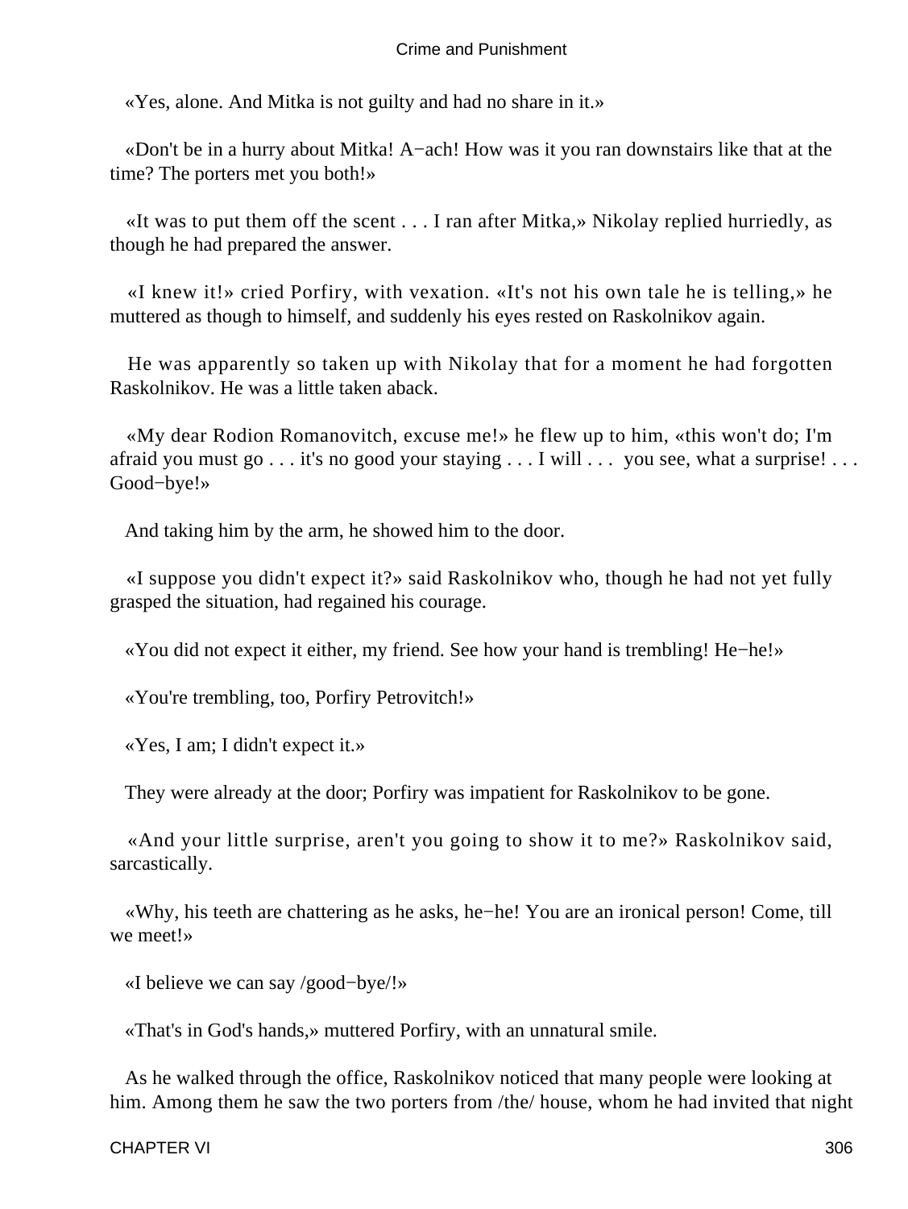«Yes, alone. And Mitka is not guilty and had no share in it.»

«Don't be in a hurry about Mitka! A−ach! How was it you ran downstairs like that at the time? The porters met you both!»

«It was to put them off the scent . . . I ran after Mitka,» Nikolay replied hurriedly, as though he had prepared the answer.

«I knew it!» cried Porfiry, with vexation. «It's not his own tale he is telling,» he muttered as though to himself, and suddenly his eyes rested on Raskolnikov again.

He was apparently so taken up with Nikolay that for a moment he had forgotten Raskolnikov. He was a little taken aback.

«My dear Rodion Romanovitch, excuse me!» he flew up to him, «this won't do; I'm afraid you must go . . . it's no good your staying . . . I will . . . you see, what a surprise! . . . Good−bye!»

And taking him by the arm, he showed him to the door.

«I suppose you didn't expect it?» said Raskolnikov who, though he had not yet fully grasped the situation, had regained his courage.

«You did not expect it either, my friend. See how your hand is trembling! He−he!»

«You're trembling, too, Porfiry Petrovitch!»

«Yes, I am; I didn't expect it.»

They were already at the door; Porfiry was impatient for Raskolnikov to be gone.

«And your little surprise, aren't you going to show it to me?» Raskolnikov said, sarcastically.

«Why, his teeth are chattering as he asks, he−he! You are an ironical person! Come, till we meet!»

«I believe we can say /good−bye/!»

«That's in God's hands,» muttered Porfiry, with an unnatural smile.

As he walked through the office, Raskolnikov noticed that many people were looking at him. Among them he saw the two porters from /the/ house, whom he had invited that night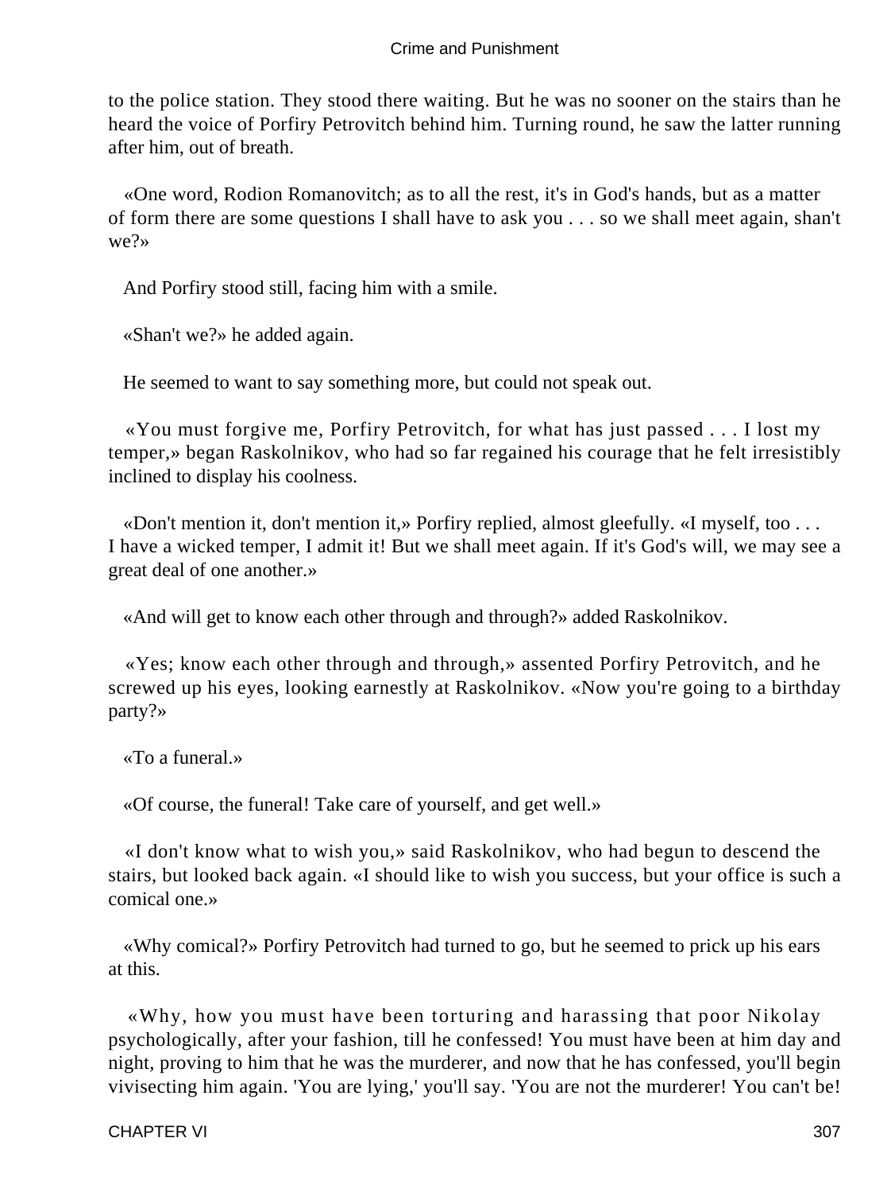to the police station. They stood there waiting. But he was no sooner on the stairs than he heard the voice of Porfiry Petrovitch behind him. Turning round, he saw the latter running after him, out of breath.

«One word, Rodion Romanovitch; as to all the rest, it's in God's hands, but as a matter of form there are some questions I shall have to ask you . . . so we shall meet again, shan't we?»

And Porfiry stood still, facing him with a smile.

«Shan't we?» he added again.

He seemed to want to say something more, but could not speak out.

«You must forgive me, Porfiry Petrovitch, for what has just passed . . . I lost my temper,» began Raskolnikov, who had so far regained his courage that he felt irresistibly inclined to display his coolness.

«Don't mention it, don't mention it,» Porfiry replied, almost gleefully. «I myself, too . . . I have a wicked temper, I admit it! But we shall meet again. If it's God's will, we may see a great deal of one another.»

«And will get to know each other through and through?» added Raskolnikov.

«Yes; know each other through and through,» assented Porfiry Petrovitch, and he screwed up his eyes, looking earnestly at Raskolnikov. «Now you're going to a birthday party?»

«To a funeral.»

«Of course, the funeral! Take care of yourself, and get well.»

«I don't know what to wish you,» said Raskolnikov, who had begun to descend the stairs, but looked back again. «I should like to wish you success, but your office is such a comical one.»

«Why comical?» Porfiry Petrovitch had turned to go, but he seemed to prick up his ears at this.

«Why, how you must have been torturing and harassing that poor Nikolay psychologically, after your fashion, till he confessed! You must have been at him day and night, proving to him that he was the murderer, and now that he has confessed, you'll begin vivisecting him again. 'You are lying,' you'll say. 'You are not the murderer! You can't be!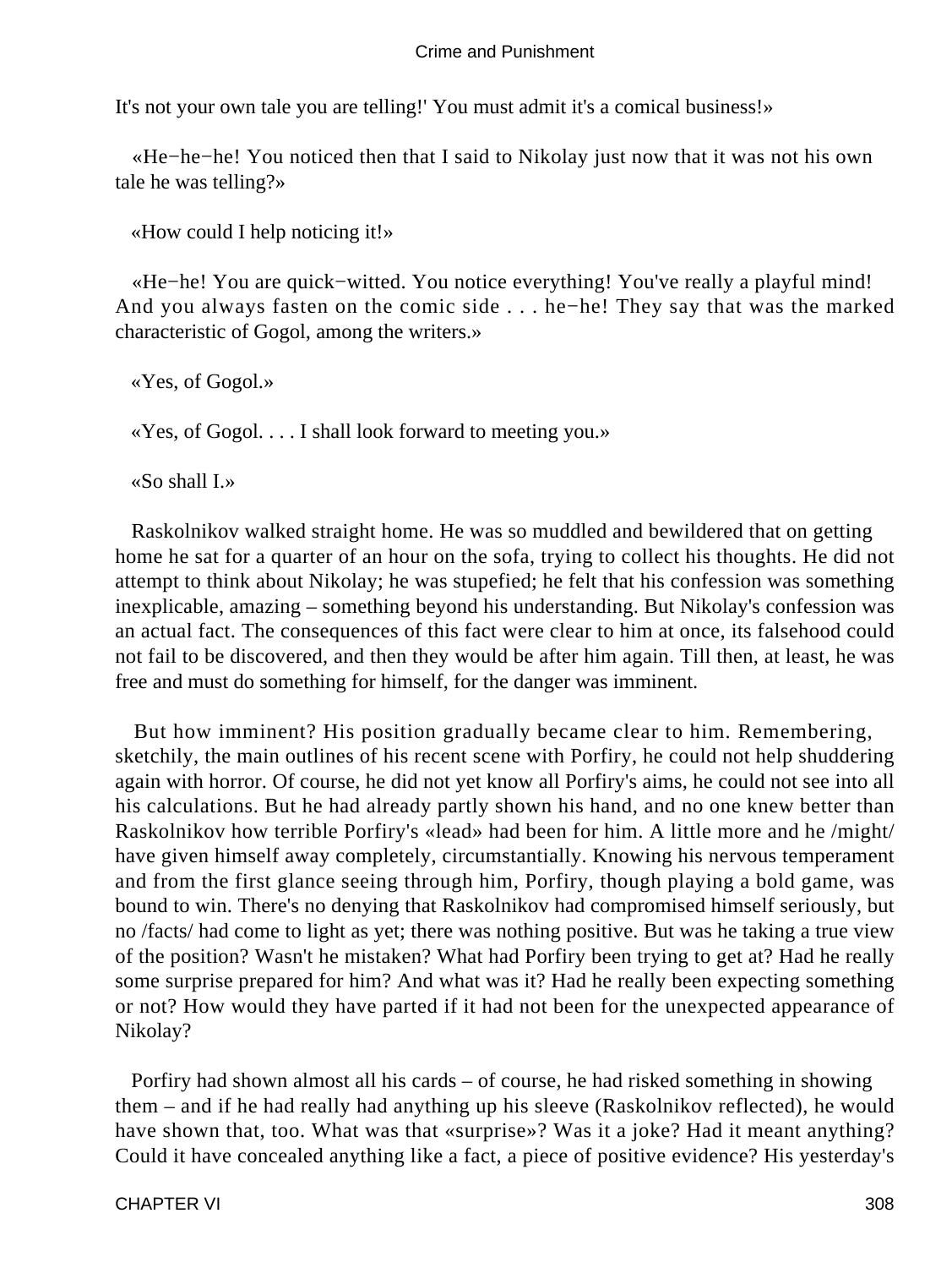It's not your own tale you are telling!' You must admit it's a comical business!»

«He−he−he! You noticed then that I said to Nikolay just now that it was not his own tale he was telling?»

«How could I help noticing it!»

«He−he! You are quick−witted. You notice everything! You've really a playful mind! And you always fasten on the comic side . . . he−he! They say that was the marked characteristic of Gogol, among the writers.»

«Yes, of Gogol.»

«Yes, of Gogol. . . . I shall look forward to meeting you.»

«So shall I.»

Raskolnikov walked straight home. He was so muddled and bewildered that on getting home he sat for a quarter of an hour on the sofa, trying to collect his thoughts. He did not attempt to think about Nikolay; he was stupefied; he felt that his confession was something inexplicable, amazing – something beyond his understanding. But Nikolay's confession was an actual fact. The consequences of this fact were clear to him at once, its falsehood could not fail to be discovered, and then they would be after him again. Till then, at least, he was free and must do something for himself, for the danger was imminent.

But how imminent? His position gradually became clear to him. Remembering, sketchily, the main outlines of his recent scene with Porfiry, he could not help shuddering again with horror. Of course, he did not yet know all Porfiry's aims, he could not see into all his calculations. But he had already partly shown his hand, and no one knew better than Raskolnikov how terrible Porfiry's «lead» had been for him. A little more and he *might* have given himself away completely, circumstantially. Knowing his nervous temperament and from the first glance seeing through him, Porfiry, though playing a bold game, was bound to win. There's no denying that Raskolnikov had compromised himself seriously, but no *facts* had come to light as yet; there was nothing positive. But was he taking a true view of the position? Wasn't he mistaken? What had Porfiry been trying to get at? Had he really some surprise prepared for him? And what was it? Had he really been expecting something or not? How would they have parted if it had not been for the unexpected appearance of Nikolay?

Porfiry had shown almost all his cards – of course, he had risked something in showing them – and if he had really had anything up his sleeve (Raskolnikov reflected), he would have shown that, too. What was that «surprise»? Was it a joke? Had it meant anything? Could it have concealed anything like a fact, a piece of positive evidence? His yesterday's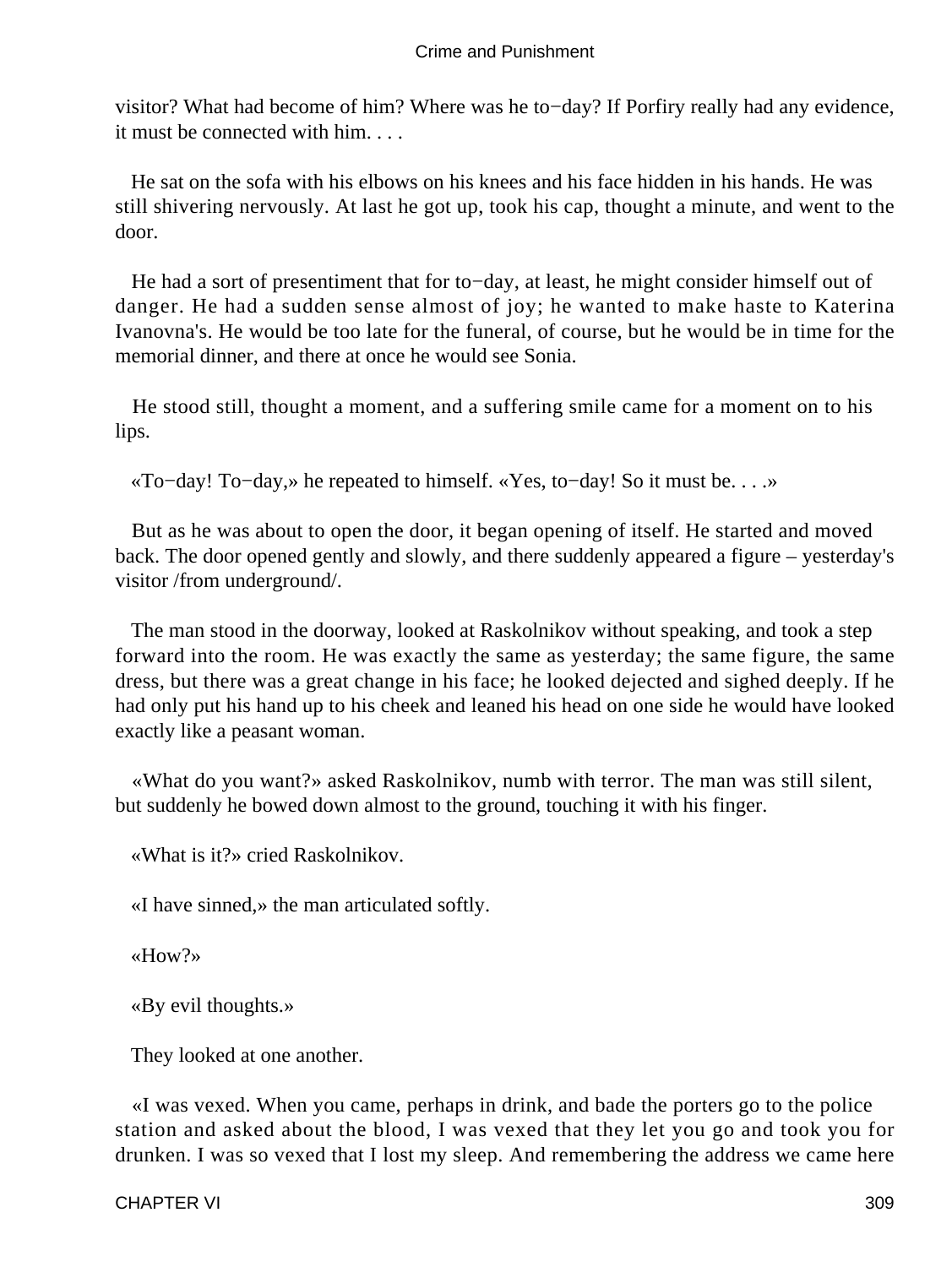visitor? What had become of him? Where was he to−day? If Porfiry really had any evidence, it must be connected with him. . . .

He sat on the sofa with his elbows on his knees and his face hidden in his hands. He was still shivering nervously. At last he got up, took his cap, thought a minute, and went to the door.

He had a sort of presentiment that for to−day, at least, he might consider himself out of danger. He had a sudden sense almost of joy; he wanted to make haste to Katerina Ivanovna's. He would be too late for the funeral, of course, but he would be in time for the memorial dinner, and there at once he would see Sonia.

He stood still, thought a moment, and a suffering smile came for a moment on to his lips.

«To−day! To−day,» he repeated to himself. «Yes, to−day! So it must be. . . .»

But as he was about to open the door, it began opening of itself. He started and moved back. The door opened gently and slowly, and there suddenly appeared a figure – yesterday's visitor /from underground/.

The man stood in the doorway, looked at Raskolnikov without speaking, and took a step forward into the room. He was exactly the same as yesterday; the same figure, the same dress, but there was a great change in his face; he looked dejected and sighed deeply. If he had only put his hand up to his cheek and leaned his head on one side he would have looked exactly like a peasant woman.

«What do you want?» asked Raskolnikov, numb with terror. The man was still silent, but suddenly he bowed down almost to the ground, touching it with his finger.

«What is it?» cried Raskolnikov.

«I have sinned,» the man articulated softly.

«How?»

«By evil thoughts.»

They looked at one another.

«I was vexed. When you came, perhaps in drink, and bade the porters go to the police station and asked about the blood, I was vexed that they let you go and took you for drunken. I was so vexed that I lost my sleep. And remembering the address we came here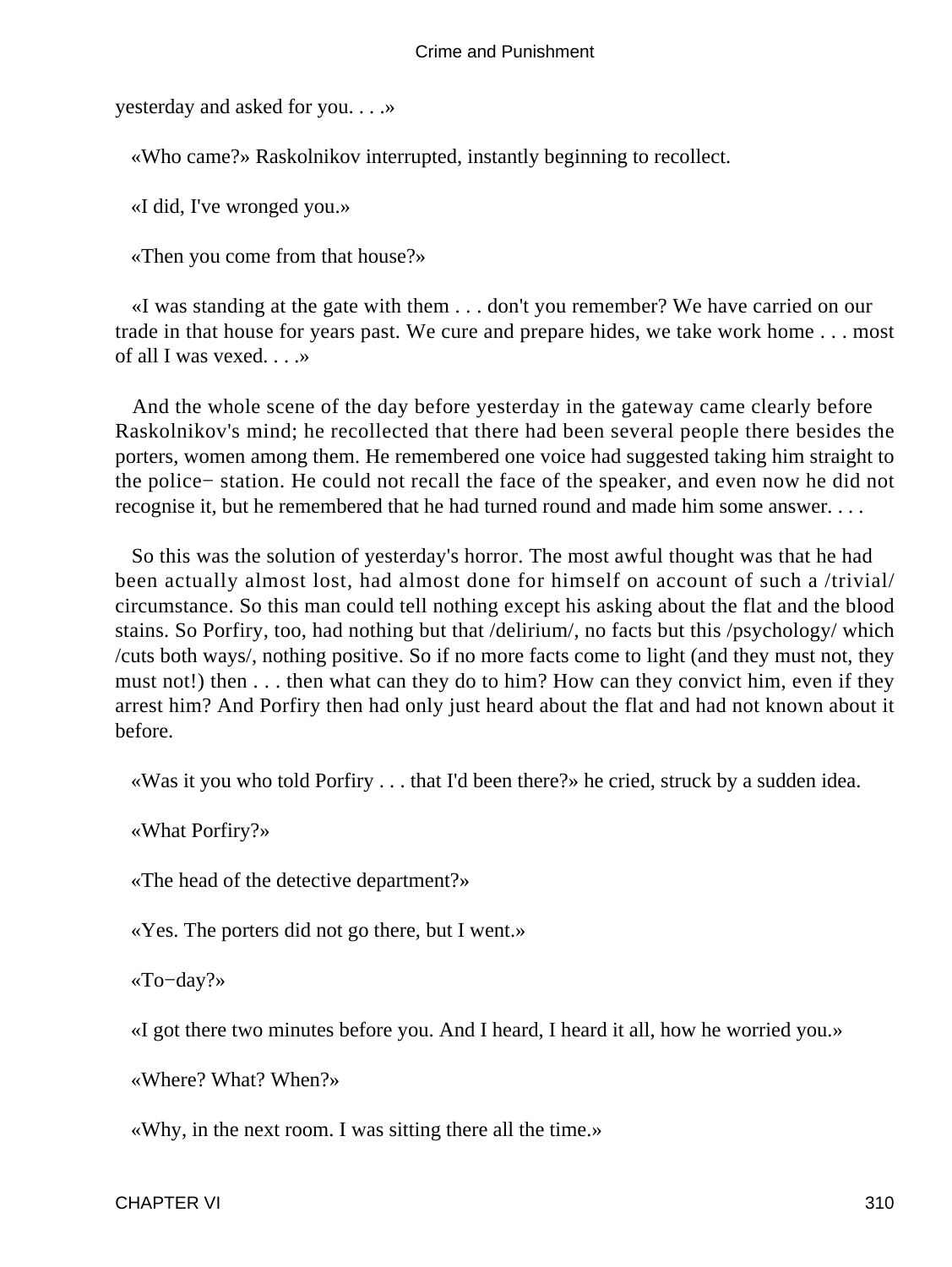yesterday and asked for you. . . .»

«Who came?» Raskolnikov interrupted, instantly beginning to recollect.

«I did, I've wronged you.»

«Then you come from that house?»

«I was standing at the gate with them . . . don't you remember? We have carried on our trade in that house for years past. We cure and prepare hides, we take work home . . . most of all I was vexed. . . .»

And the whole scene of the day before yesterday in the gateway came clearly before Raskolnikov's mind; he recollected that there had been several people there besides the porters, women among them. He remembered one voice had suggested taking him straight to the police− station. He could not recall the face of the speaker, and even now he did not recognise it, but he remembered that he had turned round and made him some answer. . . .

So this was the solution of yesterday's horror. The most awful thought was that he had been actually almost lost, had almost done for himself on account of such a /trivial/ circumstance. So this man could tell nothing except his asking about the flat and the blood stains. So Porfiry, too, had nothing but that /delirium/, no facts but this /psychology/ which /cuts both ways/, nothing positive. So if no more facts come to light (and they must not, they must not!) then . . . then what can they do to him? How can they convict him, even if they arrest him? And Porfiry then had only just heard about the flat and had not known about it before.

«Was it you who told Porfiry . . . that I'd been there?» he cried, struck by a sudden idea.

«What Porfiry?»

«The head of the detective department?»

«Yes. The porters did not go there, but I went.»

«To−day?»

«I got there two minutes before you. And I heard, I heard it all, how he worried you.»

«Where? What? When?»

«Why, in the next room. I was sitting there all the time.»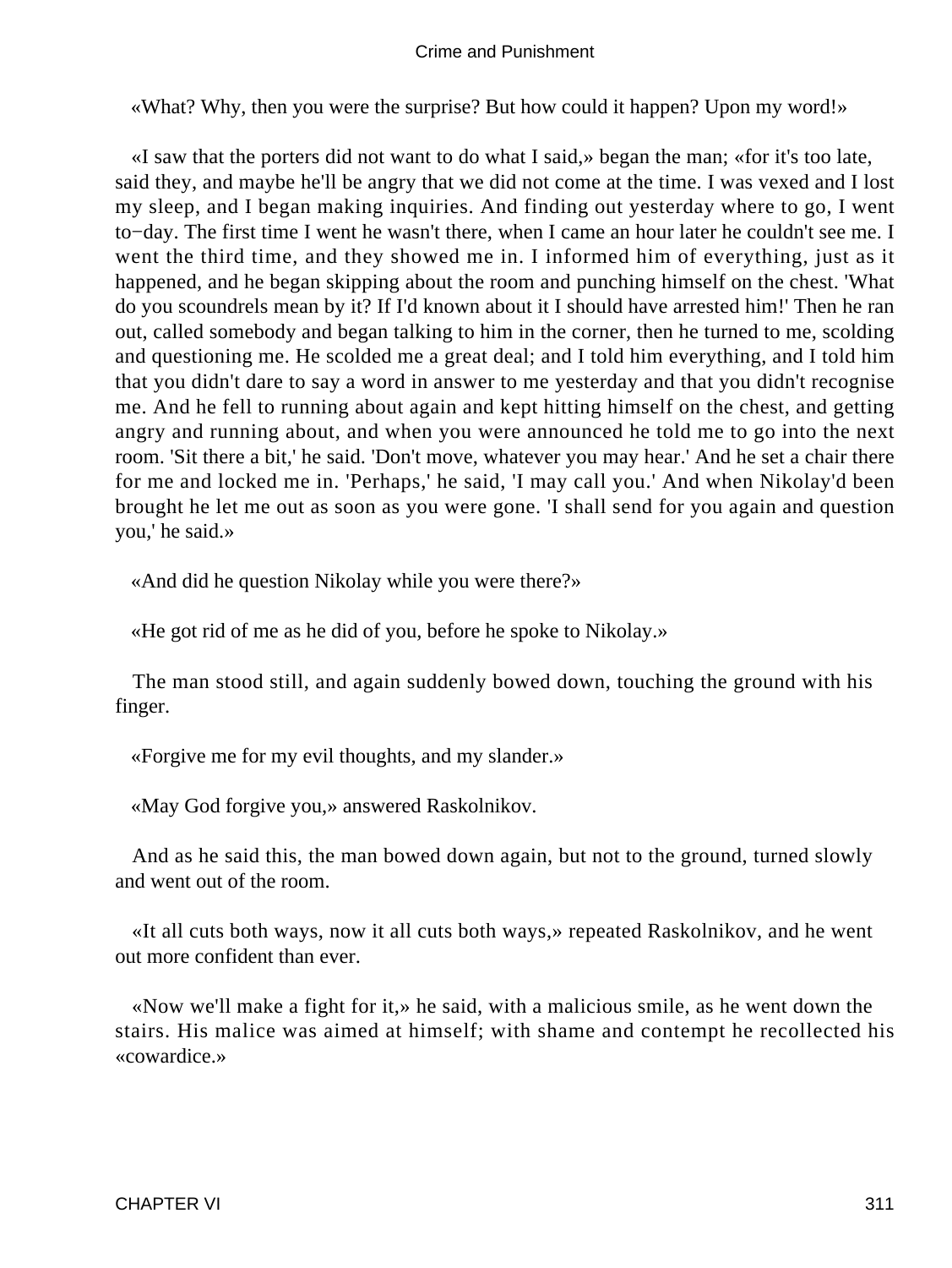«What? Why, then you were the surprise? But how could it happen? Upon my word!»

«I saw that the porters did not want to do what I said,» began the man; «for it's too late, said they, and maybe he'll be angry that we did not come at the time. I was vexed and I lost my sleep, and I began making inquiries. And finding out yesterday where to go, I went to−day. The first time I went he wasn't there, when I came an hour later he couldn't see me. I went the third time, and they showed me in. I informed him of everything, just as it happened, and he began skipping about the room and punching himself on the chest. 'What do you scoundrels mean by it? If I'd known about it I should have arrested him!' Then he ran out, called somebody and began talking to him in the corner, then he turned to me, scolding and questioning me. He scolded me a great deal; and I told him everything, and I told him that you didn't dare to say a word in answer to me yesterday and that you didn't recognise me. And he fell to running about again and kept hitting himself on the chest, and getting angry and running about, and when you were announced he told me to go into the next room. 'Sit there a bit,' he said. 'Don't move, whatever you may hear.' And he set a chair there for me and locked me in. 'Perhaps,' he said, 'I may call you.' And when Nikolay'd been brought he let me out as soon as you were gone. 'I shall send for you again and question you,' he said.»

«And did he question Nikolay while you were there?»

«He got rid of me as he did of you, before he spoke to Nikolay.»

The man stood still, and again suddenly bowed down, touching the ground with his finger.

«Forgive me for my evil thoughts, and my slander.»

«May God forgive you,» answered Raskolnikov.

And as he said this, the man bowed down again, but not to the ground, turned slowly and went out of the room.

«It all cuts both ways, now it all cuts both ways,» repeated Raskolnikov, and he went out more confident than ever.

«Now we'll make a fight for it,» he said, with a malicious smile, as he went down the stairs. His malice was aimed at himself; with shame and contempt he recollected his «cowardice.»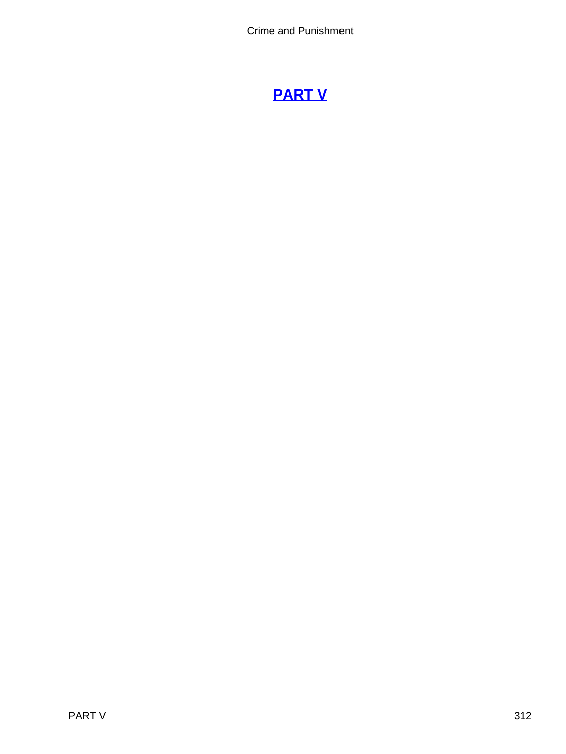# PART V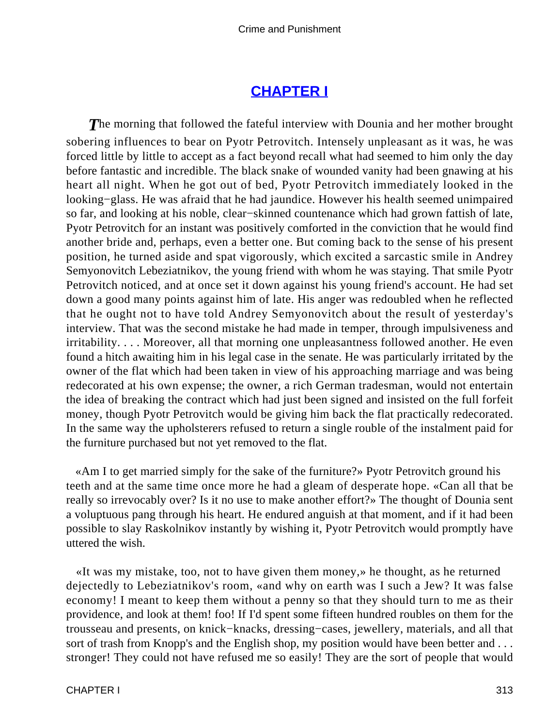## [CHAPTER I]

*T*he morning that followed the fateful interview with Dounia and her mother brought sobering influences to bear on Pyotr Petrovitch. Intensely unpleasant as it was, he was forced little by little to accept as a fact beyond recall what had seemed to him only the day before fantastic and incredible. The black snake of wounded vanity had been gnawing at his heart all night. When he got out of bed, Pyotr Petrovitch immediately looked in the looking−glass. He was afraid that he had jaundice. However his health seemed unimpaired so far, and looking at his noble, clear−skinned countenance which had grown fattish of late, Pyotr Petrovitch for an instant was positively comforted in the conviction that he would find another bride and, perhaps, even a better one. But coming back to the sense of his present position, he turned aside and spat vigorously, which excited a sarcastic smile in Andrey Semyonovitch Lebeziatnikov, the young friend with whom he was staying. That smile Pyotr Petrovitch noticed, and at once set it down against his young friend's account. He had set down a good many points against him of late. His anger was redoubled when he reflected that he ought not to have told Andrey Semyonovitch about the result of yesterday's interview. That was the second mistake he had made in temper, through impulsiveness and irritability. . . . Moreover, all that morning one unpleasantness followed another. He even found a hitch awaiting him in his legal case in the senate. He was particularly irritated by the owner of the flat which had been taken in view of his approaching marriage and was being redecorated at his own expense; the owner, a rich German tradesman, would not entertain the idea of breaking the contract which had just been signed and insisted on the full forfeit money, though Pyotr Petrovitch would be giving him back the flat practically redecorated. In the same way the upholsterers refused to return a single rouble of the instalment paid for the furniture purchased but not yet removed to the flat.

«Am I to get married simply for the sake of the furniture?» Pyotr Petrovitch ground his teeth and at the same time once more he had a gleam of desperate hope. «Can all that be really so irrevocably over? Is it no use to make another effort?» The thought of Dounia sent a voluptuous pang through his heart. He endured anguish at that moment, and if it had been possible to slay Raskolnikov instantly by wishing it, Pyotr Petrovitch would promptly have uttered the wish.

«It was my mistake, too, not to have given them money,» he thought, as he returned dejectedly to Lebeziatnikov's room, «and why on earth was I such a Jew? It was false economy! I meant to keep them without a penny so that they should turn to me as their providence, and look at them! foo! If I'd spent some fifteen hundred roubles on them for the trousseau and presents, on knick−knacks, dressing−cases, jewellery, materials, and all that sort of trash from Knopp's and the English shop, my position would have been better and . . . stronger! They could not have refused me so easily! They are the sort of people that would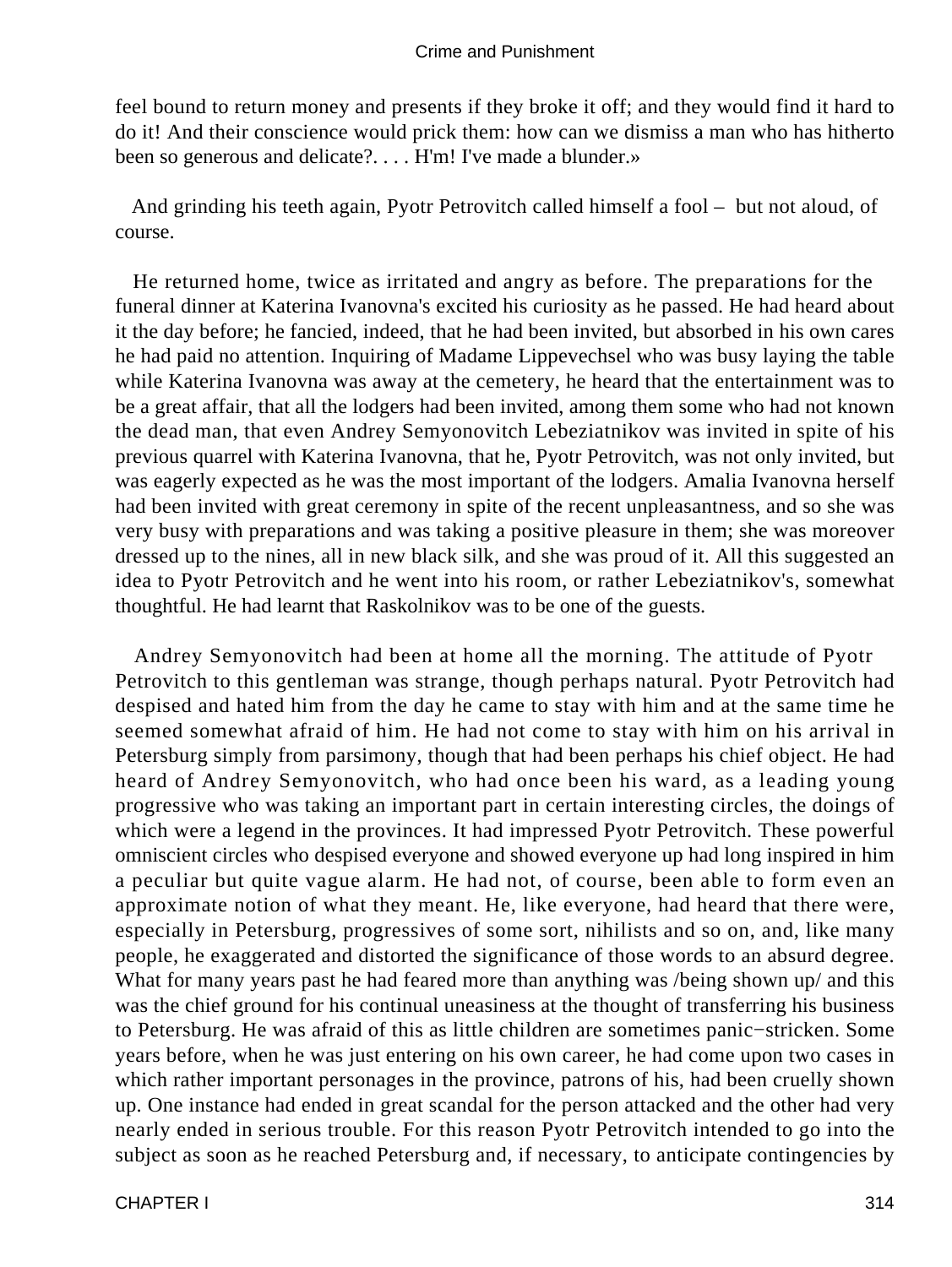feel bound to return money and presents if they broke it off; and they would find it hard to do it! And their conscience would prick them: how can we dismiss a man who has hitherto been so generous and delicate?. . . . H'm! I've made a blunder.»

And grinding his teeth again, Pyotr Petrovitch called himself a fool – but not aloud, of course.

He returned home, twice as irritated and angry as before. The preparations for the funeral dinner at Katerina Ivanovna's excited his curiosity as he passed. He had heard about it the day before; he fancied, indeed, that he had been invited, but absorbed in his own cares he had paid no attention. Inquiring of Madame Lippevechsel who was busy laying the table while Katerina Ivanovna was away at the cemetery, he heard that the entertainment was to be a great affair, that all the lodgers had been invited, among them some who had not known the dead man, that even Andrey Semyonovitch Lebeziatnikov was invited in spite of his previous quarrel with Katerina Ivanovna, that he, Pyotr Petrovitch, was not only invited, but was eagerly expected as he was the most important of the lodgers. Amalia Ivanovna herself had been invited with great ceremony in spite of the recent unpleasantness, and so she was very busy with preparations and was taking a positive pleasure in them; she was moreover dressed up to the nines, all in new black silk, and she was proud of it. All this suggested an idea to Pyotr Petrovitch and he went into his room, or rather Lebeziatnikov's, somewhat thoughtful. He had learnt that Raskolnikov was to be one of the guests.

Andrey Semyonovitch had been at home all the morning. The attitude of Pyotr Petrovitch to this gentleman was strange, though perhaps natural. Pyotr Petrovitch had despised and hated him from the day he came to stay with him and at the same time he seemed somewhat afraid of him. He had not come to stay with him on his arrival in Petersburg simply from parsimony, though that had been perhaps his chief object. He had heard of Andrey Semyonovitch, who had once been his ward, as a leading young progressive who was taking an important part in certain interesting circles, the doings of which were a legend in the provinces. It had impressed Pyotr Petrovitch. These powerful omniscient circles who despised everyone and showed everyone up had long inspired in him a peculiar but quite vague alarm. He had not, of course, been able to form even an approximate notion of what they meant. He, like everyone, had heard that there were, especially in Petersburg, progressives of some sort, nihilists and so on, and, like many people, he exaggerated and distorted the significance of those words to an absurd degree. What for many years past he had feared more than anything was /being shown up/ and this was the chief ground for his continual uneasiness at the thought of transferring his business to Petersburg. He was afraid of this as little children are sometimes panic−stricken. Some years before, when he was just entering on his own career, he had come upon two cases in which rather important personages in the province, patrons of his, had been cruelly shown up. One instance had ended in great scandal for the person attacked and the other had very nearly ended in serious trouble. For this reason Pyotr Petrovitch intended to go into the subject as soon as he reached Petersburg and, if necessary, to anticipate contingencies by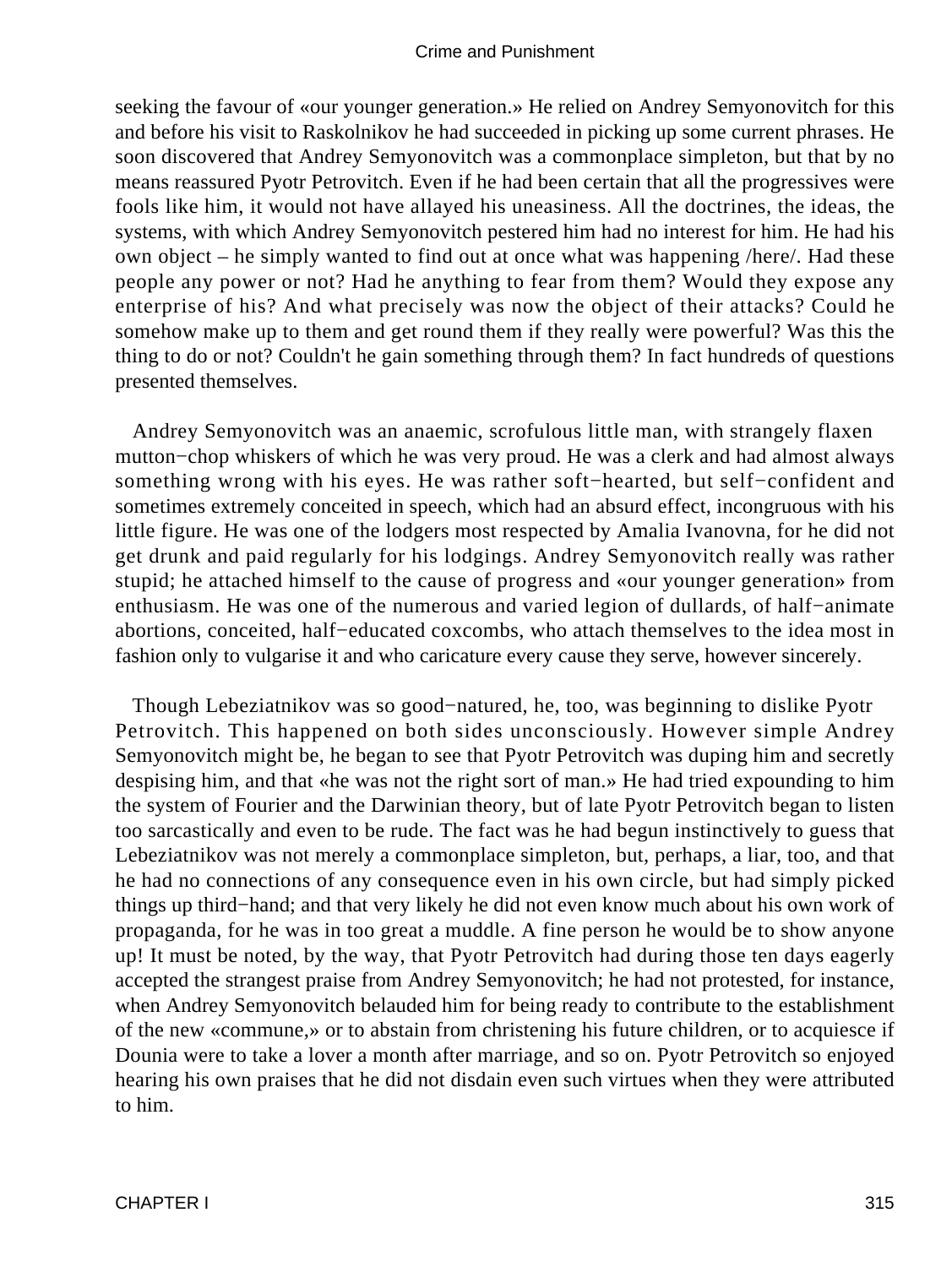seeking the favour of «our younger generation.» He relied on Andrey Semyonovitch for this and before his visit to Raskolnikov he had succeeded in picking up some current phrases. He soon discovered that Andrey Semyonovitch was a commonplace simpleton, but that by no means reassured Pyotr Petrovitch. Even if he had been certain that all the progressives were fools like him, it would not have allayed his uneasiness. All the doctrines, the ideas, the systems, with which Andrey Semyonovitch pestered him had no interest for him. He had his own object – he simply wanted to find out at once what was happening /here/. Had these people any power or not? Had he anything to fear from them? Would they expose any enterprise of his? And what precisely was now the object of their attacks? Could he somehow make up to them and get round them if they really were powerful? Was this the thing to do or not? Couldn't he gain something through them? In fact hundreds of questions presented themselves.

Andrey Semyonovitch was an anaemic, scrofulous little man, with strangely flaxen mutton−chop whiskers of which he was very proud. He was a clerk and had almost always something wrong with his eyes. He was rather soft−hearted, but self−confident and sometimes extremely conceited in speech, which had an absurd effect, incongruous with his little figure. He was one of the lodgers most respected by Amalia Ivanovna, for he did not get drunk and paid regularly for his lodgings. Andrey Semyonovitch really was rather stupid; he attached himself to the cause of progress and «our younger generation» from enthusiasm. He was one of the numerous and varied legion of dullards, of half−animate abortions, conceited, half−educated coxcombs, who attach themselves to the idea most in fashion only to vulgarise it and who caricature every cause they serve, however sincerely.

Though Lebeziatnikov was so good−natured, he, too, was beginning to dislike Pyotr Petrovitch. This happened on both sides unconsciously. However simple Andrey Semyonovitch might be, he began to see that Pyotr Petrovitch was duping him and secretly despising him, and that «he was not the right sort of man.» He had tried expounding to him the system of Fourier and the Darwinian theory, but of late Pyotr Petrovitch began to listen too sarcastically and even to be rude. The fact was he had begun instinctively to guess that Lebeziatnikov was not merely a commonplace simpleton, but, perhaps, a liar, too, and that he had no connections of any consequence even in his own circle, but had simply picked things up third−hand; and that very likely he did not even know much about his own work of propaganda, for he was in too great a muddle. A fine person he would be to show anyone up! It must be noted, by the way, that Pyotr Petrovitch had during those ten days eagerly accepted the strangest praise from Andrey Semyonovitch; he had not protested, for instance, when Andrey Semyonovitch belauded him for being ready to contribute to the establishment of the new «commune,» or to abstain from christening his future children, or to acquiesce if Dounia were to take a lover a month after marriage, and so on. Pyotr Petrovitch so enjoyed hearing his own praises that he did not disdain even such virtues when they were attributed to him.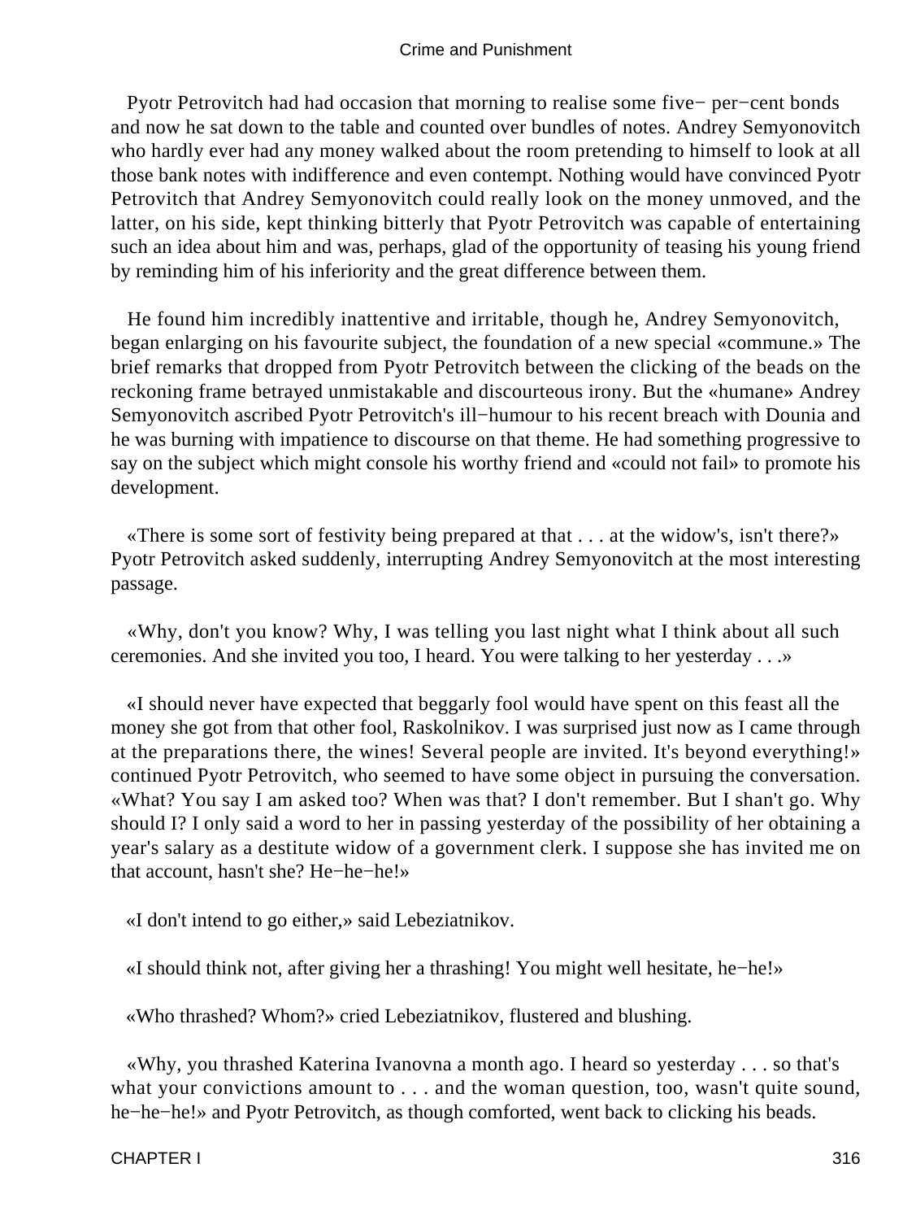Pyotr Petrovitch had had occasion that morning to realise some five− per−cent bonds and now he sat down to the table and counted over bundles of notes. Andrey Semyonovitch who hardly ever had any money walked about the room pretending to himself to look at all those bank notes with indifference and even contempt. Nothing would have convinced Pyotr Petrovitch that Andrey Semyonovitch could really look on the money unmoved, and the latter, on his side, kept thinking bitterly that Pyotr Petrovitch was capable of entertaining such an idea about him and was, perhaps, glad of the opportunity of teasing his young friend by reminding him of his inferiority and the great difference between them.

He found him incredibly inattentive and irritable, though he, Andrey Semyonovitch, began enlarging on his favourite subject, the foundation of a new special «commune.» The brief remarks that dropped from Pyotr Petrovitch between the clicking of the beads on the reckoning frame betrayed unmistakable and discourteous irony. But the «humane» Andrey Semyonovitch ascribed Pyotr Petrovitch's ill−humour to his recent breach with Dounia and he was burning with impatience to discourse on that theme. He had something progressive to say on the subject which might console his worthy friend and «could not fail» to promote his development.

«There is some sort of festivity being prepared at that . . . at the widow's, isn't there?» Pyotr Petrovitch asked suddenly, interrupting Andrey Semyonovitch at the most interesting passage.

«Why, don't you know? Why, I was telling you last night what I think about all such ceremonies. And she invited you too, I heard. You were talking to her yesterday . . .»

«I should never have expected that beggarly fool would have spent on this feast all the money she got from that other fool, Raskolnikov. I was surprised just now as I came through at the preparations there, the wines! Several people are invited. It's beyond everything!» continued Pyotr Petrovitch, who seemed to have some object in pursuing the conversation. «What? You say I am asked too? When was that? I don't remember. But I shan't go. Why should I? I only said a word to her in passing yesterday of the possibility of her obtaining a year's salary as a destitute widow of a government clerk. I suppose she has invited me on that account, hasn't she? He−he−he!»

«I don't intend to go either,» said Lebeziatnikov.

«I should think not, after giving her a thrashing! You might well hesitate, he−he!»

«Who thrashed? Whom?» cried Lebeziatnikov, flustered and blushing.

«Why, you thrashed Katerina Ivanovna a month ago. I heard so yesterday . . . so that's what your convictions amount to . . . and the woman question, too, wasn't quite sound, he−he−he!» and Pyotr Petrovitch, as though comforted, went back to clicking his beads.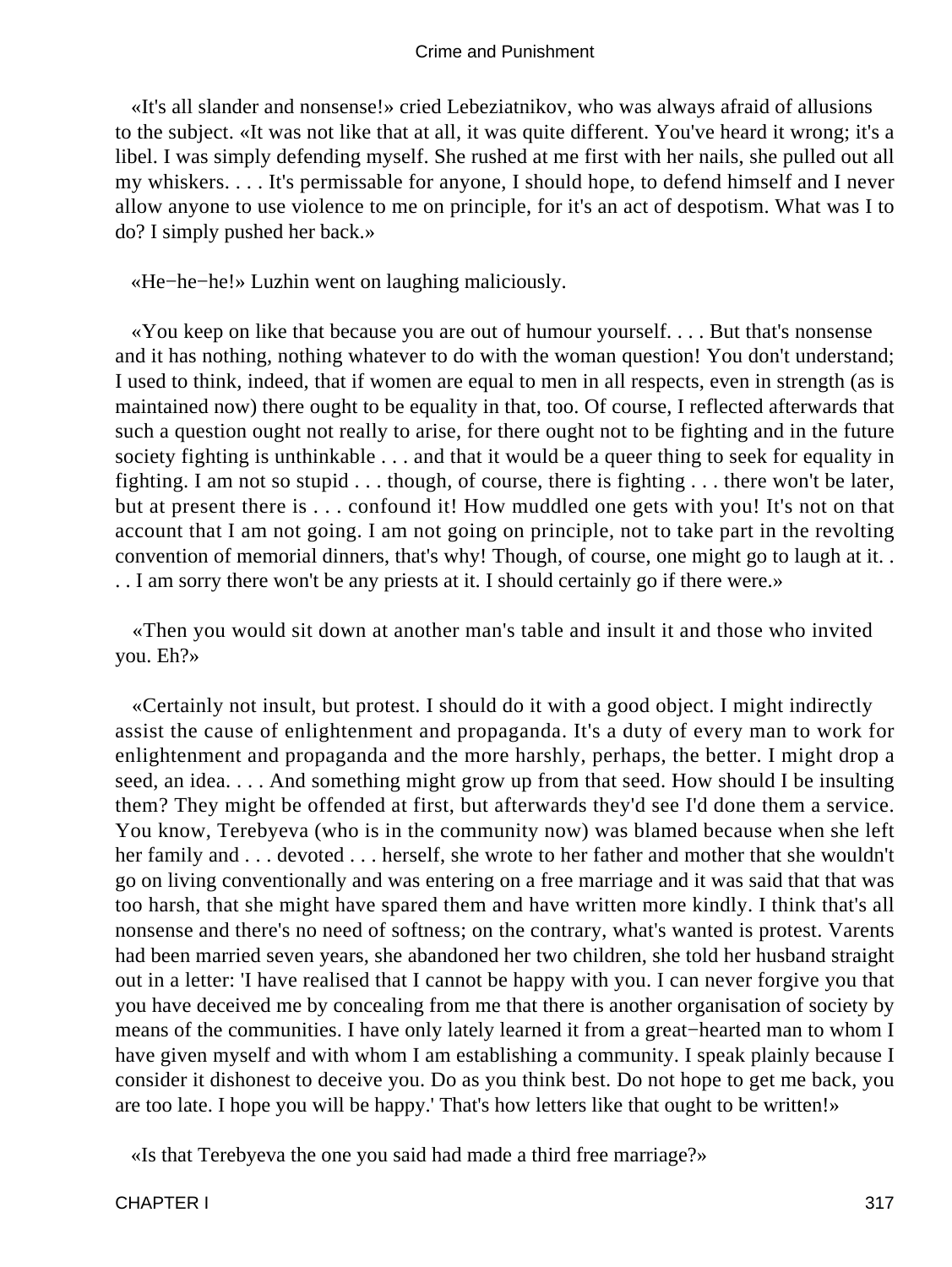«It's all slander and nonsense!» cried Lebeziatnikov, who was always afraid of allusions to the subject. «It was not like that at all, it was quite different. You've heard it wrong; it's a libel. I was simply defending myself. She rushed at me first with her nails, she pulled out all my whiskers. . . . It's permissable for anyone, I should hope, to defend himself and I never allow anyone to use violence to me on principle, for it's an act of despotism. What was I to do? I simply pushed her back.»

«He−he−he!» Luzhin went on laughing maliciously.

«You keep on like that because you are out of humour yourself. . . . But that's nonsense and it has nothing, nothing whatever to do with the woman question! You don't understand; I used to think, indeed, that if women are equal to men in all respects, even in strength (as is maintained now) there ought to be equality in that, too. Of course, I reflected afterwards that such a question ought not really to arise, for there ought not to be fighting and in the future society fighting is unthinkable . . . and that it would be a queer thing to seek for equality in fighting. I am not so stupid . . . though, of course, there is fighting . . . there won't be later, but at present there is . . . confound it! How muddled one gets with you! It's not on that account that I am not going. I am not going on principle, not to take part in the revolting convention of memorial dinners, that's why! Though, of course, one might go to laugh at it. . . . I am sorry there won't be any priests at it. I should certainly go if there were.»

«Then you would sit down at another man's table and insult it and those who invited you. Eh?»

«Certainly not insult, but protest. I should do it with a good object. I might indirectly assist the cause of enlightenment and propaganda. It's a duty of every man to work for enlightenment and propaganda and the more harshly, perhaps, the better. I might drop a seed, an idea. . . . And something might grow up from that seed. How should I be insulting them? They might be offended at first, but afterwards they'd see I'd done them a service. You know, Terebyeva (who is in the community now) was blamed because when she left her family and . . . devoted . . . herself, she wrote to her father and mother that she wouldn't go on living conventionally and was entering on a free marriage and it was said that that was too harsh, that she might have spared them and have written more kindly. I think that's all nonsense and there's no need of softness; on the contrary, what's wanted is protest. Varents had been married seven years, she abandoned her two children, she told her husband straight out in a letter: 'I have realised that I cannot be happy with you. I can never forgive you that you have deceived me by concealing from me that there is another organisation of society by means of the communities. I have only lately learned it from a great−hearted man to whom I have given myself and with whom I am establishing a community. I speak plainly because I consider it dishonest to deceive you. Do as you think best. Do not hope to get me back, you are too late. I hope you will be happy.' That's how letters like that ought to be written!»

«Is that Terebyeva the one you said had made a third free marriage?»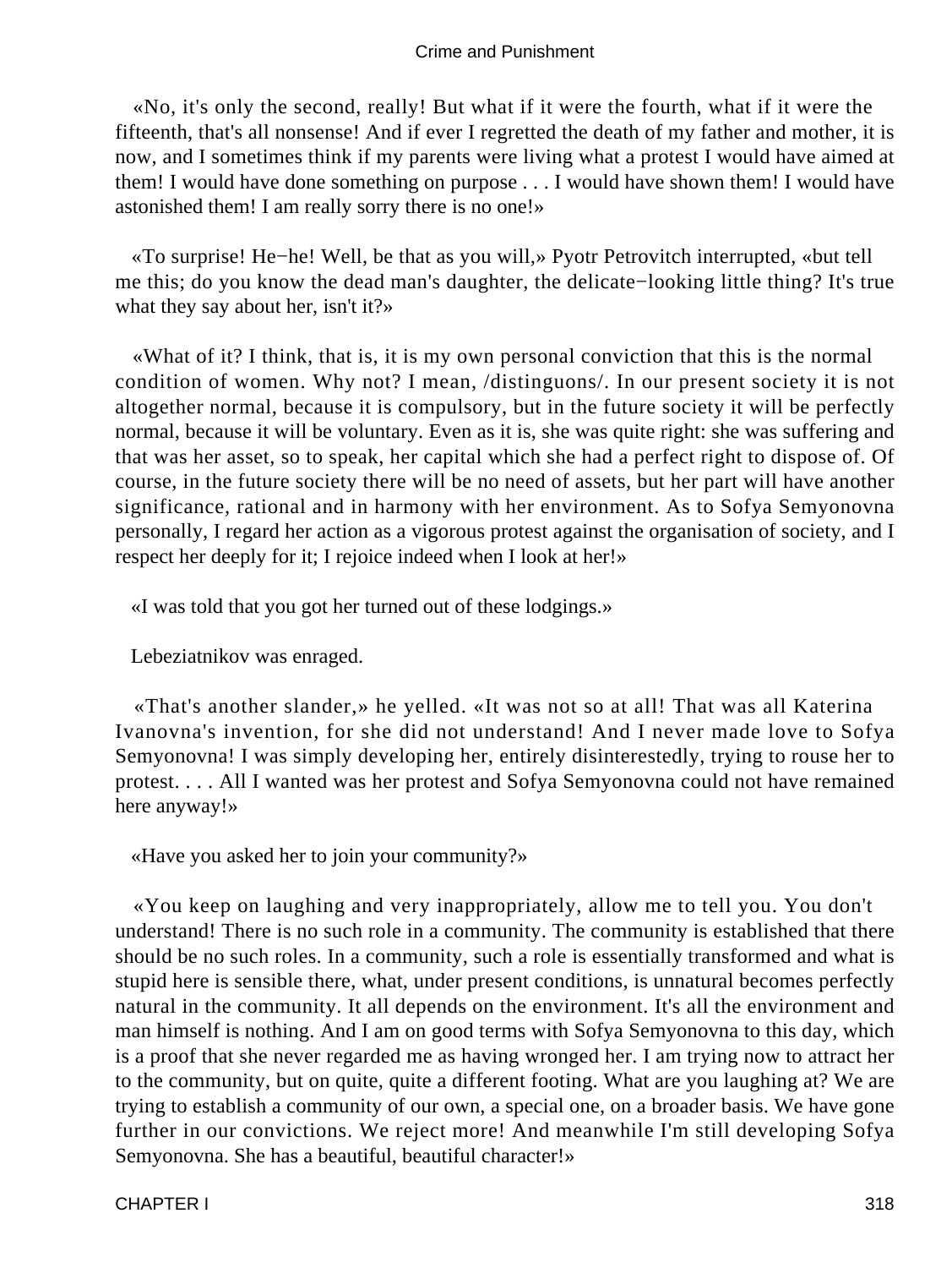«No, it's only the second, really! But what if it were the fourth, what if it were the fifteenth, that's all nonsense! And if ever I regretted the death of my father and mother, it is now, and I sometimes think if my parents were living what a protest I would have aimed at them! I would have done something on purpose . . . I would have shown them! I would have astonished them! I am really sorry there is no one!»

«To surprise! He−he! Well, be that as you will,» Pyotr Petrovitch interrupted, «but tell me this; do you know the dead man's daughter, the delicate−looking little thing? It's true what they say about her, isn't it?»

«What of it? I think, that is, it is my own personal conviction that this is the normal condition of women. Why not? I mean, /distinguons/. In our present society it is not altogether normal, because it is compulsory, but in the future society it will be perfectly normal, because it will be voluntary. Even as it is, she was quite right: she was suffering and that was her asset, so to speak, her capital which she had a perfect right to dispose of. Of course, in the future society there will be no need of assets, but her part will have another significance, rational and in harmony with her environment. As to Sofya Semyonovna personally, I regard her action as a vigorous protest against the organisation of society, and I respect her deeply for it; I rejoice indeed when I look at her!»

«I was told that you got her turned out of these lodgings.»

Lebeziatnikov was enraged.

«That's another slander,» he yelled. «It was not so at all! That was all Katerina Ivanovna's invention, for she did not understand! And I never made love to Sofya Semyonovna! I was simply developing her, entirely disinterestedly, trying to rouse her to protest. . . . All I wanted was her protest and Sofya Semyonovna could not have remained here anyway!»

«Have you asked her to join your community?»

«You keep on laughing and very inappropriately, allow me to tell you. You don't understand! There is no such role in a community. The community is established that there should be no such roles. In a community, such a role is essentially transformed and what is stupid here is sensible there, what, under present conditions, is unnatural becomes perfectly natural in the community. It all depends on the environment. It's all the environment and man himself is nothing. And I am on good terms with Sofya Semyonovna to this day, which is a proof that she never regarded me as having wronged her. I am trying now to attract her to the community, but on quite, quite a different footing. What are you laughing at? We are trying to establish a community of our own, a special one, on a broader basis. We have gone further in our convictions. We reject more! And meanwhile I'm still developing Sofya Semyonovna. She has a beautiful, beautiful character!»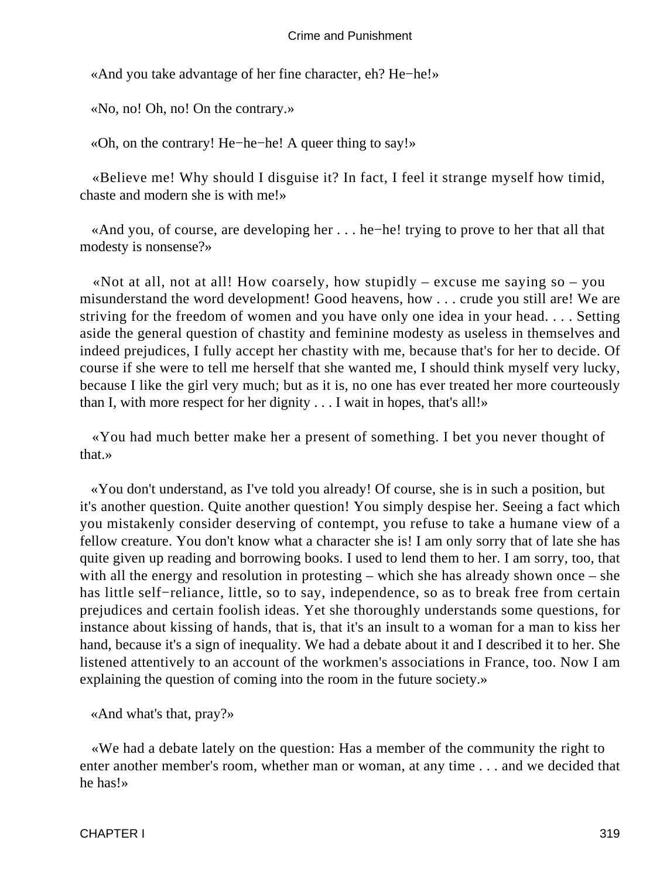«And you take advantage of her fine character, eh? He−he!»

«No, no! Oh, no! On the contrary.»

«Oh, on the contrary! He−he−he! A queer thing to say!»

«Believe me! Why should I disguise it? In fact, I feel it strange myself how timid, chaste and modern she is with me!»

«And you, of course, are developing her . . . he−he! trying to prove to her that all that modesty is nonsense?»

«Not at all, not at all! How coarsely, how stupidly – excuse me saying so – you misunderstand the word development! Good heavens, how . . . crude you still are! We are striving for the freedom of women and you have only one idea in your head. . . . Setting aside the general question of chastity and feminine modesty as useless in themselves and indeed prejudices, I fully accept her chastity with me, because that's for her to decide. Of course if she were to tell me herself that she wanted me, I should think myself very lucky, because I like the girl very much; but as it is, no one has ever treated her more courteously than I, with more respect for her dignity . . . I wait in hopes, that's all!»

«You had much better make her a present of something. I bet you never thought of that.»

«You don't understand, as I've told you already! Of course, she is in such a position, but it's another question. Quite another question! You simply despise her. Seeing a fact which you mistakenly consider deserving of contempt, you refuse to take a humane view of a fellow creature. You don't know what a character she is! I am only sorry that of late she has quite given up reading and borrowing books. I used to lend them to her. I am sorry, too, that with all the energy and resolution in protesting – which she has already shown once – she has little self−reliance, little, so to say, independence, so as to break free from certain prejudices and certain foolish ideas. Yet she thoroughly understands some questions, for instance about kissing of hands, that is, that it's an insult to a woman for a man to kiss her hand, because it's a sign of inequality. We had a debate about it and I described it to her. She listened attentively to an account of the workmen's associations in France, too. Now I am explaining the question of coming into the room in the future society.»

«And what's that, pray?»

«We had a debate lately on the question: Has a member of the community the right to enter another member's room, whether man or woman, at any time . . . and we decided that he has!»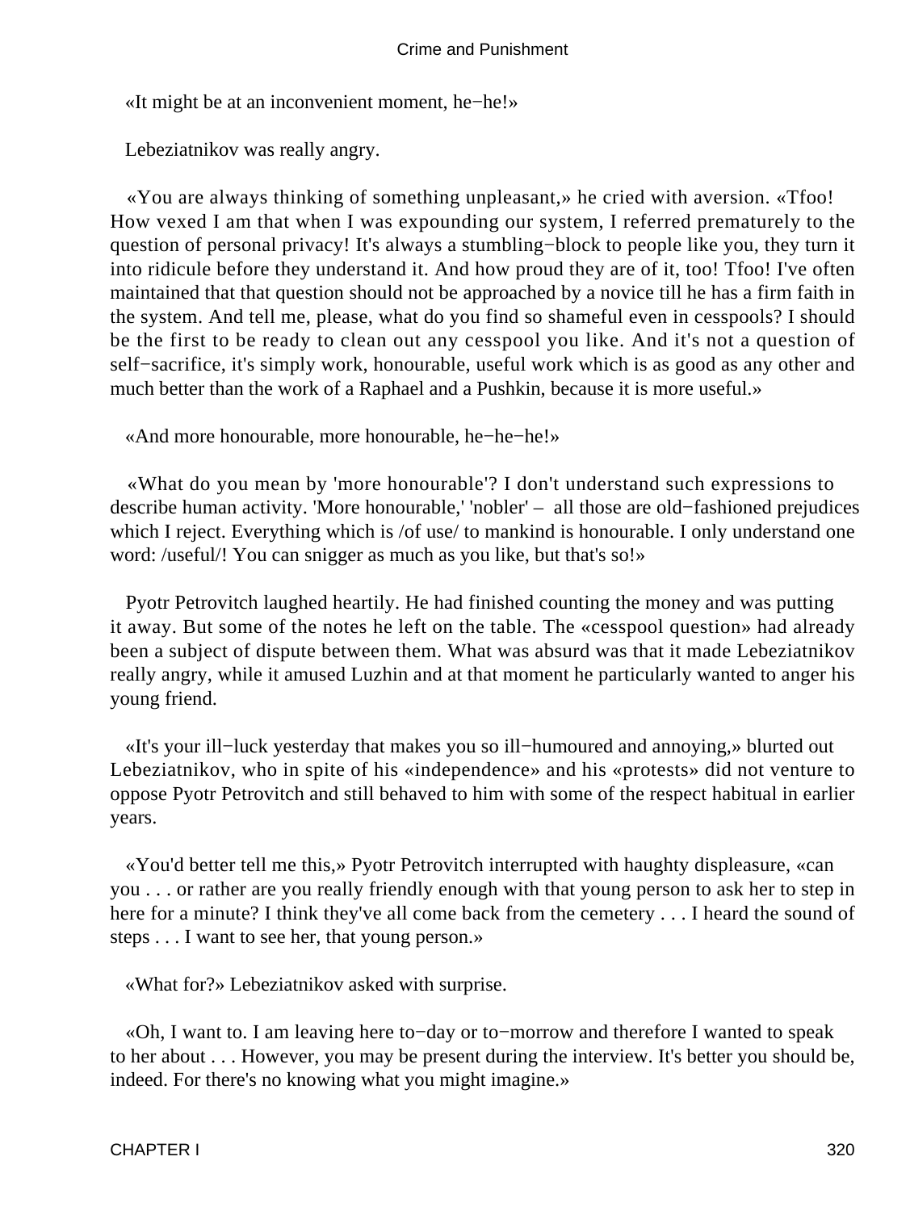«It might be at an inconvenient moment, he−he!»

Lebeziatnikov was really angry.

«You are always thinking of something unpleasant,» he cried with aversion. «Tfoo! How vexed I am that when I was expounding our system, I referred prematurely to the question of personal privacy! It's always a stumbling−block to people like you, they turn it into ridicule before they understand it. And how proud they are of it, too! Tfoo! I've often maintained that that question should not be approached by a novice till he has a firm faith in the system. And tell me, please, what do you find so shameful even in cesspools? I should be the first to be ready to clean out any cesspool you like. And it's not a question of self−sacrifice, it's simply work, honourable, useful work which is as good as any other and much better than the work of a Raphael and a Pushkin, because it is more useful.»

«And more honourable, more honourable, he−he−he!»

«What do you mean by 'more honourable'? I don't understand such expressions to describe human activity. 'More honourable,' 'nobler' – all those are old−fashioned prejudices which I reject. Everything which is /of use/ to mankind is honourable. I only understand one word: /useful/! You can snigger as much as you like, but that's so!»

Pyotr Petrovitch laughed heartily. He had finished counting the money and was putting it away. But some of the notes he left on the table. The «cesspool question» had already been a subject of dispute between them. What was absurd was that it made Lebeziatnikov really angry, while it amused Luzhin and at that moment he particularly wanted to anger his young friend.

«It's your ill−luck yesterday that makes you so ill−humoured and annoying,» blurted out Lebeziatnikov, who in spite of his «independence» and his «protests» did not venture to oppose Pyotr Petrovitch and still behaved to him with some of the respect habitual in earlier years.

«You'd better tell me this,» Pyotr Petrovitch interrupted with haughty displeasure, «can you . . . or rather are you really friendly enough with that young person to ask her to step in here for a minute? I think they've all come back from the cemetery . . . I heard the sound of steps . . . I want to see her, that young person.»

«What for?» Lebeziatnikov asked with surprise.

«Oh, I want to. I am leaving here to−day or to−morrow and therefore I wanted to speak to her about . . . However, you may be present during the interview. It's better you should be, indeed. For there's no knowing what you might imagine.»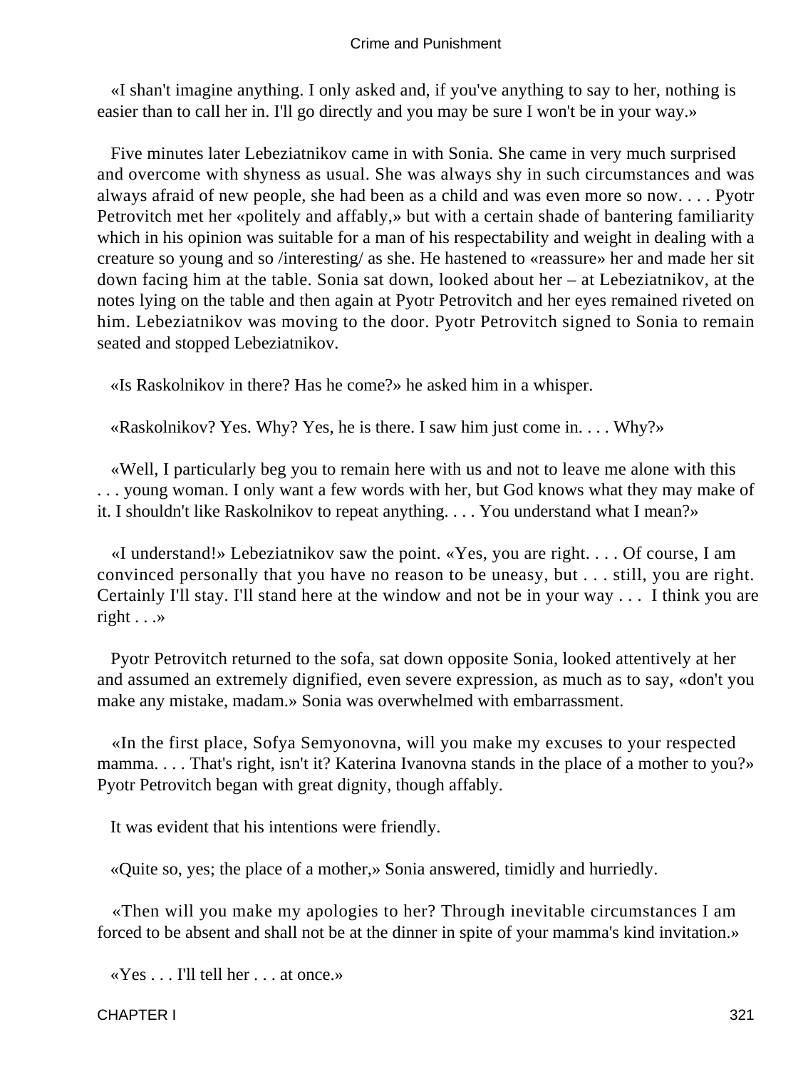«I shan't imagine anything. I only asked and, if you've anything to say to her, nothing is easier than to call her in. I'll go directly and you may be sure I won't be in your way.»

Five minutes later Lebeziatnikov came in with Sonia. She came in very much surprised and overcome with shyness as usual. She was always shy in such circumstances and was always afraid of new people, she had been as a child and was even more so now. . . . Pyotr Petrovitch met her «politely and affably,» but with a certain shade of bantering familiarity which in his opinion was suitable for a man of his respectability and weight in dealing with a creature so young and so /interesting/ as she. He hastened to «reassure» her and made her sit down facing him at the table. Sonia sat down, looked about her – at Lebeziatnikov, at the notes lying on the table and then again at Pyotr Petrovitch and her eyes remained riveted on him. Lebeziatnikov was moving to the door. Pyotr Petrovitch signed to Sonia to remain seated and stopped Lebeziatnikov.

«Is Raskolnikov in there? Has he come?» he asked him in a whisper.

«Raskolnikov? Yes. Why? Yes, he is there. I saw him just come in. . . . Why?»

«Well, I particularly beg you to remain here with us and not to leave me alone with this . . . young woman. I only want a few words with her, but God knows what they may make of it. I shouldn't like Raskolnikov to repeat anything. . . . You understand what I mean?»

«I understand!» Lebeziatnikov saw the point. «Yes, you are right. . . . Of course, I am convinced personally that you have no reason to be uneasy, but . . . still, you are right. Certainly I'll stay. I'll stand here at the window and not be in your way . . . I think you are right . . .»

Pyotr Petrovitch returned to the sofa, sat down opposite Sonia, looked attentively at her and assumed an extremely dignified, even severe expression, as much as to say, «don't you make any mistake, madam.» Sonia was overwhelmed with embarrassment.

«In the first place, Sofya Semyonovna, will you make my excuses to your respected mamma. . . . That's right, isn't it? Katerina Ivanovna stands in the place of a mother to you?» Pyotr Petrovitch began with great dignity, though affably.

It was evident that his intentions were friendly.

«Quite so, yes; the place of a mother,» Sonia answered, timidly and hurriedly.

«Then will you make my apologies to her? Through inevitable circumstances I am forced to be absent and shall not be at the dinner in spite of your mamma's kind invitation.»

«Yes . . . I'll tell her . . . at once.»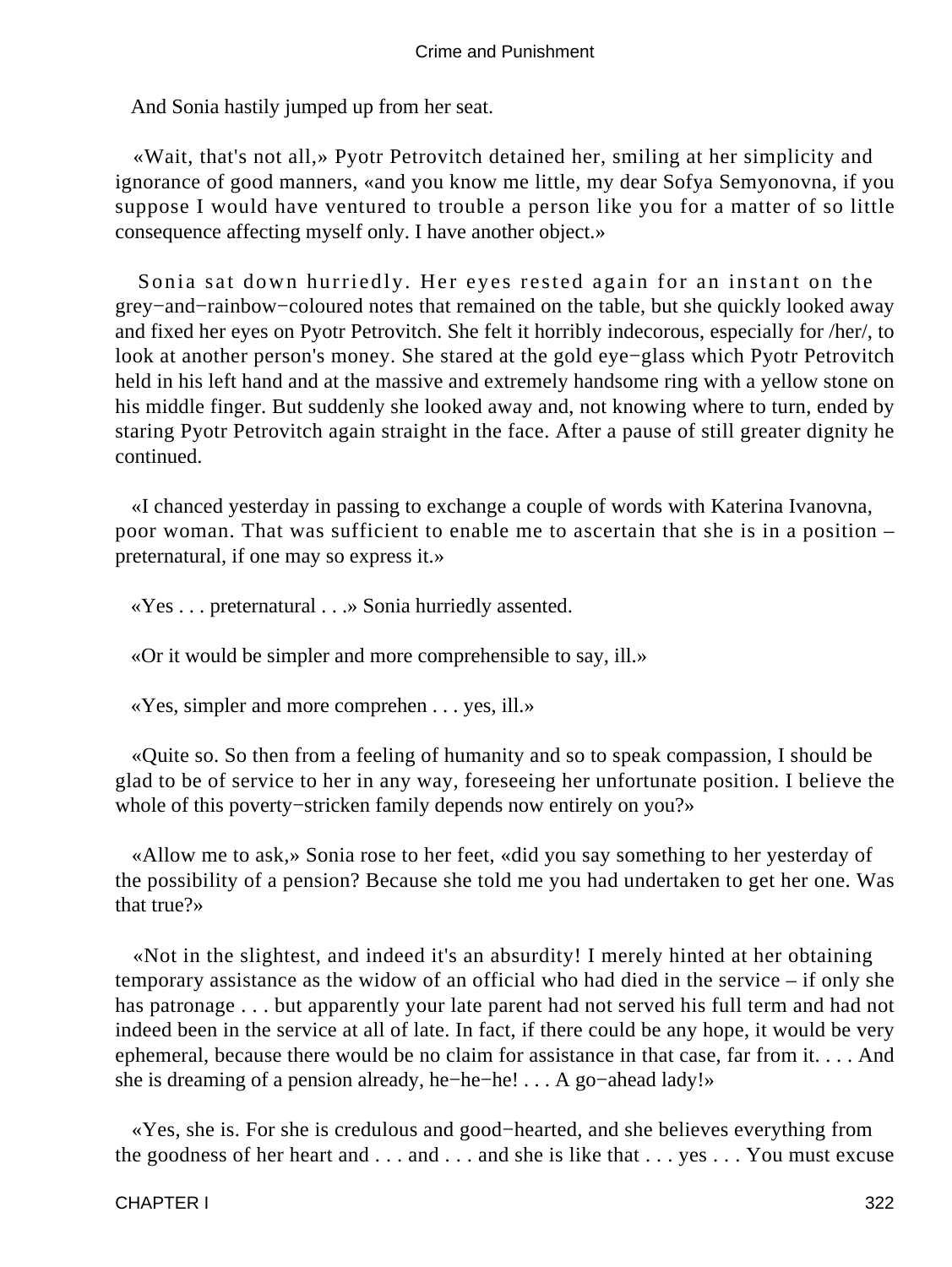And Sonia hastily jumped up from her seat.

«Wait, that's not all,» Pyotr Petrovitch detained her, smiling at her simplicity and ignorance of good manners, «and you know me little, my dear Sofya Semyonovna, if you suppose I would have ventured to trouble a person like you for a matter of so little consequence affecting myself only. I have another object.»

Sonia sat down hurriedly. Her eyes rested again for an instant on the grey−and−rainbow−coloured notes that remained on the table, but she quickly looked away and fixed her eyes on Pyotr Petrovitch. She felt it horribly indecorous, especially for /her/, to look at another person's money. She stared at the gold eye−glass which Pyotr Petrovitch held in his left hand and at the massive and extremely handsome ring with a yellow stone on his middle finger. But suddenly she looked away and, not knowing where to turn, ended by staring Pyotr Petrovitch again straight in the face. After a pause of still greater dignity he continued.

«I chanced yesterday in passing to exchange a couple of words with Katerina Ivanovna, poor woman. That was sufficient to enable me to ascertain that she is in a position – preternatural, if one may so express it.»

«Yes . . . preternatural . . .» Sonia hurriedly assented.

«Or it would be simpler and more comprehensible to say, ill.»

«Yes, simpler and more comprehen . . . yes, ill.»

«Quite so. So then from a feeling of humanity and so to speak compassion, I should be glad to be of service to her in any way, foreseeing her unfortunate position. I believe the whole of this poverty−stricken family depends now entirely on you?»

«Allow me to ask,» Sonia rose to her feet, «did you say something to her yesterday of the possibility of a pension? Because she told me you had undertaken to get her one. Was that true?»

«Not in the slightest, and indeed it's an absurdity! I merely hinted at her obtaining temporary assistance as the widow of an official who had died in the service – if only she has patronage . . . but apparently your late parent had not served his full term and had not indeed been in the service at all of late. In fact, if there could be any hope, it would be very ephemeral, because there would be no claim for assistance in that case, far from it. . . . And she is dreaming of a pension already, he−he−he! . . . A go−ahead lady!»

«Yes, she is. For she is credulous and good−hearted, and she believes everything from the goodness of her heart and . . . and . . . and she is like that . . . yes . . . You must excuse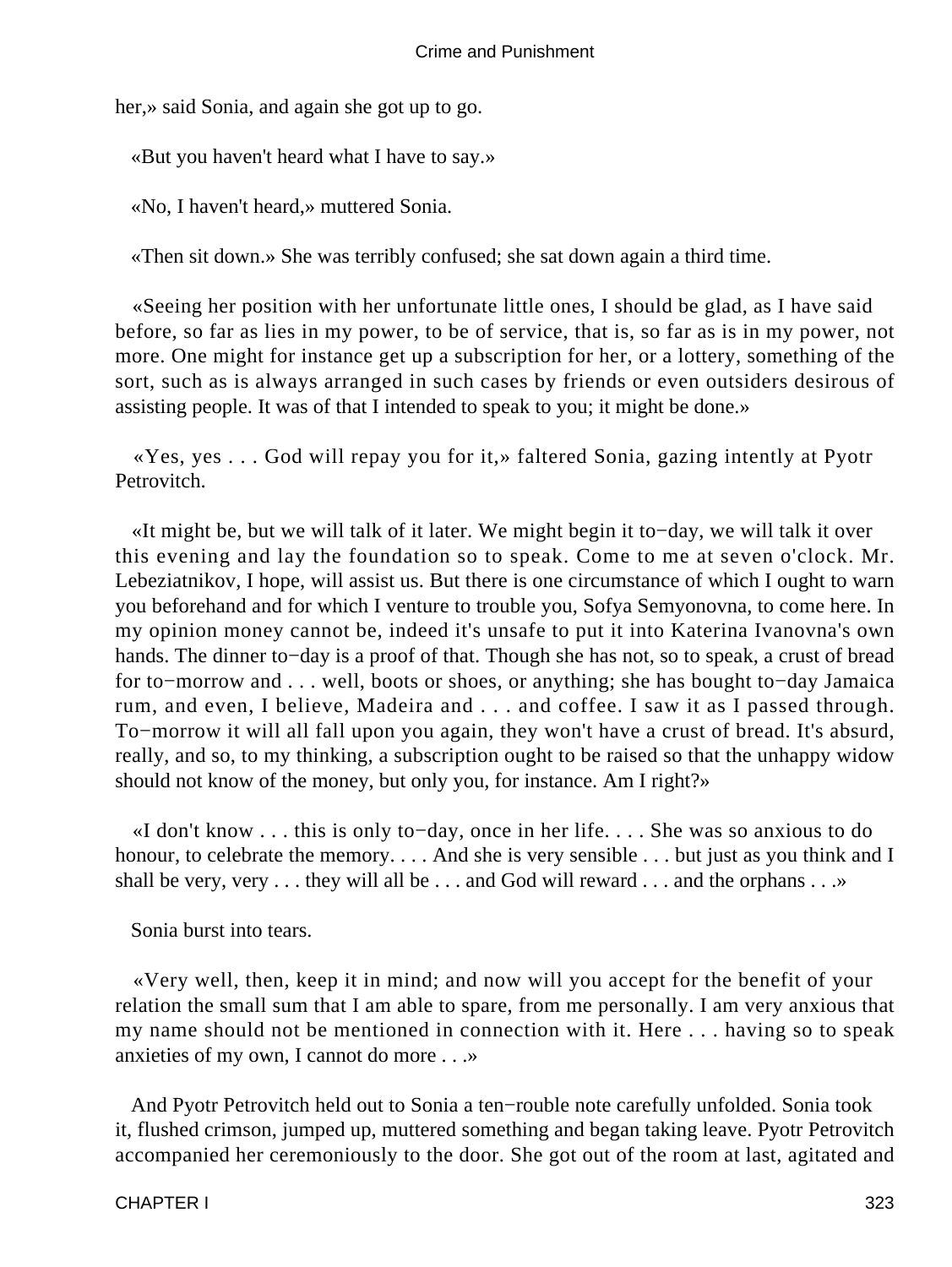her,» said Sonia, and again she got up to go.

«But you haven't heard what I have to say.»

«No, I haven't heard,» muttered Sonia.

«Then sit down.» She was terribly confused; she sat down again a third time.

«Seeing her position with her unfortunate little ones, I should be glad, as I have said before, so far as lies in my power, to be of service, that is, so far as is in my power, not more. One might for instance get up a subscription for her, or a lottery, something of the sort, such as is always arranged in such cases by friends or even outsiders desirous of assisting people. It was of that I intended to speak to you; it might be done.»

«Yes, yes . . . God will repay you for it,» faltered Sonia, gazing intently at Pyotr Petrovitch.

«It might be, but we will talk of it later. We might begin it to−day, we will talk it over this evening and lay the foundation so to speak. Come to me at seven o'clock. Mr. Lebeziatnikov, I hope, will assist us. But there is one circumstance of which I ought to warn you beforehand and for which I venture to trouble you, Sofya Semyonovna, to come here. In my opinion money cannot be, indeed it's unsafe to put it into Katerina Ivanovna's own hands. The dinner to−day is a proof of that. Though she has not, so to speak, a crust of bread for to−morrow and . . . well, boots or shoes, or anything; she has bought to−day Jamaica rum, and even, I believe, Madeira and . . . and coffee. I saw it as I passed through. To−morrow it will all fall upon you again, they won't have a crust of bread. It's absurd, really, and so, to my thinking, a subscription ought to be raised so that the unhappy widow should not know of the money, but only you, for instance. Am I right?»

«I don't know . . . this is only to−day, once in her life. . . . She was so anxious to do honour, to celebrate the memory. . . . And she is very sensible . . . but just as you think and I shall be very, very . . . they will all be . . . and God will reward . . . and the orphans . . .»

Sonia burst into tears.

«Very well, then, keep it in mind; and now will you accept for the benefit of your relation the small sum that I am able to spare, from me personally. I am very anxious that my name should not be mentioned in connection with it. Here . . . having so to speak anxieties of my own, I cannot do more . . .»

And Pyotr Petrovitch held out to Sonia a ten−rouble note carefully unfolded. Sonia took it, flushed crimson, jumped up, muttered something and began taking leave. Pyotr Petrovitch accompanied her ceremoniously to the door. She got out of the room at last, agitated and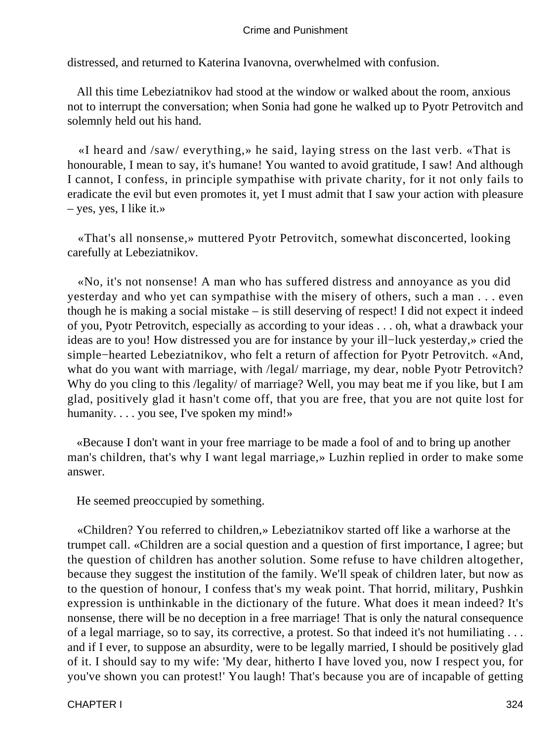distressed, and returned to Katerina Ivanovna, overwhelmed with confusion.

All this time Lebeziatnikov had stood at the window or walked about the room, anxious not to interrupt the conversation; when Sonia had gone he walked up to Pyotr Petrovitch and solemnly held out his hand.

«I heard and /saw/ everything,» he said, laying stress on the last verb. «That is honourable, I mean to say, it's humane! You wanted to avoid gratitude, I saw! And although I cannot, I confess, in principle sympathise with private charity, for it not only fails to eradicate the evil but even promotes it, yet I must admit that I saw your action with pleasure – yes, yes, I like it.»

«That's all nonsense,» muttered Pyotr Petrovitch, somewhat disconcerted, looking carefully at Lebeziatnikov.

«No, it's not nonsense! A man who has suffered distress and annoyance as you did yesterday and who yet can sympathise with the misery of others, such a man . . . even though he is making a social mistake – is still deserving of respect! I did not expect it indeed of you, Pyotr Petrovitch, especially as according to your ideas . . . oh, what a drawback your ideas are to you! How distressed you are for instance by your ill−luck yesterday,» cried the simple−hearted Lebeziatnikov, who felt a return of affection for Pyotr Petrovitch. «And, what do you want with marriage, with /legal/ marriage, my dear, noble Pyotr Petrovitch? Why do you cling to this /legality/ of marriage? Well, you may beat me if you like, but I am glad, positively glad it hasn't come off, that you are free, that you are not quite lost for humanity. . . . you see, I've spoken my mind!»

«Because I don't want in your free marriage to be made a fool of and to bring up another man's children, that's why I want legal marriage,» Luzhin replied in order to make some answer.

He seemed preoccupied by something.

«Children? You referred to children,» Lebeziatnikov started off like a warhorse at the trumpet call. «Children are a social question and a question of first importance, I agree; but the question of children has another solution. Some refuse to have children altogether, because they suggest the institution of the family. We'll speak of children later, but now as to the question of honour, I confess that's my weak point. That horrid, military, Pushkin expression is unthinkable in the dictionary of the future. What does it mean indeed? It's nonsense, there will be no deception in a free marriage! That is only the natural consequence of a legal marriage, so to say, its corrective, a protest. So that indeed it's not humiliating . . . and if I ever, to suppose an absurdity, were to be legally married, I should be positively glad of it. I should say to my wife: 'My dear, hitherto I have loved you, now I respect you, for you've shown you can protest!' You laugh! That's because you are of incapable of getting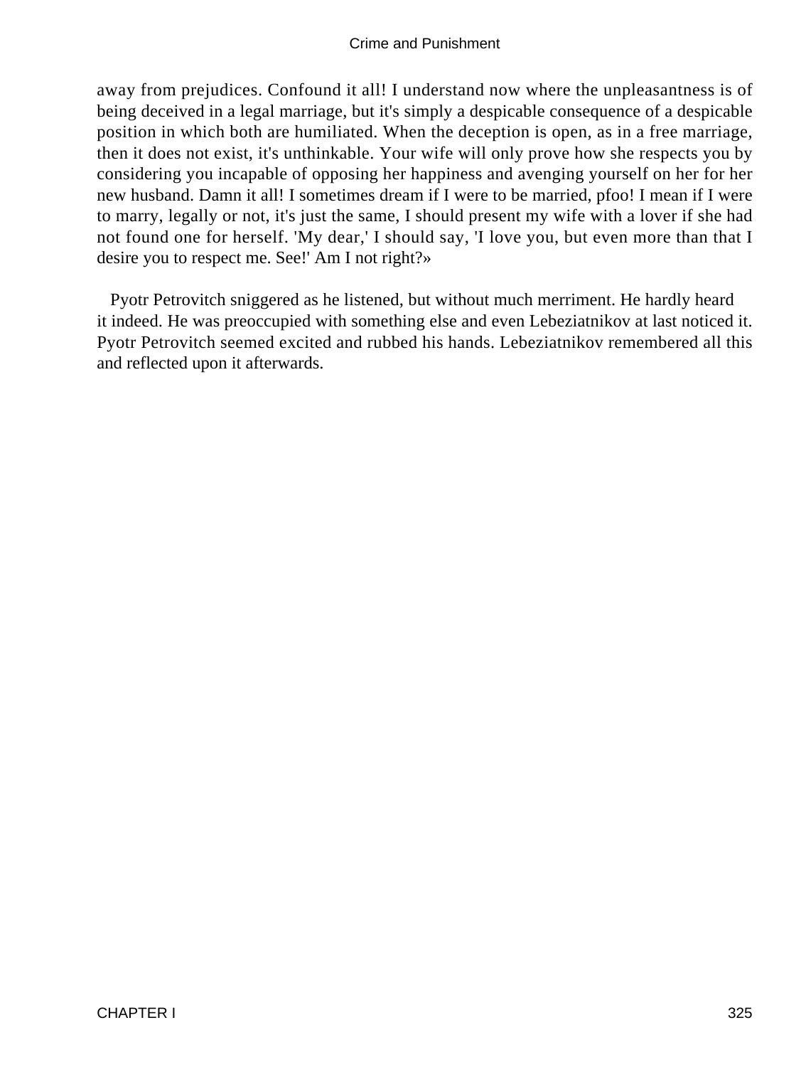away from prejudices. Confound it all! I understand now where the unpleasantness is of being deceived in a legal marriage, but it's simply a despicable consequence of a despicable position in which both are humiliated. When the deception is open, as in a free marriage, then it does not exist, it's unthinkable. Your wife will only prove how she respects you by considering you incapable of opposing her happiness and avenging yourself on her for her new husband. Damn it all! I sometimes dream if I were to be married, pfoo! I mean if I were to marry, legally or not, it's just the same, I should present my wife with a lover if she had not found one for herself. 'My dear,' I should say, 'I love you, but even more than that I desire you to respect me. See!' Am I not right?»

Pyotr Petrovitch sniggered as he listened, but without much merriment. He hardly heard it indeed. He was preoccupied with something else and even Lebeziatnikov at last noticed it. Pyotr Petrovitch seemed excited and rubbed his hands. Lebeziatnikov remembered all this and reflected upon it afterwards.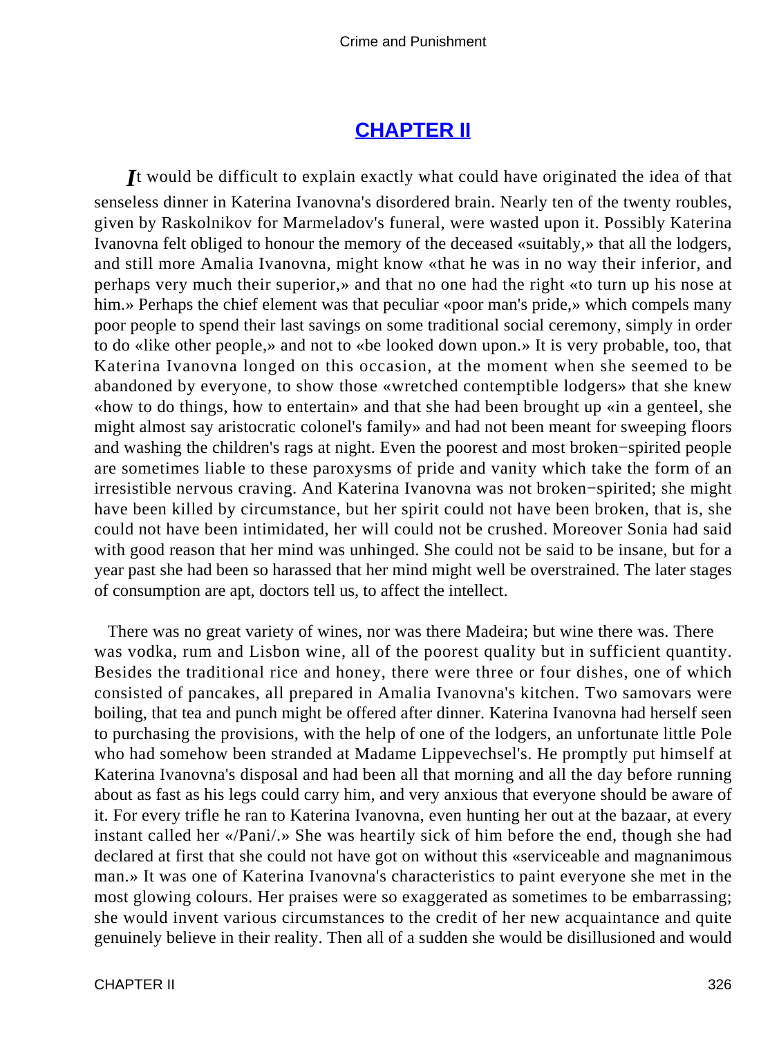## CHAPTER II

*I*t would be difficult to explain exactly what could have originated the idea of that senseless dinner in Katerina Ivanovna's disordered brain. Nearly ten of the twenty roubles, given by Raskolnikov for Marmeladov's funeral, were wasted upon it. Possibly Katerina Ivanovna felt obliged to honour the memory of the deceased «suitably,» that all the lodgers, and still more Amalia Ivanovna, might know «that he was in no way their inferior, and perhaps very much their superior,» and that no one had the right «to turn up his nose at him.» Perhaps the chief element was that peculiar «poor man's pride,» which compels many poor people to spend their last savings on some traditional social ceremony, simply in order to do «like other people,» and not to «be looked down upon.» It is very probable, too, that Katerina Ivanovna longed on this occasion, at the moment when she seemed to be abandoned by everyone, to show those «wretched contemptible lodgers» that she knew «how to do things, how to entertain» and that she had been brought up «in a genteel, she might almost say aristocratic colonel's family» and had not been meant for sweeping floors and washing the children's rags at night. Even the poorest and most broken−spirited people are sometimes liable to these paroxysms of pride and vanity which take the form of an irresistible nervous craving. And Katerina Ivanovna was not broken−spirited; she might have been killed by circumstance, but her spirit could not have been broken, that is, she could not have been intimidated, her will could not be crushed. Moreover Sonia had said with good reason that her mind was unhinged. She could not be said to be insane, but for a year past she had been so harassed that her mind might well be overstrained. The later stages of consumption are apt, doctors tell us, to affect the intellect.

There was no great variety of wines, nor was there Madeira; but wine there was. There was vodka, rum and Lisbon wine, all of the poorest quality but in sufficient quantity. Besides the traditional rice and honey, there were three or four dishes, one of which consisted of pancakes, all prepared in Amalia Ivanovna's kitchen. Two samovars were boiling, that tea and punch might be offered after dinner. Katerina Ivanovna had herself seen to purchasing the provisions, with the help of one of the lodgers, an unfortunate little Pole who had somehow been stranded at Madame Lippevechsel's. He promptly put himself at Katerina Ivanovna's disposal and had been all that morning and all the day before running about as fast as his legs could carry him, and very anxious that everyone should be aware of it. For every trifle he ran to Katerina Ivanovna, even hunting her out at the bazaar, at every instant called her «/Pani/.» She was heartily sick of him before the end, though she had declared at first that she could not have got on without this «serviceable and magnanimous man.» It was one of Katerina Ivanovna's characteristics to paint everyone she met in the most glowing colours. Her praises were so exaggerated as sometimes to be embarrassing; she would invent various circumstances to the credit of her new acquaintance and quite genuinely believe in their reality. Then all of a sudden she would be disillusioned and would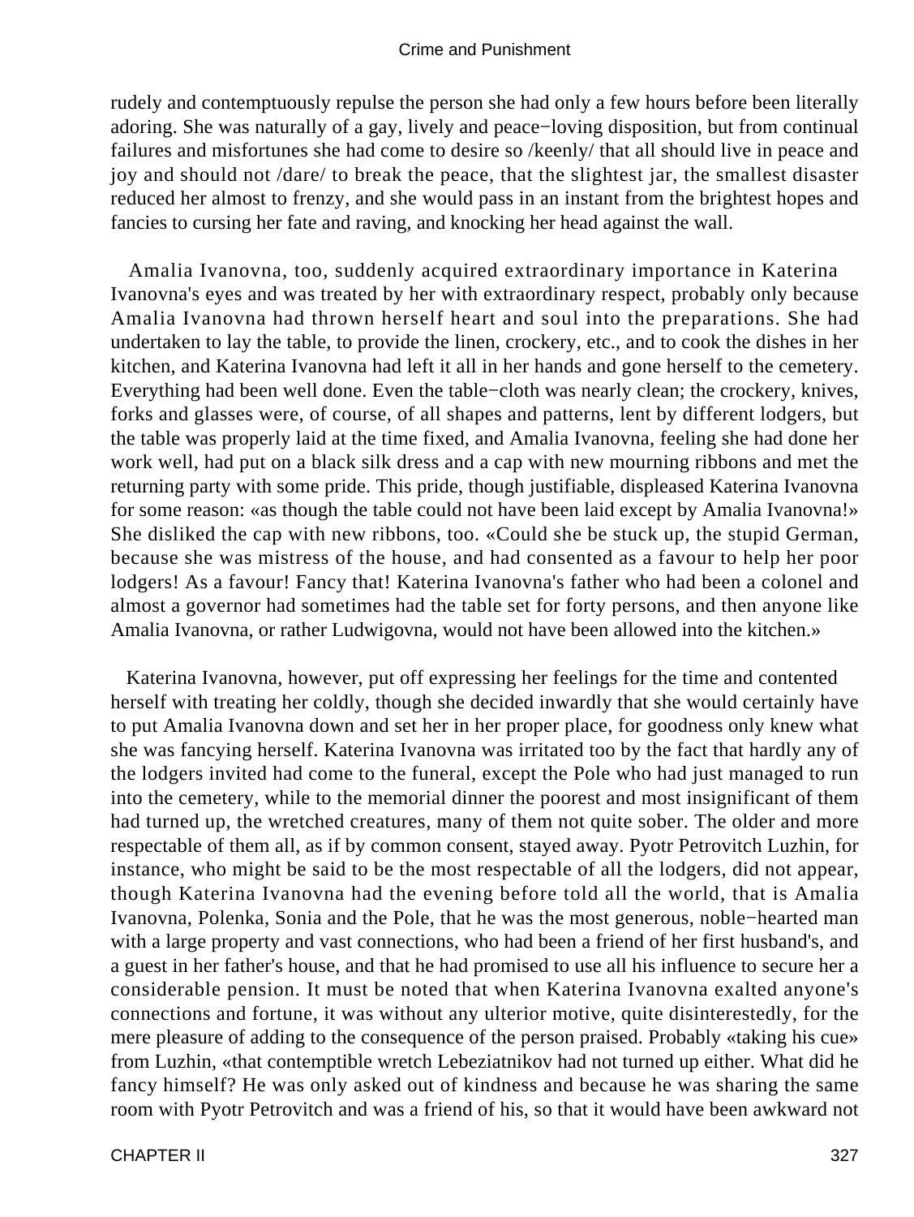rudely and contemptuously repulse the person she had only a few hours before been literally adoring. She was naturally of a gay, lively and peace−loving disposition, but from continual failures and misfortunes she had come to desire so *keenly* that all should live in peace and joy and should not *dare* to break the peace, that the slightest jar, the smallest disaster reduced her almost to frenzy, and she would pass in an instant from the brightest hopes and fancies to cursing her fate and raving, and knocking her head against the wall.

Amalia Ivanovna, too, suddenly acquired extraordinary importance in Katerina Ivanovna's eyes and was treated by her with extraordinary respect, probably only because Amalia Ivanovna had thrown herself heart and soul into the preparations. She had undertaken to lay the table, to provide the linen, crockery, etc., and to cook the dishes in her kitchen, and Katerina Ivanovna had left it all in her hands and gone herself to the cemetery. Everything had been well done. Even the table−cloth was nearly clean; the crockery, knives, forks and glasses were, of course, of all shapes and patterns, lent by different lodgers, but the table was properly laid at the time fixed, and Amalia Ivanovna, feeling she had done her work well, had put on a black silk dress and a cap with new mourning ribbons and met the returning party with some pride. This pride, though justifiable, displeased Katerina Ivanovna for some reason: «as though the table could not have been laid except by Amalia Ivanovna!» She disliked the cap with new ribbons, too. «Could she be stuck up, the stupid German, because she was mistress of the house, and had consented as a favour to help her poor lodgers! As a favour! Fancy that! Katerina Ivanovna's father who had been a colonel and almost a governor had sometimes had the table set for forty persons, and then anyone like Amalia Ivanovna, or rather Ludwigovna, would not have been allowed into the kitchen.»

Katerina Ivanovna, however, put off expressing her feelings for the time and contented herself with treating her coldly, though she decided inwardly that she would certainly have to put Amalia Ivanovna down and set her in her proper place, for goodness only knew what she was fancying herself. Katerina Ivanovna was irritated too by the fact that hardly any of the lodgers invited had come to the funeral, except the Pole who had just managed to run into the cemetery, while to the memorial dinner the poorest and most insignificant of them had turned up, the wretched creatures, many of them not quite sober. The older and more respectable of them all, as if by common consent, stayed away. Pyotr Petrovitch Luzhin, for instance, who might be said to be the most respectable of all the lodgers, did not appear, though Katerina Ivanovna had the evening before told all the world, that is Amalia Ivanovna, Polenka, Sonia and the Pole, that he was the most generous, noble−hearted man with a large property and vast connections, who had been a friend of her first husband's, and a guest in her father's house, and that he had promised to use all his influence to secure her a considerable pension. It must be noted that when Katerina Ivanovna exalted anyone's connections and fortune, it was without any ulterior motive, quite disinterestedly, for the mere pleasure of adding to the consequence of the person praised. Probably «taking his cue» from Luzhin, «that contemptible wretch Lebeziatnikov had not turned up either. What did he fancy himself? He was only asked out of kindness and because he was sharing the same room with Pyotr Petrovitch and was a friend of his, so that it would have been awkward not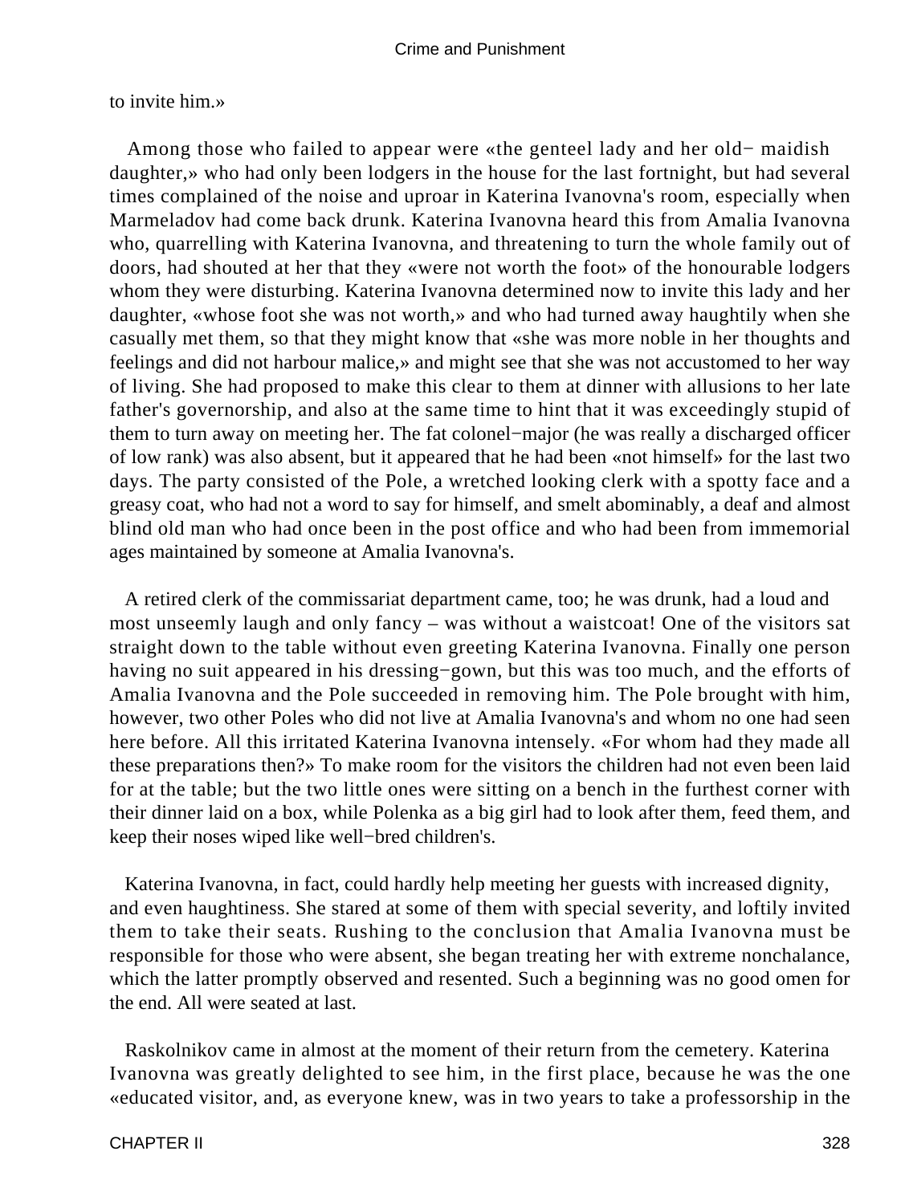to invite him.»

Among those who failed to appear were «the genteel lady and her old− maidish daughter,» who had only been lodgers in the house for the last fortnight, but had several times complained of the noise and uproar in Katerina Ivanovna's room, especially when Marmeladov had come back drunk. Katerina Ivanovna heard this from Amalia Ivanovna who, quarrelling with Katerina Ivanovna, and threatening to turn the whole family out of doors, had shouted at her that they «were not worth the foot» of the honourable lodgers whom they were disturbing. Katerina Ivanovna determined now to invite this lady and her daughter, «whose foot she was not worth,» and who had turned away haughtily when she casually met them, so that they might know that «she was more noble in her thoughts and feelings and did not harbour malice,» and might see that she was not accustomed to her way of living. She had proposed to make this clear to them at dinner with allusions to her late father's governorship, and also at the same time to hint that it was exceedingly stupid of them to turn away on meeting her. The fat colonel−major (he was really a discharged officer of low rank) was also absent, but it appeared that he had been «not himself» for the last two days. The party consisted of the Pole, a wretched looking clerk with a spotty face and a greasy coat, who had not a word to say for himself, and smelt abominably, a deaf and almost blind old man who had once been in the post office and who had been from immemorial ages maintained by someone at Amalia Ivanovna's.

A retired clerk of the commissariat department came, too; he was drunk, had a loud and most unseemly laugh and only fancy – was without a waistcoat! One of the visitors sat straight down to the table without even greeting Katerina Ivanovna. Finally one person having no suit appeared in his dressing−gown, but this was too much, and the efforts of Amalia Ivanovna and the Pole succeeded in removing him. The Pole brought with him, however, two other Poles who did not live at Amalia Ivanovna's and whom no one had seen here before. All this irritated Katerina Ivanovna intensely. «For whom had they made all these preparations then?» To make room for the visitors the children had not even been laid for at the table; but the two little ones were sitting on a bench in the furthest corner with their dinner laid on a box, while Polenka as a big girl had to look after them, feed them, and keep their noses wiped like well−bred children's.

Katerina Ivanovna, in fact, could hardly help meeting her guests with increased dignity, and even haughtiness. She stared at some of them with special severity, and loftily invited them to take their seats. Rushing to the conclusion that Amalia Ivanovna must be responsible for those who were absent, she began treating her with extreme nonchalance, which the latter promptly observed and resented. Such a beginning was no good omen for the end. All were seated at last.

Raskolnikov came in almost at the moment of their return from the cemetery. Katerina Ivanovna was greatly delighted to see him, in the first place, because he was the one «educated visitor, and, as everyone knew, was in two years to take a professorship in the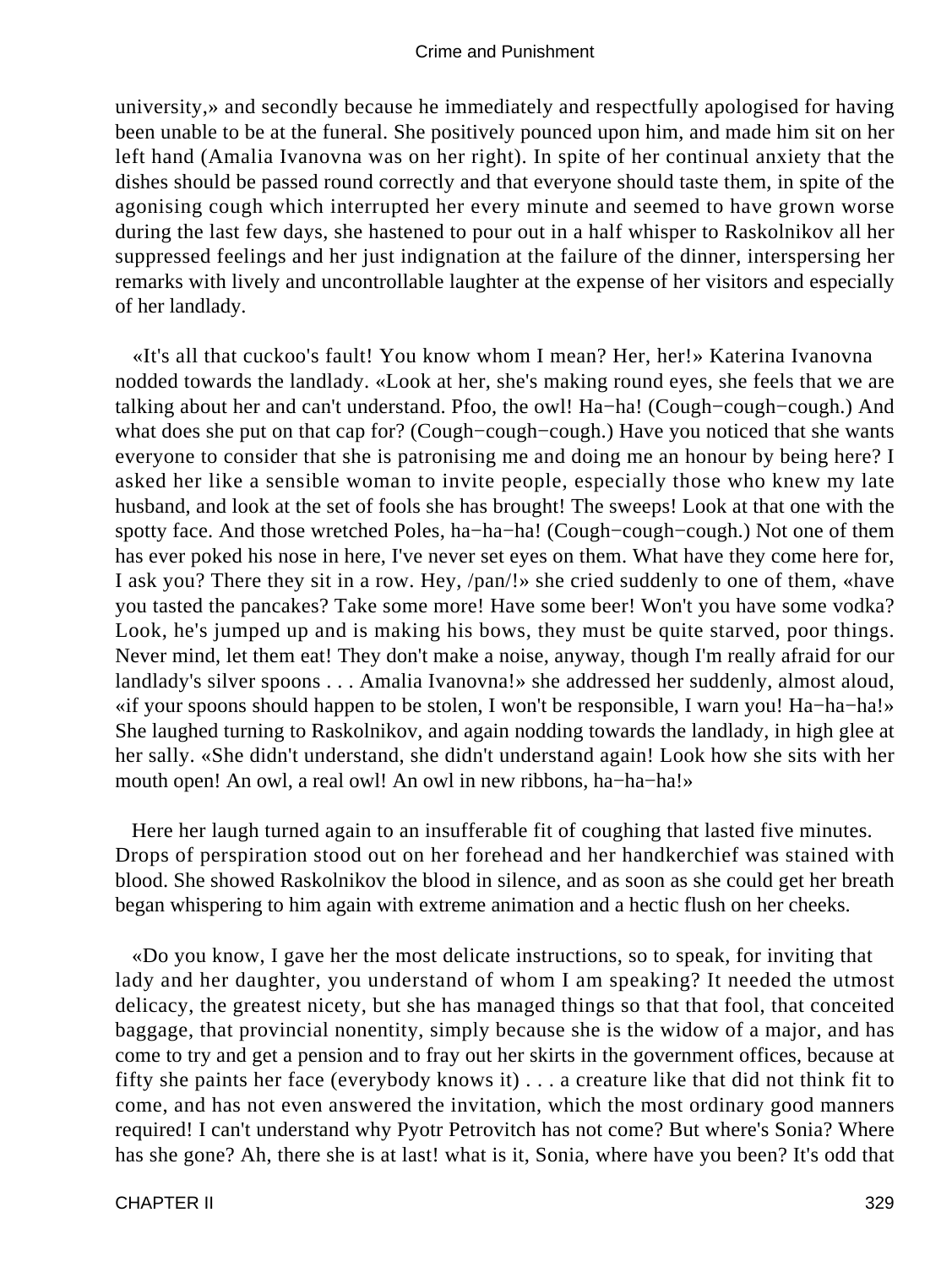university,» and secondly because he immediately and respectfully apologised for having been unable to be at the funeral. She positively pounced upon him, and made him sit on her left hand (Amalia Ivanovna was on her right). In spite of her continual anxiety that the dishes should be passed round correctly and that everyone should taste them, in spite of the agonising cough which interrupted her every minute and seemed to have grown worse during the last few days, she hastened to pour out in a half whisper to Raskolnikov all her suppressed feelings and her just indignation at the failure of the dinner, interspersing her remarks with lively and uncontrollable laughter at the expense of her visitors and especially of her landlady.

«It's all that cuckoo's fault! You know whom I mean? Her, her!» Katerina Ivanovna nodded towards the landlady. «Look at her, she's making round eyes, she feels that we are talking about her and can't understand. Pfoo, the owl! Ha−ha! (Cough−cough−cough.) And what does she put on that cap for? (Cough−cough−cough.) Have you noticed that she wants everyone to consider that she is patronising me and doing me an honour by being here? I asked her like a sensible woman to invite people, especially those who knew my late husband, and look at the set of fools she has brought! The sweeps! Look at that one with the spotty face. And those wretched Poles, ha−ha−ha! (Cough−cough−cough.) Not one of them has ever poked his nose in here, I've never set eyes on them. What have they come here for, I ask you? There they sit in a row. Hey, /pan/!» she cried suddenly to one of them, «have you tasted the pancakes? Take some more! Have some beer! Won't you have some vodka? Look, he's jumped up and is making his bows, they must be quite starved, poor things. Never mind, let them eat! They don't make a noise, anyway, though I'm really afraid for our landlady's silver spoons . . . Amalia Ivanovna!» she addressed her suddenly, almost aloud, «if your spoons should happen to be stolen, I won't be responsible, I warn you! Ha−ha−ha!» She laughed turning to Raskolnikov, and again nodding towards the landlady, in high glee at her sally. «She didn't understand, she didn't understand again! Look how she sits with her mouth open! An owl, a real owl! An owl in new ribbons, ha−ha−ha!»

Here her laugh turned again to an insufferable fit of coughing that lasted five minutes. Drops of perspiration stood out on her forehead and her handkerchief was stained with blood. She showed Raskolnikov the blood in silence, and as soon as she could get her breath began whispering to him again with extreme animation and a hectic flush on her cheeks.

«Do you know, I gave her the most delicate instructions, so to speak, for inviting that lady and her daughter, you understand of whom I am speaking? It needed the utmost delicacy, the greatest nicety, but she has managed things so that that fool, that conceited baggage, that provincial nonentity, simply because she is the widow of a major, and has come to try and get a pension and to fray out her skirts in the government offices, because at fifty she paints her face (everybody knows it) . . . a creature like that did not think fit to come, and has not even answered the invitation, which the most ordinary good manners required! I can't understand why Pyotr Petrovitch has not come? But where's Sonia? Where has she gone? Ah, there she is at last! what is it, Sonia, where have you been? It's odd that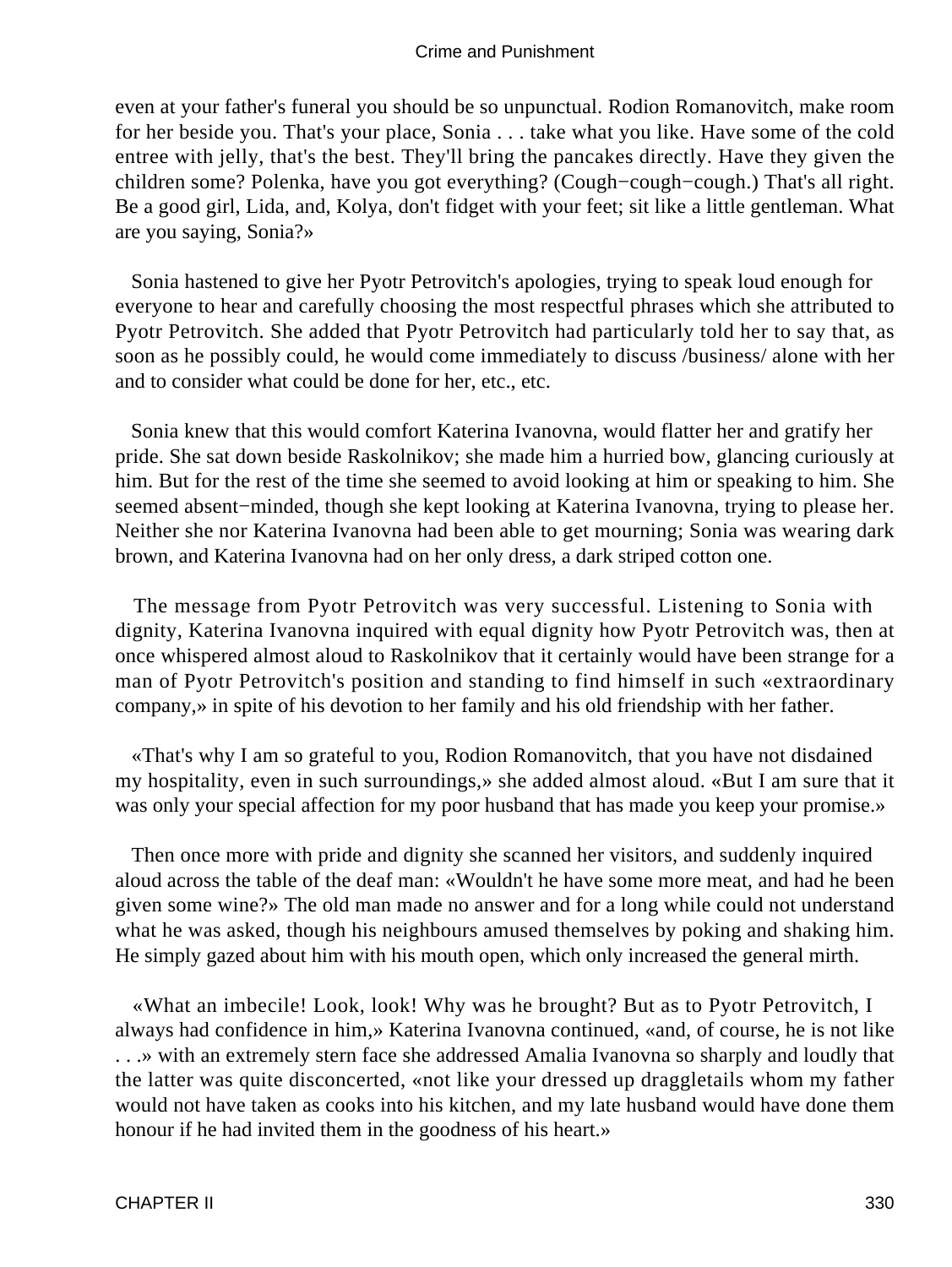even at your father's funeral you should be so unpunctual. Rodion Romanovitch, make room for her beside you. That's your place, Sonia . . . take what you like. Have some of the cold entree with jelly, that's the best. They'll bring the pancakes directly. Have they given the children some? Polenka, have you got everything? (Cough−cough−cough.) That's all right. Be a good girl, Lida, and, Kolya, don't fidget with your feet; sit like a little gentleman. What are you saying, Sonia?»

Sonia hastened to give her Pyotr Petrovitch's apologies, trying to speak loud enough for everyone to hear and carefully choosing the most respectful phrases which she attributed to Pyotr Petrovitch. She added that Pyotr Petrovitch had particularly told her to say that, as soon as he possibly could, he would come immediately to discuss /business/ alone with her and to consider what could be done for her, etc., etc.

Sonia knew that this would comfort Katerina Ivanovna, would flatter her and gratify her pride. She sat down beside Raskolnikov; she made him a hurried bow, glancing curiously at him. But for the rest of the time she seemed to avoid looking at him or speaking to him. She seemed absent−minded, though she kept looking at Katerina Ivanovna, trying to please her. Neither she nor Katerina Ivanovna had been able to get mourning; Sonia was wearing dark brown, and Katerina Ivanovna had on her only dress, a dark striped cotton one.

The message from Pyotr Petrovitch was very successful. Listening to Sonia with dignity, Katerina Ivanovna inquired with equal dignity how Pyotr Petrovitch was, then at once whispered almost aloud to Raskolnikov that it certainly would have been strange for a man of Pyotr Petrovitch's position and standing to find himself in such «extraordinary company,» in spite of his devotion to her family and his old friendship with her father.

«That's why I am so grateful to you, Rodion Romanovitch, that you have not disdained my hospitality, even in such surroundings,» she added almost aloud. «But I am sure that it was only your special affection for my poor husband that has made you keep your promise.»

Then once more with pride and dignity she scanned her visitors, and suddenly inquired aloud across the table of the deaf man: «Wouldn't he have some more meat, and had he been given some wine?» The old man made no answer and for a long while could not understand what he was asked, though his neighbours amused themselves by poking and shaking him. He simply gazed about him with his mouth open, which only increased the general mirth.

«What an imbecile! Look, look! Why was he brought? But as to Pyotr Petrovitch, I always had confidence in him,» Katerina Ivanovna continued, «and, of course, he is not like . . .» with an extremely stern face she addressed Amalia Ivanovna so sharply and loudly that the latter was quite disconcerted, «not like your dressed up draggletails whom my father would not have taken as cooks into his kitchen, and my late husband would have done them honour if he had invited them in the goodness of his heart.»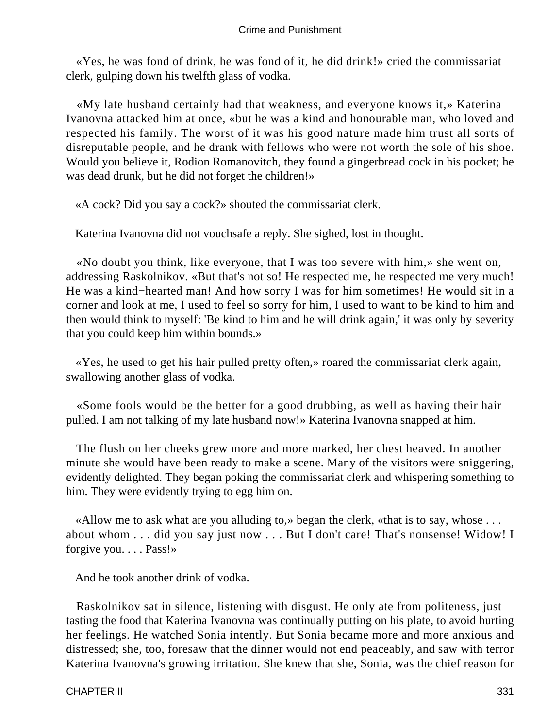«Yes, he was fond of drink, he was fond of it, he did drink!» cried the commissariat clerk, gulping down his twelfth glass of vodka.

«My late husband certainly had that weakness, and everyone knows it,» Katerina Ivanovna attacked him at once, «but he was a kind and honourable man, who loved and respected his family. The worst of it was his good nature made him trust all sorts of disreputable people, and he drank with fellows who were not worth the sole of his shoe. Would you believe it, Rodion Romanovitch, they found a gingerbread cock in his pocket; he was dead drunk, but he did not forget the children!»

«A cock? Did you say a cock?» shouted the commissariat clerk.

Katerina Ivanovna did not vouchsafe a reply. She sighed, lost in thought.

«No doubt you think, like everyone, that I was too severe with him,» she went on, addressing Raskolnikov. «But that's not so! He respected me, he respected me very much! He was a kind−hearted man! And how sorry I was for him sometimes! He would sit in a corner and look at me, I used to feel so sorry for him, I used to want to be kind to him and then would think to myself: 'Be kind to him and he will drink again,' it was only by severity that you could keep him within bounds.»

«Yes, he used to get his hair pulled pretty often,» roared the commissariat clerk again, swallowing another glass of vodka.

«Some fools would be the better for a good drubbing, as well as having their hair pulled. I am not talking of my late husband now!» Katerina Ivanovna snapped at him.

The flush on her cheeks grew more and more marked, her chest heaved. In another minute she would have been ready to make a scene. Many of the visitors were sniggering, evidently delighted. They began poking the commissariat clerk and whispering something to him. They were evidently trying to egg him on.

«Allow me to ask what are you alluding to,» began the clerk, «that is to say, whose . . . about whom . . . did you say just now . . . But I don't care! That's nonsense! Widow! I forgive you. . . . Pass!»

And he took another drink of vodka.

Raskolnikov sat in silence, listening with disgust. He only ate from politeness, just tasting the food that Katerina Ivanovna was continually putting on his plate, to avoid hurting her feelings. He watched Sonia intently. But Sonia became more and more anxious and distressed; she, too, foresaw that the dinner would not end peaceably, and saw with terror Katerina Ivanovna's growing irritation. She knew that she, Sonia, was the chief reason for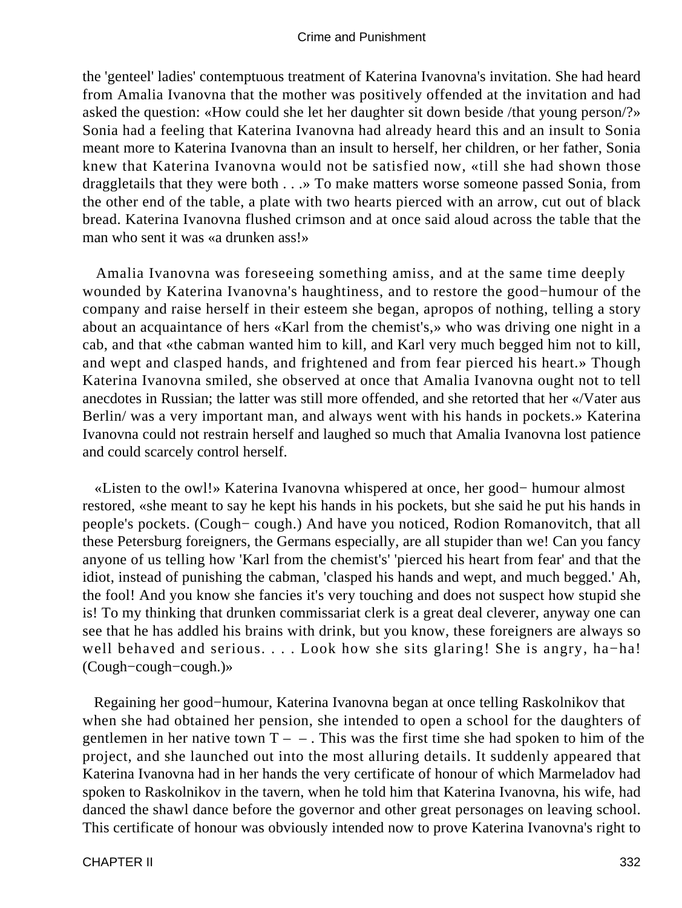the 'genteel' ladies' contemptuous treatment of Katerina Ivanovna's invitation. She had heard from Amalia Ivanovna that the mother was positively offended at the invitation and had asked the question: «How could she let her daughter sit down beside /that young person/?» Sonia had a feeling that Katerina Ivanovna had already heard this and an insult to Sonia meant more to Katerina Ivanovna than an insult to herself, her children, or her father, Sonia knew that Katerina Ivanovna would not be satisfied now, «till she had shown those draggletails that they were both . . .» To make matters worse someone passed Sonia, from the other end of the table, a plate with two hearts pierced with an arrow, cut out of black bread. Katerina Ivanovna flushed crimson and at once said aloud across the table that the man who sent it was «a drunken ass!»

Amalia Ivanovna was foreseeing something amiss, and at the same time deeply wounded by Katerina Ivanovna's haughtiness, and to restore the good−humour of the company and raise herself in their esteem she began, apropos of nothing, telling a story about an acquaintance of hers «Karl from the chemist's,» who was driving one night in a cab, and that «the cabman wanted him to kill, and Karl very much begged him not to kill, and wept and clasped hands, and frightened and from fear pierced his heart.» Though Katerina Ivanovna smiled, she observed at once that Amalia Ivanovna ought not to tell anecdotes in Russian; the latter was still more offended, and she retorted that her «/Vater aus Berlin/ was a very important man, and always went with his hands in pockets.» Katerina Ivanovna could not restrain herself and laughed so much that Amalia Ivanovna lost patience and could scarcely control herself.

«Listen to the owl!» Katerina Ivanovna whispered at once, her good− humour almost restored, «she meant to say he kept his hands in his pockets, but she said he put his hands in people's pockets. (Cough− cough.) And have you noticed, Rodion Romanovitch, that all these Petersburg foreigners, the Germans especially, are all stupider than we! Can you fancy anyone of us telling how 'Karl from the chemist's' 'pierced his heart from fear' and that the idiot, instead of punishing the cabman, 'clasped his hands and wept, and much begged.' Ah, the fool! And you know she fancies it's very touching and does not suspect how stupid she is! To my thinking that drunken commissariat clerk is a great deal cleverer, anyway one can see that he has addled his brains with drink, but you know, these foreigners are always so well behaved and serious. . . . Look how she sits glaring! She is angry, ha−ha! (Cough−cough−cough.)»

Regaining her good−humour, Katerina Ivanovna began at once telling Raskolnikov that when she had obtained her pension, she intended to open a school for the daughters of gentlemen in her native town T – – . This was the first time she had spoken to him of the project, and she launched out into the most alluring details. It suddenly appeared that Katerina Ivanovna had in her hands the very certificate of honour of which Marmeladov had spoken to Raskolnikov in the tavern, when he told him that Katerina Ivanovna, his wife, had danced the shawl dance before the governor and other great personages on leaving school. This certificate of honour was obviously intended now to prove Katerina Ivanovna's right to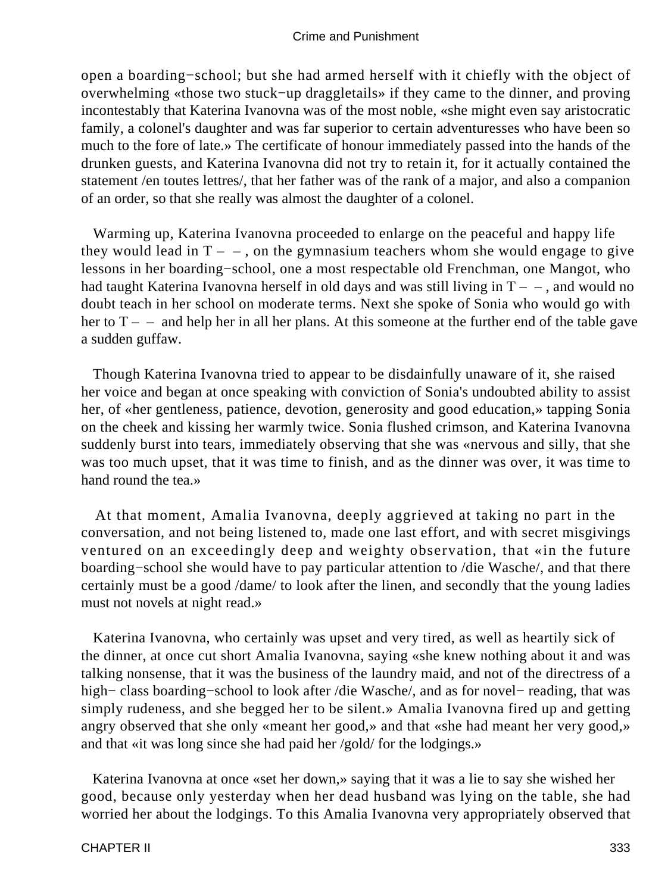open a boarding−school; but she had armed herself with it chiefly with the object of overwhelming «those two stuck−up draggletails» if they came to the dinner, and proving incontestably that Katerina Ivanovna was of the most noble, «she might even say aristocratic family, a colonel's daughter and was far superior to certain adventuresses who have been so much to the fore of late.» The certificate of honour immediately passed into the hands of the drunken guests, and Katerina Ivanovna did not try to retain it, for it actually contained the statement /en toutes lettres/, that her father was of the rank of a major, and also a companion of an order, so that she really was almost the daughter of a colonel.

Warming up, Katerina Ivanovna proceeded to enlarge on the peaceful and happy life they would lead in T – – , on the gymnasium teachers whom she would engage to give lessons in her boarding−school, one a most respectable old Frenchman, one Mangot, who had taught Katerina Ivanovna herself in old days and was still living in T – – , and would no doubt teach in her school on moderate terms. Next she spoke of Sonia who would go with her to T – – and help her in all her plans. At this someone at the further end of the table gave a sudden guffaw.

Though Katerina Ivanovna tried to appear to be disdainfully unaware of it, she raised her voice and began at once speaking with conviction of Sonia's undoubted ability to assist her, of «her gentleness, patience, devotion, generosity and good education,» tapping Sonia on the cheek and kissing her warmly twice. Sonia flushed crimson, and Katerina Ivanovna suddenly burst into tears, immediately observing that she was «nervous and silly, that she was too much upset, that it was time to finish, and as the dinner was over, it was time to hand round the tea.»

At that moment, Amalia Ivanovna, deeply aggrieved at taking no part in the conversation, and not being listened to, made one last effort, and with secret misgivings ventured on an exceedingly deep and weighty observation, that «in the future boarding−school she would have to pay particular attention to /die Wasche/, and that there certainly must be a good /dame/ to look after the linen, and secondly that the young ladies must not novels at night read.»

Katerina Ivanovna, who certainly was upset and very tired, as well as heartily sick of the dinner, at once cut short Amalia Ivanovna, saying «she knew nothing about it and was talking nonsense, that it was the business of the laundry maid, and not of the directress of a high− class boarding−school to look after /die Wasche/, and as for novel− reading, that was simply rudeness, and she begged her to be silent.» Amalia Ivanovna fired up and getting angry observed that she only «meant her good,» and that «she had meant her very good,» and that «it was long since she had paid her /gold/ for the lodgings.»

Katerina Ivanovna at once «set her down,» saying that it was a lie to say she wished her good, because only yesterday when her dead husband was lying on the table, she had worried her about the lodgings. To this Amalia Ivanovna very appropriately observed that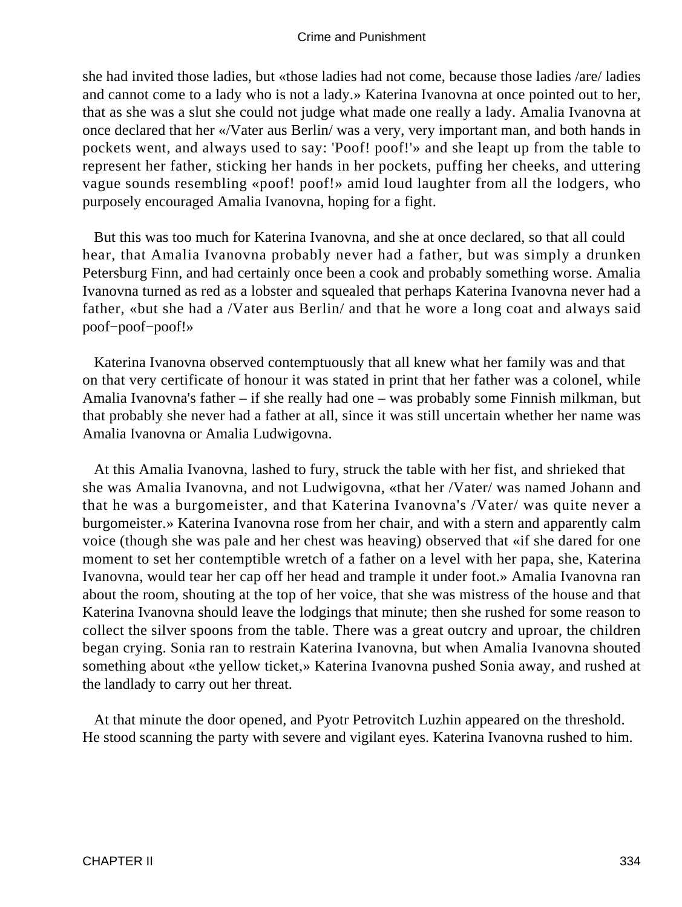she had invited those ladies, but «those ladies had not come, because those ladies /are/ ladies and cannot come to a lady who is not a lady.» Katerina Ivanovna at once pointed out to her, that as she was a slut she could not judge what made one really a lady. Amalia Ivanovna at once declared that her «/Vater aus Berlin/ was a very, very important man, and both hands in pockets went, and always used to say: 'Poof! poof!'» and she leapt up from the table to represent her father, sticking her hands in her pockets, puffing her cheeks, and uttering vague sounds resembling «poof! poof!» amid loud laughter from all the lodgers, who purposely encouraged Amalia Ivanovna, hoping for a fight.

But this was too much for Katerina Ivanovna, and she at once declared, so that all could hear, that Amalia Ivanovna probably never had a father, but was simply a drunken Petersburg Finn, and had certainly once been a cook and probably something worse. Amalia Ivanovna turned as red as a lobster and squealed that perhaps Katerina Ivanovna never had a father, «but she had a /Vater aus Berlin/ and that he wore a long coat and always said poof−poof−poof!»

Katerina Ivanovna observed contemptuously that all knew what her family was and that on that very certificate of honour it was stated in print that her father was a colonel, while Amalia Ivanovna's father – if she really had one – was probably some Finnish milkman, but that probably she never had a father at all, since it was still uncertain whether her name was Amalia Ivanovna or Amalia Ludwigovna.

At this Amalia Ivanovna, lashed to fury, struck the table with her fist, and shrieked that she was Amalia Ivanovna, and not Ludwigovna, «that her /Vater/ was named Johann and that he was a burgomeister, and that Katerina Ivanovna's /Vater/ was quite never a burgomeister.» Katerina Ivanovna rose from her chair, and with a stern and apparently calm voice (though she was pale and her chest was heaving) observed that «if she dared for one moment to set her contemptible wretch of a father on a level with her papa, she, Katerina Ivanovna, would tear her cap off her head and trample it under foot.» Amalia Ivanovna ran about the room, shouting at the top of her voice, that she was mistress of the house and that Katerina Ivanovna should leave the lodgings that minute; then she rushed for some reason to collect the silver spoons from the table. There was a great outcry and uproar, the children began crying. Sonia ran to restrain Katerina Ivanovna, but when Amalia Ivanovna shouted something about «the yellow ticket,» Katerina Ivanovna pushed Sonia away, and rushed at the landlady to carry out her threat.

At that minute the door opened, and Pyotr Petrovitch Luzhin appeared on the threshold. He stood scanning the party with severe and vigilant eyes. Katerina Ivanovna rushed to him.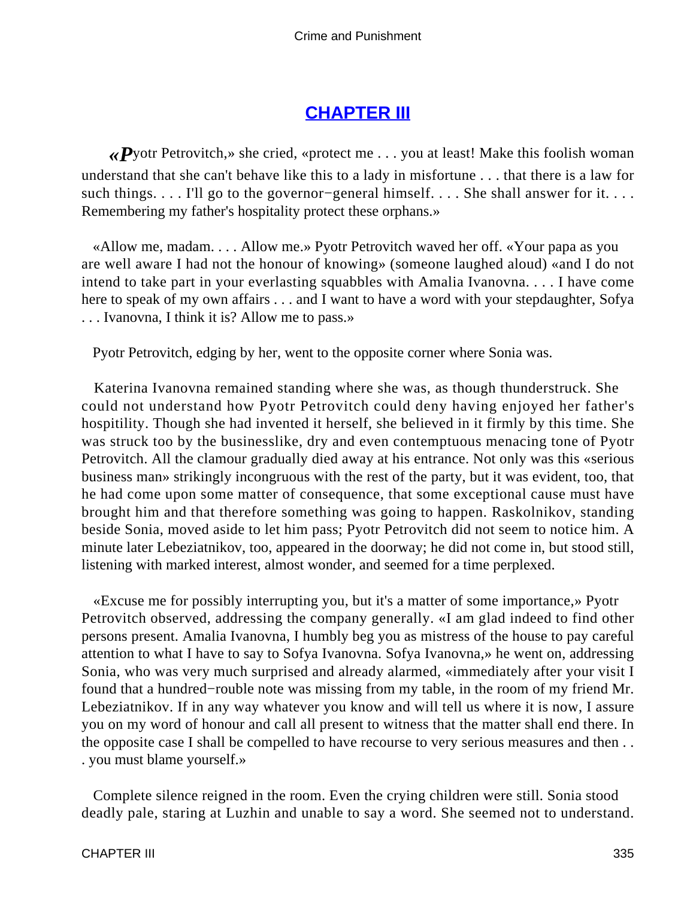## [CHAPTER III](#)

«Pyotr Petrovitch,» she cried, «protect me . . . you at least! Make this foolish woman understand that she can't behave like this to a lady in misfortune . . . that there is a law for such things. . . . I'll go to the governor−general himself. . . . She shall answer for it. . . . Remembering my father's hospitality protect these orphans.»

«Allow me, madam. . . . Allow me.» Pyotr Petrovitch waved her off. «Your papa as you are well aware I had not the honour of knowing» (someone laughed aloud) «and I do not intend to take part in your everlasting squabbles with Amalia Ivanovna. . . . I have come here to speak of my own affairs . . . and I want to have a word with your stepdaughter, Sofya . . . Ivanovna, I think it is? Allow me to pass.»

Pyotr Petrovitch, edging by her, went to the opposite corner where Sonia was.

Katerina Ivanovna remained standing where she was, as though thunderstruck. She could not understand how Pyotr Petrovitch could deny having enjoyed her father's hospitility. Though she had invented it herself, she believed in it firmly by this time. She was struck too by the businesslike, dry and even contemptuous menacing tone of Pyotr Petrovitch. All the clamour gradually died away at his entrance. Not only was this «serious business man» strikingly incongruous with the rest of the party, but it was evident, too, that he had come upon some matter of consequence, that some exceptional cause must have brought him and that therefore something was going to happen. Raskolnikov, standing beside Sonia, moved aside to let him pass; Pyotr Petrovitch did not seem to notice him. A minute later Lebeziatnikov, too, appeared in the doorway; he did not come in, but stood still, listening with marked interest, almost wonder, and seemed for a time perplexed.

«Excuse me for possibly interrupting you, but it's a matter of some importance,» Pyotr Petrovitch observed, addressing the company generally. «I am glad indeed to find other persons present. Amalia Ivanovna, I humbly beg you as mistress of the house to pay careful attention to what I have to say to Sofya Ivanovna. Sofya Ivanovna,» he went on, addressing Sonia, who was very much surprised and already alarmed, «immediately after your visit I found that a hundred−rouble note was missing from my table, in the room of my friend Mr. Lebeziatnikov. If in any way whatever you know and will tell us where it is now, I assure you on my word of honour and call all present to witness that the matter shall end there. In the opposite case I shall be compelled to have recourse to very serious measures and then . . . you must blame yourself.»

Complete silence reigned in the room. Even the crying children were still. Sonia stood deadly pale, staring at Luzhin and unable to say a word. She seemed not to understand.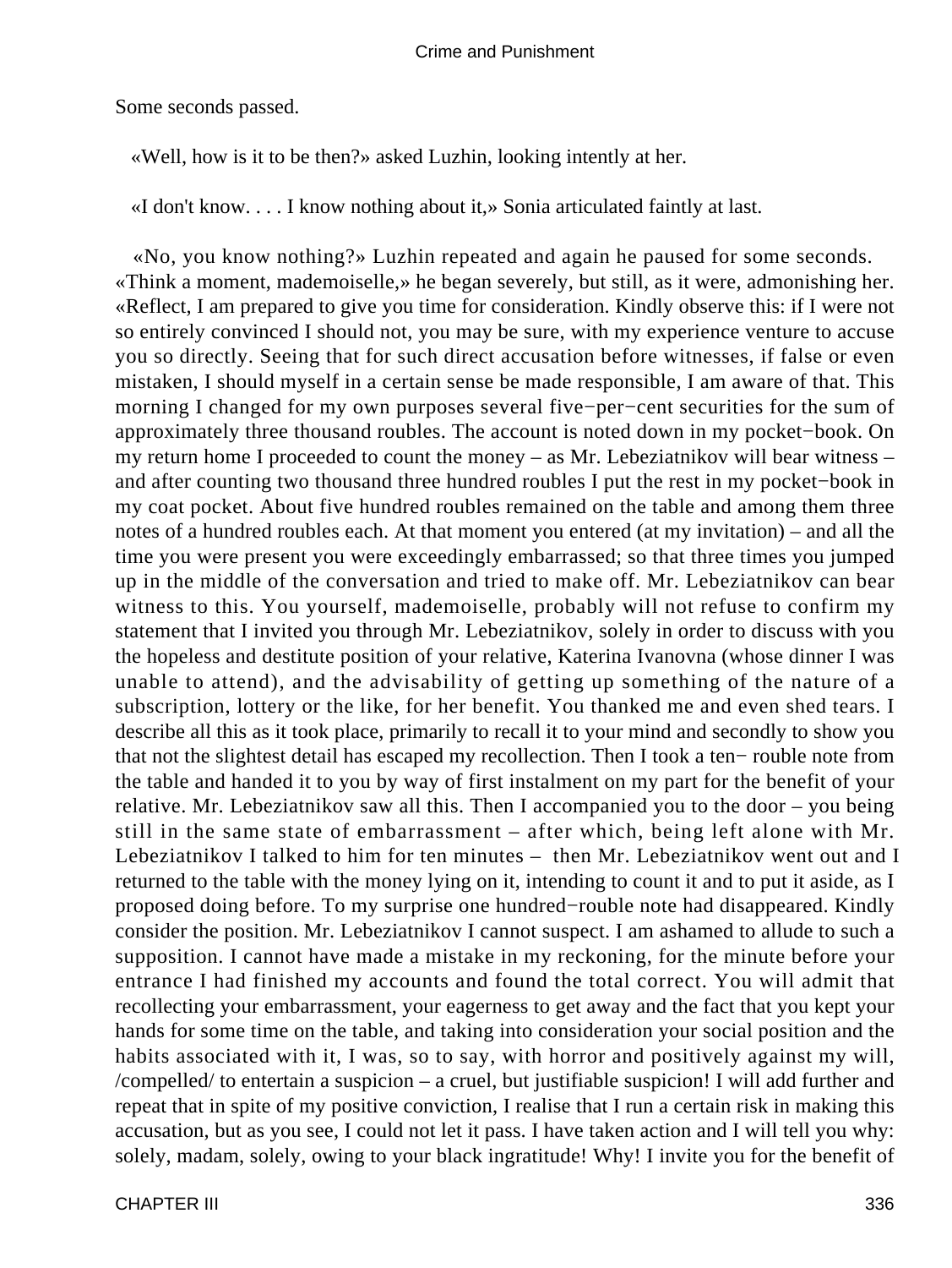Some seconds passed.

«Well, how is it to be then?» asked Luzhin, looking intently at her.

«I don't know. . . . I know nothing about it,» Sonia articulated faintly at last.

«No, you know nothing?» Luzhin repeated and again he paused for some seconds. «Think a moment, mademoiselle,» he began severely, but still, as it were, admonishing her. «Reflect, I am prepared to give you time for consideration. Kindly observe this: if I were not so entirely convinced I should not, you may be sure, with my experience venture to accuse you so directly. Seeing that for such direct accusation before witnesses, if false or even mistaken, I should myself in a certain sense be made responsible, I am aware of that. This morning I changed for my own purposes several five−per−cent securities for the sum of approximately three thousand roubles. The account is noted down in my pocket−book. On my return home I proceeded to count the money – as Mr. Lebeziatnikov will bear witness – and after counting two thousand three hundred roubles I put the rest in my pocket−book in my coat pocket. About five hundred roubles remained on the table and among them three notes of a hundred roubles each. At that moment you entered (at my invitation) – and all the time you were present you were exceedingly embarrassed; so that three times you jumped up in the middle of the conversation and tried to make off. Mr. Lebeziatnikov can bear witness to this. You yourself, mademoiselle, probably will not refuse to confirm my statement that I invited you through Mr. Lebeziatnikov, solely in order to discuss with you the hopeless and destitute position of your relative, Katerina Ivanovna (whose dinner I was unable to attend), and the advisability of getting up something of the nature of a subscription, lottery or the like, for her benefit. You thanked me and even shed tears. I describe all this as it took place, primarily to recall it to your mind and secondly to show you that not the slightest detail has escaped my recollection. Then I took a ten− rouble note from the table and handed it to you by way of first instalment on my part for the benefit of your relative. Mr. Lebeziatnikov saw all this. Then I accompanied you to the door – you being still in the same state of embarrassment – after which, being left alone with Mr. Lebeziatnikov I talked to him for ten minutes – then Mr. Lebeziatnikov went out and I returned to the table with the money lying on it, intending to count it and to put it aside, as I proposed doing before. To my surprise one hundred−rouble note had disappeared. Kindly consider the position. Mr. Lebeziatnikov I cannot suspect. I am ashamed to allude to such a supposition. I cannot have made a mistake in my reckoning, for the minute before your entrance I had finished my accounts and found the total correct. You will admit that recollecting your embarrassment, your eagerness to get away and the fact that you kept your hands for some time on the table, and taking into consideration your social position and the habits associated with it, I was, so to say, with horror and positively against my will, /compelled/ to entertain a suspicion – a cruel, but justifiable suspicion! I will add further and repeat that in spite of my positive conviction, I realise that I run a certain risk in making this accusation, but as you see, I could not let it pass. I have taken action and I will tell you why: solely, madam, solely, owing to your black ingratitude! Why! I invite you for the benefit of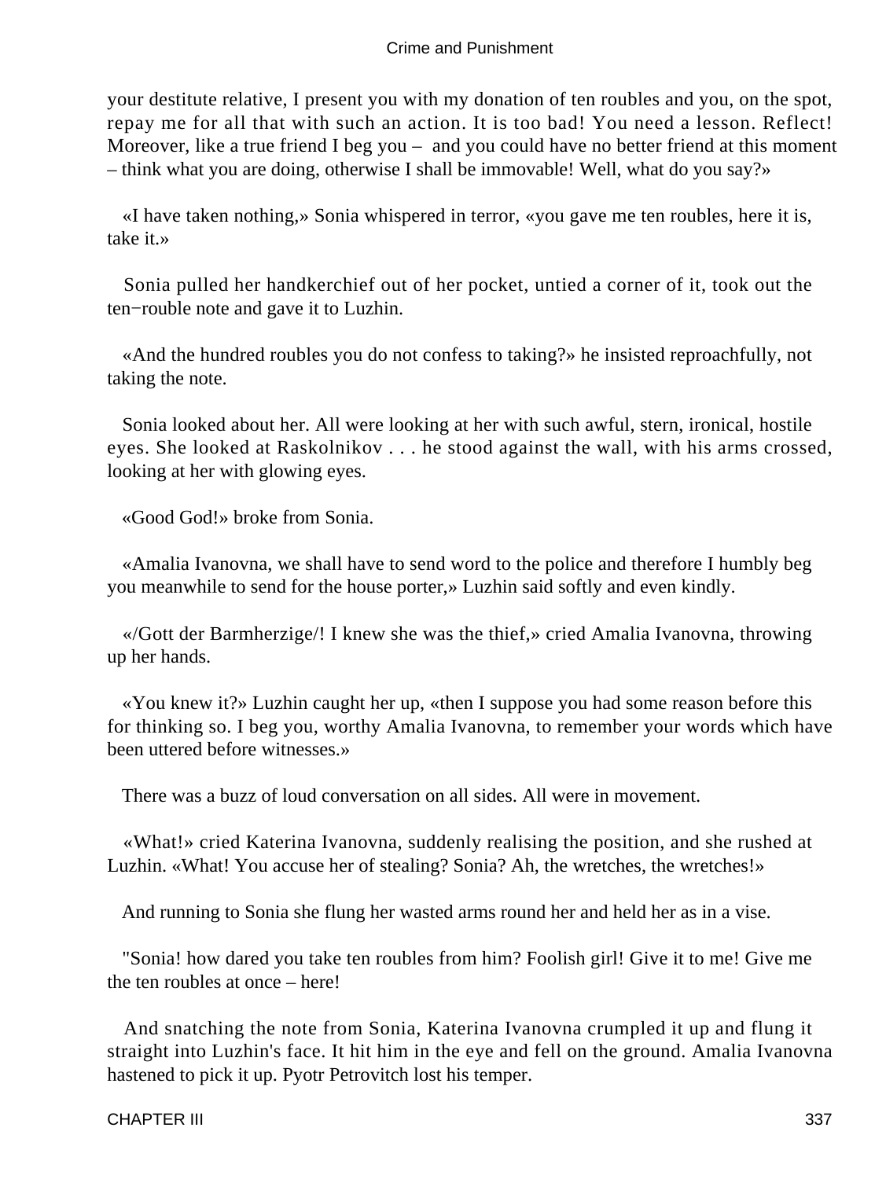your destitute relative, I present you with my donation of ten roubles and you, on the spot, repay me for all that with such an action. It is too bad! You need a lesson. Reflect! Moreover, like a true friend I beg you – and you could have no better friend at this moment – think what you are doing, otherwise I shall be immovable! Well, what do you say?»

«I have taken nothing,» Sonia whispered in terror, «you gave me ten roubles, here it is, take it.»

Sonia pulled her handkerchief out of her pocket, untied a corner of it, took out the ten−rouble note and gave it to Luzhin.

«And the hundred roubles you do not confess to taking?» he insisted reproachfully, not taking the note.

Sonia looked about her. All were looking at her with such awful, stern, ironical, hostile eyes. She looked at Raskolnikov . . . he stood against the wall, with his arms crossed, looking at her with glowing eyes.

«Good God!» broke from Sonia.

«Amalia Ivanovna, we shall have to send word to the police and therefore I humbly beg you meanwhile to send for the house porter,» Luzhin said softly and even kindly.

«/Gott der Barmherzige/! I knew she was the thief,» cried Amalia Ivanovna, throwing up her hands.

«You knew it?» Luzhin caught her up, «then I suppose you had some reason before this for thinking so. I beg you, worthy Amalia Ivanovna, to remember your words which have been uttered before witnesses.»

There was a buzz of loud conversation on all sides. All were in movement.

«What!» cried Katerina Ivanovna, suddenly realising the position, and she rushed at Luzhin. «What! You accuse her of stealing? Sonia? Ah, the wretches, the wretches!»

And running to Sonia she flung her wasted arms round her and held her as in a vise.

"Sonia! how dared you take ten roubles from him? Foolish girl! Give it to me! Give me the ten roubles at once – here!

And snatching the note from Sonia, Katerina Ivanovna crumpled it up and flung it straight into Luzhin's face. It hit him in the eye and fell on the ground. Amalia Ivanovna hastened to pick it up. Pyotr Petrovitch lost his temper.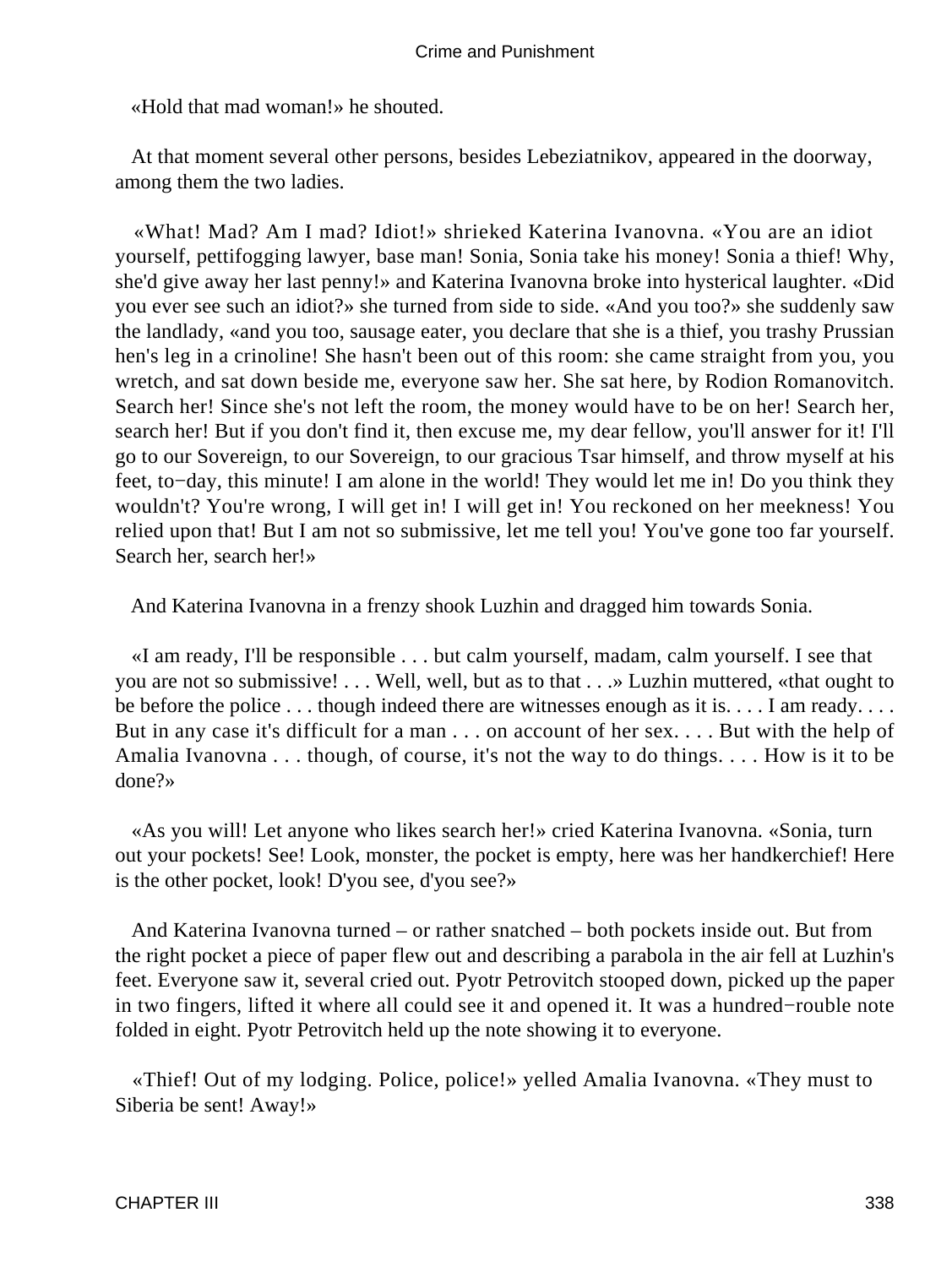«Hold that mad woman!» he shouted.

At that moment several other persons, besides Lebeziatnikov, appeared in the doorway, among them the two ladies.

«What! Mad? Am I mad? Idiot!» shrieked Katerina Ivanovna. «You are an idiot yourself, pettifogging lawyer, base man! Sonia, Sonia take his money! Sonia a thief! Why, she'd give away her last penny!» and Katerina Ivanovna broke into hysterical laughter. «Did you ever see such an idiot?» she turned from side to side. «And you too?» she suddenly saw the landlady, «and you too, sausage eater, you declare that she is a thief, you trashy Prussian hen's leg in a crinoline! She hasn't been out of this room: she came straight from you, you wretch, and sat down beside me, everyone saw her. She sat here, by Rodion Romanovitch. Search her! Since she's not left the room, the money would have to be on her! Search her, search her! But if you don't find it, then excuse me, my dear fellow, you'll answer for it! I'll go to our Sovereign, to our Sovereign, to our gracious Tsar himself, and throw myself at his feet, to−day, this minute! I am alone in the world! They would let me in! Do you think they wouldn't? You're wrong, I will get in! I will get in! You reckoned on her meekness! You relied upon that! But I am not so submissive, let me tell you! You've gone too far yourself. Search her, search her!»

And Katerina Ivanovna in a frenzy shook Luzhin and dragged him towards Sonia.

«I am ready, I'll be responsible . . . but calm yourself, madam, calm yourself. I see that you are not so submissive! . . . Well, well, but as to that . . .» Luzhin muttered, «that ought to be before the police . . . though indeed there are witnesses enough as it is. . . . I am ready. . . . But in any case it's difficult for a man . . . on account of her sex. . . . But with the help of Amalia Ivanovna . . . though, of course, it's not the way to do things. . . . How is it to be done?»

«As you will! Let anyone who likes search her!» cried Katerina Ivanovna. «Sonia, turn out your pockets! See! Look, monster, the pocket is empty, here was her handkerchief! Here is the other pocket, look! D'you see, d'you see?»

And Katerina Ivanovna turned – or rather snatched – both pockets inside out. But from the right pocket a piece of paper flew out and describing a parabola in the air fell at Luzhin's feet. Everyone saw it, several cried out. Pyotr Petrovitch stooped down, picked up the paper in two fingers, lifted it where all could see it and opened it. It was a hundred−rouble note folded in eight. Pyotr Petrovitch held up the note showing it to everyone.

«Thief! Out of my lodging. Police, police!» yelled Amalia Ivanovna. «They must to Siberia be sent! Away!»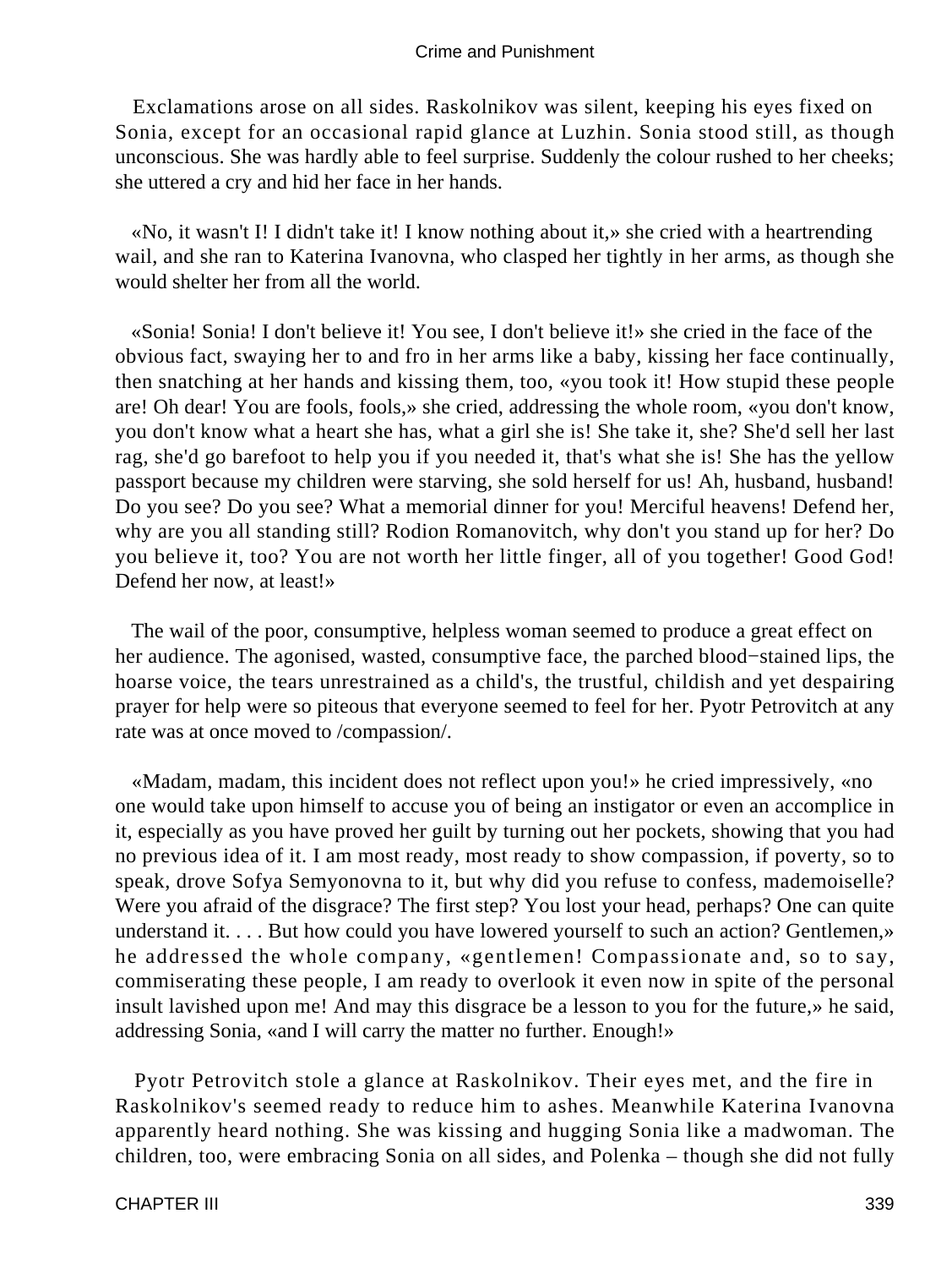Exclamations arose on all sides. Raskolnikov was silent, keeping his eyes fixed on Sonia, except for an occasional rapid glance at Luzhin. Sonia stood still, as though unconscious. She was hardly able to feel surprise. Suddenly the colour rushed to her cheeks; she uttered a cry and hid her face in her hands.

«No, it wasn't I! I didn't take it! I know nothing about it,» she cried with a heartrending wail, and she ran to Katerina Ivanovna, who clasped her tightly in her arms, as though she would shelter her from all the world.

«Sonia! Sonia! I don't believe it! You see, I don't believe it!» she cried in the face of the obvious fact, swaying her to and fro in her arms like a baby, kissing her face continually, then snatching at her hands and kissing them, too, «you took it! How stupid these people are! Oh dear! You are fools, fools,» she cried, addressing the whole room, «you don't know, you don't know what a heart she has, what a girl she is! She take it, she? She'd sell her last rag, she'd go barefoot to help you if you needed it, that's what she is! She has the yellow passport because my children were starving, she sold herself for us! Ah, husband, husband! Do you see? Do you see? What a memorial dinner for you! Merciful heavens! Defend her, why are you all standing still? Rodion Romanovitch, why don't you stand up for her? Do you believe it, too? You are not worth her little finger, all of you together! Good God! Defend her now, at least!»

The wail of the poor, consumptive, helpless woman seemed to produce a great effect on her audience. The agonised, wasted, consumptive face, the parched blood-stained lips, the hoarse voice, the tears unrestrained as a child's, the trustful, childish and yet despairing prayer for help were so piteous that everyone seemed to feel for her. Pyotr Petrovitch at any rate was at once moved to /compassion/.

«Madam, madam, this incident does not reflect upon you!» he cried impressively, «no one would take upon himself to accuse you of being an instigator or even an accomplice in it, especially as you have proved her guilt by turning out her pockets, showing that you had no previous idea of it. I am most ready, most ready to show compassion, if poverty, so to speak, drove Sofya Semyonovna to it, but why did you refuse to confess, mademoiselle? Were you afraid of the disgrace? The first step? You lost your head, perhaps? One can quite understand it. . . . But how could you have lowered yourself to such an action? Gentlemen,» he addressed the whole company, «gentlemen! Compassionate and, so to say, commiserating these people, I am ready to overlook it even now in spite of the personal insult lavished upon me! And may this disgrace be a lesson to you for the future,» he said, addressing Sonia, «and I will carry the matter no further. Enough!»

Pyotr Petrovitch stole a glance at Raskolnikov. Their eyes met, and the fire in Raskolnikov's seemed ready to reduce him to ashes. Meanwhile Katerina Ivanovna apparently heard nothing. She was kissing and hugging Sonia like a madwoman. The children, too, were embracing Sonia on all sides, and Polenka – though she did not fully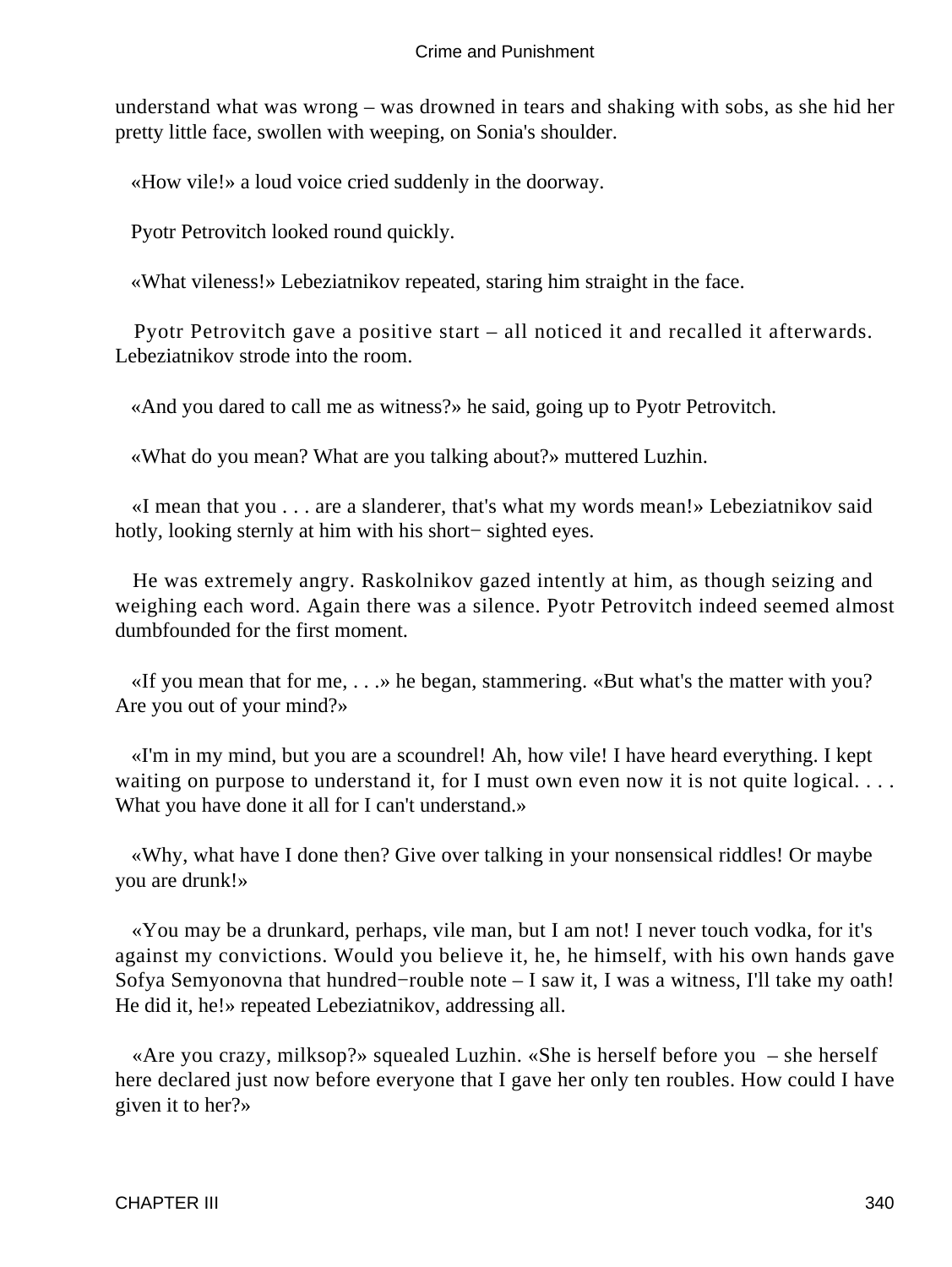understand what was wrong – was drowned in tears and shaking with sobs, as she hid her pretty little face, swollen with weeping, on Sonia's shoulder.

«How vile!» a loud voice cried suddenly in the doorway.

Pyotr Petrovitch looked round quickly.

«What vileness!» Lebeziatnikov repeated, staring him straight in the face.

Pyotr Petrovitch gave a positive start – all noticed it and recalled it afterwards. Lebeziatnikov strode into the room.

«And you dared to call me as witness?» he said, going up to Pyotr Petrovitch.

«What do you mean? What are you talking about?» muttered Luzhin.

«I mean that you . . . are a slanderer, that's what my words mean!» Lebeziatnikov said hotly, looking sternly at him with his short− sighted eyes.

He was extremely angry. Raskolnikov gazed intently at him, as though seizing and weighing each word. Again there was a silence. Pyotr Petrovitch indeed seemed almost dumbfounded for the first moment.

«If you mean that for me, . . .» he began, stammering. «But what's the matter with you? Are you out of your mind?»

«I'm in my mind, but you are a scoundrel! Ah, how vile! I have heard everything. I kept waiting on purpose to understand it, for I must own even now it is not quite logical. . . . What you have done it all for I can't understand.»

«Why, what have I done then? Give over talking in your nonsensical riddles! Or maybe you are drunk!»

«You may be a drunkard, perhaps, vile man, but I am not! I never touch vodka, for it's against my convictions. Would you believe it, he, he himself, with his own hands gave Sofya Semyonovna that hundred−rouble note – I saw it, I was a witness, I'll take my oath! He did it, he!» repeated Lebeziatnikov, addressing all.

«Are you crazy, milksop?» squealed Luzhin. «She is herself before you – she herself here declared just now before everyone that I gave her only ten roubles. How could I have given it to her?»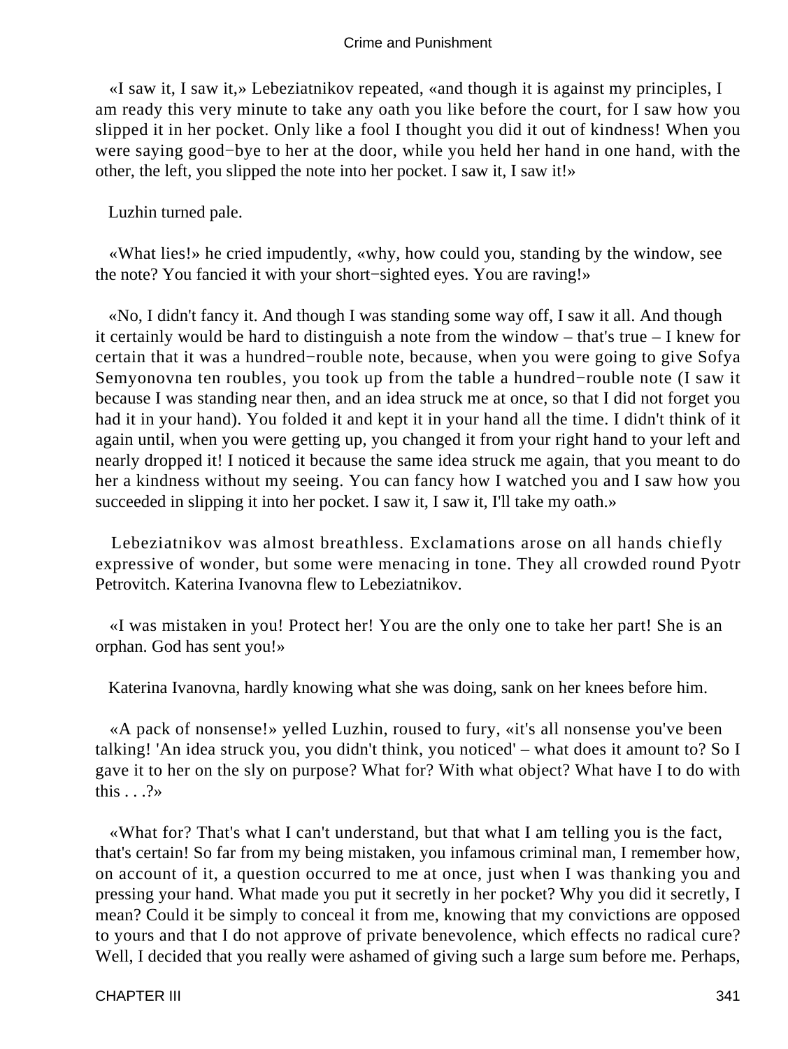«I saw it, I saw it,» Lebeziatnikov repeated, «and though it is against my principles, I am ready this very minute to take any oath you like before the court, for I saw how you slipped it in her pocket. Only like a fool I thought you did it out of kindness! When you were saying good−bye to her at the door, while you held her hand in one hand, with the other, the left, you slipped the note into her pocket. I saw it, I saw it!»

Luzhin turned pale.

«What lies!» he cried impudently, «why, how could you, standing by the window, see the note? You fancied it with your short−sighted eyes. You are raving!»

«No, I didn't fancy it. And though I was standing some way off, I saw it all. And though it certainly would be hard to distinguish a note from the window – that's true – I knew for certain that it was a hundred−rouble note, because, when you were going to give Sofya Semyonovna ten roubles, you took up from the table a hundred−rouble note (I saw it because I was standing near then, and an idea struck me at once, so that I did not forget you had it in your hand). You folded it and kept it in your hand all the time. I didn't think of it again until, when you were getting up, you changed it from your right hand to your left and nearly dropped it! I noticed it because the same idea struck me again, that you meant to do her a kindness without my seeing. You can fancy how I watched you and I saw how you succeeded in slipping it into her pocket. I saw it, I saw it, I'll take my oath.»

Lebeziatnikov was almost breathless. Exclamations arose on all hands chiefly expressive of wonder, but some were menacing in tone. They all crowded round Pyotr Petrovitch. Katerina Ivanovna flew to Lebeziatnikov.

«I was mistaken in you! Protect her! You are the only one to take her part! She is an orphan. God has sent you!»

Katerina Ivanovna, hardly knowing what she was doing, sank on her knees before him.

«A pack of nonsense!» yelled Luzhin, roused to fury, «it's all nonsense you've been talking! 'An idea struck you, you didn't think, you noticed' – what does it amount to? So I gave it to her on the sly on purpose? What for? With what object? What have I to do with this . . .?»

«What for? That's what I can't understand, but that what I am telling you is the fact, that's certain! So far from my being mistaken, you infamous criminal man, I remember how, on account of it, a question occurred to me at once, just when I was thanking you and pressing your hand. What made you put it secretly in her pocket? Why you did it secretly, I mean? Could it be simply to conceal it from me, knowing that my convictions are opposed to yours and that I do not approve of private benevolence, which effects no radical cure? Well, I decided that you really were ashamed of giving such a large sum before me. Perhaps,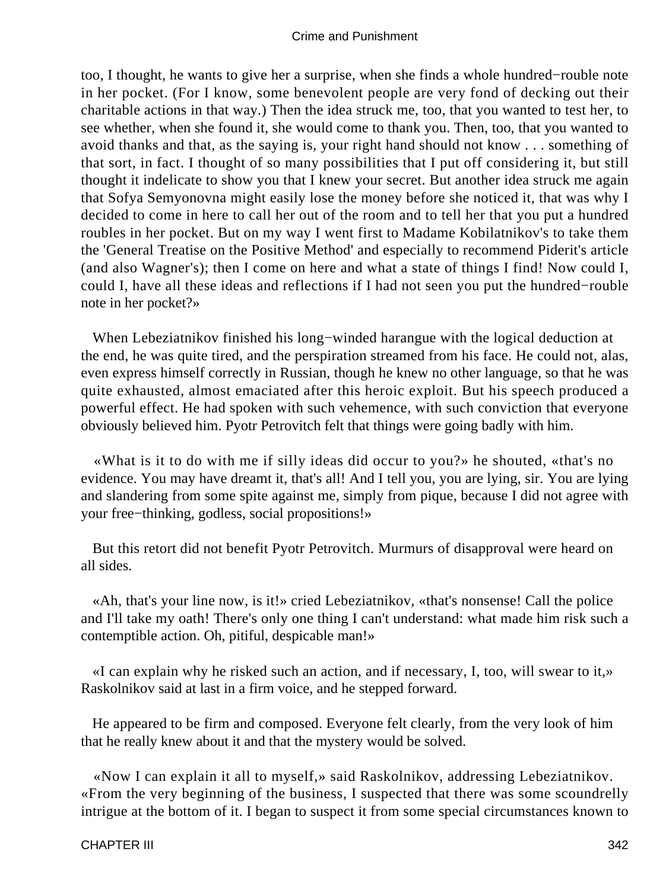too, I thought, he wants to give her a surprise, when she finds a whole hundred−rouble note in her pocket. (For I know, some benevolent people are very fond of decking out their charitable actions in that way.) Then the idea struck me, too, that you wanted to test her, to see whether, when she found it, she would come to thank you. Then, too, that you wanted to avoid thanks and that, as the saying is, your right hand should not know . . . something of that sort, in fact. I thought of so many possibilities that I put off considering it, but still thought it indelicate to show you that I knew your secret. But another idea struck me again that Sofya Semyonovna might easily lose the money before she noticed it, that was why I decided to come in here to call her out of the room and to tell her that you put a hundred roubles in her pocket. But on my way I went first to Madame Kobilatnikov's to take them the 'General Treatise on the Positive Method' and especially to recommend Piderit's article (and also Wagner's); then I come on here and what a state of things I find! Now could I, could I, have all these ideas and reflections if I had not seen you put the hundred−rouble note in her pocket?»

When Lebeziatnikov finished his long−winded harangue with the logical deduction at the end, he was quite tired, and the perspiration streamed from his face. He could not, alas, even express himself correctly in Russian, though he knew no other language, so that he was quite exhausted, almost emaciated after this heroic exploit. But his speech produced a powerful effect. He had spoken with such vehemence, with such conviction that everyone obviously believed him. Pyotr Petrovitch felt that things were going badly with him.

«What is it to do with me if silly ideas did occur to you?» he shouted, «that's no evidence. You may have dreamt it, that's all! And I tell you, you are lying, sir. You are lying and slandering from some spite against me, simply from pique, because I did not agree with your free−thinking, godless, social propositions!»

But this retort did not benefit Pyotr Petrovitch. Murmurs of disapproval were heard on all sides.

«Ah, that's your line now, is it!» cried Lebeziatnikov, «that's nonsense! Call the police and I'll take my oath! There's only one thing I can't understand: what made him risk such a contemptible action. Oh, pitiful, despicable man!»

«I can explain why he risked such an action, and if necessary, I, too, will swear to it,» Raskolnikov said at last in a firm voice, and he stepped forward.

He appeared to be firm and composed. Everyone felt clearly, from the very look of him that he really knew about it and that the mystery would be solved.

«Now I can explain it all to myself,» said Raskolnikov, addressing Lebeziatnikov. «From the very beginning of the business, I suspected that there was some scoundrelly intrigue at the bottom of it. I began to suspect it from some special circumstances known to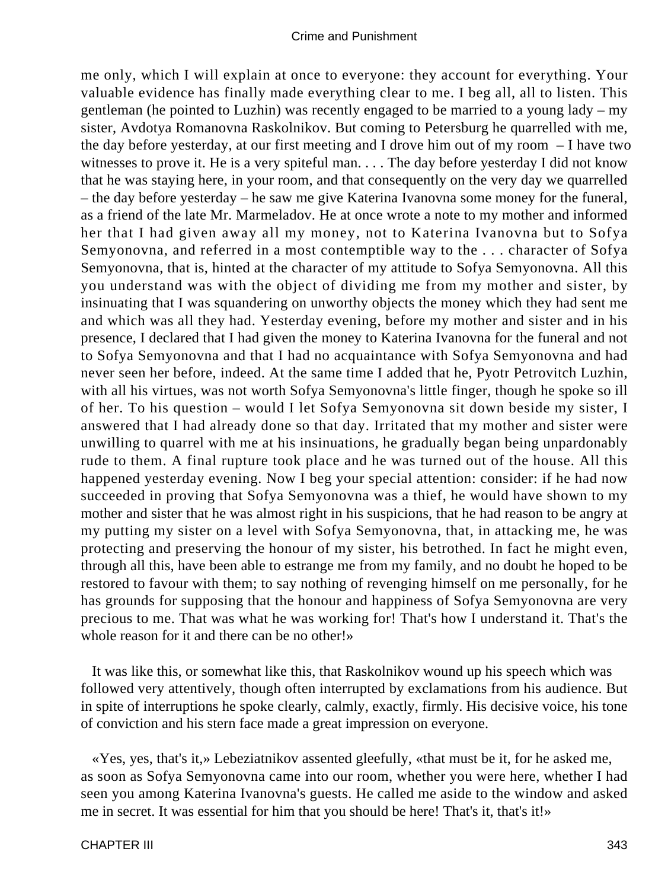me only, which I will explain at once to everyone: they account for everything. Your valuable evidence has finally made everything clear to me. I beg all, all to listen. This gentleman (he pointed to Luzhin) was recently engaged to be married to a young lady – my sister, Avdotya Romanovna Raskolnikov. But coming to Petersburg he quarrelled with me, the day before yesterday, at our first meeting and I drove him out of my room – I have two witnesses to prove it. He is a very spiteful man. . . . The day before yesterday I did not know that he was staying here, in your room, and that consequently on the very day we quarrelled – the day before yesterday – he saw me give Katerina Ivanovna some money for the funeral, as a friend of the late Mr. Marmeladov. He at once wrote a note to my mother and informed her that I had given away all my money, not to Katerina Ivanovna but to Sofya Semyonovna, and referred in a most contemptible way to the . . . character of Sofya Semyonovna, that is, hinted at the character of my attitude to Sofya Semyonovna. All this you understand was with the object of dividing me from my mother and sister, by insinuating that I was squandering on unworthy objects the money which they had sent me and which was all they had. Yesterday evening, before my mother and sister and in his presence, I declared that I had given the money to Katerina Ivanovna for the funeral and not to Sofya Semyonovna and that I had no acquaintance with Sofya Semyonovna and had never seen her before, indeed. At the same time I added that he, Pyotr Petrovitch Luzhin, with all his virtues, was not worth Sofya Semyonovna's little finger, though he spoke so ill of her. To his question – would I let Sofya Semyonovna sit down beside my sister, I answered that I had already done so that day. Irritated that my mother and sister were unwilling to quarrel with me at his insinuations, he gradually began being unpardonably rude to them. A final rupture took place and he was turned out of the house. All this happened yesterday evening. Now I beg your special attention: consider: if he had now succeeded in proving that Sofya Semyonovna was a thief, he would have shown to my mother and sister that he was almost right in his suspicions, that he had reason to be angry at my putting my sister on a level with Sofya Semyonovna, that, in attacking me, he was protecting and preserving the honour of my sister, his betrothed. In fact he might even, through all this, have been able to estrange me from my family, and no doubt he hoped to be restored to favour with them; to say nothing of revenging himself on me personally, for he has grounds for supposing that the honour and happiness of Sofya Semyonovna are very precious to me. That was what he was working for! That's how I understand it. That's the whole reason for it and there can be no other!»

It was like this, or somewhat like this, that Raskolnikov wound up his speech which was followed very attentively, though often interrupted by exclamations from his audience. But in spite of interruptions he spoke clearly, calmly, exactly, firmly. His decisive voice, his tone of conviction and his stern face made a great impression on everyone.

«Yes, yes, that's it,» Lebeziatnikov assented gleefully, «that must be it, for he asked me, as soon as Sofya Semyonovna came into our room, whether you were here, whether I had seen you among Katerina Ivanovna's guests. He called me aside to the window and asked me in secret. It was essential for him that you should be here! That's it, that's it!»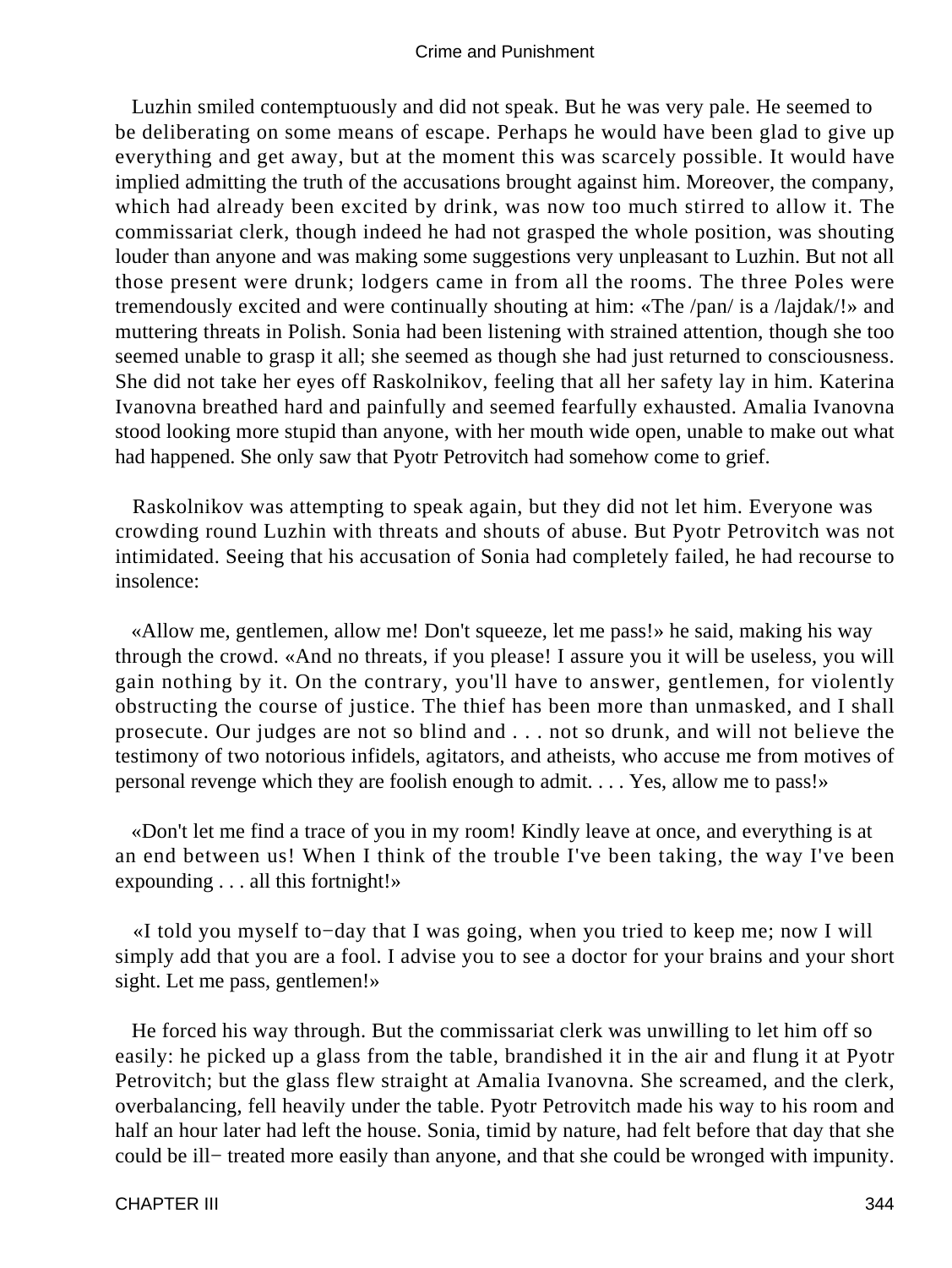Luzhin smiled contemptuously and did not speak. But he was very pale. He seemed to be deliberating on some means of escape. Perhaps he would have been glad to give up everything and get away, but at the moment this was scarcely possible. It would have implied admitting the truth of the accusations brought against him. Moreover, the company, which had already been excited by drink, was now too much stirred to allow it. The commissariat clerk, though indeed he had not grasped the whole position, was shouting louder than anyone and was making some suggestions very unpleasant to Luzhin. But not all those present were drunk; lodgers came in from all the rooms. The three Poles were tremendously excited and were continually shouting at him: «The /pan/ is a /lajdak/!» and muttering threats in Polish. Sonia had been listening with strained attention, though she too seemed unable to grasp it all; she seemed as though she had just returned to consciousness. She did not take her eyes off Raskolnikov, feeling that all her safety lay in him. Katerina Ivanovna breathed hard and painfully and seemed fearfully exhausted. Amalia Ivanovna stood looking more stupid than anyone, with her mouth wide open, unable to make out what had happened. She only saw that Pyotr Petrovitch had somehow come to grief.

Raskolnikov was attempting to speak again, but they did not let him. Everyone was crowding round Luzhin with threats and shouts of abuse. But Pyotr Petrovitch was not intimidated. Seeing that his accusation of Sonia had completely failed, he had recourse to insolence:

«Allow me, gentlemen, allow me! Don't squeeze, let me pass!» he said, making his way through the crowd. «And no threats, if you please! I assure you it will be useless, you will gain nothing by it. On the contrary, you'll have to answer, gentlemen, for violently obstructing the course of justice. The thief has been more than unmasked, and I shall prosecute. Our judges are not so blind and . . . not so drunk, and will not believe the testimony of two notorious infidels, agitators, and atheists, who accuse me from motives of personal revenge which they are foolish enough to admit. . . . Yes, allow me to pass!»

«Don't let me find a trace of you in my room! Kindly leave at once, and everything is at an end between us! When I think of the trouble I've been taking, the way I've been expounding . . . all this fortnight!»

«I told you myself to−day that I was going, when you tried to keep me; now I will simply add that you are a fool. I advise you to see a doctor for your brains and your short sight. Let me pass, gentlemen!»

He forced his way through. But the commissariat clerk was unwilling to let him off so easily: he picked up a glass from the table, brandished it in the air and flung it at Pyotr Petrovitch; but the glass flew straight at Amalia Ivanovna. She screamed, and the clerk, overbalancing, fell heavily under the table. Pyotr Petrovitch made his way to his room and half an hour later had left the house. Sonia, timid by nature, had felt before that day that she could be ill− treated more easily than anyone, and that she could be wronged with impunity.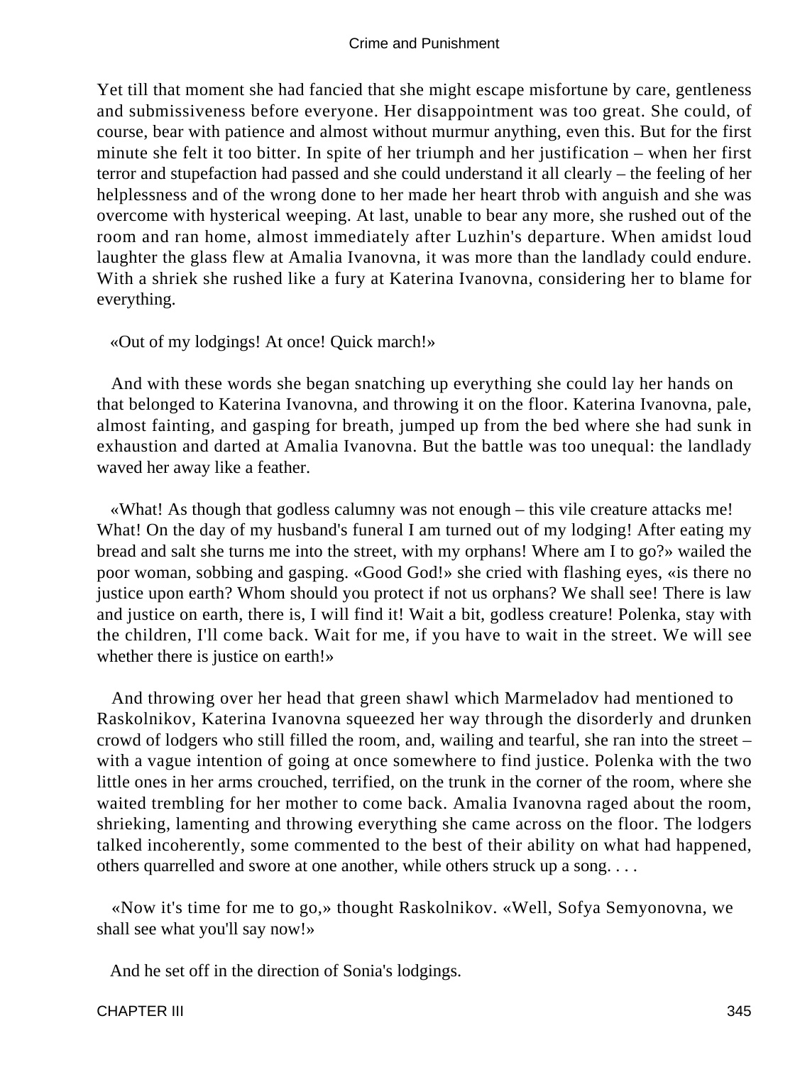Yet till that moment she had fancied that she might escape misfortune by care, gentleness and submissiveness before everyone. Her disappointment was too great. She could, of course, bear with patience and almost without murmur anything, even this. But for the first minute she felt it too bitter. In spite of her triumph and her justification – when her first terror and stupefaction had passed and she could understand it all clearly – the feeling of her helplessness and of the wrong done to her made her heart throb with anguish and she was overcome with hysterical weeping. At last, unable to bear any more, she rushed out of the room and ran home, almost immediately after Luzhin's departure. When amidst loud laughter the glass flew at Amalia Ivanovna, it was more than the landlady could endure. With a shriek she rushed like a fury at Katerina Ivanovna, considering her to blame for everything.

«Out of my lodgings! At once! Quick march!»

And with these words she began snatching up everything she could lay her hands on that belonged to Katerina Ivanovna, and throwing it on the floor. Katerina Ivanovna, pale, almost fainting, and gasping for breath, jumped up from the bed where she had sunk in exhaustion and darted at Amalia Ivanovna. But the battle was too unequal: the landlady waved her away like a feather.

«What! As though that godless calumny was not enough – this vile creature attacks me! What! On the day of my husband's funeral I am turned out of my lodging! After eating my bread and salt she turns me into the street, with my orphans! Where am I to go?» wailed the poor woman, sobbing and gasping. «Good God!» she cried with flashing eyes, «is there no justice upon earth? Whom should you protect if not us orphans? We shall see! There is law and justice on earth, there is, I will find it! Wait a bit, godless creature! Polenka, stay with the children, I'll come back. Wait for me, if you have to wait in the street. We will see whether there is justice on earth!»

And throwing over her head that green shawl which Marmeladov had mentioned to Raskolnikov, Katerina Ivanovna squeezed her way through the disorderly and drunken crowd of lodgers who still filled the room, and, wailing and tearful, she ran into the street – with a vague intention of going at once somewhere to find justice. Polenka with the two little ones in her arms crouched, terrified, on the trunk in the corner of the room, where she waited trembling for her mother to come back. Amalia Ivanovna raged about the room, shrieking, lamenting and throwing everything she came across on the floor. The lodgers talked incoherently, some commented to the best of their ability on what had happened, others quarrelled and swore at one another, while others struck up a song. . . .

«Now it's time for me to go,» thought Raskolnikov. «Well, Sofya Semyonovna, we shall see what you'll say now!»

And he set off in the direction of Sonia's lodgings.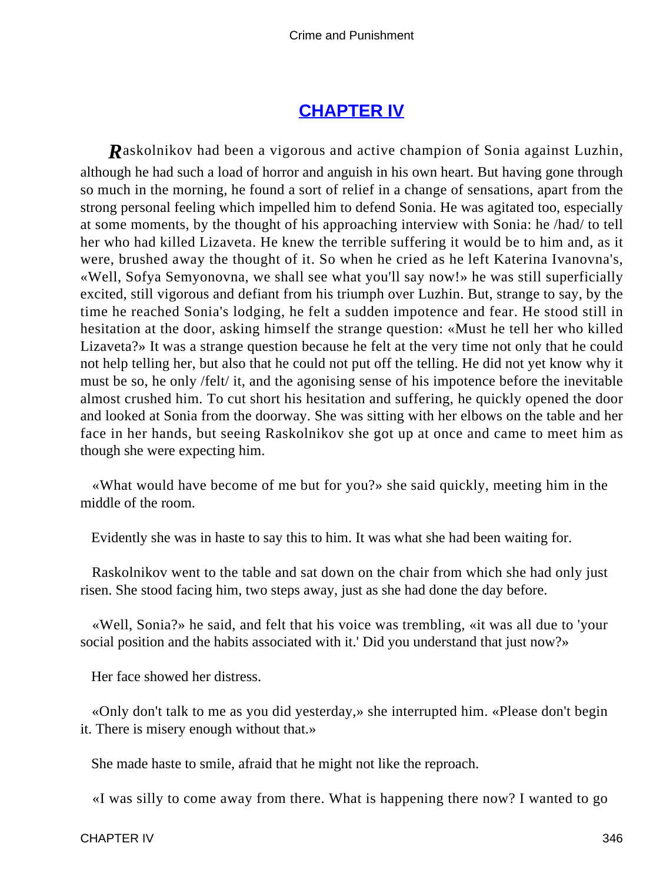## CHAPTER IV

***R***askolnikov had been a vigorous and active champion of Sonia against Luzhin, although he had such a load of horror and anguish in his own heart. But having gone through so much in the morning, he found a sort of relief in a change of sensations, apart from the strong personal feeling which impelled him to defend Sonia. He was agitated too, especially at some moments, by the thought of his approaching interview with Sonia: he /had/ to tell her who had killed Lizaveta. He knew the terrible suffering it would be to him and, as it were, brushed away the thought of it. So when he cried as he left Katerina Ivanovna's, «Well, Sofya Semyonovna, we shall see what you'll say now!» he was still superficially excited, still vigorous and defiant from his triumph over Luzhin. But, strange to say, by the time he reached Sonia's lodging, he felt a sudden impotence and fear. He stood still in hesitation at the door, asking himself the strange question: «Must he tell her who killed Lizaveta?» It was a strange question because he felt at the very time not only that he could not help telling her, but also that he could not put off the telling. He did not yet know why it must be so, he only /felt/ it, and the agonising sense of his impotence before the inevitable almost crushed him. To cut short his hesitation and suffering, he quickly opened the door and looked at Sonia from the doorway. She was sitting with her elbows on the table and her face in her hands, but seeing Raskolnikov she got up at once and came to meet him as though she were expecting him.

«What would have become of me but for you?» she said quickly, meeting him in the middle of the room.

Evidently she was in haste to say this to him. It was what she had been waiting for.

Raskolnikov went to the table and sat down on the chair from which she had only just risen. She stood facing him, two steps away, just as she had done the day before.

«Well, Sonia?» he said, and felt that his voice was trembling, «it was all due to 'your social position and the habits associated with it.' Did you understand that just now?»

Her face showed her distress.

«Only don't talk to me as you did yesterday,» she interrupted him. «Please don't begin it. There is misery enough without that.»

She made haste to smile, afraid that he might not like the reproach.

«I was silly to come away from there. What is happening there now? I wanted to go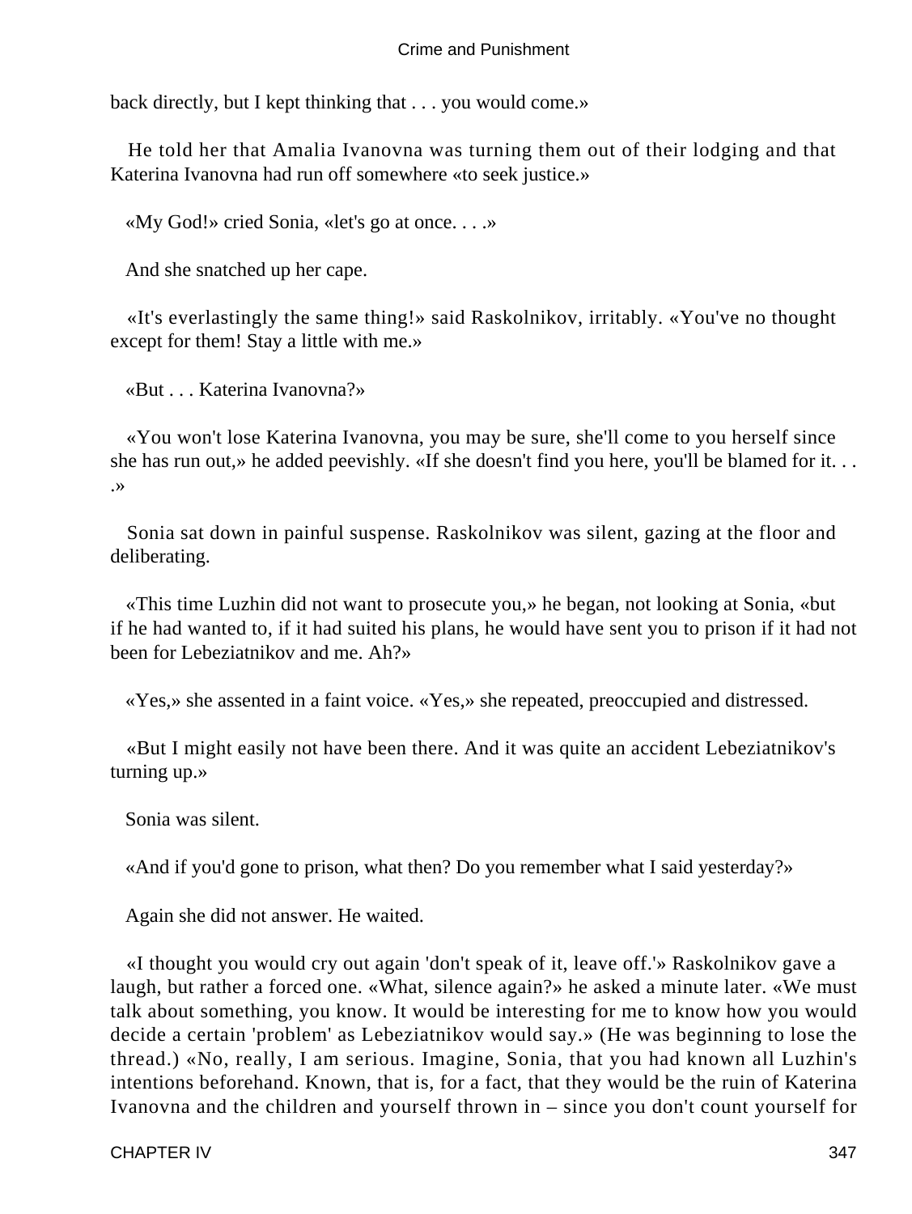back directly, but I kept thinking that . . . you would come.»

He told her that Amalia Ivanovna was turning them out of their lodging and that Katerina Ivanovna had run off somewhere «to seek justice.»

«My God!» cried Sonia, «let's go at once. . . .»

And she snatched up her cape.

«It's everlastingly the same thing!» said Raskolnikov, irritably. «You've no thought except for them! Stay a little with me.»

«But . . . Katerina Ivanovna?»

«You won't lose Katerina Ivanovna, you may be sure, she'll come to you herself since she has run out,» he added peevishly. «If she doesn't find you here, you'll be blamed for it. . . .»

Sonia sat down in painful suspense. Raskolnikov was silent, gazing at the floor and deliberating.

«This time Luzhin did not want to prosecute you,» he began, not looking at Sonia, «but if he had wanted to, if it had suited his plans, he would have sent you to prison if it had not been for Lebeziatnikov and me. Ah?»

«Yes,» she assented in a faint voice. «Yes,» she repeated, preoccupied and distressed.

«But I might easily not have been there. And it was quite an accident Lebeziatnikov's turning up.»

Sonia was silent.

«And if you'd gone to prison, what then? Do you remember what I said yesterday?»

Again she did not answer. He waited.

«I thought you would cry out again 'don't speak of it, leave off.'» Raskolnikov gave a laugh, but rather a forced one. «What, silence again?» he asked a minute later. «We must talk about something, you know. It would be interesting for me to know how you would decide a certain 'problem' as Lebeziatnikov would say.» (He was beginning to lose the thread.) «No, really, I am serious. Imagine, Sonia, that you had known all Luzhin's intentions beforehand. Known, that is, for a fact, that they would be the ruin of Katerina Ivanovna and the children and yourself thrown in – since you don't count yourself for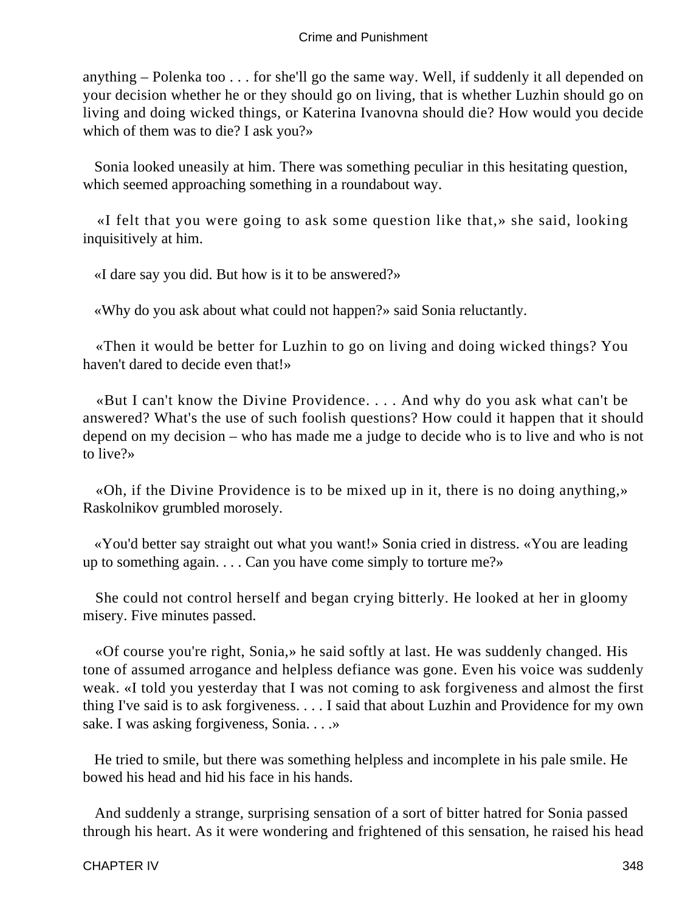anything – Polenka too . . . for she'll go the same way. Well, if suddenly it all depended on your decision whether he or they should go on living, that is whether Luzhin should go on living and doing wicked things, or Katerina Ivanovna should die? How would you decide which of them was to die? I ask you?»

Sonia looked uneasily at him. There was something peculiar in this hesitating question, which seemed approaching something in a roundabout way.

«I felt that you were going to ask some question like that,» she said, looking inquisitively at him.

«I dare say you did. But how is it to be answered?»

«Why do you ask about what could not happen?» said Sonia reluctantly.

«Then it would be better for Luzhin to go on living and doing wicked things? You haven't dared to decide even that!»

«But I can't know the Divine Providence. . . . And why do you ask what can't be answered? What's the use of such foolish questions? How could it happen that it should depend on my decision – who has made me a judge to decide who is to live and who is not to live?»

«Oh, if the Divine Providence is to be mixed up in it, there is no doing anything,» Raskolnikov grumbled morosely.

«You'd better say straight out what you want!» Sonia cried in distress. «You are leading up to something again. . . . Can you have come simply to torture me?»

She could not control herself and began crying bitterly. He looked at her in gloomy misery. Five minutes passed.

«Of course you're right, Sonia,» he said softly at last. He was suddenly changed. His tone of assumed arrogance and helpless defiance was gone. Even his voice was suddenly weak. «I told you yesterday that I was not coming to ask forgiveness and almost the first thing I've said is to ask forgiveness. . . . I said that about Luzhin and Providence for my own sake. I was asking forgiveness, Sonia. . . .»

He tried to smile, but there was something helpless and incomplete in his pale smile. He bowed his head and hid his face in his hands.

And suddenly a strange, surprising sensation of a sort of bitter hatred for Sonia passed through his heart. As it were wondering and frightened of this sensation, he raised his head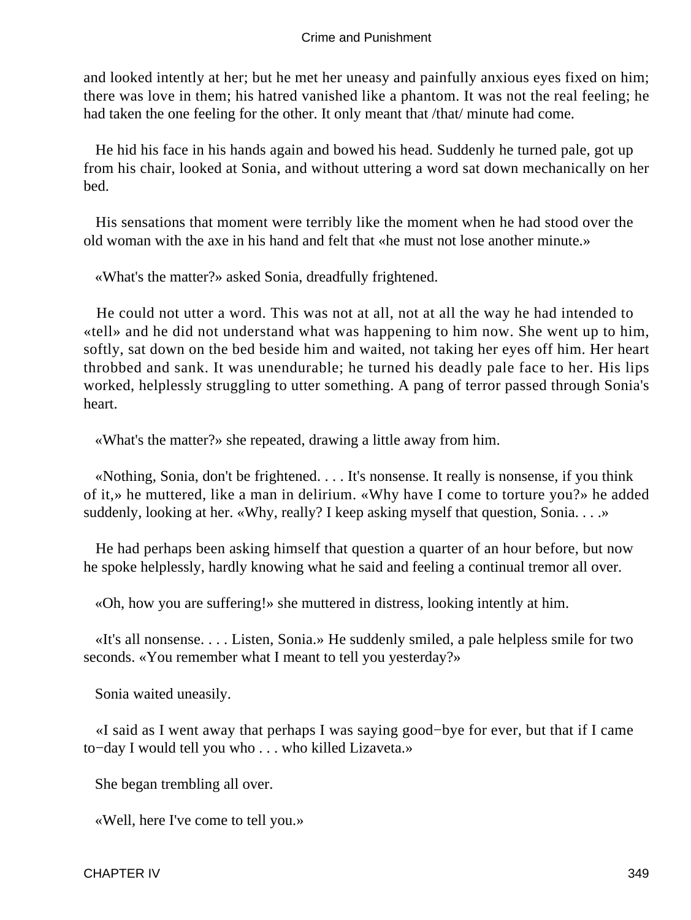and looked intently at her; but he met her uneasy and painfully anxious eyes fixed on him; there was love in them; his hatred vanished like a phantom. It was not the real feeling; he had taken the one feeling for the other. It only meant that /that/ minute had come.

He hid his face in his hands again and bowed his head. Suddenly he turned pale, got up from his chair, looked at Sonia, and without uttering a word sat down mechanically on her bed.

His sensations that moment were terribly like the moment when he had stood over the old woman with the axe in his hand and felt that «he must not lose another minute.»

«What's the matter?» asked Sonia, dreadfully frightened.

He could not utter a word. This was not at all, not at all the way he had intended to «tell» and he did not understand what was happening to him now. She went up to him, softly, sat down on the bed beside him and waited, not taking her eyes off him. Her heart throbbed and sank. It was unendurable; he turned his deadly pale face to her. His lips worked, helplessly struggling to utter something. A pang of terror passed through Sonia's heart.

«What's the matter?» she repeated, drawing a little away from him.

«Nothing, Sonia, don't be frightened. . . . It's nonsense. It really is nonsense, if you think of it,» he muttered, like a man in delirium. «Why have I come to torture you?» he added suddenly, looking at her. «Why, really? I keep asking myself that question, Sonia. . . .»

He had perhaps been asking himself that question a quarter of an hour before, but now he spoke helplessly, hardly knowing what he said and feeling a continual tremor all over.

«Oh, how you are suffering!» she muttered in distress, looking intently at him.

«It's all nonsense. . . . Listen, Sonia.» He suddenly smiled, a pale helpless smile for two seconds. «You remember what I meant to tell you yesterday?»

Sonia waited uneasily.

«I said as I went away that perhaps I was saying good−bye for ever, but that if I came to−day I would tell you who . . . who killed Lizaveta.»

She began trembling all over.

«Well, here I've come to tell you.»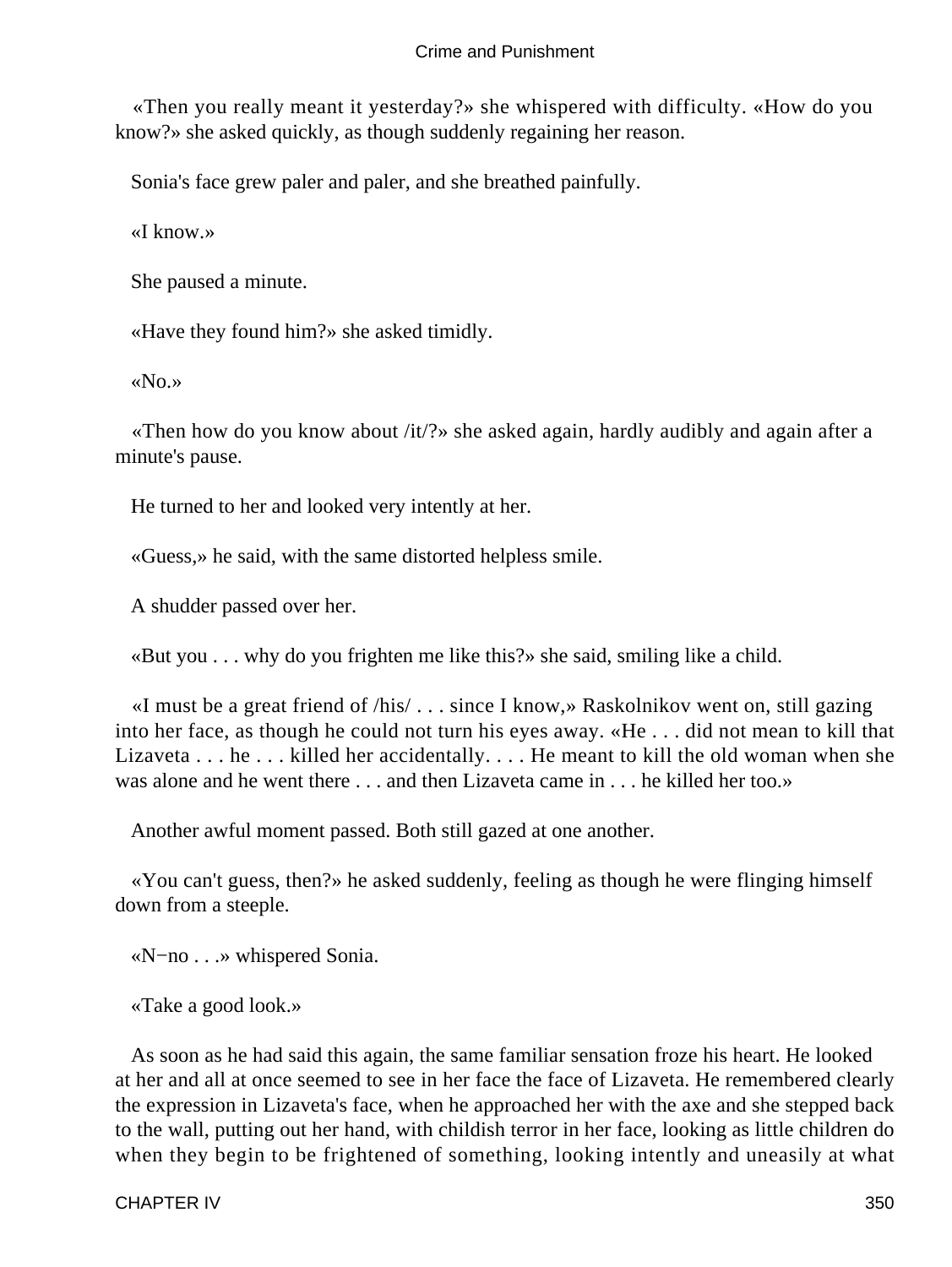«Then you really meant it yesterday?» she whispered with difficulty. «How do you know?» she asked quickly, as though suddenly regaining her reason.

Sonia's face grew paler and paler, and she breathed painfully.

«I know.»

She paused a minute.

«Have they found him?» she asked timidly.

«No.»

«Then how do you know about /it/?» she asked again, hardly audibly and again after a minute's pause.

He turned to her and looked very intently at her.

«Guess,» he said, with the same distorted helpless smile.

A shudder passed over her.

«But you . . . why do you frighten me like this?» she said, smiling like a child.

«I must be a great friend of /his/ . . . since I know,» Raskolnikov went on, still gazing into her face, as though he could not turn his eyes away. «He . . . did not mean to kill that Lizaveta . . . he . . . killed her accidentally. . . . He meant to kill the old woman when she was alone and he went there . . . and then Lizaveta came in . . . he killed her too.»

Another awful moment passed. Both still gazed at one another.

«You can't guess, then?» he asked suddenly, feeling as though he were flinging himself down from a steeple.

«N−no . . .» whispered Sonia.

«Take a good look.»

As soon as he had said this again, the same familiar sensation froze his heart. He looked at her and all at once seemed to see in her face the face of Lizaveta. He remembered clearly the expression in Lizaveta's face, when he approached her with the axe and she stepped back to the wall, putting out her hand, with childish terror in her face, looking as little children do when they begin to be frightened of something, looking intently and uneasily at what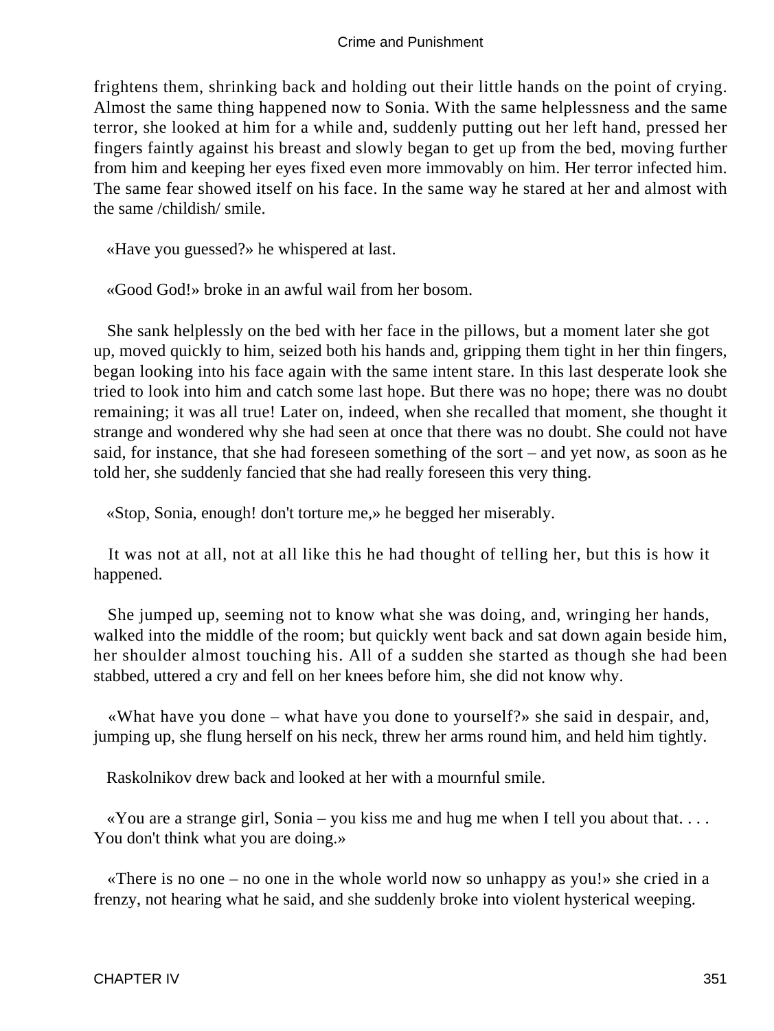frightens them, shrinking back and holding out their little hands on the point of crying. Almost the same thing happened now to Sonia. With the same helplessness and the same terror, she looked at him for a while and, suddenly putting out her left hand, pressed her fingers faintly against his breast and slowly began to get up from the bed, moving further from him and keeping her eyes fixed even more immovably on him. Her terror infected him. The same fear showed itself on his face. In the same way he stared at her and almost with the same /childish/ smile.

«Have you guessed?» he whispered at last.

«Good God!» broke in an awful wail from her bosom.

She sank helplessly on the bed with her face in the pillows, but a moment later she got up, moved quickly to him, seized both his hands and, gripping them tight in her thin fingers, began looking into his face again with the same intent stare. In this last desperate look she tried to look into him and catch some last hope. But there was no hope; there was no doubt remaining; it was all true! Later on, indeed, when she recalled that moment, she thought it strange and wondered why she had seen at once that there was no doubt. She could not have said, for instance, that she had foreseen something of the sort – and yet now, as soon as he told her, she suddenly fancied that she had really foreseen this very thing.

«Stop, Sonia, enough! don't torture me,» he begged her miserably.

It was not at all, not at all like this he had thought of telling her, but this is how it happened.

She jumped up, seeming not to know what she was doing, and, wringing her hands, walked into the middle of the room; but quickly went back and sat down again beside him, her shoulder almost touching his. All of a sudden she started as though she had been stabbed, uttered a cry and fell on her knees before him, she did not know why.

«What have you done – what have you done to yourself?» she said in despair, and, jumping up, she flung herself on his neck, threw her arms round him, and held him tightly.

Raskolnikov drew back and looked at her with a mournful smile.

«You are a strange girl, Sonia – you kiss me and hug me when I tell you about that. . . . You don't think what you are doing.»

«There is no one – no one in the whole world now so unhappy as you!» she cried in a frenzy, not hearing what he said, and she suddenly broke into violent hysterical weeping.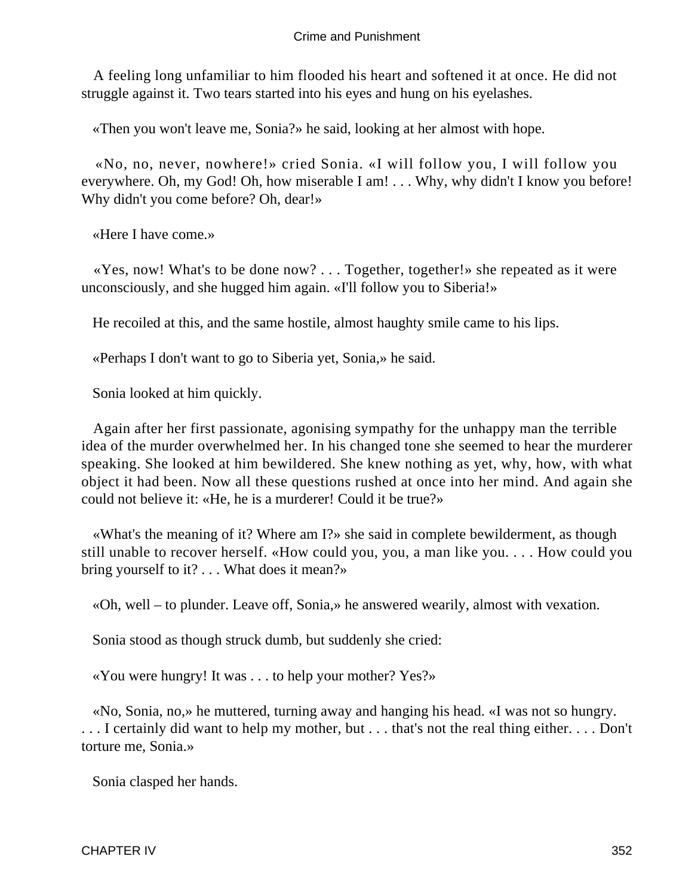A feeling long unfamiliar to him flooded his heart and softened it at once. He did not struggle against it. Two tears started into his eyes and hung on his eyelashes.

«Then you won't leave me, Sonia?» he said, looking at her almost with hope.

«No, no, never, nowhere!» cried Sonia. «I will follow you, I will follow you everywhere. Oh, my God! Oh, how miserable I am! . . . Why, why didn't I know you before! Why didn't you come before? Oh, dear!»

«Here I have come.»

«Yes, now! What's to be done now? . . . Together, together!» she repeated as it were unconsciously, and she hugged him again. «I'll follow you to Siberia!»

He recoiled at this, and the same hostile, almost haughty smile came to his lips.

«Perhaps I don't want to go to Siberia yet, Sonia,» he said.

Sonia looked at him quickly.

Again after her first passionate, agonising sympathy for the unhappy man the terrible idea of the murder overwhelmed her. In his changed tone she seemed to hear the murderer speaking. She looked at him bewildered. She knew nothing as yet, why, how, with what object it had been. Now all these questions rushed at once into her mind. And again she could not believe it: «He, he is a murderer! Could it be true?»

«What's the meaning of it? Where am I?» she said in complete bewilderment, as though still unable to recover herself. «How could you, you, a man like you. . . . How could you bring yourself to it? . . . What does it mean?»

«Oh, well – to plunder. Leave off, Sonia,» he answered wearily, almost with vexation.

Sonia stood as though struck dumb, but suddenly she cried:

«You were hungry! It was . . . to help your mother? Yes?»

«No, Sonia, no,» he muttered, turning away and hanging his head. «I was not so hungry. . . . I certainly did want to help my mother, but . . . that's not the real thing either. . . . Don't torture me, Sonia.»

Sonia clasped her hands.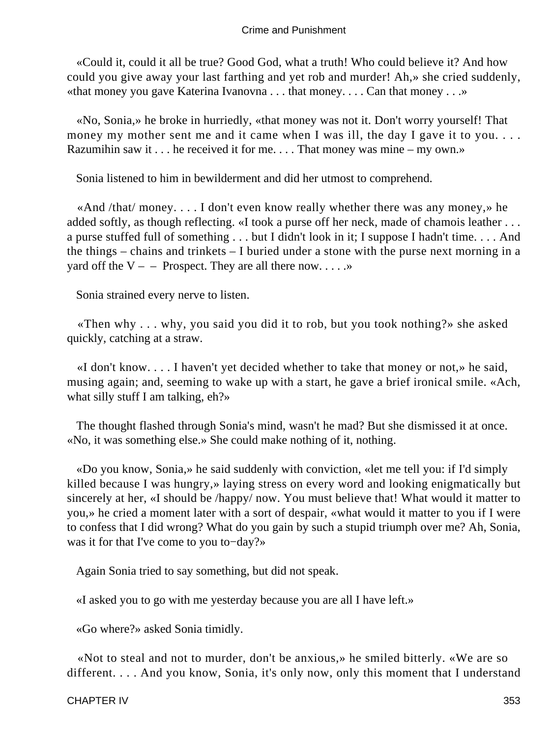«Could it, could it all be true? Good God, what a truth! Who could believe it? And how could you give away your last farthing and yet rob and murder! Ah,» she cried suddenly, «that money you gave Katerina Ivanovna . . . that money. . . . Can that money . . .»

«No, Sonia,» he broke in hurriedly, «that money was not it. Don't worry yourself! That money my mother sent me and it came when I was ill, the day I gave it to you. . . . Razumihin saw it . . . he received it for me. . . . That money was mine – my own.»

Sonia listened to him in bewilderment and did her utmost to comprehend.

«And /that/ money. . . . I don't even know really whether there was any money,» he added softly, as though reflecting. «I took a purse off her neck, made of chamois leather . . . a purse stuffed full of something . . . but I didn't look in it; I suppose I hadn't time. . . . And the things – chains and trinkets – I buried under a stone with the purse next morning in a yard off the V – – Prospect. They are all there now. . . . .»

Sonia strained every nerve to listen.

«Then why . . . why, you said you did it to rob, but you took nothing?» she asked quickly, catching at a straw.

«I don't know. . . . I haven't yet decided whether to take that money or not,» he said, musing again; and, seeming to wake up with a start, he gave a brief ironical smile. «Ach, what silly stuff I am talking, eh?»

The thought flashed through Sonia's mind, wasn't he mad? But she dismissed it at once. «No, it was something else.» She could make nothing of it, nothing.

«Do you know, Sonia,» he said suddenly with conviction, «let me tell you: if I'd simply killed because I was hungry,» laying stress on every word and looking enigmatically but sincerely at her, «I should be /happy/ now. You must believe that! What would it matter to you,» he cried a moment later with a sort of despair, «what would it matter to you if I were to confess that I did wrong? What do you gain by such a stupid triumph over me? Ah, Sonia, was it for that I've come to you to−day?»

Again Sonia tried to say something, but did not speak.

«I asked you to go with me yesterday because you are all I have left.»

«Go where?» asked Sonia timidly.

«Not to steal and not to murder, don't be anxious,» he smiled bitterly. «We are so different. . . . And you know, Sonia, it's only now, only this moment that I understand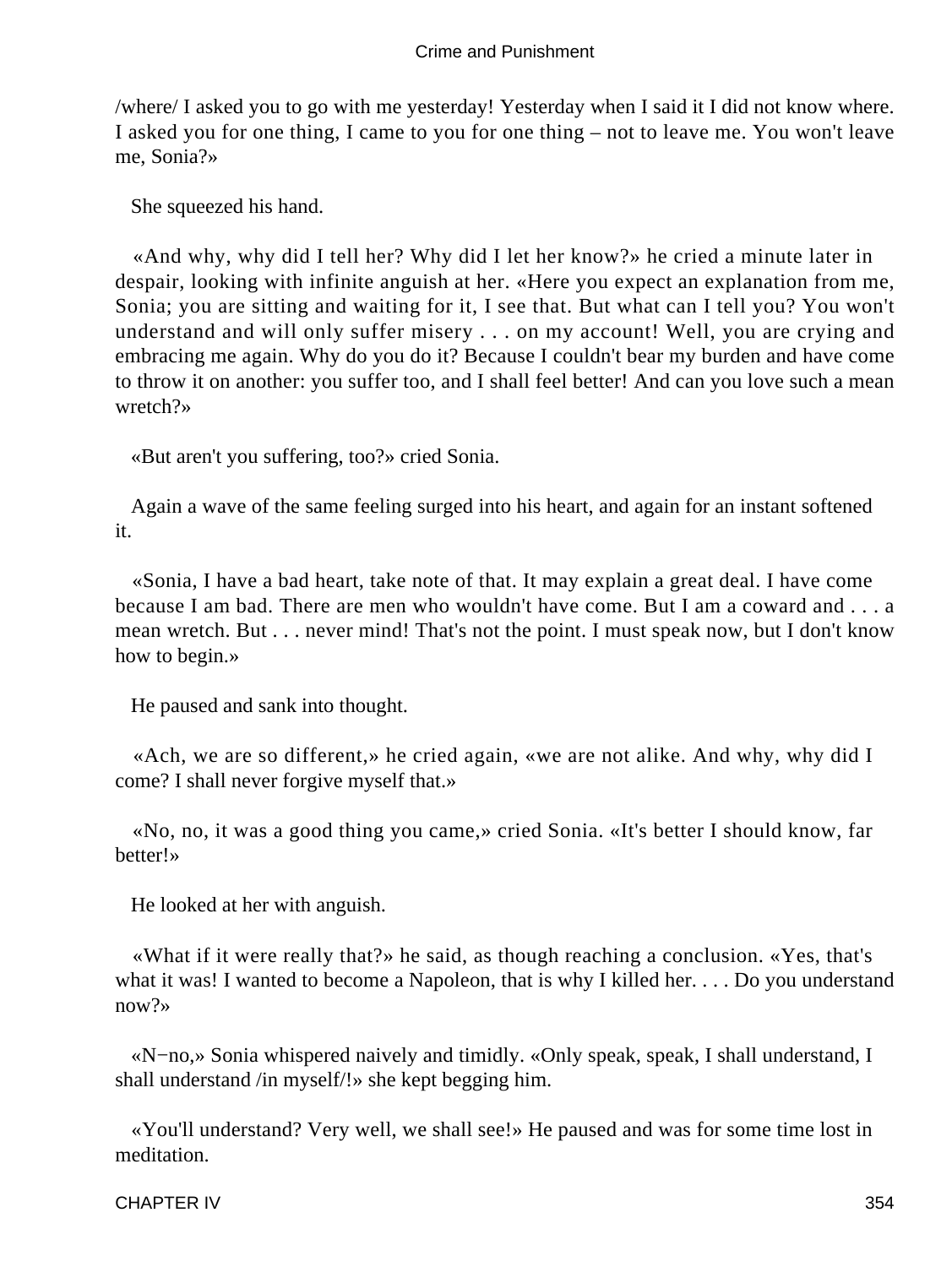/where/ I asked you to go with me yesterday! Yesterday when I said it I did not know where. I asked you for one thing, I came to you for one thing – not to leave me. You won't leave me, Sonia?»

She squeezed his hand.

«And why, why did I tell her? Why did I let her know?» he cried a minute later in despair, looking with infinite anguish at her. «Here you expect an explanation from me, Sonia; you are sitting and waiting for it, I see that. But what can I tell you? You won't understand and will only suffer misery . . . on my account! Well, you are crying and embracing me again. Why do you do it? Because I couldn't bear my burden and have come to throw it on another: you suffer too, and I shall feel better! And can you love such a mean wretch?»

«But aren't you suffering, too?» cried Sonia.

Again a wave of the same feeling surged into his heart, and again for an instant softened it.

«Sonia, I have a bad heart, take note of that. It may explain a great deal. I have come because I am bad. There are men who wouldn't have come. But I am a coward and . . . a mean wretch. But . . . never mind! That's not the point. I must speak now, but I don't know how to begin.»

He paused and sank into thought.

«Ach, we are so different,» he cried again, «we are not alike. And why, why did I come? I shall never forgive myself that.»

«No, no, it was a good thing you came,» cried Sonia. «It's better I should know, far better!»

He looked at her with anguish.

«What if it were really that?» he said, as though reaching a conclusion. «Yes, that's what it was! I wanted to become a Napoleon, that is why I killed her. . . . Do you understand now?»

«N−no,» Sonia whispered naively and timidly. «Only speak, speak, I shall understand, I shall understand /in myself/!» she kept begging him.

«You'll understand? Very well, we shall see!» He paused and was for some time lost in meditation.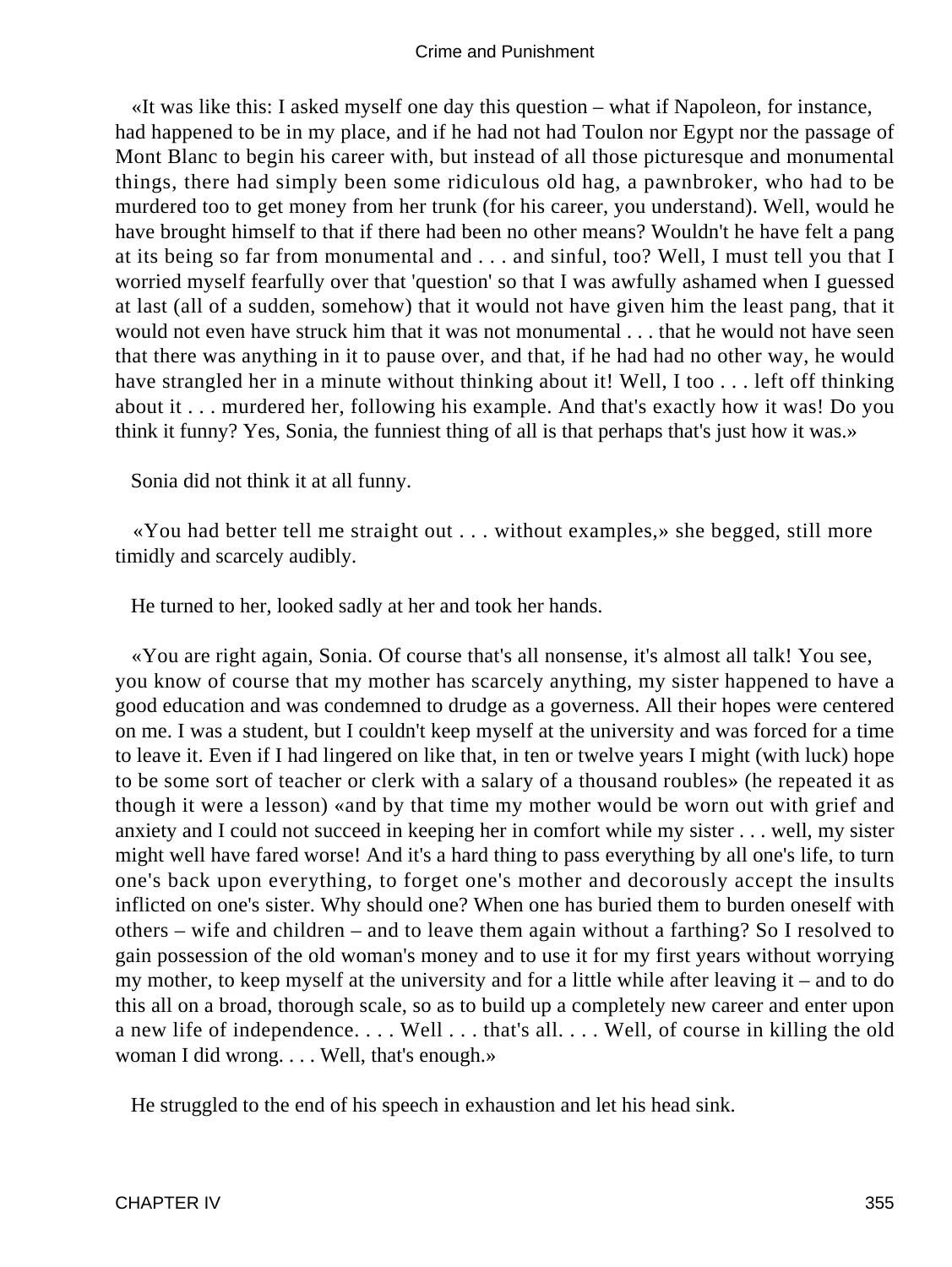«It was like this: I asked myself one day this question – what if Napoleon, for instance, had happened to be in my place, and if he had not had Toulon nor Egypt nor the passage of Mont Blanc to begin his career with, but instead of all those picturesque and monumental things, there had simply been some ridiculous old hag, a pawnbroker, who had to be murdered too to get money from her trunk (for his career, you understand). Well, would he have brought himself to that if there had been no other means? Wouldn't he have felt a pang at its being so far from monumental and . . . and sinful, too? Well, I must tell you that I worried myself fearfully over that 'question' so that I was awfully ashamed when I guessed at last (all of a sudden, somehow) that it would not have given him the least pang, that it would not even have struck him that it was not monumental . . . that he would not have seen that there was anything in it to pause over, and that, if he had had no other way, he would have strangled her in a minute without thinking about it! Well, I too . . . left off thinking about it . . . murdered her, following his example. And that's exactly how it was! Do you think it funny? Yes, Sonia, the funniest thing of all is that perhaps that's just how it was.»

Sonia did not think it at all funny.

«You had better tell me straight out . . . without examples,» she begged, still more timidly and scarcely audibly.

He turned to her, looked sadly at her and took her hands.

«You are right again, Sonia. Of course that's all nonsense, it's almost all talk! You see, you know of course that my mother has scarcely anything, my sister happened to have a good education and was condemned to drudge as a governess. All their hopes were centered on me. I was a student, but I couldn't keep myself at the university and was forced for a time to leave it. Even if I had lingered on like that, in ten or twelve years I might (with luck) hope to be some sort of teacher or clerk with a salary of a thousand roubles» (he repeated it as though it were a lesson) «and by that time my mother would be worn out with grief and anxiety and I could not succeed in keeping her in comfort while my sister . . . well, my sister might well have fared worse! And it's a hard thing to pass everything by all one's life, to turn one's back upon everything, to forget one's mother and decorously accept the insults inflicted on one's sister. Why should one? When one has buried them to burden oneself with others – wife and children – and to leave them again without a farthing? So I resolved to gain possession of the old woman's money and to use it for my first years without worrying my mother, to keep myself at the university and for a little while after leaving it – and to do this all on a broad, thorough scale, so as to build up a completely new career and enter upon a new life of independence. . . . Well . . . that's all. . . . Well, of course in killing the old woman I did wrong. . . . Well, that's enough.»

He struggled to the end of his speech in exhaustion and let his head sink.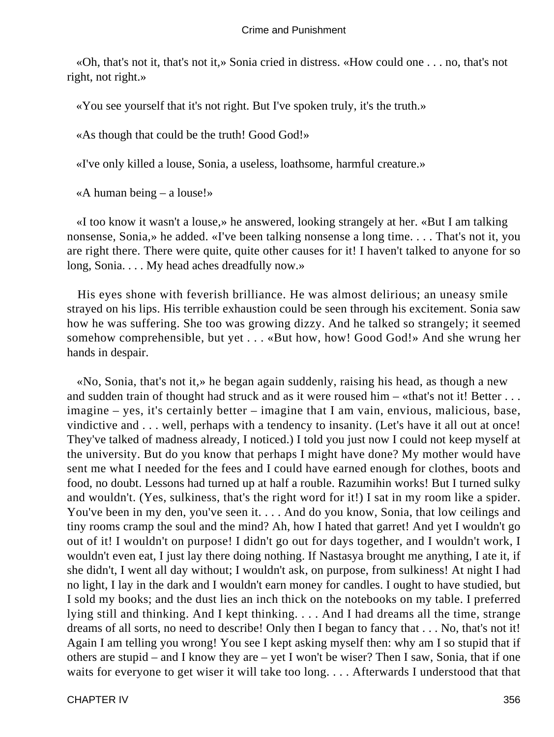«Oh, that's not it, that's not it,» Sonia cried in distress. «How could one . . . no, that's not right, not right.»

«You see yourself that it's not right. But I've spoken truly, it's the truth.»

«As though that could be the truth! Good God!»

«I've only killed a louse, Sonia, a useless, loathsome, harmful creature.»

«A human being – a louse!»

«I too know it wasn't a louse,» he answered, looking strangely at her. «But I am talking nonsense, Sonia,» he added. «I've been talking nonsense a long time. . . . That's not it, you are right there. There were quite, quite other causes for it! I haven't talked to anyone for so long, Sonia. . . . My head aches dreadfully now.»

His eyes shone with feverish brilliance. He was almost delirious; an uneasy smile strayed on his lips. His terrible exhaustion could be seen through his excitement. Sonia saw how he was suffering. She too was growing dizzy. And he talked so strangely; it seemed somehow comprehensible, but yet . . . «But how, how! Good God!» And she wrung her hands in despair.

«No, Sonia, that's not it,» he began again suddenly, raising his head, as though a new and sudden train of thought had struck and as it were roused him – «that's not it! Better . . . imagine – yes, it's certainly better – imagine that I am vain, envious, malicious, base, vindictive and . . . well, perhaps with a tendency to insanity. (Let's have it all out at once! They've talked of madness already, I noticed.) I told you just now I could not keep myself at the university. But do you know that perhaps I might have done? My mother would have sent me what I needed for the fees and I could have earned enough for clothes, boots and food, no doubt. Lessons had turned up at half a rouble. Razumihin works! But I turned sulky and wouldn't. (Yes, sulkiness, that's the right word for it!) I sat in my room like a spider. You've been in my den, you've seen it. . . . And do you know, Sonia, that low ceilings and tiny rooms cramp the soul and the mind? Ah, how I hated that garret! And yet I wouldn't go out of it! I wouldn't on purpose! I didn't go out for days together, and I wouldn't work, I wouldn't even eat, I just lay there doing nothing. If Nastasya brought me anything, I ate it, if she didn't, I went all day without; I wouldn't ask, on purpose, from sulkiness! At night I had no light, I lay in the dark and I wouldn't earn money for candles. I ought to have studied, but I sold my books; and the dust lies an inch thick on the notebooks on my table. I preferred lying still and thinking. And I kept thinking. . . . And I had dreams all the time, strange dreams of all sorts, no need to describe! Only then I began to fancy that . . . No, that's not it! Again I am telling you wrong! You see I kept asking myself then: why am I so stupid that if others are stupid – and I know they are – yet I won't be wiser? Then I saw, Sonia, that if one waits for everyone to get wiser it will take too long. . . . Afterwards I understood that that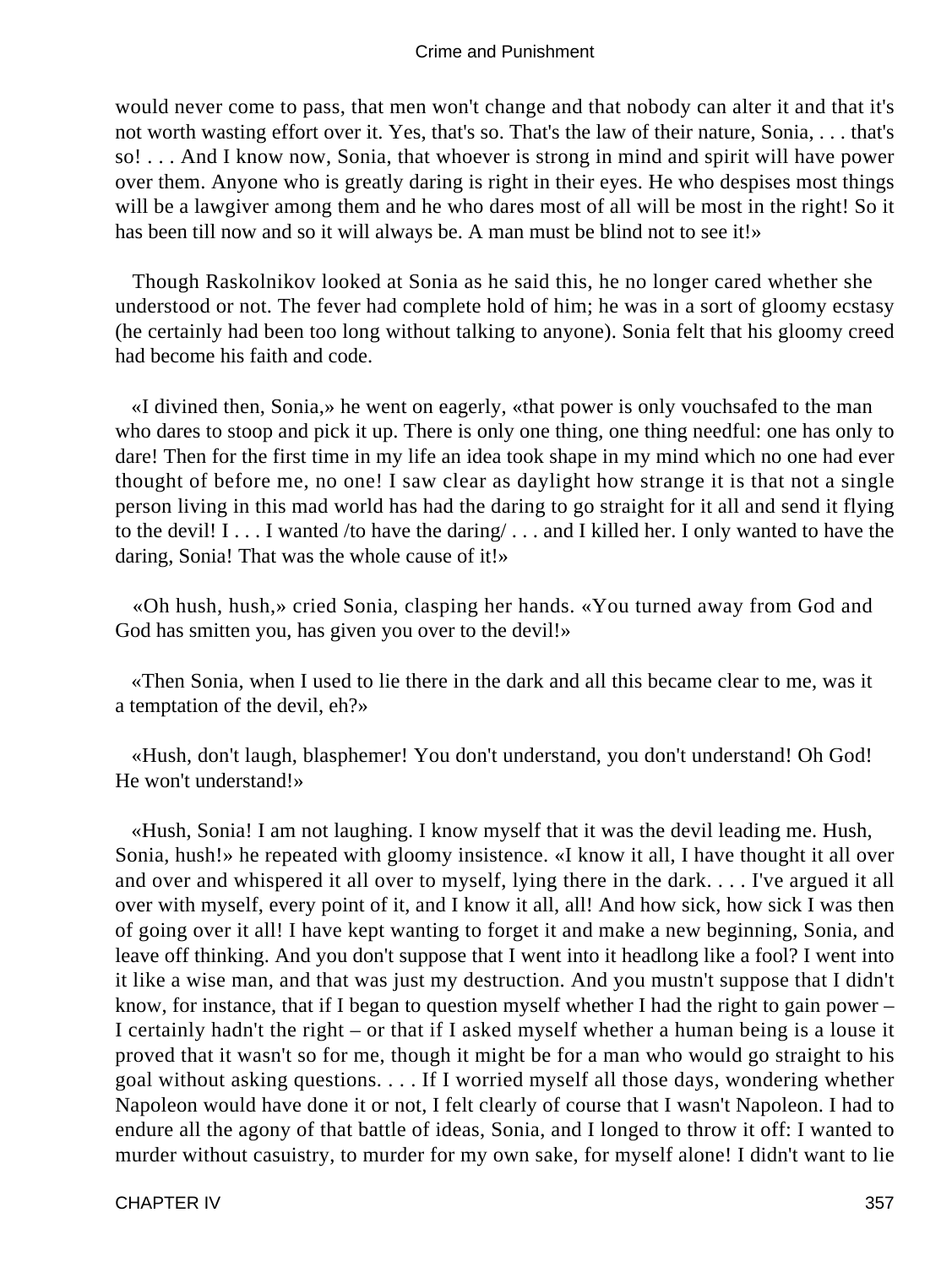would never come to pass, that men won't change and that nobody can alter it and that it's not worth wasting effort over it. Yes, that's so. That's the law of their nature, Sonia, . . . that's so! . . . And I know now, Sonia, that whoever is strong in mind and spirit will have power over them. Anyone who is greatly daring is right in their eyes. He who despises most things will be a lawgiver among them and he who dares most of all will be most in the right! So it has been till now and so it will always be. A man must be blind not to see it!»

Though Raskolnikov looked at Sonia as he said this, he no longer cared whether she understood or not. The fever had complete hold of him; he was in a sort of gloomy ecstasy (he certainly had been too long without talking to anyone). Sonia felt that his gloomy creed had become his faith and code.

«I divined then, Sonia,» he went on eagerly, «that power is only vouchsafed to the man who dares to stoop and pick it up. There is only one thing, one thing needful: one has only to dare! Then for the first time in my life an idea took shape in my mind which no one had ever thought of before me, no one! I saw clear as daylight how strange it is that not a single person living in this mad world has had the daring to go straight for it all and send it flying to the devil! I . . . I wanted /to have the daring/ . . . and I killed her. I only wanted to have the daring, Sonia! That was the whole cause of it!»

«Oh hush, hush,» cried Sonia, clasping her hands. «You turned away from God and God has smitten you, has given you over to the devil!»

«Then Sonia, when I used to lie there in the dark and all this became clear to me, was it a temptation of the devil, eh?»

«Hush, don't laugh, blasphemer! You don't understand, you don't understand! Oh God! He won't understand!»

«Hush, Sonia! I am not laughing. I know myself that it was the devil leading me. Hush, Sonia, hush!» he repeated with gloomy insistence. «I know it all, I have thought it all over and over and whispered it all over to myself, lying there in the dark. . . . I've argued it all over with myself, every point of it, and I know it all, all! And how sick, how sick I was then of going over it all! I have kept wanting to forget it and make a new beginning, Sonia, and leave off thinking. And you don't suppose that I went into it headlong like a fool? I went into it like a wise man, and that was just my destruction. And you mustn't suppose that I didn't know, for instance, that if I began to question myself whether I had the right to gain power – I certainly hadn't the right – or that if I asked myself whether a human being is a louse it proved that it wasn't so for me, though it might be for a man who would go straight to his goal without asking questions. . . . If I worried myself all those days, wondering whether Napoleon would have done it or not, I felt clearly of course that I wasn't Napoleon. I had to endure all the agony of that battle of ideas, Sonia, and I longed to throw it off: I wanted to murder without casuistry, to murder for my own sake, for myself alone! I didn't want to lie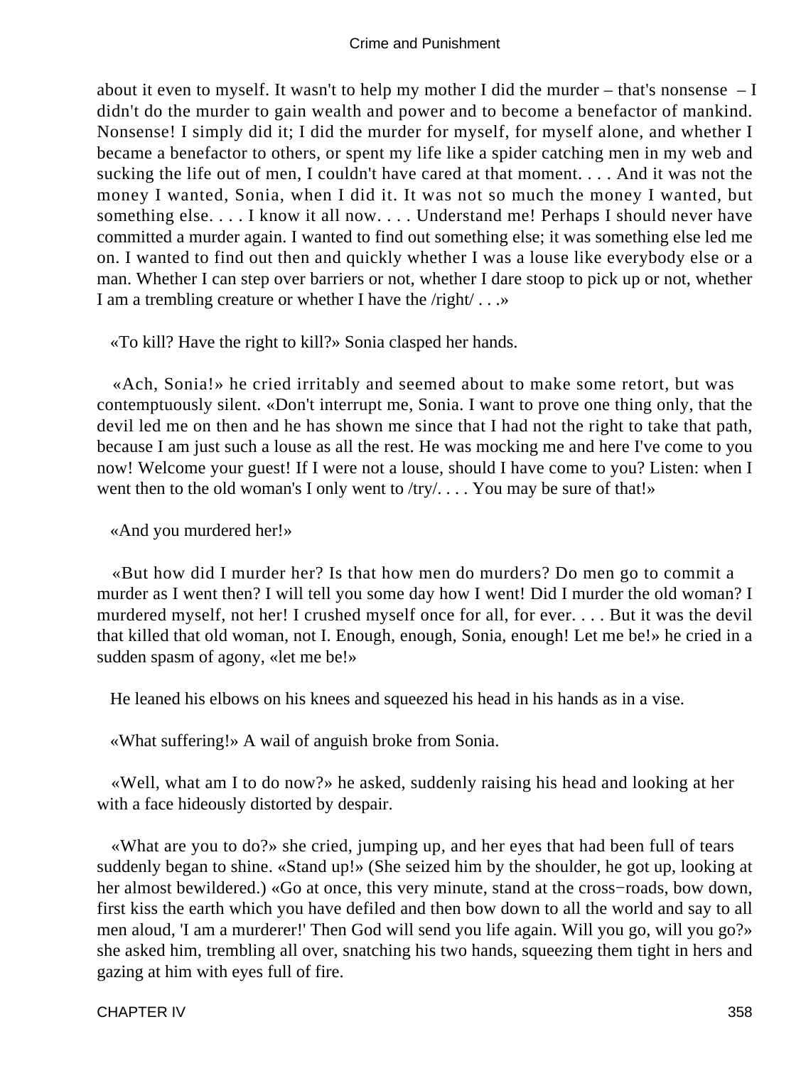about it even to myself. It wasn't to help my mother I did the murder – that's nonsense – I didn't do the murder to gain wealth and power and to become a benefactor of mankind. Nonsense! I simply did it; I did the murder for myself, for myself alone, and whether I became a benefactor to others, or spent my life like a spider catching men in my web and sucking the life out of men, I couldn't have cared at that moment. . . . And it was not the money I wanted, Sonia, when I did it. It was not so much the money I wanted, but something else. . . . I know it all now. . . . Understand me! Perhaps I should never have committed a murder again. I wanted to find out something else; it was something else led me on. I wanted to find out then and quickly whether I was a louse like everybody else or a man. Whether I can step over barriers or not, whether I dare stoop to pick up or not, whether I am a trembling creature or whether I have the /right/ . . .»

«To kill? Have the right to kill?» Sonia clasped her hands.

«Ach, Sonia!» he cried irritably and seemed about to make some retort, but was contemptuously silent. «Don't interrupt me, Sonia. I want to prove one thing only, that the devil led me on then and he has shown me since that I had not the right to take that path, because I am just such a louse as all the rest. He was mocking me and here I've come to you now! Welcome your guest! If I were not a louse, should I have come to you? Listen: when I went then to the old woman's I only went to /try/. . . . You may be sure of that!»

«And you murdered her!»

«But how did I murder her? Is that how men do murders? Do men go to commit a murder as I went then? I will tell you some day how I went! Did I murder the old woman? I murdered myself, not her! I crushed myself once for all, for ever. . . . But it was the devil that killed that old woman, not I. Enough, enough, Sonia, enough! Let me be!» he cried in a sudden spasm of agony, «let me be!»

He leaned his elbows on his knees and squeezed his head in his hands as in a vise.

«What suffering!» A wail of anguish broke from Sonia.

«Well, what am I to do now?» he asked, suddenly raising his head and looking at her with a face hideously distorted by despair.

«What are you to do?» she cried, jumping up, and her eyes that had been full of tears suddenly began to shine. «Stand up!» (She seized him by the shoulder, he got up, looking at her almost bewildered.) «Go at once, this very minute, stand at the cross−roads, bow down, first kiss the earth which you have defiled and then bow down to all the world and say to all men aloud, 'I am a murderer!' Then God will send you life again. Will you go, will you go?» she asked him, trembling all over, snatching his two hands, squeezing them tight in hers and gazing at him with eyes full of fire.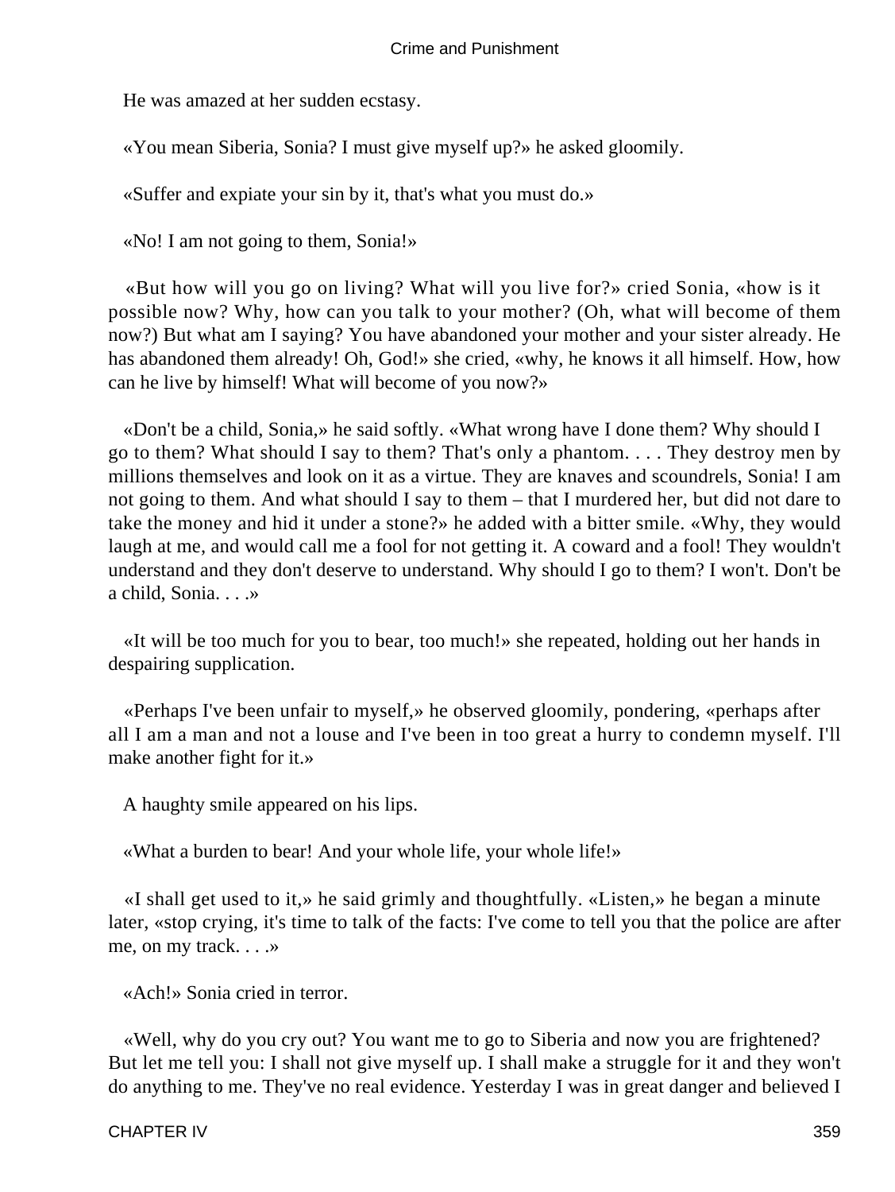He was amazed at her sudden ecstasy.

«You mean Siberia, Sonia? I must give myself up?» he asked gloomily.

«Suffer and expiate your sin by it, that's what you must do.»

«No! I am not going to them, Sonia!»

«But how will you go on living? What will you live for?» cried Sonia, «how is it possible now? Why, how can you talk to your mother? (Oh, what will become of them now?) But what am I saying? You have abandoned your mother and your sister already. He has abandoned them already! Oh, God!» she cried, «why, he knows it all himself. How, how can he live by himself! What will become of you now?»

«Don't be a child, Sonia,» he said softly. «What wrong have I done them? Why should I go to them? What should I say to them? That's only a phantom. . . . They destroy men by millions themselves and look on it as a virtue. They are knaves and scoundrels, Sonia! I am not going to them. And what should I say to them – that I murdered her, but did not dare to take the money and hid it under a stone?» he added with a bitter smile. «Why, they would laugh at me, and would call me a fool for not getting it. A coward and a fool! They wouldn't understand and they don't deserve to understand. Why should I go to them? I won't. Don't be a child, Sonia. . . .»

«It will be too much for you to bear, too much!» she repeated, holding out her hands in despairing supplication.

«Perhaps I've been unfair to myself,» he observed gloomily, pondering, «perhaps after all I am a man and not a louse and I've been in too great a hurry to condemn myself. I'll make another fight for it.»

A haughty smile appeared on his lips.

«What a burden to bear! And your whole life, your whole life!»

«I shall get used to it,» he said grimly and thoughtfully. «Listen,» he began a minute later, «stop crying, it's time to talk of the facts: I've come to tell you that the police are after me, on my track. . . .»

«Ach!» Sonia cried in terror.

«Well, why do you cry out? You want me to go to Siberia and now you are frightened? But let me tell you: I shall not give myself up. I shall make a struggle for it and they won't do anything to me. They've no real evidence. Yesterday I was in great danger and believed I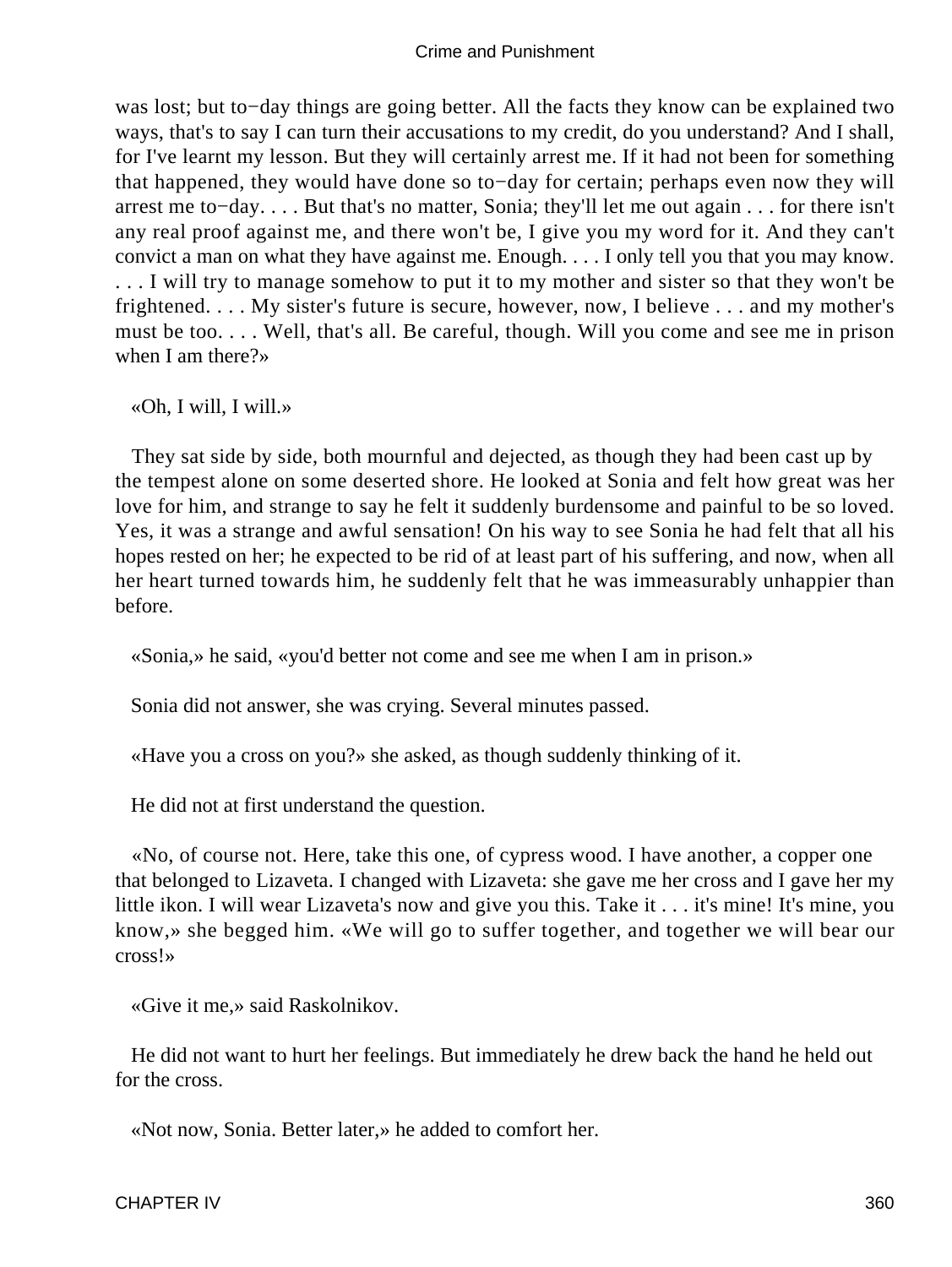was lost; but to−day things are going better. All the facts they know can be explained two ways, that's to say I can turn their accusations to my credit, do you understand? And I shall, for I've learnt my lesson. But they will certainly arrest me. If it had not been for something that happened, they would have done so to−day for certain; perhaps even now they will arrest me to−day. . . . But that's no matter, Sonia; they'll let me out again . . . for there isn't any real proof against me, and there won't be, I give you my word for it. And they can't convict a man on what they have against me. Enough. . . . I only tell you that you may know. . . . I will try to manage somehow to put it to my mother and sister so that they won't be frightened. . . . My sister's future is secure, however, now, I believe . . . and my mother's must be too. . . . Well, that's all. Be careful, though. Will you come and see me in prison when I am there?»

«Oh, I will, I will.»

They sat side by side, both mournful and dejected, as though they had been cast up by the tempest alone on some deserted shore. He looked at Sonia and felt how great was her love for him, and strange to say he felt it suddenly burdensome and painful to be so loved. Yes, it was a strange and awful sensation! On his way to see Sonia he had felt that all his hopes rested on her; he expected to be rid of at least part of his suffering, and now, when all her heart turned towards him, he suddenly felt that he was immeasurably unhappier than before.

«Sonia,» he said, «you'd better not come and see me when I am in prison.»

Sonia did not answer, she was crying. Several minutes passed.

«Have you a cross on you?» she asked, as though suddenly thinking of it.

He did not at first understand the question.

«No, of course not. Here, take this one, of cypress wood. I have another, a copper one that belonged to Lizaveta. I changed with Lizaveta: she gave me her cross and I gave her my little ikon. I will wear Lizaveta's now and give you this. Take it . . . it's mine! It's mine, you know,» she begged him. «We will go to suffer together, and together we will bear our cross!»

«Give it me,» said Raskolnikov.

He did not want to hurt her feelings. But immediately he drew back the hand he held out for the cross.

«Not now, Sonia. Better later,» he added to comfort her.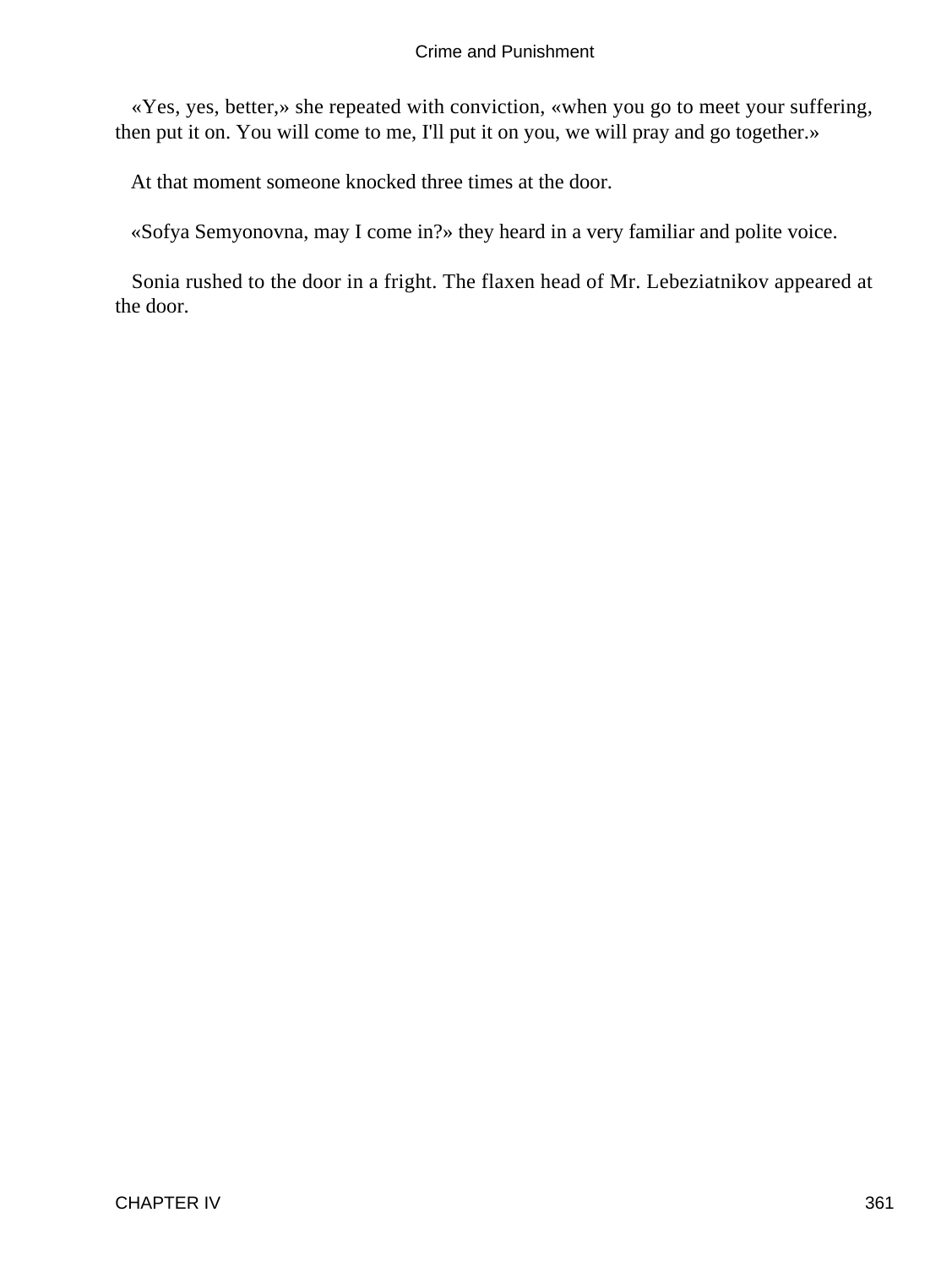«Yes, yes, better,» she repeated with conviction, «when you go to meet your suffering, then put it on. You will come to me, I'll put it on you, we will pray and go together.»

At that moment someone knocked three times at the door.

«Sofya Semyonovna, may I come in?» they heard in a very familiar and polite voice.

Sonia rushed to the door in a fright. The flaxen head of Mr. Lebeziatnikov appeared at the door.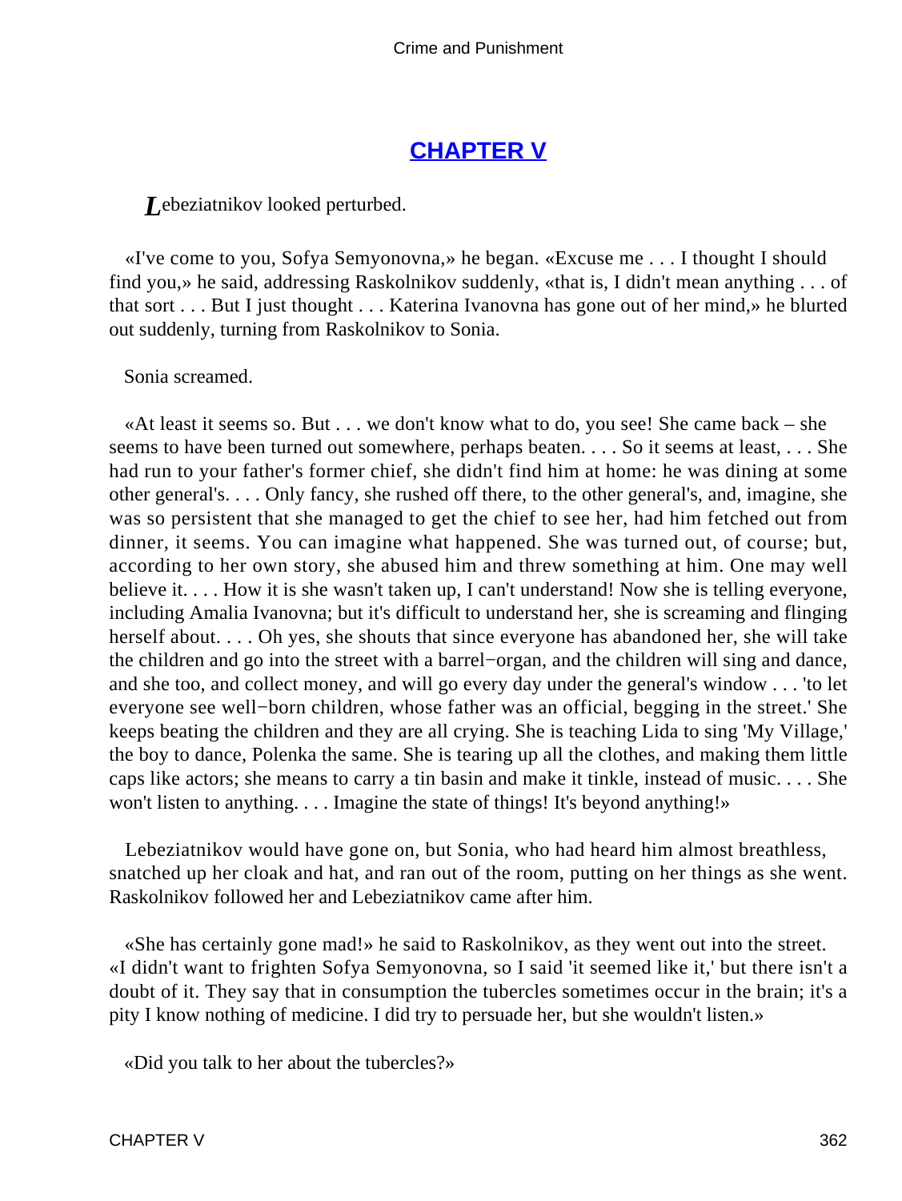## [CHAPTER V]()

*L*ebeziatnikov looked perturbed.

«I've come to you, Sofya Semyonovna,» he began. «Excuse me . . . I thought I should find you,» he said, addressing Raskolnikov suddenly, «that is, I didn't mean anything . . . of that sort . . . But I just thought . . . Katerina Ivanovna has gone out of her mind,» he blurted out suddenly, turning from Raskolnikov to Sonia.

Sonia screamed.

«At least it seems so. But . . . we don't know what to do, you see! She came back – she seems to have been turned out somewhere, perhaps beaten. . . . So it seems at least, . . . She had run to your father's former chief, she didn't find him at home: he was dining at some other general's. . . . Only fancy, she rushed off there, to the other general's, and, imagine, she was so persistent that she managed to get the chief to see her, had him fetched out from dinner, it seems. You can imagine what happened. She was turned out, of course; but, according to her own story, she abused him and threw something at him. One may well believe it. . . . How it is she wasn't taken up, I can't understand! Now she is telling everyone, including Amalia Ivanovna; but it's difficult to understand her, she is screaming and flinging herself about. . . . Oh yes, she shouts that since everyone has abandoned her, she will take the children and go into the street with a barrel−organ, and the children will sing and dance, and she too, and collect money, and will go every day under the general's window . . . 'to let everyone see well−born children, whose father was an official, begging in the street.' She keeps beating the children and they are all crying. She is teaching Lida to sing 'My Village,' the boy to dance, Polenka the same. She is tearing up all the clothes, and making them little caps like actors; she means to carry a tin basin and make it tinkle, instead of music. . . . She won't listen to anything. . . . Imagine the state of things! It's beyond anything!»

Lebeziatnikov would have gone on, but Sonia, who had heard him almost breathless, snatched up her cloak and hat, and ran out of the room, putting on her things as she went. Raskolnikov followed her and Lebeziatnikov came after him.

«She has certainly gone mad!» he said to Raskolnikov, as they went out into the street. «I didn't want to frighten Sofya Semyonovna, so I said 'it seemed like it,' but there isn't a doubt of it. They say that in consumption the tubercles sometimes occur in the brain; it's a pity I know nothing of medicine. I did try to persuade her, but she wouldn't listen.»

«Did you talk to her about the tubercles?»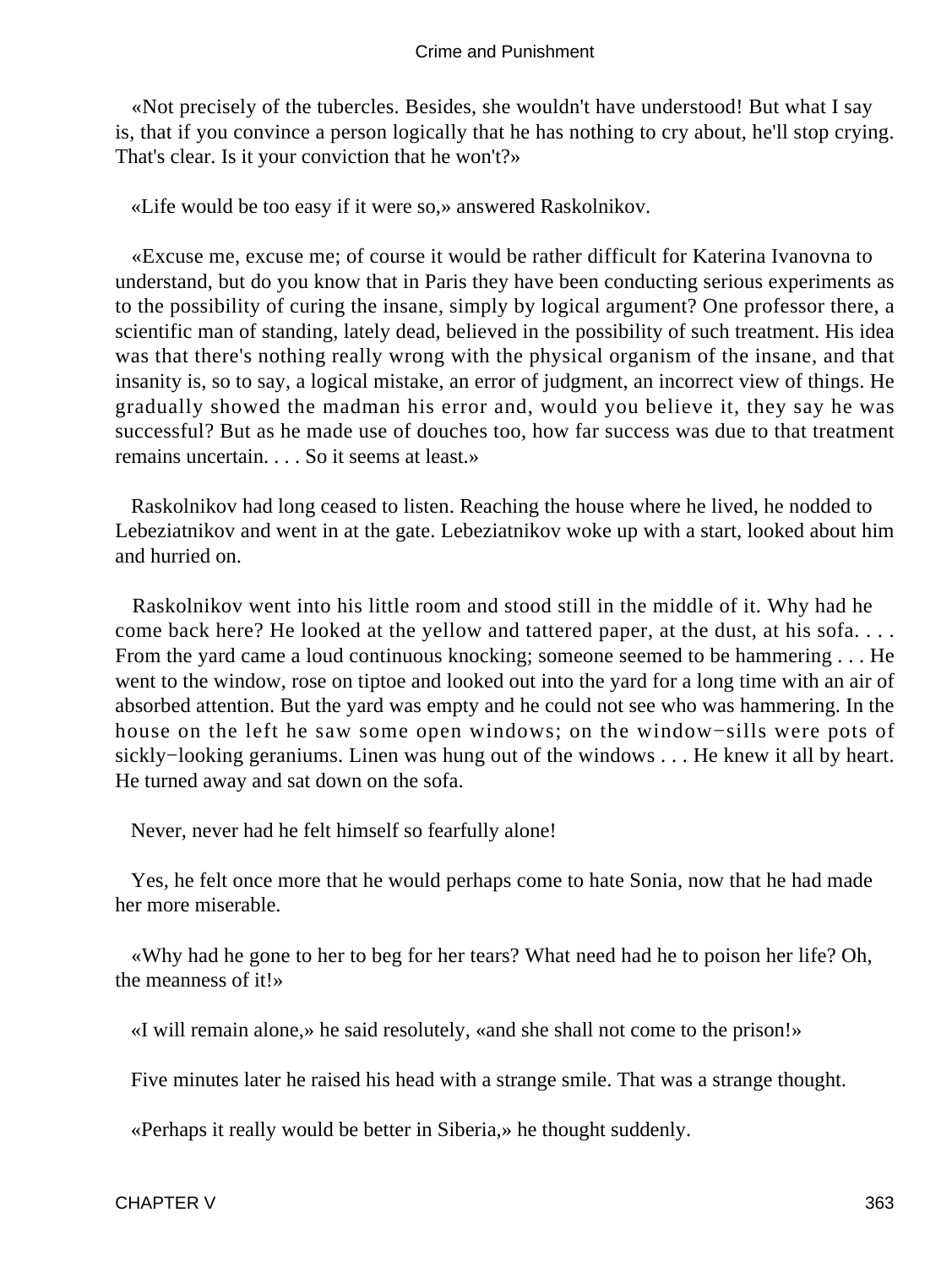«Not precisely of the tubercles. Besides, she wouldn't have understood! But what I say is, that if you convince a person logically that he has nothing to cry about, he'll stop crying. That's clear. Is it your conviction that he won't?»

«Life would be too easy if it were so,» answered Raskolnikov.

«Excuse me, excuse me; of course it would be rather difficult for Katerina Ivanovna to understand, but do you know that in Paris they have been conducting serious experiments as to the possibility of curing the insane, simply by logical argument? One professor there, a scientific man of standing, lately dead, believed in the possibility of such treatment. His idea was that there's nothing really wrong with the physical organism of the insane, and that insanity is, so to say, a logical mistake, an error of judgment, an incorrect view of things. He gradually showed the madman his error and, would you believe it, they say he was successful? But as he made use of douches too, how far success was due to that treatment remains uncertain. . . . So it seems at least.»

Raskolnikov had long ceased to listen. Reaching the house where he lived, he nodded to Lebeziatnikov and went in at the gate. Lebeziatnikov woke up with a start, looked about him and hurried on.

Raskolnikov went into his little room and stood still in the middle of it. Why had he come back here? He looked at the yellow and tattered paper, at the dust, at his sofa. . . . From the yard came a loud continuous knocking; someone seemed to be hammering . . . He went to the window, rose on tiptoe and looked out into the yard for a long time with an air of absorbed attention. But the yard was empty and he could not see who was hammering. In the house on the left he saw some open windows; on the window−sills were pots of sickly−looking geraniums. Linen was hung out of the windows . . . He knew it all by heart. He turned away and sat down on the sofa.

Never, never had he felt himself so fearfully alone!

Yes, he felt once more that he would perhaps come to hate Sonia, now that he had made her more miserable.

«Why had he gone to her to beg for her tears? What need had he to poison her life? Oh, the meanness of it!»

«I will remain alone,» he said resolutely, «and she shall not come to the prison!»

Five minutes later he raised his head with a strange smile. That was a strange thought.

«Perhaps it really would be better in Siberia,» he thought suddenly.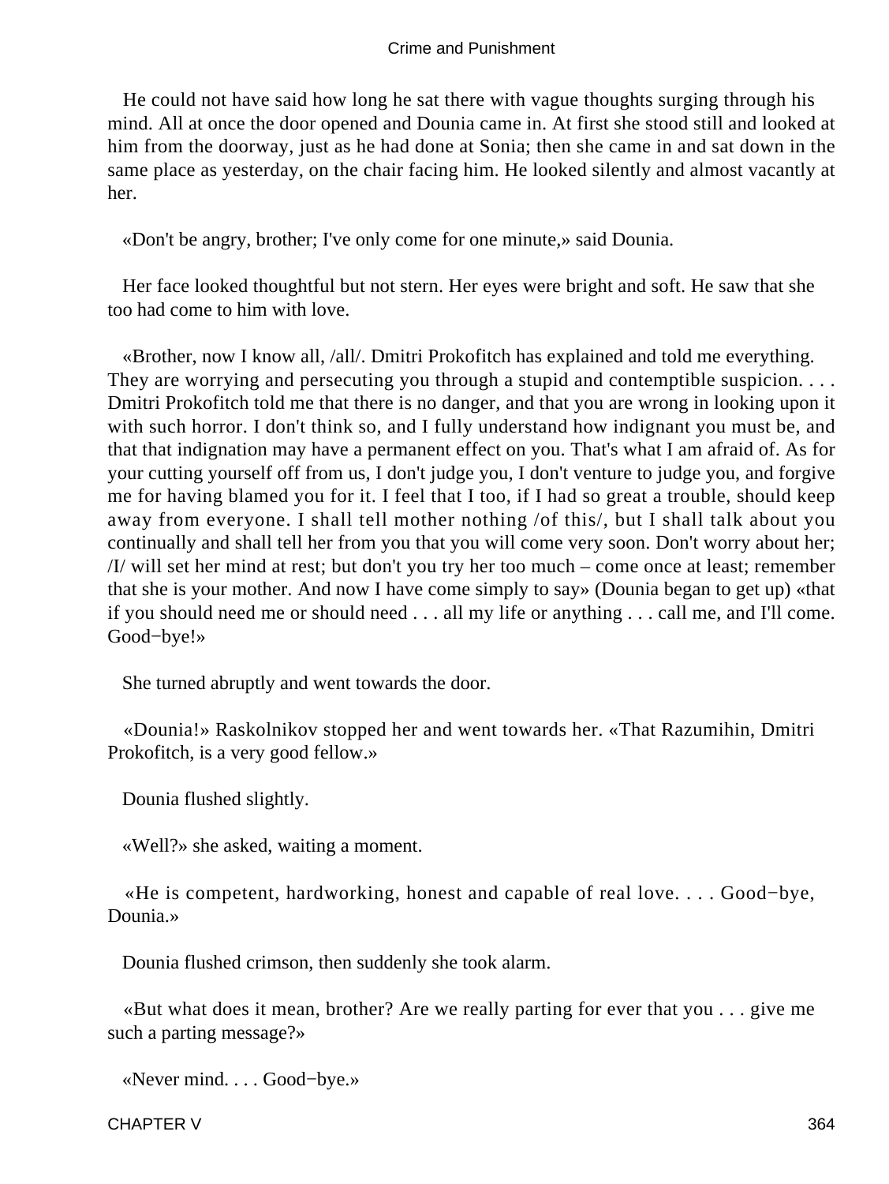He could not have said how long he sat there with vague thoughts surging through his mind. All at once the door opened and Dounia came in. At first she stood still and looked at him from the doorway, just as he had done at Sonia; then she came in and sat down in the same place as yesterday, on the chair facing him. He looked silently and almost vacantly at her.

«Don't be angry, brother; I've only come for one minute,» said Dounia.

Her face looked thoughtful but not stern. Her eyes were bright and soft. He saw that she too had come to him with love.

«Brother, now I know all, /all/. Dmitri Prokofitch has explained and told me everything. They are worrying and persecuting you through a stupid and contemptible suspicion. . . . Dmitri Prokofitch told me that there is no danger, and that you are wrong in looking upon it with such horror. I don't think so, and I fully understand how indignant you must be, and that that indignation may have a permanent effect on you. That's what I am afraid of. As for your cutting yourself off from us, I don't judge you, I don't venture to judge you, and forgive me for having blamed you for it. I feel that I too, if I had so great a trouble, should keep away from everyone. I shall tell mother nothing /of this/, but I shall talk about you continually and shall tell her from you that you will come very soon. Don't worry about her; /I/ will set her mind at rest; but don't you try her too much – come once at least; remember that she is your mother. And now I have come simply to say» (Dounia began to get up) «that if you should need me or should need . . . all my life or anything . . . call me, and I'll come. Good−bye!»

She turned abruptly and went towards the door.

«Dounia!» Raskolnikov stopped her and went towards her. «That Razumihin, Dmitri Prokofitch, is a very good fellow.»

Dounia flushed slightly.

«Well?» she asked, waiting a moment.

«He is competent, hardworking, honest and capable of real love. . . . Good−bye, Dounia.»

Dounia flushed crimson, then suddenly she took alarm.

«But what does it mean, brother? Are we really parting for ever that you . . . give me such a parting message?»

«Never mind. . . . Good−bye.»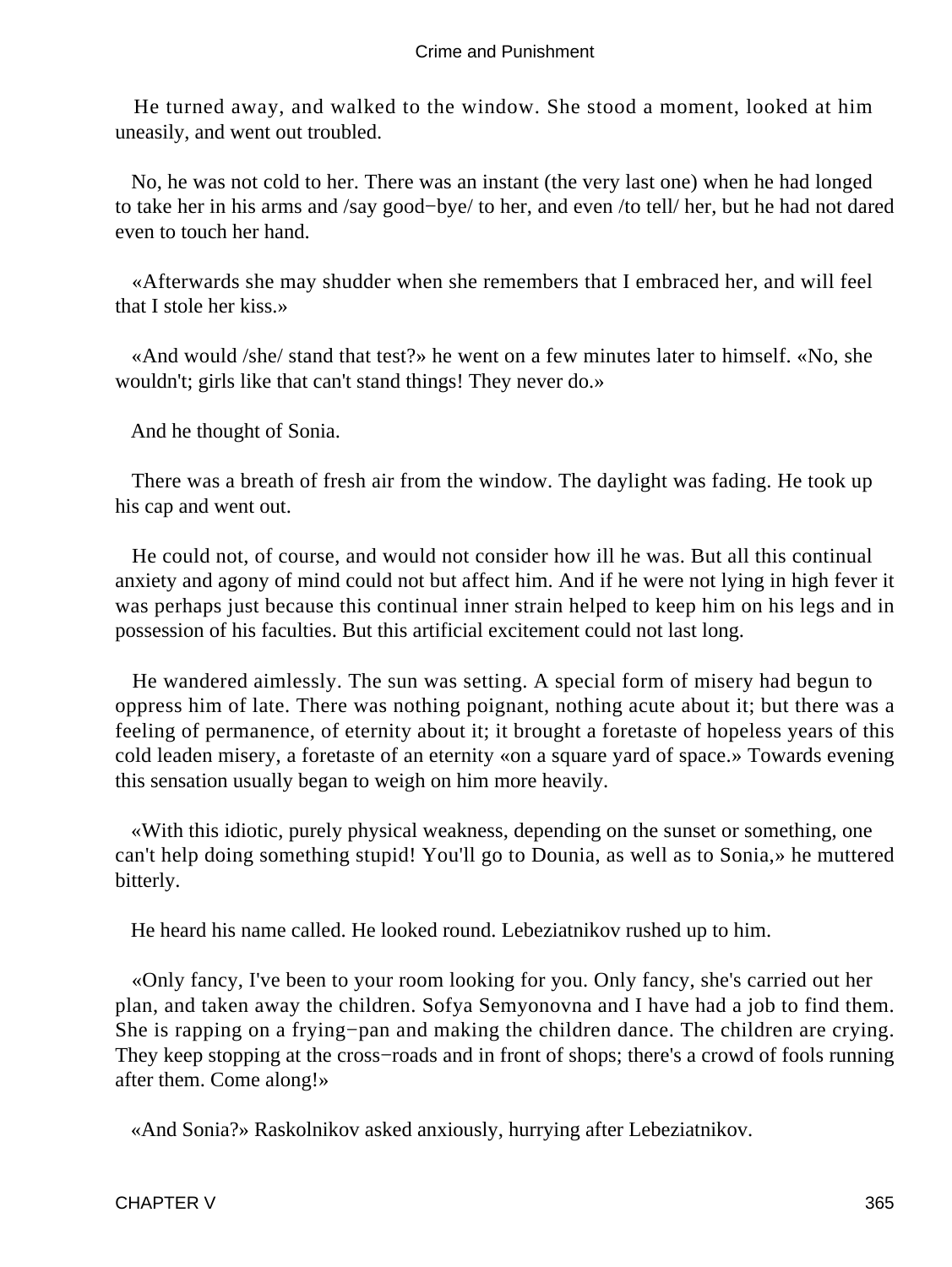He turned away, and walked to the window. She stood a moment, looked at him uneasily, and went out troubled.

No, he was not cold to her. There was an instant (the very last one) when he had longed to take her in his arms and /say good−bye/ to her, and even /to tell/ her, but he had not dared even to touch her hand.

«Afterwards she may shudder when she remembers that I embraced her, and will feel that I stole her kiss.»

«And would /she/ stand that test?» he went on a few minutes later to himself. «No, she wouldn't; girls like that can't stand things! They never do.»

And he thought of Sonia.

There was a breath of fresh air from the window. The daylight was fading. He took up his cap and went out.

He could not, of course, and would not consider how ill he was. But all this continual anxiety and agony of mind could not but affect him. And if he were not lying in high fever it was perhaps just because this continual inner strain helped to keep him on his legs and in possession of his faculties. But this artificial excitement could not last long.

He wandered aimlessly. The sun was setting. A special form of misery had begun to oppress him of late. There was nothing poignant, nothing acute about it; but there was a feeling of permanence, of eternity about it; it brought a foretaste of hopeless years of this cold leaden misery, a foretaste of an eternity «on a square yard of space.» Towards evening this sensation usually began to weigh on him more heavily.

«With this idiotic, purely physical weakness, depending on the sunset or something, one can't help doing something stupid! You'll go to Dounia, as well as to Sonia,» he muttered bitterly.

He heard his name called. He looked round. Lebeziatnikov rushed up to him.

«Only fancy, I've been to your room looking for you. Only fancy, she's carried out her plan, and taken away the children. Sofya Semyonovna and I have had a job to find them. She is rapping on a frying−pan and making the children dance. The children are crying. They keep stopping at the cross−roads and in front of shops; there's a crowd of fools running after them. Come along!»

«And Sonia?» Raskolnikov asked anxiously, hurrying after Lebeziatnikov.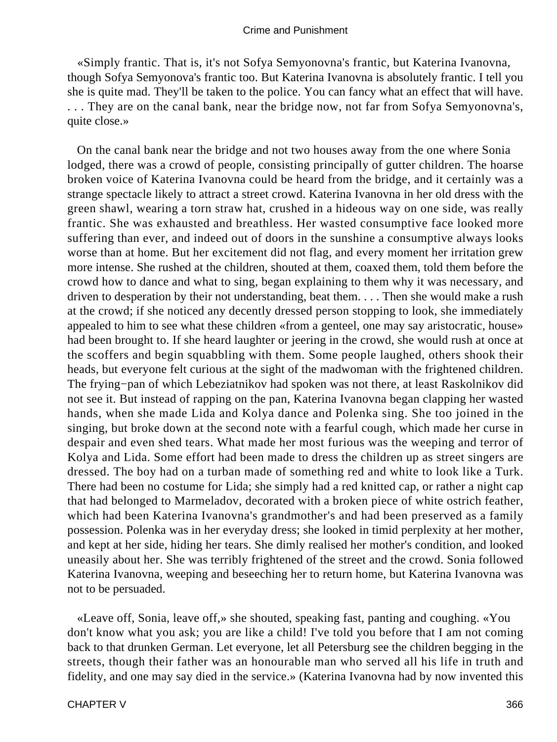«Simply frantic. That is, it's not Sofya Semyonovna's frantic, but Katerina Ivanovna, though Sofya Semyonova's frantic too. But Katerina Ivanovna is absolutely frantic. I tell you she is quite mad. They'll be taken to the police. You can fancy what an effect that will have. . . . They are on the canal bank, near the bridge now, not far from Sofya Semyonovna's, quite close.»

On the canal bank near the bridge and not two houses away from the one where Sonia lodged, there was a crowd of people, consisting principally of gutter children. The hoarse broken voice of Katerina Ivanovna could be heard from the bridge, and it certainly was a strange spectacle likely to attract a street crowd. Katerina Ivanovna in her old dress with the green shawl, wearing a torn straw hat, crushed in a hideous way on one side, was really frantic. She was exhausted and breathless. Her wasted consumptive face looked more suffering than ever, and indeed out of doors in the sunshine a consumptive always looks worse than at home. But her excitement did not flag, and every moment her irritation grew more intense. She rushed at the children, shouted at them, coaxed them, told them before the crowd how to dance and what to sing, began explaining to them why it was necessary, and driven to desperation by their not understanding, beat them. . . . Then she would make a rush at the crowd; if she noticed any decently dressed person stopping to look, she immediately appealed to him to see what these children «from a genteel, one may say aristocratic, house» had been brought to. If she heard laughter or jeering in the crowd, she would rush at once at the scoffers and begin squabbling with them. Some people laughed, others shook their heads, but everyone felt curious at the sight of the madwoman with the frightened children. The frying−pan of which Lebeziatnikov had spoken was not there, at least Raskolnikov did not see it. But instead of rapping on the pan, Katerina Ivanovna began clapping her wasted hands, when she made Lida and Kolya dance and Polenka sing. She too joined in the singing, but broke down at the second note with a fearful cough, which made her curse in despair and even shed tears. What made her most furious was the weeping and terror of Kolya and Lida. Some effort had been made to dress the children up as street singers are dressed. The boy had on a turban made of something red and white to look like a Turk. There had been no costume for Lida; she simply had a red knitted cap, or rather a night cap that had belonged to Marmeladov, decorated with a broken piece of white ostrich feather, which had been Katerina Ivanovna's grandmother's and had been preserved as a family possession. Polenka was in her everyday dress; she looked in timid perplexity at her mother, and kept at her side, hiding her tears. She dimly realised her mother's condition, and looked uneasily about her. She was terribly frightened of the street and the crowd. Sonia followed Katerina Ivanovna, weeping and beseeching her to return home, but Katerina Ivanovna was not to be persuaded.

«Leave off, Sonia, leave off,» she shouted, speaking fast, panting and coughing. «You don't know what you ask; you are like a child! I've told you before that I am not coming back to that drunken German. Let everyone, let all Petersburg see the children begging in the streets, though their father was an honourable man who served all his life in truth and fidelity, and one may say died in the service.» (Katerina Ivanovna had by now invented this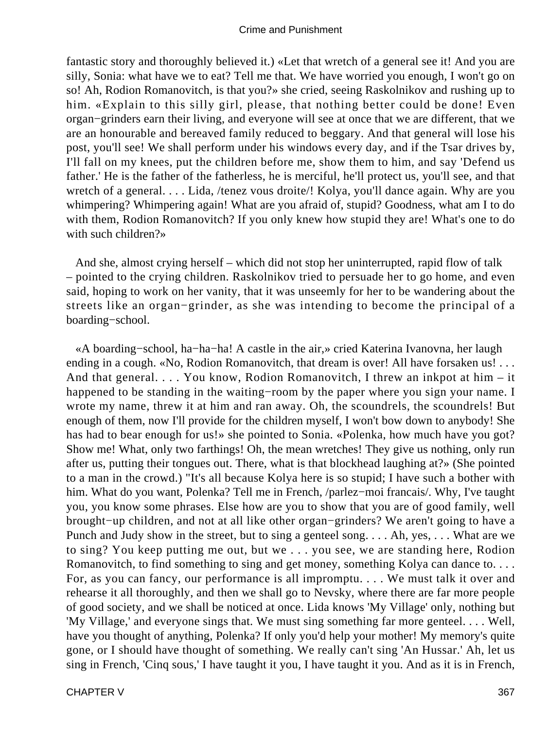fantastic story and thoroughly believed it.) «Let that wretch of a general see it! And you are silly, Sonia: what have we to eat? Tell me that. We have worried you enough, I won't go on so! Ah, Rodion Romanovitch, is that you?» she cried, seeing Raskolnikov and rushing up to him. «Explain to this silly girl, please, that nothing better could be done! Even organ−grinders earn their living, and everyone will see at once that we are different, that we are an honourable and bereaved family reduced to beggary. And that general will lose his post, you'll see! We shall perform under his windows every day, and if the Tsar drives by, I'll fall on my knees, put the children before me, show them to him, and say 'Defend us father.' He is the father of the fatherless, he is merciful, he'll protect us, you'll see, and that wretch of a general. . . . Lida, /tenez vous droite/! Kolya, you'll dance again. Why are you whimpering? Whimpering again! What are you afraid of, stupid? Goodness, what am I to do with them, Rodion Romanovitch? If you only knew how stupid they are! What's one to do with such children?»

And she, almost crying herself – which did not stop her uninterrupted, rapid flow of talk – pointed to the crying children. Raskolnikov tried to persuade her to go home, and even said, hoping to work on her vanity, that it was unseemly for her to be wandering about the streets like an organ−grinder, as she was intending to become the principal of a boarding−school.

«A boarding−school, ha−ha−ha! A castle in the air,» cried Katerina Ivanovna, her laugh ending in a cough. «No, Rodion Romanovitch, that dream is over! All have forsaken us! . . . And that general. . . . You know, Rodion Romanovitch, I threw an inkpot at him – it happened to be standing in the waiting−room by the paper where you sign your name. I wrote my name, threw it at him and ran away. Oh, the scoundrels, the scoundrels! But enough of them, now I'll provide for the children myself, I won't bow down to anybody! She has had to bear enough for us!» she pointed to Sonia. «Polenka, how much have you got? Show me! What, only two farthings! Oh, the mean wretches! They give us nothing, only run after us, putting their tongues out. There, what is that blockhead laughing at?» (She pointed to a man in the crowd.) "It's all because Kolya here is so stupid; I have such a bother with him. What do you want, Polenka? Tell me in French, /parlez−moi francais/. Why, I've taught you, you know some phrases. Else how are you to show that you are of good family, well brought−up children, and not at all like other organ−grinders? We aren't going to have a Punch and Judy show in the street, but to sing a genteel song. . . . Ah, yes, . . . What are we to sing? You keep putting me out, but we . . . you see, we are standing here, Rodion Romanovitch, to find something to sing and get money, something Kolya can dance to. . . . For, as you can fancy, our performance is all impromptu. . . . We must talk it over and rehearse it all thoroughly, and then we shall go to Nevsky, where there are far more people of good society, and we shall be noticed at once. Lida knows 'My Village' only, nothing but 'My Village,' and everyone sings that. We must sing something far more genteel. . . . Well, have you thought of anything, Polenka? If only you'd help your mother! My memory's quite gone, or I should have thought of something. We really can't sing 'An Hussar.' Ah, let us sing in French, 'Cinq sous,' I have taught it you, I have taught it you. And as it is in French,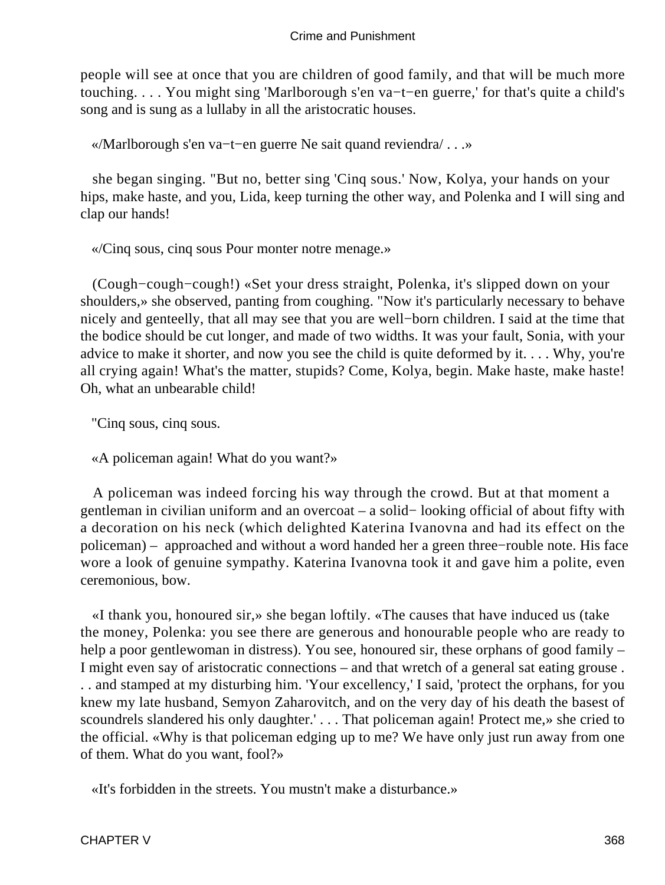people will see at once that you are children of good family, and that will be much more touching. . . . You might sing 'Marlborough s'en va−t−en guerre,' for that's quite a child's song and is sung as a lullaby in all the aristocratic houses.

«/Marlborough s'en va−t−en guerre Ne sait quand reviendra/ . . .»

she began singing. "But no, better sing 'Cinq sous.' Now, Kolya, your hands on your hips, make haste, and you, Lida, keep turning the other way, and Polenka and I will sing and clap our hands!

«/Cinq sous, cinq sous Pour monter notre menage.»

(Cough−cough−cough!) «Set your dress straight, Polenka, it's slipped down on your shoulders,» she observed, panting from coughing. "Now it's particularly necessary to behave nicely and genteelly, that all may see that you are well−born children. I said at the time that the bodice should be cut longer, and made of two widths. It was your fault, Sonia, with your advice to make it shorter, and now you see the child is quite deformed by it. . . . Why, you're all crying again! What's the matter, stupids? Come, Kolya, begin. Make haste, make haste! Oh, what an unbearable child!

"Cinq sous, cinq sous.

«A policeman again! What do you want?»

A policeman was indeed forcing his way through the crowd. But at that moment a gentleman in civilian uniform and an overcoat – a solid− looking official of about fifty with a decoration on his neck (which delighted Katerina Ivanovna and had its effect on the policeman) – approached and without a word handed her a green three−rouble note. His face wore a look of genuine sympathy. Katerina Ivanovna took it and gave him a polite, even ceremonious, bow.

«I thank you, honoured sir,» she began loftily. «The causes that have induced us (take the money, Polenka: you see there are generous and honourable people who are ready to help a poor gentlewoman in distress). You see, honoured sir, these orphans of good family – I might even say of aristocratic connections – and that wretch of a general sat eating grouse . . . and stamped at my disturbing him. 'Your excellency,' I said, 'protect the orphans, for you knew my late husband, Semyon Zaharovitch, and on the very day of his death the basest of scoundrels slandered his only daughter.' . . . That policeman again! Protect me,» she cried to the official. «Why is that policeman edging up to me? We have only just run away from one of them. What do you want, fool?»

«It's forbidden in the streets. You mustn't make a disturbance.»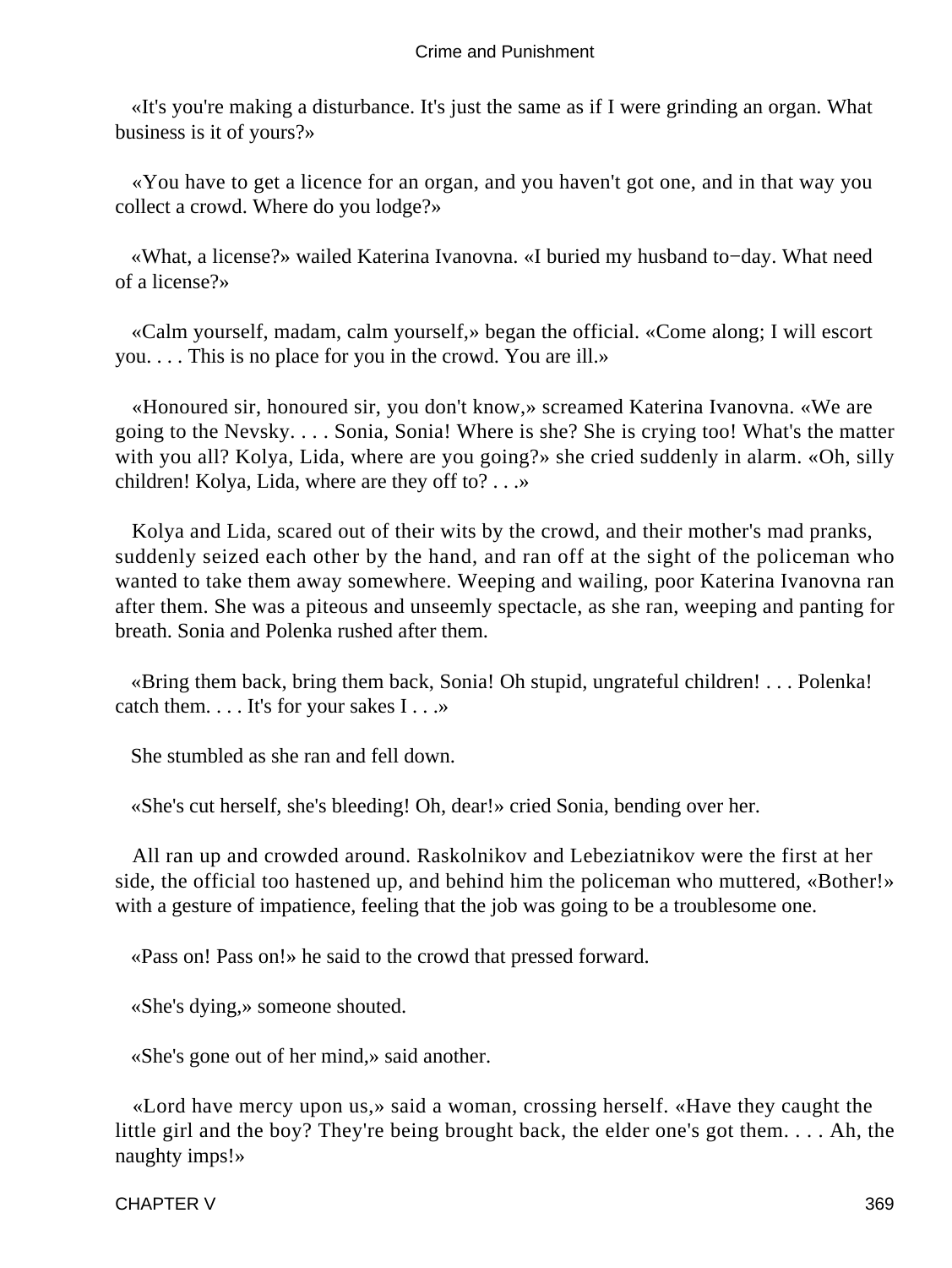«It's you're making a disturbance. It's just the same as if I were grinding an organ. What business is it of yours?»

«You have to get a licence for an organ, and you haven't got one, and in that way you collect a crowd. Where do you lodge?»

«What, a license?» wailed Katerina Ivanovna. «I buried my husband to−day. What need of a license?»

«Calm yourself, madam, calm yourself,» began the official. «Come along; I will escort you. . . . This is no place for you in the crowd. You are ill.»

«Honoured sir, honoured sir, you don't know,» screamed Katerina Ivanovna. «We are going to the Nevsky. . . . Sonia, Sonia! Where is she? She is crying too! What's the matter with you all? Kolya, Lida, where are you going?» she cried suddenly in alarm. «Oh, silly children! Kolya, Lida, where are they off to? . . .»

Kolya and Lida, scared out of their wits by the crowd, and their mother's mad pranks, suddenly seized each other by the hand, and ran off at the sight of the policeman who wanted to take them away somewhere. Weeping and wailing, poor Katerina Ivanovna ran after them. She was a piteous and unseemly spectacle, as she ran, weeping and panting for breath. Sonia and Polenka rushed after them.

«Bring them back, bring them back, Sonia! Oh stupid, ungrateful children! . . . Polenka! catch them. . . . It's for your sakes I . . .»

She stumbled as she ran and fell down.

«She's cut herself, she's bleeding! Oh, dear!» cried Sonia, bending over her.

All ran up and crowded around. Raskolnikov and Lebeziatnikov were the first at her side, the official too hastened up, and behind him the policeman who muttered, «Bother!» with a gesture of impatience, feeling that the job was going to be a troublesome one.

«Pass on! Pass on!» he said to the crowd that pressed forward.

«She's dying,» someone shouted.

«She's gone out of her mind,» said another.

«Lord have mercy upon us,» said a woman, crossing herself. «Have they caught the little girl and the boy? They're being brought back, the elder one's got them. . . . Ah, the naughty imps!»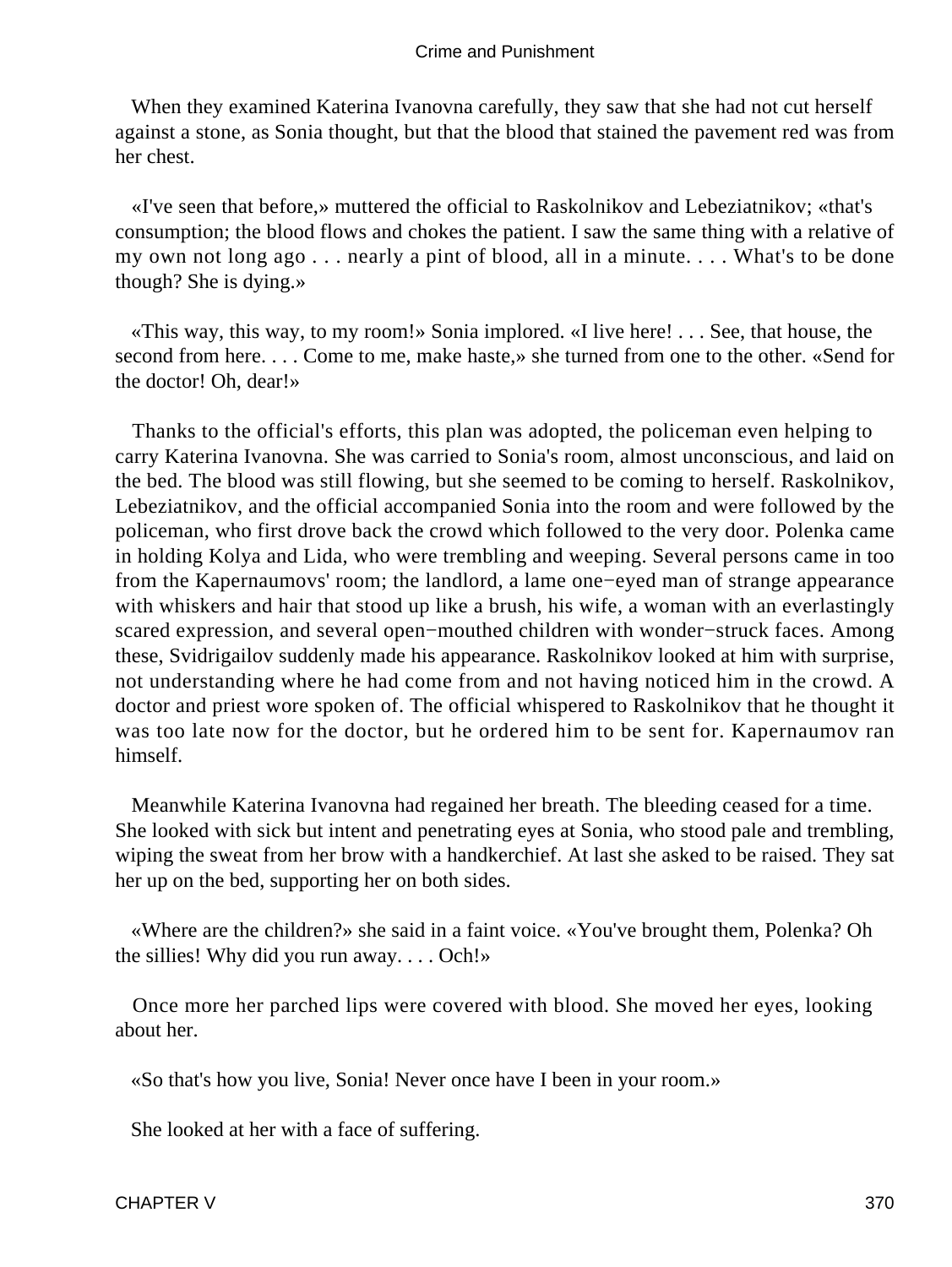When they examined Katerina Ivanovna carefully, they saw that she had not cut herself against a stone, as Sonia thought, but that the blood that stained the pavement red was from her chest.

«I've seen that before,» muttered the official to Raskolnikov and Lebeziatnikov; «that's consumption; the blood flows and chokes the patient. I saw the same thing with a relative of my own not long ago . . . nearly a pint of blood, all in a minute. . . . What's to be done though? She is dying.»

«This way, this way, to my room!» Sonia implored. «I live here! . . . See, that house, the second from here. . . . Come to me, make haste,» she turned from one to the other. «Send for the doctor! Oh, dear!»

Thanks to the official's efforts, this plan was adopted, the policeman even helping to carry Katerina Ivanovna. She was carried to Sonia's room, almost unconscious, and laid on the bed. The blood was still flowing, but she seemed to be coming to herself. Raskolnikov, Lebeziatnikov, and the official accompanied Sonia into the room and were followed by the policeman, who first drove back the crowd which followed to the very door. Polenka came in holding Kolya and Lida, who were trembling and weeping. Several persons came in too from the Kapernaumovs' room; the landlord, a lame one−eyed man of strange appearance with whiskers and hair that stood up like a brush, his wife, a woman with an everlastingly scared expression, and several open−mouthed children with wonder−struck faces. Among these, Svidrigailov suddenly made his appearance. Raskolnikov looked at him with surprise, not understanding where he had come from and not having noticed him in the crowd. A doctor and priest wore spoken of. The official whispered to Raskolnikov that he thought it was too late now for the doctor, but he ordered him to be sent for. Kapernaumov ran himself.

Meanwhile Katerina Ivanovna had regained her breath. The bleeding ceased for a time. She looked with sick but intent and penetrating eyes at Sonia, who stood pale and trembling, wiping the sweat from her brow with a handkerchief. At last she asked to be raised. They sat her up on the bed, supporting her on both sides.

«Where are the children?» she said in a faint voice. «You've brought them, Polenka? Oh the sillies! Why did you run away. . . . Och!»

Once more her parched lips were covered with blood. She moved her eyes, looking about her.

«So that's how you live, Sonia! Never once have I been in your room.»

She looked at her with a face of suffering.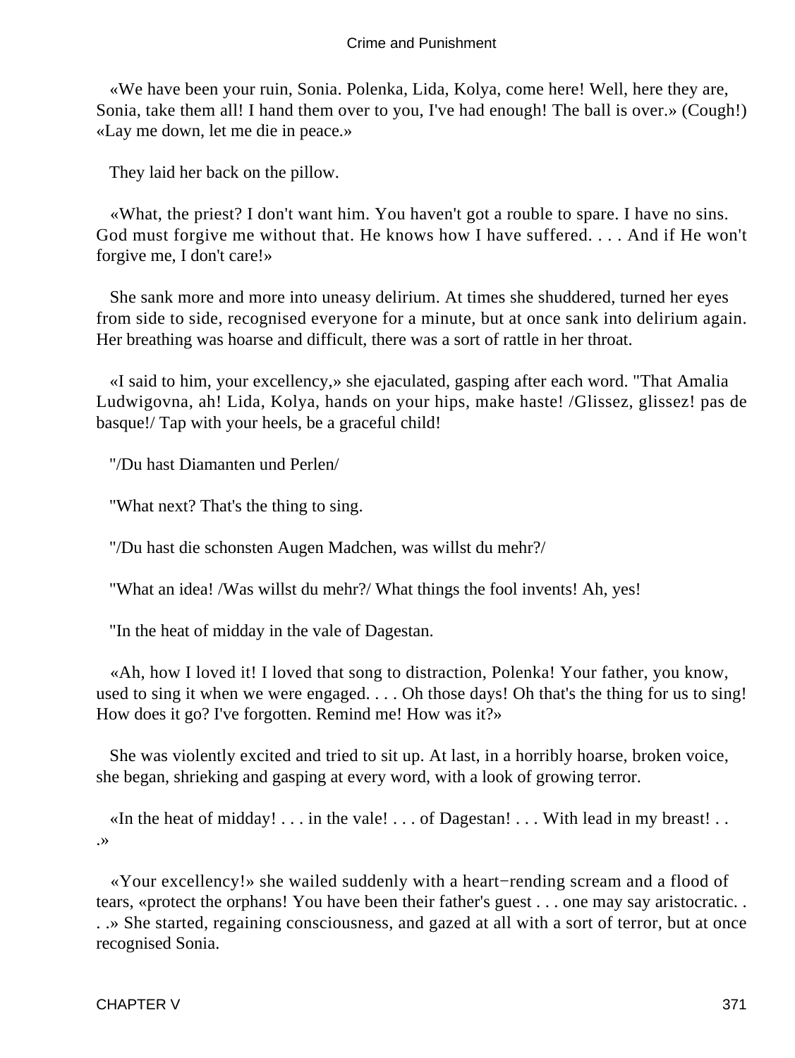«We have been your ruin, Sonia. Polenka, Lida, Kolya, come here! Well, here they are, Sonia, take them all! I hand them over to you, I've had enough! The ball is over.» (Cough!) «Lay me down, let me die in peace.»

They laid her back on the pillow.

«What, the priest? I don't want him. You haven't got a rouble to spare. I have no sins. God must forgive me without that. He knows how I have suffered. . . . And if He won't forgive me, I don't care!»

She sank more and more into uneasy delirium. At times she shuddered, turned her eyes from side to side, recognised everyone for a minute, but at once sank into delirium again. Her breathing was hoarse and difficult, there was a sort of rattle in her throat.

«I said to him, your excellency,» she ejaculated, gasping after each word. "That Amalia Ludwigovna, ah! Lida, Kolya, hands on your hips, make haste! /Glissez, glissez! pas de basque!/ Tap with your heels, be a graceful child!

"/Du hast Diamanten und Perlen/

"What next? That's the thing to sing.

"/Du hast die schonsten Augen Madchen, was willst du mehr?/

"What an idea! /Was willst du mehr?/ What things the fool invents! Ah, yes!

"In the heat of midday in the vale of Dagestan.

«Ah, how I loved it! I loved that song to distraction, Polenka! Your father, you know, used to sing it when we were engaged. . . . Oh those days! Oh that's the thing for us to sing! How does it go? I've forgotten. Remind me! How was it?»

She was violently excited and tried to sit up. At last, in a horribly hoarse, broken voice, she began, shrieking and gasping at every word, with a look of growing terror.

«In the heat of midday! . . . in the vale! . . . of Dagestan! . . . With lead in my breast! . . .»

«Your excellency!» she wailed suddenly with a heart−rending scream and a flood of tears, «protect the orphans! You have been their father's guest . . . one may say aristocratic. . . .» She started, regaining consciousness, and gazed at all with a sort of terror, but at once recognised Sonia.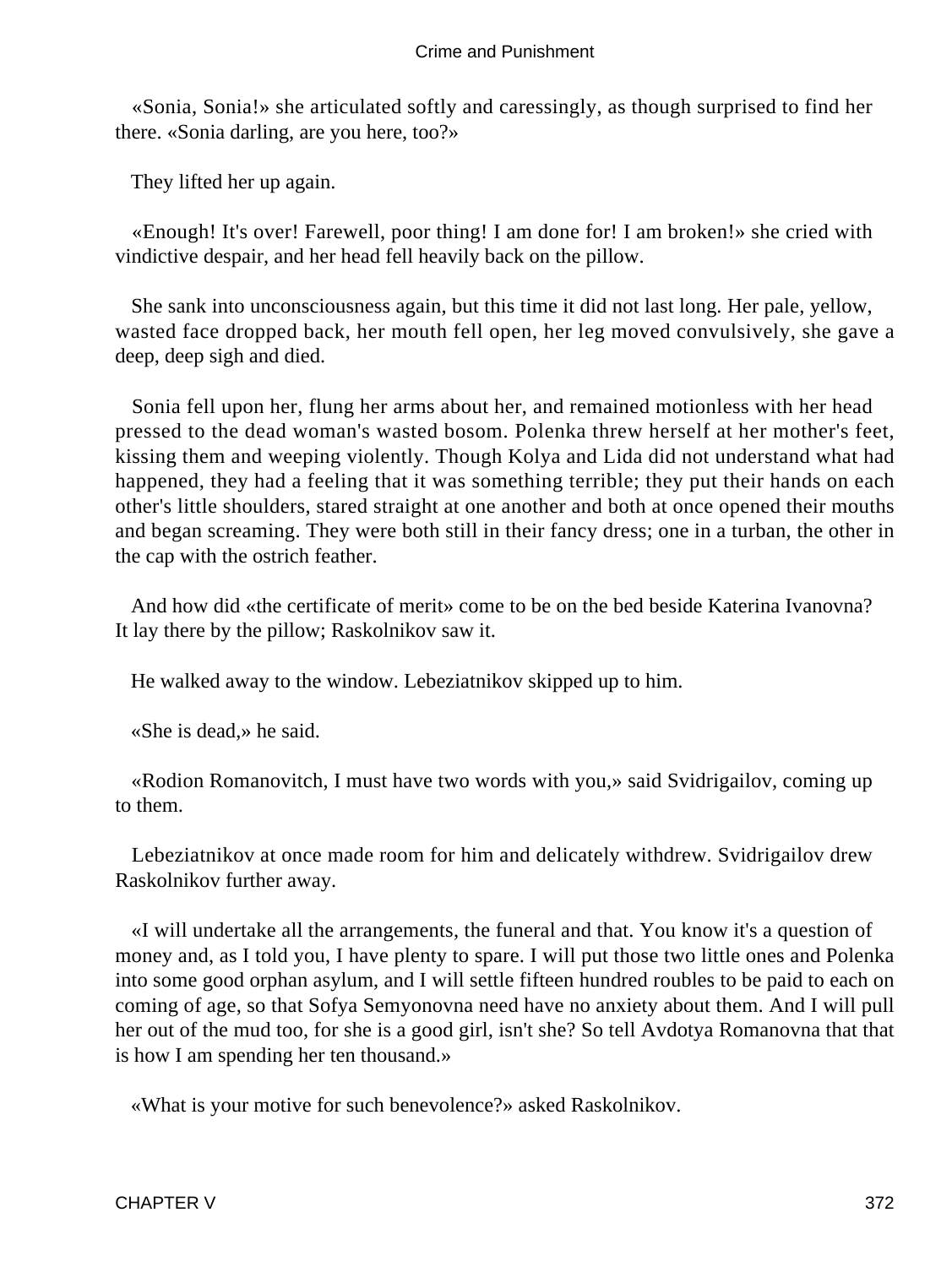«Sonia, Sonia!» she articulated softly and caressingly, as though surprised to find her there. «Sonia darling, are you here, too?»

They lifted her up again.

«Enough! It's over! Farewell, poor thing! I am done for! I am broken!» she cried with vindictive despair, and her head fell heavily back on the pillow.

She sank into unconsciousness again, but this time it did not last long. Her pale, yellow, wasted face dropped back, her mouth fell open, her leg moved convulsively, she gave a deep, deep sigh and died.

Sonia fell upon her, flung her arms about her, and remained motionless with her head pressed to the dead woman's wasted bosom. Polenka threw herself at her mother's feet, kissing them and weeping violently. Though Kolya and Lida did not understand what had happened, they had a feeling that it was something terrible; they put their hands on each other's little shoulders, stared straight at one another and both at once opened their mouths and began screaming. They were both still in their fancy dress; one in a turban, the other in the cap with the ostrich feather.

And how did «the certificate of merit» come to be on the bed beside Katerina Ivanovna? It lay there by the pillow; Raskolnikov saw it.

He walked away to the window. Lebeziatnikov skipped up to him.

«She is dead,» he said.

«Rodion Romanovitch, I must have two words with you,» said Svidrigailov, coming up to them.

Lebeziatnikov at once made room for him and delicately withdrew. Svidrigailov drew Raskolnikov further away.

«I will undertake all the arrangements, the funeral and that. You know it's a question of money and, as I told you, I have plenty to spare. I will put those two little ones and Polenka into some good orphan asylum, and I will settle fifteen hundred roubles to be paid to each on coming of age, so that Sofya Semyonovna need have no anxiety about them. And I will pull her out of the mud too, for she is a good girl, isn't she? So tell Avdotya Romanovna that that is how I am spending her ten thousand.»

«What is your motive for such benevolence?» asked Raskolnikov.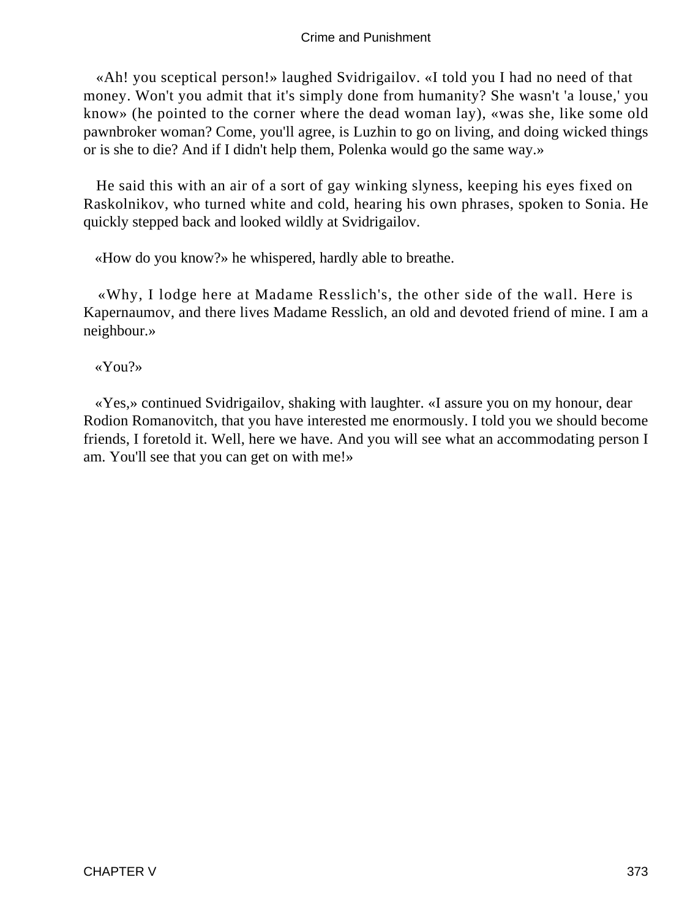«Ah! you sceptical person!» laughed Svidrigailov. «I told you I had no need of that money. Won't you admit that it's simply done from humanity? She wasn't 'a louse,' you know» (he pointed to the corner where the dead woman lay), «was she, like some old pawnbroker woman? Come, you'll agree, is Luzhin to go on living, and doing wicked things or is she to die? And if I didn't help them, Polenka would go the same way.»

He said this with an air of a sort of gay winking slyness, keeping his eyes fixed on Raskolnikov, who turned white and cold, hearing his own phrases, spoken to Sonia. He quickly stepped back and looked wildly at Svidrigailov.

«How do you know?» he whispered, hardly able to breathe.

«Why, I lodge here at Madame Resslich's, the other side of the wall. Here is Kapernaumov, and there lives Madame Resslich, an old and devoted friend of mine. I am a neighbour.»

«You?»

«Yes,» continued Svidrigailov, shaking with laughter. «I assure you on my honour, dear Rodion Romanovitch, that you have interested me enormously. I told you we should become friends, I foretold it. Well, here we have. And you will see what an accommodating person I am. You'll see that you can get on with me!»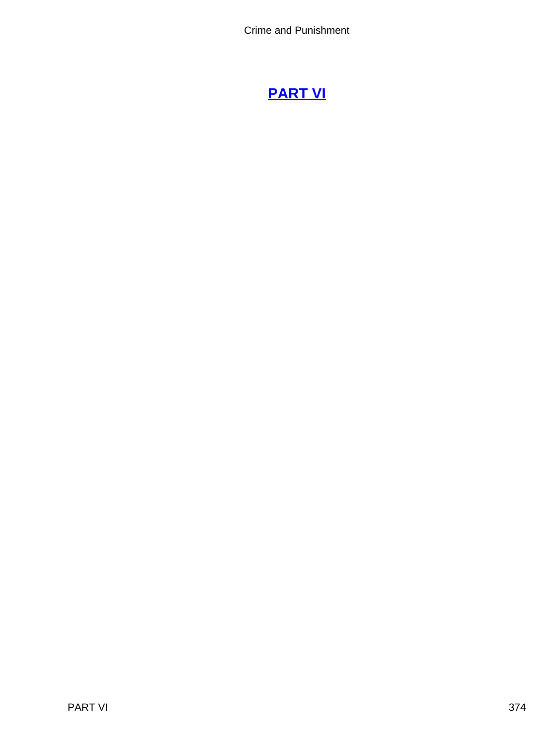# PART VI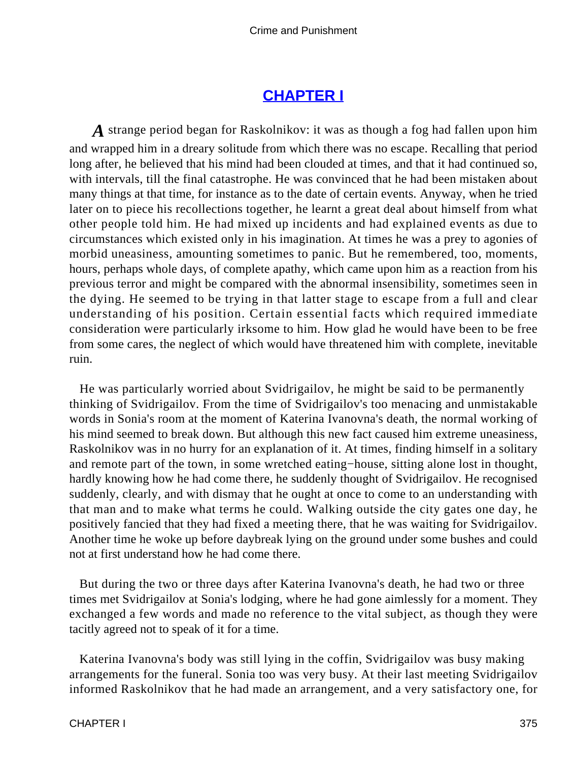## CHAPTER I

*A* strange period began for Raskolnikov: it was as though a fog had fallen upon him and wrapped him in a dreary solitude from which there was no escape. Recalling that period long after, he believed that his mind had been clouded at times, and that it had continued so, with intervals, till the final catastrophe. He was convinced that he had been mistaken about many things at that time, for instance as to the date of certain events. Anyway, when he tried later on to piece his recollections together, he learnt a great deal about himself from what other people told him. He had mixed up incidents and had explained events as due to circumstances which existed only in his imagination. At times he was a prey to agonies of morbid uneasiness, amounting sometimes to panic. But he remembered, too, moments, hours, perhaps whole days, of complete apathy, which came upon him as a reaction from his previous terror and might be compared with the abnormal insensibility, sometimes seen in the dying. He seemed to be trying in that latter stage to escape from a full and clear understanding of his position. Certain essential facts which required immediate consideration were particularly irksome to him. How glad he would have been to be free from some cares, the neglect of which would have threatened him with complete, inevitable ruin.

He was particularly worried about Svidrigailov, he might be said to be permanently thinking of Svidrigailov. From the time of Svidrigailov's too menacing and unmistakable words in Sonia's room at the moment of Katerina Ivanovna's death, the normal working of his mind seemed to break down. But although this new fact caused him extreme uneasiness, Raskolnikov was in no hurry for an explanation of it. At times, finding himself in a solitary and remote part of the town, in some wretched eating−house, sitting alone lost in thought, hardly knowing how he had come there, he suddenly thought of Svidrigailov. He recognised suddenly, clearly, and with dismay that he ought at once to come to an understanding with that man and to make what terms he could. Walking outside the city gates one day, he positively fancied that they had fixed a meeting there, that he was waiting for Svidrigailov. Another time he woke up before daybreak lying on the ground under some bushes and could not at first understand how he had come there.

But during the two or three days after Katerina Ivanovna's death, he had two or three times met Svidrigailov at Sonia's lodging, where he had gone aimlessly for a moment. They exchanged a few words and made no reference to the vital subject, as though they were tacitly agreed not to speak of it for a time.

Katerina Ivanovna's body was still lying in the coffin, Svidrigailov was busy making arrangements for the funeral. Sonia too was very busy. At their last meeting Svidrigailov informed Raskolnikov that he had made an arrangement, and a very satisfactory one, for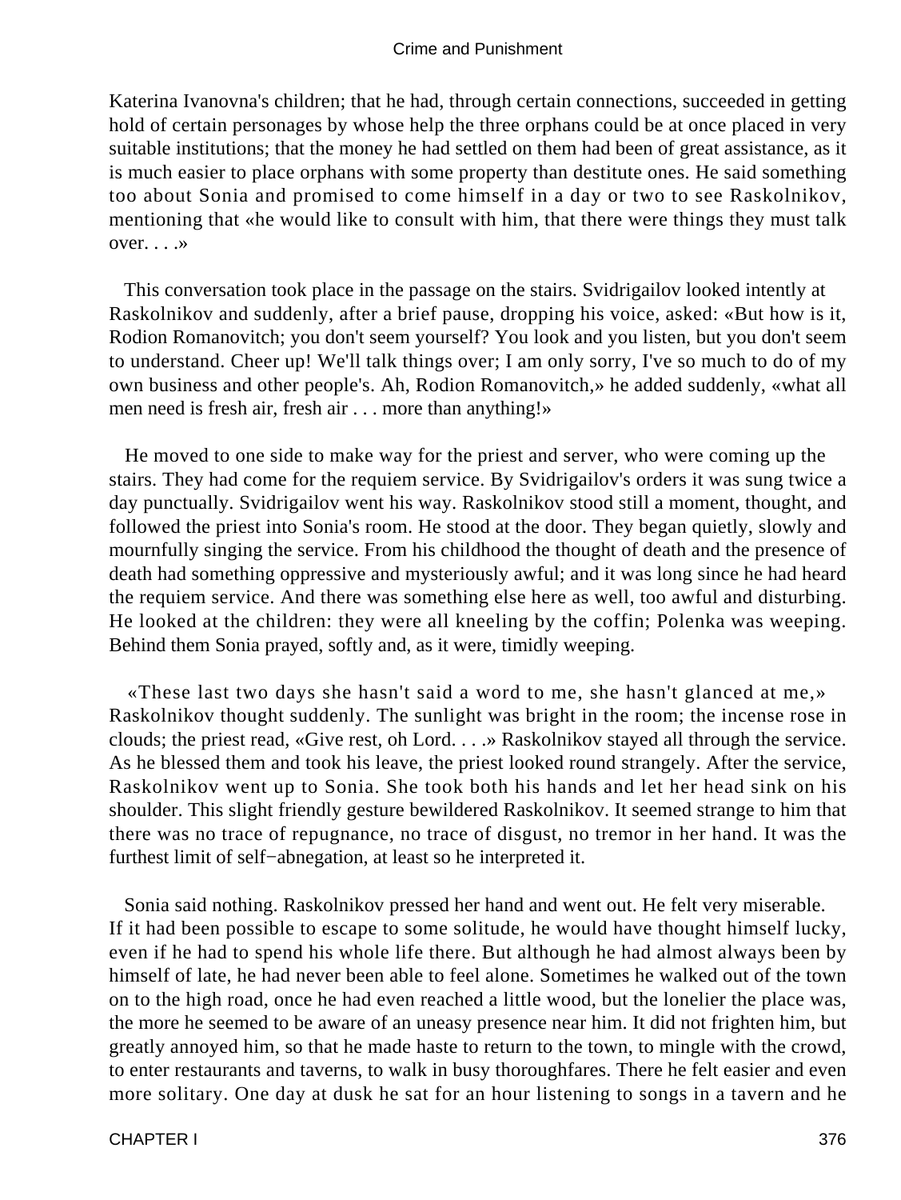Katerina Ivanovna's children; that he had, through certain connections, succeeded in getting hold of certain personages by whose help the three orphans could be at once placed in very suitable institutions; that the money he had settled on them had been of great assistance, as it is much easier to place orphans with some property than destitute ones. He said something too about Sonia and promised to come himself in a day or two to see Raskolnikov, mentioning that «he would like to consult with him, that there were things they must talk over. . . .»

This conversation took place in the passage on the stairs. Svidrigailov looked intently at Raskolnikov and suddenly, after a brief pause, dropping his voice, asked: «But how is it, Rodion Romanovitch; you don't seem yourself? You look and you listen, but you don't seem to understand. Cheer up! We'll talk things over; I am only sorry, I've so much to do of my own business and other people's. Ah, Rodion Romanovitch,» he added suddenly, «what all men need is fresh air, fresh air . . . more than anything!»

He moved to one side to make way for the priest and server, who were coming up the stairs. They had come for the requiem service. By Svidrigailov's orders it was sung twice a day punctually. Svidrigailov went his way. Raskolnikov stood still a moment, thought, and followed the priest into Sonia's room. He stood at the door. They began quietly, slowly and mournfully singing the service. From his childhood the thought of death and the presence of death had something oppressive and mysteriously awful; and it was long since he had heard the requiem service. And there was something else here as well, too awful and disturbing. He looked at the children: they were all kneeling by the coffin; Polenka was weeping. Behind them Sonia prayed, softly and, as it were, timidly weeping.

«These last two days she hasn't said a word to me, she hasn't glanced at me,» Raskolnikov thought suddenly. The sunlight was bright in the room; the incense rose in clouds; the priest read, «Give rest, oh Lord. . . .» Raskolnikov stayed all through the service. As he blessed them and took his leave, the priest looked round strangely. After the service, Raskolnikov went up to Sonia. She took both his hands and let her head sink on his shoulder. This slight friendly gesture bewildered Raskolnikov. It seemed strange to him that there was no trace of repugnance, no trace of disgust, no tremor in her hand. It was the furthest limit of self−abnegation, at least so he interpreted it.

Sonia said nothing. Raskolnikov pressed her hand and went out. He felt very miserable. If it had been possible to escape to some solitude, he would have thought himself lucky, even if he had to spend his whole life there. But although he had almost always been by himself of late, he had never been able to feel alone. Sometimes he walked out of the town on to the high road, once he had even reached a little wood, but the lonelier the place was, the more he seemed to be aware of an uneasy presence near him. It did not frighten him, but greatly annoyed him, so that he made haste to return to the town, to mingle with the crowd, to enter restaurants and taverns, to walk in busy thoroughfares. There he felt easier and even more solitary. One day at dusk he sat for an hour listening to songs in a tavern and he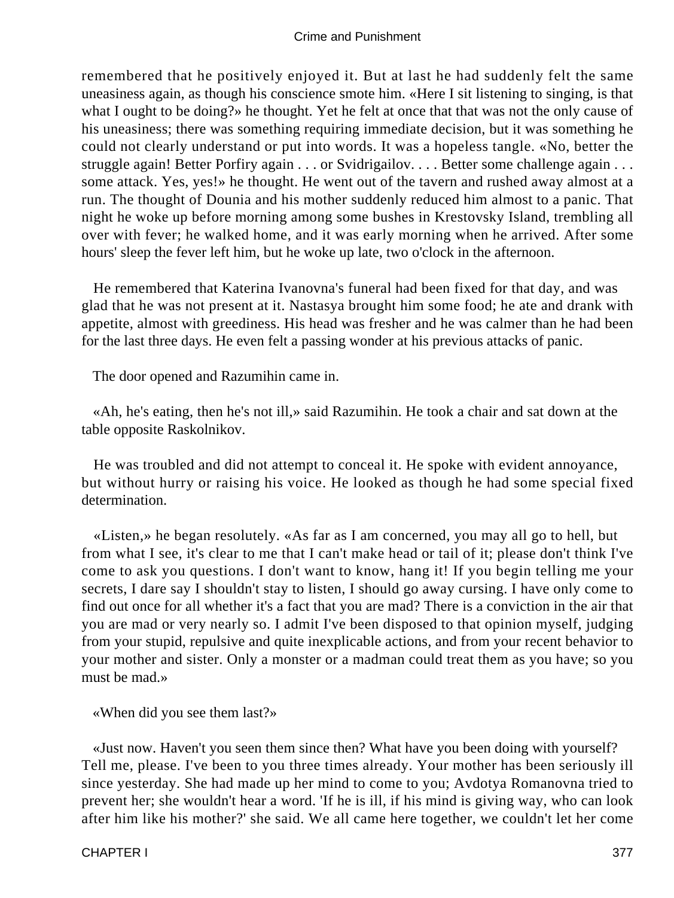remembered that he positively enjoyed it. But at last he had suddenly felt the same uneasiness again, as though his conscience smote him. «Here I sit listening to singing, is that what I ought to be doing?» he thought. Yet he felt at once that that was not the only cause of his uneasiness; there was something requiring immediate decision, but it was something he could not clearly understand or put into words. It was a hopeless tangle. «No, better the struggle again! Better Porfiry again . . . or Svidrigailov. . . . Better some challenge again . . . some attack. Yes, yes!» he thought. He went out of the tavern and rushed away almost at a run. The thought of Dounia and his mother suddenly reduced him almost to a panic. That night he woke up before morning among some bushes in Krestovsky Island, trembling all over with fever; he walked home, and it was early morning when he arrived. After some hours' sleep the fever left him, but he woke up late, two o'clock in the afternoon.

He remembered that Katerina Ivanovna's funeral had been fixed for that day, and was glad that he was not present at it. Nastasya brought him some food; he ate and drank with appetite, almost with greediness. His head was fresher and he was calmer than he had been for the last three days. He even felt a passing wonder at his previous attacks of panic.

The door opened and Razumihin came in.

«Ah, he's eating, then he's not ill,» said Razumihin. He took a chair and sat down at the table opposite Raskolnikov.

He was troubled and did not attempt to conceal it. He spoke with evident annoyance, but without hurry or raising his voice. He looked as though he had some special fixed determination.

«Listen,» he began resolutely. «As far as I am concerned, you may all go to hell, but from what I see, it's clear to me that I can't make head or tail of it; please don't think I've come to ask you questions. I don't want to know, hang it! If you begin telling me your secrets, I dare say I shouldn't stay to listen, I should go away cursing. I have only come to find out once for all whether it's a fact that you are mad? There is a conviction in the air that you are mad or very nearly so. I admit I've been disposed to that opinion myself, judging from your stupid, repulsive and quite inexplicable actions, and from your recent behavior to your mother and sister. Only a monster or a madman could treat them as you have; so you must be mad.»

«When did you see them last?»

«Just now. Haven't you seen them since then? What have you been doing with yourself? Tell me, please. I've been to you three times already. Your mother has been seriously ill since yesterday. She had made up her mind to come to you; Avdotya Romanovna tried to prevent her; she wouldn't hear a word. 'If he is ill, if his mind is giving way, who can look after him like his mother?' she said. We all came here together, we couldn't let her come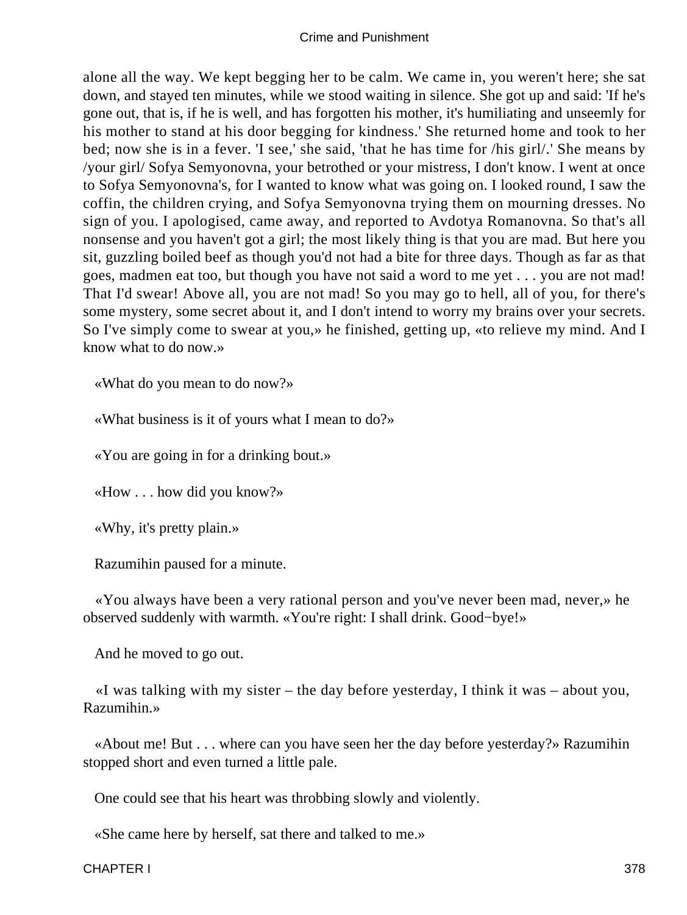alone all the way. We kept begging her to be calm. We came in, you weren't here; she sat down, and stayed ten minutes, while we stood waiting in silence. She got up and said: 'If he's gone out, that is, if he is well, and has forgotten his mother, it's humiliating and unseemly for his mother to stand at his door begging for kindness.' She returned home and took to her bed; now she is in a fever. 'I see,' she said, 'that he has time for /his girl/.' She means by /your girl/ Sofya Semyonovna, your betrothed or your mistress, I don't know. I went at once to Sofya Semyonovna's, for I wanted to know what was going on. I looked round, I saw the coffin, the children crying, and Sofya Semyonovna trying them on mourning dresses. No sign of you. I apologised, came away, and reported to Avdotya Romanovna. So that's all nonsense and you haven't got a girl; the most likely thing is that you are mad. But here you sit, guzzling boiled beef as though you'd not had a bite for three days. Though as far as that goes, madmen eat too, but though you have not said a word to me yet . . . you are not mad! That I'd swear! Above all, you are not mad! So you may go to hell, all of you, for there's some mystery, some secret about it, and I don't intend to worry my brains over your secrets. So I've simply come to swear at you,» he finished, getting up, «to relieve my mind. And I know what to do now.»

«What do you mean to do now?»

«What business is it of yours what I mean to do?»

«You are going in for a drinking bout.»

«How . . . how did you know?»

«Why, it's pretty plain.»

Razumihin paused for a minute.

«You always have been a very rational person and you've never been mad, never,» he observed suddenly with warmth. «You're right: I shall drink. Good−bye!»

And he moved to go out.

«I was talking with my sister – the day before yesterday, I think it was – about you, Razumihin.»

«About me! But . . . where can you have seen her the day before yesterday?» Razumihin stopped short and even turned a little pale.

One could see that his heart was throbbing slowly and violently.

«She came here by herself, sat there and talked to me.»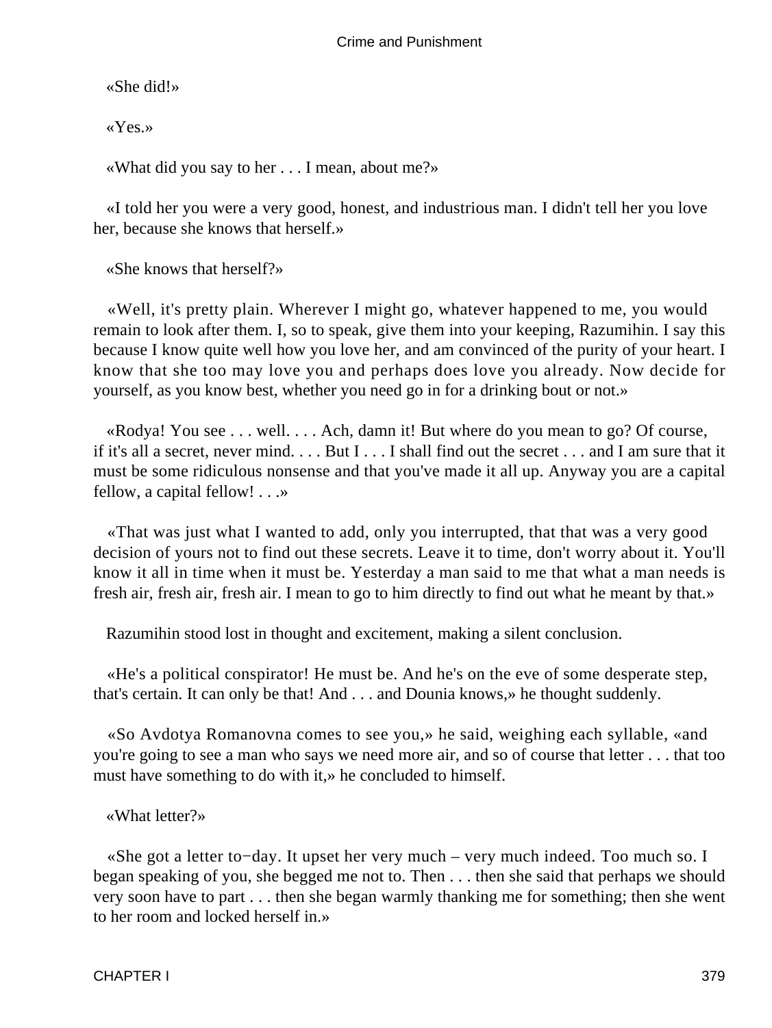«She did!»

«Yes.»

«What did you say to her . . . I mean, about me?»

«I told her you were a very good, honest, and industrious man. I didn't tell her you love her, because she knows that herself.»

«She knows that herself?»

«Well, it's pretty plain. Wherever I might go, whatever happened to me, you would remain to look after them. I, so to speak, give them into your keeping, Razumihin. I say this because I know quite well how you love her, and am convinced of the purity of your heart. I know that she too may love you and perhaps does love you already. Now decide for yourself, as you know best, whether you need go in for a drinking bout or not.»

«Rodya! You see . . . well. . . . Ach, damn it! But where do you mean to go? Of course, if it's all a secret, never mind. . . . But I . . . I shall find out the secret . . . and I am sure that it must be some ridiculous nonsense and that you've made it all up. Anyway you are a capital fellow, a capital fellow! . . .»

«That was just what I wanted to add, only you interrupted, that that was a very good decision of yours not to find out these secrets. Leave it to time, don't worry about it. You'll know it all in time when it must be. Yesterday a man said to me that what a man needs is fresh air, fresh air, fresh air. I mean to go to him directly to find out what he meant by that.»

Razumihin stood lost in thought and excitement, making a silent conclusion.

«He's a political conspirator! He must be. And he's on the eve of some desperate step, that's certain. It can only be that! And . . . and Dounia knows,» he thought suddenly.

«So Avdotya Romanovna comes to see you,» he said, weighing each syllable, «and you're going to see a man who says we need more air, and so of course that letter . . . that too must have something to do with it,» he concluded to himself.

«What letter?»

«She got a letter to−day. It upset her very much – very much indeed. Too much so. I began speaking of you, she begged me not to. Then . . . then she said that perhaps we should very soon have to part . . . then she began warmly thanking me for something; then she went to her room and locked herself in.»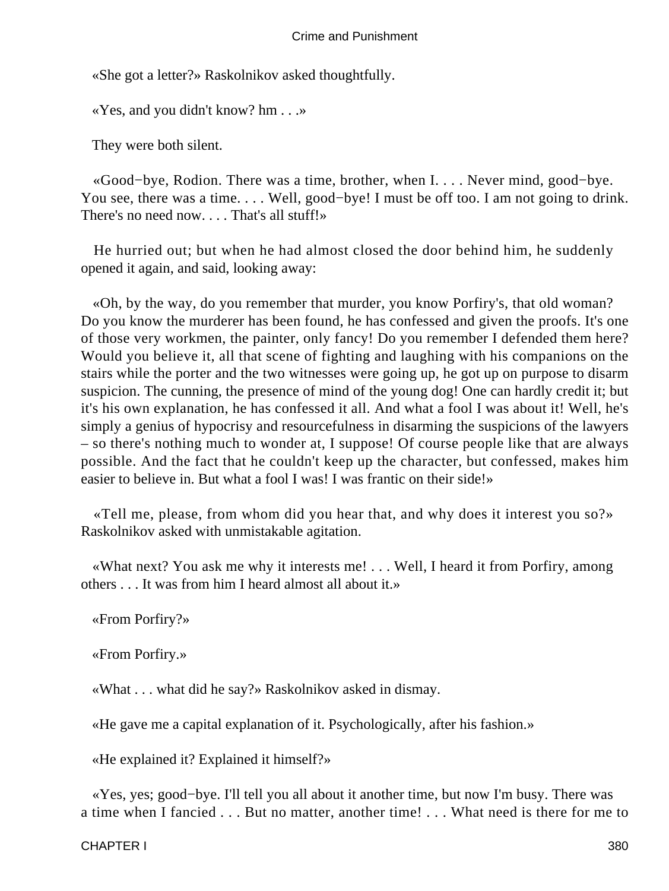«She got a letter?» Raskolnikov asked thoughtfully.

«Yes, and you didn't know? hm . . .»

They were both silent.

«Good−bye, Rodion. There was a time, brother, when I. . . . Never mind, good−bye. You see, there was a time. . . . Well, good−bye! I must be off too. I am not going to drink. There's no need now. . . . That's all stuff!»

He hurried out; but when he had almost closed the door behind him, he suddenly opened it again, and said, looking away:

«Oh, by the way, do you remember that murder, you know Porfiry's, that old woman? Do you know the murderer has been found, he has confessed and given the proofs. It's one of those very workmen, the painter, only fancy! Do you remember I defended them here? Would you believe it, all that scene of fighting and laughing with his companions on the stairs while the porter and the two witnesses were going up, he got up on purpose to disarm suspicion. The cunning, the presence of mind of the young dog! One can hardly credit it; but it's his own explanation, he has confessed it all. And what a fool I was about it! Well, he's simply a genius of hypocrisy and resourcefulness in disarming the suspicions of the lawyers – so there's nothing much to wonder at, I suppose! Of course people like that are always possible. And the fact that he couldn't keep up the character, but confessed, makes him easier to believe in. But what a fool I was! I was frantic on their side!»

«Tell me, please, from whom did you hear that, and why does it interest you so?» Raskolnikov asked with unmistakable agitation.

«What next? You ask me why it interests me! . . . Well, I heard it from Porfiry, among others . . . It was from him I heard almost all about it.»

«From Porfiry?»

«From Porfiry.»

«What . . . what did he say?» Raskolnikov asked in dismay.

«He gave me a capital explanation of it. Psychologically, after his fashion.»

«He explained it? Explained it himself?»

«Yes, yes; good−bye. I'll tell you all about it another time, but now I'm busy. There was a time when I fancied . . . But no matter, another time! . . . What need is there for me to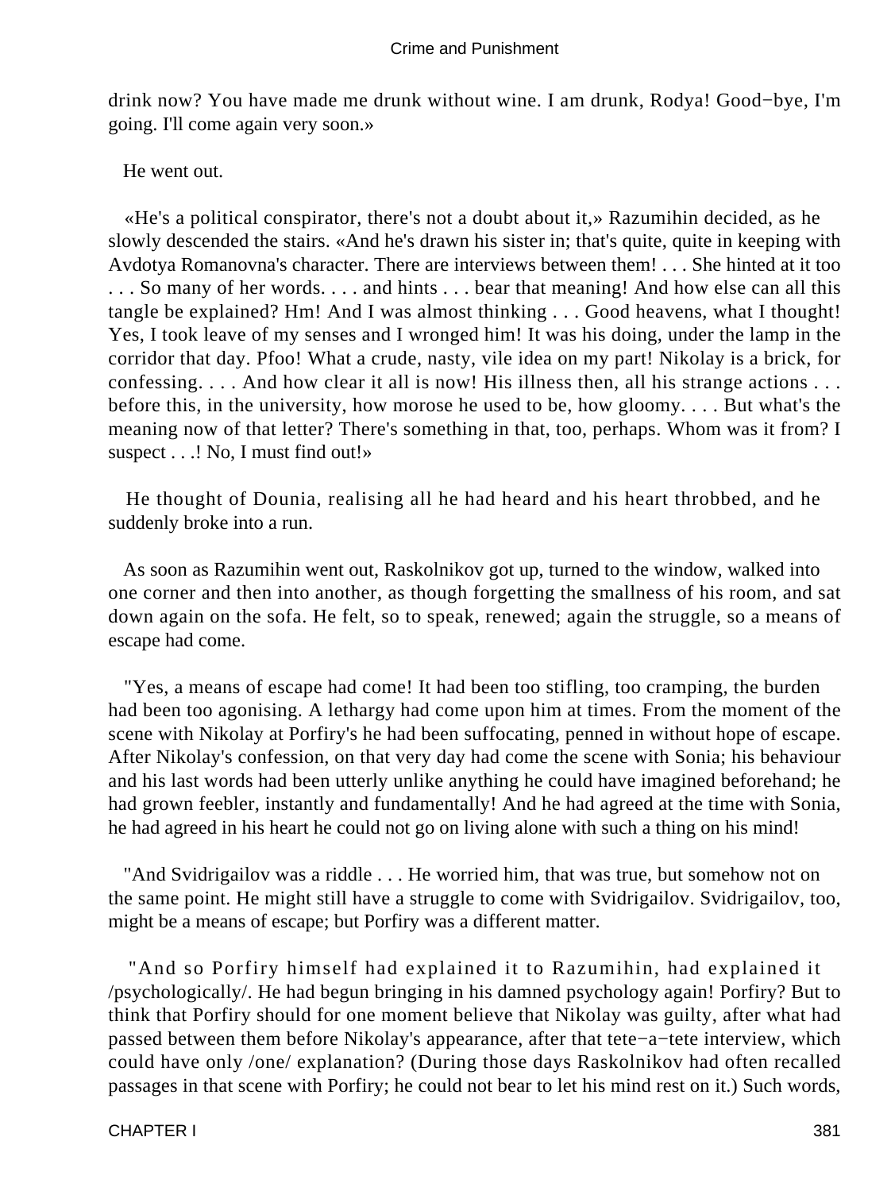drink now? You have made me drunk without wine. I am drunk, Rodya! Good−bye, I'm going. I'll come again very soon.»

He went out.

«He's a political conspirator, there's not a doubt about it,» Razumihin decided, as he slowly descended the stairs. «And he's drawn his sister in; that's quite, quite in keeping with Avdotya Romanovna's character. There are interviews between them! . . . She hinted at it too . . . So many of her words. . . . and hints . . . bear that meaning! And how else can all this tangle be explained? Hm! And I was almost thinking . . . Good heavens, what I thought! Yes, I took leave of my senses and I wronged him! It was his doing, under the lamp in the corridor that day. Pfoo! What a crude, nasty, vile idea on my part! Nikolay is a brick, for confessing. . . . And how clear it all is now! His illness then, all his strange actions . . . before this, in the university, how morose he used to be, how gloomy. . . . But what's the meaning now of that letter? There's something in that, too, perhaps. Whom was it from? I suspect . . .! No, I must find out!»

He thought of Dounia, realising all he had heard and his heart throbbed, and he suddenly broke into a run.

As soon as Razumihin went out, Raskolnikov got up, turned to the window, walked into one corner and then into another, as though forgetting the smallness of his room, and sat down again on the sofa. He felt, so to speak, renewed; again the struggle, so a means of escape had come.

"Yes, a means of escape had come! It had been too stifling, too cramping, the burden had been too agonising. A lethargy had come upon him at times. From the moment of the scene with Nikolay at Porfiry's he had been suffocating, penned in without hope of escape. After Nikolay's confession, on that very day had come the scene with Sonia; his behaviour and his last words had been utterly unlike anything he could have imagined beforehand; he had grown feebler, instantly and fundamentally! And he had agreed at the time with Sonia, he had agreed in his heart he could not go on living alone with such a thing on his mind!

"And Svidrigailov was a riddle . . . He worried him, that was true, but somehow not on the same point. He might still have a struggle to come with Svidrigailov. Svidrigailov, too, might be a means of escape; but Porfiry was a different matter.

"And so Porfiry himself had explained it to Razumihin, had explained it /psychologically/. He had begun bringing in his damned psychology again! Porfiry? But to think that Porfiry should for one moment believe that Nikolay was guilty, after what had passed between them before Nikolay's appearance, after that tete−a−tete interview, which could have only /one/ explanation? (During those days Raskolnikov had often recalled passages in that scene with Porfiry; he could not bear to let his mind rest on it.) Such words,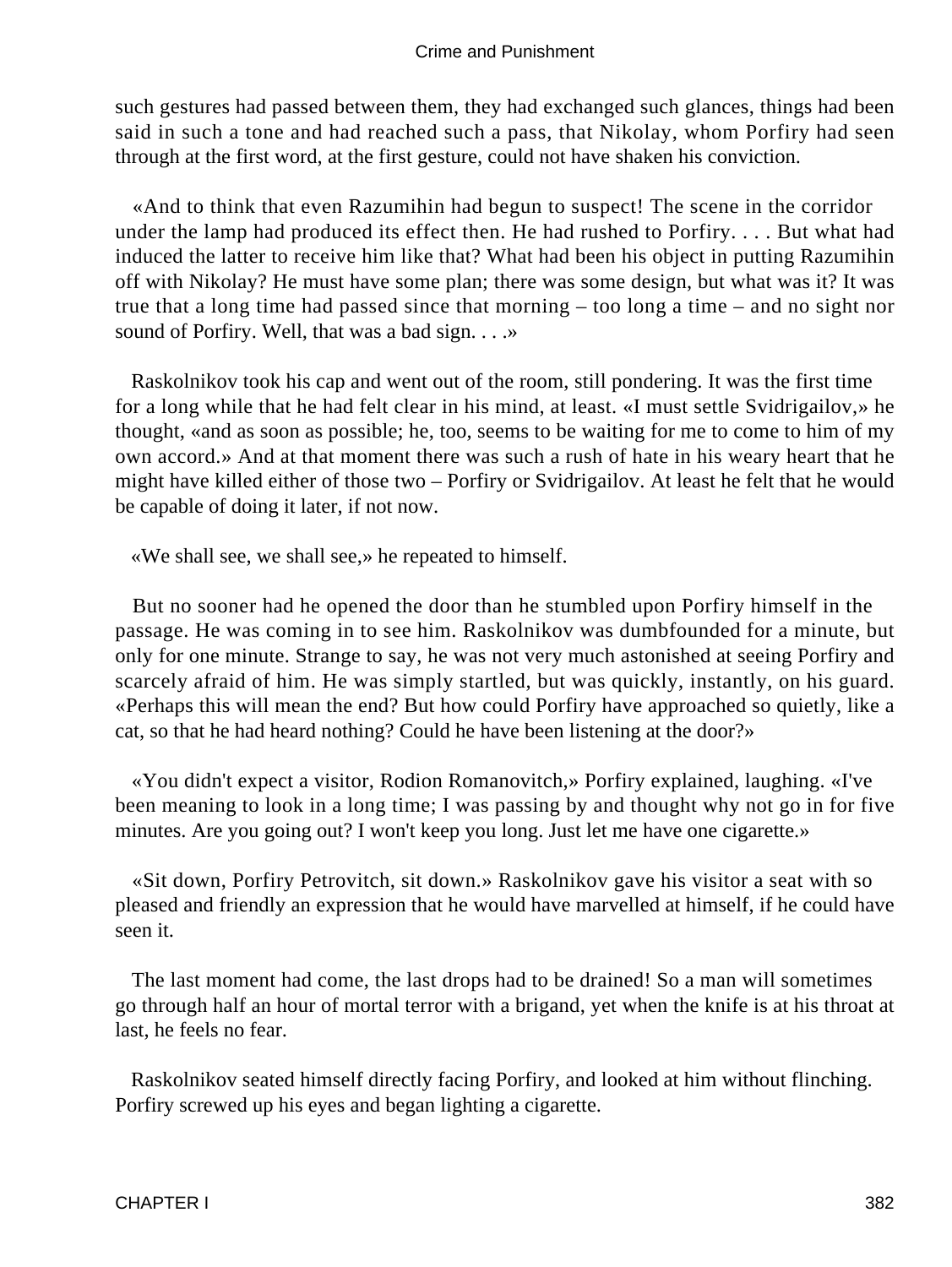such gestures had passed between them, they had exchanged such glances, things had been said in such a tone and had reached such a pass, that Nikolay, whom Porfiry had seen through at the first word, at the first gesture, could not have shaken his conviction.

«And to think that even Razumihin had begun to suspect! The scene in the corridor under the lamp had produced its effect then. He had rushed to Porfiry. . . . But what had induced the latter to receive him like that? What had been his object in putting Razumihin off with Nikolay? He must have some plan; there was some design, but what was it? It was true that a long time had passed since that morning – too long a time – and no sight nor sound of Porfiry. Well, that was a bad sign. . . .»

Raskolnikov took his cap and went out of the room, still pondering. It was the first time for a long while that he had felt clear in his mind, at least. «I must settle Svidrigailov,» he thought, «and as soon as possible; he, too, seems to be waiting for me to come to him of my own accord.» And at that moment there was such a rush of hate in his weary heart that he might have killed either of those two – Porfiry or Svidrigailov. At least he felt that he would be capable of doing it later, if not now.

«We shall see, we shall see,» he repeated to himself.

But no sooner had he opened the door than he stumbled upon Porfiry himself in the passage. He was coming in to see him. Raskolnikov was dumbfounded for a minute, but only for one minute. Strange to say, he was not very much astonished at seeing Porfiry and scarcely afraid of him. He was simply startled, but was quickly, instantly, on his guard. «Perhaps this will mean the end? But how could Porfiry have approached so quietly, like a cat, so that he had heard nothing? Could he have been listening at the door?»

«You didn't expect a visitor, Rodion Romanovitch,» Porfiry explained, laughing. «I've been meaning to look in a long time; I was passing by and thought why not go in for five minutes. Are you going out? I won't keep you long. Just let me have one cigarette.»

«Sit down, Porfiry Petrovitch, sit down.» Raskolnikov gave his visitor a seat with so pleased and friendly an expression that he would have marvelled at himself, if he could have seen it.

The last moment had come, the last drops had to be drained! So a man will sometimes go through half an hour of mortal terror with a brigand, yet when the knife is at his throat at last, he feels no fear.

Raskolnikov seated himself directly facing Porfiry, and looked at him without flinching. Porfiry screwed up his eyes and began lighting a cigarette.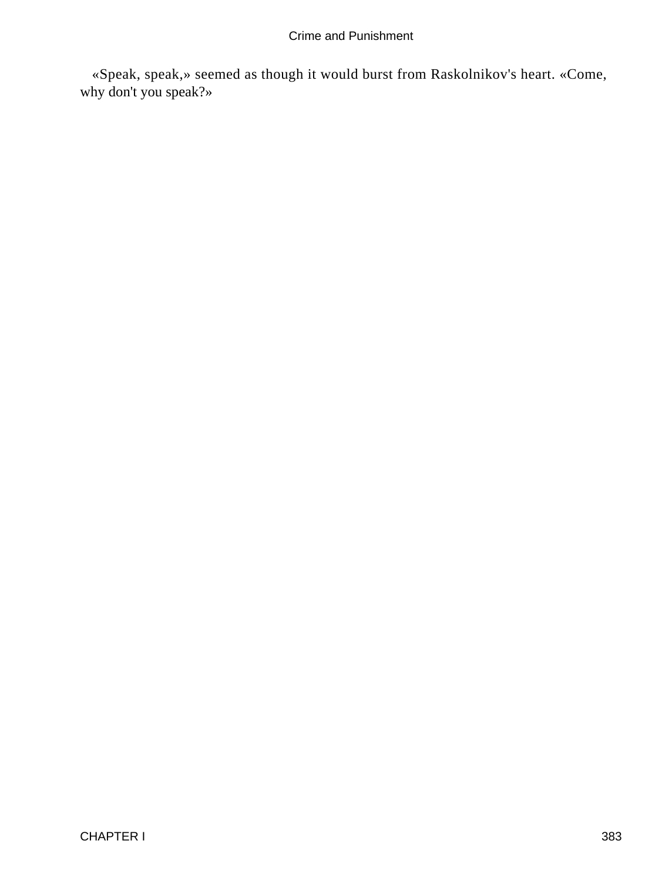«Speak, speak,» seemed as though it would burst from Raskolnikov's heart. «Come, why don't you speak?»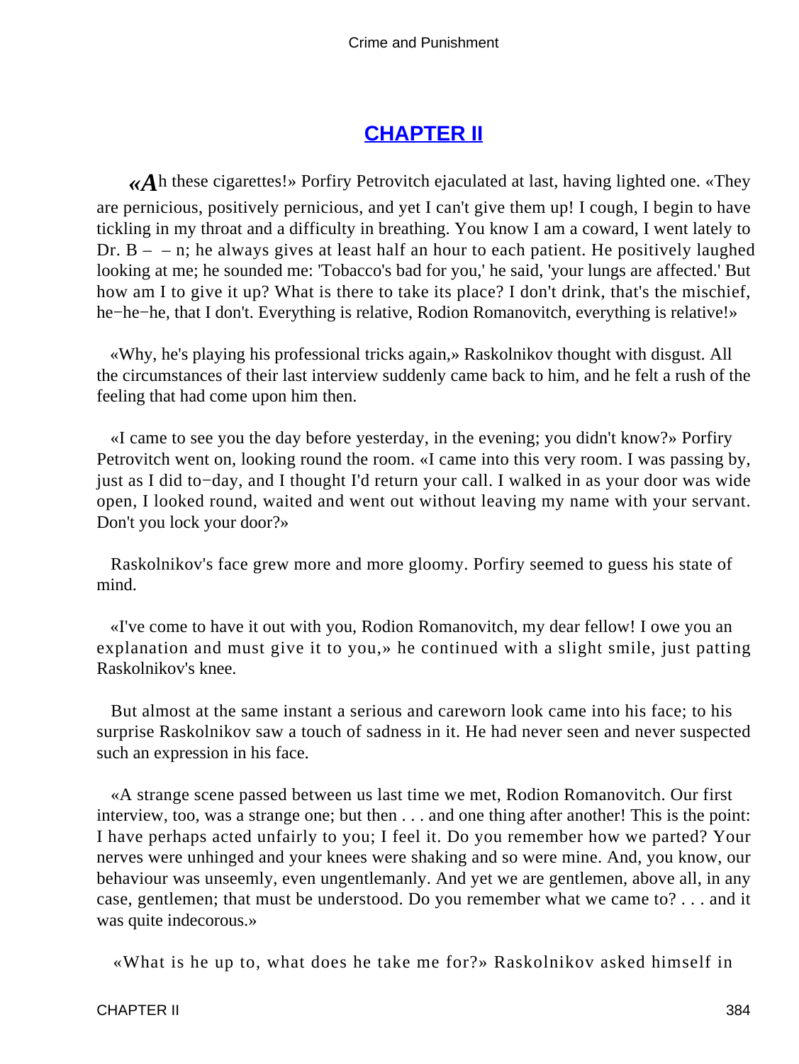## CHAPTER II

«Ah these cigarettes!» Porfiry Petrovitch ejaculated at last, having lighted one. «They are pernicious, positively pernicious, and yet I can't give them up! I cough, I begin to have tickling in my throat and a difficulty in breathing. You know I am a coward, I went lately to Dr. B – – n; he always gives at least half an hour to each patient. He positively laughed looking at me; he sounded me: 'Tobacco's bad for you,' he said, 'your lungs are affected.' But how am I to give it up? What is there to take its place? I don't drink, that's the mischief, he−he−he, that I don't. Everything is relative, Rodion Romanovitch, everything is relative!»

«Why, he's playing his professional tricks again,» Raskolnikov thought with disgust. All the circumstances of their last interview suddenly came back to him, and he felt a rush of the feeling that had come upon him then.

«I came to see you the day before yesterday, in the evening; you didn't know?» Porfiry Petrovitch went on, looking round the room. «I came into this very room. I was passing by, just as I did to−day, and I thought I'd return your call. I walked in as your door was wide open, I looked round, waited and went out without leaving my name with your servant. Don't you lock your door?»

Raskolnikov's face grew more and more gloomy. Porfiry seemed to guess his state of mind.

«I've come to have it out with you, Rodion Romanovitch, my dear fellow! I owe you an explanation and must give it to you,» he continued with a slight smile, just patting Raskolnikov's knee.

But almost at the same instant a serious and careworn look came into his face; to his surprise Raskolnikov saw a touch of sadness in it. He had never seen and never suspected such an expression in his face.

«A strange scene passed between us last time we met, Rodion Romanovitch. Our first interview, too, was a strange one; but then . . . and one thing after another! This is the point: I have perhaps acted unfairly to you; I feel it. Do you remember how we parted? Your nerves were unhinged and your knees were shaking and so were mine. And, you know, our behaviour was unseemly, even ungentlemanly. And yet we are gentlemen, above all, in any case, gentlemen; that must be understood. Do you remember what we came to? . . . and it was quite indecorous.»

«What is he up to, what does he take me for?» Raskolnikov asked himself in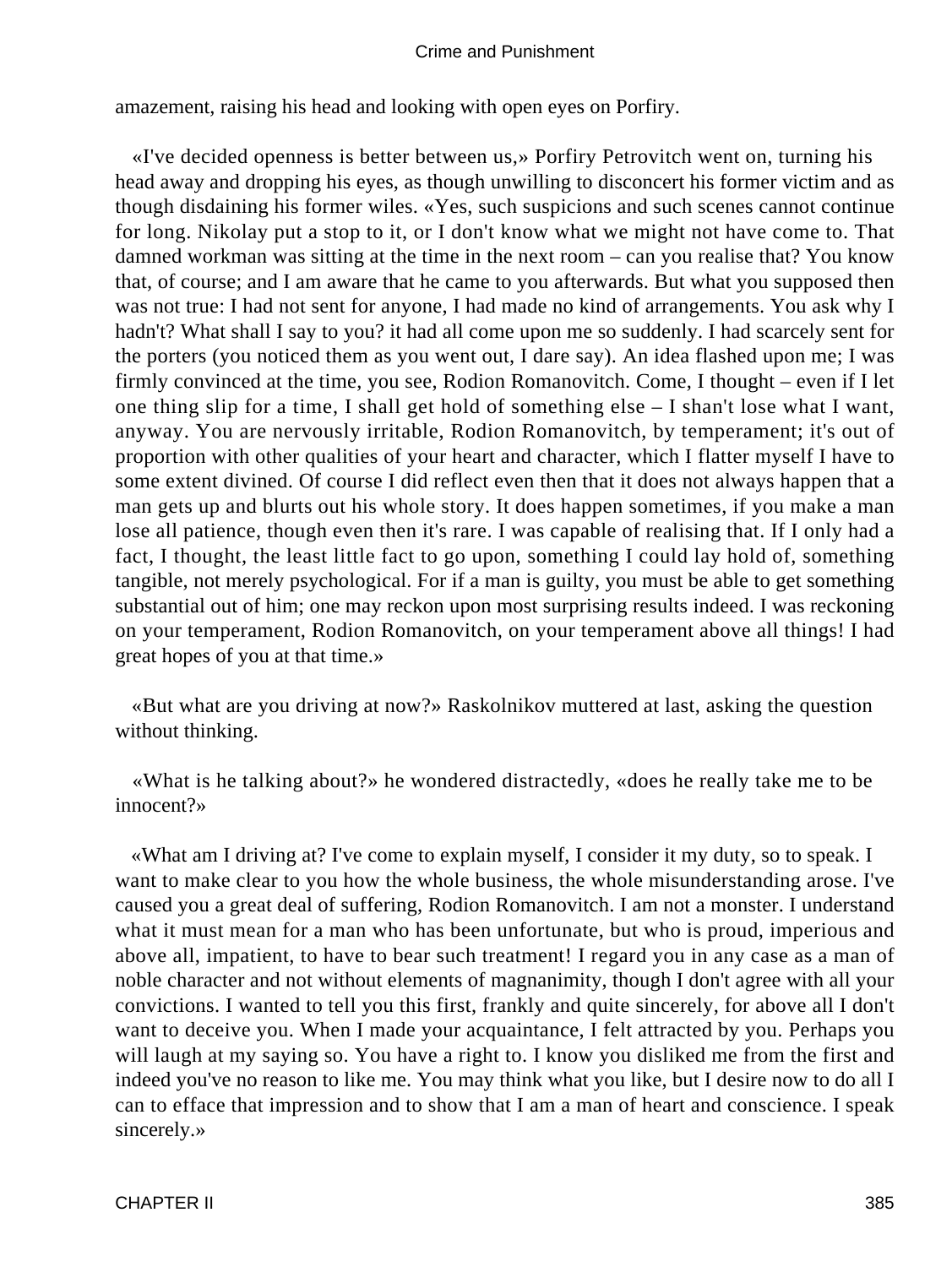amazement, raising his head and looking with open eyes on Porfiry.

«I've decided openness is better between us,» Porfiry Petrovitch went on, turning his head away and dropping his eyes, as though unwilling to disconcert his former victim and as though disdaining his former wiles. «Yes, such suspicions and such scenes cannot continue for long. Nikolay put a stop to it, or I don't know what we might not have come to. That damned workman was sitting at the time in the next room – can you realise that? You know that, of course; and I am aware that he came to you afterwards. But what you supposed then was not true: I had not sent for anyone, I had made no kind of arrangements. You ask why I hadn't? What shall I say to you? it had all come upon me so suddenly. I had scarcely sent for the porters (you noticed them as you went out, I dare say). An idea flashed upon me; I was firmly convinced at the time, you see, Rodion Romanovitch. Come, I thought – even if I let one thing slip for a time, I shall get hold of something else – I shan't lose what I want, anyway. You are nervously irritable, Rodion Romanovitch, by temperament; it's out of proportion with other qualities of your heart and character, which I flatter myself I have to some extent divined. Of course I did reflect even then that it does not always happen that a man gets up and blurts out his whole story. It does happen sometimes, if you make a man lose all patience, though even then it's rare. I was capable of realising that. If I only had a fact, I thought, the least little fact to go upon, something I could lay hold of, something tangible, not merely psychological. For if a man is guilty, you must be able to get something substantial out of him; one may reckon upon most surprising results indeed. I was reckoning on your temperament, Rodion Romanovitch, on your temperament above all things! I had great hopes of you at that time.»

«But what are you driving at now?» Raskolnikov muttered at last, asking the question without thinking.

«What is he talking about?» he wondered distractedly, «does he really take me to be innocent?»

«What am I driving at? I've come to explain myself, I consider it my duty, so to speak. I want to make clear to you how the whole business, the whole misunderstanding arose. I've caused you a great deal of suffering, Rodion Romanovitch. I am not a monster. I understand what it must mean for a man who has been unfortunate, but who is proud, imperious and above all, impatient, to have to bear such treatment! I regard you in any case as a man of noble character and not without elements of magnanimity, though I don't agree with all your convictions. I wanted to tell you this first, frankly and quite sincerely, for above all I don't want to deceive you. When I made your acquaintance, I felt attracted by you. Perhaps you will laugh at my saying so. You have a right to. I know you disliked me from the first and indeed you've no reason to like me. You may think what you like, but I desire now to do all I can to efface that impression and to show that I am a man of heart and conscience. I speak sincerely.»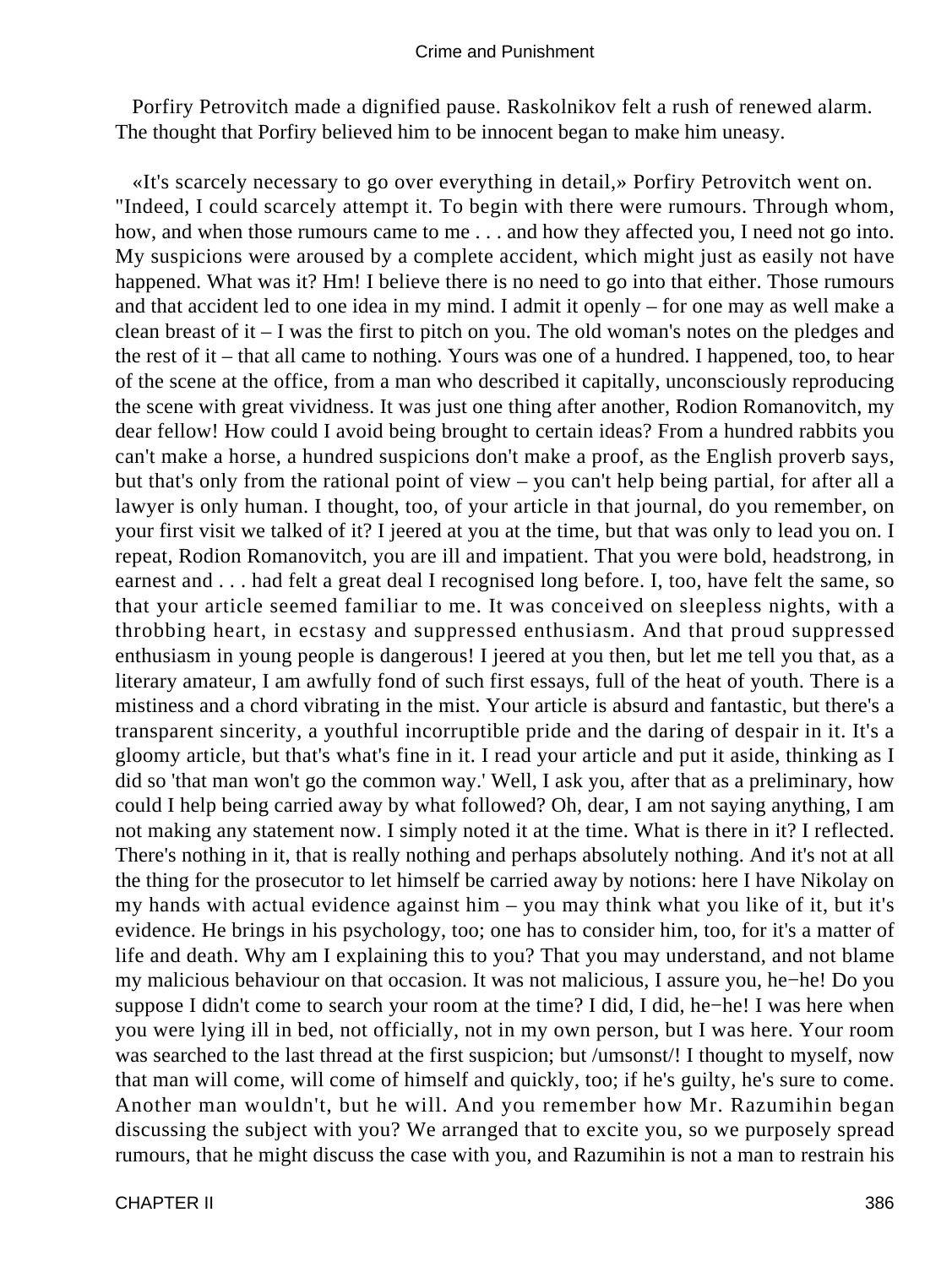Porfiry Petrovitch made a dignified pause. Raskolnikov felt a rush of renewed alarm. The thought that Porfiry believed him to be innocent began to make him uneasy.

«It's scarcely necessary to go over everything in detail,» Porfiry Petrovitch went on. "Indeed, I could scarcely attempt it. To begin with there were rumours. Through whom, how, and when those rumours came to me . . . and how they affected you, I need not go into. My suspicions were aroused by a complete accident, which might just as easily not have happened. What was it? Hm! I believe there is no need to go into that either. Those rumours and that accident led to one idea in my mind. I admit it openly – for one may as well make a clean breast of it – I was the first to pitch on you. The old woman's notes on the pledges and the rest of it – that all came to nothing. Yours was one of a hundred. I happened, too, to hear of the scene at the office, from a man who described it capitally, unconsciously reproducing the scene with great vividness. It was just one thing after another, Rodion Romanovitch, my dear fellow! How could I avoid being brought to certain ideas? From a hundred rabbits you can't make a horse, a hundred suspicions don't make a proof, as the English proverb says, but that's only from the rational point of view – you can't help being partial, for after all a lawyer is only human. I thought, too, of your article in that journal, do you remember, on your first visit we talked of it? I jeered at you at the time, but that was only to lead you on. I repeat, Rodion Romanovitch, you are ill and impatient. That you were bold, headstrong, in earnest and . . . had felt a great deal I recognised long before. I, too, have felt the same, so that your article seemed familiar to me. It was conceived on sleepless nights, with a throbbing heart, in ecstasy and suppressed enthusiasm. And that proud suppressed enthusiasm in young people is dangerous! I jeered at you then, but let me tell you that, as a literary amateur, I am awfully fond of such first essays, full of the heat of youth. There is a mistiness and a chord vibrating in the mist. Your article is absurd and fantastic, but there's a transparent sincerity, a youthful incorruptible pride and the daring of despair in it. It's a gloomy article, but that's what's fine in it. I read your article and put it aside, thinking as I did so 'that man won't go the common way.' Well, I ask you, after that as a preliminary, how could I help being carried away by what followed? Oh, dear, I am not saying anything, I am not making any statement now. I simply noted it at the time. What is there in it? I reflected. There's nothing in it, that is really nothing and perhaps absolutely nothing. And it's not at all the thing for the prosecutor to let himself be carried away by notions: here I have Nikolay on my hands with actual evidence against him – you may think what you like of it, but it's evidence. He brings in his psychology, too; one has to consider him, too, for it's a matter of life and death. Why am I explaining this to you? That you may understand, and not blame my malicious behaviour on that occasion. It was not malicious, I assure you, he−he! Do you suppose I didn't come to search your room at the time? I did, I did, he−he! I was here when you were lying ill in bed, not officially, not in my own person, but I was here. Your room was searched to the last thread at the first suspicion; but /umsonst/! I thought to myself, now that man will come, will come of himself and quickly, too; if he's guilty, he's sure to come. Another man wouldn't, but he will. And you remember how Mr. Razumihin began discussing the subject with you? We arranged that to excite you, so we purposely spread rumours, that he might discuss the case with you, and Razumihin is not a man to restrain his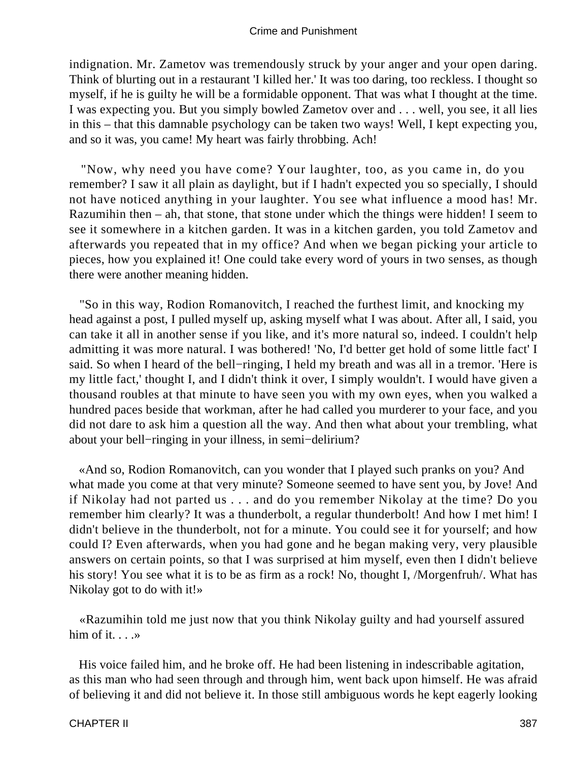indignation. Mr. Zametov was tremendously struck by your anger and your open daring. Think of blurting out in a restaurant 'I killed her.' It was too daring, too reckless. I thought so myself, if he is guilty he will be a formidable opponent. That was what I thought at the time. I was expecting you. But you simply bowled Zametov over and . . . well, you see, it all lies in this – that this damnable psychology can be taken two ways! Well, I kept expecting you, and so it was, you came! My heart was fairly throbbing. Ach!

"Now, why need you have come? Your laughter, too, as you came in, do you remember? I saw it all plain as daylight, but if I hadn't expected you so specially, I should not have noticed anything in your laughter. You see what influence a mood has! Mr. Razumihin then – ah, that stone, that stone under which the things were hidden! I seem to see it somewhere in a kitchen garden. It was in a kitchen garden, you told Zametov and afterwards you repeated that in my office? And when we began picking your article to pieces, how you explained it! One could take every word of yours in two senses, as though there were another meaning hidden.

"So in this way, Rodion Romanovitch, I reached the furthest limit, and knocking my head against a post, I pulled myself up, asking myself what I was about. After all, I said, you can take it all in another sense if you like, and it's more natural so, indeed. I couldn't help admitting it was more natural. I was bothered! 'No, I'd better get hold of some little fact' I said. So when I heard of the bell−ringing, I held my breath and was all in a tremor. 'Here is my little fact,' thought I, and I didn't think it over, I simply wouldn't. I would have given a thousand roubles at that minute to have seen you with my own eyes, when you walked a hundred paces beside that workman, after he had called you murderer to your face, and you did not dare to ask him a question all the way. And then what about your trembling, what about your bell−ringing in your illness, in semi−delirium?

«And so, Rodion Romanovitch, can you wonder that I played such pranks on you? And what made you come at that very minute? Someone seemed to have sent you, by Jove! And if Nikolay had not parted us . . . and do you remember Nikolay at the time? Do you remember him clearly? It was a thunderbolt, a regular thunderbolt! And how I met him! I didn't believe in the thunderbolt, not for a minute. You could see it for yourself; and how could I? Even afterwards, when you had gone and he began making very, very plausible answers on certain points, so that I was surprised at him myself, even then I didn't believe his story! You see what it is to be as firm as a rock! No, thought I, /Morgenfruh/. What has Nikolay got to do with it!»

«Razumihin told me just now that you think Nikolay guilty and had yourself assured him of it. . . .»

His voice failed him, and he broke off. He had been listening in indescribable agitation, as this man who had seen through and through him, went back upon himself. He was afraid of believing it and did not believe it. In those still ambiguous words he kept eagerly looking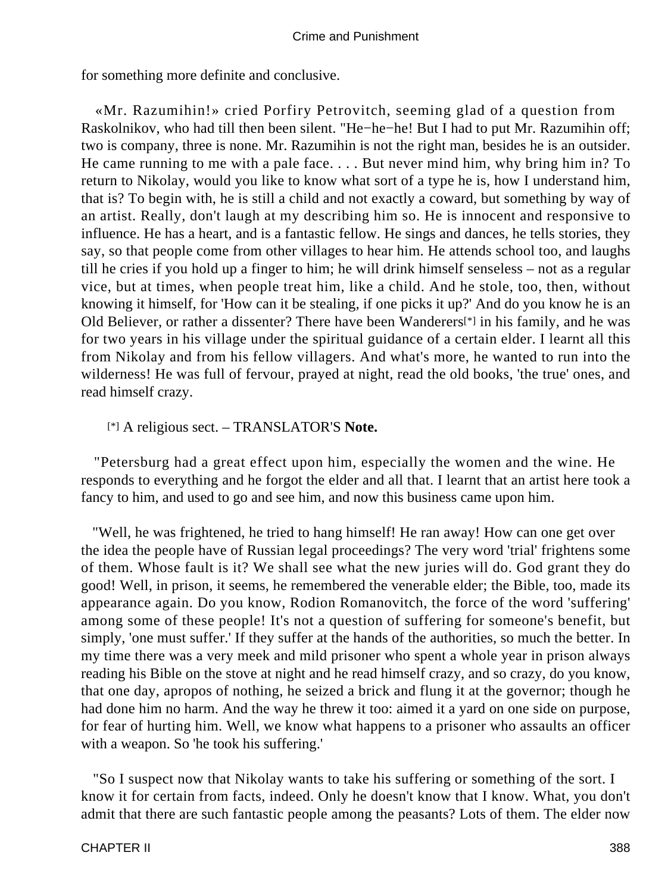for something more definite and conclusive.

«Mr. Razumihin!» cried Porfiry Petrovitch, seeming glad of a question from Raskolnikov, who had till then been silent. "He−he−he! But I had to put Mr. Razumihin off; two is company, three is none. Mr. Razumihin is not the right man, besides he is an outsider. He came running to me with a pale face. . . . But never mind him, why bring him in? To return to Nikolay, would you like to know what sort of a type he is, how I understand him, that is? To begin with, he is still a child and not exactly a coward, but something by way of an artist. Really, don't laugh at my describing him so. He is innocent and responsive to influence. He has a heart, and is a fantastic fellow. He sings and dances, he tells stories, they say, so that people come from other villages to hear him. He attends school too, and laughs till he cries if you hold up a finger to him; he will drink himself senseless – not as a regular vice, but at times, when people treat him, like a child. And he stole, too, then, without knowing it himself, for 'How can it be stealing, if one picks it up?' And do you know he is an Old Believer, or rather a dissenter? There have been Wanderers[*] in his family, and he was for two years in his village under the spiritual guidance of a certain elder. I learnt all this from Nikolay and from his fellow villagers. And what's more, he wanted to run into the wilderness! He was full of fervour, prayed at night, read the old books, 'the true' ones, and read himself crazy.

[*] A religious sect. – TRANSLATOR'S **Note.**

"Petersburg had a great effect upon him, especially the women and the wine. He responds to everything and he forgot the elder and all that. I learnt that an artist here took a fancy to him, and used to go and see him, and now this business came upon him.

"Well, he was frightened, he tried to hang himself! He ran away! How can one get over the idea the people have of Russian legal proceedings? The very word 'trial' frightens some of them. Whose fault is it? We shall see what the new juries will do. God grant they do good! Well, in prison, it seems, he remembered the venerable elder; the Bible, too, made its appearance again. Do you know, Rodion Romanovitch, the force of the word 'suffering' among some of these people! It's not a question of suffering for someone's benefit, but simply, 'one must suffer.' If they suffer at the hands of the authorities, so much the better. In my time there was a very meek and mild prisoner who spent a whole year in prison always reading his Bible on the stove at night and he read himself crazy, and so crazy, do you know, that one day, apropos of nothing, he seized a brick and flung it at the governor; though he had done him no harm. And the way he threw it too: aimed it a yard on one side on purpose, for fear of hurting him. Well, we know what happens to a prisoner who assaults an officer with a weapon. So 'he took his suffering.'

"So I suspect now that Nikolay wants to take his suffering or something of the sort. I know it for certain from facts, indeed. Only he doesn't know that I know. What, you don't admit that there are such fantastic people among the peasants? Lots of them. The elder now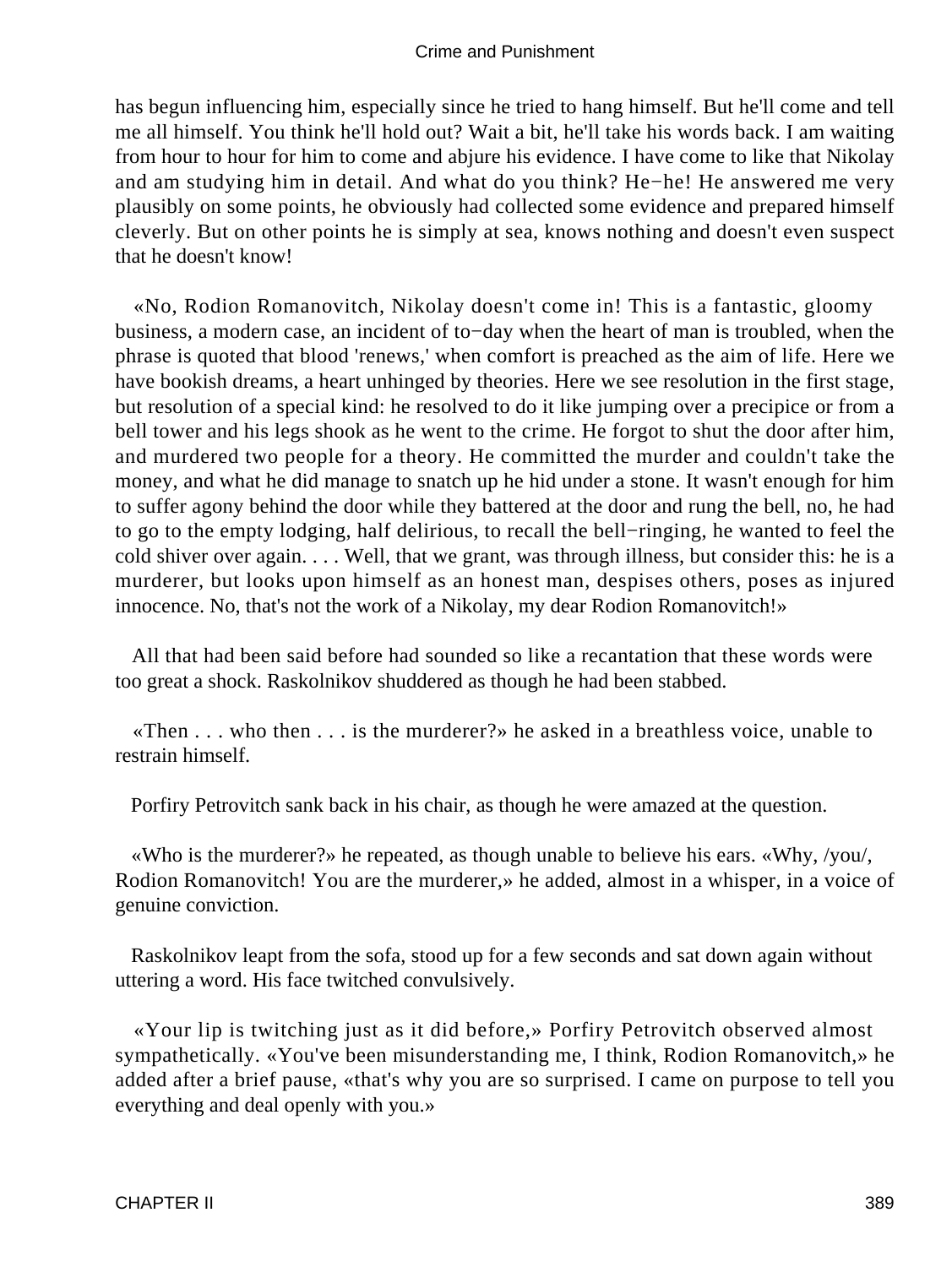has begun influencing him, especially since he tried to hang himself. But he'll come and tell me all himself. You think he'll hold out? Wait a bit, he'll take his words back. I am waiting from hour to hour for him to come and abjure his evidence. I have come to like that Nikolay and am studying him in detail. And what do you think? He−he! He answered me very plausibly on some points, he obviously had collected some evidence and prepared himself cleverly. But on other points he is simply at sea, knows nothing and doesn't even suspect that he doesn't know!

«No, Rodion Romanovitch, Nikolay doesn't come in! This is a fantastic, gloomy business, a modern case, an incident of to−day when the heart of man is troubled, when the phrase is quoted that blood 'renews,' when comfort is preached as the aim of life. Here we have bookish dreams, a heart unhinged by theories. Here we see resolution in the first stage, but resolution of a special kind: he resolved to do it like jumping over a precipice or from a bell tower and his legs shook as he went to the crime. He forgot to shut the door after him, and murdered two people for a theory. He committed the murder and couldn't take the money, and what he did manage to snatch up he hid under a stone. It wasn't enough for him to suffer agony behind the door while they battered at the door and rung the bell, no, he had to go to the empty lodging, half delirious, to recall the bell−ringing, he wanted to feel the cold shiver over again. . . . Well, that we grant, was through illness, but consider this: he is a murderer, but looks upon himself as an honest man, despises others, poses as injured innocence. No, that's not the work of a Nikolay, my dear Rodion Romanovitch!»

All that had been said before had sounded so like a recantation that these words were too great a shock. Raskolnikov shuddered as though he had been stabbed.

«Then . . . who then . . . is the murderer?» he asked in a breathless voice, unable to restrain himself.

Porfiry Petrovitch sank back in his chair, as though he were amazed at the question.

«Who is the murderer?» he repeated, as though unable to believe his ears. «Why, /you/, Rodion Romanovitch! You are the murderer,» he added, almost in a whisper, in a voice of genuine conviction.

Raskolnikov leapt from the sofa, stood up for a few seconds and sat down again without uttering a word. His face twitched convulsively.

«Your lip is twitching just as it did before,» Porfiry Petrovitch observed almost sympathetically. «You've been misunderstanding me, I think, Rodion Romanovitch,» he added after a brief pause, «that's why you are so surprised. I came on purpose to tell you everything and deal openly with you.»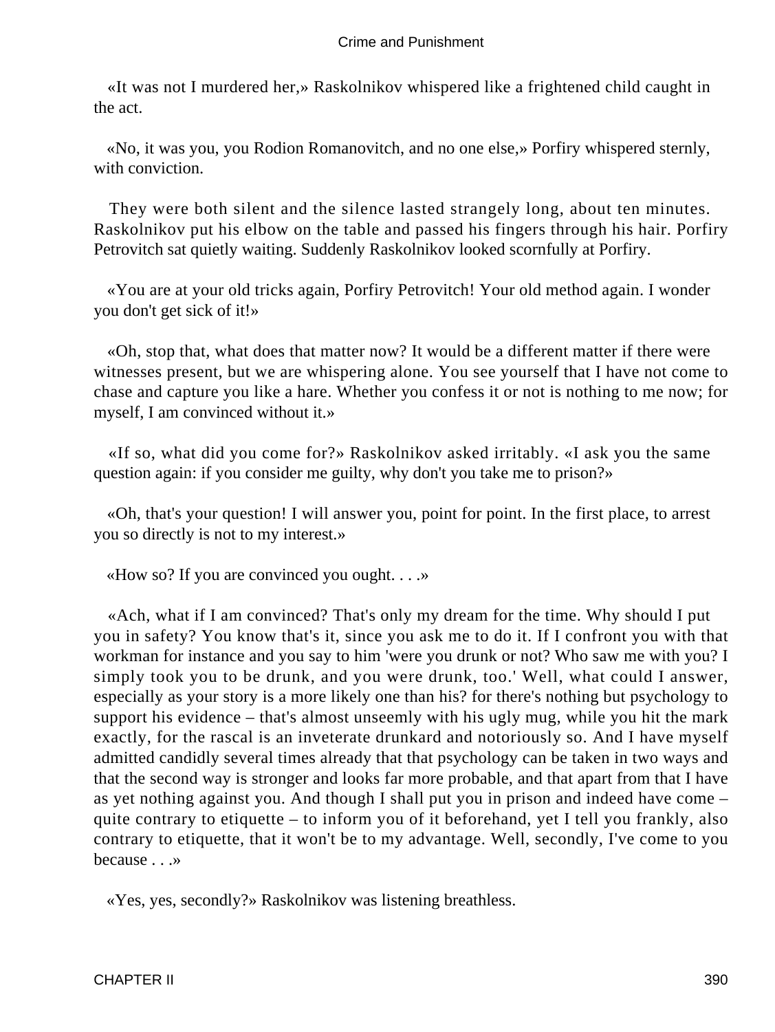«It was not I murdered her,» Raskolnikov whispered like a frightened child caught in the act.

«No, it was you, you Rodion Romanovitch, and no one else,» Porfiry whispered sternly, with conviction.

They were both silent and the silence lasted strangely long, about ten minutes. Raskolnikov put his elbow on the table and passed his fingers through his hair. Porfiry Petrovitch sat quietly waiting. Suddenly Raskolnikov looked scornfully at Porfiry.

«You are at your old tricks again, Porfiry Petrovitch! Your old method again. I wonder you don't get sick of it!»

«Oh, stop that, what does that matter now? It would be a different matter if there were witnesses present, but we are whispering alone. You see yourself that I have not come to chase and capture you like a hare. Whether you confess it or not is nothing to me now; for myself, I am convinced without it.»

«If so, what did you come for?» Raskolnikov asked irritably. «I ask you the same question again: if you consider me guilty, why don't you take me to prison?»

«Oh, that's your question! I will answer you, point for point. In the first place, to arrest you so directly is not to my interest.»

«How so? If you are convinced you ought. . . .»

«Ach, what if I am convinced? That's only my dream for the time. Why should I put you in safety? You know that's it, since you ask me to do it. If I confront you with that workman for instance and you say to him 'were you drunk or not? Who saw me with you? I simply took you to be drunk, and you were drunk, too.' Well, what could I answer, especially as your story is a more likely one than his? for there's nothing but psychology to support his evidence – that's almost unseemly with his ugly mug, while you hit the mark exactly, for the rascal is an inveterate drunkard and notoriously so. And I have myself admitted candidly several times already that that psychology can be taken in two ways and that the second way is stronger and looks far more probable, and that apart from that I have as yet nothing against you. And though I shall put you in prison and indeed have come – quite contrary to etiquette – to inform you of it beforehand, yet I tell you frankly, also contrary to etiquette, that it won't be to my advantage. Well, secondly, I've come to you because . . .»

«Yes, yes, secondly?» Raskolnikov was listening breathless.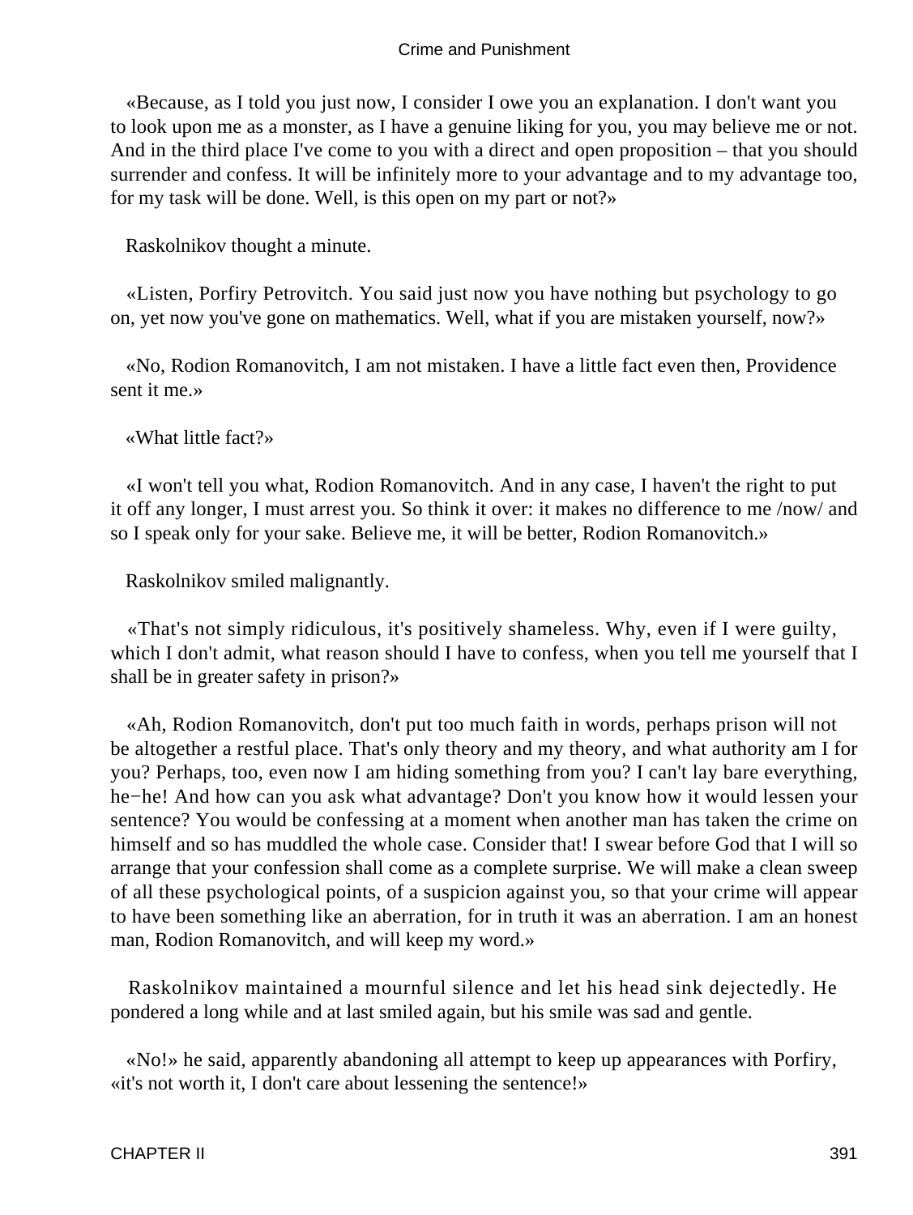«Because, as I told you just now, I consider I owe you an explanation. I don't want you to look upon me as a monster, as I have a genuine liking for you, you may believe me or not. And in the third place I've come to you with a direct and open proposition – that you should surrender and confess. It will be infinitely more to your advantage and to my advantage too, for my task will be done. Well, is this open on my part or not?»

Raskolnikov thought a minute.

«Listen, Porfiry Petrovitch. You said just now you have nothing but psychology to go on, yet now you've gone on mathematics. Well, what if you are mistaken yourself, now?»

«No, Rodion Romanovitch, I am not mistaken. I have a little fact even then, Providence sent it me.»

«What little fact?»

«I won't tell you what, Rodion Romanovitch. And in any case, I haven't the right to put it off any longer, I must arrest you. So think it over: it makes no difference to me /now/ and so I speak only for your sake. Believe me, it will be better, Rodion Romanovitch.»

Raskolnikov smiled malignantly.

«That's not simply ridiculous, it's positively shameless. Why, even if I were guilty, which I don't admit, what reason should I have to confess, when you tell me yourself that I shall be in greater safety in prison?»

«Ah, Rodion Romanovitch, don't put too much faith in words, perhaps prison will not be altogether a restful place. That's only theory and my theory, and what authority am I for you? Perhaps, too, even now I am hiding something from you? I can't lay bare everything, he−he! And how can you ask what advantage? Don't you know how it would lessen your sentence? You would be confessing at a moment when another man has taken the crime on himself and so has muddled the whole case. Consider that! I swear before God that I will so arrange that your confession shall come as a complete surprise. We will make a clean sweep of all these psychological points, of a suspicion against you, so that your crime will appear to have been something like an aberration, for in truth it was an aberration. I am an honest man, Rodion Romanovitch, and will keep my word.»

Raskolnikov maintained a mournful silence and let his head sink dejectedly. He pondered a long while and at last smiled again, but his smile was sad and gentle.

«No!» he said, apparently abandoning all attempt to keep up appearances with Porfiry, «it's not worth it, I don't care about lessening the sentence!»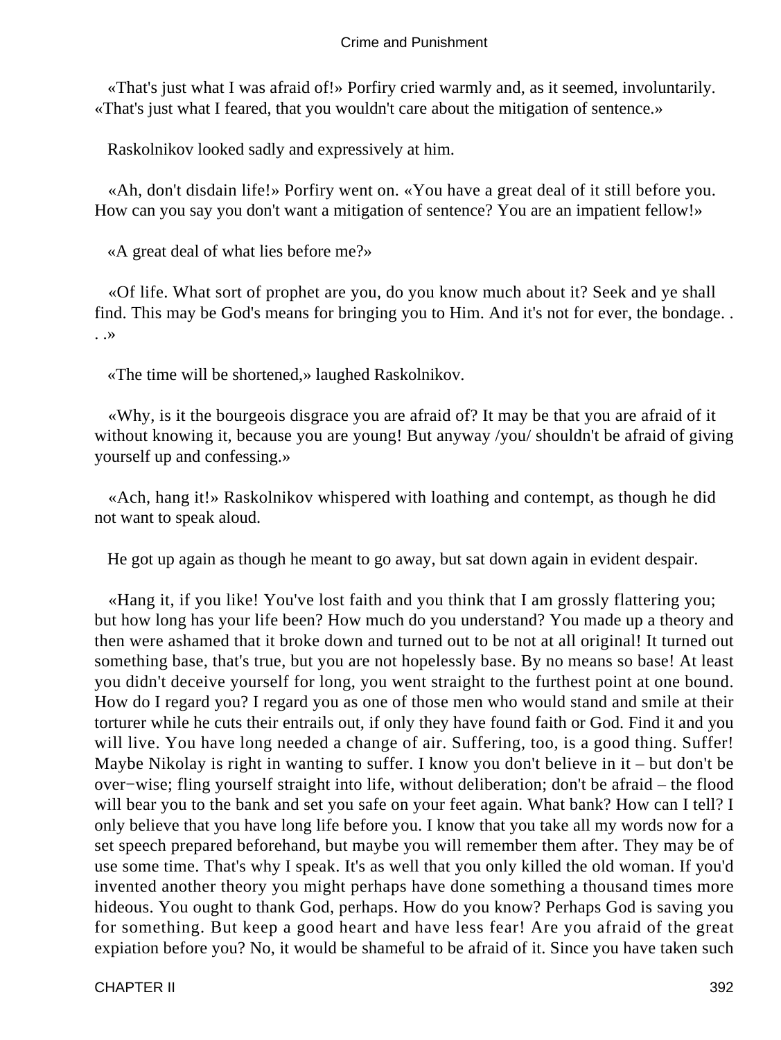«That's just what I was afraid of!» Porfiry cried warmly and, as it seemed, involuntarily. «That's just what I feared, that you wouldn't care about the mitigation of sentence.»

Raskolnikov looked sadly and expressively at him.

«Ah, don't disdain life!» Porfiry went on. «You have a great deal of it still before you. How can you say you don't want a mitigation of sentence? You are an impatient fellow!»

«A great deal of what lies before me?»

«Of life. What sort of prophet are you, do you know much about it? Seek and ye shall find. This may be God's means for bringing you to Him. And it's not for ever, the bondage. . . .»

«The time will be shortened,» laughed Raskolnikov.

«Why, is it the bourgeois disgrace you are afraid of? It may be that you are afraid of it without knowing it, because you are young! But anyway /you/ shouldn't be afraid of giving yourself up and confessing.»

«Ach, hang it!» Raskolnikov whispered with loathing and contempt, as though he did not want to speak aloud.

He got up again as though he meant to go away, but sat down again in evident despair.

«Hang it, if you like! You've lost faith and you think that I am grossly flattering you; but how long has your life been? How much do you understand? You made up a theory and then were ashamed that it broke down and turned out to be not at all original! It turned out something base, that's true, but you are not hopelessly base. By no means so base! At least you didn't deceive yourself for long, you went straight to the furthest point at one bound. How do I regard you? I regard you as one of those men who would stand and smile at their torturer while he cuts their entrails out, if only they have found faith or God. Find it and you will live. You have long needed a change of air. Suffering, too, is a good thing. Suffer! Maybe Nikolay is right in wanting to suffer. I know you don't believe in it – but don't be over−wise; fling yourself straight into life, without deliberation; don't be afraid – the flood will bear you to the bank and set you safe on your feet again. What bank? How can I tell? I only believe that you have long life before you. I know that you take all my words now for a set speech prepared beforehand, but maybe you will remember them after. They may be of use some time. That's why I speak. It's as well that you only killed the old woman. If you'd invented another theory you might perhaps have done something a thousand times more hideous. You ought to thank God, perhaps. How do you know? Perhaps God is saving you for something. But keep a good heart and have less fear! Are you afraid of the great expiation before you? No, it would be shameful to be afraid of it. Since you have taken such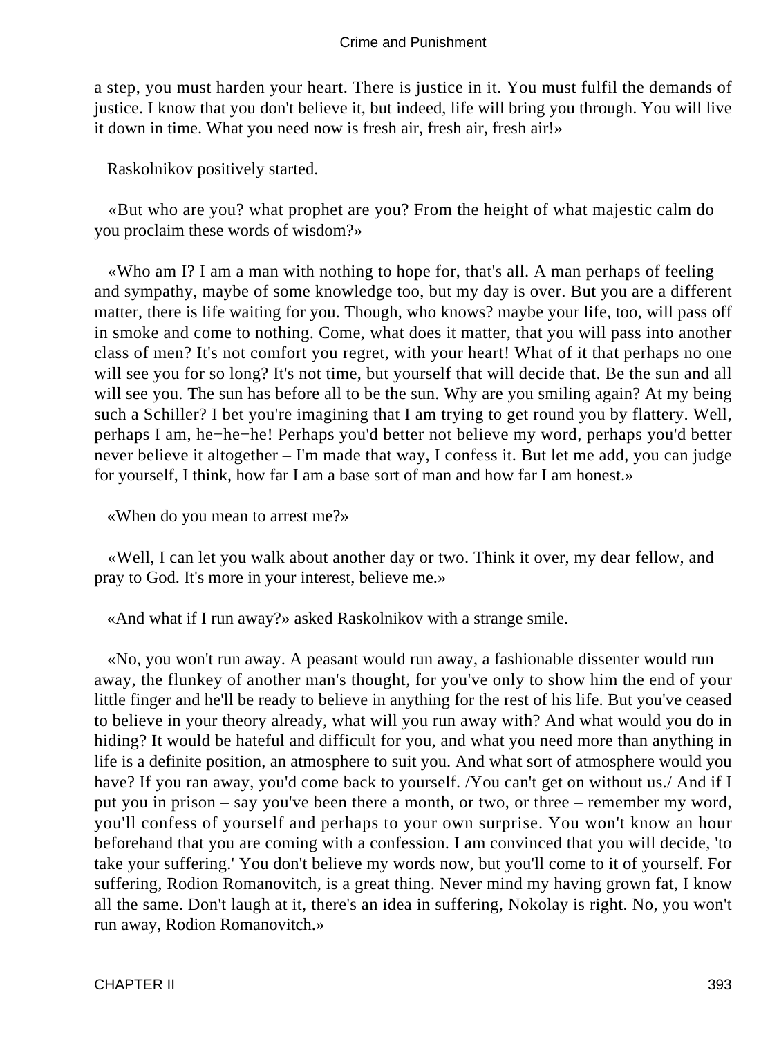a step, you must harden your heart. There is justice in it. You must fulfil the demands of justice. I know that you don't believe it, but indeed, life will bring you through. You will live it down in time. What you need now is fresh air, fresh air, fresh air!»

Raskolnikov positively started.

«But who are you? what prophet are you? From the height of what majestic calm do you proclaim these words of wisdom?»

«Who am I? I am a man with nothing to hope for, that's all. A man perhaps of feeling and sympathy, maybe of some knowledge too, but my day is over. But you are a different matter, there is life waiting for you. Though, who knows? maybe your life, too, will pass off in smoke and come to nothing. Come, what does it matter, that you will pass into another class of men? It's not comfort you regret, with your heart! What of it that perhaps no one will see you for so long? It's not time, but yourself that will decide that. Be the sun and all will see you. The sun has before all to be the sun. Why are you smiling again? At my being such a Schiller? I bet you're imagining that I am trying to get round you by flattery. Well, perhaps I am, he−he−he! Perhaps you'd better not believe my word, perhaps you'd better never believe it altogether – I'm made that way, I confess it. But let me add, you can judge for yourself, I think, how far I am a base sort of man and how far I am honest.»

«When do you mean to arrest me?»

«Well, I can let you walk about another day or two. Think it over, my dear fellow, and pray to God. It's more in your interest, believe me.»

«And what if I run away?» asked Raskolnikov with a strange smile.

«No, you won't run away. A peasant would run away, a fashionable dissenter would run away, the flunkey of another man's thought, for you've only to show him the end of your little finger and he'll be ready to believe in anything for the rest of his life. But you've ceased to believe in your theory already, what will you run away with? And what would you do in hiding? It would be hateful and difficult for you, and what you need more than anything in life is a definite position, an atmosphere to suit you. And what sort of atmosphere would you have? If you ran away, you'd come back to yourself. /You can't get on without us./ And if I put you in prison – say you've been there a month, or two, or three – remember my word, you'll confess of yourself and perhaps to your own surprise. You won't know an hour beforehand that you are coming with a confession. I am convinced that you will decide, 'to take your suffering.' You don't believe my words now, but you'll come to it of yourself. For suffering, Rodion Romanovitch, is a great thing. Never mind my having grown fat, I know all the same. Don't laugh at it, there's an idea in suffering, Nokolay is right. No, you won't run away, Rodion Romanovitch.»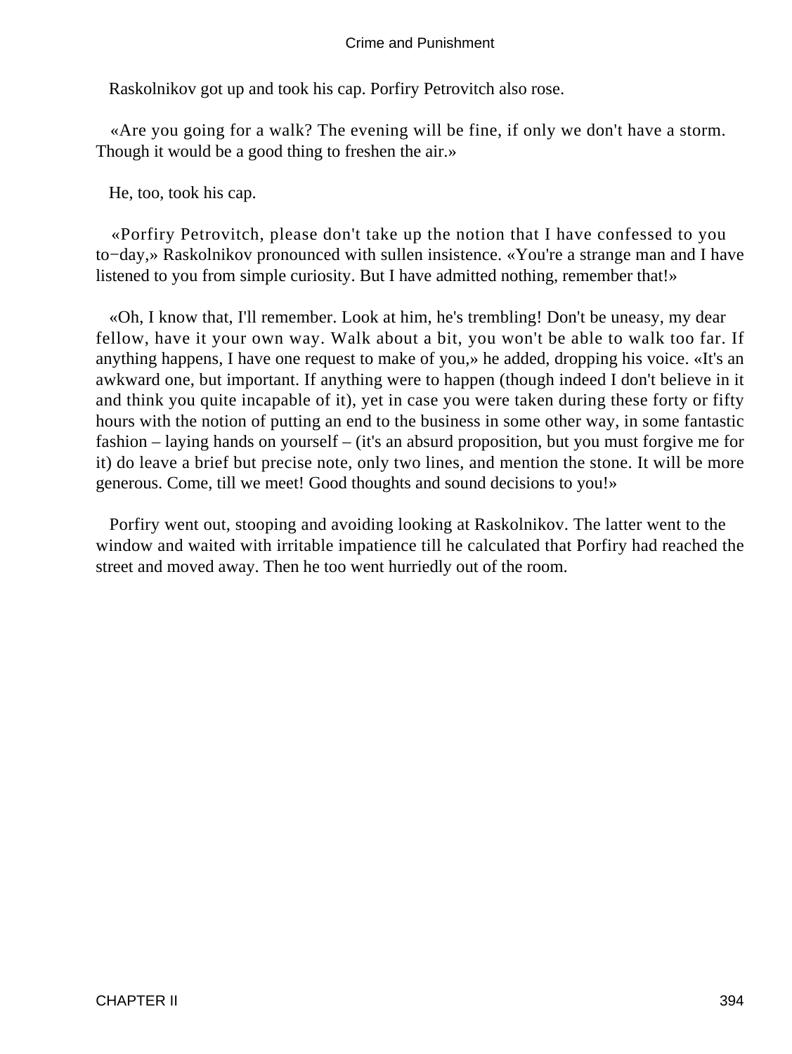Raskolnikov got up and took his cap. Porfiry Petrovitch also rose.

«Are you going for a walk? The evening will be fine, if only we don't have a storm. Though it would be a good thing to freshen the air.»

He, too, took his cap.

«Porfiry Petrovitch, please don't take up the notion that I have confessed to you to−day,» Raskolnikov pronounced with sullen insistence. «You're a strange man and I have listened to you from simple curiosity. But I have admitted nothing, remember that!»

«Oh, I know that, I'll remember. Look at him, he's trembling! Don't be uneasy, my dear fellow, have it your own way. Walk about a bit, you won't be able to walk too far. If anything happens, I have one request to make of you,» he added, dropping his voice. «It's an awkward one, but important. If anything were to happen (though indeed I don't believe in it and think you quite incapable of it), yet in case you were taken during these forty or fifty hours with the notion of putting an end to the business in some other way, in some fantastic fashion – laying hands on yourself – (it's an absurd proposition, but you must forgive me for it) do leave a brief but precise note, only two lines, and mention the stone. It will be more generous. Come, till we meet! Good thoughts and sound decisions to you!»

Porfiry went out, stooping and avoiding looking at Raskolnikov. The latter went to the window and waited with irritable impatience till he calculated that Porfiry had reached the street and moved away. Then he too went hurriedly out of the room.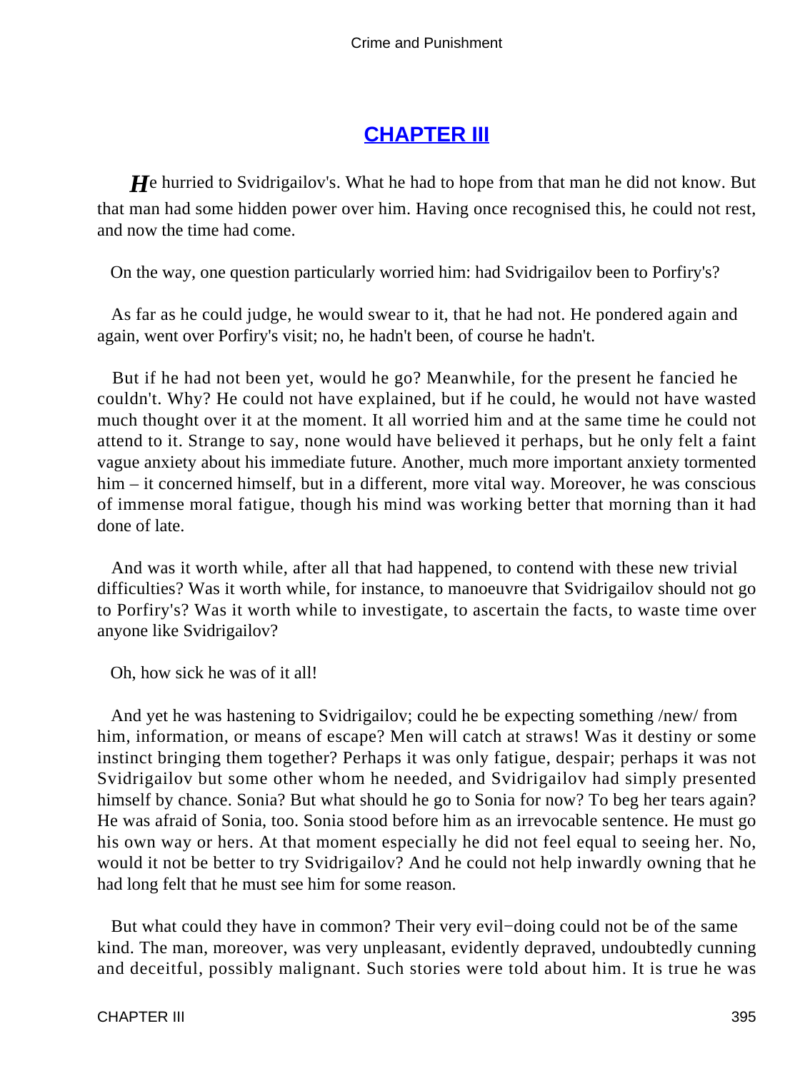## CHAPTER III

He hurried to Svidrigailov's. What he had to hope from that man he did not know. But that man had some hidden power over him. Having once recognised this, he could not rest, and now the time had come.

On the way, one question particularly worried him: had Svidrigailov been to Porfiry's?

As far as he could judge, he would swear to it, that he had not. He pondered again and again, went over Porfiry's visit; no, he hadn't been, of course he hadn't.

But if he had not been yet, would he go? Meanwhile, for the present he fancied he couldn't. Why? He could not have explained, but if he could, he would not have wasted much thought over it at the moment. It all worried him and at the same time he could not attend to it. Strange to say, none would have believed it perhaps, but he only felt a faint vague anxiety about his immediate future. Another, much more important anxiety tormented him – it concerned himself, but in a different, more vital way. Moreover, he was conscious of immense moral fatigue, though his mind was working better that morning than it had done of late.

And was it worth while, after all that had happened, to contend with these new trivial difficulties? Was it worth while, for instance, to manoeuvre that Svidrigailov should not go to Porfiry's? Was it worth while to investigate, to ascertain the facts, to waste time over anyone like Svidrigailov?

Oh, how sick he was of it all!

And yet he was hastening to Svidrigailov; could he be expecting something /new/ from him, information, or means of escape? Men will catch at straws! Was it destiny or some instinct bringing them together? Perhaps it was only fatigue, despair; perhaps it was not Svidrigailov but some other whom he needed, and Svidrigailov had simply presented himself by chance. Sonia? But what should he go to Sonia for now? To beg her tears again? He was afraid of Sonia, too. Sonia stood before him as an irrevocable sentence. He must go his own way or hers. At that moment especially he did not feel equal to seeing her. No, would it not be better to try Svidrigailov? And he could not help inwardly owning that he had long felt that he must see him for some reason.

But what could they have in common? Their very evil-doing could not be of the same kind. The man, moreover, was very unpleasant, evidently depraved, undoubtedly cunning and deceitful, possibly malignant. Such stories were told about him. It is true he was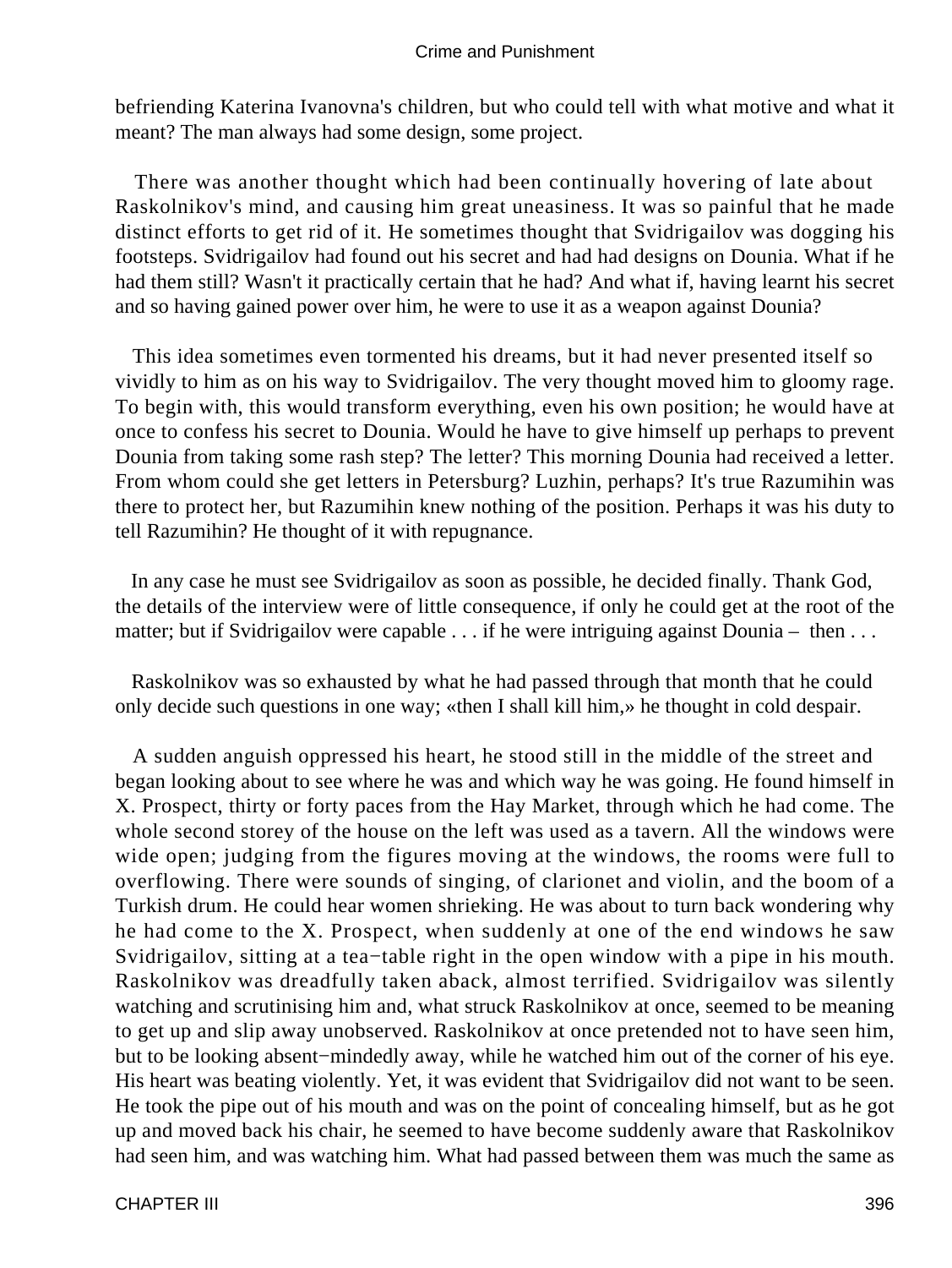befriending Katerina Ivanovna's children, but who could tell with what motive and what it meant? The man always had some design, some project.

There was another thought which had been continually hovering of late about Raskolnikov's mind, and causing him great uneasiness. It was so painful that he made distinct efforts to get rid of it. He sometimes thought that Svidrigailov was dogging his footsteps. Svidrigailov had found out his secret and had had designs on Dounia. What if he had them still? Wasn't it practically certain that he had? And what if, having learnt his secret and so having gained power over him, he were to use it as a weapon against Dounia?

This idea sometimes even tormented his dreams, but it had never presented itself so vividly to him as on his way to Svidrigailov. The very thought moved him to gloomy rage. To begin with, this would transform everything, even his own position; he would have at once to confess his secret to Dounia. Would he have to give himself up perhaps to prevent Dounia from taking some rash step? The letter? This morning Dounia had received a letter. From whom could she get letters in Petersburg? Luzhin, perhaps? It's true Razumihin was there to protect her, but Razumihin knew nothing of the position. Perhaps it was his duty to tell Razumihin? He thought of it with repugnance.

In any case he must see Svidrigailov as soon as possible, he decided finally. Thank God, the details of the interview were of little consequence, if only he could get at the root of the matter; but if Svidrigailov were capable . . . if he were intriguing against Dounia – then . . .

Raskolnikov was so exhausted by what he had passed through that month that he could only decide such questions in one way; «then I shall kill him,» he thought in cold despair.

A sudden anguish oppressed his heart, he stood still in the middle of the street and began looking about to see where he was and which way he was going. He found himself in X. Prospect, thirty or forty paces from the Hay Market, through which he had come. The whole second storey of the house on the left was used as a tavern. All the windows were wide open; judging from the figures moving at the windows, the rooms were full to overflowing. There were sounds of singing, of clarionet and violin, and the boom of a Turkish drum. He could hear women shrieking. He was about to turn back wondering why he had come to the X. Prospect, when suddenly at one of the end windows he saw Svidrigailov, sitting at a tea−table right in the open window with a pipe in his mouth. Raskolnikov was dreadfully taken aback, almost terrified. Svidrigailov was silently watching and scrutinising him and, what struck Raskolnikov at once, seemed to be meaning to get up and slip away unobserved. Raskolnikov at once pretended not to have seen him, but to be looking absent−mindedly away, while he watched him out of the corner of his eye. His heart was beating violently. Yet, it was evident that Svidrigailov did not want to be seen. He took the pipe out of his mouth and was on the point of concealing himself, but as he got up and moved back his chair, he seemed to have become suddenly aware that Raskolnikov had seen him, and was watching him. What had passed between them was much the same as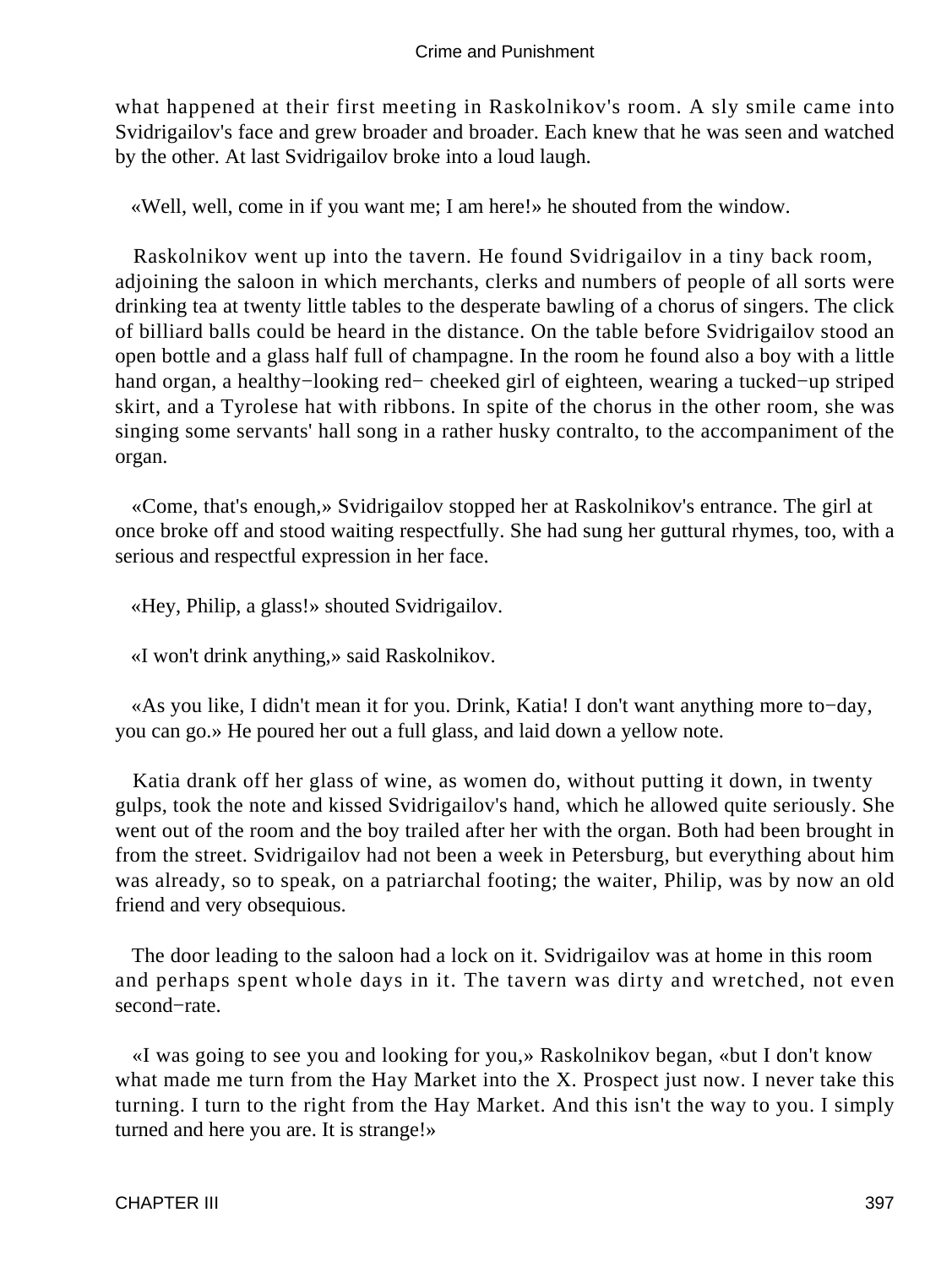what happened at their first meeting in Raskolnikov's room. A sly smile came into Svidrigailov's face and grew broader and broader. Each knew that he was seen and watched by the other. At last Svidrigailov broke into a loud laugh.

«Well, well, come in if you want me; I am here!» he shouted from the window.

Raskolnikov went up into the tavern. He found Svidrigailov in a tiny back room, adjoining the saloon in which merchants, clerks and numbers of people of all sorts were drinking tea at twenty little tables to the desperate bawling of a chorus of singers. The click of billiard balls could be heard in the distance. On the table before Svidrigailov stood an open bottle and a glass half full of champagne. In the room he found also a boy with a little hand organ, a healthy−looking red− cheeked girl of eighteen, wearing a tucked−up striped skirt, and a Tyrolese hat with ribbons. In spite of the chorus in the other room, she was singing some servants' hall song in a rather husky contralto, to the accompaniment of the organ.

«Come, that's enough,» Svidrigailov stopped her at Raskolnikov's entrance. The girl at once broke off and stood waiting respectfully. She had sung her guttural rhymes, too, with a serious and respectful expression in her face.

«Hey, Philip, a glass!» shouted Svidrigailov.

«I won't drink anything,» said Raskolnikov.

«As you like, I didn't mean it for you. Drink, Katia! I don't want anything more to−day, you can go.» He poured her out a full glass, and laid down a yellow note.

Katia drank off her glass of wine, as women do, without putting it down, in twenty gulps, took the note and kissed Svidrigailov's hand, which he allowed quite seriously. She went out of the room and the boy trailed after her with the organ. Both had been brought in from the street. Svidrigailov had not been a week in Petersburg, but everything about him was already, so to speak, on a patriarchal footing; the waiter, Philip, was by now an old friend and very obsequious.

The door leading to the saloon had a lock on it. Svidrigailov was at home in this room and perhaps spent whole days in it. The tavern was dirty and wretched, not even second−rate.

«I was going to see you and looking for you,» Raskolnikov began, «but I don't know what made me turn from the Hay Market into the X. Prospect just now. I never take this turning. I turn to the right from the Hay Market. And this isn't the way to you. I simply turned and here you are. It is strange!»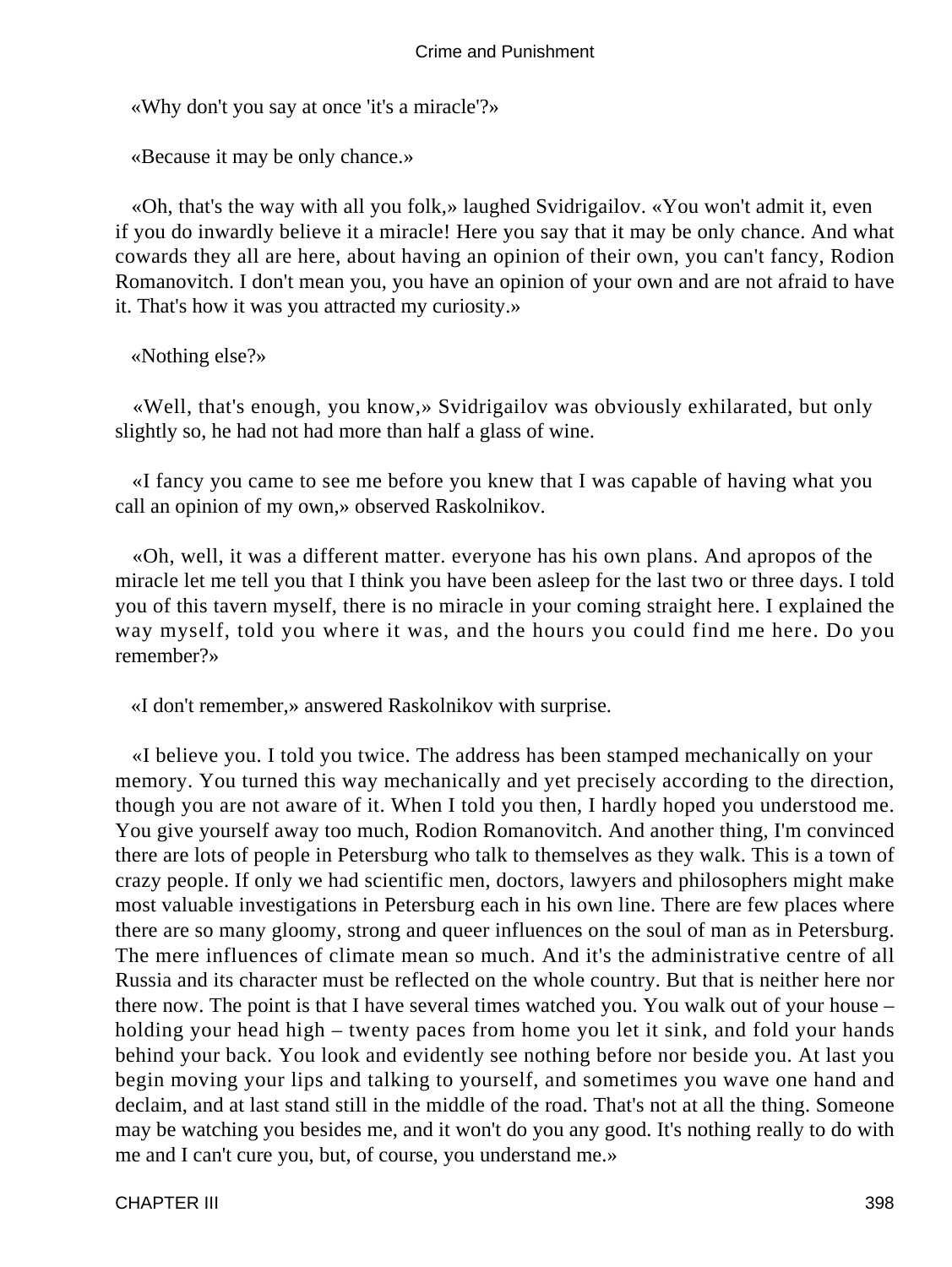«Why don't you say at once 'it's a miracle'?»

«Because it may be only chance.»

«Oh, that's the way with all you folk,» laughed Svidrigailov. «You won't admit it, even if you do inwardly believe it a miracle! Here you say that it may be only chance. And what cowards they all are here, about having an opinion of their own, you can't fancy, Rodion Romanovitch. I don't mean you, you have an opinion of your own and are not afraid to have it. That's how it was you attracted my curiosity.»

«Nothing else?»

«Well, that's enough, you know,» Svidrigailov was obviously exhilarated, but only slightly so, he had not had more than half a glass of wine.

«I fancy you came to see me before you knew that I was capable of having what you call an opinion of my own,» observed Raskolnikov.

«Oh, well, it was a different matter. everyone has his own plans. And apropos of the miracle let me tell you that I think you have been asleep for the last two or three days. I told you of this tavern myself, there is no miracle in your coming straight here. I explained the way myself, told you where it was, and the hours you could find me here. Do you remember?»

«I don't remember,» answered Raskolnikov with surprise.

«I believe you. I told you twice. The address has been stamped mechanically on your memory. You turned this way mechanically and yet precisely according to the direction, though you are not aware of it. When I told you then, I hardly hoped you understood me. You give yourself away too much, Rodion Romanovitch. And another thing, I'm convinced there are lots of people in Petersburg who talk to themselves as they walk. This is a town of crazy people. If only we had scientific men, doctors, lawyers and philosophers might make most valuable investigations in Petersburg each in his own line. There are few places where there are so many gloomy, strong and queer influences on the soul of man as in Petersburg. The mere influences of climate mean so much. And it's the administrative centre of all Russia and its character must be reflected on the whole country. But that is neither here nor there now. The point is that I have several times watched you. You walk out of your house – holding your head high – twenty paces from home you let it sink, and fold your hands behind your back. You look and evidently see nothing before nor beside you. At last you begin moving your lips and talking to yourself, and sometimes you wave one hand and declaim, and at last stand still in the middle of the road. That's not at all the thing. Someone may be watching you besides me, and it won't do you any good. It's nothing really to do with me and I can't cure you, but, of course, you understand me.»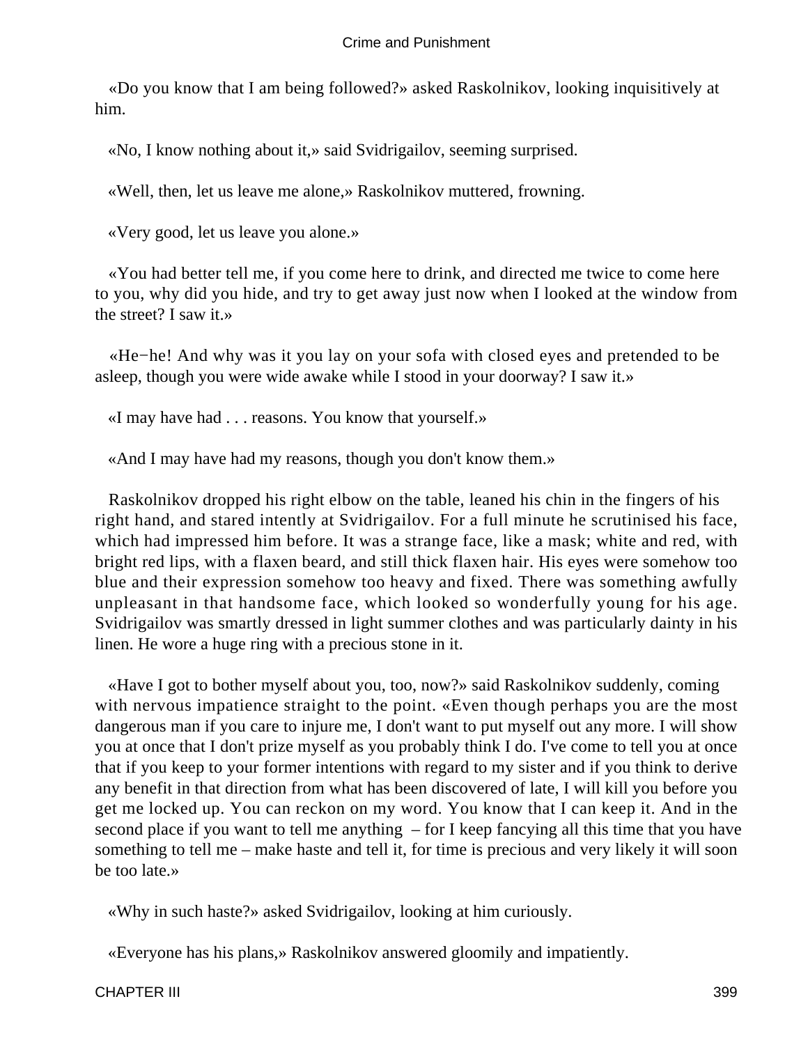«Do you know that I am being followed?» asked Raskolnikov, looking inquisitively at him.

«No, I know nothing about it,» said Svidrigailov, seeming surprised.

«Well, then, let us leave me alone,» Raskolnikov muttered, frowning.

«Very good, let us leave you alone.»

«You had better tell me, if you come here to drink, and directed me twice to come here to you, why did you hide, and try to get away just now when I looked at the window from the street? I saw it.»

«He−he! And why was it you lay on your sofa with closed eyes and pretended to be asleep, though you were wide awake while I stood in your doorway? I saw it.»

«I may have had . . . reasons. You know that yourself.»

«And I may have had my reasons, though you don't know them.»

Raskolnikov dropped his right elbow on the table, leaned his chin in the fingers of his right hand, and stared intently at Svidrigailov. For a full minute he scrutinised his face, which had impressed him before. It was a strange face, like a mask; white and red, with bright red lips, with a flaxen beard, and still thick flaxen hair. His eyes were somehow too blue and their expression somehow too heavy and fixed. There was something awfully unpleasant in that handsome face, which looked so wonderfully young for his age. Svidrigailov was smartly dressed in light summer clothes and was particularly dainty in his linen. He wore a huge ring with a precious stone in it.

«Have I got to bother myself about you, too, now?» said Raskolnikov suddenly, coming with nervous impatience straight to the point. «Even though perhaps you are the most dangerous man if you care to injure me, I don't want to put myself out any more. I will show you at once that I don't prize myself as you probably think I do. I've come to tell you at once that if you keep to your former intentions with regard to my sister and if you think to derive any benefit in that direction from what has been discovered of late, I will kill you before you get me locked up. You can reckon on my word. You know that I can keep it. And in the second place if you want to tell me anything – for I keep fancying all this time that you have something to tell me – make haste and tell it, for time is precious and very likely it will soon be too late.»

«Why in such haste?» asked Svidrigailov, looking at him curiously.

«Everyone has his plans,» Raskolnikov answered gloomily and impatiently.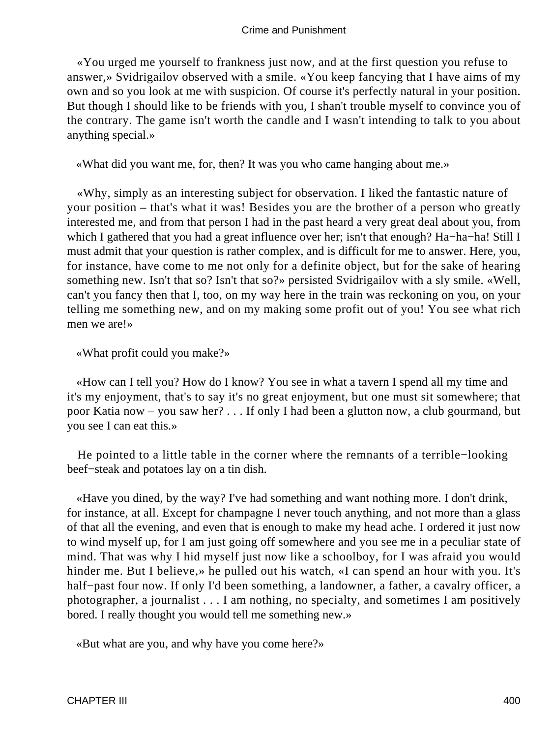«You urged me yourself to frankness just now, and at the first question you refuse to answer,» Svidrigailov observed with a smile. «You keep fancying that I have aims of my own and so you look at me with suspicion. Of course it's perfectly natural in your position. But though I should like to be friends with you, I shan't trouble myself to convince you of the contrary. The game isn't worth the candle and I wasn't intending to talk to you about anything special.»

«What did you want me, for, then? It was you who came hanging about me.»

«Why, simply as an interesting subject for observation. I liked the fantastic nature of your position – that's what it was! Besides you are the brother of a person who greatly interested me, and from that person I had in the past heard a very great deal about you, from which I gathered that you had a great influence over her; isn't that enough? Ha−ha−ha! Still I must admit that your question is rather complex, and is difficult for me to answer. Here, you, for instance, have come to me not only for a definite object, but for the sake of hearing something new. Isn't that so? Isn't that so?» persisted Svidrigailov with a sly smile. «Well, can't you fancy then that I, too, on my way here in the train was reckoning on you, on your telling me something new, and on my making some profit out of you! You see what rich men we are!»

«What profit could you make?»

«How can I tell you? How do I know? You see in what a tavern I spend all my time and it's my enjoyment, that's to say it's no great enjoyment, but one must sit somewhere; that poor Katia now – you saw her? . . . If only I had been a glutton now, a club gourmand, but you see I can eat this.»

He pointed to a little table in the corner where the remnants of a terrible−looking beef−steak and potatoes lay on a tin dish.

«Have you dined, by the way? I've had something and want nothing more. I don't drink, for instance, at all. Except for champagne I never touch anything, and not more than a glass of that all the evening, and even that is enough to make my head ache. I ordered it just now to wind myself up, for I am just going off somewhere and you see me in a peculiar state of mind. That was why I hid myself just now like a schoolboy, for I was afraid you would hinder me. But I believe,» he pulled out his watch, «I can spend an hour with you. It's half−past four now. If only I'd been something, a landowner, a father, a cavalry officer, a photographer, a journalist . . . I am nothing, no specialty, and sometimes I am positively bored. I really thought you would tell me something new.»

«But what are you, and why have you come here?»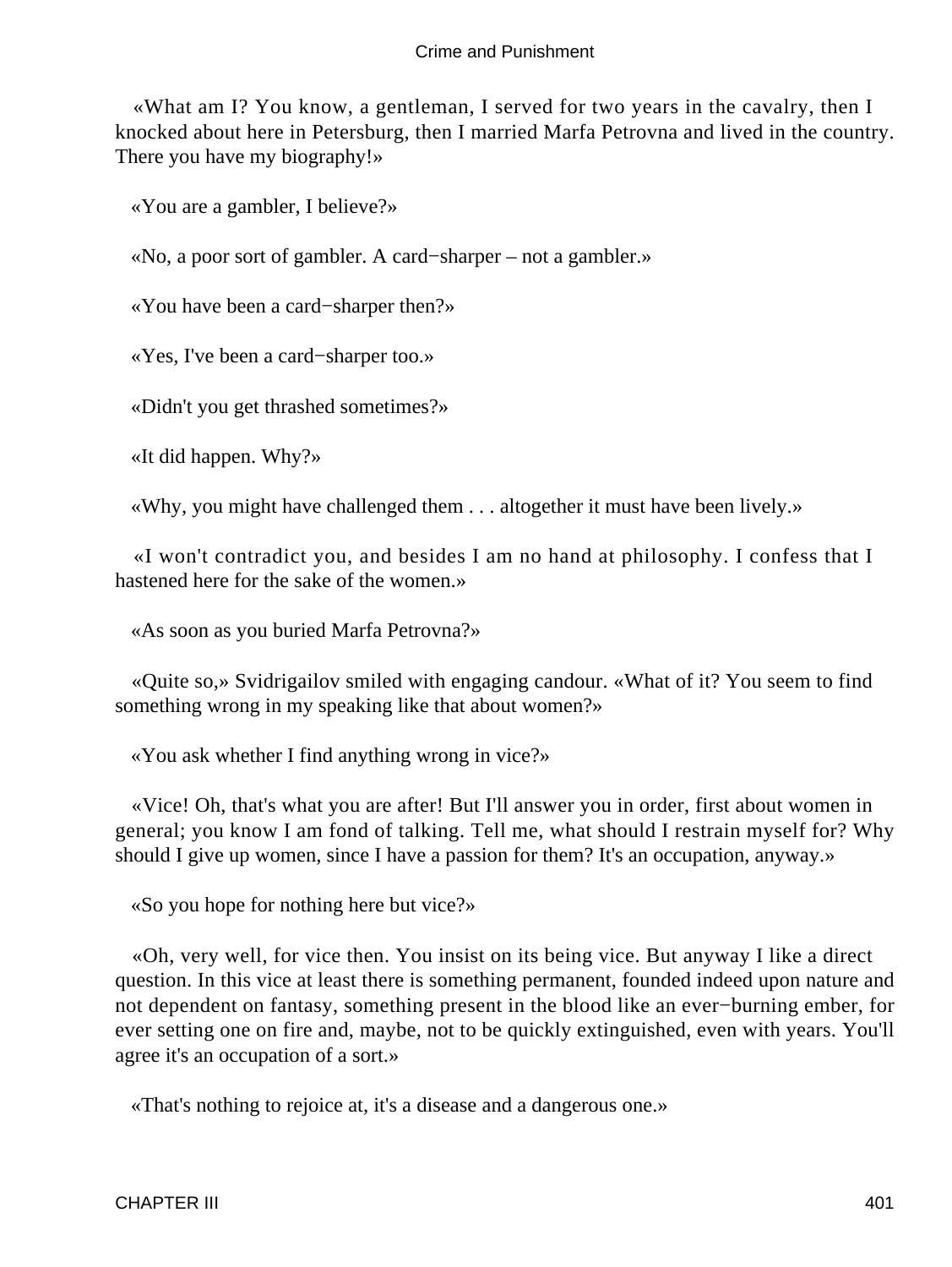«What am I? You know, a gentleman, I served for two years in the cavalry, then I knocked about here in Petersburg, then I married Marfa Petrovna and lived in the country. There you have my biography!»

«You are a gambler, I believe?»

«No, a poor sort of gambler. A card−sharper – not a gambler.»

«You have been a card−sharper then?»

«Yes, I've been a card−sharper too.»

«Didn't you get thrashed sometimes?»

«It did happen. Why?»

«Why, you might have challenged them . . . altogether it must have been lively.»

«I won't contradict you, and besides I am no hand at philosophy. I confess that I hastened here for the sake of the women.»

«As soon as you buried Marfa Petrovna?»

«Quite so,» Svidrigailov smiled with engaging candour. «What of it? You seem to find something wrong in my speaking like that about women?»

«You ask whether I find anything wrong in vice?»

«Vice! Oh, that's what you are after! But I'll answer you in order, first about women in general; you know I am fond of talking. Tell me, what should I restrain myself for? Why should I give up women, since I have a passion for them? It's an occupation, anyway.»

«So you hope for nothing here but vice?»

«Oh, very well, for vice then. You insist on its being vice. But anyway I like a direct question. In this vice at least there is something permanent, founded indeed upon nature and not dependent on fantasy, something present in the blood like an ever−burning ember, for ever setting one on fire and, maybe, not to be quickly extinguished, even with years. You'll agree it's an occupation of a sort.»

«That's nothing to rejoice at, it's a disease and a dangerous one.»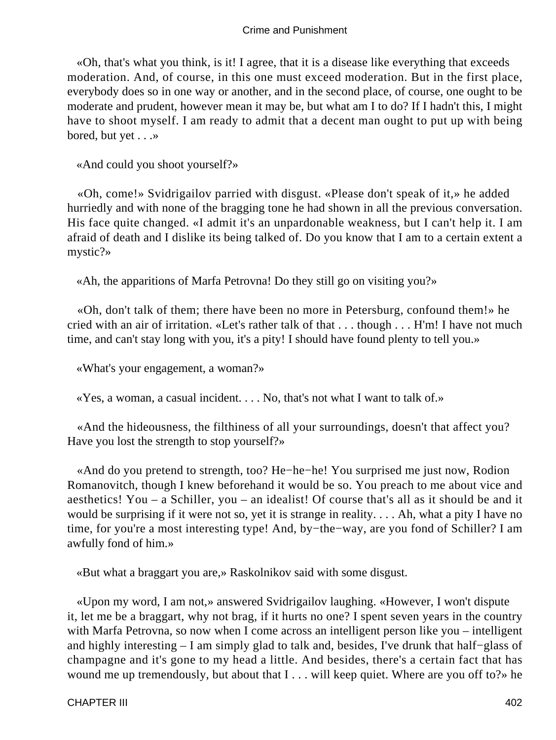«Oh, that's what you think, is it! I agree, that it is a disease like everything that exceeds moderation. And, of course, in this one must exceed moderation. But in the first place, everybody does so in one way or another, and in the second place, of course, one ought to be moderate and prudent, however mean it may be, but what am I to do? If I hadn't this, I might have to shoot myself. I am ready to admit that a decent man ought to put up with being bored, but yet . . .»

«And could you shoot yourself?»

«Oh, come!» Svidrigailov parried with disgust. «Please don't speak of it,» he added hurriedly and with none of the bragging tone he had shown in all the previous conversation. His face quite changed. «I admit it's an unpardonable weakness, but I can't help it. I am afraid of death and I dislike its being talked of. Do you know that I am to a certain extent a mystic?»

«Ah, the apparitions of Marfa Petrovna! Do they still go on visiting you?»

«Oh, don't talk of them; there have been no more in Petersburg, confound them!» he cried with an air of irritation. «Let's rather talk of that . . . though . . . H'm! I have not much time, and can't stay long with you, it's a pity! I should have found plenty to tell you.»

«What's your engagement, a woman?»

«Yes, a woman, a casual incident. . . . No, that's not what I want to talk of.»

«And the hideousness, the filthiness of all your surroundings, doesn't that affect you? Have you lost the strength to stop yourself?»

«And do you pretend to strength, too? He−he−he! You surprised me just now, Rodion Romanovitch, though I knew beforehand it would be so. You preach to me about vice and aesthetics! You – a Schiller, you – an idealist! Of course that's all as it should be and it would be surprising if it were not so, yet it is strange in reality. . . . Ah, what a pity I have no time, for you're a most interesting type! And, by−the−way, are you fond of Schiller? I am awfully fond of him.»

«But what a braggart you are,» Raskolnikov said with some disgust.

«Upon my word, I am not,» answered Svidrigailov laughing. «However, I won't dispute it, let me be a braggart, why not brag, if it hurts no one? I spent seven years in the country with Marfa Petrovna, so now when I come across an intelligent person like you – intelligent and highly interesting – I am simply glad to talk and, besides, I've drunk that half−glass of champagne and it's gone to my head a little. And besides, there's a certain fact that has wound me up tremendously, but about that I . . . will keep quiet. Where are you off to?» he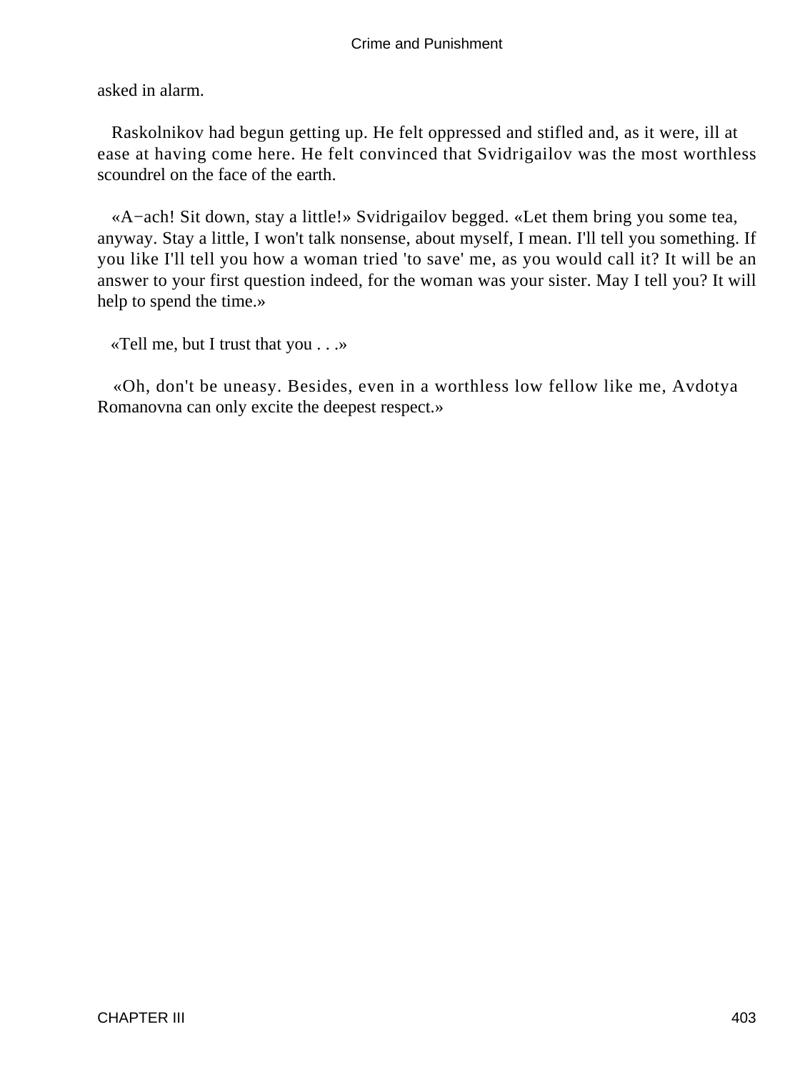asked in alarm.

Raskolnikov had begun getting up. He felt oppressed and stifled and, as it were, ill at ease at having come here. He felt convinced that Svidrigailov was the most worthless scoundrel on the face of the earth.

«A−ach! Sit down, stay a little!» Svidrigailov begged. «Let them bring you some tea, anyway. Stay a little, I won't talk nonsense, about myself, I mean. I'll tell you something. If you like I'll tell you how a woman tried 'to save' me, as you would call it? It will be an answer to your first question indeed, for the woman was your sister. May I tell you? It will help to spend the time.»

«Tell me, but I trust that you . . .»

«Oh, don't be uneasy. Besides, even in a worthless low fellow like me, Avdotya Romanovna can only excite the deepest respect.»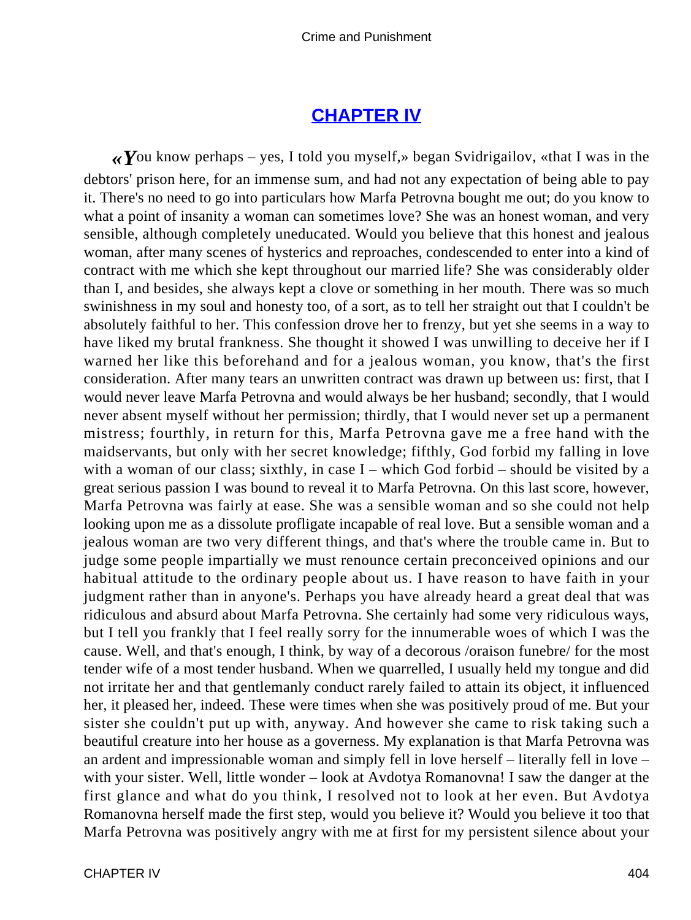## CHAPTER IV

«You know perhaps – yes, I told you myself,» began Svidrigailov, «that I was in the debtors' prison here, for an immense sum, and had not any expectation of being able to pay it. There's no need to go into particulars how Marfa Petrovna bought me out; do you know to what a point of insanity a woman can sometimes love? She was an honest woman, and very sensible, although completely uneducated. Would you believe that this honest and jealous woman, after many scenes of hysterics and reproaches, condescended to enter into a kind of contract with me which she kept throughout our married life? She was considerably older than I, and besides, she always kept a clove or something in her mouth. There was so much swinishness in my soul and honesty too, of a sort, as to tell her straight out that I couldn't be absolutely faithful to her. This confession drove her to frenzy, but yet she seems in a way to have liked my brutal frankness. She thought it showed I was unwilling to deceive her if I warned her like this beforehand and for a jealous woman, you know, that's the first consideration. After many tears an unwritten contract was drawn up between us: first, that I would never leave Marfa Petrovna and would always be her husband; secondly, that I would never absent myself without her permission; thirdly, that I would never set up a permanent mistress; fourthly, in return for this, Marfa Petrovna gave me a free hand with the maidservants, but only with her secret knowledge; fifthly, God forbid my falling in love with a woman of our class; sixthly, in case I – which God forbid – should be visited by a great serious passion I was bound to reveal it to Marfa Petrovna. On this last score, however, Marfa Petrovna was fairly at ease. She was a sensible woman and so she could not help looking upon me as a dissolute profligate incapable of real love. But a sensible woman and a jealous woman are two very different things, and that's where the trouble came in. But to judge some people impartially we must renounce certain preconceived opinions and our habitual attitude to the ordinary people about us. I have reason to have faith in your judgment rather than in anyone's. Perhaps you have already heard a great deal that was ridiculous and absurd about Marfa Petrovna. She certainly had some very ridiculous ways, but I tell you frankly that I feel really sorry for the innumerable woes of which I was the cause. Well, and that's enough, I think, by way of a decorous /oraison funebre/ for the most tender wife of a most tender husband. When we quarrelled, I usually held my tongue and did not irritate her and that gentlemanly conduct rarely failed to attain its object, it influenced her, it pleased her, indeed. These were times when she was positively proud of me. But your sister she couldn't put up with, anyway. And however she came to risk taking such a beautiful creature into her house as a governess. My explanation is that Marfa Petrovna was an ardent and impressionable woman and simply fell in love herself – literally fell in love – with your sister. Well, little wonder – look at Avdotya Romanovna! I saw the danger at the first glance and what do you think, I resolved not to look at her even. But Avdotya Romanovna herself made the first step, would you believe it? Would you believe it too that Marfa Petrovna was positively angry with me at first for my persistent silence about your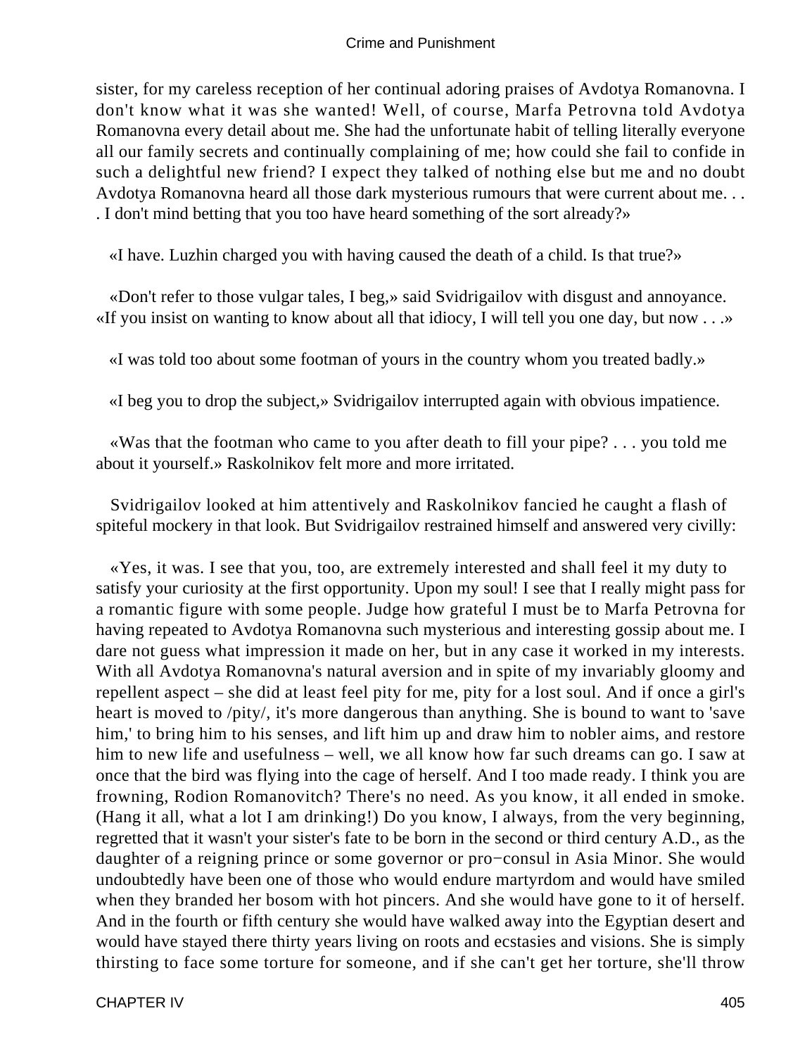sister, for my careless reception of her continual adoring praises of Avdotya Romanovna. I don't know what it was she wanted! Well, of course, Marfa Petrovna told Avdotya Romanovna every detail about me. She had the unfortunate habit of telling literally everyone all our family secrets and continually complaining of me; how could she fail to confide in such a delightful new friend? I expect they talked of nothing else but me and no doubt Avdotya Romanovna heard all those dark mysterious rumours that were current about me. . . . I don't mind betting that you too have heard something of the sort already?»

«I have. Luzhin charged you with having caused the death of a child. Is that true?»

«Don't refer to those vulgar tales, I beg,» said Svidrigailov with disgust and annoyance. «If you insist on wanting to know about all that idiocy, I will tell you one day, but now . . .»

«I was told too about some footman of yours in the country whom you treated badly.»

«I beg you to drop the subject,» Svidrigailov interrupted again with obvious impatience.

«Was that the footman who came to you after death to fill your pipe? . . . you told me about it yourself.» Raskolnikov felt more and more irritated.

Svidrigailov looked at him attentively and Raskolnikov fancied he caught a flash of spiteful mockery in that look. But Svidrigailov restrained himself and answered very civilly:

«Yes, it was. I see that you, too, are extremely interested and shall feel it my duty to satisfy your curiosity at the first opportunity. Upon my soul! I see that I really might pass for a romantic figure with some people. Judge how grateful I must be to Marfa Petrovna for having repeated to Avdotya Romanovna such mysterious and interesting gossip about me. I dare not guess what impression it made on her, but in any case it worked in my interests. With all Avdotya Romanovna's natural aversion and in spite of my invariably gloomy and repellent aspect – she did at least feel pity for me, pity for a lost soul. And if once a girl's heart is moved to /pity/, it's more dangerous than anything. She is bound to want to 'save him,' to bring him to his senses, and lift him up and draw him to nobler aims, and restore him to new life and usefulness – well, we all know how far such dreams can go. I saw at once that the bird was flying into the cage of herself. And I too made ready. I think you are frowning, Rodion Romanovitch? There's no need. As you know, it all ended in smoke. (Hang it all, what a lot I am drinking!) Do you know, I always, from the very beginning, regretted that it wasn't your sister's fate to be born in the second or third century A.D., as the daughter of a reigning prince or some governor or pro−consul in Asia Minor. She would undoubtedly have been one of those who would endure martyrdom and would have smiled when they branded her bosom with hot pincers. And she would have gone to it of herself. And in the fourth or fifth century she would have walked away into the Egyptian desert and would have stayed there thirty years living on roots and ecstasies and visions. She is simply thirsting to face some torture for someone, and if she can't get her torture, she'll throw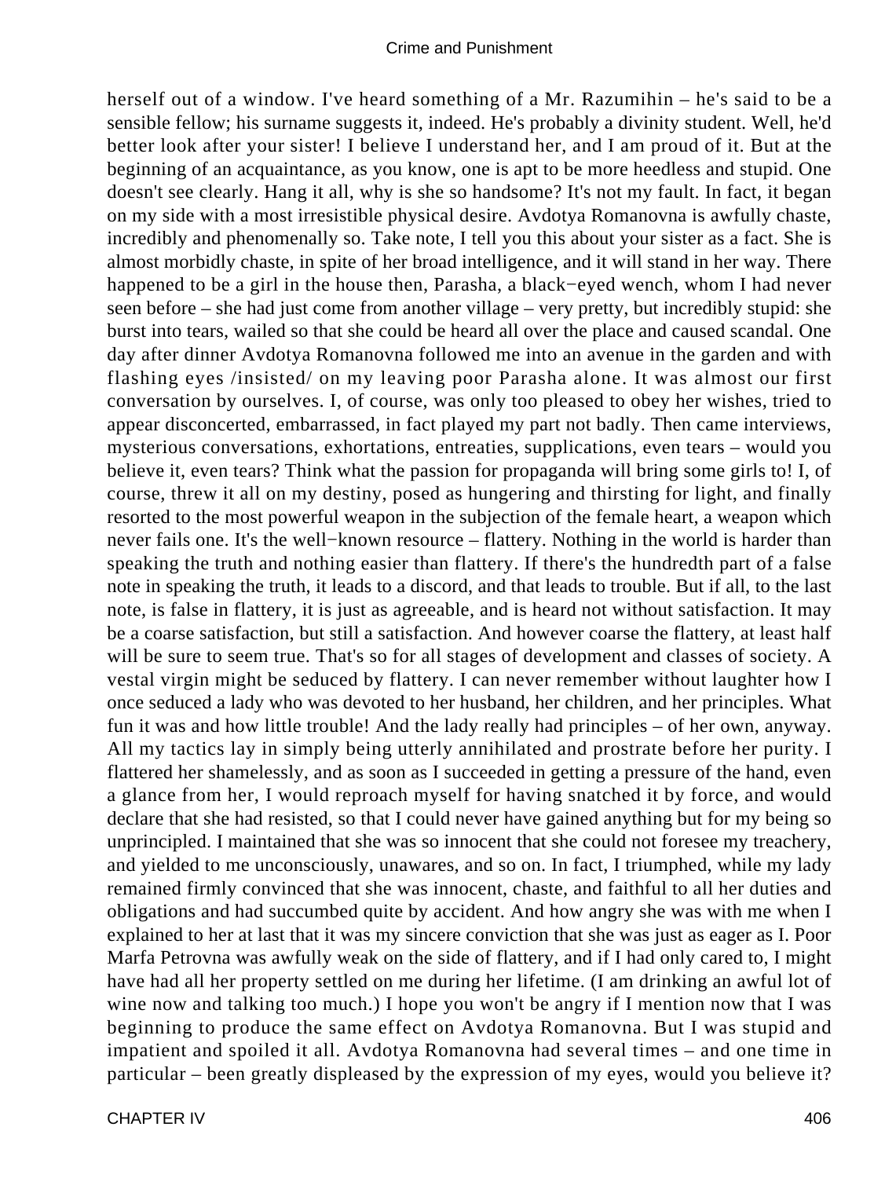herself out of a window. I've heard something of a Mr. Razumihin – he's said to be a sensible fellow; his surname suggests it, indeed. He's probably a divinity student. Well, he'd better look after your sister! I believe I understand her, and I am proud of it. But at the beginning of an acquaintance, as you know, one is apt to be more heedless and stupid. One doesn't see clearly. Hang it all, why is she so handsome? It's not my fault. In fact, it began on my side with a most irresistible physical desire. Avdotya Romanovna is awfully chaste, incredibly and phenomenally so. Take note, I tell you this about your sister as a fact. She is almost morbidly chaste, in spite of her broad intelligence, and it will stand in her way. There happened to be a girl in the house then, Parasha, a black−eyed wench, whom I had never seen before – she had just come from another village – very pretty, but incredibly stupid: she burst into tears, wailed so that she could be heard all over the place and caused scandal. One day after dinner Avdotya Romanovna followed me into an avenue in the garden and with flashing eyes /insisted/ on my leaving poor Parasha alone. It was almost our first conversation by ourselves. I, of course, was only too pleased to obey her wishes, tried to appear disconcerted, embarrassed, in fact played my part not badly. Then came interviews, mysterious conversations, exhortations, entreaties, supplications, even tears – would you believe it, even tears? Think what the passion for propaganda will bring some girls to! I, of course, threw it all on my destiny, posed as hungering and thirsting for light, and finally resorted to the most powerful weapon in the subjection of the female heart, a weapon which never fails one. It's the well−known resource – flattery. Nothing in the world is harder than speaking the truth and nothing easier than flattery. If there's the hundredth part of a false note in speaking the truth, it leads to a discord, and that leads to trouble. But if all, to the last note, is false in flattery, it is just as agreeable, and is heard not without satisfaction. It may be a coarse satisfaction, but still a satisfaction. And however coarse the flattery, at least half will be sure to seem true. That's so for all stages of development and classes of society. A vestal virgin might be seduced by flattery. I can never remember without laughter how I once seduced a lady who was devoted to her husband, her children, and her principles. What fun it was and how little trouble! And the lady really had principles – of her own, anyway. All my tactics lay in simply being utterly annihilated and prostrate before her purity. I flattered her shamelessly, and as soon as I succeeded in getting a pressure of the hand, even a glance from her, I would reproach myself for having snatched it by force, and would declare that she had resisted, so that I could never have gained anything but for my being so unprincipled. I maintained that she was so innocent that she could not foresee my treachery, and yielded to me unconsciously, unawares, and so on. In fact, I triumphed, while my lady remained firmly convinced that she was innocent, chaste, and faithful to all her duties and obligations and had succumbed quite by accident. And how angry she was with me when I explained to her at last that it was my sincere conviction that she was just as eager as I. Poor Marfa Petrovna was awfully weak on the side of flattery, and if I had only cared to, I might have had all her property settled on me during her lifetime. (I am drinking an awful lot of wine now and talking too much.) I hope you won't be angry if I mention now that I was beginning to produce the same effect on Avdotya Romanovna. But I was stupid and impatient and spoiled it all. Avdotya Romanovna had several times – and one time in particular – been greatly displeased by the expression of my eyes, would you believe it?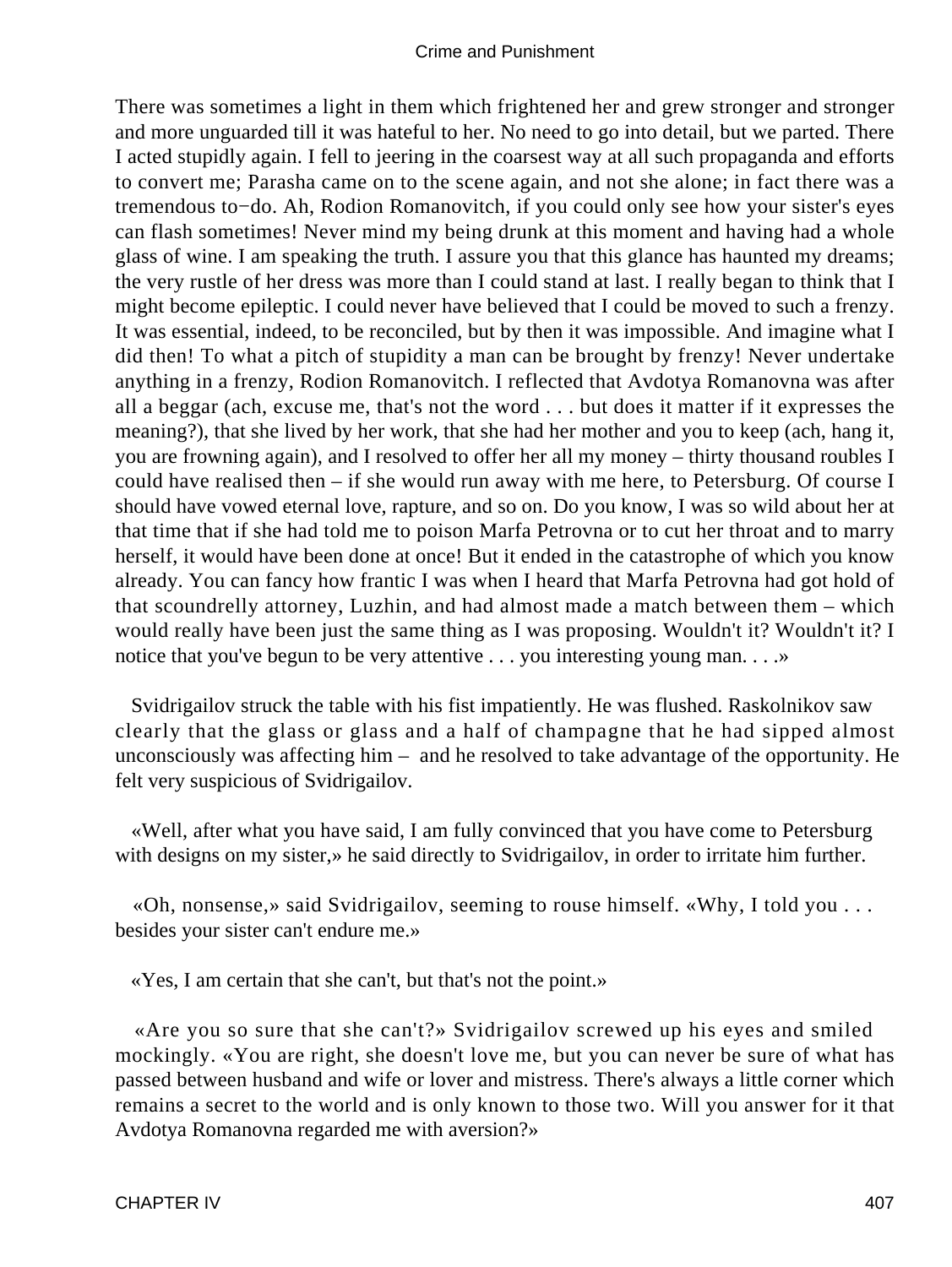There was sometimes a light in them which frightened her and grew stronger and stronger and more unguarded till it was hateful to her. No need to go into detail, but we parted. There I acted stupidly again. I fell to jeering in the coarsest way at all such propaganda and efforts to convert me; Parasha came on to the scene again, and not she alone; in fact there was a tremendous to−do. Ah, Rodion Romanovitch, if you could only see how your sister's eyes can flash sometimes! Never mind my being drunk at this moment and having had a whole glass of wine. I am speaking the truth. I assure you that this glance has haunted my dreams; the very rustle of her dress was more than I could stand at last. I really began to think that I might become epileptic. I could never have believed that I could be moved to such a frenzy. It was essential, indeed, to be reconciled, but by then it was impossible. And imagine what I did then! To what a pitch of stupidity a man can be brought by frenzy! Never undertake anything in a frenzy, Rodion Romanovitch. I reflected that Avdotya Romanovna was after all a beggar (ach, excuse me, that's not the word . . . but does it matter if it expresses the meaning?), that she lived by her work, that she had her mother and you to keep (ach, hang it, you are frowning again), and I resolved to offer her all my money – thirty thousand roubles I could have realised then – if she would run away with me here, to Petersburg. Of course I should have vowed eternal love, rapture, and so on. Do you know, I was so wild about her at that time that if she had told me to poison Marfa Petrovna or to cut her throat and to marry herself, it would have been done at once! But it ended in the catastrophe of which you know already. You can fancy how frantic I was when I heard that Marfa Petrovna had got hold of that scoundrelly attorney, Luzhin, and had almost made a match between them – which would really have been just the same thing as I was proposing. Wouldn't it? Wouldn't it? I notice that you've begun to be very attentive . . . you interesting young man. . . .»

Svidrigailov struck the table with his fist impatiently. He was flushed. Raskolnikov saw clearly that the glass or glass and a half of champagne that he had sipped almost unconsciously was affecting him – and he resolved to take advantage of the opportunity. He felt very suspicious of Svidrigailov.

«Well, after what you have said, I am fully convinced that you have come to Petersburg with designs on my sister,» he said directly to Svidrigailov, in order to irritate him further.

«Oh, nonsense,» said Svidrigailov, seeming to rouse himself. «Why, I told you . . . besides your sister can't endure me.»

«Yes, I am certain that she can't, but that's not the point.»

«Are you so sure that she can't?» Svidrigailov screwed up his eyes and smiled mockingly. «You are right, she doesn't love me, but you can never be sure of what has passed between husband and wife or lover and mistress. There's always a little corner which remains a secret to the world and is only known to those two. Will you answer for it that Avdotya Romanovna regarded me with aversion?»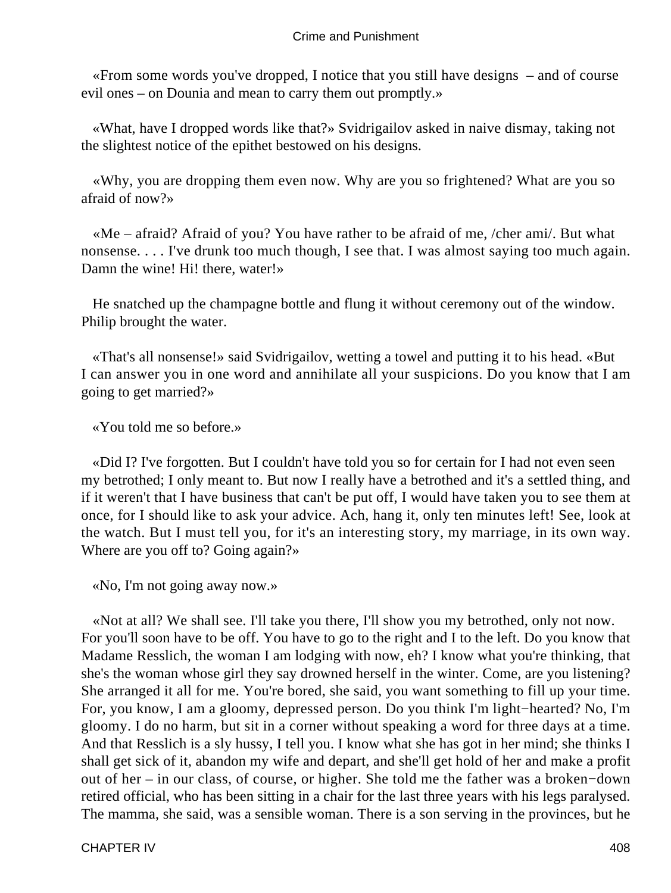«From some words you've dropped, I notice that you still have designs – and of course evil ones – on Dounia and mean to carry them out promptly.»

«What, have I dropped words like that?» Svidrigailov asked in naive dismay, taking not the slightest notice of the epithet bestowed on his designs.

«Why, you are dropping them even now. Why are you so frightened? What are you so afraid of now?»

«Me – afraid? Afraid of you? You have rather to be afraid of me, /cher ami/. But what nonsense. . . . I've drunk too much though, I see that. I was almost saying too much again. Damn the wine! Hi! there, water!»

He snatched up the champagne bottle and flung it without ceremony out of the window. Philip brought the water.

«That's all nonsense!» said Svidrigailov, wetting a towel and putting it to his head. «But I can answer you in one word and annihilate all your suspicions. Do you know that I am going to get married?»

«You told me so before.»

«Did I? I've forgotten. But I couldn't have told you so for certain for I had not even seen my betrothed; I only meant to. But now I really have a betrothed and it's a settled thing, and if it weren't that I have business that can't be put off, I would have taken you to see them at once, for I should like to ask your advice. Ach, hang it, only ten minutes left! See, look at the watch. But I must tell you, for it's an interesting story, my marriage, in its own way. Where are you off to? Going again?»

«No, I'm not going away now.»

«Not at all? We shall see. I'll take you there, I'll show you my betrothed, only not now. For you'll soon have to be off. You have to go to the right and I to the left. Do you know that Madame Resslich, the woman I am lodging with now, eh? I know what you're thinking, that she's the woman whose girl they say drowned herself in the winter. Come, are you listening? She arranged it all for me. You're bored, she said, you want something to fill up your time. For, you know, I am a gloomy, depressed person. Do you think I'm light−hearted? No, I'm gloomy. I do no harm, but sit in a corner without speaking a word for three days at a time. And that Resslich is a sly hussy, I tell you. I know what she has got in her mind; she thinks I shall get sick of it, abandon my wife and depart, and she'll get hold of her and make a profit out of her – in our class, of course, or higher. She told me the father was a broken−down retired official, who has been sitting in a chair for the last three years with his legs paralysed. The mamma, she said, was a sensible woman. There is a son serving in the provinces, but he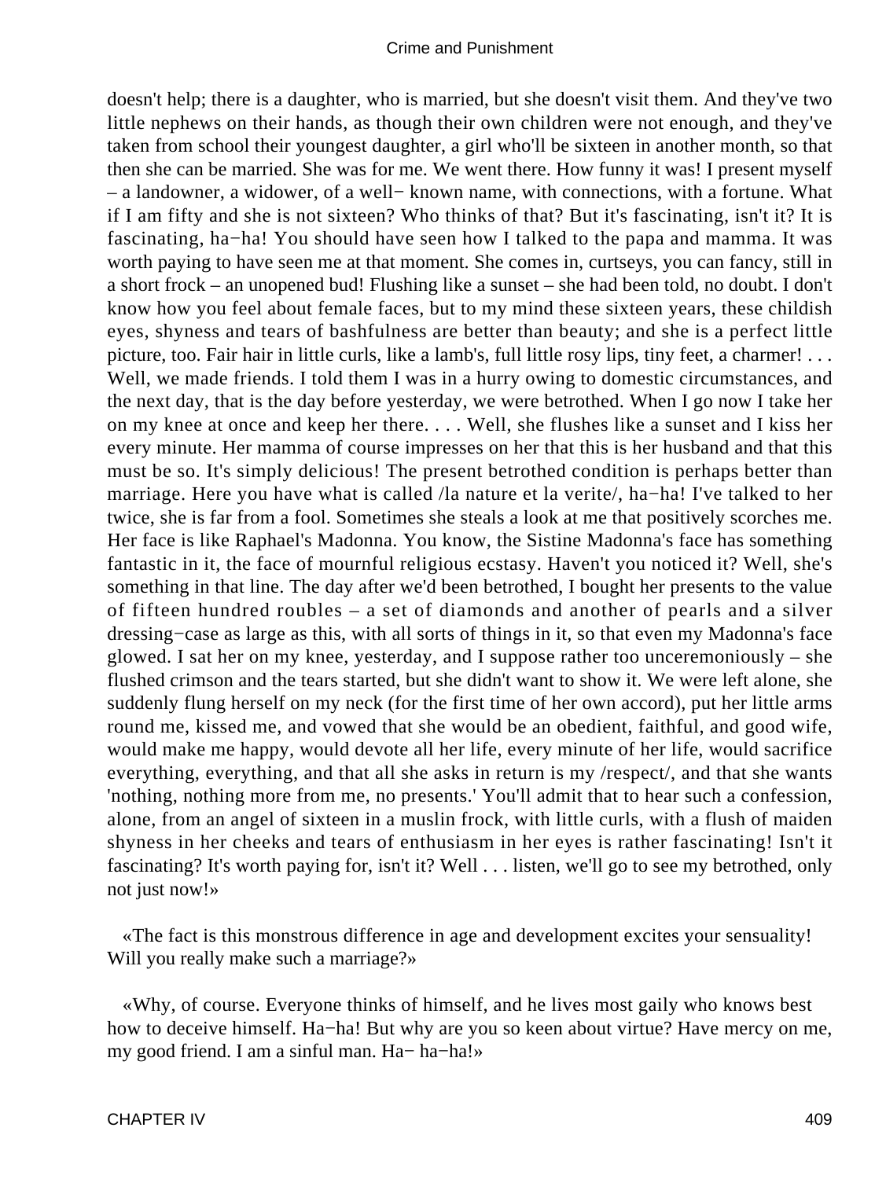doesn't help; there is a daughter, who is married, but she doesn't visit them. And they've two little nephews on their hands, as though their own children were not enough, and they've taken from school their youngest daughter, a girl who'll be sixteen in another month, so that then she can be married. She was for me. We went there. How funny it was! I present myself – a landowner, a widower, of a well− known name, with connections, with a fortune. What if I am fifty and she is not sixteen? Who thinks of that? But it's fascinating, isn't it? It is fascinating, ha−ha! You should have seen how I talked to the papa and mamma. It was worth paying to have seen me at that moment. She comes in, curtseys, you can fancy, still in a short frock – an unopened bud! Flushing like a sunset – she had been told, no doubt. I don't know how you feel about female faces, but to my mind these sixteen years, these childish eyes, shyness and tears of bashfulness are better than beauty; and she is a perfect little picture, too. Fair hair in little curls, like a lamb's, full little rosy lips, tiny feet, a charmer! . . . Well, we made friends. I told them I was in a hurry owing to domestic circumstances, and the next day, that is the day before yesterday, we were betrothed. When I go now I take her on my knee at once and keep her there. . . . Well, she flushes like a sunset and I kiss her every minute. Her mamma of course impresses on her that this is her husband and that this must be so. It's simply delicious! The present betrothed condition is perhaps better than marriage. Here you have what is called /la nature et la verite/, ha−ha! I've talked to her twice, she is far from a fool. Sometimes she steals a look at me that positively scorches me. Her face is like Raphael's Madonna. You know, the Sistine Madonna's face has something fantastic in it, the face of mournful religious ecstasy. Haven't you noticed it? Well, she's something in that line. The day after we'd been betrothed, I bought her presents to the value of fifteen hundred roubles – a set of diamonds and another of pearls and a silver dressing−case as large as this, with all sorts of things in it, so that even my Madonna's face glowed. I sat her on my knee, yesterday, and I suppose rather too unceremoniously – she flushed crimson and the tears started, but she didn't want to show it. We were left alone, she suddenly flung herself on my neck (for the first time of her own accord), put her little arms round me, kissed me, and vowed that she would be an obedient, faithful, and good wife, would make me happy, would devote all her life, every minute of her life, would sacrifice everything, everything, and that all she asks in return is my /respect/, and that she wants 'nothing, nothing more from me, no presents.' You'll admit that to hear such a confession, alone, from an angel of sixteen in a muslin frock, with little curls, with a flush of maiden shyness in her cheeks and tears of enthusiasm in her eyes is rather fascinating! Isn't it fascinating? It's worth paying for, isn't it? Well . . . listen, we'll go to see my betrothed, only not just now!»

«The fact is this monstrous difference in age and development excites your sensuality! Will you really make such a marriage?»

«Why, of course. Everyone thinks of himself, and he lives most gaily who knows best how to deceive himself. Ha−ha! But why are you so keen about virtue? Have mercy on me, my good friend. I am a sinful man. Ha− ha−ha!»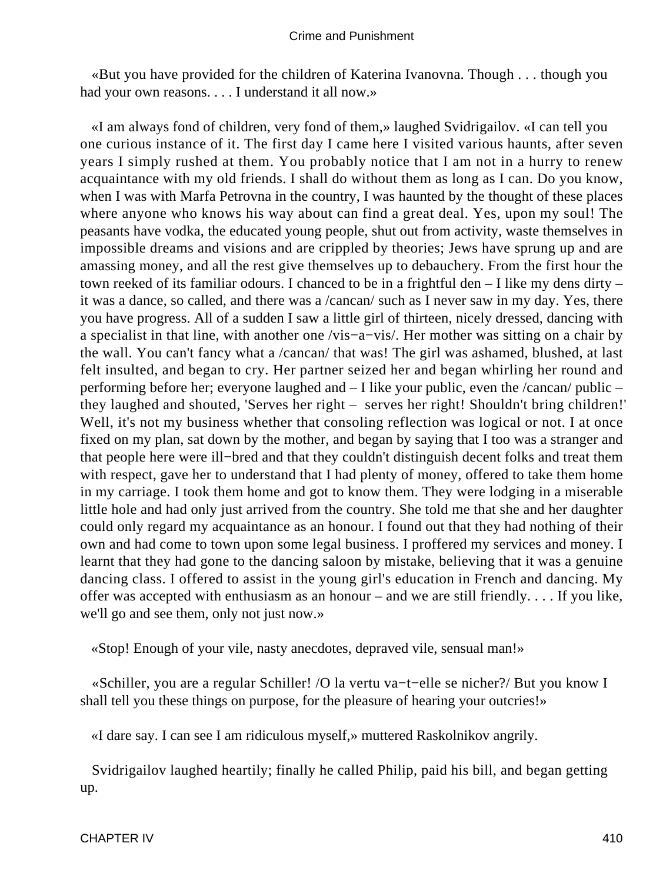«But you have provided for the children of Katerina Ivanovna. Though . . . though you had your own reasons. . . . I understand it all now.»

«I am always fond of children, very fond of them,» laughed Svidrigailov. «I can tell you one curious instance of it. The first day I came here I visited various haunts, after seven years I simply rushed at them. You probably notice that I am not in a hurry to renew acquaintance with my old friends. I shall do without them as long as I can. Do you know, when I was with Marfa Petrovna in the country, I was haunted by the thought of these places where anyone who knows his way about can find a great deal. Yes, upon my soul! The peasants have vodka, the educated young people, shut out from activity, waste themselves in impossible dreams and visions and are crippled by theories; Jews have sprung up and are amassing money, and all the rest give themselves up to debauchery. From the first hour the town reeked of its familiar odours. I chanced to be in a frightful den – I like my dens dirty – it was a dance, so called, and there was a /cancan/ such as I never saw in my day. Yes, there you have progress. All of a sudden I saw a little girl of thirteen, nicely dressed, dancing with a specialist in that line, with another one /vis−a−vis/. Her mother was sitting on a chair by the wall. You can't fancy what a /cancan/ that was! The girl was ashamed, blushed, at last felt insulted, and began to cry. Her partner seized her and began whirling her round and performing before her; everyone laughed and – I like your public, even the /cancan/ public – they laughed and shouted, 'Serves her right – serves her right! Shouldn't bring children!' Well, it's not my business whether that consoling reflection was logical or not. I at once fixed on my plan, sat down by the mother, and began by saying that I too was a stranger and that people here were ill−bred and that they couldn't distinguish decent folks and treat them with respect, gave her to understand that I had plenty of money, offered to take them home in my carriage. I took them home and got to know them. They were lodging in a miserable little hole and had only just arrived from the country. She told me that she and her daughter could only regard my acquaintance as an honour. I found out that they had nothing of their own and had come to town upon some legal business. I proffered my services and money. I learnt that they had gone to the dancing saloon by mistake, believing that it was a genuine dancing class. I offered to assist in the young girl's education in French and dancing. My offer was accepted with enthusiasm as an honour – and we are still friendly. . . . If you like, we'll go and see them, only not just now.»

«Stop! Enough of your vile, nasty anecdotes, depraved vile, sensual man!»

«Schiller, you are a regular Schiller! /O la vertu va−t−elle se nicher?/ But you know I shall tell you these things on purpose, for the pleasure of hearing your outcries!»

«I dare say. I can see I am ridiculous myself,» muttered Raskolnikov angrily.

Svidrigailov laughed heartily; finally he called Philip, paid his bill, and began getting up.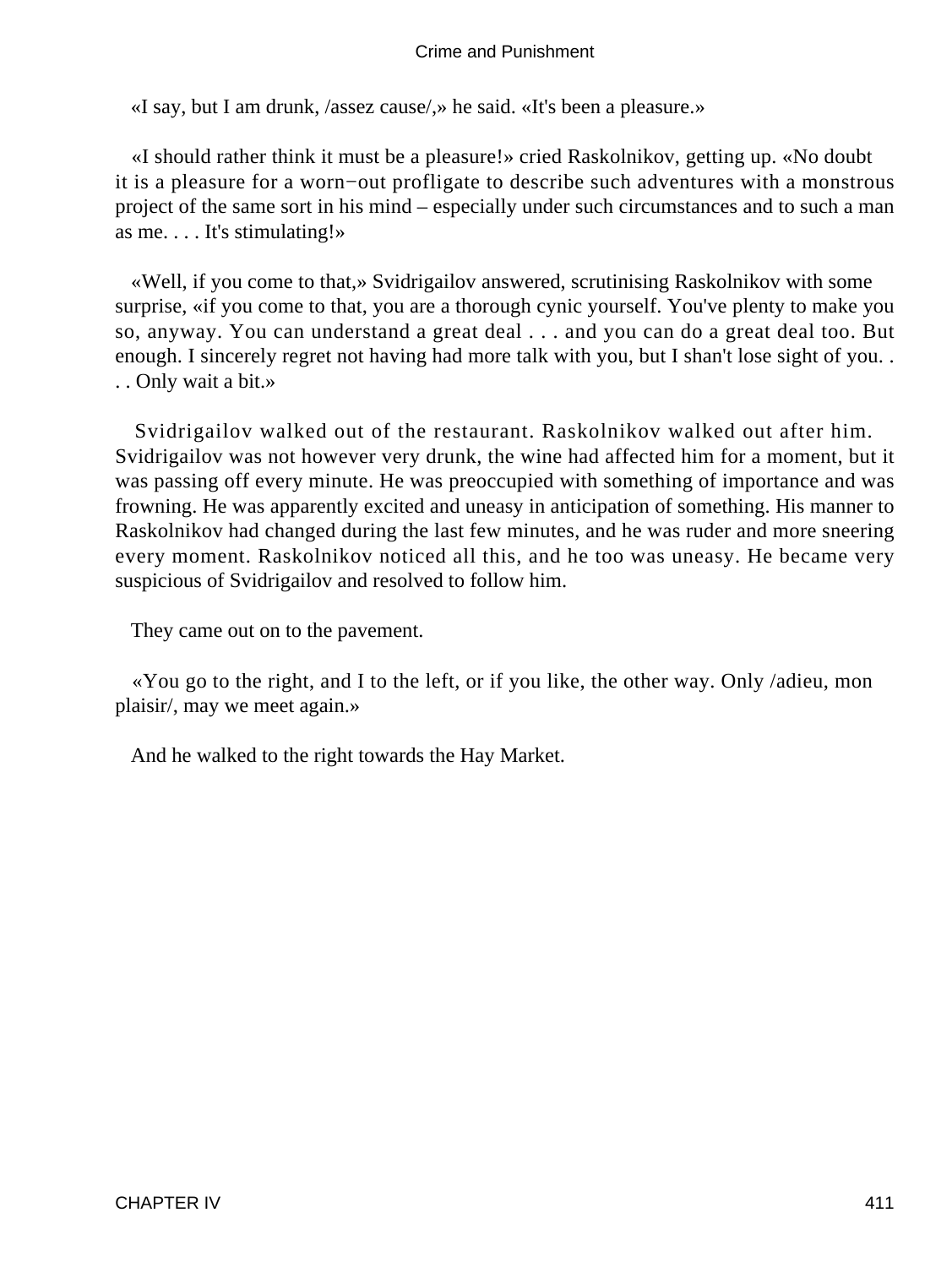«I say, but I am drunk, /assez cause/,» he said. «It's been a pleasure.»

«I should rather think it must be a pleasure!» cried Raskolnikov, getting up. «No doubt it is a pleasure for a worn−out profligate to describe such adventures with a monstrous project of the same sort in his mind – especially under such circumstances and to such a man as me. . . . It's stimulating!»

«Well, if you come to that,» Svidrigailov answered, scrutinising Raskolnikov with some surprise, «if you come to that, you are a thorough cynic yourself. You've plenty to make you so, anyway. You can understand a great deal . . . and you can do a great deal too. But enough. I sincerely regret not having had more talk with you, but I shan't lose sight of you. . . . Only wait a bit.»

Svidrigailov walked out of the restaurant. Raskolnikov walked out after him. Svidrigailov was not however very drunk, the wine had affected him for a moment, but it was passing off every minute. He was preoccupied with something of importance and was frowning. He was apparently excited and uneasy in anticipation of something. His manner to Raskolnikov had changed during the last few minutes, and he was ruder and more sneering every moment. Raskolnikov noticed all this, and he too was uneasy. He became very suspicious of Svidrigailov and resolved to follow him.

They came out on to the pavement.

«You go to the right, and I to the left, or if you like, the other way. Only /adieu, mon plaisir/, may we meet again.»

And he walked to the right towards the Hay Market.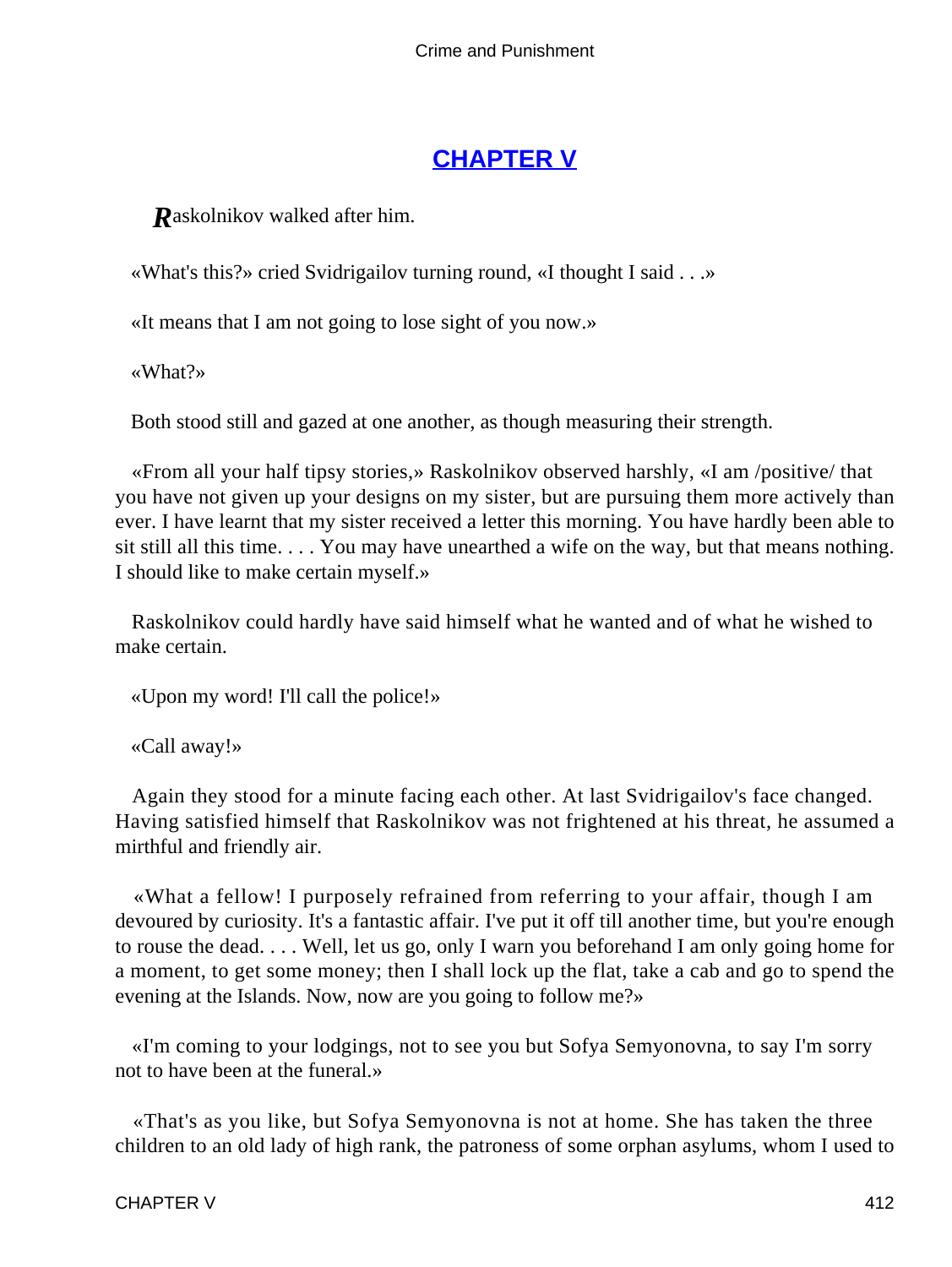## CHAPTER V

*R*askolnikov walked after him.

«What's this?» cried Svidrigailov turning round, «I thought I said . . .»

«It means that I am not going to lose sight of you now.»

«What?»

Both stood still and gazed at one another, as though measuring their strength.

«From all your half tipsy stories,» Raskolnikov observed harshly, «I am /positive/ that you have not given up your designs on my sister, but are pursuing them more actively than ever. I have learnt that my sister received a letter this morning. You have hardly been able to sit still all this time. . . . You may have unearthed a wife on the way, but that means nothing. I should like to make certain myself.»

Raskolnikov could hardly have said himself what he wanted and of what he wished to make certain.

«Upon my word! I'll call the police!»

«Call away!»

Again they stood for a minute facing each other. At last Svidrigailov's face changed. Having satisfied himself that Raskolnikov was not frightened at his threat, he assumed a mirthful and friendly air.

«What a fellow! I purposely refrained from referring to your affair, though I am devoured by curiosity. It's a fantastic affair. I've put it off till another time, but you're enough to rouse the dead. . . . Well, let us go, only I warn you beforehand I am only going home for a moment, to get some money; then I shall lock up the flat, take a cab and go to spend the evening at the Islands. Now, now are you going to follow me?»

«I'm coming to your lodgings, not to see you but Sofya Semyonovna, to say I'm sorry not to have been at the funeral.»

«That's as you like, but Sofya Semyonovna is not at home. She has taken the three children to an old lady of high rank, the patroness of some orphan asylums, whom I used to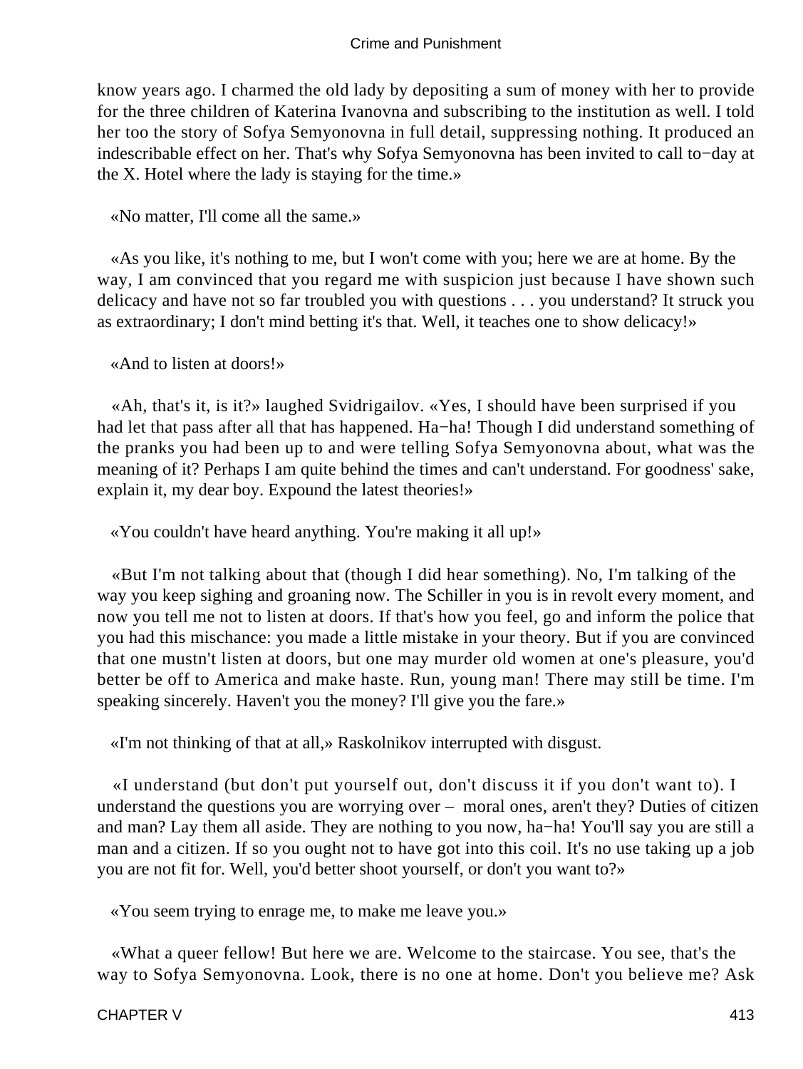know years ago. I charmed the old lady by depositing a sum of money with her to provide for the three children of Katerina Ivanovna and subscribing to the institution as well. I told her too the story of Sofya Semyonovna in full detail, suppressing nothing. It produced an indescribable effect on her. That's why Sofya Semyonovna has been invited to call to−day at the X. Hotel where the lady is staying for the time.»

«No matter, I'll come all the same.»

«As you like, it's nothing to me, but I won't come with you; here we are at home. By the way, I am convinced that you regard me with suspicion just because I have shown such delicacy and have not so far troubled you with questions . . . you understand? It struck you as extraordinary; I don't mind betting it's that. Well, it teaches one to show delicacy!»

«And to listen at doors!»

«Ah, that's it, is it?» laughed Svidrigailov. «Yes, I should have been surprised if you had let that pass after all that has happened. Ha−ha! Though I did understand something of the pranks you had been up to and were telling Sofya Semyonovna about, what was the meaning of it? Perhaps I am quite behind the times and can't understand. For goodness' sake, explain it, my dear boy. Expound the latest theories!»

«You couldn't have heard anything. You're making it all up!»

«But I'm not talking about that (though I did hear something). No, I'm talking of the way you keep sighing and groaning now. The Schiller in you is in revolt every moment, and now you tell me not to listen at doors. If that's how you feel, go and inform the police that you had this mischance: you made a little mistake in your theory. But if you are convinced that one mustn't listen at doors, but one may murder old women at one's pleasure, you'd better be off to America and make haste. Run, young man! There may still be time. I'm speaking sincerely. Haven't you the money? I'll give you the fare.»

«I'm not thinking of that at all,» Raskolnikov interrupted with disgust.

«I understand (but don't put yourself out, don't discuss it if you don't want to). I understand the questions you are worrying over – moral ones, aren't they? Duties of citizen and man? Lay them all aside. They are nothing to you now, ha−ha! You'll say you are still a man and a citizen. If so you ought not to have got into this coil. It's no use taking up a job you are not fit for. Well, you'd better shoot yourself, or don't you want to?»

«You seem trying to enrage me, to make me leave you.»

«What a queer fellow! But here we are. Welcome to the staircase. You see, that's the way to Sofya Semyonovna. Look, there is no one at home. Don't you believe me? Ask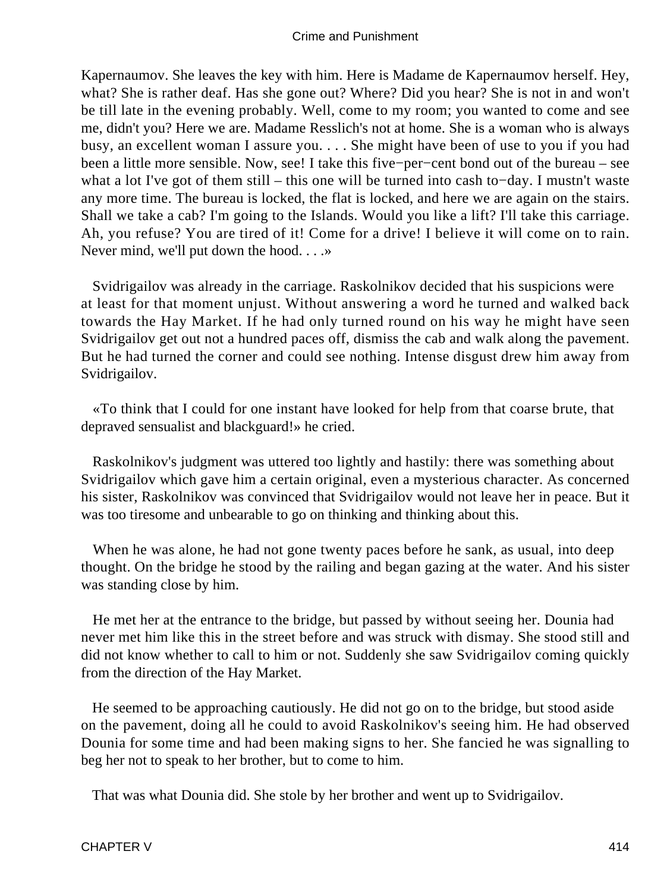Kapernaumov. She leaves the key with him. Here is Madame de Kapernaumov herself. Hey, what? She is rather deaf. Has she gone out? Where? Did you hear? She is not in and won't be till late in the evening probably. Well, come to my room; you wanted to come and see me, didn't you? Here we are. Madame Resslich's not at home. She is a woman who is always busy, an excellent woman I assure you. . . . She might have been of use to you if you had been a little more sensible. Now, see! I take this five−per−cent bond out of the bureau – see what a lot I've got of them still – this one will be turned into cash to−day. I mustn't waste any more time. The bureau is locked, the flat is locked, and here we are again on the stairs. Shall we take a cab? I'm going to the Islands. Would you like a lift? I'll take this carriage. Ah, you refuse? You are tired of it! Come for a drive! I believe it will come on to rain. Never mind, we'll put down the hood. . . .»

Svidrigailov was already in the carriage. Raskolnikov decided that his suspicions were at least for that moment unjust. Without answering a word he turned and walked back towards the Hay Market. If he had only turned round on his way he might have seen Svidrigailov get out not a hundred paces off, dismiss the cab and walk along the pavement. But he had turned the corner and could see nothing. Intense disgust drew him away from Svidrigailov.

«To think that I could for one instant have looked for help from that coarse brute, that depraved sensualist and blackguard!» he cried.

Raskolnikov's judgment was uttered too lightly and hastily: there was something about Svidrigailov which gave him a certain original, even a mysterious character. As concerned his sister, Raskolnikov was convinced that Svidrigailov would not leave her in peace. But it was too tiresome and unbearable to go on thinking and thinking about this.

When he was alone, he had not gone twenty paces before he sank, as usual, into deep thought. On the bridge he stood by the railing and began gazing at the water. And his sister was standing close by him.

He met her at the entrance to the bridge, but passed by without seeing her. Dounia had never met him like this in the street before and was struck with dismay. She stood still and did not know whether to call to him or not. Suddenly she saw Svidrigailov coming quickly from the direction of the Hay Market.

He seemed to be approaching cautiously. He did not go on to the bridge, but stood aside on the pavement, doing all he could to avoid Raskolnikov's seeing him. He had observed Dounia for some time and had been making signs to her. She fancied he was signalling to beg her not to speak to her brother, but to come to him.

That was what Dounia did. She stole by her brother and went up to Svidrigailov.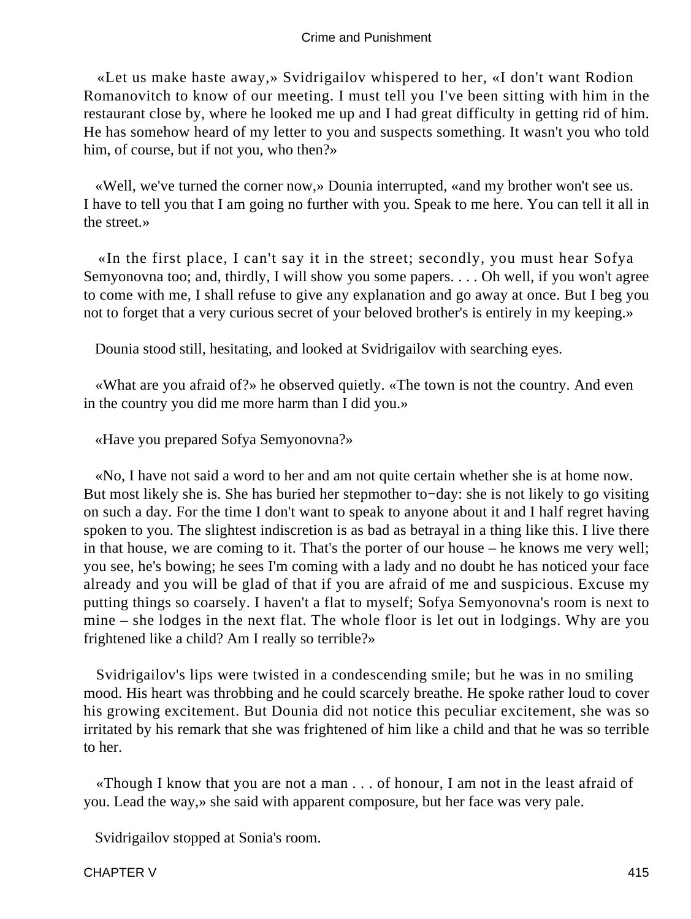«Let us make haste away,» Svidrigailov whispered to her, «I don't want Rodion Romanovitch to know of our meeting. I must tell you I've been sitting with him in the restaurant close by, where he looked me up and I had great difficulty in getting rid of him. He has somehow heard of my letter to you and suspects something. It wasn't you who told him, of course, but if not you, who then?»

«Well, we've turned the corner now,» Dounia interrupted, «and my brother won't see us. I have to tell you that I am going no further with you. Speak to me here. You can tell it all in the street.»

«In the first place, I can't say it in the street; secondly, you must hear Sofya Semyonovna too; and, thirdly, I will show you some papers. . . . Oh well, if you won't agree to come with me, I shall refuse to give any explanation and go away at once. But I beg you not to forget that a very curious secret of your beloved brother's is entirely in my keeping.»

Dounia stood still, hesitating, and looked at Svidrigailov with searching eyes.

«What are you afraid of?» he observed quietly. «The town is not the country. And even in the country you did me more harm than I did you.»

«Have you prepared Sofya Semyonovna?»

«No, I have not said a word to her and am not quite certain whether she is at home now. But most likely she is. She has buried her stepmother to−day: she is not likely to go visiting on such a day. For the time I don't want to speak to anyone about it and I half regret having spoken to you. The slightest indiscretion is as bad as betrayal in a thing like this. I live there in that house, we are coming to it. That's the porter of our house – he knows me very well; you see, he's bowing; he sees I'm coming with a lady and no doubt he has noticed your face already and you will be glad of that if you are afraid of me and suspicious. Excuse my putting things so coarsely. I haven't a flat to myself; Sofya Semyonovna's room is next to mine – she lodges in the next flat. The whole floor is let out in lodgings. Why are you frightened like a child? Am I really so terrible?»

Svidrigailov's lips were twisted in a condescending smile; but he was in no smiling mood. His heart was throbbing and he could scarcely breathe. He spoke rather loud to cover his growing excitement. But Dounia did not notice this peculiar excitement, she was so irritated by his remark that she was frightened of him like a child and that he was so terrible to her.

«Though I know that you are not a man . . . of honour, I am not in the least afraid of you. Lead the way,» she said with apparent composure, but her face was very pale.

Svidrigailov stopped at Sonia's room.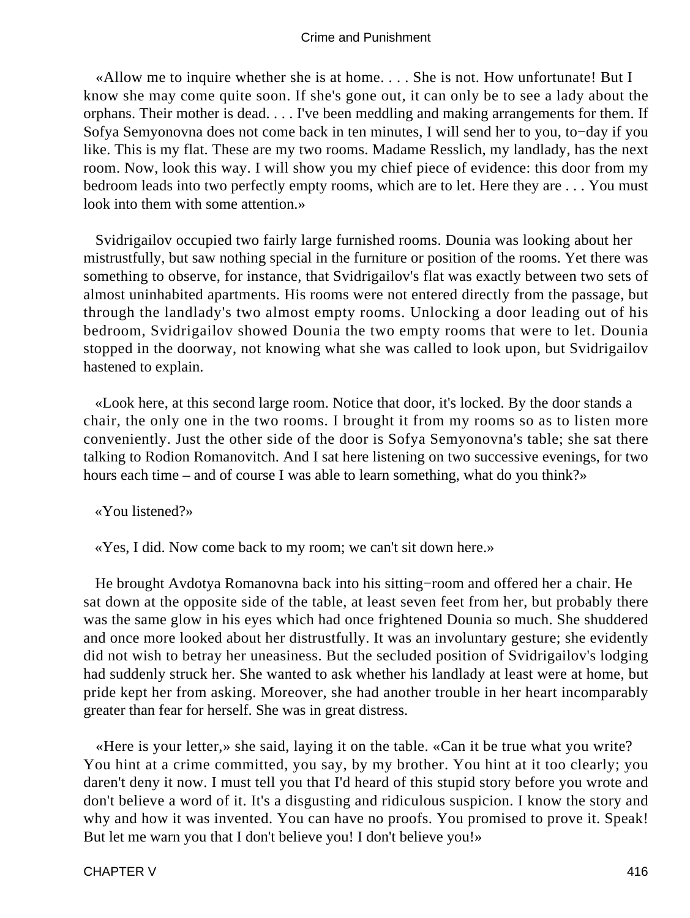«Allow me to inquire whether she is at home. . . . She is not. How unfortunate! But I know she may come quite soon. If she's gone out, it can only be to see a lady about the orphans. Their mother is dead. . . . I've been meddling and making arrangements for them. If Sofya Semyonovna does not come back in ten minutes, I will send her to you, to−day if you like. This is my flat. These are my two rooms. Madame Resslich, my landlady, has the next room. Now, look this way. I will show you my chief piece of evidence: this door from my bedroom leads into two perfectly empty rooms, which are to let. Here they are . . . You must look into them with some attention.»

Svidrigailov occupied two fairly large furnished rooms. Dounia was looking about her mistrustfully, but saw nothing special in the furniture or position of the rooms. Yet there was something to observe, for instance, that Svidrigailov's flat was exactly between two sets of almost uninhabited apartments. His rooms were not entered directly from the passage, but through the landlady's two almost empty rooms. Unlocking a door leading out of his bedroom, Svidrigailov showed Dounia the two empty rooms that were to let. Dounia stopped in the doorway, not knowing what she was called to look upon, but Svidrigailov hastened to explain.

«Look here, at this second large room. Notice that door, it's locked. By the door stands a chair, the only one in the two rooms. I brought it from my rooms so as to listen more conveniently. Just the other side of the door is Sofya Semyonovna's table; she sat there talking to Rodion Romanovitch. And I sat here listening on two successive evenings, for two hours each time – and of course I was able to learn something, what do you think?»

«You listened?»

«Yes, I did. Now come back to my room; we can't sit down here.»

He brought Avdotya Romanovna back into his sitting−room and offered her a chair. He sat down at the opposite side of the table, at least seven feet from her, but probably there was the same glow in his eyes which had once frightened Dounia so much. She shuddered and once more looked about her distrustfully. It was an involuntary gesture; she evidently did not wish to betray her uneasiness. But the secluded position of Svidrigailov's lodging had suddenly struck her. She wanted to ask whether his landlady at least were at home, but pride kept her from asking. Moreover, she had another trouble in her heart incomparably greater than fear for herself. She was in great distress.

«Here is your letter,» she said, laying it on the table. «Can it be true what you write? You hint at a crime committed, you say, by my brother. You hint at it too clearly; you daren't deny it now. I must tell you that I'd heard of this stupid story before you wrote and don't believe a word of it. It's a disgusting and ridiculous suspicion. I know the story and why and how it was invented. You can have no proofs. You promised to prove it. Speak! But let me warn you that I don't believe you! I don't believe you!»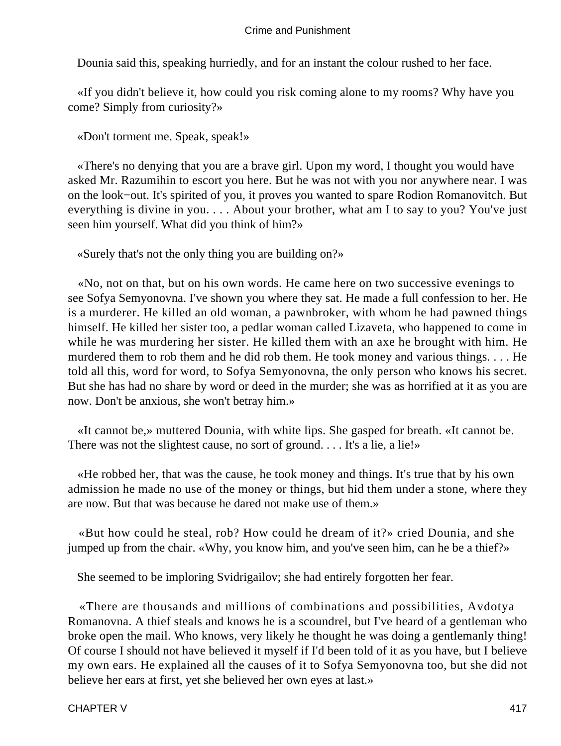Dounia said this, speaking hurriedly, and for an instant the colour rushed to her face.

«If you didn't believe it, how could you risk coming alone to my rooms? Why have you come? Simply from curiosity?»

«Don't torment me. Speak, speak!»

«There's no denying that you are a brave girl. Upon my word, I thought you would have asked Mr. Razumihin to escort you here. But he was not with you nor anywhere near. I was on the look−out. It's spirited of you, it proves you wanted to spare Rodion Romanovitch. But everything is divine in you. . . . About your brother, what am I to say to you? You've just seen him yourself. What did you think of him?»

«Surely that's not the only thing you are building on?»

«No, not on that, but on his own words. He came here on two successive evenings to see Sofya Semyonovna. I've shown you where they sat. He made a full confession to her. He is a murderer. He killed an old woman, a pawnbroker, with whom he had pawned things himself. He killed her sister too, a pedlar woman called Lizaveta, who happened to come in while he was murdering her sister. He killed them with an axe he brought with him. He murdered them to rob them and he did rob them. He took money and various things. . . . He told all this, word for word, to Sofya Semyonovna, the only person who knows his secret. But she has had no share by word or deed in the murder; she was as horrified at it as you are now. Don't be anxious, she won't betray him.»

«It cannot be,» muttered Dounia, with white lips. She gasped for breath. «It cannot be. There was not the slightest cause, no sort of ground. . . . It's a lie, a lie!»

«He robbed her, that was the cause, he took money and things. It's true that by his own admission he made no use of the money or things, but hid them under a stone, where they are now. But that was because he dared not make use of them.»

«But how could he steal, rob? How could he dream of it?» cried Dounia, and she jumped up from the chair. «Why, you know him, and you've seen him, can he be a thief?»

She seemed to be imploring Svidrigailov; she had entirely forgotten her fear.

«There are thousands and millions of combinations and possibilities, Avdotya Romanovna. A thief steals and knows he is a scoundrel, but I've heard of a gentleman who broke open the mail. Who knows, very likely he thought he was doing a gentlemanly thing! Of course I should not have believed it myself if I'd been told of it as you have, but I believe my own ears. He explained all the causes of it to Sofya Semyonovna too, but she did not believe her ears at first, yet she believed her own eyes at last.»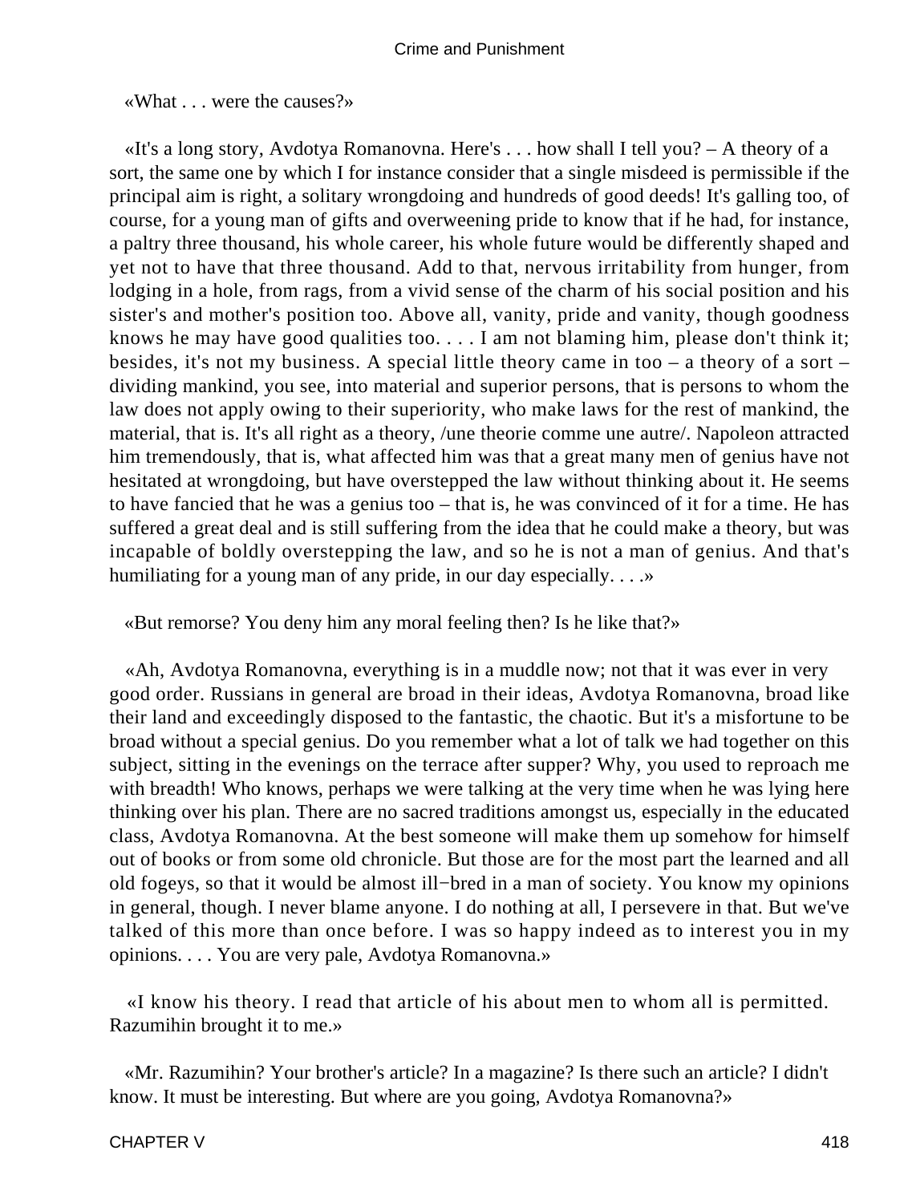«What . . . were the causes?»

«It's a long story, Avdotya Romanovna. Here's . . . how shall I tell you? – A theory of a sort, the same one by which I for instance consider that a single misdeed is permissible if the principal aim is right, a solitary wrongdoing and hundreds of good deeds! It's galling too, of course, for a young man of gifts and overweening pride to know that if he had, for instance, a paltry three thousand, his whole career, his whole future would be differently shaped and yet not to have that three thousand. Add to that, nervous irritability from hunger, from lodging in a hole, from rags, from a vivid sense of the charm of his social position and his sister's and mother's position too. Above all, vanity, pride and vanity, though goodness knows he may have good qualities too. . . . I am not blaming him, please don't think it; besides, it's not my business. A special little theory came in too – a theory of a sort – dividing mankind, you see, into material and superior persons, that is persons to whom the law does not apply owing to their superiority, who make laws for the rest of mankind, the material, that is. It's all right as a theory, /une theorie comme une autre/. Napoleon attracted him tremendously, that is, what affected him was that a great many men of genius have not hesitated at wrongdoing, but have overstepped the law without thinking about it. He seems to have fancied that he was a genius too – that is, he was convinced of it for a time. He has suffered a great deal and is still suffering from the idea that he could make a theory, but was incapable of boldly overstepping the law, and so he is not a man of genius. And that's humiliating for a young man of any pride, in our day especially. . . .»

«But remorse? You deny him any moral feeling then? Is he like that?»

«Ah, Avdotya Romanovna, everything is in a muddle now; not that it was ever in very good order. Russians in general are broad in their ideas, Avdotya Romanovna, broad like their land and exceedingly disposed to the fantastic, the chaotic. But it's a misfortune to be broad without a special genius. Do you remember what a lot of talk we had together on this subject, sitting in the evenings on the terrace after supper? Why, you used to reproach me with breadth! Who knows, perhaps we were talking at the very time when he was lying here thinking over his plan. There are no sacred traditions amongst us, especially in the educated class, Avdotya Romanovna. At the best someone will make them up somehow for himself out of books or from some old chronicle. But those are for the most part the learned and all old fogeys, so that it would be almost ill-bred in a man of society. You know my opinions in general, though. I never blame anyone. I do nothing at all, I persevere in that. But we've talked of this more than once before. I was so happy indeed as to interest you in my opinions. . . . You are very pale, Avdotya Romanovna.»

«I know his theory. I read that article of his about men to whom all is permitted. Razumihin brought it to me.»

«Mr. Razumihin? Your brother's article? In a magazine? Is there such an article? I didn't know. It must be interesting. But where are you going, Avdotya Romanovna?»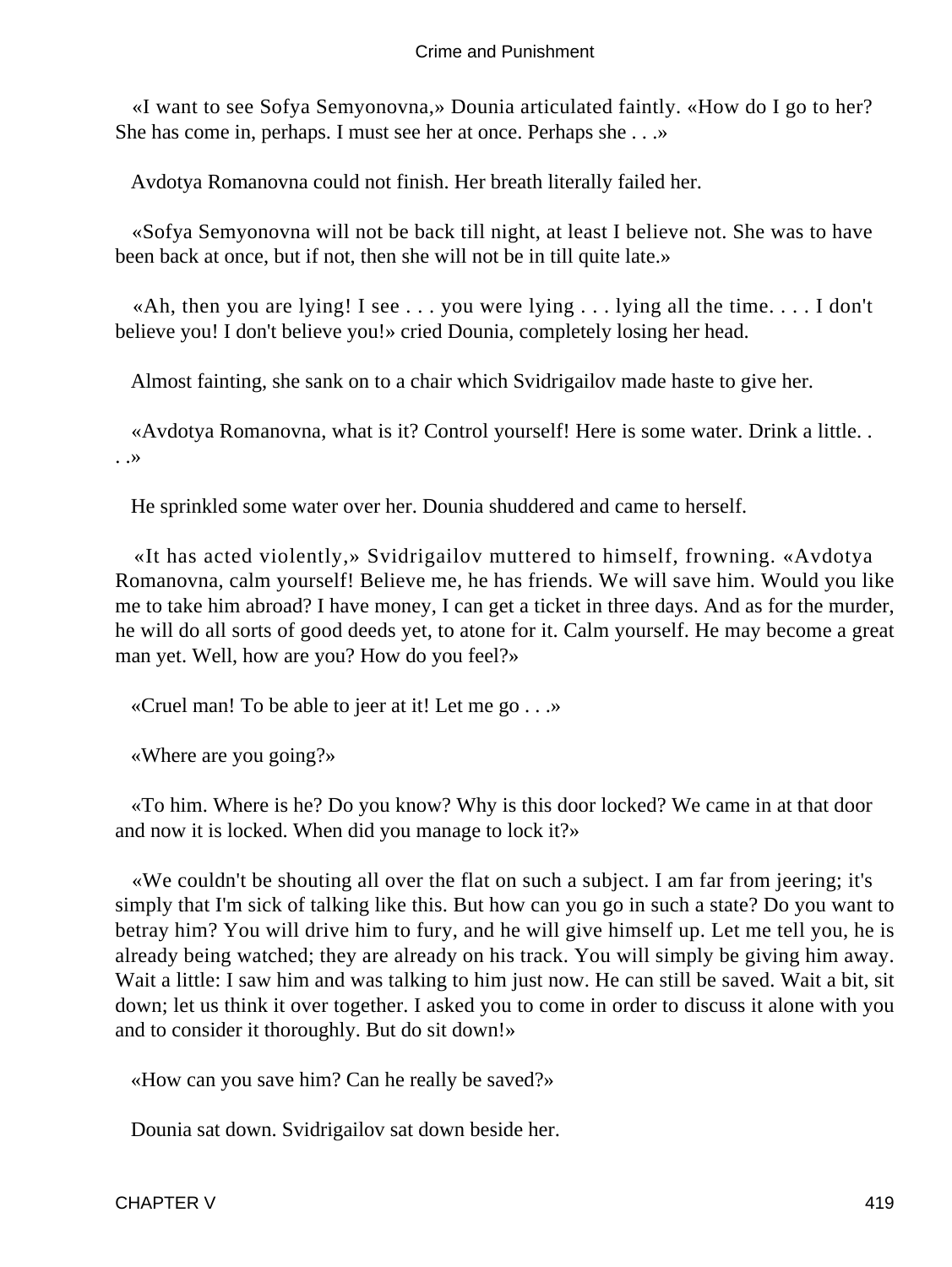«I want to see Sofya Semyonovna,» Dounia articulated faintly. «How do I go to her? She has come in, perhaps. I must see her at once. Perhaps she . . .»

Avdotya Romanovna could not finish. Her breath literally failed her.

«Sofya Semyonovna will not be back till night, at least I believe not. She was to have been back at once, but if not, then she will not be in till quite late.»

«Ah, then you are lying! I see . . . you were lying . . . lying all the time. . . . I don't believe you! I don't believe you!» cried Dounia, completely losing her head.

Almost fainting, she sank on to a chair which Svidrigailov made haste to give her.

«Avdotya Romanovna, what is it? Control yourself! Here is some water. Drink a little. . . .»

He sprinkled some water over her. Dounia shuddered and came to herself.

«It has acted violently,» Svidrigailov muttered to himself, frowning. «Avdotya Romanovna, calm yourself! Believe me, he has friends. We will save him. Would you like me to take him abroad? I have money, I can get a ticket in three days. And as for the murder, he will do all sorts of good deeds yet, to atone for it. Calm yourself. He may become a great man yet. Well, how are you? How do you feel?»

«Cruel man! To be able to jeer at it! Let me go . . .»

«Where are you going?»

«To him. Where is he? Do you know? Why is this door locked? We came in at that door and now it is locked. When did you manage to lock it?»

«We couldn't be shouting all over the flat on such a subject. I am far from jeering; it's simply that I'm sick of talking like this. But how can you go in such a state? Do you want to betray him? You will drive him to fury, and he will give himself up. Let me tell you, he is already being watched; they are already on his track. You will simply be giving him away. Wait a little: I saw him and was talking to him just now. He can still be saved. Wait a bit, sit down; let us think it over together. I asked you to come in order to discuss it alone with you and to consider it thoroughly. But do sit down!»

«How can you save him? Can he really be saved?»

Dounia sat down. Svidrigailov sat down beside her.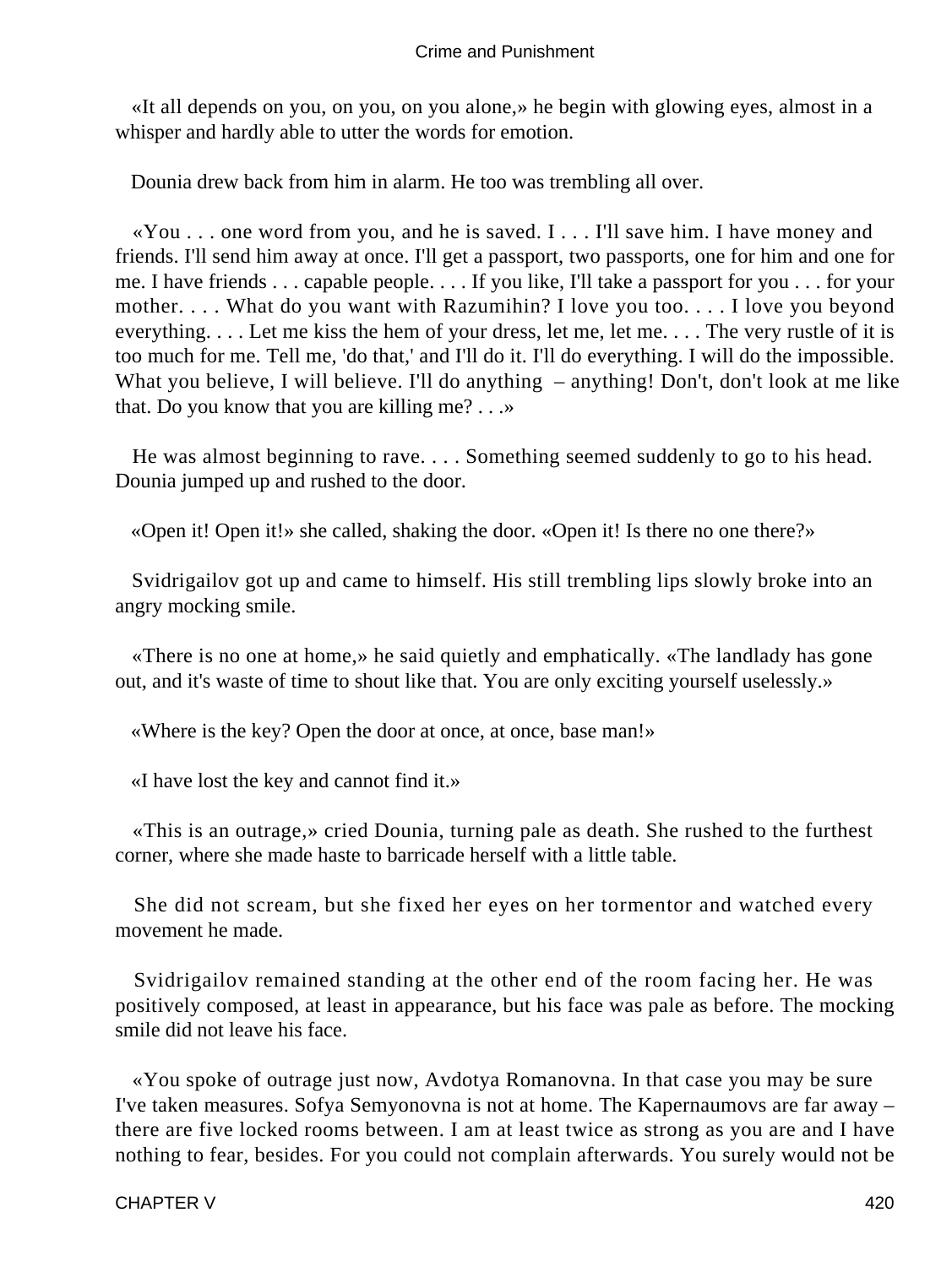«It all depends on you, on you, on you alone,» he begin with glowing eyes, almost in a whisper and hardly able to utter the words for emotion.

Dounia drew back from him in alarm. He too was trembling all over.

«You . . . one word from you, and he is saved. I . . . I'll save him. I have money and friends. I'll send him away at once. I'll get a passport, two passports, one for him and one for me. I have friends . . . capable people. . . . If you like, I'll take a passport for you . . . for your mother. . . . What do you want with Razumihin? I love you too. . . . I love you beyond everything. . . . Let me kiss the hem of your dress, let me, let me. . . . The very rustle of it is too much for me. Tell me, 'do that,' and I'll do it. I'll do everything. I will do the impossible. What you believe, I will believe. I'll do anything – anything! Don't, don't look at me like that. Do you know that you are killing me? . . .»

He was almost beginning to rave. . . . Something seemed suddenly to go to his head. Dounia jumped up and rushed to the door.

«Open it! Open it!» she called, shaking the door. «Open it! Is there no one there?»

Svidrigailov got up and came to himself. His still trembling lips slowly broke into an angry mocking smile.

«There is no one at home,» he said quietly and emphatically. «The landlady has gone out, and it's waste of time to shout like that. You are only exciting yourself uselessly.»

«Where is the key? Open the door at once, at once, base man!»

«I have lost the key and cannot find it.»

«This is an outrage,» cried Dounia, turning pale as death. She rushed to the furthest corner, where she made haste to barricade herself with a little table.

She did not scream, but she fixed her eyes on her tormentor and watched every movement he made.

Svidrigailov remained standing at the other end of the room facing her. He was positively composed, at least in appearance, but his face was pale as before. The mocking smile did not leave his face.

«You spoke of outrage just now, Avdotya Romanovna. In that case you may be sure I've taken measures. Sofya Semyonovna is not at home. The Kapernaumovs are far away – there are five locked rooms between. I am at least twice as strong as you are and I have nothing to fear, besides. For you could not complain afterwards. You surely would not be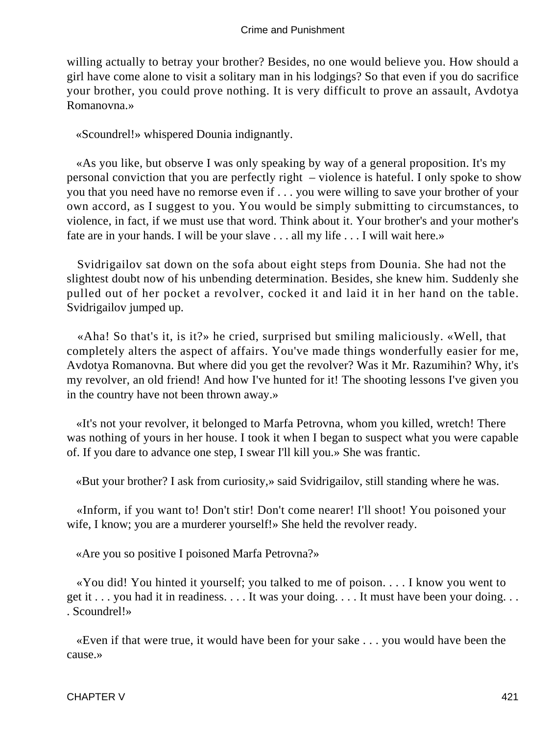willing actually to betray your brother? Besides, no one would believe you. How should a girl have come alone to visit a solitary man in his lodgings? So that even if you do sacrifice your brother, you could prove nothing. It is very difficult to prove an assault, Avdotya Romanovna.»

«Scoundrel!» whispered Dounia indignantly.

«As you like, but observe I was only speaking by way of a general proposition. It's my personal conviction that you are perfectly right – violence is hateful. I only spoke to show you that you need have no remorse even if . . . you were willing to save your brother of your own accord, as I suggest to you. You would be simply submitting to circumstances, to violence, in fact, if we must use that word. Think about it. Your brother's and your mother's fate are in your hands. I will be your slave . . . all my life . . . I will wait here.»

Svidrigailov sat down on the sofa about eight steps from Dounia. She had not the slightest doubt now of his unbending determination. Besides, she knew him. Suddenly she pulled out of her pocket a revolver, cocked it and laid it in her hand on the table. Svidrigailov jumped up.

«Aha! So that's it, is it?» he cried, surprised but smiling maliciously. «Well, that completely alters the aspect of affairs. You've made things wonderfully easier for me, Avdotya Romanovna. But where did you get the revolver? Was it Mr. Razumihin? Why, it's my revolver, an old friend! And how I've hunted for it! The shooting lessons I've given you in the country have not been thrown away.»

«It's not your revolver, it belonged to Marfa Petrovna, whom you killed, wretch! There was nothing of yours in her house. I took it when I began to suspect what you were capable of. If you dare to advance one step, I swear I'll kill you.» She was frantic.

«But your brother? I ask from curiosity,» said Svidrigailov, still standing where he was.

«Inform, if you want to! Don't stir! Don't come nearer! I'll shoot! You poisoned your wife, I know; you are a murderer yourself!» She held the revolver ready.

«Are you so positive I poisoned Marfa Petrovna?»

«You did! You hinted it yourself; you talked to me of poison. . . . I know you went to get it . . . you had it in readiness. . . . It was your doing. . . . It must have been your doing. . . . Scoundrel!»

«Even if that were true, it would have been for your sake . . . you would have been the cause.»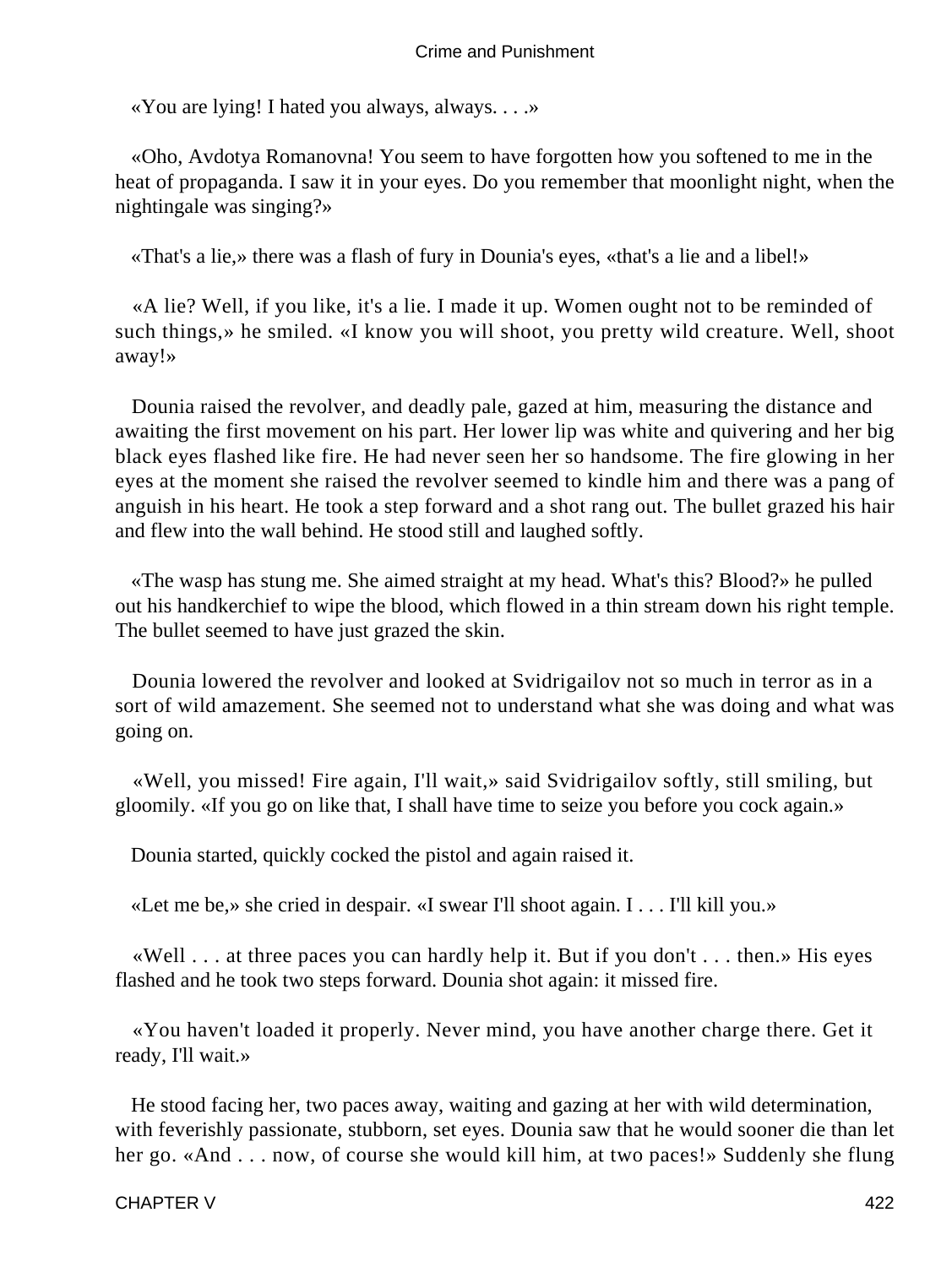«You are lying! I hated you always, always. . . .»

«Oho, Avdotya Romanovna! You seem to have forgotten how you softened to me in the heat of propaganda. I saw it in your eyes. Do you remember that moonlight night, when the nightingale was singing?»

«That's a lie,» there was a flash of fury in Dounia's eyes, «that's a lie and a libel!»

«A lie? Well, if you like, it's a lie. I made it up. Women ought not to be reminded of such things,» he smiled. «I know you will shoot, you pretty wild creature. Well, shoot away!»

Dounia raised the revolver, and deadly pale, gazed at him, measuring the distance and awaiting the first movement on his part. Her lower lip was white and quivering and her big black eyes flashed like fire. He had never seen her so handsome. The fire glowing in her eyes at the moment she raised the revolver seemed to kindle him and there was a pang of anguish in his heart. He took a step forward and a shot rang out. The bullet grazed his hair and flew into the wall behind. He stood still and laughed softly.

«The wasp has stung me. She aimed straight at my head. What's this? Blood?» he pulled out his handkerchief to wipe the blood, which flowed in a thin stream down his right temple. The bullet seemed to have just grazed the skin.

Dounia lowered the revolver and looked at Svidrigailov not so much in terror as in a sort of wild amazement. She seemed not to understand what she was doing and what was going on.

«Well, you missed! Fire again, I'll wait,» said Svidrigailov softly, still smiling, but gloomily. «If you go on like that, I shall have time to seize you before you cock again.»

Dounia started, quickly cocked the pistol and again raised it.

«Let me be,» she cried in despair. «I swear I'll shoot again. I . . . I'll kill you.»

«Well . . . at three paces you can hardly help it. But if you don't . . . then.» His eyes flashed and he took two steps forward. Dounia shot again: it missed fire.

«You haven't loaded it properly. Never mind, you have another charge there. Get it ready, I'll wait.»

He stood facing her, two paces away, waiting and gazing at her with wild determination, with feverishly passionate, stubborn, set eyes. Dounia saw that he would sooner die than let her go. «And . . . now, of course she would kill him, at two paces!» Suddenly she flung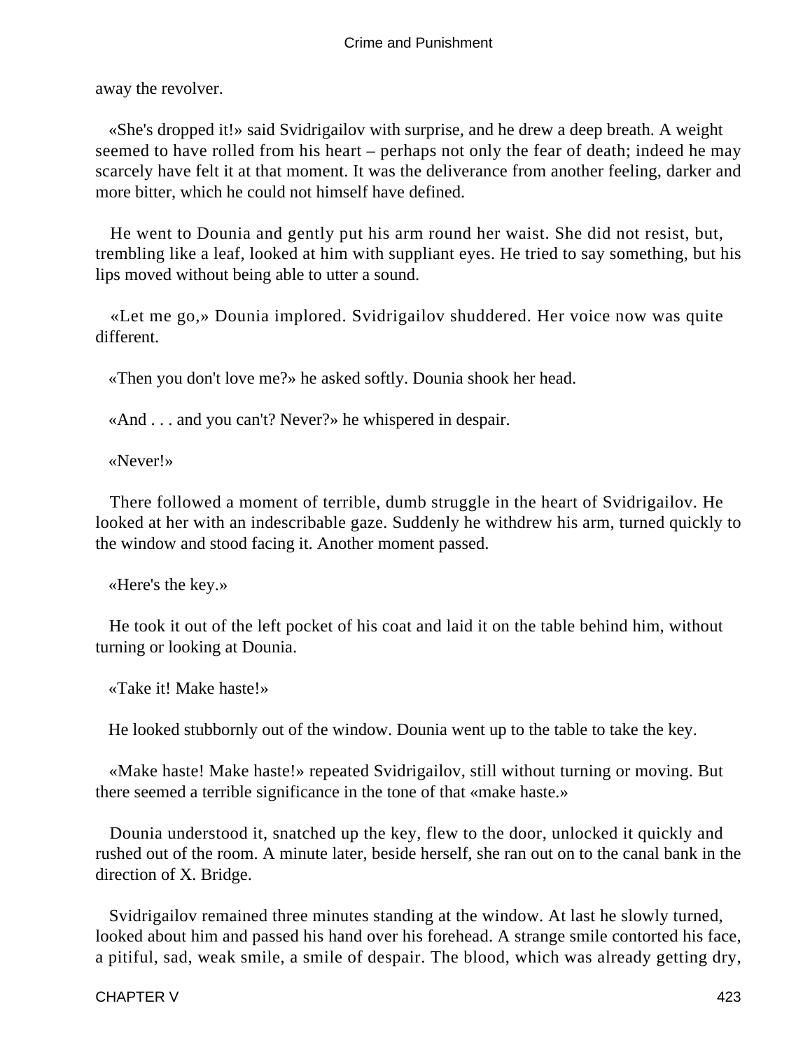away the revolver.

«She's dropped it!» said Svidrigailov with surprise, and he drew a deep breath. A weight seemed to have rolled from his heart – perhaps not only the fear of death; indeed he may scarcely have felt it at that moment. It was the deliverance from another feeling, darker and more bitter, which he could not himself have defined.

He went to Dounia and gently put his arm round her waist. She did not resist, but, trembling like a leaf, looked at him with suppliant eyes. He tried to say something, but his lips moved without being able to utter a sound.

«Let me go,» Dounia implored. Svidrigailov shuddered. Her voice now was quite different.

«Then you don't love me?» he asked softly. Dounia shook her head.

«And . . . and you can't? Never?» he whispered in despair.

«Never!»

There followed a moment of terrible, dumb struggle in the heart of Svidrigailov. He looked at her with an indescribable gaze. Suddenly he withdrew his arm, turned quickly to the window and stood facing it. Another moment passed.

«Here's the key.»

He took it out of the left pocket of his coat and laid it on the table behind him, without turning or looking at Dounia.

«Take it! Make haste!»

He looked stubbornly out of the window. Dounia went up to the table to take the key.

«Make haste! Make haste!» repeated Svidrigailov, still without turning or moving. But there seemed a terrible significance in the tone of that «make haste.»

Dounia understood it, snatched up the key, flew to the door, unlocked it quickly and rushed out of the room. A minute later, beside herself, she ran out on to the canal bank in the direction of X. Bridge.

Svidrigailov remained three minutes standing at the window. At last he slowly turned, looked about him and passed his hand over his forehead. A strange smile contorted his face, a pitiful, sad, weak smile, a smile of despair. The blood, which was already getting dry,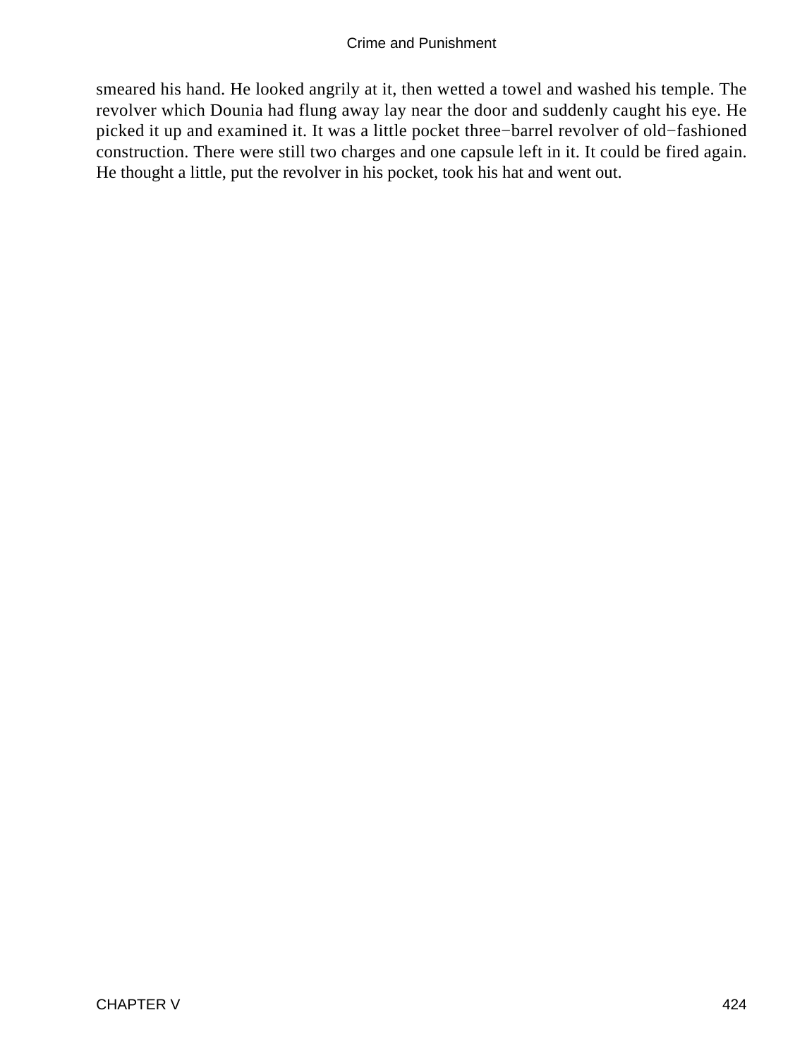smeared his hand. He looked angrily at it, then wetted a towel and washed his temple. The revolver which Dounia had flung away lay near the door and suddenly caught his eye. He picked it up and examined it. It was a little pocket three−barrel revolver of old−fashioned construction. There were still two charges and one capsule left in it. It could be fired again. He thought a little, put the revolver in his pocket, took his hat and went out.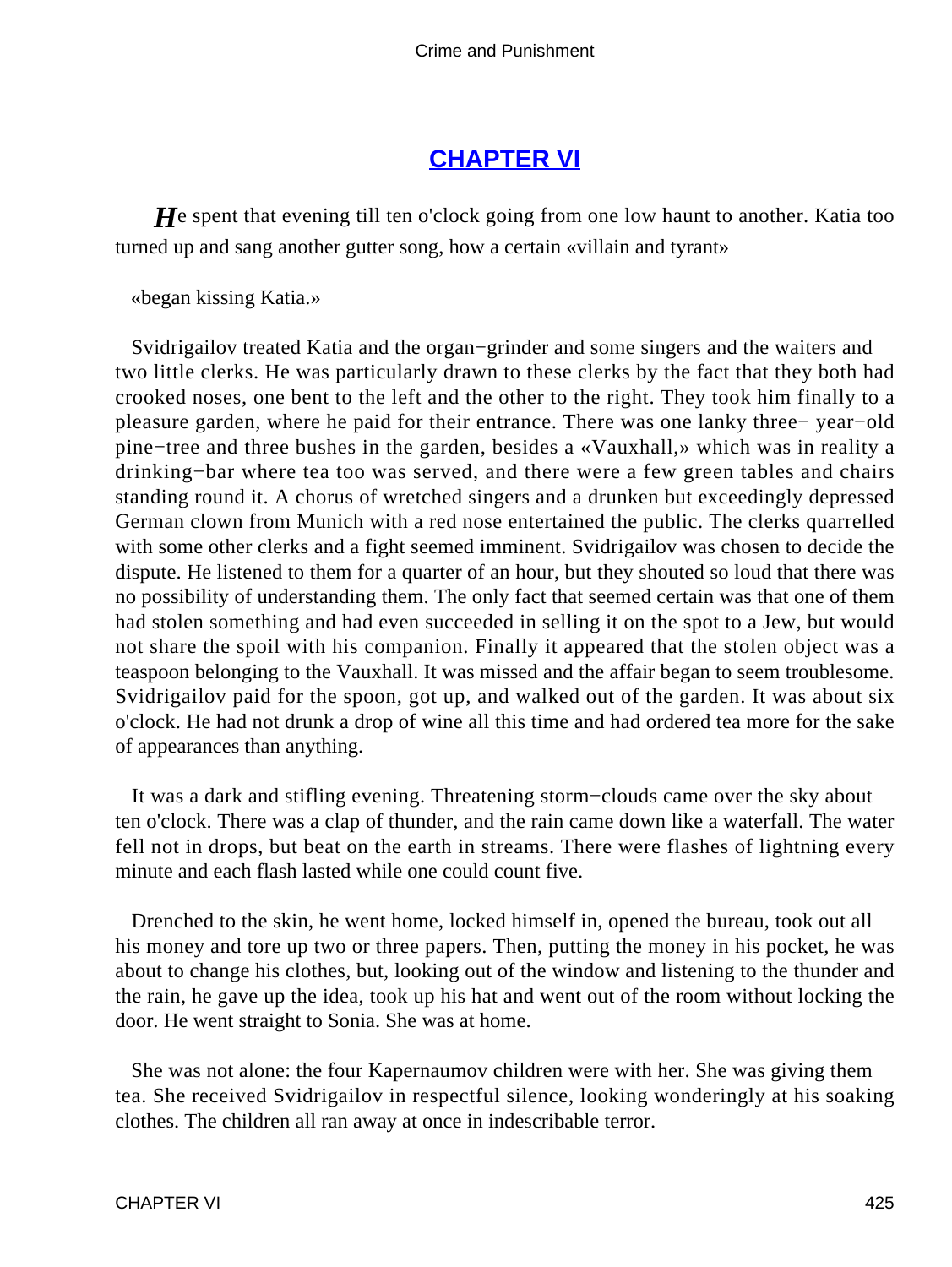## CHAPTER VI

*H*e spent that evening till ten o'clock going from one low haunt to another. Katia too turned up and sang another gutter song, how a certain «villain and tyrant»

«began kissing Katia.»

Svidrigailov treated Katia and the organ−grinder and some singers and the waiters and two little clerks. He was particularly drawn to these clerks by the fact that they both had crooked noses, one bent to the left and the other to the right. They took him finally to a pleasure garden, where he paid for their entrance. There was one lanky three− year−old pine−tree and three bushes in the garden, besides a «Vauxhall,» which was in reality a drinking−bar where tea too was served, and there were a few green tables and chairs standing round it. A chorus of wretched singers and a drunken but exceedingly depressed German clown from Munich with a red nose entertained the public. The clerks quarrelled with some other clerks and a fight seemed imminent. Svidrigailov was chosen to decide the dispute. He listened to them for a quarter of an hour, but they shouted so loud that there was no possibility of understanding them. The only fact that seemed certain was that one of them had stolen something and had even succeeded in selling it on the spot to a Jew, but would not share the spoil with his companion. Finally it appeared that the stolen object was a teaspoon belonging to the Vauxhall. It was missed and the affair began to seem troublesome. Svidrigailov paid for the spoon, got up, and walked out of the garden. It was about six o'clock. He had not drunk a drop of wine all this time and had ordered tea more for the sake of appearances than anything.

It was a dark and stifling evening. Threatening storm−clouds came over the sky about ten o'clock. There was a clap of thunder, and the rain came down like a waterfall. The water fell not in drops, but beat on the earth in streams. There were flashes of lightning every minute and each flash lasted while one could count five.

Drenched to the skin, he went home, locked himself in, opened the bureau, took out all his money and tore up two or three papers. Then, putting the money in his pocket, he was about to change his clothes, but, looking out of the window and listening to the thunder and the rain, he gave up the idea, took up his hat and went out of the room without locking the door. He went straight to Sonia. She was at home.

She was not alone: the four Kapernaumov children were with her. She was giving them tea. She received Svidrigailov in respectful silence, looking wonderingly at his soaking clothes. The children all ran away at once in indescribable terror.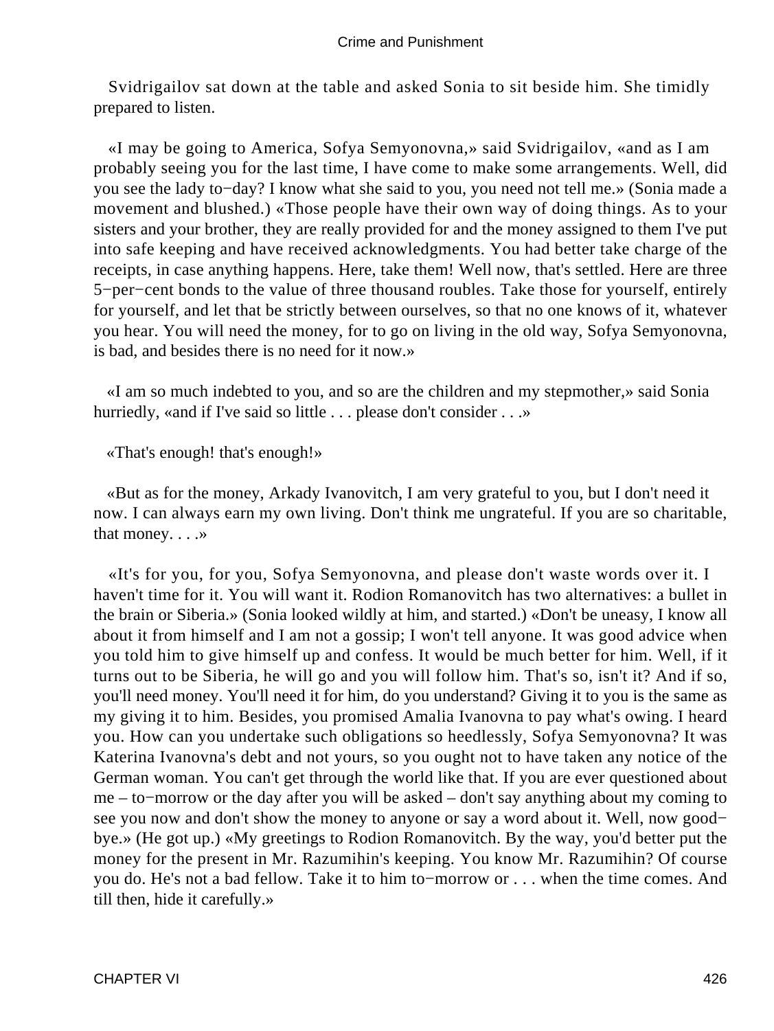Svidrigailov sat down at the table and asked Sonia to sit beside him. She timidly prepared to listen.

«I may be going to America, Sofya Semyonovna,» said Svidrigailov, «and as I am probably seeing you for the last time, I have come to make some arrangements. Well, did you see the lady to−day? I know what she said to you, you need not tell me.» (Sonia made a movement and blushed.) «Those people have their own way of doing things. As to your sisters and your brother, they are really provided for and the money assigned to them I've put into safe keeping and have received acknowledgments. You had better take charge of the receipts, in case anything happens. Here, take them! Well now, that's settled. Here are three 5−per−cent bonds to the value of three thousand roubles. Take those for yourself, entirely for yourself, and let that be strictly between ourselves, so that no one knows of it, whatever you hear. You will need the money, for to go on living in the old way, Sofya Semyonovna, is bad, and besides there is no need for it now.»

«I am so much indebted to you, and so are the children and my stepmother,» said Sonia hurriedly, «and if I've said so little . . . please don't consider . . .»

«That's enough! that's enough!»

«But as for the money, Arkady Ivanovitch, I am very grateful to you, but I don't need it now. I can always earn my own living. Don't think me ungrateful. If you are so charitable, that money. . . .»

«It's for you, for you, Sofya Semyonovna, and please don't waste words over it. I haven't time for it. You will want it. Rodion Romanovitch has two alternatives: a bullet in the brain or Siberia.» (Sonia looked wildly at him, and started.) «Don't be uneasy, I know all about it from himself and I am not a gossip; I won't tell anyone. It was good advice when you told him to give himself up and confess. It would be much better for him. Well, if it turns out to be Siberia, he will go and you will follow him. That's so, isn't it? And if so, you'll need money. You'll need it for him, do you understand? Giving it to you is the same as my giving it to him. Besides, you promised Amalia Ivanovna to pay what's owing. I heard you. How can you undertake such obligations so heedlessly, Sofya Semyonovna? It was Katerina Ivanovna's debt and not yours, so you ought not to have taken any notice of the German woman. You can't get through the world like that. If you are ever questioned about me – to−morrow or the day after you will be asked – don't say anything about my coming to see you now and don't show the money to anyone or say a word about it. Well, now good−bye.» (He got up.) «My greetings to Rodion Romanovitch. By the way, you'd better put the money for the present in Mr. Razumihin's keeping. You know Mr. Razumihin? Of course you do. He's not a bad fellow. Take it to him to−morrow or . . . when the time comes. And till then, hide it carefully.»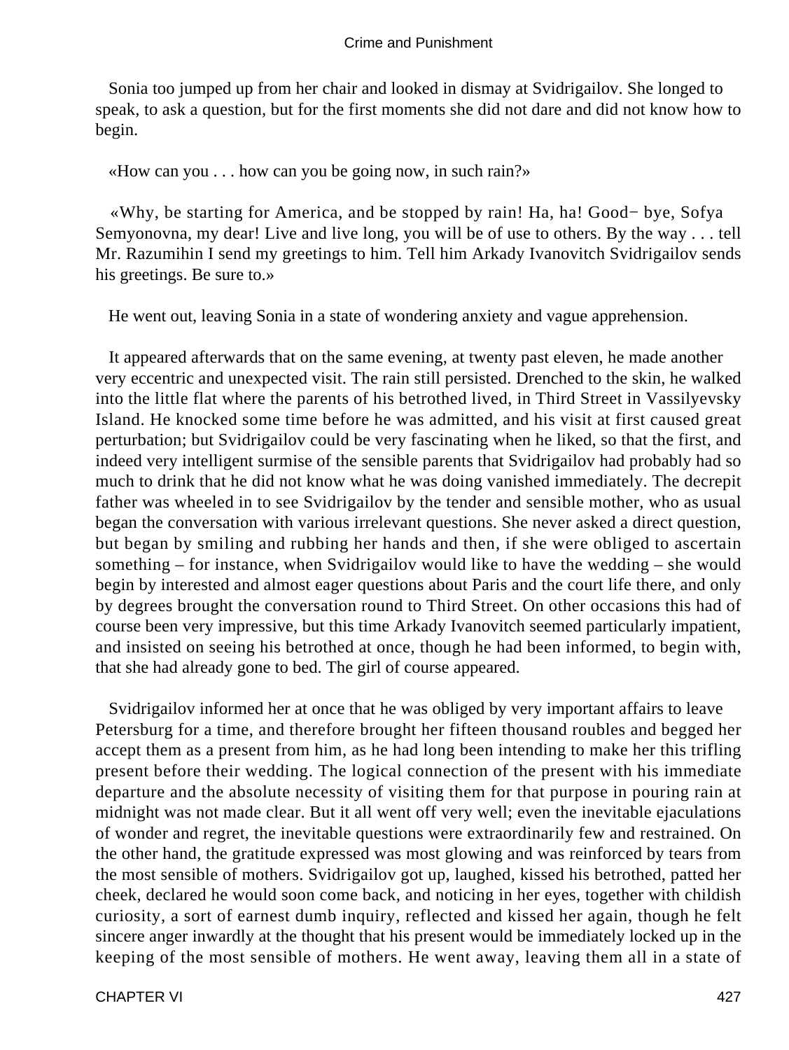Sonia too jumped up from her chair and looked in dismay at Svidrigailov. She longed to speak, to ask a question, but for the first moments she did not dare and did not know how to begin.

«How can you . . . how can you be going now, in such rain?»

«Why, be starting for America, and be stopped by rain! Ha, ha! Good− bye, Sofya Semyonovna, my dear! Live and live long, you will be of use to others. By the way . . . tell Mr. Razumihin I send my greetings to him. Tell him Arkady Ivanovitch Svidrigailov sends his greetings. Be sure to.»

He went out, leaving Sonia in a state of wondering anxiety and vague apprehension.

It appeared afterwards that on the same evening, at twenty past eleven, he made another very eccentric and unexpected visit. The rain still persisted. Drenched to the skin, he walked into the little flat where the parents of his betrothed lived, in Third Street in Vassilyevsky Island. He knocked some time before he was admitted, and his visit at first caused great perturbation; but Svidrigailov could be very fascinating when he liked, so that the first, and indeed very intelligent surmise of the sensible parents that Svidrigailov had probably had so much to drink that he did not know what he was doing vanished immediately. The decrepit father was wheeled in to see Svidrigailov by the tender and sensible mother, who as usual began the conversation with various irrelevant questions. She never asked a direct question, but began by smiling and rubbing her hands and then, if she were obliged to ascertain something – for instance, when Svidrigailov would like to have the wedding – she would begin by interested and almost eager questions about Paris and the court life there, and only by degrees brought the conversation round to Third Street. On other occasions this had of course been very impressive, but this time Arkady Ivanovitch seemed particularly impatient, and insisted on seeing his betrothed at once, though he had been informed, to begin with, that she had already gone to bed. The girl of course appeared.

Svidrigailov informed her at once that he was obliged by very important affairs to leave Petersburg for a time, and therefore brought her fifteen thousand roubles and begged her accept them as a present from him, as he had long been intending to make her this trifling present before their wedding. The logical connection of the present with his immediate departure and the absolute necessity of visiting them for that purpose in pouring rain at midnight was not made clear. But it all went off very well; even the inevitable ejaculations of wonder and regret, the inevitable questions were extraordinarily few and restrained. On the other hand, the gratitude expressed was most glowing and was reinforced by tears from the most sensible of mothers. Svidrigailov got up, laughed, kissed his betrothed, patted her cheek, declared he would soon come back, and noticing in her eyes, together with childish curiosity, a sort of earnest dumb inquiry, reflected and kissed her again, though he felt sincere anger inwardly at the thought that his present would be immediately locked up in the keeping of the most sensible of mothers. He went away, leaving them all in a state of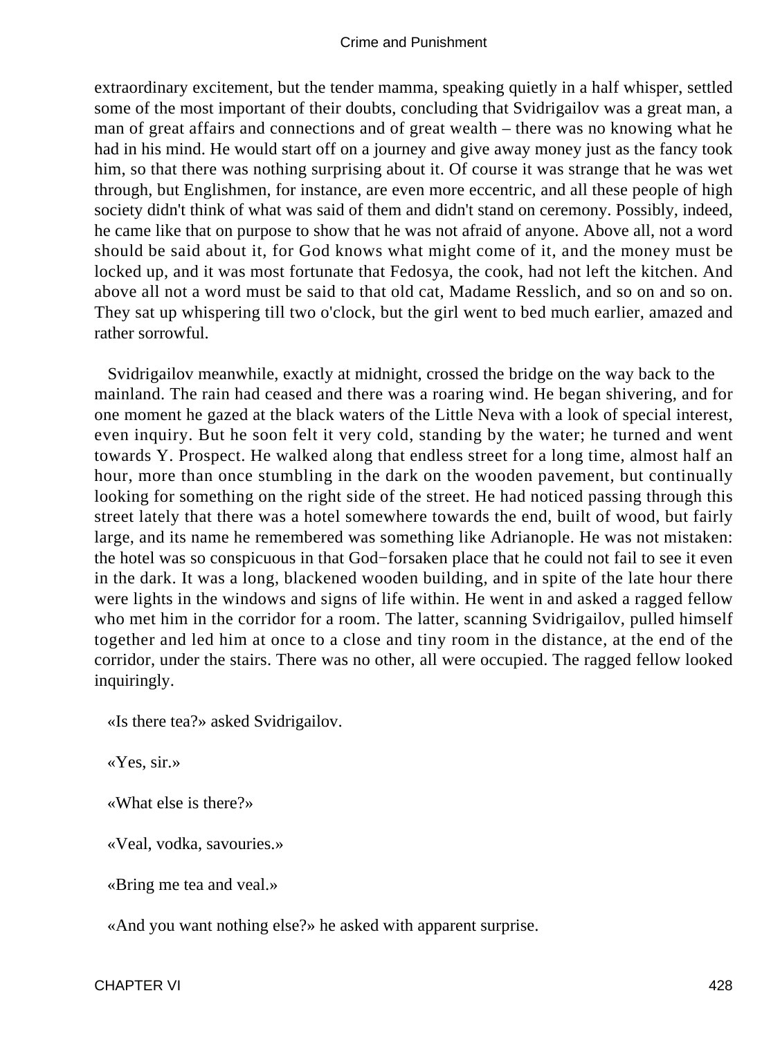extraordinary excitement, but the tender mamma, speaking quietly in a half whisper, settled some of the most important of their doubts, concluding that Svidrigailov was a great man, a man of great affairs and connections and of great wealth – there was no knowing what he had in his mind. He would start off on a journey and give away money just as the fancy took him, so that there was nothing surprising about it. Of course it was strange that he was wet through, but Englishmen, for instance, are even more eccentric, and all these people of high society didn't think of what was said of them and didn't stand on ceremony. Possibly, indeed, he came like that on purpose to show that he was not afraid of anyone. Above all, not a word should be said about it, for God knows what might come of it, and the money must be locked up, and it was most fortunate that Fedosya, the cook, had not left the kitchen. And above all not a word must be said to that old cat, Madame Resslich, and so on and so on. They sat up whispering till two o'clock, but the girl went to bed much earlier, amazed and rather sorrowful.

Svidrigailov meanwhile, exactly at midnight, crossed the bridge on the way back to the mainland. The rain had ceased and there was a roaring wind. He began shivering, and for one moment he gazed at the black waters of the Little Neva with a look of special interest, even inquiry. But he soon felt it very cold, standing by the water; he turned and went towards Y. Prospect. He walked along that endless street for a long time, almost half an hour, more than once stumbling in the dark on the wooden pavement, but continually looking for something on the right side of the street. He had noticed passing through this street lately that there was a hotel somewhere towards the end, built of wood, but fairly large, and its name he remembered was something like Adrianople. He was not mistaken: the hotel was so conspicuous in that God−forsaken place that he could not fail to see it even in the dark. It was a long, blackened wooden building, and in spite of the late hour there were lights in the windows and signs of life within. He went in and asked a ragged fellow who met him in the corridor for a room. The latter, scanning Svidrigailov, pulled himself together and led him at once to a close and tiny room in the distance, at the end of the corridor, under the stairs. There was no other, all were occupied. The ragged fellow looked inquiringly.

«Is there tea?» asked Svidrigailov.

«Yes, sir.»

«What else is there?»

«Veal, vodka, savouries.»

«Bring me tea and veal.»

«And you want nothing else?» he asked with apparent surprise.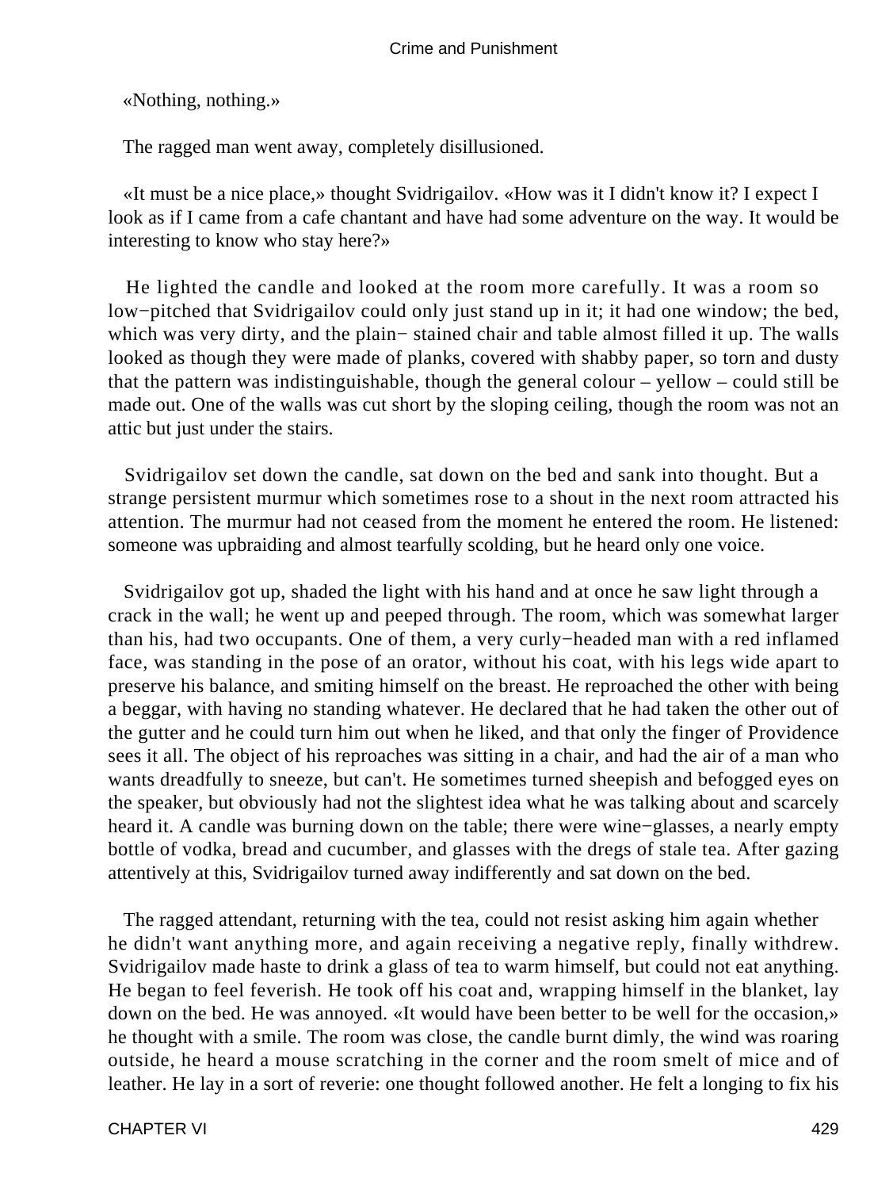«Nothing, nothing.»

The ragged man went away, completely disillusioned.

«It must be a nice place,» thought Svidrigailov. «How was it I didn't know it? I expect I look as if I came from a cafe chantant and have had some adventure on the way. It would be interesting to know who stay here?»

He lighted the candle and looked at the room more carefully. It was a room so low−pitched that Svidrigailov could only just stand up in it; it had one window; the bed, which was very dirty, and the plain− stained chair and table almost filled it up. The walls looked as though they were made of planks, covered with shabby paper, so torn and dusty that the pattern was indistinguishable, though the general colour – yellow – could still be made out. One of the walls was cut short by the sloping ceiling, though the room was not an attic but just under the stairs.

Svidrigailov set down the candle, sat down on the bed and sank into thought. But a strange persistent murmur which sometimes rose to a shout in the next room attracted his attention. The murmur had not ceased from the moment he entered the room. He listened: someone was upbraiding and almost tearfully scolding, but he heard only one voice.

Svidrigailov got up, shaded the light with his hand and at once he saw light through a crack in the wall; he went up and peeped through. The room, which was somewhat larger than his, had two occupants. One of them, a very curly−headed man with a red inflamed face, was standing in the pose of an orator, without his coat, with his legs wide apart to preserve his balance, and smiting himself on the breast. He reproached the other with being a beggar, with having no standing whatever. He declared that he had taken the other out of the gutter and he could turn him out when he liked, and that only the finger of Providence sees it all. The object of his reproaches was sitting in a chair, and had the air of a man who wants dreadfully to sneeze, but can't. He sometimes turned sheepish and befogged eyes on the speaker, but obviously had not the slightest idea what he was talking about and scarcely heard it. A candle was burning down on the table; there were wine−glasses, a nearly empty bottle of vodka, bread and cucumber, and glasses with the dregs of stale tea. After gazing attentively at this, Svidrigailov turned away indifferently and sat down on the bed.

The ragged attendant, returning with the tea, could not resist asking him again whether he didn't want anything more, and again receiving a negative reply, finally withdrew. Svidrigailov made haste to drink a glass of tea to warm himself, but could not eat anything. He began to feel feverish. He took off his coat and, wrapping himself in the blanket, lay down on the bed. He was annoyed. «It would have been better to be well for the occasion,» he thought with a smile. The room was close, the candle burnt dimly, the wind was roaring outside, he heard a mouse scratching in the corner and the room smelt of mice and of leather. He lay in a sort of reverie: one thought followed another. He felt a longing to fix his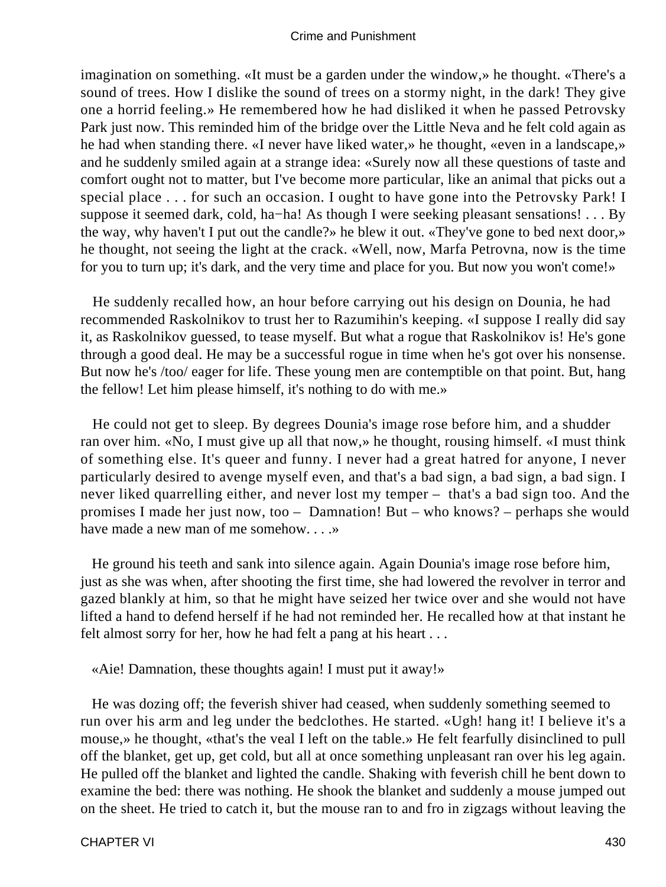imagination on something. «It must be a garden under the window,» he thought. «There's a sound of trees. How I dislike the sound of trees on a stormy night, in the dark! They give one a horrid feeling.» He remembered how he had disliked it when he passed Petrovsky Park just now. This reminded him of the bridge over the Little Neva and he felt cold again as he had when standing there. «I never have liked water,» he thought, «even in a landscape,» and he suddenly smiled again at a strange idea: «Surely now all these questions of taste and comfort ought not to matter, but I've become more particular, like an animal that picks out a special place . . . for such an occasion. I ought to have gone into the Petrovsky Park! I suppose it seemed dark, cold, ha−ha! As though I were seeking pleasant sensations! . . . By the way, why haven't I put out the candle?» he blew it out. «They've gone to bed next door,» he thought, not seeing the light at the crack. «Well, now, Marfa Petrovna, now is the time for you to turn up; it's dark, and the very time and place for you. But now you won't come!»

He suddenly recalled how, an hour before carrying out his design on Dounia, he had recommended Raskolnikov to trust her to Razumihin's keeping. «I suppose I really did say it, as Raskolnikov guessed, to tease myself. But what a rogue that Raskolnikov is! He's gone through a good deal. He may be a successful rogue in time when he's got over his nonsense. But now he's /too/ eager for life. These young men are contemptible on that point. But, hang the fellow! Let him please himself, it's nothing to do with me.»

He could not get to sleep. By degrees Dounia's image rose before him, and a shudder ran over him. «No, I must give up all that now,» he thought, rousing himself. «I must think of something else. It's queer and funny. I never had a great hatred for anyone, I never particularly desired to avenge myself even, and that's a bad sign, a bad sign, a bad sign. I never liked quarrelling either, and never lost my temper – that's a bad sign too. And the promises I made her just now, too – Damnation! But – who knows? – perhaps she would have made a new man of me somehow. . . .»

He ground his teeth and sank into silence again. Again Dounia's image rose before him, just as she was when, after shooting the first time, she had lowered the revolver in terror and gazed blankly at him, so that he might have seized her twice over and she would not have lifted a hand to defend herself if he had not reminded her. He recalled how at that instant he felt almost sorry for her, how he had felt a pang at his heart . . .

«Aie! Damnation, these thoughts again! I must put it away!»

He was dozing off; the feverish shiver had ceased, when suddenly something seemed to run over his arm and leg under the bedclothes. He started. «Ugh! hang it! I believe it's a mouse,» he thought, «that's the veal I left on the table.» He felt fearfully disinclined to pull off the blanket, get up, get cold, but all at once something unpleasant ran over his leg again. He pulled off the blanket and lighted the candle. Shaking with feverish chill he bent down to examine the bed: there was nothing. He shook the blanket and suddenly a mouse jumped out on the sheet. He tried to catch it, but the mouse ran to and fro in zigzags without leaving the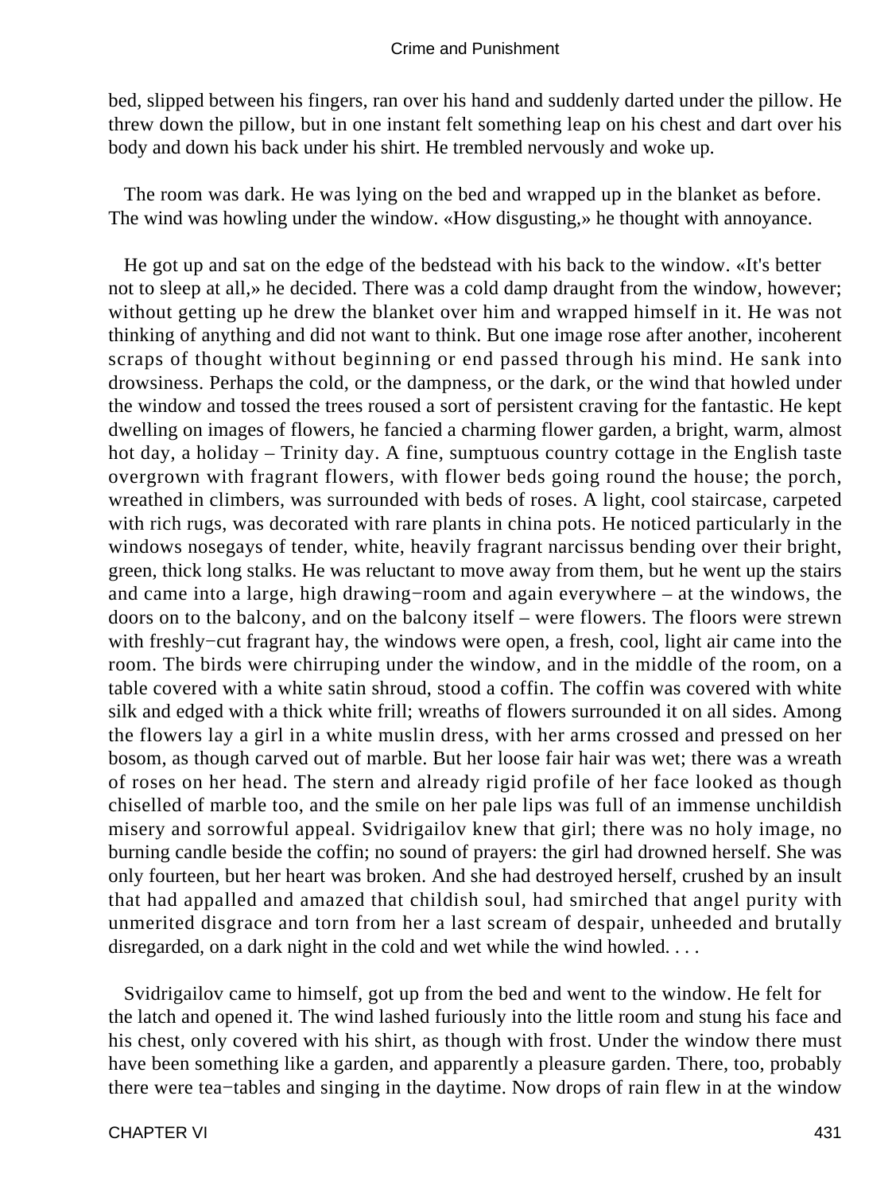bed, slipped between his fingers, ran over his hand and suddenly darted under the pillow. He threw down the pillow, but in one instant felt something leap on his chest and dart over his body and down his back under his shirt. He trembled nervously and woke up.

The room was dark. He was lying on the bed and wrapped up in the blanket as before. The wind was howling under the window. «How disgusting,» he thought with annoyance.

He got up and sat on the edge of the bedstead with his back to the window. «It's better not to sleep at all,» he decided. There was a cold damp draught from the window, however; without getting up he drew the blanket over him and wrapped himself in it. He was not thinking of anything and did not want to think. But one image rose after another, incoherent scraps of thought without beginning or end passed through his mind. He sank into drowsiness. Perhaps the cold, or the dampness, or the dark, or the wind that howled under the window and tossed the trees roused a sort of persistent craving for the fantastic. He kept dwelling on images of flowers, he fancied a charming flower garden, a bright, warm, almost hot day, a holiday – Trinity day. A fine, sumptuous country cottage in the English taste overgrown with fragrant flowers, with flower beds going round the house; the porch, wreathed in climbers, was surrounded with beds of roses. A light, cool staircase, carpeted with rich rugs, was decorated with rare plants in china pots. He noticed particularly in the windows nosegays of tender, white, heavily fragrant narcissus bending over their bright, green, thick long stalks. He was reluctant to move away from them, but he went up the stairs and came into a large, high drawing−room and again everywhere – at the windows, the doors on to the balcony, and on the balcony itself – were flowers. The floors were strewn with freshly−cut fragrant hay, the windows were open, a fresh, cool, light air came into the room. The birds were chirruping under the window, and in the middle of the room, on a table covered with a white satin shroud, stood a coffin. The coffin was covered with white silk and edged with a thick white frill; wreaths of flowers surrounded it on all sides. Among the flowers lay a girl in a white muslin dress, with her arms crossed and pressed on her bosom, as though carved out of marble. But her loose fair hair was wet; there was a wreath of roses on her head. The stern and already rigid profile of her face looked as though chiselled of marble too, and the smile on her pale lips was full of an immense unchildish misery and sorrowful appeal. Svidrigailov knew that girl; there was no holy image, no burning candle beside the coffin; no sound of prayers: the girl had drowned herself. She was only fourteen, but her heart was broken. And she had destroyed herself, crushed by an insult that had appalled and amazed that childish soul, had smirched that angel purity with unmerited disgrace and torn from her a last scream of despair, unheeded and brutally disregarded, on a dark night in the cold and wet while the wind howled. . . .

Svidrigailov came to himself, got up from the bed and went to the window. He felt for the latch and opened it. The wind lashed furiously into the little room and stung his face and his chest, only covered with his shirt, as though with frost. Under the window there must have been something like a garden, and apparently a pleasure garden. There, too, probably there were tea−tables and singing in the daytime. Now drops of rain flew in at the window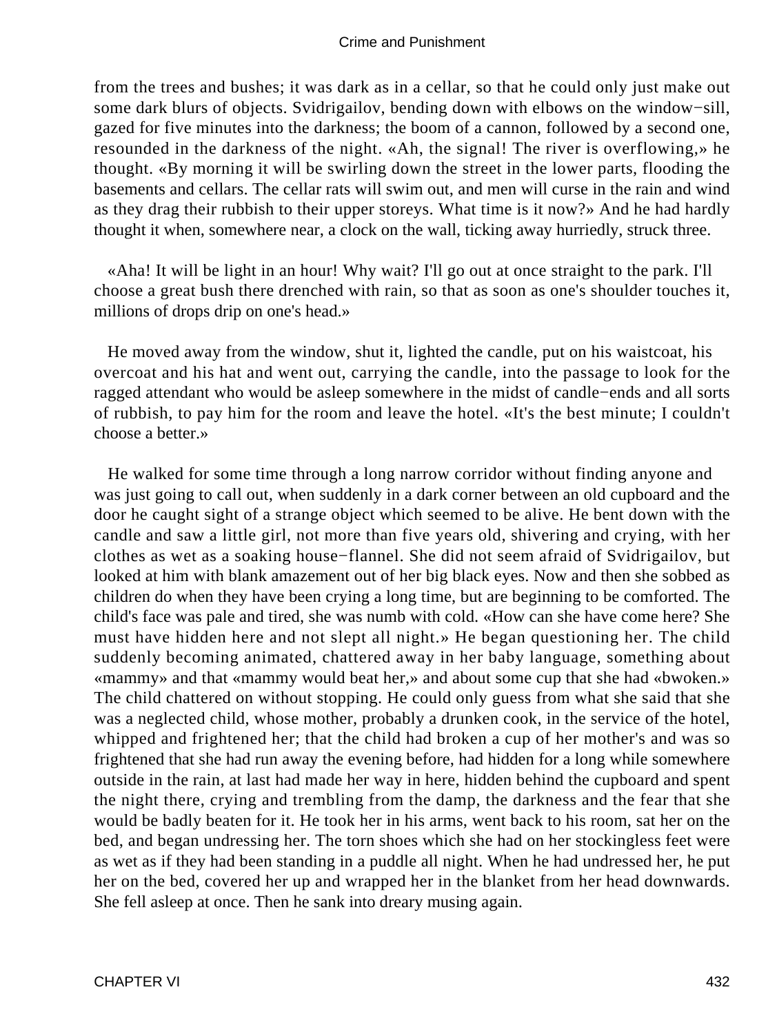from the trees and bushes; it was dark as in a cellar, so that he could only just make out some dark blurs of objects. Svidrigailov, bending down with elbows on the window−sill, gazed for five minutes into the darkness; the boom of a cannon, followed by a second one, resounded in the darkness of the night. «Ah, the signal! The river is overflowing,» he thought. «By morning it will be swirling down the street in the lower parts, flooding the basements and cellars. The cellar rats will swim out, and men will curse in the rain and wind as they drag their rubbish to their upper storeys. What time is it now?» And he had hardly thought it when, somewhere near, a clock on the wall, ticking away hurriedly, struck three.

«Aha! It will be light in an hour! Why wait? I'll go out at once straight to the park. I'll choose a great bush there drenched with rain, so that as soon as one's shoulder touches it, millions of drops drip on one's head.»

He moved away from the window, shut it, lighted the candle, put on his waistcoat, his overcoat and his hat and went out, carrying the candle, into the passage to look for the ragged attendant who would be asleep somewhere in the midst of candle−ends and all sorts of rubbish, to pay him for the room and leave the hotel. «It's the best minute; I couldn't choose a better.»

He walked for some time through a long narrow corridor without finding anyone and was just going to call out, when suddenly in a dark corner between an old cupboard and the door he caught sight of a strange object which seemed to be alive. He bent down with the candle and saw a little girl, not more than five years old, shivering and crying, with her clothes as wet as a soaking house−flannel. She did not seem afraid of Svidrigailov, but looked at him with blank amazement out of her big black eyes. Now and then she sobbed as children do when they have been crying a long time, but are beginning to be comforted. The child's face was pale and tired, she was numb with cold. «How can she have come here? She must have hidden here and not slept all night.» He began questioning her. The child suddenly becoming animated, chattered away in her baby language, something about «mammy» and that «mammy would beat her,» and about some cup that she had «bwoken.» The child chattered on without stopping. He could only guess from what she said that she was a neglected child, whose mother, probably a drunken cook, in the service of the hotel, whipped and frightened her; that the child had broken a cup of her mother's and was so frightened that she had run away the evening before, had hidden for a long while somewhere outside in the rain, at last had made her way in here, hidden behind the cupboard and spent the night there, crying and trembling from the damp, the darkness and the fear that she would be badly beaten for it. He took her in his arms, went back to his room, sat her on the bed, and began undressing her. The torn shoes which she had on her stockingless feet were as wet as if they had been standing in a puddle all night. When he had undressed her, he put her on the bed, covered her up and wrapped her in the blanket from her head downwards. She fell asleep at once. Then he sank into dreary musing again.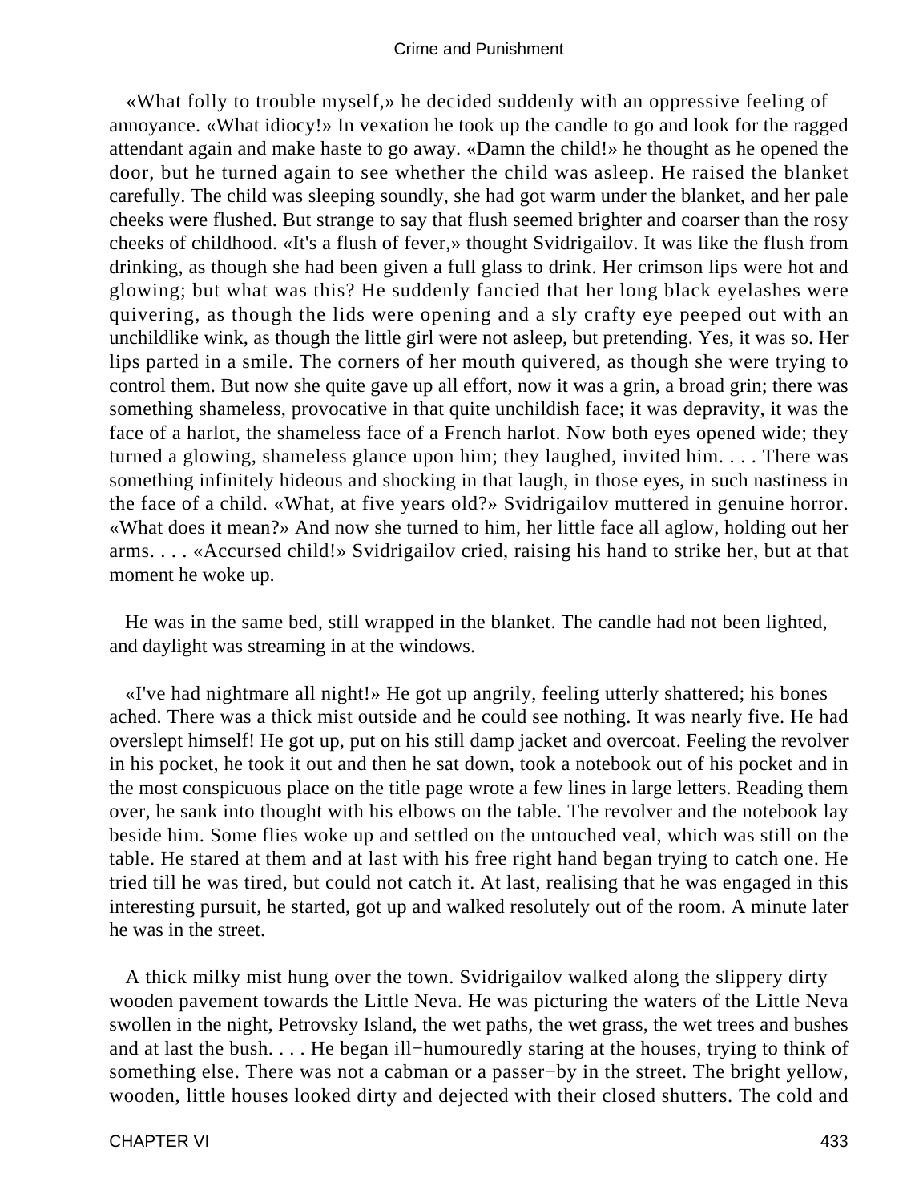«What folly to trouble myself,» he decided suddenly with an oppressive feeling of annoyance. «What idiocy!» In vexation he took up the candle to go and look for the ragged attendant again and make haste to go away. «Damn the child!» he thought as he opened the door, but he turned again to see whether the child was asleep. He raised the blanket carefully. The child was sleeping soundly, she had got warm under the blanket, and her pale cheeks were flushed. But strange to say that flush seemed brighter and coarser than the rosy cheeks of childhood. «It's a flush of fever,» thought Svidrigailov. It was like the flush from drinking, as though she had been given a full glass to drink. Her crimson lips were hot and glowing; but what was this? He suddenly fancied that her long black eyelashes were quivering, as though the lids were opening and a sly crafty eye peeped out with an unchildlike wink, as though the little girl were not asleep, but pretending. Yes, it was so. Her lips parted in a smile. The corners of her mouth quivered, as though she were trying to control them. But now she quite gave up all effort, now it was a grin, a broad grin; there was something shameless, provocative in that quite unchildish face; it was depravity, it was the face of a harlot, the shameless face of a French harlot. Now both eyes opened wide; they turned a glowing, shameless glance upon him; they laughed, invited him. . . . There was something infinitely hideous and shocking in that laugh, in those eyes, in such nastiness in the face of a child. «What, at five years old?» Svidrigailov muttered in genuine horror. «What does it mean?» And now she turned to him, her little face all aglow, holding out her arms. . . . «Accursed child!» Svidrigailov cried, raising his hand to strike her, but at that moment he woke up.

He was in the same bed, still wrapped in the blanket. The candle had not been lighted, and daylight was streaming in at the windows.

«I've had nightmare all night!» He got up angrily, feeling utterly shattered; his bones ached. There was a thick mist outside and he could see nothing. It was nearly five. He had overslept himself! He got up, put on his still damp jacket and overcoat. Feeling the revolver in his pocket, he took it out and then he sat down, took a notebook out of his pocket and in the most conspicuous place on the title page wrote a few lines in large letters. Reading them over, he sank into thought with his elbows on the table. The revolver and the notebook lay beside him. Some flies woke up and settled on the untouched veal, which was still on the table. He stared at them and at last with his free right hand began trying to catch one. He tried till he was tired, but could not catch it. At last, realising that he was engaged in this interesting pursuit, he started, got up and walked resolutely out of the room. A minute later he was in the street.

A thick milky mist hung over the town. Svidrigailov walked along the slippery dirty wooden pavement towards the Little Neva. He was picturing the waters of the Little Neva swollen in the night, Petrovsky Island, the wet paths, the wet grass, the wet trees and bushes and at last the bush. . . . He began ill-humouredly staring at the houses, trying to think of something else. There was not a cabman or a passer-by in the street. The bright yellow, wooden, little houses looked dirty and dejected with their closed shutters. The cold and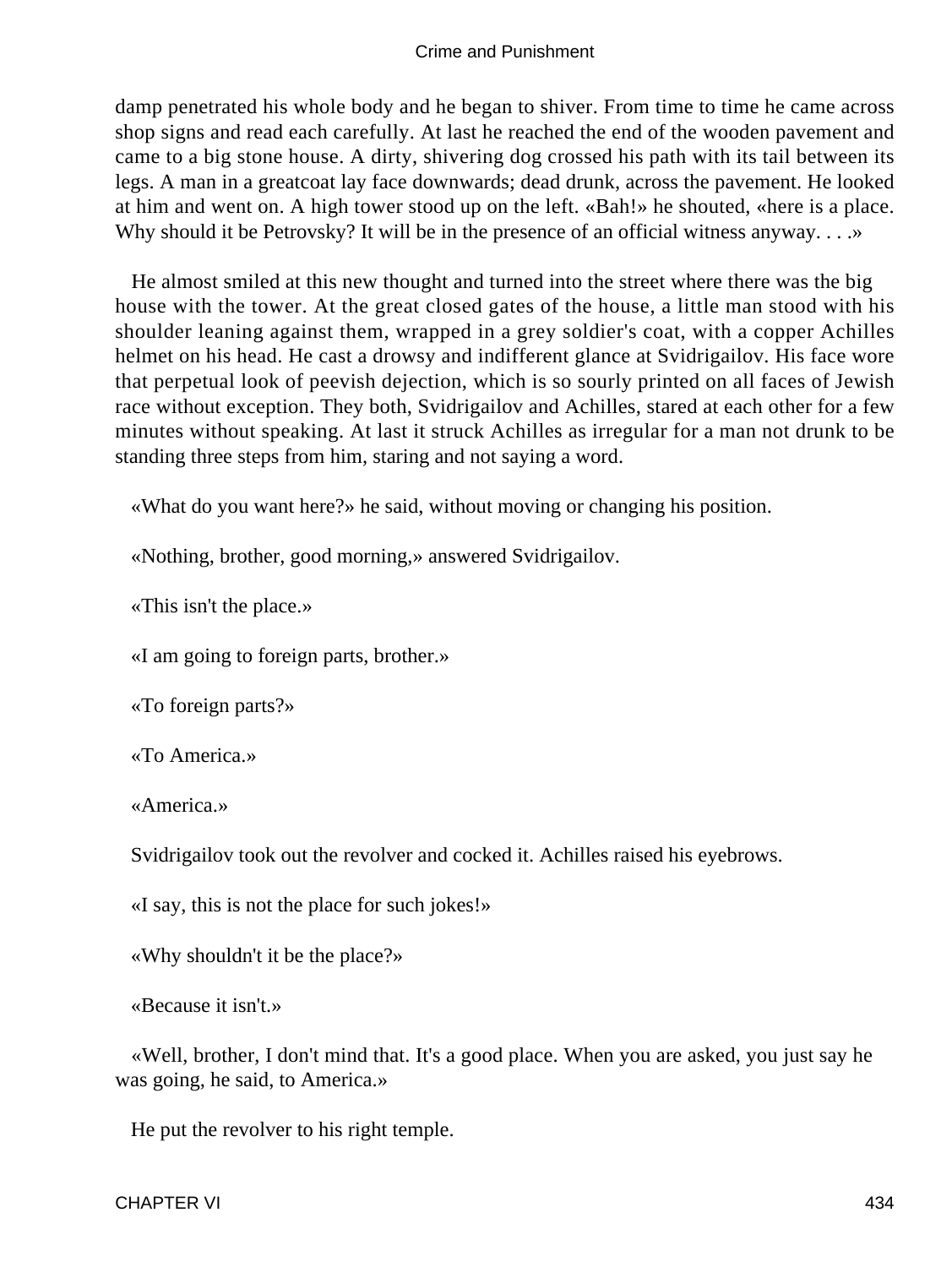damp penetrated his whole body and he began to shiver. From time to time he came across shop signs and read each carefully. At last he reached the end of the wooden pavement and came to a big stone house. A dirty, shivering dog crossed his path with its tail between its legs. A man in a greatcoat lay face downwards; dead drunk, across the pavement. He looked at him and went on. A high tower stood up on the left. «Bah!» he shouted, «here is a place. Why should it be Petrovsky? It will be in the presence of an official witness anyway. . . .»

He almost smiled at this new thought and turned into the street where there was the big house with the tower. At the great closed gates of the house, a little man stood with his shoulder leaning against them, wrapped in a grey soldier's coat, with a copper Achilles helmet on his head. He cast a drowsy and indifferent glance at Svidrigailov. His face wore that perpetual look of peevish dejection, which is so sourly printed on all faces of Jewish race without exception. They both, Svidrigailov and Achilles, stared at each other for a few minutes without speaking. At last it struck Achilles as irregular for a man not drunk to be standing three steps from him, staring and not saying a word.

«What do you want here?» he said, without moving or changing his position.

«Nothing, brother, good morning,» answered Svidrigailov.

«This isn't the place.»

«I am going to foreign parts, brother.»

«To foreign parts?»

«To America.»

«America.»

Svidrigailov took out the revolver and cocked it. Achilles raised his eyebrows.

«I say, this is not the place for such jokes!»

«Why shouldn't it be the place?»

«Because it isn't.»

«Well, brother, I don't mind that. It's a good place. When you are asked, you just say he was going, he said, to America.»

He put the revolver to his right temple.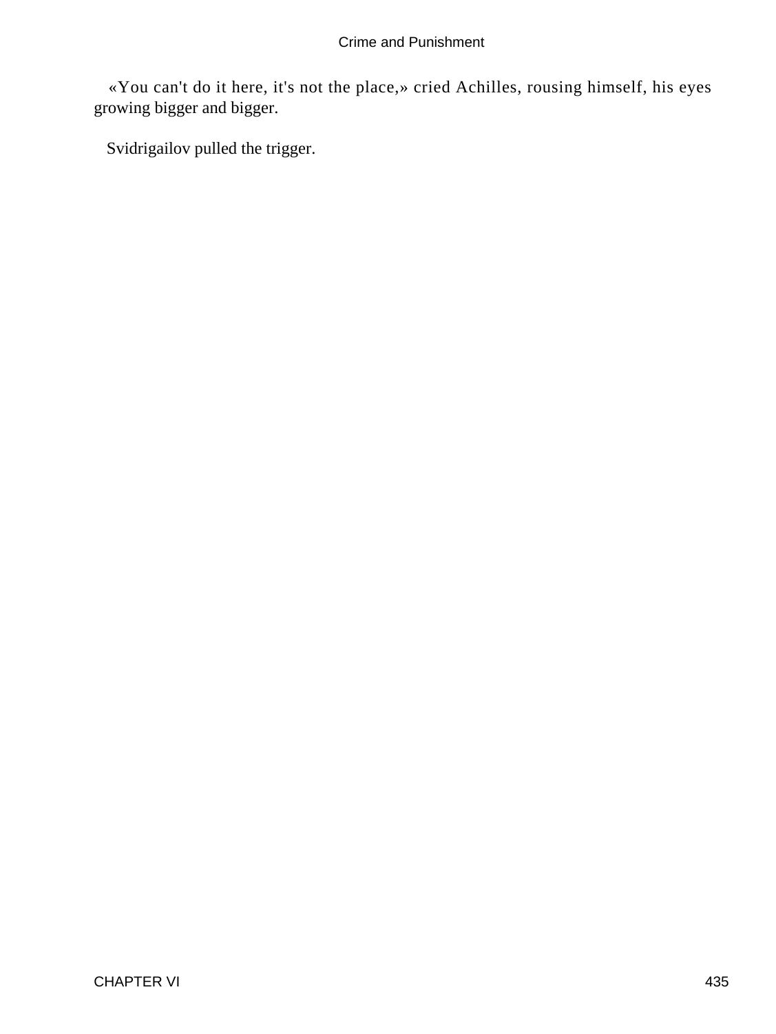«You can't do it here, it's not the place,» cried Achilles, rousing himself, his eyes growing bigger and bigger.

Svidrigailov pulled the trigger.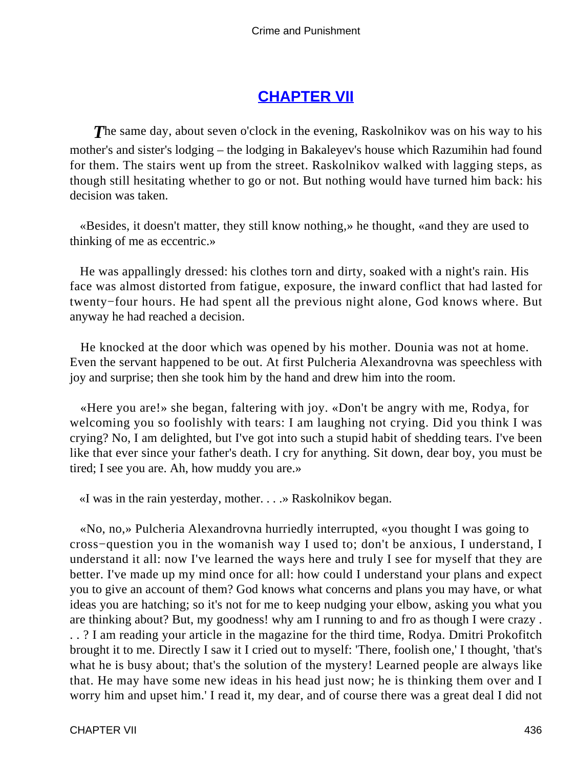## CHAPTER VII

*T*he same day, about seven o'clock in the evening, Raskolnikov was on his way to his mother's and sister's lodging – the lodging in Bakaleyev's house which Razumihin had found for them. The stairs went up from the street. Raskolnikov walked with lagging steps, as though still hesitating whether to go or not. But nothing would have turned him back: his decision was taken.

«Besides, it doesn't matter, they still know nothing,» he thought, «and they are used to thinking of me as eccentric.»

He was appallingly dressed: his clothes torn and dirty, soaked with a night's rain. His face was almost distorted from fatigue, exposure, the inward conflict that had lasted for twenty−four hours. He had spent all the previous night alone, God knows where. But anyway he had reached a decision.

He knocked at the door which was opened by his mother. Dounia was not at home. Even the servant happened to be out. At first Pulcheria Alexandrovna was speechless with joy and surprise; then she took him by the hand and drew him into the room.

«Here you are!» she began, faltering with joy. «Don't be angry with me, Rodya, for welcoming you so foolishly with tears: I am laughing not crying. Did you think I was crying? No, I am delighted, but I've got into such a stupid habit of shedding tears. I've been like that ever since your father's death. I cry for anything. Sit down, dear boy, you must be tired; I see you are. Ah, how muddy you are.»

«I was in the rain yesterday, mother. . . .» Raskolnikov began.

«No, no,» Pulcheria Alexandrovna hurriedly interrupted, «you thought I was going to cross−question you in the womanish way I used to; don't be anxious, I understand, I understand it all: now I've learned the ways here and truly I see for myself that they are better. I've made up my mind once for all: how could I understand your plans and expect you to give an account of them? God knows what concerns and plans you may have, or what ideas you are hatching; so it's not for me to keep nudging your elbow, asking you what you are thinking about? But, my goodness! why am I running to and fro as though I were crazy . . . ? I am reading your article in the magazine for the third time, Rodya. Dmitri Prokofitch brought it to me. Directly I saw it I cried out to myself: 'There, foolish one,' I thought, 'that's what he is busy about; that's the solution of the mystery! Learned people are always like that. He may have some new ideas in his head just now; he is thinking them over and I worry him and upset him.' I read it, my dear, and of course there was a great deal I did not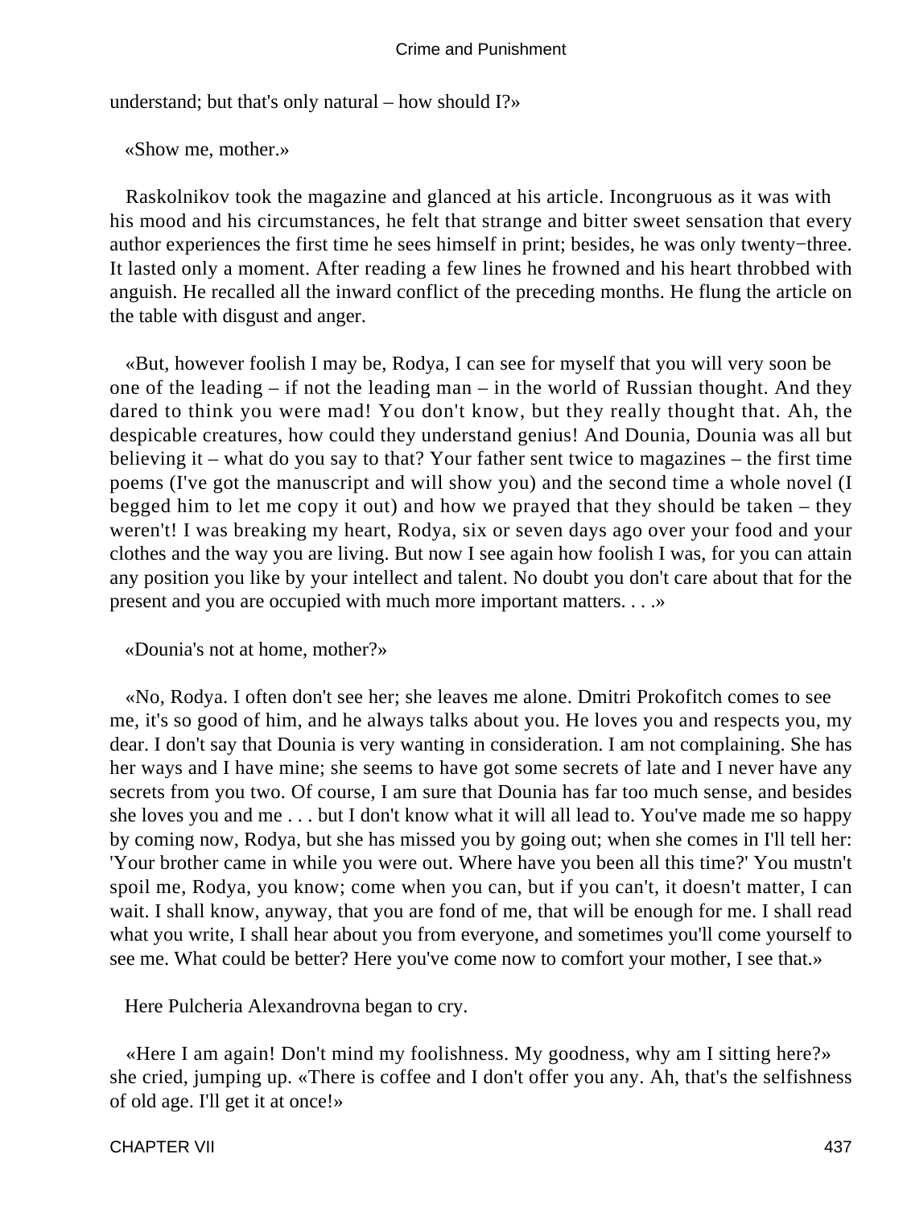understand; but that's only natural – how should I?»

«Show me, mother.»

Raskolnikov took the magazine and glanced at his article. Incongruous as it was with his mood and his circumstances, he felt that strange and bitter sweet sensation that every author experiences the first time he sees himself in print; besides, he was only twenty−three. It lasted only a moment. After reading a few lines he frowned and his heart throbbed with anguish. He recalled all the inward conflict of the preceding months. He flung the article on the table with disgust and anger.

«But, however foolish I may be, Rodya, I can see for myself that you will very soon be one of the leading – if not the leading man – in the world of Russian thought. And they dared to think you were mad! You don't know, but they really thought that. Ah, the despicable creatures, how could they understand genius! And Dounia, Dounia was all but believing it – what do you say to that? Your father sent twice to magazines – the first time poems (I've got the manuscript and will show you) and the second time a whole novel (I begged him to let me copy it out) and how we prayed that they should be taken – they weren't! I was breaking my heart, Rodya, six or seven days ago over your food and your clothes and the way you are living. But now I see again how foolish I was, for you can attain any position you like by your intellect and talent. No doubt you don't care about that for the present and you are occupied with much more important matters. . . .»

«Dounia's not at home, mother?»

«No, Rodya. I often don't see her; she leaves me alone. Dmitri Prokofitch comes to see me, it's so good of him, and he always talks about you. He loves you and respects you, my dear. I don't say that Dounia is very wanting in consideration. I am not complaining. She has her ways and I have mine; she seems to have got some secrets of late and I never have any secrets from you two. Of course, I am sure that Dounia has far too much sense, and besides she loves you and me . . . but I don't know what it will all lead to. You've made me so happy by coming now, Rodya, but she has missed you by going out; when she comes in I'll tell her: 'Your brother came in while you were out. Where have you been all this time?' You mustn't spoil me, Rodya, you know; come when you can, but if you can't, it doesn't matter, I can wait. I shall know, anyway, that you are fond of me, that will be enough for me. I shall read what you write, I shall hear about you from everyone, and sometimes you'll come yourself to see me. What could be better? Here you've come now to comfort your mother, I see that.»

Here Pulcheria Alexandrovna began to cry.

«Here I am again! Don't mind my foolishness. My goodness, why am I sitting here?» she cried, jumping up. «There is coffee and I don't offer you any. Ah, that's the selfishness of old age. I'll get it at once!»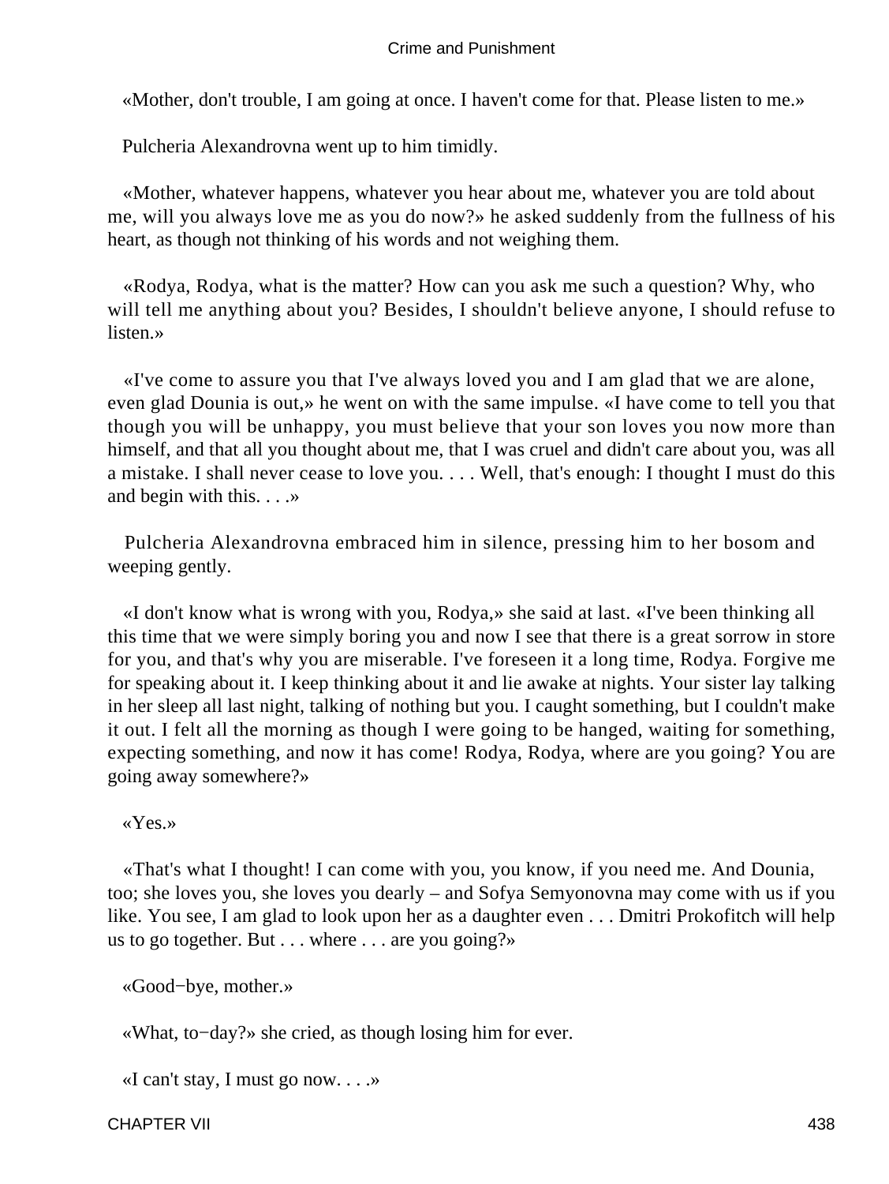«Mother, don't trouble, I am going at once. I haven't come for that. Please listen to me.»

Pulcheria Alexandrovna went up to him timidly.

«Mother, whatever happens, whatever you hear about me, whatever you are told about me, will you always love me as you do now?» he asked suddenly from the fullness of his heart, as though not thinking of his words and not weighing them.

«Rodya, Rodya, what is the matter? How can you ask me such a question? Why, who will tell me anything about you? Besides, I shouldn't believe anyone, I should refuse to listen.»

«I've come to assure you that I've always loved you and I am glad that we are alone, even glad Dounia is out,» he went on with the same impulse. «I have come to tell you that though you will be unhappy, you must believe that your son loves you now more than himself, and that all you thought about me, that I was cruel and didn't care about you, was all a mistake. I shall never cease to love you. . . . Well, that's enough: I thought I must do this and begin with this. . . .»

Pulcheria Alexandrovna embraced him in silence, pressing him to her bosom and weeping gently.

«I don't know what is wrong with you, Rodya,» she said at last. «I've been thinking all this time that we were simply boring you and now I see that there is a great sorrow in store for you, and that's why you are miserable. I've foreseen it a long time, Rodya. Forgive me for speaking about it. I keep thinking about it and lie awake at nights. Your sister lay talking in her sleep all last night, talking of nothing but you. I caught something, but I couldn't make it out. I felt all the morning as though I were going to be hanged, waiting for something, expecting something, and now it has come! Rodya, Rodya, where are you going? You are going away somewhere?»

«Yes.»

«That's what I thought! I can come with you, you know, if you need me. And Dounia, too; she loves you, she loves you dearly – and Sofya Semyonovna may come with us if you like. You see, I am glad to look upon her as a daughter even . . . Dmitri Prokofitch will help us to go together. But . . . where . . . are you going?»

«Good−bye, mother.»

«What, to−day?» she cried, as though losing him for ever.

«I can't stay, I must go now. . . .»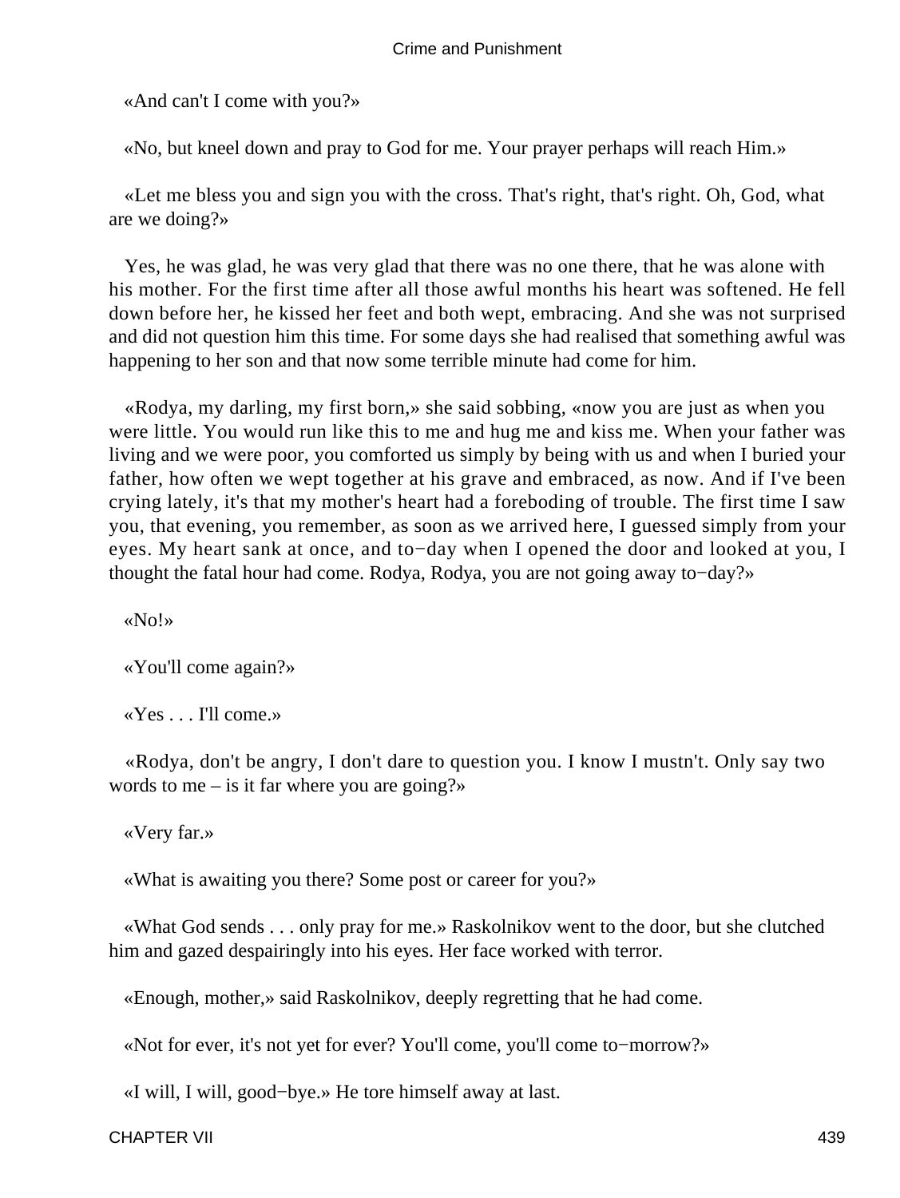«And can't I come with you?»

«No, but kneel down and pray to God for me. Your prayer perhaps will reach Him.»

«Let me bless you and sign you with the cross. That's right, that's right. Oh, God, what are we doing?»

Yes, he was glad, he was very glad that there was no one there, that he was alone with his mother. For the first time after all those awful months his heart was softened. He fell down before her, he kissed her feet and both wept, embracing. And she was not surprised and did not question him this time. For some days she had realised that something awful was happening to her son and that now some terrible minute had come for him.

«Rodya, my darling, my first born,» she said sobbing, «now you are just as when you were little. You would run like this to me and hug me and kiss me. When your father was living and we were poor, you comforted us simply by being with us and when I buried your father, how often we wept together at his grave and embraced, as now. And if I've been crying lately, it's that my mother's heart had a foreboding of trouble. The first time I saw you, that evening, you remember, as soon as we arrived here, I guessed simply from your eyes. My heart sank at once, and to−day when I opened the door and looked at you, I thought the fatal hour had come. Rodya, Rodya, you are not going away to−day?»

«No!»

«You'll come again?»

«Yes . . . I'll come.»

«Rodya, don't be angry, I don't dare to question you. I know I mustn't. Only say two words to me – is it far where you are going?»

«Very far.»

«What is awaiting you there? Some post or career for you?»

«What God sends . . . only pray for me.» Raskolnikov went to the door, but she clutched him and gazed despairingly into his eyes. Her face worked with terror.

«Enough, mother,» said Raskolnikov, deeply regretting that he had come.

«Not for ever, it's not yet for ever? You'll come, you'll come to−morrow?»

«I will, I will, good−bye.» He tore himself away at last.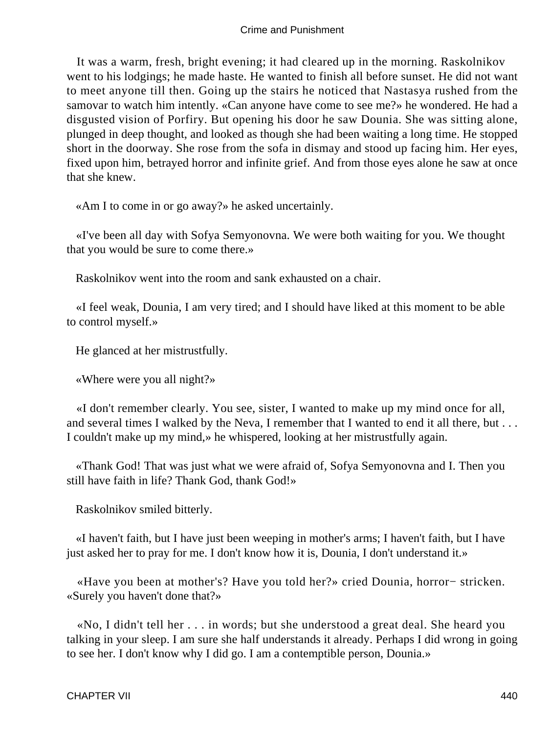It was a warm, fresh, bright evening; it had cleared up in the morning. Raskolnikov went to his lodgings; he made haste. He wanted to finish all before sunset. He did not want to meet anyone till then. Going up the stairs he noticed that Nastasya rushed from the samovar to watch him intently. «Can anyone have come to see me?» he wondered. He had a disgusted vision of Porfiry. But opening his door he saw Dounia. She was sitting alone, plunged in deep thought, and looked as though she had been waiting a long time. He stopped short in the doorway. She rose from the sofa in dismay and stood up facing him. Her eyes, fixed upon him, betrayed horror and infinite grief. And from those eyes alone he saw at once that she knew.

«Am I to come in or go away?» he asked uncertainly.

«I've been all day with Sofya Semyonovna. We were both waiting for you. We thought that you would be sure to come there.»

Raskolnikov went into the room and sank exhausted on a chair.

«I feel weak, Dounia, I am very tired; and I should have liked at this moment to be able to control myself.»

He glanced at her mistrustfully.

«Where were you all night?»

«I don't remember clearly. You see, sister, I wanted to make up my mind once for all, and several times I walked by the Neva, I remember that I wanted to end it all there, but . . . I couldn't make up my mind,» he whispered, looking at her mistrustfully again.

«Thank God! That was just what we were afraid of, Sofya Semyonovna and I. Then you still have faith in life? Thank God, thank God!»

Raskolnikov smiled bitterly.

«I haven't faith, but I have just been weeping in mother's arms; I haven't faith, but I have just asked her to pray for me. I don't know how it is, Dounia, I don't understand it.»

«Have you been at mother's? Have you told her?» cried Dounia, horror-stricken. «Surely you haven't done that?»

«No, I didn't tell her . . . in words; but she understood a great deal. She heard you talking in your sleep. I am sure she half understands it already. Perhaps I did wrong in going to see her. I don't know why I did go. I am a contemptible person, Dounia.»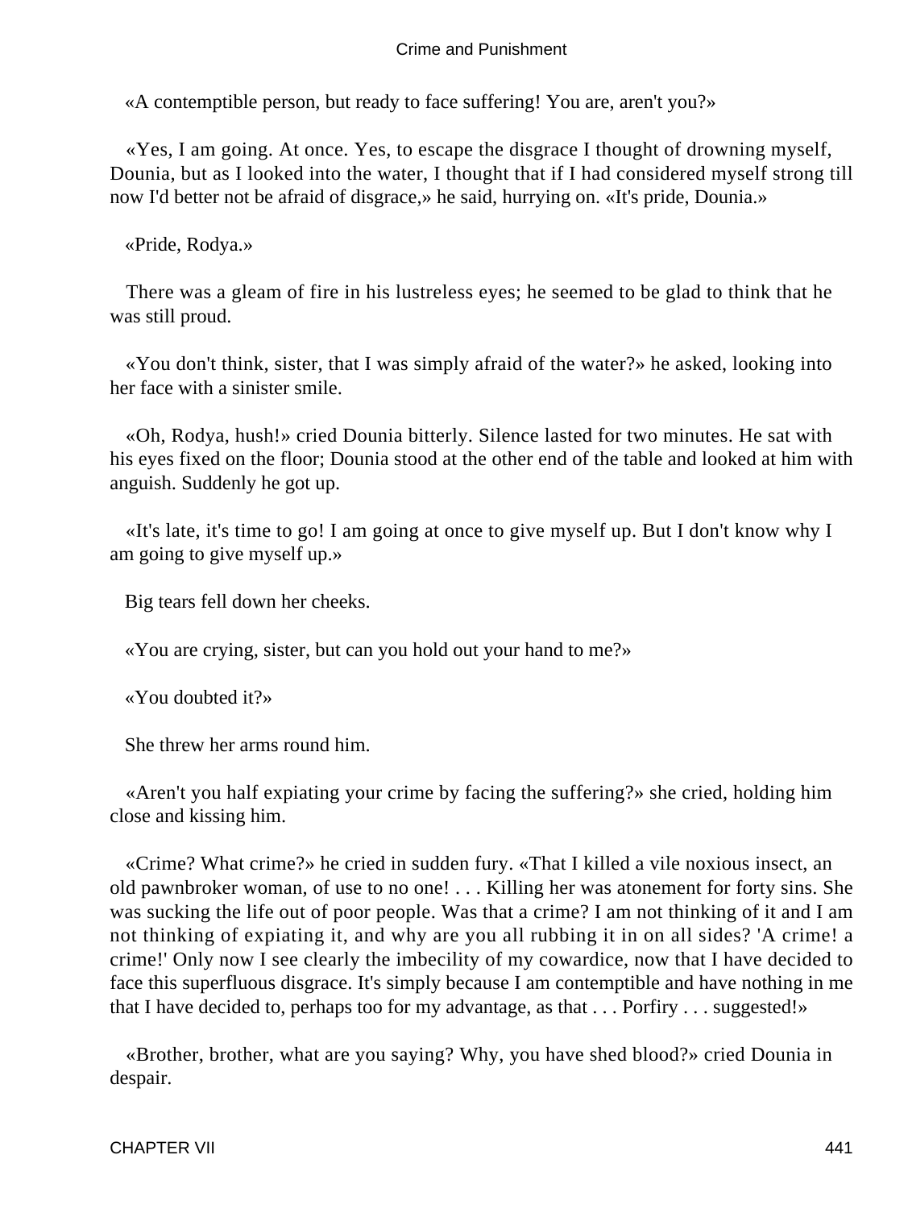«A contemptible person, but ready to face suffering! You are, aren't you?»

«Yes, I am going. At once. Yes, to escape the disgrace I thought of drowning myself, Dounia, but as I looked into the water, I thought that if I had considered myself strong till now I'd better not be afraid of disgrace,» he said, hurrying on. «It's pride, Dounia.»

«Pride, Rodya.»

There was a gleam of fire in his lustreless eyes; he seemed to be glad to think that he was still proud.

«You don't think, sister, that I was simply afraid of the water?» he asked, looking into her face with a sinister smile.

«Oh, Rodya, hush!» cried Dounia bitterly. Silence lasted for two minutes. He sat with his eyes fixed on the floor; Dounia stood at the other end of the table and looked at him with anguish. Suddenly he got up.

«It's late, it's time to go! I am going at once to give myself up. But I don't know why I am going to give myself up.»

Big tears fell down her cheeks.

«You are crying, sister, but can you hold out your hand to me?»

«You doubted it?»

She threw her arms round him.

«Aren't you half expiating your crime by facing the suffering?» she cried, holding him close and kissing him.

«Crime? What crime?» he cried in sudden fury. «That I killed a vile noxious insect, an old pawnbroker woman, of use to no one! . . . Killing her was atonement for forty sins. She was sucking the life out of poor people. Was that a crime? I am not thinking of it and I am not thinking of expiating it, and why are you all rubbing it in on all sides? 'A crime! a crime!' Only now I see clearly the imbecility of my cowardice, now that I have decided to face this superfluous disgrace. It's simply because I am contemptible and have nothing in me that I have decided to, perhaps too for my advantage, as that . . . Porfiry . . . suggested!»

«Brother, brother, what are you saying? Why, you have shed blood?» cried Dounia in despair.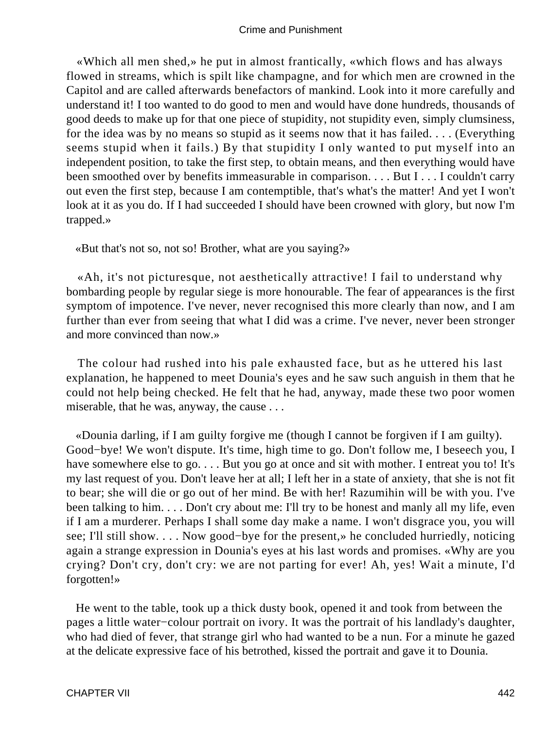«Which all men shed,» he put in almost frantically, «which flows and has always flowed in streams, which is spilt like champagne, and for which men are crowned in the Capitol and are called afterwards benefactors of mankind. Look into it more carefully and understand it! I too wanted to do good to men and would have done hundreds, thousands of good deeds to make up for that one piece of stupidity, not stupidity even, simply clumsiness, for the idea was by no means so stupid as it seems now that it has failed. . . . (Everything seems stupid when it fails.) By that stupidity I only wanted to put myself into an independent position, to take the first step, to obtain means, and then everything would have been smoothed over by benefits immeasurable in comparison. . . . But I . . . I couldn't carry out even the first step, because I am contemptible, that's what's the matter! And yet I won't look at it as you do. If I had succeeded I should have been crowned with glory, but now I'm trapped.»

«But that's not so, not so! Brother, what are you saying?»

«Ah, it's not picturesque, not aesthetically attractive! I fail to understand why bombarding people by regular siege is more honourable. The fear of appearances is the first symptom of impotence. I've never, never recognised this more clearly than now, and I am further than ever from seeing that what I did was a crime. I've never, never been stronger and more convinced than now.»

The colour had rushed into his pale exhausted face, but as he uttered his last explanation, he happened to meet Dounia's eyes and he saw such anguish in them that he could not help being checked. He felt that he had, anyway, made these two poor women miserable, that he was, anyway, the cause . . .

«Dounia darling, if I am guilty forgive me (though I cannot be forgiven if I am guilty). Good−bye! We won't dispute. It's time, high time to go. Don't follow me, I beseech you, I have somewhere else to go. . . . But you go at once and sit with mother. I entreat you to! It's my last request of you. Don't leave her at all; I left her in a state of anxiety, that she is not fit to bear; she will die or go out of her mind. Be with her! Razumihin will be with you. I've been talking to him. . . . Don't cry about me: I'll try to be honest and manly all my life, even if I am a murderer. Perhaps I shall some day make a name. I won't disgrace you, you will see; I'll still show. . . . Now good−bye for the present,» he concluded hurriedly, noticing again a strange expression in Dounia's eyes at his last words and promises. «Why are you crying? Don't cry, don't cry: we are not parting for ever! Ah, yes! Wait a minute, I'd forgotten!»

He went to the table, took up a thick dusty book, opened it and took from between the pages a little water−colour portrait on ivory. It was the portrait of his landlady's daughter, who had died of fever, that strange girl who had wanted to be a nun. For a minute he gazed at the delicate expressive face of his betrothed, kissed the portrait and gave it to Dounia.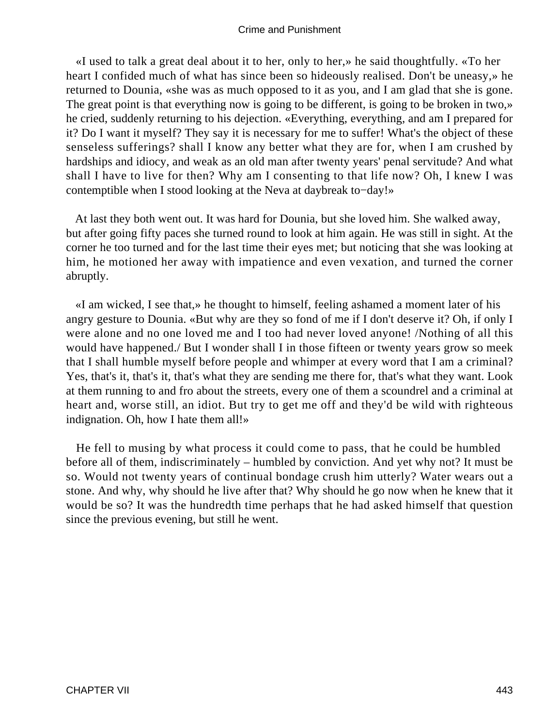«I used to talk a great deal about it to her, only to her,» he said thoughtfully. «To her heart I confided much of what has since been so hideously realised. Don't be uneasy,» he returned to Dounia, «she was as much opposed to it as you, and I am glad that she is gone. The great point is that everything now is going to be different, is going to be broken in two,» he cried, suddenly returning to his dejection. «Everything, everything, and am I prepared for it? Do I want it myself? They say it is necessary for me to suffer! What's the object of these senseless sufferings? shall I know any better what they are for, when I am crushed by hardships and idiocy, and weak as an old man after twenty years' penal servitude? And what shall I have to live for then? Why am I consenting to that life now? Oh, I knew I was contemptible when I stood looking at the Neva at daybreak to−day!»

At last they both went out. It was hard for Dounia, but she loved him. She walked away, but after going fifty paces she turned round to look at him again. He was still in sight. At the corner he too turned and for the last time their eyes met; but noticing that she was looking at him, he motioned her away with impatience and even vexation, and turned the corner abruptly.

«I am wicked, I see that,» he thought to himself, feeling ashamed a moment later of his angry gesture to Dounia. «But why are they so fond of me if I don't deserve it? Oh, if only I were alone and no one loved me and I too had never loved anyone! /Nothing of all this would have happened./ But I wonder shall I in those fifteen or twenty years grow so meek that I shall humble myself before people and whimper at every word that I am a criminal? Yes, that's it, that's it, that's what they are sending me there for, that's what they want. Look at them running to and fro about the streets, every one of them a scoundrel and a criminal at heart and, worse still, an idiot. But try to get me off and they'd be wild with righteous indignation. Oh, how I hate them all!»

He fell to musing by what process it could come to pass, that he could be humbled before all of them, indiscriminately – humbled by conviction. And yet why not? It must be so. Would not twenty years of continual bondage crush him utterly? Water wears out a stone. And why, why should he live after that? Why should he go now when he knew that it would be so? It was the hundredth time perhaps that he had asked himself that question since the previous evening, but still he went.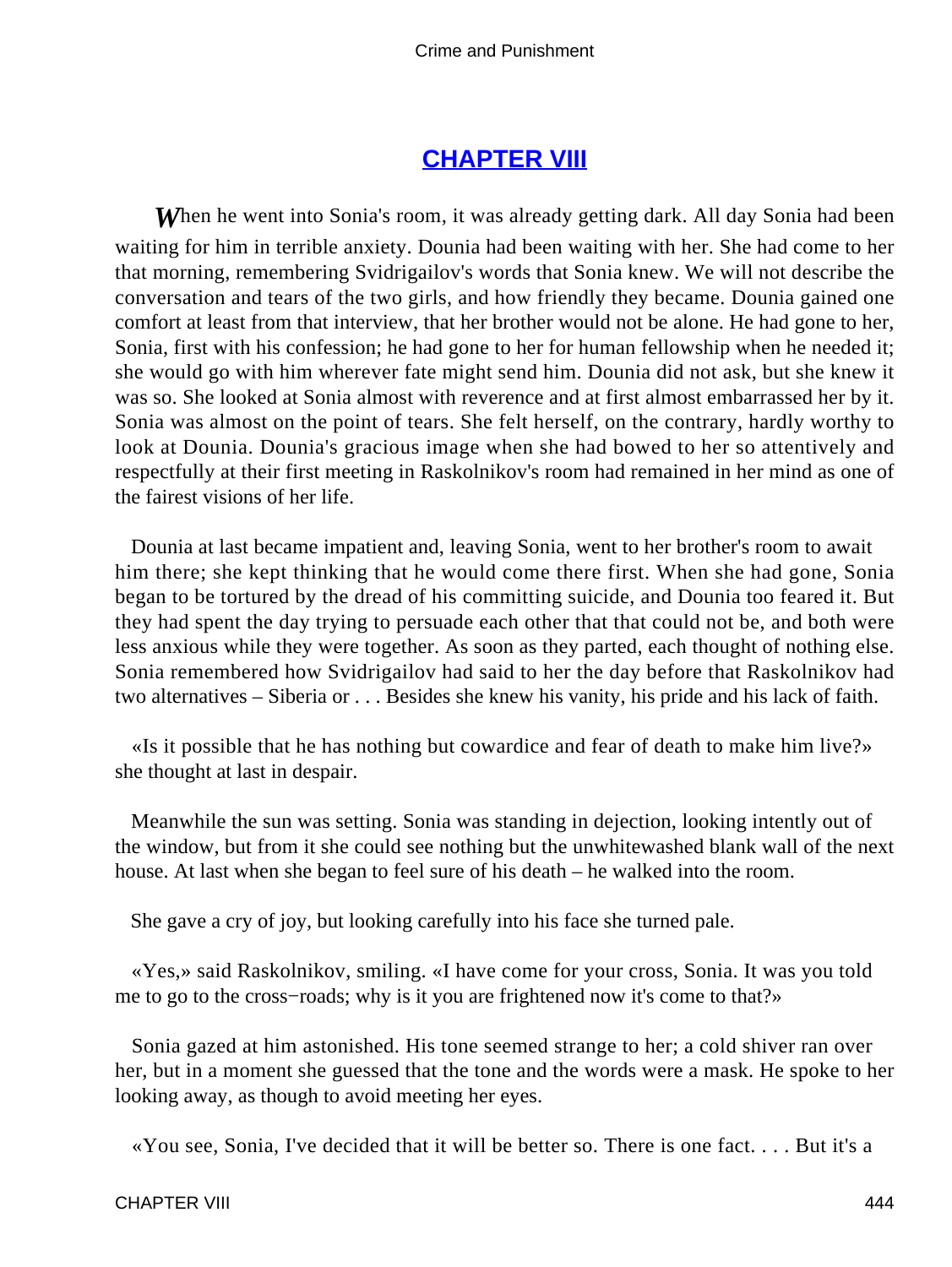## CHAPTER VIII

*W*hen he went into Sonia's room, it was already getting dark. All day Sonia had been waiting for him in terrible anxiety. Dounia had been waiting with her. She had come to her that morning, remembering Svidrigailov's words that Sonia knew. We will not describe the conversation and tears of the two girls, and how friendly they became. Dounia gained one comfort at least from that interview, that her brother would not be alone. He had gone to her, Sonia, first with his confession; he had gone to her for human fellowship when he needed it; she would go with him wherever fate might send him. Dounia did not ask, but she knew it was so. She looked at Sonia almost with reverence and at first almost embarrassed her by it. Sonia was almost on the point of tears. She felt herself, on the contrary, hardly worthy to look at Dounia. Dounia's gracious image when she had bowed to her so attentively and respectfully at their first meeting in Raskolnikov's room had remained in her mind as one of the fairest visions of her life.

Dounia at last became impatient and, leaving Sonia, went to her brother's room to await him there; she kept thinking that he would come there first. When she had gone, Sonia began to be tortured by the dread of his committing suicide, and Dounia too feared it. But they had spent the day trying to persuade each other that that could not be, and both were less anxious while they were together. As soon as they parted, each thought of nothing else. Sonia remembered how Svidrigailov had said to her the day before that Raskolnikov had two alternatives – Siberia or . . . Besides she knew his vanity, his pride and his lack of faith.

«Is it possible that he has nothing but cowardice and fear of death to make him live?» she thought at last in despair.

Meanwhile the sun was setting. Sonia was standing in dejection, looking intently out of the window, but from it she could see nothing but the unwhitewashed blank wall of the next house. At last when she began to feel sure of his death – he walked into the room.

She gave a cry of joy, but looking carefully into his face she turned pale.

«Yes,» said Raskolnikov, smiling. «I have come for your cross, Sonia. It was you told me to go to the cross−roads; why is it you are frightened now it's come to that?»

Sonia gazed at him astonished. His tone seemed strange to her; a cold shiver ran over her, but in a moment she guessed that the tone and the words were a mask. He spoke to her looking away, as though to avoid meeting her eyes.

«You see, Sonia, I've decided that it will be better so. There is one fact. . . . But it's a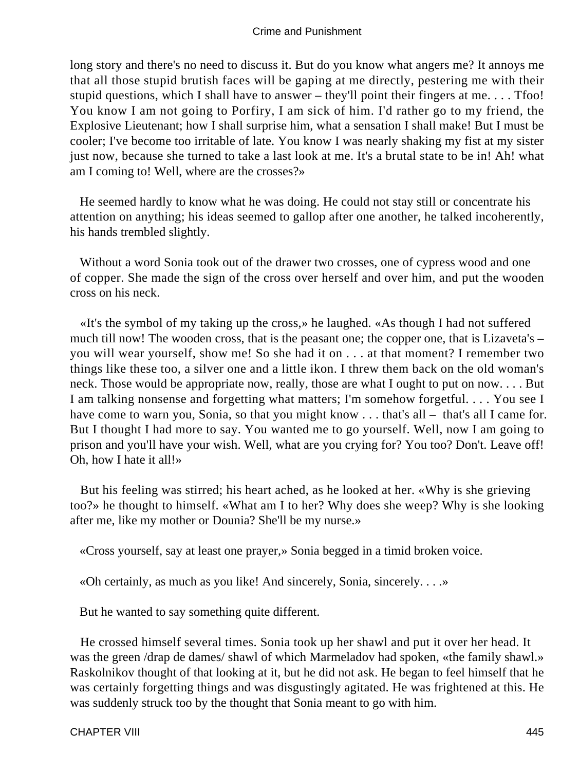long story and there's no need to discuss it. But do you know what angers me? It annoys me that all those stupid brutish faces will be gaping at me directly, pestering me with their stupid questions, which I shall have to answer – they'll point their fingers at me. . . . Tfoo! You know I am not going to Porfiry, I am sick of him. I'd rather go to my friend, the Explosive Lieutenant; how I shall surprise him, what a sensation I shall make! But I must be cooler; I've become too irritable of late. You know I was nearly shaking my fist at my sister just now, because she turned to take a last look at me. It's a brutal state to be in! Ah! what am I coming to! Well, where are the crosses?»

He seemed hardly to know what he was doing. He could not stay still or concentrate his attention on anything; his ideas seemed to gallop after one another, he talked incoherently, his hands trembled slightly.

Without a word Sonia took out of the drawer two crosses, one of cypress wood and one of copper. She made the sign of the cross over herself and over him, and put the wooden cross on his neck.

«It's the symbol of my taking up the cross,» he laughed. «As though I had not suffered much till now! The wooden cross, that is the peasant one; the copper one, that is Lizaveta's – you will wear yourself, show me! So she had it on . . . at that moment? I remember two things like these too, a silver one and a little ikon. I threw them back on the old woman's neck. Those would be appropriate now, really, those are what I ought to put on now. . . . But I am talking nonsense and forgetting what matters; I'm somehow forgetful. . . . You see I have come to warn you, Sonia, so that you might know . . . that's all – that's all I came for. But I thought I had more to say. You wanted me to go yourself. Well, now I am going to prison and you'll have your wish. Well, what are you crying for? You too? Don't. Leave off! Oh, how I hate it all!»

But his feeling was stirred; his heart ached, as he looked at her. «Why is she grieving too?» he thought to himself. «What am I to her? Why does she weep? Why is she looking after me, like my mother or Dounia? She'll be my nurse.»

«Cross yourself, say at least one prayer,» Sonia begged in a timid broken voice.

«Oh certainly, as much as you like! And sincerely, Sonia, sincerely. . . .»

But he wanted to say something quite different.

He crossed himself several times. Sonia took up her shawl and put it over her head. It was the green /drap de dames/ shawl of which Marmeladov had spoken, «the family shawl.» Raskolnikov thought of that looking at it, but he did not ask. He began to feel himself that he was certainly forgetting things and was disgustingly agitated. He was frightened at this. He was suddenly struck too by the thought that Sonia meant to go with him.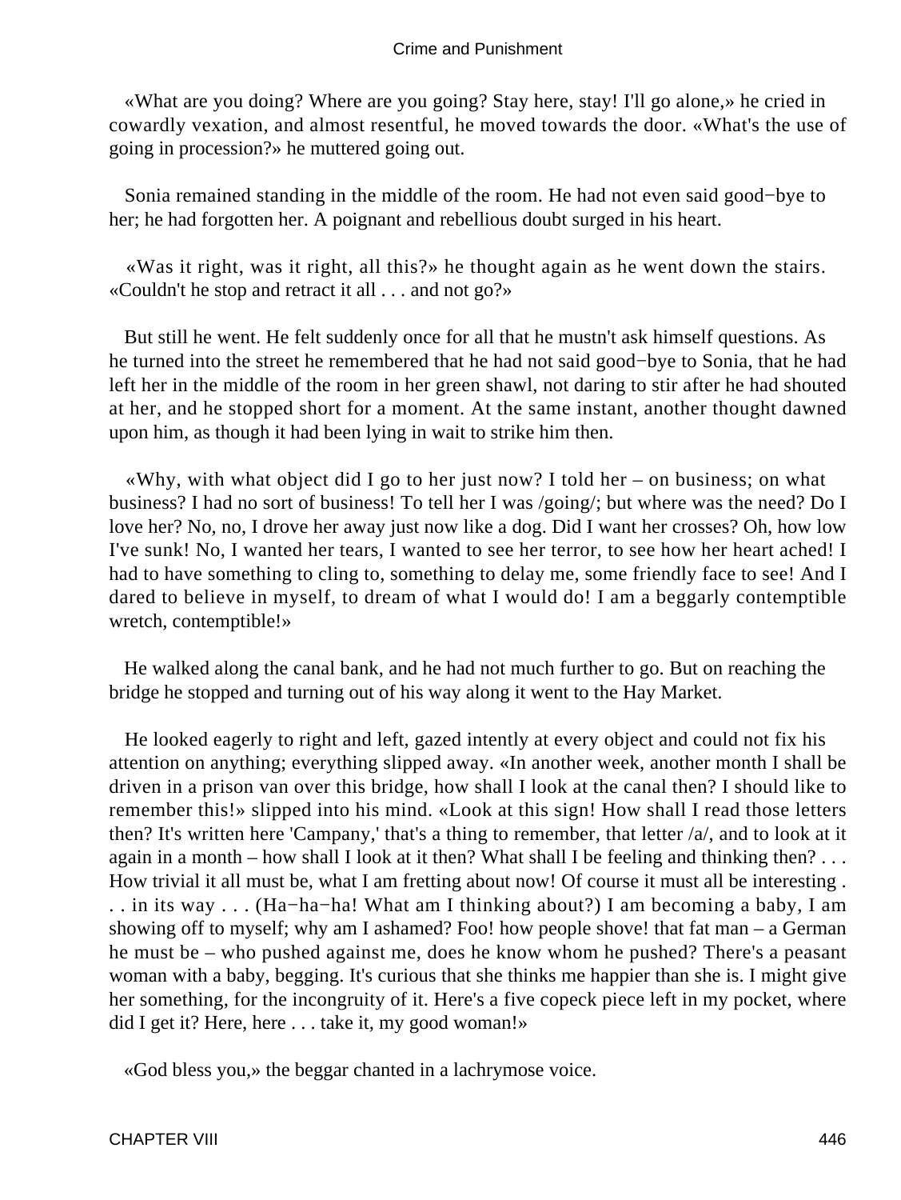«What are you doing? Where are you going? Stay here, stay! I'll go alone,» he cried in cowardly vexation, and almost resentful, he moved towards the door. «What's the use of going in procession?» he muttered going out.

Sonia remained standing in the middle of the room. He had not even said good−bye to her; he had forgotten her. A poignant and rebellious doubt surged in his heart.

«Was it right, was it right, all this?» he thought again as he went down the stairs. «Couldn't he stop and retract it all . . . and not go?»

But still he went. He felt suddenly once for all that he mustn't ask himself questions. As he turned into the street he remembered that he had not said good−bye to Sonia, that he had left her in the middle of the room in her green shawl, not daring to stir after he had shouted at her, and he stopped short for a moment. At the same instant, another thought dawned upon him, as though it had been lying in wait to strike him then.

«Why, with what object did I go to her just now? I told her – on business; on what business? I had no sort of business! To tell her I was /going/; but where was the need? Do I love her? No, no, I drove her away just now like a dog. Did I want her crosses? Oh, how low I've sunk! No, I wanted her tears, I wanted to see her terror, to see how her heart ached! I had to have something to cling to, something to delay me, some friendly face to see! And I dared to believe in myself, to dream of what I would do! I am a beggarly contemptible wretch, contemptible!»

He walked along the canal bank, and he had not much further to go. But on reaching the bridge he stopped and turning out of his way along it went to the Hay Market.

He looked eagerly to right and left, gazed intently at every object and could not fix his attention on anything; everything slipped away. «In another week, another month I shall be driven in a prison van over this bridge, how shall I look at the canal then? I should like to remember this!» slipped into his mind. «Look at this sign! How shall I read those letters then? It's written here 'Campany,' that's a thing to remember, that letter /a/, and to look at it again in a month – how shall I look at it then? What shall I be feeling and thinking then? . . . How trivial it all must be, what I am fretting about now! Of course it must all be interesting . . . in its way . . . (Ha−ha−ha! What am I thinking about?) I am becoming a baby, I am showing off to myself; why am I ashamed? Foo! how people shove! that fat man – a German he must be – who pushed against me, does he know whom he pushed? There's a peasant woman with a baby, begging. It's curious that she thinks me happier than she is. I might give her something, for the incongruity of it. Here's a five copeck piece left in my pocket, where did I get it? Here, here . . . take it, my good woman!»

«God bless you,» the beggar chanted in a lachrymose voice.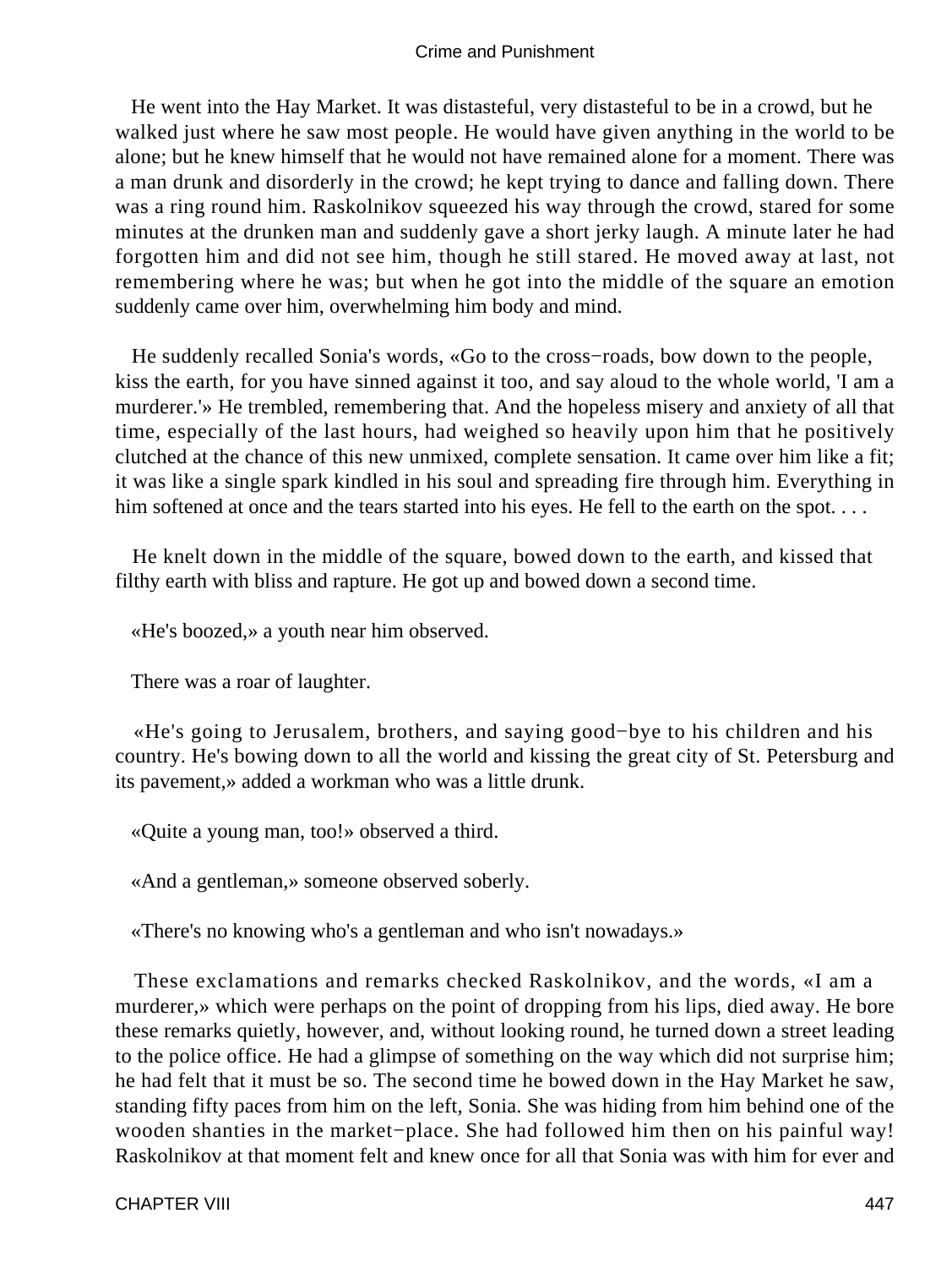He went into the Hay Market. It was distasteful, very distasteful to be in a crowd, but he walked just where he saw most people. He would have given anything in the world to be alone; but he knew himself that he would not have remained alone for a moment. There was a man drunk and disorderly in the crowd; he kept trying to dance and falling down. There was a ring round him. Raskolnikov squeezed his way through the crowd, stared for some minutes at the drunken man and suddenly gave a short jerky laugh. A minute later he had forgotten him and did not see him, though he still stared. He moved away at last, not remembering where he was; but when he got into the middle of the square an emotion suddenly came over him, overwhelming him body and mind.

He suddenly recalled Sonia's words, «Go to the cross−roads, bow down to the people, kiss the earth, for you have sinned against it too, and say aloud to the whole world, 'I am a murderer.'» He trembled, remembering that. And the hopeless misery and anxiety of all that time, especially of the last hours, had weighed so heavily upon him that he positively clutched at the chance of this new unmixed, complete sensation. It came over him like a fit; it was like a single spark kindled in his soul and spreading fire through him. Everything in him softened at once and the tears started into his eyes. He fell to the earth on the spot. . . .

He knelt down in the middle of the square, bowed down to the earth, and kissed that filthy earth with bliss and rapture. He got up and bowed down a second time.

«He's boozed,» a youth near him observed.

There was a roar of laughter.

«He's going to Jerusalem, brothers, and saying good−bye to his children and his country. He's bowing down to all the world and kissing the great city of St. Petersburg and its pavement,» added a workman who was a little drunk.

«Quite a young man, too!» observed a third.

«And a gentleman,» someone observed soberly.

«There's no knowing who's a gentleman and who isn't nowadays.»

These exclamations and remarks checked Raskolnikov, and the words, «I am a murderer,» which were perhaps on the point of dropping from his lips, died away. He bore these remarks quietly, however, and, without looking round, he turned down a street leading to the police office. He had a glimpse of something on the way which did not surprise him; he had felt that it must be so. The second time he bowed down in the Hay Market he saw, standing fifty paces from him on the left, Sonia. She was hiding from him behind one of the wooden shanties in the market−place. She had followed him then on his painful way! Raskolnikov at that moment felt and knew once for all that Sonia was with him for ever and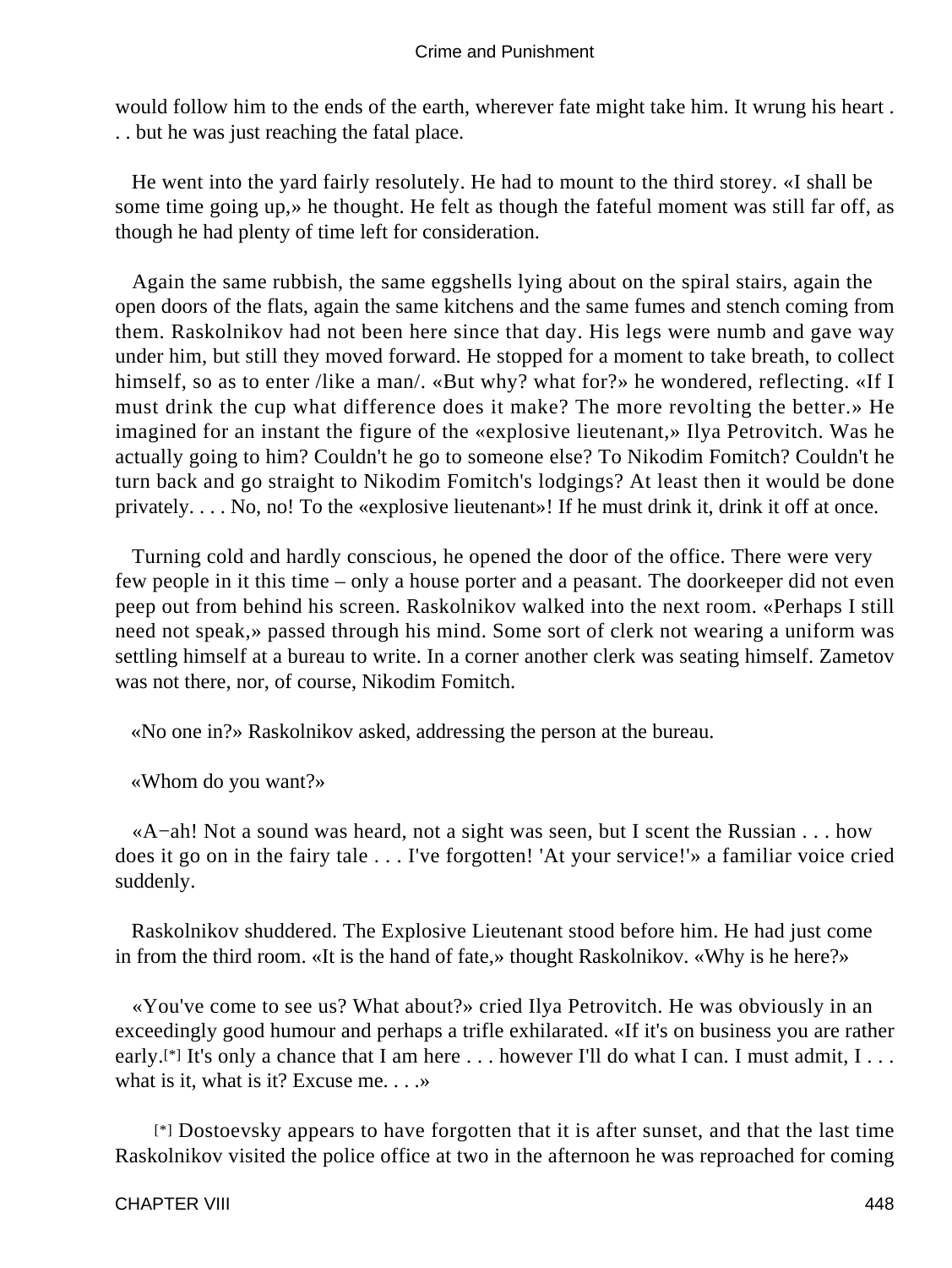would follow him to the ends of the earth, wherever fate might take him. It wrung his heart . . . but he was just reaching the fatal place.

He went into the yard fairly resolutely. He had to mount to the third storey. «I shall be some time going up,» he thought. He felt as though the fateful moment was still far off, as though he had plenty of time left for consideration.

Again the same rubbish, the same eggshells lying about on the spiral stairs, again the open doors of the flats, again the same kitchens and the same fumes and stench coming from them. Raskolnikov had not been here since that day. His legs were numb and gave way under him, but still they moved forward. He stopped for a moment to take breath, to collect himself, so as to enter /like a man/. «But why? what for?» he wondered, reflecting. «If I must drink the cup what difference does it make? The more revolting the better.» He imagined for an instant the figure of the «explosive lieutenant,» Ilya Petrovitch. Was he actually going to him? Couldn't he go to someone else? To Nikodim Fomitch? Couldn't he turn back and go straight to Nikodim Fomitch's lodgings? At least then it would be done privately. . . . No, no! To the «explosive lieutenant»! If he must drink it, drink it off at once.

Turning cold and hardly conscious, he opened the door of the office. There were very few people in it this time – only a house porter and a peasant. The doorkeeper did not even peep out from behind his screen. Raskolnikov walked into the next room. «Perhaps I still need not speak,» passed through his mind. Some sort of clerk not wearing a uniform was settling himself at a bureau to write. In a corner another clerk was seating himself. Zametov was not there, nor, of course, Nikodim Fomitch.

«No one in?» Raskolnikov asked, addressing the person at the bureau.

«Whom do you want?»

«A−ah! Not a sound was heard, not a sight was seen, but I scent the Russian . . . how does it go on in the fairy tale . . . I've forgotten! 'At your service!'» a familiar voice cried suddenly.

Raskolnikov shuddered. The Explosive Lieutenant stood before him. He had just come in from the third room. «It is the hand of fate,» thought Raskolnikov. «Why is he here?»

«You've come to see us? What about?» cried Ilya Petrovitch. He was obviously in an exceedingly good humour and perhaps a trifle exhilarated. «If it's on business you are rather early.[*] It's only a chance that I am here . . . however I'll do what I can. I must admit, I . . . what is it, what is it? Excuse me. . . .»

[*] Dostoevsky appears to have forgotten that it is after sunset, and that the last time Raskolnikov visited the police office at two in the afternoon he was reproached for coming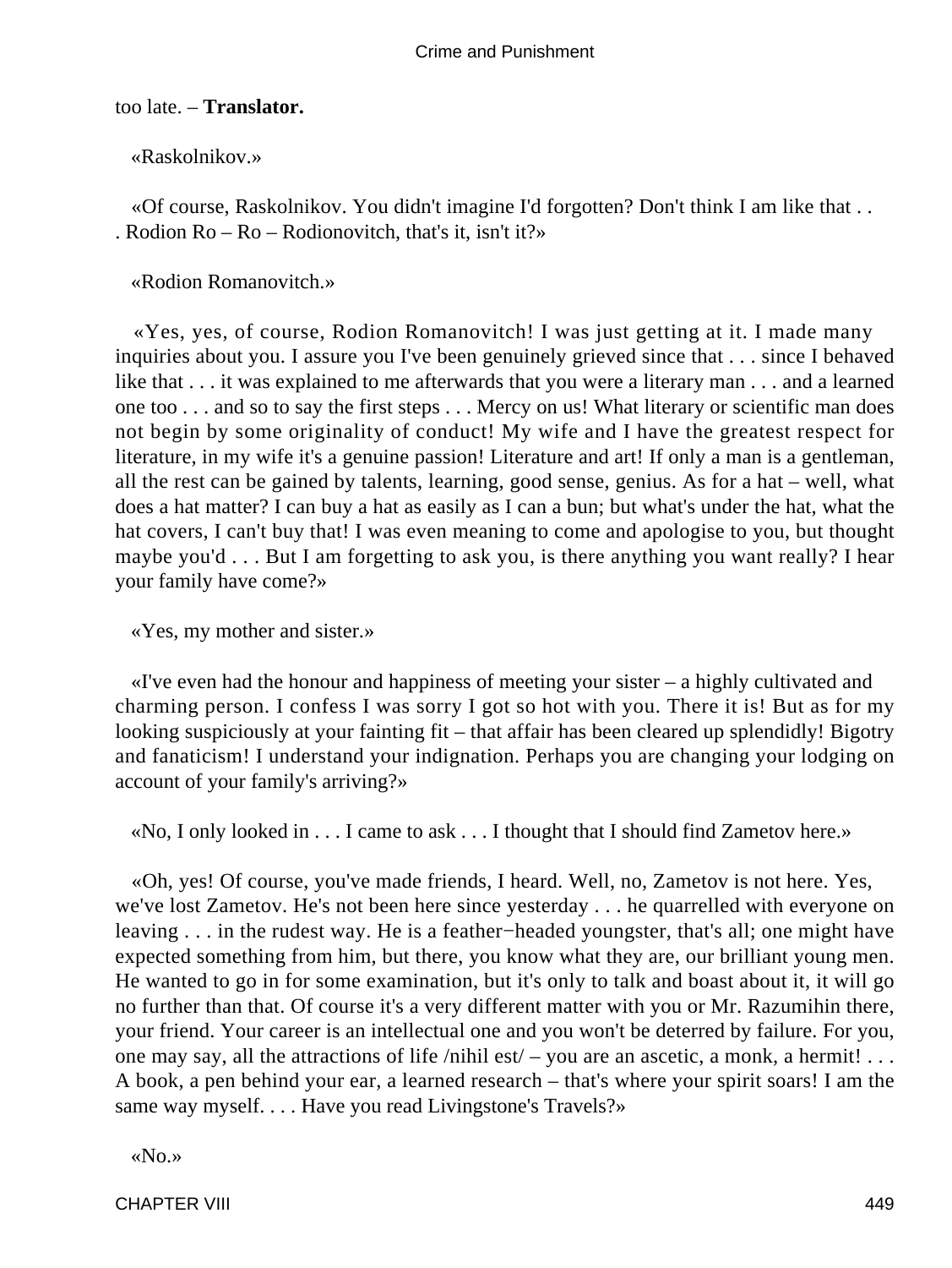too late. – **Translator.**

«Raskolnikov.»

«Of course, Raskolnikov. You didn't imagine I'd forgotten? Don't think I am like that . . . Rodion Ro – Ro – Rodionovitch, that's it, isn't it?»

«Rodion Romanovitch.»

«Yes, yes, of course, Rodion Romanovitch! I was just getting at it. I made many inquiries about you. I assure you I've been genuinely grieved since that . . . since I behaved like that . . . it was explained to me afterwards that you were a literary man . . . and a learned one too . . . and so to say the first steps . . . Mercy on us! What literary or scientific man does not begin by some originality of conduct! My wife and I have the greatest respect for literature, in my wife it's a genuine passion! Literature and art! If only a man is a gentleman, all the rest can be gained by talents, learning, good sense, genius. As for a hat – well, what does a hat matter? I can buy a hat as easily as I can a bun; but what's under the hat, what the hat covers, I can't buy that! I was even meaning to come and apologise to you, but thought maybe you'd . . . But I am forgetting to ask you, is there anything you want really? I hear your family have come?»

«Yes, my mother and sister.»

«I've even had the honour and happiness of meeting your sister – a highly cultivated and charming person. I confess I was sorry I got so hot with you. There it is! But as for my looking suspiciously at your fainting fit – that affair has been cleared up splendidly! Bigotry and fanaticism! I understand your indignation. Perhaps you are changing your lodging on account of your family's arriving?»

«No, I only looked in . . . I came to ask . . . I thought that I should find Zametov here.»

«Oh, yes! Of course, you've made friends, I heard. Well, no, Zametov is not here. Yes, we've lost Zametov. He's not been here since yesterday . . . he quarrelled with everyone on leaving . . . in the rudest way. He is a feather−headed youngster, that's all; one might have expected something from him, but there, you know what they are, our brilliant young men. He wanted to go in for some examination, but it's only to talk and boast about it, it will go no further than that. Of course it's a very different matter with you or Mr. Razumihin there, your friend. Your career is an intellectual one and you won't be deterred by failure. For you, one may say, all the attractions of life /nihil est/ – you are an ascetic, a monk, a hermit! . . . A book, a pen behind your ear, a learned research – that's where your spirit soars! I am the same way myself. . . . Have you read Livingstone's Travels?»

«No.»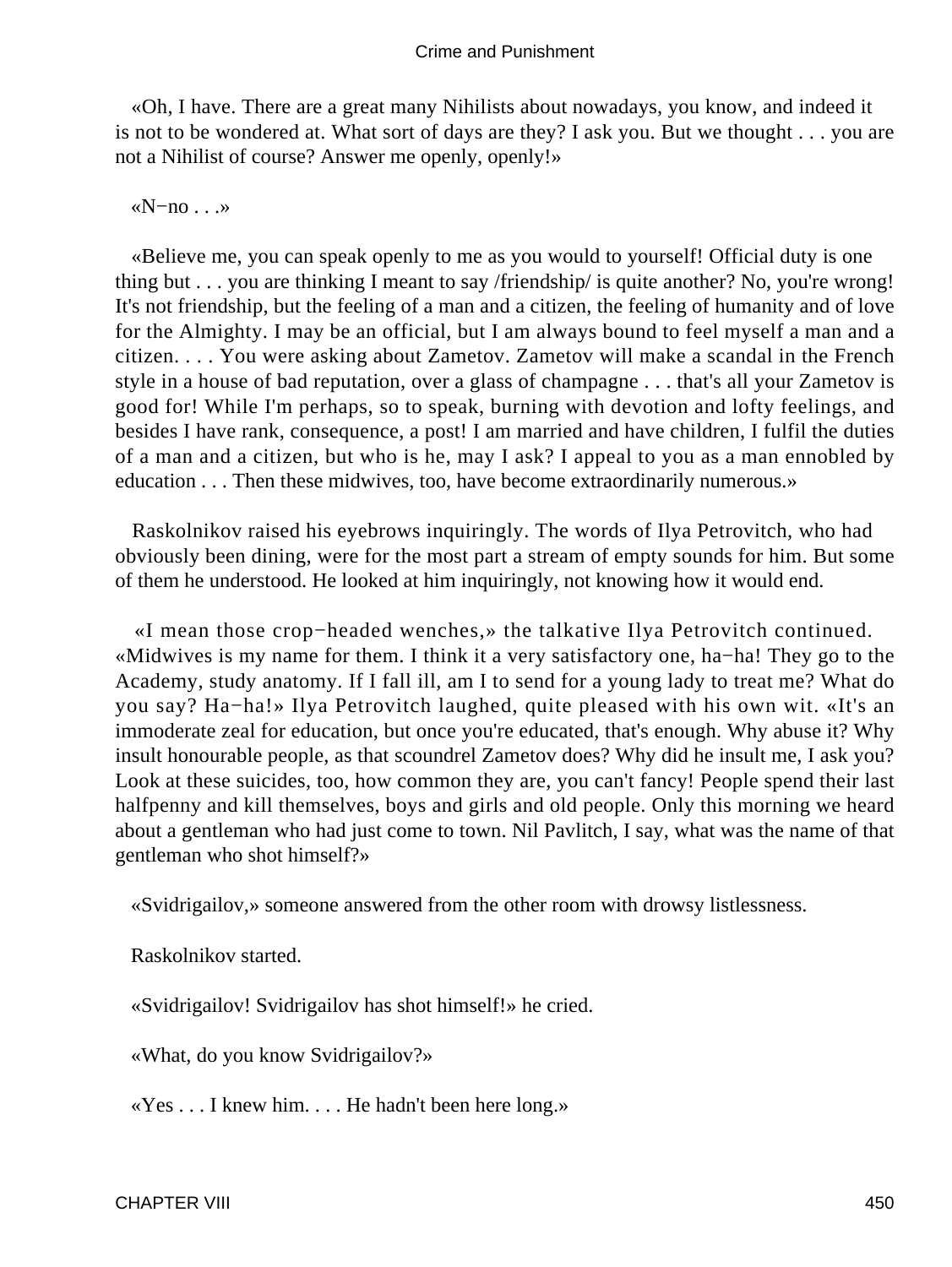«Oh, I have. There are a great many Nihilists about nowadays, you know, and indeed it is not to be wondered at. What sort of days are they? I ask you. But we thought . . . you are not a Nihilist of course? Answer me openly, openly!»

«N−no . . .»

«Believe me, you can speak openly to me as you would to yourself! Official duty is one thing but . . . you are thinking I meant to say /friendship/ is quite another? No, you're wrong! It's not friendship, but the feeling of a man and a citizen, the feeling of humanity and of love for the Almighty. I may be an official, but I am always bound to feel myself a man and a citizen. . . . You were asking about Zametov. Zametov will make a scandal in the French style in a house of bad reputation, over a glass of champagne . . . that's all your Zametov is good for! While I'm perhaps, so to speak, burning with devotion and lofty feelings, and besides I have rank, consequence, a post! I am married and have children, I fulfil the duties of a man and a citizen, but who is he, may I ask? I appeal to you as a man ennobled by education . . . Then these midwives, too, have become extraordinarily numerous.»

Raskolnikov raised his eyebrows inquiringly. The words of Ilya Petrovitch, who had obviously been dining, were for the most part a stream of empty sounds for him. But some of them he understood. He looked at him inquiringly, not knowing how it would end.

«I mean those crop−headed wenches,» the talkative Ilya Petrovitch continued. «Midwives is my name for them. I think it a very satisfactory one, ha−ha! They go to the Academy, study anatomy. If I fall ill, am I to send for a young lady to treat me? What do you say? Ha−ha!» Ilya Petrovitch laughed, quite pleased with his own wit. «It's an immoderate zeal for education, but once you're educated, that's enough. Why abuse it? Why insult honourable people, as that scoundrel Zametov does? Why did he insult me, I ask you? Look at these suicides, too, how common they are, you can't fancy! People spend their last halfpenny and kill themselves, boys and girls and old people. Only this morning we heard about a gentleman who had just come to town. Nil Pavlitch, I say, what was the name of that gentleman who shot himself?»

«Svidrigailov,» someone answered from the other room with drowsy listlessness.

Raskolnikov started.

«Svidrigailov! Svidrigailov has shot himself!» he cried.

«What, do you know Svidrigailov?»

«Yes . . . I knew him. . . . He hadn't been here long.»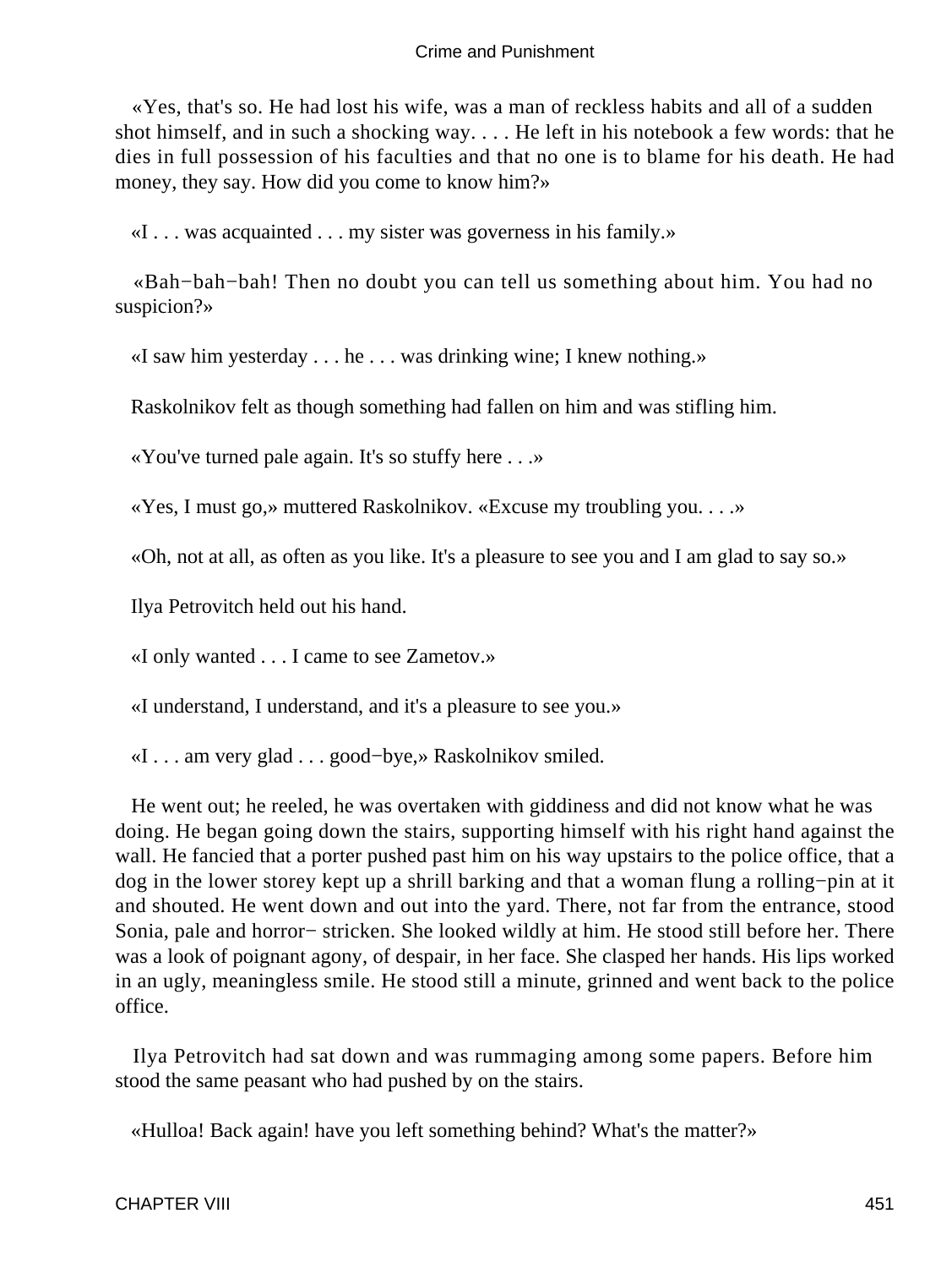«Yes, that's so. He had lost his wife, was a man of reckless habits and all of a sudden shot himself, and in such a shocking way. . . . He left in his notebook a few words: that he dies in full possession of his faculties and that no one is to blame for his death. He had money, they say. How did you come to know him?»

«I . . . was acquainted . . . my sister was governess in his family.»

«Bah−bah−bah! Then no doubt you can tell us something about him. You had no suspicion?»

«I saw him yesterday . . . he . . . was drinking wine; I knew nothing.»

Raskolnikov felt as though something had fallen on him and was stifling him.

«You've turned pale again. It's so stuffy here . . .»

«Yes, I must go,» muttered Raskolnikov. «Excuse my troubling you. . . .»

«Oh, not at all, as often as you like. It's a pleasure to see you and I am glad to say so.»

Ilya Petrovitch held out his hand.

«I only wanted . . . I came to see Zametov.»

«I understand, I understand, and it's a pleasure to see you.»

«I . . . am very glad . . . good−bye,» Raskolnikov smiled.

He went out; he reeled, he was overtaken with giddiness and did not know what he was doing. He began going down the stairs, supporting himself with his right hand against the wall. He fancied that a porter pushed past him on his way upstairs to the police office, that a dog in the lower storey kept up a shrill barking and that a woman flung a rolling−pin at it and shouted. He went down and out into the yard. There, not far from the entrance, stood Sonia, pale and horror− stricken. She looked wildly at him. He stood still before her. There was a look of poignant agony, of despair, in her face. She clasped her hands. His lips worked in an ugly, meaningless smile. He stood still a minute, grinned and went back to the police office.

Ilya Petrovitch had sat down and was rummaging among some papers. Before him stood the same peasant who had pushed by on the stairs.

«Hulloa! Back again! have you left something behind? What's the matter?»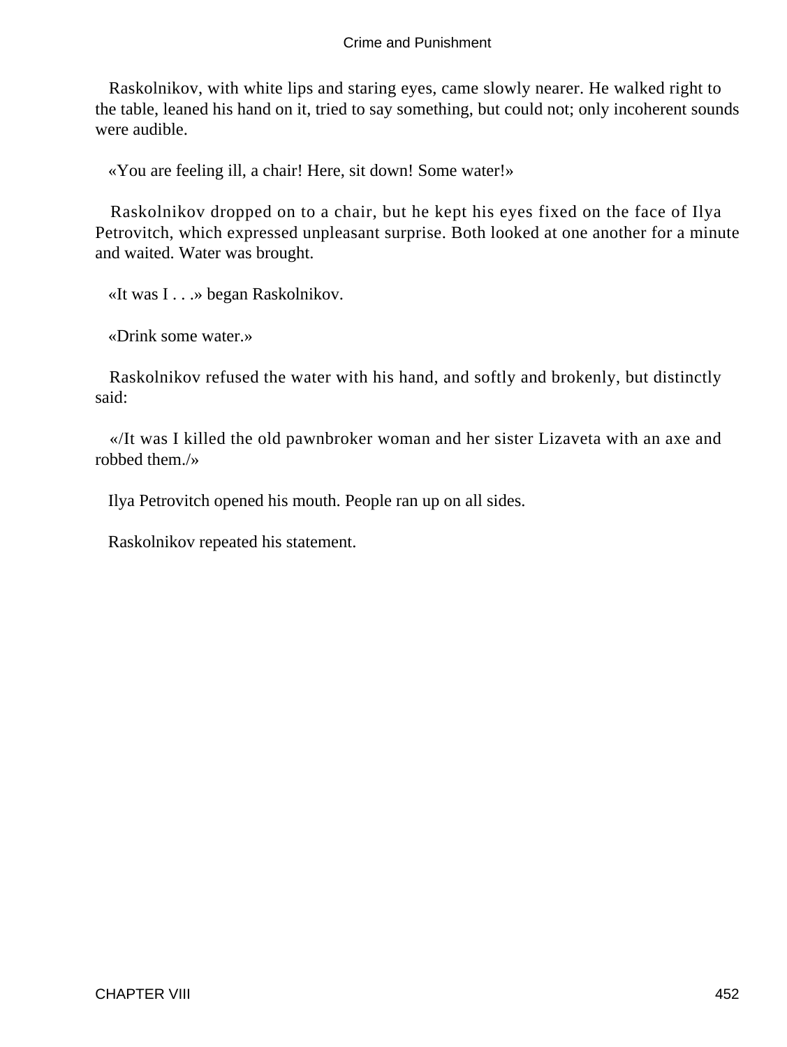Raskolnikov, with white lips and staring eyes, came slowly nearer. He walked right to the table, leaned his hand on it, tried to say something, but could not; only incoherent sounds were audible.

«You are feeling ill, a chair! Here, sit down! Some water!»

Raskolnikov dropped on to a chair, but he kept his eyes fixed on the face of Ilya Petrovitch, which expressed unpleasant surprise. Both looked at one another for a minute and waited. Water was brought.

«It was I . . .» began Raskolnikov.

«Drink some water.»

Raskolnikov refused the water with his hand, and softly and brokenly, but distinctly said:

«/It was I killed the old pawnbroker woman and her sister Lizaveta with an axe and robbed them./»

Ilya Petrovitch opened his mouth. People ran up on all sides.

Raskolnikov repeated his statement.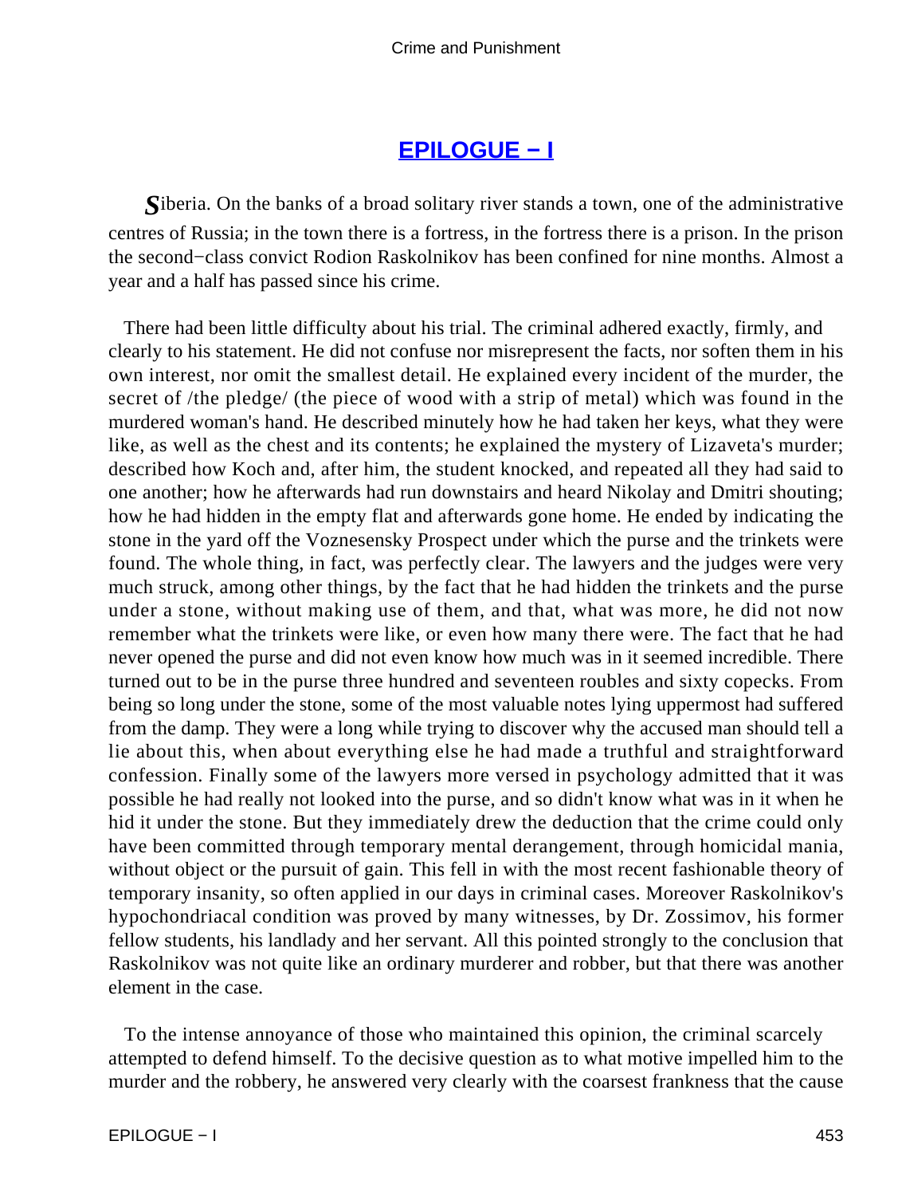## [EPILOGUE − I]()

*S*iberia. On the banks of a broad solitary river stands a town, one of the administrative centres of Russia; in the town there is a fortress, in the fortress there is a prison. In the prison the second−class convict Rodion Raskolnikov has been confined for nine months. Almost a year and a half has passed since his crime.

There had been little difficulty about his trial. The criminal adhered exactly, firmly, and clearly to his statement. He did not confuse nor misrepresent the facts, nor soften them in his own interest, nor omit the smallest detail. He explained every incident of the murder, the secret of /the pledge/ (the piece of wood with a strip of metal) which was found in the murdered woman's hand. He described minutely how he had taken her keys, what they were like, as well as the chest and its contents; he explained the mystery of Lizaveta's murder; described how Koch and, after him, the student knocked, and repeated all they had said to one another; how he afterwards had run downstairs and heard Nikolay and Dmitri shouting; how he had hidden in the empty flat and afterwards gone home. He ended by indicating the stone in the yard off the Voznesensky Prospect under which the purse and the trinkets were found. The whole thing, in fact, was perfectly clear. The lawyers and the judges were very much struck, among other things, by the fact that he had hidden the trinkets and the purse under a stone, without making use of them, and that, what was more, he did not now remember what the trinkets were like, or even how many there were. The fact that he had never opened the purse and did not even know how much was in it seemed incredible. There turned out to be in the purse three hundred and seventeen roubles and sixty copecks. From being so long under the stone, some of the most valuable notes lying uppermost had suffered from the damp. They were a long while trying to discover why the accused man should tell a lie about this, when about everything else he had made a truthful and straightforward confession. Finally some of the lawyers more versed in psychology admitted that it was possible he had really not looked into the purse, and so didn't know what was in it when he hid it under the stone. But they immediately drew the deduction that the crime could only have been committed through temporary mental derangement, through homicidal mania, without object or the pursuit of gain. This fell in with the most recent fashionable theory of temporary insanity, so often applied in our days in criminal cases. Moreover Raskolnikov's hypochondriacal condition was proved by many witnesses, by Dr. Zossimov, his former fellow students, his landlady and her servant. All this pointed strongly to the conclusion that Raskolnikov was not quite like an ordinary murderer and robber, but that there was another element in the case.

To the intense annoyance of those who maintained this opinion, the criminal scarcely attempted to defend himself. To the decisive question as to what motive impelled him to the murder and the robbery, he answered very clearly with the coarsest frankness that the cause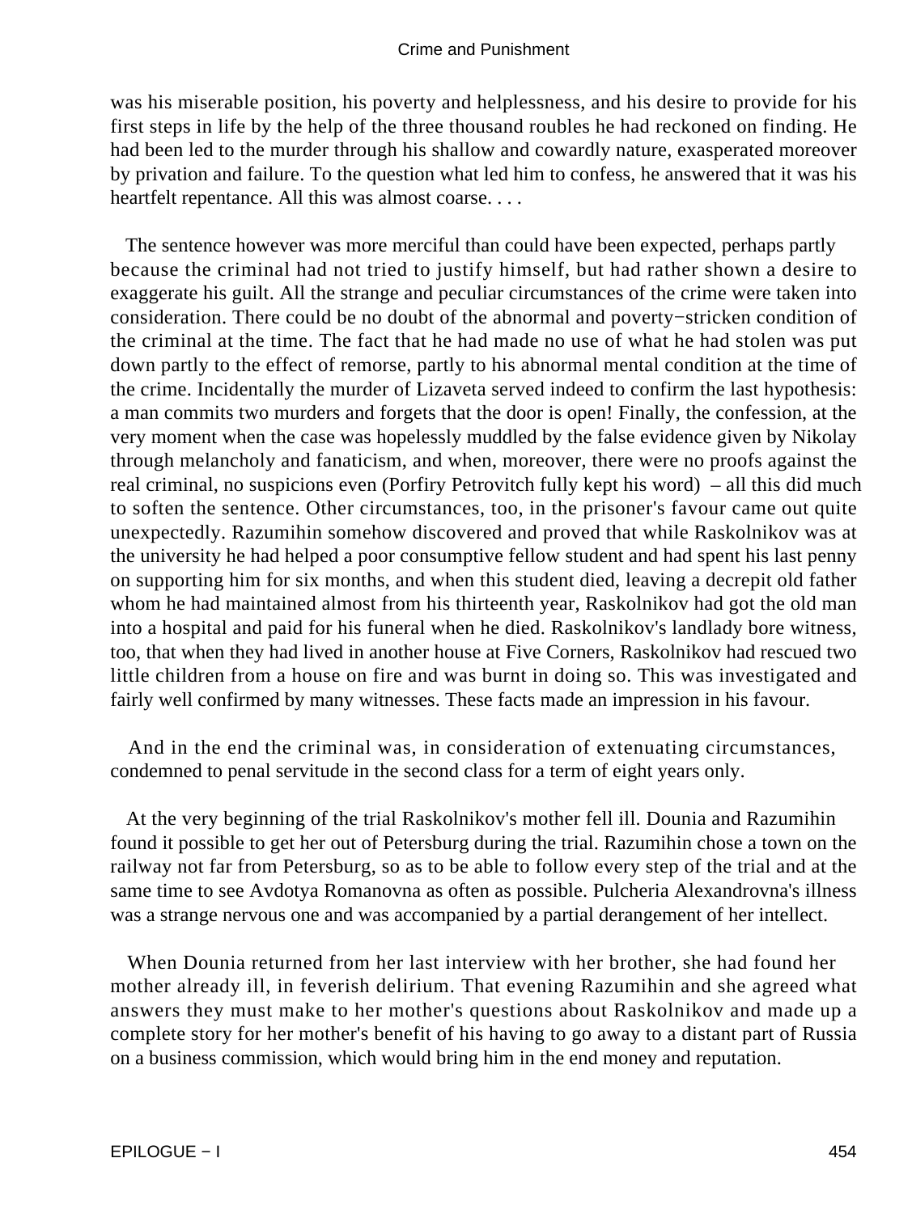was his miserable position, his poverty and helplessness, and his desire to provide for his first steps in life by the help of the three thousand roubles he had reckoned on finding. He had been led to the murder through his shallow and cowardly nature, exasperated moreover by privation and failure. To the question what led him to confess, he answered that it was his heartfelt repentance. All this was almost coarse. . . .

The sentence however was more merciful than could have been expected, perhaps partly because the criminal had not tried to justify himself, but had rather shown a desire to exaggerate his guilt. All the strange and peculiar circumstances of the crime were taken into consideration. There could be no doubt of the abnormal and poverty−stricken condition of the criminal at the time. The fact that he had made no use of what he had stolen was put down partly to the effect of remorse, partly to his abnormal mental condition at the time of the crime. Incidentally the murder of Lizaveta served indeed to confirm the last hypothesis: a man commits two murders and forgets that the door is open! Finally, the confession, at the very moment when the case was hopelessly muddled by the false evidence given by Nikolay through melancholy and fanaticism, and when, moreover, there were no proofs against the real criminal, no suspicions even (Porfiry Petrovitch fully kept his word) – all this did much to soften the sentence. Other circumstances, too, in the prisoner's favour came out quite unexpectedly. Razumihin somehow discovered and proved that while Raskolnikov was at the university he had helped a poor consumptive fellow student and had spent his last penny on supporting him for six months, and when this student died, leaving a decrepit old father whom he had maintained almost from his thirteenth year, Raskolnikov had got the old man into a hospital and paid for his funeral when he died. Raskolnikov's landlady bore witness, too, that when they had lived in another house at Five Corners, Raskolnikov had rescued two little children from a house on fire and was burnt in doing so. This was investigated and fairly well confirmed by many witnesses. These facts made an impression in his favour.

And in the end the criminal was, in consideration of extenuating circumstances, condemned to penal servitude in the second class for a term of eight years only.

At the very beginning of the trial Raskolnikov's mother fell ill. Dounia and Razumihin found it possible to get her out of Petersburg during the trial. Razumihin chose a town on the railway not far from Petersburg, so as to be able to follow every step of the trial and at the same time to see Avdotya Romanovna as often as possible. Pulcheria Alexandrovna's illness was a strange nervous one and was accompanied by a partial derangement of her intellect.

When Dounia returned from her last interview with her brother, she had found her mother already ill, in feverish delirium. That evening Razumihin and she agreed what answers they must make to her mother's questions about Raskolnikov and made up a complete story for her mother's benefit of his having to go away to a distant part of Russia on a business commission, which would bring him in the end money and reputation.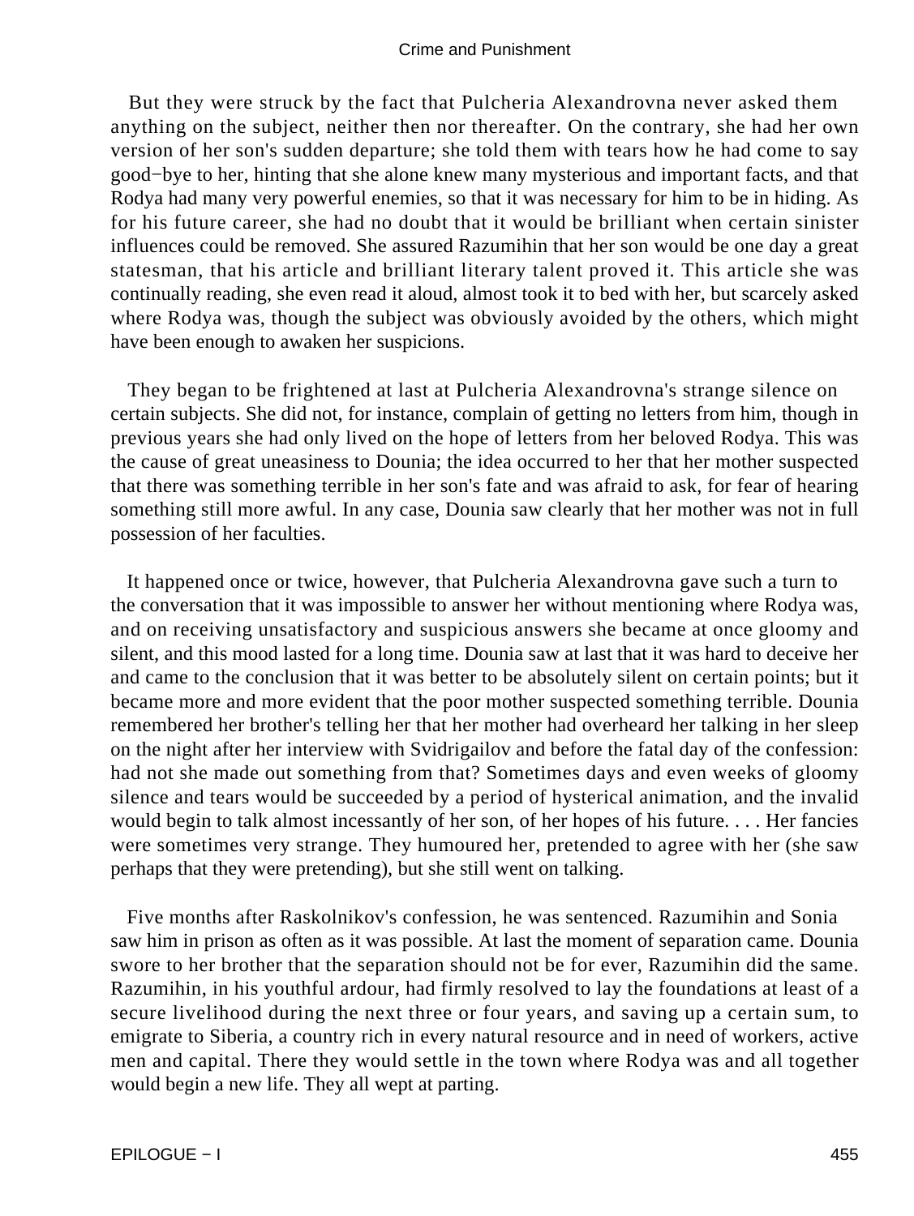But they were struck by the fact that Pulcheria Alexandrovna never asked them anything on the subject, neither then nor thereafter. On the contrary, she had her own version of her son's sudden departure; she told them with tears how he had come to say good−bye to her, hinting that she alone knew many mysterious and important facts, and that Rodya had many very powerful enemies, so that it was necessary for him to be in hiding. As for his future career, she had no doubt that it would be brilliant when certain sinister influences could be removed. She assured Razumihin that her son would be one day a great statesman, that his article and brilliant literary talent proved it. This article she was continually reading, she even read it aloud, almost took it to bed with her, but scarcely asked where Rodya was, though the subject was obviously avoided by the others, which might have been enough to awaken her suspicions.

They began to be frightened at last at Pulcheria Alexandrovna's strange silence on certain subjects. She did not, for instance, complain of getting no letters from him, though in previous years she had only lived on the hope of letters from her beloved Rodya. This was the cause of great uneasiness to Dounia; the idea occurred to her that her mother suspected that there was something terrible in her son's fate and was afraid to ask, for fear of hearing something still more awful. In any case, Dounia saw clearly that her mother was not in full possession of her faculties.

It happened once or twice, however, that Pulcheria Alexandrovna gave such a turn to the conversation that it was impossible to answer her without mentioning where Rodya was, and on receiving unsatisfactory and suspicious answers she became at once gloomy and silent, and this mood lasted for a long time. Dounia saw at last that it was hard to deceive her and came to the conclusion that it was better to be absolutely silent on certain points; but it became more and more evident that the poor mother suspected something terrible. Dounia remembered her brother's telling her that her mother had overheard her talking in her sleep on the night after her interview with Svidrigailov and before the fatal day of the confession: had not she made out something from that? Sometimes days and even weeks of gloomy silence and tears would be succeeded by a period of hysterical animation, and the invalid would begin to talk almost incessantly of her son, of her hopes of his future. . . . Her fancies were sometimes very strange. They humoured her, pretended to agree with her (she saw perhaps that they were pretending), but she still went on talking.

Five months after Raskolnikov's confession, he was sentenced. Razumihin and Sonia saw him in prison as often as it was possible. At last the moment of separation came. Dounia swore to her brother that the separation should not be for ever, Razumihin did the same. Razumihin, in his youthful ardour, had firmly resolved to lay the foundations at least of a secure livelihood during the next three or four years, and saving up a certain sum, to emigrate to Siberia, a country rich in every natural resource and in need of workers, active men and capital. There they would settle in the town where Rodya was and all together would begin a new life. They all wept at parting.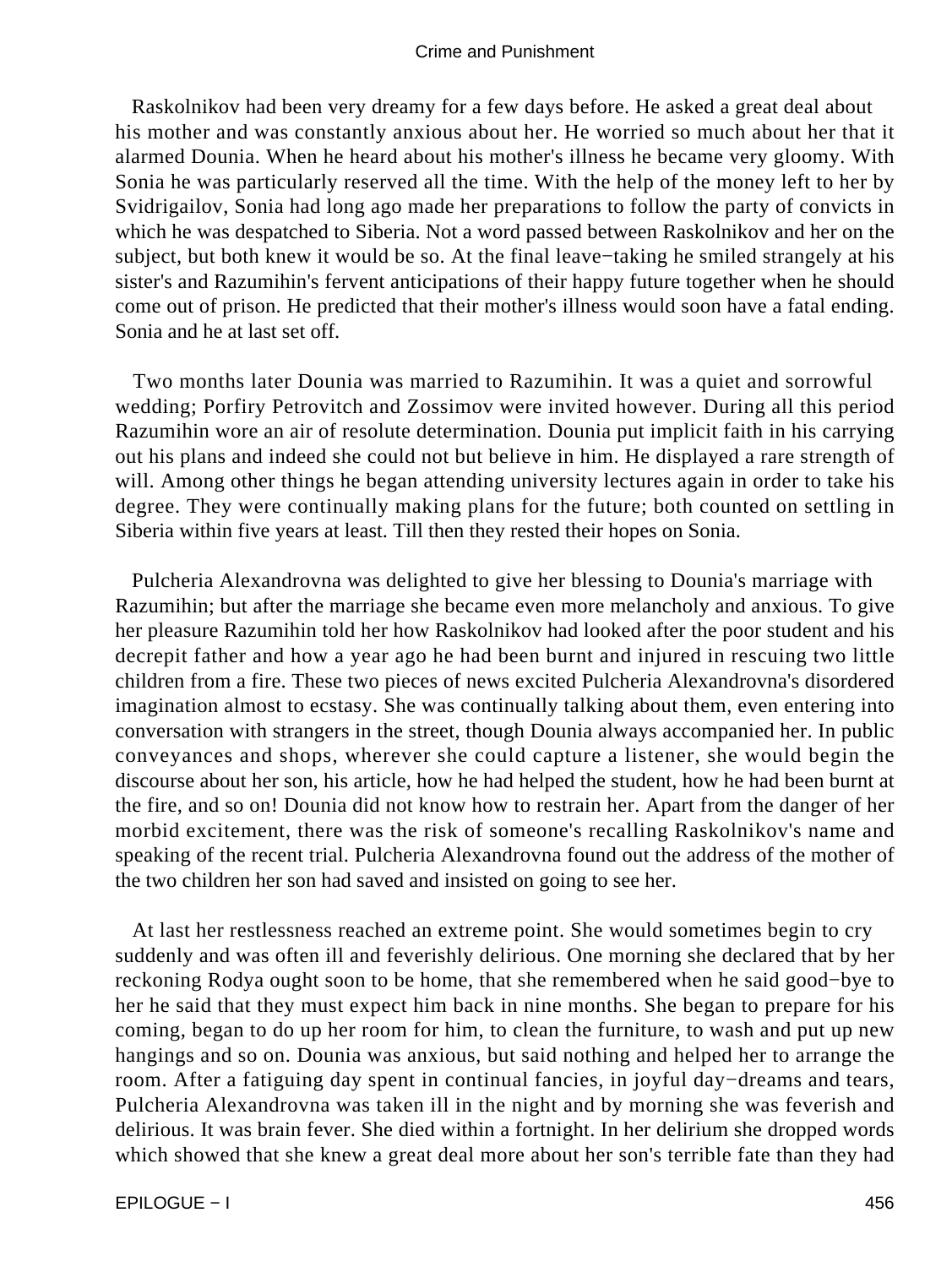Raskolnikov had been very dreamy for a few days before. He asked a great deal about his mother and was constantly anxious about her. He worried so much about her that it alarmed Dounia. When he heard about his mother's illness he became very gloomy. With Sonia he was particularly reserved all the time. With the help of the money left to her by Svidrigailov, Sonia had long ago made her preparations to follow the party of convicts in which he was despatched to Siberia. Not a word passed between Raskolnikov and her on the subject, but both knew it would be so. At the final leave−taking he smiled strangely at his sister's and Razumihin's fervent anticipations of their happy future together when he should come out of prison. He predicted that their mother's illness would soon have a fatal ending. Sonia and he at last set off.

Two months later Dounia was married to Razumihin. It was a quiet and sorrowful wedding; Porfiry Petrovitch and Zossimov were invited however. During all this period Razumihin wore an air of resolute determination. Dounia put implicit faith in his carrying out his plans and indeed she could not but believe in him. He displayed a rare strength of will. Among other things he began attending university lectures again in order to take his degree. They were continually making plans for the future; both counted on settling in Siberia within five years at least. Till then they rested their hopes on Sonia.

Pulcheria Alexandrovna was delighted to give her blessing to Dounia's marriage with Razumihin; but after the marriage she became even more melancholy and anxious. To give her pleasure Razumihin told her how Raskolnikov had looked after the poor student and his decrepit father and how a year ago he had been burnt and injured in rescuing two little children from a fire. These two pieces of news excited Pulcheria Alexandrovna's disordered imagination almost to ecstasy. She was continually talking about them, even entering into conversation with strangers in the street, though Dounia always accompanied her. In public conveyances and shops, wherever she could capture a listener, she would begin the discourse about her son, his article, how he had helped the student, how he had been burnt at the fire, and so on! Dounia did not know how to restrain her. Apart from the danger of her morbid excitement, there was the risk of someone's recalling Raskolnikov's name and speaking of the recent trial. Pulcheria Alexandrovna found out the address of the mother of the two children her son had saved and insisted on going to see her.

At last her restlessness reached an extreme point. She would sometimes begin to cry suddenly and was often ill and feverishly delirious. One morning she declared that by her reckoning Rodya ought soon to be home, that she remembered when he said good−bye to her he said that they must expect him back in nine months. She began to prepare for his coming, began to do up her room for him, to clean the furniture, to wash and put up new hangings and so on. Dounia was anxious, but said nothing and helped her to arrange the room. After a fatiguing day spent in continual fancies, in joyful day−dreams and tears, Pulcheria Alexandrovna was taken ill in the night and by morning she was feverish and delirious. It was brain fever. She died within a fortnight. In her delirium she dropped words which showed that she knew a great deal more about her son's terrible fate than they had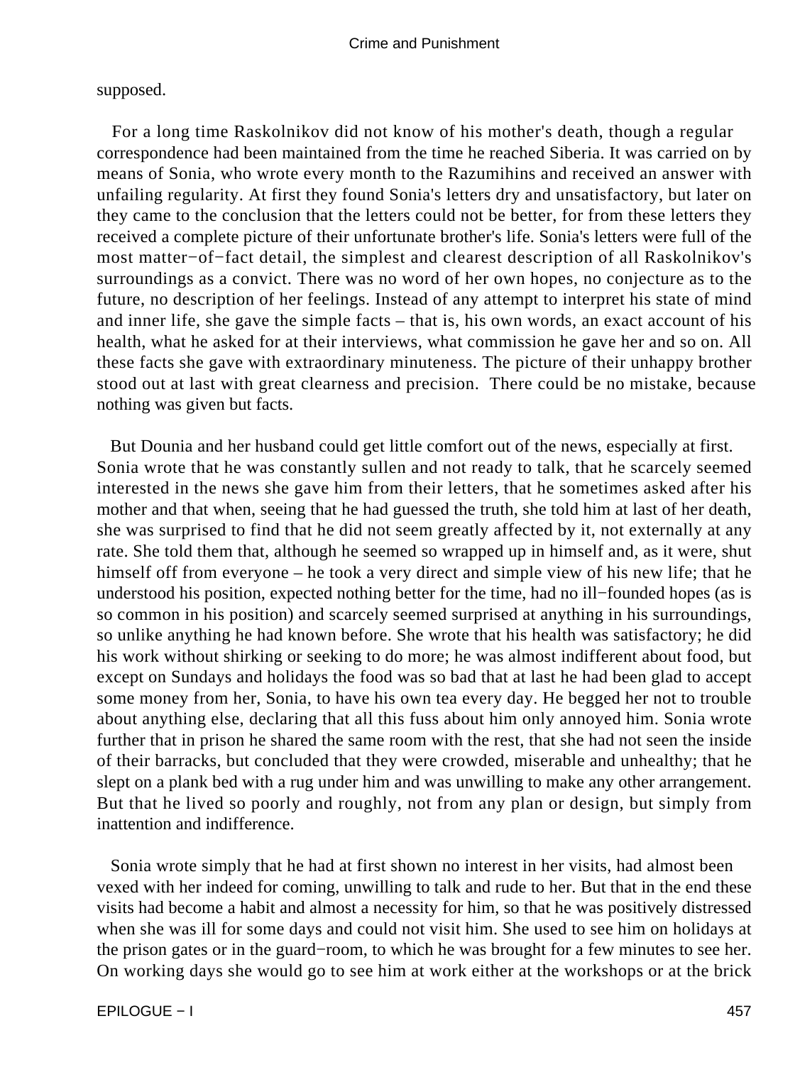supposed.

For a long time Raskolnikov did not know of his mother's death, though a regular correspondence had been maintained from the time he reached Siberia. It was carried on by means of Sonia, who wrote every month to the Razumihins and received an answer with unfailing regularity. At first they found Sonia's letters dry and unsatisfactory, but later on they came to the conclusion that the letters could not be better, for from these letters they received a complete picture of their unfortunate brother's life. Sonia's letters were full of the most matter−of−fact detail, the simplest and clearest description of all Raskolnikov's surroundings as a convict. There was no word of her own hopes, no conjecture as to the future, no description of her feelings. Instead of any attempt to interpret his state of mind and inner life, she gave the simple facts – that is, his own words, an exact account of his health, what he asked for at their interviews, what commission he gave her and so on. All these facts she gave with extraordinary minuteness. The picture of their unhappy brother stood out at last with great clearness and precision. There could be no mistake, because nothing was given but facts.

But Dounia and her husband could get little comfort out of the news, especially at first. Sonia wrote that he was constantly sullen and not ready to talk, that he scarcely seemed interested in the news she gave him from their letters, that he sometimes asked after his mother and that when, seeing that he had guessed the truth, she told him at last of her death, she was surprised to find that he did not seem greatly affected by it, not externally at any rate. She told them that, although he seemed so wrapped up in himself and, as it were, shut himself off from everyone – he took a very direct and simple view of his new life; that he understood his position, expected nothing better for the time, had no ill−founded hopes (as is so common in his position) and scarcely seemed surprised at anything in his surroundings, so unlike anything he had known before. She wrote that his health was satisfactory; he did his work without shirking or seeking to do more; he was almost indifferent about food, but except on Sundays and holidays the food was so bad that at last he had been glad to accept some money from her, Sonia, to have his own tea every day. He begged her not to trouble about anything else, declaring that all this fuss about him only annoyed him. Sonia wrote further that in prison he shared the same room with the rest, that she had not seen the inside of their barracks, but concluded that they were crowded, miserable and unhealthy; that he slept on a plank bed with a rug under him and was unwilling to make any other arrangement. But that he lived so poorly and roughly, not from any plan or design, but simply from inattention and indifference.

Sonia wrote simply that he had at first shown no interest in her visits, had almost been vexed with her indeed for coming, unwilling to talk and rude to her. But that in the end these visits had become a habit and almost a necessity for him, so that he was positively distressed when she was ill for some days and could not visit him. She used to see him on holidays at the prison gates or in the guard−room, to which he was brought for a few minutes to see her. On working days she would go to see him at work either at the workshops or at the brick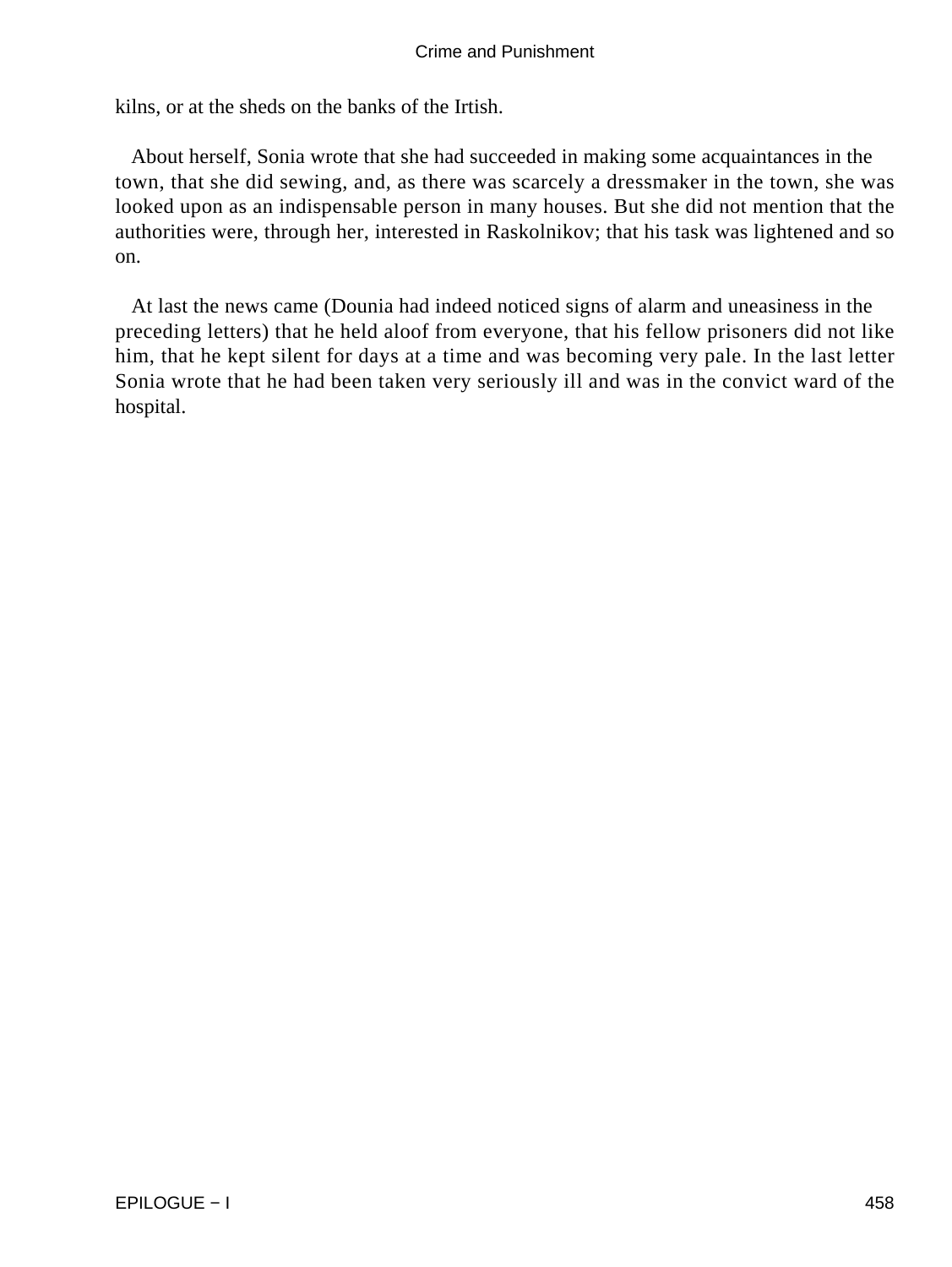kilns, or at the sheds on the banks of the Irtish.

About herself, Sonia wrote that she had succeeded in making some acquaintances in the town, that she did sewing, and, as there was scarcely a dressmaker in the town, she was looked upon as an indispensable person in many houses. But she did not mention that the authorities were, through her, interested in Raskolnikov; that his task was lightened and so on.

At last the news came (Dounia had indeed noticed signs of alarm and uneasiness in the preceding letters) that he held aloof from everyone, that his fellow prisoners did not like him, that he kept silent for days at a time and was becoming very pale. In the last letter Sonia wrote that he had been taken very seriously ill and was in the convict ward of the hospital.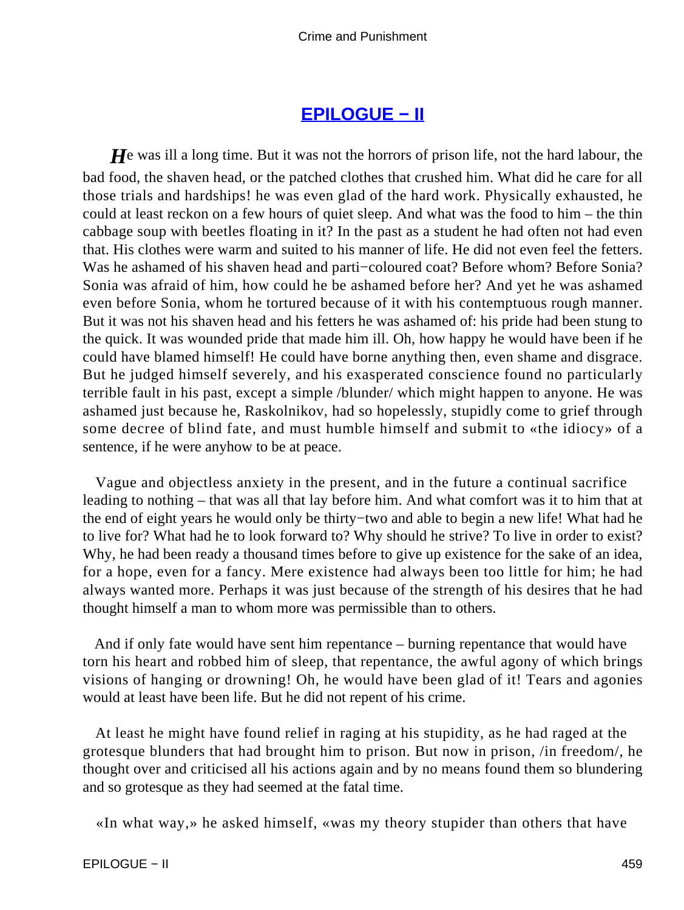## EPILOGUE − II

***H***e was ill a long time. But it was not the horrors of prison life, not the hard labour, the bad food, the shaven head, or the patched clothes that crushed him. What did he care for all those trials and hardships! he was even glad of the hard work. Physically exhausted, he could at least reckon on a few hours of quiet sleep. And what was the food to him – the thin cabbage soup with beetles floating in it? In the past as a student he had often not had even that. His clothes were warm and suited to his manner of life. He did not even feel the fetters. Was he ashamed of his shaven head and parti−coloured coat? Before whom? Before Sonia? Sonia was afraid of him, how could he be ashamed before her? And yet he was ashamed even before Sonia, whom he tortured because of it with his contemptuous rough manner. But it was not his shaven head and his fetters he was ashamed of: his pride had been stung to the quick. It was wounded pride that made him ill. Oh, how happy he would have been if he could have blamed himself! He could have borne anything then, even shame and disgrace. But he judged himself severely, and his exasperated conscience found no particularly terrible fault in his past, except a simple /blunder/ which might happen to anyone. He was ashamed just because he, Raskolnikov, had so hopelessly, stupidly come to grief through some decree of blind fate, and must humble himself and submit to «the idiocy» of a sentence, if he were anyhow to be at peace.

Vague and objectless anxiety in the present, and in the future a continual sacrifice leading to nothing – that was all that lay before him. And what comfort was it to him that at the end of eight years he would only be thirty−two and able to begin a new life! What had he to live for? What had he to look forward to? Why should he strive? To live in order to exist? Why, he had been ready a thousand times before to give up existence for the sake of an idea, for a hope, even for a fancy. Mere existence had always been too little for him; he had always wanted more. Perhaps it was just because of the strength of his desires that he had thought himself a man to whom more was permissible than to others.

And if only fate would have sent him repentance – burning repentance that would have torn his heart and robbed him of sleep, that repentance, the awful agony of which brings visions of hanging or drowning! Oh, he would have been glad of it! Tears and agonies would at least have been life. But he did not repent of his crime.

At least he might have found relief in raging at his stupidity, as he had raged at the grotesque blunders that had brought him to prison. But now in prison, /in freedom/, he thought over and criticised all his actions again and by no means found them so blundering and so grotesque as they had seemed at the fatal time.

«In what way,» he asked himself, «was my theory stupider than others that have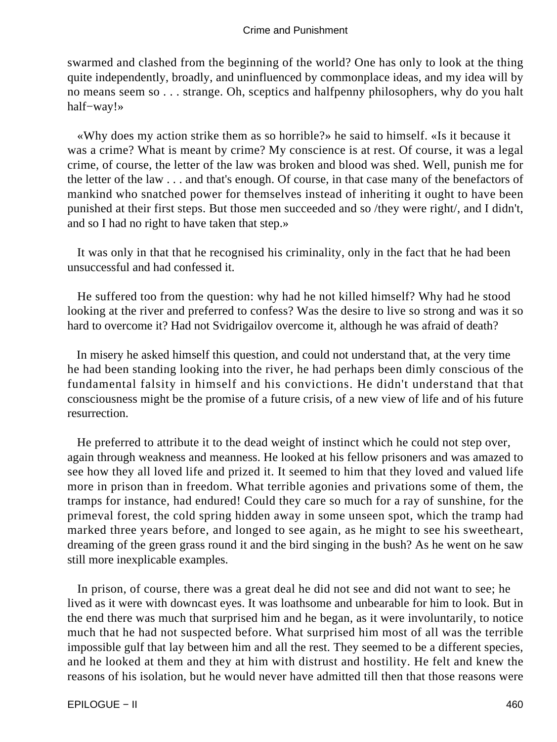swarmed and clashed from the beginning of the world? One has only to look at the thing quite independently, broadly, and uninfluenced by commonplace ideas, and my idea will by no means seem so . . . strange. Oh, sceptics and halfpenny philosophers, why do you halt half−way!»

«Why does my action strike them as so horrible?» he said to himself. «Is it because it was a crime? What is meant by crime? My conscience is at rest. Of course, it was a legal crime, of course, the letter of the law was broken and blood was shed. Well, punish me for the letter of the law . . . and that's enough. Of course, in that case many of the benefactors of mankind who snatched power for themselves instead of inheriting it ought to have been punished at their first steps. But those men succeeded and so /they were right/, and I didn't, and so I had no right to have taken that step.»

It was only in that that he recognised his criminality, only in the fact that he had been unsuccessful and had confessed it.

He suffered too from the question: why had he not killed himself? Why had he stood looking at the river and preferred to confess? Was the desire to live so strong and was it so hard to overcome it? Had not Svidrigailov overcome it, although he was afraid of death?

In misery he asked himself this question, and could not understand that, at the very time he had been standing looking into the river, he had perhaps been dimly conscious of the fundamental falsity in himself and his convictions. He didn't understand that that consciousness might be the promise of a future crisis, of a new view of life and of his future resurrection.

He preferred to attribute it to the dead weight of instinct which he could not step over, again through weakness and meanness. He looked at his fellow prisoners and was amazed to see how they all loved life and prized it. It seemed to him that they loved and valued life more in prison than in freedom. What terrible agonies and privations some of them, the tramps for instance, had endured! Could they care so much for a ray of sunshine, for the primeval forest, the cold spring hidden away in some unseen spot, which the tramp had marked three years before, and longed to see again, as he might to see his sweetheart, dreaming of the green grass round it and the bird singing in the bush? As he went on he saw still more inexplicable examples.

In prison, of course, there was a great deal he did not see and did not want to see; he lived as it were with downcast eyes. It was loathsome and unbearable for him to look. But in the end there was much that surprised him and he began, as it were involuntarily, to notice much that he had not suspected before. What surprised him most of all was the terrible impossible gulf that lay between him and all the rest. They seemed to be a different species, and he looked at them and they at him with distrust and hostility. He felt and knew the reasons of his isolation, but he would never have admitted till then that those reasons were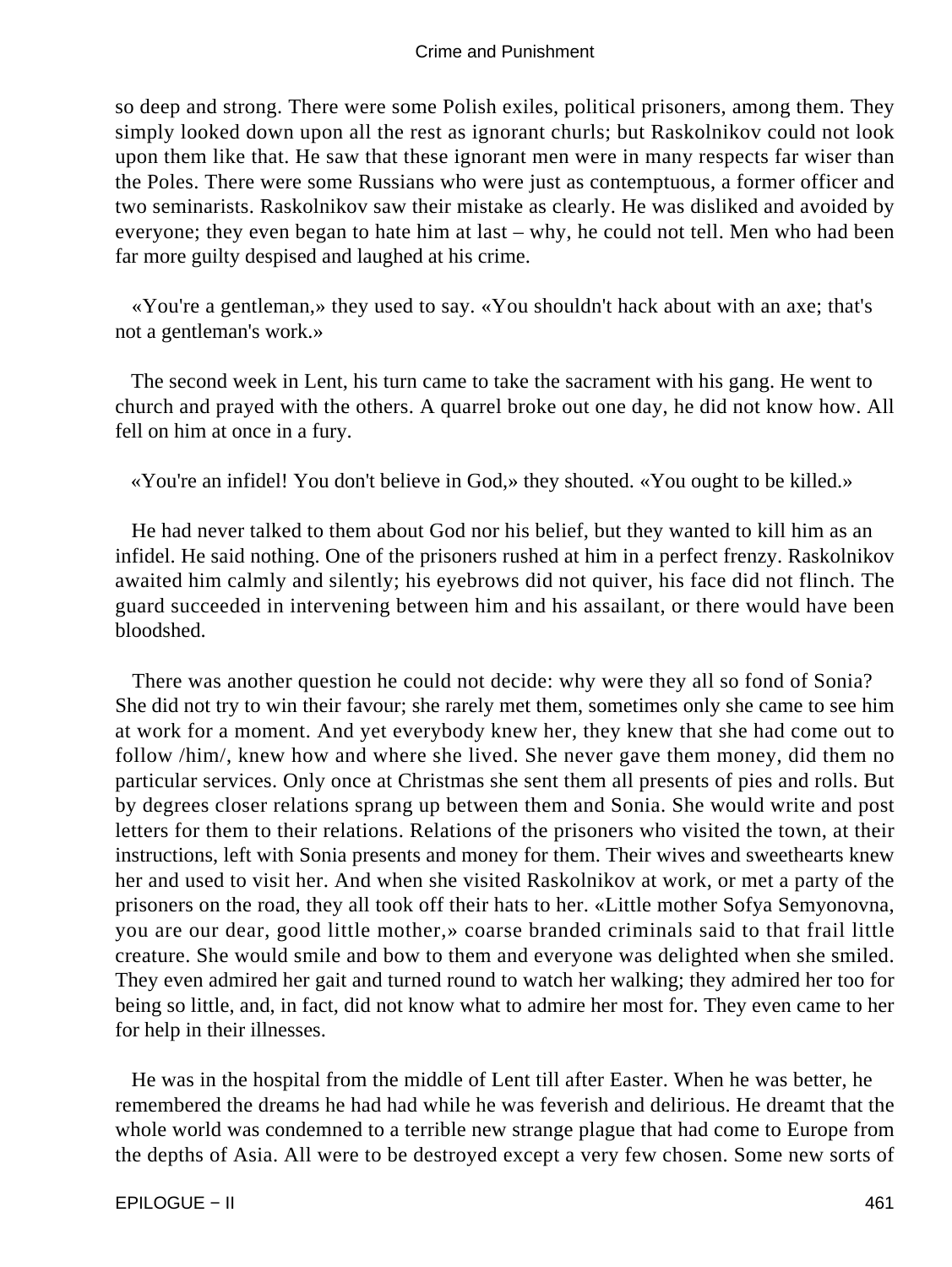so deep and strong. There were some Polish exiles, political prisoners, among them. They simply looked down upon all the rest as ignorant churls; but Raskolnikov could not look upon them like that. He saw that these ignorant men were in many respects far wiser than the Poles. There were some Russians who were just as contemptuous, a former officer and two seminarists. Raskolnikov saw their mistake as clearly. He was disliked and avoided by everyone; they even began to hate him at last – why, he could not tell. Men who had been far more guilty despised and laughed at his crime.

«You're a gentleman,» they used to say. «You shouldn't hack about with an axe; that's not a gentleman's work.»

The second week in Lent, his turn came to take the sacrament with his gang. He went to church and prayed with the others. A quarrel broke out one day, he did not know how. All fell on him at once in a fury.

«You're an infidel! You don't believe in God,» they shouted. «You ought to be killed.»

He had never talked to them about God nor his belief, but they wanted to kill him as an infidel. He said nothing. One of the prisoners rushed at him in a perfect frenzy. Raskolnikov awaited him calmly and silently; his eyebrows did not quiver, his face did not flinch. The guard succeeded in intervening between him and his assailant, or there would have been bloodshed.

There was another question he could not decide: why were they all so fond of Sonia? She did not try to win their favour; she rarely met them, sometimes only she came to see him at work for a moment. And yet everybody knew her, they knew that she had come out to follow /him/, knew how and where she lived. She never gave them money, did them no particular services. Only once at Christmas she sent them all presents of pies and rolls. But by degrees closer relations sprang up between them and Sonia. She would write and post letters for them to their relations. Relations of the prisoners who visited the town, at their instructions, left with Sonia presents and money for them. Their wives and sweethearts knew her and used to visit her. And when she visited Raskolnikov at work, or met a party of the prisoners on the road, they all took off their hats to her. «Little mother Sofya Semyonovna, you are our dear, good little mother,» coarse branded criminals said to that frail little creature. She would smile and bow to them and everyone was delighted when she smiled. They even admired her gait and turned round to watch her walking; they admired her too for being so little, and, in fact, did not know what to admire her most for. They even came to her for help in their illnesses.

He was in the hospital from the middle of Lent till after Easter. When he was better, he remembered the dreams he had had while he was feverish and delirious. He dreamt that the whole world was condemned to a terrible new strange plague that had come to Europe from the depths of Asia. All were to be destroyed except a very few chosen. Some new sorts of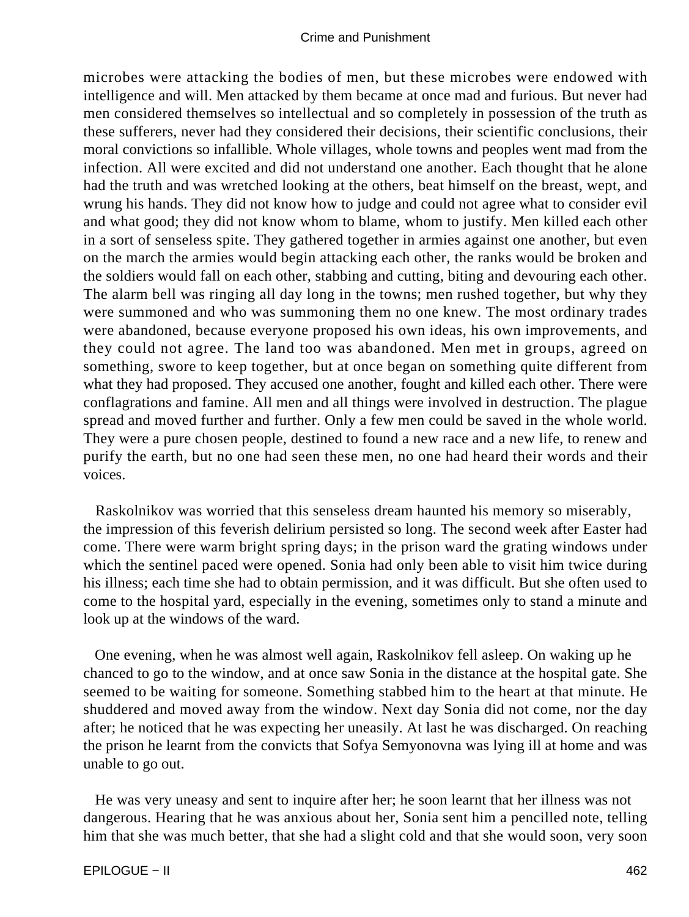microbes were attacking the bodies of men, but these microbes were endowed with intelligence and will. Men attacked by them became at once mad and furious. But never had men considered themselves so intellectual and so completely in possession of the truth as these sufferers, never had they considered their decisions, their scientific conclusions, their moral convictions so infallible. Whole villages, whole towns and peoples went mad from the infection. All were excited and did not understand one another. Each thought that he alone had the truth and was wretched looking at the others, beat himself on the breast, wept, and wrung his hands. They did not know how to judge and could not agree what to consider evil and what good; they did not know whom to blame, whom to justify. Men killed each other in a sort of senseless spite. They gathered together in armies against one another, but even on the march the armies would begin attacking each other, the ranks would be broken and the soldiers would fall on each other, stabbing and cutting, biting and devouring each other. The alarm bell was ringing all day long in the towns; men rushed together, but why they were summoned and who was summoning them no one knew. The most ordinary trades were abandoned, because everyone proposed his own ideas, his own improvements, and they could not agree. The land too was abandoned. Men met in groups, agreed on something, swore to keep together, but at once began on something quite different from what they had proposed. They accused one another, fought and killed each other. There were conflagrations and famine. All men and all things were involved in destruction. The plague spread and moved further and further. Only a few men could be saved in the whole world. They were a pure chosen people, destined to found a new race and a new life, to renew and purify the earth, but no one had seen these men, no one had heard their words and their voices.

Raskolnikov was worried that this senseless dream haunted his memory so miserably, the impression of this feverish delirium persisted so long. The second week after Easter had come. There were warm bright spring days; in the prison ward the grating windows under which the sentinel paced were opened. Sonia had only been able to visit him twice during his illness; each time she had to obtain permission, and it was difficult. But she often used to come to the hospital yard, especially in the evening, sometimes only to stand a minute and look up at the windows of the ward.

One evening, when he was almost well again, Raskolnikov fell asleep. On waking up he chanced to go to the window, and at once saw Sonia in the distance at the hospital gate. She seemed to be waiting for someone. Something stabbed him to the heart at that minute. He shuddered and moved away from the window. Next day Sonia did not come, nor the day after; he noticed that he was expecting her uneasily. At last he was discharged. On reaching the prison he learnt from the convicts that Sofya Semyonovna was lying ill at home and was unable to go out.

He was very uneasy and sent to inquire after her; he soon learnt that her illness was not dangerous. Hearing that he was anxious about her, Sonia sent him a pencilled note, telling him that she was much better, that she had a slight cold and that she would soon, very soon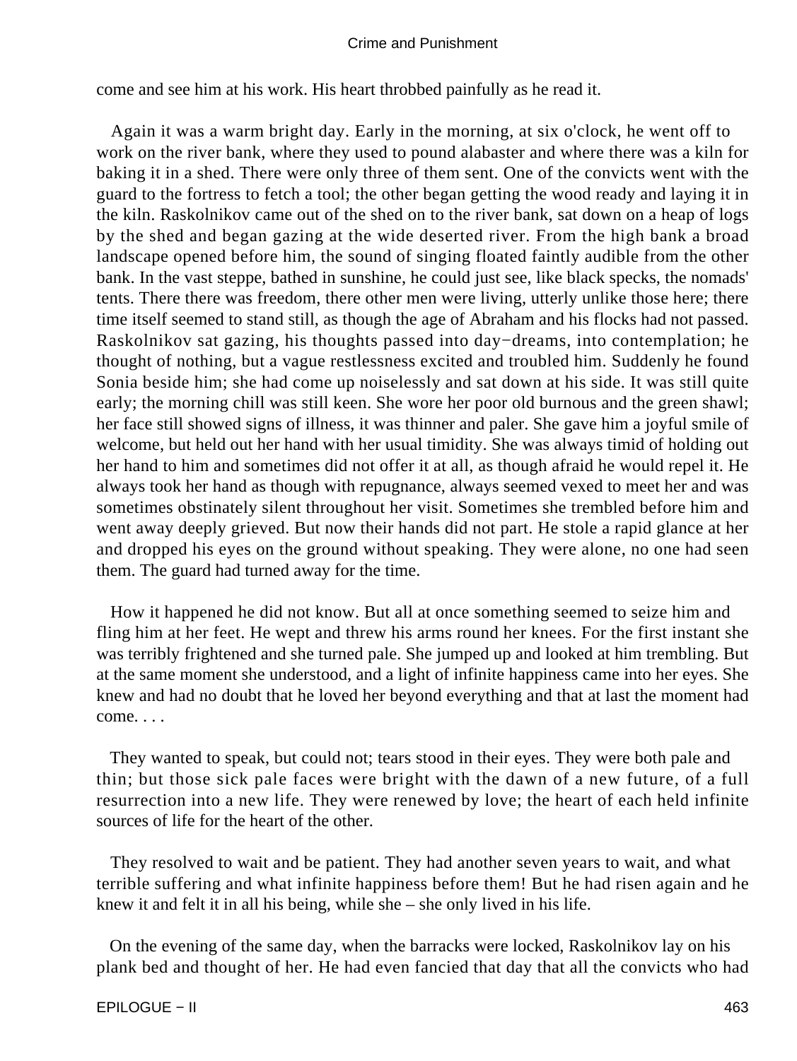come and see him at his work. His heart throbbed painfully as he read it.

Again it was a warm bright day. Early in the morning, at six o'clock, he went off to work on the river bank, where they used to pound alabaster and where there was a kiln for baking it in a shed. There were only three of them sent. One of the convicts went with the guard to the fortress to fetch a tool; the other began getting the wood ready and laying it in the kiln. Raskolnikov came out of the shed on to the river bank, sat down on a heap of logs by the shed and began gazing at the wide deserted river. From the high bank a broad landscape opened before him, the sound of singing floated faintly audible from the other bank. In the vast steppe, bathed in sunshine, he could just see, like black specks, the nomads' tents. There there was freedom, there other men were living, utterly unlike those here; there time itself seemed to stand still, as though the age of Abraham and his flocks had not passed. Raskolnikov sat gazing, his thoughts passed into day−dreams, into contemplation; he thought of nothing, but a vague restlessness excited and troubled him. Suddenly he found Sonia beside him; she had come up noiselessly and sat down at his side. It was still quite early; the morning chill was still keen. She wore her poor old burnous and the green shawl; her face still showed signs of illness, it was thinner and paler. She gave him a joyful smile of welcome, but held out her hand with her usual timidity. She was always timid of holding out her hand to him and sometimes did not offer it at all, as though afraid he would repel it. He always took her hand as though with repugnance, always seemed vexed to meet her and was sometimes obstinately silent throughout her visit. Sometimes she trembled before him and went away deeply grieved. But now their hands did not part. He stole a rapid glance at her and dropped his eyes on the ground without speaking. They were alone, no one had seen them. The guard had turned away for the time.

How it happened he did not know. But all at once something seemed to seize him and fling him at her feet. He wept and threw his arms round her knees. For the first instant she was terribly frightened and she turned pale. She jumped up and looked at him trembling. But at the same moment she understood, and a light of infinite happiness came into her eyes. She knew and had no doubt that he loved her beyond everything and that at last the moment had come. . . .

They wanted to speak, but could not; tears stood in their eyes. They were both pale and thin; but those sick pale faces were bright with the dawn of a new future, of a full resurrection into a new life. They were renewed by love; the heart of each held infinite sources of life for the heart of the other.

They resolved to wait and be patient. They had another seven years to wait, and what terrible suffering and what infinite happiness before them! But he had risen again and he knew it and felt it in all his being, while she – she only lived in his life.

On the evening of the same day, when the barracks were locked, Raskolnikov lay on his plank bed and thought of her. He had even fancied that day that all the convicts who had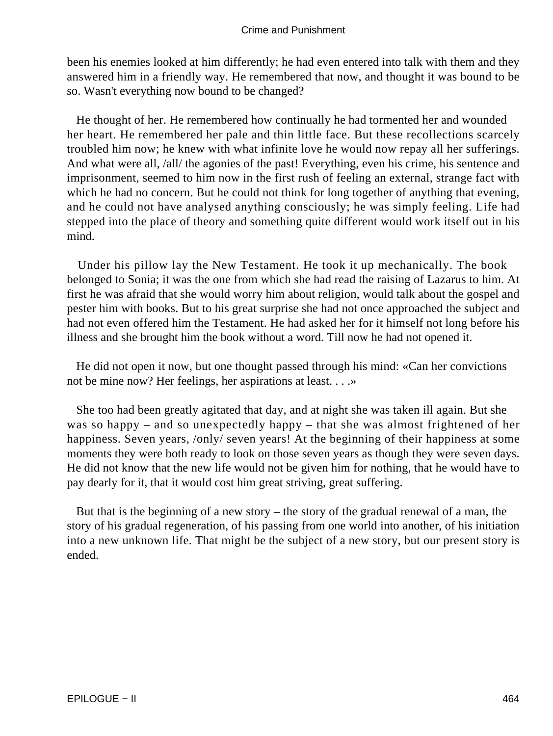been his enemies looked at him differently; he had even entered into talk with them and they answered him in a friendly way. He remembered that now, and thought it was bound to be so. Wasn't everything now bound to be changed?

He thought of her. He remembered how continually he had tormented her and wounded her heart. He remembered her pale and thin little face. But these recollections scarcely troubled him now; he knew with what infinite love he would now repay all her sufferings. And what were all, /all/ the agonies of the past! Everything, even his crime, his sentence and imprisonment, seemed to him now in the first rush of feeling an external, strange fact with which he had no concern. But he could not think for long together of anything that evening, and he could not have analysed anything consciously; he was simply feeling. Life had stepped into the place of theory and something quite different would work itself out in his mind.

Under his pillow lay the New Testament. He took it up mechanically. The book belonged to Sonia; it was the one from which she had read the raising of Lazarus to him. At first he was afraid that she would worry him about religion, would talk about the gospel and pester him with books. But to his great surprise she had not once approached the subject and had not even offered him the Testament. He had asked her for it himself not long before his illness and she brought him the book without a word. Till now he had not opened it.

He did not open it now, but one thought passed through his mind: «Can her convictions not be mine now? Her feelings, her aspirations at least. . . .»

She too had been greatly agitated that day, and at night she was taken ill again. But she was so happy – and so unexpectedly happy – that she was almost frightened of her happiness. Seven years, /only/ seven years! At the beginning of their happiness at some moments they were both ready to look on those seven years as though they were seven days. He did not know that the new life would not be given him for nothing, that he would have to pay dearly for it, that it would cost him great striving, great suffering.

But that is the beginning of a new story – the story of the gradual renewal of a man, the story of his gradual regeneration, of his passing from one world into another, of his initiation into a new unknown life. That might be the subject of a new story, but our present story is ended.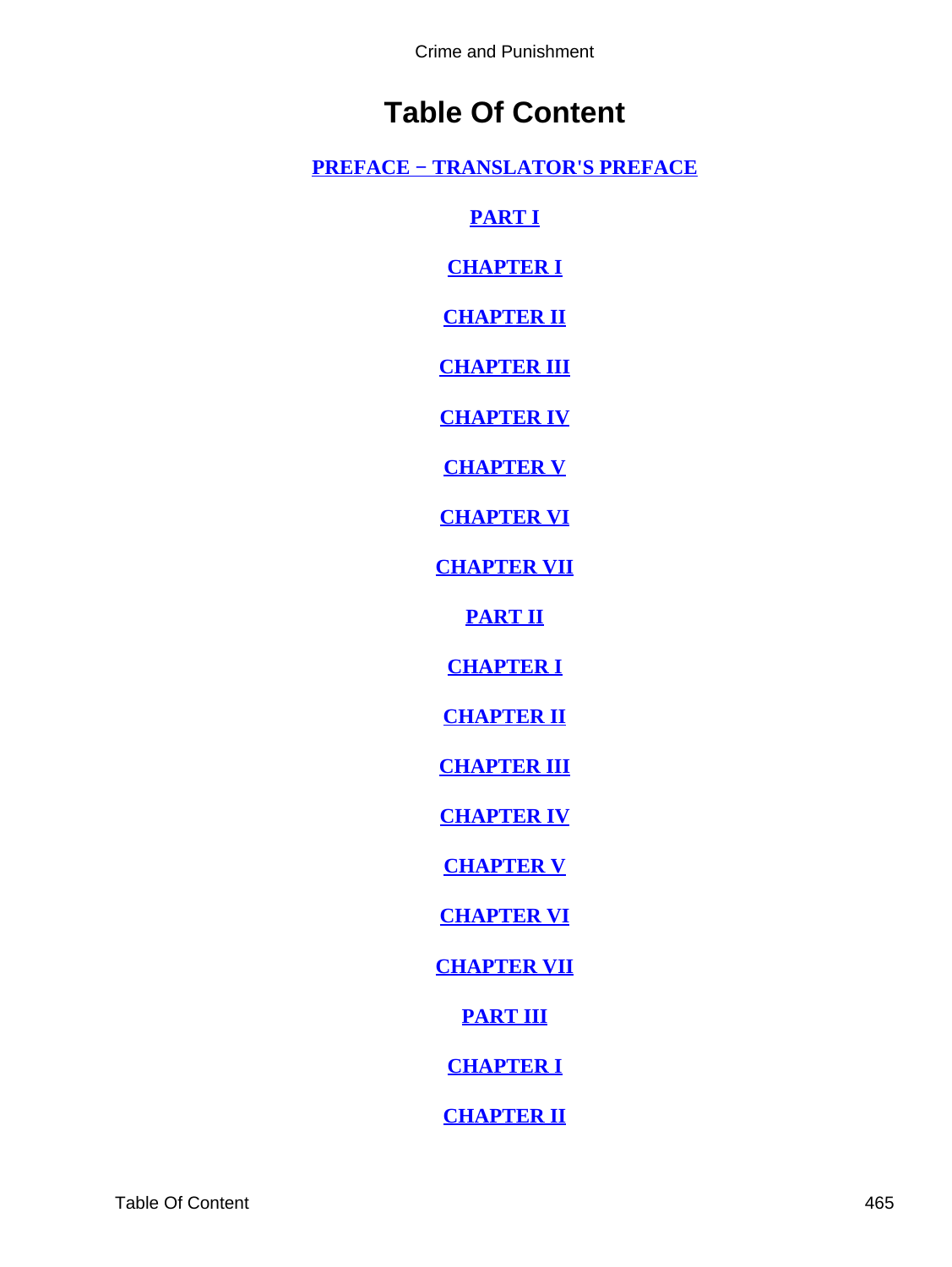# Table Of Content

**PREFACE − TRANSLATOR'S PREFACE**

**PART I**

**CHAPTER I**

**CHAPTER II**

**CHAPTER III**

**CHAPTER IV**

**CHAPTER V**

**CHAPTER VI**

**CHAPTER VII**

**PART II**

**CHAPTER I**

**CHAPTER II**

**CHAPTER III**

**CHAPTER IV**

**CHAPTER V**

**CHAPTER VI**

**CHAPTER VII**

**PART III**

**CHAPTER I**

**CHAPTER II**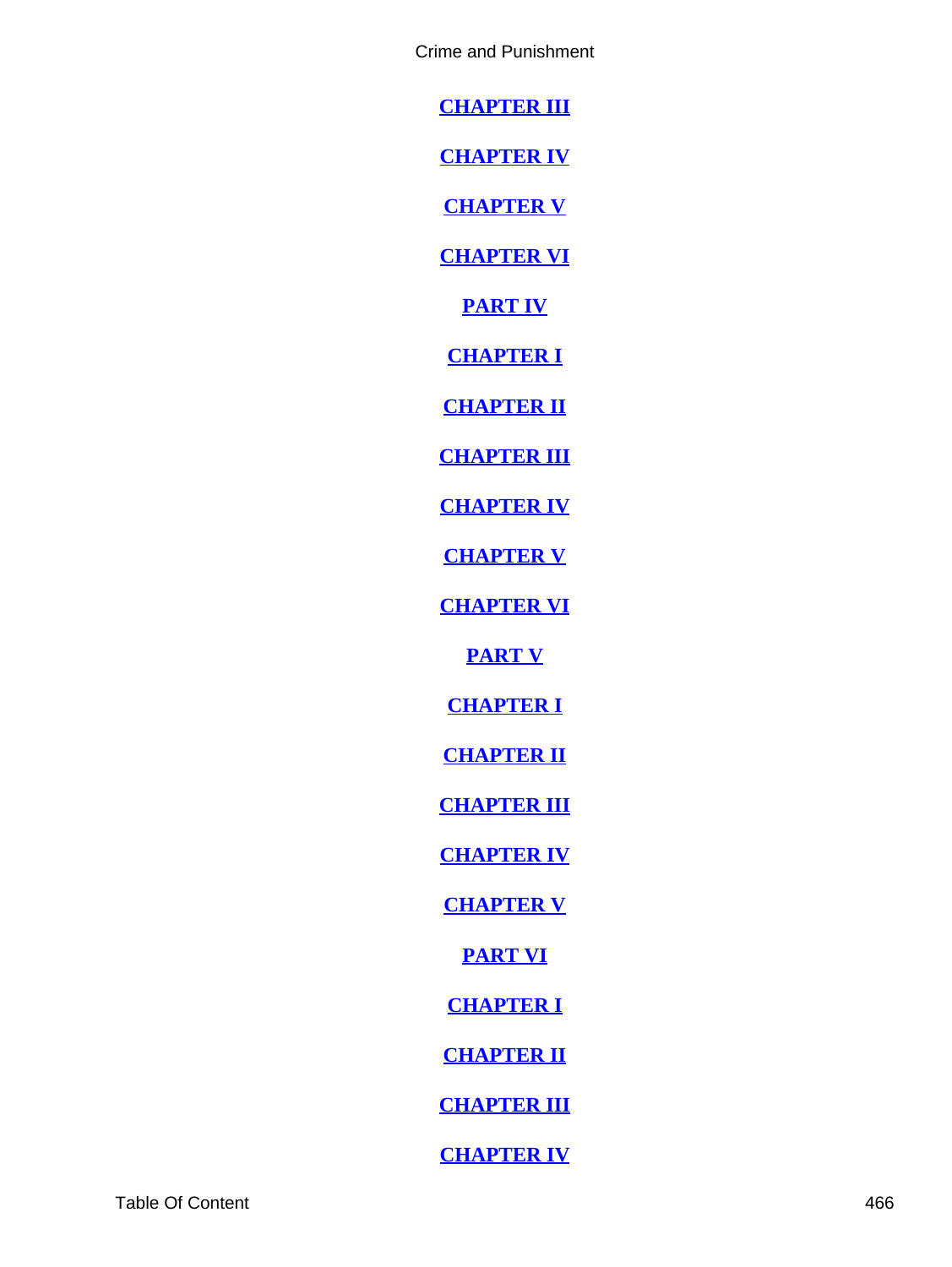[CHAPTER III](#)

[CHAPTER IV](#)

[CHAPTER V](#)

[CHAPTER VI](#)

[PART IV](#)

[CHAPTER I](#)

[CHAPTER II](#)

[CHAPTER III](#)

[CHAPTER IV](#)

[CHAPTER V](#)

[CHAPTER VI](#)

[PART V](#)

[CHAPTER I](#)

[CHAPTER II](#)

[CHAPTER III](#)

[CHAPTER IV](#)

[CHAPTER V](#)

[PART VI](#)

[CHAPTER I](#)

[CHAPTER II](#)

[CHAPTER III](#)

[CHAPTER IV](#)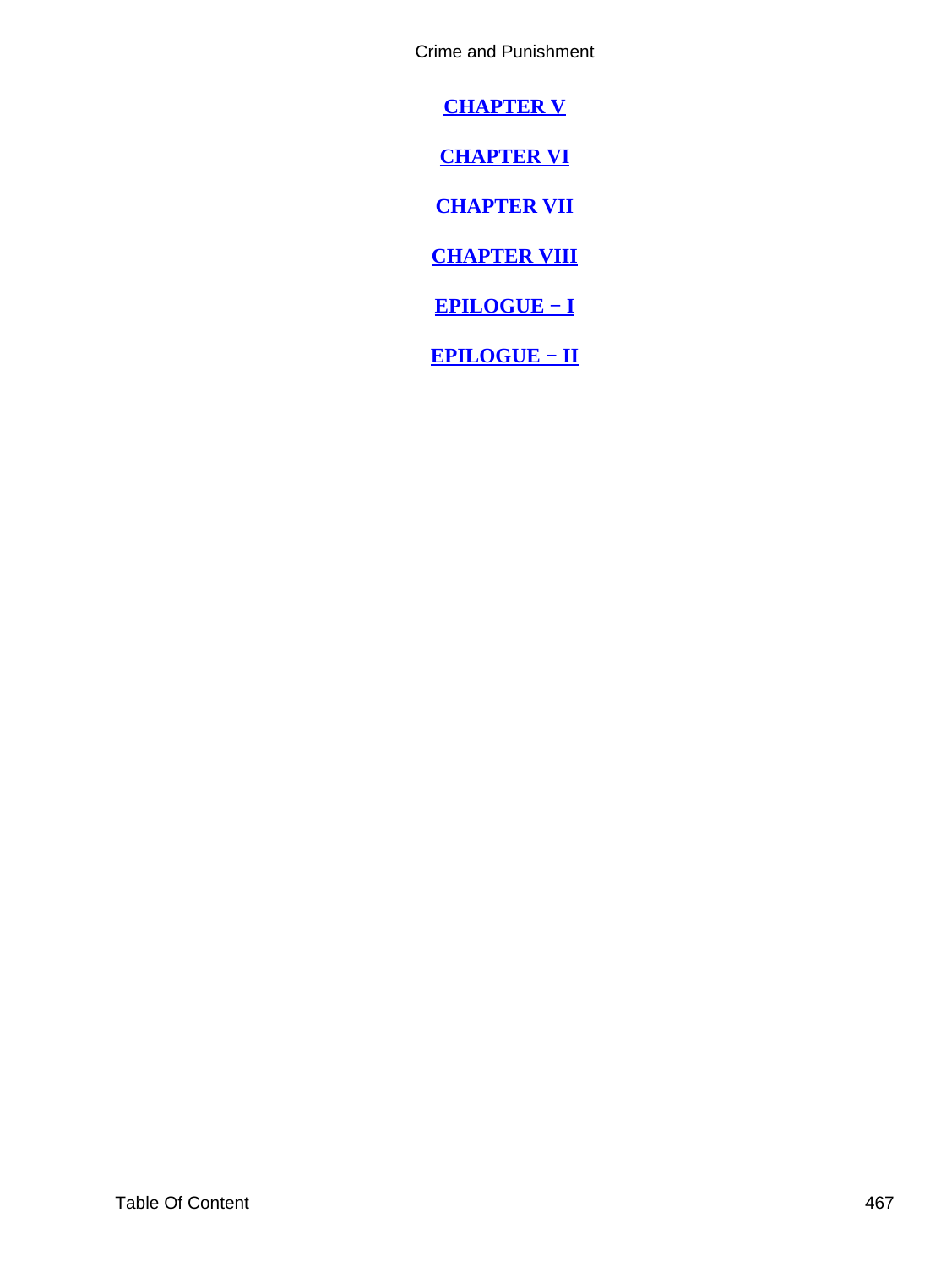**CHAPTER V**

**CHAPTER VI**

**CHAPTER VII**

**CHAPTER VIII**

**EPILOGUE − I**

**EPILOGUE − II**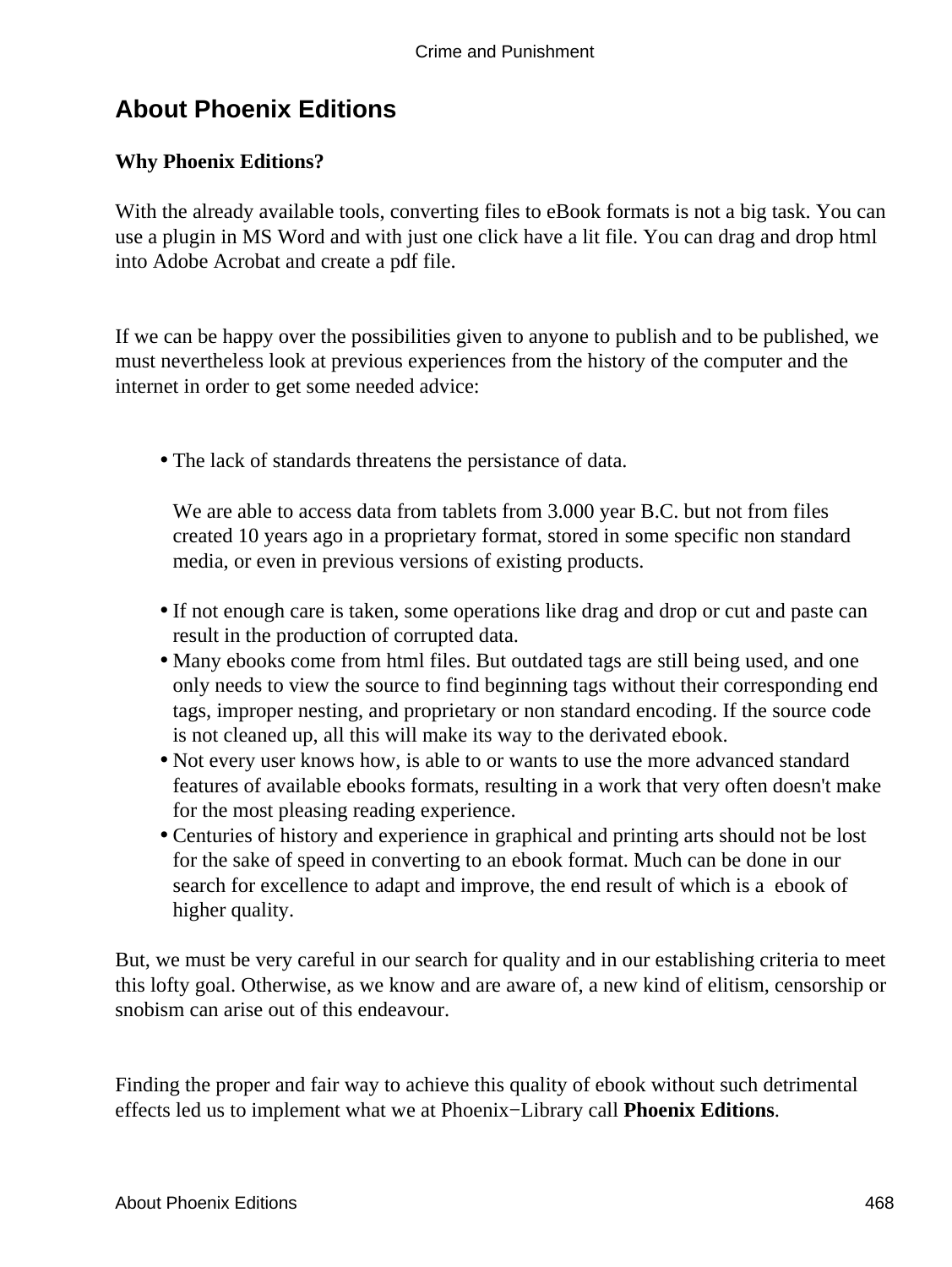## About Phoenix Editions

**Why Phoenix Editions?**

With the already available tools, converting files to eBook formats is not a big task. You can use a plugin in MS Word and with just one click have a lit file. You can drag and drop html into Adobe Acrobat and create a pdf file.

If we can be happy over the possibilities given to anyone to publish and to be published, we must nevertheless look at previous experiences from the history of the computer and the internet in order to get some needed advice:

- The lack of standards threatens the persistance of data.

  We are able to access data from tablets from 3.000 year B.C. but not from files created 10 years ago in a proprietary format, stored in some specific non standard media, or even in previous versions of existing products.
- If not enough care is taken, some operations like drag and drop or cut and paste can result in the production of corrupted data.
- Many ebooks come from html files. But outdated tags are still being used, and one only needs to view the source to find beginning tags without their corresponding end tags, improper nesting, and proprietary or non standard encoding. If the source code is not cleaned up, all this will make its way to the derivated ebook.
- Not every user knows how, is able to or wants to use the more advanced standard features of available ebooks formats, resulting in a work that very often doesn't make for the most pleasing reading experience.
- Centuries of history and experience in graphical and printing arts should not be lost for the sake of speed in converting to an ebook format. Much can be done in our search for excellence to adapt and improve, the end result of which is a ebook of higher quality.

But, we must be very careful in our search for quality and in our establishing criteria to meet this lofty goal. Otherwise, as we know and are aware of, a new kind of elitism, censorship or snobism can arise out of this endeavour.

Finding the proper and fair way to achieve this quality of ebook without such detrimental effects led us to implement what we at Phoenix−Library call **Phoenix Editions**.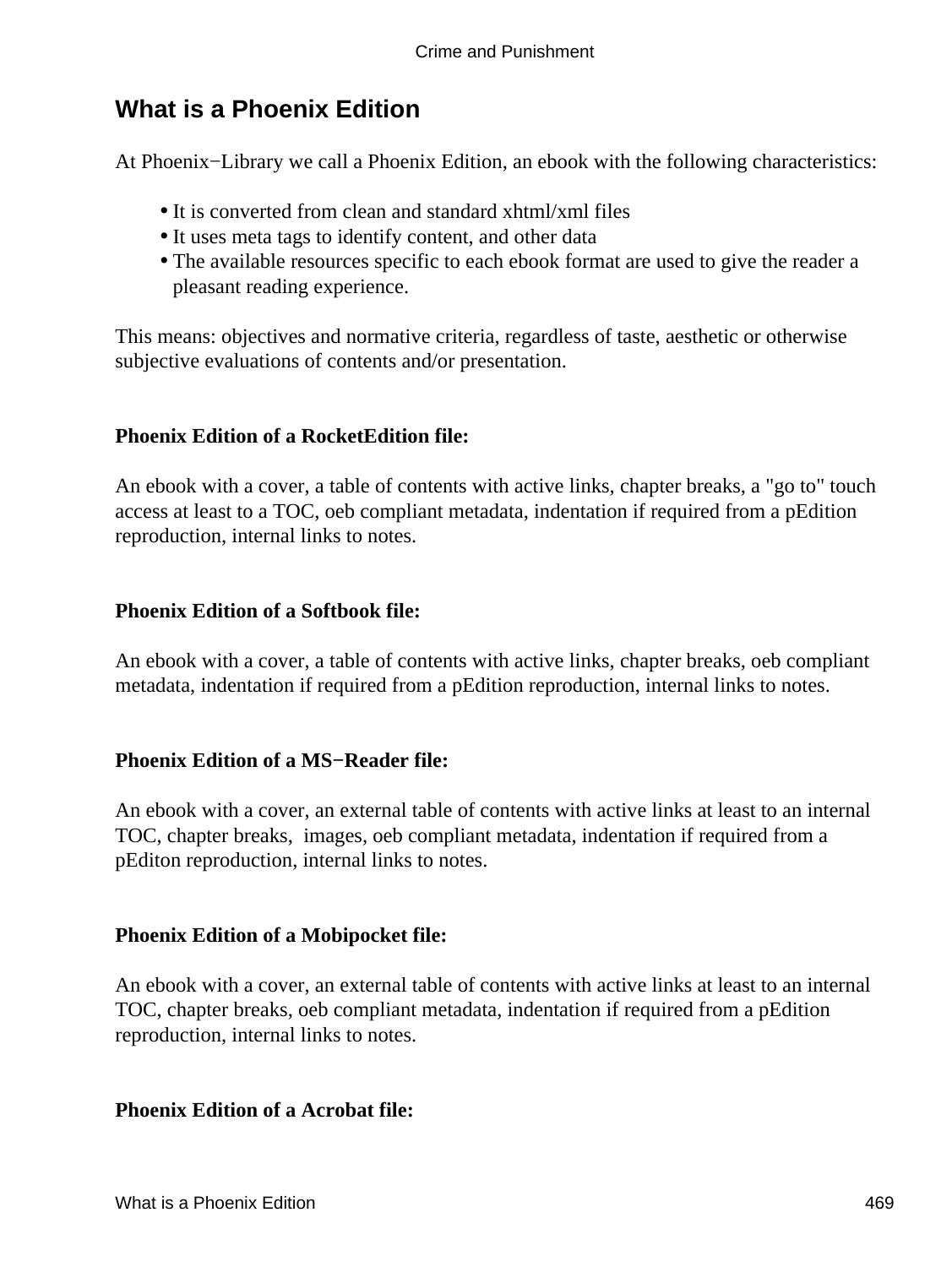## What is a Phoenix Edition

At Phoenix−Library we call a Phoenix Edition, an ebook with the following characteristics:

- It is converted from clean and standard xhtml/xml files
- It uses meta tags to identify content, and other data
- The available resources specific to each ebook format are used to give the reader a pleasant reading experience.

This means: objectives and normative criteria, regardless of taste, aesthetic or otherwise subjective evaluations of contents and/or presentation.

**Phoenix Edition of a RocketEdition file:**

An ebook with a cover, a table of contents with active links, chapter breaks, a "go to" touch access at least to a TOC, oeb compliant metadata, indentation if required from a pEdition reproduction, internal links to notes.

**Phoenix Edition of a Softbook file:**

An ebook with a cover, a table of contents with active links, chapter breaks, oeb compliant metadata, indentation if required from a pEdition reproduction, internal links to notes.

**Phoenix Edition of a MS−Reader file:**

An ebook with a cover, an external table of contents with active links at least to an internal TOC, chapter breaks, images, oeb compliant metadata, indentation if required from a pEditon reproduction, internal links to notes.

**Phoenix Edition of a Mobipocket file:**

An ebook with a cover, an external table of contents with active links at least to an internal TOC, chapter breaks, oeb compliant metadata, indentation if required from a pEdition reproduction, internal links to notes.

**Phoenix Edition of a Acrobat file:**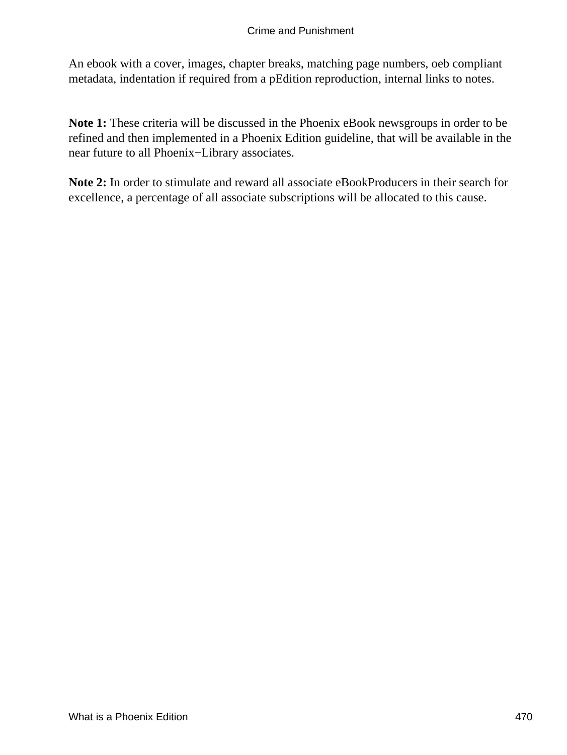An ebook with a cover, images, chapter breaks, matching page numbers, oeb compliant metadata, indentation if required from a pEdition reproduction, internal links to notes.

**Note 1:** These criteria will be discussed in the Phoenix eBook newsgroups in order to be refined and then implemented in a Phoenix Edition guideline, that will be available in the near future to all Phoenix−Library associates.

**Note 2:** In order to stimulate and reward all associate eBookProducers in their search for excellence, a percentage of all associate subscriptions will be allocated to this cause.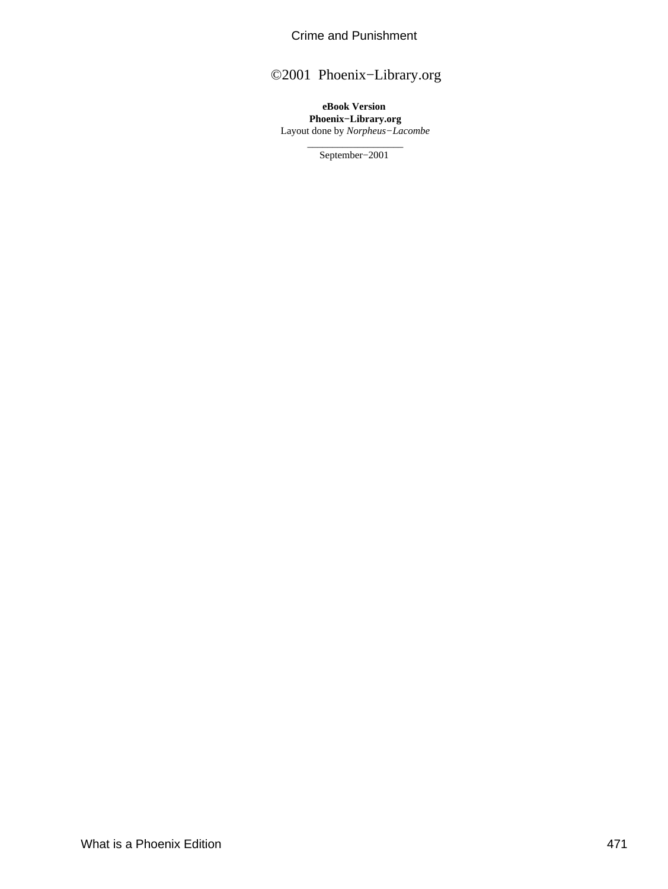©2001 Phoenix−Library.org

**eBook Version**
**Phoenix−Library.org**
Layout done by *Norpheus−Lacombe*

___________________

September−2001